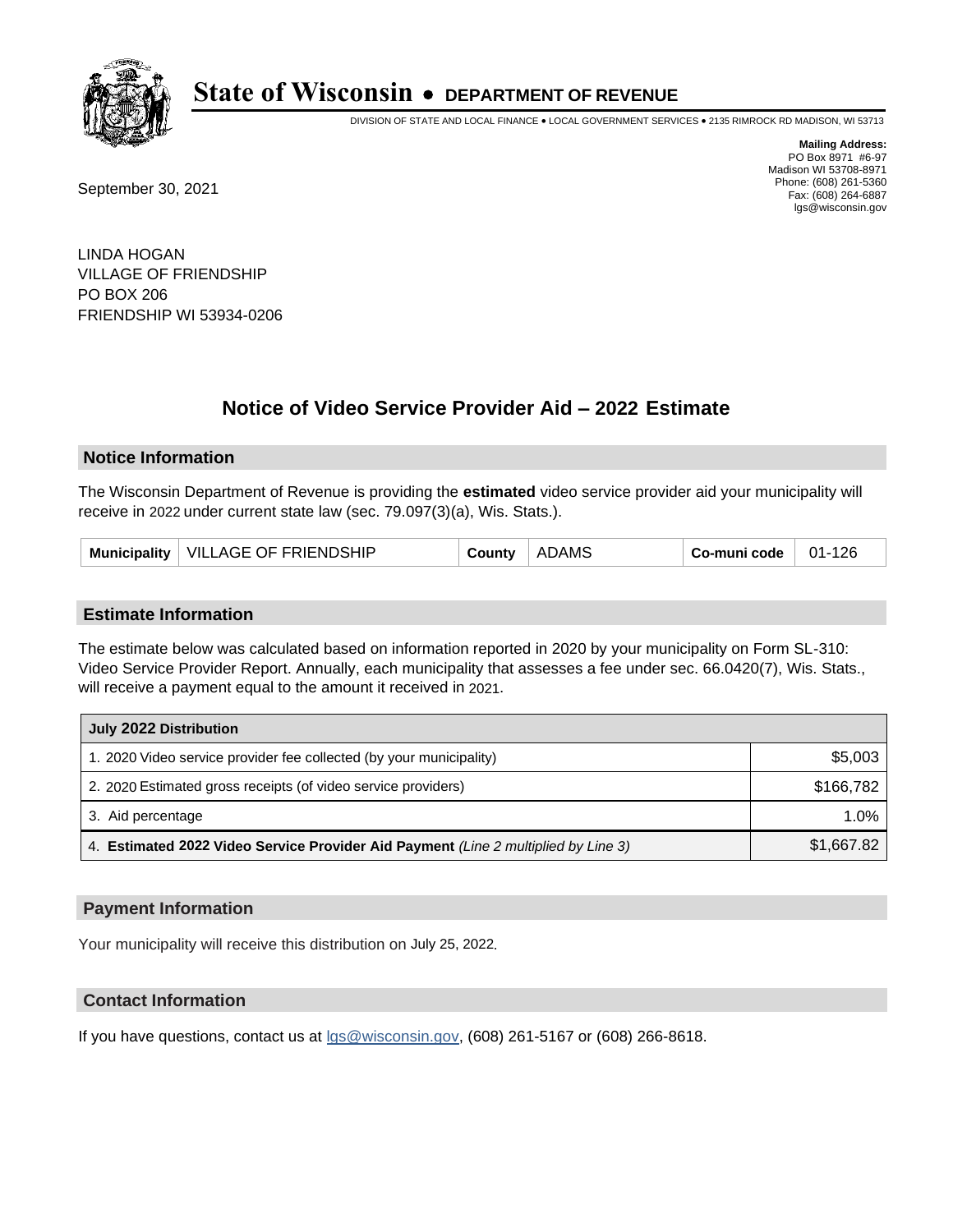# State of Wisconsin • DEPARTMENT OF REVENUE

DIVISION OF STATE AND LOCAL FINANCE • LOCAL GOVERNMENT SERVICES • 2135 RIMROCK RD MADISON, WI 53713

**Mailing Address:**
PO Box 8971 #6-97
Madison WI 53708-8971
Phone: (608) 261-5360
Fax: (608) 264-6887
lgs@wisconsin.gov

September 30, 2021

LINDA HOGAN
VILLAGE OF FRIENDSHIP
PO BOX 206
FRIENDSHIP WI 53934-0206

## Notice of Video Service Provider Aid – 2022 Estimate

### Notice Information

The Wisconsin Department of Revenue is providing the **estimated** video service provider aid your municipality will receive in 2022 under current state law (sec. 79.097(3)(a), Wis. Stats.).

| Municipality | VILLAGE OF FRIENDSHIP | County | ADAMS | Co-muni code | 01-126 |
|---|---|---|---|---|---|

### Estimate Information

The estimate below was calculated based on information reported in 2020 by your municipality on Form SL-310: Video Service Provider Report. Annually, each municipality that assesses a fee under sec. 66.0420(7), Wis. Stats., will receive a payment equal to the amount it received in 2021.

| July 2022 Distribution | |
|---|---|
| 1. 2020 Video service provider fee collected (by your municipality) | $5,003 |
| 2. 2020 Estimated gross receipts (of video service providers) | $166,782 |
| 3. Aid percentage | 1.0% |
| 4. **Estimated 2022 Video Service Provider Aid Payment** *(Line 2 multiplied by Line 3)* | $1,667.82 |

### Payment Information

Your municipality will receive this distribution on July 25, 2022.

### Contact Information

If you have questions, contact us at lgs@wisconsin.gov, (608) 261-5167 or (608) 266-8618.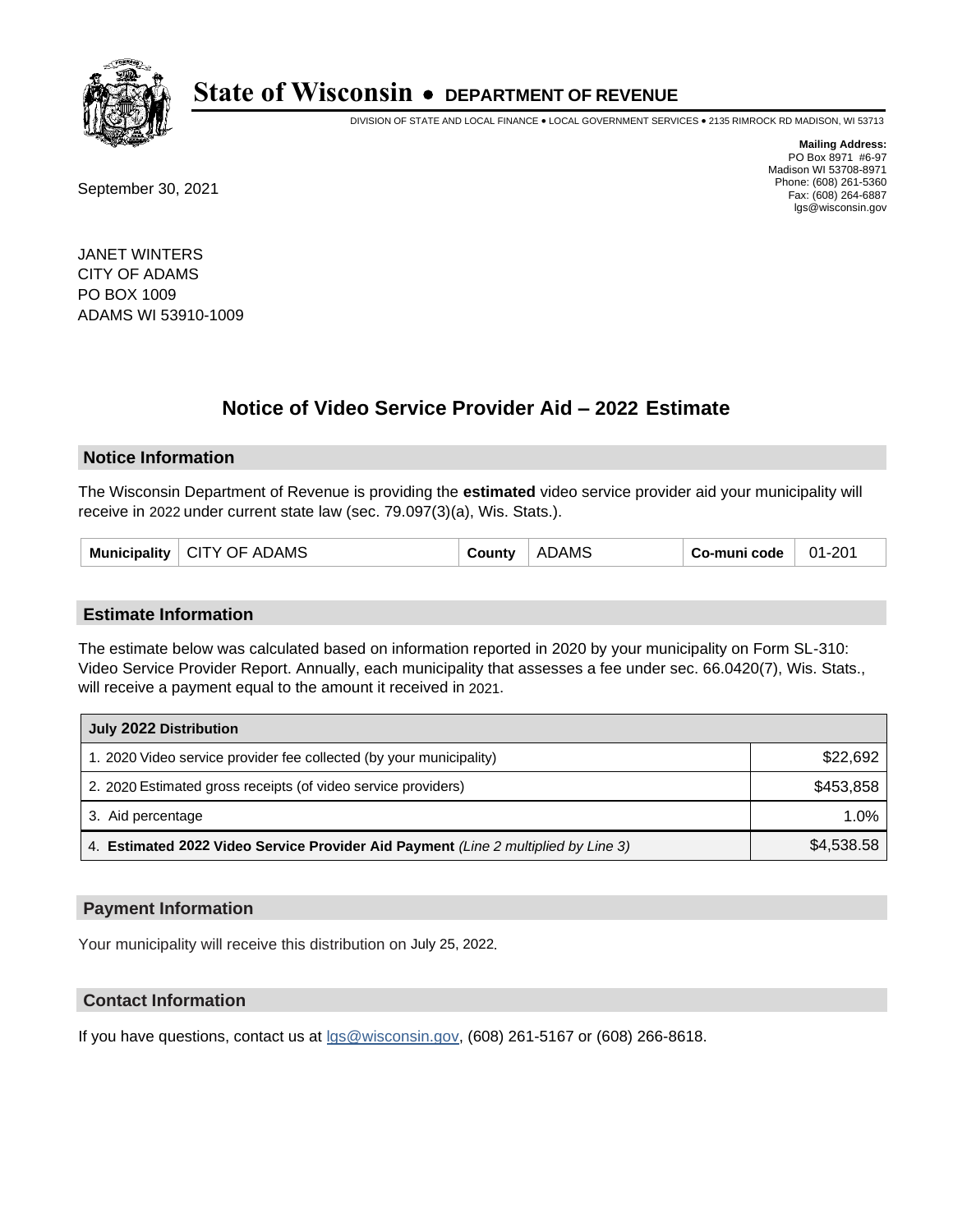# State of Wisconsin • DEPARTMENT OF REVENUE

DIVISION OF STATE AND LOCAL FINANCE • LOCAL GOVERNMENT SERVICES • 2135 RIMROCK RD MADISON, WI 53713

**Mailing Address:**
PO Box 8971 #6-97
Madison WI 53708-8971
Phone: (608) 261-5360
Fax: (608) 264-6887
lgs@wisconsin.gov

September 30, 2021

JANET WINTERS
CITY OF ADAMS
PO BOX 1009
ADAMS WI 53910-1009

## Notice of Video Service Provider Aid – 2022 Estimate

### Notice Information

The Wisconsin Department of Revenue is providing the **estimated** video service provider aid your municipality will receive in 2022 under current state law (sec. 79.097(3)(a), Wis. Stats.).

| Municipality | CITY OF ADAMS | County | ADAMS | Co-muni code | 01-201 |
|---|---|---|---|---|---|

### Estimate Information

The estimate below was calculated based on information reported in 2020 by your municipality on Form SL-310: Video Service Provider Report. Annually, each municipality that assesses a fee under sec. 66.0420(7), Wis. Stats., will receive a payment equal to the amount it received in 2021.

| July 2022 Distribution | |
|---|---|
| 1. 2020 Video service provider fee collected (by your municipality) | $22,692 |
| 2. 2020 Estimated gross receipts (of video service providers) | $453,858 |
| 3. Aid percentage | 1.0% |
| 4. **Estimated 2022 Video Service Provider Aid Payment** *(Line 2 multiplied by Line 3)* | $4,538.58 |

### Payment Information

Your municipality will receive this distribution on July 25, 2022.

### Contact Information

If you have questions, contact us at lgs@wisconsin.gov, (608) 261-5167 or (608) 266-8618.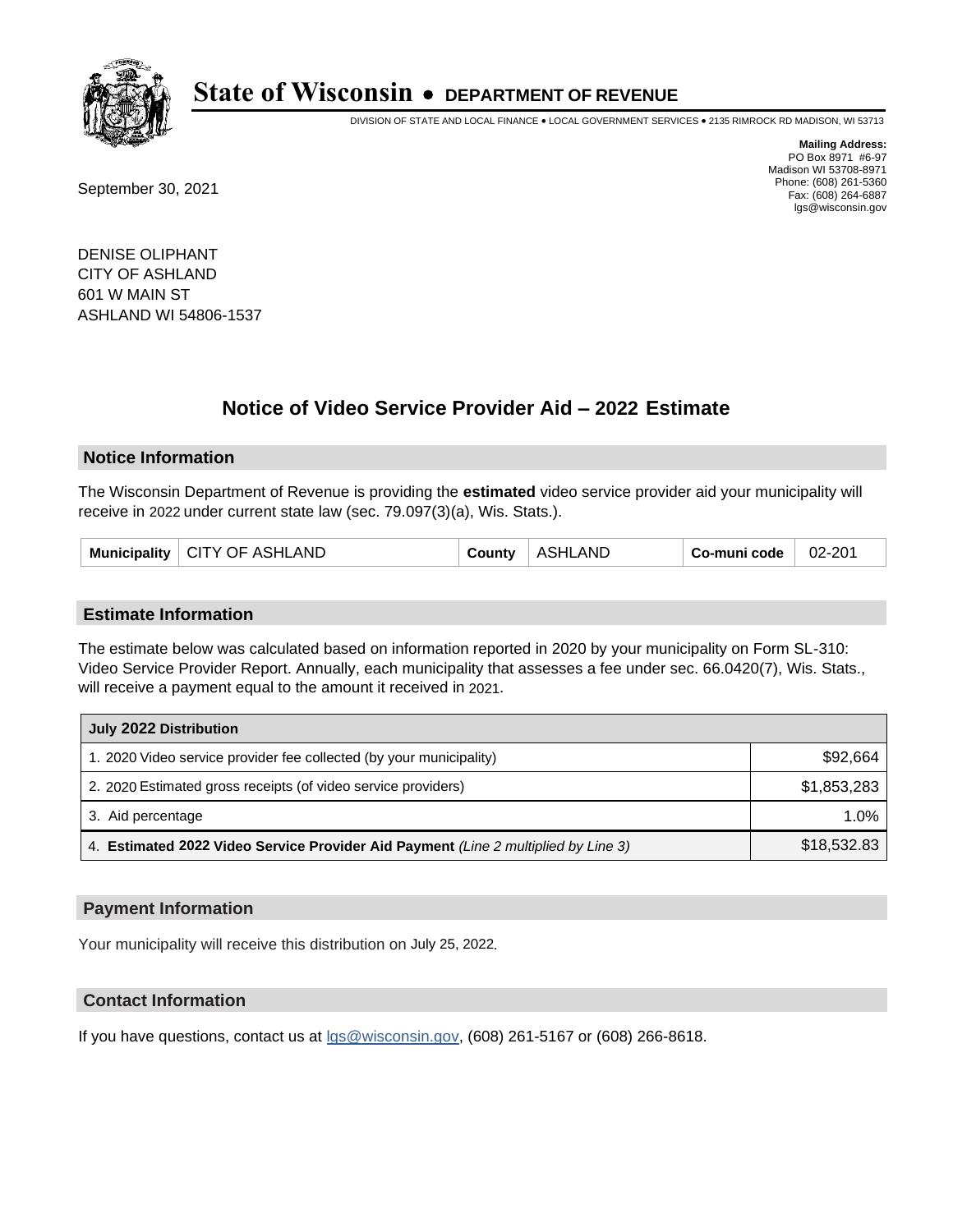# State of Wisconsin • DEPARTMENT OF REVENUE

DIVISION OF STATE AND LOCAL FINANCE • LOCAL GOVERNMENT SERVICES • 2135 RIMROCK RD MADISON, WI 53713

**Mailing Address:**
PO Box 8971 #6-97
Madison WI 53708-8971
Phone: (608) 261-5360
Fax: (608) 264-6887
lgs@wisconsin.gov

September 30, 2021

DENISE OLIPHANT
CITY OF ASHLAND
601 W MAIN ST
ASHLAND WI 54806-1537

## Notice of Video Service Provider Aid – 2022 Estimate

### Notice Information

The Wisconsin Department of Revenue is providing the **estimated** video service provider aid your municipality will receive in 2022 under current state law (sec. 79.097(3)(a), Wis. Stats.).

| Municipality | CITY OF ASHLAND | County | ASHLAND | Co-muni code | 02-201 |
|---|---|---|---|---|---|

### Estimate Information

The estimate below was calculated based on information reported in 2020 by your municipality on Form SL-310: Video Service Provider Report. Annually, each municipality that assesses a fee under sec. 66.0420(7), Wis. Stats., will receive a payment equal to the amount it received in 2021.

| July 2022 Distribution | |
|---|---|
| 1. 2020 Video service provider fee collected (by your municipality) | $92,664 |
| 2. 2020 Estimated gross receipts (of video service providers) | $1,853,283 |
| 3. Aid percentage | 1.0% |
| 4. **Estimated 2022 Video Service Provider Aid Payment** *(Line 2 multiplied by Line 3)* | $18,532.83 |

### Payment Information

Your municipality will receive this distribution on July 25, 2022.

### Contact Information

If you have questions, contact us at lgs@wisconsin.gov, (608) 261-5167 or (608) 266-8618.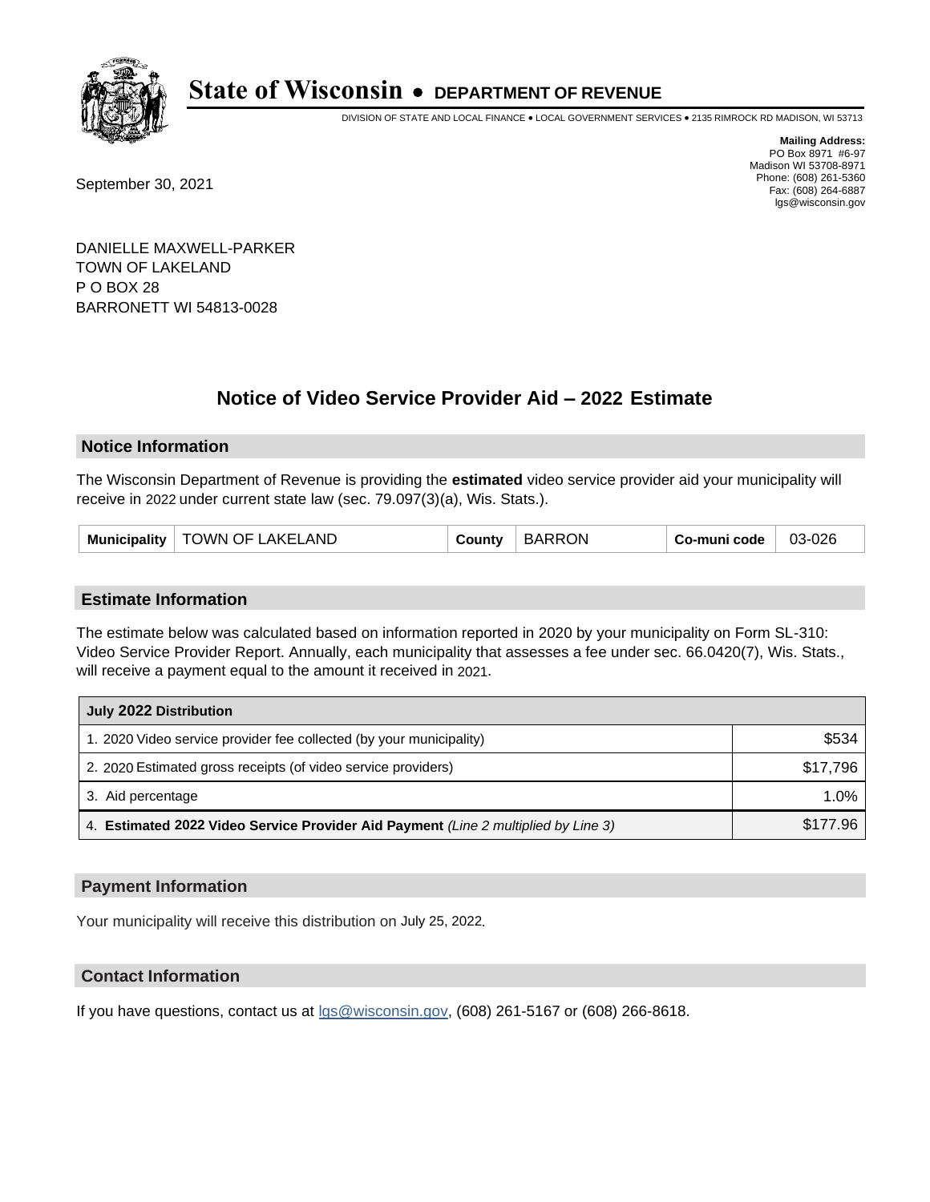# State of Wisconsin • DEPARTMENT OF REVENUE

DIVISION OF STATE AND LOCAL FINANCE • LOCAL GOVERNMENT SERVICES • 2135 RIMROCK RD MADISON, WI 53713

**Mailing Address:**
PO Box 8971 #6-97
Madison WI 53708-8971
Phone: (608) 261-5360
Fax: (608) 264-6887
lgs@wisconsin.gov

September 30, 2021

DANIELLE MAXWELL-PARKER
TOWN OF LAKELAND
P O BOX 28
BARRONETT WI 54813-0028

## Notice of Video Service Provider Aid – 2022 Estimate

### Notice Information

The Wisconsin Department of Revenue is providing the **estimated** video service provider aid your municipality will receive in 2022 under current state law (sec. 79.097(3)(a), Wis. Stats.).

| Municipality | TOWN OF LAKELAND | County | BARRON | Co-muni code | 03-026 |
|---|---|---|---|---|---|

### Estimate Information

The estimate below was calculated based on information reported in 2020 by your municipality on Form SL-310: Video Service Provider Report. Annually, each municipality that assesses a fee under sec. 66.0420(7), Wis. Stats., will receive a payment equal to the amount it received in 2021.

| July 2022 Distribution | |
|---|---|
| 1. 2020 Video service provider fee collected (by your municipality) | $534 |
| 2. 2020 Estimated gross receipts (of video service providers) | $17,796 |
| 3. Aid percentage | 1.0% |
| 4. **Estimated 2022 Video Service Provider Aid Payment** *(Line 2 multiplied by Line 3)* | $177.96 |

### Payment Information

Your municipality will receive this distribution on July 25, 2022.

### Contact Information

If you have questions, contact us at lgs@wisconsin.gov, (608) 261-5167 or (608) 266-8618.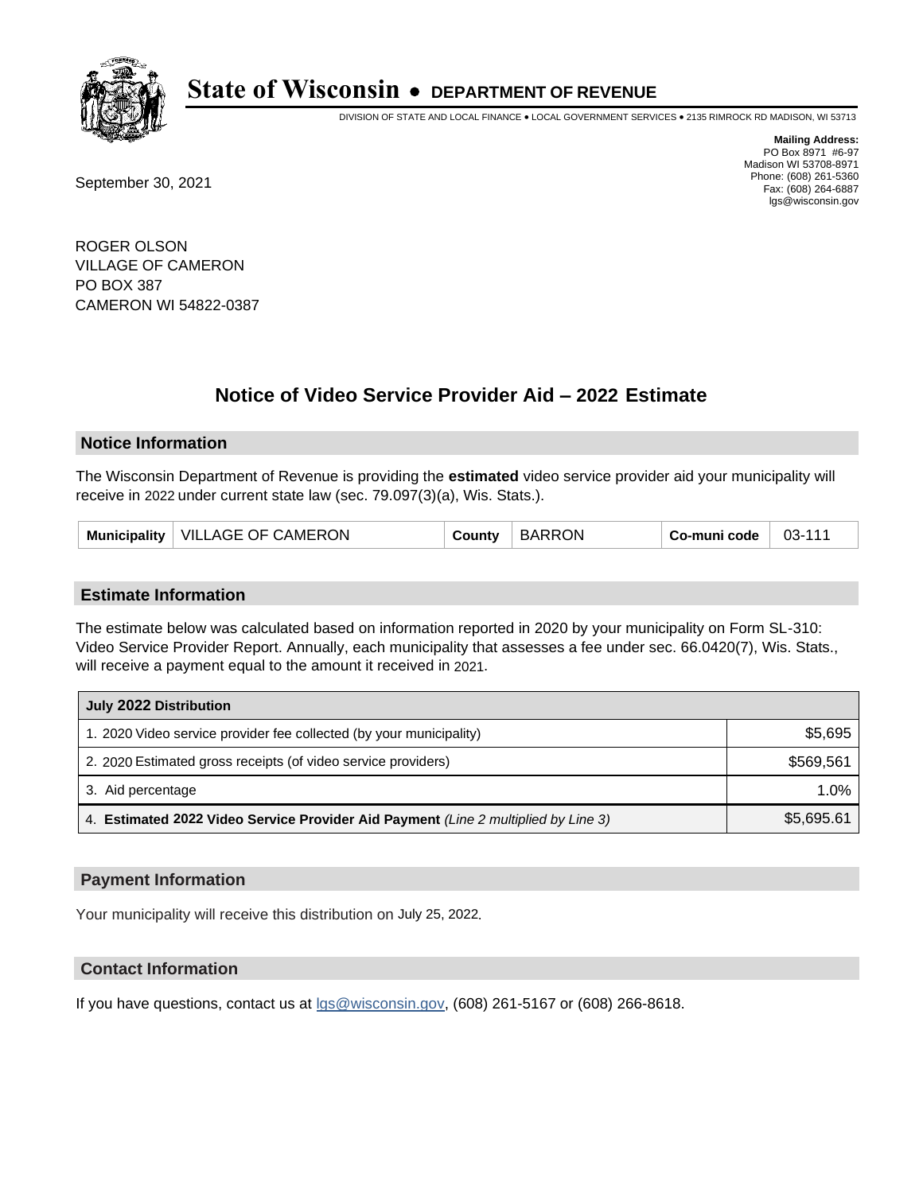# State of Wisconsin • DEPARTMENT OF REVENUE

DIVISION OF STATE AND LOCAL FINANCE • LOCAL GOVERNMENT SERVICES • 2135 RIMROCK RD MADISON, WI 53713

**Mailing Address:**
PO Box 8971 #6-97
Madison WI 53708-8971
Phone: (608) 261-5360
Fax: (608) 264-6887
lgs@wisconsin.gov

September 30, 2021

ROGER OLSON
VILLAGE OF CAMERON
PO BOX 387
CAMERON WI 54822-0387

## Notice of Video Service Provider Aid – 2022 Estimate

### Notice Information

The Wisconsin Department of Revenue is providing the **estimated** video service provider aid your municipality will receive in 2022 under current state law (sec. 79.097(3)(a), Wis. Stats.).

| Municipality | VILLAGE OF CAMERON | County | BARRON | Co-muni code | 03-111 |
|---|---|---|---|---|---|

### Estimate Information

The estimate below was calculated based on information reported in 2020 by your municipality on Form SL-310: Video Service Provider Report. Annually, each municipality that assesses a fee under sec. 66.0420(7), Wis. Stats., will receive a payment equal to the amount it received in 2021.

| July 2022 Distribution | |
|---|---|
| 1. 2020 Video service provider fee collected (by your municipality) | $5,695 |
| 2. 2020 Estimated gross receipts (of video service providers) | $569,561 |
| 3. Aid percentage | 1.0% |
| 4. **Estimated 2022 Video Service Provider Aid Payment** *(Line 2 multiplied by Line 3)* | $5,695.61 |

### Payment Information

Your municipality will receive this distribution on July 25, 2022.

### Contact Information

If you have questions, contact us at lgs@wisconsin.gov, (608) 261-5167 or (608) 266-8618.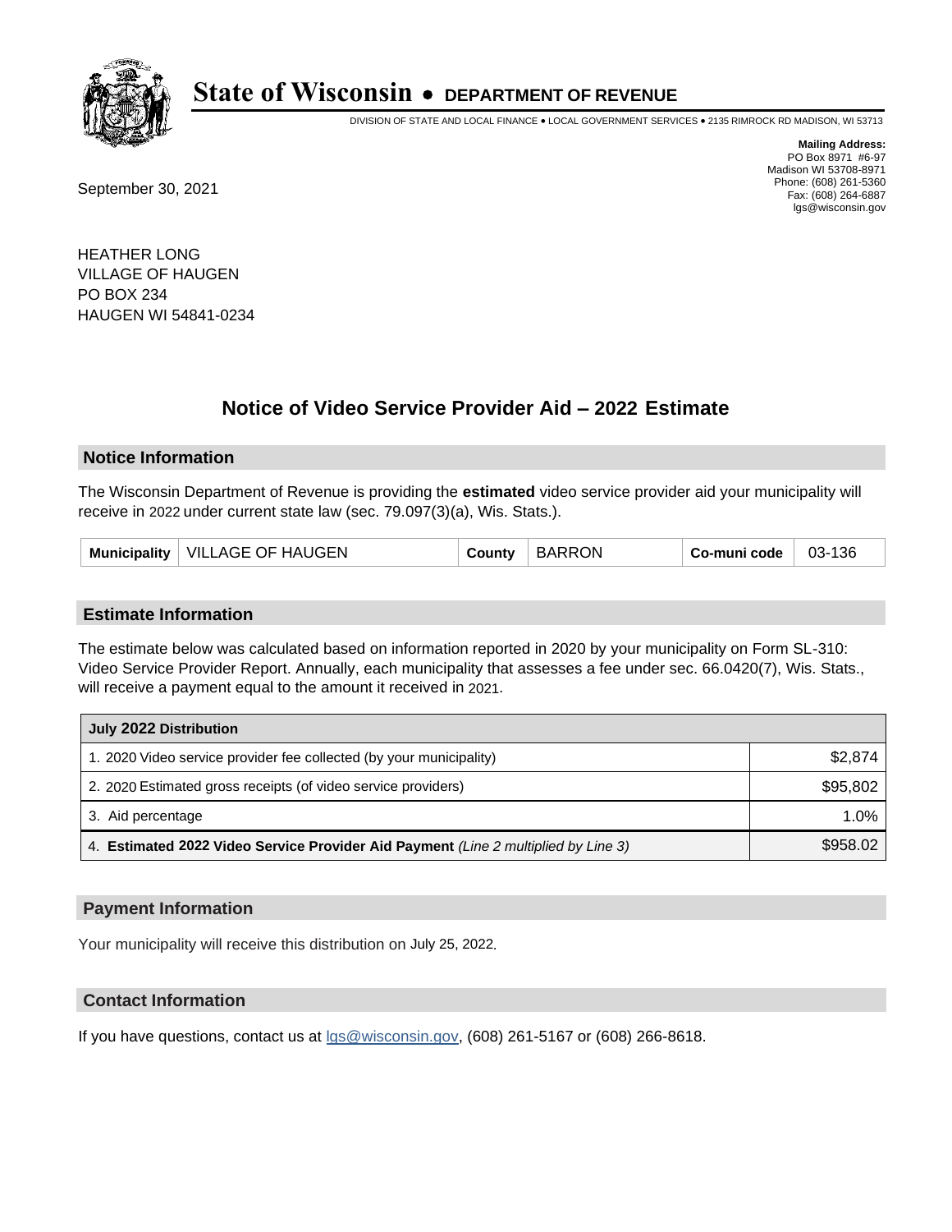# State of Wisconsin • DEPARTMENT OF REVENUE

DIVISION OF STATE AND LOCAL FINANCE • LOCAL GOVERNMENT SERVICES • 2135 RIMROCK RD MADISON, WI 53713

**Mailing Address:**
PO Box 8971 #6-97
Madison WI 53708-8971
Phone: (608) 261-5360
Fax: (608) 264-6887
lgs@wisconsin.gov

September 30, 2021

HEATHER LONG
VILLAGE OF HAUGEN
PO BOX 234
HAUGEN WI 54841-0234

## Notice of Video Service Provider Aid – 2022 Estimate

### Notice Information

The Wisconsin Department of Revenue is providing the **estimated** video service provider aid your municipality will receive in 2022 under current state law (sec. 79.097(3)(a), Wis. Stats.).

| Municipality | VILLAGE OF HAUGEN | County | BARRON | Co-muni code | 03-136 |
|---|---|---|---|---|---|

### Estimate Information

The estimate below was calculated based on information reported in 2020 by your municipality on Form SL-310: Video Service Provider Report. Annually, each municipality that assesses a fee under sec. 66.0420(7), Wis. Stats., will receive a payment equal to the amount it received in 2021.

| July 2022 Distribution | |
|---|---|
| 1. 2020 Video service provider fee collected (by your municipality) | $2,874 |
| 2. 2020 Estimated gross receipts (of video service providers) | $95,802 |
| 3. Aid percentage | 1.0% |
| 4. **Estimated 2022 Video Service Provider Aid Payment** *(Line 2 multiplied by Line 3)* | $958.02 |

### Payment Information

Your municipality will receive this distribution on July 25, 2022.

### Contact Information

If you have questions, contact us at lgs@wisconsin.gov, (608) 261-5167 or (608) 266-8618.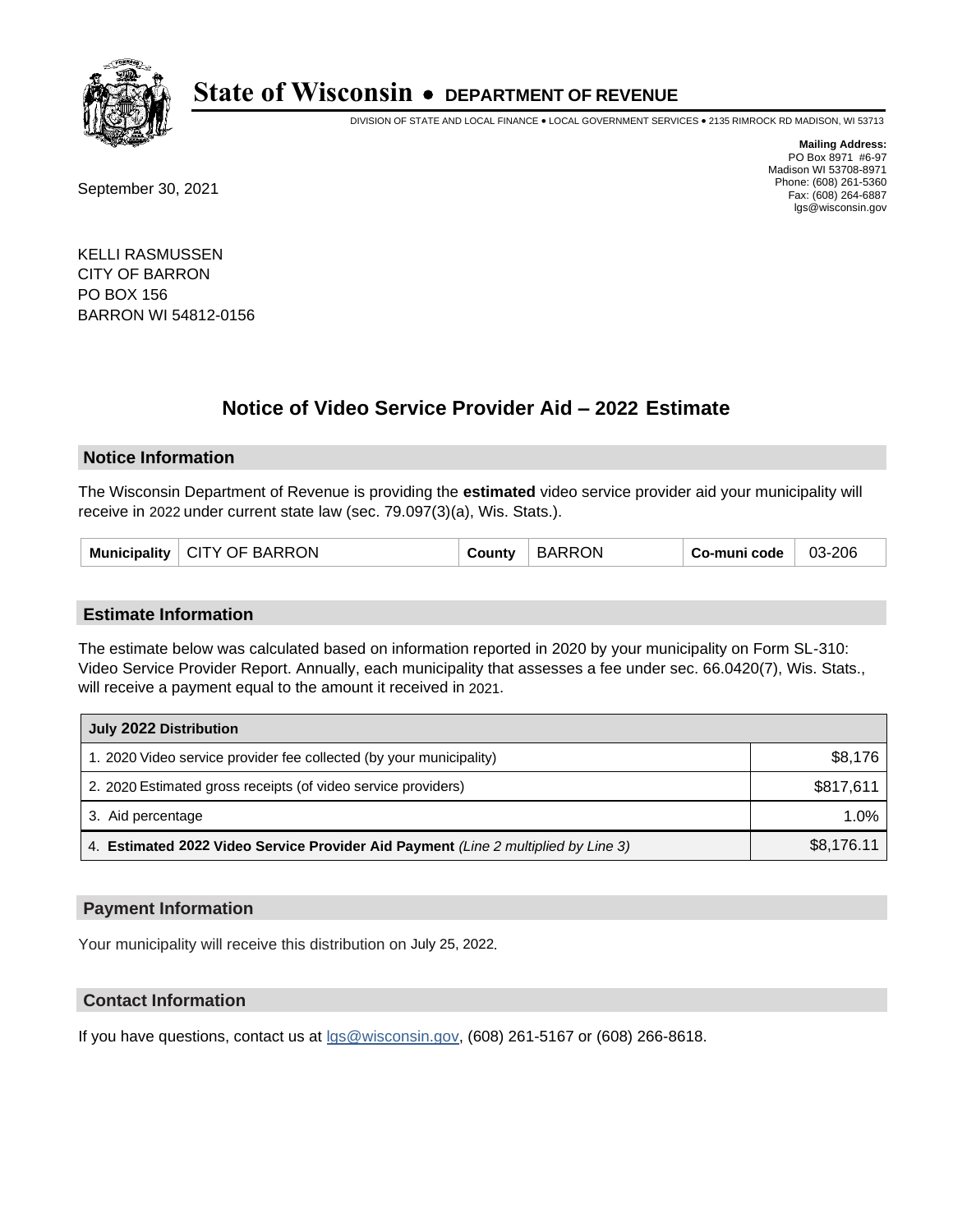# State of Wisconsin • DEPARTMENT OF REVENUE

DIVISION OF STATE AND LOCAL FINANCE • LOCAL GOVERNMENT SERVICES • 2135 RIMROCK RD MADISON, WI 53713

**Mailing Address:**
PO Box 8971 #6-97
Madison WI 53708-8971
Phone: (608) 261-5360
Fax: (608) 264-6887
lgs@wisconsin.gov

September 30, 2021

KELLI RASMUSSEN
CITY OF BARRON
PO BOX 156
BARRON WI 54812-0156

## Notice of Video Service Provider Aid – 2022 Estimate

### Notice Information

The Wisconsin Department of Revenue is providing the **estimated** video service provider aid your municipality will receive in 2022 under current state law (sec. 79.097(3)(a), Wis. Stats.).

| Municipality | CITY OF BARRON | County | BARRON | Co-muni code | 03-206 |
|---|---|---|---|---|---|

### Estimate Information

The estimate below was calculated based on information reported in 2020 by your municipality on Form SL-310: Video Service Provider Report. Annually, each municipality that assesses a fee under sec. 66.0420(7), Wis. Stats., will receive a payment equal to the amount it received in 2021.

| July 2022 Distribution | |
|---|---|
| 1. 2020 Video service provider fee collected (by your municipality) | $8,176 |
| 2. 2020 Estimated gross receipts (of video service providers) | $817,611 |
| 3. Aid percentage | 1.0% |
| 4. **Estimated 2022 Video Service Provider Aid Payment** *(Line 2 multiplied by Line 3)* | $8,176.11 |

### Payment Information

Your municipality will receive this distribution on July 25, 2022.

### Contact Information

If you have questions, contact us at lgs@wisconsin.gov, (608) 261-5167 or (608) 266-8618.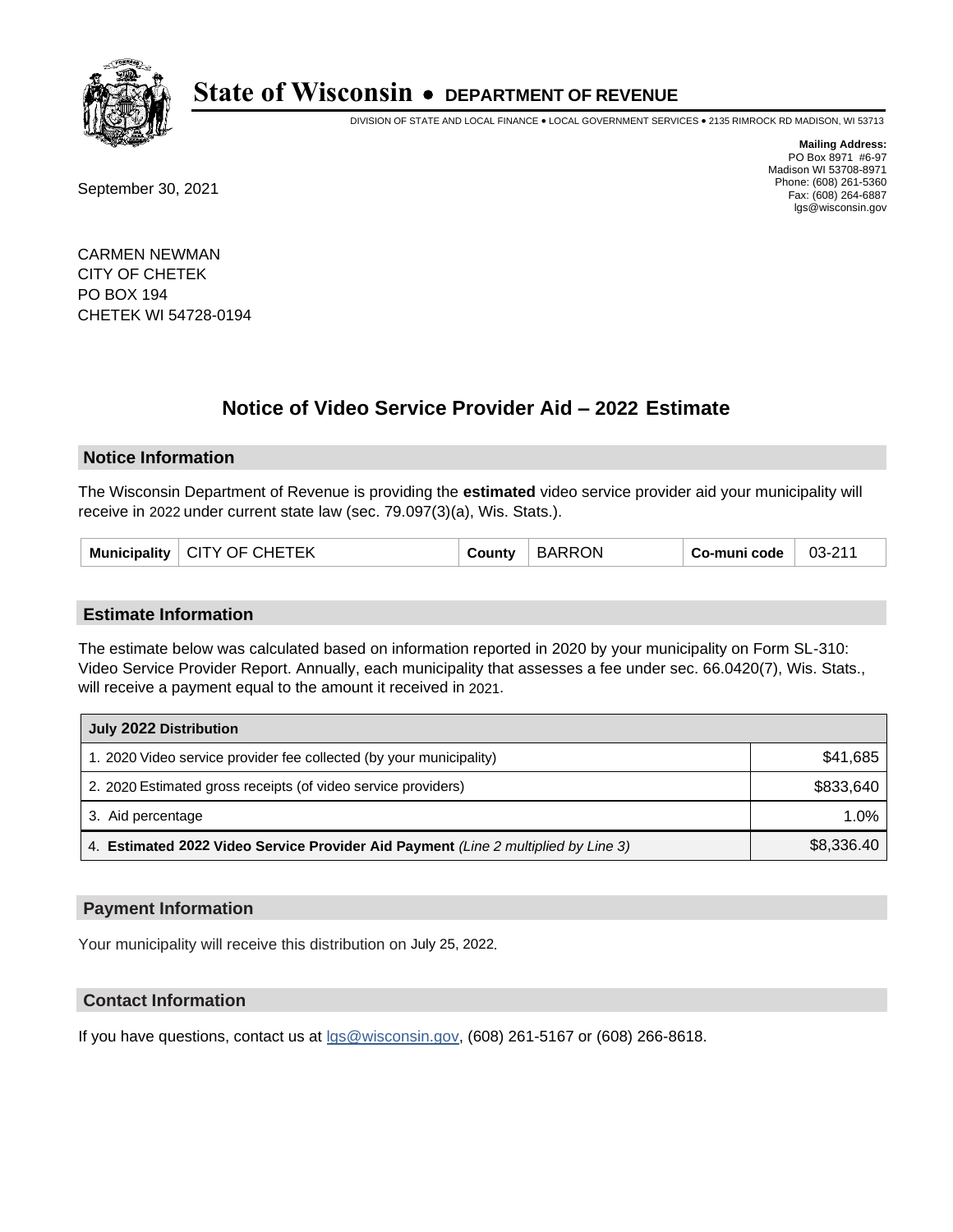# State of Wisconsin • DEPARTMENT OF REVENUE

DIVISION OF STATE AND LOCAL FINANCE • LOCAL GOVERNMENT SERVICES • 2135 RIMROCK RD MADISON, WI 53713

**Mailing Address:**
PO Box 8971 #6-97
Madison WI 53708-8971
Phone: (608) 261-5360
Fax: (608) 264-6887
lgs@wisconsin.gov

September 30, 2021

CARMEN NEWMAN
CITY OF CHETEK
PO BOX 194
CHETEK WI 54728-0194

## Notice of Video Service Provider Aid – 2022 Estimate

### Notice Information

The Wisconsin Department of Revenue is providing the **estimated** video service provider aid your municipality will receive in 2022 under current state law (sec. 79.097(3)(a), Wis. Stats.).

| Municipality | CITY OF CHETEK | County | BARRON | Co-muni code | 03-211 |
|---|---|---|---|---|---|

### Estimate Information

The estimate below was calculated based on information reported in 2020 by your municipality on Form SL-310: Video Service Provider Report. Annually, each municipality that assesses a fee under sec. 66.0420(7), Wis. Stats., will receive a payment equal to the amount it received in 2021.

| July 2022 Distribution | |
|---|---|
| 1. 2020 Video service provider fee collected (by your municipality) | $41,685 |
| 2. 2020 Estimated gross receipts (of video service providers) | $833,640 |
| 3. Aid percentage | 1.0% |
| 4. **Estimated 2022 Video Service Provider Aid Payment** *(Line 2 multiplied by Line 3)* | $8,336.40 |

### Payment Information

Your municipality will receive this distribution on July 25, 2022.

### Contact Information

If you have questions, contact us at lgs@wisconsin.gov, (608) 261-5167 or (608) 266-8618.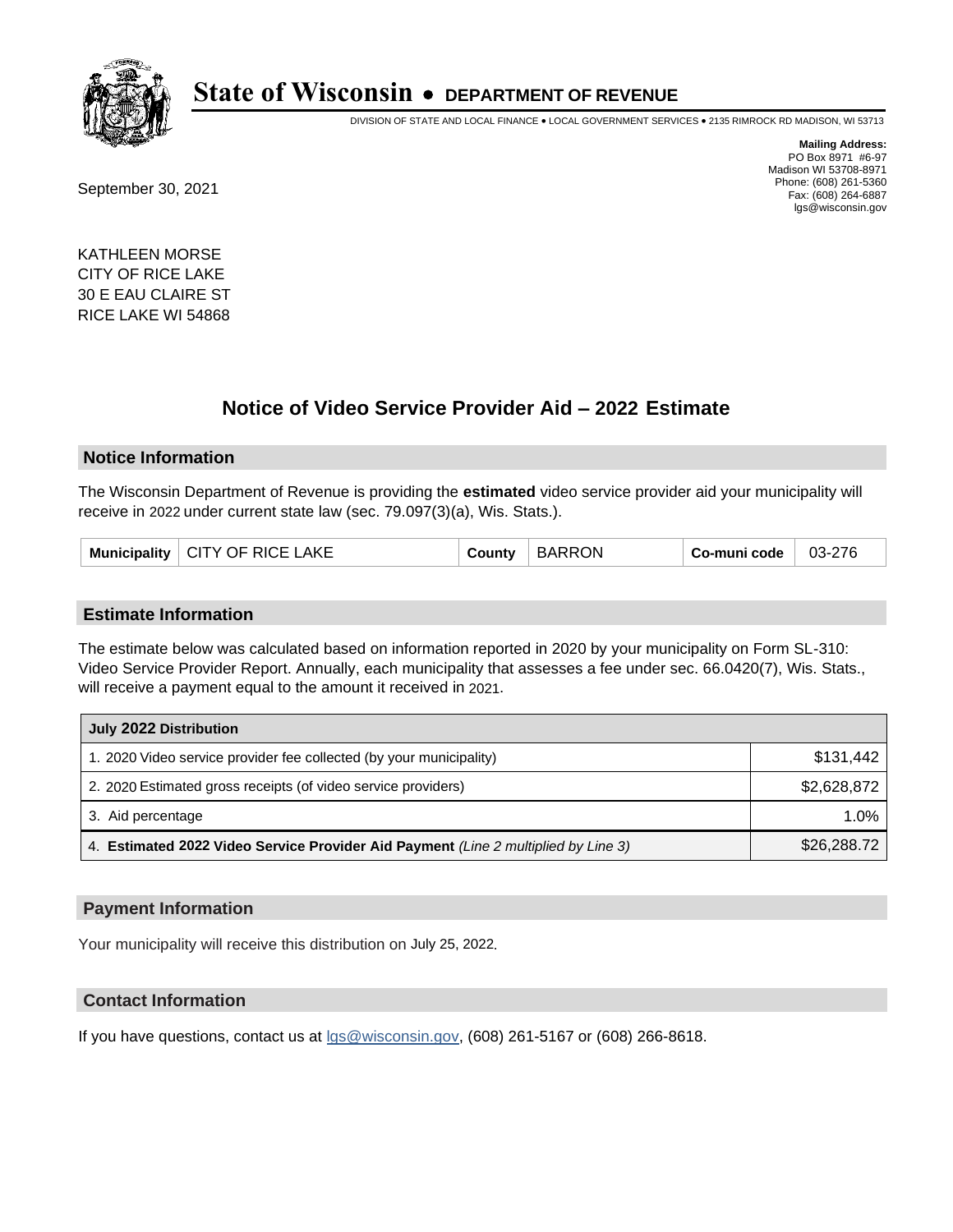# State of Wisconsin • DEPARTMENT OF REVENUE

DIVISION OF STATE AND LOCAL FINANCE • LOCAL GOVERNMENT SERVICES • 2135 RIMROCK RD MADISON, WI 53713

**Mailing Address:**
PO Box 8971 #6-97
Madison WI 53708-8971
Phone: (608) 261-5360
Fax: (608) 264-6887
lgs@wisconsin.gov

September 30, 2021

KATHLEEN MORSE
CITY OF RICE LAKE
30 E EAU CLAIRE ST
RICE LAKE WI 54868

## Notice of Video Service Provider Aid – 2022 Estimate

### Notice Information

The Wisconsin Department of Revenue is providing the **estimated** video service provider aid your municipality will receive in 2022 under current state law (sec. 79.097(3)(a), Wis. Stats.).

| Municipality | CITY OF RICE LAKE | County | BARRON | Co-muni code | 03-276 |
|---|---|---|---|---|---|

### Estimate Information

The estimate below was calculated based on information reported in 2020 by your municipality on Form SL-310: Video Service Provider Report. Annually, each municipality that assesses a fee under sec. 66.0420(7), Wis. Stats., will receive a payment equal to the amount it received in 2021.

| July 2022 Distribution | |
|---|---|
| 1. 2020 Video service provider fee collected (by your municipality) | $131,442 |
| 2. 2020 Estimated gross receipts (of video service providers) | $2,628,872 |
| 3. Aid percentage | 1.0% |
| 4. **Estimated 2022 Video Service Provider Aid Payment** *(Line 2 multiplied by Line 3)* | $26,288.72 |

### Payment Information

Your municipality will receive this distribution on July 25, 2022.

### Contact Information

If you have questions, contact us at lgs@wisconsin.gov, (608) 261-5167 or (608) 266-8618.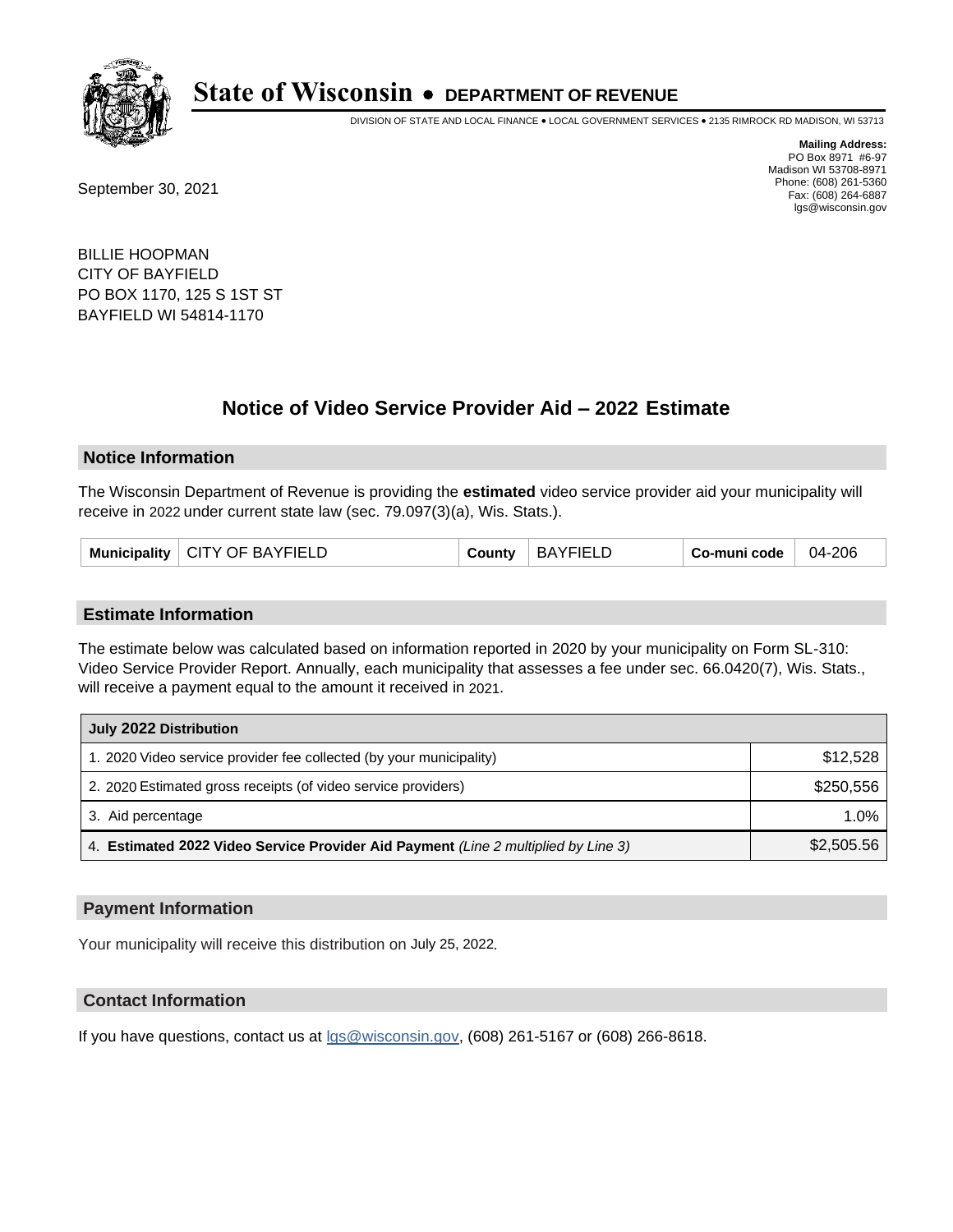# State of Wisconsin • DEPARTMENT OF REVENUE

DIVISION OF STATE AND LOCAL FINANCE • LOCAL GOVERNMENT SERVICES • 2135 RIMROCK RD MADISON, WI 53713

**Mailing Address:**
PO Box 8971 #6-97
Madison WI 53708-8971
Phone: (608) 261-5360
Fax: (608) 264-6887
lgs@wisconsin.gov

September 30, 2021

BILLIE HOOPMAN
CITY OF BAYFIELD
PO BOX 1170, 125 S 1ST ST
BAYFIELD WI 54814-1170

## Notice of Video Service Provider Aid – 2022 Estimate

### Notice Information

The Wisconsin Department of Revenue is providing the **estimated** video service provider aid your municipality will receive in 2022 under current state law (sec. 79.097(3)(a), Wis. Stats.).

| Municipality | CITY OF BAYFIELD | County | BAYFIELD | Co-muni code | 04-206 |
|---|---|---|---|---|---|

### Estimate Information

The estimate below was calculated based on information reported in 2020 by your municipality on Form SL-310: Video Service Provider Report. Annually, each municipality that assesses a fee under sec. 66.0420(7), Wis. Stats., will receive a payment equal to the amount it received in 2021.

| July 2022 Distribution | |
|---|---|
| 1. 2020 Video service provider fee collected (by your municipality) | $12,528 |
| 2. 2020 Estimated gross receipts (of video service providers) | $250,556 |
| 3. Aid percentage | 1.0% |
| 4. **Estimated 2022 Video Service Provider Aid Payment** *(Line 2 multiplied by Line 3)* | $2,505.56 |

### Payment Information

Your municipality will receive this distribution on July 25, 2022.

### Contact Information

If you have questions, contact us at lgs@wisconsin.gov, (608) 261-5167 or (608) 266-8618.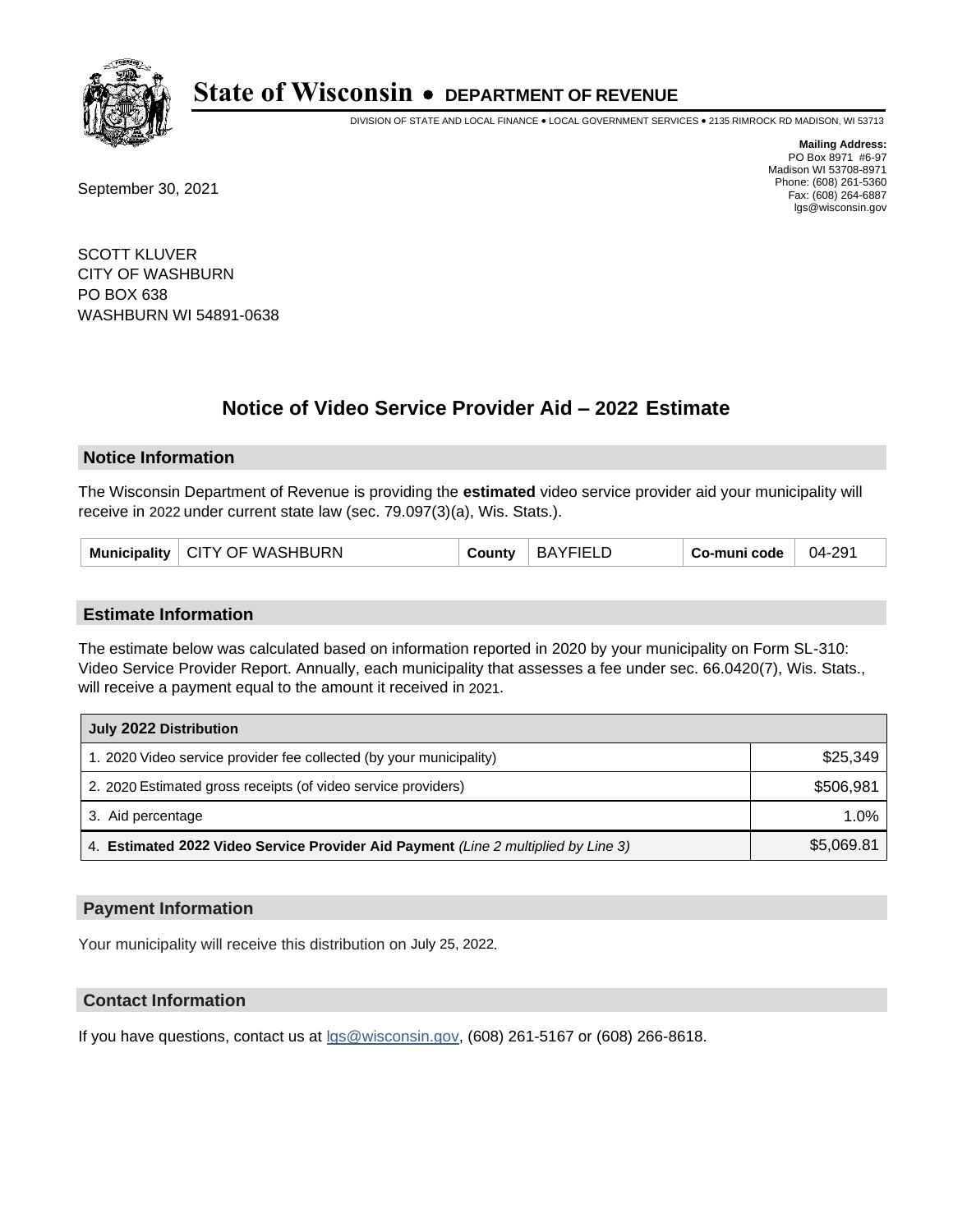# State of Wisconsin • DEPARTMENT OF REVENUE

DIVISION OF STATE AND LOCAL FINANCE • LOCAL GOVERNMENT SERVICES • 2135 RIMROCK RD MADISON, WI 53713

**Mailing Address:**
PO Box 8971 #6-97
Madison WI 53708-8971
Phone: (608) 261-5360
Fax: (608) 264-6887
lgs@wisconsin.gov

September 30, 2021

SCOTT KLUVER
CITY OF WASHBURN
PO BOX 638
WASHBURN WI 54891-0638

## Notice of Video Service Provider Aid – 2022 Estimate

### Notice Information

The Wisconsin Department of Revenue is providing the **estimated** video service provider aid your municipality will receive in 2022 under current state law (sec. 79.097(3)(a), Wis. Stats.).

| Municipality | CITY OF WASHBURN | County | BAYFIELD | Co-muni code | 04-291 |
|---|---|---|---|---|---|

### Estimate Information

The estimate below was calculated based on information reported in 2020 by your municipality on Form SL-310: Video Service Provider Report. Annually, each municipality that assesses a fee under sec. 66.0420(7), Wis. Stats., will receive a payment equal to the amount it received in 2021.

| July 2022 Distribution | |
|---|---|
| 1. 2020 Video service provider fee collected (by your municipality) | $25,349 |
| 2. 2020 Estimated gross receipts (of video service providers) | $506,981 |
| 3. Aid percentage | 1.0% |
| 4. **Estimated 2022 Video Service Provider Aid Payment** *(Line 2 multiplied by Line 3)* | $5,069.81 |

### Payment Information

Your municipality will receive this distribution on July 25, 2022.

### Contact Information

If you have questions, contact us at lgs@wisconsin.gov, (608) 261-5167 or (608) 266-8618.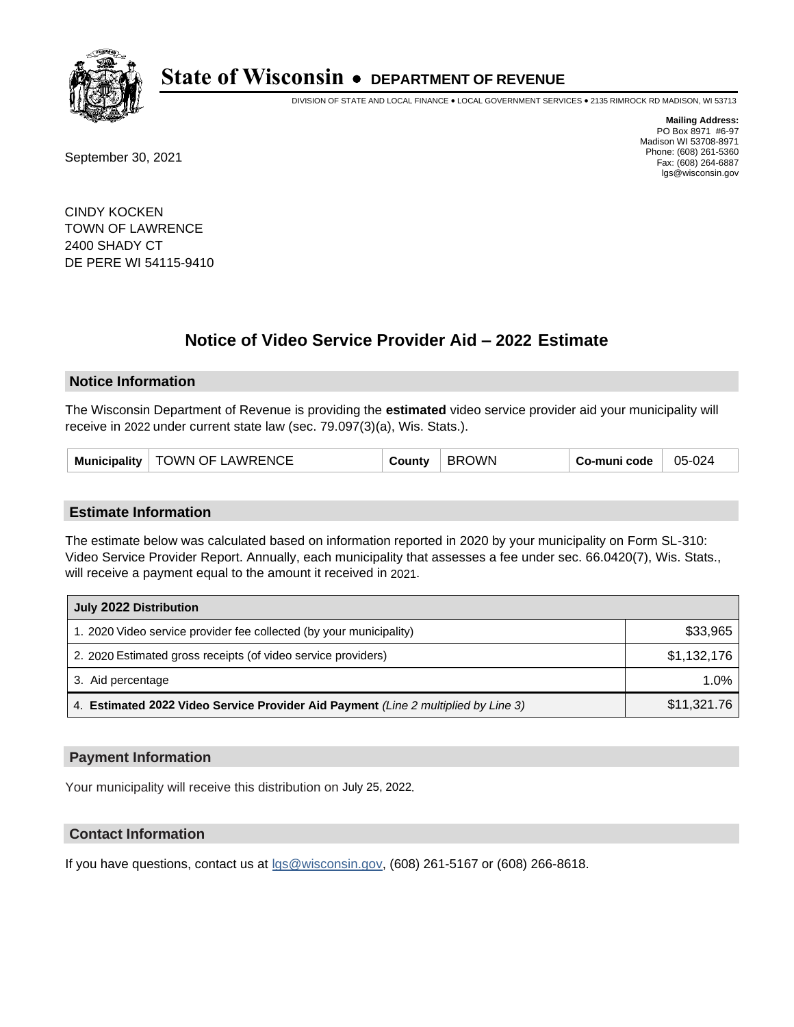# State of Wisconsin • DEPARTMENT OF REVENUE

DIVISION OF STATE AND LOCAL FINANCE • LOCAL GOVERNMENT SERVICES • 2135 RIMROCK RD MADISON, WI 53713

**Mailing Address:**
PO Box 8971 #6-97
Madison WI 53708-8971
Phone: (608) 261-5360
Fax: (608) 264-6887
lgs@wisconsin.gov

September 30, 2021

CINDY KOCKEN
TOWN OF LAWRENCE
2400 SHADY CT
DE PERE WI 54115-9410

## Notice of Video Service Provider Aid – 2022 Estimate

### Notice Information

The Wisconsin Department of Revenue is providing the **estimated** video service provider aid your municipality will receive in 2022 under current state law (sec. 79.097(3)(a), Wis. Stats.).

| Municipality | TOWN OF LAWRENCE | County | BROWN | Co-muni code | 05-024 |
|---|---|---|---|---|---|

### Estimate Information

The estimate below was calculated based on information reported in 2020 by your municipality on Form SL-310: Video Service Provider Report. Annually, each municipality that assesses a fee under sec. 66.0420(7), Wis. Stats., will receive a payment equal to the amount it received in 2021.

| July 2022 Distribution | |
|---|---|
| 1. 2020 Video service provider fee collected (by your municipality) | $33,965 |
| 2. 2020 Estimated gross receipts (of video service providers) | $1,132,176 |
| 3. Aid percentage | 1.0% |
| 4. **Estimated 2022 Video Service Provider Aid Payment** *(Line 2 multiplied by Line 3)* | $11,321.76 |

### Payment Information

Your municipality will receive this distribution on July 25, 2022.

### Contact Information

If you have questions, contact us at lgs@wisconsin.gov, (608) 261-5167 or (608) 266-8618.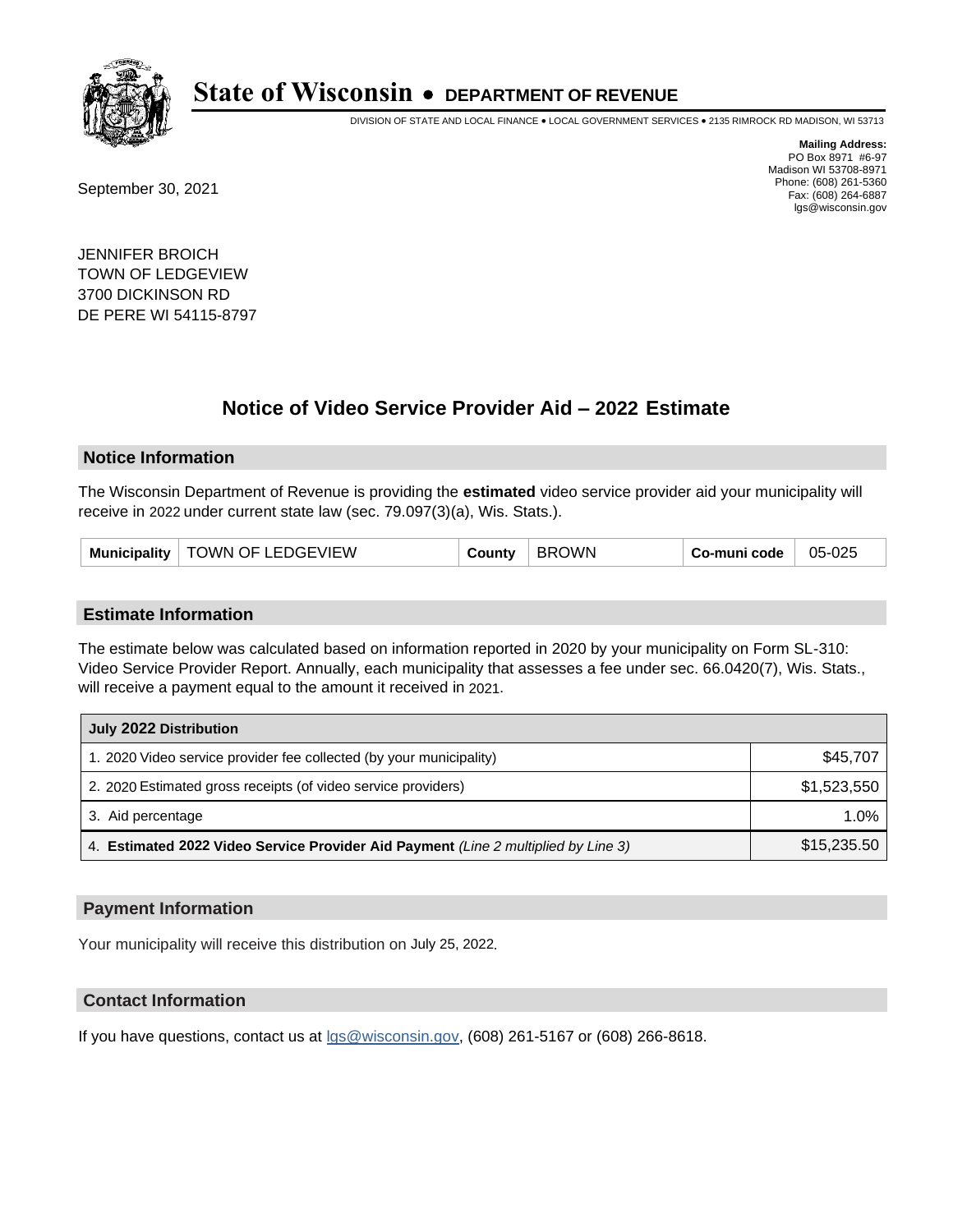# State of Wisconsin • DEPARTMENT OF REVENUE

DIVISION OF STATE AND LOCAL FINANCE • LOCAL GOVERNMENT SERVICES • 2135 RIMROCK RD MADISON, WI 53713

**Mailing Address:**
PO Box 8971 #6-97
Madison WI 53708-8971
Phone: (608) 261-5360
Fax: (608) 264-6887
lgs@wisconsin.gov

September 30, 2021

JENNIFER BROICH
TOWN OF LEDGEVIEW
3700 DICKINSON RD
DE PERE WI 54115-8797

## Notice of Video Service Provider Aid – 2022 Estimate

### Notice Information

The Wisconsin Department of Revenue is providing the **estimated** video service provider aid your municipality will receive in 2022 under current state law (sec. 79.097(3)(a), Wis. Stats.).

| Municipality | TOWN OF LEDGEVIEW | County | BROWN | Co-muni code | 05-025 |
|---|---|---|---|---|---|

### Estimate Information

The estimate below was calculated based on information reported in 2020 by your municipality on Form SL-310: Video Service Provider Report. Annually, each municipality that assesses a fee under sec. 66.0420(7), Wis. Stats., will receive a payment equal to the amount it received in 2021.

| July 2022 Distribution | |
|---|---|
| 1. 2020 Video service provider fee collected (by your municipality) | $45,707 |
| 2. 2020 Estimated gross receipts (of video service providers) | $1,523,550 |
| 3. Aid percentage | 1.0% |
| 4. **Estimated 2022 Video Service Provider Aid Payment** *(Line 2 multiplied by Line 3)* | $15,235.50 |

### Payment Information

Your municipality will receive this distribution on July 25, 2022.

### Contact Information

If you have questions, contact us at lgs@wisconsin.gov, (608) 261-5167 or (608) 266-8618.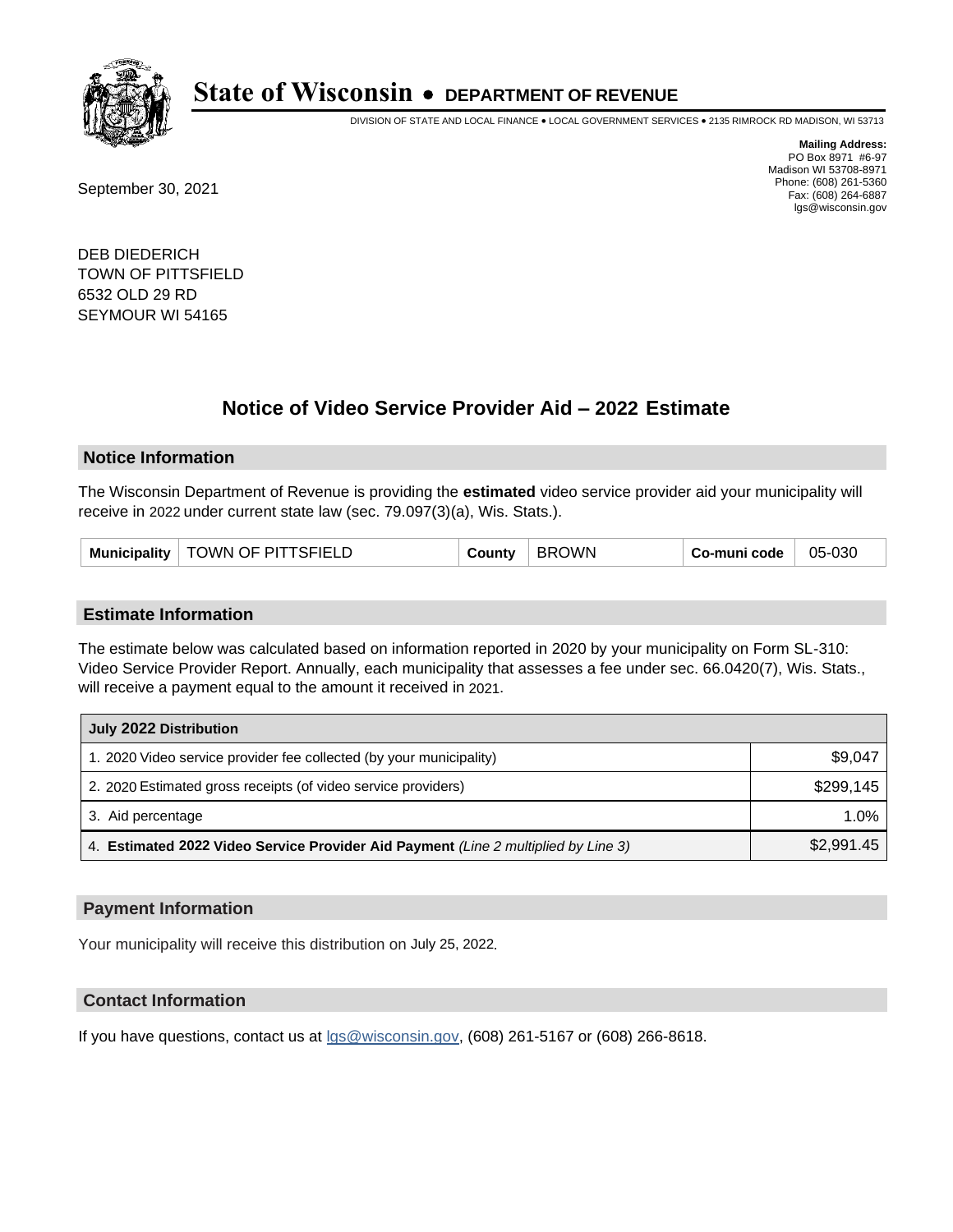# State of Wisconsin • DEPARTMENT OF REVENUE

DIVISION OF STATE AND LOCAL FINANCE • LOCAL GOVERNMENT SERVICES • 2135 RIMROCK RD MADISON, WI 53713

**Mailing Address:**
PO Box 8971 #6-97
Madison WI 53708-8971
Phone: (608) 261-5360
Fax: (608) 264-6887
lgs@wisconsin.gov

September 30, 2021

DEB DIEDERICH
TOWN OF PITTSFIELD
6532 OLD 29 RD
SEYMOUR WI 54165

## Notice of Video Service Provider Aid – 2022 Estimate

### Notice Information

The Wisconsin Department of Revenue is providing the **estimated** video service provider aid your municipality will receive in 2022 under current state law (sec. 79.097(3)(a), Wis. Stats.).

| Municipality | TOWN OF PITTSFIELD | County | BROWN | Co-muni code | 05-030 |
|---|---|---|---|---|---|

### Estimate Information

The estimate below was calculated based on information reported in 2020 by your municipality on Form SL-310: Video Service Provider Report. Annually, each municipality that assesses a fee under sec. 66.0420(7), Wis. Stats., will receive a payment equal to the amount it received in 2021.

| July 2022 Distribution | |
|---|---|
| 1. 2020 Video service provider fee collected (by your municipality) | $9,047 |
| 2. 2020 Estimated gross receipts (of video service providers) | $299,145 |
| 3. Aid percentage | 1.0% |
| 4. **Estimated 2022 Video Service Provider Aid Payment** *(Line 2 multiplied by Line 3)* | $2,991.45 |

### Payment Information

Your municipality will receive this distribution on July 25, 2022.

### Contact Information

If you have questions, contact us at lgs@wisconsin.gov, (608) 261-5167 or (608) 266-8618.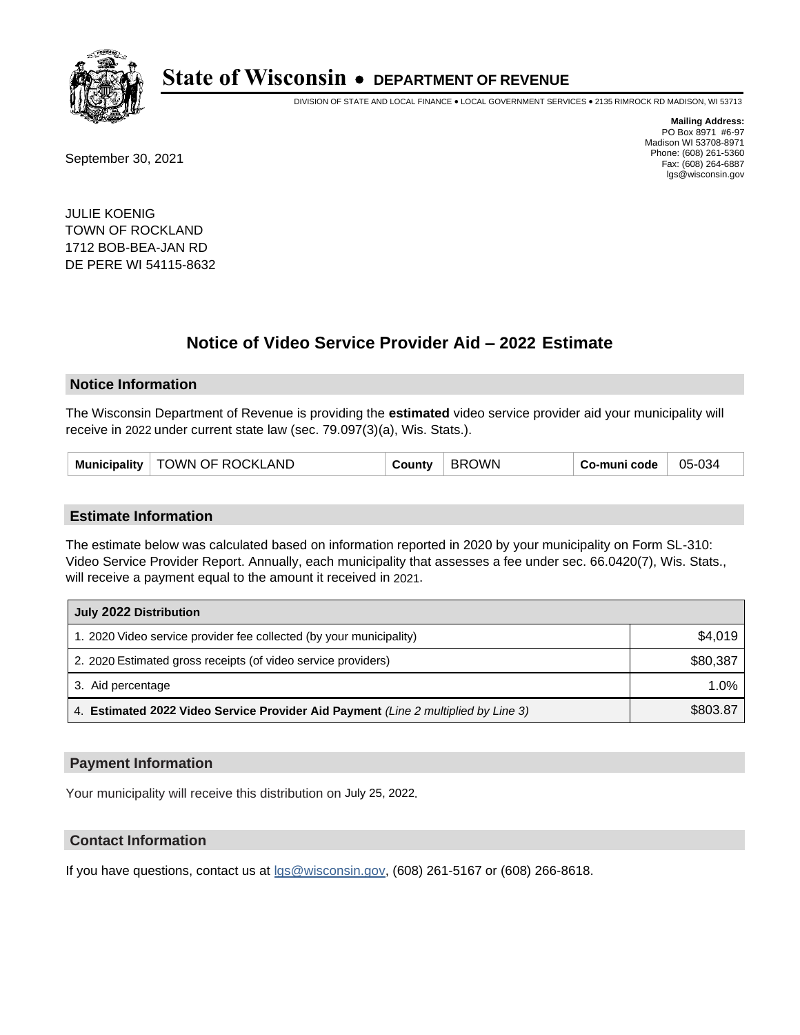# State of Wisconsin • DEPARTMENT OF REVENUE

DIVISION OF STATE AND LOCAL FINANCE • LOCAL GOVERNMENT SERVICES • 2135 RIMROCK RD MADISON, WI 53713

**Mailing Address:**
PO Box 8971 #6-97
Madison WI 53708-8971
Phone: (608) 261-5360
Fax: (608) 264-6887
lgs@wisconsin.gov

September 30, 2021

JULIE KOENIG
TOWN OF ROCKLAND
1712 BOB-BEA-JAN RD
DE PERE WI 54115-8632

## Notice of Video Service Provider Aid – 2022 Estimate

### Notice Information

The Wisconsin Department of Revenue is providing the **estimated** video service provider aid your municipality will receive in 2022 under current state law (sec. 79.097(3)(a), Wis. Stats.).

| Municipality | TOWN OF ROCKLAND | County | BROWN | Co-muni code | 05-034 |
|---|---|---|---|---|---|

### Estimate Information

The estimate below was calculated based on information reported in 2020 by your municipality on Form SL-310: Video Service Provider Report. Annually, each municipality that assesses a fee under sec. 66.0420(7), Wis. Stats., will receive a payment equal to the amount it received in 2021.

| July 2022 Distribution | |
|---|---|
| 1. 2020 Video service provider fee collected (by your municipality) | $4,019 |
| 2. 2020 Estimated gross receipts (of video service providers) | $80,387 |
| 3. Aid percentage | 1.0% |
| 4. **Estimated 2022 Video Service Provider Aid Payment** *(Line 2 multiplied by Line 3)* | $803.87 |

### Payment Information

Your municipality will receive this distribution on July 25, 2022.

### Contact Information

If you have questions, contact us at lgs@wisconsin.gov, (608) 261-5167 or (608) 266-8618.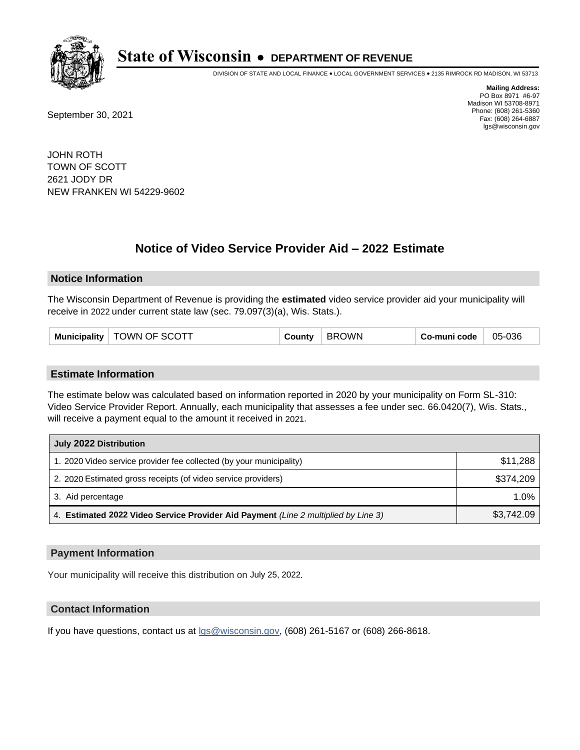# State of Wisconsin • DEPARTMENT OF REVENUE

DIVISION OF STATE AND LOCAL FINANCE • LOCAL GOVERNMENT SERVICES • 2135 RIMROCK RD MADISON, WI 53713

**Mailing Address:**
PO Box 8971 #6-97
Madison WI 53708-8971
Phone: (608) 261-5360
Fax: (608) 264-6887
lgs@wisconsin.gov

September 30, 2021

JOHN ROTH
TOWN OF SCOTT
2621 JODY DR
NEW FRANKEN WI 54229-9602

## Notice of Video Service Provider Aid – 2022 Estimate

### Notice Information

The Wisconsin Department of Revenue is providing the **estimated** video service provider aid your municipality will receive in 2022 under current state law (sec. 79.097(3)(a), Wis. Stats.).

| Municipality | TOWN OF SCOTT | County | BROWN | Co-muni code | 05-036 |
|---|---|---|---|---|---|

### Estimate Information

The estimate below was calculated based on information reported in 2020 by your municipality on Form SL-310: Video Service Provider Report. Annually, each municipality that assesses a fee under sec. 66.0420(7), Wis. Stats., will receive a payment equal to the amount it received in 2021.

| July 2022 Distribution | |
|---|---|
| 1. 2020 Video service provider fee collected (by your municipality) | $11,288 |
| 2. 2020 Estimated gross receipts (of video service providers) | $374,209 |
| 3. Aid percentage | 1.0% |
| 4. **Estimated 2022 Video Service Provider Aid Payment** *(Line 2 multiplied by Line 3)* | $3,742.09 |

### Payment Information

Your municipality will receive this distribution on July 25, 2022.

### Contact Information

If you have questions, contact us at lgs@wisconsin.gov, (608) 261-5167 or (608) 266-8618.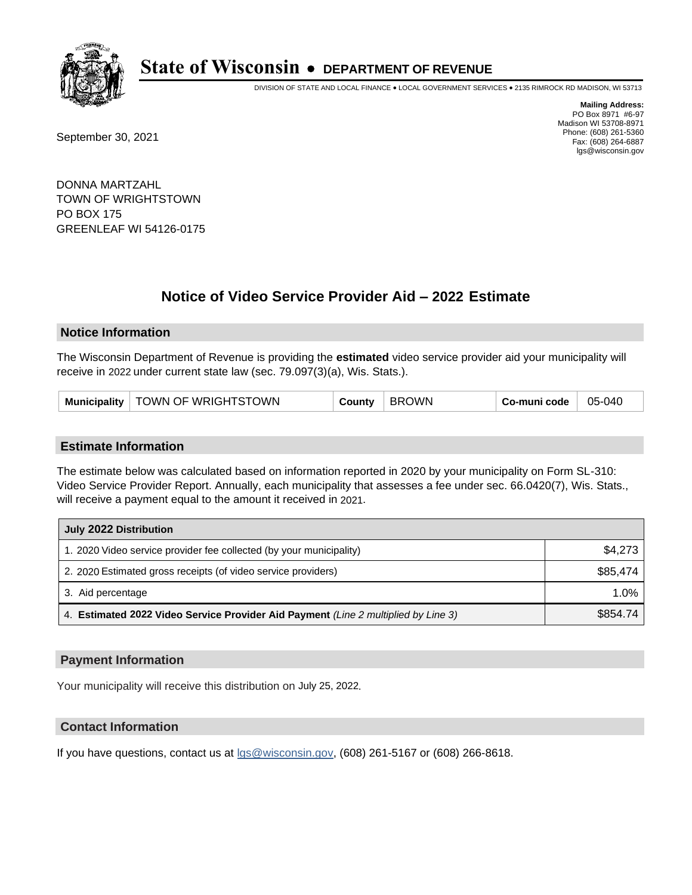# State of Wisconsin • DEPARTMENT OF REVENUE

DIVISION OF STATE AND LOCAL FINANCE • LOCAL GOVERNMENT SERVICES • 2135 RIMROCK RD MADISON, WI 53713

**Mailing Address:**
PO Box 8971 #6-97
Madison WI 53708-8971
Phone: (608) 261-5360
Fax: (608) 264-6887
lgs@wisconsin.gov

September 30, 2021

DONNA MARTZAHL
TOWN OF WRIGHTSTOWN
PO BOX 175
GREENLEAF WI 54126-0175

## Notice of Video Service Provider Aid – 2022 Estimate

### Notice Information

The Wisconsin Department of Revenue is providing the **estimated** video service provider aid your municipality will receive in 2022 under current state law (sec. 79.097(3)(a), Wis. Stats.).

| Municipality | TOWN OF WRIGHTSTOWN | County | BROWN | Co-muni code | 05-040 |
|---|---|---|---|---|---|

### Estimate Information

The estimate below was calculated based on information reported in 2020 by your municipality on Form SL-310: Video Service Provider Report. Annually, each municipality that assesses a fee under sec. 66.0420(7), Wis. Stats., will receive a payment equal to the amount it received in 2021.

| July 2022 Distribution | |
|---|---|
| 1. 2020 Video service provider fee collected (by your municipality) | $4,273 |
| 2. 2020 Estimated gross receipts (of video service providers) | $85,474 |
| 3. Aid percentage | 1.0% |
| 4. **Estimated 2022 Video Service Provider Aid Payment** *(Line 2 multiplied by Line 3)* | $854.74 |

### Payment Information

Your municipality will receive this distribution on July 25, 2022.

### Contact Information

If you have questions, contact us at lgs@wisconsin.gov, (608) 261-5167 or (608) 266-8618.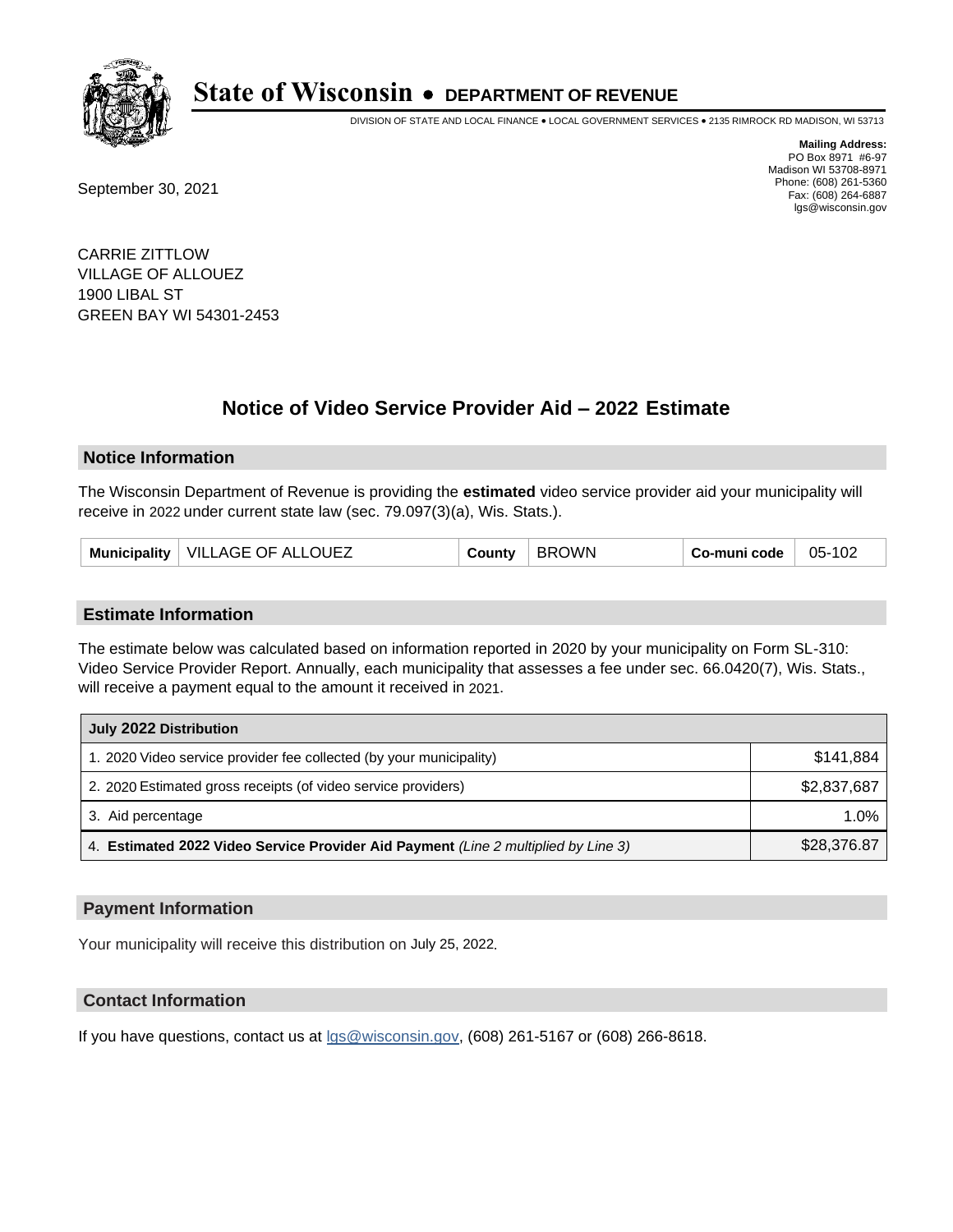# State of Wisconsin • DEPARTMENT OF REVENUE

DIVISION OF STATE AND LOCAL FINANCE • LOCAL GOVERNMENT SERVICES • 2135 RIMROCK RD MADISON, WI 53713

**Mailing Address:**
PO Box 8971 #6-97
Madison WI 53708-8971
Phone: (608) 261-5360
Fax: (608) 264-6887
lgs@wisconsin.gov

September 30, 2021

CARRIE ZITTLOW
VILLAGE OF ALLOUEZ
1900 LIBAL ST
GREEN BAY WI 54301-2453

## Notice of Video Service Provider Aid – 2022 Estimate

### Notice Information

The Wisconsin Department of Revenue is providing the **estimated** video service provider aid your municipality will receive in 2022 under current state law (sec. 79.097(3)(a), Wis. Stats.).

| Municipality | VILLAGE OF ALLOUEZ | County | BROWN | Co-muni code | 05-102 |
|---|---|---|---|---|---|

### Estimate Information

The estimate below was calculated based on information reported in 2020 by your municipality on Form SL-310: Video Service Provider Report. Annually, each municipality that assesses a fee under sec. 66.0420(7), Wis. Stats., will receive a payment equal to the amount it received in 2021.

| July 2022 Distribution | |
|---|---|
| 1. 2020 Video service provider fee collected (by your municipality) | $141,884 |
| 2. 2020 Estimated gross receipts (of video service providers) | $2,837,687 |
| 3. Aid percentage | 1.0% |
| 4. **Estimated 2022 Video Service Provider Aid Payment** *(Line 2 multiplied by Line 3)* | $28,376.87 |

### Payment Information

Your municipality will receive this distribution on July 25, 2022.

### Contact Information

If you have questions, contact us at lgs@wisconsin.gov, (608) 261-5167 or (608) 266-8618.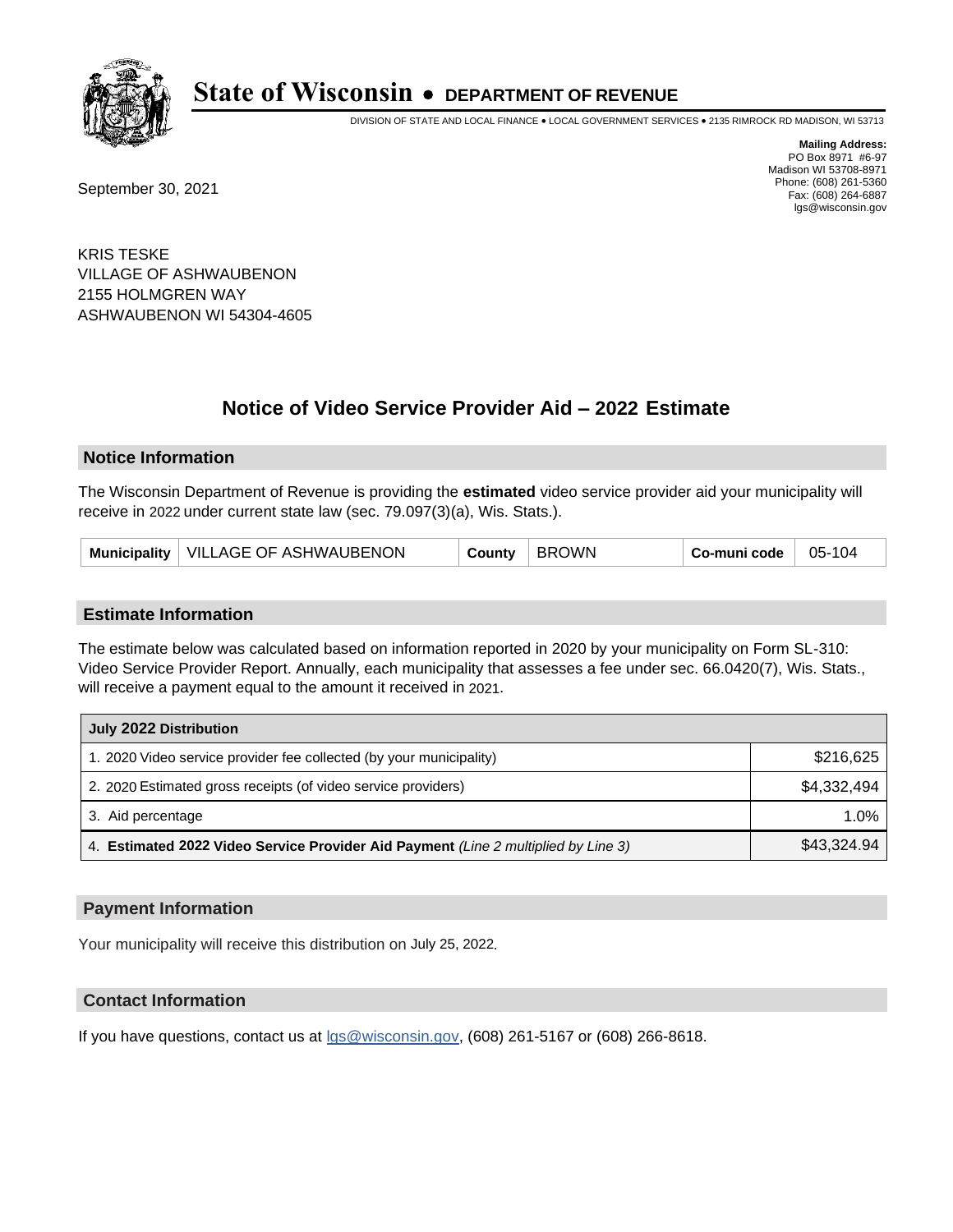# State of Wisconsin • DEPARTMENT OF REVENUE

DIVISION OF STATE AND LOCAL FINANCE • LOCAL GOVERNMENT SERVICES • 2135 RIMROCK RD MADISON, WI 53713

**Mailing Address:**
PO Box 8971 #6-97
Madison WI 53708-8971
Phone: (608) 261-5360
Fax: (608) 264-6887
lgs@wisconsin.gov

September 30, 2021

KRIS TESKE
VILLAGE OF ASHWAUBENON
2155 HOLMGREN WAY
ASHWAUBENON WI 54304-4605

## Notice of Video Service Provider Aid – 2022 Estimate

### Notice Information

The Wisconsin Department of Revenue is providing the **estimated** video service provider aid your municipality will receive in 2022 under current state law (sec. 79.097(3)(a), Wis. Stats.).

| Municipality | VILLAGE OF ASHWAUBENON | County | BROWN | Co-muni code | 05-104 |
|---|---|---|---|---|---|

### Estimate Information

The estimate below was calculated based on information reported in 2020 by your municipality on Form SL-310: Video Service Provider Report. Annually, each municipality that assesses a fee under sec. 66.0420(7), Wis. Stats., will receive a payment equal to the amount it received in 2021.

| July 2022 Distribution | |
|---|---|
| 1. 2020 Video service provider fee collected (by your municipality) | $216,625 |
| 2. 2020 Estimated gross receipts (of video service providers) | $4,332,494 |
| 3. Aid percentage | 1.0% |
| 4. **Estimated 2022 Video Service Provider Aid Payment** *(Line 2 multiplied by Line 3)* | $43,324.94 |

### Payment Information

Your municipality will receive this distribution on July 25, 2022.

### Contact Information

If you have questions, contact us at lgs@wisconsin.gov, (608) 261-5167 or (608) 266-8618.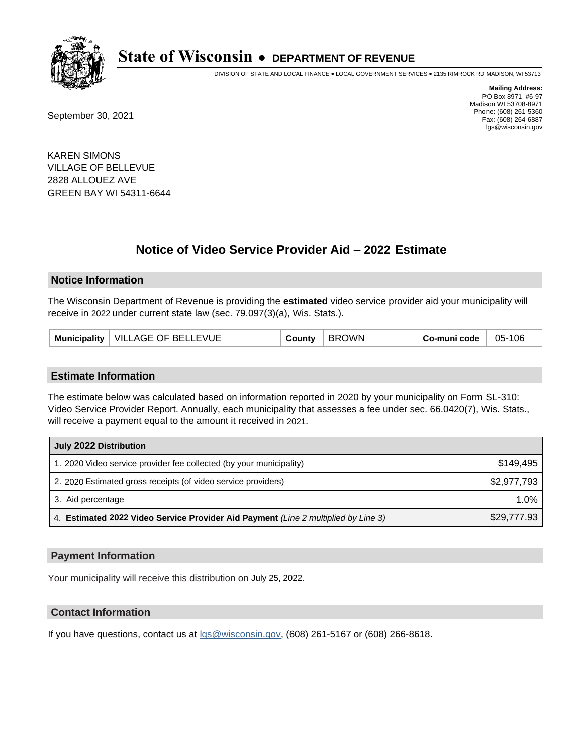# State of Wisconsin • DEPARTMENT OF REVENUE

DIVISION OF STATE AND LOCAL FINANCE • LOCAL GOVERNMENT SERVICES • 2135 RIMROCK RD MADISON, WI 53713

**Mailing Address:**
PO Box 8971 #6-97
Madison WI 53708-8971
Phone: (608) 261-5360
Fax: (608) 264-6887
lgs@wisconsin.gov

September 30, 2021

KAREN SIMONS
VILLAGE OF BELLEVUE
2828 ALLOUEZ AVE
GREEN BAY WI 54311-6644

## Notice of Video Service Provider Aid – 2022 Estimate

### Notice Information

The Wisconsin Department of Revenue is providing the **estimated** video service provider aid your municipality will receive in 2022 under current state law (sec. 79.097(3)(a), Wis. Stats.).

| Municipality | VILLAGE OF BELLEVUE | County | BROWN | Co-muni code | 05-106 |
|---|---|---|---|---|---|

### Estimate Information

The estimate below was calculated based on information reported in 2020 by your municipality on Form SL-310: Video Service Provider Report. Annually, each municipality that assesses a fee under sec. 66.0420(7), Wis. Stats., will receive a payment equal to the amount it received in 2021.

| July 2022 Distribution | |
|---|---|
| 1. 2020 Video service provider fee collected (by your municipality) | $149,495 |
| 2. 2020 Estimated gross receipts (of video service providers) | $2,977,793 |
| 3. Aid percentage | 1.0% |
| 4. **Estimated 2022 Video Service Provider Aid Payment** *(Line 2 multiplied by Line 3)* | $29,777.93 |

### Payment Information

Your municipality will receive this distribution on July 25, 2022.

### Contact Information

If you have questions, contact us at lgs@wisconsin.gov, (608) 261-5167 or (608) 266-8618.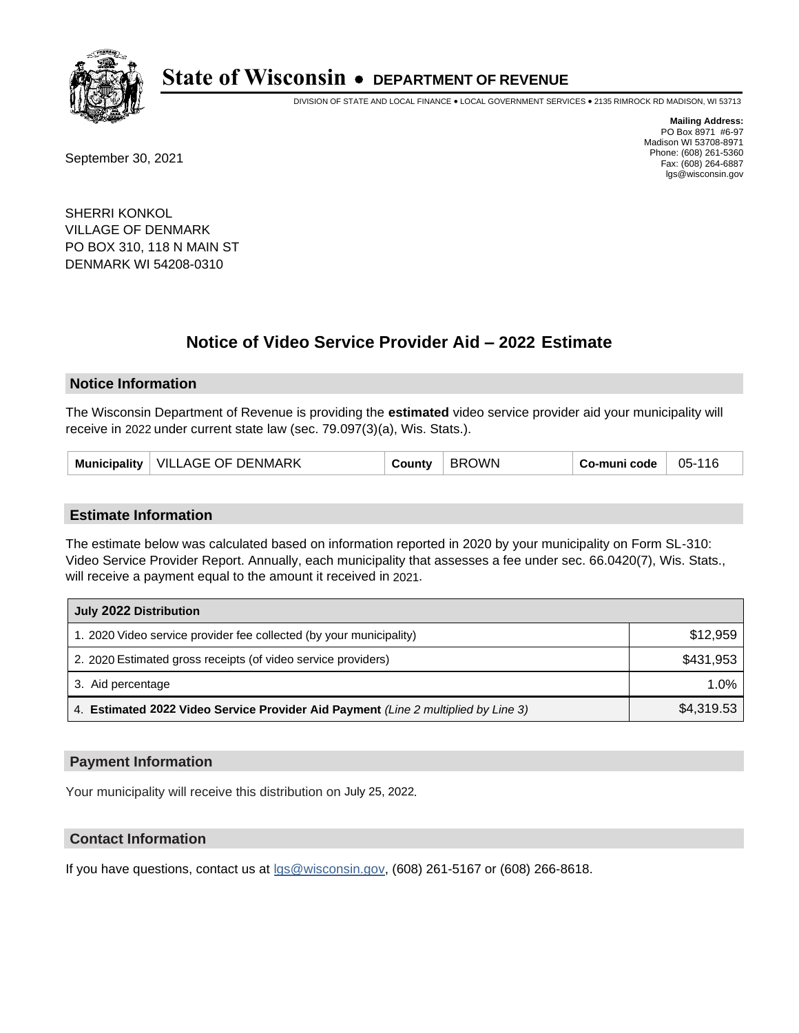# State of Wisconsin • DEPARTMENT OF REVENUE

DIVISION OF STATE AND LOCAL FINANCE • LOCAL GOVERNMENT SERVICES • 2135 RIMROCK RD MADISON, WI 53713

**Mailing Address:**
PO Box 8971 #6-97
Madison WI 53708-8971
Phone: (608) 261-5360
Fax: (608) 264-6887
lgs@wisconsin.gov

September 30, 2021

SHERRI KONKOL
VILLAGE OF DENMARK
PO BOX 310, 118 N MAIN ST
DENMARK WI 54208-0310

## Notice of Video Service Provider Aid – 2022 Estimate

### Notice Information

The Wisconsin Department of Revenue is providing the **estimated** video service provider aid your municipality will receive in 2022 under current state law (sec. 79.097(3)(a), Wis. Stats.).

| Municipality | VILLAGE OF DENMARK | County | BROWN | Co-muni code | 05-116 |
|---|---|---|---|---|---|

### Estimate Information

The estimate below was calculated based on information reported in 2020 by your municipality on Form SL-310: Video Service Provider Report. Annually, each municipality that assesses a fee under sec. 66.0420(7), Wis. Stats., will receive a payment equal to the amount it received in 2021.

| July 2022 Distribution | |
|---|---|
| 1. 2020 Video service provider fee collected (by your municipality) | $12,959 |
| 2. 2020 Estimated gross receipts (of video service providers) | $431,953 |
| 3. Aid percentage | 1.0% |
| 4. **Estimated 2022 Video Service Provider Aid Payment** *(Line 2 multiplied by Line 3)* | $4,319.53 |

### Payment Information

Your municipality will receive this distribution on July 25, 2022.

### Contact Information

If you have questions, contact us at lgs@wisconsin.gov, (608) 261-5167 or (608) 266-8618.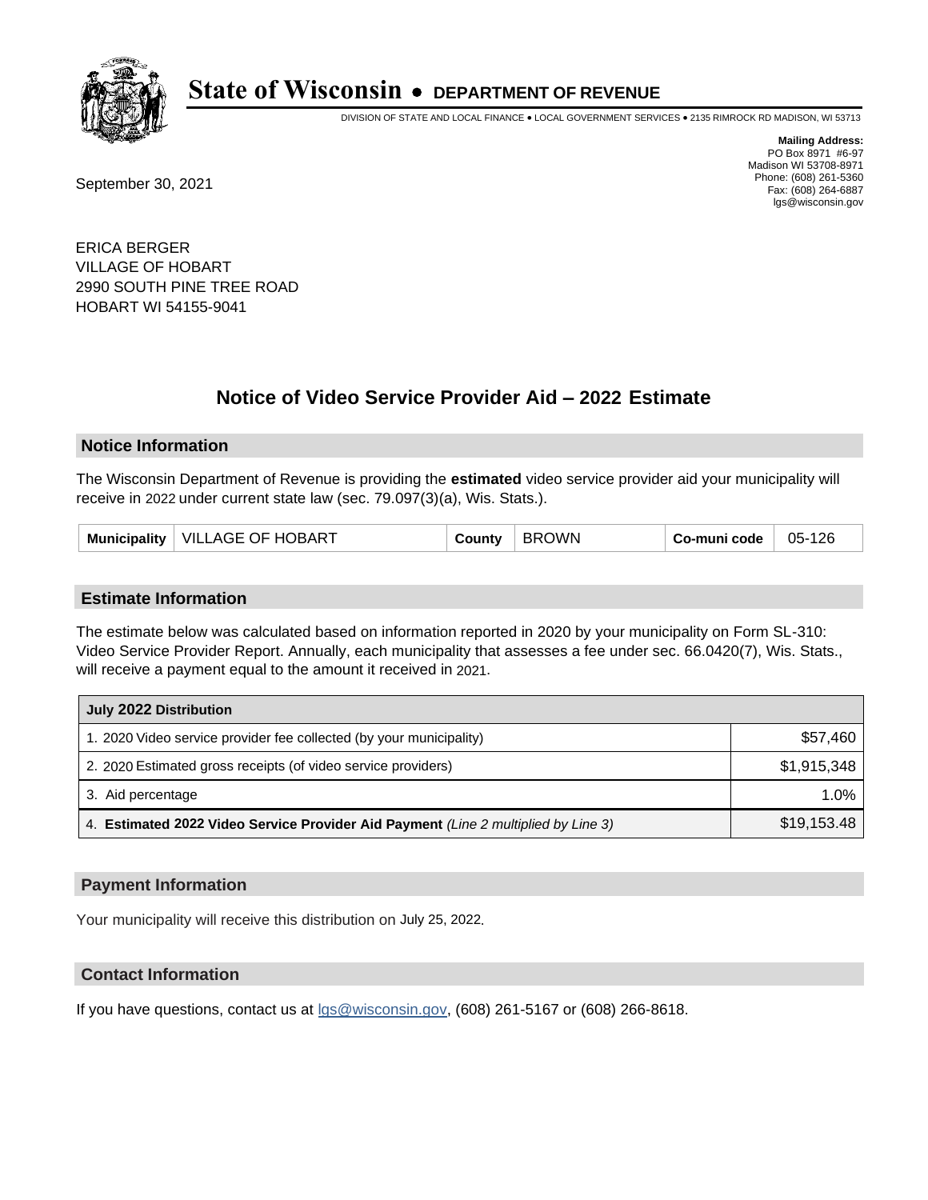# State of Wisconsin • DEPARTMENT OF REVENUE

DIVISION OF STATE AND LOCAL FINANCE • LOCAL GOVERNMENT SERVICES • 2135 RIMROCK RD MADISON, WI 53713

**Mailing Address:**
PO Box 8971 #6-97
Madison WI 53708-8971
Phone: (608) 261-5360
Fax: (608) 264-6887
lgs@wisconsin.gov

September 30, 2021

ERICA BERGER
VILLAGE OF HOBART
2990 SOUTH PINE TREE ROAD
HOBART WI 54155-9041

## Notice of Video Service Provider Aid – 2022 Estimate

### Notice Information

The Wisconsin Department of Revenue is providing the **estimated** video service provider aid your municipality will receive in 2022 under current state law (sec. 79.097(3)(a), Wis. Stats.).

| Municipality | VILLAGE OF HOBART | County | BROWN | Co-muni code | 05-126 |
|---|---|---|---|---|---|

### Estimate Information

The estimate below was calculated based on information reported in 2020 by your municipality on Form SL-310: Video Service Provider Report. Annually, each municipality that assesses a fee under sec. 66.0420(7), Wis. Stats., will receive a payment equal to the amount it received in 2021.

| July 2022 Distribution | |
|---|---|
| 1. 2020 Video service provider fee collected (by your municipality) | $57,460 |
| 2. 2020 Estimated gross receipts (of video service providers) | $1,915,348 |
| 3. Aid percentage | 1.0% |
| 4. **Estimated 2022 Video Service Provider Aid Payment** *(Line 2 multiplied by Line 3)* | $19,153.48 |

### Payment Information

Your municipality will receive this distribution on July 25, 2022.

### Contact Information

If you have questions, contact us at lgs@wisconsin.gov, (608) 261-5167 or (608) 266-8618.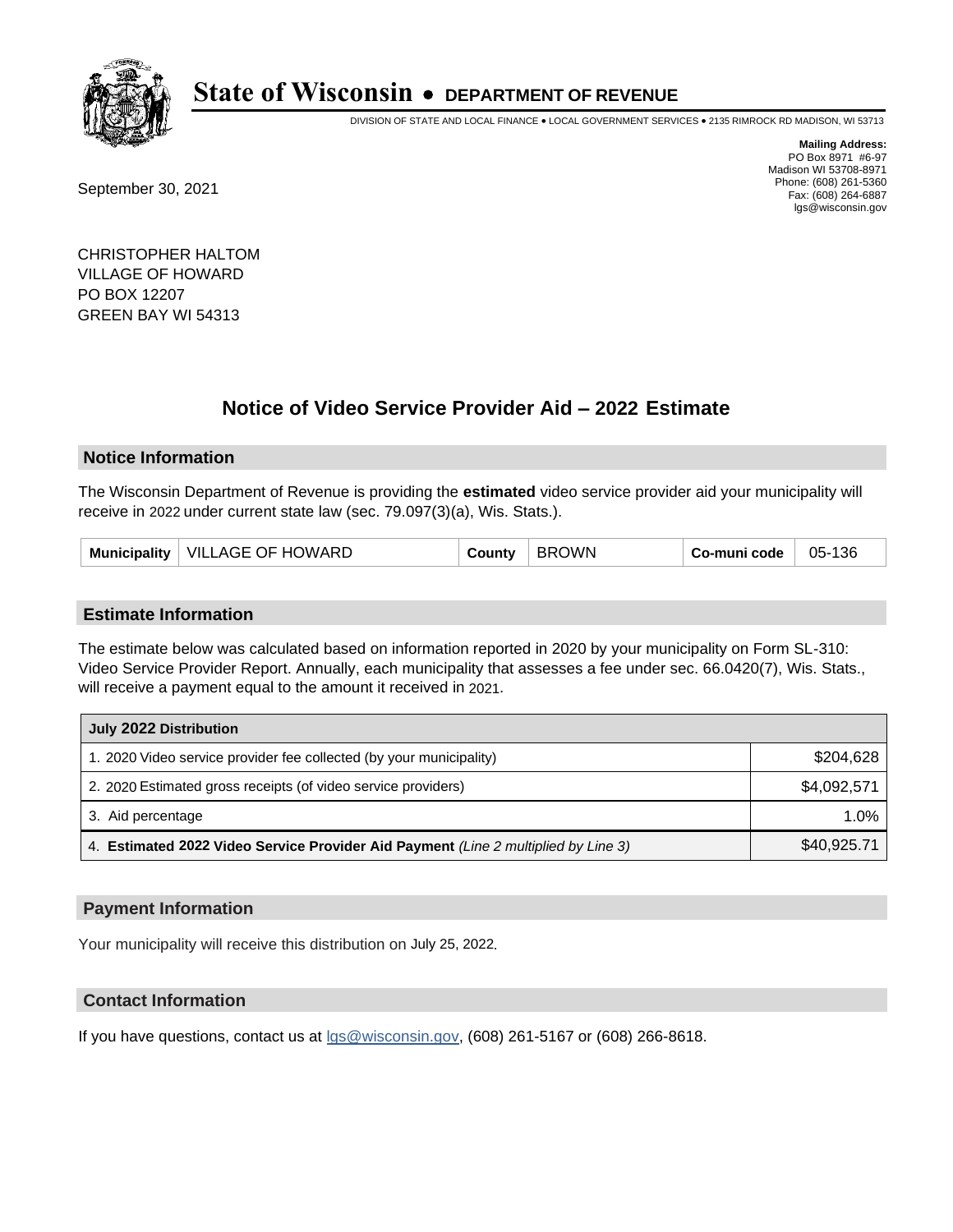# State of Wisconsin • DEPARTMENT OF REVENUE

DIVISION OF STATE AND LOCAL FINANCE • LOCAL GOVERNMENT SERVICES • 2135 RIMROCK RD MADISON, WI 53713

**Mailing Address:**
PO Box 8971 #6-97
Madison WI 53708-8971
Phone: (608) 261-5360
Fax: (608) 264-6887
lgs@wisconsin.gov

September 30, 2021

CHRISTOPHER HALTOM
VILLAGE OF HOWARD
PO BOX 12207
GREEN BAY WI 54313

## Notice of Video Service Provider Aid – 2022 Estimate

### Notice Information

The Wisconsin Department of Revenue is providing the **estimated** video service provider aid your municipality will receive in 2022 under current state law (sec. 79.097(3)(a), Wis. Stats.).

| Municipality | VILLAGE OF HOWARD | County | BROWN | Co-muni code | 05-136 |
|---|---|---|---|---|---|

### Estimate Information

The estimate below was calculated based on information reported in 2020 by your municipality on Form SL-310: Video Service Provider Report. Annually, each municipality that assesses a fee under sec. 66.0420(7), Wis. Stats., will receive a payment equal to the amount it received in 2021.

| July 2022 Distribution | |
|---|---|
| 1. 2020 Video service provider fee collected (by your municipality) | $204,628 |
| 2. 2020 Estimated gross receipts (of video service providers) | $4,092,571 |
| 3. Aid percentage | 1.0% |
| 4. **Estimated 2022 Video Service Provider Aid Payment** *(Line 2 multiplied by Line 3)* | $40,925.71 |

### Payment Information

Your municipality will receive this distribution on July 25, 2022.

### Contact Information

If you have questions, contact us at lgs@wisconsin.gov, (608) 261-5167 or (608) 266-8618.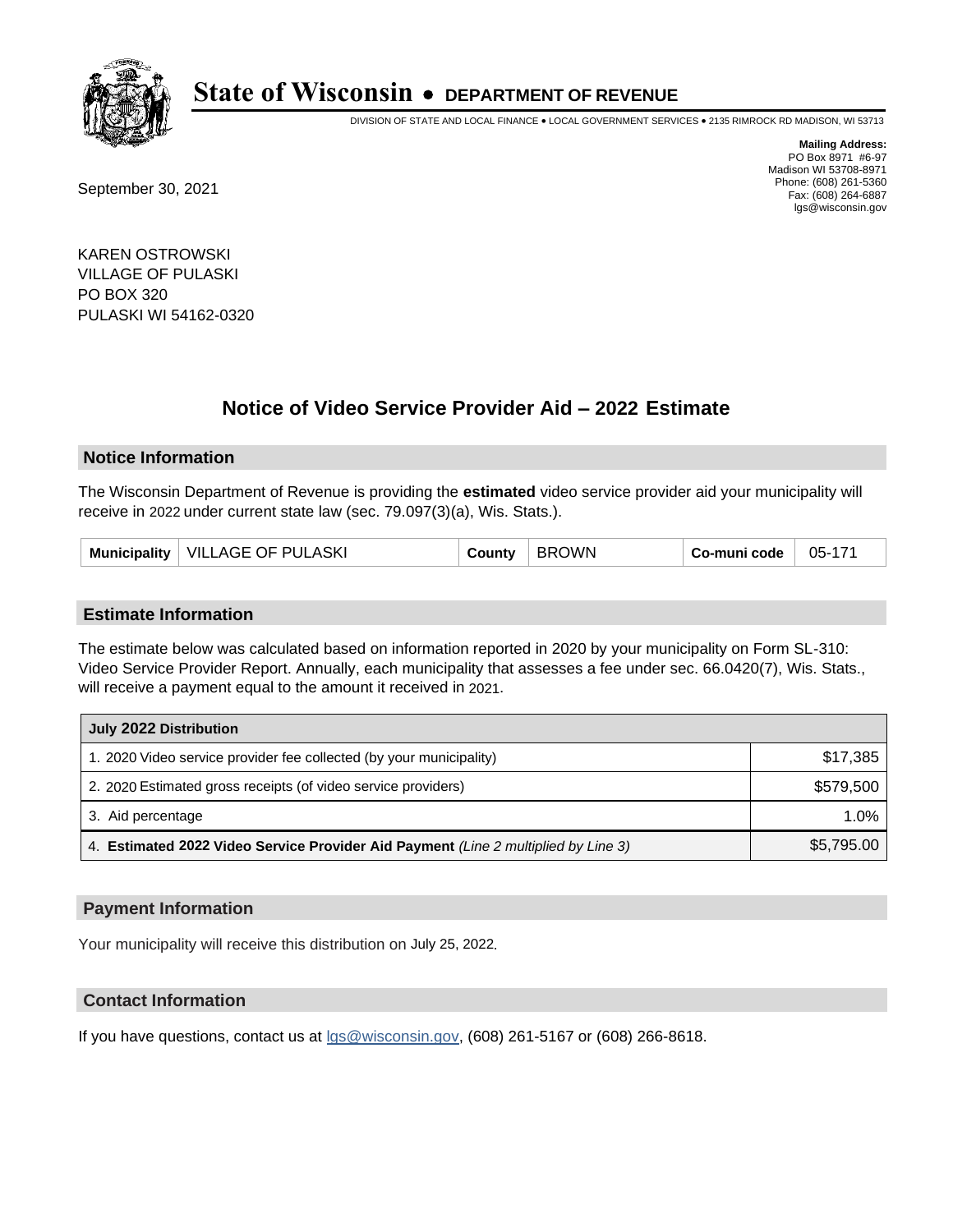# State of Wisconsin • DEPARTMENT OF REVENUE

DIVISION OF STATE AND LOCAL FINANCE • LOCAL GOVERNMENT SERVICES • 2135 RIMROCK RD MADISON, WI 53713

**Mailing Address:**
PO Box 8971 #6-97
Madison WI 53708-8971
Phone: (608) 261-5360
Fax: (608) 264-6887
lgs@wisconsin.gov

September 30, 2021

KAREN OSTROWSKI
VILLAGE OF PULASKI
PO BOX 320
PULASKI WI 54162-0320

## Notice of Video Service Provider Aid – 2022 Estimate

### Notice Information

The Wisconsin Department of Revenue is providing the **estimated** video service provider aid your municipality will receive in 2022 under current state law (sec. 79.097(3)(a), Wis. Stats.).

| Municipality | VILLAGE OF PULASKI | County | BROWN | Co-muni code | 05-171 |
|---|---|---|---|---|---|

### Estimate Information

The estimate below was calculated based on information reported in 2020 by your municipality on Form SL-310: Video Service Provider Report. Annually, each municipality that assesses a fee under sec. 66.0420(7), Wis. Stats., will receive a payment equal to the amount it received in 2021.

| July 2022 Distribution | |
|---|---|
| 1. 2020 Video service provider fee collected (by your municipality) | $17,385 |
| 2. 2020 Estimated gross receipts (of video service providers) | $579,500 |
| 3. Aid percentage | 1.0% |
| 4. **Estimated 2022 Video Service Provider Aid Payment** *(Line 2 multiplied by Line 3)* | $5,795.00 |

### Payment Information

Your municipality will receive this distribution on July 25, 2022.

### Contact Information

If you have questions, contact us at lgs@wisconsin.gov, (608) 261-5167 or (608) 266-8618.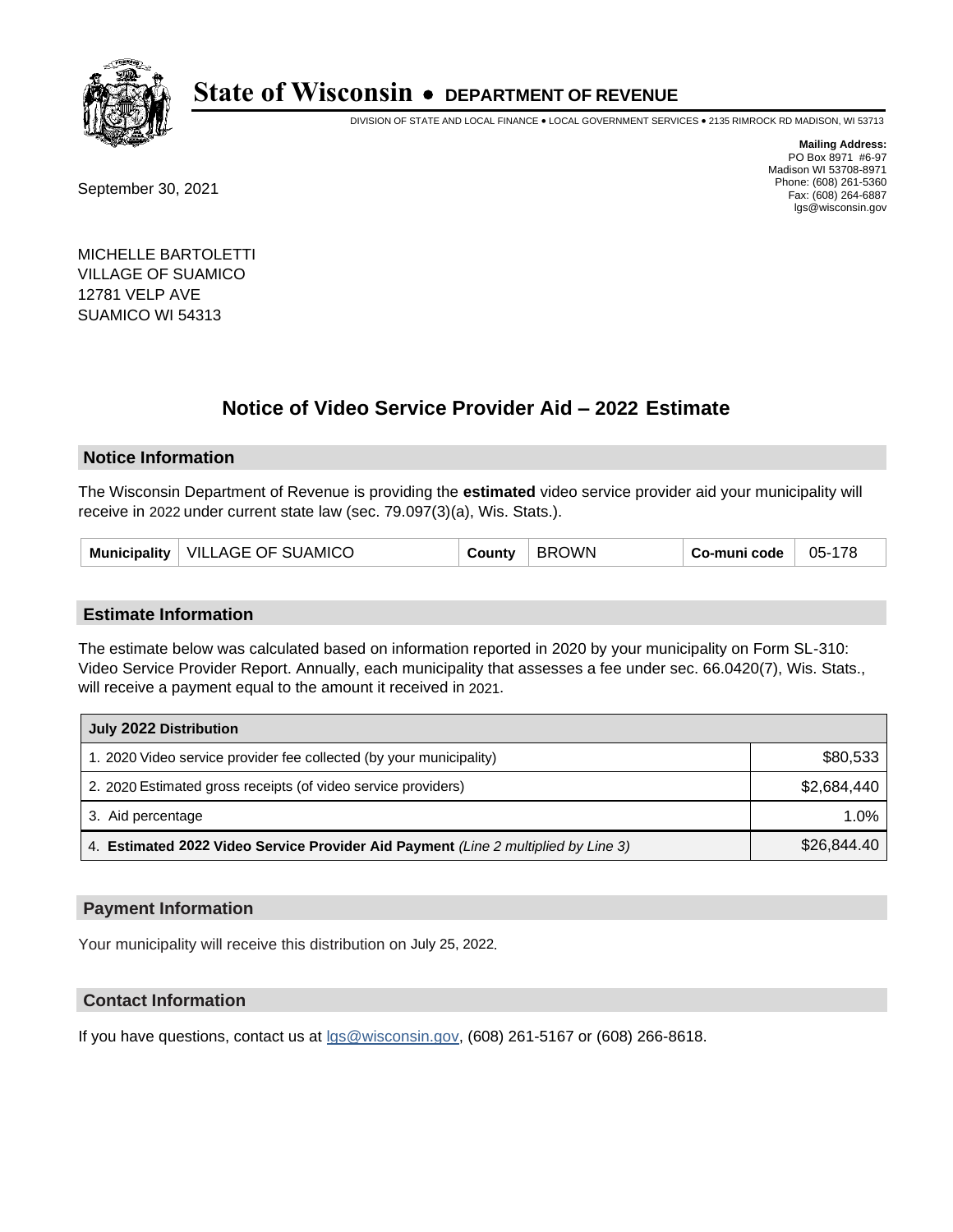# State of Wisconsin • DEPARTMENT OF REVENUE

DIVISION OF STATE AND LOCAL FINANCE • LOCAL GOVERNMENT SERVICES • 2135 RIMROCK RD MADISON, WI 53713

**Mailing Address:**
PO Box 8971 #6-97
Madison WI 53708-8971
Phone: (608) 261-5360
Fax: (608) 264-6887
lgs@wisconsin.gov

September 30, 2021

MICHELLE BARTOLETTI
VILLAGE OF SUAMICO
12781 VELP AVE
SUAMICO WI 54313

## Notice of Video Service Provider Aid – 2022 Estimate

### Notice Information

The Wisconsin Department of Revenue is providing the **estimated** video service provider aid your municipality will receive in 2022 under current state law (sec. 79.097(3)(a), Wis. Stats.).

| Municipality | VILLAGE OF SUAMICO | County | BROWN | Co-muni code | 05-178 |
|---|---|---|---|---|---|

### Estimate Information

The estimate below was calculated based on information reported in 2020 by your municipality on Form SL-310: Video Service Provider Report. Annually, each municipality that assesses a fee under sec. 66.0420(7), Wis. Stats., will receive a payment equal to the amount it received in 2021.

| July 2022 Distribution | |
|---|---|
| 1. 2020 Video service provider fee collected (by your municipality) | $80,533 |
| 2. 2020 Estimated gross receipts (of video service providers) | $2,684,440 |
| 3. Aid percentage | 1.0% |
| 4. **Estimated 2022 Video Service Provider Aid Payment** *(Line 2 multiplied by Line 3)* | $26,844.40 |

### Payment Information

Your municipality will receive this distribution on July 25, 2022.

### Contact Information

If you have questions, contact us at lgs@wisconsin.gov, (608) 261-5167 or (608) 266-8618.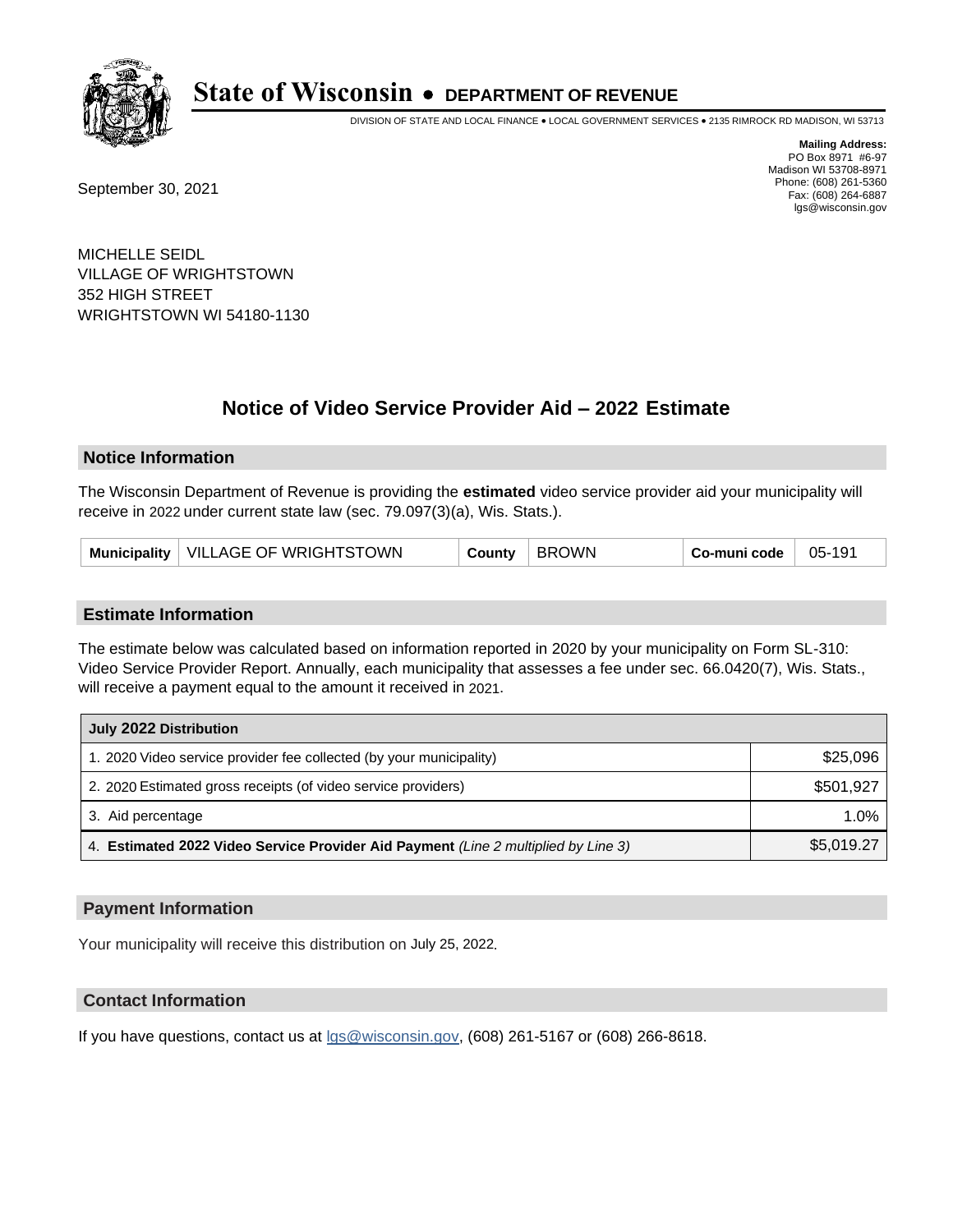# State of Wisconsin • DEPARTMENT OF REVENUE

DIVISION OF STATE AND LOCAL FINANCE • LOCAL GOVERNMENT SERVICES • 2135 RIMROCK RD MADISON, WI 53713

**Mailing Address:**
PO Box 8971 #6-97
Madison WI 53708-8971
Phone: (608) 261-5360
Fax: (608) 264-6887
lgs@wisconsin.gov

September 30, 2021

MICHELLE SEIDL
VILLAGE OF WRIGHTSTOWN
352 HIGH STREET
WRIGHTSTOWN WI 54180-1130

## Notice of Video Service Provider Aid – 2022 Estimate

### Notice Information

The Wisconsin Department of Revenue is providing the **estimated** video service provider aid your municipality will receive in 2022 under current state law (sec. 79.097(3)(a), Wis. Stats.).

| Municipality | VILLAGE OF WRIGHTSTOWN | County | BROWN | Co-muni code | 05-191 |
|---|---|---|---|---|---|

### Estimate Information

The estimate below was calculated based on information reported in 2020 by your municipality on Form SL-310: Video Service Provider Report. Annually, each municipality that assesses a fee under sec. 66.0420(7), Wis. Stats., will receive a payment equal to the amount it received in 2021.

| July 2022 Distribution | |
|---|---|
| 1. 2020 Video service provider fee collected (by your municipality) | $25,096 |
| 2. 2020 Estimated gross receipts (of video service providers) | $501,927 |
| 3. Aid percentage | 1.0% |
| 4. **Estimated 2022 Video Service Provider Aid Payment** *(Line 2 multiplied by Line 3)* | $5,019.27 |

### Payment Information

Your municipality will receive this distribution on July 25, 2022.

### Contact Information

If you have questions, contact us at lgs@wisconsin.gov, (608) 261-5167 or (608) 266-8618.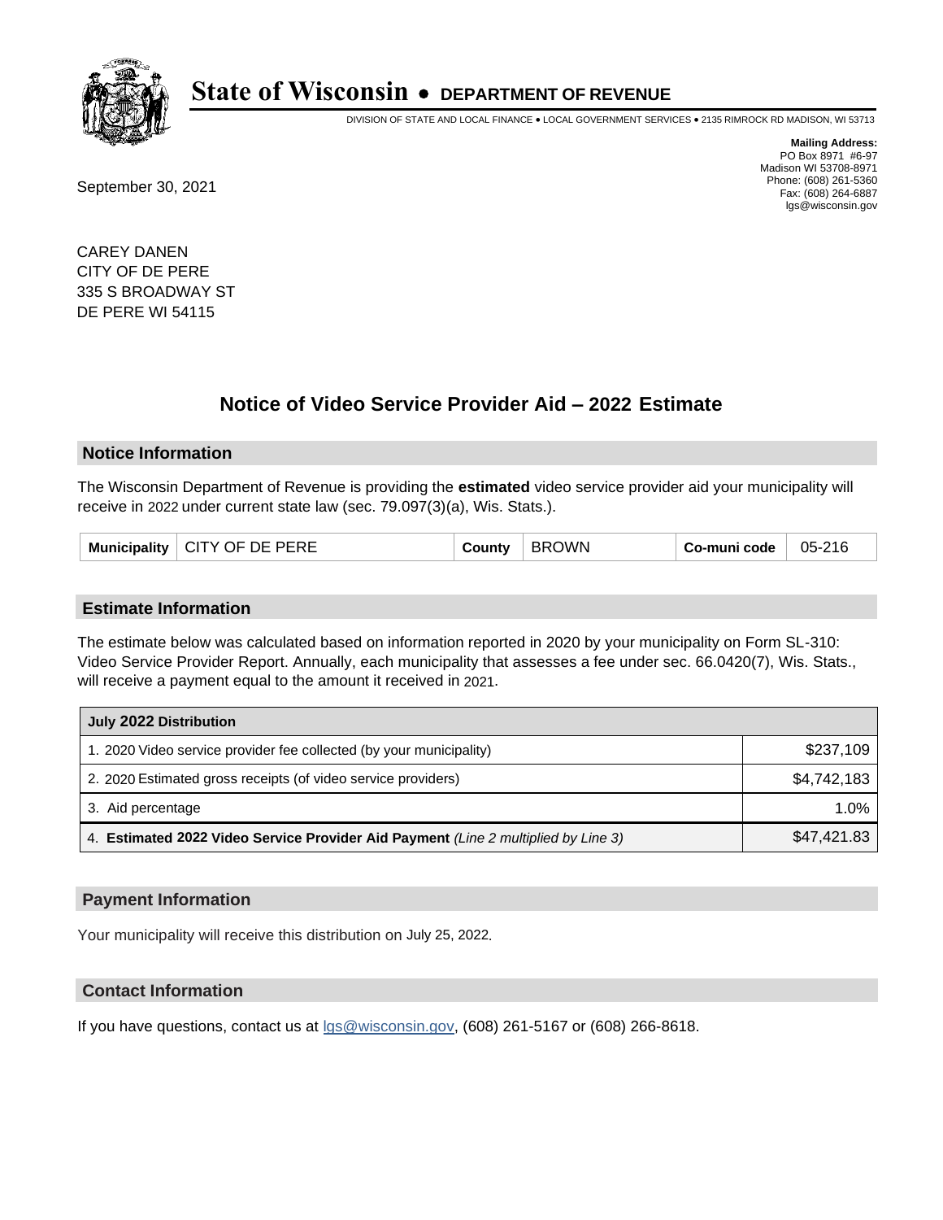# State of Wisconsin • DEPARTMENT OF REVENUE

DIVISION OF STATE AND LOCAL FINANCE • LOCAL GOVERNMENT SERVICES • 2135 RIMROCK RD MADISON, WI 53713

**Mailing Address:**
PO Box 8971 #6-97
Madison WI 53708-8971
Phone: (608) 261-5360
Fax: (608) 264-6887
lgs@wisconsin.gov

September 30, 2021

CAREY DANEN
CITY OF DE PERE
335 S BROADWAY ST
DE PERE WI 54115

## Notice of Video Service Provider Aid – 2022 Estimate

### Notice Information

The Wisconsin Department of Revenue is providing the **estimated** video service provider aid your municipality will receive in 2022 under current state law (sec. 79.097(3)(a), Wis. Stats.).

| Municipality | CITY OF DE PERE | County | BROWN | Co-muni code | 05-216 |
|---|---|---|---|---|---|

### Estimate Information

The estimate below was calculated based on information reported in 2020 by your municipality on Form SL-310: Video Service Provider Report. Annually, each municipality that assesses a fee under sec. 66.0420(7), Wis. Stats., will receive a payment equal to the amount it received in 2021.

| July 2022 Distribution | |
|---|---|
| 1. 2020 Video service provider fee collected (by your municipality) | $237,109 |
| 2. 2020 Estimated gross receipts (of video service providers) | $4,742,183 |
| 3. Aid percentage | 1.0% |
| 4. **Estimated 2022 Video Service Provider Aid Payment** *(Line 2 multiplied by Line 3)* | $47,421.83 |

### Payment Information

Your municipality will receive this distribution on July 25, 2022.

### Contact Information

If you have questions, contact us at lgs@wisconsin.gov, (608) 261-5167 or (608) 266-8618.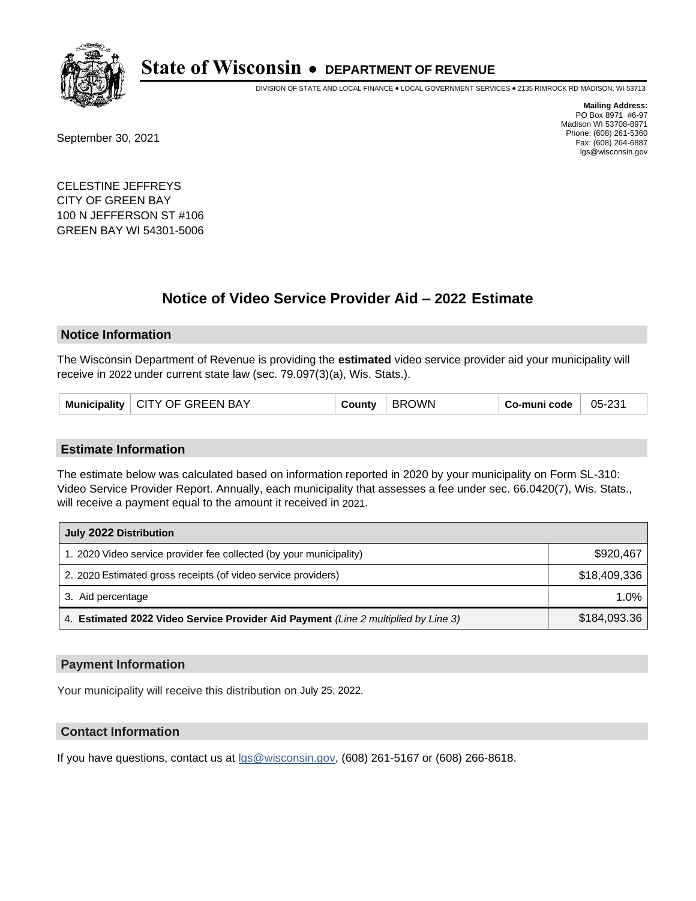# State of Wisconsin • DEPARTMENT OF REVENUE

DIVISION OF STATE AND LOCAL FINANCE • LOCAL GOVERNMENT SERVICES • 2135 RIMROCK RD MADISON, WI 53713

**Mailing Address:**
PO Box 8971 #6-97
Madison WI 53708-8971
Phone: (608) 261-5360
Fax: (608) 264-6887
lgs@wisconsin.gov

September 30, 2021

CELESTINE JEFFREYS
CITY OF GREEN BAY
100 N JEFFERSON ST #106
GREEN BAY WI 54301-5006

## Notice of Video Service Provider Aid – 2022 Estimate

### Notice Information

The Wisconsin Department of Revenue is providing the **estimated** video service provider aid your municipality will receive in 2022 under current state law (sec. 79.097(3)(a), Wis. Stats.).

| Municipality | CITY OF GREEN BAY | County | BROWN | Co-muni code | 05-231 |
|---|---|---|---|---|---|

### Estimate Information

The estimate below was calculated based on information reported in 2020 by your municipality on Form SL-310: Video Service Provider Report. Annually, each municipality that assesses a fee under sec. 66.0420(7), Wis. Stats., will receive a payment equal to the amount it received in 2021.

| July 2022 Distribution | |
|---|---|
| 1. 2020 Video service provider fee collected (by your municipality) | $920,467 |
| 2. 2020 Estimated gross receipts (of video service providers) | $18,409,336 |
| 3. Aid percentage | 1.0% |
| 4. **Estimated 2022 Video Service Provider Aid Payment** *(Line 2 multiplied by Line 3)* | $184,093.36 |

### Payment Information

Your municipality will receive this distribution on July 25, 2022.

### Contact Information

If you have questions, contact us at lgs@wisconsin.gov, (608) 261-5167 or (608) 266-8618.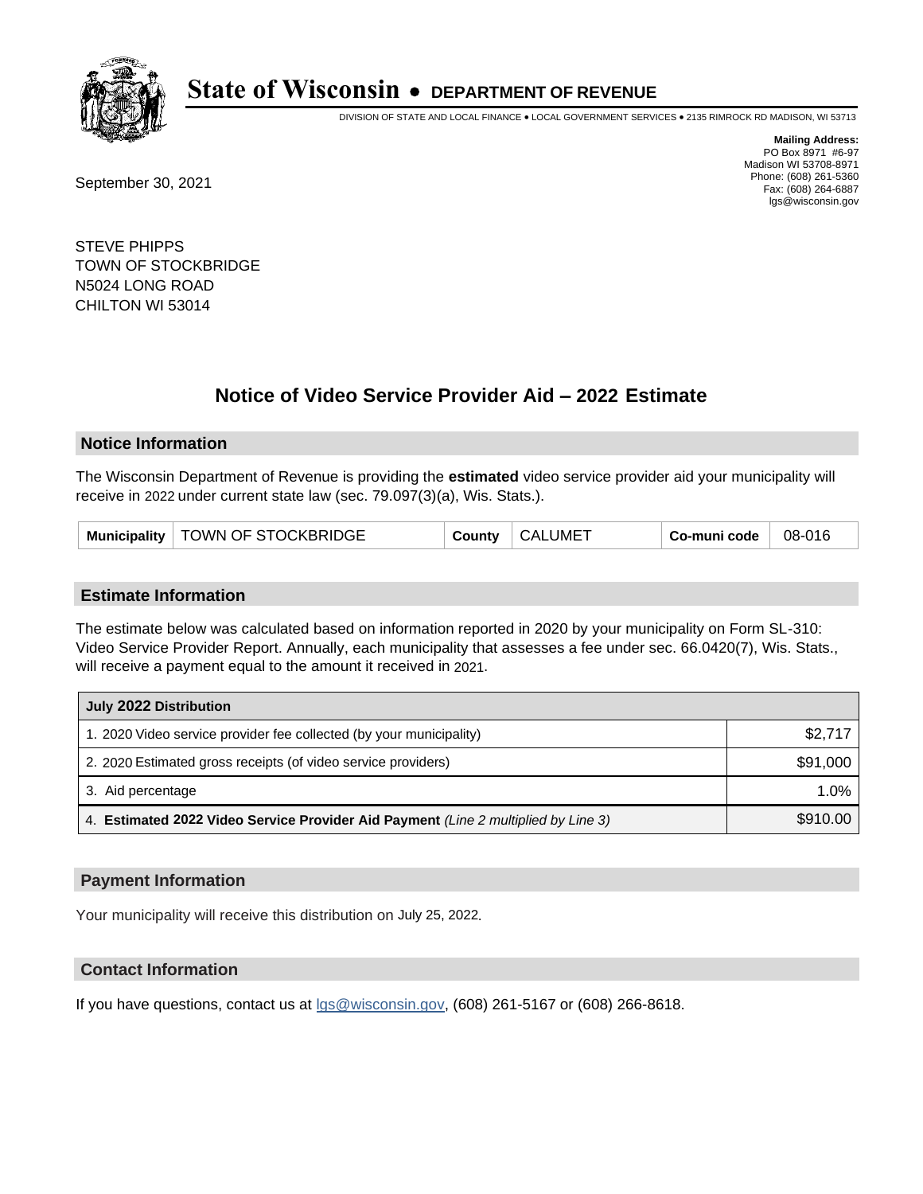# State of Wisconsin • DEPARTMENT OF REVENUE

DIVISION OF STATE AND LOCAL FINANCE • LOCAL GOVERNMENT SERVICES • 2135 RIMROCK RD MADISON, WI 53713

**Mailing Address:**
PO Box 8971 #6-97
Madison WI 53708-8971
Phone: (608) 261-5360
Fax: (608) 264-6887
lgs@wisconsin.gov

September 30, 2021

STEVE PHIPPS
TOWN OF STOCKBRIDGE
N5024 LONG ROAD
CHILTON WI 53014

## Notice of Video Service Provider Aid – 2022 Estimate

### Notice Information

The Wisconsin Department of Revenue is providing the **estimated** video service provider aid your municipality will receive in 2022 under current state law (sec. 79.097(3)(a), Wis. Stats.).

| Municipality | TOWN OF STOCKBRIDGE | County | CALUMET | Co-muni code | 08-016 |
|---|---|---|---|---|---|

### Estimate Information

The estimate below was calculated based on information reported in 2020 by your municipality on Form SL-310: Video Service Provider Report. Annually, each municipality that assesses a fee under sec. 66.0420(7), Wis. Stats., will receive a payment equal to the amount it received in 2021.

| July 2022 Distribution | |
|---|---|
| 1. 2020 Video service provider fee collected (by your municipality) | $2,717 |
| 2. 2020 Estimated gross receipts (of video service providers) | $91,000 |
| 3. Aid percentage | 1.0% |
| 4. **Estimated 2022 Video Service Provider Aid Payment** *(Line 2 multiplied by Line 3)* | $910.00 |

### Payment Information

Your municipality will receive this distribution on July 25, 2022.

### Contact Information

If you have questions, contact us at lgs@wisconsin.gov, (608) 261-5167 or (608) 266-8618.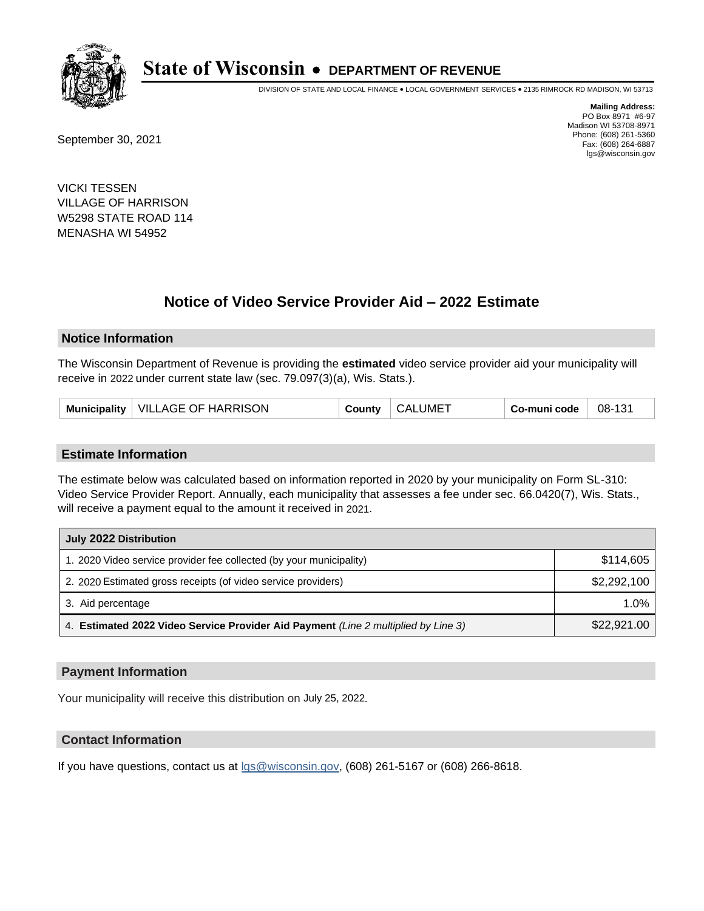# State of Wisconsin • DEPARTMENT OF REVENUE

DIVISION OF STATE AND LOCAL FINANCE • LOCAL GOVERNMENT SERVICES • 2135 RIMROCK RD MADISON, WI 53713

**Mailing Address:**
PO Box 8971 #6-97
Madison WI 53708-8971
Phone: (608) 261-5360
Fax: (608) 264-6887
lgs@wisconsin.gov

September 30, 2021

VICKI TESSEN
VILLAGE OF HARRISON
W5298 STATE ROAD 114
MENASHA WI 54952

## Notice of Video Service Provider Aid – 2022 Estimate

### Notice Information

The Wisconsin Department of Revenue is providing the **estimated** video service provider aid your municipality will receive in 2022 under current state law (sec. 79.097(3)(a), Wis. Stats.).

| Municipality | VILLAGE OF HARRISON | County | CALUMET | Co-muni code | 08-131 |
|---|---|---|---|---|---|

### Estimate Information

The estimate below was calculated based on information reported in 2020 by your municipality on Form SL-310: Video Service Provider Report. Annually, each municipality that assesses a fee under sec. 66.0420(7), Wis. Stats., will receive a payment equal to the amount it received in 2021.

| July 2022 Distribution | |
|---|---|
| 1. 2020 Video service provider fee collected (by your municipality) | $114,605 |
| 2. 2020 Estimated gross receipts (of video service providers) | $2,292,100 |
| 3. Aid percentage | 1.0% |
| 4. **Estimated 2022 Video Service Provider Aid Payment** *(Line 2 multiplied by Line 3)* | $22,921.00 |

### Payment Information

Your municipality will receive this distribution on July 25, 2022.

### Contact Information

If you have questions, contact us at lgs@wisconsin.gov, (608) 261-5167 or (608) 266-8618.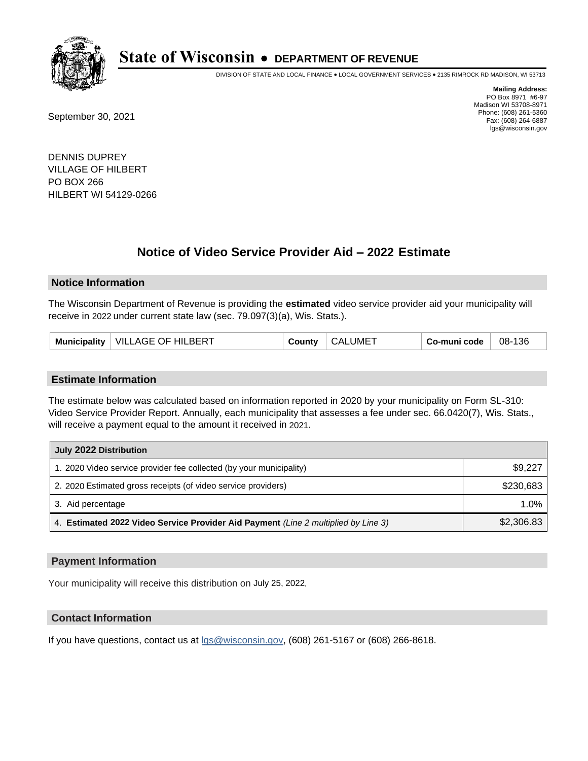# State of Wisconsin • DEPARTMENT OF REVENUE

DIVISION OF STATE AND LOCAL FINANCE • LOCAL GOVERNMENT SERVICES • 2135 RIMROCK RD MADISON, WI 53713

**Mailing Address:**
PO Box 8971 #6-97
Madison WI 53708-8971
Phone: (608) 261-5360
Fax: (608) 264-6887
lgs@wisconsin.gov

September 30, 2021

DENNIS DUPREY
VILLAGE OF HILBERT
PO BOX 266
HILBERT WI 54129-0266

## Notice of Video Service Provider Aid – 2022 Estimate

### Notice Information

The Wisconsin Department of Revenue is providing the **estimated** video service provider aid your municipality will receive in 2022 under current state law (sec. 79.097(3)(a), Wis. Stats.).

| Municipality | VILLAGE OF HILBERT | County | CALUMET | Co-muni code | 08-136 |
|---|---|---|---|---|---|

### Estimate Information

The estimate below was calculated based on information reported in 2020 by your municipality on Form SL-310: Video Service Provider Report. Annually, each municipality that assesses a fee under sec. 66.0420(7), Wis. Stats., will receive a payment equal to the amount it received in 2021.

| July 2022 Distribution | |
|---|---|
| 1. 2020 Video service provider fee collected (by your municipality) | $9,227 |
| 2. 2020 Estimated gross receipts (of video service providers) | $230,683 |
| 3. Aid percentage | 1.0% |
| 4. **Estimated 2022 Video Service Provider Aid Payment** *(Line 2 multiplied by Line 3)* | $2,306.83 |

### Payment Information

Your municipality will receive this distribution on July 25, 2022.

### Contact Information

If you have questions, contact us at lgs@wisconsin.gov, (608) 261-5167 or (608) 266-8618.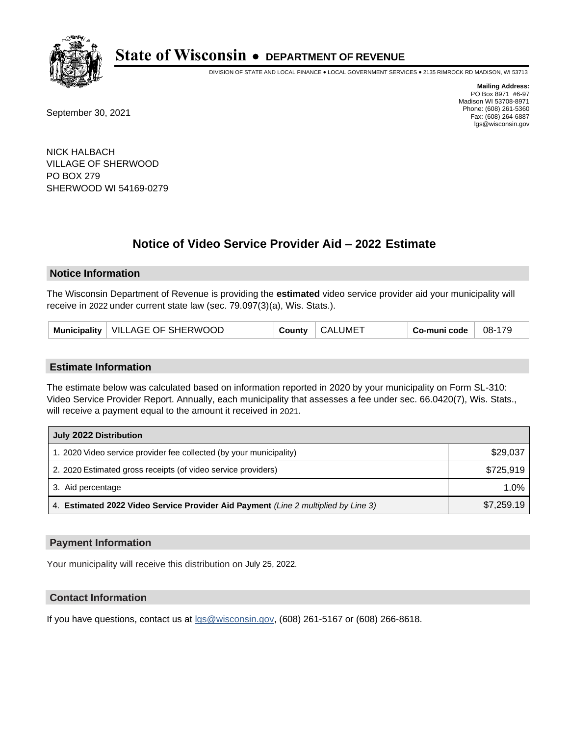# State of Wisconsin • DEPARTMENT OF REVENUE

DIVISION OF STATE AND LOCAL FINANCE • LOCAL GOVERNMENT SERVICES • 2135 RIMROCK RD MADISON, WI 53713

**Mailing Address:**
PO Box 8971 #6-97
Madison WI 53708-8971
Phone: (608) 261-5360
Fax: (608) 264-6887
lgs@wisconsin.gov

September 30, 2021

NICK HALBACH
VILLAGE OF SHERWOOD
PO BOX 279
SHERWOOD WI 54169-0279

## Notice of Video Service Provider Aid – 2022 Estimate

### Notice Information

The Wisconsin Department of Revenue is providing the **estimated** video service provider aid your municipality will receive in 2022 under current state law (sec. 79.097(3)(a), Wis. Stats.).

| Municipality | VILLAGE OF SHERWOOD | County | CALUMET | Co-muni code | 08-179 |
|---|---|---|---|---|---|

### Estimate Information

The estimate below was calculated based on information reported in 2020 by your municipality on Form SL-310: Video Service Provider Report. Annually, each municipality that assesses a fee under sec. 66.0420(7), Wis. Stats., will receive a payment equal to the amount it received in 2021.

| July 2022 Distribution | |
|---|---|
| 1. 2020 Video service provider fee collected (by your municipality) | $29,037 |
| 2. 2020 Estimated gross receipts (of video service providers) | $725,919 |
| 3. Aid percentage | 1.0% |
| 4. **Estimated 2022 Video Service Provider Aid Payment** *(Line 2 multiplied by Line 3)* | $7,259.19 |

### Payment Information

Your municipality will receive this distribution on July 25, 2022.

### Contact Information

If you have questions, contact us at lgs@wisconsin.gov, (608) 261-5167 or (608) 266-8618.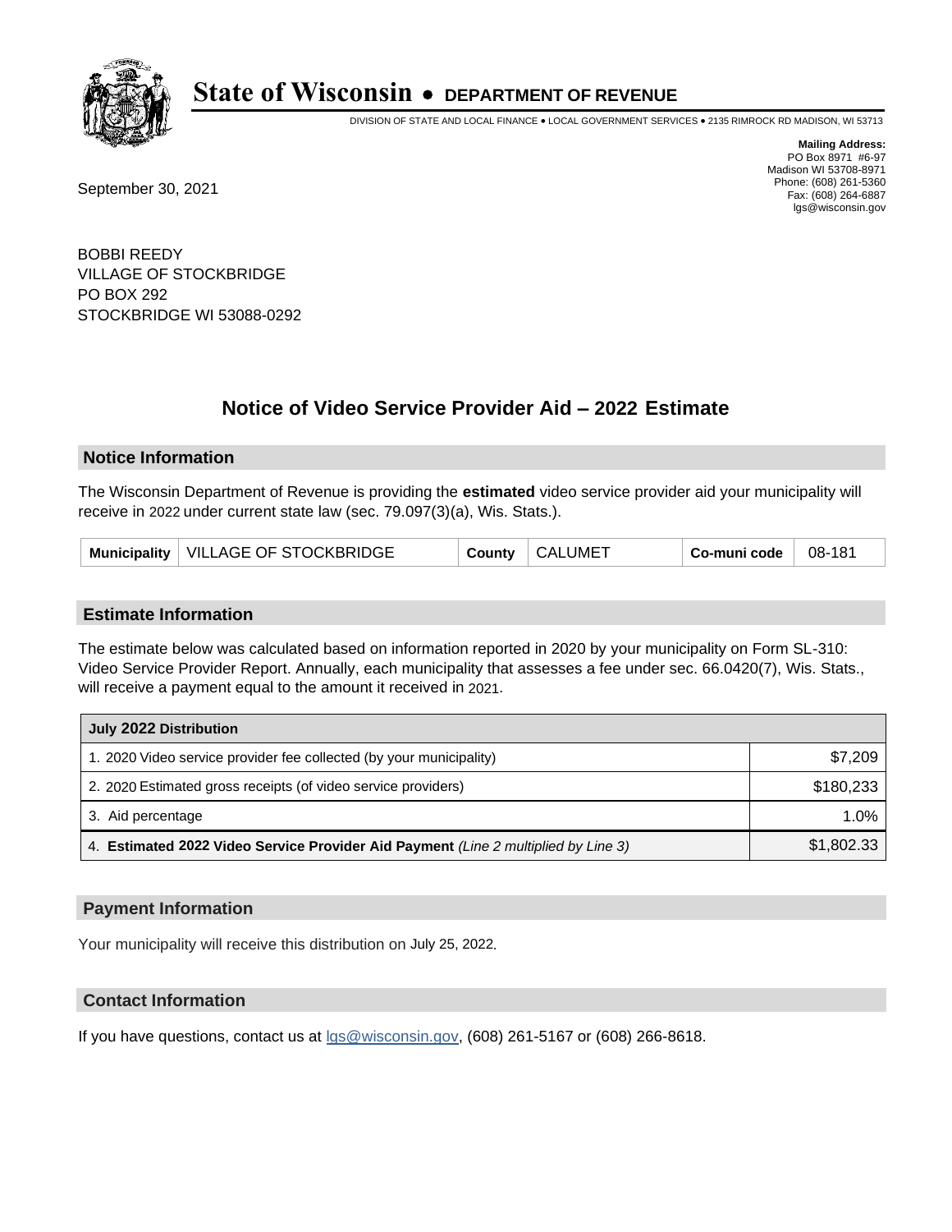# State of Wisconsin • DEPARTMENT OF REVENUE

DIVISION OF STATE AND LOCAL FINANCE • LOCAL GOVERNMENT SERVICES • 2135 RIMROCK RD MADISON, WI 53713

**Mailing Address:**
PO Box 8971 #6-97
Madison WI 53708-8971
Phone: (608) 261-5360
Fax: (608) 264-6887
lgs@wisconsin.gov

September 30, 2021

BOBBI REEDY
VILLAGE OF STOCKBRIDGE
PO BOX 292
STOCKBRIDGE WI 53088-0292

## Notice of Video Service Provider Aid – 2022 Estimate

### Notice Information

The Wisconsin Department of Revenue is providing the **estimated** video service provider aid your municipality will receive in 2022 under current state law (sec. 79.097(3)(a), Wis. Stats.).

| Municipality | VILLAGE OF STOCKBRIDGE | County | CALUMET | Co-muni code | 08-181 |
|---|---|---|---|---|---|

### Estimate Information

The estimate below was calculated based on information reported in 2020 by your municipality on Form SL-310: Video Service Provider Report. Annually, each municipality that assesses a fee under sec. 66.0420(7), Wis. Stats., will receive a payment equal to the amount it received in 2021.

| July 2022 Distribution | |
|---|---|
| 1. 2020 Video service provider fee collected (by your municipality) | $7,209 |
| 2. 2020 Estimated gross receipts (of video service providers) | $180,233 |
| 3. Aid percentage | 1.0% |
| 4. **Estimated 2022 Video Service Provider Aid Payment** *(Line 2 multiplied by Line 3)* | $1,802.33 |

### Payment Information

Your municipality will receive this distribution on July 25, 2022.

### Contact Information

If you have questions, contact us at lgs@wisconsin.gov, (608) 261-5167 or (608) 266-8618.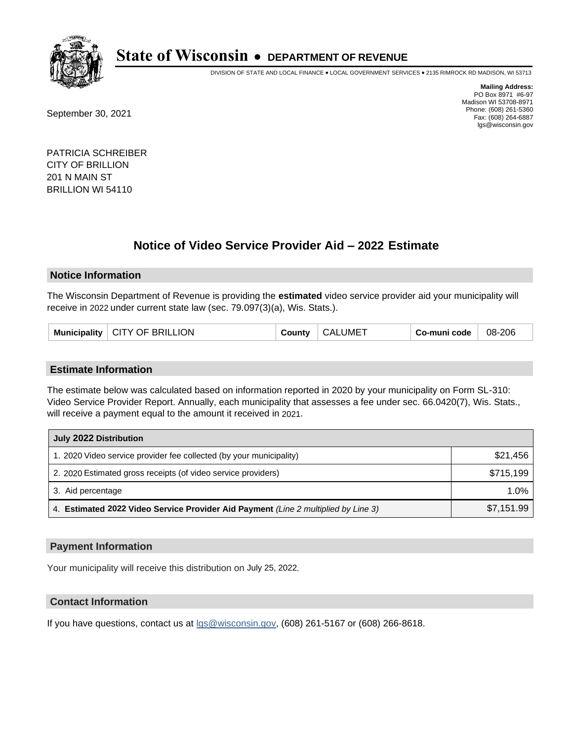# State of Wisconsin • DEPARTMENT OF REVENUE

DIVISION OF STATE AND LOCAL FINANCE • LOCAL GOVERNMENT SERVICES • 2135 RIMROCK RD MADISON, WI 53713

**Mailing Address:**
PO Box 8971 #6-97
Madison WI 53708-8971
Phone: (608) 261-5360
Fax: (608) 264-6887
lgs@wisconsin.gov

September 30, 2021

PATRICIA SCHREIBER
CITY OF BRILLION
201 N MAIN ST
BRILLION WI 54110

## Notice of Video Service Provider Aid – 2022 Estimate

### Notice Information

The Wisconsin Department of Revenue is providing the **estimated** video service provider aid your municipality will receive in 2022 under current state law (sec. 79.097(3)(a), Wis. Stats.).

| Municipality | CITY OF BRILLION | County | CALUMET | Co-muni code | 08-206 |
|---|---|---|---|---|---|

### Estimate Information

The estimate below was calculated based on information reported in 2020 by your municipality on Form SL-310: Video Service Provider Report. Annually, each municipality that assesses a fee under sec. 66.0420(7), Wis. Stats., will receive a payment equal to the amount it received in 2021.

| July 2022 Distribution | |
|---|---|
| 1. 2020 Video service provider fee collected (by your municipality) | $21,456 |
| 2. 2020 Estimated gross receipts (of video service providers) | $715,199 |
| 3. Aid percentage | 1.0% |
| 4. **Estimated 2022 Video Service Provider Aid Payment** *(Line 2 multiplied by Line 3)* | $7,151.99 |

### Payment Information

Your municipality will receive this distribution on July 25, 2022.

### Contact Information

If you have questions, contact us at lgs@wisconsin.gov, (608) 261-5167 or (608) 266-8618.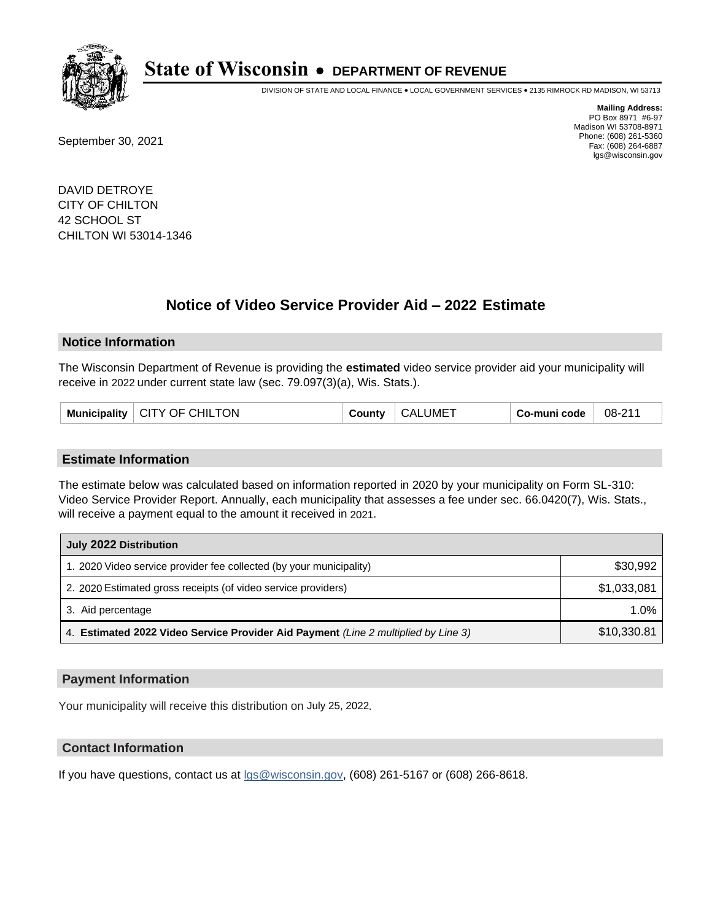# State of Wisconsin • DEPARTMENT OF REVENUE

DIVISION OF STATE AND LOCAL FINANCE • LOCAL GOVERNMENT SERVICES • 2135 RIMROCK RD MADISON, WI 53713

**Mailing Address:**
PO Box 8971 #6-97
Madison WI 53708-8971
Phone: (608) 261-5360
Fax: (608) 264-6887
lgs@wisconsin.gov

September 30, 2021

DAVID DETROYE
CITY OF CHILTON
42 SCHOOL ST
CHILTON WI 53014-1346

## Notice of Video Service Provider Aid – 2022 Estimate

### Notice Information

The Wisconsin Department of Revenue is providing the **estimated** video service provider aid your municipality will receive in 2022 under current state law (sec. 79.097(3)(a), Wis. Stats.).

| Municipality | CITY OF CHILTON | County | CALUMET | Co-muni code | 08-211 |
|---|---|---|---|---|---|

### Estimate Information

The estimate below was calculated based on information reported in 2020 by your municipality on Form SL-310: Video Service Provider Report. Annually, each municipality that assesses a fee under sec. 66.0420(7), Wis. Stats., will receive a payment equal to the amount it received in 2021.

| July 2022 Distribution | |
|---|---|
| 1. 2020 Video service provider fee collected (by your municipality) | $30,992 |
| 2. 2020 Estimated gross receipts (of video service providers) | $1,033,081 |
| 3. Aid percentage | 1.0% |
| 4. **Estimated 2022 Video Service Provider Aid Payment** *(Line 2 multiplied by Line 3)* | $10,330.81 |

### Payment Information

Your municipality will receive this distribution on July 25, 2022.

### Contact Information

If you have questions, contact us at lgs@wisconsin.gov, (608) 261-5167 or (608) 266-8618.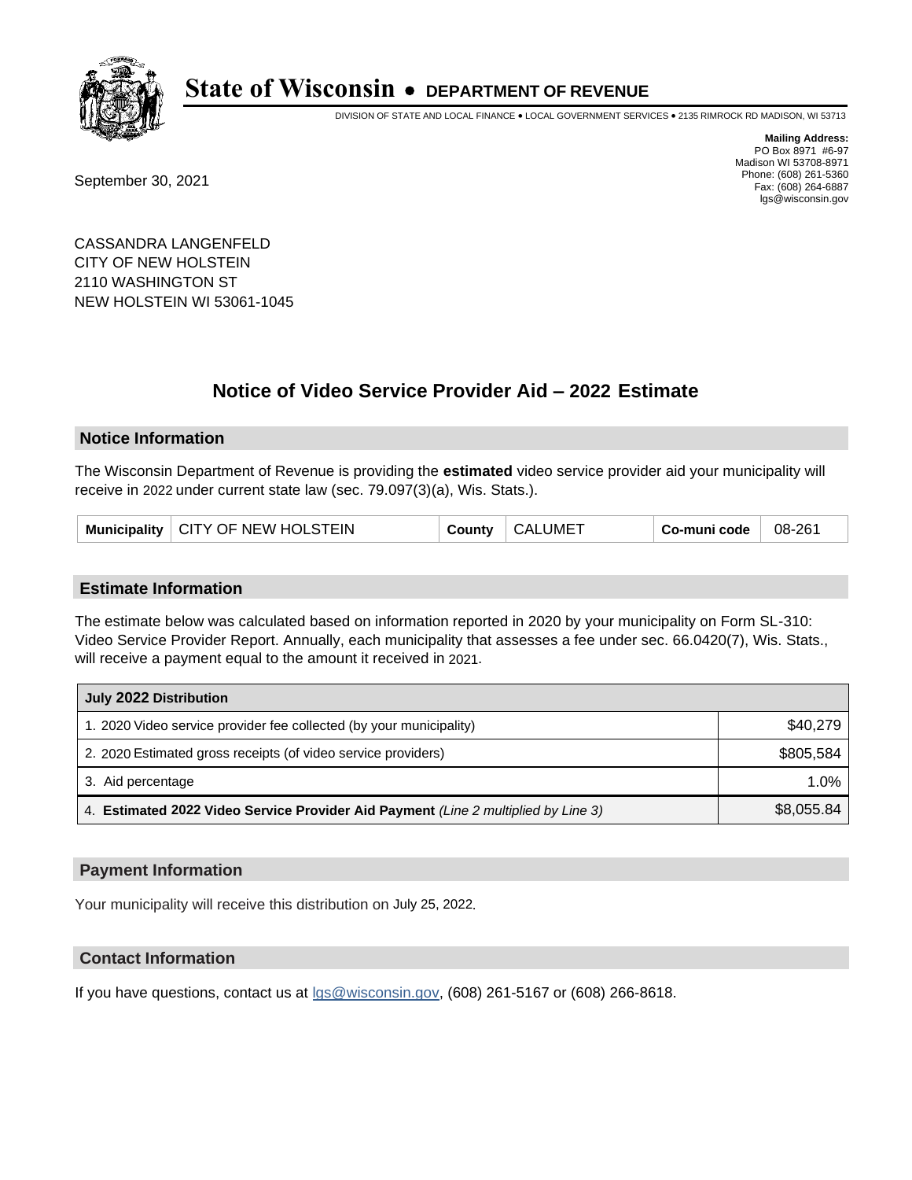# State of Wisconsin • DEPARTMENT OF REVENUE

DIVISION OF STATE AND LOCAL FINANCE • LOCAL GOVERNMENT SERVICES • 2135 RIMROCK RD MADISON, WI 53713

**Mailing Address:**
PO Box 8971 #6-97
Madison WI 53708-8971
Phone: (608) 261-5360
Fax: (608) 264-6887
lgs@wisconsin.gov

September 30, 2021

CASSANDRA LANGENFELD
CITY OF NEW HOLSTEIN
2110 WASHINGTON ST
NEW HOLSTEIN WI 53061-1045

## Notice of Video Service Provider Aid – 2022 Estimate

### Notice Information

The Wisconsin Department of Revenue is providing the **estimated** video service provider aid your municipality will receive in 2022 under current state law (sec. 79.097(3)(a), Wis. Stats.).

| Municipality | CITY OF NEW HOLSTEIN | County | CALUMET | Co-muni code | 08-261 |
|---|---|---|---|---|---|

### Estimate Information

The estimate below was calculated based on information reported in 2020 by your municipality on Form SL-310: Video Service Provider Report. Annually, each municipality that assesses a fee under sec. 66.0420(7), Wis. Stats., will receive a payment equal to the amount it received in 2021.

| July 2022 Distribution | |
|---|---|
| 1. 2020 Video service provider fee collected (by your municipality) | $40,279 |
| 2. 2020 Estimated gross receipts (of video service providers) | $805,584 |
| 3. Aid percentage | 1.0% |
| 4. **Estimated 2022 Video Service Provider Aid Payment** *(Line 2 multiplied by Line 3)* | $8,055.84 |

### Payment Information

Your municipality will receive this distribution on July 25, 2022.

### Contact Information

If you have questions, contact us at lgs@wisconsin.gov, (608) 261-5167 or (608) 266-8618.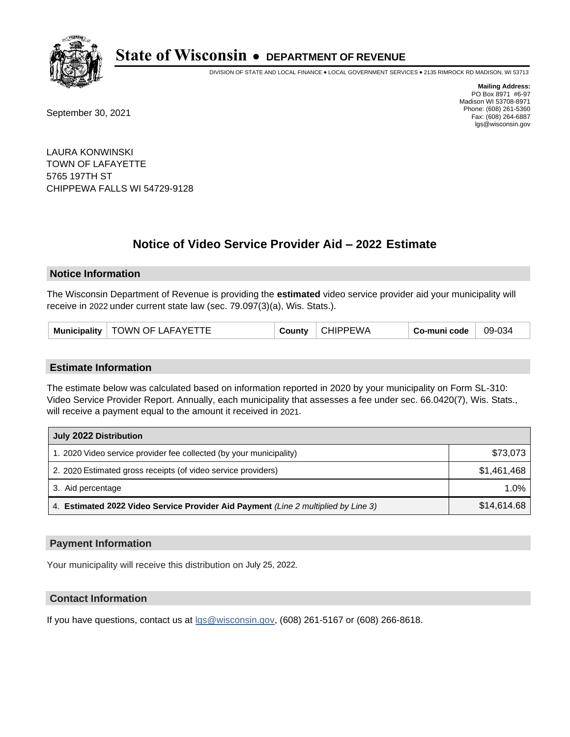# State of Wisconsin • DEPARTMENT OF REVENUE

DIVISION OF STATE AND LOCAL FINANCE • LOCAL GOVERNMENT SERVICES • 2135 RIMROCK RD MADISON, WI 53713

**Mailing Address:**
PO Box 8971 #6-97
Madison WI 53708-8971
Phone: (608) 261-5360
Fax: (608) 264-6887
lgs@wisconsin.gov

September 30, 2021

LAURA KONWINSKI
TOWN OF LAFAYETTE
5765 197TH ST
CHIPPEWA FALLS WI 54729-9128

## Notice of Video Service Provider Aid – 2022 Estimate

### Notice Information

The Wisconsin Department of Revenue is providing the **estimated** video service provider aid your municipality will receive in 2022 under current state law (sec. 79.097(3)(a), Wis. Stats.).

| Municipality | TOWN OF LAFAYETTE | County | CHIPPEWA | Co-muni code | 09-034 |
|---|---|---|---|---|---|

### Estimate Information

The estimate below was calculated based on information reported in 2020 by your municipality on Form SL-310: Video Service Provider Report. Annually, each municipality that assesses a fee under sec. 66.0420(7), Wis. Stats., will receive a payment equal to the amount it received in 2021.

| July 2022 Distribution | |
|---|---|
| 1. 2020 Video service provider fee collected (by your municipality) | $73,073 |
| 2. 2020 Estimated gross receipts (of video service providers) | $1,461,468 |
| 3. Aid percentage | 1.0% |
| 4. **Estimated 2022 Video Service Provider Aid Payment** *(Line 2 multiplied by Line 3)* | $14,614.68 |

### Payment Information

Your municipality will receive this distribution on July 25, 2022.

### Contact Information

If you have questions, contact us at lgs@wisconsin.gov, (608) 261-5167 or (608) 266-8618.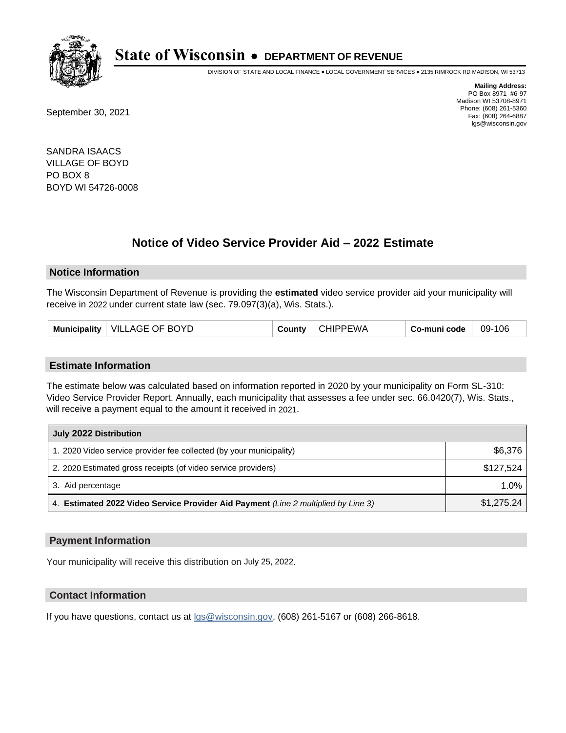# State of Wisconsin • DEPARTMENT OF REVENUE

DIVISION OF STATE AND LOCAL FINANCE • LOCAL GOVERNMENT SERVICES • 2135 RIMROCK RD MADISON, WI 53713

**Mailing Address:**
PO Box 8971 #6-97
Madison WI 53708-8971
Phone: (608) 261-5360
Fax: (608) 264-6887
lgs@wisconsin.gov

September 30, 2021

SANDRA ISAACS
VILLAGE OF BOYD
PO BOX 8
BOYD WI 54726-0008

## Notice of Video Service Provider Aid – 2022 Estimate

### Notice Information

The Wisconsin Department of Revenue is providing the **estimated** video service provider aid your municipality will receive in 2022 under current state law (sec. 79.097(3)(a), Wis. Stats.).

| Municipality | VILLAGE OF BOYD | County | CHIPPEWA | Co-muni code | 09-106 |
|---|---|---|---|---|---|

### Estimate Information

The estimate below was calculated based on information reported in 2020 by your municipality on Form SL-310: Video Service Provider Report. Annually, each municipality that assesses a fee under sec. 66.0420(7), Wis. Stats., will receive a payment equal to the amount it received in 2021.

| July 2022 Distribution | |
|---|---|
| 1. 2020 Video service provider fee collected (by your municipality) | $6,376 |
| 2. 2020 Estimated gross receipts (of video service providers) | $127,524 |
| 3. Aid percentage | 1.0% |
| 4. **Estimated 2022 Video Service Provider Aid Payment** *(Line 2 multiplied by Line 3)* | $1,275.24 |

### Payment Information

Your municipality will receive this distribution on July 25, 2022.

### Contact Information

If you have questions, contact us at lgs@wisconsin.gov, (608) 261-5167 or (608) 266-8618.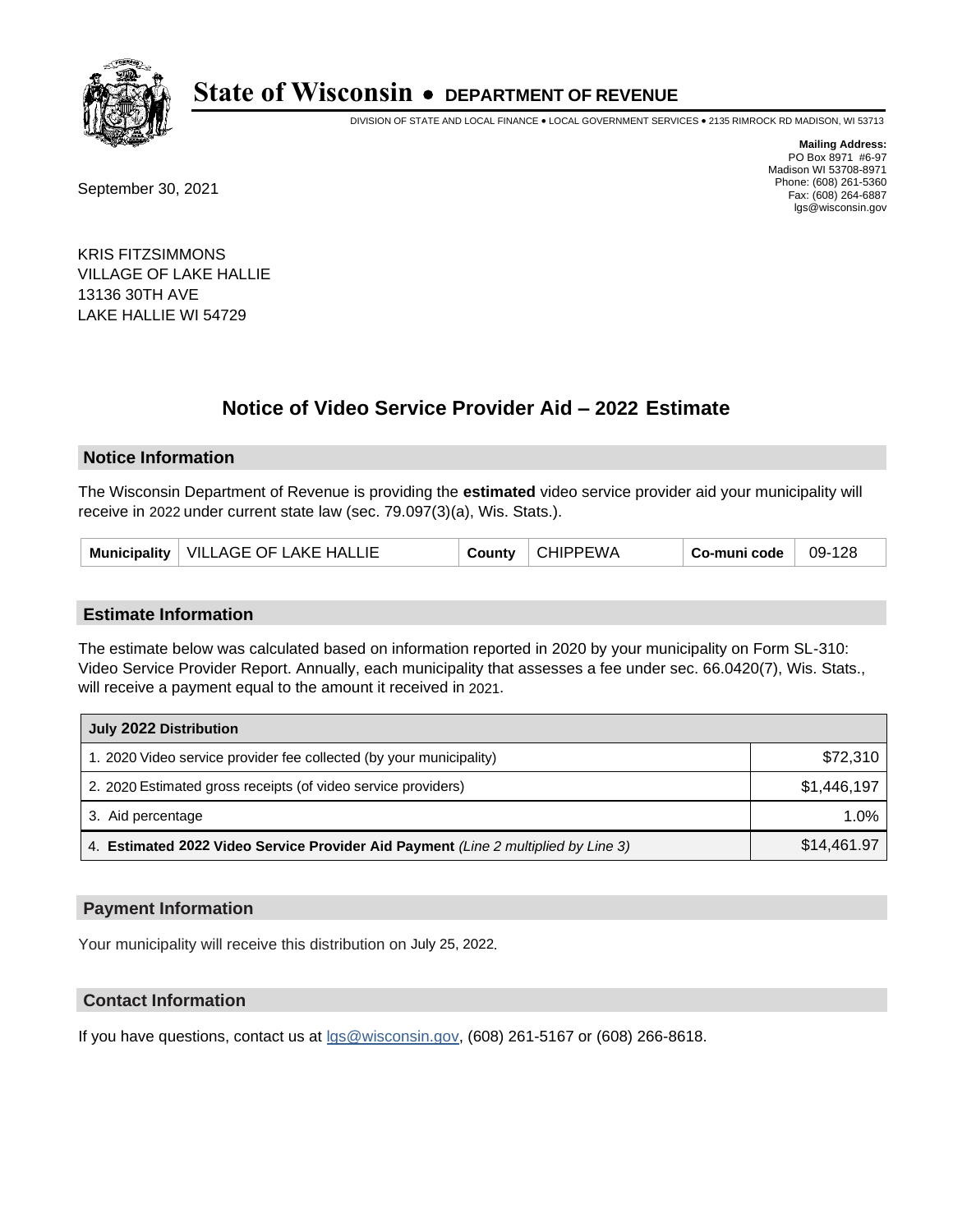# State of Wisconsin • DEPARTMENT OF REVENUE

DIVISION OF STATE AND LOCAL FINANCE • LOCAL GOVERNMENT SERVICES • 2135 RIMROCK RD MADISON, WI 53713

**Mailing Address:**
PO Box 8971 #6-97
Madison WI 53708-8971
Phone: (608) 261-5360
Fax: (608) 264-6887
lgs@wisconsin.gov

September 30, 2021

KRIS FITZSIMMONS
VILLAGE OF LAKE HALLIE
13136 30TH AVE
LAKE HALLIE WI 54729

## Notice of Video Service Provider Aid – 2022 Estimate

### Notice Information

The Wisconsin Department of Revenue is providing the **estimated** video service provider aid your municipality will receive in 2022 under current state law (sec. 79.097(3)(a), Wis. Stats.).

| Municipality | VILLAGE OF LAKE HALLIE | County | CHIPPEWA | Co-muni code | 09-128 |
|---|---|---|---|---|---|

### Estimate Information

The estimate below was calculated based on information reported in 2020 by your municipality on Form SL-310: Video Service Provider Report. Annually, each municipality that assesses a fee under sec. 66.0420(7), Wis. Stats., will receive a payment equal to the amount it received in 2021.

| July 2022 Distribution | |
|---|---|
| 1. 2020 Video service provider fee collected (by your municipality) | $72,310 |
| 2. 2020 Estimated gross receipts (of video service providers) | $1,446,197 |
| 3. Aid percentage | 1.0% |
| 4. **Estimated 2022 Video Service Provider Aid Payment** *(Line 2 multiplied by Line 3)* | $14,461.97 |

### Payment Information

Your municipality will receive this distribution on July 25, 2022.

### Contact Information

If you have questions, contact us at lgs@wisconsin.gov, (608) 261-5167 or (608) 266-8618.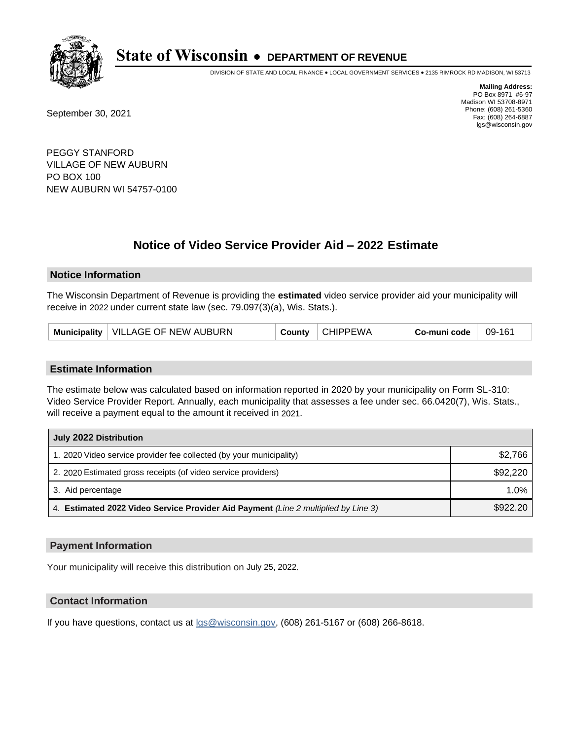# State of Wisconsin • DEPARTMENT OF REVENUE

DIVISION OF STATE AND LOCAL FINANCE • LOCAL GOVERNMENT SERVICES • 2135 RIMROCK RD MADISON, WI 53713

**Mailing Address:**
PO Box 8971 #6-97
Madison WI 53708-8971
Phone: (608) 261-5360
Fax: (608) 264-6887
lgs@wisconsin.gov

September 30, 2021

PEGGY STANFORD
VILLAGE OF NEW AUBURN
PO BOX 100
NEW AUBURN WI 54757-0100

## Notice of Video Service Provider Aid – 2022 Estimate

### Notice Information

The Wisconsin Department of Revenue is providing the **estimated** video service provider aid your municipality will receive in 2022 under current state law (sec. 79.097(3)(a), Wis. Stats.).

| Municipality | VILLAGE OF NEW AUBURN | County | CHIPPEWA | Co-muni code | 09-161 |
|---|---|---|---|---|---|

### Estimate Information

The estimate below was calculated based on information reported in 2020 by your municipality on Form SL-310: Video Service Provider Report. Annually, each municipality that assesses a fee under sec. 66.0420(7), Wis. Stats., will receive a payment equal to the amount it received in 2021.

| July 2022 Distribution | |
|---|---|
| 1. 2020 Video service provider fee collected (by your municipality) | $2,766 |
| 2. 2020 Estimated gross receipts (of video service providers) | $92,220 |
| 3. Aid percentage | 1.0% |
| 4. **Estimated 2022 Video Service Provider Aid Payment** *(Line 2 multiplied by Line 3)* | $922.20 |

### Payment Information

Your municipality will receive this distribution on July 25, 2022.

### Contact Information

If you have questions, contact us at lgs@wisconsin.gov, (608) 261-5167 or (608) 266-8618.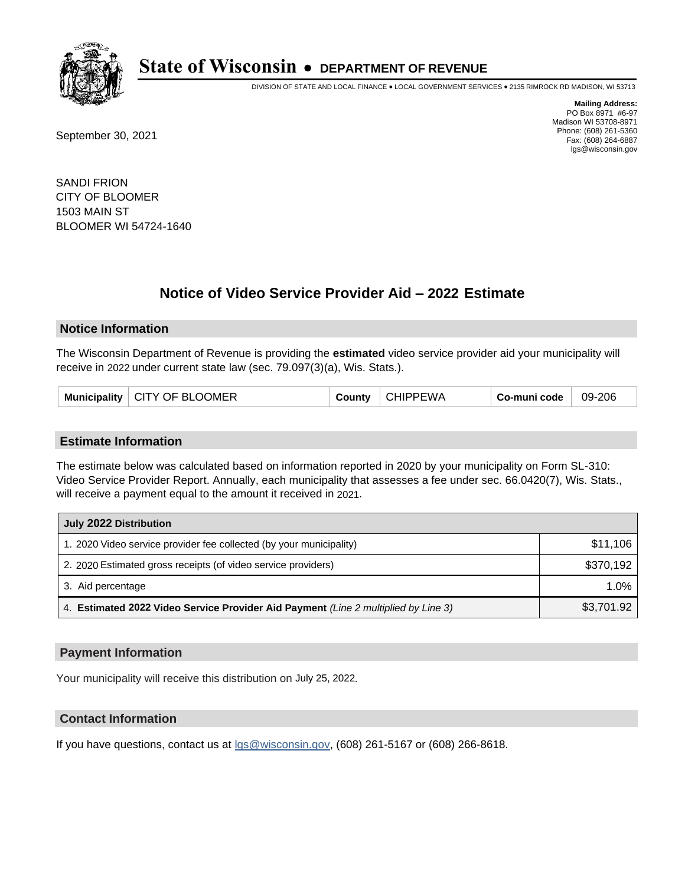# State of Wisconsin • DEPARTMENT OF REVENUE

DIVISION OF STATE AND LOCAL FINANCE • LOCAL GOVERNMENT SERVICES • 2135 RIMROCK RD MADISON, WI 53713

**Mailing Address:**
PO Box 8971 #6-97
Madison WI 53708-8971
Phone: (608) 261-5360
Fax: (608) 264-6887
lgs@wisconsin.gov

September 30, 2021

SANDI FRION
CITY OF BLOOMER
1503 MAIN ST
BLOOMER WI 54724-1640

## Notice of Video Service Provider Aid – 2022 Estimate

### Notice Information

The Wisconsin Department of Revenue is providing the **estimated** video service provider aid your municipality will receive in 2022 under current state law (sec. 79.097(3)(a), Wis. Stats.).

| Municipality | CITY OF BLOOMER | County | CHIPPEWA | Co-muni code | 09-206 |
|---|---|---|---|---|---|

### Estimate Information

The estimate below was calculated based on information reported in 2020 by your municipality on Form SL-310: Video Service Provider Report. Annually, each municipality that assesses a fee under sec. 66.0420(7), Wis. Stats., will receive a payment equal to the amount it received in 2021.

| July 2022 Distribution | |
|---|---|
| 1. 2020 Video service provider fee collected (by your municipality) | $11,106 |
| 2. 2020 Estimated gross receipts (of video service providers) | $370,192 |
| 3. Aid percentage | 1.0% |
| 4. **Estimated 2022 Video Service Provider Aid Payment** *(Line 2 multiplied by Line 3)* | $3,701.92 |

### Payment Information

Your municipality will receive this distribution on July 25, 2022.

### Contact Information

If you have questions, contact us at lgs@wisconsin.gov, (608) 261-5167 or (608) 266-8618.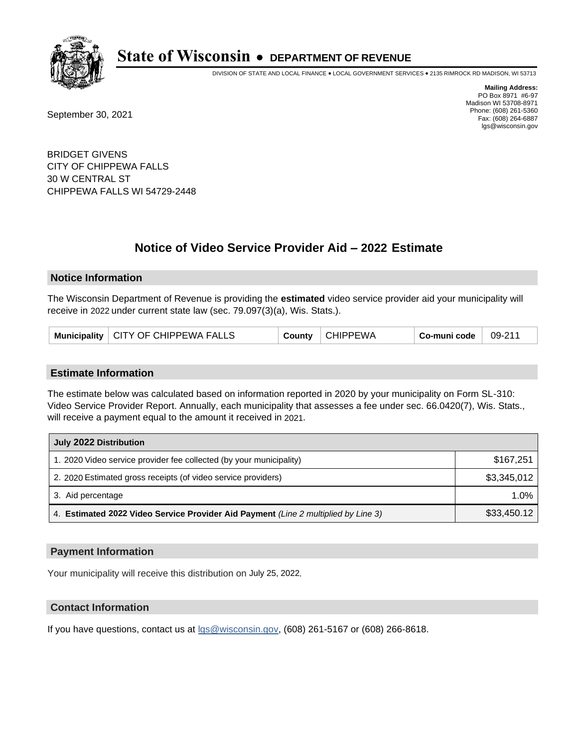# State of Wisconsin • DEPARTMENT OF REVENUE

DIVISION OF STATE AND LOCAL FINANCE • LOCAL GOVERNMENT SERVICES • 2135 RIMROCK RD MADISON, WI 53713

**Mailing Address:**
PO Box 8971 #6-97
Madison WI 53708-8971
Phone: (608) 261-5360
Fax: (608) 264-6887
lgs@wisconsin.gov

September 30, 2021

BRIDGET GIVENS
CITY OF CHIPPEWA FALLS
30 W CENTRAL ST
CHIPPEWA FALLS WI 54729-2448

## Notice of Video Service Provider Aid – 2022 Estimate

### Notice Information

The Wisconsin Department of Revenue is providing the **estimated** video service provider aid your municipality will receive in 2022 under current state law (sec. 79.097(3)(a), Wis. Stats.).

| Municipality | CITY OF CHIPPEWA FALLS | County | CHIPPEWA | Co-muni code | 09-211 |
|---|---|---|---|---|---|

### Estimate Information

The estimate below was calculated based on information reported in 2020 by your municipality on Form SL-310: Video Service Provider Report. Annually, each municipality that assesses a fee under sec. 66.0420(7), Wis. Stats., will receive a payment equal to the amount it received in 2021.

| July 2022 Distribution | |
|---|---|
| 1. 2020 Video service provider fee collected (by your municipality) | $167,251 |
| 2. 2020 Estimated gross receipts (of video service providers) | $3,345,012 |
| 3. Aid percentage | 1.0% |
| 4. **Estimated 2022 Video Service Provider Aid Payment** *(Line 2 multiplied by Line 3)* | $33,450.12 |

### Payment Information

Your municipality will receive this distribution on July 25, 2022.

### Contact Information

If you have questions, contact us at lgs@wisconsin.gov, (608) 261-5167 or (608) 266-8618.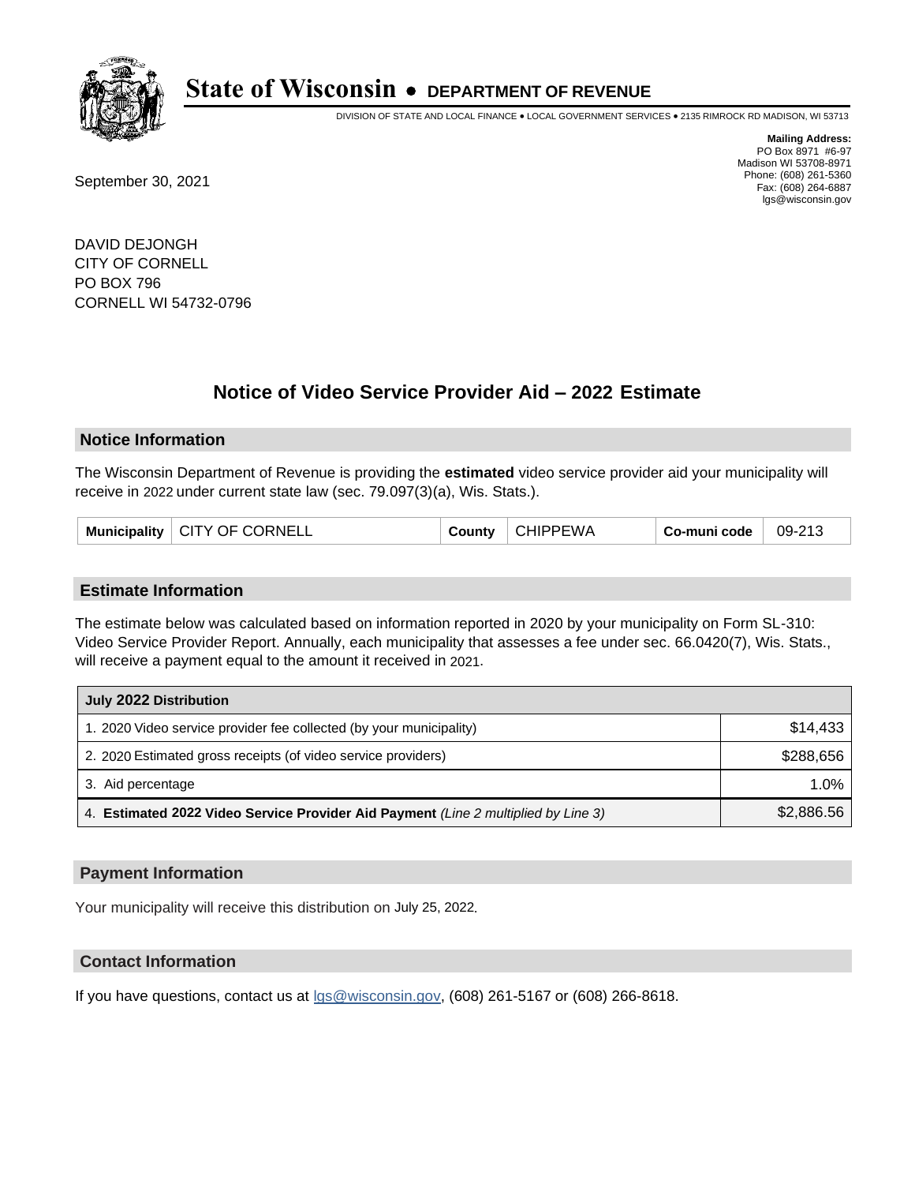# State of Wisconsin • DEPARTMENT OF REVENUE

DIVISION OF STATE AND LOCAL FINANCE • LOCAL GOVERNMENT SERVICES • 2135 RIMROCK RD MADISON, WI 53713

**Mailing Address:**
PO Box 8971 #6-97
Madison WI 53708-8971
Phone: (608) 261-5360
Fax: (608) 264-6887
lgs@wisconsin.gov

September 30, 2021

DAVID DEJONGH
CITY OF CORNELL
PO BOX 796
CORNELL WI 54732-0796

## Notice of Video Service Provider Aid – 2022 Estimate

### Notice Information

The Wisconsin Department of Revenue is providing the **estimated** video service provider aid your municipality will receive in 2022 under current state law (sec. 79.097(3)(a), Wis. Stats.).

| Municipality | CITY OF CORNELL | County | CHIPPEWA | Co-muni code | 09-213 |
|---|---|---|---|---|---|

### Estimate Information

The estimate below was calculated based on information reported in 2020 by your municipality on Form SL-310: Video Service Provider Report. Annually, each municipality that assesses a fee under sec. 66.0420(7), Wis. Stats., will receive a payment equal to the amount it received in 2021.

| July 2022 Distribution | |
|---|---|
| 1. 2020 Video service provider fee collected (by your municipality) | $14,433 |
| 2. 2020 Estimated gross receipts (of video service providers) | $288,656 |
| 3. Aid percentage | 1.0% |
| 4. **Estimated 2022 Video Service Provider Aid Payment** *(Line 2 multiplied by Line 3)* | $2,886.56 |

### Payment Information

Your municipality will receive this distribution on July 25, 2022.

### Contact Information

If you have questions, contact us at lgs@wisconsin.gov, (608) 261-5167 or (608) 266-8618.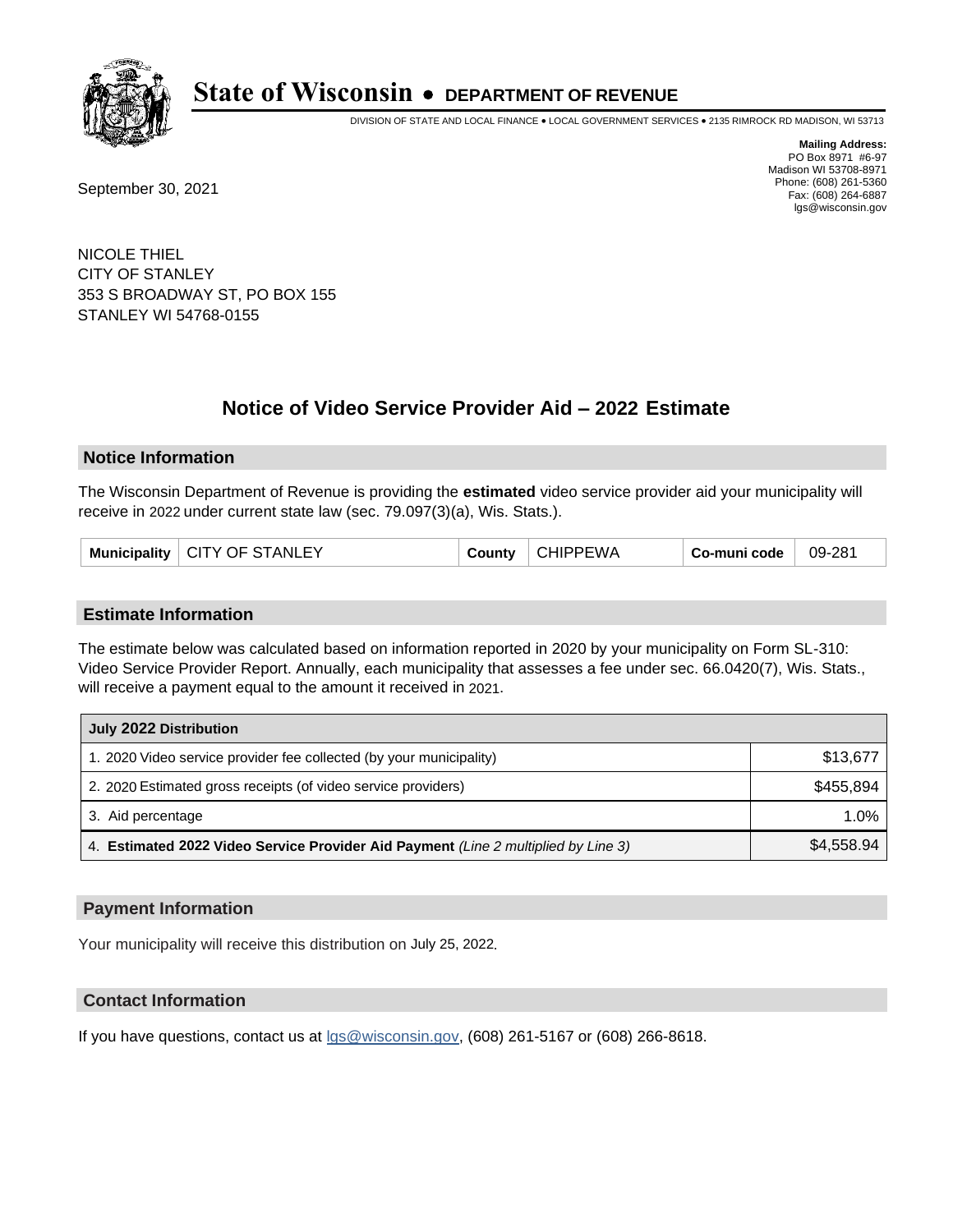# State of Wisconsin • DEPARTMENT OF REVENUE

DIVISION OF STATE AND LOCAL FINANCE • LOCAL GOVERNMENT SERVICES • 2135 RIMROCK RD MADISON, WI 53713

**Mailing Address:**
PO Box 8971 #6-97
Madison WI 53708-8971
Phone: (608) 261-5360
Fax: (608) 264-6887
lgs@wisconsin.gov

September 30, 2021

NICOLE THIEL
CITY OF STANLEY
353 S BROADWAY ST, PO BOX 155
STANLEY WI 54768-0155

## Notice of Video Service Provider Aid – 2022 Estimate

### Notice Information

The Wisconsin Department of Revenue is providing the **estimated** video service provider aid your municipality will receive in 2022 under current state law (sec. 79.097(3)(a), Wis. Stats.).

| Municipality | CITY OF STANLEY | County | CHIPPEWA | Co-muni code | 09-281 |
|---|---|---|---|---|---|

### Estimate Information

The estimate below was calculated based on information reported in 2020 by your municipality on Form SL-310: Video Service Provider Report. Annually, each municipality that assesses a fee under sec. 66.0420(7), Wis. Stats., will receive a payment equal to the amount it received in 2021.

| July 2022 Distribution | |
|---|---|
| 1. 2020 Video service provider fee collected (by your municipality) | $13,677 |
| 2. 2020 Estimated gross receipts (of video service providers) | $455,894 |
| 3. Aid percentage | 1.0% |
| 4. **Estimated 2022 Video Service Provider Aid Payment** *(Line 2 multiplied by Line 3)* | $4,558.94 |

### Payment Information

Your municipality will receive this distribution on July 25, 2022.

### Contact Information

If you have questions, contact us at lgs@wisconsin.gov, (608) 261-5167 or (608) 266-8618.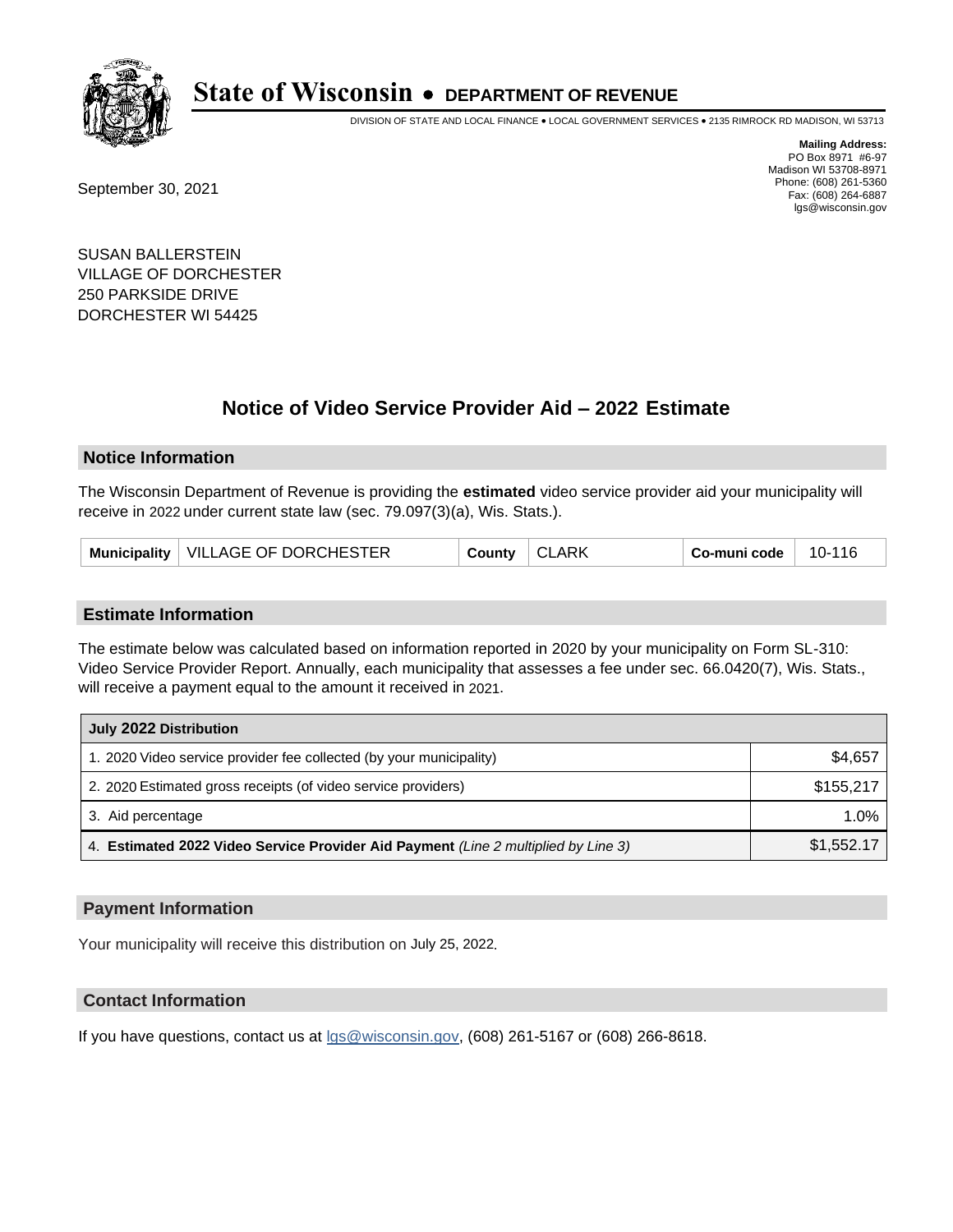# State of Wisconsin • DEPARTMENT OF REVENUE

DIVISION OF STATE AND LOCAL FINANCE • LOCAL GOVERNMENT SERVICES • 2135 RIMROCK RD MADISON, WI 53713

**Mailing Address:**
PO Box 8971 #6-97
Madison WI 53708-8971
Phone: (608) 261-5360
Fax: (608) 264-6887
lgs@wisconsin.gov

September 30, 2021

SUSAN BALLERSTEIN
VILLAGE OF DORCHESTER
250 PARKSIDE DRIVE
DORCHESTER WI 54425

## Notice of Video Service Provider Aid – 2022 Estimate

### Notice Information

The Wisconsin Department of Revenue is providing the **estimated** video service provider aid your municipality will receive in 2022 under current state law (sec. 79.097(3)(a), Wis. Stats.).

| Municipality | VILLAGE OF DORCHESTER | County | CLARK | Co-muni code | 10-116 |
|---|---|---|---|---|---|

### Estimate Information

The estimate below was calculated based on information reported in 2020 by your municipality on Form SL-310: Video Service Provider Report. Annually, each municipality that assesses a fee under sec. 66.0420(7), Wis. Stats., will receive a payment equal to the amount it received in 2021.

| July 2022 Distribution | |
|---|---|
| 1. 2020 Video service provider fee collected (by your municipality) | $4,657 |
| 2. 2020 Estimated gross receipts (of video service providers) | $155,217 |
| 3. Aid percentage | 1.0% |
| 4. **Estimated 2022 Video Service Provider Aid Payment** *(Line 2 multiplied by Line 3)* | $1,552.17 |

### Payment Information

Your municipality will receive this distribution on July 25, 2022.

### Contact Information

If you have questions, contact us at lgs@wisconsin.gov, (608) 261-5167 or (608) 266-8618.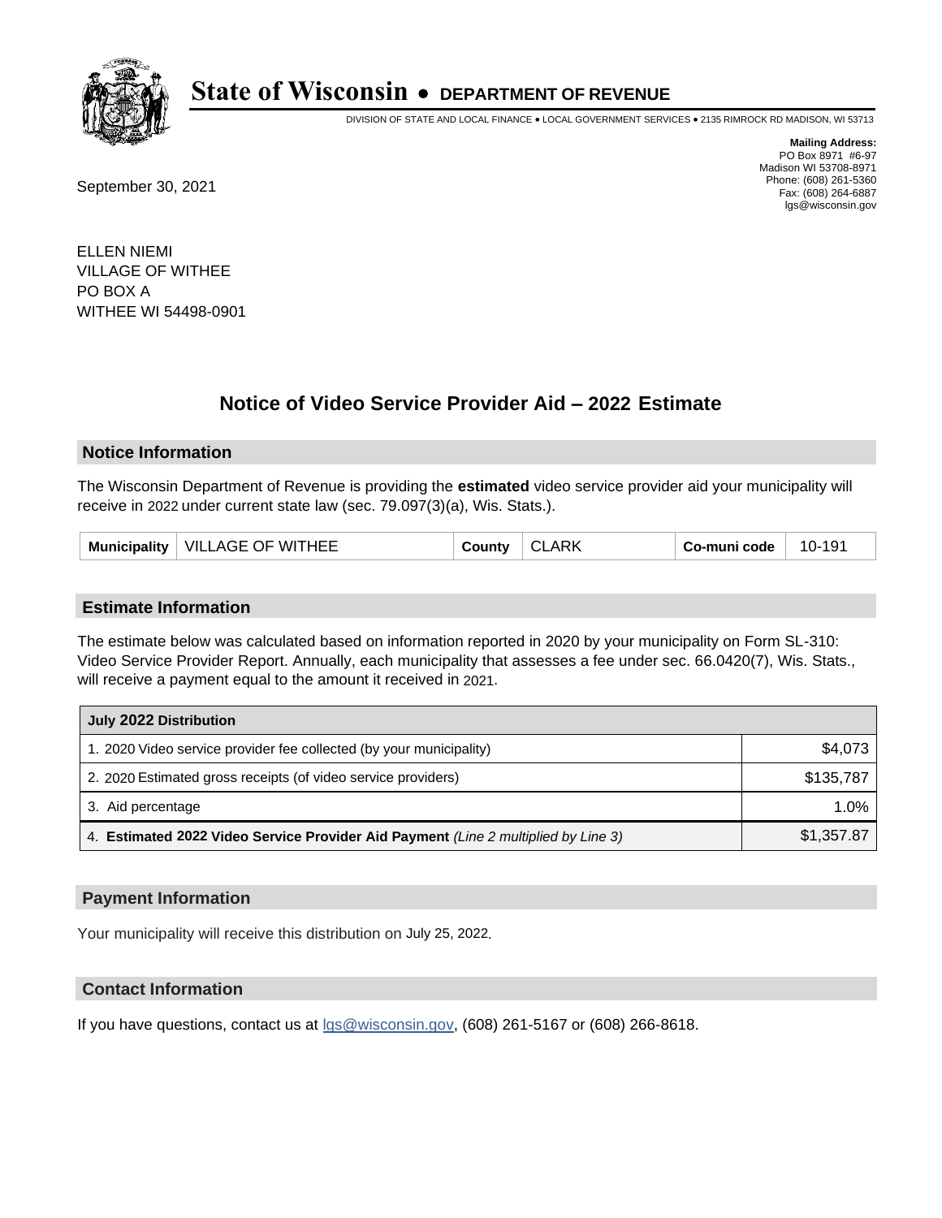# State of Wisconsin • DEPARTMENT OF REVENUE

DIVISION OF STATE AND LOCAL FINANCE • LOCAL GOVERNMENT SERVICES • 2135 RIMROCK RD MADISON, WI 53713

**Mailing Address:**
PO Box 8971 #6-97
Madison WI 53708-8971
Phone: (608) 261-5360
Fax: (608) 264-6887
lgs@wisconsin.gov

September 30, 2021

ELLEN NIEMI
VILLAGE OF WITHEE
PO BOX A
WITHEE WI 54498-0901

## Notice of Video Service Provider Aid – 2022 Estimate

### Notice Information

The Wisconsin Department of Revenue is providing the **estimated** video service provider aid your municipality will receive in 2022 under current state law (sec. 79.097(3)(a), Wis. Stats.).

| Municipality | VILLAGE OF WITHEE | County | CLARK | Co-muni code | 10-191 |
|---|---|---|---|---|---|

### Estimate Information

The estimate below was calculated based on information reported in 2020 by your municipality on Form SL-310: Video Service Provider Report. Annually, each municipality that assesses a fee under sec. 66.0420(7), Wis. Stats., will receive a payment equal to the amount it received in 2021.

| July 2022 Distribution | |
|---|---|
| 1. 2020 Video service provider fee collected (by your municipality) | $4,073 |
| 2. 2020 Estimated gross receipts (of video service providers) | $135,787 |
| 3. Aid percentage | 1.0% |
| 4. **Estimated 2022 Video Service Provider Aid Payment** *(Line 2 multiplied by Line 3)* | $1,357.87 |

### Payment Information

Your municipality will receive this distribution on July 25, 2022.

### Contact Information

If you have questions, contact us at lgs@wisconsin.gov, (608) 261-5167 or (608) 266-8618.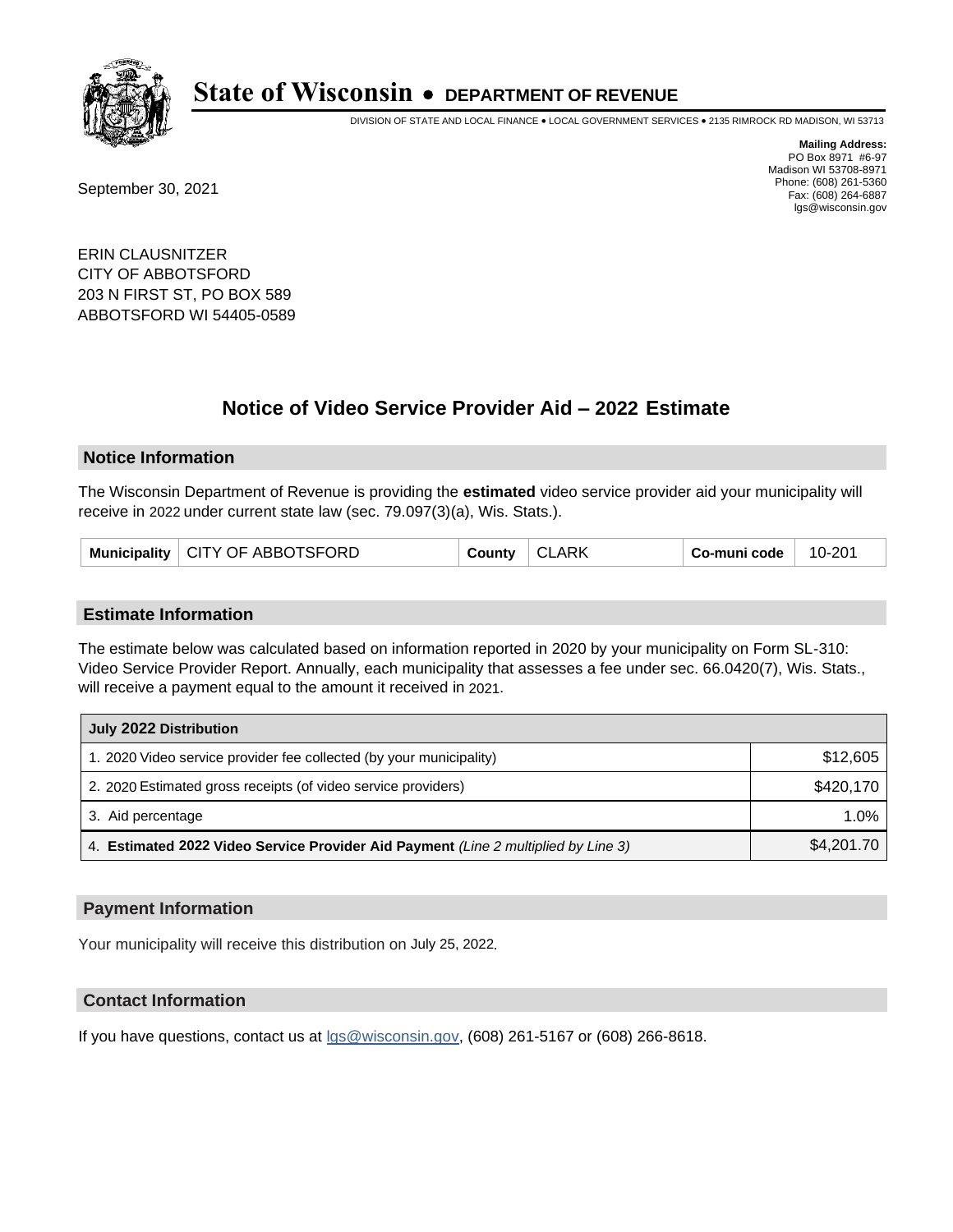# State of Wisconsin • DEPARTMENT OF REVENUE

DIVISION OF STATE AND LOCAL FINANCE • LOCAL GOVERNMENT SERVICES • 2135 RIMROCK RD MADISON, WI 53713

**Mailing Address:**
PO Box 8971 #6-97
Madison WI 53708-8971
Phone: (608) 261-5360
Fax: (608) 264-6887
lgs@wisconsin.gov

September 30, 2021

ERIN CLAUSNITZER
CITY OF ABBOTSFORD
203 N FIRST ST, PO BOX 589
ABBOTSFORD WI 54405-0589

## Notice of Video Service Provider Aid – 2022 Estimate

### Notice Information

The Wisconsin Department of Revenue is providing the **estimated** video service provider aid your municipality will receive in 2022 under current state law (sec. 79.097(3)(a), Wis. Stats.).

| Municipality | CITY OF ABBOTSFORD | County | CLARK | Co-muni code | 10-201 |
|---|---|---|---|---|---|

### Estimate Information

The estimate below was calculated based on information reported in 2020 by your municipality on Form SL-310: Video Service Provider Report. Annually, each municipality that assesses a fee under sec. 66.0420(7), Wis. Stats., will receive a payment equal to the amount it received in 2021.

| July 2022 Distribution | |
|---|---|
| 1. 2020 Video service provider fee collected (by your municipality) | $12,605 |
| 2. 2020 Estimated gross receipts (of video service providers) | $420,170 |
| 3. Aid percentage | 1.0% |
| 4. **Estimated 2022 Video Service Provider Aid Payment** *(Line 2 multiplied by Line 3)* | $4,201.70 |

### Payment Information

Your municipality will receive this distribution on July 25, 2022.

### Contact Information

If you have questions, contact us at lgs@wisconsin.gov, (608) 261-5167 or (608) 266-8618.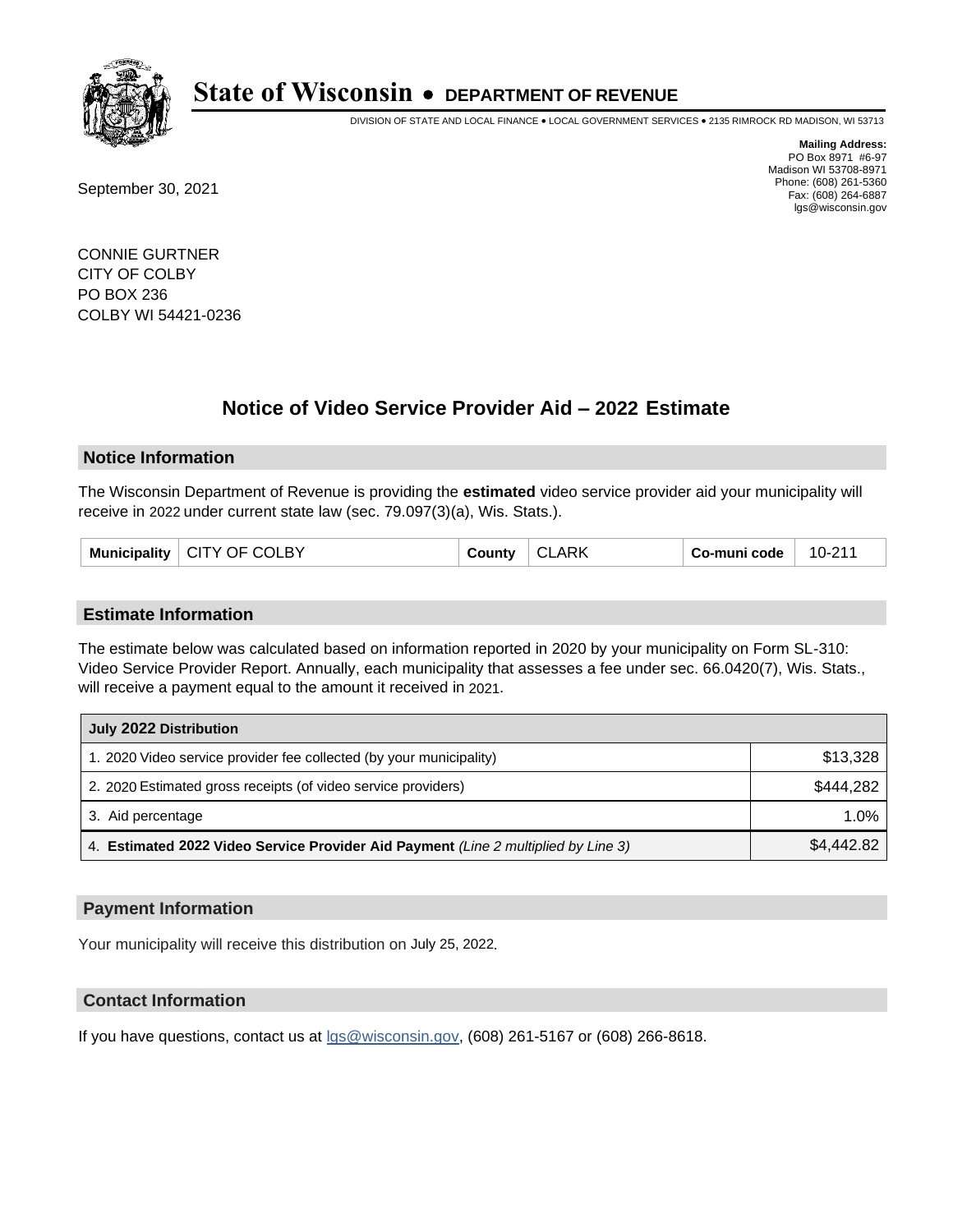# State of Wisconsin • DEPARTMENT OF REVENUE

DIVISION OF STATE AND LOCAL FINANCE • LOCAL GOVERNMENT SERVICES • 2135 RIMROCK RD MADISON, WI 53713

**Mailing Address:**
PO Box 8971 #6-97
Madison WI 53708-8971
Phone: (608) 261-5360
Fax: (608) 264-6887
lgs@wisconsin.gov

September 30, 2021

CONNIE GURTNER
CITY OF COLBY
PO BOX 236
COLBY WI 54421-0236

## Notice of Video Service Provider Aid – 2022 Estimate

### Notice Information

The Wisconsin Department of Revenue is providing the **estimated** video service provider aid your municipality will receive in 2022 under current state law (sec. 79.097(3)(a), Wis. Stats.).

| Municipality | CITY OF COLBY | County | CLARK | Co-muni code | 10-211 |
|---|---|---|---|---|---|

### Estimate Information

The estimate below was calculated based on information reported in 2020 by your municipality on Form SL-310: Video Service Provider Report. Annually, each municipality that assesses a fee under sec. 66.0420(7), Wis. Stats., will receive a payment equal to the amount it received in 2021.

| July 2022 Distribution | |
|---|---|
| 1. 2020 Video service provider fee collected (by your municipality) | $13,328 |
| 2. 2020 Estimated gross receipts (of video service providers) | $444,282 |
| 3. Aid percentage | 1.0% |
| 4. **Estimated 2022 Video Service Provider Aid Payment** *(Line 2 multiplied by Line 3)* | $4,442.82 |

### Payment Information

Your municipality will receive this distribution on July 25, 2022.

### Contact Information

If you have questions, contact us at lgs@wisconsin.gov, (608) 261-5167 or (608) 266-8618.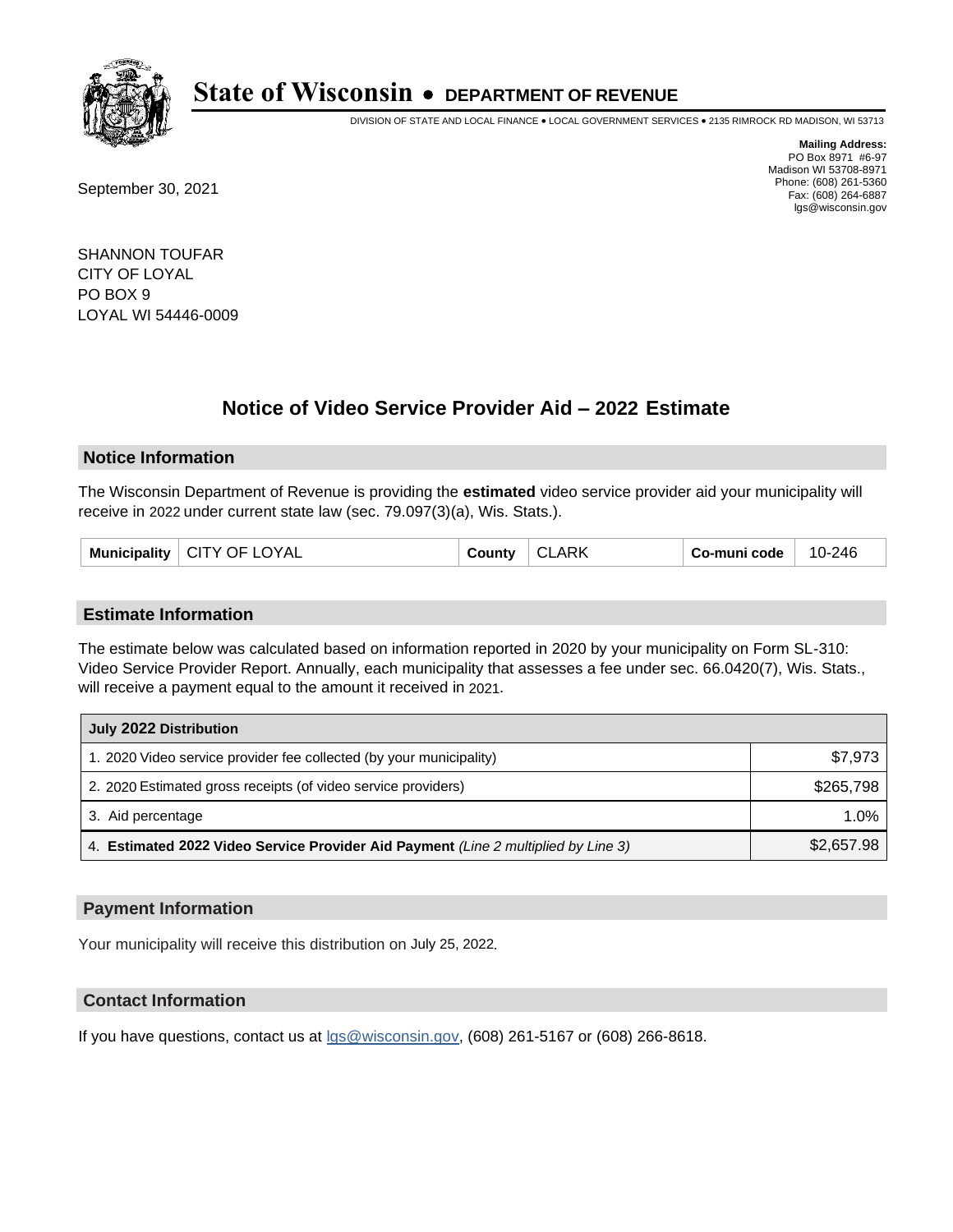State of Wisconsin • DEPARTMENT OF REVENUE

DIVISION OF STATE AND LOCAL FINANCE • LOCAL GOVERNMENT SERVICES • 2135 RIMROCK RD MADISON, WI 53713

**Mailing Address:**
PO Box 8971 #6-97
Madison WI 53708-8971
Phone: (608) 261-5360
Fax: (608) 264-6887
lgs@wisconsin.gov

September 30, 2021

SHANNON TOUFAR
CITY OF LOYAL
PO BOX 9
LOYAL WI 54446-0009

# Notice of Video Service Provider Aid – 2022 Estimate

## Notice Information

The Wisconsin Department of Revenue is providing the **estimated** video service provider aid your municipality will receive in 2022 under current state law (sec. 79.097(3)(a), Wis. Stats.).

| Municipality | CITY OF LOYAL | County | CLARK | Co-muni code | 10-246 |
|---|---|---|---|---|---|

## Estimate Information

The estimate below was calculated based on information reported in 2020 by your municipality on Form SL-310: Video Service Provider Report. Annually, each municipality that assesses a fee under sec. 66.0420(7), Wis. Stats., will receive a payment equal to the amount it received in 2021.

| July 2022 Distribution | |
|---|---|
| 1. 2020 Video service provider fee collected (by your municipality) | $7,973 |
| 2. 2020 Estimated gross receipts (of video service providers) | $265,798 |
| 3. Aid percentage | 1.0% |
| 4. **Estimated 2022 Video Service Provider Aid Payment** *(Line 2 multiplied by Line 3)* | $2,657.98 |

## Payment Information

Your municipality will receive this distribution on July 25, 2022.

## Contact Information

If you have questions, contact us at lgs@wisconsin.gov, (608) 261-5167 or (608) 266-8618.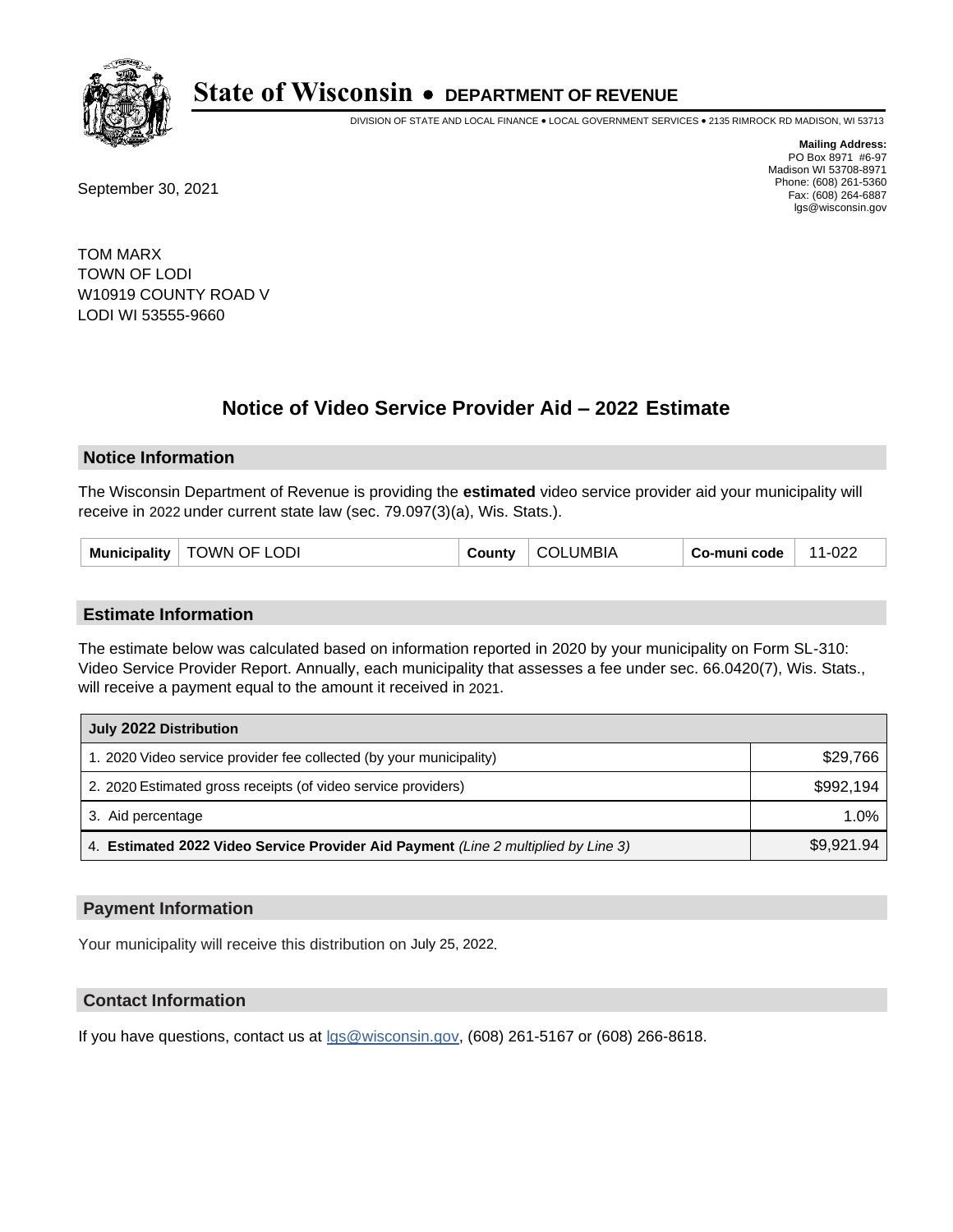# State of Wisconsin • DEPARTMENT OF REVENUE

DIVISION OF STATE AND LOCAL FINANCE • LOCAL GOVERNMENT SERVICES • 2135 RIMROCK RD MADISON, WI 53713

**Mailing Address:**
PO Box 8971 #6-97
Madison WI 53708-8971
Phone: (608) 261-5360
Fax: (608) 264-6887
lgs@wisconsin.gov

September 30, 2021

TOM MARX
TOWN OF LODI
W10919 COUNTY ROAD V
LODI WI 53555-9660

## Notice of Video Service Provider Aid – 2022 Estimate

### Notice Information

The Wisconsin Department of Revenue is providing the **estimated** video service provider aid your municipality will receive in 2022 under current state law (sec. 79.097(3)(a), Wis. Stats.).

| Municipality | TOWN OF LODI | County | COLUMBIA | Co-muni code | 11-022 |
|---|---|---|---|---|---|

### Estimate Information

The estimate below was calculated based on information reported in 2020 by your municipality on Form SL-310: Video Service Provider Report. Annually, each municipality that assesses a fee under sec. 66.0420(7), Wis. Stats., will receive a payment equal to the amount it received in 2021.

| July 2022 Distribution | |
|---|---|
| 1. 2020 Video service provider fee collected (by your municipality) | $29,766 |
| 2. 2020 Estimated gross receipts (of video service providers) | $992,194 |
| 3. Aid percentage | 1.0% |
| 4. **Estimated 2022 Video Service Provider Aid Payment** *(Line 2 multiplied by Line 3)* | $9,921.94 |

### Payment Information

Your municipality will receive this distribution on July 25, 2022.

### Contact Information

If you have questions, contact us at lgs@wisconsin.gov, (608) 261-5167 or (608) 266-8618.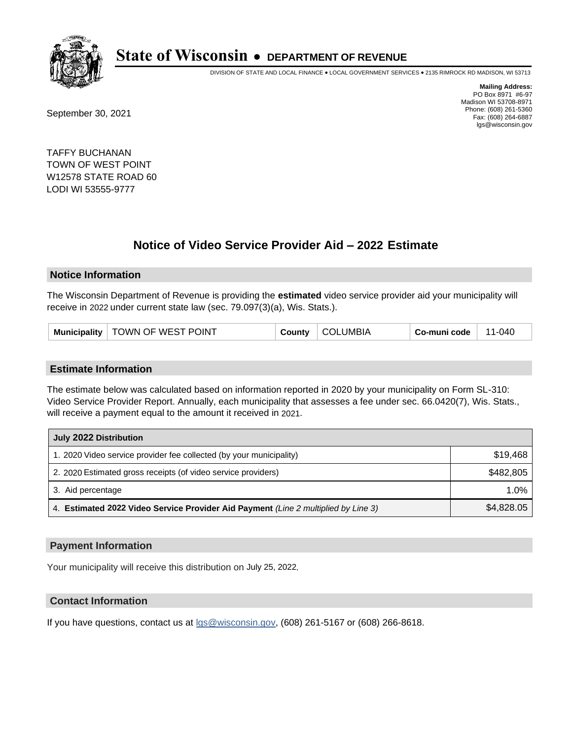# State of Wisconsin • DEPARTMENT OF REVENUE

DIVISION OF STATE AND LOCAL FINANCE • LOCAL GOVERNMENT SERVICES • 2135 RIMROCK RD MADISON, WI 53713

**Mailing Address:**
PO Box 8971 #6-97
Madison WI 53708-8971
Phone: (608) 261-5360
Fax: (608) 264-6887
lgs@wisconsin.gov

September 30, 2021

TAFFY BUCHANAN
TOWN OF WEST POINT
W12578 STATE ROAD 60
LODI WI 53555-9777

## Notice of Video Service Provider Aid – 2022 Estimate

### Notice Information

The Wisconsin Department of Revenue is providing the **estimated** video service provider aid your municipality will receive in 2022 under current state law (sec. 79.097(3)(a), Wis. Stats.).

| Municipality | TOWN OF WEST POINT | County | COLUMBIA | Co-muni code | 11-040 |
|---|---|---|---|---|---|

### Estimate Information

The estimate below was calculated based on information reported in 2020 by your municipality on Form SL-310: Video Service Provider Report. Annually, each municipality that assesses a fee under sec. 66.0420(7), Wis. Stats., will receive a payment equal to the amount it received in 2021.

| July 2022 Distribution | |
|---|---|
| 1. 2020 Video service provider fee collected (by your municipality) | $19,468 |
| 2. 2020 Estimated gross receipts (of video service providers) | $482,805 |
| 3. Aid percentage | 1.0% |
| 4. **Estimated 2022 Video Service Provider Aid Payment** *(Line 2 multiplied by Line 3)* | $4,828.05 |

### Payment Information

Your municipality will receive this distribution on July 25, 2022.

### Contact Information

If you have questions, contact us at lgs@wisconsin.gov, (608) 261-5167 or (608) 266-8618.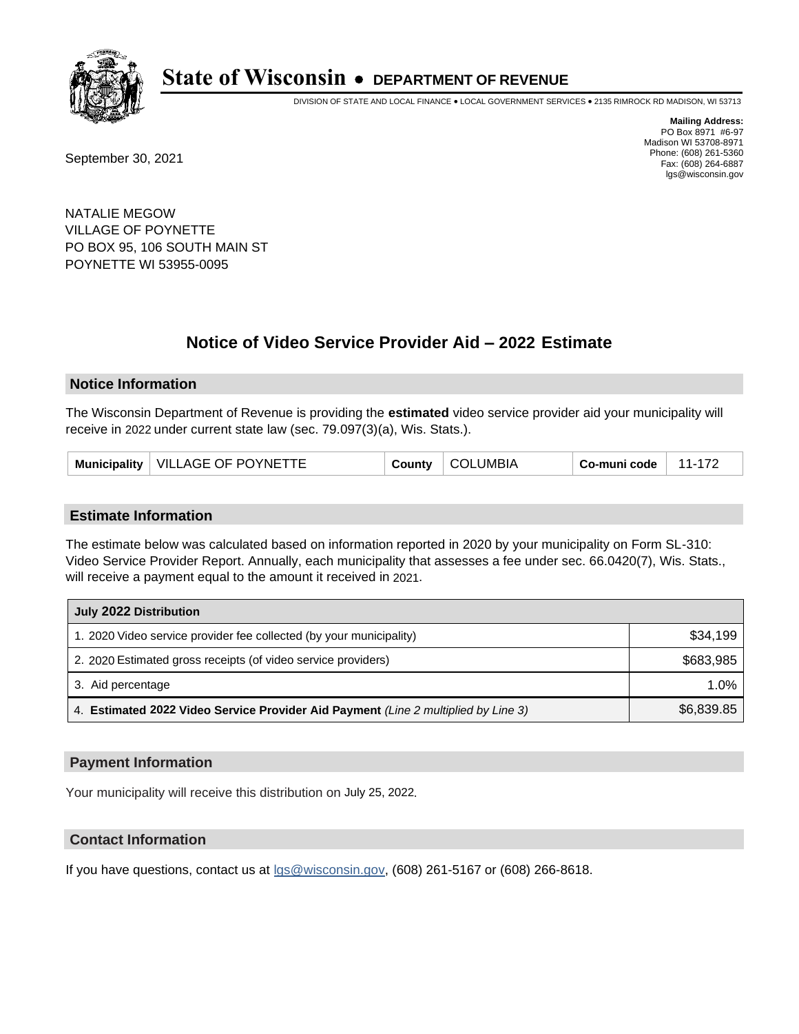# State of Wisconsin • DEPARTMENT OF REVENUE

DIVISION OF STATE AND LOCAL FINANCE • LOCAL GOVERNMENT SERVICES • 2135 RIMROCK RD MADISON, WI 53713

**Mailing Address:**
PO Box 8971 #6-97
Madison WI 53708-8971
Phone: (608) 261-5360
Fax: (608) 264-6887
lgs@wisconsin.gov

September 30, 2021

NATALIE MEGOW
VILLAGE OF POYNETTE
PO BOX 95, 106 SOUTH MAIN ST
POYNETTE WI 53955-0095

## Notice of Video Service Provider Aid – 2022 Estimate

### Notice Information

The Wisconsin Department of Revenue is providing the **estimated** video service provider aid your municipality will receive in 2022 under current state law (sec. 79.097(3)(a), Wis. Stats.).

| Municipality | VILLAGE OF POYNETTE | County | COLUMBIA | Co-muni code | 11-172 |
|---|---|---|---|---|---|

### Estimate Information

The estimate below was calculated based on information reported in 2020 by your municipality on Form SL-310: Video Service Provider Report. Annually, each municipality that assesses a fee under sec. 66.0420(7), Wis. Stats., will receive a payment equal to the amount it received in 2021.

| July 2022 Distribution | |
|---|---|
| 1. 2020 Video service provider fee collected (by your municipality) | $34,199 |
| 2. 2020 Estimated gross receipts (of video service providers) | $683,985 |
| 3. Aid percentage | 1.0% |
| 4. **Estimated 2022 Video Service Provider Aid Payment** *(Line 2 multiplied by Line 3)* | $6,839.85 |

### Payment Information

Your municipality will receive this distribution on July 25, 2022.

### Contact Information

If you have questions, contact us at lgs@wisconsin.gov, (608) 261-5167 or (608) 266-8618.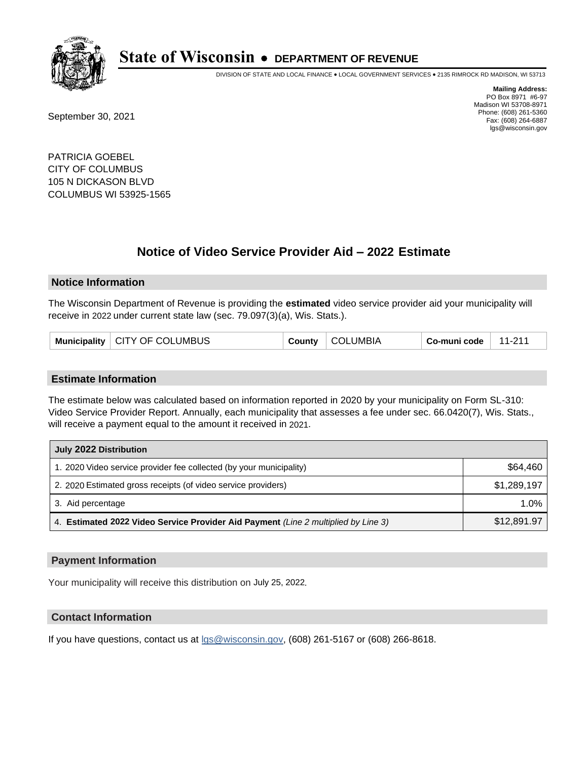# State of Wisconsin • DEPARTMENT OF REVENUE

DIVISION OF STATE AND LOCAL FINANCE • LOCAL GOVERNMENT SERVICES • 2135 RIMROCK RD MADISON, WI 53713

**Mailing Address:**
PO Box 8971 #6-97
Madison WI 53708-8971
Phone: (608) 261-5360
Fax: (608) 264-6887
lgs@wisconsin.gov

September 30, 2021

PATRICIA GOEBEL
CITY OF COLUMBUS
105 N DICKASON BLVD
COLUMBUS WI 53925-1565

## Notice of Video Service Provider Aid – 2022 Estimate

### Notice Information

The Wisconsin Department of Revenue is providing the **estimated** video service provider aid your municipality will receive in 2022 under current state law (sec. 79.097(3)(a), Wis. Stats.).

| Municipality | CITY OF COLUMBUS | County | COLUMBIA | Co-muni code | 11-211 |
|---|---|---|---|---|---|

### Estimate Information

The estimate below was calculated based on information reported in 2020 by your municipality on Form SL-310: Video Service Provider Report. Annually, each municipality that assesses a fee under sec. 66.0420(7), Wis. Stats., will receive a payment equal to the amount it received in 2021.

| July 2022 Distribution | |
|---|---|
| 1. 2020 Video service provider fee collected (by your municipality) | $64,460 |
| 2. 2020 Estimated gross receipts (of video service providers) | $1,289,197 |
| 3. Aid percentage | 1.0% |
| 4. **Estimated 2022 Video Service Provider Aid Payment** *(Line 2 multiplied by Line 3)* | $12,891.97 |

### Payment Information

Your municipality will receive this distribution on July 25, 2022.

### Contact Information

If you have questions, contact us at lgs@wisconsin.gov, (608) 261-5167 or (608) 266-8618.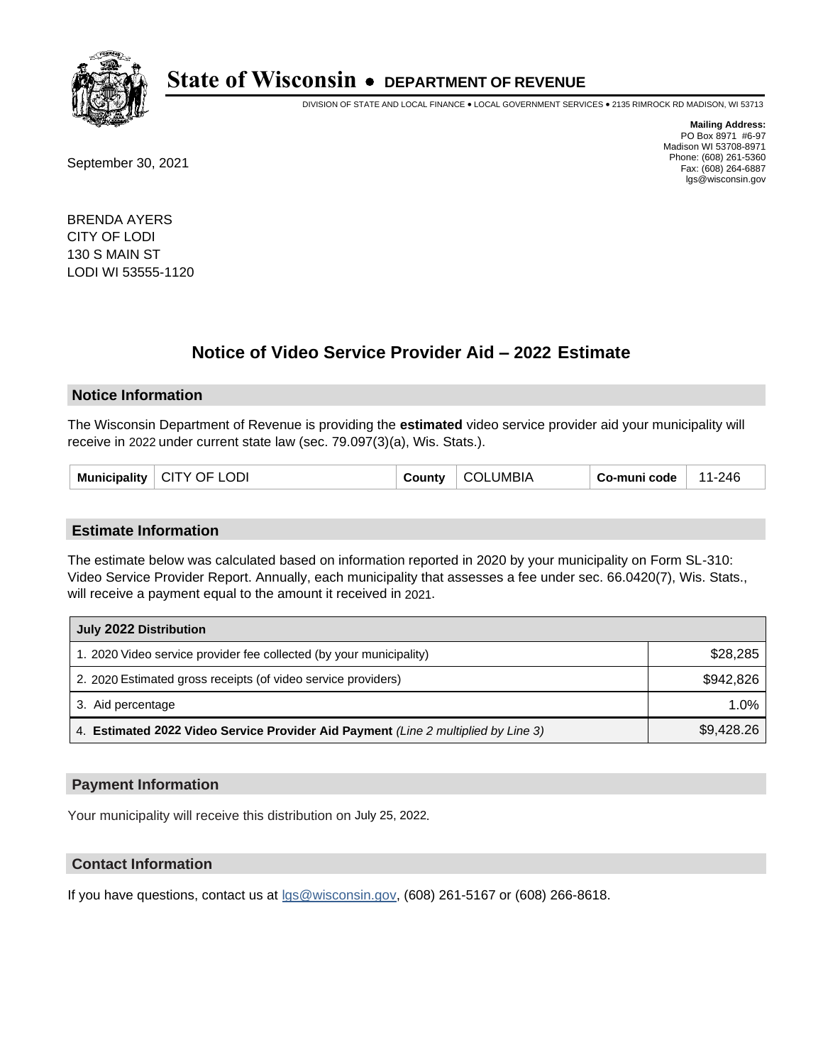# State of Wisconsin • DEPARTMENT OF REVENUE

DIVISION OF STATE AND LOCAL FINANCE • LOCAL GOVERNMENT SERVICES • 2135 RIMROCK RD MADISON, WI 53713

**Mailing Address:**
PO Box 8971 #6-97
Madison WI 53708-8971
Phone: (608) 261-5360
Fax: (608) 264-6887
lgs@wisconsin.gov

September 30, 2021

BRENDA AYERS
CITY OF LODI
130 S MAIN ST
LODI WI 53555-1120

## Notice of Video Service Provider Aid – 2022 Estimate

### Notice Information

The Wisconsin Department of Revenue is providing the **estimated** video service provider aid your municipality will receive in 2022 under current state law (sec. 79.097(3)(a), Wis. Stats.).

| Municipality | CITY OF LODI | County | COLUMBIA | Co-muni code | 11-246 |
|---|---|---|---|---|---|

### Estimate Information

The estimate below was calculated based on information reported in 2020 by your municipality on Form SL-310: Video Service Provider Report. Annually, each municipality that assesses a fee under sec. 66.0420(7), Wis. Stats., will receive a payment equal to the amount it received in 2021.

| July 2022 Distribution | |
|---|---|
| 1. 2020 Video service provider fee collected (by your municipality) | $28,285 |
| 2. 2020 Estimated gross receipts (of video service providers) | $942,826 |
| 3. Aid percentage | 1.0% |
| 4. **Estimated 2022 Video Service Provider Aid Payment** *(Line 2 multiplied by Line 3)* | $9,428.26 |

### Payment Information

Your municipality will receive this distribution on July 25, 2022.

### Contact Information

If you have questions, contact us at lgs@wisconsin.gov, (608) 261-5167 or (608) 266-8618.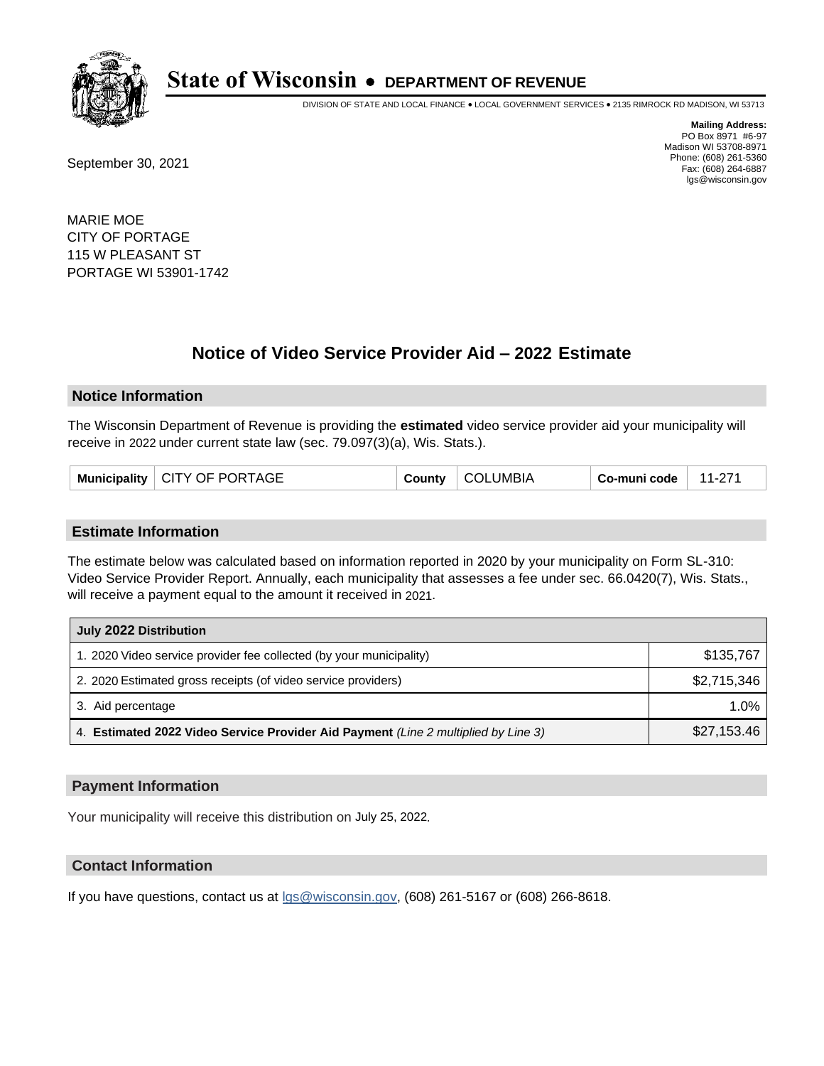# State of Wisconsin • DEPARTMENT OF REVENUE

DIVISION OF STATE AND LOCAL FINANCE • LOCAL GOVERNMENT SERVICES • 2135 RIMROCK RD MADISON, WI 53713

**Mailing Address:**
PO Box 8971 #6-97
Madison WI 53708-8971
Phone: (608) 261-5360
Fax: (608) 264-6887
lgs@wisconsin.gov

September 30, 2021

MARIE MOE
CITY OF PORTAGE
115 W PLEASANT ST
PORTAGE WI 53901-1742

## Notice of Video Service Provider Aid – 2022 Estimate

### Notice Information

The Wisconsin Department of Revenue is providing the **estimated** video service provider aid your municipality will receive in 2022 under current state law (sec. 79.097(3)(a), Wis. Stats.).

| Municipality | CITY OF PORTAGE | County | COLUMBIA | Co-muni code | 11-271 |
|---|---|---|---|---|---|

### Estimate Information

The estimate below was calculated based on information reported in 2020 by your municipality on Form SL-310: Video Service Provider Report. Annually, each municipality that assesses a fee under sec. 66.0420(7), Wis. Stats., will receive a payment equal to the amount it received in 2021.

| July 2022 Distribution | |
|---|---|
| 1. 2020 Video service provider fee collected (by your municipality) | $135,767 |
| 2. 2020 Estimated gross receipts (of video service providers) | $2,715,346 |
| 3. Aid percentage | 1.0% |
| 4. **Estimated 2022 Video Service Provider Aid Payment** *(Line 2 multiplied by Line 3)* | $27,153.46 |

### Payment Information

Your municipality will receive this distribution on July 25, 2022.

### Contact Information

If you have questions, contact us at lgs@wisconsin.gov, (608) 261-5167 or (608) 266-8618.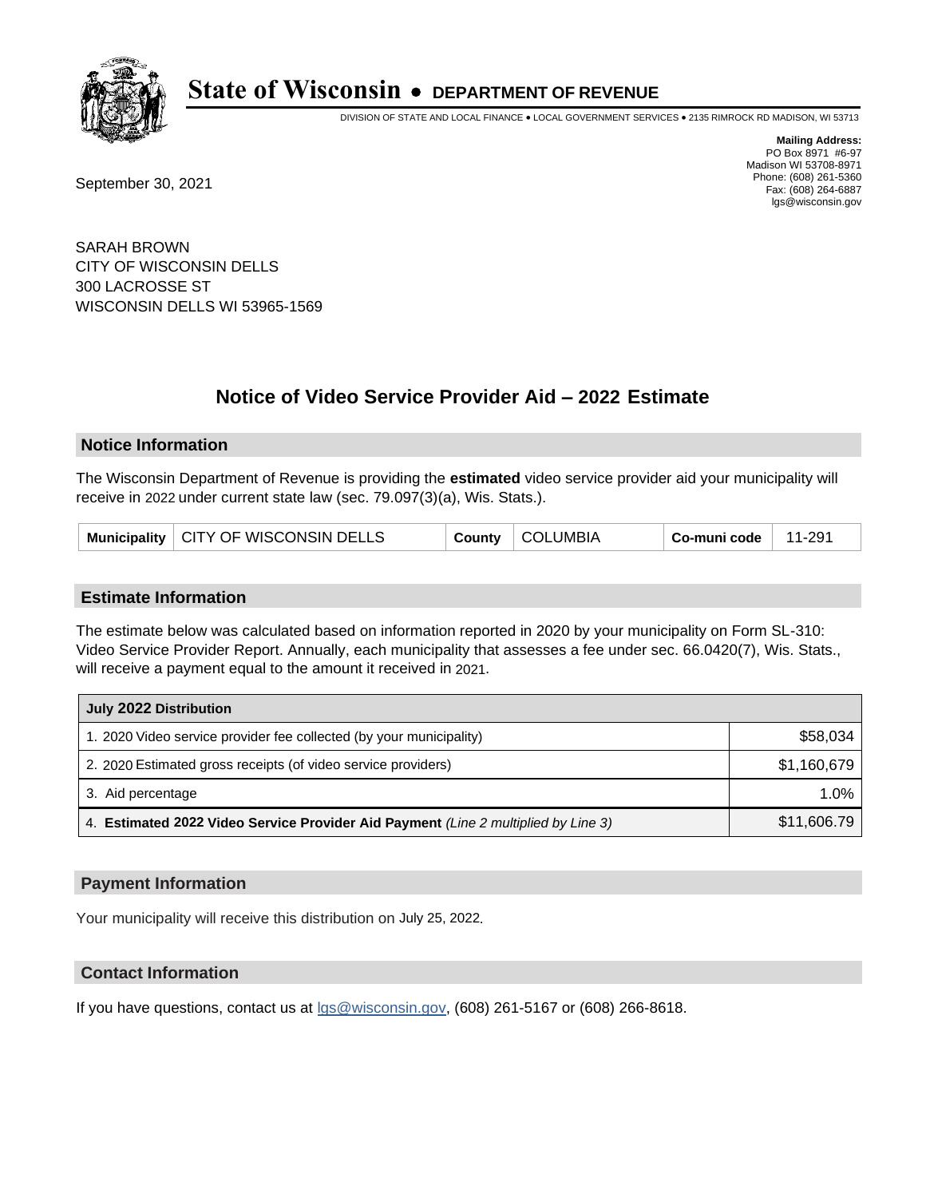# State of Wisconsin • DEPARTMENT OF REVENUE

DIVISION OF STATE AND LOCAL FINANCE • LOCAL GOVERNMENT SERVICES • 2135 RIMROCK RD MADISON, WI 53713

**Mailing Address:**
PO Box 8971 #6-97
Madison WI 53708-8971
Phone: (608) 261-5360
Fax: (608) 264-6887
lgs@wisconsin.gov

September 30, 2021

SARAH BROWN
CITY OF WISCONSIN DELLS
300 LACROSSE ST
WISCONSIN DELLS WI 53965-1569

## Notice of Video Service Provider Aid – 2022 Estimate

### Notice Information

The Wisconsin Department of Revenue is providing the **estimated** video service provider aid your municipality will receive in 2022 under current state law (sec. 79.097(3)(a), Wis. Stats.).

| Municipality | CITY OF WISCONSIN DELLS | County | COLUMBIA | Co-muni code | 11-291 |
|---|---|---|---|---|---|

### Estimate Information

The estimate below was calculated based on information reported in 2020 by your municipality on Form SL-310: Video Service Provider Report. Annually, each municipality that assesses a fee under sec. 66.0420(7), Wis. Stats., will receive a payment equal to the amount it received in 2021.

| July 2022 Distribution | |
|---|---|
| 1. 2020 Video service provider fee collected (by your municipality) | $58,034 |
| 2. 2020 Estimated gross receipts (of video service providers) | $1,160,679 |
| 3. Aid percentage | 1.0% |
| 4. **Estimated 2022 Video Service Provider Aid Payment** *(Line 2 multiplied by Line 3)* | $11,606.79 |

### Payment Information

Your municipality will receive this distribution on July 25, 2022.

### Contact Information

If you have questions, contact us at lgs@wisconsin.gov, (608) 261-5167 or (608) 266-8618.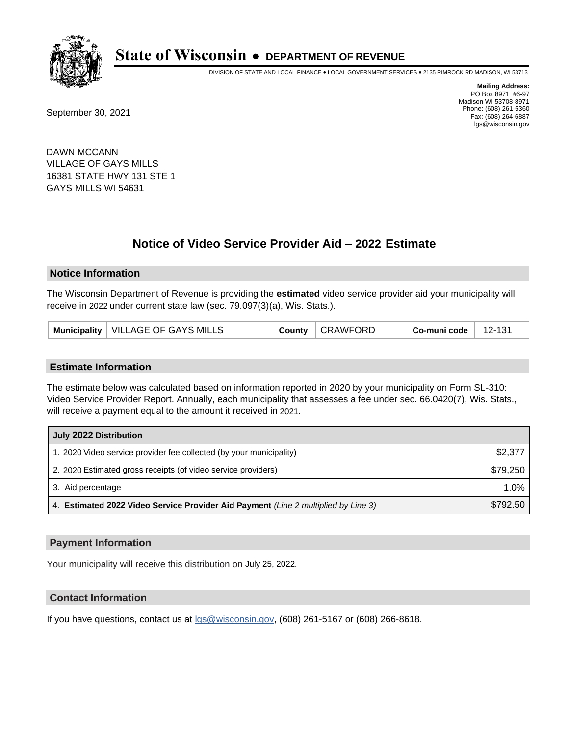# State of Wisconsin • DEPARTMENT OF REVENUE

DIVISION OF STATE AND LOCAL FINANCE • LOCAL GOVERNMENT SERVICES • 2135 RIMROCK RD MADISON, WI 53713

**Mailing Address:**
PO Box 8971 #6-97
Madison WI 53708-8971
Phone: (608) 261-5360
Fax: (608) 264-6887
lgs@wisconsin.gov

September 30, 2021

DAWN MCCANN
VILLAGE OF GAYS MILLS
16381 STATE HWY 131 STE 1
GAYS MILLS WI 54631

## Notice of Video Service Provider Aid – 2022 Estimate

### Notice Information

The Wisconsin Department of Revenue is providing the **estimated** video service provider aid your municipality will receive in 2022 under current state law (sec. 79.097(3)(a), Wis. Stats.).

| Municipality | VILLAGE OF GAYS MILLS | County | CRAWFORD | Co-muni code | 12-131 |
|---|---|---|---|---|---|

### Estimate Information

The estimate below was calculated based on information reported in 2020 by your municipality on Form SL-310: Video Service Provider Report. Annually, each municipality that assesses a fee under sec. 66.0420(7), Wis. Stats., will receive a payment equal to the amount it received in 2021.

| July 2022 Distribution | |
|---|---|
| 1. 2020 Video service provider fee collected (by your municipality) | $2,377 |
| 2. 2020 Estimated gross receipts (of video service providers) | $79,250 |
| 3. Aid percentage | 1.0% |
| 4. **Estimated 2022 Video Service Provider Aid Payment** *(Line 2 multiplied by Line 3)* | $792.50 |

### Payment Information

Your municipality will receive this distribution on July 25, 2022.

### Contact Information

If you have questions, contact us at lgs@wisconsin.gov, (608) 261-5167 or (608) 266-8618.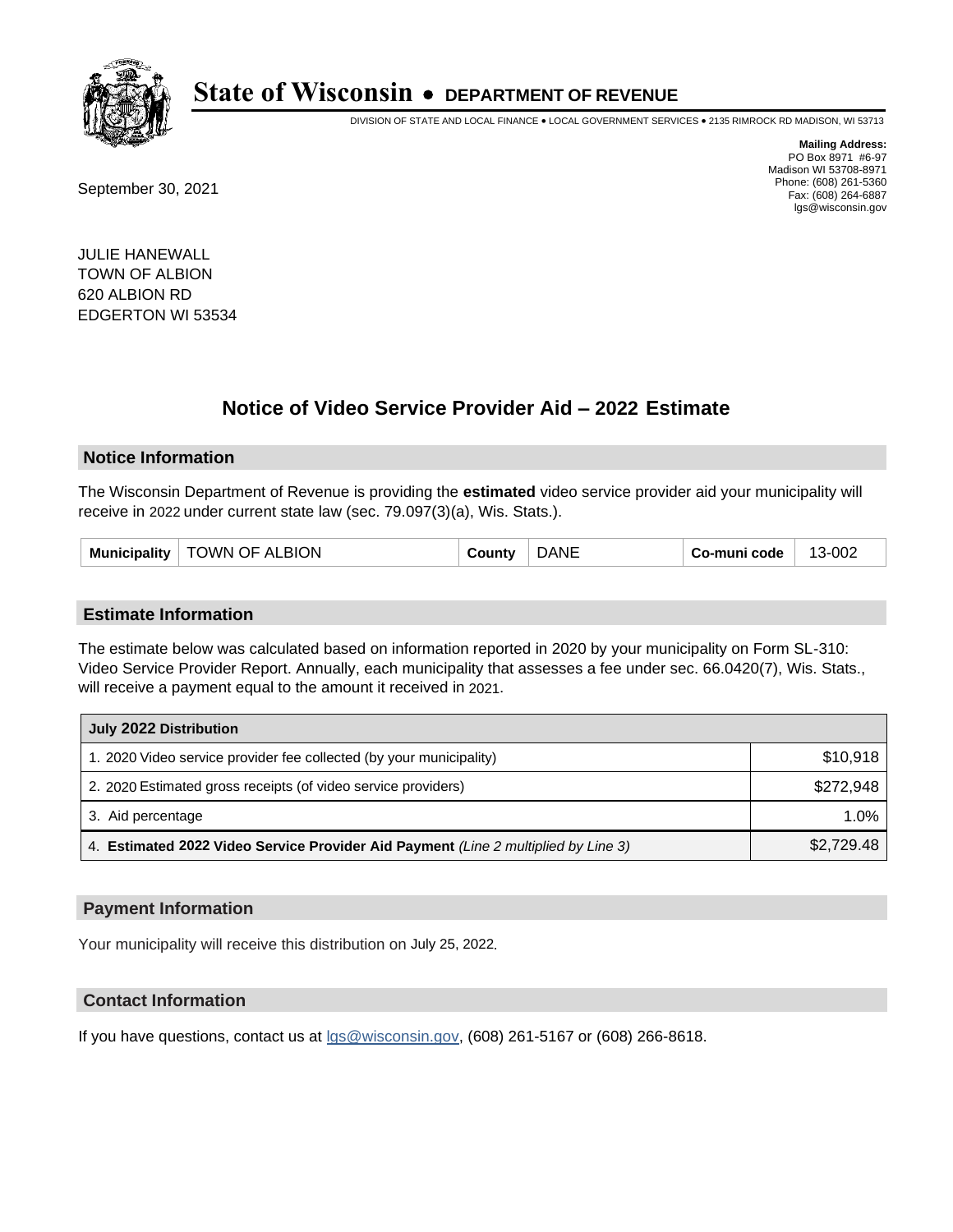# State of Wisconsin • DEPARTMENT OF REVENUE

DIVISION OF STATE AND LOCAL FINANCE • LOCAL GOVERNMENT SERVICES • 2135 RIMROCK RD MADISON, WI 53713

**Mailing Address:**
PO Box 8971 #6-97
Madison WI 53708-8971
Phone: (608) 261-5360
Fax: (608) 264-6887
lgs@wisconsin.gov

September 30, 2021

JULIE HANEWALL
TOWN OF ALBION
620 ALBION RD
EDGERTON WI 53534

## Notice of Video Service Provider Aid – 2022 Estimate

### Notice Information

The Wisconsin Department of Revenue is providing the **estimated** video service provider aid your municipality will receive in 2022 under current state law (sec. 79.097(3)(a), Wis. Stats.).

| Municipality | TOWN OF ALBION | County | DANE | Co-muni code | 13-002 |
|---|---|---|---|---|---|

### Estimate Information

The estimate below was calculated based on information reported in 2020 by your municipality on Form SL-310: Video Service Provider Report. Annually, each municipality that assesses a fee under sec. 66.0420(7), Wis. Stats., will receive a payment equal to the amount it received in 2021.

| July 2022 Distribution | |
|---|---|
| 1. 2020 Video service provider fee collected (by your municipality) | $10,918 |
| 2. 2020 Estimated gross receipts (of video service providers) | $272,948 |
| 3. Aid percentage | 1.0% |
| 4. **Estimated 2022 Video Service Provider Aid Payment** *(Line 2 multiplied by Line 3)* | $2,729.48 |

### Payment Information

Your municipality will receive this distribution on July 25, 2022.

### Contact Information

If you have questions, contact us at lgs@wisconsin.gov, (608) 261-5167 or (608) 266-8618.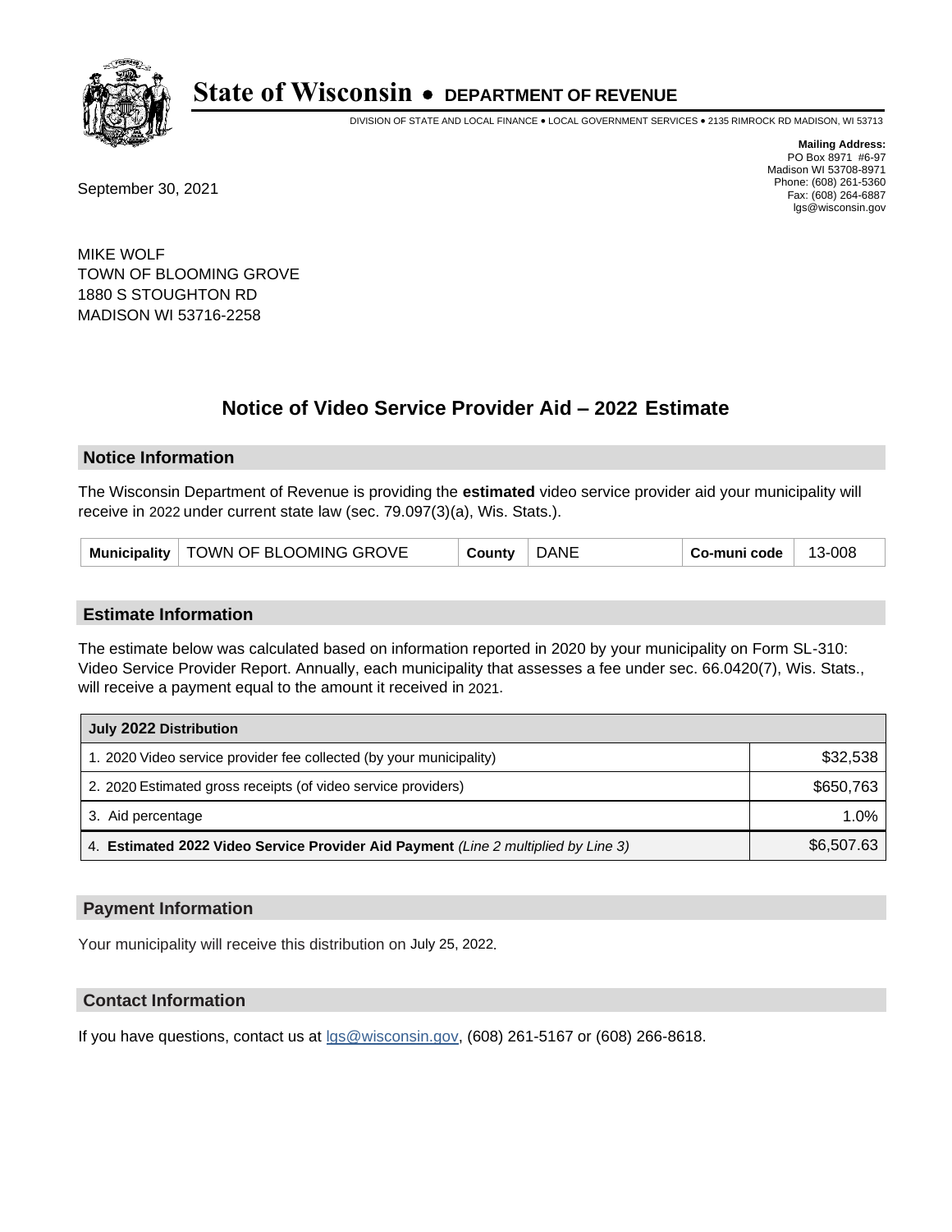# State of Wisconsin • DEPARTMENT OF REVENUE

DIVISION OF STATE AND LOCAL FINANCE • LOCAL GOVERNMENT SERVICES • 2135 RIMROCK RD MADISON, WI 53713

**Mailing Address:**
PO Box 8971 #6-97
Madison WI 53708-8971
Phone: (608) 261-5360
Fax: (608) 264-6887
lgs@wisconsin.gov

September 30, 2021

MIKE WOLF
TOWN OF BLOOMING GROVE
1880 S STOUGHTON RD
MADISON WI 53716-2258

## Notice of Video Service Provider Aid – 2022 Estimate

### Notice Information

The Wisconsin Department of Revenue is providing the **estimated** video service provider aid your municipality will receive in 2022 under current state law (sec. 79.097(3)(a), Wis. Stats.).

| Municipality | TOWN OF BLOOMING GROVE | County | DANE | Co-muni code | 13-008 |
|---|---|---|---|---|---|

### Estimate Information

The estimate below was calculated based on information reported in 2020 by your municipality on Form SL-310: Video Service Provider Report. Annually, each municipality that assesses a fee under sec. 66.0420(7), Wis. Stats., will receive a payment equal to the amount it received in 2021.

| July 2022 Distribution | |
|---|---|
| 1. 2020 Video service provider fee collected (by your municipality) | $32,538 |
| 2. 2020 Estimated gross receipts (of video service providers) | $650,763 |
| 3. Aid percentage | 1.0% |
| 4. **Estimated 2022 Video Service Provider Aid Payment** *(Line 2 multiplied by Line 3)* | $6,507.63 |

### Payment Information

Your municipality will receive this distribution on July 25, 2022.

### Contact Information

If you have questions, contact us at lgs@wisconsin.gov, (608) 261-5167 or (608) 266-8618.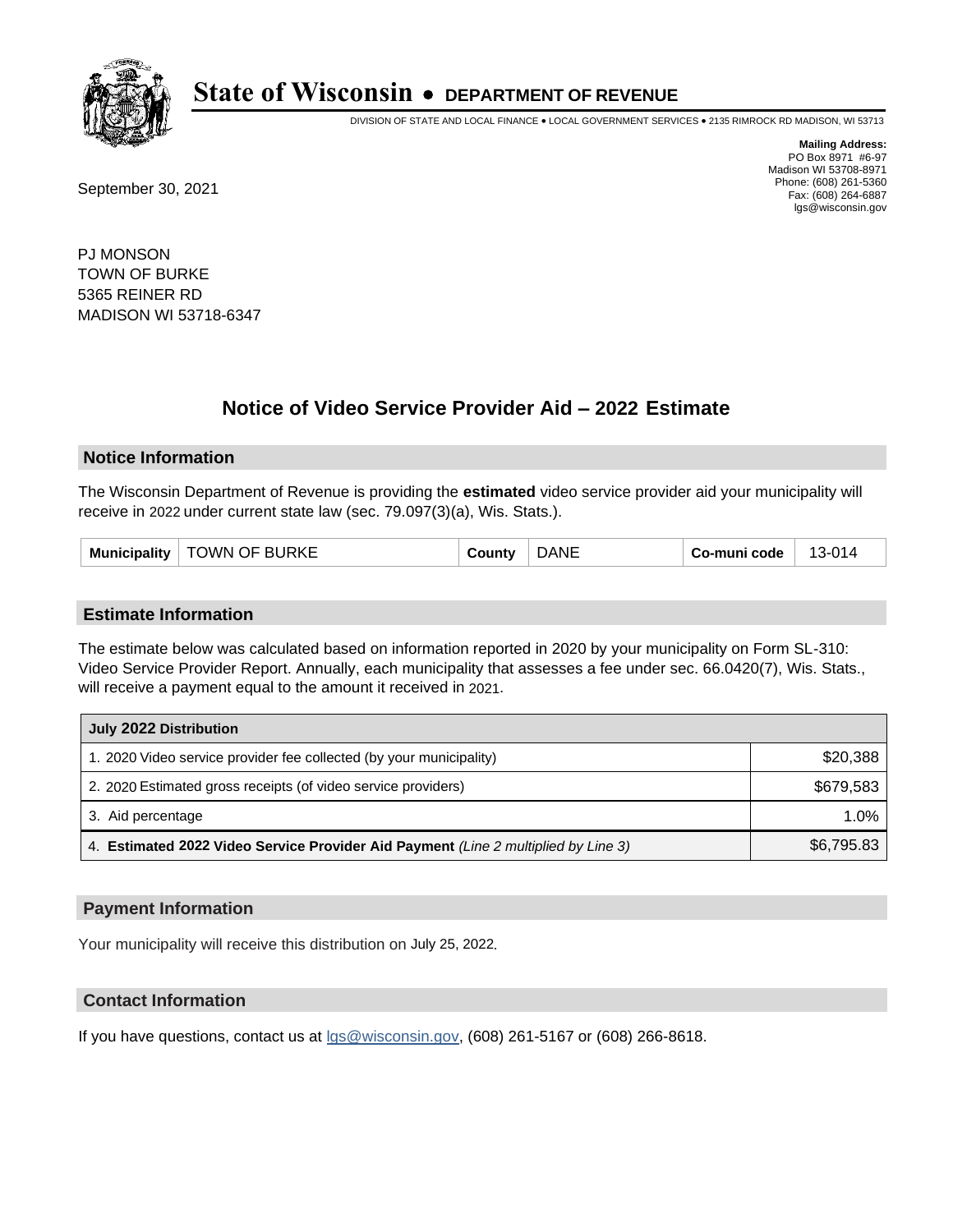# State of Wisconsin • DEPARTMENT OF REVENUE

DIVISION OF STATE AND LOCAL FINANCE • LOCAL GOVERNMENT SERVICES • 2135 RIMROCK RD MADISON, WI 53713

**Mailing Address:**
PO Box 8971 #6-97
Madison WI 53708-8971
Phone: (608) 261-5360
Fax: (608) 264-6887
lgs@wisconsin.gov

September 30, 2021

PJ MONSON
TOWN OF BURKE
5365 REINER RD
MADISON WI 53718-6347

## Notice of Video Service Provider Aid – 2022 Estimate

### Notice Information

The Wisconsin Department of Revenue is providing the **estimated** video service provider aid your municipality will receive in 2022 under current state law (sec. 79.097(3)(a), Wis. Stats.).

| Municipality | TOWN OF BURKE | County | DANE | Co-muni code | 13-014 |
|---|---|---|---|---|---|

### Estimate Information

The estimate below was calculated based on information reported in 2020 by your municipality on Form SL-310: Video Service Provider Report. Annually, each municipality that assesses a fee under sec. 66.0420(7), Wis. Stats., will receive a payment equal to the amount it received in 2021.

| July 2022 Distribution | |
|---|---|
| 1. 2020 Video service provider fee collected (by your municipality) | $20,388 |
| 2. 2020 Estimated gross receipts (of video service providers) | $679,583 |
| 3. Aid percentage | 1.0% |
| 4. **Estimated 2022 Video Service Provider Aid Payment** *(Line 2 multiplied by Line 3)* | $6,795.83 |

### Payment Information

Your municipality will receive this distribution on July 25, 2022.

### Contact Information

If you have questions, contact us at lgs@wisconsin.gov, (608) 261-5167 or (608) 266-8618.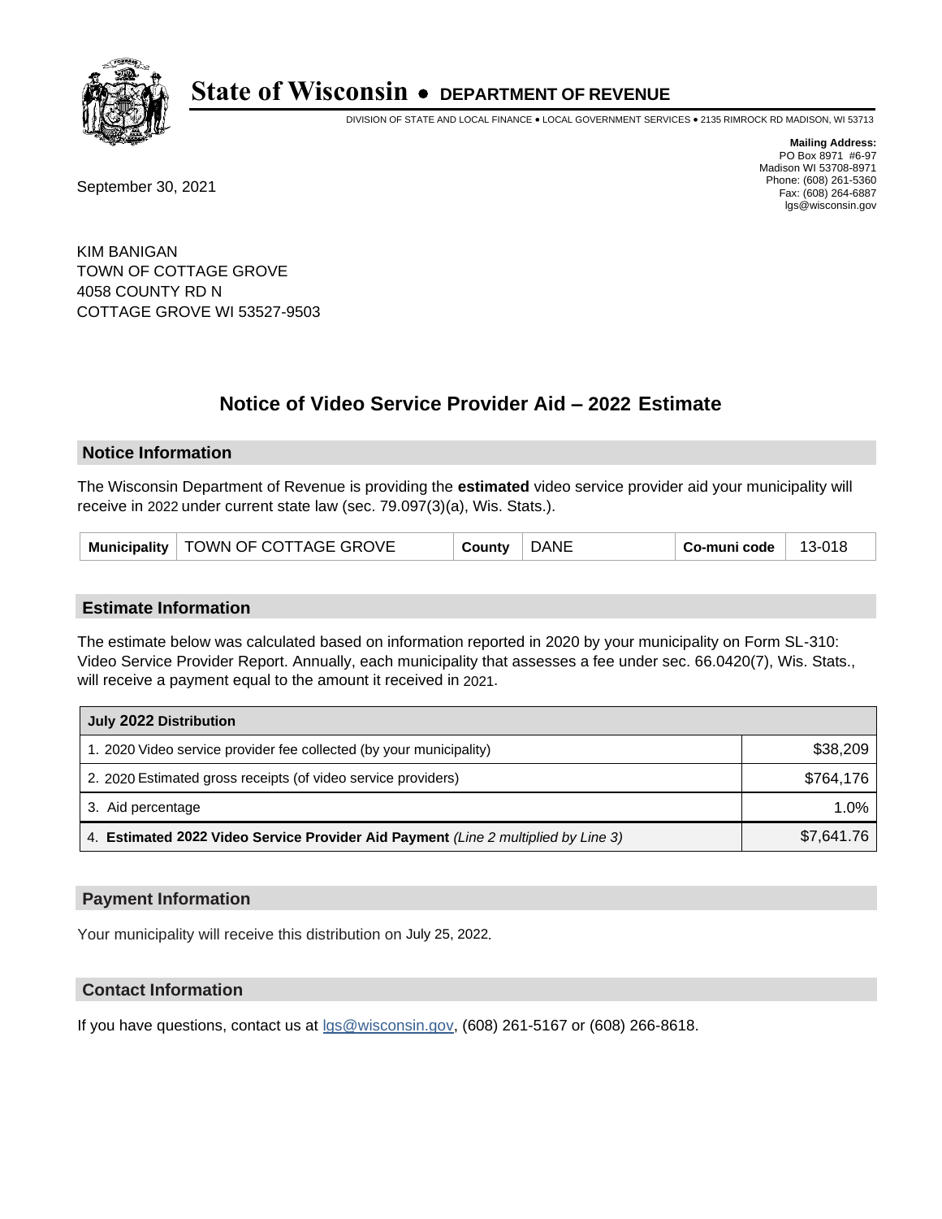# State of Wisconsin • DEPARTMENT OF REVENUE

DIVISION OF STATE AND LOCAL FINANCE • LOCAL GOVERNMENT SERVICES • 2135 RIMROCK RD MADISON, WI 53713

**Mailing Address:**
PO Box 8971 #6-97
Madison WI 53708-8971
Phone: (608) 261-5360
Fax: (608) 264-6887
lgs@wisconsin.gov

September 30, 2021

KIM BANIGAN
TOWN OF COTTAGE GROVE
4058 COUNTY RD N
COTTAGE GROVE WI 53527-9503

## Notice of Video Service Provider Aid – 2022 Estimate

### Notice Information

The Wisconsin Department of Revenue is providing the **estimated** video service provider aid your municipality will receive in 2022 under current state law (sec. 79.097(3)(a), Wis. Stats.).

| Municipality | TOWN OF COTTAGE GROVE | County | DANE | Co-muni code | 13-018 |
|---|---|---|---|---|---|

### Estimate Information

The estimate below was calculated based on information reported in 2020 by your municipality on Form SL-310: Video Service Provider Report. Annually, each municipality that assesses a fee under sec. 66.0420(7), Wis. Stats., will receive a payment equal to the amount it received in 2021.

| July 2022 Distribution | |
|---|---|
| 1. 2020 Video service provider fee collected (by your municipality) | $38,209 |
| 2. 2020 Estimated gross receipts (of video service providers) | $764,176 |
| 3. Aid percentage | 1.0% |
| 4. **Estimated 2022 Video Service Provider Aid Payment** *(Line 2 multiplied by Line 3)* | $7,641.76 |

### Payment Information

Your municipality will receive this distribution on July 25, 2022.

### Contact Information

If you have questions, contact us at lgs@wisconsin.gov, (608) 261-5167 or (608) 266-8618.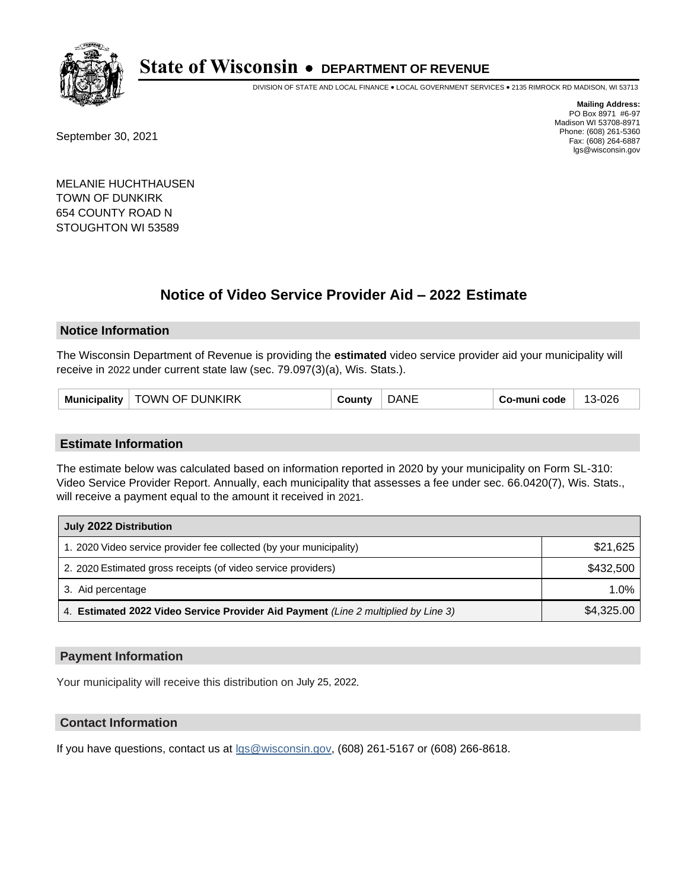# State of Wisconsin • DEPARTMENT OF REVENUE

DIVISION OF STATE AND LOCAL FINANCE • LOCAL GOVERNMENT SERVICES • 2135 RIMROCK RD MADISON, WI 53713

**Mailing Address:**
PO Box 8971 #6-97
Madison WI 53708-8971
Phone: (608) 261-5360
Fax: (608) 264-6887
lgs@wisconsin.gov

September 30, 2021

MELANIE HUCHTHAUSEN
TOWN OF DUNKIRK
654 COUNTY ROAD N
STOUGHTON WI 53589

## Notice of Video Service Provider Aid – 2022 Estimate

### Notice Information

The Wisconsin Department of Revenue is providing the **estimated** video service provider aid your municipality will receive in 2022 under current state law (sec. 79.097(3)(a), Wis. Stats.).

| Municipality | TOWN OF DUNKIRK | County | DANE | Co-muni code | 13-026 |
|---|---|---|---|---|---|

### Estimate Information

The estimate below was calculated based on information reported in 2020 by your municipality on Form SL-310: Video Service Provider Report. Annually, each municipality that assesses a fee under sec. 66.0420(7), Wis. Stats., will receive a payment equal to the amount it received in 2021.

| July 2022 Distribution | |
|---|---|
| 1. 2020 Video service provider fee collected (by your municipality) | $21,625 |
| 2. 2020 Estimated gross receipts (of video service providers) | $432,500 |
| 3. Aid percentage | 1.0% |
| 4. **Estimated 2022 Video Service Provider Aid Payment** *(Line 2 multiplied by Line 3)* | $4,325.00 |

### Payment Information

Your municipality will receive this distribution on July 25, 2022.

### Contact Information

If you have questions, contact us at lgs@wisconsin.gov, (608) 261-5167 or (608) 266-8618.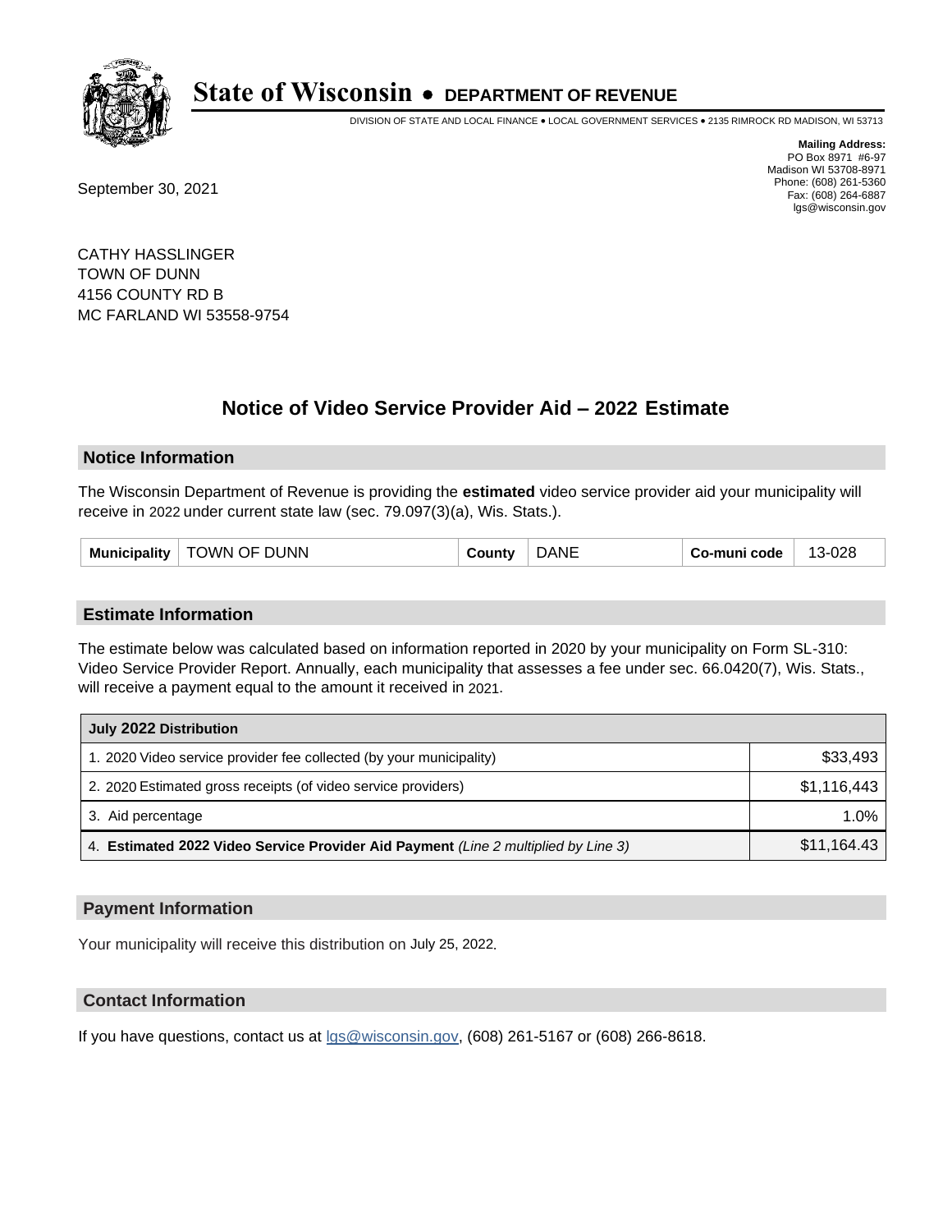# State of Wisconsin • DEPARTMENT OF REVENUE

DIVISION OF STATE AND LOCAL FINANCE • LOCAL GOVERNMENT SERVICES • 2135 RIMROCK RD MADISON, WI 53713

**Mailing Address:**
PO Box 8971 #6-97
Madison WI 53708-8971
Phone: (608) 261-5360
Fax: (608) 264-6887
lgs@wisconsin.gov

September 30, 2021

CATHY HASSLINGER
TOWN OF DUNN
4156 COUNTY RD B
MC FARLAND WI 53558-9754

## Notice of Video Service Provider Aid – 2022 Estimate

### Notice Information

The Wisconsin Department of Revenue is providing the **estimated** video service provider aid your municipality will receive in 2022 under current state law (sec. 79.097(3)(a), Wis. Stats.).

| Municipality | TOWN OF DUNN | County | DANE | Co-muni code | 13-028 |
|---|---|---|---|---|---|

### Estimate Information

The estimate below was calculated based on information reported in 2020 by your municipality on Form SL-310: Video Service Provider Report. Annually, each municipality that assesses a fee under sec. 66.0420(7), Wis. Stats., will receive a payment equal to the amount it received in 2021.

| July 2022 Distribution | |
|---|---|
| 1. 2020 Video service provider fee collected (by your municipality) | $33,493 |
| 2. 2020 Estimated gross receipts (of video service providers) | $1,116,443 |
| 3. Aid percentage | 1.0% |
| 4. **Estimated 2022 Video Service Provider Aid Payment** *(Line 2 multiplied by Line 3)* | $11,164.43 |

### Payment Information

Your municipality will receive this distribution on July 25, 2022.

### Contact Information

If you have questions, contact us at lgs@wisconsin.gov, (608) 261-5167 or (608) 266-8618.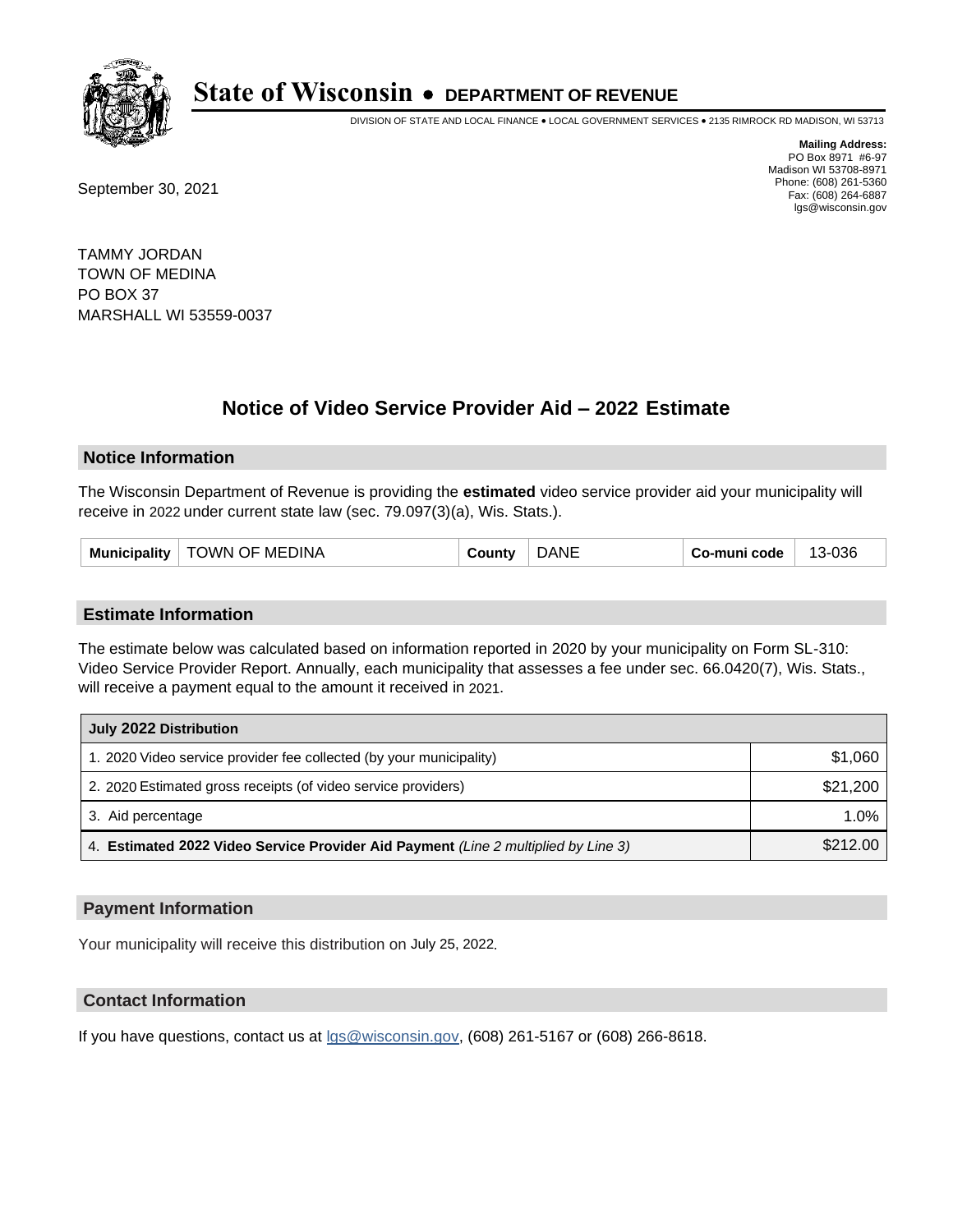# State of Wisconsin • DEPARTMENT OF REVENUE

DIVISION OF STATE AND LOCAL FINANCE • LOCAL GOVERNMENT SERVICES • 2135 RIMROCK RD MADISON, WI 53713

**Mailing Address:**
PO Box 8971 #6-97
Madison WI 53708-8971
Phone: (608) 261-5360
Fax: (608) 264-6887
lgs@wisconsin.gov

September 30, 2021

TAMMY JORDAN
TOWN OF MEDINA
PO BOX 37
MARSHALL WI 53559-0037

## Notice of Video Service Provider Aid – 2022 Estimate

### Notice Information

The Wisconsin Department of Revenue is providing the **estimated** video service provider aid your municipality will receive in 2022 under current state law (sec. 79.097(3)(a), Wis. Stats.).

| Municipality | TOWN OF MEDINA | County | DANE | Co-muni code | 13-036 |
|---|---|---|---|---|---|

### Estimate Information

The estimate below was calculated based on information reported in 2020 by your municipality on Form SL-310: Video Service Provider Report. Annually, each municipality that assesses a fee under sec. 66.0420(7), Wis. Stats., will receive a payment equal to the amount it received in 2021.

| July 2022 Distribution | |
|---|---|
| 1. 2020 Video service provider fee collected (by your municipality) | $1,060 |
| 2. 2020 Estimated gross receipts (of video service providers) | $21,200 |
| 3. Aid percentage | 1.0% |
| 4. **Estimated 2022 Video Service Provider Aid Payment** *(Line 2 multiplied by Line 3)* | $212.00 |

### Payment Information

Your municipality will receive this distribution on July 25, 2022.

### Contact Information

If you have questions, contact us at lgs@wisconsin.gov, (608) 261-5167 or (608) 266-8618.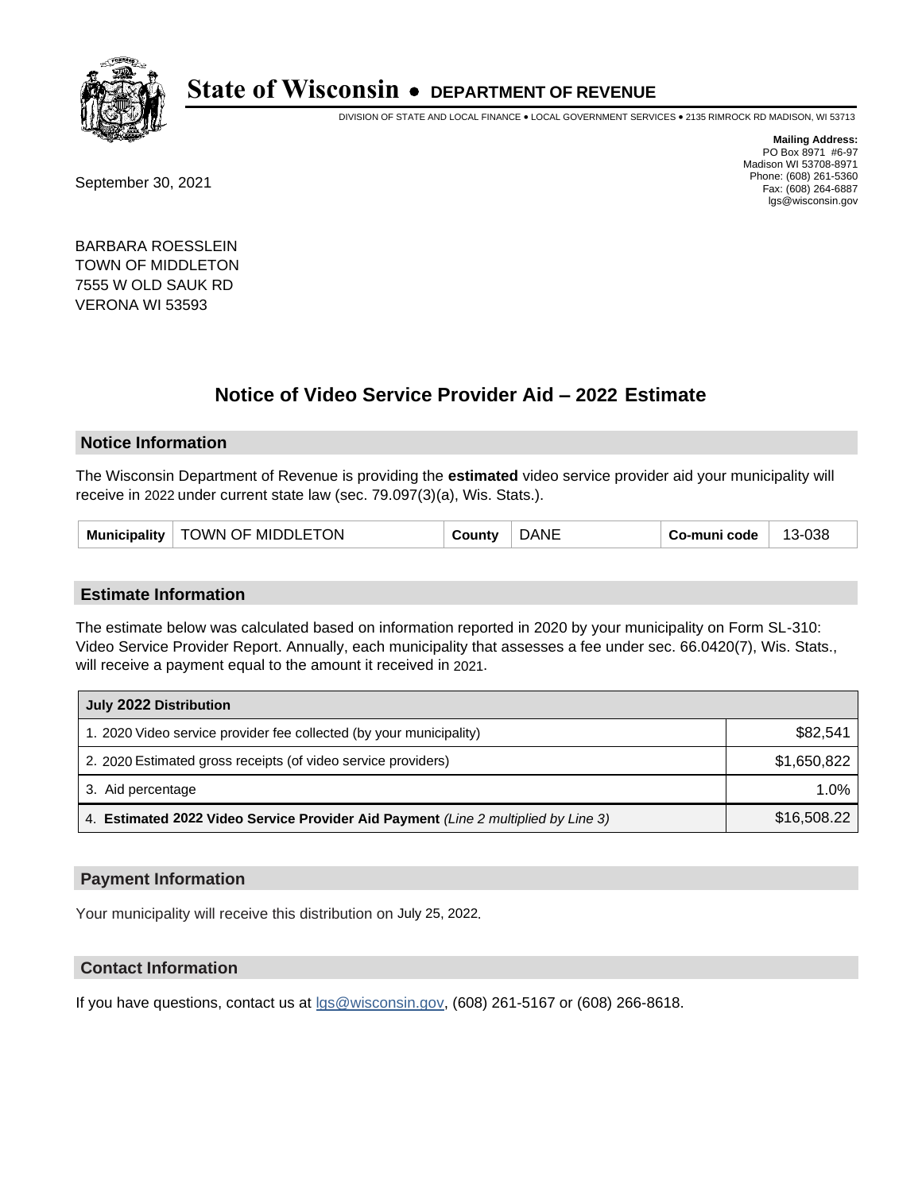# State of Wisconsin • DEPARTMENT OF REVENUE

DIVISION OF STATE AND LOCAL FINANCE • LOCAL GOVERNMENT SERVICES • 2135 RIMROCK RD MADISON, WI 53713

**Mailing Address:**
PO Box 8971 #6-97
Madison WI 53708-8971
Phone: (608) 261-5360
Fax: (608) 264-6887
lgs@wisconsin.gov

September 30, 2021

BARBARA ROESSLEIN
TOWN OF MIDDLETON
7555 W OLD SAUK RD
VERONA WI 53593

## Notice of Video Service Provider Aid – 2022 Estimate

### Notice Information

The Wisconsin Department of Revenue is providing the **estimated** video service provider aid your municipality will receive in 2022 under current state law (sec. 79.097(3)(a), Wis. Stats.).

| Municipality | TOWN OF MIDDLETON | County | DANE | Co-muni code | 13-038 |
|---|---|---|---|---|---|

### Estimate Information

The estimate below was calculated based on information reported in 2020 by your municipality on Form SL-310: Video Service Provider Report. Annually, each municipality that assesses a fee under sec. 66.0420(7), Wis. Stats., will receive a payment equal to the amount it received in 2021.

| July 2022 Distribution | |
|---|---|
| 1. 2020 Video service provider fee collected (by your municipality) | $82,541 |
| 2. 2020 Estimated gross receipts (of video service providers) | $1,650,822 |
| 3. Aid percentage | 1.0% |
| 4. **Estimated 2022 Video Service Provider Aid Payment** *(Line 2 multiplied by Line 3)* | $16,508.22 |

### Payment Information

Your municipality will receive this distribution on July 25, 2022.

### Contact Information

If you have questions, contact us at lgs@wisconsin.gov, (608) 261-5167 or (608) 266-8618.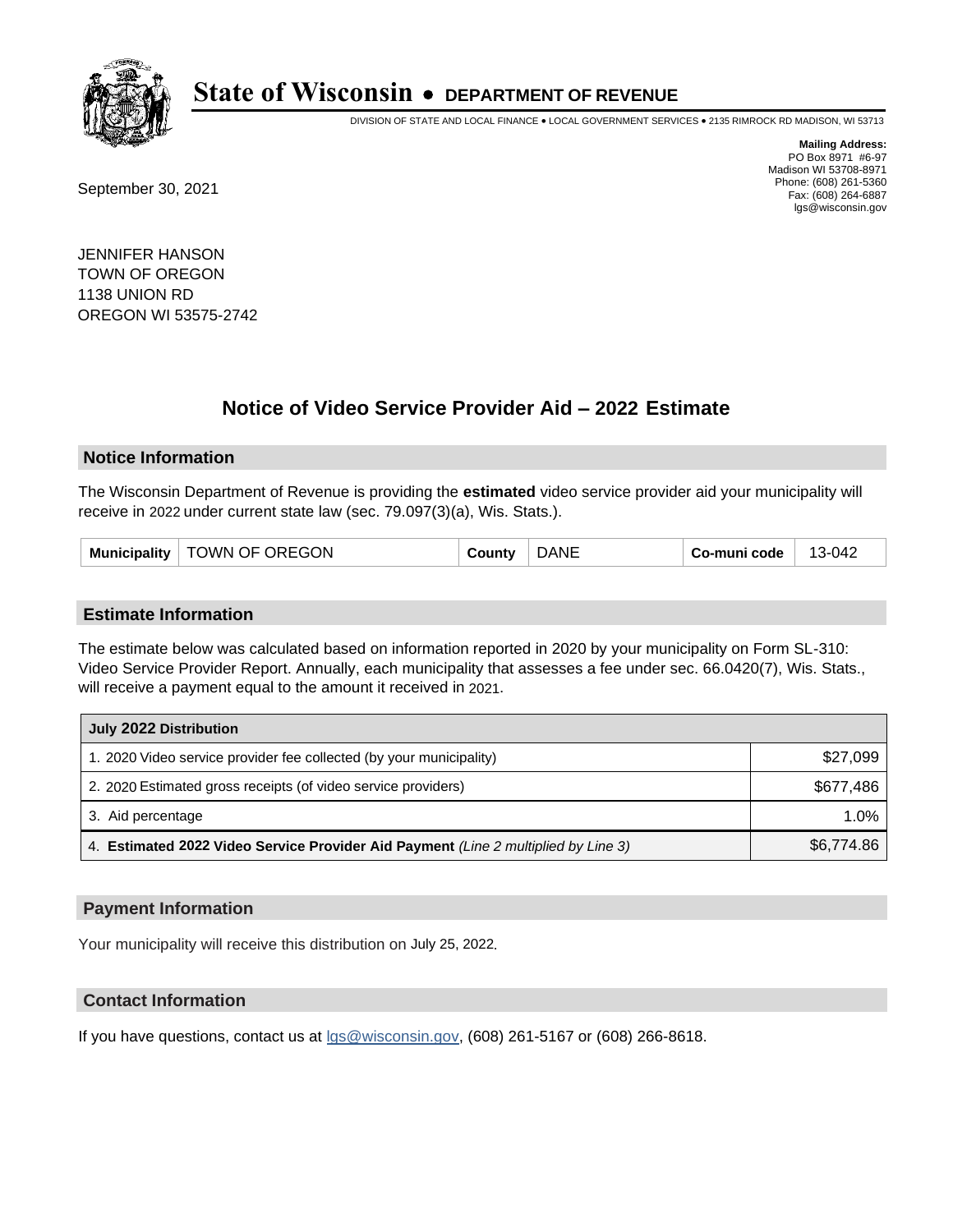# State of Wisconsin • DEPARTMENT OF REVENUE

DIVISION OF STATE AND LOCAL FINANCE • LOCAL GOVERNMENT SERVICES • 2135 RIMROCK RD MADISON, WI 53713

**Mailing Address:**
PO Box 8971 #6-97
Madison WI 53708-8971
Phone: (608) 261-5360
Fax: (608) 264-6887
lgs@wisconsin.gov

September 30, 2021

JENNIFER HANSON
TOWN OF OREGON
1138 UNION RD
OREGON WI 53575-2742

## Notice of Video Service Provider Aid – 2022 Estimate

### Notice Information

The Wisconsin Department of Revenue is providing the **estimated** video service provider aid your municipality will receive in 2022 under current state law (sec. 79.097(3)(a), Wis. Stats.).

| Municipality | TOWN OF OREGON | County | DANE | Co-muni code | 13-042 |
|---|---|---|---|---|---|

### Estimate Information

The estimate below was calculated based on information reported in 2020 by your municipality on Form SL-310: Video Service Provider Report. Annually, each municipality that assesses a fee under sec. 66.0420(7), Wis. Stats., will receive a payment equal to the amount it received in 2021.

| July 2022 Distribution | |
|---|---|
| 1. 2020 Video service provider fee collected (by your municipality) | $27,099 |
| 2. 2020 Estimated gross receipts (of video service providers) | $677,486 |
| 3. Aid percentage | 1.0% |
| 4. **Estimated 2022 Video Service Provider Aid Payment** *(Line 2 multiplied by Line 3)* | $6,774.86 |

### Payment Information

Your municipality will receive this distribution on July 25, 2022.

### Contact Information

If you have questions, contact us at lgs@wisconsin.gov, (608) 261-5167 or (608) 266-8618.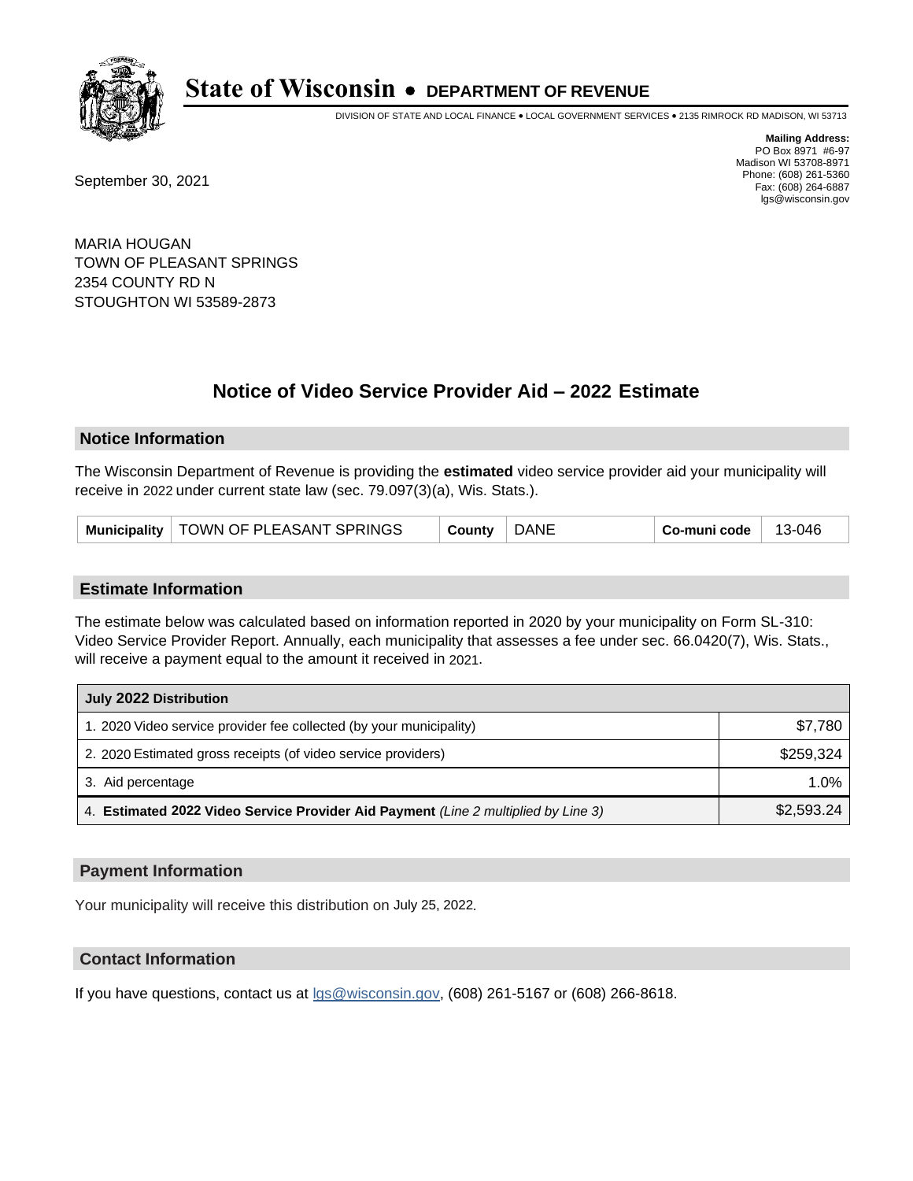# State of Wisconsin • DEPARTMENT OF REVENUE

DIVISION OF STATE AND LOCAL FINANCE • LOCAL GOVERNMENT SERVICES • 2135 RIMROCK RD MADISON, WI 53713

**Mailing Address:**
PO Box 8971 #6-97
Madison WI 53708-8971
Phone: (608) 261-5360
Fax: (608) 264-6887
lgs@wisconsin.gov

September 30, 2021

MARIA HOUGAN
TOWN OF PLEASANT SPRINGS
2354 COUNTY RD N
STOUGHTON WI 53589-2873

## Notice of Video Service Provider Aid – 2022 Estimate

### Notice Information

The Wisconsin Department of Revenue is providing the **estimated** video service provider aid your municipality will receive in 2022 under current state law (sec. 79.097(3)(a), Wis. Stats.).

| Municipality | TOWN OF PLEASANT SPRINGS | County | DANE | Co-muni code | 13-046 |
|---|---|---|---|---|---|

### Estimate Information

The estimate below was calculated based on information reported in 2020 by your municipality on Form SL-310: Video Service Provider Report. Annually, each municipality that assesses a fee under sec. 66.0420(7), Wis. Stats., will receive a payment equal to the amount it received in 2021.

| July 2022 Distribution | |
|---|---|
| 1. 2020 Video service provider fee collected (by your municipality) | $7,780 |
| 2. 2020 Estimated gross receipts (of video service providers) | $259,324 |
| 3. Aid percentage | 1.0% |
| 4. **Estimated 2022 Video Service Provider Aid Payment** *(Line 2 multiplied by Line 3)* | $2,593.24 |

### Payment Information

Your municipality will receive this distribution on July 25, 2022.

### Contact Information

If you have questions, contact us at lgs@wisconsin.gov, (608) 261-5167 or (608) 266-8618.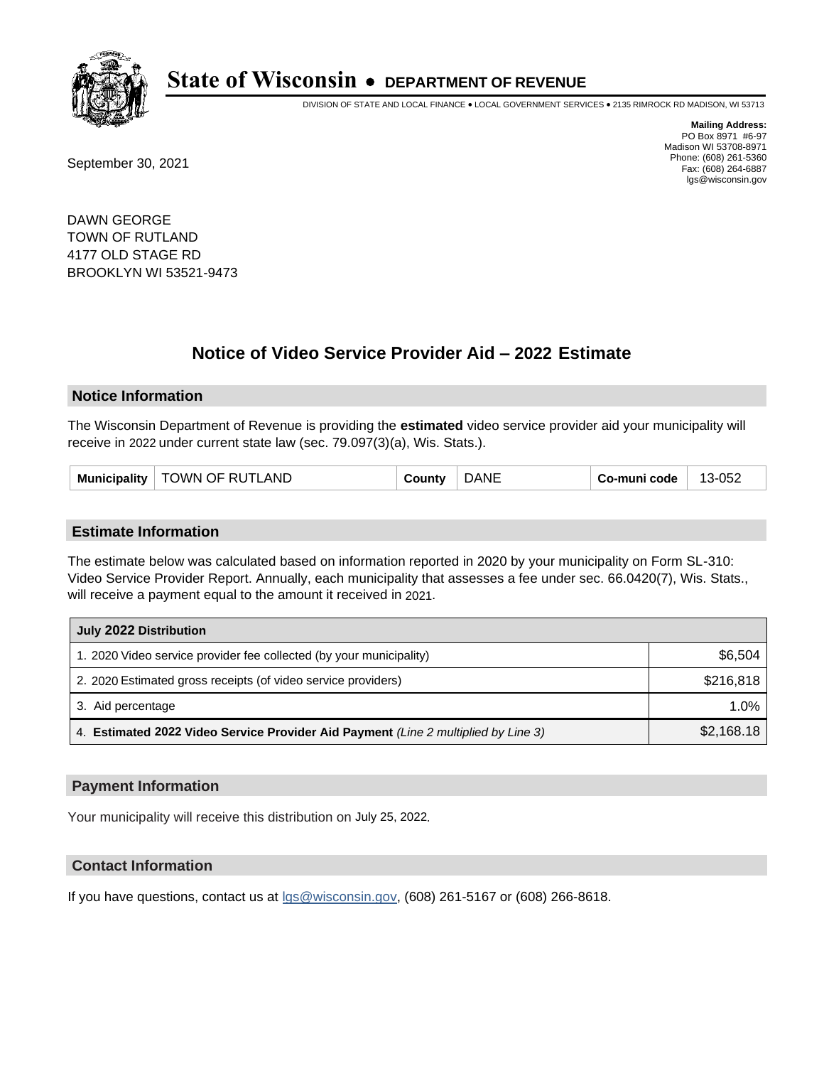# State of Wisconsin • DEPARTMENT OF REVENUE

DIVISION OF STATE AND LOCAL FINANCE • LOCAL GOVERNMENT SERVICES • 2135 RIMROCK RD MADISON, WI 53713

**Mailing Address:**
PO Box 8971 #6-97
Madison WI 53708-8971
Phone: (608) 261-5360
Fax: (608) 264-6887
lgs@wisconsin.gov

September 30, 2021

DAWN GEORGE
TOWN OF RUTLAND
4177 OLD STAGE RD
BROOKLYN WI 53521-9473

## Notice of Video Service Provider Aid – 2022 Estimate

### Notice Information

The Wisconsin Department of Revenue is providing the **estimated** video service provider aid your municipality will receive in 2022 under current state law (sec. 79.097(3)(a), Wis. Stats.).

| Municipality | TOWN OF RUTLAND | County | DANE | Co-muni code | 13-052 |
|---|---|---|---|---|---|

### Estimate Information

The estimate below was calculated based on information reported in 2020 by your municipality on Form SL-310: Video Service Provider Report. Annually, each municipality that assesses a fee under sec. 66.0420(7), Wis. Stats., will receive a payment equal to the amount it received in 2021.

| July 2022 Distribution | |
|---|---|
| 1. 2020 Video service provider fee collected (by your municipality) | $6,504 |
| 2. 2020 Estimated gross receipts (of video service providers) | $216,818 |
| 3. Aid percentage | 1.0% |
| 4. **Estimated 2022 Video Service Provider Aid Payment** *(Line 2 multiplied by Line 3)* | $2,168.18 |

### Payment Information

Your municipality will receive this distribution on July 25, 2022.

### Contact Information

If you have questions, contact us at lgs@wisconsin.gov, (608) 261-5167 or (608) 266-8618.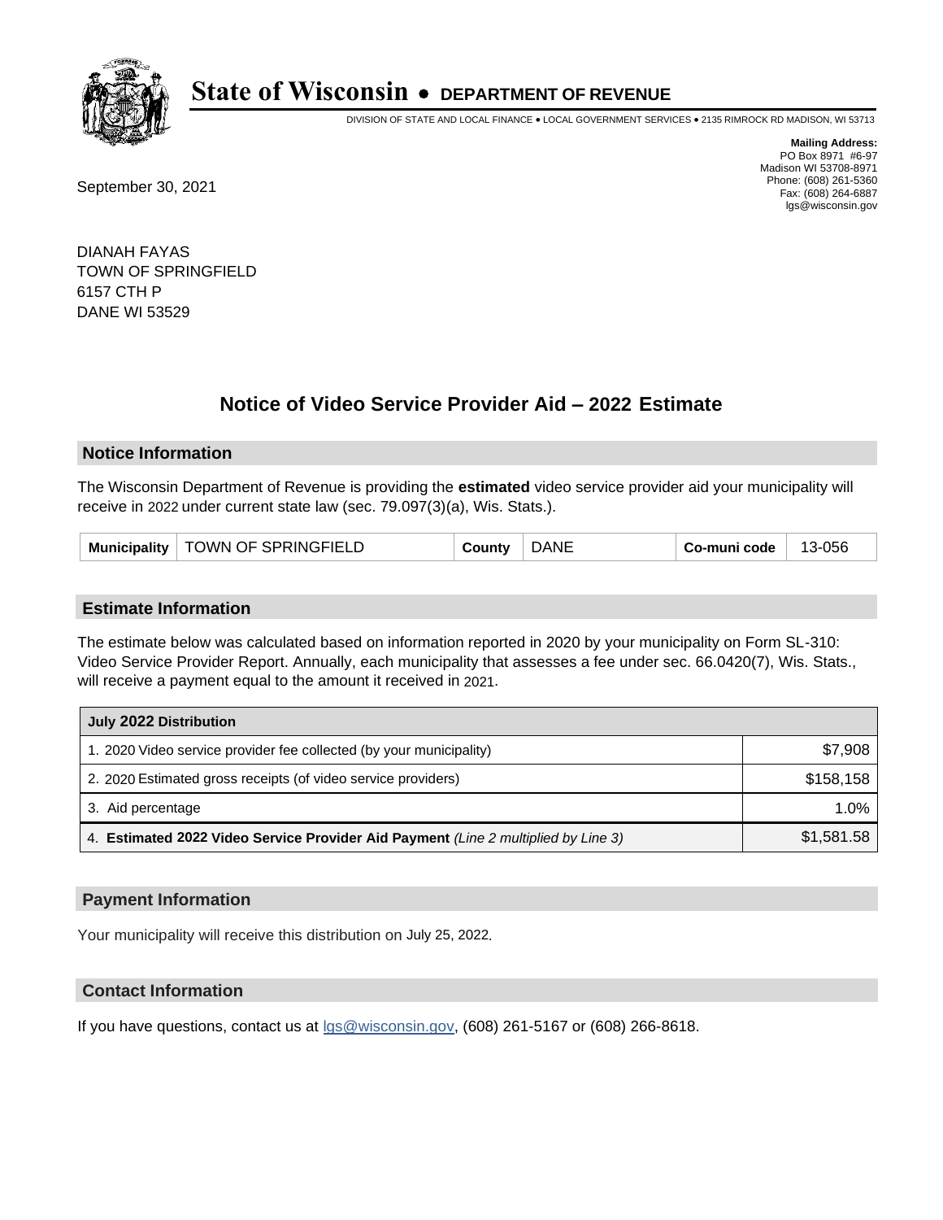# State of Wisconsin • DEPARTMENT OF REVENUE

DIVISION OF STATE AND LOCAL FINANCE • LOCAL GOVERNMENT SERVICES • 2135 RIMROCK RD MADISON, WI 53713

**Mailing Address:**
PO Box 8971 #6-97
Madison WI 53708-8971
Phone: (608) 261-5360
Fax: (608) 264-6887
lgs@wisconsin.gov

September 30, 2021

DIANAH FAYAS
TOWN OF SPRINGFIELD
6157 CTH P
DANE WI 53529

## Notice of Video Service Provider Aid – 2022 Estimate

### Notice Information

The Wisconsin Department of Revenue is providing the **estimated** video service provider aid your municipality will receive in 2022 under current state law (sec. 79.097(3)(a), Wis. Stats.).

| Municipality | TOWN OF SPRINGFIELD | County | DANE | Co-muni code | 13-056 |
|---|---|---|---|---|---|

### Estimate Information

The estimate below was calculated based on information reported in 2020 by your municipality on Form SL-310: Video Service Provider Report. Annually, each municipality that assesses a fee under sec. 66.0420(7), Wis. Stats., will receive a payment equal to the amount it received in 2021.

| July 2022 Distribution | |
|---|---|
| 1. 2020 Video service provider fee collected (by your municipality) | $7,908 |
| 2. 2020 Estimated gross receipts (of video service providers) | $158,158 |
| 3. Aid percentage | 1.0% |
| 4. **Estimated 2022 Video Service Provider Aid Payment** *(Line 2 multiplied by Line 3)* | $1,581.58 |

### Payment Information

Your municipality will receive this distribution on July 25, 2022.

### Contact Information

If you have questions, contact us at lgs@wisconsin.gov, (608) 261-5167 or (608) 266-8618.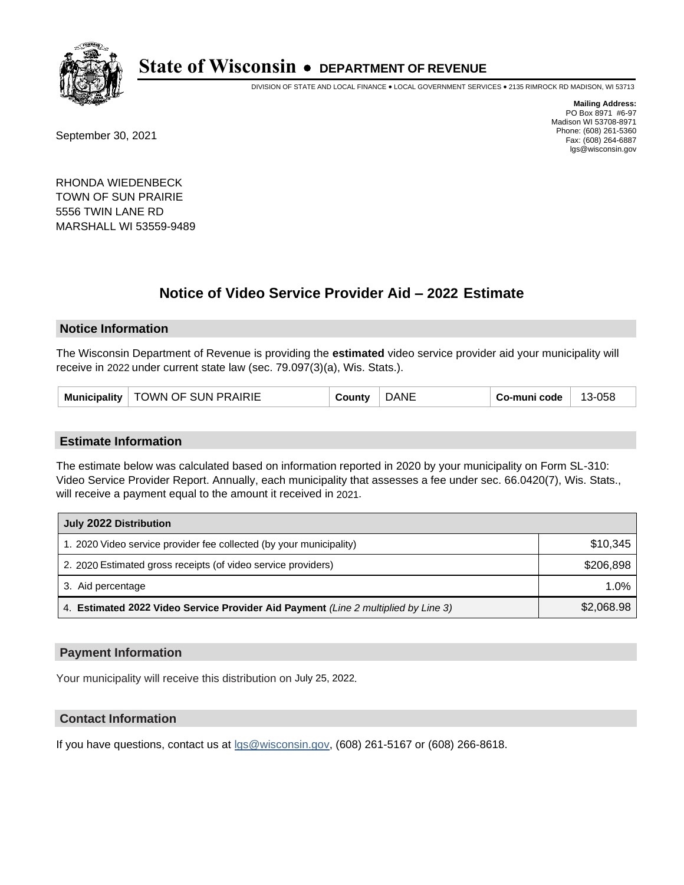# State of Wisconsin • DEPARTMENT OF REVENUE

DIVISION OF STATE AND LOCAL FINANCE • LOCAL GOVERNMENT SERVICES • 2135 RIMROCK RD MADISON, WI 53713

**Mailing Address:**
PO Box 8971 #6-97
Madison WI 53708-8971
Phone: (608) 261-5360
Fax: (608) 264-6887
lgs@wisconsin.gov

September 30, 2021

RHONDA WIEDENBECK
TOWN OF SUN PRAIRIE
5556 TWIN LANE RD
MARSHALL WI 53559-9489

## Notice of Video Service Provider Aid – 2022 Estimate

### Notice Information

The Wisconsin Department of Revenue is providing the **estimated** video service provider aid your municipality will receive in 2022 under current state law (sec. 79.097(3)(a), Wis. Stats.).

| Municipality | TOWN OF SUN PRAIRIE | County | DANE | Co-muni code | 13-058 |
|---|---|---|---|---|---|

### Estimate Information

The estimate below was calculated based on information reported in 2020 by your municipality on Form SL-310: Video Service Provider Report. Annually, each municipality that assesses a fee under sec. 66.0420(7), Wis. Stats., will receive a payment equal to the amount it received in 2021.

| July 2022 Distribution | |
|---|---|
| 1. 2020 Video service provider fee collected (by your municipality) | $10,345 |
| 2. 2020 Estimated gross receipts (of video service providers) | $206,898 |
| 3. Aid percentage | 1.0% |
| 4. **Estimated 2022 Video Service Provider Aid Payment** *(Line 2 multiplied by Line 3)* | $2,068.98 |

### Payment Information

Your municipality will receive this distribution on July 25, 2022.

### Contact Information

If you have questions, contact us at lgs@wisconsin.gov, (608) 261-5167 or (608) 266-8618.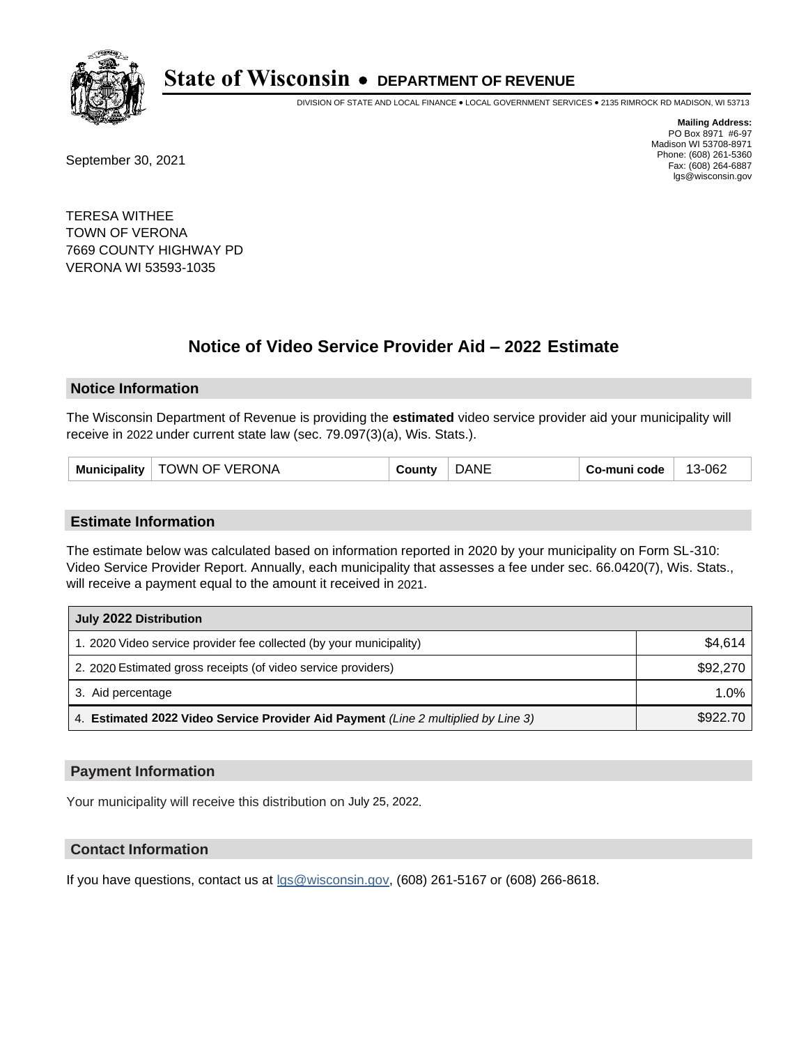# State of Wisconsin • DEPARTMENT OF REVENUE

DIVISION OF STATE AND LOCAL FINANCE • LOCAL GOVERNMENT SERVICES • 2135 RIMROCK RD MADISON, WI 53713

**Mailing Address:**
PO Box 8971 #6-97
Madison WI 53708-8971
Phone: (608) 261-5360
Fax: (608) 264-6887
lgs@wisconsin.gov

September 30, 2021

TERESA WITHEE
TOWN OF VERONA
7669 COUNTY HIGHWAY PD
VERONA WI 53593-1035

## Notice of Video Service Provider Aid – 2022 Estimate

### Notice Information

The Wisconsin Department of Revenue is providing the **estimated** video service provider aid your municipality will receive in 2022 under current state law (sec. 79.097(3)(a), Wis. Stats.).

| Municipality | TOWN OF VERONA | County | DANE | Co-muni code | 13-062 |
|---|---|---|---|---|---|

### Estimate Information

The estimate below was calculated based on information reported in 2020 by your municipality on Form SL-310: Video Service Provider Report. Annually, each municipality that assesses a fee under sec. 66.0420(7), Wis. Stats., will receive a payment equal to the amount it received in 2021.

| July 2022 Distribution | |
|---|---|
| 1. 2020 Video service provider fee collected (by your municipality) | $4,614 |
| 2. 2020 Estimated gross receipts (of video service providers) | $92,270 |
| 3. Aid percentage | 1.0% |
| 4. **Estimated 2022 Video Service Provider Aid Payment** *(Line 2 multiplied by Line 3)* | $922.70 |

### Payment Information

Your municipality will receive this distribution on July 25, 2022.

### Contact Information

If you have questions, contact us at lgs@wisconsin.gov, (608) 261-5167 or (608) 266-8618.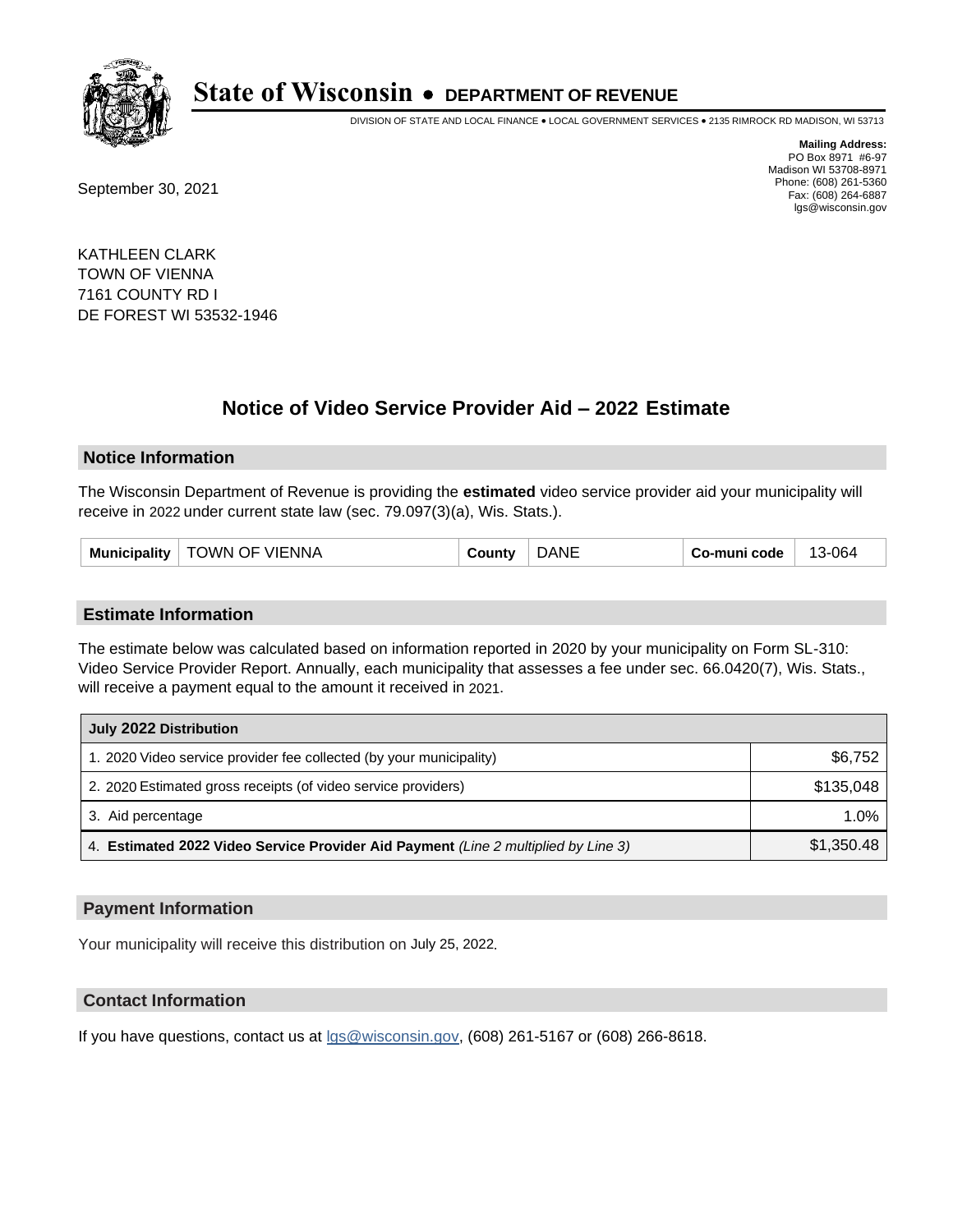# State of Wisconsin • DEPARTMENT OF REVENUE

DIVISION OF STATE AND LOCAL FINANCE • LOCAL GOVERNMENT SERVICES • 2135 RIMROCK RD MADISON, WI 53713

**Mailing Address:**
PO Box 8971 #6-97
Madison WI 53708-8971
Phone: (608) 261-5360
Fax: (608) 264-6887
lgs@wisconsin.gov

September 30, 2021

KATHLEEN CLARK
TOWN OF VIENNA
7161 COUNTY RD I
DE FOREST WI 53532-1946

## Notice of Video Service Provider Aid – 2022 Estimate

### Notice Information

The Wisconsin Department of Revenue is providing the **estimated** video service provider aid your municipality will receive in 2022 under current state law (sec. 79.097(3)(a), Wis. Stats.).

| Municipality | TOWN OF VIENNA | County | DANE | Co-muni code | 13-064 |
|---|---|---|---|---|---|

### Estimate Information

The estimate below was calculated based on information reported in 2020 by your municipality on Form SL-310: Video Service Provider Report. Annually, each municipality that assesses a fee under sec. 66.0420(7), Wis. Stats., will receive a payment equal to the amount it received in 2021.

| July 2022 Distribution | |
|---|---|
| 1. 2020 Video service provider fee collected (by your municipality) | $6,752 |
| 2. 2020 Estimated gross receipts (of video service providers) | $135,048 |
| 3. Aid percentage | 1.0% |
| 4. **Estimated 2022 Video Service Provider Aid Payment** *(Line 2 multiplied by Line 3)* | $1,350.48 |

### Payment Information

Your municipality will receive this distribution on July 25, 2022.

### Contact Information

If you have questions, contact us at lgs@wisconsin.gov, (608) 261-5167 or (608) 266-8618.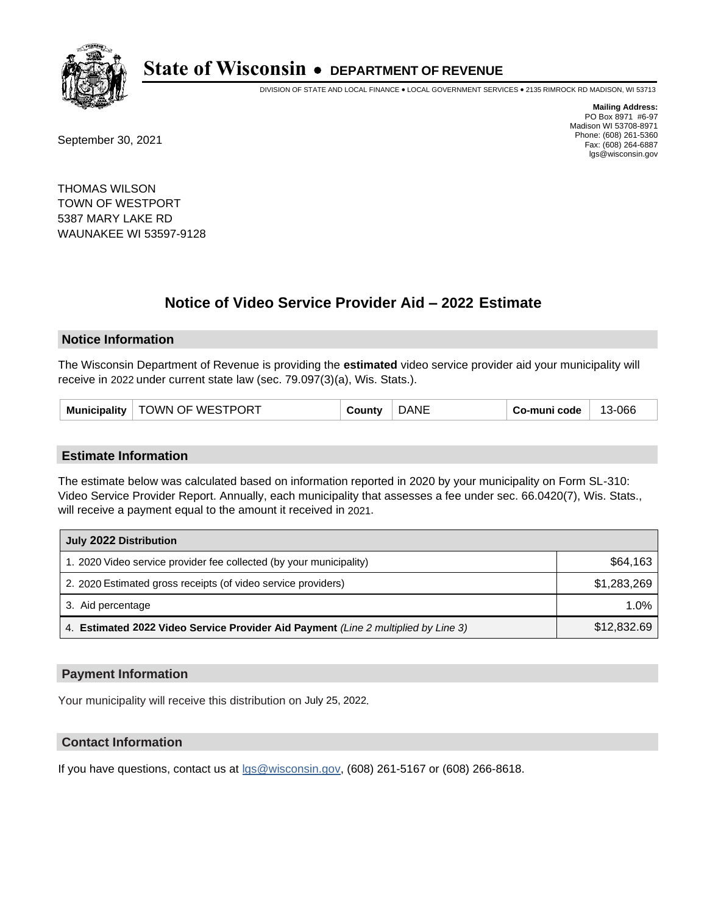# State of Wisconsin • DEPARTMENT OF REVENUE

DIVISION OF STATE AND LOCAL FINANCE • LOCAL GOVERNMENT SERVICES • 2135 RIMROCK RD MADISON, WI 53713

**Mailing Address:**
PO Box 8971 #6-97
Madison WI 53708-8971
Phone: (608) 261-5360
Fax: (608) 264-6887
lgs@wisconsin.gov

September 30, 2021

THOMAS WILSON
TOWN OF WESTPORT
5387 MARY LAKE RD
WAUNAKEE WI 53597-9128

## Notice of Video Service Provider Aid – 2022 Estimate

### Notice Information

The Wisconsin Department of Revenue is providing the **estimated** video service provider aid your municipality will receive in 2022 under current state law (sec. 79.097(3)(a), Wis. Stats.).

| Municipality | TOWN OF WESTPORT | County | DANE | Co-muni code | 13-066 |
|---|---|---|---|---|---|

### Estimate Information

The estimate below was calculated based on information reported in 2020 by your municipality on Form SL-310: Video Service Provider Report. Annually, each municipality that assesses a fee under sec. 66.0420(7), Wis. Stats., will receive a payment equal to the amount it received in 2021.

| July 2022 Distribution | |
|---|---|
| 1. 2020 Video service provider fee collected (by your municipality) | $64,163 |
| 2. 2020 Estimated gross receipts (of video service providers) | $1,283,269 |
| 3. Aid percentage | 1.0% |
| 4. **Estimated 2022 Video Service Provider Aid Payment** *(Line 2 multiplied by Line 3)* | $12,832.69 |

### Payment Information

Your municipality will receive this distribution on July 25, 2022.

### Contact Information

If you have questions, contact us at lgs@wisconsin.gov, (608) 261-5167 or (608) 266-8618.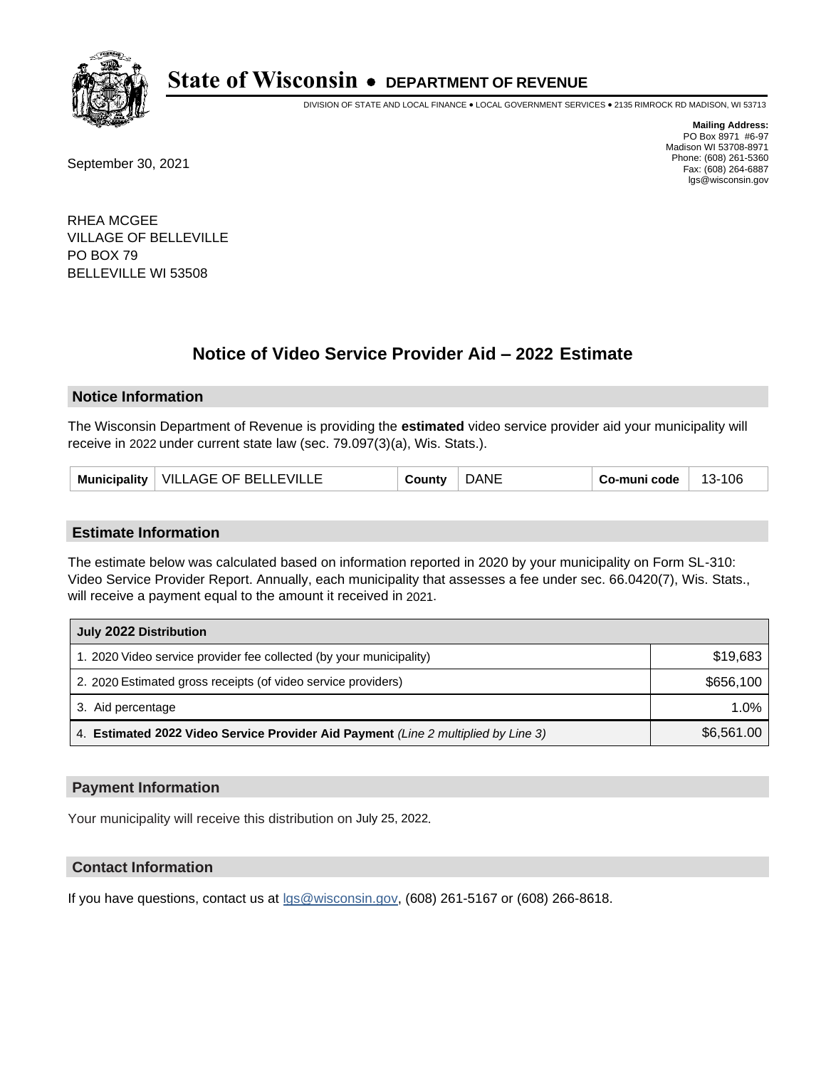# State of Wisconsin • DEPARTMENT OF REVENUE

DIVISION OF STATE AND LOCAL FINANCE • LOCAL GOVERNMENT SERVICES • 2135 RIMROCK RD MADISON, WI 53713

**Mailing Address:**
PO Box 8971 #6-97
Madison WI 53708-8971
Phone: (608) 261-5360
Fax: (608) 264-6887
lgs@wisconsin.gov

September 30, 2021

RHEA MCGEE
VILLAGE OF BELLEVILLE
PO BOX 79
BELLEVILLE WI 53508

## Notice of Video Service Provider Aid – 2022 Estimate

### Notice Information

The Wisconsin Department of Revenue is providing the **estimated** video service provider aid your municipality will receive in 2022 under current state law (sec. 79.097(3)(a), Wis. Stats.).

| Municipality | VILLAGE OF BELLEVILLE | County | DANE | Co-muni code | 13-106 |
|---|---|---|---|---|---|

### Estimate Information

The estimate below was calculated based on information reported in 2020 by your municipality on Form SL-310: Video Service Provider Report. Annually, each municipality that assesses a fee under sec. 66.0420(7), Wis. Stats., will receive a payment equal to the amount it received in 2021.

| July 2022 Distribution | |
|---|---|
| 1. 2020 Video service provider fee collected (by your municipality) | $19,683 |
| 2. 2020 Estimated gross receipts (of video service providers) | $656,100 |
| 3. Aid percentage | 1.0% |
| 4. **Estimated 2022 Video Service Provider Aid Payment** *(Line 2 multiplied by Line 3)* | $6,561.00 |

### Payment Information

Your municipality will receive this distribution on July 25, 2022.

### Contact Information

If you have questions, contact us at lgs@wisconsin.gov, (608) 261-5167 or (608) 266-8618.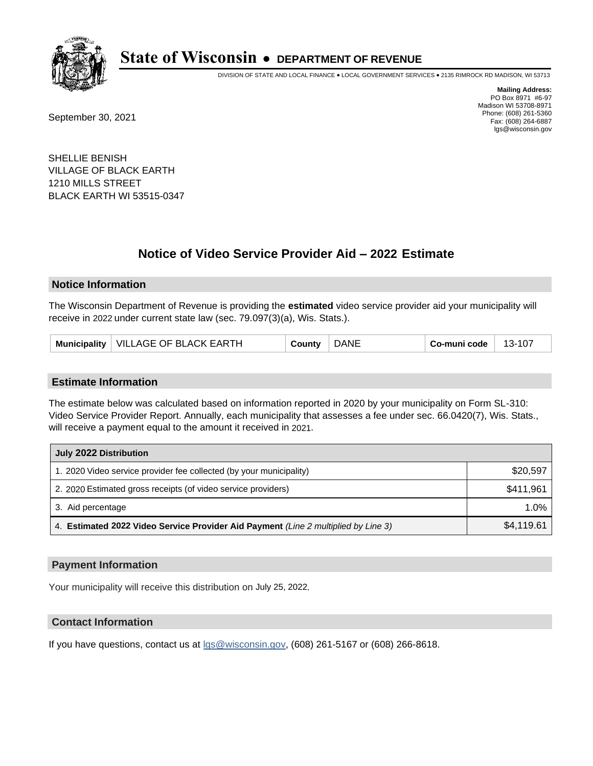# State of Wisconsin • DEPARTMENT OF REVENUE

DIVISION OF STATE AND LOCAL FINANCE • LOCAL GOVERNMENT SERVICES • 2135 RIMROCK RD MADISON, WI 53713

**Mailing Address:**
PO Box 8971 #6-97
Madison WI 53708-8971
Phone: (608) 261-5360
Fax: (608) 264-6887
lgs@wisconsin.gov

September 30, 2021

SHELLIE BENISH
VILLAGE OF BLACK EARTH
1210 MILLS STREET
BLACK EARTH WI 53515-0347

## Notice of Video Service Provider Aid – 2022 Estimate

### Notice Information

The Wisconsin Department of Revenue is providing the **estimated** video service provider aid your municipality will receive in 2022 under current state law (sec. 79.097(3)(a), Wis. Stats.).

| Municipality | VILLAGE OF BLACK EARTH | County | DANE | Co-muni code | 13-107 |
|---|---|---|---|---|---|

### Estimate Information

The estimate below was calculated based on information reported in 2020 by your municipality on Form SL-310: Video Service Provider Report. Annually, each municipality that assesses a fee under sec. 66.0420(7), Wis. Stats., will receive a payment equal to the amount it received in 2021.

| July 2022 Distribution | |
|---|---|
| 1. 2020 Video service provider fee collected (by your municipality) | $20,597 |
| 2. 2020 Estimated gross receipts (of video service providers) | $411,961 |
| 3. Aid percentage | 1.0% |
| 4. **Estimated 2022 Video Service Provider Aid Payment** *(Line 2 multiplied by Line 3)* | $4,119.61 |

### Payment Information

Your municipality will receive this distribution on July 25, 2022.

### Contact Information

If you have questions, contact us at lgs@wisconsin.gov, (608) 261-5167 or (608) 266-8618.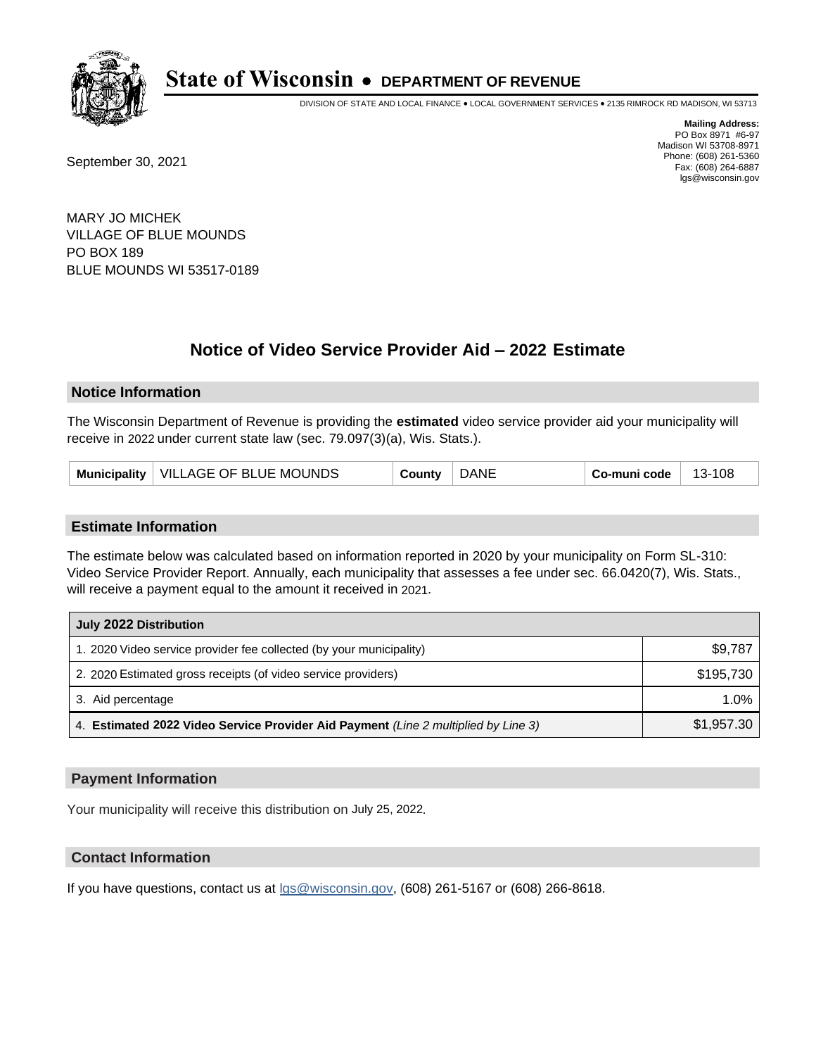# State of Wisconsin • DEPARTMENT OF REVENUE

DIVISION OF STATE AND LOCAL FINANCE • LOCAL GOVERNMENT SERVICES • 2135 RIMROCK RD MADISON, WI 53713

**Mailing Address:**
PO Box 8971 #6-97
Madison WI 53708-8971
Phone: (608) 261-5360
Fax: (608) 264-6887
lgs@wisconsin.gov

September 30, 2021

MARY JO MICHEK
VILLAGE OF BLUE MOUNDS
PO BOX 189
BLUE MOUNDS WI 53517-0189

## Notice of Video Service Provider Aid – 2022 Estimate

### Notice Information

The Wisconsin Department of Revenue is providing the **estimated** video service provider aid your municipality will receive in 2022 under current state law (sec. 79.097(3)(a), Wis. Stats.).

| Municipality | VILLAGE OF BLUE MOUNDS | County | DANE | Co-muni code | 13-108 |
|---|---|---|---|---|---|

### Estimate Information

The estimate below was calculated based on information reported in 2020 by your municipality on Form SL-310: Video Service Provider Report. Annually, each municipality that assesses a fee under sec. 66.0420(7), Wis. Stats., will receive a payment equal to the amount it received in 2021.

| July 2022 Distribution | |
|---|---|
| 1. 2020 Video service provider fee collected (by your municipality) | $9,787 |
| 2. 2020 Estimated gross receipts (of video service providers) | $195,730 |
| 3. Aid percentage | 1.0% |
| 4. **Estimated 2022 Video Service Provider Aid Payment** *(Line 2 multiplied by Line 3)* | $1,957.30 |

### Payment Information

Your municipality will receive this distribution on July 25, 2022.

### Contact Information

If you have questions, contact us at lgs@wisconsin.gov, (608) 261-5167 or (608) 266-8618.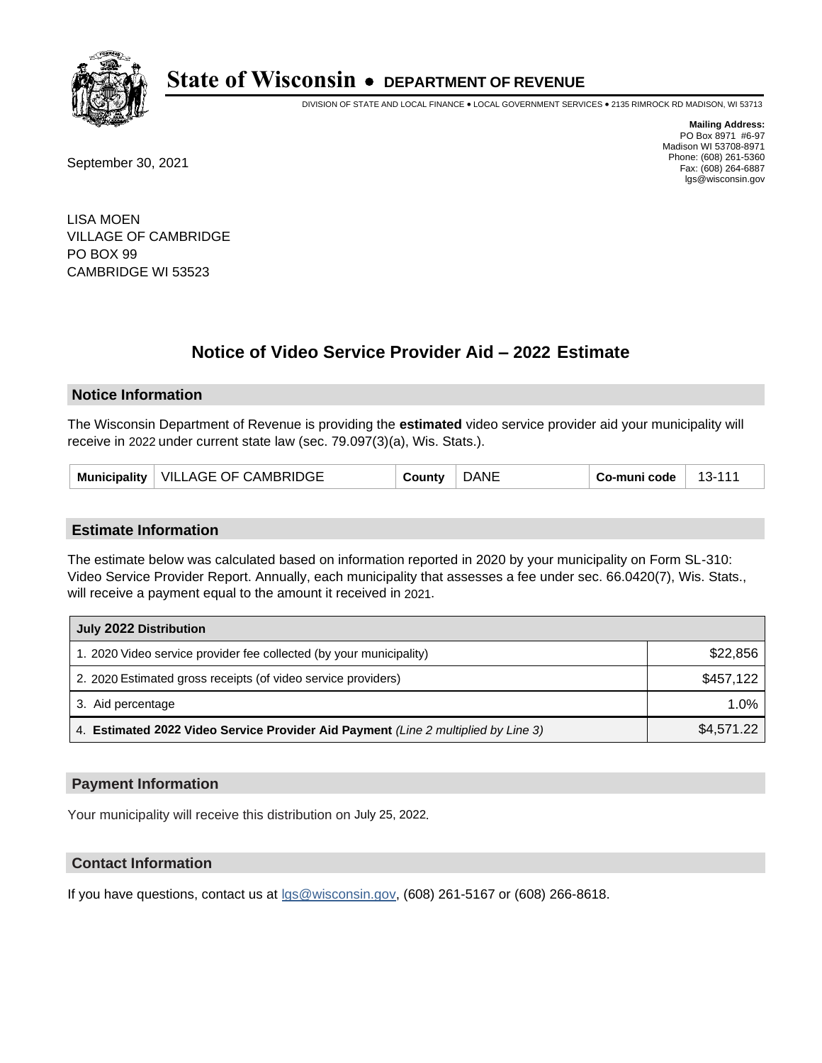# State of Wisconsin • DEPARTMENT OF REVENUE

DIVISION OF STATE AND LOCAL FINANCE • LOCAL GOVERNMENT SERVICES • 2135 RIMROCK RD MADISON, WI 53713

**Mailing Address:**
PO Box 8971 #6-97
Madison WI 53708-8971
Phone: (608) 261-5360
Fax: (608) 264-6887
lgs@wisconsin.gov

September 30, 2021

LISA MOEN
VILLAGE OF CAMBRIDGE
PO BOX 99
CAMBRIDGE WI 53523

## Notice of Video Service Provider Aid – 2022 Estimate

### Notice Information

The Wisconsin Department of Revenue is providing the **estimated** video service provider aid your municipality will receive in 2022 under current state law (sec. 79.097(3)(a), Wis. Stats.).

| Municipality | VILLAGE OF CAMBRIDGE | County | DANE | Co-muni code | 13-111 |
|---|---|---|---|---|---|

### Estimate Information

The estimate below was calculated based on information reported in 2020 by your municipality on Form SL-310: Video Service Provider Report. Annually, each municipality that assesses a fee under sec. 66.0420(7), Wis. Stats., will receive a payment equal to the amount it received in 2021.

| July 2022 Distribution | |
|---|---|
| 1. 2020 Video service provider fee collected (by your municipality) | $22,856 |
| 2. 2020 Estimated gross receipts (of video service providers) | $457,122 |
| 3. Aid percentage | 1.0% |
| 4. **Estimated 2022 Video Service Provider Aid Payment** *(Line 2 multiplied by Line 3)* | $4,571.22 |

### Payment Information

Your municipality will receive this distribution on July 25, 2022.

### Contact Information

If you have questions, contact us at lgs@wisconsin.gov, (608) 261-5167 or (608) 266-8618.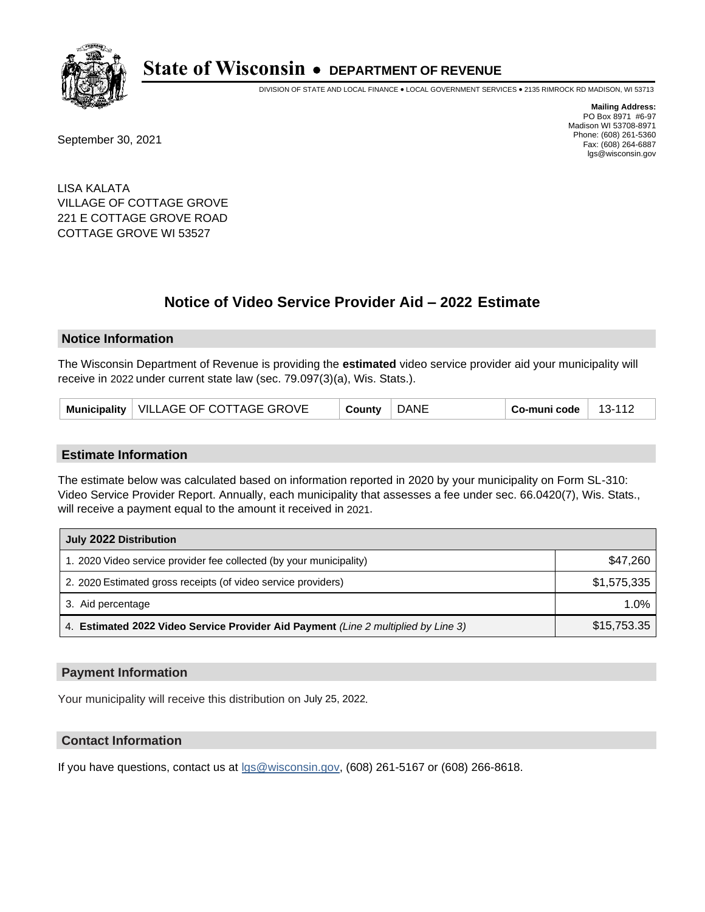# State of Wisconsin • DEPARTMENT OF REVENUE

DIVISION OF STATE AND LOCAL FINANCE • LOCAL GOVERNMENT SERVICES • 2135 RIMROCK RD MADISON, WI 53713

**Mailing Address:**
PO Box 8971 #6-97
Madison WI 53708-8971
Phone: (608) 261-5360
Fax: (608) 264-6887
lgs@wisconsin.gov

September 30, 2021

LISA KALATA
VILLAGE OF COTTAGE GROVE
221 E COTTAGE GROVE ROAD
COTTAGE GROVE WI 53527

## Notice of Video Service Provider Aid – 2022 Estimate

### Notice Information

The Wisconsin Department of Revenue is providing the **estimated** video service provider aid your municipality will receive in 2022 under current state law (sec. 79.097(3)(a), Wis. Stats.).

| Municipality | VILLAGE OF COTTAGE GROVE | County | DANE | Co-muni code | 13-112 |
|---|---|---|---|---|---|

### Estimate Information

The estimate below was calculated based on information reported in 2020 by your municipality on Form SL-310: Video Service Provider Report. Annually, each municipality that assesses a fee under sec. 66.0420(7), Wis. Stats., will receive a payment equal to the amount it received in 2021.

| July 2022 Distribution | |
|---|---|
| 1. 2020 Video service provider fee collected (by your municipality) | $47,260 |
| 2. 2020 Estimated gross receipts (of video service providers) | $1,575,335 |
| 3. Aid percentage | 1.0% |
| 4. **Estimated 2022 Video Service Provider Aid Payment** *(Line 2 multiplied by Line 3)* | $15,753.35 |

### Payment Information

Your municipality will receive this distribution on July 25, 2022.

### Contact Information

If you have questions, contact us at lgs@wisconsin.gov, (608) 261-5167 or (608) 266-8618.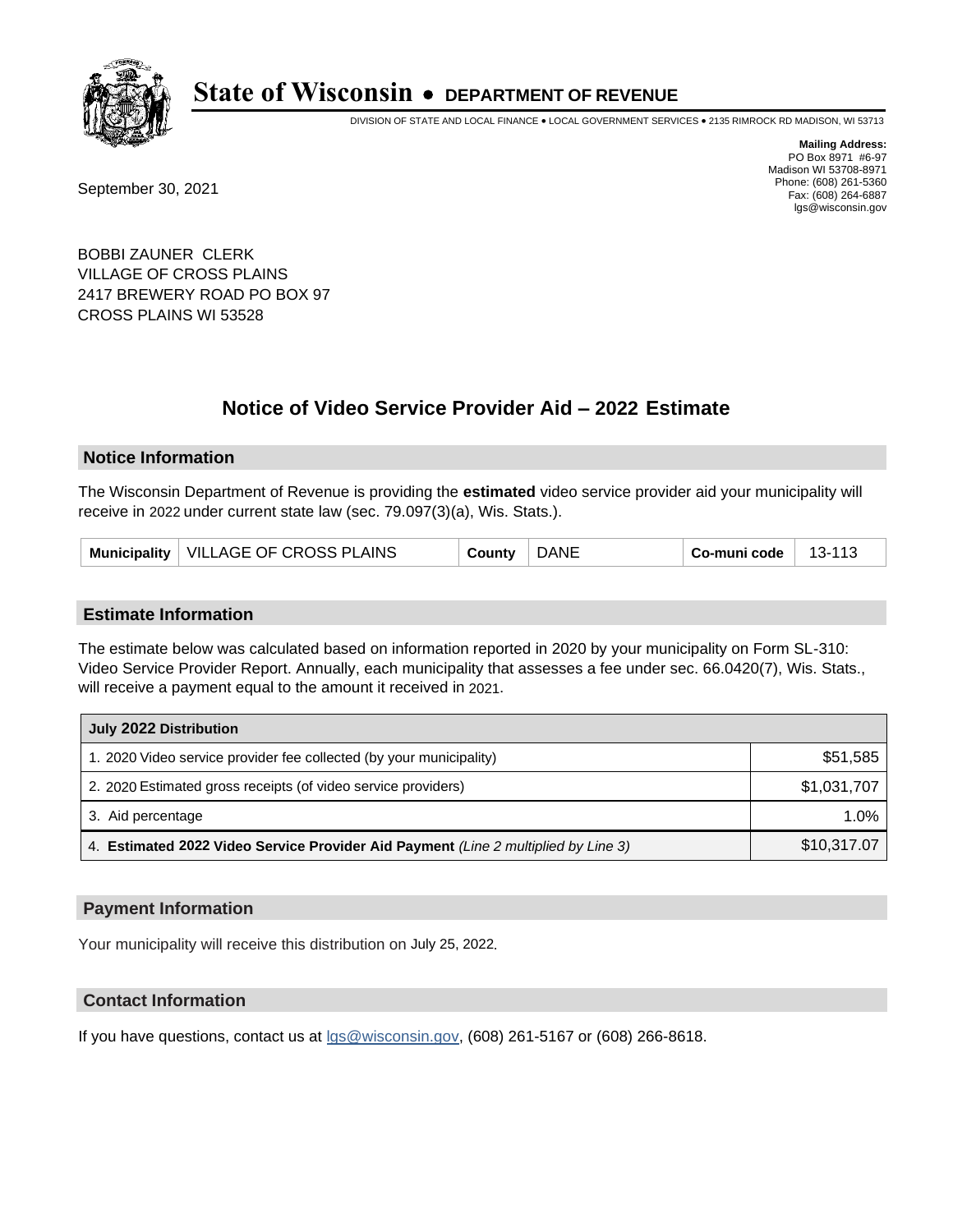# State of Wisconsin • DEPARTMENT OF REVENUE

DIVISION OF STATE AND LOCAL FINANCE • LOCAL GOVERNMENT SERVICES • 2135 RIMROCK RD MADISON, WI 53713

**Mailing Address:**
PO Box 8971 #6-97
Madison WI 53708-8971
Phone: (608) 261-5360
Fax: (608) 264-6887
lgs@wisconsin.gov

September 30, 2021

BOBBI ZAUNER CLERK
VILLAGE OF CROSS PLAINS
2417 BREWERY ROAD PO BOX 97
CROSS PLAINS WI 53528

## Notice of Video Service Provider Aid – 2022 Estimate

### Notice Information

The Wisconsin Department of Revenue is providing the **estimated** video service provider aid your municipality will receive in 2022 under current state law (sec. 79.097(3)(a), Wis. Stats.).

| Municipality | VILLAGE OF CROSS PLAINS | County | DANE | Co-muni code | 13-113 |
|---|---|---|---|---|---|

### Estimate Information

The estimate below was calculated based on information reported in 2020 by your municipality on Form SL-310: Video Service Provider Report. Annually, each municipality that assesses a fee under sec. 66.0420(7), Wis. Stats., will receive a payment equal to the amount it received in 2021.

| July 2022 Distribution | |
|---|---|
| 1. 2020 Video service provider fee collected (by your municipality) | $51,585 |
| 2. 2020 Estimated gross receipts (of video service providers) | $1,031,707 |
| 3. Aid percentage | 1.0% |
| 4. **Estimated 2022 Video Service Provider Aid Payment** *(Line 2 multiplied by Line 3)* | $10,317.07 |

### Payment Information

Your municipality will receive this distribution on July 25, 2022.

### Contact Information

If you have questions, contact us at lgs@wisconsin.gov, (608) 261-5167 or (608) 266-8618.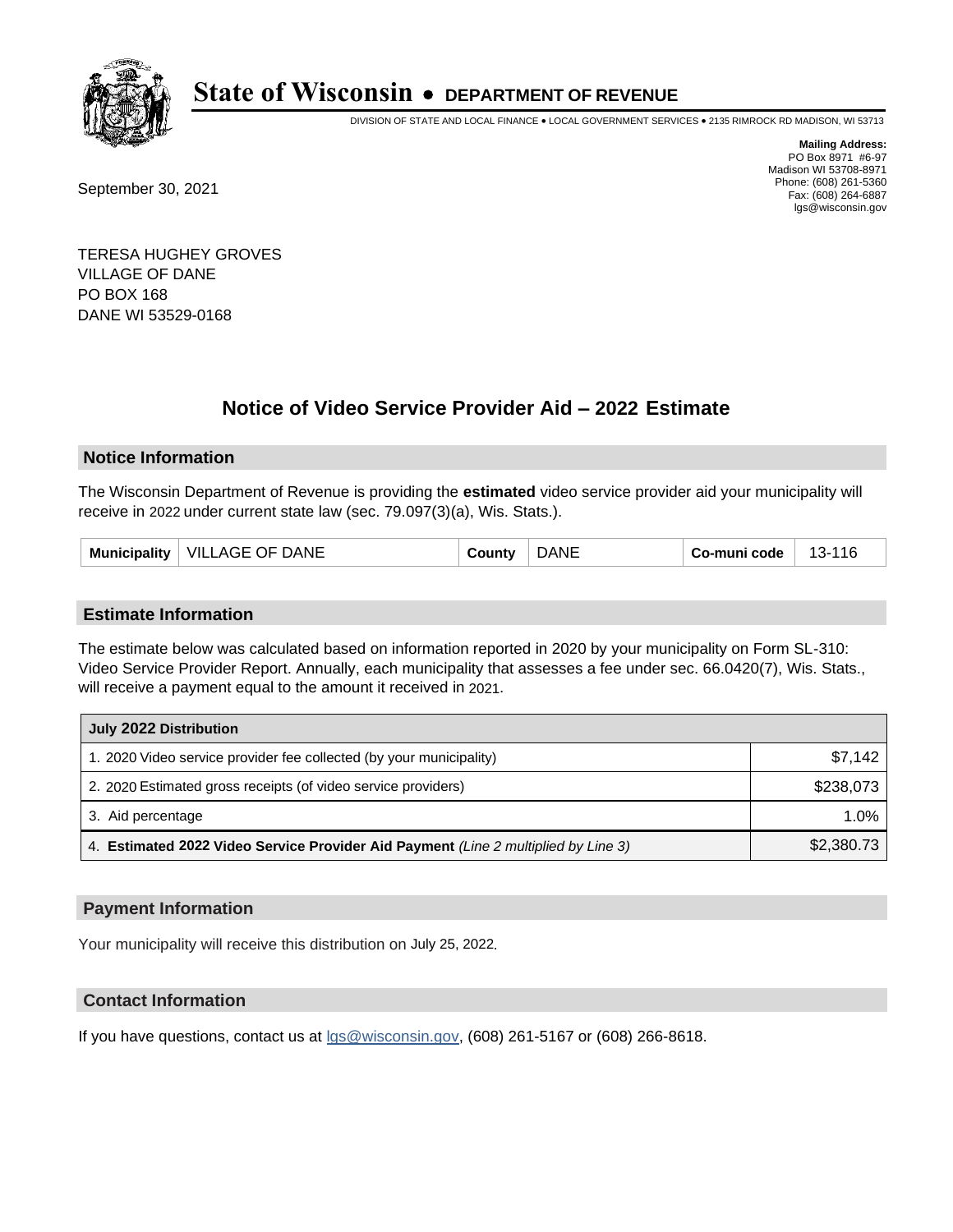# State of Wisconsin • DEPARTMENT OF REVENUE

DIVISION OF STATE AND LOCAL FINANCE • LOCAL GOVERNMENT SERVICES • 2135 RIMROCK RD MADISON, WI 53713

**Mailing Address:**
PO Box 8971 #6-97
Madison WI 53708-8971
Phone: (608) 261-5360
Fax: (608) 264-6887
lgs@wisconsin.gov

September 30, 2021

TERESA HUGHEY GROVES
VILLAGE OF DANE
PO BOX 168
DANE WI 53529-0168

## Notice of Video Service Provider Aid – 2022 Estimate

### Notice Information

The Wisconsin Department of Revenue is providing the **estimated** video service provider aid your municipality will receive in 2022 under current state law (sec. 79.097(3)(a), Wis. Stats.).

| Municipality | VILLAGE OF DANE | County | DANE | Co-muni code | 13-116 |
|---|---|---|---|---|---|

### Estimate Information

The estimate below was calculated based on information reported in 2020 by your municipality on Form SL-310: Video Service Provider Report. Annually, each municipality that assesses a fee under sec. 66.0420(7), Wis. Stats., will receive a payment equal to the amount it received in 2021.

| July 2022 Distribution | |
|---|---|
| 1. 2020 Video service provider fee collected (by your municipality) | $7,142 |
| 2. 2020 Estimated gross receipts (of video service providers) | $238,073 |
| 3. Aid percentage | 1.0% |
| 4. **Estimated 2022 Video Service Provider Aid Payment** *(Line 2 multiplied by Line 3)* | $2,380.73 |

### Payment Information

Your municipality will receive this distribution on July 25, 2022.

### Contact Information

If you have questions, contact us at lgs@wisconsin.gov, (608) 261-5167 or (608) 266-8618.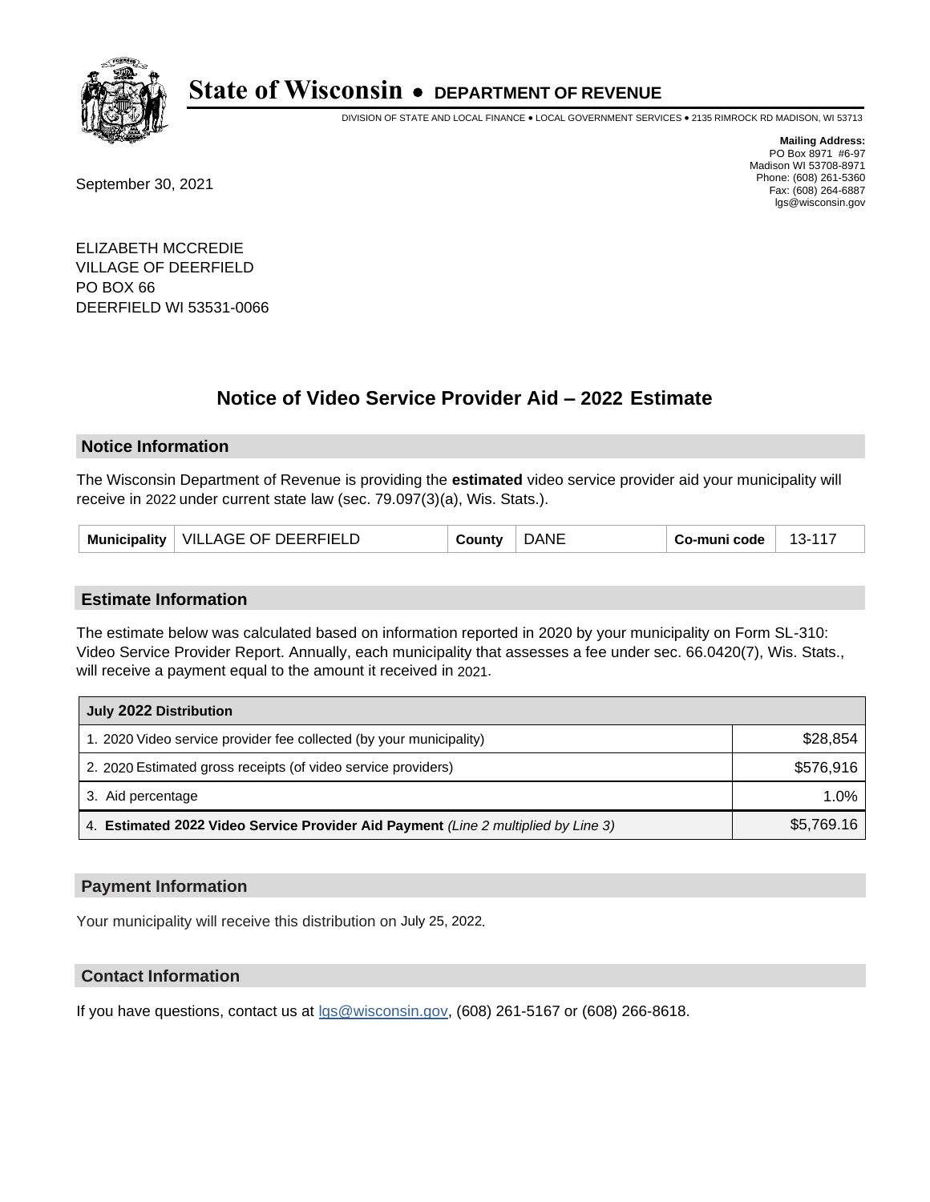# State of Wisconsin • DEPARTMENT OF REVENUE

DIVISION OF STATE AND LOCAL FINANCE • LOCAL GOVERNMENT SERVICES • 2135 RIMROCK RD MADISON, WI 53713

**Mailing Address:**
PO Box 8971 #6-97
Madison WI 53708-8971
Phone: (608) 261-5360
Fax: (608) 264-6887
lgs@wisconsin.gov

September 30, 2021

ELIZABETH MCCREDIE
VILLAGE OF DEERFIELD
PO BOX 66
DEERFIELD WI 53531-0066

## Notice of Video Service Provider Aid – 2022 Estimate

### Notice Information

The Wisconsin Department of Revenue is providing the **estimated** video service provider aid your municipality will receive in 2022 under current state law (sec. 79.097(3)(a), Wis. Stats.).

| Municipality | VILLAGE OF DEERFIELD | County | DANE | Co-muni code | 13-117 |
|---|---|---|---|---|---|

### Estimate Information

The estimate below was calculated based on information reported in 2020 by your municipality on Form SL-310: Video Service Provider Report. Annually, each municipality that assesses a fee under sec. 66.0420(7), Wis. Stats., will receive a payment equal to the amount it received in 2021.

| July 2022 Distribution | |
|---|---|
| 1. 2020 Video service provider fee collected (by your municipality) | $28,854 |
| 2. 2020 Estimated gross receipts (of video service providers) | $576,916 |
| 3. Aid percentage | 1.0% |
| 4. **Estimated 2022 Video Service Provider Aid Payment** *(Line 2 multiplied by Line 3)* | $5,769.16 |

### Payment Information

Your municipality will receive this distribution on July 25, 2022.

### Contact Information

If you have questions, contact us at lgs@wisconsin.gov, (608) 261-5167 or (608) 266-8618.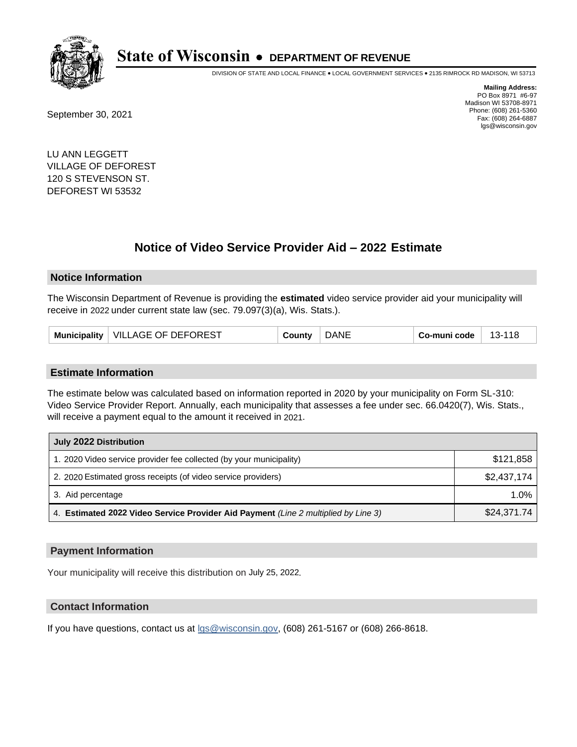# State of Wisconsin • DEPARTMENT OF REVENUE

DIVISION OF STATE AND LOCAL FINANCE • LOCAL GOVERNMENT SERVICES • 2135 RIMROCK RD MADISON, WI 53713

**Mailing Address:**
PO Box 8971 #6-97
Madison WI 53708-8971
Phone: (608) 261-5360
Fax: (608) 264-6887
lgs@wisconsin.gov

September 30, 2021

LU ANN LEGGETT
VILLAGE OF DEFOREST
120 S STEVENSON ST.
DEFOREST WI 53532

## Notice of Video Service Provider Aid – 2022 Estimate

### Notice Information

The Wisconsin Department of Revenue is providing the **estimated** video service provider aid your municipality will receive in 2022 under current state law (sec. 79.097(3)(a), Wis. Stats.).

| Municipality | VILLAGE OF DEFOREST | County | DANE | Co-muni code | 13-118 |
|---|---|---|---|---|---|

### Estimate Information

The estimate below was calculated based on information reported in 2020 by your municipality on Form SL-310: Video Service Provider Report. Annually, each municipality that assesses a fee under sec. 66.0420(7), Wis. Stats., will receive a payment equal to the amount it received in 2021.

| July 2022 Distribution | |
|---|---|
| 1. 2020 Video service provider fee collected (by your municipality) | $121,858 |
| 2. 2020 Estimated gross receipts (of video service providers) | $2,437,174 |
| 3. Aid percentage | 1.0% |
| 4. **Estimated 2022 Video Service Provider Aid Payment** *(Line 2 multiplied by Line 3)* | $24,371.74 |

### Payment Information

Your municipality will receive this distribution on July 25, 2022.

### Contact Information

If you have questions, contact us at lgs@wisconsin.gov, (608) 261-5167 or (608) 266-8618.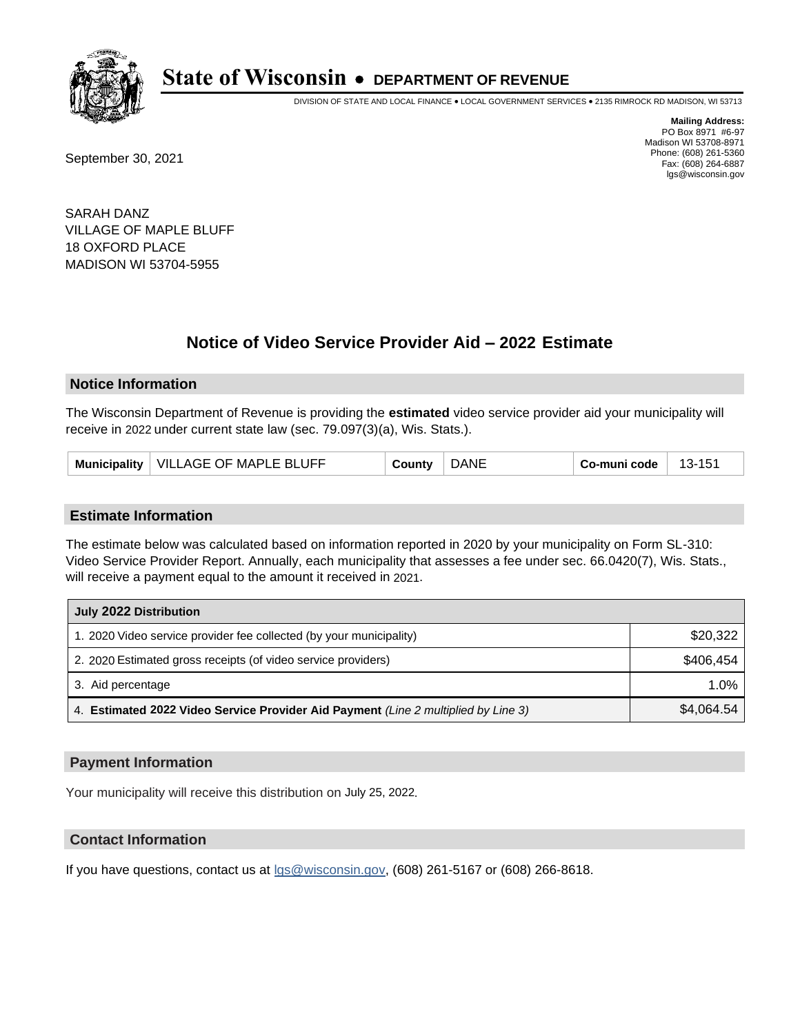# State of Wisconsin • DEPARTMENT OF REVENUE

DIVISION OF STATE AND LOCAL FINANCE • LOCAL GOVERNMENT SERVICES • 2135 RIMROCK RD MADISON, WI 53713

**Mailing Address:**
PO Box 8971 #6-97
Madison WI 53708-8971
Phone: (608) 261-5360
Fax: (608) 264-6887
lgs@wisconsin.gov

September 30, 2021

SARAH DANZ
VILLAGE OF MAPLE BLUFF
18 OXFORD PLACE
MADISON WI 53704-5955

## Notice of Video Service Provider Aid – 2022 Estimate

### Notice Information

The Wisconsin Department of Revenue is providing the **estimated** video service provider aid your municipality will receive in 2022 under current state law (sec. 79.097(3)(a), Wis. Stats.).

| Municipality | VILLAGE OF MAPLE BLUFF | County | DANE | Co-muni code | 13-151 |
|---|---|---|---|---|---|

### Estimate Information

The estimate below was calculated based on information reported in 2020 by your municipality on Form SL-310: Video Service Provider Report. Annually, each municipality that assesses a fee under sec. 66.0420(7), Wis. Stats., will receive a payment equal to the amount it received in 2021.

| July 2022 Distribution | |
|---|---|
| 1. 2020 Video service provider fee collected (by your municipality) | $20,322 |
| 2. 2020 Estimated gross receipts (of video service providers) | $406,454 |
| 3. Aid percentage | 1.0% |
| 4. **Estimated 2022 Video Service Provider Aid Payment** *(Line 2 multiplied by Line 3)* | $4,064.54 |

### Payment Information

Your municipality will receive this distribution on July 25, 2022.

### Contact Information

If you have questions, contact us at lgs@wisconsin.gov, (608) 261-5167 or (608) 266-8618.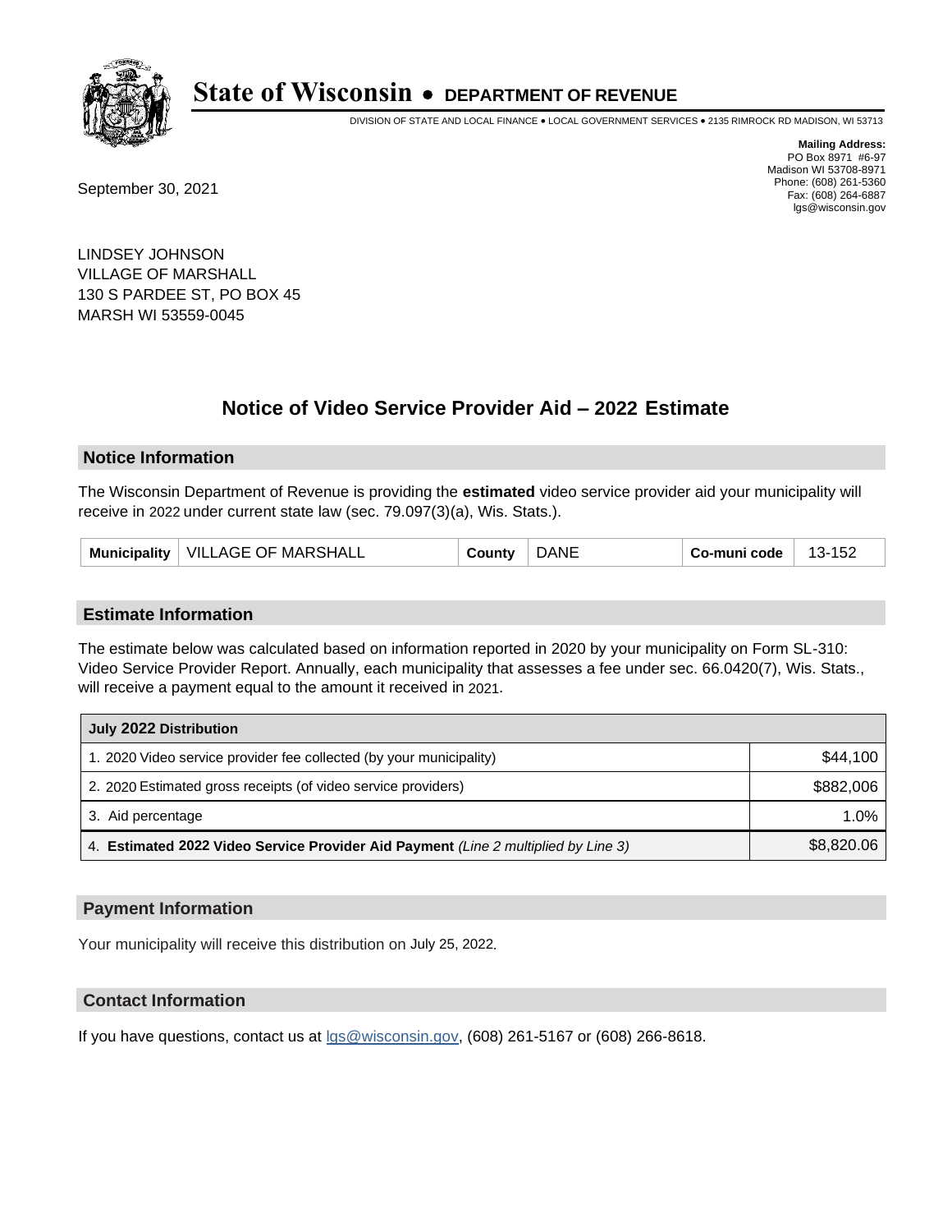# State of Wisconsin • DEPARTMENT OF REVENUE

DIVISION OF STATE AND LOCAL FINANCE • LOCAL GOVERNMENT SERVICES • 2135 RIMROCK RD MADISON, WI 53713

**Mailing Address:**
PO Box 8971 #6-97
Madison WI 53708-8971
Phone: (608) 261-5360
Fax: (608) 264-6887
lgs@wisconsin.gov

September 30, 2021

LINDSEY JOHNSON
VILLAGE OF MARSHALL
130 S PARDEE ST, PO BOX 45
MARSH WI 53559-0045

## Notice of Video Service Provider Aid – 2022 Estimate

### Notice Information

The Wisconsin Department of Revenue is providing the **estimated** video service provider aid your municipality will receive in 2022 under current state law (sec. 79.097(3)(a), Wis. Stats.).

| Municipality | VILLAGE OF MARSHALL | County | DANE | Co-muni code | 13-152 |
|---|---|---|---|---|---|

### Estimate Information

The estimate below was calculated based on information reported in 2020 by your municipality on Form SL-310: Video Service Provider Report. Annually, each municipality that assesses a fee under sec. 66.0420(7), Wis. Stats., will receive a payment equal to the amount it received in 2021.

| July 2022 Distribution | |
|---|---|
| 1. 2020 Video service provider fee collected (by your municipality) | $44,100 |
| 2. 2020 Estimated gross receipts (of video service providers) | $882,006 |
| 3. Aid percentage | 1.0% |
| 4. **Estimated 2022 Video Service Provider Aid Payment** *(Line 2 multiplied by Line 3)* | $8,820.06 |

### Payment Information

Your municipality will receive this distribution on July 25, 2022.

### Contact Information

If you have questions, contact us at lgs@wisconsin.gov, (608) 261-5167 or (608) 266-8618.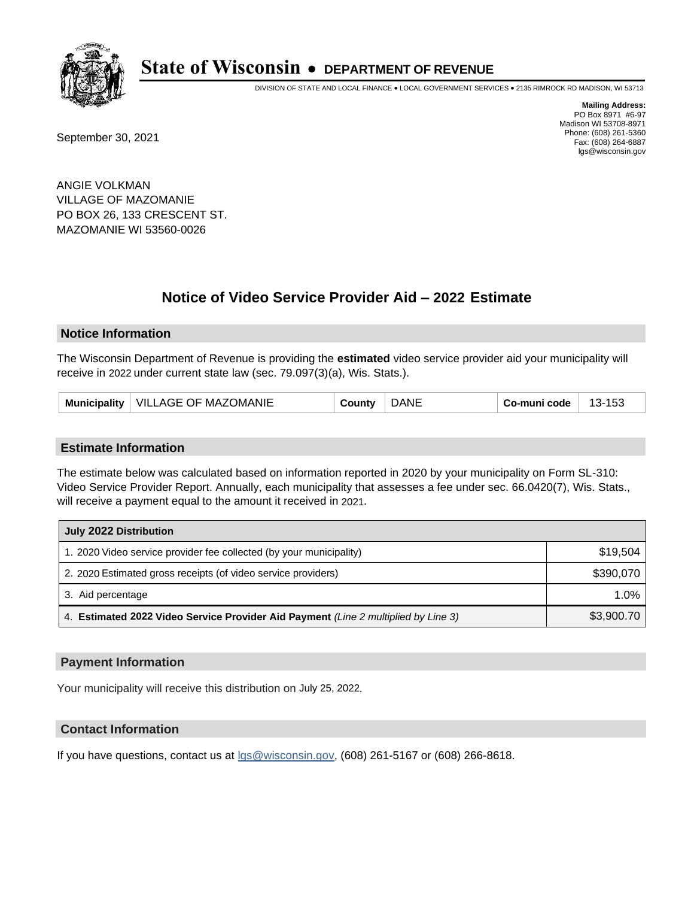# State of Wisconsin • DEPARTMENT OF REVENUE

DIVISION OF STATE AND LOCAL FINANCE • LOCAL GOVERNMENT SERVICES • 2135 RIMROCK RD MADISON, WI 53713

**Mailing Address:**
PO Box 8971 #6-97
Madison WI 53708-8971
Phone: (608) 261-5360
Fax: (608) 264-6887
lgs@wisconsin.gov

September 30, 2021

ANGIE VOLKMAN
VILLAGE OF MAZOMANIE
PO BOX 26, 133 CRESCENT ST.
MAZOMANIE WI 53560-0026

## Notice of Video Service Provider Aid – 2022 Estimate

### Notice Information

The Wisconsin Department of Revenue is providing the **estimated** video service provider aid your municipality will receive in 2022 under current state law (sec. 79.097(3)(a), Wis. Stats.).

| Municipality | VILLAGE OF MAZOMANIE | County | DANE | Co-muni code | 13-153 |
|---|---|---|---|---|---|

### Estimate Information

The estimate below was calculated based on information reported in 2020 by your municipality on Form SL-310: Video Service Provider Report. Annually, each municipality that assesses a fee under sec. 66.0420(7), Wis. Stats., will receive a payment equal to the amount it received in 2021.

| July 2022 Distribution | |
|---|---|
| 1. 2020 Video service provider fee collected (by your municipality) | $19,504 |
| 2. 2020 Estimated gross receipts (of video service providers) | $390,070 |
| 3. Aid percentage | 1.0% |
| 4. **Estimated 2022 Video Service Provider Aid Payment** *(Line 2 multiplied by Line 3)* | $3,900.70 |

### Payment Information

Your municipality will receive this distribution on July 25, 2022.

### Contact Information

If you have questions, contact us at lgs@wisconsin.gov, (608) 261-5167 or (608) 266-8618.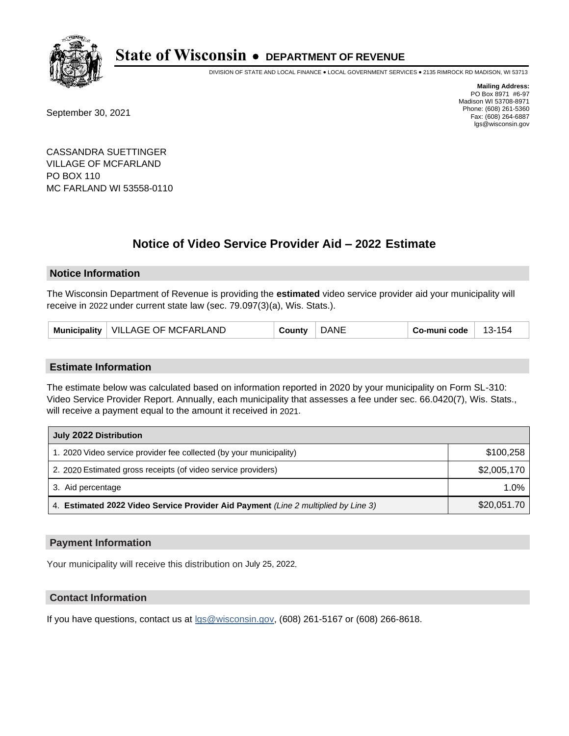# State of Wisconsin • DEPARTMENT OF REVENUE

DIVISION OF STATE AND LOCAL FINANCE • LOCAL GOVERNMENT SERVICES • 2135 RIMROCK RD MADISON, WI 53713

**Mailing Address:**
PO Box 8971 #6-97
Madison WI 53708-8971
Phone: (608) 261-5360
Fax: (608) 264-6887
lgs@wisconsin.gov

September 30, 2021

CASSANDRA SUETTINGER
VILLAGE OF MCFARLAND
PO BOX 110
MC FARLAND WI 53558-0110

## Notice of Video Service Provider Aid – 2022 Estimate

### Notice Information

The Wisconsin Department of Revenue is providing the **estimated** video service provider aid your municipality will receive in 2022 under current state law (sec. 79.097(3)(a), Wis. Stats.).

| Municipality | VILLAGE OF MCFARLAND | County | DANE | Co-muni code | 13-154 |
|---|---|---|---|---|---|

### Estimate Information

The estimate below was calculated based on information reported in 2020 by your municipality on Form SL-310: Video Service Provider Report. Annually, each municipality that assesses a fee under sec. 66.0420(7), Wis. Stats., will receive a payment equal to the amount it received in 2021.

| July 2022 Distribution | |
|---|---|
| 1. 2020 Video service provider fee collected (by your municipality) | $100,258 |
| 2. 2020 Estimated gross receipts (of video service providers) | $2,005,170 |
| 3. Aid percentage | 1.0% |
| 4. **Estimated 2022 Video Service Provider Aid Payment** *(Line 2 multiplied by Line 3)* | $20,051.70 |

### Payment Information

Your municipality will receive this distribution on July 25, 2022.

### Contact Information

If you have questions, contact us at lgs@wisconsin.gov, (608) 261-5167 or (608) 266-8618.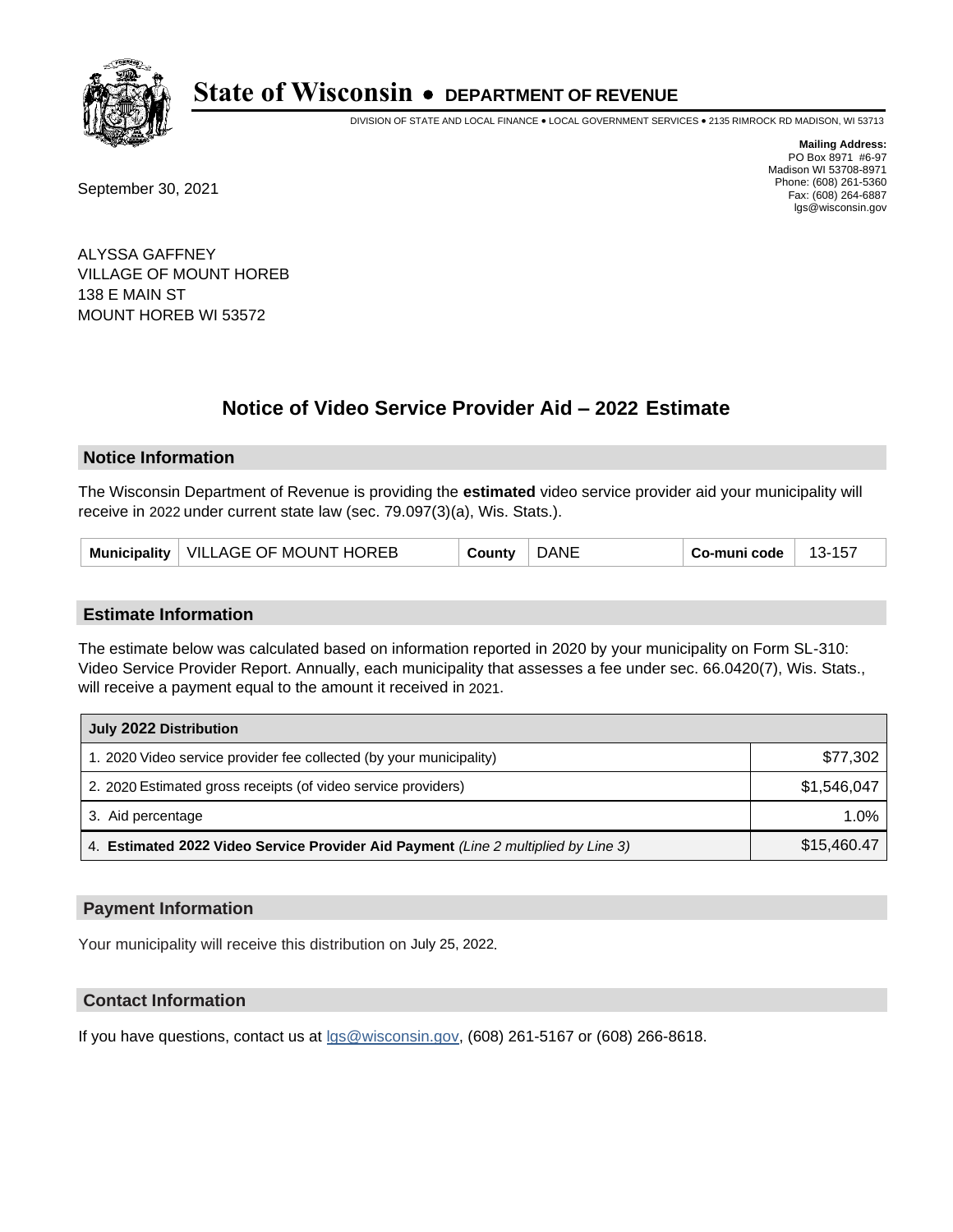# State of Wisconsin • DEPARTMENT OF REVENUE

DIVISION OF STATE AND LOCAL FINANCE • LOCAL GOVERNMENT SERVICES • 2135 RIMROCK RD MADISON, WI 53713

**Mailing Address:**
PO Box 8971 #6-97
Madison WI 53708-8971
Phone: (608) 261-5360
Fax: (608) 264-6887
lgs@wisconsin.gov

September 30, 2021

ALYSSA GAFFNEY
VILLAGE OF MOUNT HOREB
138 E MAIN ST
MOUNT HOREB WI 53572

## Notice of Video Service Provider Aid – 2022 Estimate

### Notice Information

The Wisconsin Department of Revenue is providing the **estimated** video service provider aid your municipality will receive in 2022 under current state law (sec. 79.097(3)(a), Wis. Stats.).

| Municipality | VILLAGE OF MOUNT HOREB | County | DANE | Co-muni code | 13-157 |
|---|---|---|---|---|---|

### Estimate Information

The estimate below was calculated based on information reported in 2020 by your municipality on Form SL-310: Video Service Provider Report. Annually, each municipality that assesses a fee under sec. 66.0420(7), Wis. Stats., will receive a payment equal to the amount it received in 2021.

| July 2022 Distribution | |
|---|---|
| 1. 2020 Video service provider fee collected (by your municipality) | $77,302 |
| 2. 2020 Estimated gross receipts (of video service providers) | $1,546,047 |
| 3. Aid percentage | 1.0% |
| 4. **Estimated 2022 Video Service Provider Aid Payment** *(Line 2 multiplied by Line 3)* | $15,460.47 |

### Payment Information

Your municipality will receive this distribution on July 25, 2022.

### Contact Information

If you have questions, contact us at lgs@wisconsin.gov, (608) 261-5167 or (608) 266-8618.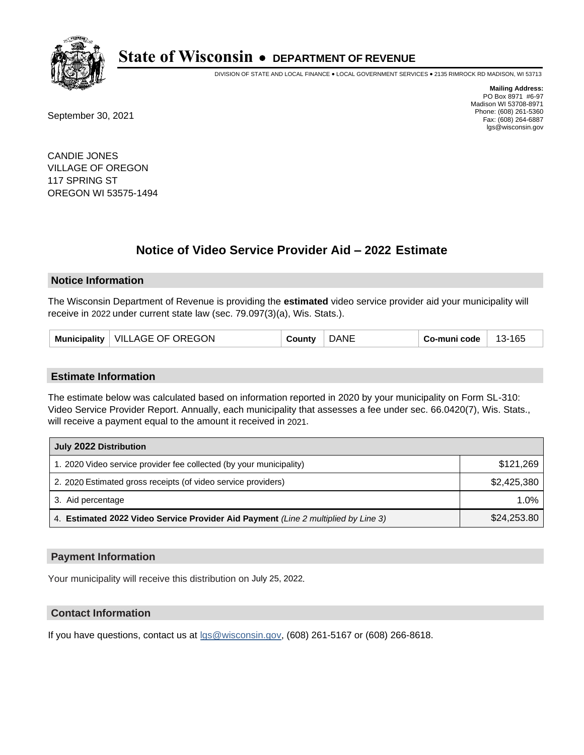# State of Wisconsin • DEPARTMENT OF REVENUE

DIVISION OF STATE AND LOCAL FINANCE • LOCAL GOVERNMENT SERVICES • 2135 RIMROCK RD MADISON, WI 53713

**Mailing Address:**
PO Box 8971 #6-97
Madison WI 53708-8971
Phone: (608) 261-5360
Fax: (608) 264-6887
lgs@wisconsin.gov

September 30, 2021

CANDIE JONES
VILLAGE OF OREGON
117 SPRING ST
OREGON WI 53575-1494

## Notice of Video Service Provider Aid – 2022 Estimate

### Notice Information

The Wisconsin Department of Revenue is providing the **estimated** video service provider aid your municipality will receive in 2022 under current state law (sec. 79.097(3)(a), Wis. Stats.).

| Municipality | VILLAGE OF OREGON | County | DANE | Co-muni code | 13-165 |
|---|---|---|---|---|---|

### Estimate Information

The estimate below was calculated based on information reported in 2020 by your municipality on Form SL-310: Video Service Provider Report. Annually, each municipality that assesses a fee under sec. 66.0420(7), Wis. Stats., will receive a payment equal to the amount it received in 2021.

| July 2022 Distribution | |
|---|---|
| 1. 2020 Video service provider fee collected (by your municipality) | $121,269 |
| 2. 2020 Estimated gross receipts (of video service providers) | $2,425,380 |
| 3. Aid percentage | 1.0% |
| 4. **Estimated 2022 Video Service Provider Aid Payment** *(Line 2 multiplied by Line 3)* | $24,253.80 |

### Payment Information

Your municipality will receive this distribution on July 25, 2022.

### Contact Information

If you have questions, contact us at lgs@wisconsin.gov, (608) 261-5167 or (608) 266-8618.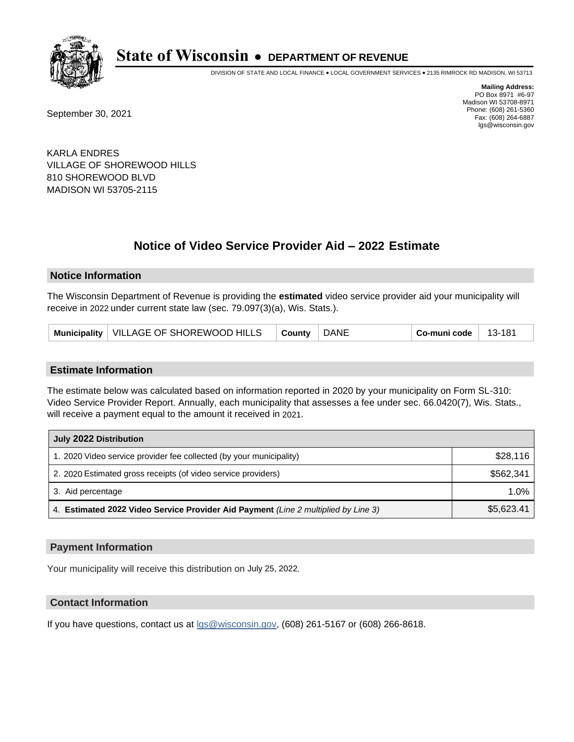# State of Wisconsin • DEPARTMENT OF REVENUE

DIVISION OF STATE AND LOCAL FINANCE • LOCAL GOVERNMENT SERVICES • 2135 RIMROCK RD MADISON, WI 53713

**Mailing Address:**
PO Box 8971 #6-97
Madison WI 53708-8971
Phone: (608) 261-5360
Fax: (608) 264-6887
lgs@wisconsin.gov

September 30, 2021

KARLA ENDRES
VILLAGE OF SHOREWOOD HILLS
810 SHOREWOOD BLVD
MADISON WI 53705-2115

## Notice of Video Service Provider Aid – 2022 Estimate

### Notice Information

The Wisconsin Department of Revenue is providing the **estimated** video service provider aid your municipality will receive in 2022 under current state law (sec. 79.097(3)(a), Wis. Stats.).

| Municipality | VILLAGE OF SHOREWOOD HILLS | County | DANE | Co-muni code | 13-181 |
|---|---|---|---|---|---|

### Estimate Information

The estimate below was calculated based on information reported in 2020 by your municipality on Form SL-310: Video Service Provider Report. Annually, each municipality that assesses a fee under sec. 66.0420(7), Wis. Stats., will receive a payment equal to the amount it received in 2021.

| July 2022 Distribution | |
|---|---|
| 1. 2020 Video service provider fee collected (by your municipality) | $28,116 |
| 2. 2020 Estimated gross receipts (of video service providers) | $562,341 |
| 3. Aid percentage | 1.0% |
| 4. **Estimated 2022 Video Service Provider Aid Payment** *(Line 2 multiplied by Line 3)* | $5,623.41 |

### Payment Information

Your municipality will receive this distribution on July 25, 2022.

### Contact Information

If you have questions, contact us at lgs@wisconsin.gov, (608) 261-5167 or (608) 266-8618.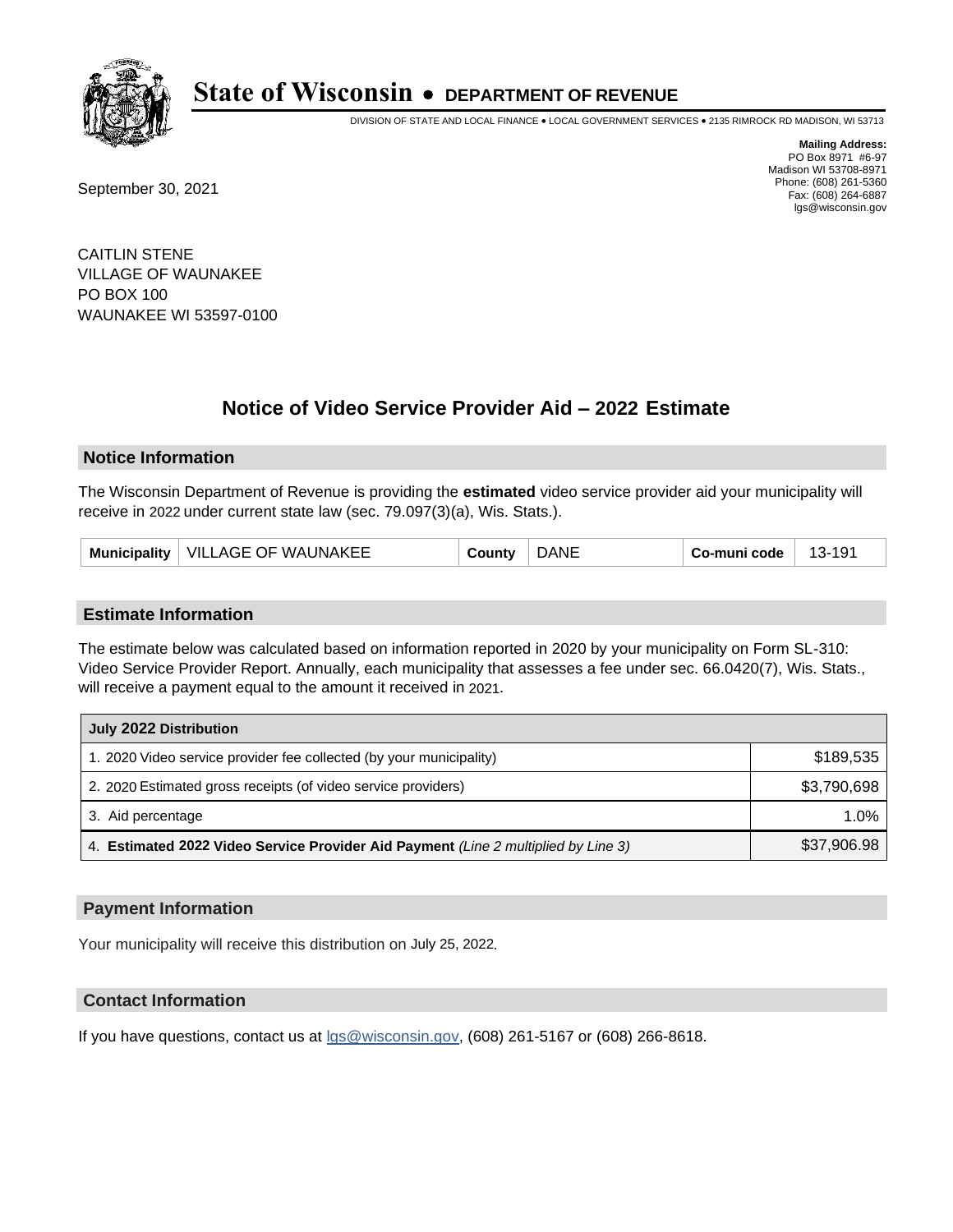# State of Wisconsin • DEPARTMENT OF REVENUE

DIVISION OF STATE AND LOCAL FINANCE • LOCAL GOVERNMENT SERVICES • 2135 RIMROCK RD MADISON, WI 53713

**Mailing Address:**
PO Box 8971 #6-97
Madison WI 53708-8971
Phone: (608) 261-5360
Fax: (608) 264-6887
lgs@wisconsin.gov

September 30, 2021

CAITLIN STENE
VILLAGE OF WAUNAKEE
PO BOX 100
WAUNAKEE WI 53597-0100

## Notice of Video Service Provider Aid – 2022 Estimate

### Notice Information

The Wisconsin Department of Revenue is providing the **estimated** video service provider aid your municipality will receive in 2022 under current state law (sec. 79.097(3)(a), Wis. Stats.).

| Municipality | VILLAGE OF WAUNAKEE | County | DANE | Co-muni code | 13-191 |
|---|---|---|---|---|---|

### Estimate Information

The estimate below was calculated based on information reported in 2020 by your municipality on Form SL-310: Video Service Provider Report. Annually, each municipality that assesses a fee under sec. 66.0420(7), Wis. Stats., will receive a payment equal to the amount it received in 2021.

| July 2022 Distribution | |
|---|---|
| 1. 2020 Video service provider fee collected (by your municipality) | $189,535 |
| 2. 2020 Estimated gross receipts (of video service providers) | $3,790,698 |
| 3. Aid percentage | 1.0% |
| 4. **Estimated 2022 Video Service Provider Aid Payment** *(Line 2 multiplied by Line 3)* | $37,906.98 |

### Payment Information

Your municipality will receive this distribution on July 25, 2022.

### Contact Information

If you have questions, contact us at lgs@wisconsin.gov, (608) 261-5167 or (608) 266-8618.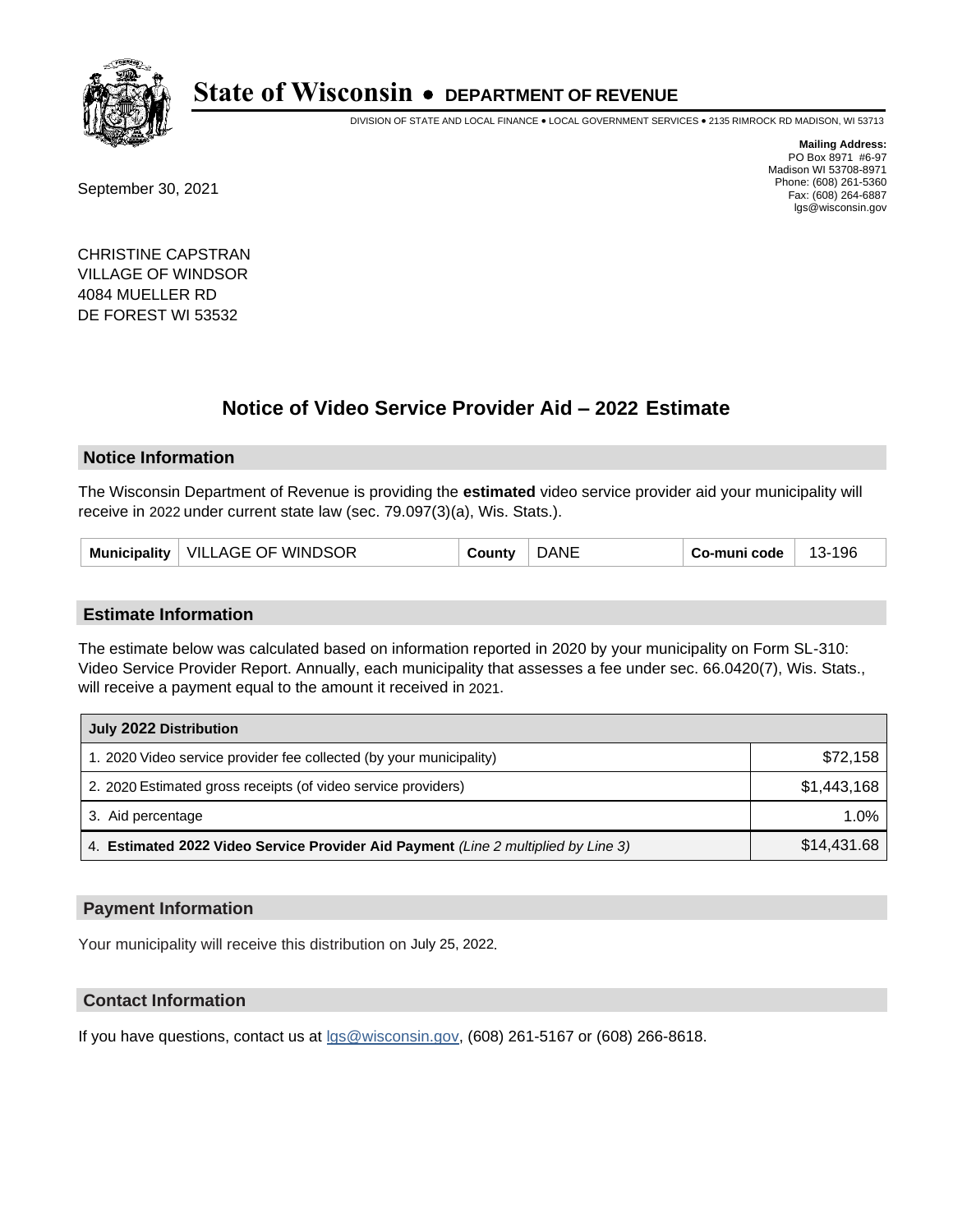# State of Wisconsin • DEPARTMENT OF REVENUE

DIVISION OF STATE AND LOCAL FINANCE • LOCAL GOVERNMENT SERVICES • 2135 RIMROCK RD MADISON, WI 53713

**Mailing Address:**
PO Box 8971 #6-97
Madison WI 53708-8971
Phone: (608) 261-5360
Fax: (608) 264-6887
lgs@wisconsin.gov

September 30, 2021

CHRISTINE CAPSTRAN
VILLAGE OF WINDSOR
4084 MUELLER RD
DE FOREST WI 53532

## Notice of Video Service Provider Aid – 2022 Estimate

### Notice Information

The Wisconsin Department of Revenue is providing the **estimated** video service provider aid your municipality will receive in 2022 under current state law (sec. 79.097(3)(a), Wis. Stats.).

| Municipality | VILLAGE OF WINDSOR | County | DANE | Co-muni code | 13-196 |
|---|---|---|---|---|---|

### Estimate Information

The estimate below was calculated based on information reported in 2020 by your municipality on Form SL-310: Video Service Provider Report. Annually, each municipality that assesses a fee under sec. 66.0420(7), Wis. Stats., will receive a payment equal to the amount it received in 2021.

| July 2022 Distribution | |
|---|---|
| 1. 2020 Video service provider fee collected (by your municipality) | $72,158 |
| 2. 2020 Estimated gross receipts (of video service providers) | $1,443,168 |
| 3. Aid percentage | 1.0% |
| 4. **Estimated 2022 Video Service Provider Aid Payment** *(Line 2 multiplied by Line 3)* | $14,431.68 |

### Payment Information

Your municipality will receive this distribution on July 25, 2022.

### Contact Information

If you have questions, contact us at lgs@wisconsin.gov, (608) 261-5167 or (608) 266-8618.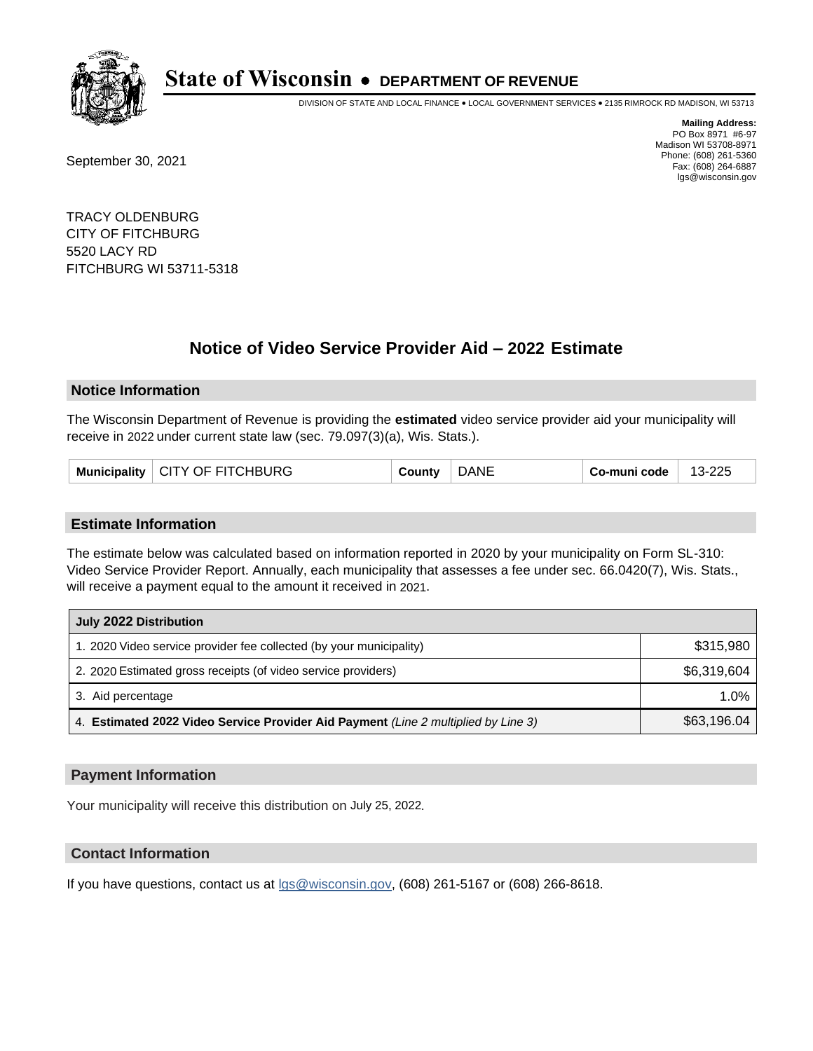# State of Wisconsin • DEPARTMENT OF REVENUE

DIVISION OF STATE AND LOCAL FINANCE • LOCAL GOVERNMENT SERVICES • 2135 RIMROCK RD MADISON, WI 53713

**Mailing Address:**
PO Box 8971 #6-97
Madison WI 53708-8971
Phone: (608) 261-5360
Fax: (608) 264-6887
lgs@wisconsin.gov

September 30, 2021

TRACY OLDENBURG
CITY OF FITCHBURG
5520 LACY RD
FITCHBURG WI 53711-5318

## Notice of Video Service Provider Aid – 2022 Estimate

### Notice Information

The Wisconsin Department of Revenue is providing the **estimated** video service provider aid your municipality will receive in 2022 under current state law (sec. 79.097(3)(a), Wis. Stats.).

| Municipality | CITY OF FITCHBURG | County | DANE | Co-muni code | 13-225 |
|---|---|---|---|---|---|

### Estimate Information

The estimate below was calculated based on information reported in 2020 by your municipality on Form SL-310: Video Service Provider Report. Annually, each municipality that assesses a fee under sec. 66.0420(7), Wis. Stats., will receive a payment equal to the amount it received in 2021.

| July 2022 Distribution | |
|---|---|
| 1. 2020 Video service provider fee collected (by your municipality) | $315,980 |
| 2. 2020 Estimated gross receipts (of video service providers) | $6,319,604 |
| 3. Aid percentage | 1.0% |
| 4. **Estimated 2022 Video Service Provider Aid Payment** *(Line 2 multiplied by Line 3)* | $63,196.04 |

### Payment Information

Your municipality will receive this distribution on July 25, 2022.

### Contact Information

If you have questions, contact us at lgs@wisconsin.gov, (608) 261-5167 or (608) 266-8618.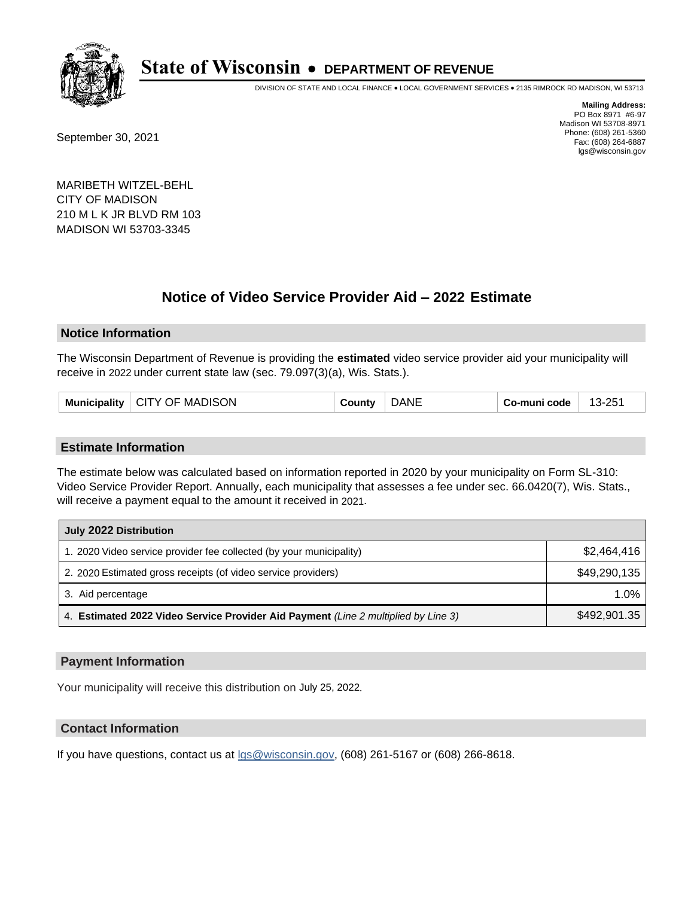# State of Wisconsin • DEPARTMENT OF REVENUE

DIVISION OF STATE AND LOCAL FINANCE • LOCAL GOVERNMENT SERVICES • 2135 RIMROCK RD MADISON, WI 53713

**Mailing Address:**
PO Box 8971 #6-97
Madison WI 53708-8971
Phone: (608) 261-5360
Fax: (608) 264-6887
lgs@wisconsin.gov

September 30, 2021

MARIBETH WITZEL-BEHL
CITY OF MADISON
210 M L K JR BLVD RM 103
MADISON WI 53703-3345

## Notice of Video Service Provider Aid – 2022 Estimate

### Notice Information

The Wisconsin Department of Revenue is providing the **estimated** video service provider aid your municipality will receive in 2022 under current state law (sec. 79.097(3)(a), Wis. Stats.).

| Municipality | CITY OF MADISON | County | DANE | Co-muni code | 13-251 |
|---|---|---|---|---|---|

### Estimate Information

The estimate below was calculated based on information reported in 2020 by your municipality on Form SL-310: Video Service Provider Report. Annually, each municipality that assesses a fee under sec. 66.0420(7), Wis. Stats., will receive a payment equal to the amount it received in 2021.

| July 2022 Distribution | |
|---|---|
| 1. 2020 Video service provider fee collected (by your municipality) | $2,464,416 |
| 2. 2020 Estimated gross receipts (of video service providers) | $49,290,135 |
| 3. Aid percentage | 1.0% |
| 4. **Estimated 2022 Video Service Provider Aid Payment** *(Line 2 multiplied by Line 3)* | $492,901.35 |

### Payment Information

Your municipality will receive this distribution on July 25, 2022.

### Contact Information

If you have questions, contact us at lgs@wisconsin.gov, (608) 261-5167 or (608) 266-8618.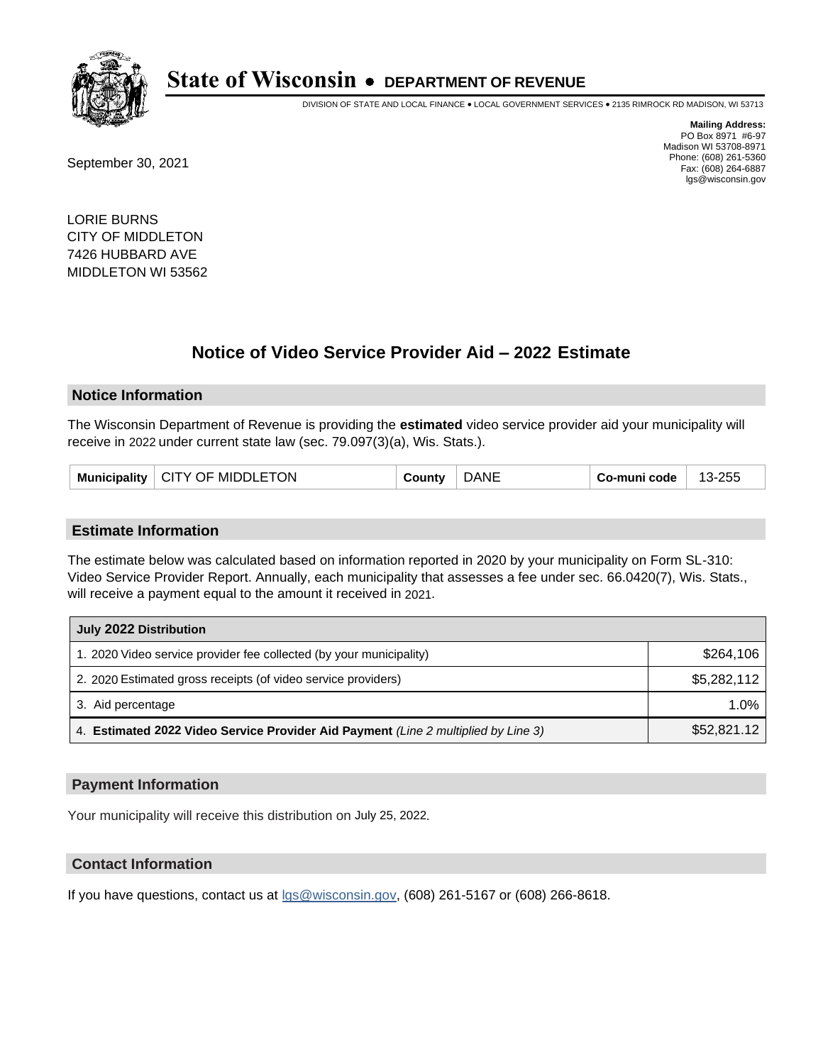# State of Wisconsin • DEPARTMENT OF REVENUE

DIVISION OF STATE AND LOCAL FINANCE • LOCAL GOVERNMENT SERVICES • 2135 RIMROCK RD MADISON, WI 53713

**Mailing Address:**
PO Box 8971 #6-97
Madison WI 53708-8971
Phone: (608) 261-5360
Fax: (608) 264-6887
lgs@wisconsin.gov

September 30, 2021

LORIE BURNS
CITY OF MIDDLETON
7426 HUBBARD AVE
MIDDLETON WI 53562

## Notice of Video Service Provider Aid – 2022 Estimate

### Notice Information

The Wisconsin Department of Revenue is providing the **estimated** video service provider aid your municipality will receive in 2022 under current state law (sec. 79.097(3)(a), Wis. Stats.).

| Municipality | CITY OF MIDDLETON | County | DANE | Co-muni code | 13-255 |
|---|---|---|---|---|---|

### Estimate Information

The estimate below was calculated based on information reported in 2020 by your municipality on Form SL-310: Video Service Provider Report. Annually, each municipality that assesses a fee under sec. 66.0420(7), Wis. Stats., will receive a payment equal to the amount it received in 2021.

| July 2022 Distribution | |
|---|---|
| 1. 2020 Video service provider fee collected (by your municipality) | $264,106 |
| 2. 2020 Estimated gross receipts (of video service providers) | $5,282,112 |
| 3. Aid percentage | 1.0% |
| 4. **Estimated 2022 Video Service Provider Aid Payment** *(Line 2 multiplied by Line 3)* | $52,821.12 |

### Payment Information

Your municipality will receive this distribution on July 25, 2022.

### Contact Information

If you have questions, contact us at lgs@wisconsin.gov, (608) 261-5167 or (608) 266-8618.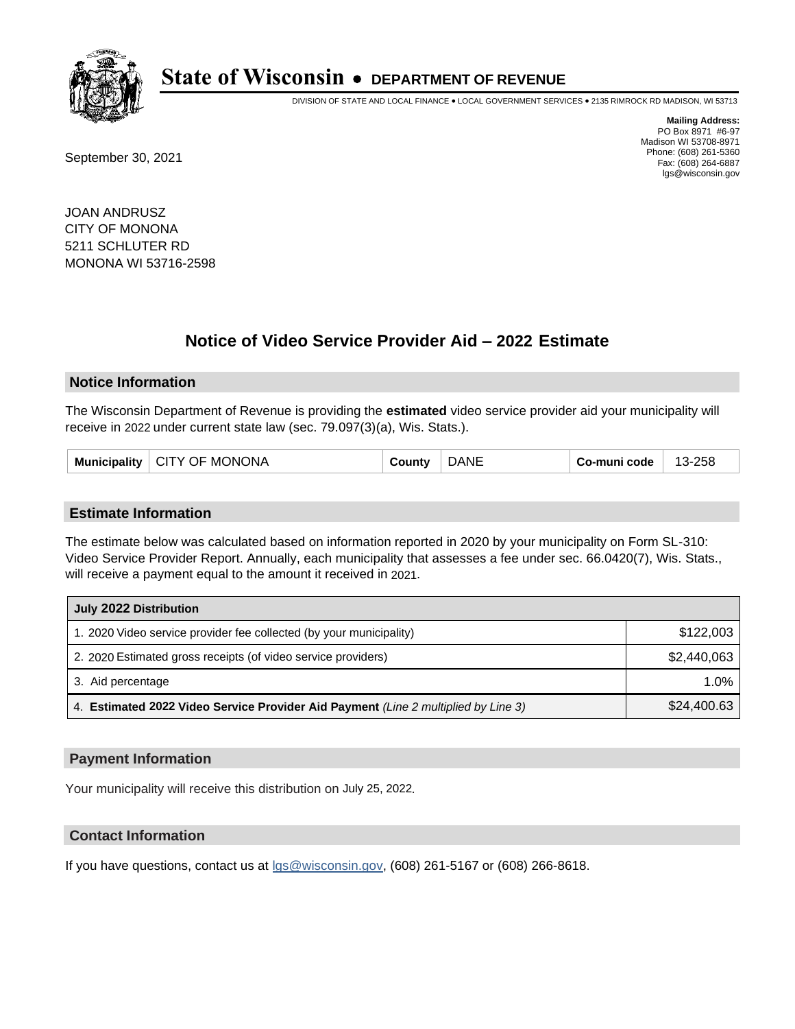# State of Wisconsin • DEPARTMENT OF REVENUE

DIVISION OF STATE AND LOCAL FINANCE • LOCAL GOVERNMENT SERVICES • 2135 RIMROCK RD MADISON, WI 53713

**Mailing Address:**
PO Box 8971 #6-97
Madison WI 53708-8971
Phone: (608) 261-5360
Fax: (608) 264-6887
lgs@wisconsin.gov

September 30, 2021

JOAN ANDRUSZ
CITY OF MONONA
5211 SCHLUTER RD
MONONA WI 53716-2598

## Notice of Video Service Provider Aid – 2022 Estimate

### Notice Information

The Wisconsin Department of Revenue is providing the **estimated** video service provider aid your municipality will receive in 2022 under current state law (sec. 79.097(3)(a), Wis. Stats.).

| Municipality | CITY OF MONONA | County | DANE | Co-muni code | 13-258 |
|---|---|---|---|---|---|

### Estimate Information

The estimate below was calculated based on information reported in 2020 by your municipality on Form SL-310: Video Service Provider Report. Annually, each municipality that assesses a fee under sec. 66.0420(7), Wis. Stats., will receive a payment equal to the amount it received in 2021.

| July 2022 Distribution | |
|---|---|
| 1. 2020 Video service provider fee collected (by your municipality) | $122,003 |
| 2. 2020 Estimated gross receipts (of video service providers) | $2,440,063 |
| 3. Aid percentage | 1.0% |
| 4. **Estimated 2022 Video Service Provider Aid Payment** *(Line 2 multiplied by Line 3)* | $24,400.63 |

### Payment Information

Your municipality will receive this distribution on July 25, 2022.

### Contact Information

If you have questions, contact us at lgs@wisconsin.gov, (608) 261-5167 or (608) 266-8618.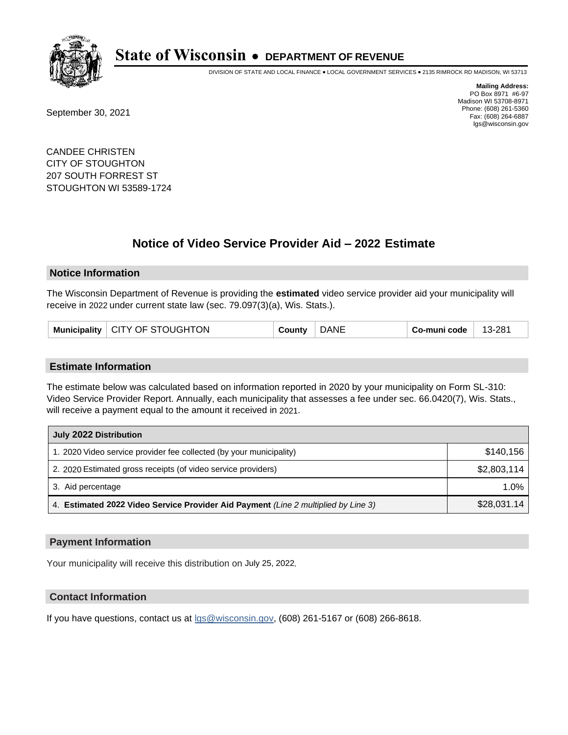# State of Wisconsin • DEPARTMENT OF REVENUE

DIVISION OF STATE AND LOCAL FINANCE • LOCAL GOVERNMENT SERVICES • 2135 RIMROCK RD MADISON, WI 53713

**Mailing Address:**
PO Box 8971 #6-97
Madison WI 53708-8971
Phone: (608) 261-5360
Fax: (608) 264-6887
lgs@wisconsin.gov

September 30, 2021

CANDEE CHRISTEN
CITY OF STOUGHTON
207 SOUTH FORREST ST
STOUGHTON WI 53589-1724

## Notice of Video Service Provider Aid – 2022 Estimate

### Notice Information

The Wisconsin Department of Revenue is providing the **estimated** video service provider aid your municipality will receive in 2022 under current state law (sec. 79.097(3)(a), Wis. Stats.).

| Municipality | CITY OF STOUGHTON | County | DANE | Co-muni code | 13-281 |
|---|---|---|---|---|---|

### Estimate Information

The estimate below was calculated based on information reported in 2020 by your municipality on Form SL-310: Video Service Provider Report. Annually, each municipality that assesses a fee under sec. 66.0420(7), Wis. Stats., will receive a payment equal to the amount it received in 2021.

| July 2022 Distribution | |
|---|---|
| 1. 2020 Video service provider fee collected (by your municipality) | $140,156 |
| 2. 2020 Estimated gross receipts (of video service providers) | $2,803,114 |
| 3. Aid percentage | 1.0% |
| 4. **Estimated 2022 Video Service Provider Aid Payment** *(Line 2 multiplied by Line 3)* | $28,031.14 |

### Payment Information

Your municipality will receive this distribution on July 25, 2022.

### Contact Information

If you have questions, contact us at lgs@wisconsin.gov, (608) 261-5167 or (608) 266-8618.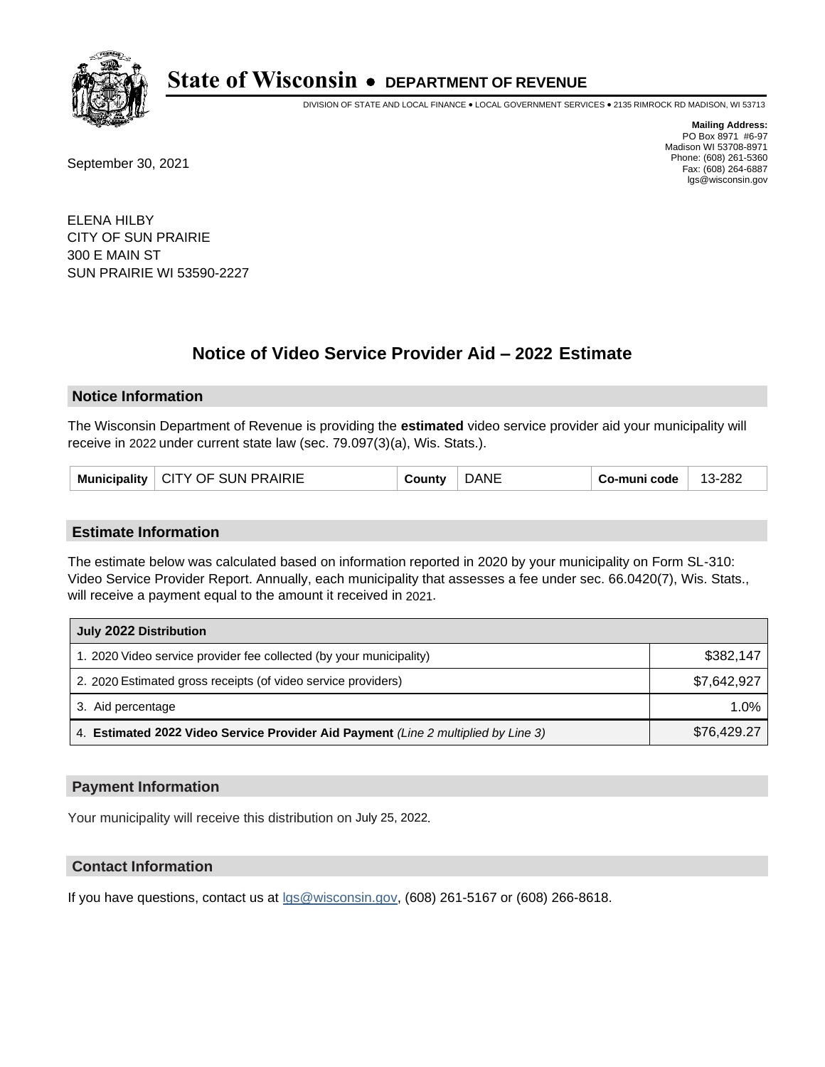# State of Wisconsin • DEPARTMENT OF REVENUE

DIVISION OF STATE AND LOCAL FINANCE • LOCAL GOVERNMENT SERVICES • 2135 RIMROCK RD MADISON, WI 53713

**Mailing Address:**
PO Box 8971 #6-97
Madison WI 53708-8971
Phone: (608) 261-5360
Fax: (608) 264-6887
lgs@wisconsin.gov

September 30, 2021

ELENA HILBY
CITY OF SUN PRAIRIE
300 E MAIN ST
SUN PRAIRIE WI 53590-2227

## Notice of Video Service Provider Aid – 2022 Estimate

### Notice Information

The Wisconsin Department of Revenue is providing the **estimated** video service provider aid your municipality will receive in 2022 under current state law (sec. 79.097(3)(a), Wis. Stats.).

| Municipality | CITY OF SUN PRAIRIE | County | DANE | Co-muni code | 13-282 |
|---|---|---|---|---|---|

### Estimate Information

The estimate below was calculated based on information reported in 2020 by your municipality on Form SL-310: Video Service Provider Report. Annually, each municipality that assesses a fee under sec. 66.0420(7), Wis. Stats., will receive a payment equal to the amount it received in 2021.

| July 2022 Distribution | |
|---|---|
| 1. 2020 Video service provider fee collected (by your municipality) | $382,147 |
| 2. 2020 Estimated gross receipts (of video service providers) | $7,642,927 |
| 3. Aid percentage | 1.0% |
| 4. **Estimated 2022 Video Service Provider Aid Payment** *(Line 2 multiplied by Line 3)* | $76,429.27 |

### Payment Information

Your municipality will receive this distribution on July 25, 2022.

### Contact Information

If you have questions, contact us at lgs@wisconsin.gov, (608) 261-5167 or (608) 266-8618.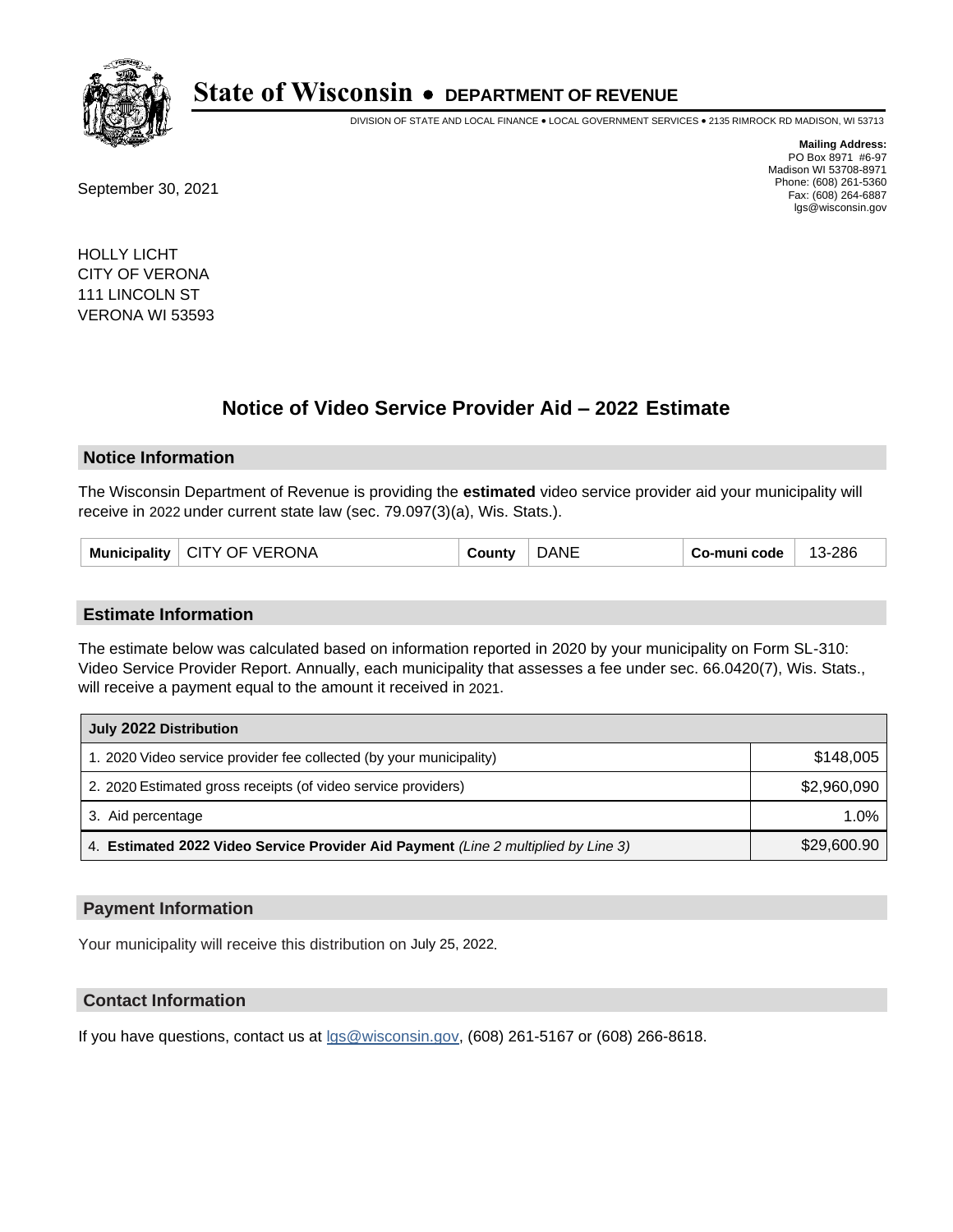# State of Wisconsin • DEPARTMENT OF REVENUE

DIVISION OF STATE AND LOCAL FINANCE • LOCAL GOVERNMENT SERVICES • 2135 RIMROCK RD MADISON, WI 53713

**Mailing Address:**
PO Box 8971 #6-97
Madison WI 53708-8971
Phone: (608) 261-5360
Fax: (608) 264-6887
lgs@wisconsin.gov

September 30, 2021

HOLLY LICHT
CITY OF VERONA
111 LINCOLN ST
VERONA WI 53593

## Notice of Video Service Provider Aid – 2022 Estimate

### Notice Information

The Wisconsin Department of Revenue is providing the **estimated** video service provider aid your municipality will receive in 2022 under current state law (sec. 79.097(3)(a), Wis. Stats.).

| Municipality | CITY OF VERONA | County | DANE | Co-muni code | 13-286 |
|---|---|---|---|---|---|

### Estimate Information

The estimate below was calculated based on information reported in 2020 by your municipality on Form SL-310: Video Service Provider Report. Annually, each municipality that assesses a fee under sec. 66.0420(7), Wis. Stats., will receive a payment equal to the amount it received in 2021.

| July 2022 Distribution | |
|---|---|
| 1. 2020 Video service provider fee collected (by your municipality) | $148,005 |
| 2. 2020 Estimated gross receipts (of video service providers) | $2,960,090 |
| 3. Aid percentage | 1.0% |
| 4. **Estimated 2022 Video Service Provider Aid Payment** *(Line 2 multiplied by Line 3)* | $29,600.90 |

### Payment Information

Your municipality will receive this distribution on July 25, 2022.

### Contact Information

If you have questions, contact us at lgs@wisconsin.gov, (608) 261-5167 or (608) 266-8618.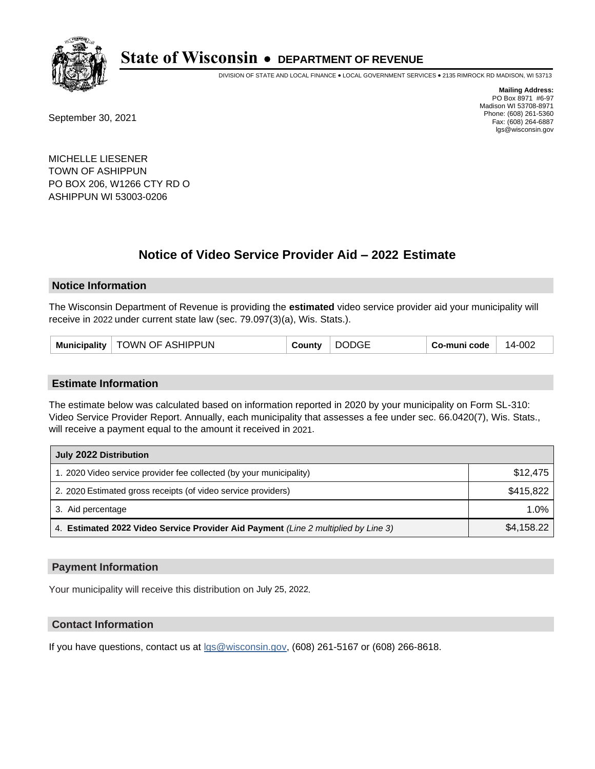# State of Wisconsin • DEPARTMENT OF REVENUE

DIVISION OF STATE AND LOCAL FINANCE • LOCAL GOVERNMENT SERVICES • 2135 RIMROCK RD MADISON, WI 53713

**Mailing Address:**
PO Box 8971 #6-97
Madison WI 53708-8971
Phone: (608) 261-5360
Fax: (608) 264-6887
lgs@wisconsin.gov

September 30, 2021

MICHELLE LIESENER
TOWN OF ASHIPPUN
PO BOX 206, W1266 CTY RD O
ASHIPPUN WI 53003-0206

## Notice of Video Service Provider Aid – 2022 Estimate

### Notice Information

The Wisconsin Department of Revenue is providing the **estimated** video service provider aid your municipality will receive in 2022 under current state law (sec. 79.097(3)(a), Wis. Stats.).

| Municipality | TOWN OF ASHIPPUN | County | DODGE | Co-muni code | 14-002 |
|---|---|---|---|---|---|

### Estimate Information

The estimate below was calculated based on information reported in 2020 by your municipality on Form SL-310: Video Service Provider Report. Annually, each municipality that assesses a fee under sec. 66.0420(7), Wis. Stats., will receive a payment equal to the amount it received in 2021.

| July 2022 Distribution | |
|---|---|
| 1. 2020 Video service provider fee collected (by your municipality) | $12,475 |
| 2. 2020 Estimated gross receipts (of video service providers) | $415,822 |
| 3. Aid percentage | 1.0% |
| 4. **Estimated 2022 Video Service Provider Aid Payment** *(Line 2 multiplied by Line 3)* | $4,158.22 |

### Payment Information

Your municipality will receive this distribution on July 25, 2022.

### Contact Information

If you have questions, contact us at lgs@wisconsin.gov, (608) 261-5167 or (608) 266-8618.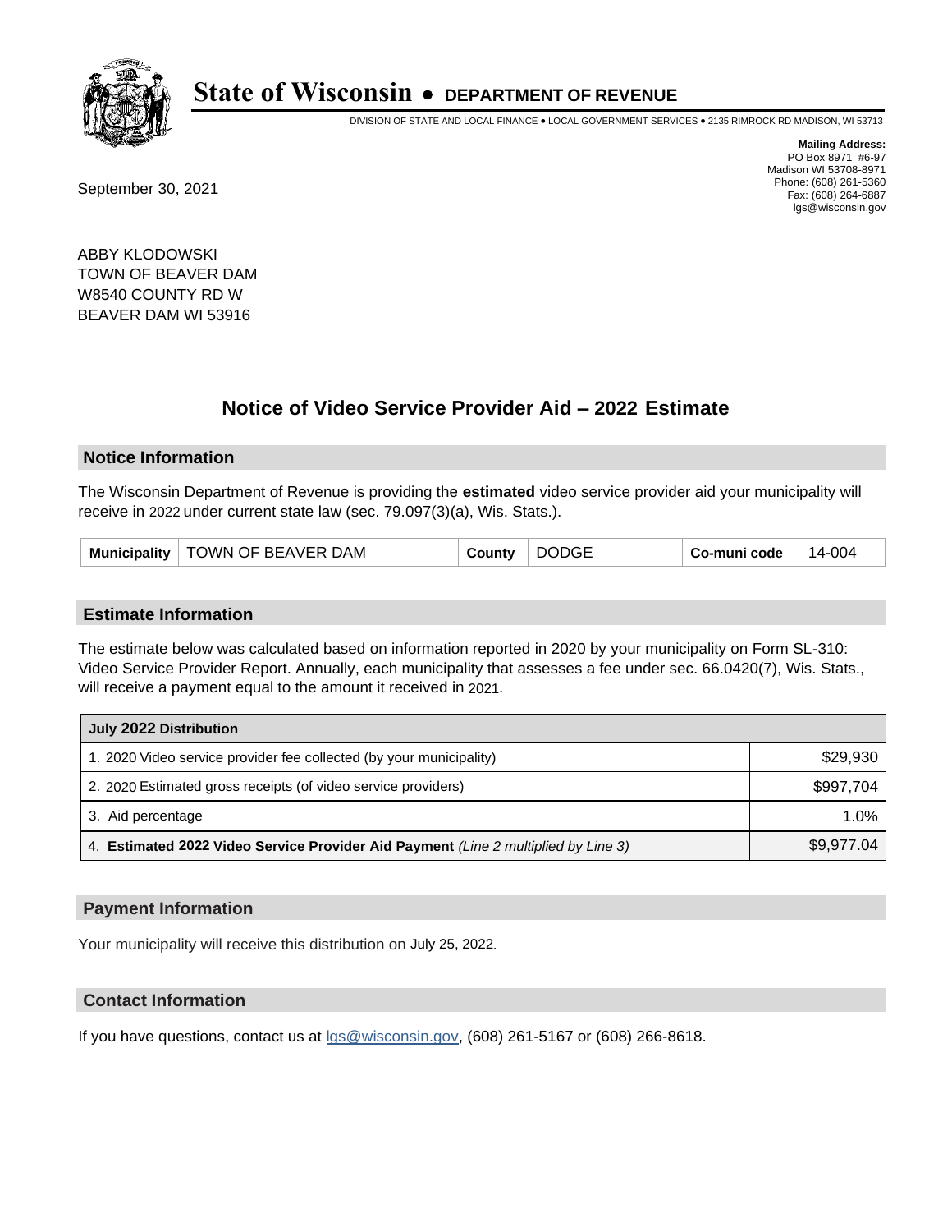# State of Wisconsin • DEPARTMENT OF REVENUE

DIVISION OF STATE AND LOCAL FINANCE • LOCAL GOVERNMENT SERVICES • 2135 RIMROCK RD MADISON, WI 53713

**Mailing Address:**
PO Box 8971 #6-97
Madison WI 53708-8971
Phone: (608) 261-5360
Fax: (608) 264-6887
lgs@wisconsin.gov

September 30, 2021

ABBY KLODOWSKI
TOWN OF BEAVER DAM
W8540 COUNTY RD W
BEAVER DAM WI 53916

## Notice of Video Service Provider Aid – 2022 Estimate

### Notice Information

The Wisconsin Department of Revenue is providing the **estimated** video service provider aid your municipality will receive in 2022 under current state law (sec. 79.097(3)(a), Wis. Stats.).

| Municipality | TOWN OF BEAVER DAM | County | DODGE | Co-muni code | 14-004 |
|---|---|---|---|---|---|

### Estimate Information

The estimate below was calculated based on information reported in 2020 by your municipality on Form SL-310: Video Service Provider Report. Annually, each municipality that assesses a fee under sec. 66.0420(7), Wis. Stats., will receive a payment equal to the amount it received in 2021.

| July 2022 Distribution | |
|---|---|
| 1. 2020 Video service provider fee collected (by your municipality) | $29,930 |
| 2. 2020 Estimated gross receipts (of video service providers) | $997,704 |
| 3. Aid percentage | 1.0% |
| 4. **Estimated 2022 Video Service Provider Aid Payment** *(Line 2 multiplied by Line 3)* | $9,977.04 |

### Payment Information

Your municipality will receive this distribution on July 25, 2022.

### Contact Information

If you have questions, contact us at lgs@wisconsin.gov, (608) 261-5167 or (608) 266-8618.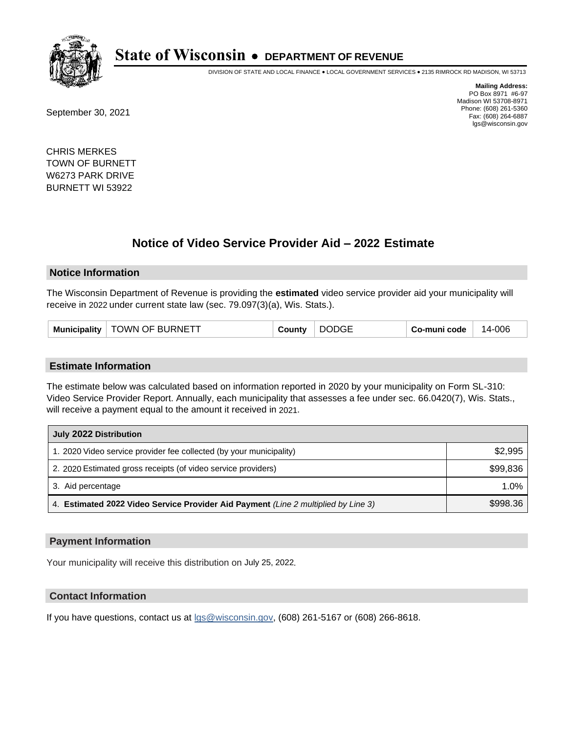# State of Wisconsin • DEPARTMENT OF REVENUE

DIVISION OF STATE AND LOCAL FINANCE • LOCAL GOVERNMENT SERVICES • 2135 RIMROCK RD MADISON, WI 53713

**Mailing Address:**
PO Box 8971 #6-97
Madison WI 53708-8971
Phone: (608) 261-5360
Fax: (608) 264-6887
lgs@wisconsin.gov

September 30, 2021

CHRIS MERKES
TOWN OF BURNETT
W6273 PARK DRIVE
BURNETT WI 53922

## Notice of Video Service Provider Aid – 2022 Estimate

### Notice Information

The Wisconsin Department of Revenue is providing the **estimated** video service provider aid your municipality will receive in 2022 under current state law (sec. 79.097(3)(a), Wis. Stats.).

| Municipality | TOWN OF BURNETT | County | DODGE | Co-muni code | 14-006 |
|---|---|---|---|---|---|

### Estimate Information

The estimate below was calculated based on information reported in 2020 by your municipality on Form SL-310: Video Service Provider Report. Annually, each municipality that assesses a fee under sec. 66.0420(7), Wis. Stats., will receive a payment equal to the amount it received in 2021.

| July 2022 Distribution | |
|---|---|
| 1. 2020 Video service provider fee collected (by your municipality) | $2,995 |
| 2. 2020 Estimated gross receipts (of video service providers) | $99,836 |
| 3. Aid percentage | 1.0% |
| 4. **Estimated 2022 Video Service Provider Aid Payment** *(Line 2 multiplied by Line 3)* | $998.36 |

### Payment Information

Your municipality will receive this distribution on July 25, 2022.

### Contact Information

If you have questions, contact us at lgs@wisconsin.gov, (608) 261-5167 or (608) 266-8618.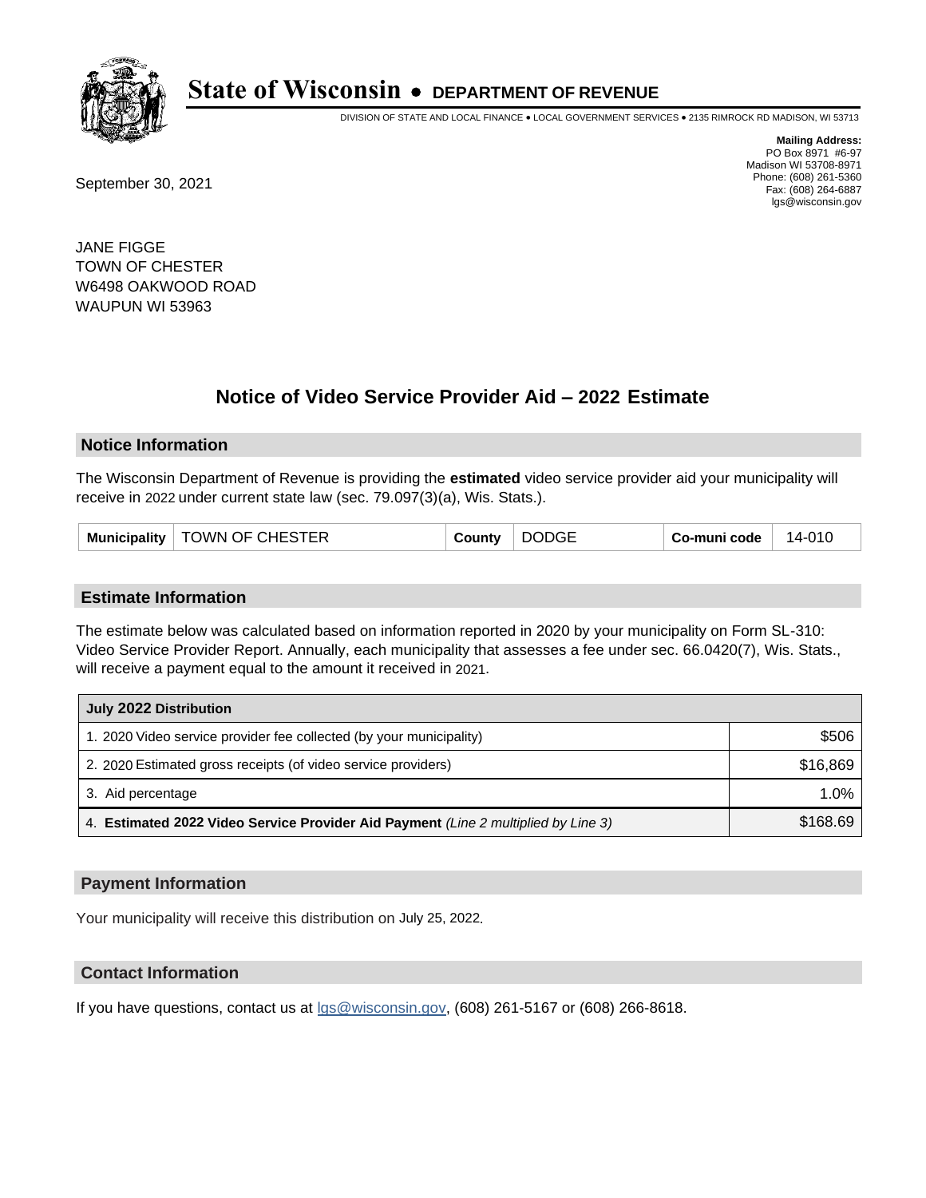# State of Wisconsin • DEPARTMENT OF REVENUE

DIVISION OF STATE AND LOCAL FINANCE • LOCAL GOVERNMENT SERVICES • 2135 RIMROCK RD MADISON, WI 53713

**Mailing Address:**
PO Box 8971 #6-97
Madison WI 53708-8971
Phone: (608) 261-5360
Fax: (608) 264-6887
lgs@wisconsin.gov

September 30, 2021

JANE FIGGE
TOWN OF CHESTER
W6498 OAKWOOD ROAD
WAUPUN WI 53963

## Notice of Video Service Provider Aid – 2022 Estimate

### Notice Information

The Wisconsin Department of Revenue is providing the **estimated** video service provider aid your municipality will receive in 2022 under current state law (sec. 79.097(3)(a), Wis. Stats.).

| Municipality | TOWN OF CHESTER | County | DODGE | Co-muni code | 14-010 |
|---|---|---|---|---|---|

### Estimate Information

The estimate below was calculated based on information reported in 2020 by your municipality on Form SL-310: Video Service Provider Report. Annually, each municipality that assesses a fee under sec. 66.0420(7), Wis. Stats., will receive a payment equal to the amount it received in 2021.

| July 2022 Distribution | |
|---|---|
| 1. 2020 Video service provider fee collected (by your municipality) | $506 |
| 2. 2020 Estimated gross receipts (of video service providers) | $16,869 |
| 3. Aid percentage | 1.0% |
| 4. **Estimated 2022 Video Service Provider Aid Payment** *(Line 2 multiplied by Line 3)* | $168.69 |

### Payment Information

Your municipality will receive this distribution on July 25, 2022.

### Contact Information

If you have questions, contact us at lgs@wisconsin.gov, (608) 261-5167 or (608) 266-8618.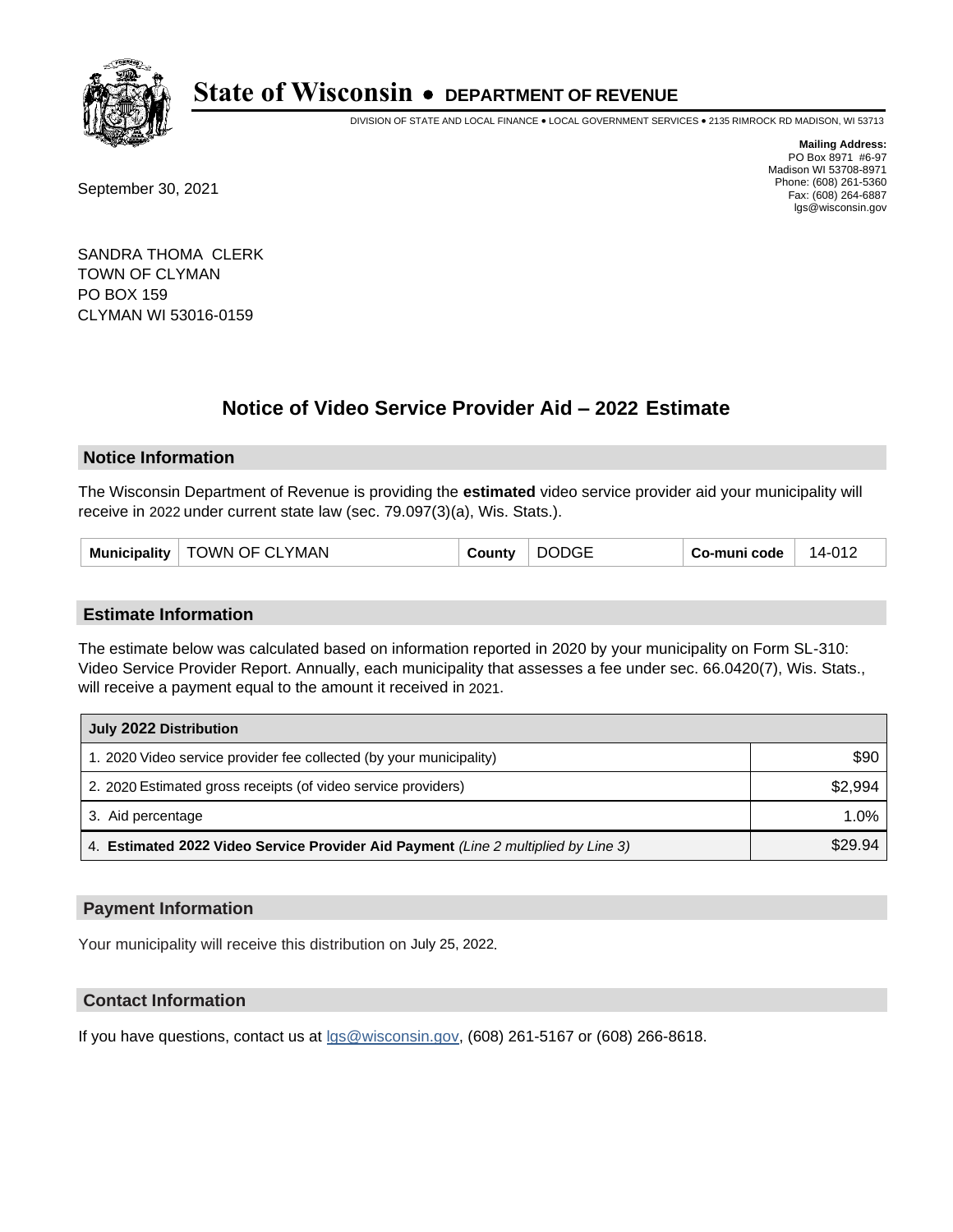# State of Wisconsin • DEPARTMENT OF REVENUE

DIVISION OF STATE AND LOCAL FINANCE • LOCAL GOVERNMENT SERVICES • 2135 RIMROCK RD MADISON, WI 53713

**Mailing Address:**
PO Box 8971 #6-97
Madison WI 53708-8971
Phone: (608) 261-5360
Fax: (608) 264-6887
lgs@wisconsin.gov

September 30, 2021

SANDRA THOMA CLERK
TOWN OF CLYMAN
PO BOX 159
CLYMAN WI 53016-0159

## Notice of Video Service Provider Aid – 2022 Estimate

### Notice Information

The Wisconsin Department of Revenue is providing the **estimated** video service provider aid your municipality will receive in 2022 under current state law (sec. 79.097(3)(a), Wis. Stats.).

| Municipality | TOWN OF CLYMAN | County | DODGE | Co-muni code | 14-012 |
|---|---|---|---|---|---|

### Estimate Information

The estimate below was calculated based on information reported in 2020 by your municipality on Form SL-310: Video Service Provider Report. Annually, each municipality that assesses a fee under sec. 66.0420(7), Wis. Stats., will receive a payment equal to the amount it received in 2021.

| July 2022 Distribution | |
|---|---|
| 1. 2020 Video service provider fee collected (by your municipality) | $90 |
| 2. 2020 Estimated gross receipts (of video service providers) | $2,994 |
| 3. Aid percentage | 1.0% |
| 4. **Estimated 2022 Video Service Provider Aid Payment** *(Line 2 multiplied by Line 3)* | $29.94 |

### Payment Information

Your municipality will receive this distribution on July 25, 2022.

### Contact Information

If you have questions, contact us at lgs@wisconsin.gov, (608) 261-5167 or (608) 266-8618.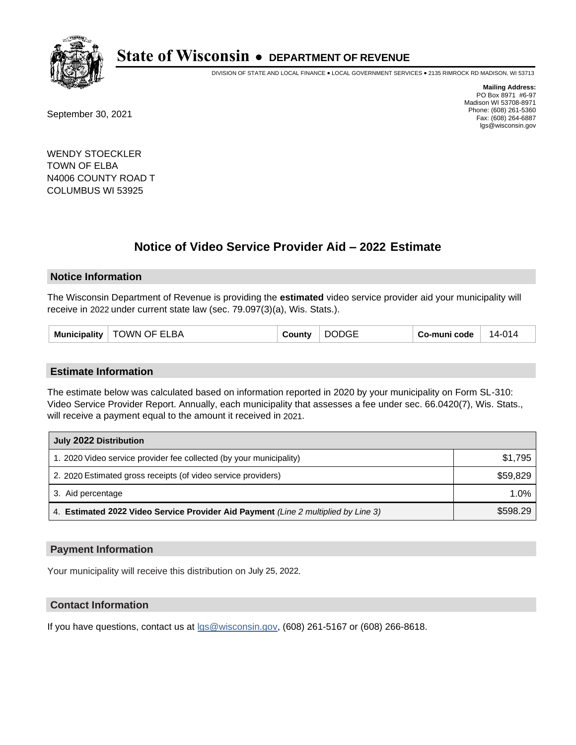# State of Wisconsin • DEPARTMENT OF REVENUE

DIVISION OF STATE AND LOCAL FINANCE • LOCAL GOVERNMENT SERVICES • 2135 RIMROCK RD MADISON, WI 53713

**Mailing Address:**
PO Box 8971 #6-97
Madison WI 53708-8971
Phone: (608) 261-5360
Fax: (608) 264-6887
lgs@wisconsin.gov

September 30, 2021

WENDY STOECKLER
TOWN OF ELBA
N4006 COUNTY ROAD T
COLUMBUS WI 53925

## Notice of Video Service Provider Aid – 2022 Estimate

### Notice Information

The Wisconsin Department of Revenue is providing the **estimated** video service provider aid your municipality will receive in 2022 under current state law (sec. 79.097(3)(a), Wis. Stats.).

| Municipality | TOWN OF ELBA | County | DODGE | Co-muni code | 14-014 |
|---|---|---|---|---|---|

### Estimate Information

The estimate below was calculated based on information reported in 2020 by your municipality on Form SL-310: Video Service Provider Report. Annually, each municipality that assesses a fee under sec. 66.0420(7), Wis. Stats., will receive a payment equal to the amount it received in 2021.

| July 2022 Distribution | |
|---|---|
| 1. 2020 Video service provider fee collected (by your municipality) | $1,795 |
| 2. 2020 Estimated gross receipts (of video service providers) | $59,829 |
| 3. Aid percentage | 1.0% |
| 4. **Estimated 2022 Video Service Provider Aid Payment** *(Line 2 multiplied by Line 3)* | $598.29 |

### Payment Information

Your municipality will receive this distribution on July 25, 2022.

### Contact Information

If you have questions, contact us at lgs@wisconsin.gov, (608) 261-5167 or (608) 266-8618.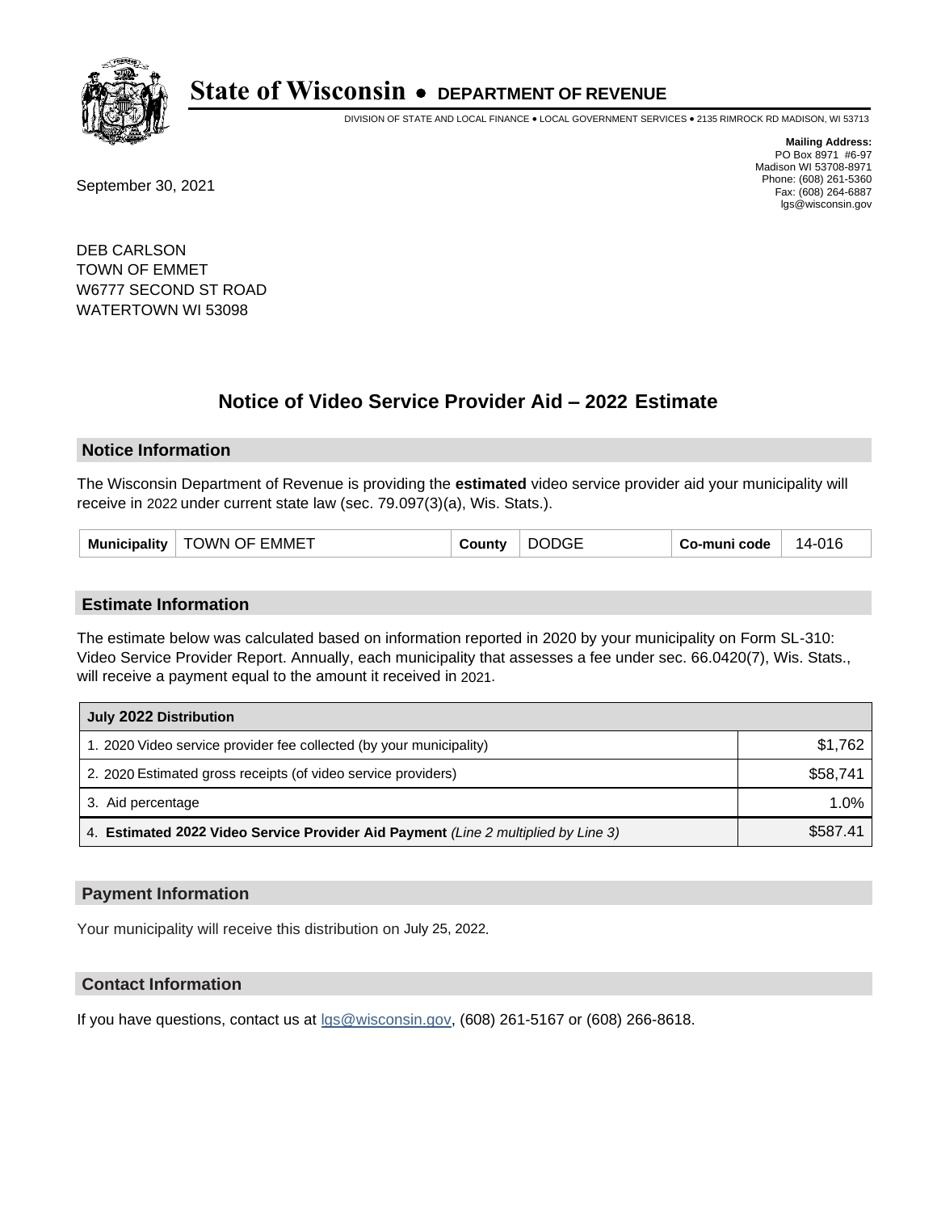# State of Wisconsin • DEPARTMENT OF REVENUE

DIVISION OF STATE AND LOCAL FINANCE • LOCAL GOVERNMENT SERVICES • 2135 RIMROCK RD MADISON, WI 53713

**Mailing Address:**
PO Box 8971 #6-97
Madison WI 53708-8971
Phone: (608) 261-5360
Fax: (608) 264-6887
lgs@wisconsin.gov

September 30, 2021

DEB CARLSON
TOWN OF EMMET
W6777 SECOND ST ROAD
WATERTOWN WI 53098

## Notice of Video Service Provider Aid – 2022 Estimate

### Notice Information

The Wisconsin Department of Revenue is providing the **estimated** video service provider aid your municipality will receive in 2022 under current state law (sec. 79.097(3)(a), Wis. Stats.).

| Municipality | TOWN OF EMMET | County | DODGE | Co-muni code | 14-016 |
|---|---|---|---|---|---|

### Estimate Information

The estimate below was calculated based on information reported in 2020 by your municipality on Form SL-310: Video Service Provider Report. Annually, each municipality that assesses a fee under sec. 66.0420(7), Wis. Stats., will receive a payment equal to the amount it received in 2021.

| July 2022 Distribution | |
|---|---|
| 1. 2020 Video service provider fee collected (by your municipality) | $1,762 |
| 2. 2020 Estimated gross receipts (of video service providers) | $58,741 |
| 3. Aid percentage | 1.0% |
| 4. **Estimated 2022 Video Service Provider Aid Payment** *(Line 2 multiplied by Line 3)* | $587.41 |

### Payment Information

Your municipality will receive this distribution on July 25, 2022.

### Contact Information

If you have questions, contact us at lgs@wisconsin.gov, (608) 261-5167 or (608) 266-8618.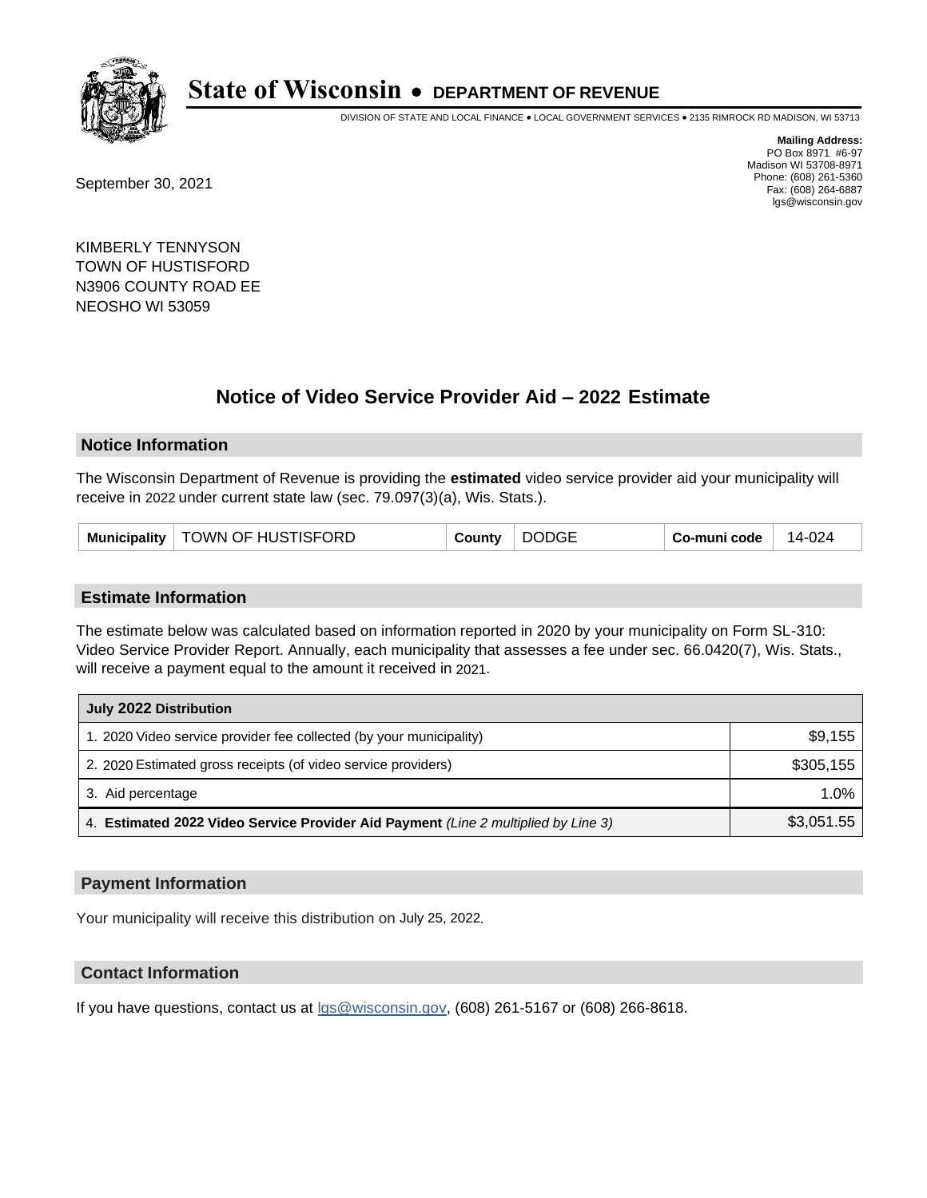# State of Wisconsin • DEPARTMENT OF REVENUE

DIVISION OF STATE AND LOCAL FINANCE • LOCAL GOVERNMENT SERVICES • 2135 RIMROCK RD MADISON, WI 53713

**Mailing Address:**
PO Box 8971 #6-97
Madison WI 53708-8971
Phone: (608) 261-5360
Fax: (608) 264-6887
lgs@wisconsin.gov

September 30, 2021

KIMBERLY TENNYSON
TOWN OF HUSTISFORD
N3906 COUNTY ROAD EE
NEOSHO WI 53059

## Notice of Video Service Provider Aid – 2022 Estimate

### Notice Information

The Wisconsin Department of Revenue is providing the **estimated** video service provider aid your municipality will receive in 2022 under current state law (sec. 79.097(3)(a), Wis. Stats.).

| Municipality | TOWN OF HUSTISFORD | County | DODGE | Co-muni code | 14-024 |
|---|---|---|---|---|---|

### Estimate Information

The estimate below was calculated based on information reported in 2020 by your municipality on Form SL-310: Video Service Provider Report. Annually, each municipality that assesses a fee under sec. 66.0420(7), Wis. Stats., will receive a payment equal to the amount it received in 2021.

| July 2022 Distribution | |
|---|---|
| 1. 2020 Video service provider fee collected (by your municipality) | $9,155 |
| 2. 2020 Estimated gross receipts (of video service providers) | $305,155 |
| 3. Aid percentage | 1.0% |
| 4. **Estimated 2022 Video Service Provider Aid Payment** *(Line 2 multiplied by Line 3)* | $3,051.55 |

### Payment Information

Your municipality will receive this distribution on July 25, 2022.

### Contact Information

If you have questions, contact us at lgs@wisconsin.gov, (608) 261-5167 or (608) 266-8618.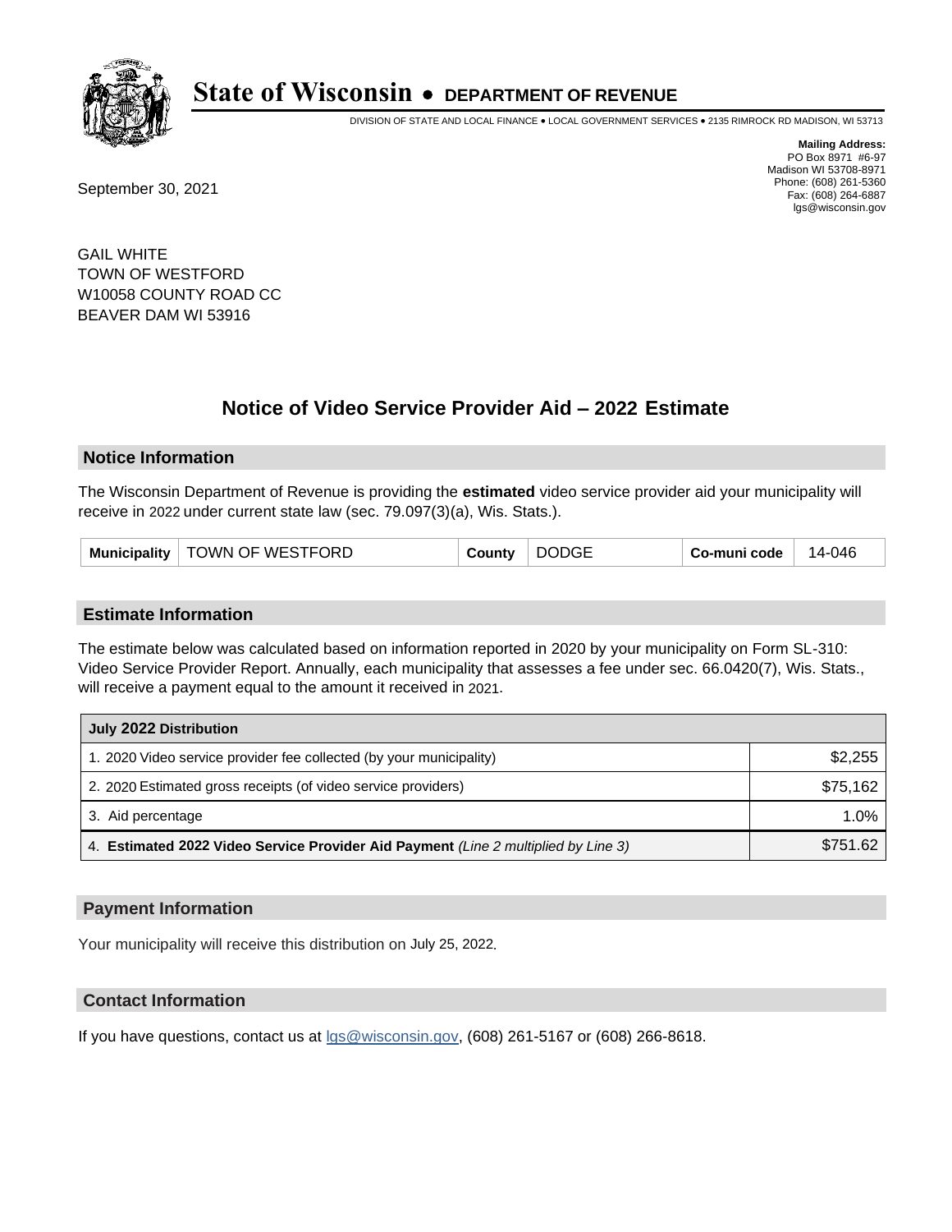# State of Wisconsin • DEPARTMENT OF REVENUE

DIVISION OF STATE AND LOCAL FINANCE • LOCAL GOVERNMENT SERVICES • 2135 RIMROCK RD MADISON, WI 53713

**Mailing Address:**
PO Box 8971 #6-97
Madison WI 53708-8971
Phone: (608) 261-5360
Fax: (608) 264-6887
lgs@wisconsin.gov

September 30, 2021

GAIL WHITE
TOWN OF WESTFORD
W10058 COUNTY ROAD CC
BEAVER DAM WI 53916

## Notice of Video Service Provider Aid – 2022 Estimate

### Notice Information

The Wisconsin Department of Revenue is providing the **estimated** video service provider aid your municipality will receive in 2022 under current state law (sec. 79.097(3)(a), Wis. Stats.).

| Municipality | TOWN OF WESTFORD | County | DODGE | Co-muni code | 14-046 |
|---|---|---|---|---|---|

### Estimate Information

The estimate below was calculated based on information reported in 2020 by your municipality on Form SL-310: Video Service Provider Report. Annually, each municipality that assesses a fee under sec. 66.0420(7), Wis. Stats., will receive a payment equal to the amount it received in 2021.

| July 2022 Distribution | |
|---|---|
| 1. 2020 Video service provider fee collected (by your municipality) | $2,255 |
| 2. 2020 Estimated gross receipts (of video service providers) | $75,162 |
| 3. Aid percentage | 1.0% |
| 4. **Estimated 2022 Video Service Provider Aid Payment** *(Line 2 multiplied by Line 3)* | $751.62 |

### Payment Information

Your municipality will receive this distribution on July 25, 2022.

### Contact Information

If you have questions, contact us at lgs@wisconsin.gov, (608) 261-5167 or (608) 266-8618.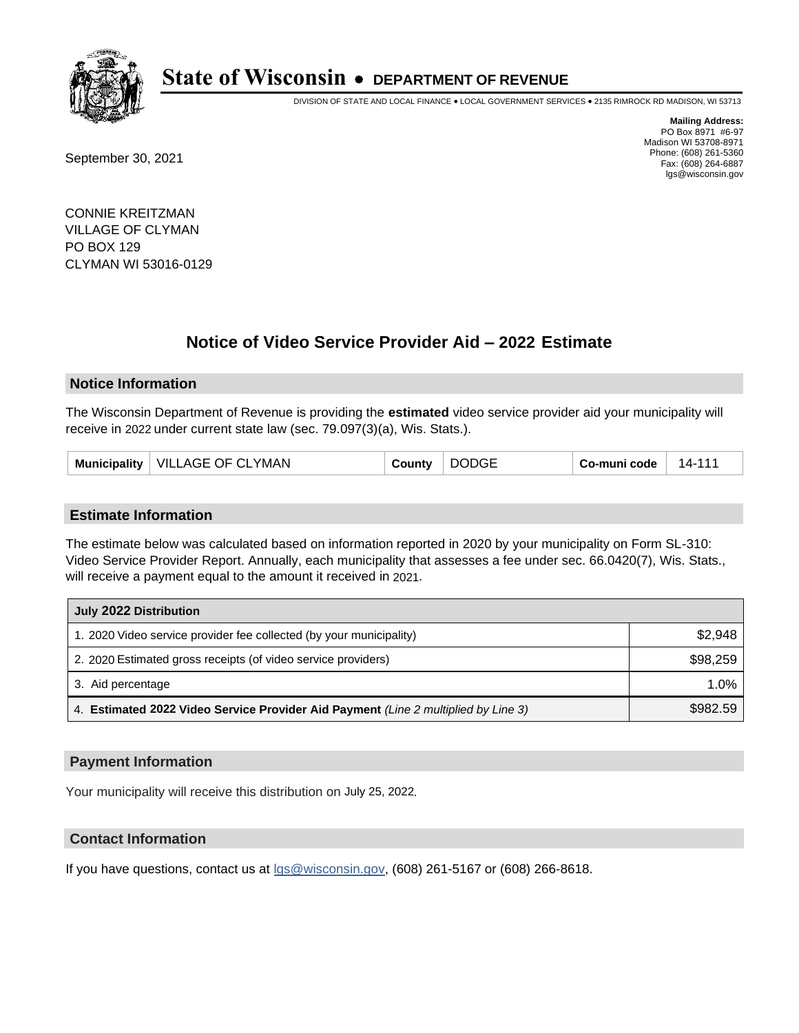# State of Wisconsin • DEPARTMENT OF REVENUE

DIVISION OF STATE AND LOCAL FINANCE • LOCAL GOVERNMENT SERVICES • 2135 RIMROCK RD MADISON, WI 53713

**Mailing Address:**
PO Box 8971 #6-97
Madison WI 53708-8971
Phone: (608) 261-5360
Fax: (608) 264-6887
lgs@wisconsin.gov

September 30, 2021

CONNIE KREITZMAN
VILLAGE OF CLYMAN
PO BOX 129
CLYMAN WI 53016-0129

## Notice of Video Service Provider Aid – 2022 Estimate

### Notice Information

The Wisconsin Department of Revenue is providing the **estimated** video service provider aid your municipality will receive in 2022 under current state law (sec. 79.097(3)(a), Wis. Stats.).

| Municipality | VILLAGE OF CLYMAN | County | DODGE | Co-muni code | 14-111 |
|---|---|---|---|---|---|

### Estimate Information

The estimate below was calculated based on information reported in 2020 by your municipality on Form SL-310: Video Service Provider Report. Annually, each municipality that assesses a fee under sec. 66.0420(7), Wis. Stats., will receive a payment equal to the amount it received in 2021.

| July 2022 Distribution | |
|---|---|
| 1. 2020 Video service provider fee collected (by your municipality) | $2,948 |
| 2. 2020 Estimated gross receipts (of video service providers) | $98,259 |
| 3. Aid percentage | 1.0% |
| 4. **Estimated 2022 Video Service Provider Aid Payment** *(Line 2 multiplied by Line 3)* | $982.59 |

### Payment Information

Your municipality will receive this distribution on July 25, 2022.

### Contact Information

If you have questions, contact us at lgs@wisconsin.gov, (608) 261-5167 or (608) 266-8618.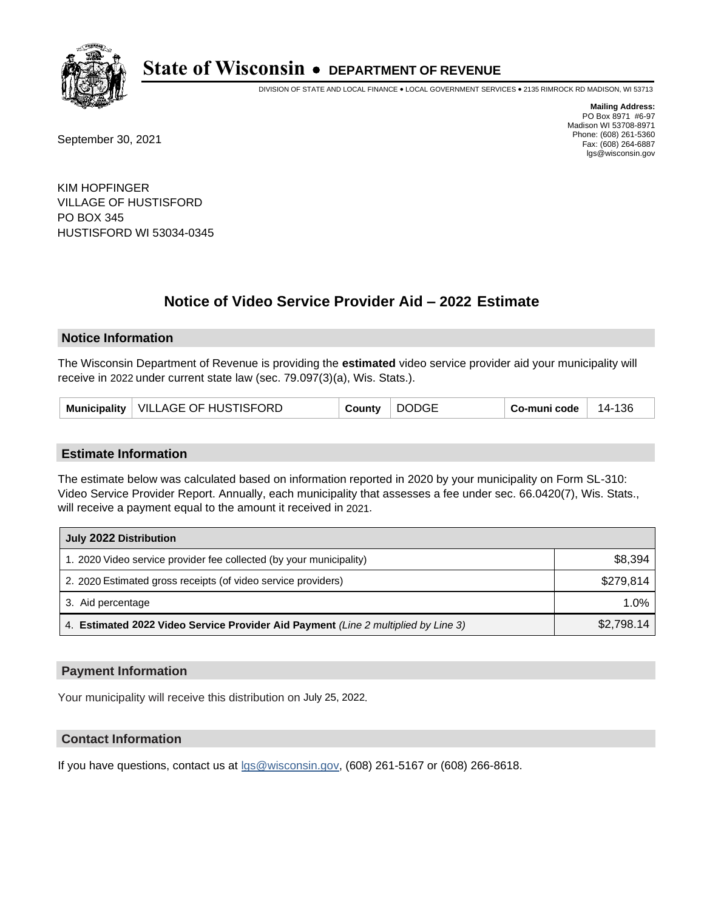# State of Wisconsin • DEPARTMENT OF REVENUE

DIVISION OF STATE AND LOCAL FINANCE • LOCAL GOVERNMENT SERVICES • 2135 RIMROCK RD MADISON, WI 53713

**Mailing Address:**
PO Box 8971 #6-97
Madison WI 53708-8971
Phone: (608) 261-5360
Fax: (608) 264-6887
lgs@wisconsin.gov

September 30, 2021

KIM HOPFINGER
VILLAGE OF HUSTISFORD
PO BOX 345
HUSTISFORD WI 53034-0345

## Notice of Video Service Provider Aid – 2022 Estimate

### Notice Information

The Wisconsin Department of Revenue is providing the **estimated** video service provider aid your municipality will receive in 2022 under current state law (sec. 79.097(3)(a), Wis. Stats.).

| Municipality | VILLAGE OF HUSTISFORD | County | DODGE | Co-muni code | 14-136 |
|---|---|---|---|---|---|

### Estimate Information

The estimate below was calculated based on information reported in 2020 by your municipality on Form SL-310: Video Service Provider Report. Annually, each municipality that assesses a fee under sec. 66.0420(7), Wis. Stats., will receive a payment equal to the amount it received in 2021.

| July 2022 Distribution | |
|---|---|
| 1. 2020 Video service provider fee collected (by your municipality) | $8,394 |
| 2. 2020 Estimated gross receipts (of video service providers) | $279,814 |
| 3. Aid percentage | 1.0% |
| 4. **Estimated 2022 Video Service Provider Aid Payment** *(Line 2 multiplied by Line 3)* | $2,798.14 |

### Payment Information

Your municipality will receive this distribution on July 25, 2022.

### Contact Information

If you have questions, contact us at lgs@wisconsin.gov, (608) 261-5167 or (608) 266-8618.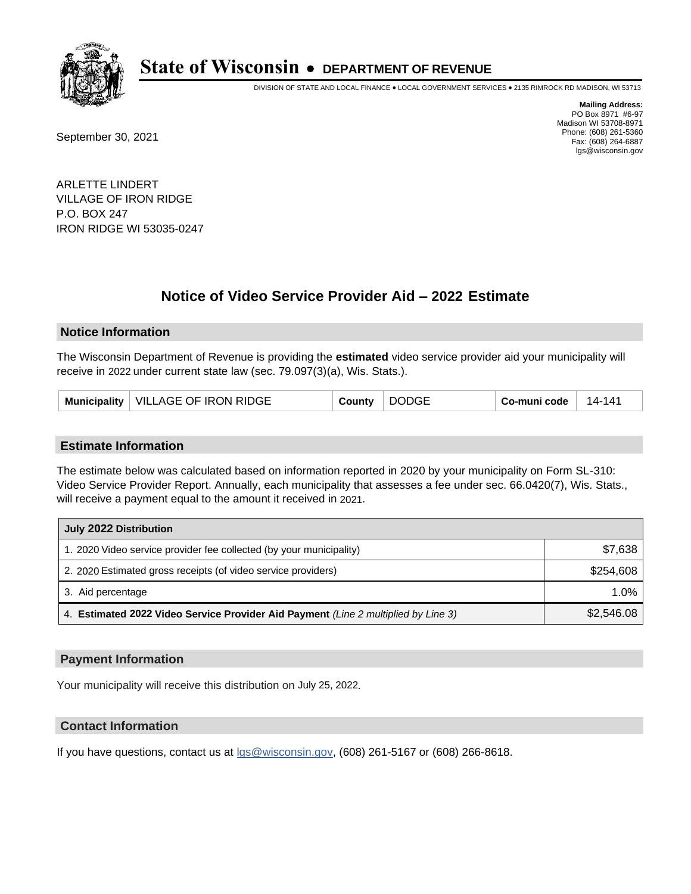# State of Wisconsin • DEPARTMENT OF REVENUE

DIVISION OF STATE AND LOCAL FINANCE • LOCAL GOVERNMENT SERVICES • 2135 RIMROCK RD MADISON, WI 53713

**Mailing Address:**
PO Box 8971 #6-97
Madison WI 53708-8971
Phone: (608) 261-5360
Fax: (608) 264-6887
lgs@wisconsin.gov

September 30, 2021

ARLETTE LINDERT
VILLAGE OF IRON RIDGE
P.O. BOX 247
IRON RIDGE WI 53035-0247

## Notice of Video Service Provider Aid – 2022 Estimate

### Notice Information

The Wisconsin Department of Revenue is providing the **estimated** video service provider aid your municipality will receive in 2022 under current state law (sec. 79.097(3)(a), Wis. Stats.).

| Municipality | VILLAGE OF IRON RIDGE | County | DODGE | Co-muni code | 14-141 |
|---|---|---|---|---|---|

### Estimate Information

The estimate below was calculated based on information reported in 2020 by your municipality on Form SL-310: Video Service Provider Report. Annually, each municipality that assesses a fee under sec. 66.0420(7), Wis. Stats., will receive a payment equal to the amount it received in 2021.

| July 2022 Distribution | |
|---|---|
| 1. 2020 Video service provider fee collected (by your municipality) | $7,638 |
| 2. 2020 Estimated gross receipts (of video service providers) | $254,608 |
| 3. Aid percentage | 1.0% |
| 4. **Estimated 2022 Video Service Provider Aid Payment** *(Line 2 multiplied by Line 3)* | $2,546.08 |

### Payment Information

Your municipality will receive this distribution on July 25, 2022.

### Contact Information

If you have questions, contact us at lgs@wisconsin.gov, (608) 261-5167 or (608) 266-8618.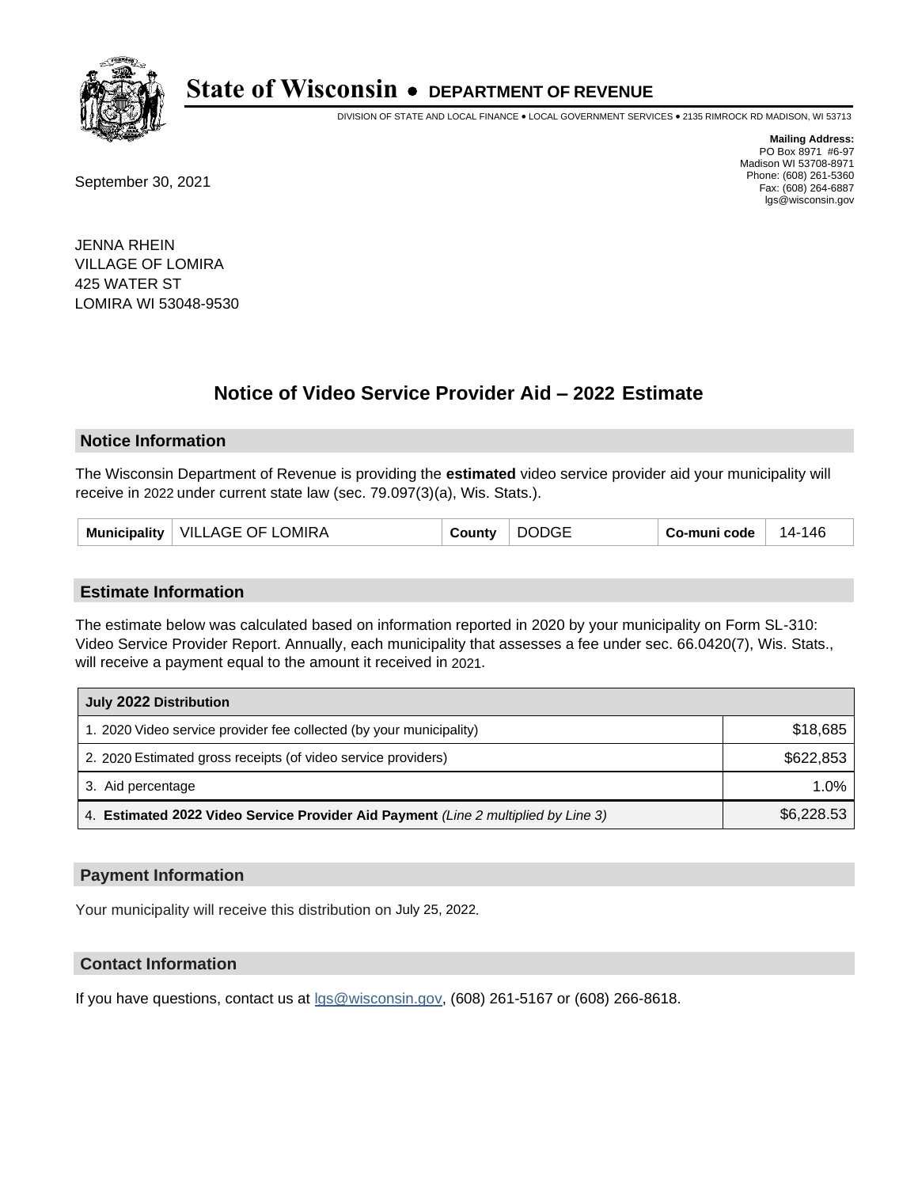# State of Wisconsin • DEPARTMENT OF REVENUE

DIVISION OF STATE AND LOCAL FINANCE • LOCAL GOVERNMENT SERVICES • 2135 RIMROCK RD MADISON, WI 53713

**Mailing Address:**
PO Box 8971 #6-97
Madison WI 53708-8971
Phone: (608) 261-5360
Fax: (608) 264-6887
lgs@wisconsin.gov

September 30, 2021

JENNA RHEIN
VILLAGE OF LOMIRA
425 WATER ST
LOMIRA WI 53048-9530

## Notice of Video Service Provider Aid – 2022 Estimate

### Notice Information

The Wisconsin Department of Revenue is providing the **estimated** video service provider aid your municipality will receive in 2022 under current state law (sec. 79.097(3)(a), Wis. Stats.).

| Municipality | VILLAGE OF LOMIRA | County | DODGE | Co-muni code | 14-146 |
|---|---|---|---|---|---|

### Estimate Information

The estimate below was calculated based on information reported in 2020 by your municipality on Form SL-310: Video Service Provider Report. Annually, each municipality that assesses a fee under sec. 66.0420(7), Wis. Stats., will receive a payment equal to the amount it received in 2021.

| July 2022 Distribution | |
|---|---|
| 1. 2020 Video service provider fee collected (by your municipality) | $18,685 |
| 2. 2020 Estimated gross receipts (of video service providers) | $622,853 |
| 3. Aid percentage | 1.0% |
| 4. **Estimated 2022 Video Service Provider Aid Payment** *(Line 2 multiplied by Line 3)* | $6,228.53 |

### Payment Information

Your municipality will receive this distribution on July 25, 2022.

### Contact Information

If you have questions, contact us at lgs@wisconsin.gov, (608) 261-5167 or (608) 266-8618.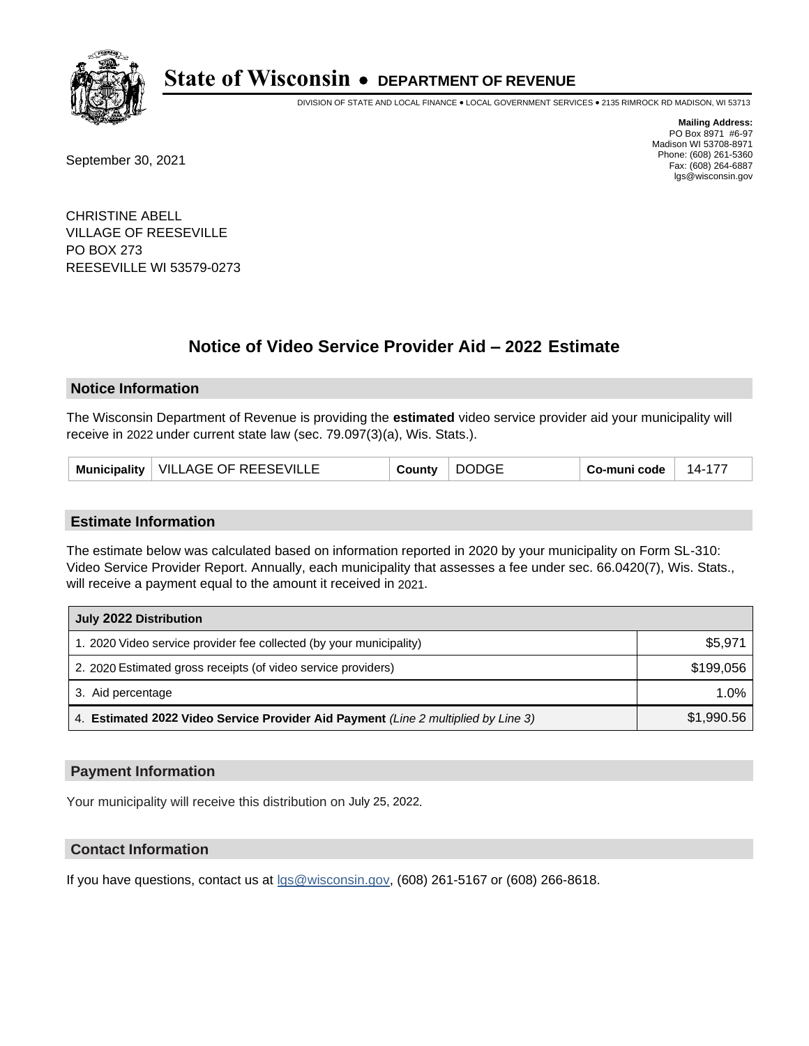# State of Wisconsin • DEPARTMENT OF REVENUE

DIVISION OF STATE AND LOCAL FINANCE • LOCAL GOVERNMENT SERVICES • 2135 RIMROCK RD MADISON, WI 53713

**Mailing Address:**
PO Box 8971 #6-97
Madison WI 53708-8971
Phone: (608) 261-5360
Fax: (608) 264-6887
lgs@wisconsin.gov

September 30, 2021

CHRISTINE ABELL
VILLAGE OF REESEVILLE
PO BOX 273
REESEVILLE WI 53579-0273

## Notice of Video Service Provider Aid – 2022 Estimate

### Notice Information

The Wisconsin Department of Revenue is providing the **estimated** video service provider aid your municipality will receive in 2022 under current state law (sec. 79.097(3)(a), Wis. Stats.).

| Municipality | VILLAGE OF REESEVILLE | County | DODGE | Co-muni code | 14-177 |
|---|---|---|---|---|---|

### Estimate Information

The estimate below was calculated based on information reported in 2020 by your municipality on Form SL-310: Video Service Provider Report. Annually, each municipality that assesses a fee under sec. 66.0420(7), Wis. Stats., will receive a payment equal to the amount it received in 2021.

| July 2022 Distribution | |
|---|---|
| 1. 2020 Video service provider fee collected (by your municipality) | $5,971 |
| 2. 2020 Estimated gross receipts (of video service providers) | $199,056 |
| 3. Aid percentage | 1.0% |
| 4. **Estimated 2022 Video Service Provider Aid Payment** *(Line 2 multiplied by Line 3)* | $1,990.56 |

### Payment Information

Your municipality will receive this distribution on July 25, 2022.

### Contact Information

If you have questions, contact us at lgs@wisconsin.gov, (608) 261-5167 or (608) 266-8618.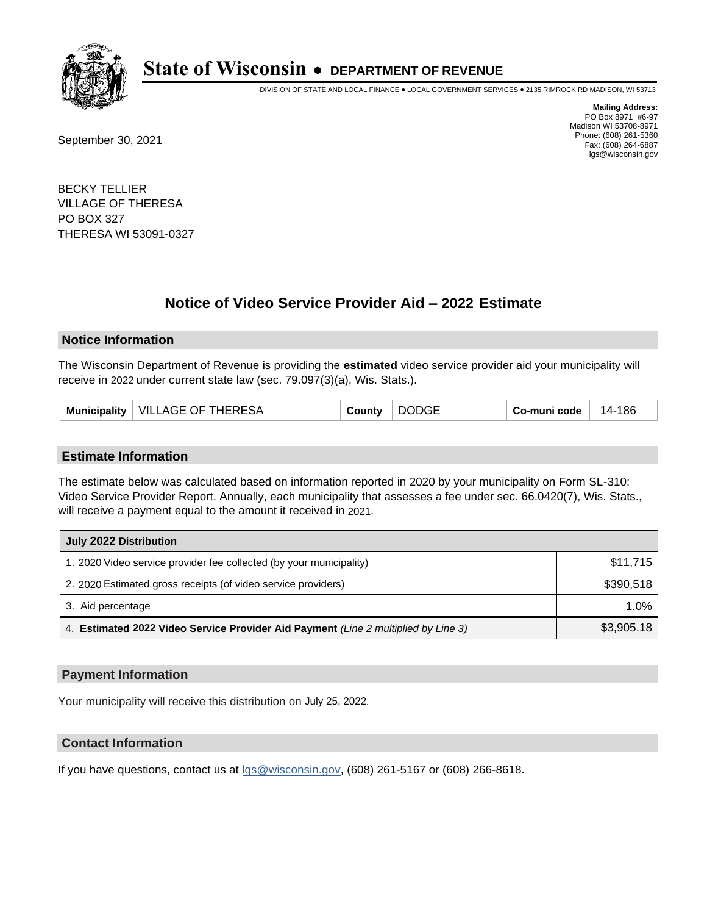# State of Wisconsin • DEPARTMENT OF REVENUE

DIVISION OF STATE AND LOCAL FINANCE • LOCAL GOVERNMENT SERVICES • 2135 RIMROCK RD MADISON, WI 53713

**Mailing Address:**
PO Box 8971 #6-97
Madison WI 53708-8971
Phone: (608) 261-5360
Fax: (608) 264-6887
lgs@wisconsin.gov

September 30, 2021

BECKY TELLIER
VILLAGE OF THERESA
PO BOX 327
THERESA WI 53091-0327

## Notice of Video Service Provider Aid – 2022 Estimate

### Notice Information

The Wisconsin Department of Revenue is providing the **estimated** video service provider aid your municipality will receive in 2022 under current state law (sec. 79.097(3)(a), Wis. Stats.).

| Municipality | VILLAGE OF THERESA | County | DODGE | Co-muni code | 14-186 |
|---|---|---|---|---|---|

### Estimate Information

The estimate below was calculated based on information reported in 2020 by your municipality on Form SL-310: Video Service Provider Report. Annually, each municipality that assesses a fee under sec. 66.0420(7), Wis. Stats., will receive a payment equal to the amount it received in 2021.

| July 2022 Distribution | |
|---|---|
| 1. 2020 Video service provider fee collected (by your municipality) | $11,715 |
| 2. 2020 Estimated gross receipts (of video service providers) | $390,518 |
| 3. Aid percentage | 1.0% |
| 4. **Estimated 2022 Video Service Provider Aid Payment** *(Line 2 multiplied by Line 3)* | $3,905.18 |

### Payment Information

Your municipality will receive this distribution on July 25, 2022.

### Contact Information

If you have questions, contact us at lgs@wisconsin.gov, (608) 261-5167 or (608) 266-8618.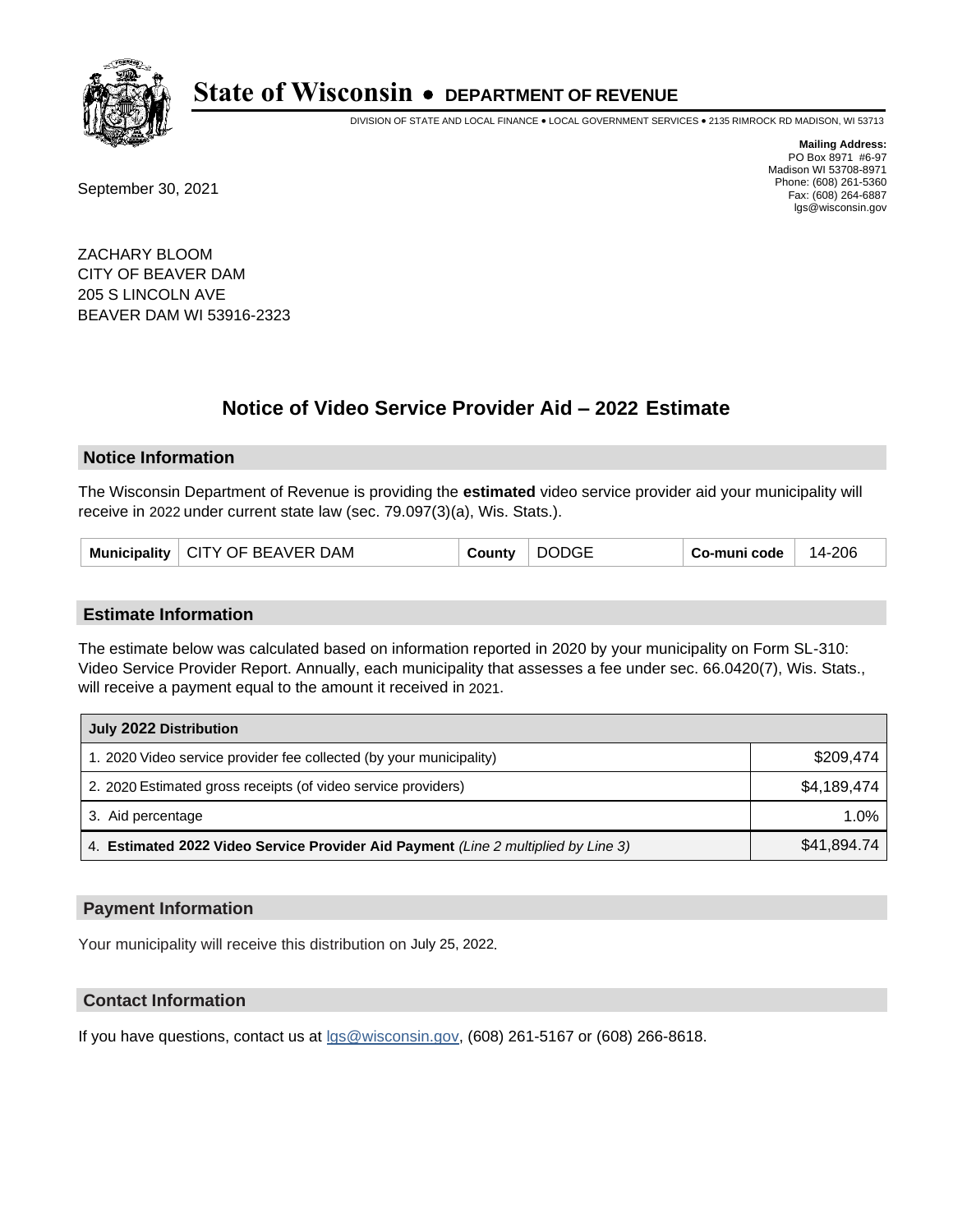# State of Wisconsin • DEPARTMENT OF REVENUE

DIVISION OF STATE AND LOCAL FINANCE • LOCAL GOVERNMENT SERVICES • 2135 RIMROCK RD MADISON, WI 53713

**Mailing Address:**
PO Box 8971 #6-97
Madison WI 53708-8971
Phone: (608) 261-5360
Fax: (608) 264-6887
lgs@wisconsin.gov

September 30, 2021

ZACHARY BLOOM
CITY OF BEAVER DAM
205 S LINCOLN AVE
BEAVER DAM WI 53916-2323

## Notice of Video Service Provider Aid – 2022 Estimate

### Notice Information

The Wisconsin Department of Revenue is providing the **estimated** video service provider aid your municipality will receive in 2022 under current state law (sec. 79.097(3)(a), Wis. Stats.).

| Municipality | CITY OF BEAVER DAM | County | DODGE | Co-muni code | 14-206 |
|---|---|---|---|---|---|

### Estimate Information

The estimate below was calculated based on information reported in 2020 by your municipality on Form SL-310: Video Service Provider Report. Annually, each municipality that assesses a fee under sec. 66.0420(7), Wis. Stats., will receive a payment equal to the amount it received in 2021.

| July 2022 Distribution | |
|---|---|
| 1. 2020 Video service provider fee collected (by your municipality) | $209,474 |
| 2. 2020 Estimated gross receipts (of video service providers) | $4,189,474 |
| 3. Aid percentage | 1.0% |
| 4. **Estimated 2022 Video Service Provider Aid Payment** *(Line 2 multiplied by Line 3)* | $41,894.74 |

### Payment Information

Your municipality will receive this distribution on July 25, 2022.

### Contact Information

If you have questions, contact us at lgs@wisconsin.gov, (608) 261-5167 or (608) 266-8618.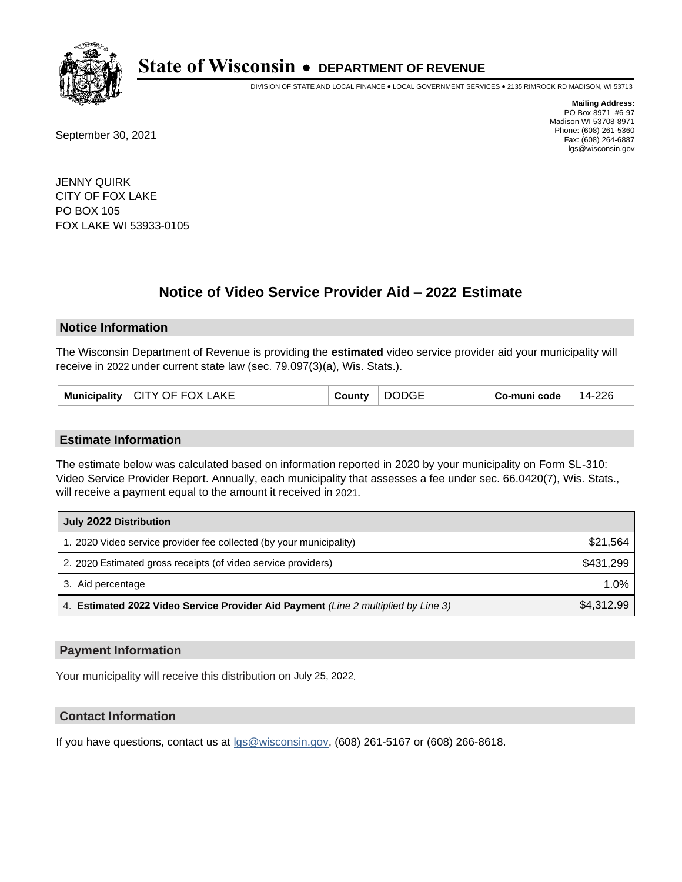# State of Wisconsin • DEPARTMENT OF REVENUE

DIVISION OF STATE AND LOCAL FINANCE • LOCAL GOVERNMENT SERVICES • 2135 RIMROCK RD MADISON, WI 53713

**Mailing Address:**
PO Box 8971 #6-97
Madison WI 53708-8971
Phone: (608) 261-5360
Fax: (608) 264-6887
lgs@wisconsin.gov

September 30, 2021

JENNY QUIRK
CITY OF FOX LAKE
PO BOX 105
FOX LAKE WI 53933-0105

## Notice of Video Service Provider Aid – 2022 Estimate

### Notice Information

The Wisconsin Department of Revenue is providing the **estimated** video service provider aid your municipality will receive in 2022 under current state law (sec. 79.097(3)(a), Wis. Stats.).

| Municipality | CITY OF FOX LAKE | County | DODGE | Co-muni code | 14-226 |
|---|---|---|---|---|---|

### Estimate Information

The estimate below was calculated based on information reported in 2020 by your municipality on Form SL-310: Video Service Provider Report. Annually, each municipality that assesses a fee under sec. 66.0420(7), Wis. Stats., will receive a payment equal to the amount it received in 2021.

| July 2022 Distribution | |
|---|---|
| 1. 2020 Video service provider fee collected (by your municipality) | $21,564 |
| 2. 2020 Estimated gross receipts (of video service providers) | $431,299 |
| 3. Aid percentage | 1.0% |
| 4. **Estimated 2022 Video Service Provider Aid Payment** *(Line 2 multiplied by Line 3)* | $4,312.99 |

### Payment Information

Your municipality will receive this distribution on July 25, 2022.

### Contact Information

If you have questions, contact us at lgs@wisconsin.gov, (608) 261-5167 or (608) 266-8618.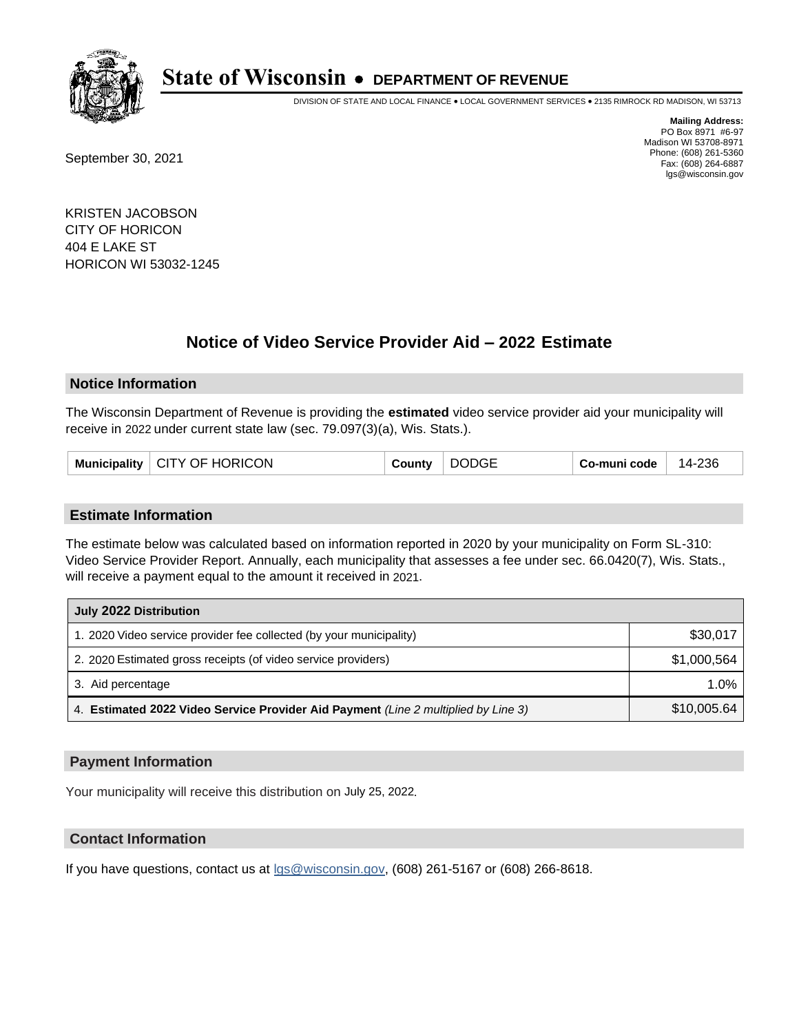# State of Wisconsin • DEPARTMENT OF REVENUE

DIVISION OF STATE AND LOCAL FINANCE • LOCAL GOVERNMENT SERVICES • 2135 RIMROCK RD MADISON, WI 53713

**Mailing Address:**
PO Box 8971 #6-97
Madison WI 53708-8971
Phone: (608) 261-5360
Fax: (608) 264-6887
lgs@wisconsin.gov

September 30, 2021

KRISTEN JACOBSON
CITY OF HORICON
404 E LAKE ST
HORICON WI 53032-1245

## Notice of Video Service Provider Aid – 2022 Estimate

### Notice Information

The Wisconsin Department of Revenue is providing the **estimated** video service provider aid your municipality will receive in 2022 under current state law (sec. 79.097(3)(a), Wis. Stats.).

| Municipality | CITY OF HORICON | County | DODGE | Co-muni code | 14-236 |
|---|---|---|---|---|---|

### Estimate Information

The estimate below was calculated based on information reported in 2020 by your municipality on Form SL-310: Video Service Provider Report. Annually, each municipality that assesses a fee under sec. 66.0420(7), Wis. Stats., will receive a payment equal to the amount it received in 2021.

| July 2022 Distribution | |
|---|---|
| 1. 2020 Video service provider fee collected (by your municipality) | $30,017 |
| 2. 2020 Estimated gross receipts (of video service providers) | $1,000,564 |
| 3. Aid percentage | 1.0% |
| 4. **Estimated 2022 Video Service Provider Aid Payment** *(Line 2 multiplied by Line 3)* | $10,005.64 |

### Payment Information

Your municipality will receive this distribution on July 25, 2022.

### Contact Information

If you have questions, contact us at lgs@wisconsin.gov, (608) 261-5167 or (608) 266-8618.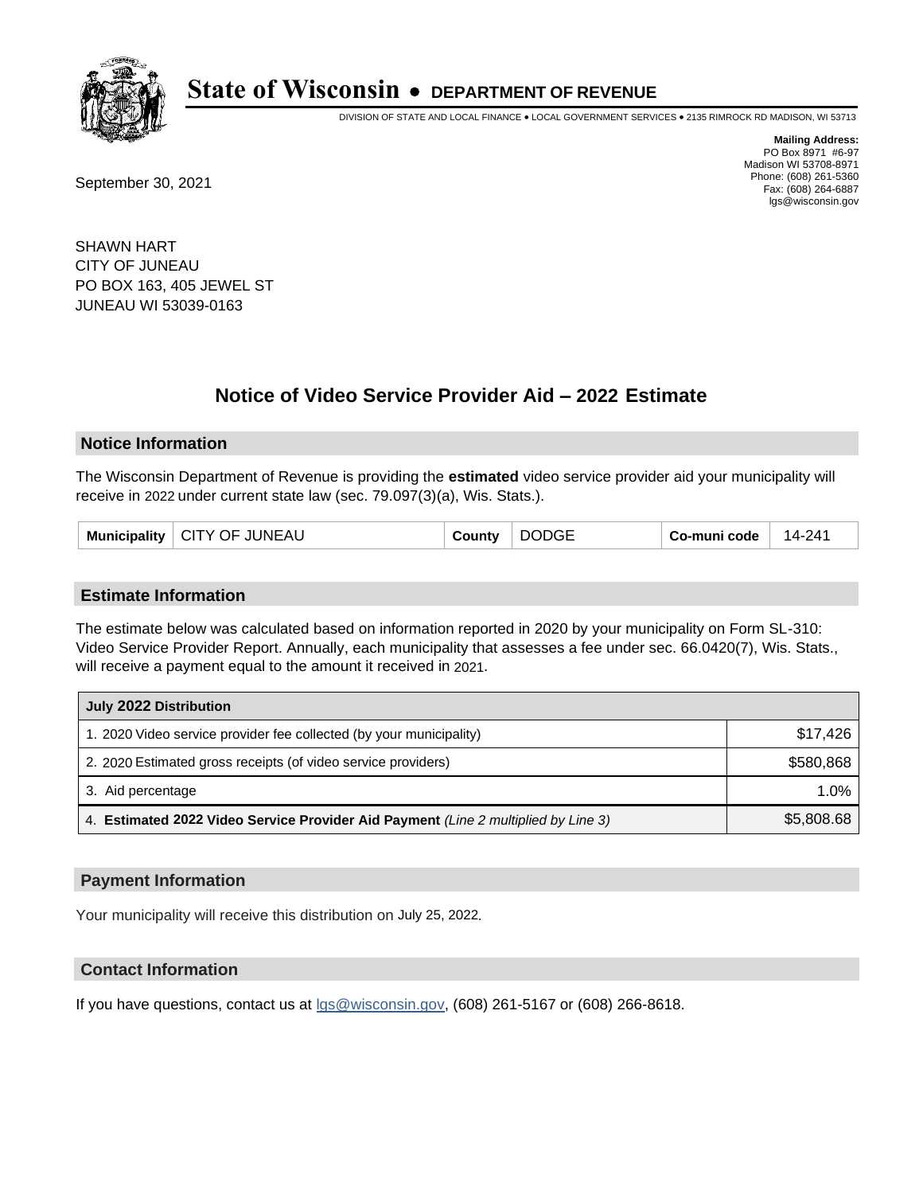# State of Wisconsin • DEPARTMENT OF REVENUE

DIVISION OF STATE AND LOCAL FINANCE • LOCAL GOVERNMENT SERVICES • 2135 RIMROCK RD MADISON, WI 53713

**Mailing Address:**
PO Box 8971 #6-97
Madison WI 53708-8971
Phone: (608) 261-5360
Fax: (608) 264-6887
lgs@wisconsin.gov

September 30, 2021

SHAWN HART
CITY OF JUNEAU
PO BOX 163, 405 JEWEL ST
JUNEAU WI 53039-0163

## Notice of Video Service Provider Aid – 2022 Estimate

### Notice Information

The Wisconsin Department of Revenue is providing the **estimated** video service provider aid your municipality will receive in 2022 under current state law (sec. 79.097(3)(a), Wis. Stats.).

| Municipality | CITY OF JUNEAU | County | DODGE | Co-muni code | 14-241 |
|---|---|---|---|---|---|

### Estimate Information

The estimate below was calculated based on information reported in 2020 by your municipality on Form SL-310: Video Service Provider Report. Annually, each municipality that assesses a fee under sec. 66.0420(7), Wis. Stats., will receive a payment equal to the amount it received in 2021.

| July 2022 Distribution | |
|---|---|
| 1. 2020 Video service provider fee collected (by your municipality) | $17,426 |
| 2. 2020 Estimated gross receipts (of video service providers) | $580,868 |
| 3. Aid percentage | 1.0% |
| 4. **Estimated 2022 Video Service Provider Aid Payment** *(Line 2 multiplied by Line 3)* | $5,808.68 |

### Payment Information

Your municipality will receive this distribution on July 25, 2022.

### Contact Information

If you have questions, contact us at lgs@wisconsin.gov, (608) 261-5167 or (608) 266-8618.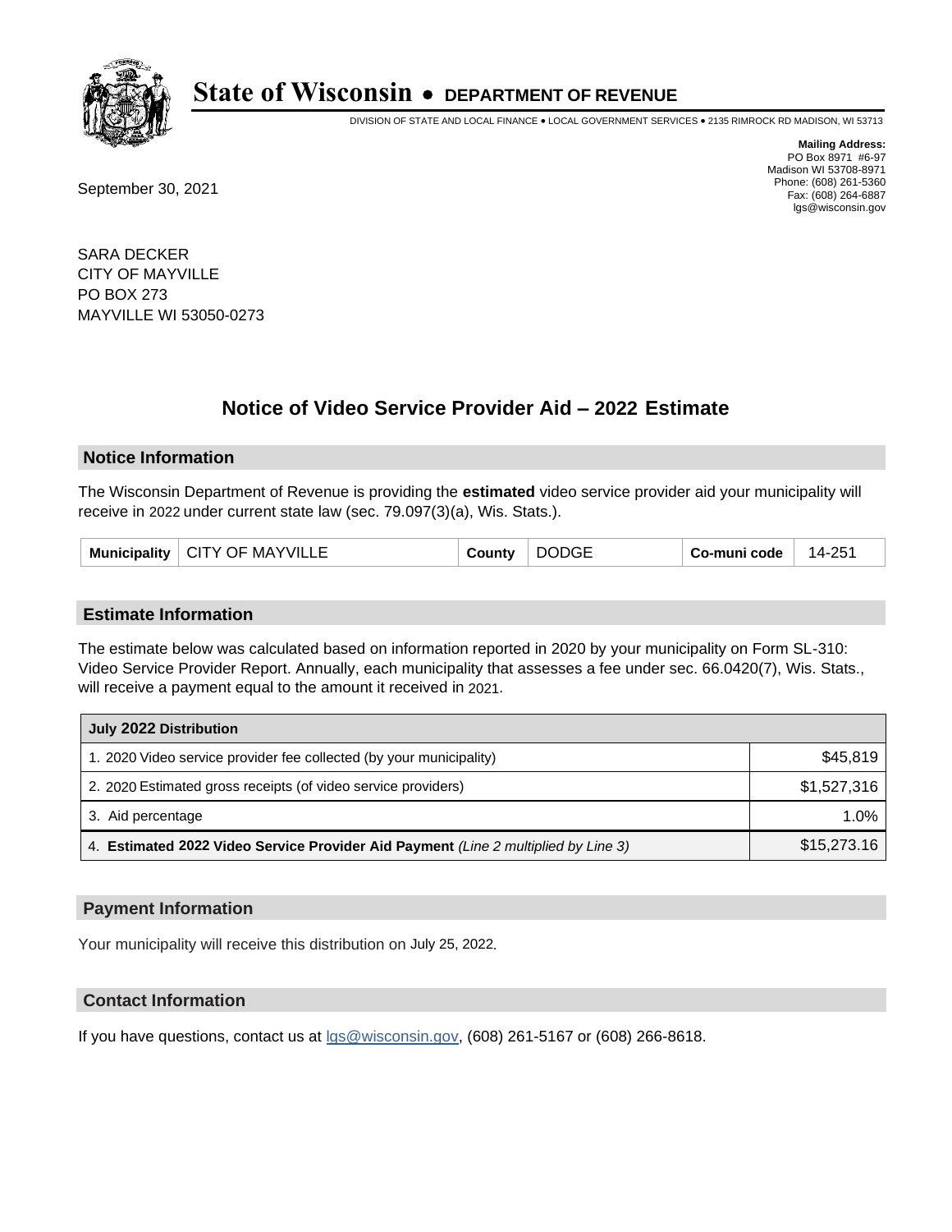# State of Wisconsin • DEPARTMENT OF REVENUE

DIVISION OF STATE AND LOCAL FINANCE • LOCAL GOVERNMENT SERVICES • 2135 RIMROCK RD MADISON, WI 53713

**Mailing Address:**
PO Box 8971 #6-97
Madison WI 53708-8971
Phone: (608) 261-5360
Fax: (608) 264-6887
lgs@wisconsin.gov

September 30, 2021

SARA DECKER
CITY OF MAYVILLE
PO BOX 273
MAYVILLE WI 53050-0273

## Notice of Video Service Provider Aid – 2022 Estimate

### Notice Information

The Wisconsin Department of Revenue is providing the **estimated** video service provider aid your municipality will receive in 2022 under current state law (sec. 79.097(3)(a), Wis. Stats.).

| Municipality | CITY OF MAYVILLE | County | DODGE | Co-muni code | 14-251 |
|---|---|---|---|---|---|

### Estimate Information

The estimate below was calculated based on information reported in 2020 by your municipality on Form SL-310: Video Service Provider Report. Annually, each municipality that assesses a fee under sec. 66.0420(7), Wis. Stats., will receive a payment equal to the amount it received in 2021.

| July 2022 Distribution | |
|---|---|
| 1. 2020 Video service provider fee collected (by your municipality) | $45,819 |
| 2. 2020 Estimated gross receipts (of video service providers) | $1,527,316 |
| 3. Aid percentage | 1.0% |
| 4. **Estimated 2022 Video Service Provider Aid Payment** *(Line 2 multiplied by Line 3)* | $15,273.16 |

### Payment Information

Your municipality will receive this distribution on July 25, 2022.

### Contact Information

If you have questions, contact us at lgs@wisconsin.gov, (608) 261-5167 or (608) 266-8618.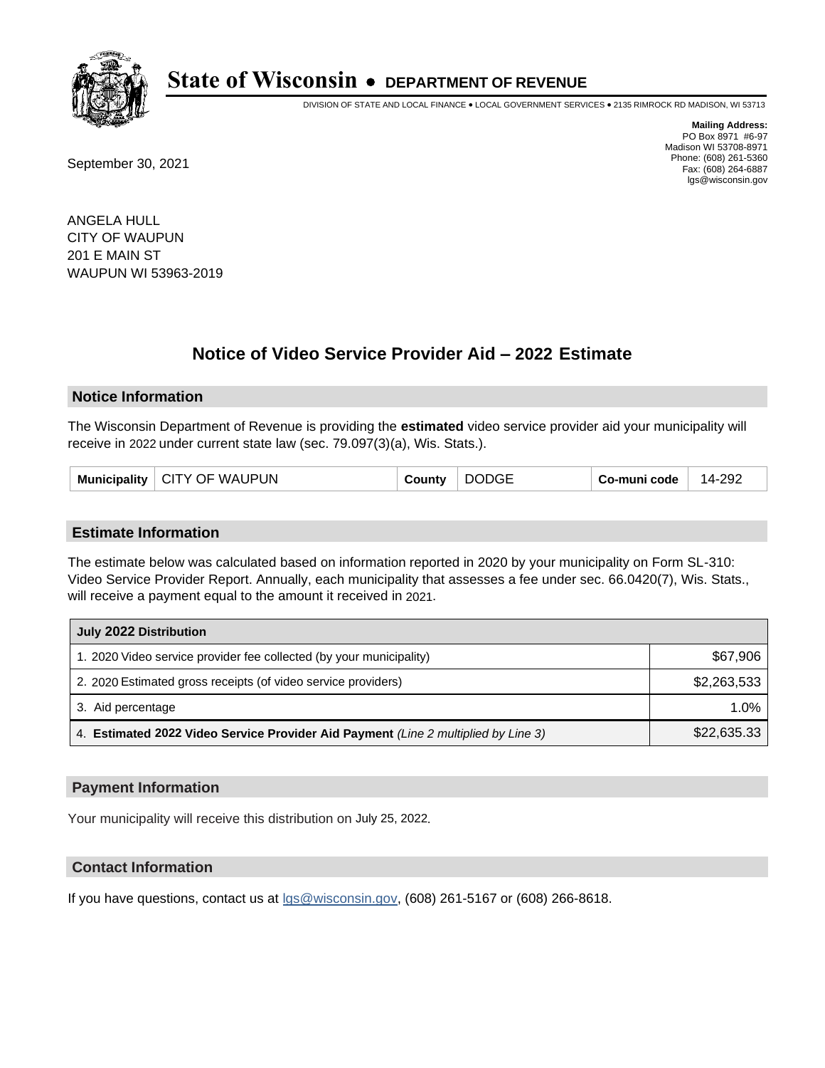# State of Wisconsin • DEPARTMENT OF REVENUE

DIVISION OF STATE AND LOCAL FINANCE • LOCAL GOVERNMENT SERVICES • 2135 RIMROCK RD MADISON, WI 53713

**Mailing Address:**
PO Box 8971 #6-97
Madison WI 53708-8971
Phone: (608) 261-5360
Fax: (608) 264-6887
lgs@wisconsin.gov

September 30, 2021

ANGELA HULL
CITY OF WAUPUN
201 E MAIN ST
WAUPUN WI 53963-2019

## Notice of Video Service Provider Aid – 2022 Estimate

### Notice Information

The Wisconsin Department of Revenue is providing the **estimated** video service provider aid your municipality will receive in 2022 under current state law (sec. 79.097(3)(a), Wis. Stats.).

| Municipality | CITY OF WAUPUN | County | DODGE | Co-muni code | 14-292 |
|---|---|---|---|---|---|

### Estimate Information

The estimate below was calculated based on information reported in 2020 by your municipality on Form SL-310: Video Service Provider Report. Annually, each municipality that assesses a fee under sec. 66.0420(7), Wis. Stats., will receive a payment equal to the amount it received in 2021.

| July 2022 Distribution | |
|---|---|
| 1. 2020 Video service provider fee collected (by your municipality) | $67,906 |
| 2. 2020 Estimated gross receipts (of video service providers) | $2,263,533 |
| 3. Aid percentage | 1.0% |
| 4. **Estimated 2022 Video Service Provider Aid Payment** *(Line 2 multiplied by Line 3)* | $22,635.33 |

### Payment Information

Your municipality will receive this distribution on July 25, 2022.

### Contact Information

If you have questions, contact us at lgs@wisconsin.gov, (608) 261-5167 or (608) 266-8618.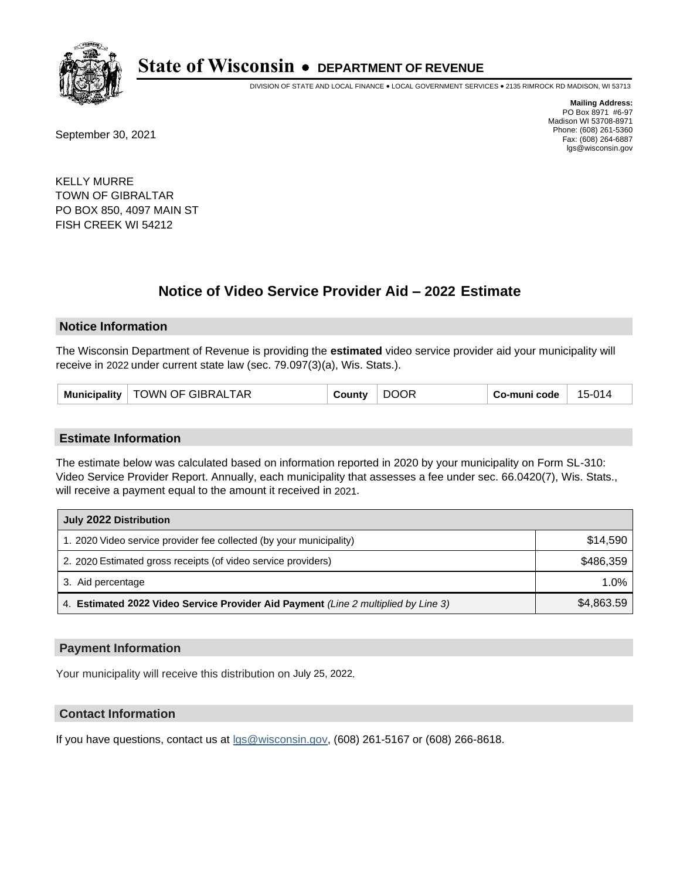# State of Wisconsin • DEPARTMENT OF REVENUE

DIVISION OF STATE AND LOCAL FINANCE • LOCAL GOVERNMENT SERVICES • 2135 RIMROCK RD MADISON, WI 53713

**Mailing Address:**
PO Box 8971 #6-97
Madison WI 53708-8971
Phone: (608) 261-5360
Fax: (608) 264-6887
lgs@wisconsin.gov

September 30, 2021

KELLY MURRE
TOWN OF GIBRALTAR
PO BOX 850, 4097 MAIN ST
FISH CREEK WI 54212

## Notice of Video Service Provider Aid – 2022 Estimate

### Notice Information

The Wisconsin Department of Revenue is providing the **estimated** video service provider aid your municipality will receive in 2022 under current state law (sec. 79.097(3)(a), Wis. Stats.).

| Municipality | TOWN OF GIBRALTAR | County | DOOR | Co-muni code | 15-014 |
|---|---|---|---|---|---|

### Estimate Information

The estimate below was calculated based on information reported in 2020 by your municipality on Form SL-310: Video Service Provider Report. Annually, each municipality that assesses a fee under sec. 66.0420(7), Wis. Stats., will receive a payment equal to the amount it received in 2021.

| July 2022 Distribution | |
|---|---|
| 1. 2020 Video service provider fee collected (by your municipality) | $14,590 |
| 2. 2020 Estimated gross receipts (of video service providers) | $486,359 |
| 3. Aid percentage | 1.0% |
| 4. **Estimated 2022 Video Service Provider Aid Payment** *(Line 2 multiplied by Line 3)* | $4,863.59 |

### Payment Information

Your municipality will receive this distribution on July 25, 2022.

### Contact Information

If you have questions, contact us at lgs@wisconsin.gov, (608) 261-5167 or (608) 266-8618.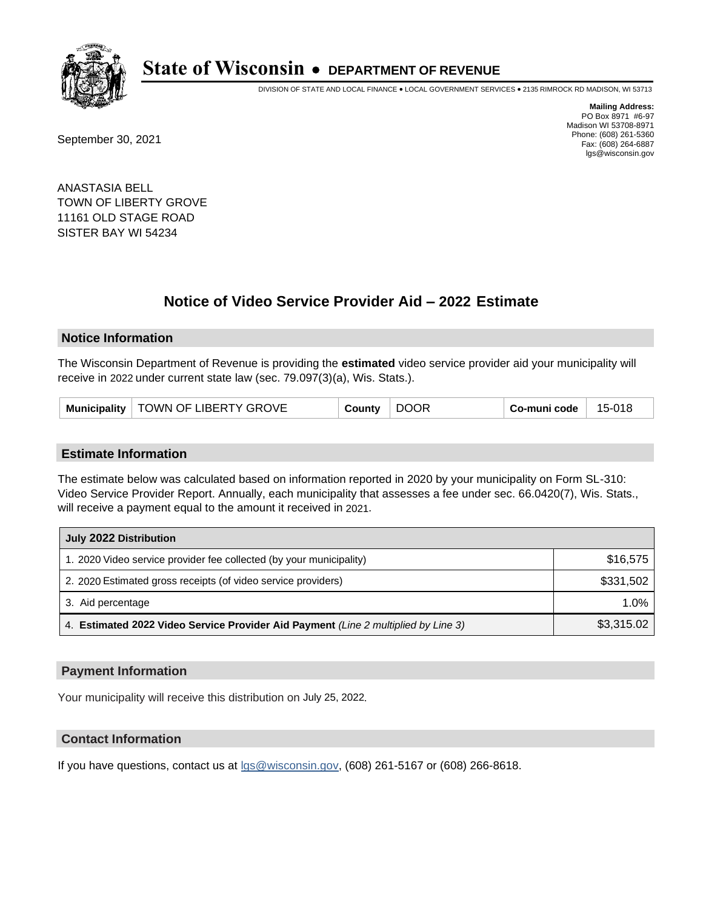# State of Wisconsin • DEPARTMENT OF REVENUE

DIVISION OF STATE AND LOCAL FINANCE • LOCAL GOVERNMENT SERVICES • 2135 RIMROCK RD MADISON, WI 53713

**Mailing Address:**
PO Box 8971 #6-97
Madison WI 53708-8971
Phone: (608) 261-5360
Fax: (608) 264-6887
lgs@wisconsin.gov

September 30, 2021

ANASTASIA BELL
TOWN OF LIBERTY GROVE
11161 OLD STAGE ROAD
SISTER BAY WI 54234

## Notice of Video Service Provider Aid – 2022 Estimate

### Notice Information

The Wisconsin Department of Revenue is providing the **estimated** video service provider aid your municipality will receive in 2022 under current state law (sec. 79.097(3)(a), Wis. Stats.).

| Municipality | TOWN OF LIBERTY GROVE | County | DOOR | Co-muni code | 15-018 |
|---|---|---|---|---|---|

### Estimate Information

The estimate below was calculated based on information reported in 2020 by your municipality on Form SL-310: Video Service Provider Report. Annually, each municipality that assesses a fee under sec. 66.0420(7), Wis. Stats., will receive a payment equal to the amount it received in 2021.

| July 2022 Distribution | |
|---|---|
| 1. 2020 Video service provider fee collected (by your municipality) | $16,575 |
| 2. 2020 Estimated gross receipts (of video service providers) | $331,502 |
| 3. Aid percentage | 1.0% |
| 4. **Estimated 2022 Video Service Provider Aid Payment** *(Line 2 multiplied by Line 3)* | $3,315.02 |

### Payment Information

Your municipality will receive this distribution on July 25, 2022.

### Contact Information

If you have questions, contact us at lgs@wisconsin.gov, (608) 261-5167 or (608) 266-8618.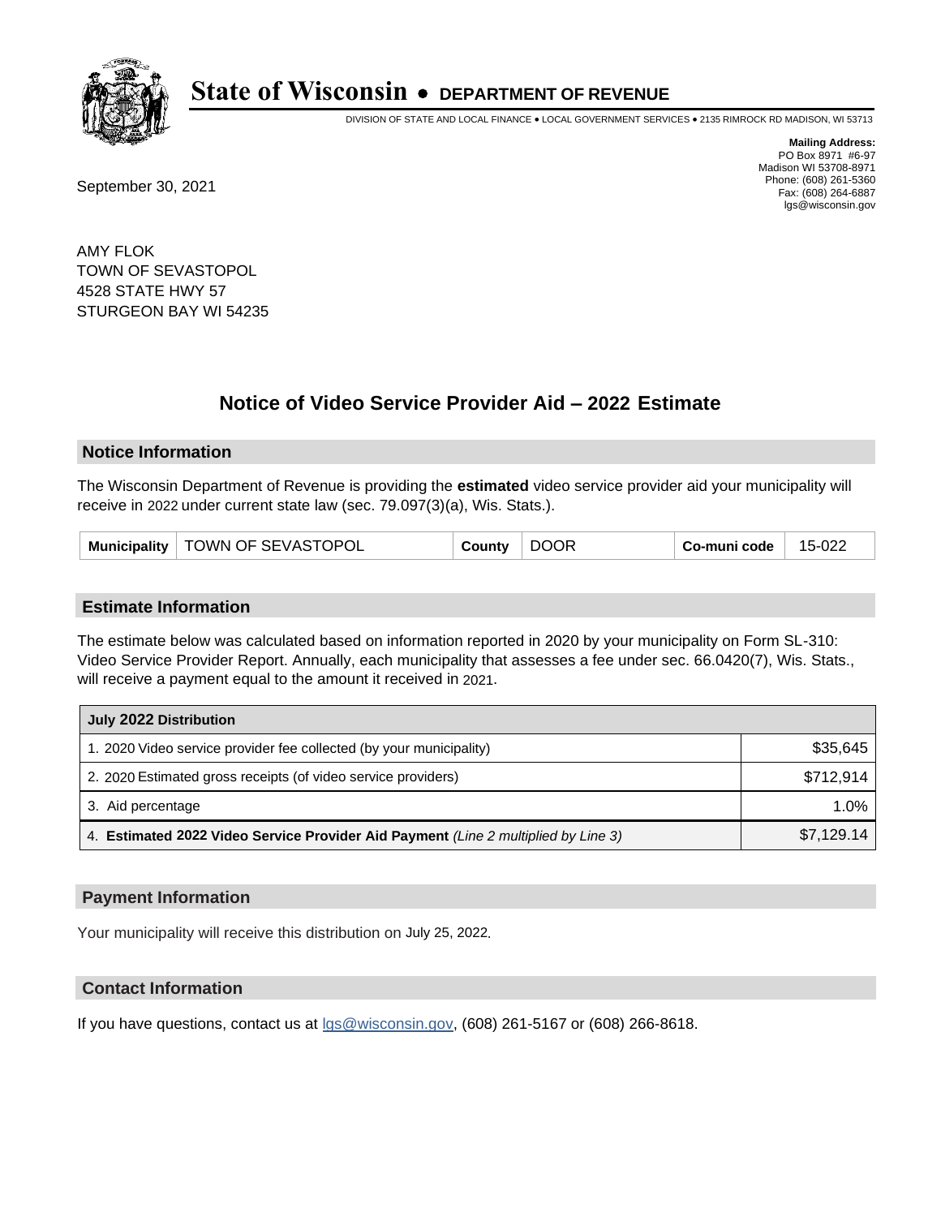# State of Wisconsin • DEPARTMENT OF REVENUE

DIVISION OF STATE AND LOCAL FINANCE • LOCAL GOVERNMENT SERVICES • 2135 RIMROCK RD MADISON, WI 53713

**Mailing Address:**
PO Box 8971 #6-97
Madison WI 53708-8971
Phone: (608) 261-5360
Fax: (608) 264-6887
lgs@wisconsin.gov

September 30, 2021

AMY FLOK
TOWN OF SEVASTOPOL
4528 STATE HWY 57
STURGEON BAY WI 54235

## Notice of Video Service Provider Aid – 2022 Estimate

### Notice Information

The Wisconsin Department of Revenue is providing the **estimated** video service provider aid your municipality will receive in 2022 under current state law (sec. 79.097(3)(a), Wis. Stats.).

| Municipality | TOWN OF SEVASTOPOL | County | DOOR | Co-muni code | 15-022 |
|---|---|---|---|---|---|

### Estimate Information

The estimate below was calculated based on information reported in 2020 by your municipality on Form SL-310: Video Service Provider Report. Annually, each municipality that assesses a fee under sec. 66.0420(7), Wis. Stats., will receive a payment equal to the amount it received in 2021.

| July 2022 Distribution | |
|---|---|
| 1. 2020 Video service provider fee collected (by your municipality) | $35,645 |
| 2. 2020 Estimated gross receipts (of video service providers) | $712,914 |
| 3. Aid percentage | 1.0% |
| 4. **Estimated 2022 Video Service Provider Aid Payment** *(Line 2 multiplied by Line 3)* | $7,129.14 |

### Payment Information

Your municipality will receive this distribution on July 25, 2022.

### Contact Information

If you have questions, contact us at lgs@wisconsin.gov, (608) 261-5167 or (608) 266-8618.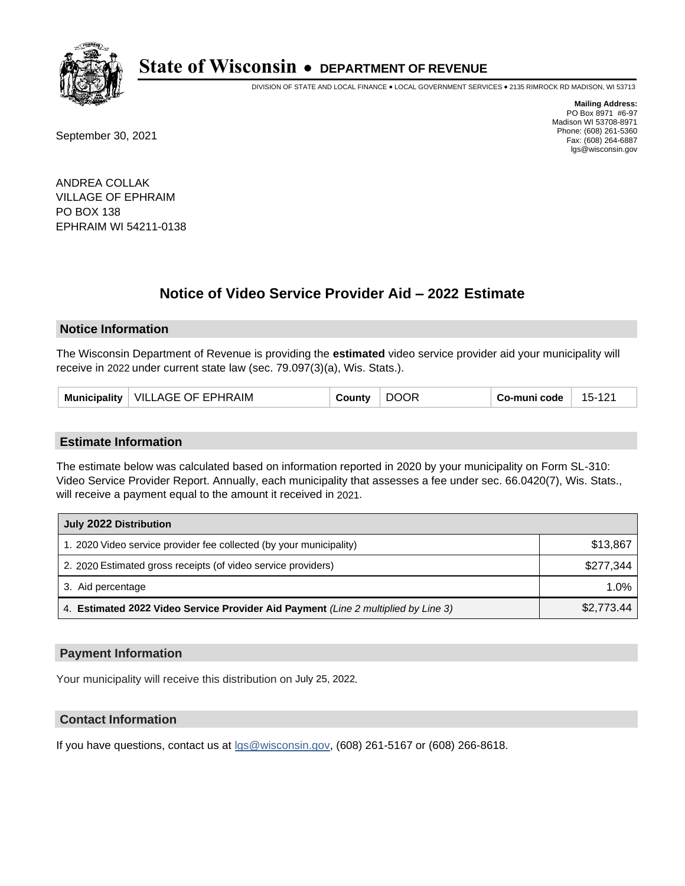# State of Wisconsin • DEPARTMENT OF REVENUE

DIVISION OF STATE AND LOCAL FINANCE • LOCAL GOVERNMENT SERVICES • 2135 RIMROCK RD MADISON, WI 53713

**Mailing Address:**
PO Box 8971 #6-97
Madison WI 53708-8971
Phone: (608) 261-5360
Fax: (608) 264-6887
lgs@wisconsin.gov

September 30, 2021

ANDREA COLLAK
VILLAGE OF EPHRAIM
PO BOX 138
EPHRAIM WI 54211-0138

## Notice of Video Service Provider Aid – 2022 Estimate

### Notice Information

The Wisconsin Department of Revenue is providing the **estimated** video service provider aid your municipality will receive in 2022 under current state law (sec. 79.097(3)(a), Wis. Stats.).

| Municipality | VILLAGE OF EPHRAIM | County | DOOR | Co-muni code | 15-121 |
|---|---|---|---|---|---|

### Estimate Information

The estimate below was calculated based on information reported in 2020 by your municipality on Form SL-310: Video Service Provider Report. Annually, each municipality that assesses a fee under sec. 66.0420(7), Wis. Stats., will receive a payment equal to the amount it received in 2021.

| July 2022 Distribution | |
|---|---|
| 1. 2020 Video service provider fee collected (by your municipality) | $13,867 |
| 2. 2020 Estimated gross receipts (of video service providers) | $277,344 |
| 3. Aid percentage | 1.0% |
| 4. **Estimated 2022 Video Service Provider Aid Payment** *(Line 2 multiplied by Line 3)* | $2,773.44 |

### Payment Information

Your municipality will receive this distribution on July 25, 2022.

### Contact Information

If you have questions, contact us at lgs@wisconsin.gov, (608) 261-5167 or (608) 266-8618.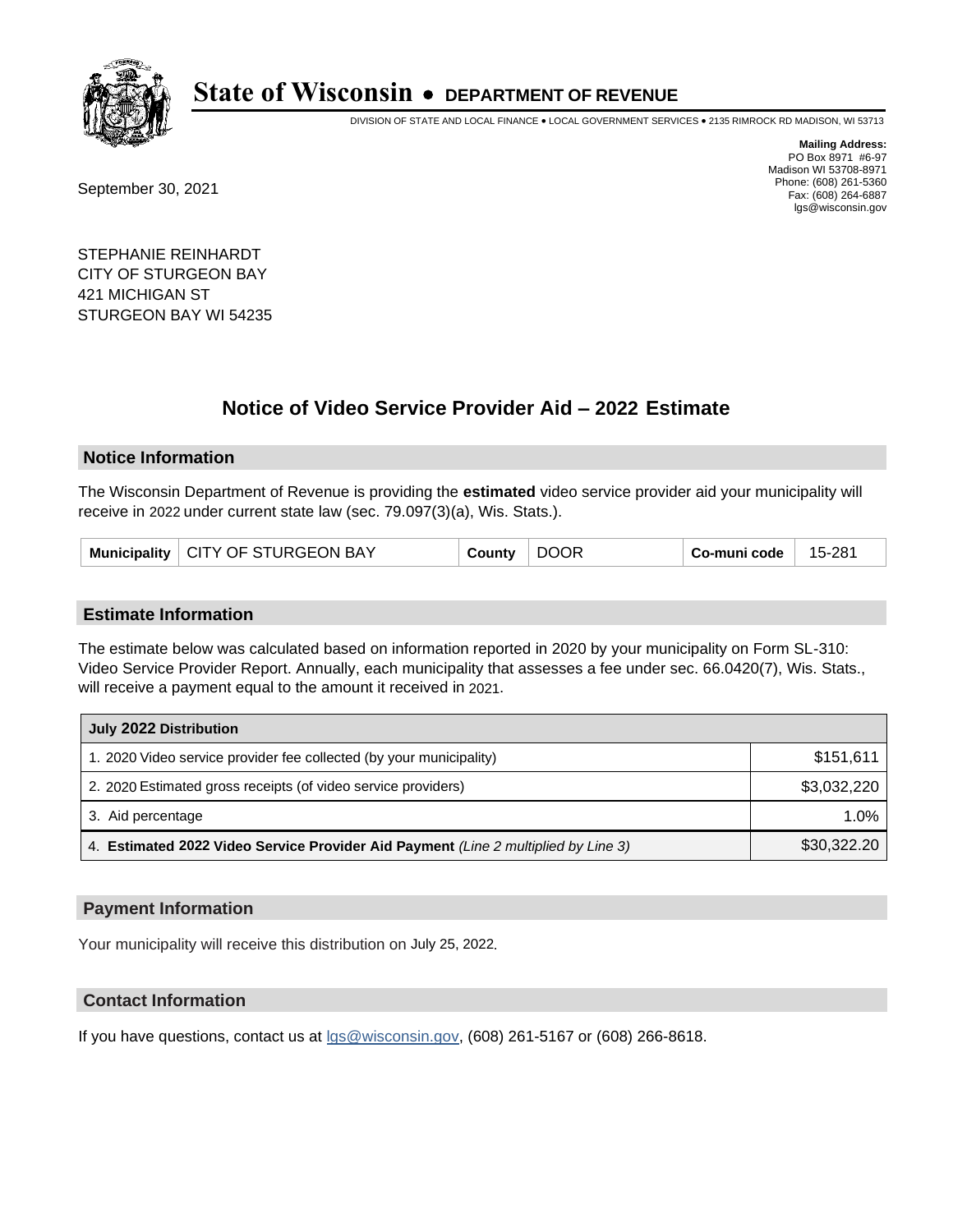# State of Wisconsin • DEPARTMENT OF REVENUE

DIVISION OF STATE AND LOCAL FINANCE • LOCAL GOVERNMENT SERVICES • 2135 RIMROCK RD MADISON, WI 53713

**Mailing Address:**
PO Box 8971 #6-97
Madison WI 53708-8971
Phone: (608) 261-5360
Fax: (608) 264-6887
lgs@wisconsin.gov

September 30, 2021

STEPHANIE REINHARDT
CITY OF STURGEON BAY
421 MICHIGAN ST
STURGEON BAY WI 54235

## Notice of Video Service Provider Aid – 2022 Estimate

### Notice Information

The Wisconsin Department of Revenue is providing the **estimated** video service provider aid your municipality will receive in 2022 under current state law (sec. 79.097(3)(a), Wis. Stats.).

| Municipality | CITY OF STURGEON BAY | County | DOOR | Co-muni code | 15-281 |
|---|---|---|---|---|---|

### Estimate Information

The estimate below was calculated based on information reported in 2020 by your municipality on Form SL-310: Video Service Provider Report. Annually, each municipality that assesses a fee under sec. 66.0420(7), Wis. Stats., will receive a payment equal to the amount it received in 2021.

| July 2022 Distribution | |
|---|---|
| 1. 2020 Video service provider fee collected (by your municipality) | $151,611 |
| 2. 2020 Estimated gross receipts (of video service providers) | $3,032,220 |
| 3. Aid percentage | 1.0% |
| 4. **Estimated 2022 Video Service Provider Aid Payment** *(Line 2 multiplied by Line 3)* | $30,322.20 |

### Payment Information

Your municipality will receive this distribution on July 25, 2022.

### Contact Information

If you have questions, contact us at lgs@wisconsin.gov, (608) 261-5167 or (608) 266-8618.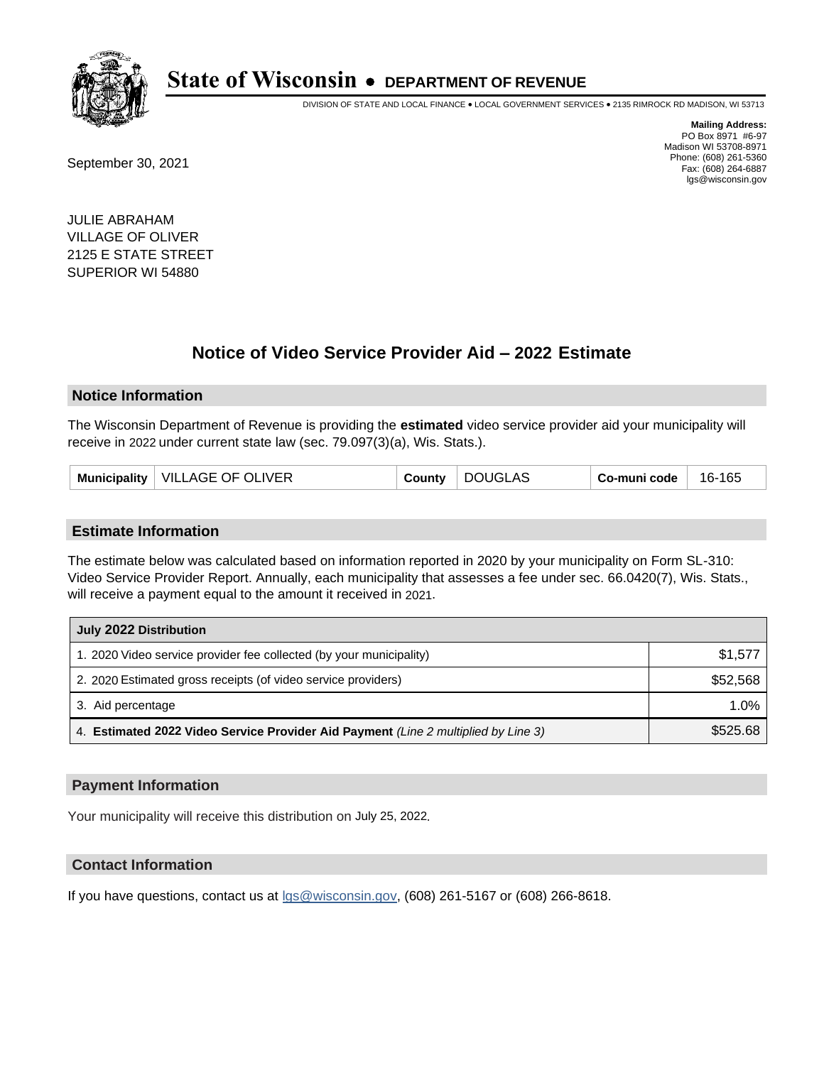# State of Wisconsin • DEPARTMENT OF REVENUE

DIVISION OF STATE AND LOCAL FINANCE • LOCAL GOVERNMENT SERVICES • 2135 RIMROCK RD MADISON, WI 53713

**Mailing Address:**
PO Box 8971 #6-97
Madison WI 53708-8971
Phone: (608) 261-5360
Fax: (608) 264-6887
lgs@wisconsin.gov

September 30, 2021

JULIE ABRAHAM
VILLAGE OF OLIVER
2125 E STATE STREET
SUPERIOR WI 54880

## Notice of Video Service Provider Aid – 2022 Estimate

### Notice Information

The Wisconsin Department of Revenue is providing the **estimated** video service provider aid your municipality will receive in 2022 under current state law (sec. 79.097(3)(a), Wis. Stats.).

| Municipality | VILLAGE OF OLIVER | County | DOUGLAS | Co-muni code | 16-165 |
|---|---|---|---|---|---|

### Estimate Information

The estimate below was calculated based on information reported in 2020 by your municipality on Form SL-310: Video Service Provider Report. Annually, each municipality that assesses a fee under sec. 66.0420(7), Wis. Stats., will receive a payment equal to the amount it received in 2021.

| July 2022 Distribution | |
|---|---|
| 1. 2020 Video service provider fee collected (by your municipality) | $1,577 |
| 2. 2020 Estimated gross receipts (of video service providers) | $52,568 |
| 3. Aid percentage | 1.0% |
| 4. **Estimated 2022 Video Service Provider Aid Payment** *(Line 2 multiplied by Line 3)* | $525.68 |

### Payment Information

Your municipality will receive this distribution on July 25, 2022.

### Contact Information

If you have questions, contact us at lgs@wisconsin.gov, (608) 261-5167 or (608) 266-8618.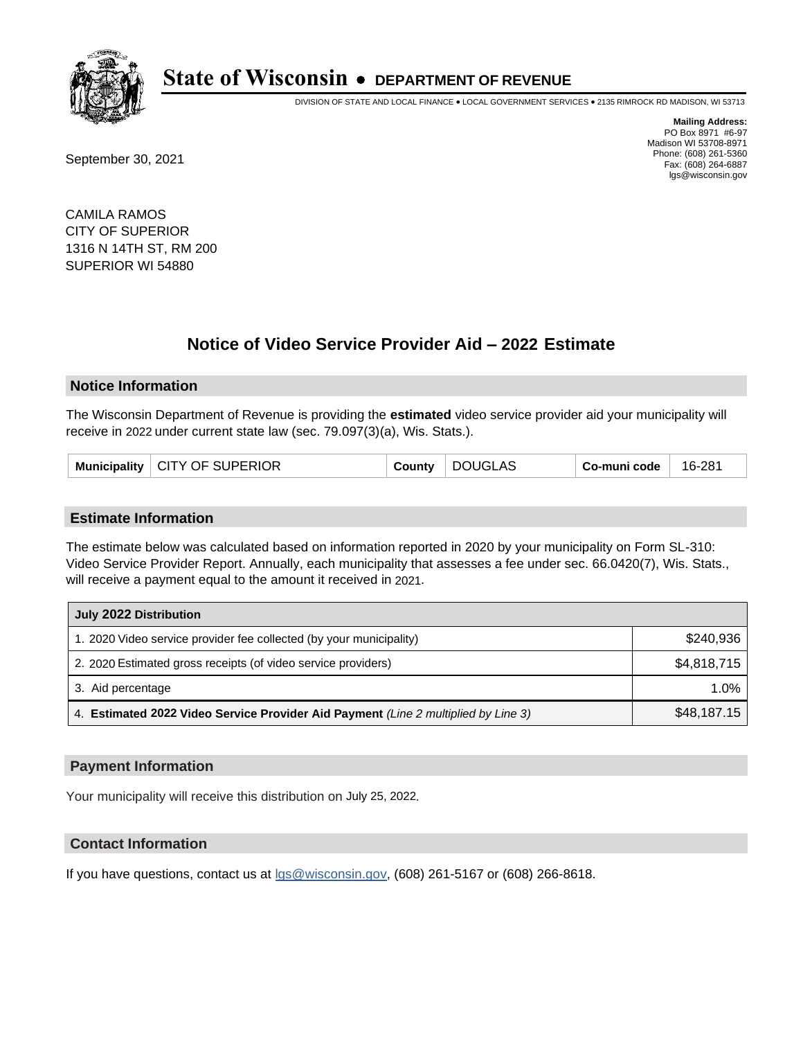# State of Wisconsin • DEPARTMENT OF REVENUE

DIVISION OF STATE AND LOCAL FINANCE • LOCAL GOVERNMENT SERVICES • 2135 RIMROCK RD MADISON, WI 53713

**Mailing Address:**
PO Box 8971 #6-97
Madison WI 53708-8971
Phone: (608) 261-5360
Fax: (608) 264-6887
lgs@wisconsin.gov

September 30, 2021

CAMILA RAMOS
CITY OF SUPERIOR
1316 N 14TH ST, RM 200
SUPERIOR WI 54880

## Notice of Video Service Provider Aid – 2022 Estimate

### Notice Information

The Wisconsin Department of Revenue is providing the **estimated** video service provider aid your municipality will receive in 2022 under current state law (sec. 79.097(3)(a), Wis. Stats.).

| Municipality | CITY OF SUPERIOR | County | DOUGLAS | Co-muni code | 16-281 |
|---|---|---|---|---|---|

### Estimate Information

The estimate below was calculated based on information reported in 2020 by your municipality on Form SL-310: Video Service Provider Report. Annually, each municipality that assesses a fee under sec. 66.0420(7), Wis. Stats., will receive a payment equal to the amount it received in 2021.

| July 2022 Distribution | |
|---|---|
| 1. 2020 Video service provider fee collected (by your municipality) | $240,936 |
| 2. 2020 Estimated gross receipts (of video service providers) | $4,818,715 |
| 3. Aid percentage | 1.0% |
| 4. **Estimated 2022 Video Service Provider Aid Payment** *(Line 2 multiplied by Line 3)* | $48,187.15 |

### Payment Information

Your municipality will receive this distribution on July 25, 2022.

### Contact Information

If you have questions, contact us at lgs@wisconsin.gov, (608) 261-5167 or (608) 266-8618.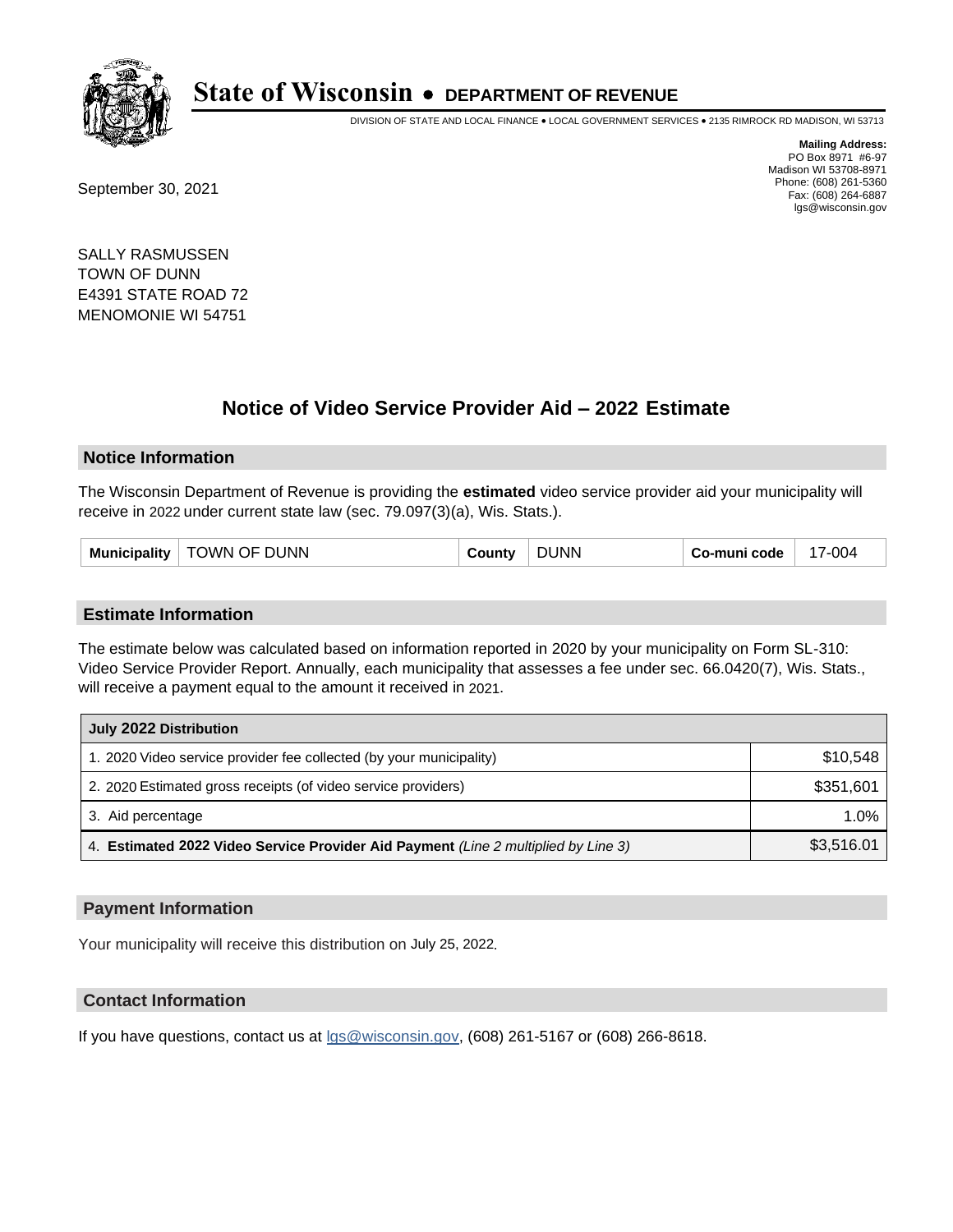# State of Wisconsin • DEPARTMENT OF REVENUE

DIVISION OF STATE AND LOCAL FINANCE • LOCAL GOVERNMENT SERVICES • 2135 RIMROCK RD MADISON, WI 53713

**Mailing Address:**
PO Box 8971 #6-97
Madison WI 53708-8971
Phone: (608) 261-5360
Fax: (608) 264-6887
lgs@wisconsin.gov

September 30, 2021

SALLY RASMUSSEN
TOWN OF DUNN
E4391 STATE ROAD 72
MENOMONIE WI 54751

## Notice of Video Service Provider Aid – 2022 Estimate

### Notice Information

The Wisconsin Department of Revenue is providing the **estimated** video service provider aid your municipality will receive in 2022 under current state law (sec. 79.097(3)(a), Wis. Stats.).

| Municipality | TOWN OF DUNN | County | DUNN | Co-muni code | 17-004 |
|---|---|---|---|---|---|

### Estimate Information

The estimate below was calculated based on information reported in 2020 by your municipality on Form SL-310: Video Service Provider Report. Annually, each municipality that assesses a fee under sec. 66.0420(7), Wis. Stats., will receive a payment equal to the amount it received in 2021.

| July 2022 Distribution | |
|---|---|
| 1. 2020 Video service provider fee collected (by your municipality) | $10,548 |
| 2. 2020 Estimated gross receipts (of video service providers) | $351,601 |
| 3. Aid percentage | 1.0% |
| 4. **Estimated 2022 Video Service Provider Aid Payment** *(Line 2 multiplied by Line 3)* | $3,516.01 |

### Payment Information

Your municipality will receive this distribution on July 25, 2022.

### Contact Information

If you have questions, contact us at lgs@wisconsin.gov, (608) 261-5167 or (608) 266-8618.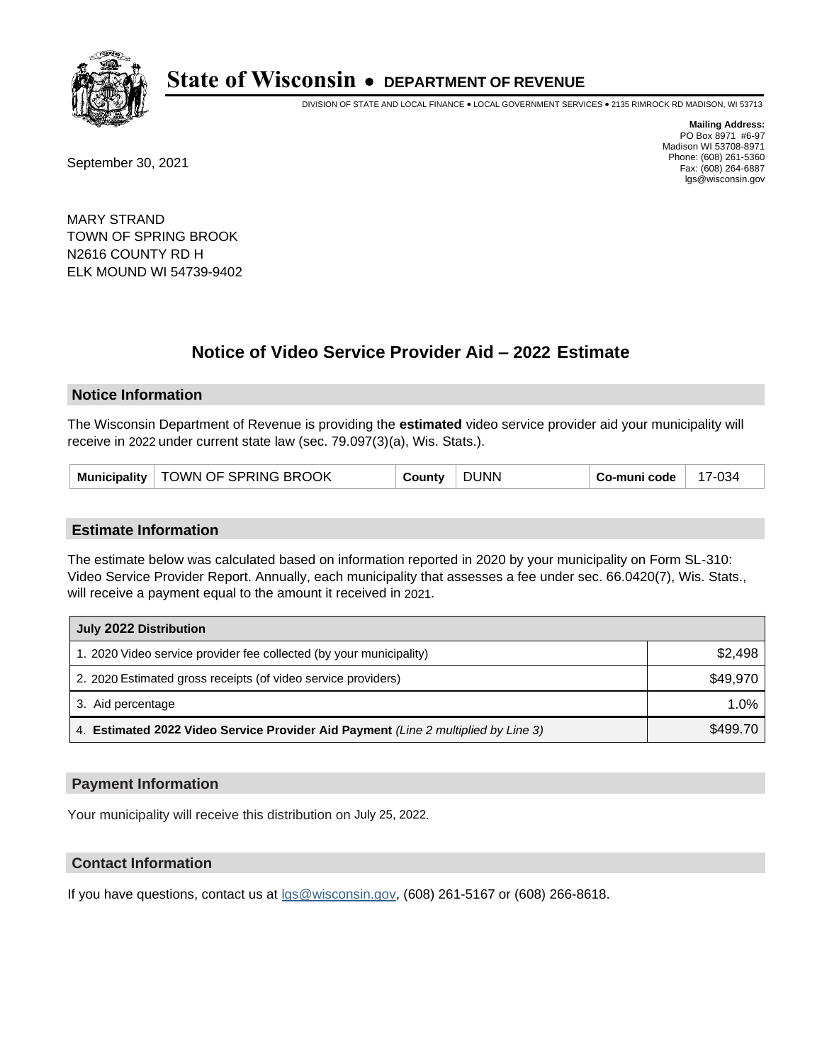# State of Wisconsin • DEPARTMENT OF REVENUE

DIVISION OF STATE AND LOCAL FINANCE • LOCAL GOVERNMENT SERVICES • 2135 RIMROCK RD MADISON, WI 53713

**Mailing Address:**
PO Box 8971 #6-97
Madison WI 53708-8971
Phone: (608) 261-5360
Fax: (608) 264-6887
lgs@wisconsin.gov

September 30, 2021

MARY STRAND
TOWN OF SPRING BROOK
N2616 COUNTY RD H
ELK MOUND WI 54739-9402

## Notice of Video Service Provider Aid – 2022 Estimate

### Notice Information

The Wisconsin Department of Revenue is providing the **estimated** video service provider aid your municipality will receive in 2022 under current state law (sec. 79.097(3)(a), Wis. Stats.).

| Municipality | TOWN OF SPRING BROOK | County | DUNN | Co-muni code | 17-034 |
|---|---|---|---|---|---|

### Estimate Information

The estimate below was calculated based on information reported in 2020 by your municipality on Form SL-310: Video Service Provider Report. Annually, each municipality that assesses a fee under sec. 66.0420(7), Wis. Stats., will receive a payment equal to the amount it received in 2021.

| July 2022 Distribution | |
|---|---|
| 1. 2020 Video service provider fee collected (by your municipality) | $2,498 |
| 2. 2020 Estimated gross receipts (of video service providers) | $49,970 |
| 3. Aid percentage | 1.0% |
| 4. **Estimated 2022 Video Service Provider Aid Payment** *(Line 2 multiplied by Line 3)* | $499.70 |

### Payment Information

Your municipality will receive this distribution on July 25, 2022.

### Contact Information

If you have questions, contact us at lgs@wisconsin.gov, (608) 261-5167 or (608) 266-8618.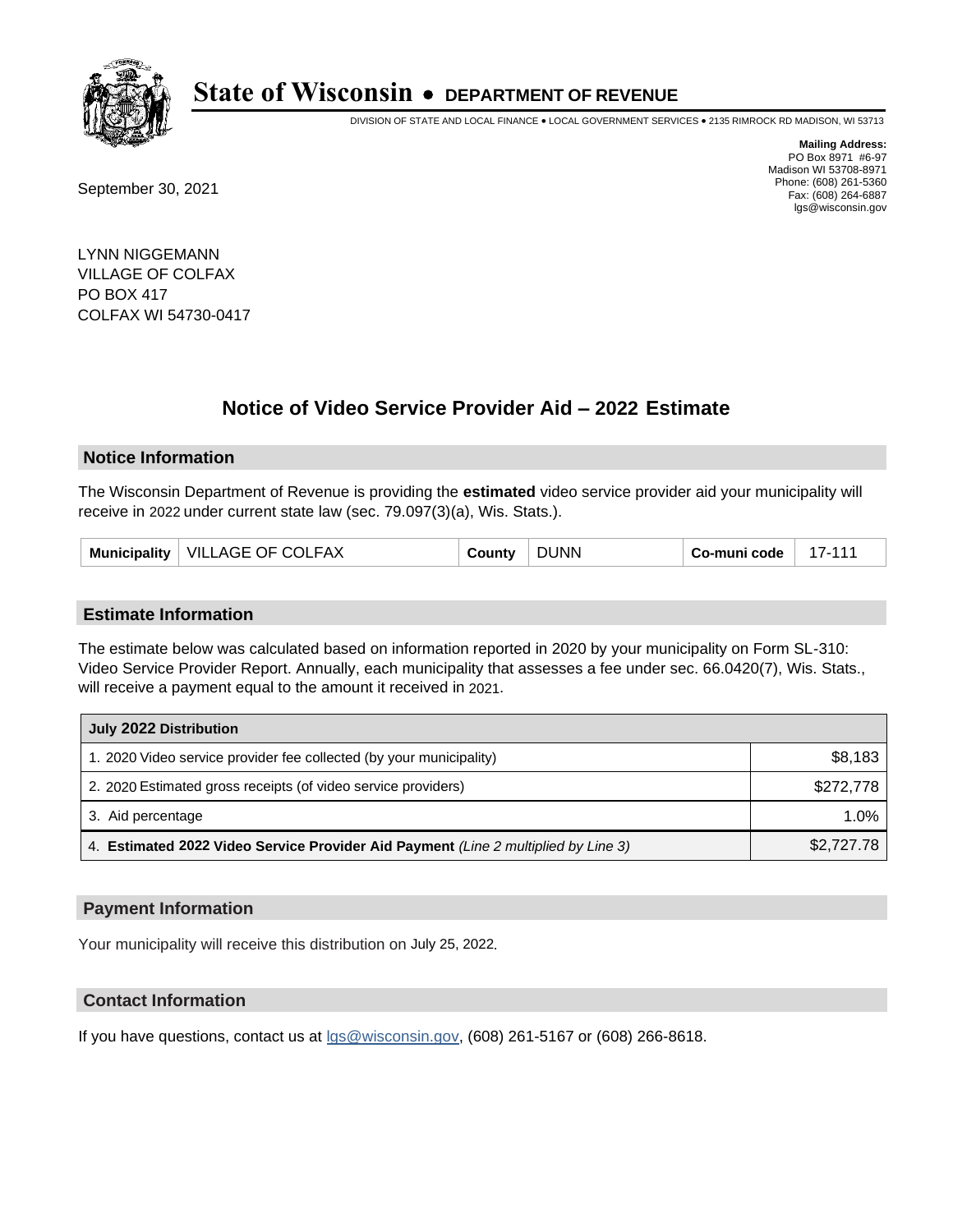# State of Wisconsin • DEPARTMENT OF REVENUE

DIVISION OF STATE AND LOCAL FINANCE • LOCAL GOVERNMENT SERVICES • 2135 RIMROCK RD MADISON, WI 53713

**Mailing Address:**
PO Box 8971 #6-97
Madison WI 53708-8971
Phone: (608) 261-5360
Fax: (608) 264-6887
lgs@wisconsin.gov

September 30, 2021

LYNN NIGGEMANN
VILLAGE OF COLFAX
PO BOX 417
COLFAX WI 54730-0417

## Notice of Video Service Provider Aid – 2022 Estimate

### Notice Information

The Wisconsin Department of Revenue is providing the **estimated** video service provider aid your municipality will receive in 2022 under current state law (sec. 79.097(3)(a), Wis. Stats.).

| Municipality | VILLAGE OF COLFAX | County | DUNN | Co-muni code | 17-111 |
|---|---|---|---|---|---|

### Estimate Information

The estimate below was calculated based on information reported in 2020 by your municipality on Form SL-310: Video Service Provider Report. Annually, each municipality that assesses a fee under sec. 66.0420(7), Wis. Stats., will receive a payment equal to the amount it received in 2021.

| July 2022 Distribution | |
|---|---|
| 1. 2020 Video service provider fee collected (by your municipality) | $8,183 |
| 2. 2020 Estimated gross receipts (of video service providers) | $272,778 |
| 3. Aid percentage | 1.0% |
| 4. **Estimated 2022 Video Service Provider Aid Payment** *(Line 2 multiplied by Line 3)* | $2,727.78 |

### Payment Information

Your municipality will receive this distribution on July 25, 2022.

### Contact Information

If you have questions, contact us at lgs@wisconsin.gov, (608) 261-5167 or (608) 266-8618.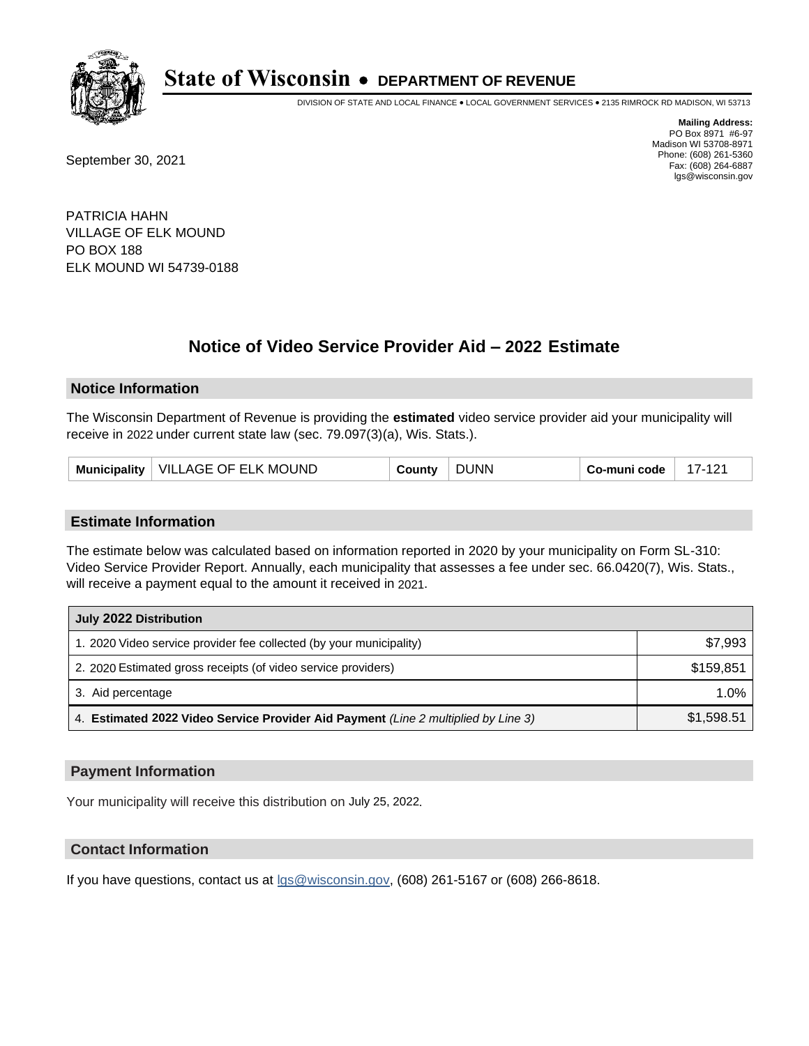# State of Wisconsin • DEPARTMENT OF REVENUE

DIVISION OF STATE AND LOCAL FINANCE • LOCAL GOVERNMENT SERVICES • 2135 RIMROCK RD MADISON, WI 53713

**Mailing Address:**
PO Box 8971 #6-97
Madison WI 53708-8971
Phone: (608) 261-5360
Fax: (608) 264-6887
lgs@wisconsin.gov

September 30, 2021

PATRICIA HAHN
VILLAGE OF ELK MOUND
PO BOX 188
ELK MOUND WI 54739-0188

## Notice of Video Service Provider Aid – 2022 Estimate

### Notice Information

The Wisconsin Department of Revenue is providing the **estimated** video service provider aid your municipality will receive in 2022 under current state law (sec. 79.097(3)(a), Wis. Stats.).

| Municipality | VILLAGE OF ELK MOUND | County | DUNN | Co-muni code | 17-121 |
|---|---|---|---|---|---|

### Estimate Information

The estimate below was calculated based on information reported in 2020 by your municipality on Form SL-310: Video Service Provider Report. Annually, each municipality that assesses a fee under sec. 66.0420(7), Wis. Stats., will receive a payment equal to the amount it received in 2021.

| July 2022 Distribution | |
|---|---|
| 1. 2020 Video service provider fee collected (by your municipality) | $7,993 |
| 2. 2020 Estimated gross receipts (of video service providers) | $159,851 |
| 3. Aid percentage | 1.0% |
| 4. **Estimated 2022 Video Service Provider Aid Payment** *(Line 2 multiplied by Line 3)* | $1,598.51 |

### Payment Information

Your municipality will receive this distribution on July 25, 2022.

### Contact Information

If you have questions, contact us at lgs@wisconsin.gov, (608) 261-5167 or (608) 266-8618.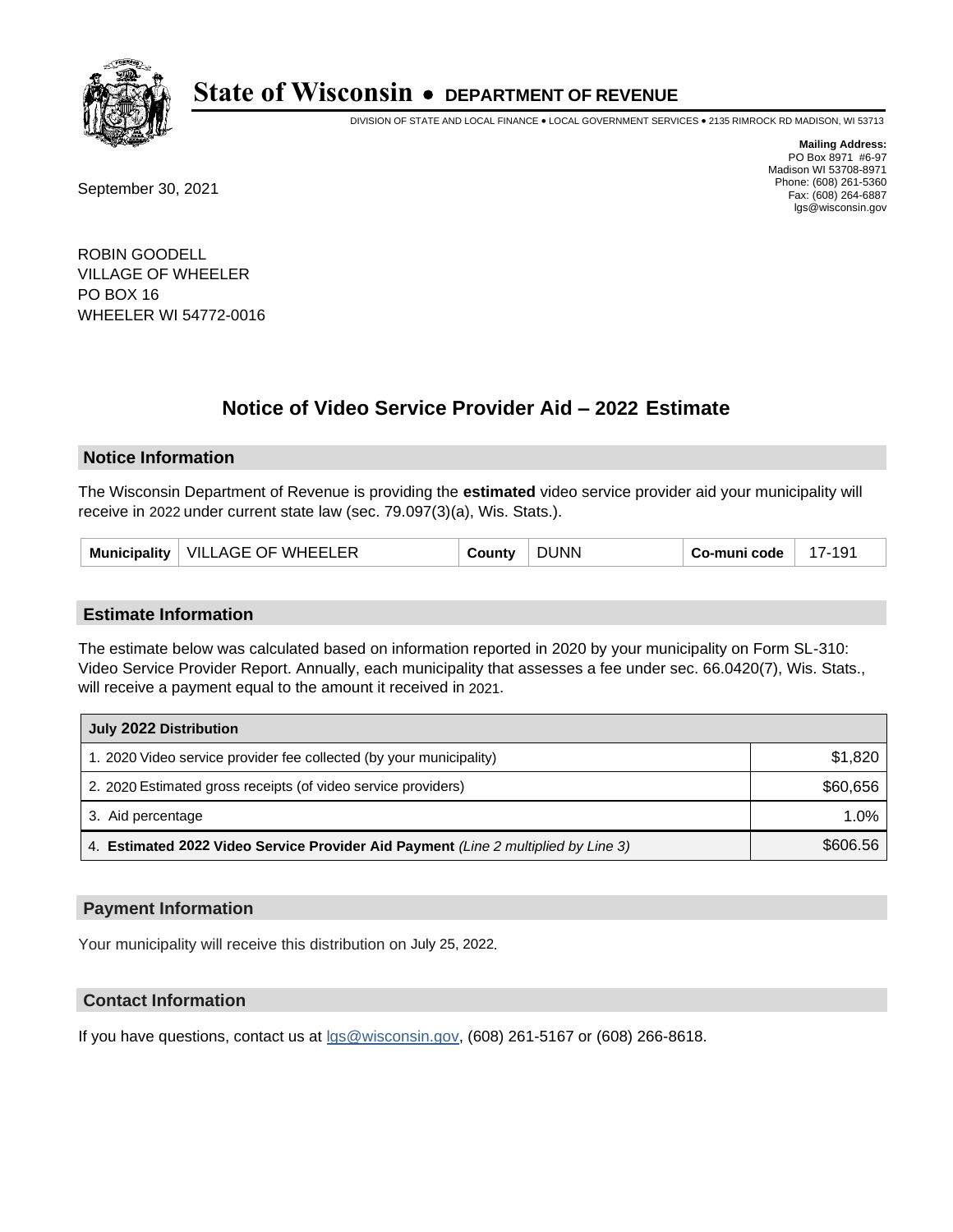# State of Wisconsin • DEPARTMENT OF REVENUE

DIVISION OF STATE AND LOCAL FINANCE • LOCAL GOVERNMENT SERVICES • 2135 RIMROCK RD MADISON, WI 53713

**Mailing Address:**
PO Box 8971 #6-97
Madison WI 53708-8971
Phone: (608) 261-5360
Fax: (608) 264-6887
lgs@wisconsin.gov

September 30, 2021

ROBIN GOODELL
VILLAGE OF WHEELER
PO BOX 16
WHEELER WI 54772-0016

## Notice of Video Service Provider Aid – 2022 Estimate

### Notice Information

The Wisconsin Department of Revenue is providing the **estimated** video service provider aid your municipality will receive in 2022 under current state law (sec. 79.097(3)(a), Wis. Stats.).

| Municipality | VILLAGE OF WHEELER | County | DUNN | Co-muni code | 17-191 |
|---|---|---|---|---|---|

### Estimate Information

The estimate below was calculated based on information reported in 2020 by your municipality on Form SL-310: Video Service Provider Report. Annually, each municipality that assesses a fee under sec. 66.0420(7), Wis. Stats., will receive a payment equal to the amount it received in 2021.

| July 2022 Distribution | |
|---|---|
| 1. 2020 Video service provider fee collected (by your municipality) | $1,820 |
| 2. 2020 Estimated gross receipts (of video service providers) | $60,656 |
| 3. Aid percentage | 1.0% |
| 4. **Estimated 2022 Video Service Provider Aid Payment** *(Line 2 multiplied by Line 3)* | $606.56 |

### Payment Information

Your municipality will receive this distribution on July 25, 2022.

### Contact Information

If you have questions, contact us at lgs@wisconsin.gov, (608) 261-5167 or (608) 266-8618.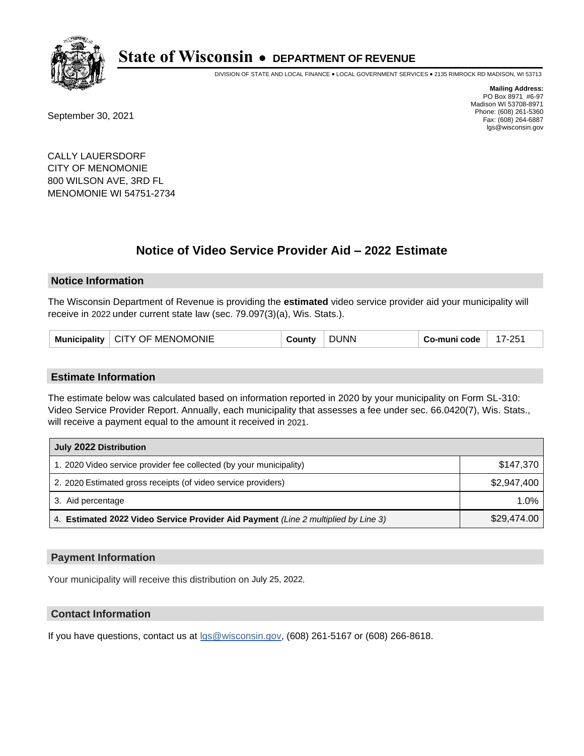# State of Wisconsin • DEPARTMENT OF REVENUE

DIVISION OF STATE AND LOCAL FINANCE • LOCAL GOVERNMENT SERVICES • 2135 RIMROCK RD MADISON, WI 53713

**Mailing Address:**
PO Box 8971 #6-97
Madison WI 53708-8971
Phone: (608) 261-5360
Fax: (608) 264-6887
lgs@wisconsin.gov

September 30, 2021

CALLY LAUERSDORF
CITY OF MENOMONIE
800 WILSON AVE, 3RD FL
MENOMONIE WI 54751-2734

## Notice of Video Service Provider Aid – 2022 Estimate

### Notice Information

The Wisconsin Department of Revenue is providing the **estimated** video service provider aid your municipality will receive in 2022 under current state law (sec. 79.097(3)(a), Wis. Stats.).

| Municipality | CITY OF MENOMONIE | County | DUNN | Co-muni code | 17-251 |
|---|---|---|---|---|---|

### Estimate Information

The estimate below was calculated based on information reported in 2020 by your municipality on Form SL-310: Video Service Provider Report. Annually, each municipality that assesses a fee under sec. 66.0420(7), Wis. Stats., will receive a payment equal to the amount it received in 2021.

| July 2022 Distribution | |
|---|---|
| 1. 2020 Video service provider fee collected (by your municipality) | $147,370 |
| 2. 2020 Estimated gross receipts (of video service providers) | $2,947,400 |
| 3. Aid percentage | 1.0% |
| 4. **Estimated 2022 Video Service Provider Aid Payment** *(Line 2 multiplied by Line 3)* | $29,474.00 |

### Payment Information

Your municipality will receive this distribution on July 25, 2022.

### Contact Information

If you have questions, contact us at lgs@wisconsin.gov, (608) 261-5167 or (608) 266-8618.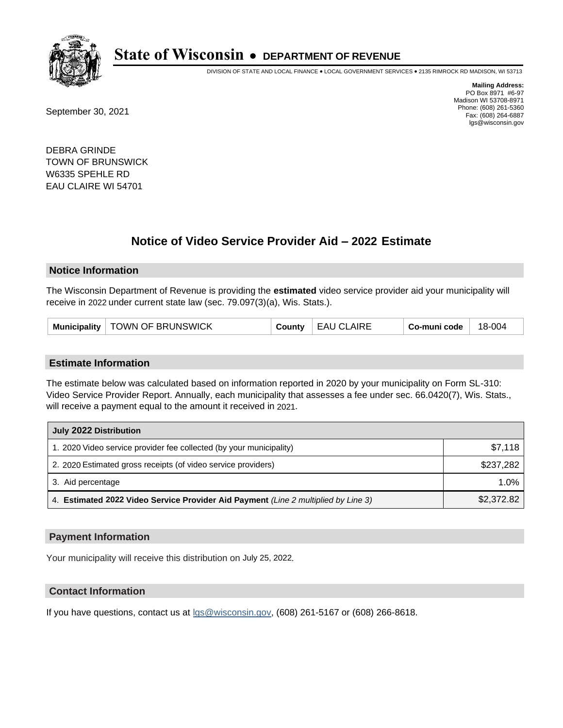# State of Wisconsin • DEPARTMENT OF REVENUE

DIVISION OF STATE AND LOCAL FINANCE • LOCAL GOVERNMENT SERVICES • 2135 RIMROCK RD MADISON, WI 53713

**Mailing Address:**
PO Box 8971 #6-97
Madison WI 53708-8971
Phone: (608) 261-5360
Fax: (608) 264-6887
lgs@wisconsin.gov

September 30, 2021

DEBRA GRINDE
TOWN OF BRUNSWICK
W6335 SPEHLE RD
EAU CLAIRE WI 54701

## Notice of Video Service Provider Aid – 2022 Estimate

### Notice Information

The Wisconsin Department of Revenue is providing the **estimated** video service provider aid your municipality will receive in 2022 under current state law (sec. 79.097(3)(a), Wis. Stats.).

| Municipality | TOWN OF BRUNSWICK | County | EAU CLAIRE | Co-muni code | 18-004 |
|---|---|---|---|---|---|

### Estimate Information

The estimate below was calculated based on information reported in 2020 by your municipality on Form SL-310: Video Service Provider Report. Annually, each municipality that assesses a fee under sec. 66.0420(7), Wis. Stats., will receive a payment equal to the amount it received in 2021.

| July 2022 Distribution | |
|---|---|
| 1. 2020 Video service provider fee collected (by your municipality) | $7,118 |
| 2. 2020 Estimated gross receipts (of video service providers) | $237,282 |
| 3. Aid percentage | 1.0% |
| 4. **Estimated 2022 Video Service Provider Aid Payment** *(Line 2 multiplied by Line 3)* | $2,372.82 |

### Payment Information

Your municipality will receive this distribution on July 25, 2022.

### Contact Information

If you have questions, contact us at lgs@wisconsin.gov, (608) 261-5167 or (608) 266-8618.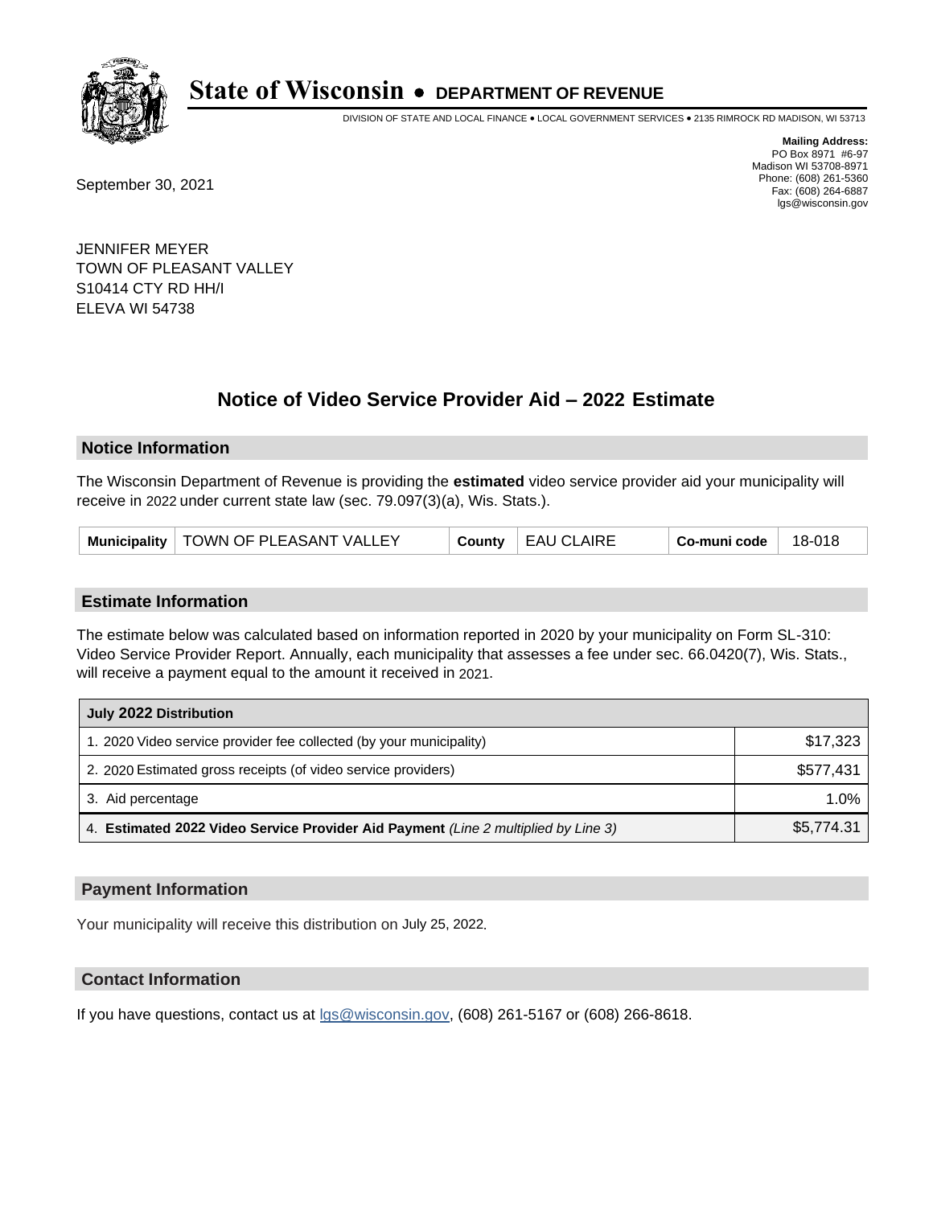# State of Wisconsin • DEPARTMENT OF REVENUE

DIVISION OF STATE AND LOCAL FINANCE • LOCAL GOVERNMENT SERVICES • 2135 RIMROCK RD MADISON, WI 53713

**Mailing Address:**
PO Box 8971 #6-97
Madison WI 53708-8971
Phone: (608) 261-5360
Fax: (608) 264-6887
lgs@wisconsin.gov

September 30, 2021

JENNIFER MEYER
TOWN OF PLEASANT VALLEY
S10414 CTY RD HH/I
ELEVA WI 54738

## Notice of Video Service Provider Aid – 2022 Estimate

### Notice Information

The Wisconsin Department of Revenue is providing the **estimated** video service provider aid your municipality will receive in 2022 under current state law (sec. 79.097(3)(a), Wis. Stats.).

| Municipality | TOWN OF PLEASANT VALLEY | County | EAU CLAIRE | Co-muni code | 18-018 |
|---|---|---|---|---|---|

### Estimate Information

The estimate below was calculated based on information reported in 2020 by your municipality on Form SL-310: Video Service Provider Report. Annually, each municipality that assesses a fee under sec. 66.0420(7), Wis. Stats., will receive a payment equal to the amount it received in 2021.

| July 2022 Distribution | |
|---|---|
| 1. 2020 Video service provider fee collected (by your municipality) | $17,323 |
| 2. 2020 Estimated gross receipts (of video service providers) | $577,431 |
| 3. Aid percentage | 1.0% |
| 4. **Estimated 2022 Video Service Provider Aid Payment** *(Line 2 multiplied by Line 3)* | $5,774.31 |

### Payment Information

Your municipality will receive this distribution on July 25, 2022.

### Contact Information

If you have questions, contact us at lgs@wisconsin.gov, (608) 261-5167 or (608) 266-8618.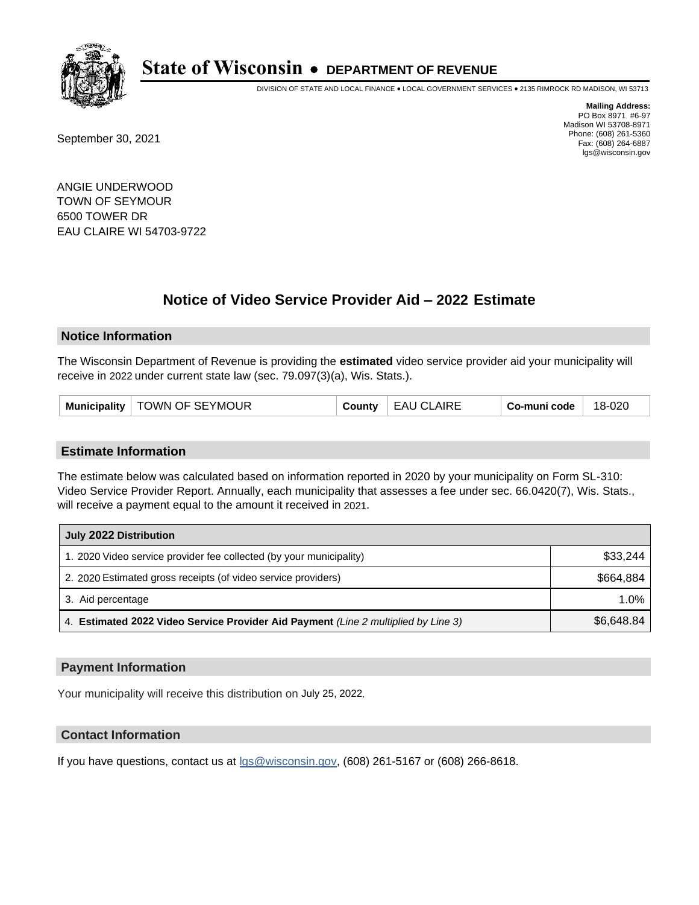# State of Wisconsin • DEPARTMENT OF REVENUE

DIVISION OF STATE AND LOCAL FINANCE • LOCAL GOVERNMENT SERVICES • 2135 RIMROCK RD MADISON, WI 53713

**Mailing Address:**
PO Box 8971 #6-97
Madison WI 53708-8971
Phone: (608) 261-5360
Fax: (608) 264-6887
lgs@wisconsin.gov

September 30, 2021

ANGIE UNDERWOOD
TOWN OF SEYMOUR
6500 TOWER DR
EAU CLAIRE WI 54703-9722

## Notice of Video Service Provider Aid – 2022 Estimate

### Notice Information

The Wisconsin Department of Revenue is providing the **estimated** video service provider aid your municipality will receive in 2022 under current state law (sec. 79.097(3)(a), Wis. Stats.).

| Municipality | TOWN OF SEYMOUR | County | EAU CLAIRE | Co-muni code | 18-020 |
|---|---|---|---|---|---|

### Estimate Information

The estimate below was calculated based on information reported in 2020 by your municipality on Form SL-310: Video Service Provider Report. Annually, each municipality that assesses a fee under sec. 66.0420(7), Wis. Stats., will receive a payment equal to the amount it received in 2021.

| July 2022 Distribution | |
|---|---|
| 1. 2020 Video service provider fee collected (by your municipality) | $33,244 |
| 2. 2020 Estimated gross receipts (of video service providers) | $664,884 |
| 3. Aid percentage | 1.0% |
| 4. **Estimated 2022 Video Service Provider Aid Payment** *(Line 2 multiplied by Line 3)* | $6,648.84 |

### Payment Information

Your municipality will receive this distribution on July 25, 2022.

### Contact Information

If you have questions, contact us at lgs@wisconsin.gov, (608) 261-5167 or (608) 266-8618.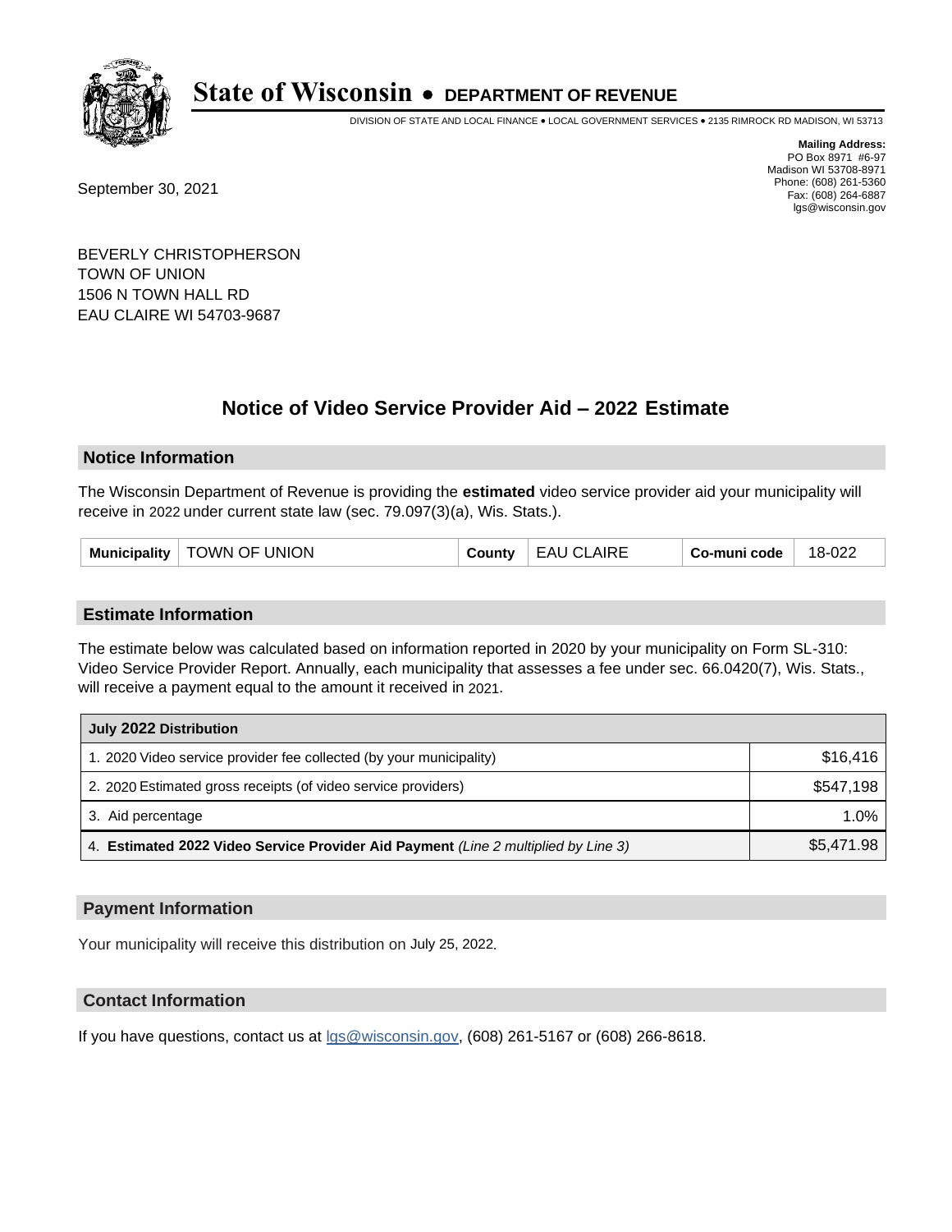# State of Wisconsin • DEPARTMENT OF REVENUE

DIVISION OF STATE AND LOCAL FINANCE • LOCAL GOVERNMENT SERVICES • 2135 RIMROCK RD MADISON, WI 53713

**Mailing Address:**
PO Box 8971 #6-97
Madison WI 53708-8971
Phone: (608) 261-5360
Fax: (608) 264-6887
lgs@wisconsin.gov

September 30, 2021

BEVERLY CHRISTOPHERSON
TOWN OF UNION
1506 N TOWN HALL RD
EAU CLAIRE WI 54703-9687

## Notice of Video Service Provider Aid – 2022 Estimate

### Notice Information

The Wisconsin Department of Revenue is providing the **estimated** video service provider aid your municipality will receive in 2022 under current state law (sec. 79.097(3)(a), Wis. Stats.).

| Municipality | TOWN OF UNION | County | EAU CLAIRE | Co-muni code | 18-022 |
|---|---|---|---|---|---|

### Estimate Information

The estimate below was calculated based on information reported in 2020 by your municipality on Form SL-310: Video Service Provider Report. Annually, each municipality that assesses a fee under sec. 66.0420(7), Wis. Stats., will receive a payment equal to the amount it received in 2021.

| July 2022 Distribution | |
|---|---|
| 1. 2020 Video service provider fee collected (by your municipality) | $16,416 |
| 2. 2020 Estimated gross receipts (of video service providers) | $547,198 |
| 3. Aid percentage | 1.0% |
| 4. **Estimated 2022 Video Service Provider Aid Payment** *(Line 2 multiplied by Line 3)* | $5,471.98 |

### Payment Information

Your municipality will receive this distribution on July 25, 2022.

### Contact Information

If you have questions, contact us at lgs@wisconsin.gov, (608) 261-5167 or (608) 266-8618.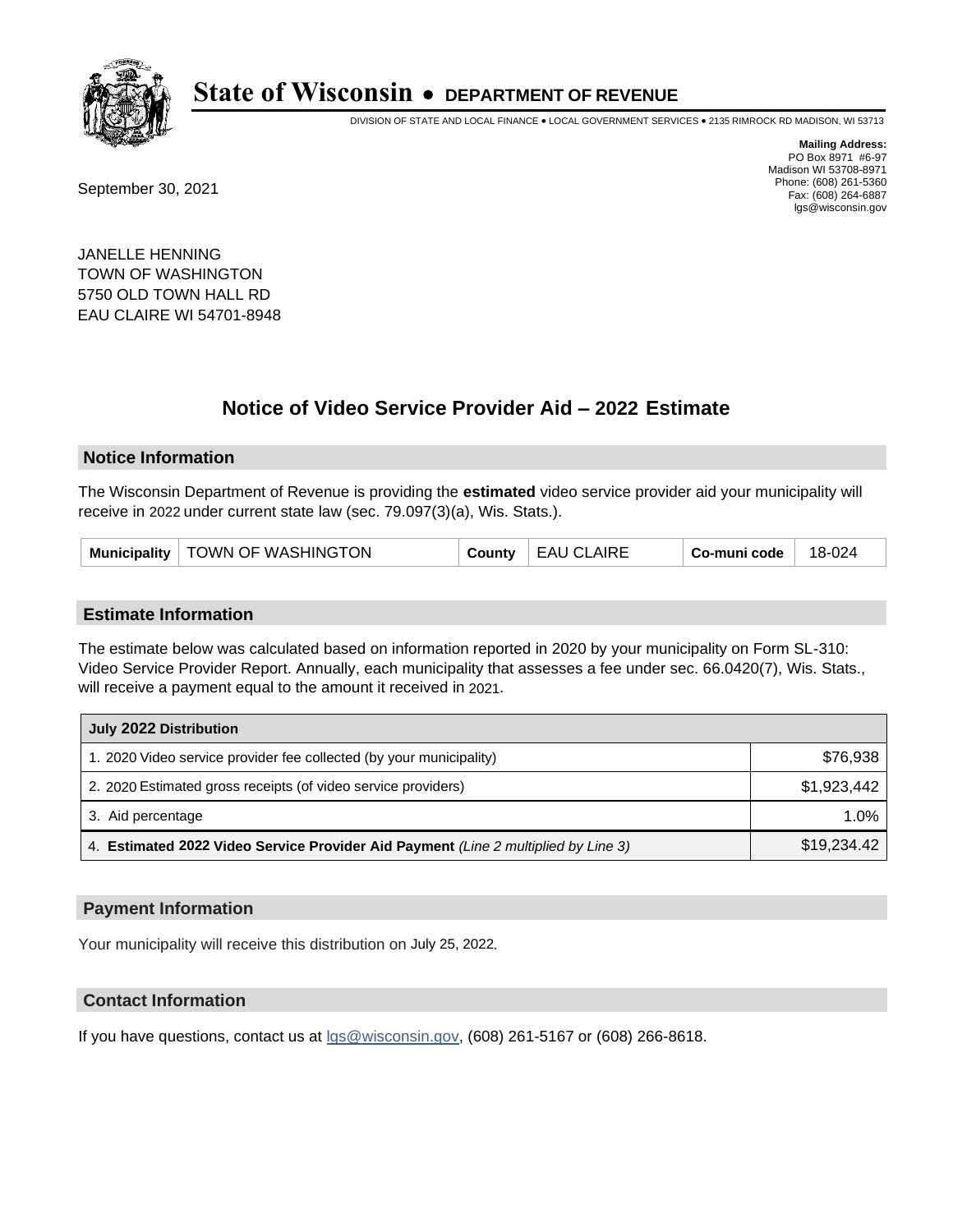# State of Wisconsin • DEPARTMENT OF REVENUE

DIVISION OF STATE AND LOCAL FINANCE • LOCAL GOVERNMENT SERVICES • 2135 RIMROCK RD MADISON, WI 53713

**Mailing Address:**
PO Box 8971 #6-97
Madison WI 53708-8971
Phone: (608) 261-5360
Fax: (608) 264-6887
lgs@wisconsin.gov

September 30, 2021

JANELLE HENNING
TOWN OF WASHINGTON
5750 OLD TOWN HALL RD
EAU CLAIRE WI 54701-8948

## Notice of Video Service Provider Aid – 2022 Estimate

### Notice Information

The Wisconsin Department of Revenue is providing the **estimated** video service provider aid your municipality will receive in 2022 under current state law (sec. 79.097(3)(a), Wis. Stats.).

| Municipality | TOWN OF WASHINGTON | County | EAU CLAIRE | Co-muni code | 18-024 |
|---|---|---|---|---|---|

### Estimate Information

The estimate below was calculated based on information reported in 2020 by your municipality on Form SL-310: Video Service Provider Report. Annually, each municipality that assesses a fee under sec. 66.0420(7), Wis. Stats., will receive a payment equal to the amount it received in 2021.

| July 2022 Distribution | |
|---|---|
| 1. 2020 Video service provider fee collected (by your municipality) | $76,938 |
| 2. 2020 Estimated gross receipts (of video service providers) | $1,923,442 |
| 3. Aid percentage | 1.0% |
| 4. **Estimated 2022 Video Service Provider Aid Payment** *(Line 2 multiplied by Line 3)* | $19,234.42 |

### Payment Information

Your municipality will receive this distribution on July 25, 2022.

### Contact Information

If you have questions, contact us at lgs@wisconsin.gov, (608) 261-5167 or (608) 266-8618.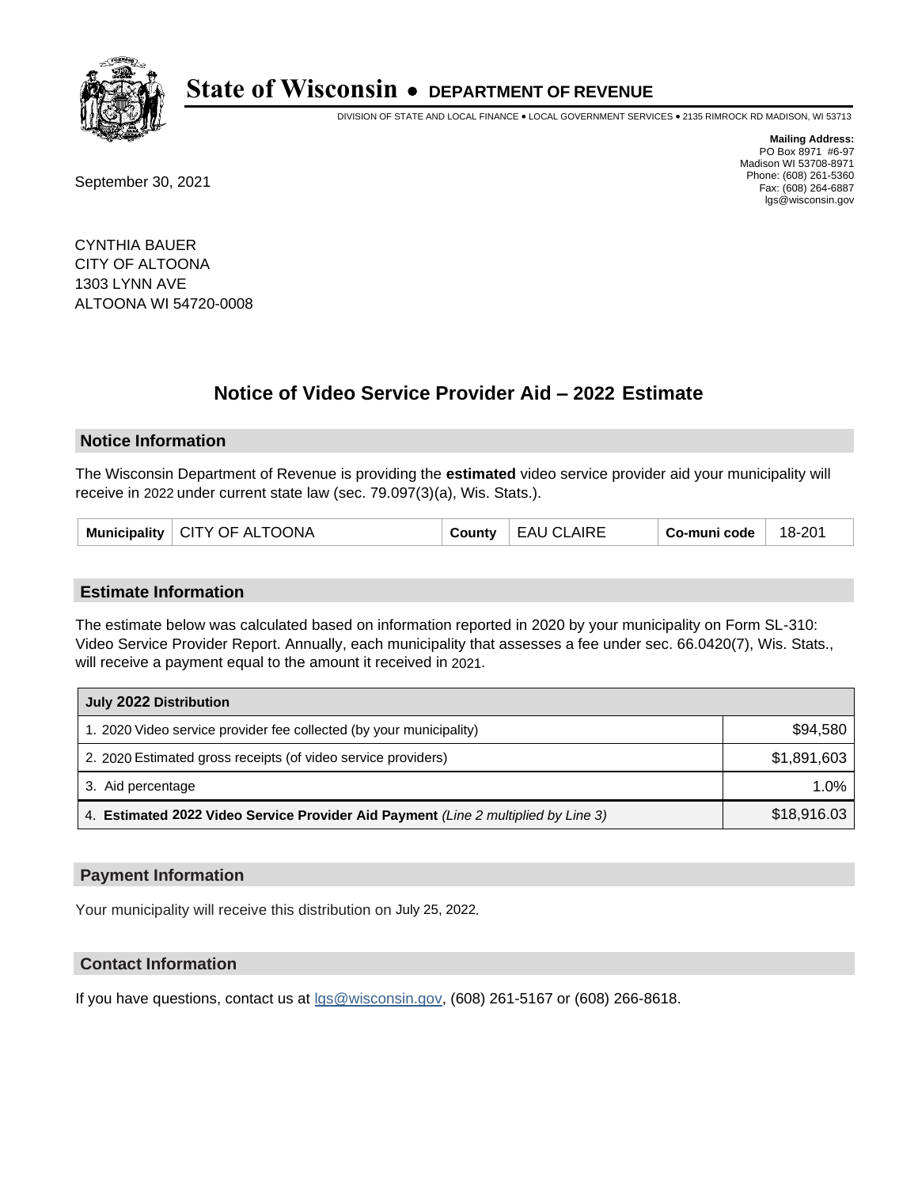# State of Wisconsin • DEPARTMENT OF REVENUE

DIVISION OF STATE AND LOCAL FINANCE • LOCAL GOVERNMENT SERVICES • 2135 RIMROCK RD MADISON, WI 53713

**Mailing Address:**
PO Box 8971 #6-97
Madison WI 53708-8971
Phone: (608) 261-5360
Fax: (608) 264-6887
lgs@wisconsin.gov

September 30, 2021

CYNTHIA BAUER
CITY OF ALTOONA
1303 LYNN AVE
ALTOONA WI 54720-0008

## Notice of Video Service Provider Aid – 2022 Estimate

### Notice Information

The Wisconsin Department of Revenue is providing the **estimated** video service provider aid your municipality will receive in 2022 under current state law (sec. 79.097(3)(a), Wis. Stats.).

| Municipality | CITY OF ALTOONA | County | EAU CLAIRE | Co-muni code | 18-201 |
|---|---|---|---|---|---|

### Estimate Information

The estimate below was calculated based on information reported in 2020 by your municipality on Form SL-310: Video Service Provider Report. Annually, each municipality that assesses a fee under sec. 66.0420(7), Wis. Stats., will receive a payment equal to the amount it received in 2021.

| July 2022 Distribution | |
|---|---|
| 1. 2020 Video service provider fee collected (by your municipality) | $94,580 |
| 2. 2020 Estimated gross receipts (of video service providers) | $1,891,603 |
| 3. Aid percentage | 1.0% |
| 4. **Estimated 2022 Video Service Provider Aid Payment** *(Line 2 multiplied by Line 3)* | $18,916.03 |

### Payment Information

Your municipality will receive this distribution on July 25, 2022.

### Contact Information

If you have questions, contact us at lgs@wisconsin.gov, (608) 261-5167 or (608) 266-8618.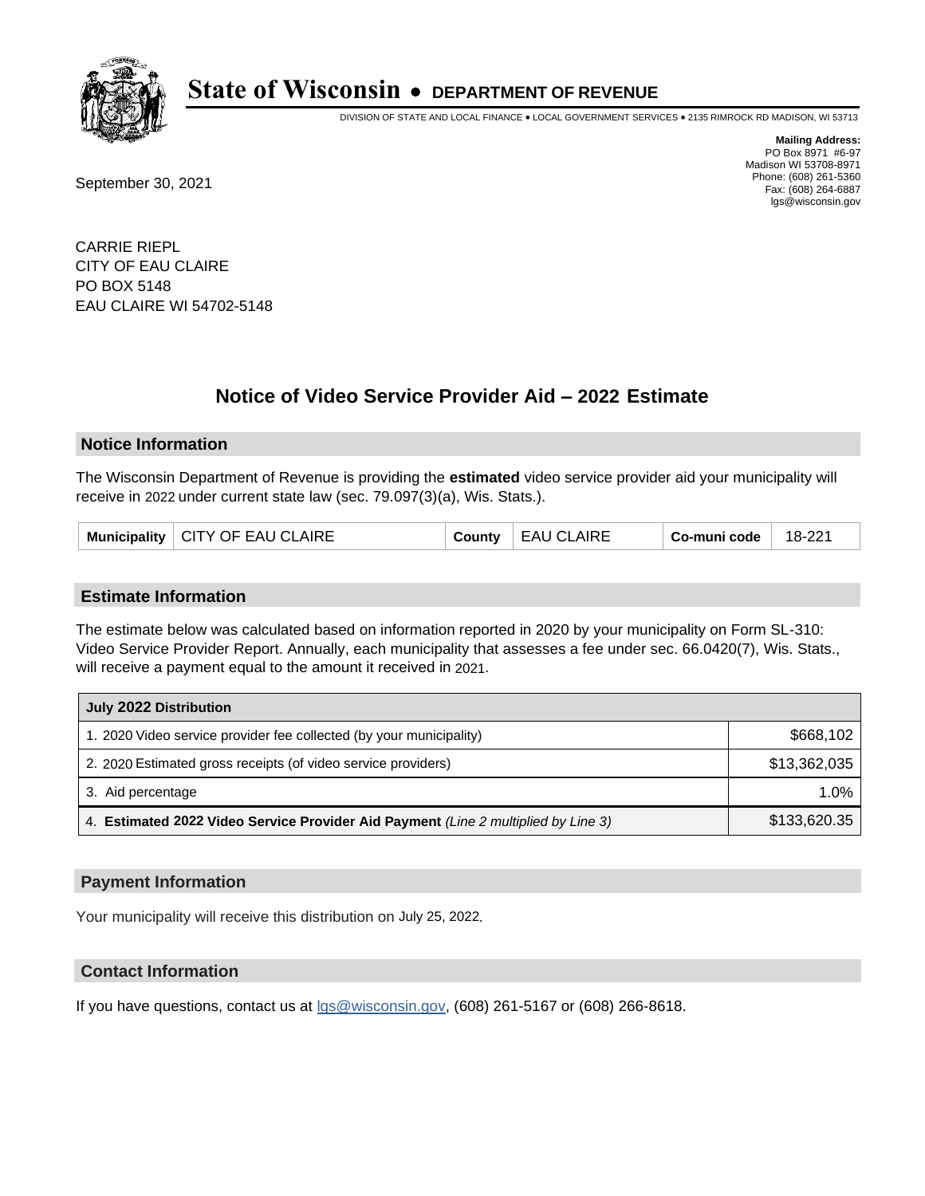# State of Wisconsin • DEPARTMENT OF REVENUE

DIVISION OF STATE AND LOCAL FINANCE • LOCAL GOVERNMENT SERVICES • 2135 RIMROCK RD MADISON, WI 53713

**Mailing Address:**
PO Box 8971 #6-97
Madison WI 53708-8971
Phone: (608) 261-5360
Fax: (608) 264-6887
lgs@wisconsin.gov

September 30, 2021

CARRIE RIEPL
CITY OF EAU CLAIRE
PO BOX 5148
EAU CLAIRE WI 54702-5148

## Notice of Video Service Provider Aid – 2022 Estimate

### Notice Information

The Wisconsin Department of Revenue is providing the **estimated** video service provider aid your municipality will receive in 2022 under current state law (sec. 79.097(3)(a), Wis. Stats.).

| Municipality | CITY OF EAU CLAIRE | County | EAU CLAIRE | Co-muni code | 18-221 |
|---|---|---|---|---|---|

### Estimate Information

The estimate below was calculated based on information reported in 2020 by your municipality on Form SL-310: Video Service Provider Report. Annually, each municipality that assesses a fee under sec. 66.0420(7), Wis. Stats., will receive a payment equal to the amount it received in 2021.

| July 2022 Distribution | |
|---|---|
| 1. 2020 Video service provider fee collected (by your municipality) | $668,102 |
| 2. 2020 Estimated gross receipts (of video service providers) | $13,362,035 |
| 3. Aid percentage | 1.0% |
| 4. **Estimated 2022 Video Service Provider Aid Payment** *(Line 2 multiplied by Line 3)* | $133,620.35 |

### Payment Information

Your municipality will receive this distribution on July 25, 2022.

### Contact Information

If you have questions, contact us at lgs@wisconsin.gov, (608) 261-5167 or (608) 266-8618.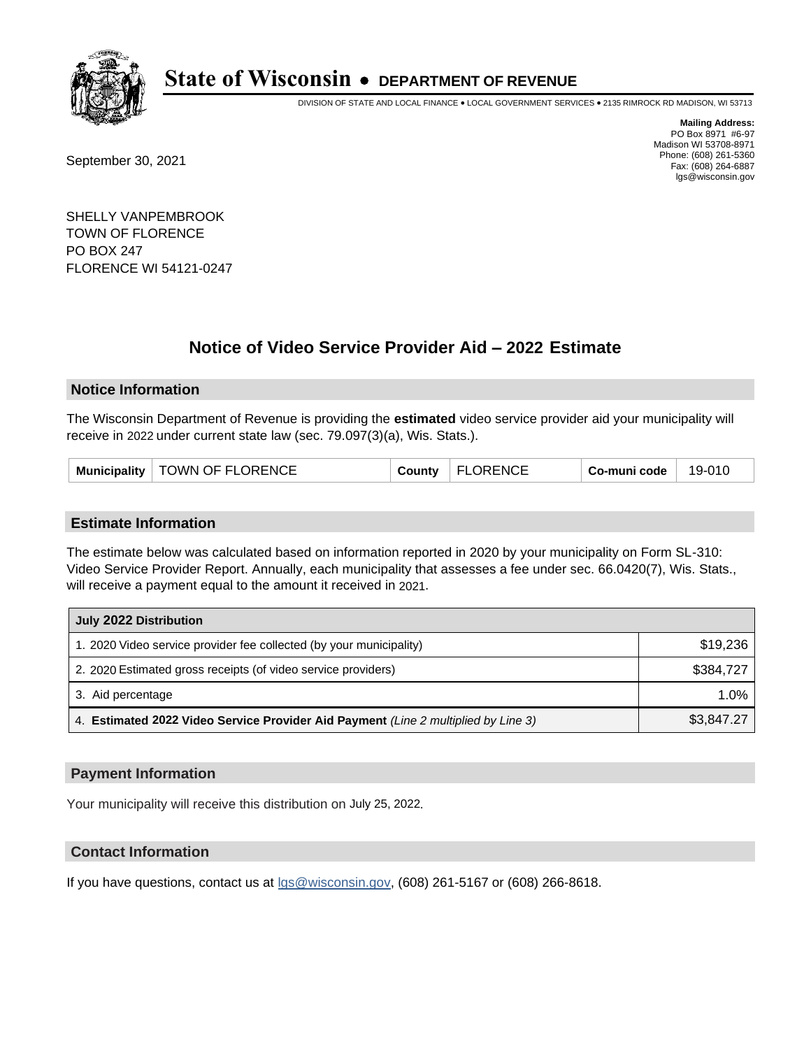# State of Wisconsin • DEPARTMENT OF REVENUE

DIVISION OF STATE AND LOCAL FINANCE • LOCAL GOVERNMENT SERVICES • 2135 RIMROCK RD MADISON, WI 53713

**Mailing Address:**
PO Box 8971 #6-97
Madison WI 53708-8971
Phone: (608) 261-5360
Fax: (608) 264-6887
lgs@wisconsin.gov

September 30, 2021

SHELLY VANPEMBROOK
TOWN OF FLORENCE
PO BOX 247
FLORENCE WI 54121-0247

## Notice of Video Service Provider Aid – 2022 Estimate

### Notice Information

The Wisconsin Department of Revenue is providing the **estimated** video service provider aid your municipality will receive in 2022 under current state law (sec. 79.097(3)(a), Wis. Stats.).

| Municipality | TOWN OF FLORENCE | County | FLORENCE | Co-muni code | 19-010 |
|---|---|---|---|---|---|

### Estimate Information

The estimate below was calculated based on information reported in 2020 by your municipality on Form SL-310: Video Service Provider Report. Annually, each municipality that assesses a fee under sec. 66.0420(7), Wis. Stats., will receive a payment equal to the amount it received in 2021.

| July 2022 Distribution | |
|---|---|
| 1. 2020 Video service provider fee collected (by your municipality) | $19,236 |
| 2. 2020 Estimated gross receipts (of video service providers) | $384,727 |
| 3. Aid percentage | 1.0% |
| 4. **Estimated 2022 Video Service Provider Aid Payment** *(Line 2 multiplied by Line 3)* | $3,847.27 |

### Payment Information

Your municipality will receive this distribution on July 25, 2022.

### Contact Information

If you have questions, contact us at lgs@wisconsin.gov, (608) 261-5167 or (608) 266-8618.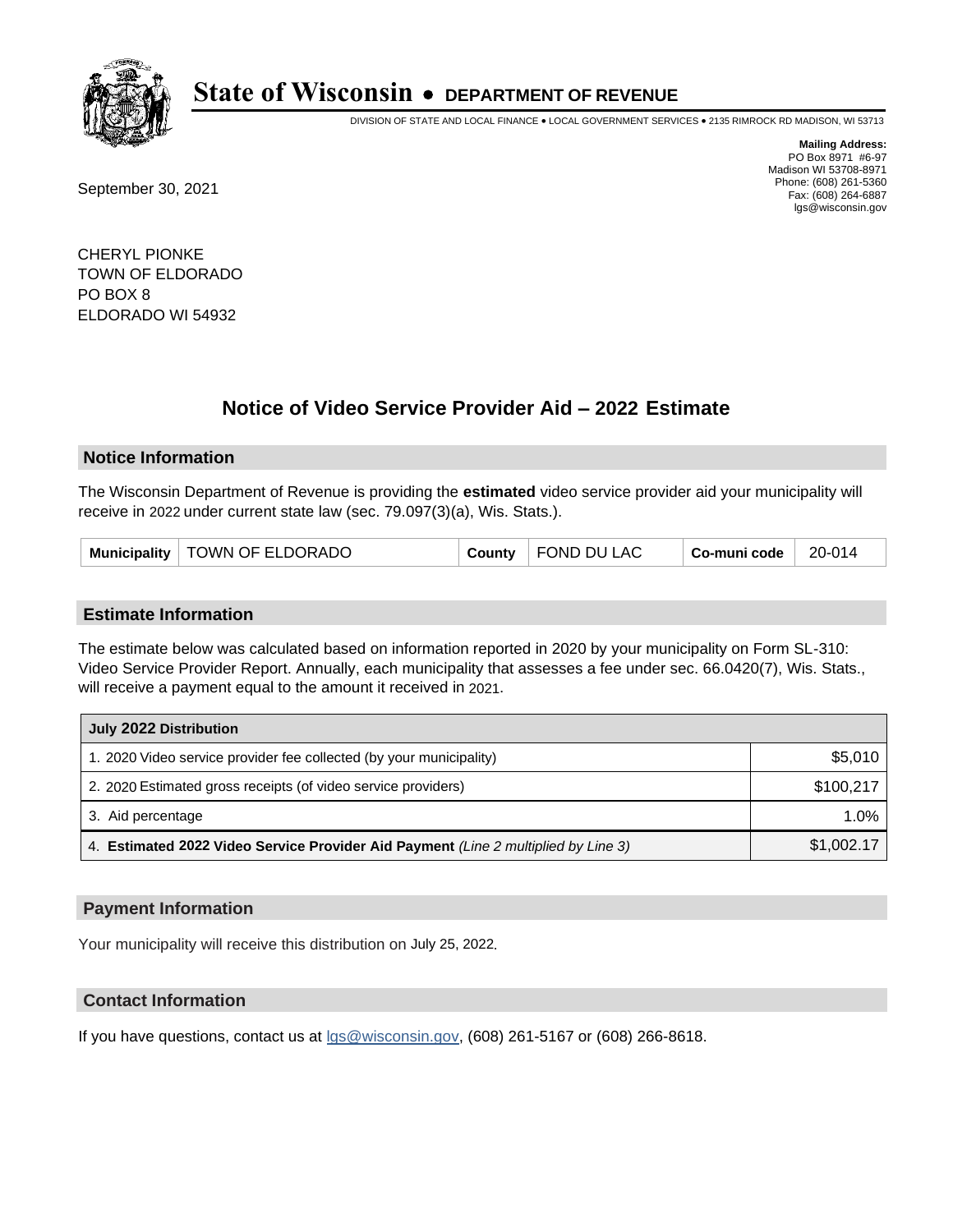# State of Wisconsin • DEPARTMENT OF REVENUE

DIVISION OF STATE AND LOCAL FINANCE • LOCAL GOVERNMENT SERVICES • 2135 RIMROCK RD MADISON, WI 53713

**Mailing Address:**
PO Box 8971 #6-97
Madison WI 53708-8971
Phone: (608) 261-5360
Fax: (608) 264-6887
lgs@wisconsin.gov

September 30, 2021

CHERYL PIONKE
TOWN OF ELDORADO
PO BOX 8
ELDORADO WI 54932

## Notice of Video Service Provider Aid – 2022 Estimate

### Notice Information

The Wisconsin Department of Revenue is providing the **estimated** video service provider aid your municipality will receive in 2022 under current state law (sec. 79.097(3)(a), Wis. Stats.).

| Municipality | TOWN OF ELDORADO | County | FOND DU LAC | Co-muni code | 20-014 |
|---|---|---|---|---|---|

### Estimate Information

The estimate below was calculated based on information reported in 2020 by your municipality on Form SL-310: Video Service Provider Report. Annually, each municipality that assesses a fee under sec. 66.0420(7), Wis. Stats., will receive a payment equal to the amount it received in 2021.

| July 2022 Distribution | |
|---|---|
| 1. 2020 Video service provider fee collected (by your municipality) | $5,010 |
| 2. 2020 Estimated gross receipts (of video service providers) | $100,217 |
| 3. Aid percentage | 1.0% |
| 4. **Estimated 2022 Video Service Provider Aid Payment** *(Line 2 multiplied by Line 3)* | $1,002.17 |

### Payment Information

Your municipality will receive this distribution on July 25, 2022.

### Contact Information

If you have questions, contact us at lgs@wisconsin.gov, (608) 261-5167 or (608) 266-8618.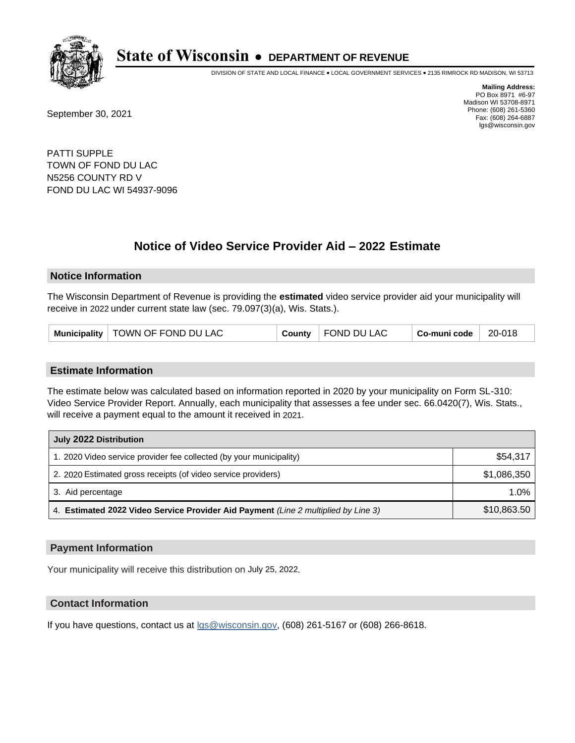# State of Wisconsin • DEPARTMENT OF REVENUE

DIVISION OF STATE AND LOCAL FINANCE • LOCAL GOVERNMENT SERVICES • 2135 RIMROCK RD MADISON, WI 53713

**Mailing Address:**
PO Box 8971 #6-97
Madison WI 53708-8971
Phone: (608) 261-5360
Fax: (608) 264-6887
lgs@wisconsin.gov

September 30, 2021

PATTI SUPPLE
TOWN OF FOND DU LAC
N5256 COUNTY RD V
FOND DU LAC WI 54937-9096

## Notice of Video Service Provider Aid – 2022 Estimate

### Notice Information

The Wisconsin Department of Revenue is providing the **estimated** video service provider aid your municipality will receive in 2022 under current state law (sec. 79.097(3)(a), Wis. Stats.).

| Municipality | TOWN OF FOND DU LAC | County | FOND DU LAC | Co-muni code | 20-018 |
|---|---|---|---|---|---|

### Estimate Information

The estimate below was calculated based on information reported in 2020 by your municipality on Form SL-310: Video Service Provider Report. Annually, each municipality that assesses a fee under sec. 66.0420(7), Wis. Stats., will receive a payment equal to the amount it received in 2021.

| July 2022 Distribution | |
|---|---|
| 1. 2020 Video service provider fee collected (by your municipality) | $54,317 |
| 2. 2020 Estimated gross receipts (of video service providers) | $1,086,350 |
| 3. Aid percentage | 1.0% |
| 4. **Estimated 2022 Video Service Provider Aid Payment** *(Line 2 multiplied by Line 3)* | $10,863.50 |

### Payment Information

Your municipality will receive this distribution on July 25, 2022.

### Contact Information

If you have questions, contact us at lgs@wisconsin.gov, (608) 261-5167 or (608) 266-8618.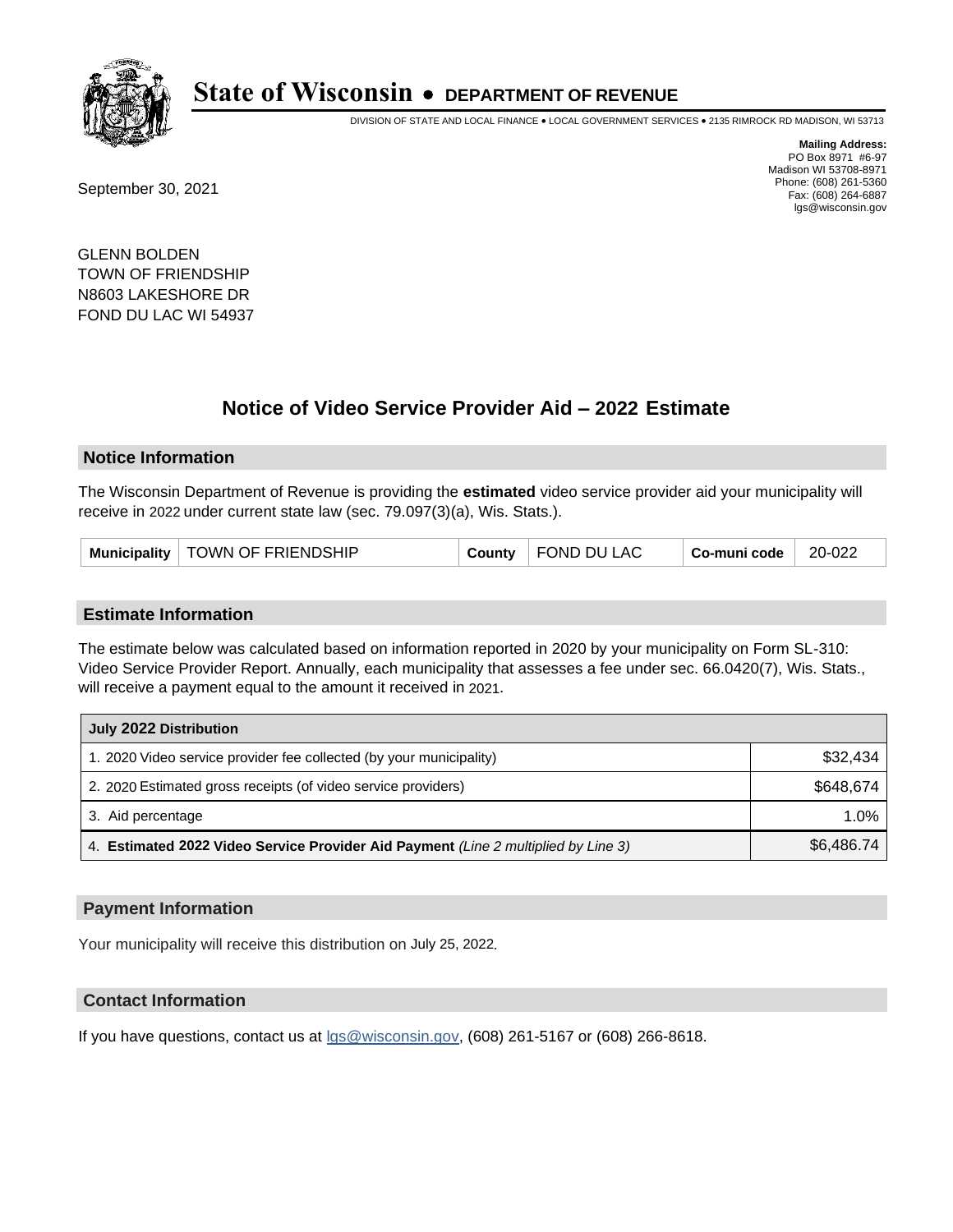# State of Wisconsin • DEPARTMENT OF REVENUE

DIVISION OF STATE AND LOCAL FINANCE • LOCAL GOVERNMENT SERVICES • 2135 RIMROCK RD MADISON, WI 53713

**Mailing Address:**
PO Box 8971 #6-97
Madison WI 53708-8971
Phone: (608) 261-5360
Fax: (608) 264-6887
lgs@wisconsin.gov

September 30, 2021

GLENN BOLDEN
TOWN OF FRIENDSHIP
N8603 LAKESHORE DR
FOND DU LAC WI 54937

## Notice of Video Service Provider Aid – 2022 Estimate

### Notice Information

The Wisconsin Department of Revenue is providing the **estimated** video service provider aid your municipality will receive in 2022 under current state law (sec. 79.097(3)(a), Wis. Stats.).

| Municipality | TOWN OF FRIENDSHIP | County | FOND DU LAC | Co-muni code | 20-022 |
|---|---|---|---|---|---|

### Estimate Information

The estimate below was calculated based on information reported in 2020 by your municipality on Form SL-310: Video Service Provider Report. Annually, each municipality that assesses a fee under sec. 66.0420(7), Wis. Stats., will receive a payment equal to the amount it received in 2021.

| July 2022 Distribution | |
|---|---|
| 1. 2020 Video service provider fee collected (by your municipality) | $32,434 |
| 2. 2020 Estimated gross receipts (of video service providers) | $648,674 |
| 3. Aid percentage | 1.0% |
| 4. **Estimated 2022 Video Service Provider Aid Payment** *(Line 2 multiplied by Line 3)* | $6,486.74 |

### Payment Information

Your municipality will receive this distribution on July 25, 2022.

### Contact Information

If you have questions, contact us at lgs@wisconsin.gov, (608) 261-5167 or (608) 266-8618.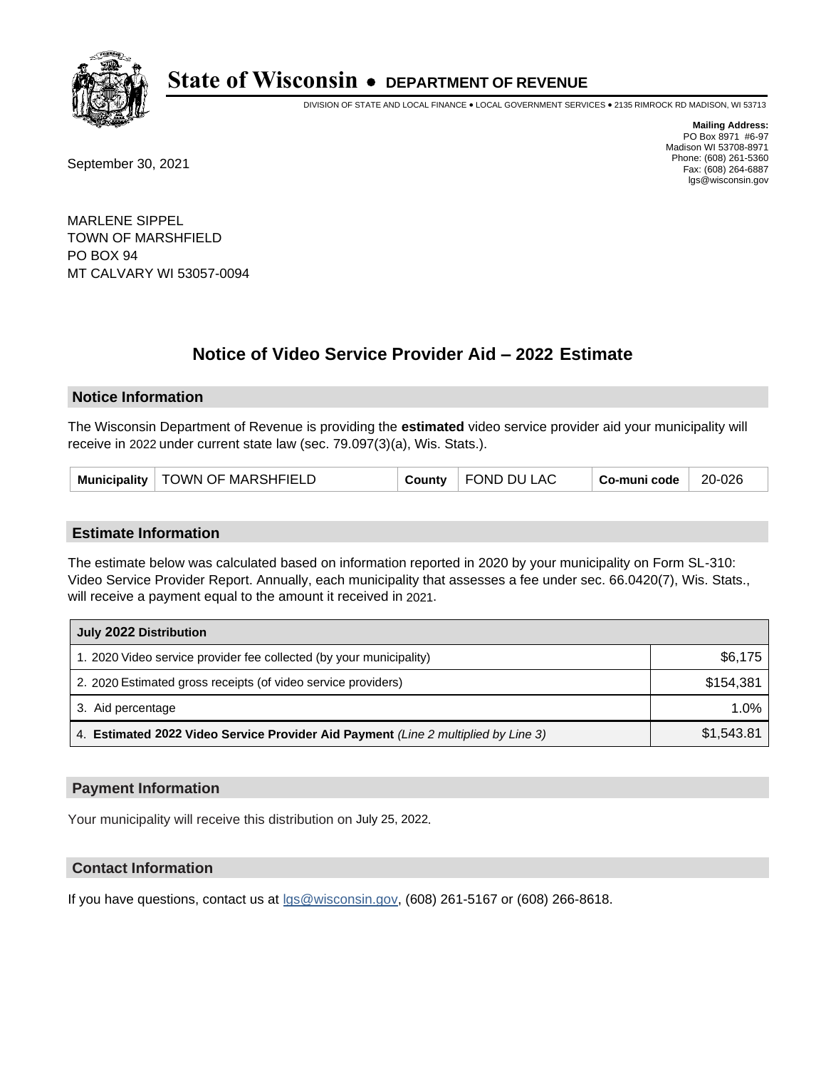# State of Wisconsin • DEPARTMENT OF REVENUE

DIVISION OF STATE AND LOCAL FINANCE • LOCAL GOVERNMENT SERVICES • 2135 RIMROCK RD MADISON, WI 53713

**Mailing Address:**
PO Box 8971 #6-97
Madison WI 53708-8971
Phone: (608) 261-5360
Fax: (608) 264-6887
lgs@wisconsin.gov

September 30, 2021

MARLENE SIPPEL
TOWN OF MARSHFIELD
PO BOX 94
MT CALVARY WI 53057-0094

## Notice of Video Service Provider Aid – 2022 Estimate

### Notice Information

The Wisconsin Department of Revenue is providing the **estimated** video service provider aid your municipality will receive in 2022 under current state law (sec. 79.097(3)(a), Wis. Stats.).

| Municipality | TOWN OF MARSHFIELD | County | FOND DU LAC | Co-muni code | 20-026 |
|---|---|---|---|---|---|

### Estimate Information

The estimate below was calculated based on information reported in 2020 by your municipality on Form SL-310: Video Service Provider Report. Annually, each municipality that assesses a fee under sec. 66.0420(7), Wis. Stats., will receive a payment equal to the amount it received in 2021.

| July 2022 Distribution | |
|---|---|
| 1. 2020 Video service provider fee collected (by your municipality) | $6,175 |
| 2. 2020 Estimated gross receipts (of video service providers) | $154,381 |
| 3. Aid percentage | 1.0% |
| 4. **Estimated 2022 Video Service Provider Aid Payment** *(Line 2 multiplied by Line 3)* | $1,543.81 |

### Payment Information

Your municipality will receive this distribution on July 25, 2022.

### Contact Information

If you have questions, contact us at lgs@wisconsin.gov, (608) 261-5167 or (608) 266-8618.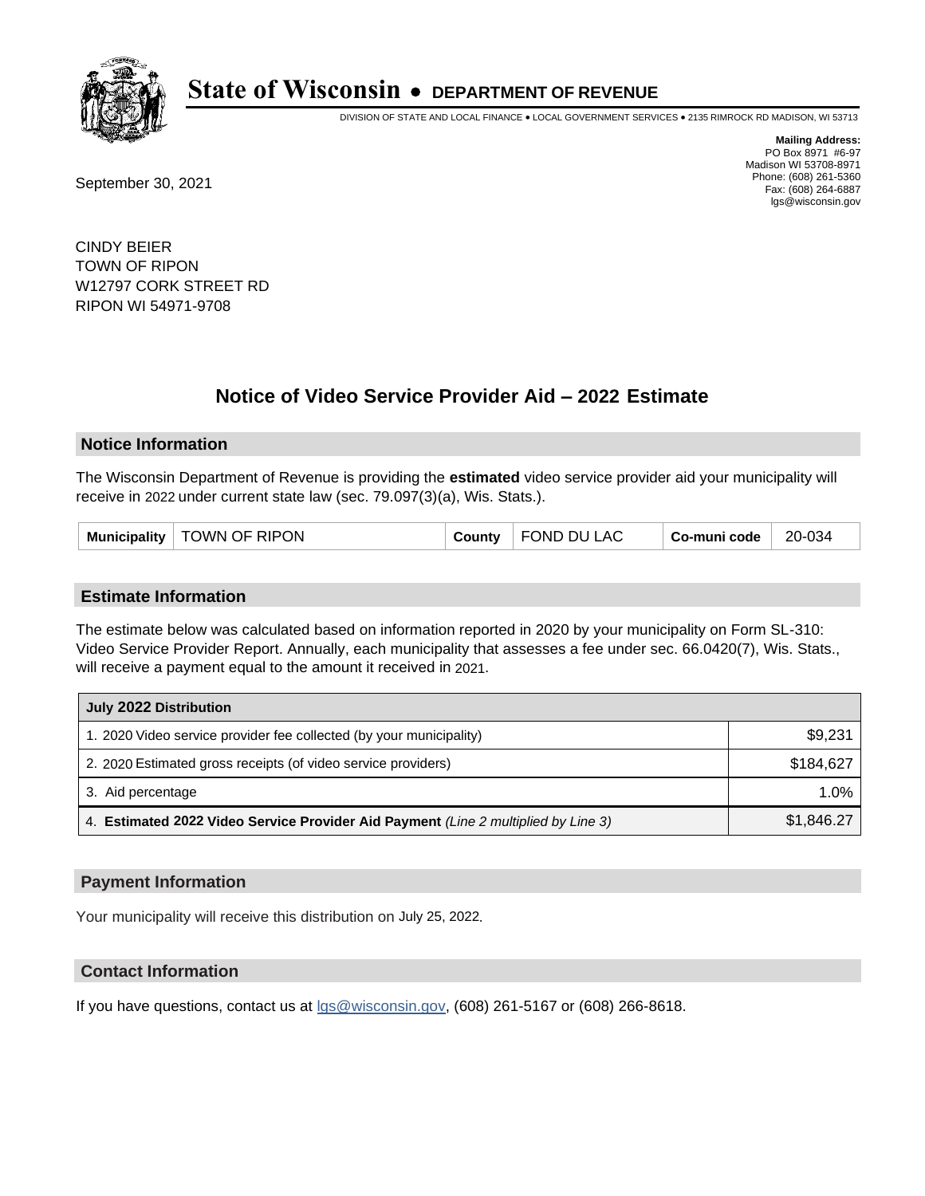# State of Wisconsin • DEPARTMENT OF REVENUE

DIVISION OF STATE AND LOCAL FINANCE • LOCAL GOVERNMENT SERVICES • 2135 RIMROCK RD MADISON, WI 53713

**Mailing Address:**
PO Box 8971 #6-97
Madison WI 53708-8971
Phone: (608) 261-5360
Fax: (608) 264-6887
lgs@wisconsin.gov

September 30, 2021

CINDY BEIER
TOWN OF RIPON
W12797 CORK STREET RD
RIPON WI 54971-9708

## Notice of Video Service Provider Aid – 2022 Estimate

### Notice Information

The Wisconsin Department of Revenue is providing the **estimated** video service provider aid your municipality will receive in 2022 under current state law (sec. 79.097(3)(a), Wis. Stats.).

| Municipality | TOWN OF RIPON | County | FOND DU LAC | Co-muni code | 20-034 |
|---|---|---|---|---|---|

### Estimate Information

The estimate below was calculated based on information reported in 2020 by your municipality on Form SL-310: Video Service Provider Report. Annually, each municipality that assesses a fee under sec. 66.0420(7), Wis. Stats., will receive a payment equal to the amount it received in 2021.

| July 2022 Distribution | |
|---|---|
| 1. 2020 Video service provider fee collected (by your municipality) | $9,231 |
| 2. 2020 Estimated gross receipts (of video service providers) | $184,627 |
| 3. Aid percentage | 1.0% |
| 4. **Estimated 2022 Video Service Provider Aid Payment** *(Line 2 multiplied by Line 3)* | $1,846.27 |

### Payment Information

Your municipality will receive this distribution on July 25, 2022.

### Contact Information

If you have questions, contact us at lgs@wisconsin.gov, (608) 261-5167 or (608) 266-8618.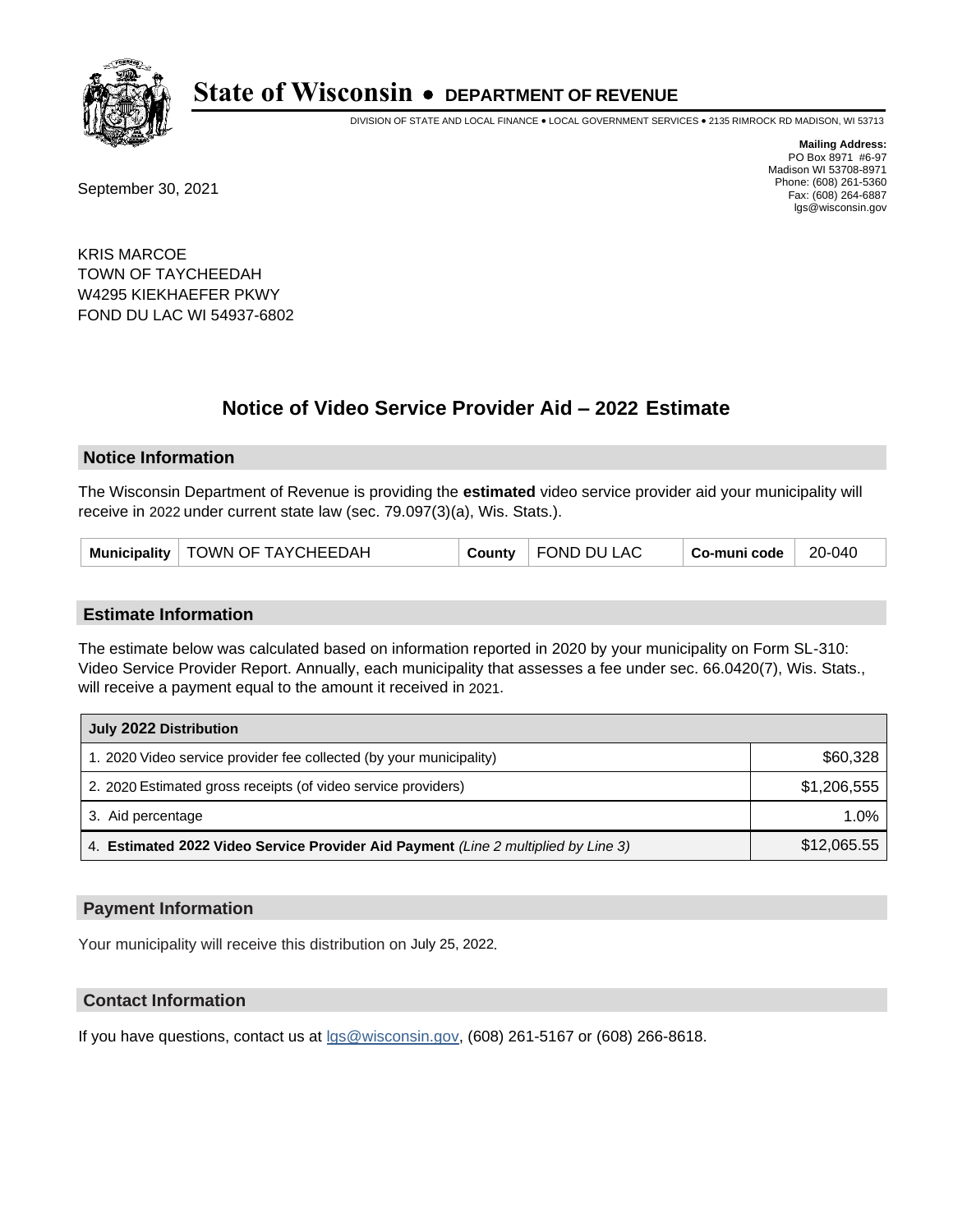# State of Wisconsin • DEPARTMENT OF REVENUE

DIVISION OF STATE AND LOCAL FINANCE • LOCAL GOVERNMENT SERVICES • 2135 RIMROCK RD MADISON, WI 53713

**Mailing Address:**
PO Box 8971 #6-97
Madison WI 53708-8971
Phone: (608) 261-5360
Fax: (608) 264-6887
lgs@wisconsin.gov

September 30, 2021

KRIS MARCOE
TOWN OF TAYCHEEDAH
W4295 KIEKHAEFER PKWY
FOND DU LAC WI 54937-6802

## Notice of Video Service Provider Aid – 2022 Estimate

### Notice Information

The Wisconsin Department of Revenue is providing the **estimated** video service provider aid your municipality will receive in 2022 under current state law (sec. 79.097(3)(a), Wis. Stats.).

| Municipality | TOWN OF TAYCHEEDAH | County | FOND DU LAC | Co-muni code | 20-040 |
|---|---|---|---|---|---|

### Estimate Information

The estimate below was calculated based on information reported in 2020 by your municipality on Form SL-310: Video Service Provider Report. Annually, each municipality that assesses a fee under sec. 66.0420(7), Wis. Stats., will receive a payment equal to the amount it received in 2021.

| July 2022 Distribution | |
|---|---|
| 1. 2020 Video service provider fee collected (by your municipality) | $60,328 |
| 2. 2020 Estimated gross receipts (of video service providers) | $1,206,555 |
| 3. Aid percentage | 1.0% |
| 4. **Estimated 2022 Video Service Provider Aid Payment** *(Line 2 multiplied by Line 3)* | $12,065.55 |

### Payment Information

Your municipality will receive this distribution on July 25, 2022.

### Contact Information

If you have questions, contact us at lgs@wisconsin.gov, (608) 261-5167 or (608) 266-8618.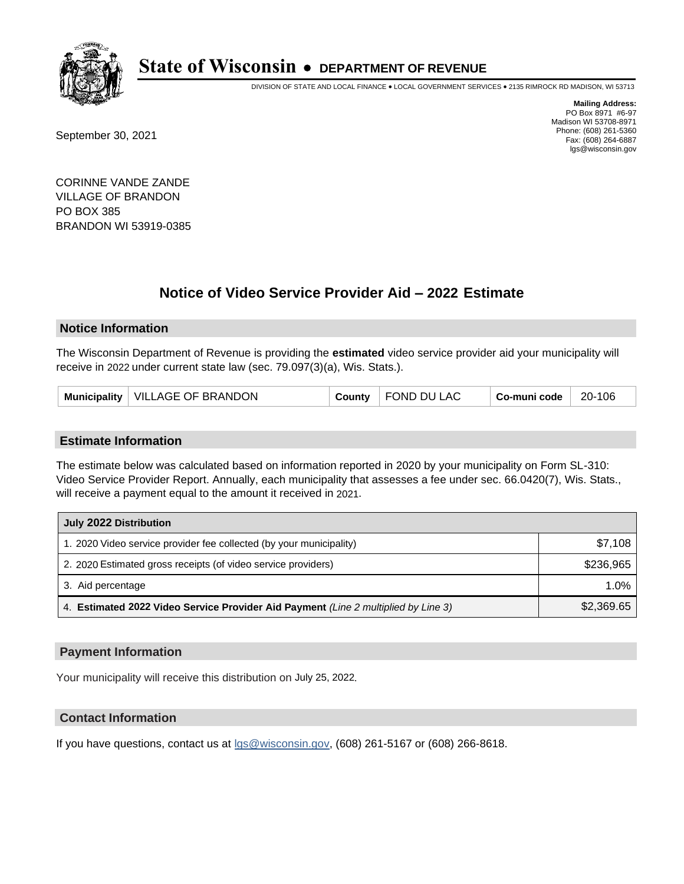# State of Wisconsin • DEPARTMENT OF REVENUE

DIVISION OF STATE AND LOCAL FINANCE • LOCAL GOVERNMENT SERVICES • 2135 RIMROCK RD MADISON, WI 53713

**Mailing Address:**
PO Box 8971 #6-97
Madison WI 53708-8971
Phone: (608) 261-5360
Fax: (608) 264-6887
lgs@wisconsin.gov

September 30, 2021

CORINNE VANDE ZANDE
VILLAGE OF BRANDON
PO BOX 385
BRANDON WI 53919-0385

## Notice of Video Service Provider Aid – 2022 Estimate

### Notice Information

The Wisconsin Department of Revenue is providing the **estimated** video service provider aid your municipality will receive in 2022 under current state law (sec. 79.097(3)(a), Wis. Stats.).

| Municipality | VILLAGE OF BRANDON | County | FOND DU LAC | Co-muni code | 20-106 |
|---|---|---|---|---|---|

### Estimate Information

The estimate below was calculated based on information reported in 2020 by your municipality on Form SL-310: Video Service Provider Report. Annually, each municipality that assesses a fee under sec. 66.0420(7), Wis. Stats., will receive a payment equal to the amount it received in 2021.

| July 2022 Distribution | |
|---|---|
| 1. 2020 Video service provider fee collected (by your municipality) | $7,108 |
| 2. 2020 Estimated gross receipts (of video service providers) | $236,965 |
| 3. Aid percentage | 1.0% |
| 4. **Estimated 2022 Video Service Provider Aid Payment** *(Line 2 multiplied by Line 3)* | $2,369.65 |

### Payment Information

Your municipality will receive this distribution on July 25, 2022.

### Contact Information

If you have questions, contact us at lgs@wisconsin.gov, (608) 261-5167 or (608) 266-8618.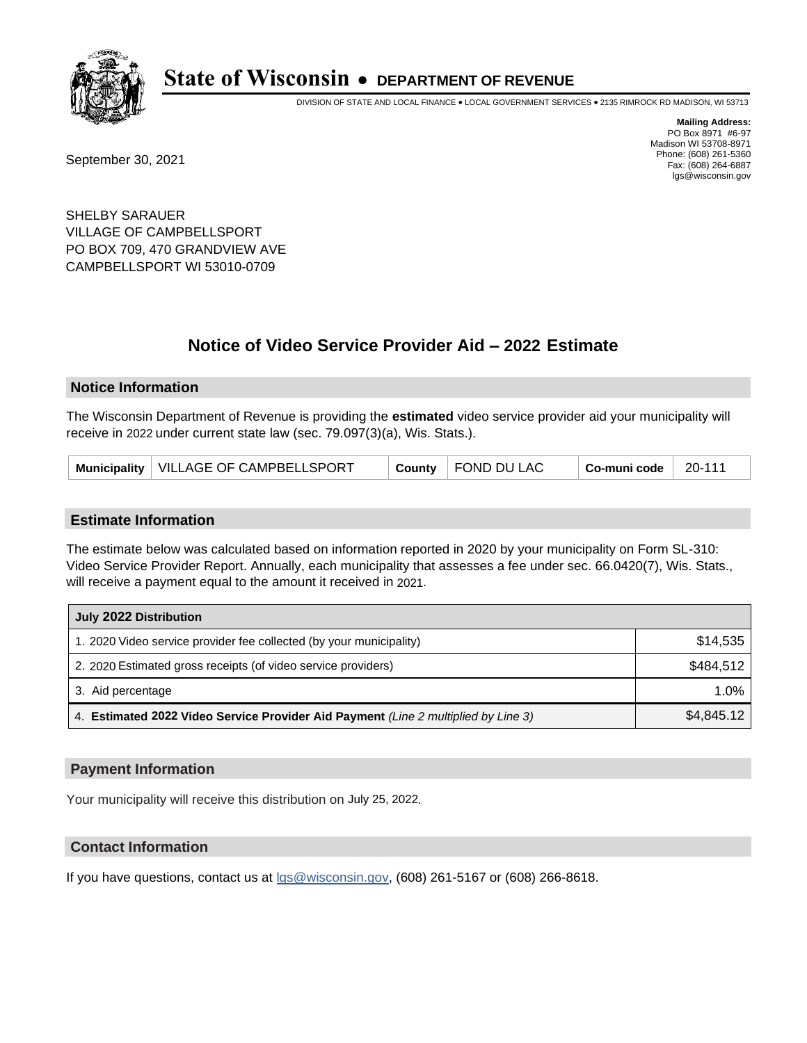# State of Wisconsin • DEPARTMENT OF REVENUE

DIVISION OF STATE AND LOCAL FINANCE • LOCAL GOVERNMENT SERVICES • 2135 RIMROCK RD MADISON, WI 53713

**Mailing Address:**
PO Box 8971 #6-97
Madison WI 53708-8971
Phone: (608) 261-5360
Fax: (608) 264-6887
lgs@wisconsin.gov

September 30, 2021

SHELBY SARAUER
VILLAGE OF CAMPBELLSPORT
PO BOX 709, 470 GRANDVIEW AVE
CAMPBELLSPORT WI 53010-0709

## Notice of Video Service Provider Aid – 2022 Estimate

### Notice Information

The Wisconsin Department of Revenue is providing the **estimated** video service provider aid your municipality will receive in 2022 under current state law (sec. 79.097(3)(a), Wis. Stats.).

| Municipality | VILLAGE OF CAMPBELLSPORT | County | FOND DU LAC | Co-muni code | 20-111 |
|---|---|---|---|---|---|

### Estimate Information

The estimate below was calculated based on information reported in 2020 by your municipality on Form SL-310: Video Service Provider Report. Annually, each municipality that assesses a fee under sec. 66.0420(7), Wis. Stats., will receive a payment equal to the amount it received in 2021.

| July 2022 Distribution | |
|---|---|
| 1. 2020 Video service provider fee collected (by your municipality) | $14,535 |
| 2. 2020 Estimated gross receipts (of video service providers) | $484,512 |
| 3. Aid percentage | 1.0% |
| 4. **Estimated 2022 Video Service Provider Aid Payment** *(Line 2 multiplied by Line 3)* | $4,845.12 |

### Payment Information

Your municipality will receive this distribution on July 25, 2022.

### Contact Information

If you have questions, contact us at lgs@wisconsin.gov, (608) 261-5167 or (608) 266-8618.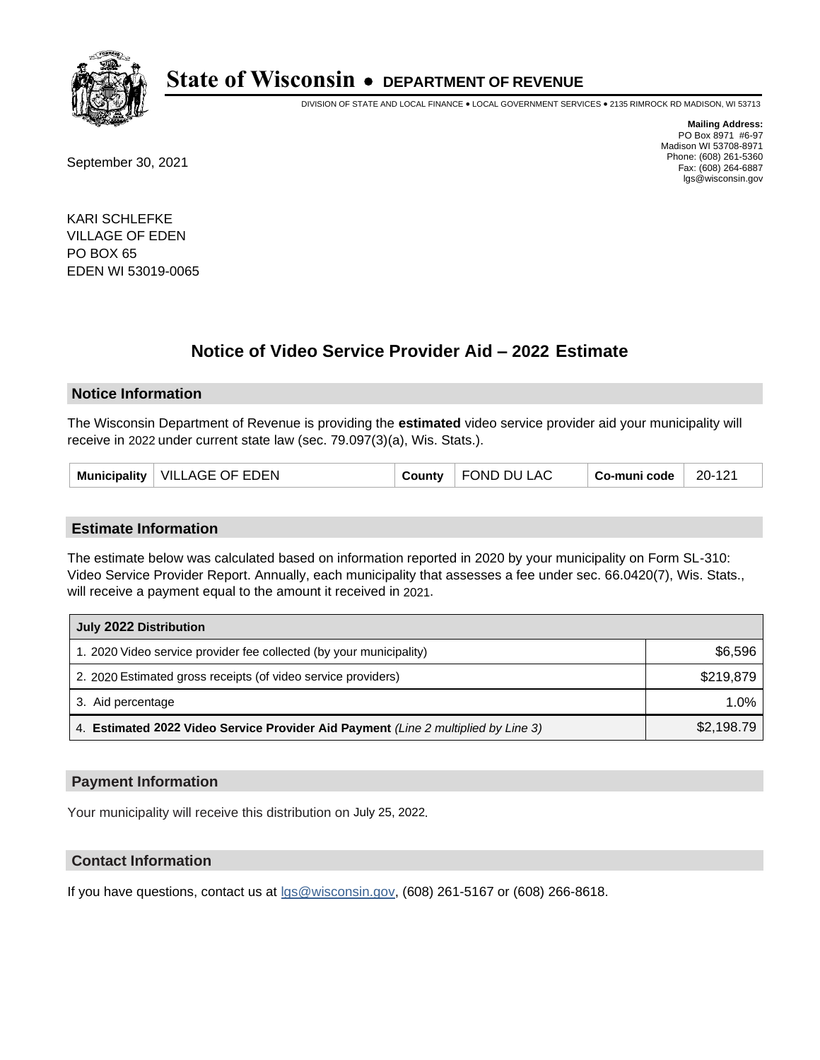# State of Wisconsin • DEPARTMENT OF REVENUE

DIVISION OF STATE AND LOCAL FINANCE • LOCAL GOVERNMENT SERVICES • 2135 RIMROCK RD MADISON, WI 53713

**Mailing Address:**
PO Box 8971 #6-97
Madison WI 53708-8971
Phone: (608) 261-5360
Fax: (608) 264-6887
lgs@wisconsin.gov

September 30, 2021

KARI SCHLEFKE
VILLAGE OF EDEN
PO BOX 65
EDEN WI 53019-0065

## Notice of Video Service Provider Aid – 2022 Estimate

### Notice Information

The Wisconsin Department of Revenue is providing the **estimated** video service provider aid your municipality will receive in 2022 under current state law (sec. 79.097(3)(a), Wis. Stats.).

| Municipality | VILLAGE OF EDEN | County | FOND DU LAC | Co-muni code | 20-121 |
|---|---|---|---|---|---|

### Estimate Information

The estimate below was calculated based on information reported in 2020 by your municipality on Form SL-310: Video Service Provider Report. Annually, each municipality that assesses a fee under sec. 66.0420(7), Wis. Stats., will receive a payment equal to the amount it received in 2021.

| July 2022 Distribution | |
|---|---|
| 1. 2020 Video service provider fee collected (by your municipality) | $6,596 |
| 2. 2020 Estimated gross receipts (of video service providers) | $219,879 |
| 3. Aid percentage | 1.0% |
| 4. **Estimated 2022 Video Service Provider Aid Payment** *(Line 2 multiplied by Line 3)* | $2,198.79 |

### Payment Information

Your municipality will receive this distribution on July 25, 2022.

### Contact Information

If you have questions, contact us at lgs@wisconsin.gov, (608) 261-5167 or (608) 266-8618.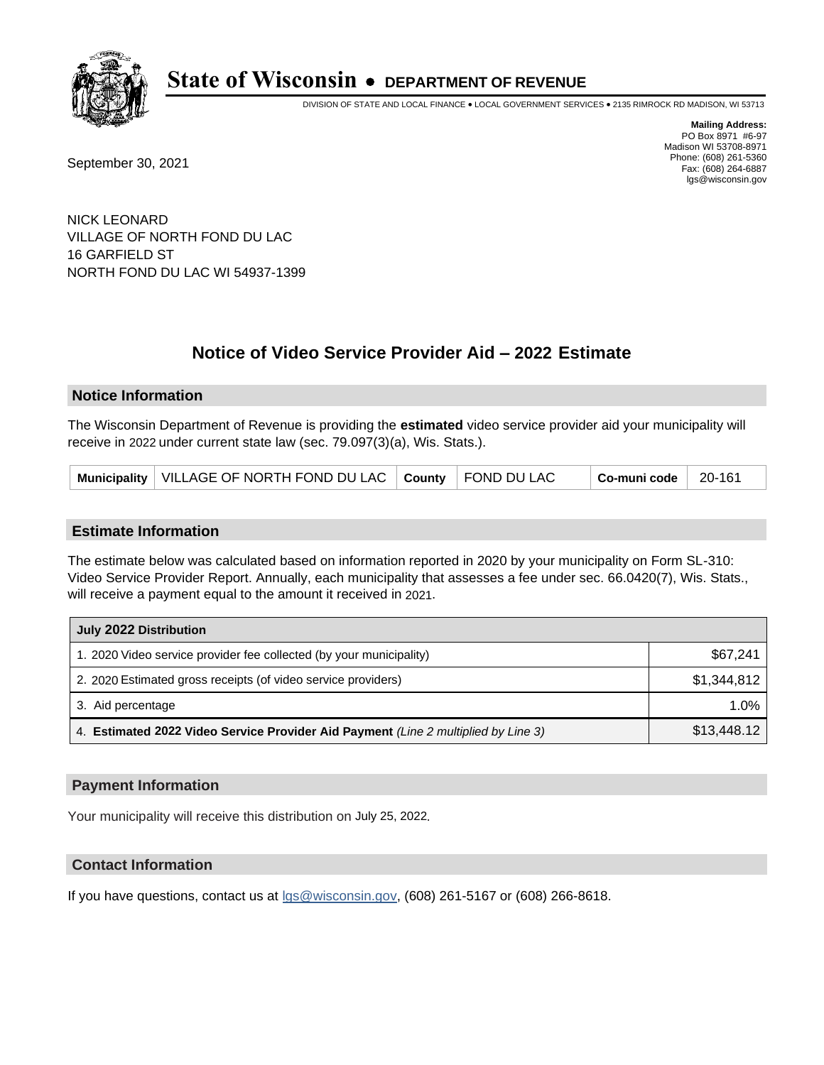# State of Wisconsin • DEPARTMENT OF REVENUE

DIVISION OF STATE AND LOCAL FINANCE • LOCAL GOVERNMENT SERVICES • 2135 RIMROCK RD MADISON, WI 53713

**Mailing Address:**
PO Box 8971 #6-97
Madison WI 53708-8971
Phone: (608) 261-5360
Fax: (608) 264-6887
lgs@wisconsin.gov

September 30, 2021

NICK LEONARD
VILLAGE OF NORTH FOND DU LAC
16 GARFIELD ST
NORTH FOND DU LAC WI 54937-1399

## Notice of Video Service Provider Aid – 2022 Estimate

### Notice Information

The Wisconsin Department of Revenue is providing the **estimated** video service provider aid your municipality will receive in 2022 under current state law (sec. 79.097(3)(a), Wis. Stats.).

| Municipality | VILLAGE OF NORTH FOND DU LAC | County | FOND DU LAC | Co-muni code | 20-161 |
|---|---|---|---|---|---|

### Estimate Information

The estimate below was calculated based on information reported in 2020 by your municipality on Form SL-310: Video Service Provider Report. Annually, each municipality that assesses a fee under sec. 66.0420(7), Wis. Stats., will receive a payment equal to the amount it received in 2021.

| July 2022 Distribution | |
|---|---|
| 1. 2020 Video service provider fee collected (by your municipality) | $67,241 |
| 2. 2020 Estimated gross receipts (of video service providers) | $1,344,812 |
| 3. Aid percentage | 1.0% |
| 4. **Estimated 2022 Video Service Provider Aid Payment** *(Line 2 multiplied by Line 3)* | $13,448.12 |

### Payment Information

Your municipality will receive this distribution on July 25, 2022.

### Contact Information

If you have questions, contact us at lgs@wisconsin.gov, (608) 261-5167 or (608) 266-8618.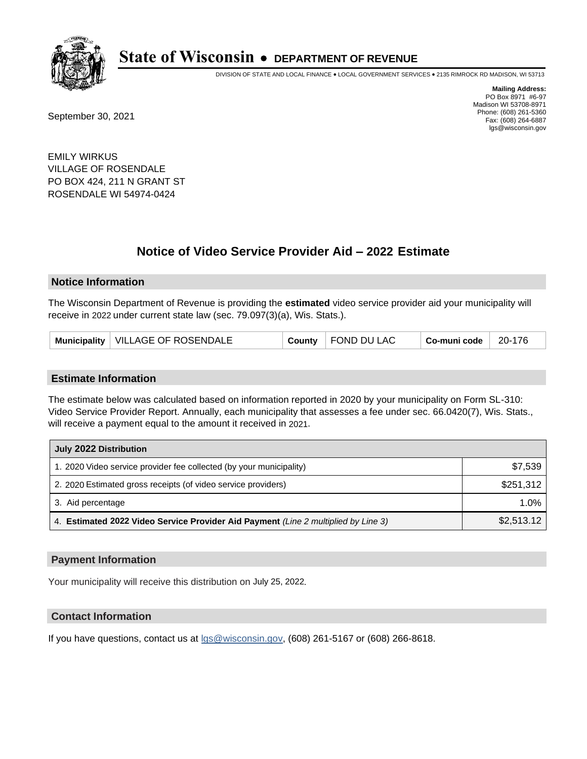# State of Wisconsin • DEPARTMENT OF REVENUE

DIVISION OF STATE AND LOCAL FINANCE • LOCAL GOVERNMENT SERVICES • 2135 RIMROCK RD MADISON, WI 53713

**Mailing Address:**
PO Box 8971 #6-97
Madison WI 53708-8971
Phone: (608) 261-5360
Fax: (608) 264-6887
lgs@wisconsin.gov

September 30, 2021

EMILY WIRKUS
VILLAGE OF ROSENDALE
PO BOX 424, 211 N GRANT ST
ROSENDALE WI 54974-0424

## Notice of Video Service Provider Aid – 2022 Estimate

### Notice Information

The Wisconsin Department of Revenue is providing the **estimated** video service provider aid your municipality will receive in 2022 under current state law (sec. 79.097(3)(a), Wis. Stats.).

| Municipality | VILLAGE OF ROSENDALE | County | FOND DU LAC | Co-muni code | 20-176 |
|---|---|---|---|---|---|

### Estimate Information

The estimate below was calculated based on information reported in 2020 by your municipality on Form SL-310: Video Service Provider Report. Annually, each municipality that assesses a fee under sec. 66.0420(7), Wis. Stats., will receive a payment equal to the amount it received in 2021.

| July 2022 Distribution | |
|---|---|
| 1. 2020 Video service provider fee collected (by your municipality) | $7,539 |
| 2. 2020 Estimated gross receipts (of video service providers) | $251,312 |
| 3. Aid percentage | 1.0% |
| 4. **Estimated 2022 Video Service Provider Aid Payment** *(Line 2 multiplied by Line 3)* | $2,513.12 |

### Payment Information

Your municipality will receive this distribution on July 25, 2022.

### Contact Information

If you have questions, contact us at lgs@wisconsin.gov, (608) 261-5167 or (608) 266-8618.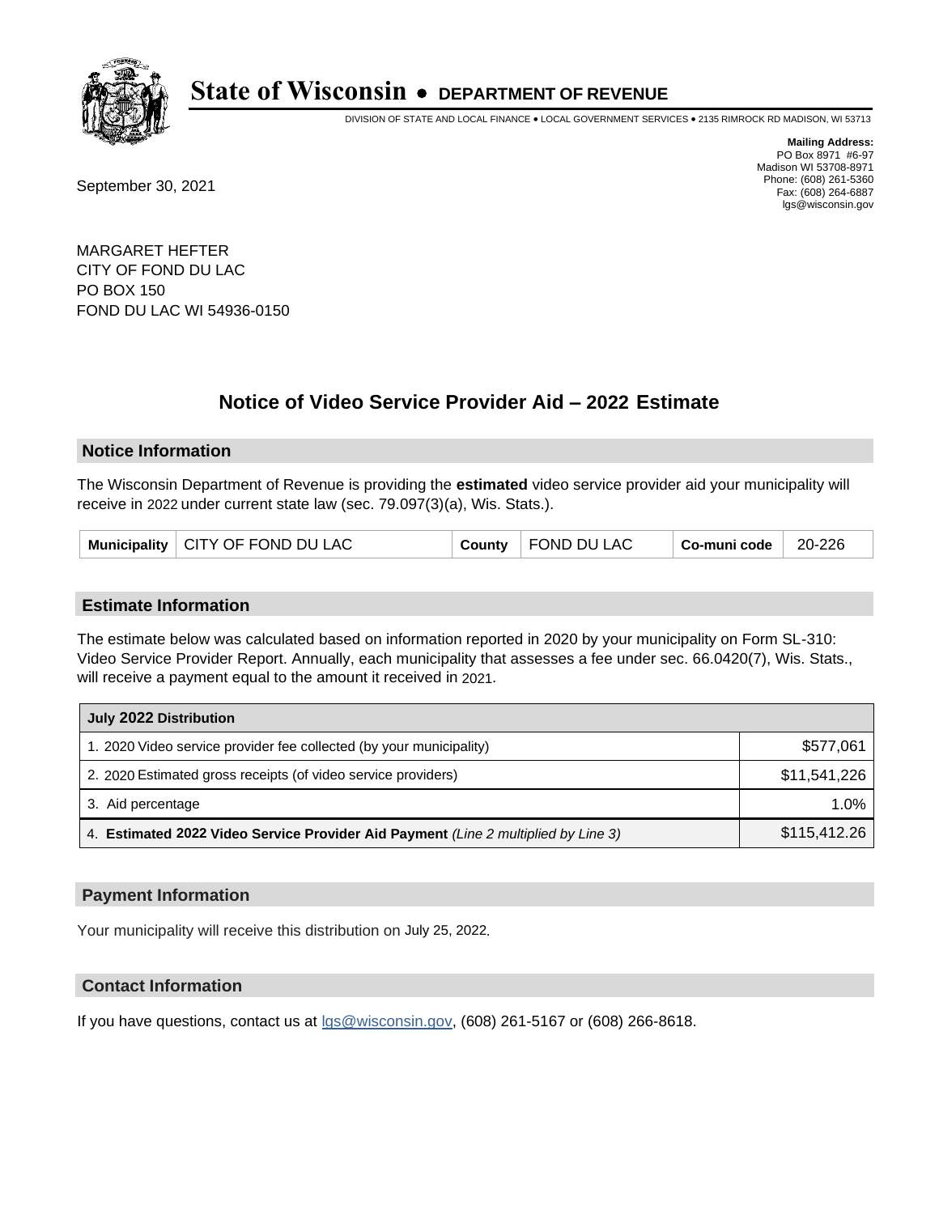# State of Wisconsin • DEPARTMENT OF REVENUE

DIVISION OF STATE AND LOCAL FINANCE • LOCAL GOVERNMENT SERVICES • 2135 RIMROCK RD MADISON, WI 53713

**Mailing Address:**
PO Box 8971 #6-97
Madison WI 53708-8971
Phone: (608) 261-5360
Fax: (608) 264-6887
lgs@wisconsin.gov

September 30, 2021

MARGARET HEFTER
CITY OF FOND DU LAC
PO BOX 150
FOND DU LAC WI 54936-0150

## Notice of Video Service Provider Aid – 2022 Estimate

### Notice Information

The Wisconsin Department of Revenue is providing the **estimated** video service provider aid your municipality will receive in 2022 under current state law (sec. 79.097(3)(a), Wis. Stats.).

| Municipality | CITY OF FOND DU LAC | County | FOND DU LAC | Co-muni code | 20-226 |
|---|---|---|---|---|---|

### Estimate Information

The estimate below was calculated based on information reported in 2020 by your municipality on Form SL-310: Video Service Provider Report. Annually, each municipality that assesses a fee under sec. 66.0420(7), Wis. Stats., will receive a payment equal to the amount it received in 2021.

| July 2022 Distribution | |
|---|---|
| 1. 2020 Video service provider fee collected (by your municipality) | $577,061 |
| 2. 2020 Estimated gross receipts (of video service providers) | $11,541,226 |
| 3. Aid percentage | 1.0% |
| 4. **Estimated 2022 Video Service Provider Aid Payment** *(Line 2 multiplied by Line 3)* | $115,412.26 |

### Payment Information

Your municipality will receive this distribution on July 25, 2022.

### Contact Information

If you have questions, contact us at lgs@wisconsin.gov, (608) 261-5167 or (608) 266-8618.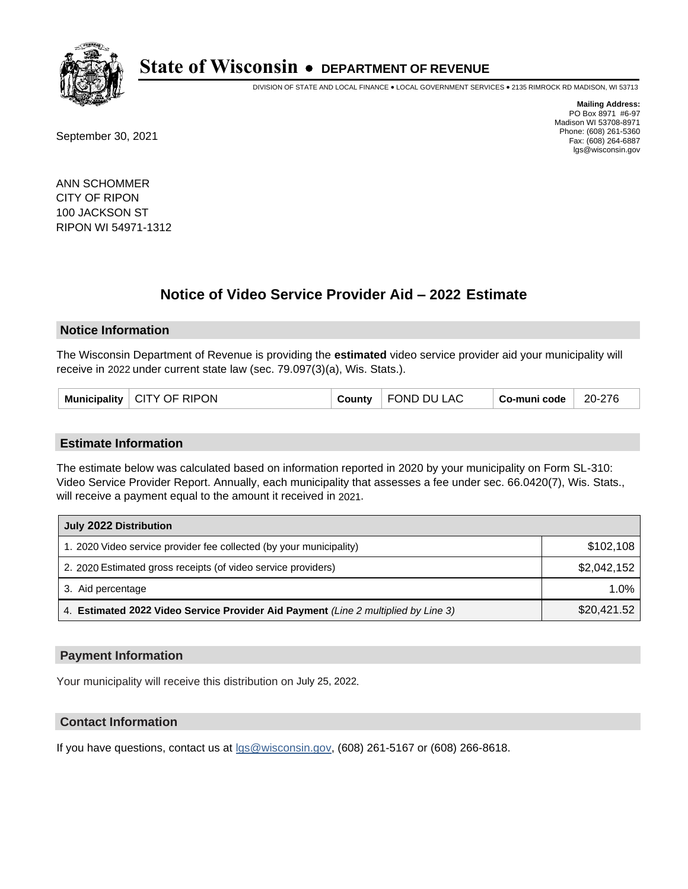# State of Wisconsin • DEPARTMENT OF REVENUE

DIVISION OF STATE AND LOCAL FINANCE • LOCAL GOVERNMENT SERVICES • 2135 RIMROCK RD MADISON, WI 53713

**Mailing Address:**
PO Box 8971 #6-97
Madison WI 53708-8971
Phone: (608) 261-5360
Fax: (608) 264-6887
lgs@wisconsin.gov

September 30, 2021

ANN SCHOMMER
CITY OF RIPON
100 JACKSON ST
RIPON WI 54971-1312

## Notice of Video Service Provider Aid – 2022 Estimate

### Notice Information

The Wisconsin Department of Revenue is providing the **estimated** video service provider aid your municipality will receive in 2022 under current state law (sec. 79.097(3)(a), Wis. Stats.).

| Municipality | CITY OF RIPON | County | FOND DU LAC | Co-muni code | 20-276 |
|---|---|---|---|---|---|

### Estimate Information

The estimate below was calculated based on information reported in 2020 by your municipality on Form SL-310: Video Service Provider Report. Annually, each municipality that assesses a fee under sec. 66.0420(7), Wis. Stats., will receive a payment equal to the amount it received in 2021.

| July 2022 Distribution | |
|---|---|
| 1. 2020 Video service provider fee collected (by your municipality) | $102,108 |
| 2. 2020 Estimated gross receipts (of video service providers) | $2,042,152 |
| 3. Aid percentage | 1.0% |
| 4. **Estimated 2022 Video Service Provider Aid Payment** *(Line 2 multiplied by Line 3)* | $20,421.52 |

### Payment Information

Your municipality will receive this distribution on July 25, 2022.

### Contact Information

If you have questions, contact us at lgs@wisconsin.gov, (608) 261-5167 or (608) 266-8618.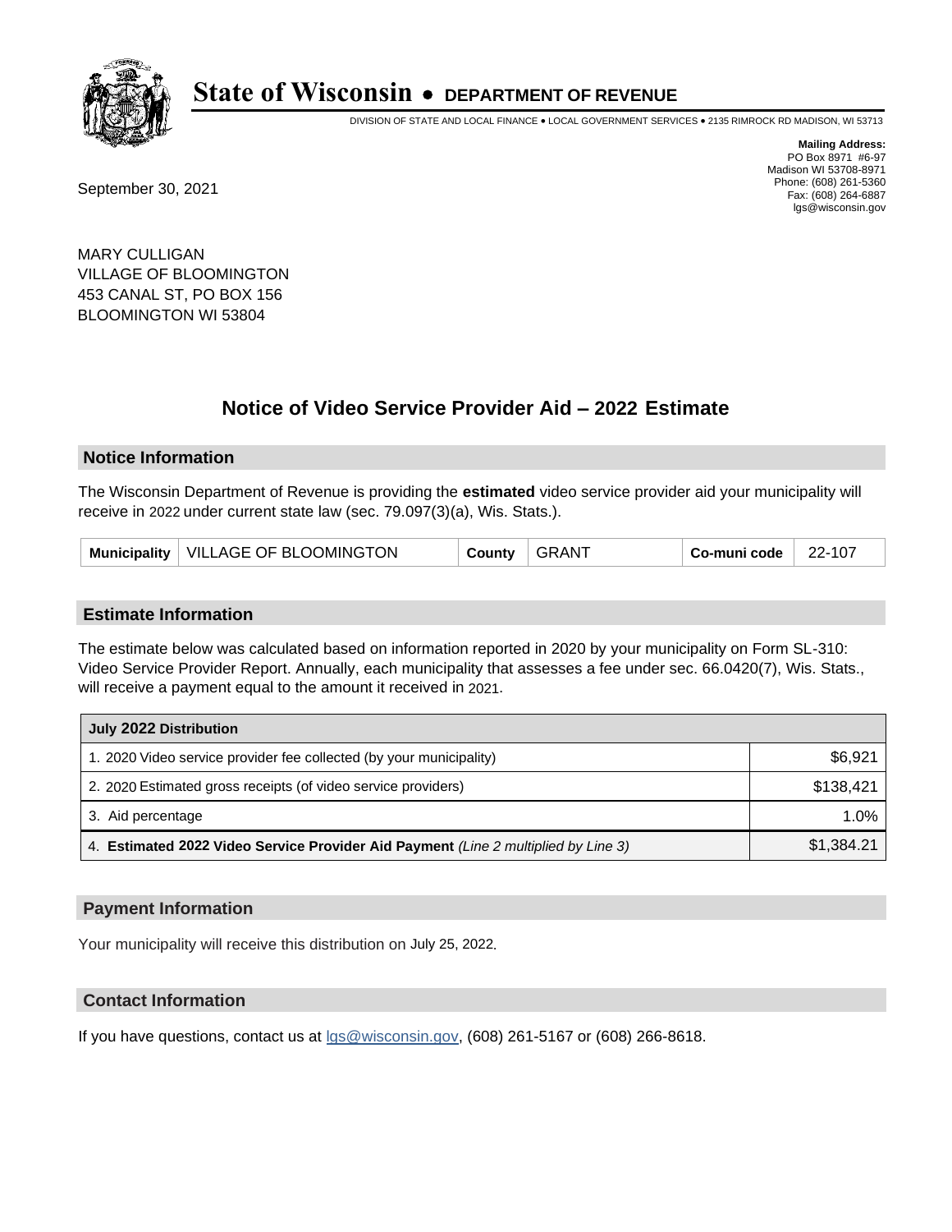# State of Wisconsin • DEPARTMENT OF REVENUE

DIVISION OF STATE AND LOCAL FINANCE • LOCAL GOVERNMENT SERVICES • 2135 RIMROCK RD MADISON, WI 53713

**Mailing Address:**
PO Box 8971 #6-97
Madison WI 53708-8971
Phone: (608) 261-5360
Fax: (608) 264-6887
lgs@wisconsin.gov

September 30, 2021

MARY CULLIGAN
VILLAGE OF BLOOMINGTON
453 CANAL ST, PO BOX 156
BLOOMINGTON WI 53804

## Notice of Video Service Provider Aid – 2022 Estimate

### Notice Information

The Wisconsin Department of Revenue is providing the **estimated** video service provider aid your municipality will receive in 2022 under current state law (sec. 79.097(3)(a), Wis. Stats.).

| Municipality | VILLAGE OF BLOOMINGTON | County | GRANT | Co-muni code | 22-107 |
|---|---|---|---|---|---|

### Estimate Information

The estimate below was calculated based on information reported in 2020 by your municipality on Form SL-310: Video Service Provider Report. Annually, each municipality that assesses a fee under sec. 66.0420(7), Wis. Stats., will receive a payment equal to the amount it received in 2021.

| July 2022 Distribution | |
|---|---|
| 1. 2020 Video service provider fee collected (by your municipality) | $6,921 |
| 2. 2020 Estimated gross receipts (of video service providers) | $138,421 |
| 3. Aid percentage | 1.0% |
| 4. **Estimated 2022 Video Service Provider Aid Payment** *(Line 2 multiplied by Line 3)* | $1,384.21 |

### Payment Information

Your municipality will receive this distribution on July 25, 2022.

### Contact Information

If you have questions, contact us at lgs@wisconsin.gov, (608) 261-5167 or (608) 266-8618.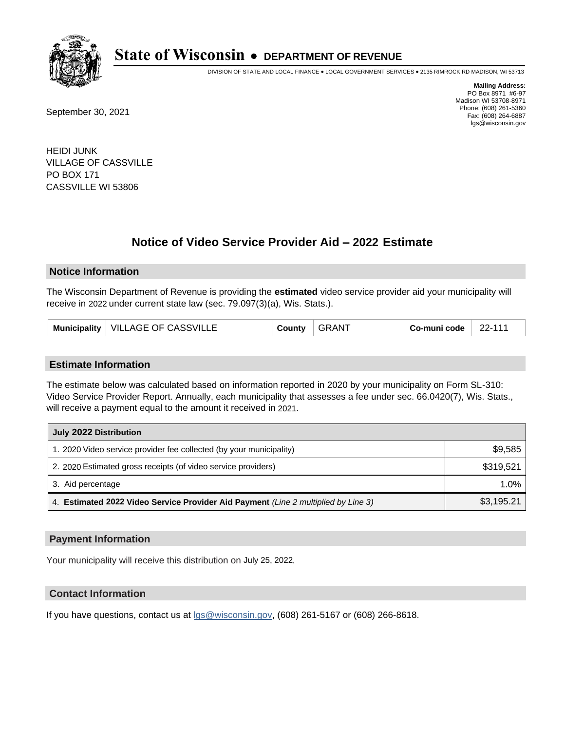# State of Wisconsin • DEPARTMENT OF REVENUE

DIVISION OF STATE AND LOCAL FINANCE • LOCAL GOVERNMENT SERVICES • 2135 RIMROCK RD MADISON, WI 53713

**Mailing Address:**
PO Box 8971 #6-97
Madison WI 53708-8971
Phone: (608) 261-5360
Fax: (608) 264-6887
lgs@wisconsin.gov

September 30, 2021

HEIDI JUNK
VILLAGE OF CASSVILLE
PO BOX 171
CASSVILLE WI 53806

## Notice of Video Service Provider Aid – 2022 Estimate

### Notice Information

The Wisconsin Department of Revenue is providing the **estimated** video service provider aid your municipality will receive in 2022 under current state law (sec. 79.097(3)(a), Wis. Stats.).

| Municipality | VILLAGE OF CASSVILLE | County | GRANT | Co-muni code | 22-111 |
|---|---|---|---|---|---|

### Estimate Information

The estimate below was calculated based on information reported in 2020 by your municipality on Form SL-310: Video Service Provider Report. Annually, each municipality that assesses a fee under sec. 66.0420(7), Wis. Stats., will receive a payment equal to the amount it received in 2021.

| July 2022 Distribution | |
|---|---|
| 1. 2020 Video service provider fee collected (by your municipality) | $9,585 |
| 2. 2020 Estimated gross receipts (of video service providers) | $319,521 |
| 3. Aid percentage | 1.0% |
| 4. **Estimated 2022 Video Service Provider Aid Payment** *(Line 2 multiplied by Line 3)* | $3,195.21 |

### Payment Information

Your municipality will receive this distribution on July 25, 2022.

### Contact Information

If you have questions, contact us at lgs@wisconsin.gov, (608) 261-5167 or (608) 266-8618.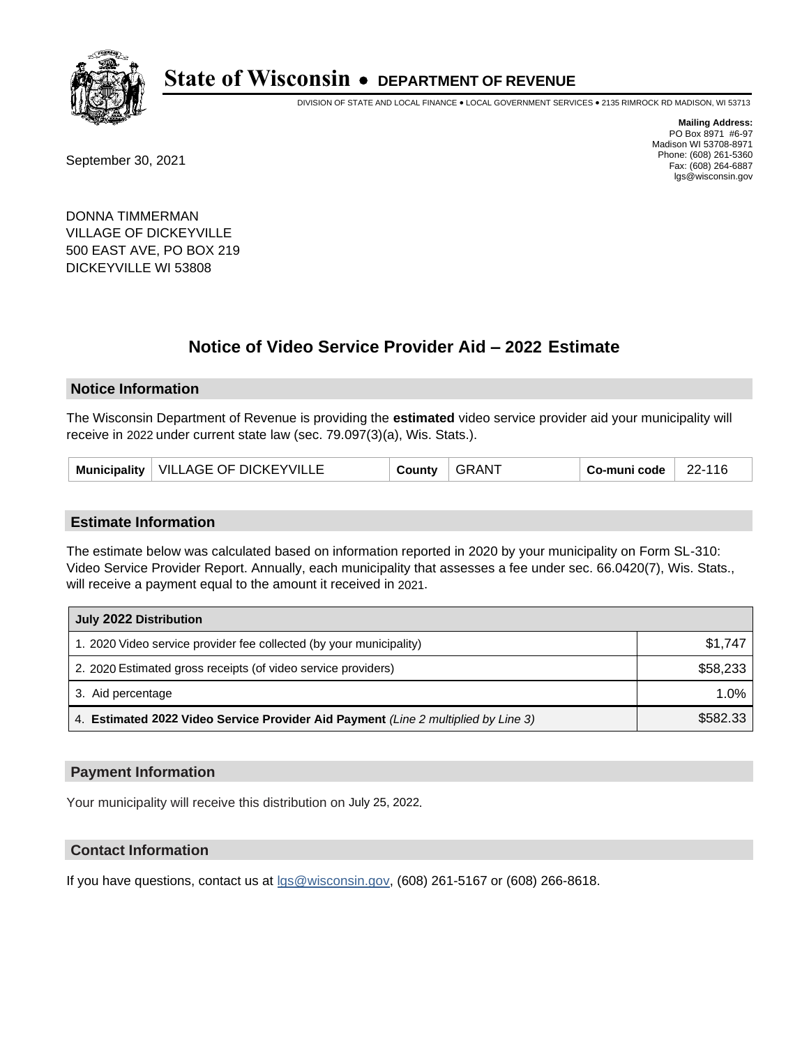# State of Wisconsin • DEPARTMENT OF REVENUE

DIVISION OF STATE AND LOCAL FINANCE • LOCAL GOVERNMENT SERVICES • 2135 RIMROCK RD MADISON, WI 53713

**Mailing Address:**
PO Box 8971 #6-97
Madison WI 53708-8971
Phone: (608) 261-5360
Fax: (608) 264-6887
lgs@wisconsin.gov

September 30, 2021

DONNA TIMMERMAN
VILLAGE OF DICKEYVILLE
500 EAST AVE, PO BOX 219
DICKEYVILLE WI 53808

## Notice of Video Service Provider Aid – 2022 Estimate

### Notice Information

The Wisconsin Department of Revenue is providing the **estimated** video service provider aid your municipality will receive in 2022 under current state law (sec. 79.097(3)(a), Wis. Stats.).

| Municipality | VILLAGE OF DICKEYVILLE | County | GRANT | Co-muni code | 22-116 |
|---|---|---|---|---|---|

### Estimate Information

The estimate below was calculated based on information reported in 2020 by your municipality on Form SL-310: Video Service Provider Report. Annually, each municipality that assesses a fee under sec. 66.0420(7), Wis. Stats., will receive a payment equal to the amount it received in 2021.

| July 2022 Distribution | |
|---|---|
| 1. 2020 Video service provider fee collected (by your municipality) | $1,747 |
| 2. 2020 Estimated gross receipts (of video service providers) | $58,233 |
| 3. Aid percentage | 1.0% |
| 4. **Estimated 2022 Video Service Provider Aid Payment** *(Line 2 multiplied by Line 3)* | $582.33 |

### Payment Information

Your municipality will receive this distribution on July 25, 2022.

### Contact Information

If you have questions, contact us at lgs@wisconsin.gov, (608) 261-5167 or (608) 266-8618.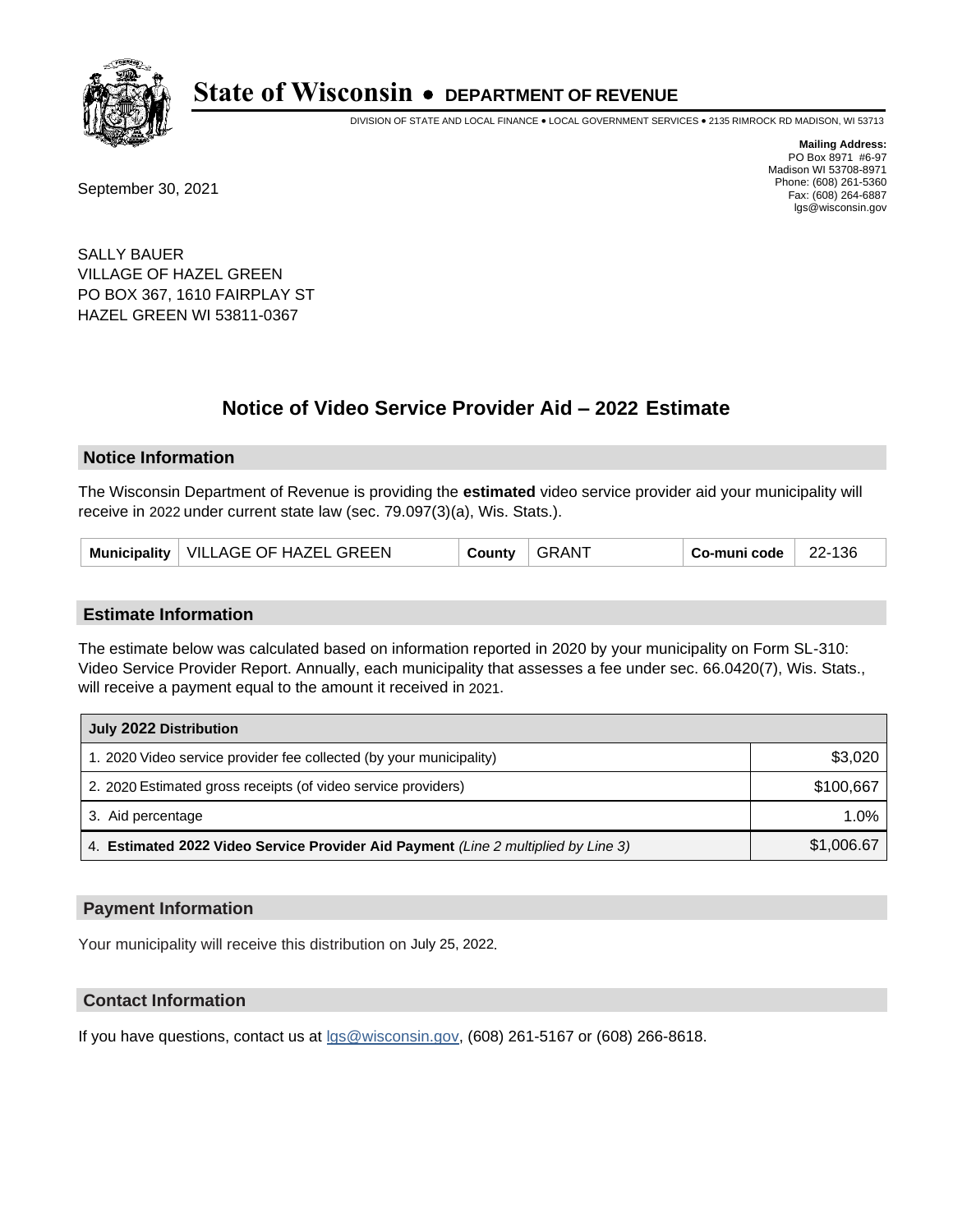# State of Wisconsin • DEPARTMENT OF REVENUE

DIVISION OF STATE AND LOCAL FINANCE • LOCAL GOVERNMENT SERVICES • 2135 RIMROCK RD MADISON, WI 53713

**Mailing Address:**
PO Box 8971 #6-97
Madison WI 53708-8971
Phone: (608) 261-5360
Fax: (608) 264-6887
lgs@wisconsin.gov

September 30, 2021

SALLY BAUER
VILLAGE OF HAZEL GREEN
PO BOX 367, 1610 FAIRPLAY ST
HAZEL GREEN WI 53811-0367

## Notice of Video Service Provider Aid – 2022 Estimate

### Notice Information

The Wisconsin Department of Revenue is providing the **estimated** video service provider aid your municipality will receive in 2022 under current state law (sec. 79.097(3)(a), Wis. Stats.).

| Municipality | VILLAGE OF HAZEL GREEN | County | GRANT | Co-muni code | 22-136 |
|---|---|---|---|---|---|

### Estimate Information

The estimate below was calculated based on information reported in 2020 by your municipality on Form SL-310: Video Service Provider Report. Annually, each municipality that assesses a fee under sec. 66.0420(7), Wis. Stats., will receive a payment equal to the amount it received in 2021.

| July 2022 Distribution | |
|---|---|
| 1. 2020 Video service provider fee collected (by your municipality) | $3,020 |
| 2. 2020 Estimated gross receipts (of video service providers) | $100,667 |
| 3. Aid percentage | 1.0% |
| 4. **Estimated 2022 Video Service Provider Aid Payment** *(Line 2 multiplied by Line 3)* | $1,006.67 |

### Payment Information

Your municipality will receive this distribution on July 25, 2022.

### Contact Information

If you have questions, contact us at lgs@wisconsin.gov, (608) 261-5167 or (608) 266-8618.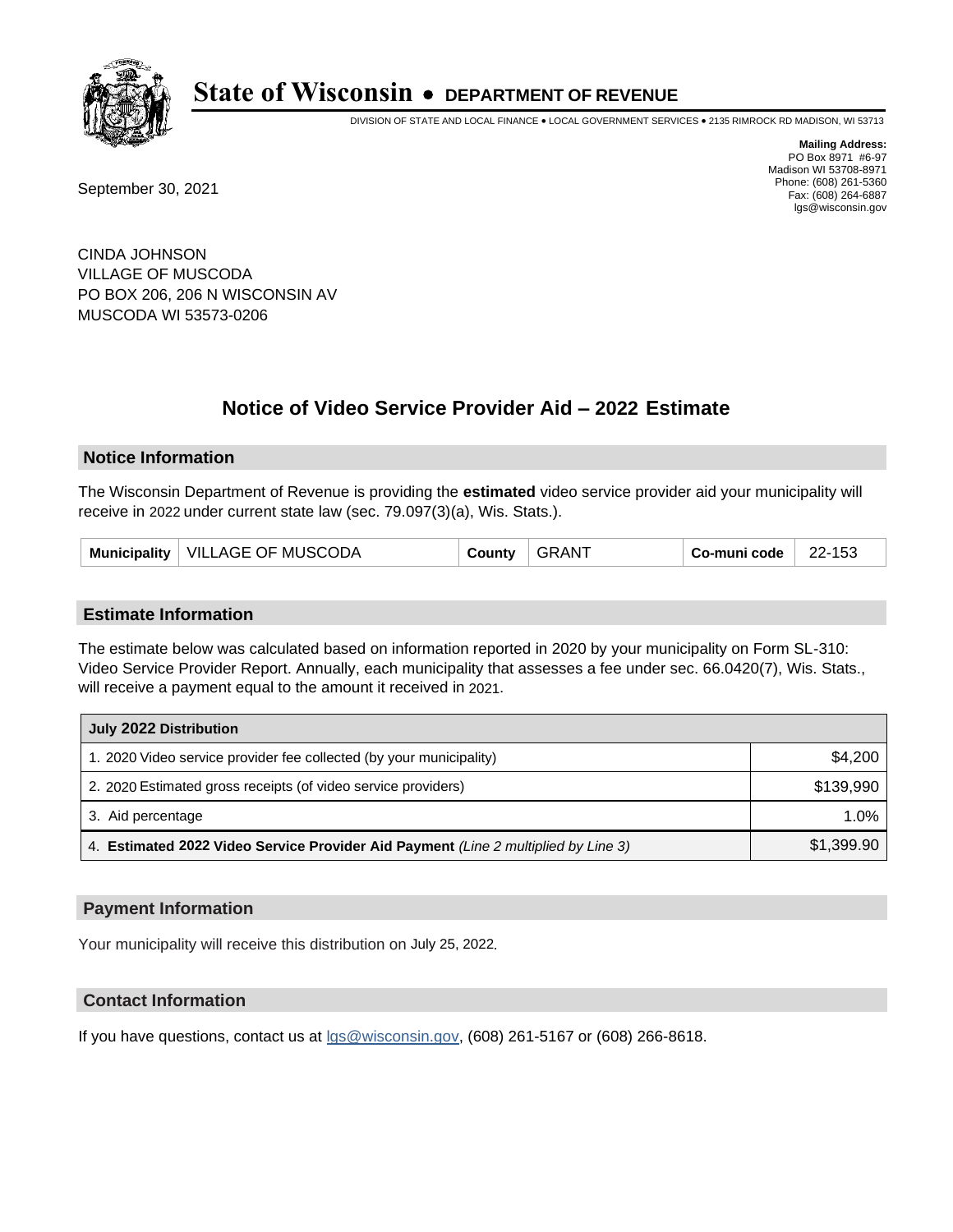# State of Wisconsin • DEPARTMENT OF REVENUE

DIVISION OF STATE AND LOCAL FINANCE • LOCAL GOVERNMENT SERVICES • 2135 RIMROCK RD MADISON, WI 53713

**Mailing Address:**
PO Box 8971 #6-97
Madison WI 53708-8971
Phone: (608) 261-5360
Fax: (608) 264-6887
lgs@wisconsin.gov

September 30, 2021

CINDA JOHNSON
VILLAGE OF MUSCODA
PO BOX 206, 206 N WISCONSIN AV
MUSCODA WI 53573-0206

## Notice of Video Service Provider Aid – 2022 Estimate

### Notice Information

The Wisconsin Department of Revenue is providing the **estimated** video service provider aid your municipality will receive in 2022 under current state law (sec. 79.097(3)(a), Wis. Stats.).

| Municipality | VILLAGE OF MUSCODA | County | GRANT | Co-muni code | 22-153 |
|---|---|---|---|---|---|

### Estimate Information

The estimate below was calculated based on information reported in 2020 by your municipality on Form SL-310: Video Service Provider Report. Annually, each municipality that assesses a fee under sec. 66.0420(7), Wis. Stats., will receive a payment equal to the amount it received in 2021.

| July 2022 Distribution | |
|---|---|
| 1. 2020 Video service provider fee collected (by your municipality) | $4,200 |
| 2. 2020 Estimated gross receipts (of video service providers) | $139,990 |
| 3. Aid percentage | 1.0% |
| 4. **Estimated 2022 Video Service Provider Aid Payment** *(Line 2 multiplied by Line 3)* | $1,399.90 |

### Payment Information

Your municipality will receive this distribution on July 25, 2022.

### Contact Information

If you have questions, contact us at lgs@wisconsin.gov, (608) 261-5167 or (608) 266-8618.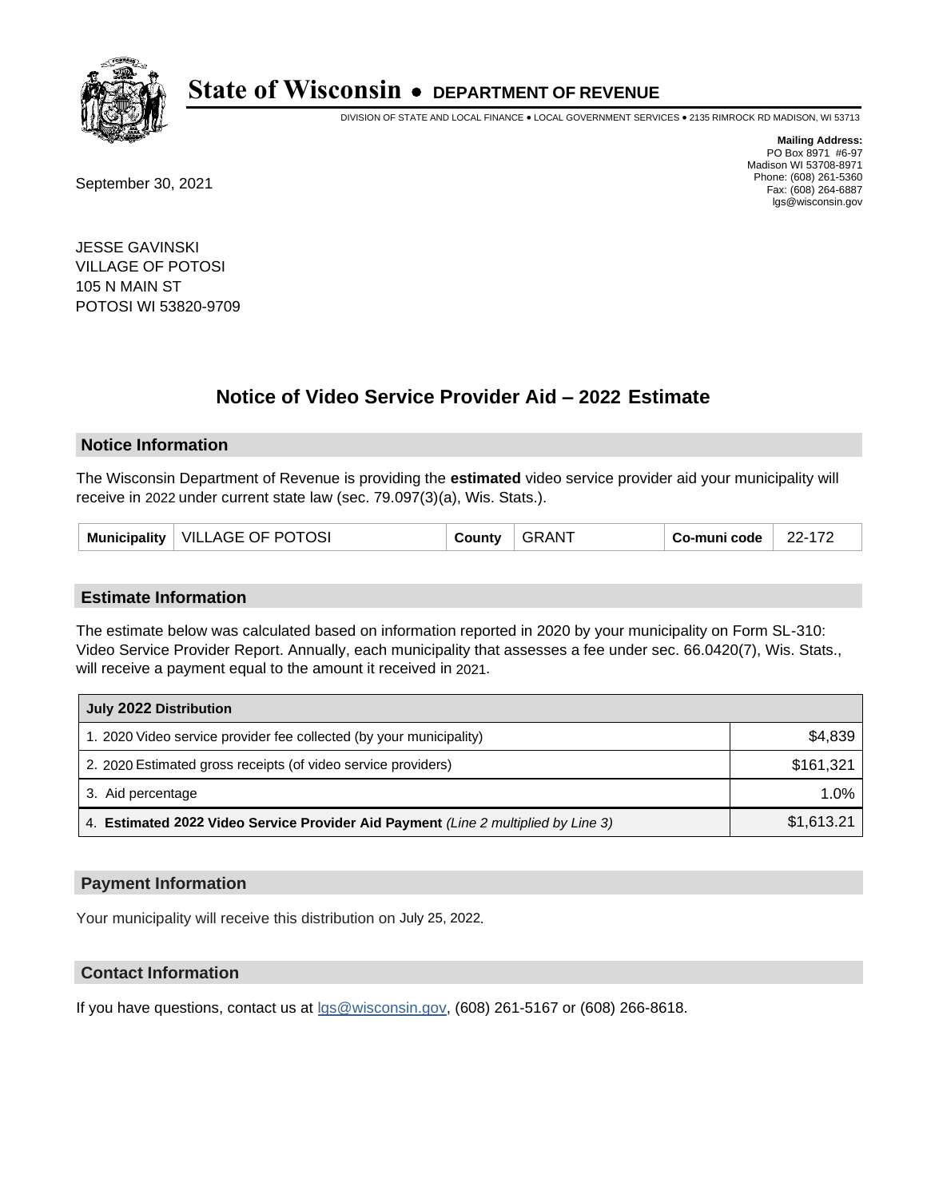# State of Wisconsin • DEPARTMENT OF REVENUE

DIVISION OF STATE AND LOCAL FINANCE • LOCAL GOVERNMENT SERVICES • 2135 RIMROCK RD MADISON, WI 53713

**Mailing Address:**
PO Box 8971 #6-97
Madison WI 53708-8971
Phone: (608) 261-5360
Fax: (608) 264-6887
lgs@wisconsin.gov

September 30, 2021

JESSE GAVINSKI
VILLAGE OF POTOSI
105 N MAIN ST
POTOSI WI 53820-9709

## Notice of Video Service Provider Aid – 2022 Estimate

### Notice Information

The Wisconsin Department of Revenue is providing the **estimated** video service provider aid your municipality will receive in 2022 under current state law (sec. 79.097(3)(a), Wis. Stats.).

| Municipality | VILLAGE OF POTOSI | County | GRANT | Co-muni code | 22-172 |
|---|---|---|---|---|---|

### Estimate Information

The estimate below was calculated based on information reported in 2020 by your municipality on Form SL-310: Video Service Provider Report. Annually, each municipality that assesses a fee under sec. 66.0420(7), Wis. Stats., will receive a payment equal to the amount it received in 2021.

| July 2022 Distribution | |
|---|---|
| 1. 2020 Video service provider fee collected (by your municipality) | $4,839 |
| 2. 2020 Estimated gross receipts (of video service providers) | $161,321 |
| 3. Aid percentage | 1.0% |
| 4. **Estimated 2022 Video Service Provider Aid Payment** *(Line 2 multiplied by Line 3)* | $1,613.21 |

### Payment Information

Your municipality will receive this distribution on July 25, 2022.

### Contact Information

If you have questions, contact us at lgs@wisconsin.gov, (608) 261-5167 or (608) 266-8618.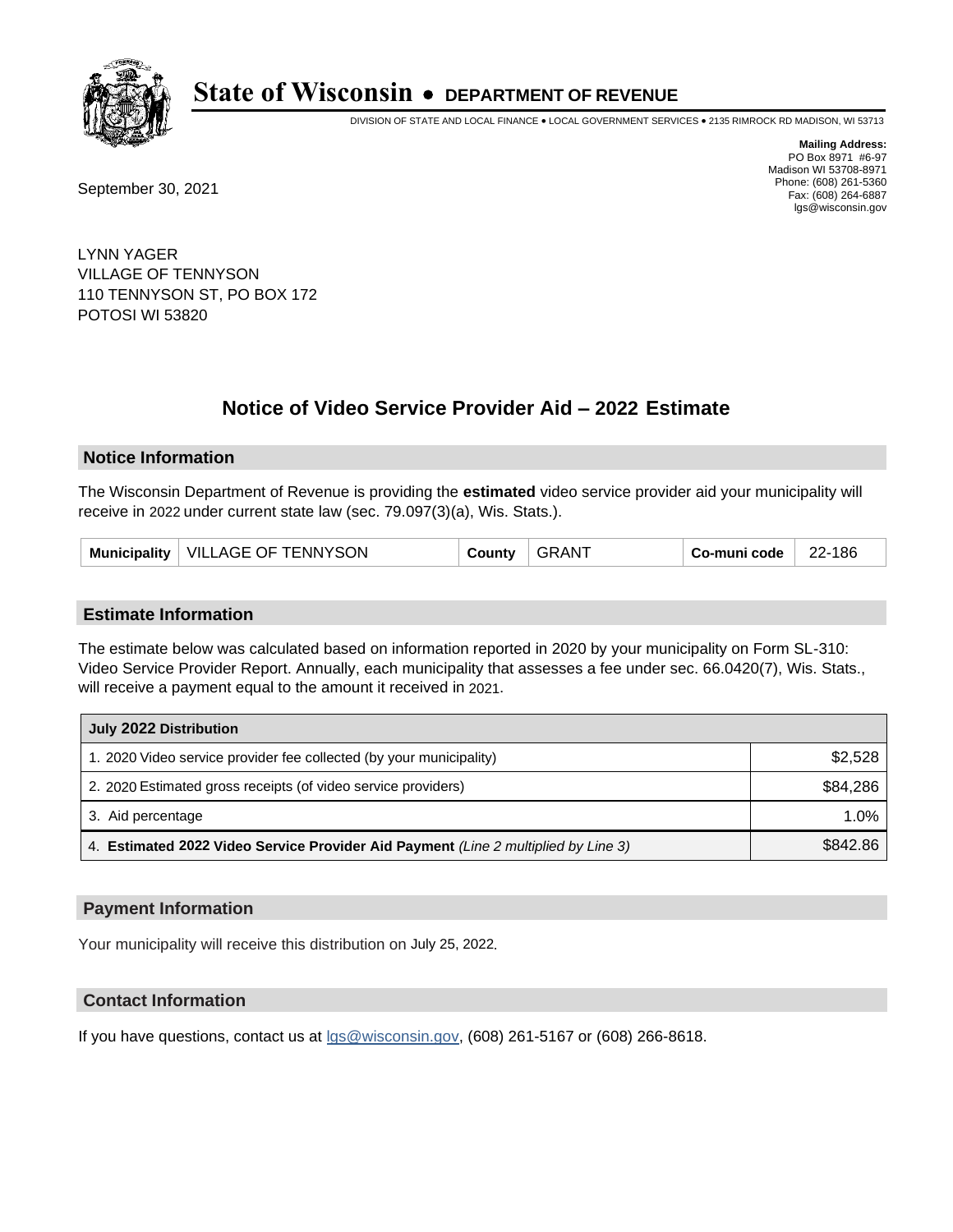# State of Wisconsin • DEPARTMENT OF REVENUE

DIVISION OF STATE AND LOCAL FINANCE • LOCAL GOVERNMENT SERVICES • 2135 RIMROCK RD MADISON, WI 53713

**Mailing Address:**
PO Box 8971 #6-97
Madison WI 53708-8971
Phone: (608) 261-5360
Fax: (608) 264-6887
lgs@wisconsin.gov

September 30, 2021

LYNN YAGER
VILLAGE OF TENNYSON
110 TENNYSON ST, PO BOX 172
POTOSI WI 53820

## Notice of Video Service Provider Aid – 2022 Estimate

### Notice Information

The Wisconsin Department of Revenue is providing the **estimated** video service provider aid your municipality will receive in 2022 under current state law (sec. 79.097(3)(a), Wis. Stats.).

| Municipality | VILLAGE OF TENNYSON | County | GRANT | Co-muni code | 22-186 |
|---|---|---|---|---|---|

### Estimate Information

The estimate below was calculated based on information reported in 2020 by your municipality on Form SL-310: Video Service Provider Report. Annually, each municipality that assesses a fee under sec. 66.0420(7), Wis. Stats., will receive a payment equal to the amount it received in 2021.

| July 2022 Distribution | |
|---|---|
| 1. 2020 Video service provider fee collected (by your municipality) | $2,528 |
| 2. 2020 Estimated gross receipts (of video service providers) | $84,286 |
| 3. Aid percentage | 1.0% |
| 4. **Estimated 2022 Video Service Provider Aid Payment** *(Line 2 multiplied by Line 3)* | $842.86 |

### Payment Information

Your municipality will receive this distribution on July 25, 2022.

### Contact Information

If you have questions, contact us at lgs@wisconsin.gov, (608) 261-5167 or (608) 266-8618.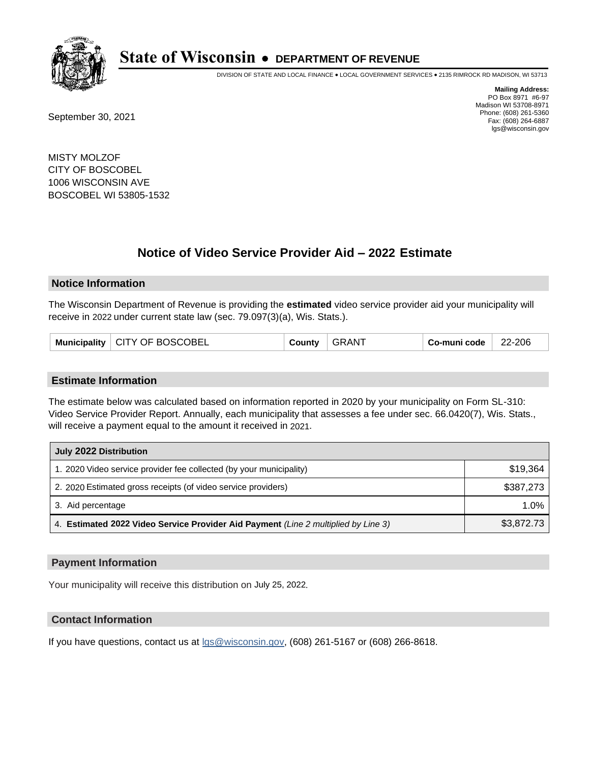# State of Wisconsin • DEPARTMENT OF REVENUE

DIVISION OF STATE AND LOCAL FINANCE • LOCAL GOVERNMENT SERVICES • 2135 RIMROCK RD MADISON, WI 53713

**Mailing Address:**
PO Box 8971 #6-97
Madison WI 53708-8971
Phone: (608) 261-5360
Fax: (608) 264-6887
lgs@wisconsin.gov

September 30, 2021

MISTY MOLZOF
CITY OF BOSCOBEL
1006 WISCONSIN AVE
BOSCOBEL WI 53805-1532

## Notice of Video Service Provider Aid – 2022 Estimate

### Notice Information

The Wisconsin Department of Revenue is providing the **estimated** video service provider aid your municipality will receive in 2022 under current state law (sec. 79.097(3)(a), Wis. Stats.).

| Municipality | CITY OF BOSCOBEL | County | GRANT | Co-muni code | 22-206 |
|---|---|---|---|---|---|

### Estimate Information

The estimate below was calculated based on information reported in 2020 by your municipality on Form SL-310: Video Service Provider Report. Annually, each municipality that assesses a fee under sec. 66.0420(7), Wis. Stats., will receive a payment equal to the amount it received in 2021.

| July 2022 Distribution | |
|---|---|
| 1. 2020 Video service provider fee collected (by your municipality) | $19,364 |
| 2. 2020 Estimated gross receipts (of video service providers) | $387,273 |
| 3. Aid percentage | 1.0% |
| 4. **Estimated 2022 Video Service Provider Aid Payment** *(Line 2 multiplied by Line 3)* | $3,872.73 |

### Payment Information

Your municipality will receive this distribution on July 25, 2022.

### Contact Information

If you have questions, contact us at lgs@wisconsin.gov, (608) 261-5167 or (608) 266-8618.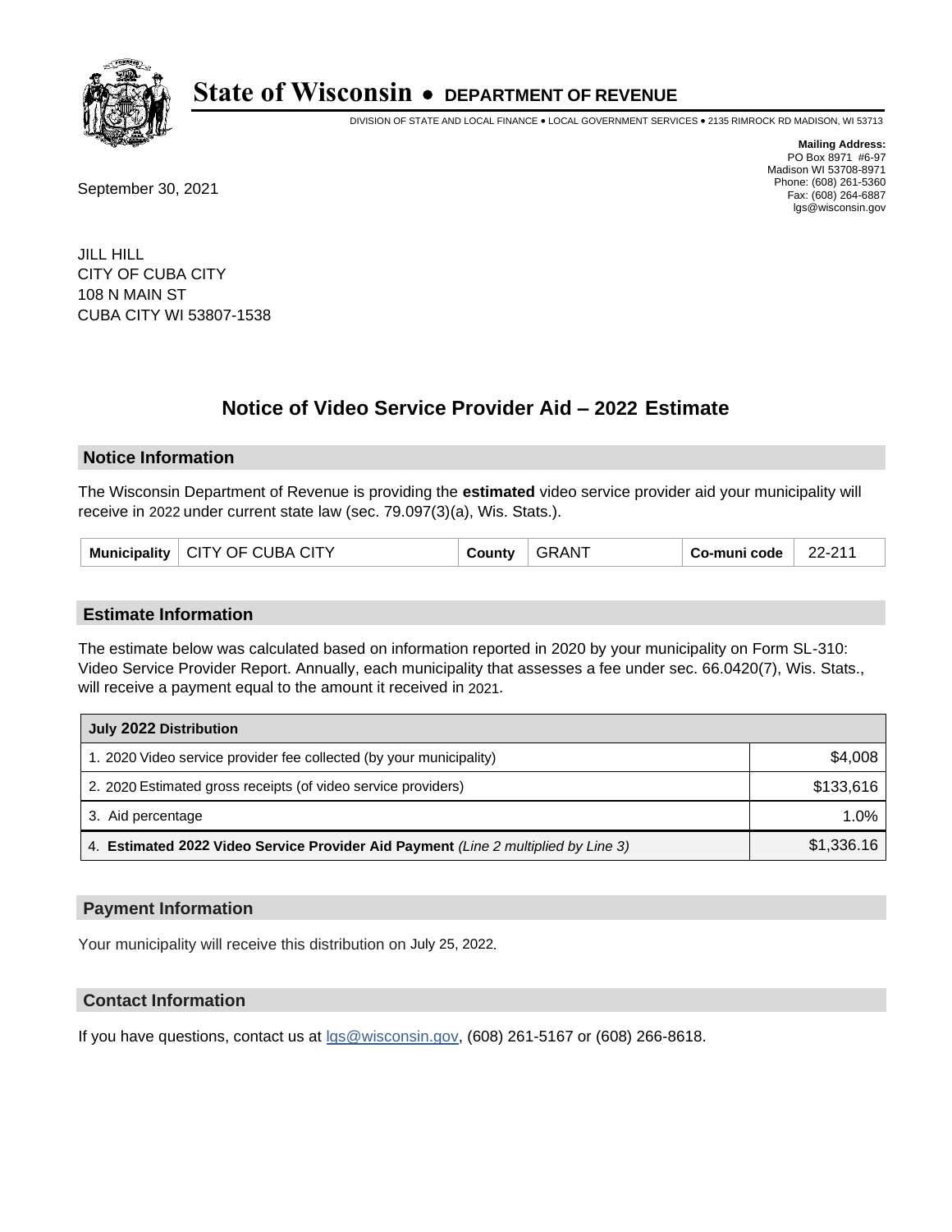# State of Wisconsin • DEPARTMENT OF REVENUE

DIVISION OF STATE AND LOCAL FINANCE • LOCAL GOVERNMENT SERVICES • 2135 RIMROCK RD MADISON, WI 53713

**Mailing Address:**
PO Box 8971 #6-97
Madison WI 53708-8971
Phone: (608) 261-5360
Fax: (608) 264-6887
lgs@wisconsin.gov

September 30, 2021

JILL HILL
CITY OF CUBA CITY
108 N MAIN ST
CUBA CITY WI 53807-1538

## Notice of Video Service Provider Aid – 2022 Estimate

### Notice Information

The Wisconsin Department of Revenue is providing the **estimated** video service provider aid your municipality will receive in 2022 under current state law (sec. 79.097(3)(a), Wis. Stats.).

| Municipality | CITY OF CUBA CITY | County | GRANT | Co-muni code | 22-211 |
|---|---|---|---|---|---|

### Estimate Information

The estimate below was calculated based on information reported in 2020 by your municipality on Form SL-310: Video Service Provider Report. Annually, each municipality that assesses a fee under sec. 66.0420(7), Wis. Stats., will receive a payment equal to the amount it received in 2021.

| July 2022 Distribution | |
|---|---|
| 1. 2020 Video service provider fee collected (by your municipality) | $4,008 |
| 2. 2020 Estimated gross receipts (of video service providers) | $133,616 |
| 3. Aid percentage | 1.0% |
| 4. **Estimated 2022 Video Service Provider Aid Payment** *(Line 2 multiplied by Line 3)* | $1,336.16 |

### Payment Information

Your municipality will receive this distribution on July 25, 2022.

### Contact Information

If you have questions, contact us at lgs@wisconsin.gov, (608) 261-5167 or (608) 266-8618.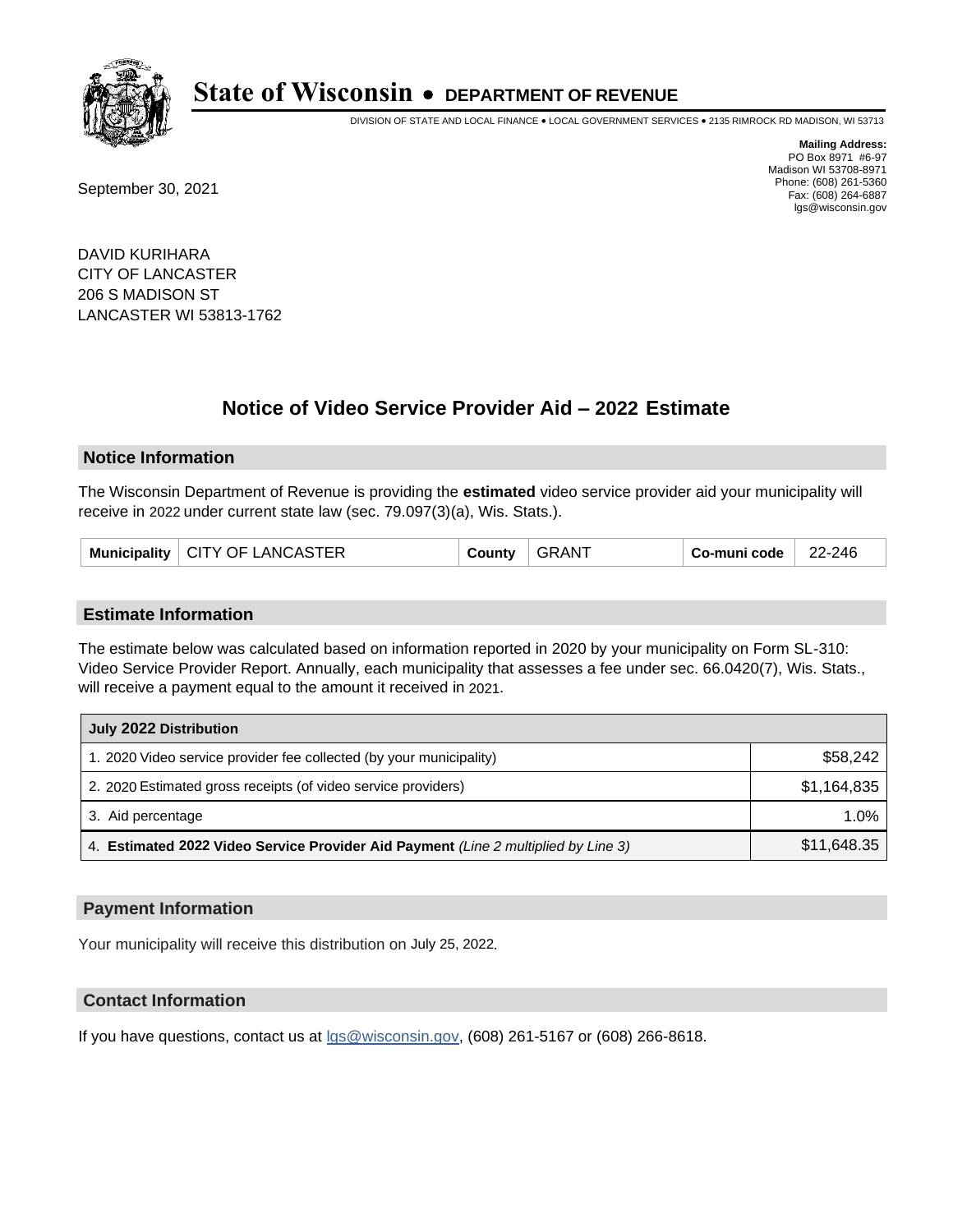# State of Wisconsin • DEPARTMENT OF REVENUE

DIVISION OF STATE AND LOCAL FINANCE • LOCAL GOVERNMENT SERVICES • 2135 RIMROCK RD MADISON, WI 53713

**Mailing Address:**
PO Box 8971 #6-97
Madison WI 53708-8971
Phone: (608) 261-5360
Fax: (608) 264-6887
lgs@wisconsin.gov

September 30, 2021

DAVID KURIHARA
CITY OF LANCASTER
206 S MADISON ST
LANCASTER WI 53813-1762

## Notice of Video Service Provider Aid – 2022 Estimate

### Notice Information

The Wisconsin Department of Revenue is providing the **estimated** video service provider aid your municipality will receive in 2022 under current state law (sec. 79.097(3)(a), Wis. Stats.).

| Municipality | CITY OF LANCASTER | County | GRANT | Co-muni code | 22-246 |
|---|---|---|---|---|---|

### Estimate Information

The estimate below was calculated based on information reported in 2020 by your municipality on Form SL-310: Video Service Provider Report. Annually, each municipality that assesses a fee under sec. 66.0420(7), Wis. Stats., will receive a payment equal to the amount it received in 2021.

| July 2022 Distribution | |
|---|---|
| 1. 2020 Video service provider fee collected (by your municipality) | $58,242 |
| 2. 2020 Estimated gross receipts (of video service providers) | $1,164,835 |
| 3. Aid percentage | 1.0% |
| 4. **Estimated 2022 Video Service Provider Aid Payment** *(Line 2 multiplied by Line 3)* | $11,648.35 |

### Payment Information

Your municipality will receive this distribution on July 25, 2022.

### Contact Information

If you have questions, contact us at lgs@wisconsin.gov, (608) 261-5167 or (608) 266-8618.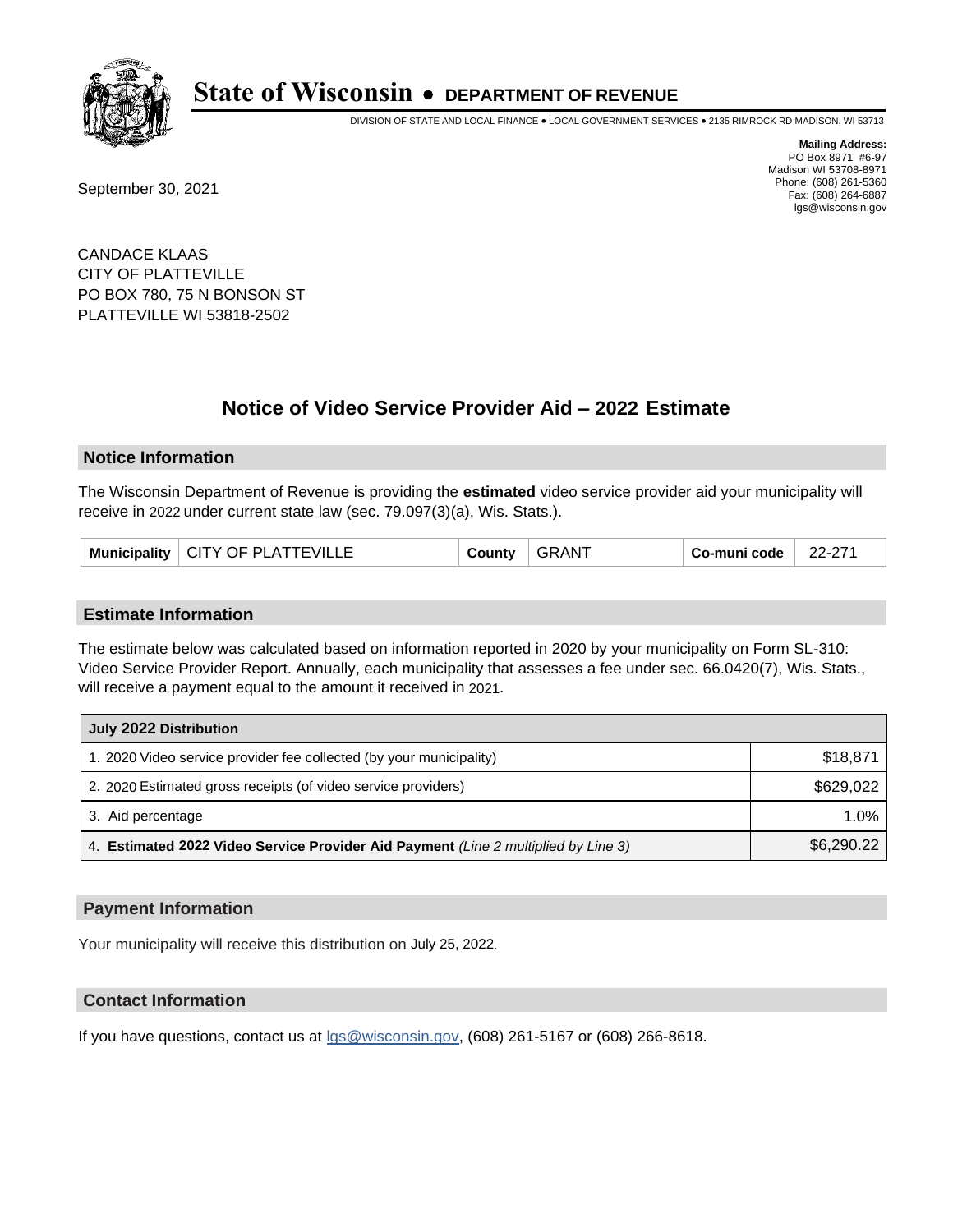# State of Wisconsin • DEPARTMENT OF REVENUE

DIVISION OF STATE AND LOCAL FINANCE • LOCAL GOVERNMENT SERVICES • 2135 RIMROCK RD MADISON, WI 53713

**Mailing Address:**
PO Box 8971 #6-97
Madison WI 53708-8971
Phone: (608) 261-5360
Fax: (608) 264-6887
lgs@wisconsin.gov

September 30, 2021

CANDACE KLAAS
CITY OF PLATTEVILLE
PO BOX 780, 75 N BONSON ST
PLATTEVILLE WI 53818-2502

## Notice of Video Service Provider Aid – 2022 Estimate

### Notice Information

The Wisconsin Department of Revenue is providing the **estimated** video service provider aid your municipality will receive in 2022 under current state law (sec. 79.097(3)(a), Wis. Stats.).

| Municipality | CITY OF PLATTEVILLE | County | GRANT | Co-muni code | 22-271 |
|---|---|---|---|---|---|

### Estimate Information

The estimate below was calculated based on information reported in 2020 by your municipality on Form SL-310: Video Service Provider Report. Annually, each municipality that assesses a fee under sec. 66.0420(7), Wis. Stats., will receive a payment equal to the amount it received in 2021.

| July 2022 Distribution | |
|---|---|
| 1. 2020 Video service provider fee collected (by your municipality) | $18,871 |
| 2. 2020 Estimated gross receipts (of video service providers) | $629,022 |
| 3. Aid percentage | 1.0% |
| 4. **Estimated 2022 Video Service Provider Aid Payment** *(Line 2 multiplied by Line 3)* | $6,290.22 |

### Payment Information

Your municipality will receive this distribution on July 25, 2022.

### Contact Information

If you have questions, contact us at lgs@wisconsin.gov, (608) 261-5167 or (608) 266-8618.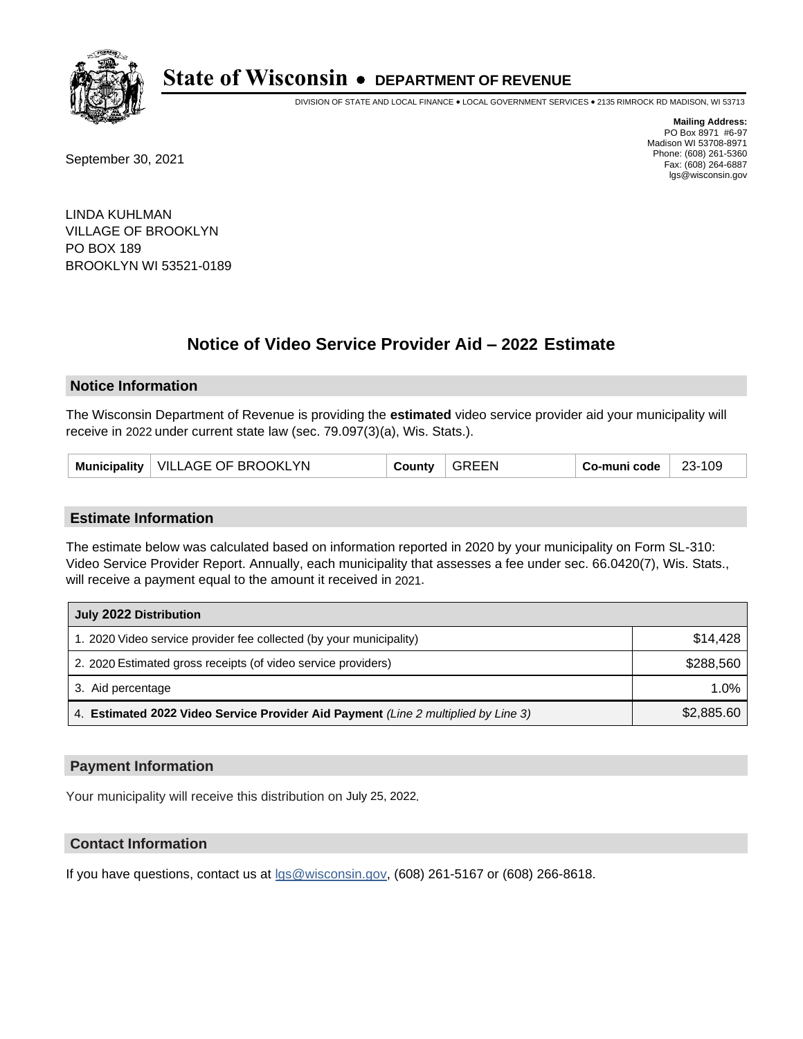# State of Wisconsin • DEPARTMENT OF REVENUE

DIVISION OF STATE AND LOCAL FINANCE • LOCAL GOVERNMENT SERVICES • 2135 RIMROCK RD MADISON, WI 53713

**Mailing Address:**
PO Box 8971 #6-97
Madison WI 53708-8971
Phone: (608) 261-5360
Fax: (608) 264-6887
lgs@wisconsin.gov

September 30, 2021

LINDA KUHLMAN
VILLAGE OF BROOKLYN
PO BOX 189
BROOKLYN WI 53521-0189

## Notice of Video Service Provider Aid – 2022 Estimate

### Notice Information

The Wisconsin Department of Revenue is providing the **estimated** video service provider aid your municipality will receive in 2022 under current state law (sec. 79.097(3)(a), Wis. Stats.).

| Municipality | VILLAGE OF BROOKLYN | County | GREEN | Co-muni code | 23-109 |
|---|---|---|---|---|---|

### Estimate Information

The estimate below was calculated based on information reported in 2020 by your municipality on Form SL-310: Video Service Provider Report. Annually, each municipality that assesses a fee under sec. 66.0420(7), Wis. Stats., will receive a payment equal to the amount it received in 2021.

| July 2022 Distribution | |
|---|---|
| 1. 2020 Video service provider fee collected (by your municipality) | $14,428 |
| 2. 2020 Estimated gross receipts (of video service providers) | $288,560 |
| 3. Aid percentage | 1.0% |
| 4. **Estimated 2022 Video Service Provider Aid Payment** *(Line 2 multiplied by Line 3)* | $2,885.60 |

### Payment Information

Your municipality will receive this distribution on July 25, 2022.

### Contact Information

If you have questions, contact us at lgs@wisconsin.gov, (608) 261-5167 or (608) 266-8618.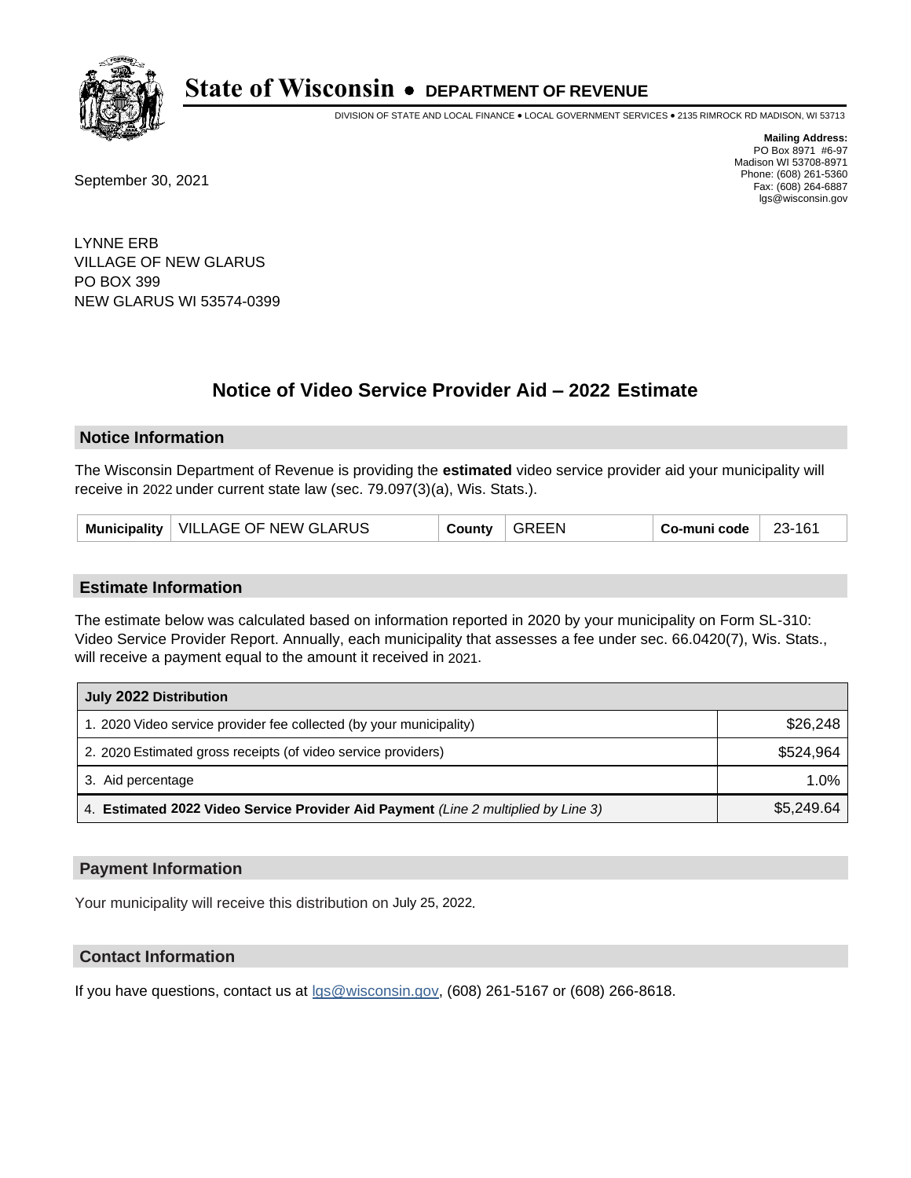# State of Wisconsin • DEPARTMENT OF REVENUE

DIVISION OF STATE AND LOCAL FINANCE • LOCAL GOVERNMENT SERVICES • 2135 RIMROCK RD MADISON, WI 53713

**Mailing Address:**
PO Box 8971 #6-97
Madison WI 53708-8971
Phone: (608) 261-5360
Fax: (608) 264-6887
lgs@wisconsin.gov

September 30, 2021

LYNNE ERB
VILLAGE OF NEW GLARUS
PO BOX 399
NEW GLARUS WI 53574-0399

## Notice of Video Service Provider Aid – 2022 Estimate

### Notice Information

The Wisconsin Department of Revenue is providing the **estimated** video service provider aid your municipality will receive in 2022 under current state law (sec. 79.097(3)(a), Wis. Stats.).

| Municipality | VILLAGE OF NEW GLARUS | County | GREEN | Co-muni code | 23-161 |
|---|---|---|---|---|---|

### Estimate Information

The estimate below was calculated based on information reported in 2020 by your municipality on Form SL-310: Video Service Provider Report. Annually, each municipality that assesses a fee under sec. 66.0420(7), Wis. Stats., will receive a payment equal to the amount it received in 2021.

| July 2022 Distribution | |
|---|---|
| 1. 2020 Video service provider fee collected (by your municipality) | $26,248 |
| 2. 2020 Estimated gross receipts (of video service providers) | $524,964 |
| 3. Aid percentage | 1.0% |
| 4. **Estimated 2022 Video Service Provider Aid Payment** *(Line 2 multiplied by Line 3)* | $5,249.64 |

### Payment Information

Your municipality will receive this distribution on July 25, 2022.

### Contact Information

If you have questions, contact us at lgs@wisconsin.gov, (608) 261-5167 or (608) 266-8618.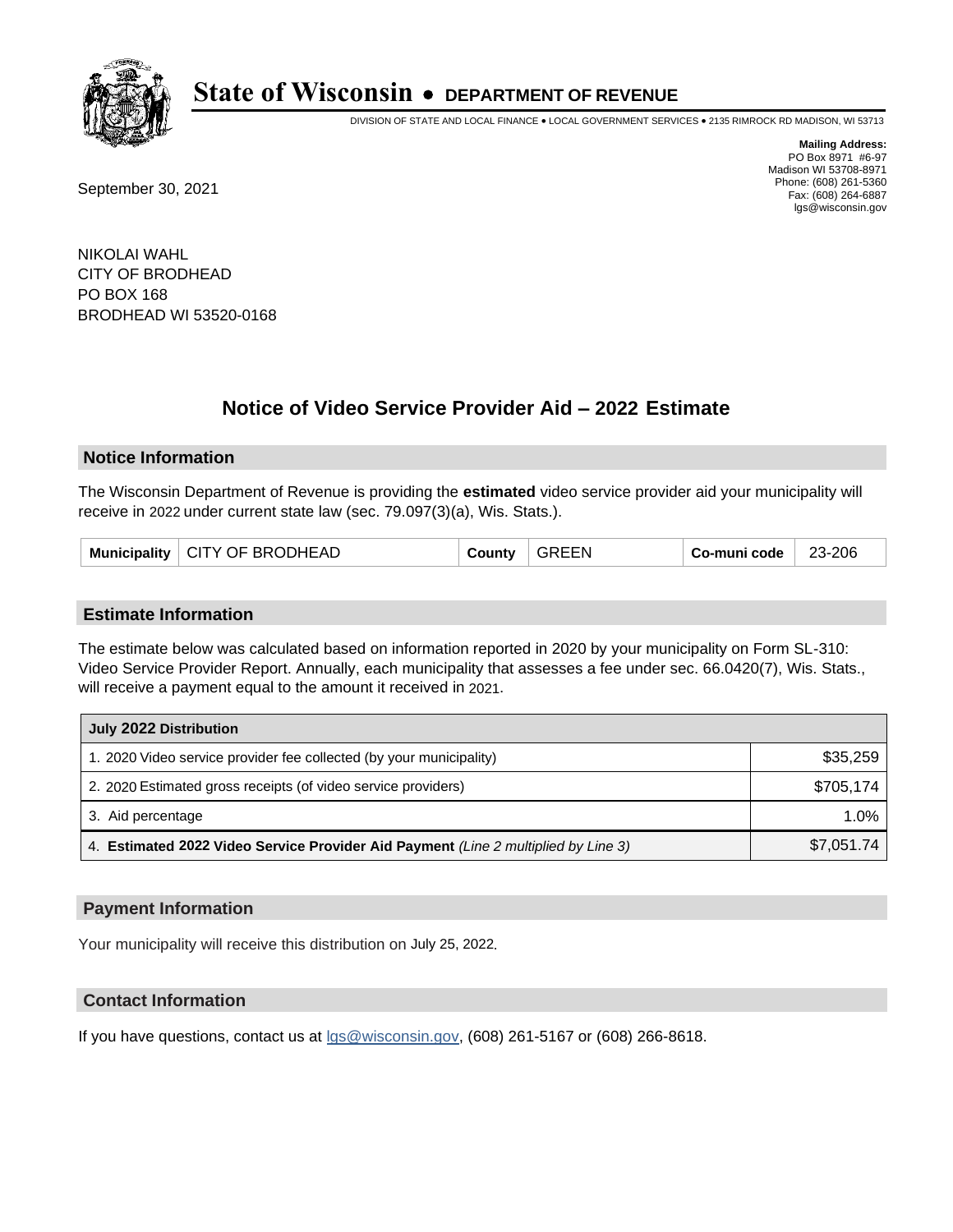# State of Wisconsin • DEPARTMENT OF REVENUE

DIVISION OF STATE AND LOCAL FINANCE • LOCAL GOVERNMENT SERVICES • 2135 RIMROCK RD MADISON, WI 53713

**Mailing Address:**
PO Box 8971 #6-97
Madison WI 53708-8971
Phone: (608) 261-5360
Fax: (608) 264-6887
lgs@wisconsin.gov

September 30, 2021

NIKOLAI WAHL
CITY OF BRODHEAD
PO BOX 168
BRODHEAD WI 53520-0168

## Notice of Video Service Provider Aid – 2022 Estimate

### Notice Information

The Wisconsin Department of Revenue is providing the **estimated** video service provider aid your municipality will receive in 2022 under current state law (sec. 79.097(3)(a), Wis. Stats.).

| Municipality | CITY OF BRODHEAD | County | GREEN | Co-muni code | 23-206 |
|---|---|---|---|---|---|

### Estimate Information

The estimate below was calculated based on information reported in 2020 by your municipality on Form SL-310: Video Service Provider Report. Annually, each municipality that assesses a fee under sec. 66.0420(7), Wis. Stats., will receive a payment equal to the amount it received in 2021.

| July 2022 Distribution | |
|---|---|
| 1. 2020 Video service provider fee collected (by your municipality) | $35,259 |
| 2. 2020 Estimated gross receipts (of video service providers) | $705,174 |
| 3. Aid percentage | 1.0% |
| 4. **Estimated 2022 Video Service Provider Aid Payment** *(Line 2 multiplied by Line 3)* | $7,051.74 |

### Payment Information

Your municipality will receive this distribution on July 25, 2022.

### Contact Information

If you have questions, contact us at lgs@wisconsin.gov, (608) 261-5167 or (608) 266-8618.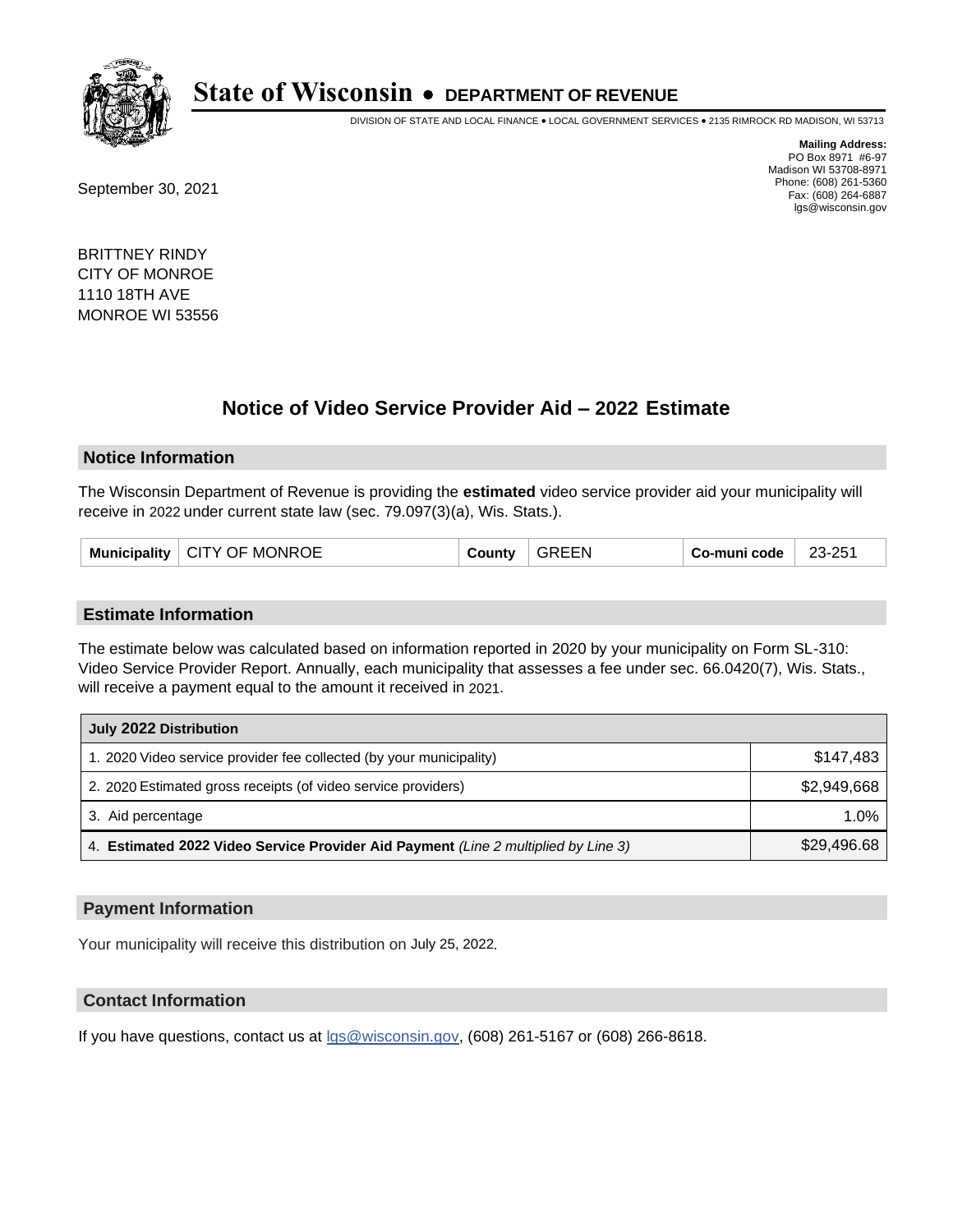# State of Wisconsin • DEPARTMENT OF REVENUE

DIVISION OF STATE AND LOCAL FINANCE • LOCAL GOVERNMENT SERVICES • 2135 RIMROCK RD MADISON, WI 53713

**Mailing Address:**
PO Box 8971 #6-97
Madison WI 53708-8971
Phone: (608) 261-5360
Fax: (608) 264-6887
lgs@wisconsin.gov

September 30, 2021

BRITTNEY RINDY
CITY OF MONROE
1110 18TH AVE
MONROE WI 53556

## Notice of Video Service Provider Aid – 2022 Estimate

### Notice Information

The Wisconsin Department of Revenue is providing the **estimated** video service provider aid your municipality will receive in 2022 under current state law (sec. 79.097(3)(a), Wis. Stats.).

| Municipality | CITY OF MONROE | County | GREEN | Co-muni code | 23-251 |
|---|---|---|---|---|---|

### Estimate Information

The estimate below was calculated based on information reported in 2020 by your municipality on Form SL-310: Video Service Provider Report. Annually, each municipality that assesses a fee under sec. 66.0420(7), Wis. Stats., will receive a payment equal to the amount it received in 2021.

| July 2022 Distribution | |
|---|---|
| 1. 2020 Video service provider fee collected (by your municipality) | $147,483 |
| 2. 2020 Estimated gross receipts (of video service providers) | $2,949,668 |
| 3. Aid percentage | 1.0% |
| 4. **Estimated 2022 Video Service Provider Aid Payment** *(Line 2 multiplied by Line 3)* | $29,496.68 |

### Payment Information

Your municipality will receive this distribution on July 25, 2022.

### Contact Information

If you have questions, contact us at lgs@wisconsin.gov, (608) 261-5167 or (608) 266-8618.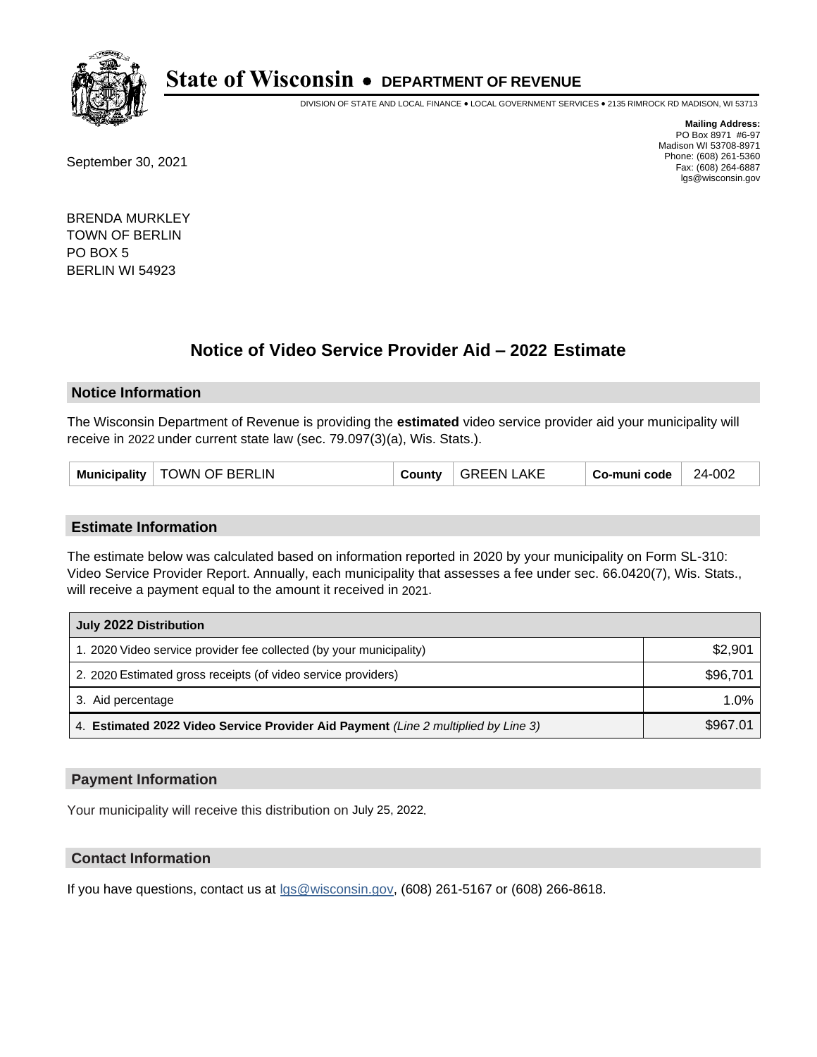# State of Wisconsin • DEPARTMENT OF REVENUE

DIVISION OF STATE AND LOCAL FINANCE • LOCAL GOVERNMENT SERVICES • 2135 RIMROCK RD MADISON, WI 53713

**Mailing Address:**
PO Box 8971 #6-97
Madison WI 53708-8971
Phone: (608) 261-5360
Fax: (608) 264-6887
lgs@wisconsin.gov

September 30, 2021

BRENDA MURKLEY
TOWN OF BERLIN
PO BOX 5
BERLIN WI 54923

## Notice of Video Service Provider Aid – 2022 Estimate

### Notice Information

The Wisconsin Department of Revenue is providing the **estimated** video service provider aid your municipality will receive in 2022 under current state law (sec. 79.097(3)(a), Wis. Stats.).

| Municipality | TOWN OF BERLIN | County | GREEN LAKE | Co-muni code | 24-002 |
|---|---|---|---|---|---|

### Estimate Information

The estimate below was calculated based on information reported in 2020 by your municipality on Form SL-310: Video Service Provider Report. Annually, each municipality that assesses a fee under sec. 66.0420(7), Wis. Stats., will receive a payment equal to the amount it received in 2021.

| July 2022 Distribution | |
|---|---|
| 1. 2020 Video service provider fee collected (by your municipality) | $2,901 |
| 2. 2020 Estimated gross receipts (of video service providers) | $96,701 |
| 3. Aid percentage | 1.0% |
| 4. **Estimated 2022 Video Service Provider Aid Payment** *(Line 2 multiplied by Line 3)* | $967.01 |

### Payment Information

Your municipality will receive this distribution on July 25, 2022.

### Contact Information

If you have questions, contact us at lgs@wisconsin.gov, (608) 261-5167 or (608) 266-8618.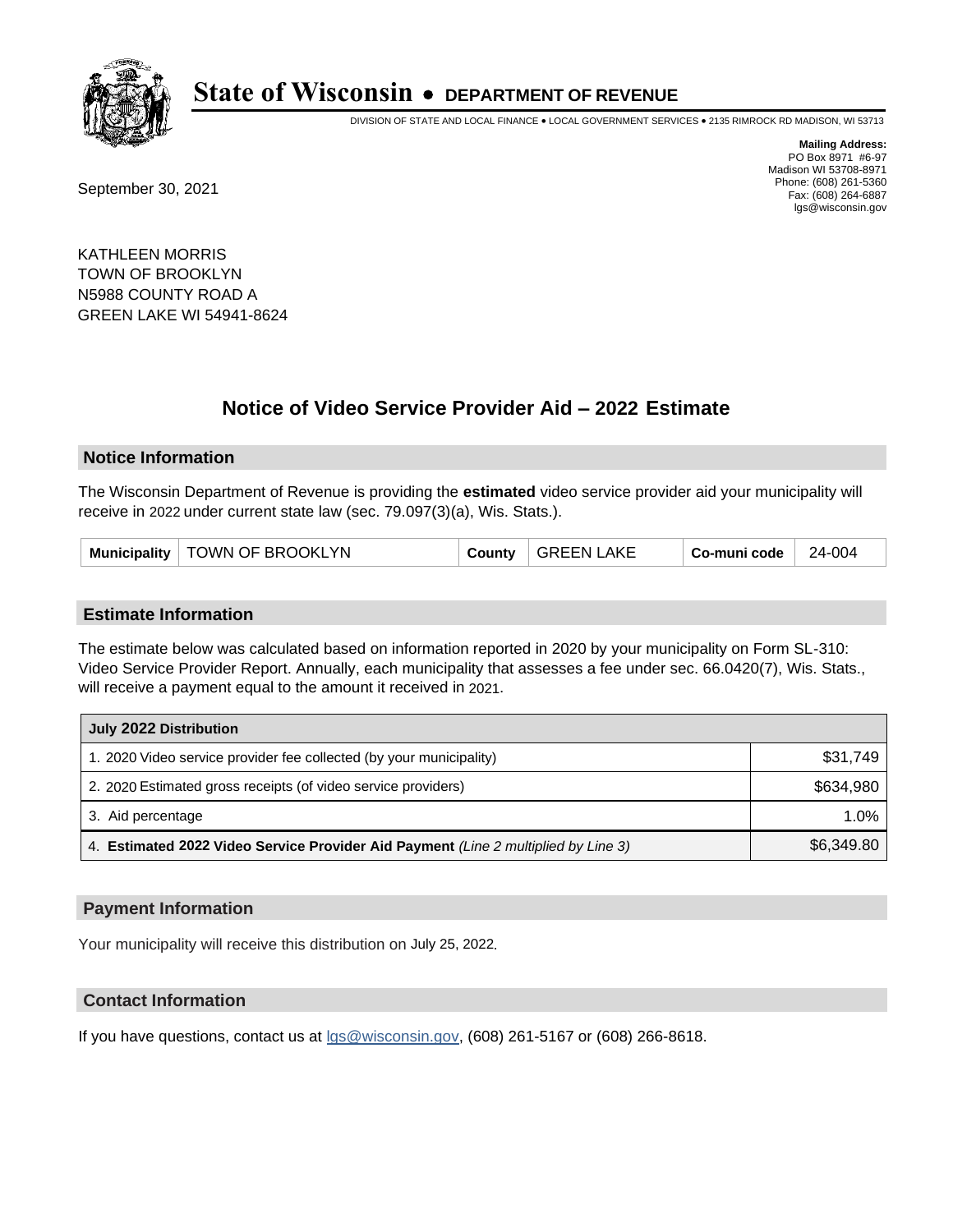# State of Wisconsin • DEPARTMENT OF REVENUE

DIVISION OF STATE AND LOCAL FINANCE • LOCAL GOVERNMENT SERVICES • 2135 RIMROCK RD MADISON, WI 53713

**Mailing Address:**
PO Box 8971 #6-97
Madison WI 53708-8971
Phone: (608) 261-5360
Fax: (608) 264-6887
lgs@wisconsin.gov

September 30, 2021

KATHLEEN MORRIS
TOWN OF BROOKLYN
N5988 COUNTY ROAD A
GREEN LAKE WI 54941-8624

## Notice of Video Service Provider Aid – 2022 Estimate

### Notice Information

The Wisconsin Department of Revenue is providing the **estimated** video service provider aid your municipality will receive in 2022 under current state law (sec. 79.097(3)(a), Wis. Stats.).

| Municipality | TOWN OF BROOKLYN | County | GREEN LAKE | Co-muni code | 24-004 |
|---|---|---|---|---|---|

### Estimate Information

The estimate below was calculated based on information reported in 2020 by your municipality on Form SL-310: Video Service Provider Report. Annually, each municipality that assesses a fee under sec. 66.0420(7), Wis. Stats., will receive a payment equal to the amount it received in 2021.

| July 2022 Distribution | |
|---|---|
| 1. 2020 Video service provider fee collected (by your municipality) | $31,749 |
| 2. 2020 Estimated gross receipts (of video service providers) | $634,980 |
| 3. Aid percentage | 1.0% |
| 4. **Estimated 2022 Video Service Provider Aid Payment** *(Line 2 multiplied by Line 3)* | $6,349.80 |

### Payment Information

Your municipality will receive this distribution on July 25, 2022.

### Contact Information

If you have questions, contact us at lgs@wisconsin.gov, (608) 261-5167 or (608) 266-8618.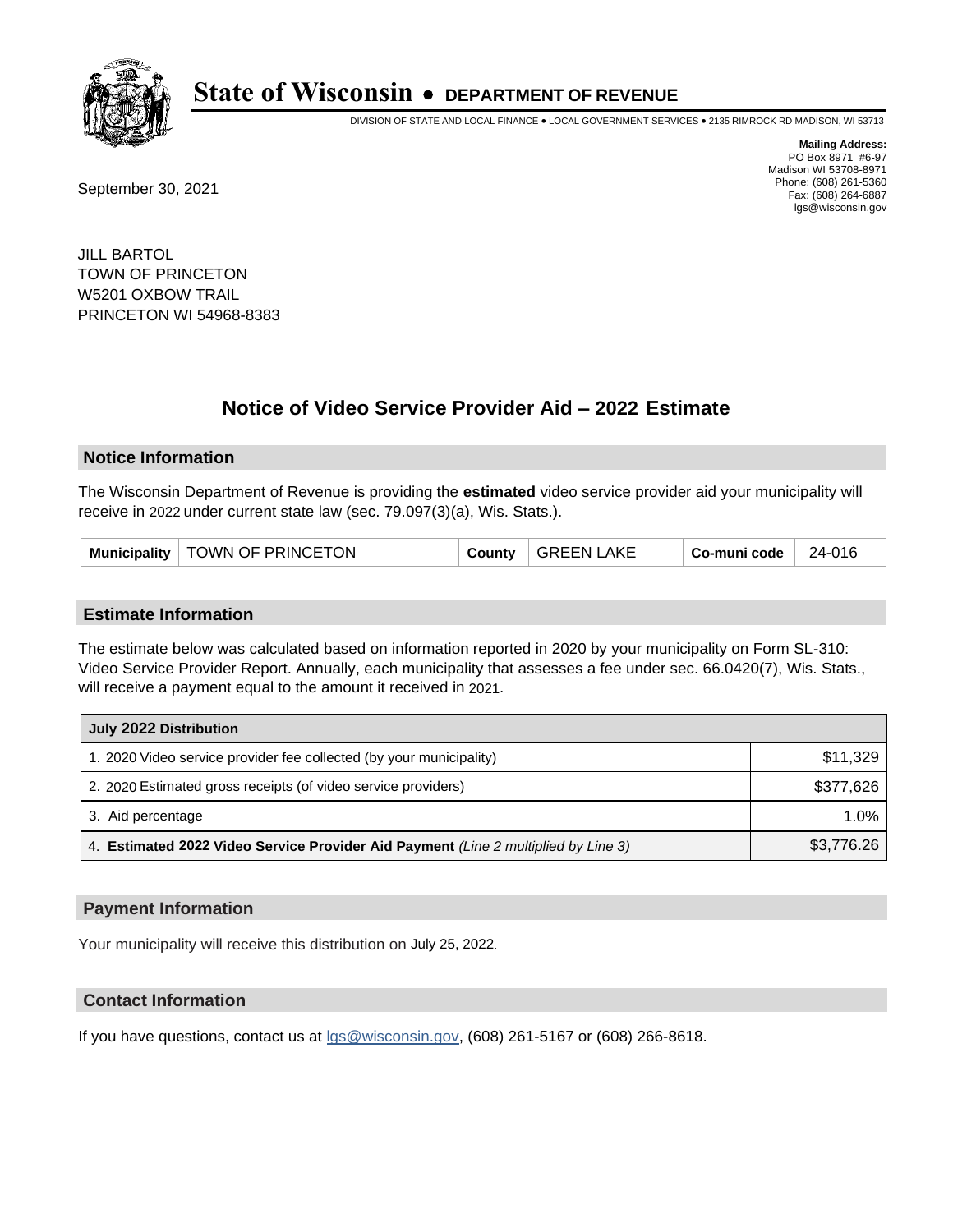# State of Wisconsin • DEPARTMENT OF REVENUE

DIVISION OF STATE AND LOCAL FINANCE • LOCAL GOVERNMENT SERVICES • 2135 RIMROCK RD MADISON, WI 53713

**Mailing Address:**
PO Box 8971 #6-97
Madison WI 53708-8971
Phone: (608) 261-5360
Fax: (608) 264-6887
lgs@wisconsin.gov

September 30, 2021

JILL BARTOL
TOWN OF PRINCETON
W5201 OXBOW TRAIL
PRINCETON WI 54968-8383

## Notice of Video Service Provider Aid – 2022 Estimate

### Notice Information

The Wisconsin Department of Revenue is providing the **estimated** video service provider aid your municipality will receive in 2022 under current state law (sec. 79.097(3)(a), Wis. Stats.).

| Municipality | TOWN OF PRINCETON | County | GREEN LAKE | Co-muni code | 24-016 |
|---|---|---|---|---|---|

### Estimate Information

The estimate below was calculated based on information reported in 2020 by your municipality on Form SL-310: Video Service Provider Report. Annually, each municipality that assesses a fee under sec. 66.0420(7), Wis. Stats., will receive a payment equal to the amount it received in 2021.

| July 2022 Distribution | |
|---|---|
| 1. 2020 Video service provider fee collected (by your municipality) | $11,329 |
| 2. 2020 Estimated gross receipts (of video service providers) | $377,626 |
| 3. Aid percentage | 1.0% |
| 4. **Estimated 2022 Video Service Provider Aid Payment** *(Line 2 multiplied by Line 3)* | $3,776.26 |

### Payment Information

Your municipality will receive this distribution on July 25, 2022.

### Contact Information

If you have questions, contact us at lgs@wisconsin.gov, (608) 261-5167 or (608) 266-8618.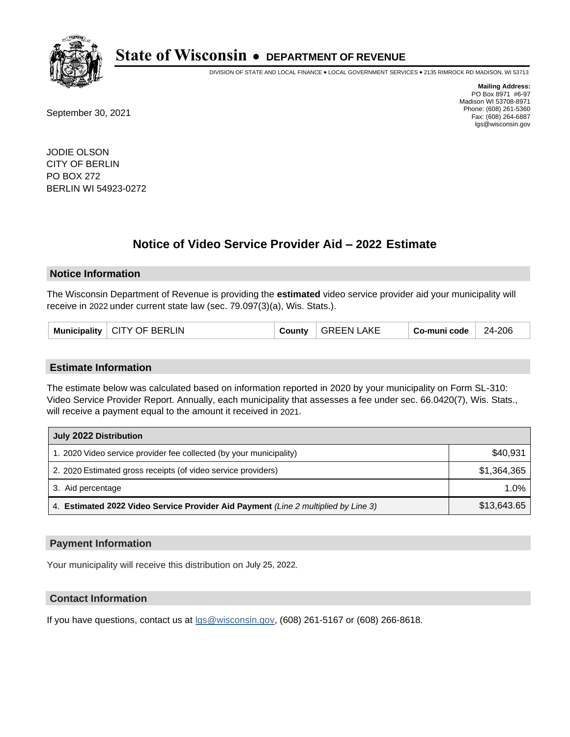# State of Wisconsin • DEPARTMENT OF REVENUE

DIVISION OF STATE AND LOCAL FINANCE • LOCAL GOVERNMENT SERVICES • 2135 RIMROCK RD MADISON, WI 53713

**Mailing Address:**
PO Box 8971 #6-97
Madison WI 53708-8971
Phone: (608) 261-5360
Fax: (608) 264-6887
lgs@wisconsin.gov

September 30, 2021

JODIE OLSON
CITY OF BERLIN
PO BOX 272
BERLIN WI 54923-0272

## Notice of Video Service Provider Aid – 2022 Estimate

### Notice Information

The Wisconsin Department of Revenue is providing the **estimated** video service provider aid your municipality will receive in 2022 under current state law (sec. 79.097(3)(a), Wis. Stats.).

| Municipality | CITY OF BERLIN | County | GREEN LAKE | Co-muni code | 24-206 |
|---|---|---|---|---|---|

### Estimate Information

The estimate below was calculated based on information reported in 2020 by your municipality on Form SL-310: Video Service Provider Report. Annually, each municipality that assesses a fee under sec. 66.0420(7), Wis. Stats., will receive a payment equal to the amount it received in 2021.

| July 2022 Distribution | |
|---|---|
| 1. 2020 Video service provider fee collected (by your municipality) | $40,931 |
| 2. 2020 Estimated gross receipts (of video service providers) | $1,364,365 |
| 3. Aid percentage | 1.0% |
| 4. **Estimated 2022 Video Service Provider Aid Payment** *(Line 2 multiplied by Line 3)* | $13,643.65 |

### Payment Information

Your municipality will receive this distribution on July 25, 2022.

### Contact Information

If you have questions, contact us at lgs@wisconsin.gov, (608) 261-5167 or (608) 266-8618.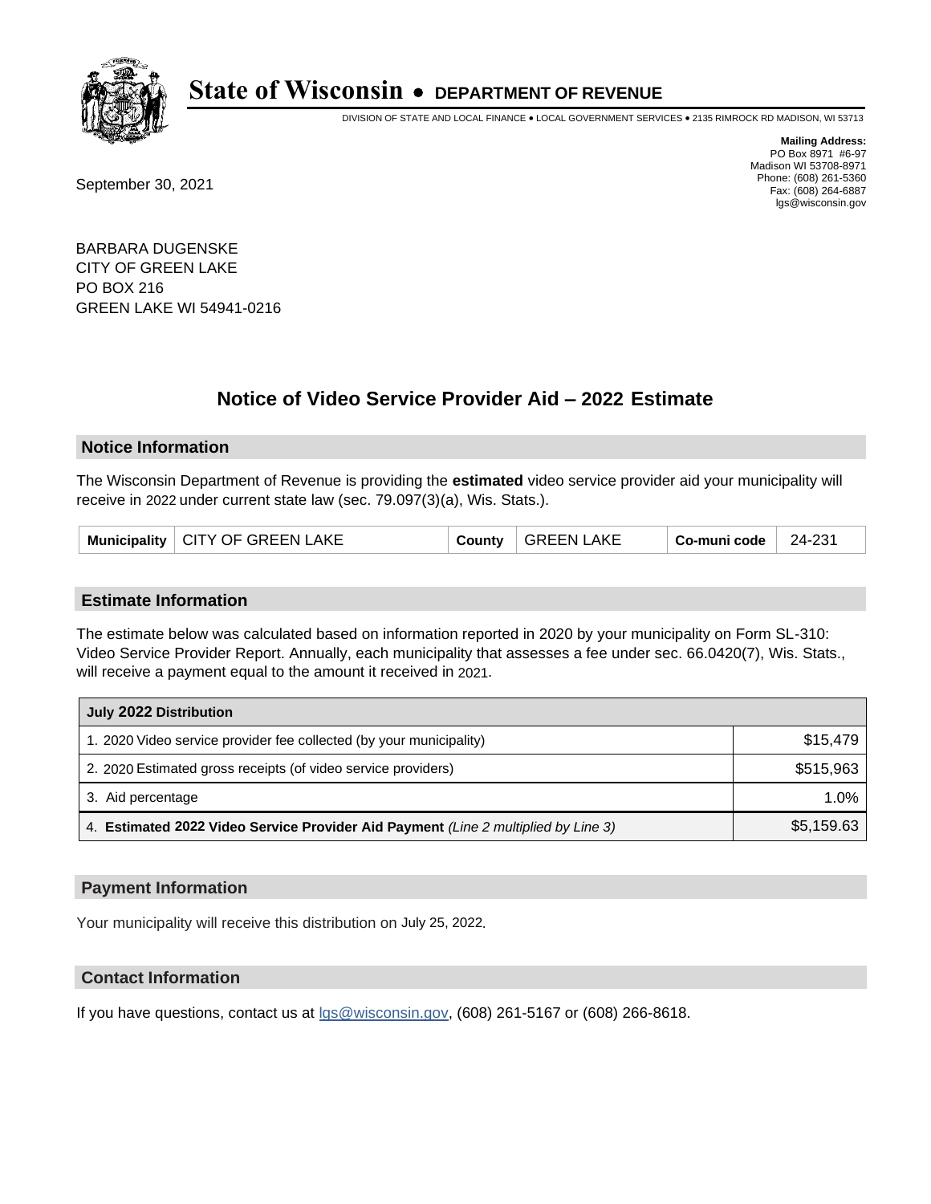# State of Wisconsin • DEPARTMENT OF REVENUE

DIVISION OF STATE AND LOCAL FINANCE • LOCAL GOVERNMENT SERVICES • 2135 RIMROCK RD MADISON, WI 53713

**Mailing Address:**
PO Box 8971 #6-97
Madison WI 53708-8971
Phone: (608) 261-5360
Fax: (608) 264-6887
lgs@wisconsin.gov

September 30, 2021

BARBARA DUGENSKE
CITY OF GREEN LAKE
PO BOX 216
GREEN LAKE WI 54941-0216

## Notice of Video Service Provider Aid – 2022 Estimate

### Notice Information

The Wisconsin Department of Revenue is providing the **estimated** video service provider aid your municipality will receive in 2022 under current state law (sec. 79.097(3)(a), Wis. Stats.).

| Municipality | CITY OF GREEN LAKE | County | GREEN LAKE | Co-muni code | 24-231 |
|---|---|---|---|---|---|

### Estimate Information

The estimate below was calculated based on information reported in 2020 by your municipality on Form SL-310: Video Service Provider Report. Annually, each municipality that assesses a fee under sec. 66.0420(7), Wis. Stats., will receive a payment equal to the amount it received in 2021.

| July 2022 Distribution | |
|---|---|
| 1. 2020 Video service provider fee collected (by your municipality) | $15,479 |
| 2. 2020 Estimated gross receipts (of video service providers) | $515,963 |
| 3. Aid percentage | 1.0% |
| 4. **Estimated 2022 Video Service Provider Aid Payment** *(Line 2 multiplied by Line 3)* | $5,159.63 |

### Payment Information

Your municipality will receive this distribution on July 25, 2022.

### Contact Information

If you have questions, contact us at lgs@wisconsin.gov, (608) 261-5167 or (608) 266-8618.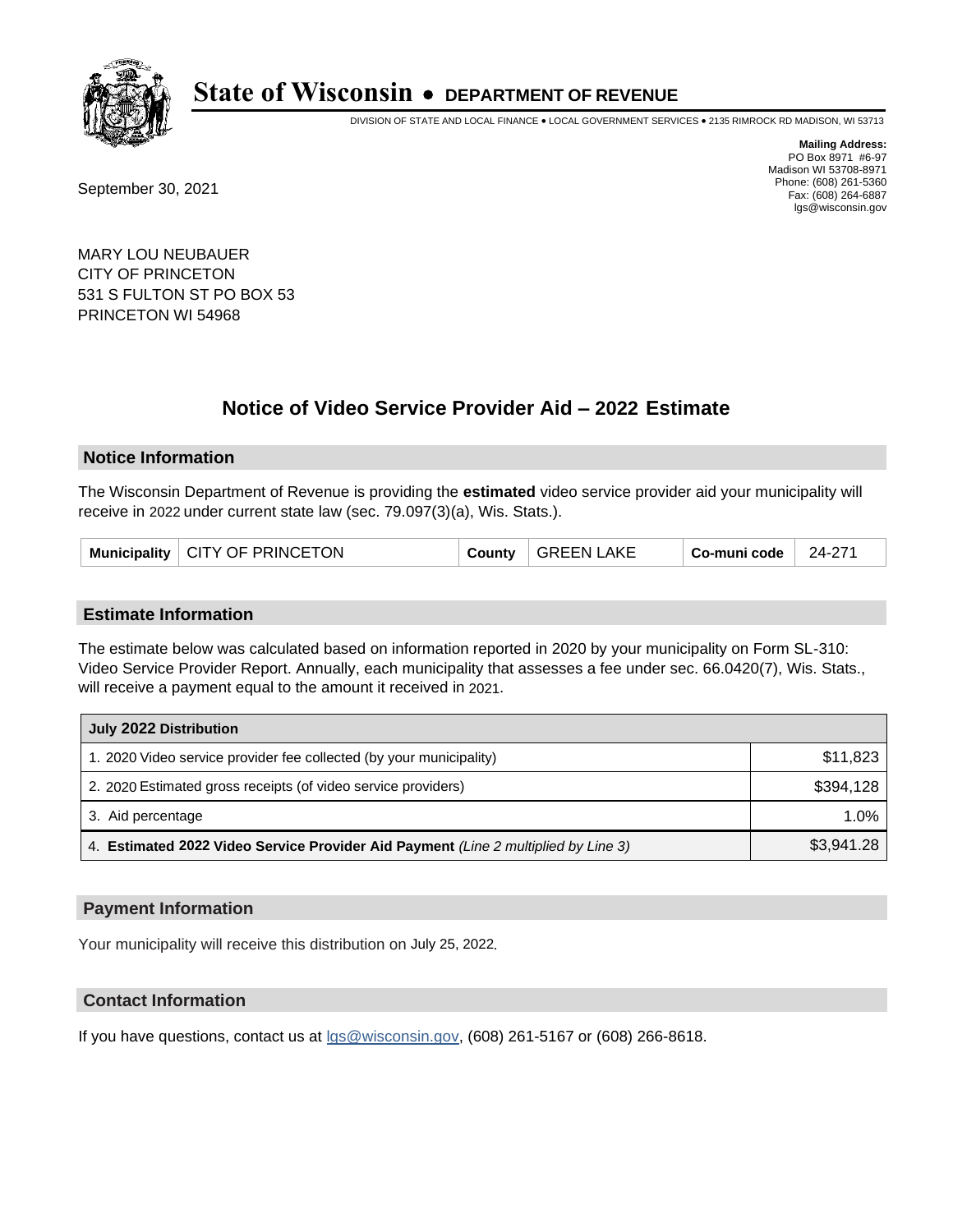# State of Wisconsin • DEPARTMENT OF REVENUE

DIVISION OF STATE AND LOCAL FINANCE • LOCAL GOVERNMENT SERVICES • 2135 RIMROCK RD MADISON, WI 53713

**Mailing Address:**
PO Box 8971 #6-97
Madison WI 53708-8971
Phone: (608) 261-5360
Fax: (608) 264-6887
lgs@wisconsin.gov

September 30, 2021

MARY LOU NEUBAUER
CITY OF PRINCETON
531 S FULTON ST PO BOX 53
PRINCETON WI 54968

## Notice of Video Service Provider Aid – 2022 Estimate

### Notice Information

The Wisconsin Department of Revenue is providing the **estimated** video service provider aid your municipality will receive in 2022 under current state law (sec. 79.097(3)(a), Wis. Stats.).

| Municipality | CITY OF PRINCETON | County | GREEN LAKE | Co-muni code | 24-271 |
|---|---|---|---|---|---|

### Estimate Information

The estimate below was calculated based on information reported in 2020 by your municipality on Form SL-310: Video Service Provider Report. Annually, each municipality that assesses a fee under sec. 66.0420(7), Wis. Stats., will receive a payment equal to the amount it received in 2021.

| July 2022 Distribution | |
|---|---|
| 1. 2020 Video service provider fee collected (by your municipality) | $11,823 |
| 2. 2020 Estimated gross receipts (of video service providers) | $394,128 |
| 3. Aid percentage | 1.0% |
| 4. **Estimated 2022 Video Service Provider Aid Payment** *(Line 2 multiplied by Line 3)* | $3,941.28 |

### Payment Information

Your municipality will receive this distribution on July 25, 2022.

### Contact Information

If you have questions, contact us at lgs@wisconsin.gov, (608) 261-5167 or (608) 266-8618.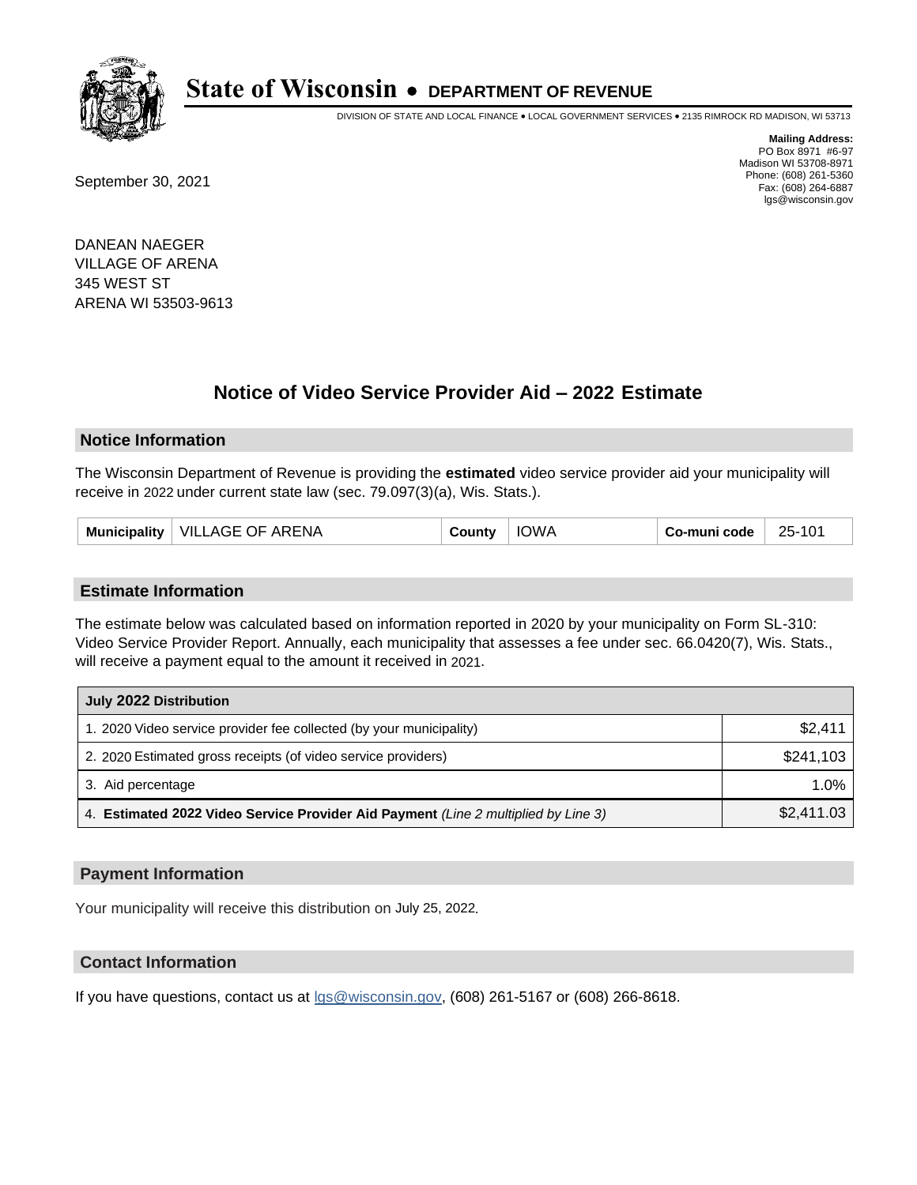# State of Wisconsin • DEPARTMENT OF REVENUE

DIVISION OF STATE AND LOCAL FINANCE • LOCAL GOVERNMENT SERVICES • 2135 RIMROCK RD MADISON, WI 53713

**Mailing Address:**
PO Box 8971 #6-97
Madison WI 53708-8971
Phone: (608) 261-5360
Fax: (608) 264-6887
lgs@wisconsin.gov

September 30, 2021

DANEAN NAEGER
VILLAGE OF ARENA
345 WEST ST
ARENA WI 53503-9613

## Notice of Video Service Provider Aid – 2022 Estimate

### Notice Information

The Wisconsin Department of Revenue is providing the **estimated** video service provider aid your municipality will receive in 2022 under current state law (sec. 79.097(3)(a), Wis. Stats.).

| Municipality | VILLAGE OF ARENA | County | IOWA | Co-muni code | 25-101 |
|---|---|---|---|---|---|

### Estimate Information

The estimate below was calculated based on information reported in 2020 by your municipality on Form SL-310: Video Service Provider Report. Annually, each municipality that assesses a fee under sec. 66.0420(7), Wis. Stats., will receive a payment equal to the amount it received in 2021.

| July 2022 Distribution | |
|---|---|
| 1. 2020 Video service provider fee collected (by your municipality) | $2,411 |
| 2. 2020 Estimated gross receipts (of video service providers) | $241,103 |
| 3. Aid percentage | 1.0% |
| 4. **Estimated 2022 Video Service Provider Aid Payment** *(Line 2 multiplied by Line 3)* | $2,411.03 |

### Payment Information

Your municipality will receive this distribution on July 25, 2022.

### Contact Information

If you have questions, contact us at lgs@wisconsin.gov, (608) 261-5167 or (608) 266-8618.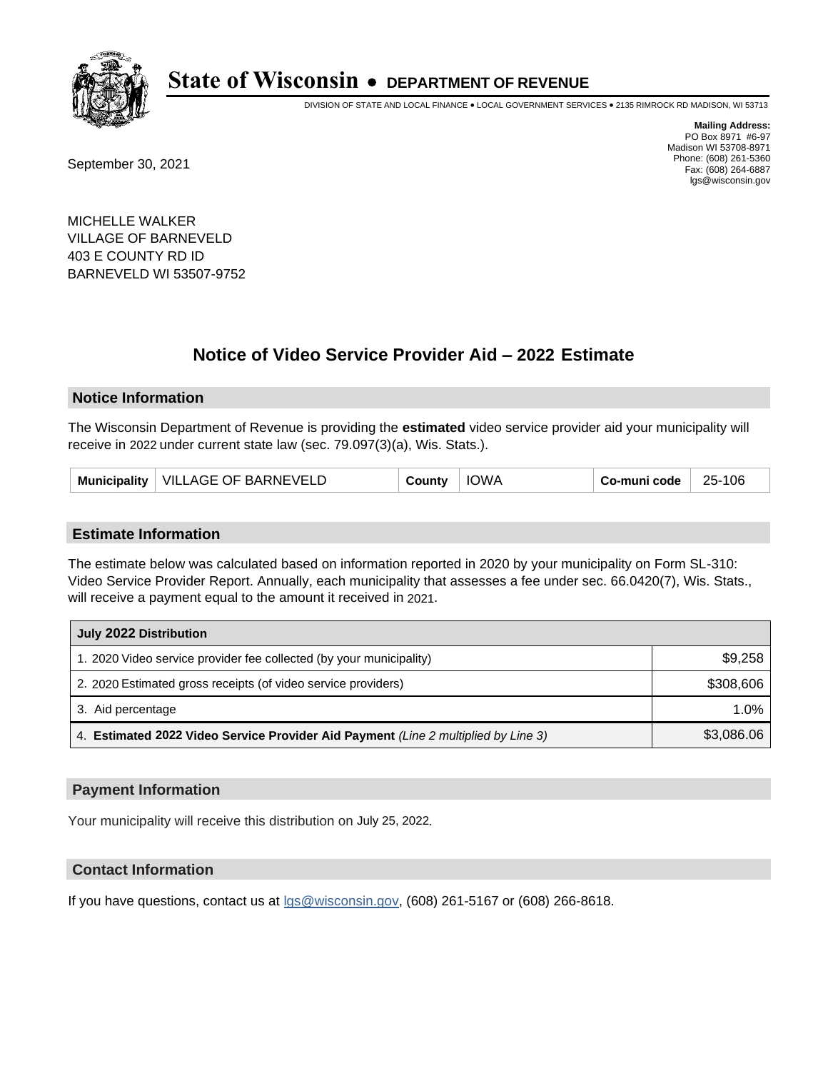# State of Wisconsin • DEPARTMENT OF REVENUE

DIVISION OF STATE AND LOCAL FINANCE • LOCAL GOVERNMENT SERVICES • 2135 RIMROCK RD MADISON, WI 53713

**Mailing Address:**
PO Box 8971 #6-97
Madison WI 53708-8971
Phone: (608) 261-5360
Fax: (608) 264-6887
lgs@wisconsin.gov

September 30, 2021

MICHELLE WALKER
VILLAGE OF BARNEVELD
403 E COUNTY RD ID
BARNEVELD WI 53507-9752

## Notice of Video Service Provider Aid – 2022 Estimate

### Notice Information

The Wisconsin Department of Revenue is providing the **estimated** video service provider aid your municipality will receive in 2022 under current state law (sec. 79.097(3)(a), Wis. Stats.).

| Municipality | VILLAGE OF BARNEVELD | County | IOWA | Co-muni code | 25-106 |
|---|---|---|---|---|---|

### Estimate Information

The estimate below was calculated based on information reported in 2020 by your municipality on Form SL-310: Video Service Provider Report. Annually, each municipality that assesses a fee under sec. 66.0420(7), Wis. Stats., will receive a payment equal to the amount it received in 2021.

| July 2022 Distribution | |
|---|---|
| 1. 2020 Video service provider fee collected (by your municipality) | $9,258 |
| 2. 2020 Estimated gross receipts (of video service providers) | $308,606 |
| 3. Aid percentage | 1.0% |
| 4. **Estimated 2022 Video Service Provider Aid Payment** *(Line 2 multiplied by Line 3)* | $3,086.06 |

### Payment Information

Your municipality will receive this distribution on July 25, 2022.

### Contact Information

If you have questions, contact us at lgs@wisconsin.gov, (608) 261-5167 or (608) 266-8618.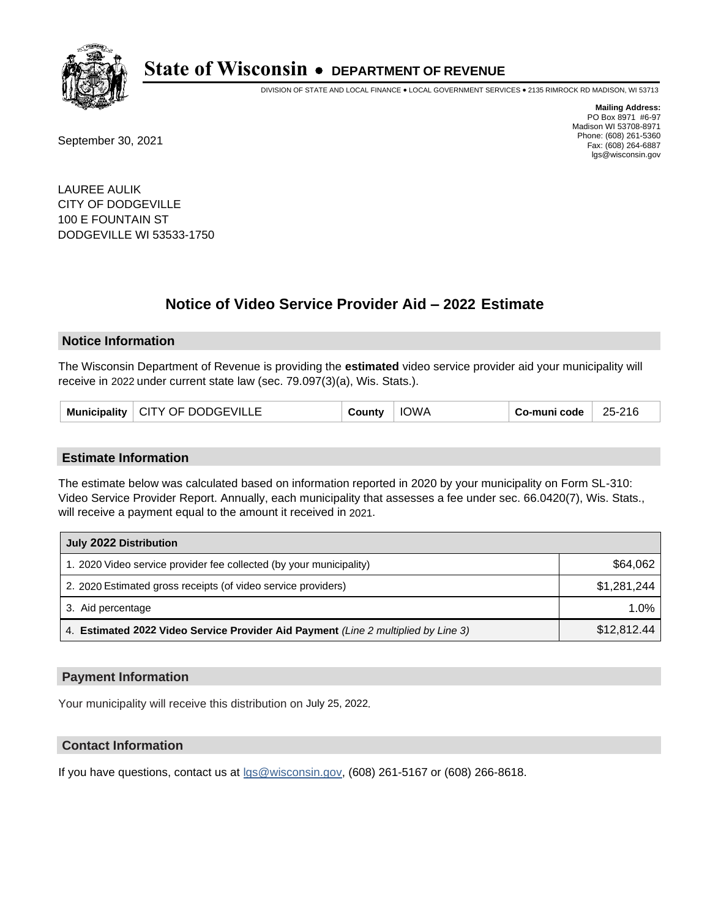# State of Wisconsin • DEPARTMENT OF REVENUE

DIVISION OF STATE AND LOCAL FINANCE • LOCAL GOVERNMENT SERVICES • 2135 RIMROCK RD MADISON, WI 53713

**Mailing Address:**
PO Box 8971 #6-97
Madison WI 53708-8971
Phone: (608) 261-5360
Fax: (608) 264-6887
lgs@wisconsin.gov

September 30, 2021

LAUREE AULIK
CITY OF DODGEVILLE
100 E FOUNTAIN ST
DODGEVILLE WI 53533-1750

## Notice of Video Service Provider Aid – 2022 Estimate

### Notice Information

The Wisconsin Department of Revenue is providing the **estimated** video service provider aid your municipality will receive in 2022 under current state law (sec. 79.097(3)(a), Wis. Stats.).

| Municipality | CITY OF DODGEVILLE | County | IOWA | Co-muni code | 25-216 |
|---|---|---|---|---|---|

### Estimate Information

The estimate below was calculated based on information reported in 2020 by your municipality on Form SL-310: Video Service Provider Report. Annually, each municipality that assesses a fee under sec. 66.0420(7), Wis. Stats., will receive a payment equal to the amount it received in 2021.

| July 2022 Distribution | |
|---|---|
| 1. 2020 Video service provider fee collected (by your municipality) | $64,062 |
| 2. 2020 Estimated gross receipts (of video service providers) | $1,281,244 |
| 3. Aid percentage | 1.0% |
| 4. **Estimated 2022 Video Service Provider Aid Payment** *(Line 2 multiplied by Line 3)* | $12,812.44 |

### Payment Information

Your municipality will receive this distribution on July 25, 2022.

### Contact Information

If you have questions, contact us at lgs@wisconsin.gov, (608) 261-5167 or (608) 266-8618.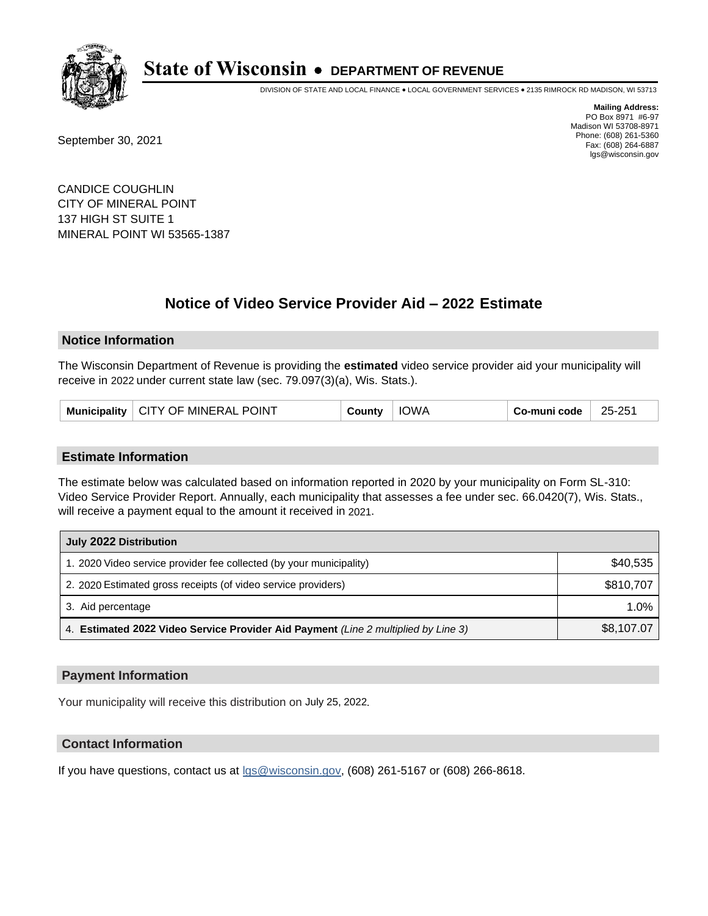# State of Wisconsin • DEPARTMENT OF REVENUE

DIVISION OF STATE AND LOCAL FINANCE • LOCAL GOVERNMENT SERVICES • 2135 RIMROCK RD MADISON, WI 53713

**Mailing Address:**
PO Box 8971 #6-97
Madison WI 53708-8971
Phone: (608) 261-5360
Fax: (608) 264-6887
lgs@wisconsin.gov

September 30, 2021

CANDICE COUGHLIN
CITY OF MINERAL POINT
137 HIGH ST SUITE 1
MINERAL POINT WI 53565-1387

## Notice of Video Service Provider Aid – 2022 Estimate

### Notice Information

The Wisconsin Department of Revenue is providing the **estimated** video service provider aid your municipality will receive in 2022 under current state law (sec. 79.097(3)(a), Wis. Stats.).

| Municipality | CITY OF MINERAL POINT | County | IOWA | Co-muni code | 25-251 |
|---|---|---|---|---|---|

### Estimate Information

The estimate below was calculated based on information reported in 2020 by your municipality on Form SL-310: Video Service Provider Report. Annually, each municipality that assesses a fee under sec. 66.0420(7), Wis. Stats., will receive a payment equal to the amount it received in 2021.

| July 2022 Distribution | |
|---|---|
| 1. 2020 Video service provider fee collected (by your municipality) | $40,535 |
| 2. 2020 Estimated gross receipts (of video service providers) | $810,707 |
| 3. Aid percentage | 1.0% |
| 4. **Estimated 2022 Video Service Provider Aid Payment** *(Line 2 multiplied by Line 3)* | $8,107.07 |

### Payment Information

Your municipality will receive this distribution on July 25, 2022.

### Contact Information

If you have questions, contact us at lgs@wisconsin.gov, (608) 261-5167 or (608) 266-8618.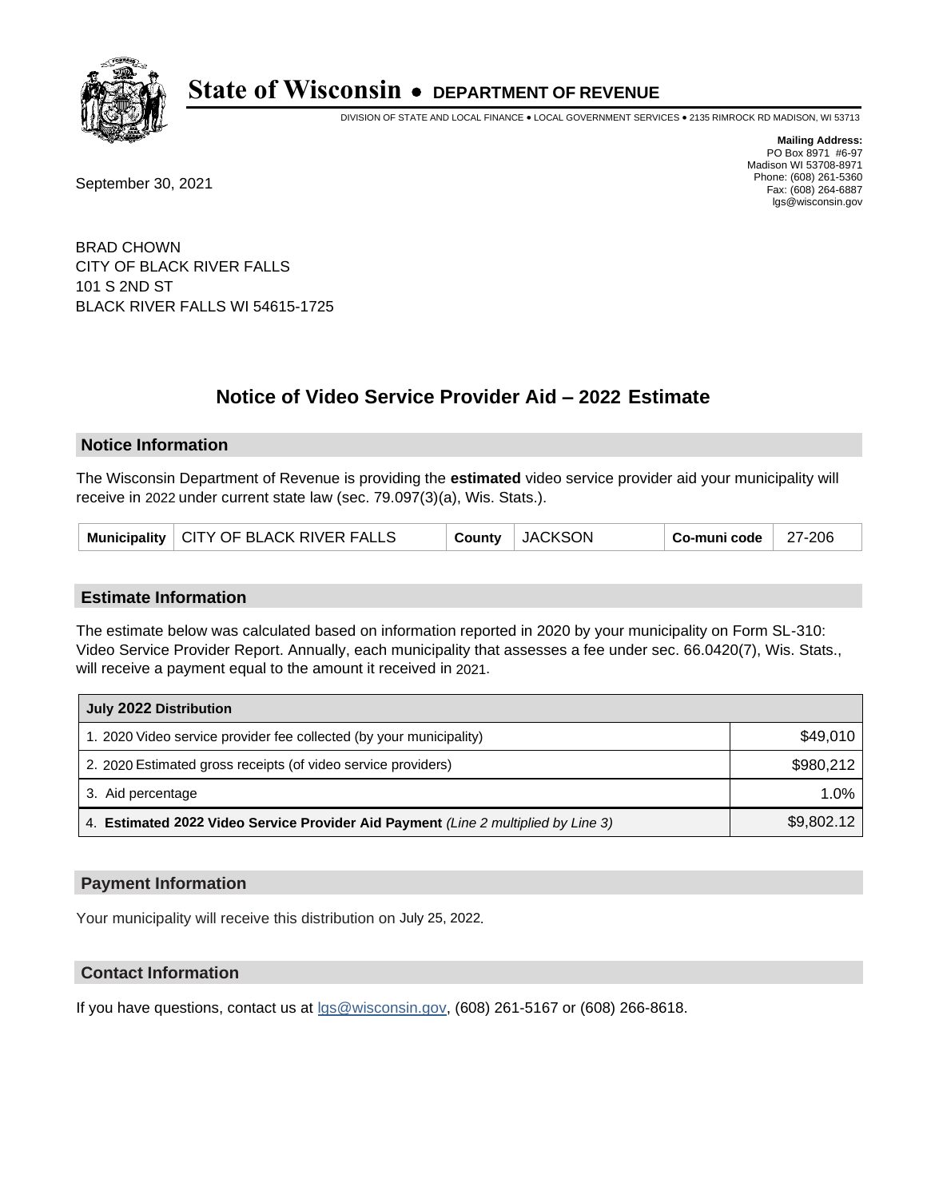# State of Wisconsin • DEPARTMENT OF REVENUE

DIVISION OF STATE AND LOCAL FINANCE • LOCAL GOVERNMENT SERVICES • 2135 RIMROCK RD MADISON, WI 53713

**Mailing Address:**
PO Box 8971 #6-97
Madison WI 53708-8971
Phone: (608) 261-5360
Fax: (608) 264-6887
lgs@wisconsin.gov

September 30, 2021

BRAD CHOWN
CITY OF BLACK RIVER FALLS
101 S 2ND ST
BLACK RIVER FALLS WI 54615-1725

## Notice of Video Service Provider Aid – 2022 Estimate

### Notice Information

The Wisconsin Department of Revenue is providing the **estimated** video service provider aid your municipality will receive in 2022 under current state law (sec. 79.097(3)(a), Wis. Stats.).

| Municipality | CITY OF BLACK RIVER FALLS | County | JACKSON | Co-muni code | 27-206 |
|---|---|---|---|---|---|

### Estimate Information

The estimate below was calculated based on information reported in 2020 by your municipality on Form SL-310: Video Service Provider Report. Annually, each municipality that assesses a fee under sec. 66.0420(7), Wis. Stats., will receive a payment equal to the amount it received in 2021.

| July 2022 Distribution | |
|---|---|
| 1. 2020 Video service provider fee collected (by your municipality) | $49,010 |
| 2. 2020 Estimated gross receipts (of video service providers) | $980,212 |
| 3. Aid percentage | 1.0% |
| 4. **Estimated 2022 Video Service Provider Aid Payment** *(Line 2 multiplied by Line 3)* | $9,802.12 |

### Payment Information

Your municipality will receive this distribution on July 25, 2022.

### Contact Information

If you have questions, contact us at lgs@wisconsin.gov, (608) 261-5167 or (608) 266-8618.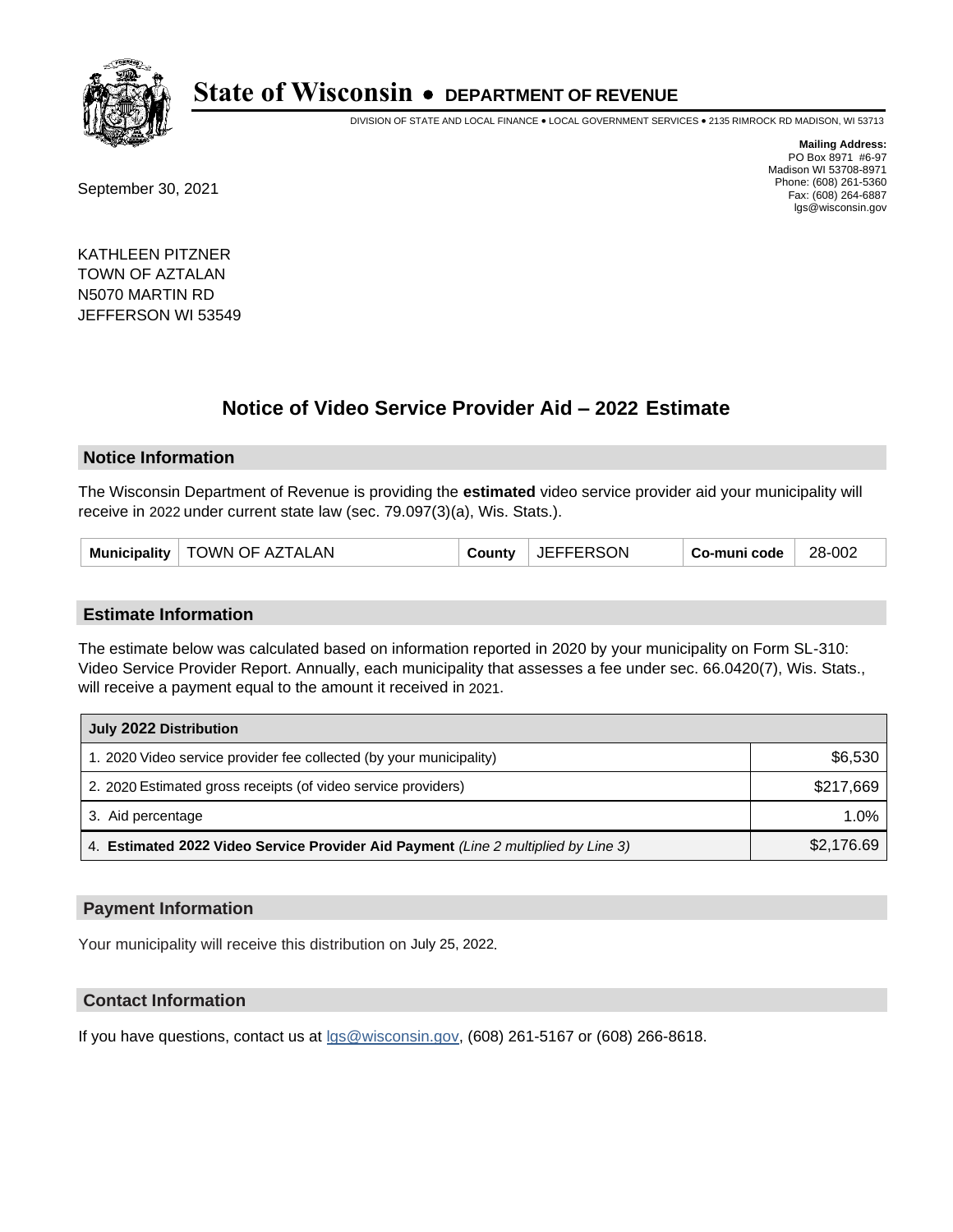# State of Wisconsin • DEPARTMENT OF REVENUE

DIVISION OF STATE AND LOCAL FINANCE • LOCAL GOVERNMENT SERVICES • 2135 RIMROCK RD MADISON, WI 53713

**Mailing Address:**
PO Box 8971 #6-97
Madison WI 53708-8971
Phone: (608) 261-5360
Fax: (608) 264-6887
lgs@wisconsin.gov

September 30, 2021

KATHLEEN PITZNER
TOWN OF AZTALAN
N5070 MARTIN RD
JEFFERSON WI 53549

## Notice of Video Service Provider Aid – 2022 Estimate

### Notice Information

The Wisconsin Department of Revenue is providing the **estimated** video service provider aid your municipality will receive in 2022 under current state law (sec. 79.097(3)(a), Wis. Stats.).

| Municipality | TOWN OF AZTALAN | County | JEFFERSON | Co-muni code | 28-002 |
|---|---|---|---|---|---|

### Estimate Information

The estimate below was calculated based on information reported in 2020 by your municipality on Form SL-310: Video Service Provider Report. Annually, each municipality that assesses a fee under sec. 66.0420(7), Wis. Stats., will receive a payment equal to the amount it received in 2021.

| July 2022 Distribution | |
|---|---|
| 1. 2020 Video service provider fee collected (by your municipality) | $6,530 |
| 2. 2020 Estimated gross receipts (of video service providers) | $217,669 |
| 3. Aid percentage | 1.0% |
| 4. **Estimated 2022 Video Service Provider Aid Payment** *(Line 2 multiplied by Line 3)* | $2,176.69 |

### Payment Information

Your municipality will receive this distribution on July 25, 2022.

### Contact Information

If you have questions, contact us at lgs@wisconsin.gov, (608) 261-5167 or (608) 266-8618.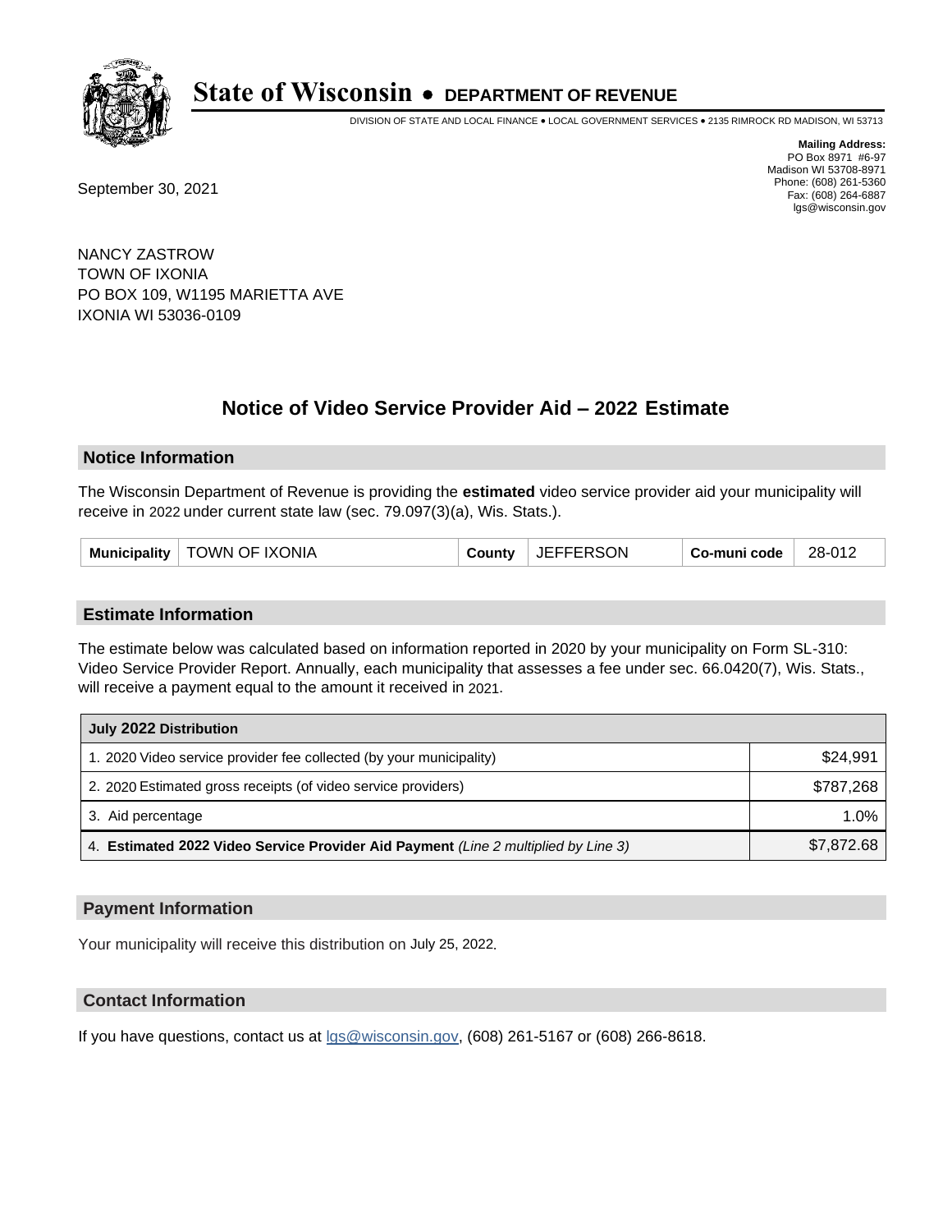# State of Wisconsin • DEPARTMENT OF REVENUE

DIVISION OF STATE AND LOCAL FINANCE • LOCAL GOVERNMENT SERVICES • 2135 RIMROCK RD MADISON, WI 53713

**Mailing Address:**
PO Box 8971 #6-97
Madison WI 53708-8971
Phone: (608) 261-5360
Fax: (608) 264-6887
lgs@wisconsin.gov

September 30, 2021

NANCY ZASTROW
TOWN OF IXONIA
PO BOX 109, W1195 MARIETTA AVE
IXONIA WI 53036-0109

## Notice of Video Service Provider Aid – 2022 Estimate

### Notice Information

The Wisconsin Department of Revenue is providing the **estimated** video service provider aid your municipality will receive in 2022 under current state law (sec. 79.097(3)(a), Wis. Stats.).

| Municipality | TOWN OF IXONIA | County | JEFFERSON | Co-muni code | 28-012 |
|---|---|---|---|---|---|

### Estimate Information

The estimate below was calculated based on information reported in 2020 by your municipality on Form SL-310: Video Service Provider Report. Annually, each municipality that assesses a fee under sec. 66.0420(7), Wis. Stats., will receive a payment equal to the amount it received in 2021.

| July 2022 Distribution | |
|---|---|
| 1. 2020 Video service provider fee collected (by your municipality) | $24,991 |
| 2. 2020 Estimated gross receipts (of video service providers) | $787,268 |
| 3. Aid percentage | 1.0% |
| 4. **Estimated 2022 Video Service Provider Aid Payment** *(Line 2 multiplied by Line 3)* | $7,872.68 |

### Payment Information

Your municipality will receive this distribution on July 25, 2022.

### Contact Information

If you have questions, contact us at lgs@wisconsin.gov, (608) 261-5167 or (608) 266-8618.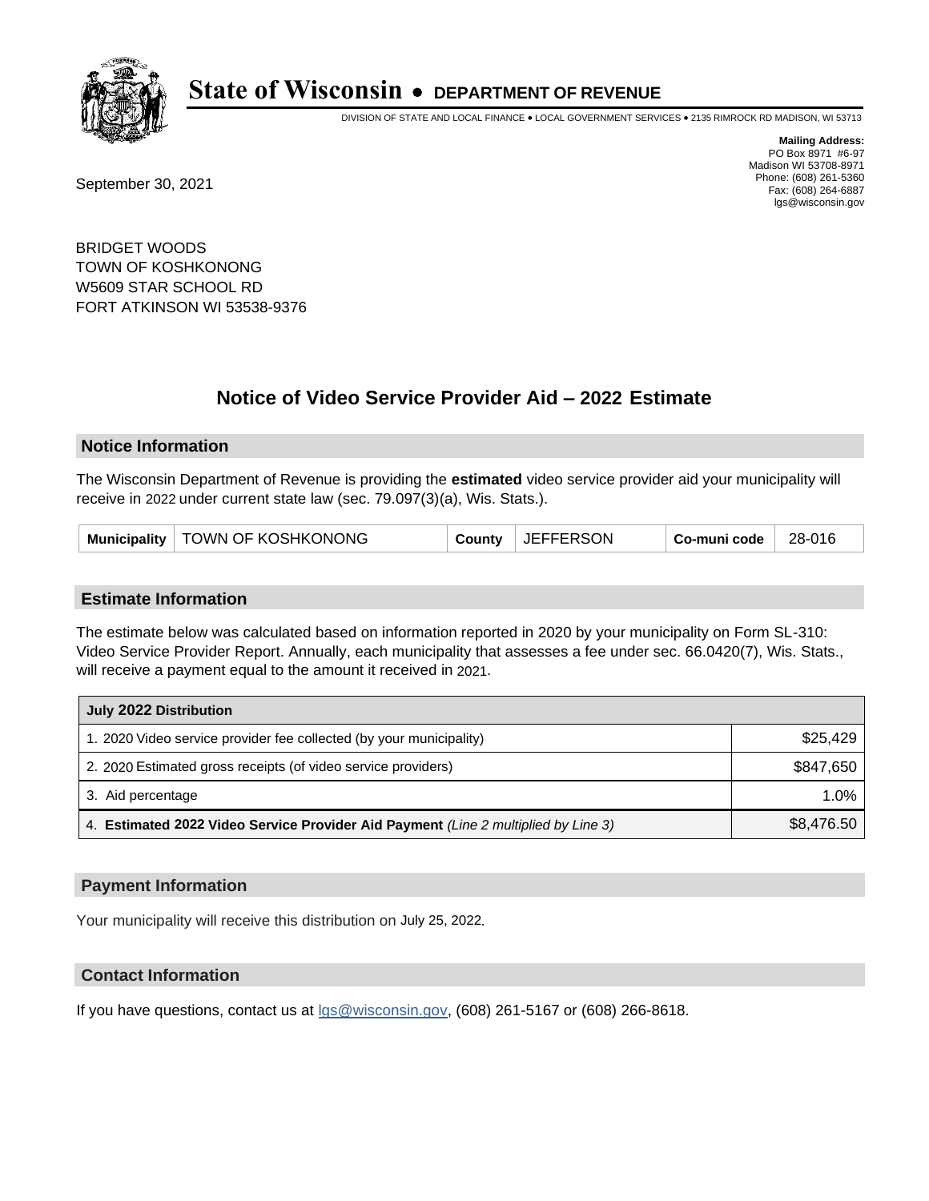# State of Wisconsin • DEPARTMENT OF REVENUE

DIVISION OF STATE AND LOCAL FINANCE • LOCAL GOVERNMENT SERVICES • 2135 RIMROCK RD MADISON, WI 53713

**Mailing Address:**
PO Box 8971 #6-97
Madison WI 53708-8971
Phone: (608) 261-5360
Fax: (608) 264-6887
lgs@wisconsin.gov

September 30, 2021

BRIDGET WOODS
TOWN OF KOSHKONONG
W5609 STAR SCHOOL RD
FORT ATKINSON WI 53538-9376

## Notice of Video Service Provider Aid – 2022 Estimate

### Notice Information

The Wisconsin Department of Revenue is providing the **estimated** video service provider aid your municipality will receive in 2022 under current state law (sec. 79.097(3)(a), Wis. Stats.).

| Municipality | TOWN OF KOSHKONONG | County | JEFFERSON | Co-muni code | 28-016 |
|---|---|---|---|---|---|

### Estimate Information

The estimate below was calculated based on information reported in 2020 by your municipality on Form SL-310: Video Service Provider Report. Annually, each municipality that assesses a fee under sec. 66.0420(7), Wis. Stats., will receive a payment equal to the amount it received in 2021.

| July 2022 Distribution | |
|---|---|
| 1. 2020 Video service provider fee collected (by your municipality) | $25,429 |
| 2. 2020 Estimated gross receipts (of video service providers) | $847,650 |
| 3. Aid percentage | 1.0% |
| 4. **Estimated 2022 Video Service Provider Aid Payment** *(Line 2 multiplied by Line 3)* | $8,476.50 |

### Payment Information

Your municipality will receive this distribution on July 25, 2022.

### Contact Information

If you have questions, contact us at lgs@wisconsin.gov, (608) 261-5167 or (608) 266-8618.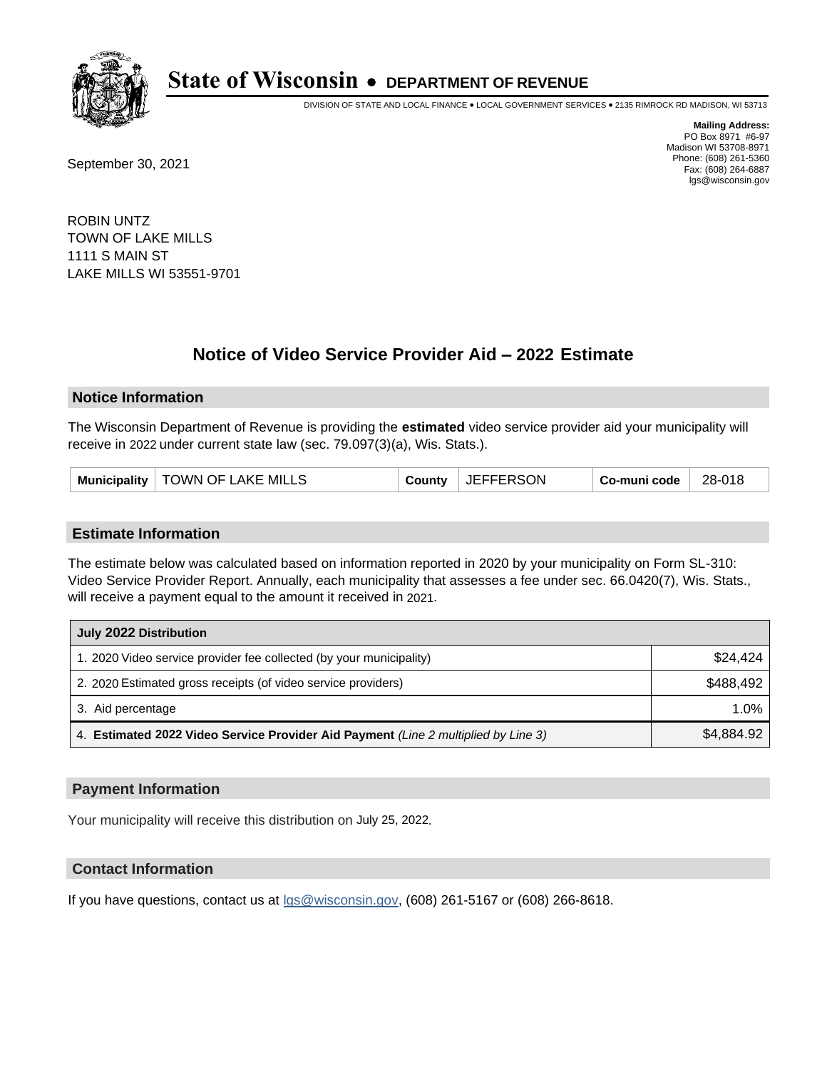# State of Wisconsin • DEPARTMENT OF REVENUE

DIVISION OF STATE AND LOCAL FINANCE • LOCAL GOVERNMENT SERVICES • 2135 RIMROCK RD MADISON, WI 53713

**Mailing Address:**
PO Box 8971 #6-97
Madison WI 53708-8971
Phone: (608) 261-5360
Fax: (608) 264-6887
lgs@wisconsin.gov

September 30, 2021

ROBIN UNTZ
TOWN OF LAKE MILLS
1111 S MAIN ST
LAKE MILLS WI 53551-9701

## Notice of Video Service Provider Aid – 2022 Estimate

### Notice Information

The Wisconsin Department of Revenue is providing the **estimated** video service provider aid your municipality will receive in 2022 under current state law (sec. 79.097(3)(a), Wis. Stats.).

| Municipality | TOWN OF LAKE MILLS | County | JEFFERSON | Co-muni code | 28-018 |
|---|---|---|---|---|---|

### Estimate Information

The estimate below was calculated based on information reported in 2020 by your municipality on Form SL-310: Video Service Provider Report. Annually, each municipality that assesses a fee under sec. 66.0420(7), Wis. Stats., will receive a payment equal to the amount it received in 2021.

| July 2022 Distribution | |
|---|---|
| 1. 2020 Video service provider fee collected (by your municipality) | $24,424 |
| 2. 2020 Estimated gross receipts (of video service providers) | $488,492 |
| 3. Aid percentage | 1.0% |
| 4. **Estimated 2022 Video Service Provider Aid Payment** *(Line 2 multiplied by Line 3)* | $4,884.92 |

### Payment Information

Your municipality will receive this distribution on July 25, 2022.

### Contact Information

If you have questions, contact us at lgs@wisconsin.gov, (608) 261-5167 or (608) 266-8618.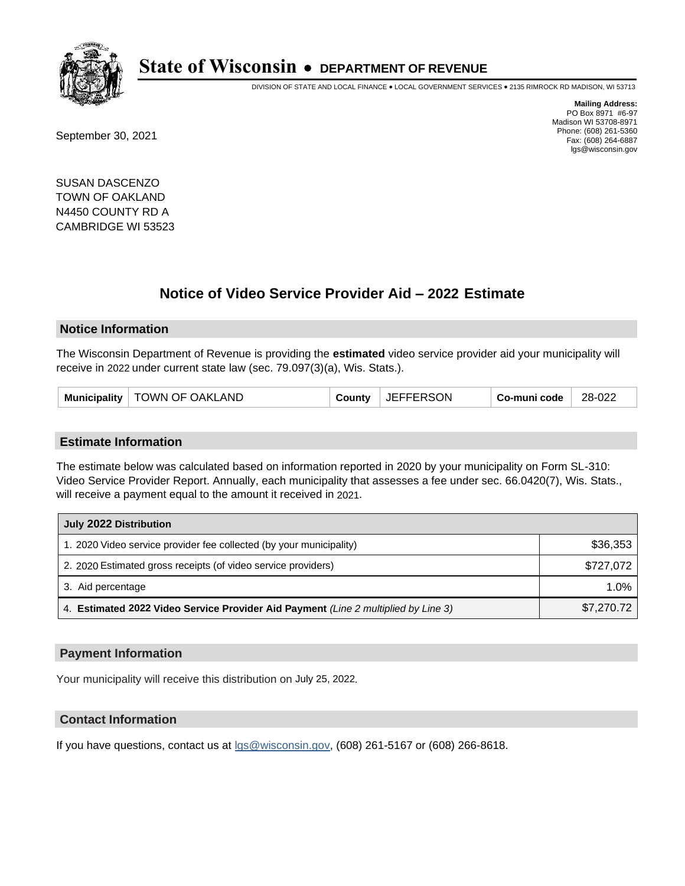# State of Wisconsin • DEPARTMENT OF REVENUE

DIVISION OF STATE AND LOCAL FINANCE • LOCAL GOVERNMENT SERVICES • 2135 RIMROCK RD MADISON, WI 53713

**Mailing Address:**
PO Box 8971 #6-97
Madison WI 53708-8971
Phone: (608) 261-5360
Fax: (608) 264-6887
lgs@wisconsin.gov

September 30, 2021

SUSAN DASCENZO
TOWN OF OAKLAND
N4450 COUNTY RD A
CAMBRIDGE WI 53523

## Notice of Video Service Provider Aid – 2022 Estimate

### Notice Information

The Wisconsin Department of Revenue is providing the **estimated** video service provider aid your municipality will receive in 2022 under current state law (sec. 79.097(3)(a), Wis. Stats.).

| Municipality | TOWN OF OAKLAND | County | JEFFERSON | Co-muni code | 28-022 |
|---|---|---|---|---|---|

### Estimate Information

The estimate below was calculated based on information reported in 2020 by your municipality on Form SL-310: Video Service Provider Report. Annually, each municipality that assesses a fee under sec. 66.0420(7), Wis. Stats., will receive a payment equal to the amount it received in 2021.

| July 2022 Distribution | |
|---|---|
| 1. 2020 Video service provider fee collected (by your municipality) | $36,353 |
| 2. 2020 Estimated gross receipts (of video service providers) | $727,072 |
| 3. Aid percentage | 1.0% |
| 4. **Estimated 2022 Video Service Provider Aid Payment** *(Line 2 multiplied by Line 3)* | $7,270.72 |

### Payment Information

Your municipality will receive this distribution on July 25, 2022.

### Contact Information

If you have questions, contact us at lgs@wisconsin.gov, (608) 261-5167 or (608) 266-8618.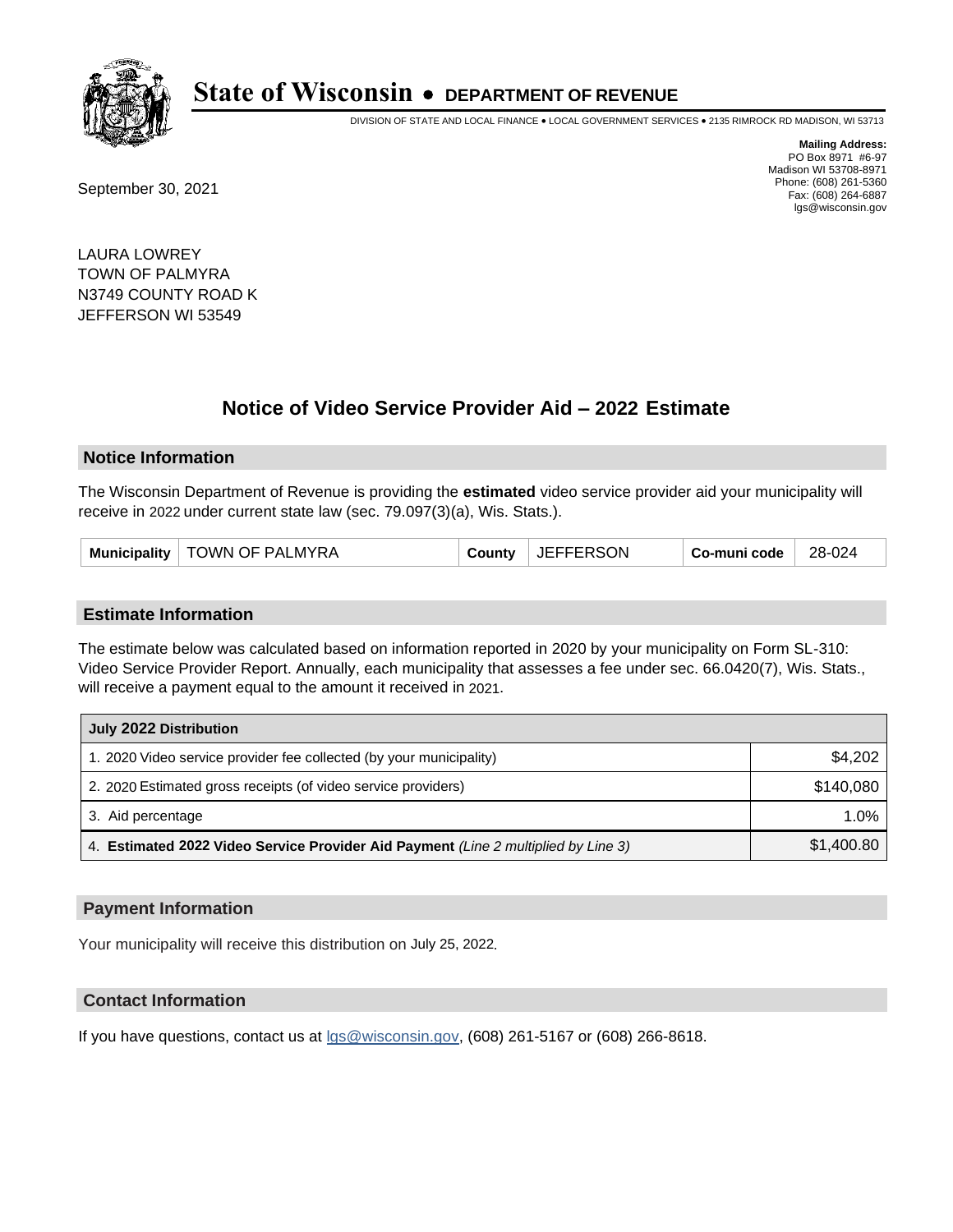# State of Wisconsin • DEPARTMENT OF REVENUE

DIVISION OF STATE AND LOCAL FINANCE • LOCAL GOVERNMENT SERVICES • 2135 RIMROCK RD MADISON, WI 53713

**Mailing Address:**
PO Box 8971 #6-97
Madison WI 53708-8971
Phone: (608) 261-5360
Fax: (608) 264-6887
lgs@wisconsin.gov

September 30, 2021

LAURA LOWREY
TOWN OF PALMYRA
N3749 COUNTY ROAD K
JEFFERSON WI 53549

## Notice of Video Service Provider Aid – 2022 Estimate

### Notice Information

The Wisconsin Department of Revenue is providing the **estimated** video service provider aid your municipality will receive in 2022 under current state law (sec. 79.097(3)(a), Wis. Stats.).

| Municipality | TOWN OF PALMYRA | County | JEFFERSON | Co-muni code | 28-024 |
|---|---|---|---|---|---|

### Estimate Information

The estimate below was calculated based on information reported in 2020 by your municipality on Form SL-310: Video Service Provider Report. Annually, each municipality that assesses a fee under sec. 66.0420(7), Wis. Stats., will receive a payment equal to the amount it received in 2021.

| July 2022 Distribution | |
|---|---|
| 1. 2020 Video service provider fee collected (by your municipality) | $4,202 |
| 2. 2020 Estimated gross receipts (of video service providers) | $140,080 |
| 3. Aid percentage | 1.0% |
| 4. **Estimated 2022 Video Service Provider Aid Payment** *(Line 2 multiplied by Line 3)* | $1,400.80 |

### Payment Information

Your municipality will receive this distribution on July 25, 2022.

### Contact Information

If you have questions, contact us at lgs@wisconsin.gov, (608) 261-5167 or (608) 266-8618.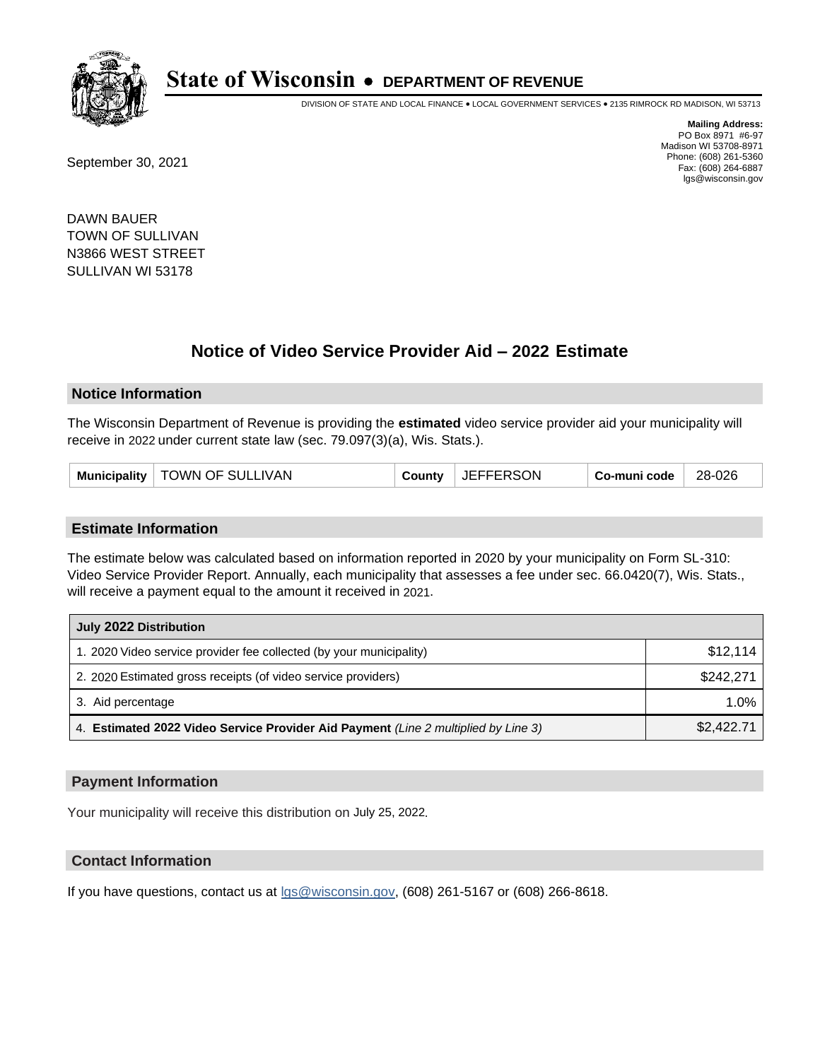# State of Wisconsin • DEPARTMENT OF REVENUE

DIVISION OF STATE AND LOCAL FINANCE • LOCAL GOVERNMENT SERVICES • 2135 RIMROCK RD MADISON, WI 53713

**Mailing Address:**
PO Box 8971 #6-97
Madison WI 53708-8971
Phone: (608) 261-5360
Fax: (608) 264-6887
lgs@wisconsin.gov

September 30, 2021

DAWN BAUER
TOWN OF SULLIVAN
N3866 WEST STREET
SULLIVAN WI 53178

## Notice of Video Service Provider Aid – 2022 Estimate

### Notice Information

The Wisconsin Department of Revenue is providing the **estimated** video service provider aid your municipality will receive in 2022 under current state law (sec. 79.097(3)(a), Wis. Stats.).

| Municipality | TOWN OF SULLIVAN | County | JEFFERSON | Co-muni code | 28-026 |
|---|---|---|---|---|---|

### Estimate Information

The estimate below was calculated based on information reported in 2020 by your municipality on Form SL-310: Video Service Provider Report. Annually, each municipality that assesses a fee under sec. 66.0420(7), Wis. Stats., will receive a payment equal to the amount it received in 2021.

| July 2022 Distribution | |
|---|---|
| 1. 2020 Video service provider fee collected (by your municipality) | $12,114 |
| 2. 2020 Estimated gross receipts (of video service providers) | $242,271 |
| 3. Aid percentage | 1.0% |
| 4. **Estimated 2022 Video Service Provider Aid Payment** *(Line 2 multiplied by Line 3)* | $2,422.71 |

### Payment Information

Your municipality will receive this distribution on July 25, 2022.

### Contact Information

If you have questions, contact us at lgs@wisconsin.gov, (608) 261-5167 or (608) 266-8618.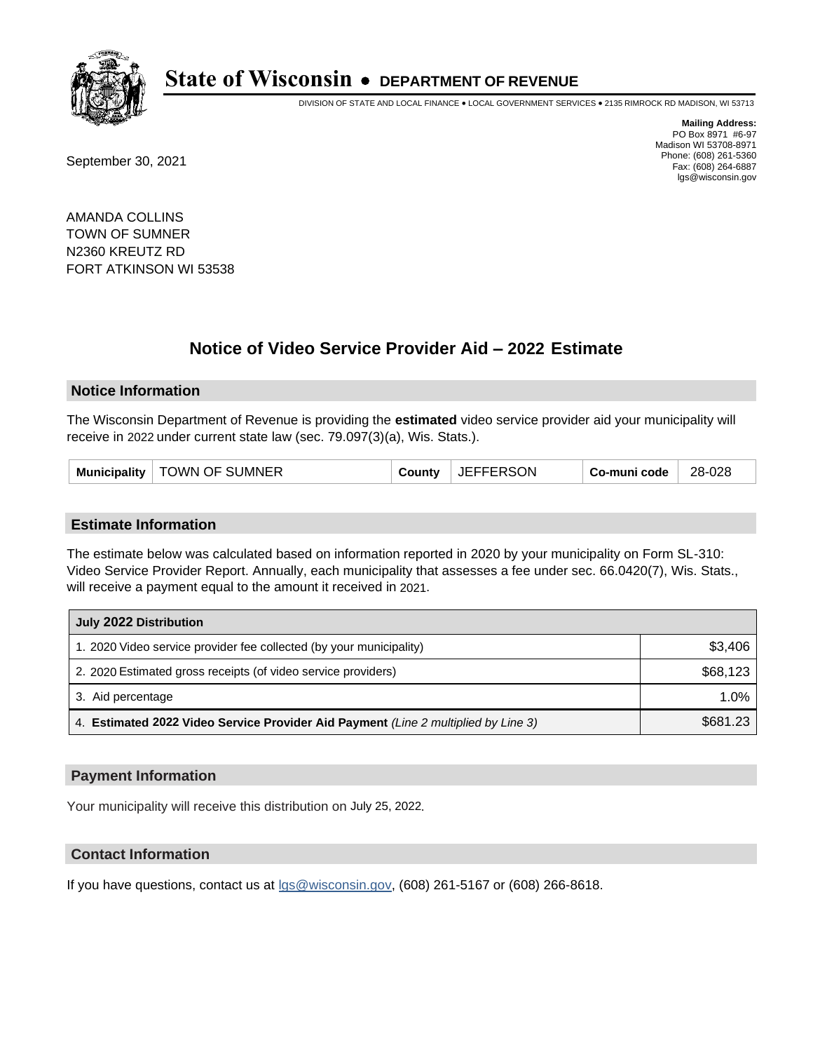# State of Wisconsin • DEPARTMENT OF REVENUE

DIVISION OF STATE AND LOCAL FINANCE • LOCAL GOVERNMENT SERVICES • 2135 RIMROCK RD MADISON, WI 53713

**Mailing Address:**
PO Box 8971 #6-97
Madison WI 53708-8971
Phone: (608) 261-5360
Fax: (608) 264-6887
lgs@wisconsin.gov

September 30, 2021

AMANDA COLLINS
TOWN OF SUMNER
N2360 KREUTZ RD
FORT ATKINSON WI 53538

## Notice of Video Service Provider Aid – 2022 Estimate

### Notice Information

The Wisconsin Department of Revenue is providing the **estimated** video service provider aid your municipality will receive in 2022 under current state law (sec. 79.097(3)(a), Wis. Stats.).

| Municipality | TOWN OF SUMNER | County | JEFFERSON | Co-muni code | 28-028 |
|---|---|---|---|---|---|

### Estimate Information

The estimate below was calculated based on information reported in 2020 by your municipality on Form SL-310: Video Service Provider Report. Annually, each municipality that assesses a fee under sec. 66.0420(7), Wis. Stats., will receive a payment equal to the amount it received in 2021.

| July 2022 Distribution | |
|---|---|
| 1. 2020 Video service provider fee collected (by your municipality) | $3,406 |
| 2. 2020 Estimated gross receipts (of video service providers) | $68,123 |
| 3. Aid percentage | 1.0% |
| 4. **Estimated 2022 Video Service Provider Aid Payment** *(Line 2 multiplied by Line 3)* | $681.23 |

### Payment Information

Your municipality will receive this distribution on July 25, 2022.

### Contact Information

If you have questions, contact us at lgs@wisconsin.gov, (608) 261-5167 or (608) 266-8618.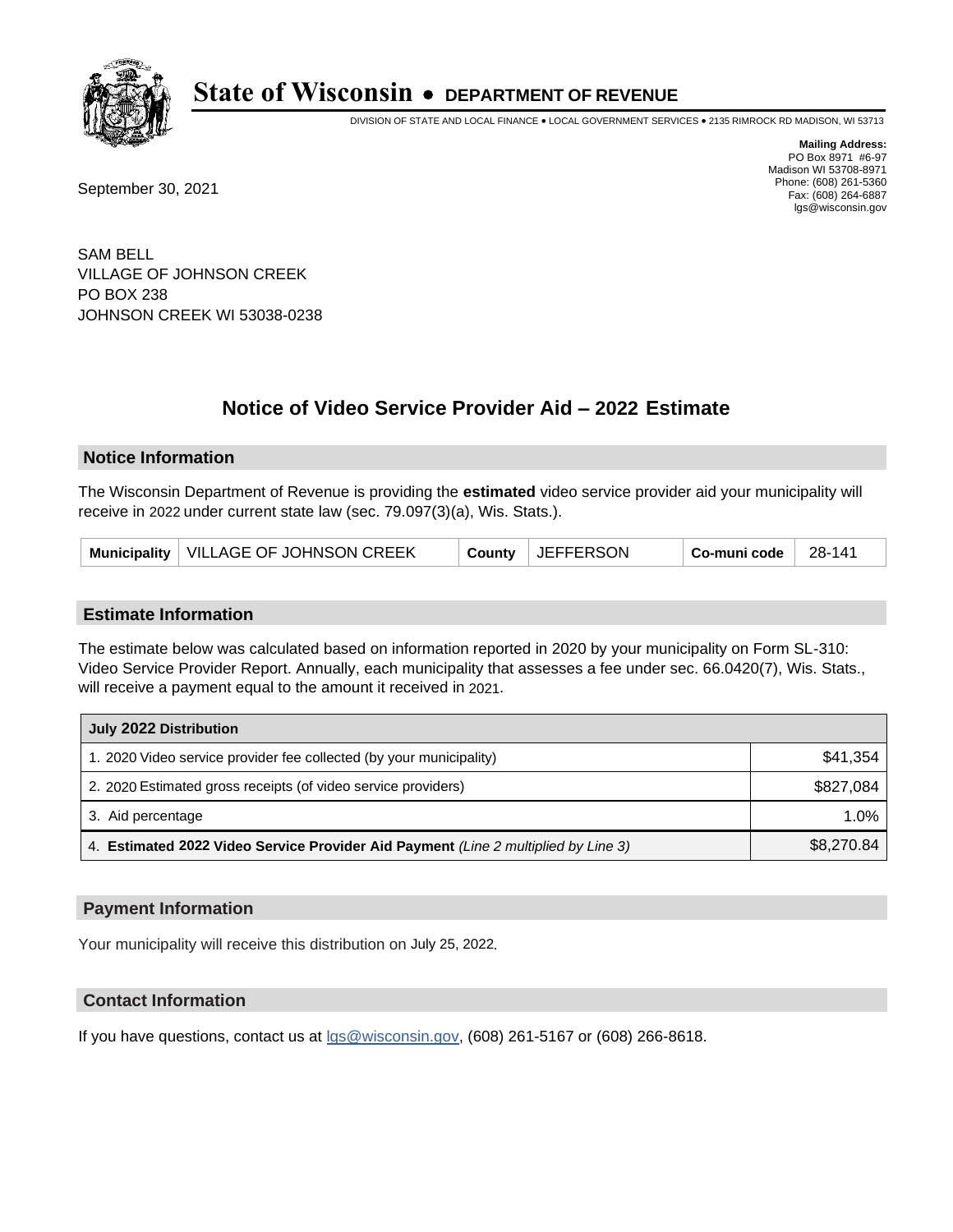# State of Wisconsin • DEPARTMENT OF REVENUE

DIVISION OF STATE AND LOCAL FINANCE • LOCAL GOVERNMENT SERVICES • 2135 RIMROCK RD MADISON, WI 53713

**Mailing Address:**
PO Box 8971 #6-97
Madison WI 53708-8971
Phone: (608) 261-5360
Fax: (608) 264-6887
lgs@wisconsin.gov

September 30, 2021

SAM BELL
VILLAGE OF JOHNSON CREEK
PO BOX 238
JOHNSON CREEK WI 53038-0238

## Notice of Video Service Provider Aid – 2022 Estimate

### Notice Information

The Wisconsin Department of Revenue is providing the **estimated** video service provider aid your municipality will receive in 2022 under current state law (sec. 79.097(3)(a), Wis. Stats.).

| Municipality | VILLAGE OF JOHNSON CREEK | County | JEFFERSON | Co-muni code | 28-141 |
|---|---|---|---|---|---|

### Estimate Information

The estimate below was calculated based on information reported in 2020 by your municipality on Form SL-310: Video Service Provider Report. Annually, each municipality that assesses a fee under sec. 66.0420(7), Wis. Stats., will receive a payment equal to the amount it received in 2021.

| July 2022 Distribution | |
|---|---|
| 1. 2020 Video service provider fee collected (by your municipality) | $41,354 |
| 2. 2020 Estimated gross receipts (of video service providers) | $827,084 |
| 3. Aid percentage | 1.0% |
| 4. **Estimated 2022 Video Service Provider Aid Payment** *(Line 2 multiplied by Line 3)* | $8,270.84 |

### Payment Information

Your municipality will receive this distribution on July 25, 2022.

### Contact Information

If you have questions, contact us at lgs@wisconsin.gov, (608) 261-5167 or (608) 266-8618.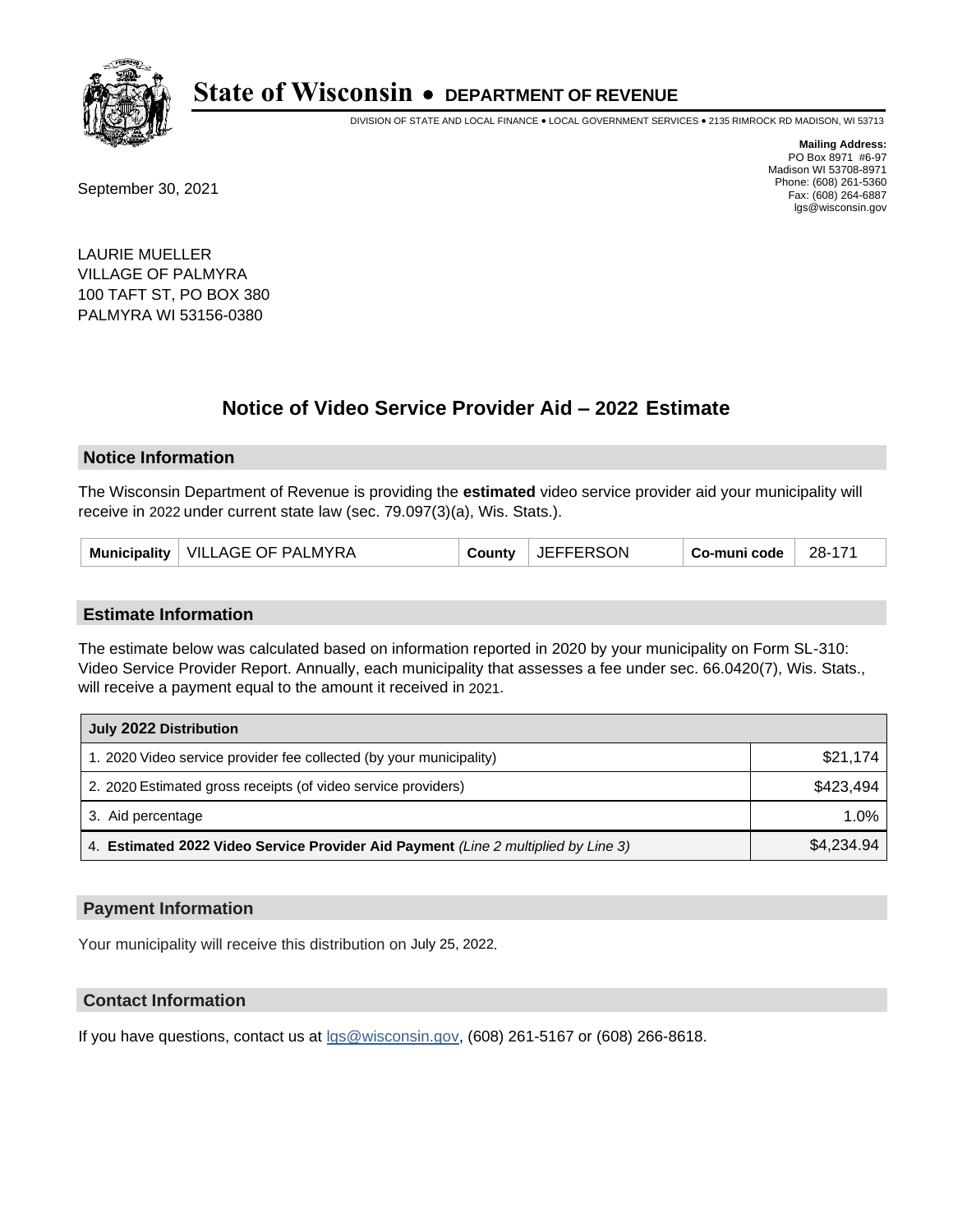# State of Wisconsin • DEPARTMENT OF REVENUE

DIVISION OF STATE AND LOCAL FINANCE • LOCAL GOVERNMENT SERVICES • 2135 RIMROCK RD MADISON, WI 53713

**Mailing Address:**
PO Box 8971 #6-97
Madison WI 53708-8971
Phone: (608) 261-5360
Fax: (608) 264-6887
lgs@wisconsin.gov

September 30, 2021

LAURIE MUELLER
VILLAGE OF PALMYRA
100 TAFT ST, PO BOX 380
PALMYRA WI 53156-0380

## Notice of Video Service Provider Aid – 2022 Estimate

### Notice Information

The Wisconsin Department of Revenue is providing the **estimated** video service provider aid your municipality will receive in 2022 under current state law (sec. 79.097(3)(a), Wis. Stats.).

| Municipality | VILLAGE OF PALMYRA | County | JEFFERSON | Co-muni code | 28-171 |
|---|---|---|---|---|---|

### Estimate Information

The estimate below was calculated based on information reported in 2020 by your municipality on Form SL-310: Video Service Provider Report. Annually, each municipality that assesses a fee under sec. 66.0420(7), Wis. Stats., will receive a payment equal to the amount it received in 2021.

| July 2022 Distribution | |
|---|---|
| 1. 2020 Video service provider fee collected (by your municipality) | $21,174 |
| 2. 2020 Estimated gross receipts (of video service providers) | $423,494 |
| 3. Aid percentage | 1.0% |
| 4. **Estimated 2022 Video Service Provider Aid Payment** *(Line 2 multiplied by Line 3)* | $4,234.94 |

### Payment Information

Your municipality will receive this distribution on July 25, 2022.

### Contact Information

If you have questions, contact us at lgs@wisconsin.gov, (608) 261-5167 or (608) 266-8618.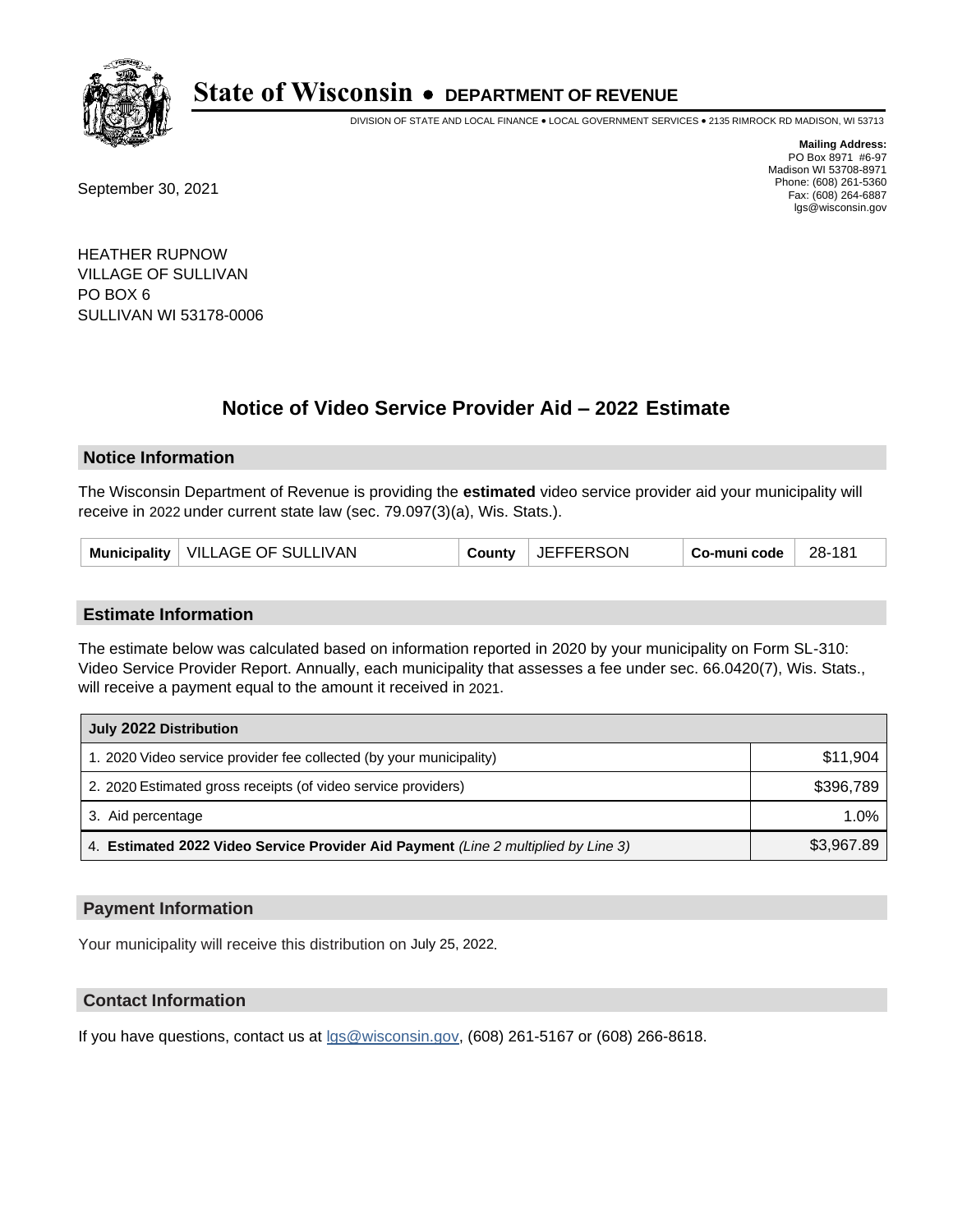# State of Wisconsin • DEPARTMENT OF REVENUE

DIVISION OF STATE AND LOCAL FINANCE • LOCAL GOVERNMENT SERVICES • 2135 RIMROCK RD MADISON, WI 53713

**Mailing Address:**
PO Box 8971 #6-97
Madison WI 53708-8971
Phone: (608) 261-5360
Fax: (608) 264-6887
lgs@wisconsin.gov

September 30, 2021

HEATHER RUPNOW
VILLAGE OF SULLIVAN
PO BOX 6
SULLIVAN WI 53178-0006

## Notice of Video Service Provider Aid – 2022 Estimate

### Notice Information

The Wisconsin Department of Revenue is providing the **estimated** video service provider aid your municipality will receive in 2022 under current state law (sec. 79.097(3)(a), Wis. Stats.).

| Municipality | VILLAGE OF SULLIVAN | County | JEFFERSON | Co-muni code | 28-181 |
|---|---|---|---|---|---|

### Estimate Information

The estimate below was calculated based on information reported in 2020 by your municipality on Form SL-310: Video Service Provider Report. Annually, each municipality that assesses a fee under sec. 66.0420(7), Wis. Stats., will receive a payment equal to the amount it received in 2021.

| July 2022 Distribution | |
|---|---|
| 1. 2020 Video service provider fee collected (by your municipality) | $11,904 |
| 2. 2020 Estimated gross receipts (of video service providers) | $396,789 |
| 3. Aid percentage | 1.0% |
| 4. **Estimated 2022 Video Service Provider Aid Payment** *(Line 2 multiplied by Line 3)* | $3,967.89 |

### Payment Information

Your municipality will receive this distribution on July 25, 2022.

### Contact Information

If you have questions, contact us at lgs@wisconsin.gov, (608) 261-5167 or (608) 266-8618.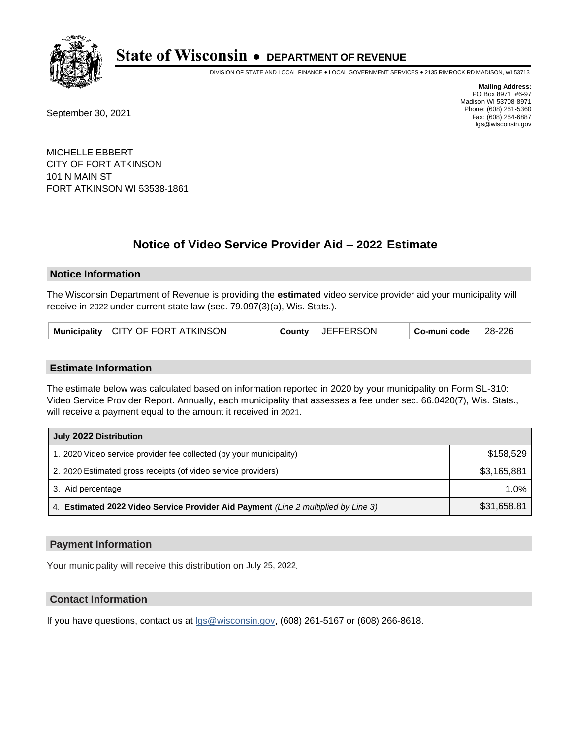# State of Wisconsin • DEPARTMENT OF REVENUE

DIVISION OF STATE AND LOCAL FINANCE • LOCAL GOVERNMENT SERVICES • 2135 RIMROCK RD MADISON, WI 53713

**Mailing Address:**
PO Box 8971 #6-97
Madison WI 53708-8971
Phone: (608) 261-5360
Fax: (608) 264-6887
lgs@wisconsin.gov

September 30, 2021

MICHELLE EBBERT
CITY OF FORT ATKINSON
101 N MAIN ST
FORT ATKINSON WI 53538-1861

## Notice of Video Service Provider Aid – 2022 Estimate

### Notice Information

The Wisconsin Department of Revenue is providing the **estimated** video service provider aid your municipality will receive in 2022 under current state law (sec. 79.097(3)(a), Wis. Stats.).

| Municipality | CITY OF FORT ATKINSON | County | JEFFERSON | Co-muni code | 28-226 |
|---|---|---|---|---|---|

### Estimate Information

The estimate below was calculated based on information reported in 2020 by your municipality on Form SL-310: Video Service Provider Report. Annually, each municipality that assesses a fee under sec. 66.0420(7), Wis. Stats., will receive a payment equal to the amount it received in 2021.

| July 2022 Distribution | |
|---|---|
| 1. 2020 Video service provider fee collected (by your municipality) | $158,529 |
| 2. 2020 Estimated gross receipts (of video service providers) | $3,165,881 |
| 3. Aid percentage | 1.0% |
| 4. **Estimated 2022 Video Service Provider Aid Payment** *(Line 2 multiplied by Line 3)* | $31,658.81 |

### Payment Information

Your municipality will receive this distribution on July 25, 2022.

### Contact Information

If you have questions, contact us at lgs@wisconsin.gov, (608) 261-5167 or (608) 266-8618.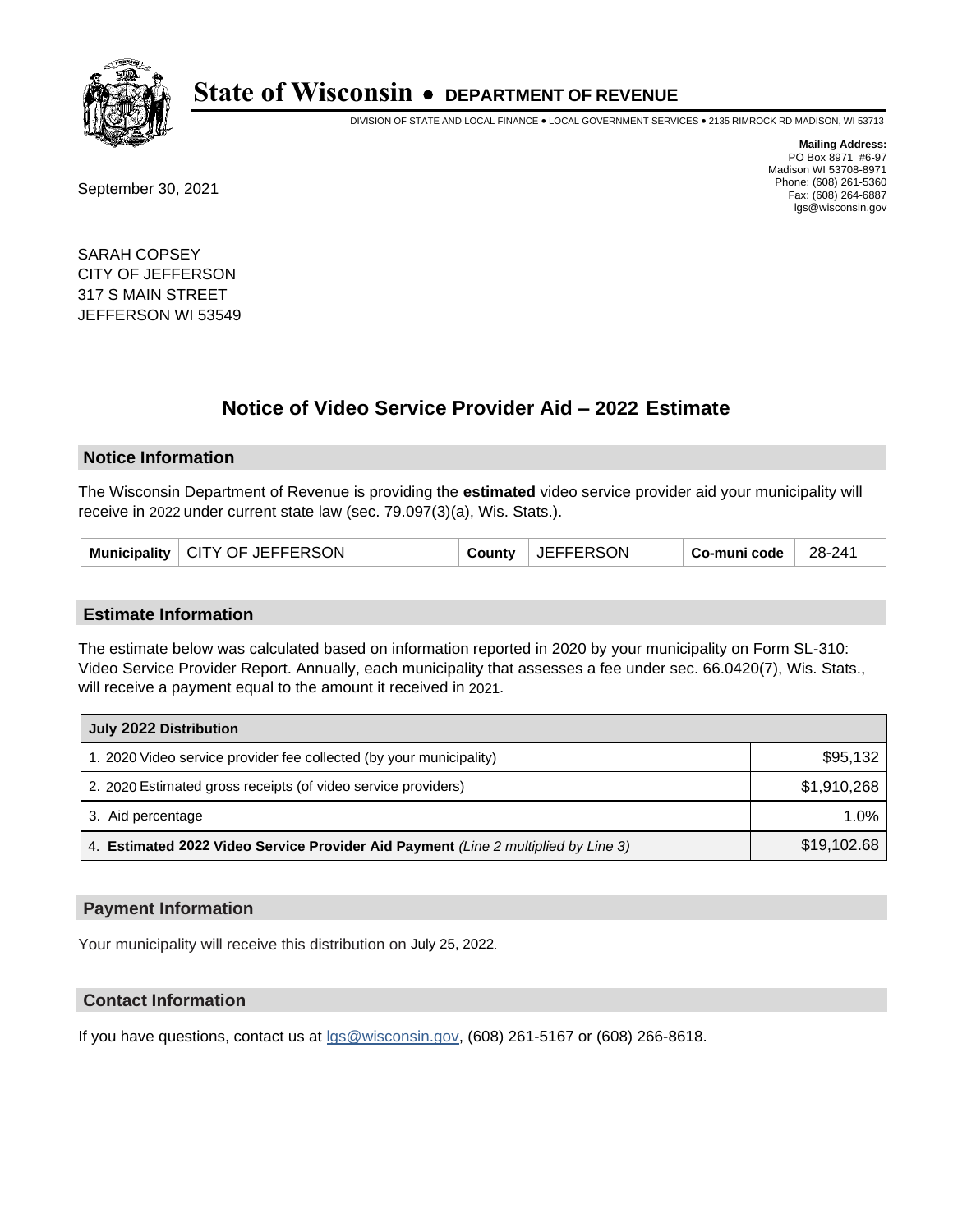# State of Wisconsin • DEPARTMENT OF REVENUE

DIVISION OF STATE AND LOCAL FINANCE • LOCAL GOVERNMENT SERVICES • 2135 RIMROCK RD MADISON, WI 53713

**Mailing Address:**
PO Box 8971 #6-97
Madison WI 53708-8971
Phone: (608) 261-5360
Fax: (608) 264-6887
lgs@wisconsin.gov

September 30, 2021

SARAH COPSEY
CITY OF JEFFERSON
317 S MAIN STREET
JEFFERSON WI 53549

## Notice of Video Service Provider Aid – 2022 Estimate

### Notice Information

The Wisconsin Department of Revenue is providing the **estimated** video service provider aid your municipality will receive in 2022 under current state law (sec. 79.097(3)(a), Wis. Stats.).

| Municipality | CITY OF JEFFERSON | County | JEFFERSON | Co-muni code | 28-241 |
|---|---|---|---|---|---|

### Estimate Information

The estimate below was calculated based on information reported in 2020 by your municipality on Form SL-310: Video Service Provider Report. Annually, each municipality that assesses a fee under sec. 66.0420(7), Wis. Stats., will receive a payment equal to the amount it received in 2021.

| July 2022 Distribution | |
|---|---|
| 1. 2020 Video service provider fee collected (by your municipality) | $95,132 |
| 2. 2020 Estimated gross receipts (of video service providers) | $1,910,268 |
| 3. Aid percentage | 1.0% |
| 4. **Estimated 2022 Video Service Provider Aid Payment** *(Line 2 multiplied by Line 3)* | $19,102.68 |

### Payment Information

Your municipality will receive this distribution on July 25, 2022.

### Contact Information

If you have questions, contact us at lgs@wisconsin.gov, (608) 261-5167 or (608) 266-8618.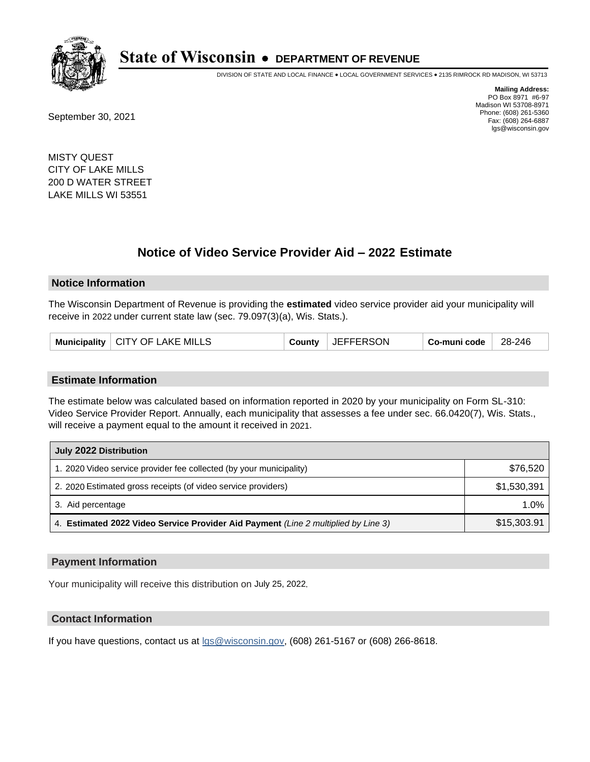# State of Wisconsin • DEPARTMENT OF REVENUE

DIVISION OF STATE AND LOCAL FINANCE • LOCAL GOVERNMENT SERVICES • 2135 RIMROCK RD MADISON, WI 53713

**Mailing Address:**
PO Box 8971 #6-97
Madison WI 53708-8971
Phone: (608) 261-5360
Fax: (608) 264-6887
lgs@wisconsin.gov

September 30, 2021

MISTY QUEST
CITY OF LAKE MILLS
200 D WATER STREET
LAKE MILLS WI 53551

## Notice of Video Service Provider Aid – 2022 Estimate

### Notice Information

The Wisconsin Department of Revenue is providing the **estimated** video service provider aid your municipality will receive in 2022 under current state law (sec. 79.097(3)(a), Wis. Stats.).

| Municipality | CITY OF LAKE MILLS | County | JEFFERSON | Co-muni code | 28-246 |
|---|---|---|---|---|---|

### Estimate Information

The estimate below was calculated based on information reported in 2020 by your municipality on Form SL-310: Video Service Provider Report. Annually, each municipality that assesses a fee under sec. 66.0420(7), Wis. Stats., will receive a payment equal to the amount it received in 2021.

| July 2022 Distribution | |
|---|---|
| 1. 2020 Video service provider fee collected (by your municipality) | $76,520 |
| 2. 2020 Estimated gross receipts (of video service providers) | $1,530,391 |
| 3. Aid percentage | 1.0% |
| 4. **Estimated 2022 Video Service Provider Aid Payment** *(Line 2 multiplied by Line 3)* | $15,303.91 |

### Payment Information

Your municipality will receive this distribution on July 25, 2022.

### Contact Information

If you have questions, contact us at lgs@wisconsin.gov, (608) 261-5167 or (608) 266-8618.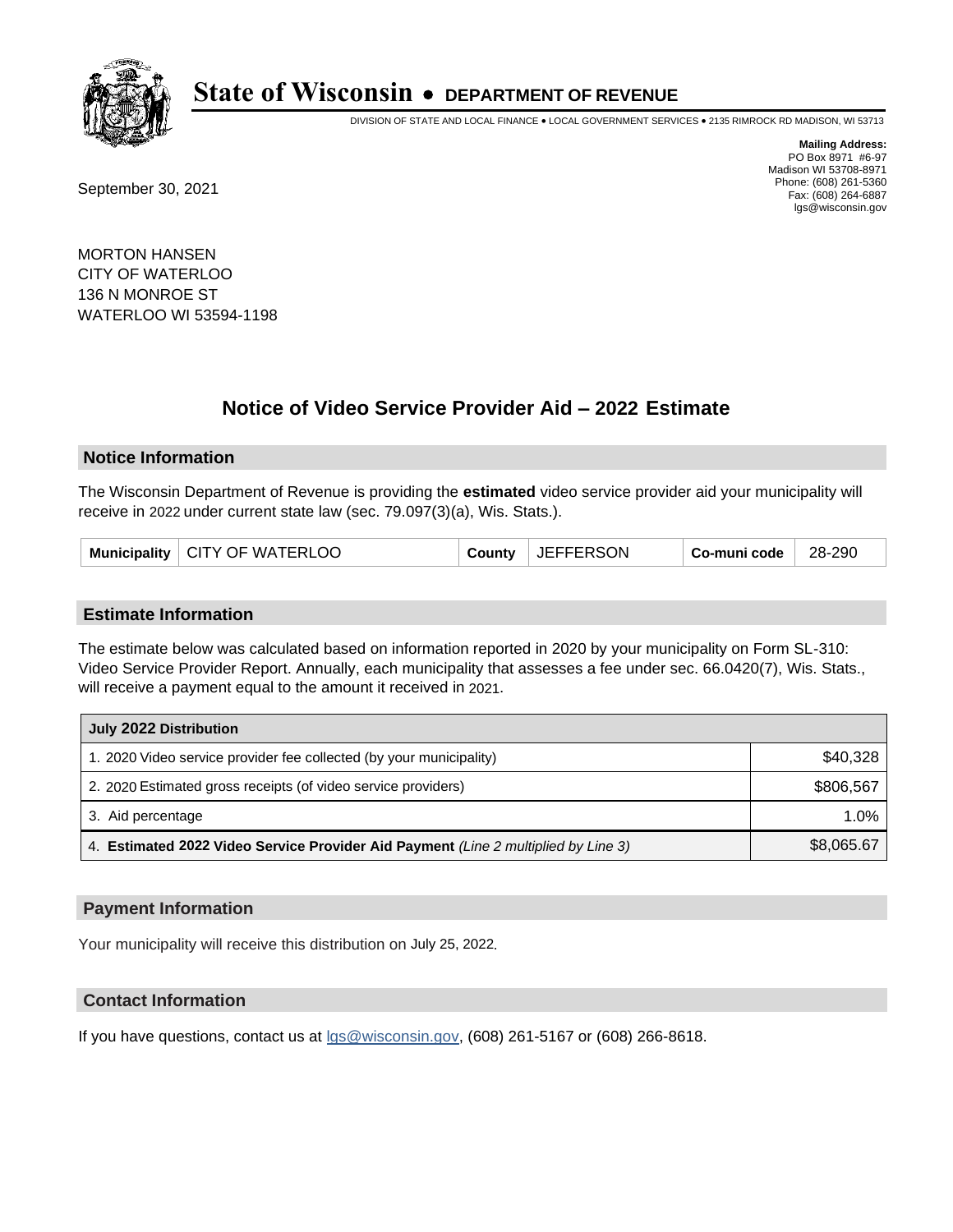# State of Wisconsin • DEPARTMENT OF REVENUE

DIVISION OF STATE AND LOCAL FINANCE • LOCAL GOVERNMENT SERVICES • 2135 RIMROCK RD MADISON, WI 53713

**Mailing Address:**
PO Box 8971 #6-97
Madison WI 53708-8971
Phone: (608) 261-5360
Fax: (608) 264-6887
lgs@wisconsin.gov

September 30, 2021

MORTON HANSEN
CITY OF WATERLOO
136 N MONROE ST
WATERLOO WI 53594-1198

## Notice of Video Service Provider Aid – 2022 Estimate

### Notice Information

The Wisconsin Department of Revenue is providing the **estimated** video service provider aid your municipality will receive in 2022 under current state law (sec. 79.097(3)(a), Wis. Stats.).

| Municipality | CITY OF WATERLOO | County | JEFFERSON | Co-muni code | 28-290 |
|---|---|---|---|---|---|

### Estimate Information

The estimate below was calculated based on information reported in 2020 by your municipality on Form SL-310: Video Service Provider Report. Annually, each municipality that assesses a fee under sec. 66.0420(7), Wis. Stats., will receive a payment equal to the amount it received in 2021.

| July 2022 Distribution | |
|---|---|
| 1. 2020 Video service provider fee collected (by your municipality) | $40,328 |
| 2. 2020 Estimated gross receipts (of video service providers) | $806,567 |
| 3. Aid percentage | 1.0% |
| 4. **Estimated 2022 Video Service Provider Aid Payment** *(Line 2 multiplied by Line 3)* | $8,065.67 |

### Payment Information

Your municipality will receive this distribution on July 25, 2022.

### Contact Information

If you have questions, contact us at lgs@wisconsin.gov, (608) 261-5167 or (608) 266-8618.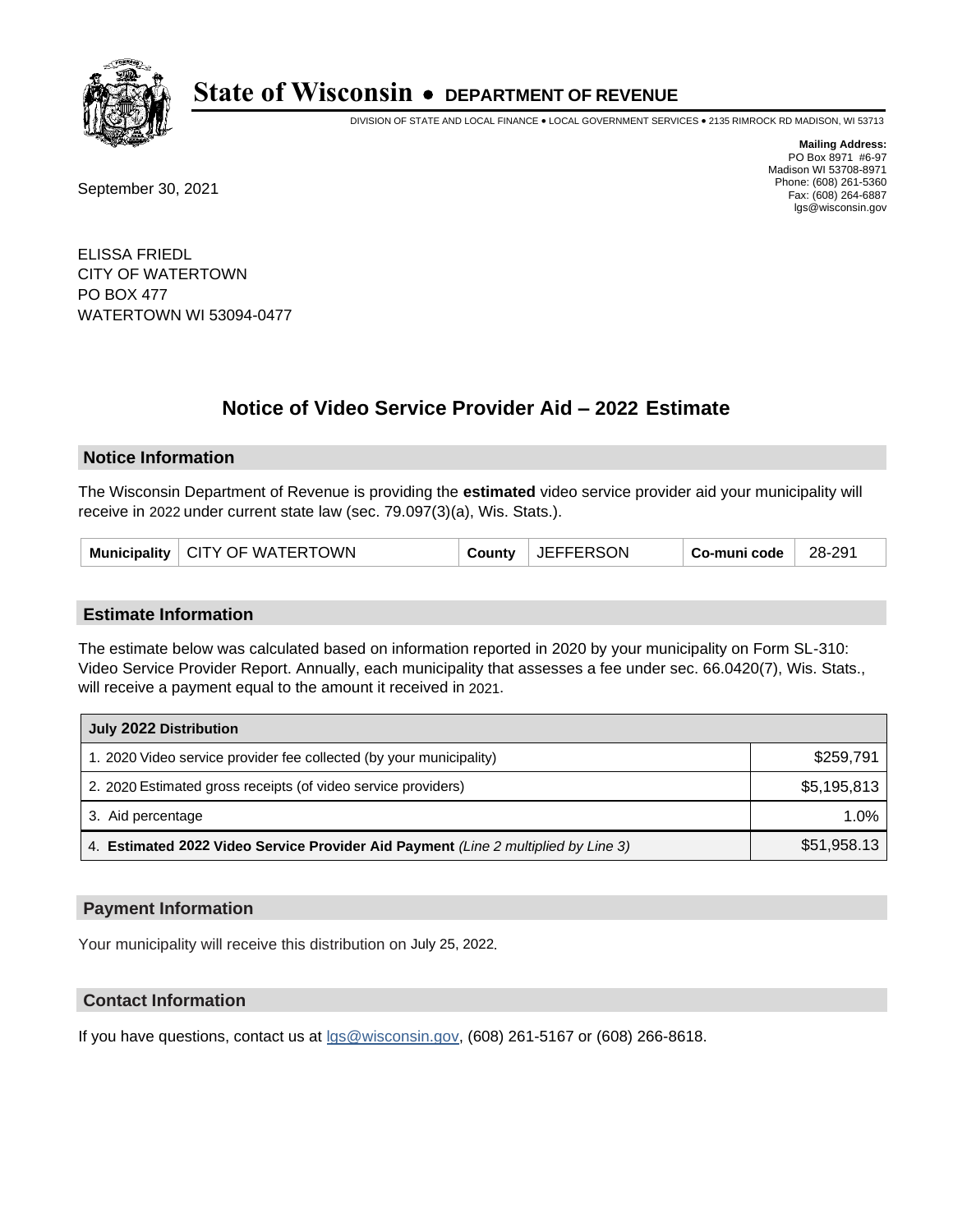# State of Wisconsin • DEPARTMENT OF REVENUE

DIVISION OF STATE AND LOCAL FINANCE • LOCAL GOVERNMENT SERVICES • 2135 RIMROCK RD MADISON, WI 53713

**Mailing Address:**
PO Box 8971 #6-97
Madison WI 53708-8971
Phone: (608) 261-5360
Fax: (608) 264-6887
lgs@wisconsin.gov

September 30, 2021

ELISSA FRIEDL
CITY OF WATERTOWN
PO BOX 477
WATERTOWN WI 53094-0477

## Notice of Video Service Provider Aid – 2022 Estimate

### Notice Information

The Wisconsin Department of Revenue is providing the **estimated** video service provider aid your municipality will receive in 2022 under current state law (sec. 79.097(3)(a), Wis. Stats.).

| Municipality | CITY OF WATERTOWN | County | JEFFERSON | Co-muni code | 28-291 |
|---|---|---|---|---|---|

### Estimate Information

The estimate below was calculated based on information reported in 2020 by your municipality on Form SL-310: Video Service Provider Report. Annually, each municipality that assesses a fee under sec. 66.0420(7), Wis. Stats., will receive a payment equal to the amount it received in 2021.

| July 2022 Distribution | |
|---|---|
| 1. 2020 Video service provider fee collected (by your municipality) | $259,791 |
| 2. 2020 Estimated gross receipts (of video service providers) | $5,195,813 |
| 3. Aid percentage | 1.0% |
| 4. **Estimated 2022 Video Service Provider Aid Payment** *(Line 2 multiplied by Line 3)* | $51,958.13 |

### Payment Information

Your municipality will receive this distribution on July 25, 2022.

### Contact Information

If you have questions, contact us at lgs@wisconsin.gov, (608) 261-5167 or (608) 266-8618.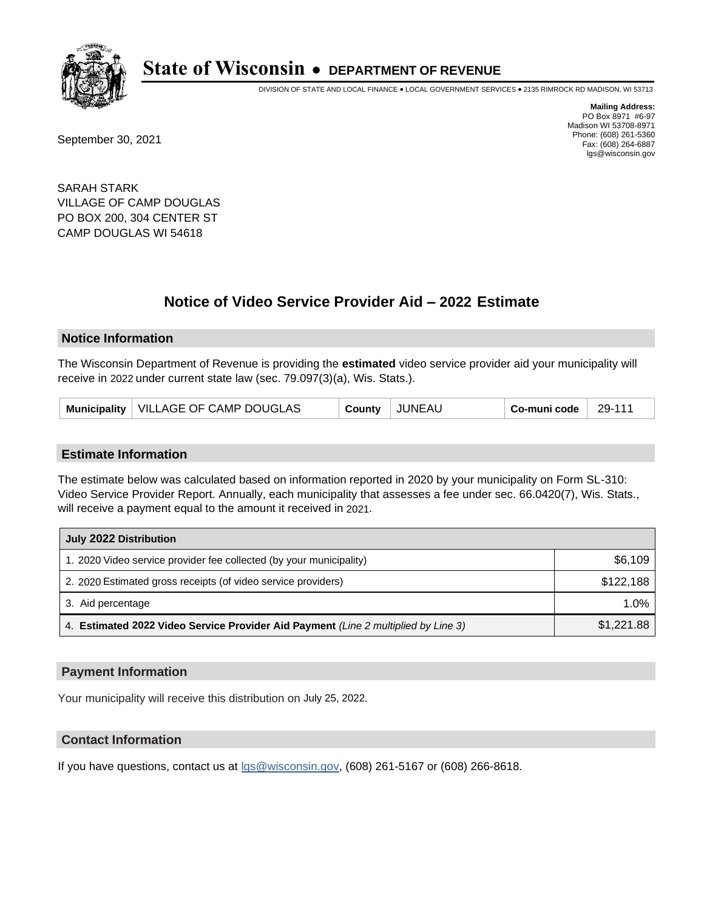# State of Wisconsin • DEPARTMENT OF REVENUE

DIVISION OF STATE AND LOCAL FINANCE • LOCAL GOVERNMENT SERVICES • 2135 RIMROCK RD MADISON, WI 53713

**Mailing Address:**
PO Box 8971 #6-97
Madison WI 53708-8971
Phone: (608) 261-5360
Fax: (608) 264-6887
lgs@wisconsin.gov

September 30, 2021

SARAH STARK
VILLAGE OF CAMP DOUGLAS
PO BOX 200, 304 CENTER ST
CAMP DOUGLAS WI 54618

## Notice of Video Service Provider Aid – 2022 Estimate

### Notice Information

The Wisconsin Department of Revenue is providing the **estimated** video service provider aid your municipality will receive in 2022 under current state law (sec. 79.097(3)(a), Wis. Stats.).

| Municipality | VILLAGE OF CAMP DOUGLAS | County | JUNEAU | Co-muni code | 29-111 |
|---|---|---|---|---|---|

### Estimate Information

The estimate below was calculated based on information reported in 2020 by your municipality on Form SL-310: Video Service Provider Report. Annually, each municipality that assesses a fee under sec. 66.0420(7), Wis. Stats., will receive a payment equal to the amount it received in 2021.

| July 2022 Distribution | |
|---|---|
| 1. 2020 Video service provider fee collected (by your municipality) | $6,109 |
| 2. 2020 Estimated gross receipts (of video service providers) | $122,188 |
| 3. Aid percentage | 1.0% |
| 4. **Estimated 2022 Video Service Provider Aid Payment** *(Line 2 multiplied by Line 3)* | $1,221.88 |

### Payment Information

Your municipality will receive this distribution on July 25, 2022.

### Contact Information

If you have questions, contact us at lgs@wisconsin.gov, (608) 261-5167 or (608) 266-8618.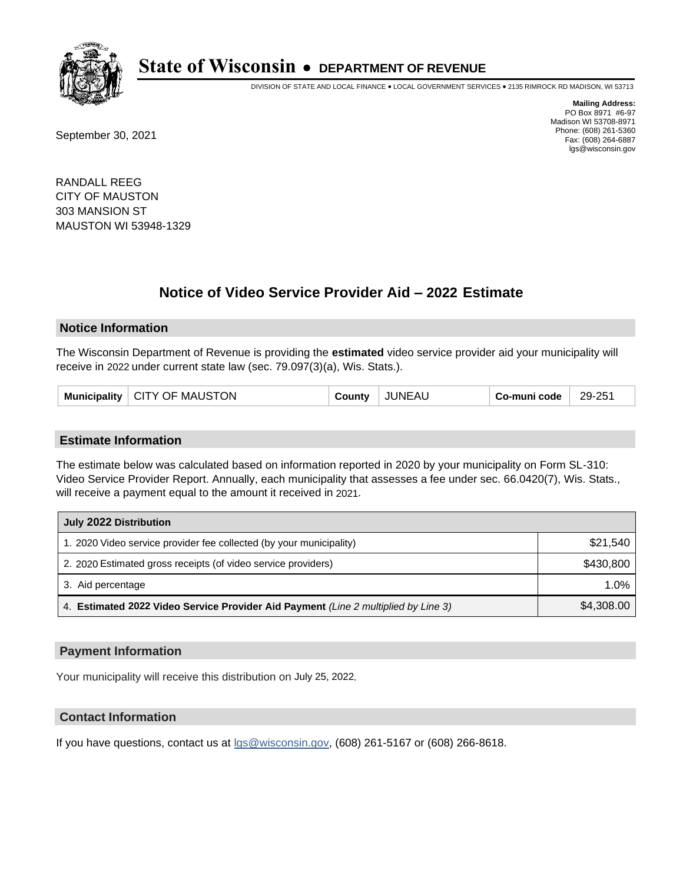**State of Wisconsin • DEPARTMENT OF REVENUE**

DIVISION OF STATE AND LOCAL FINANCE • LOCAL GOVERNMENT SERVICES • 2135 RIMROCK RD MADISON, WI 53713

**Mailing Address:**
PO Box 8971 #6-97
Madison WI 53708-8971
Phone: (608) 261-5360
Fax: (608) 264-6887
lgs@wisconsin.gov

September 30, 2021

RANDALL REEG
CITY OF MAUSTON
303 MANSION ST
MAUSTON WI 53948-1329

## Notice of Video Service Provider Aid – 2022 Estimate

### Notice Information

The Wisconsin Department of Revenue is providing the **estimated** video service provider aid your municipality will receive in 2022 under current state law (sec. 79.097(3)(a), Wis. Stats.).

| Municipality | CITY OF MAUSTON | County | JUNEAU | Co-muni code | 29-251 |
|---|---|---|---|---|---|

### Estimate Information

The estimate below was calculated based on information reported in 2020 by your municipality on Form SL-310: Video Service Provider Report. Annually, each municipality that assesses a fee under sec. 66.0420(7), Wis. Stats., will receive a payment equal to the amount it received in 2021.

| July 2022 Distribution | |
|---|---|
| 1. 2020 Video service provider fee collected (by your municipality) | $21,540 |
| 2. 2020 Estimated gross receipts (of video service providers) | $430,800 |
| 3. Aid percentage | 1.0% |
| 4. **Estimated 2022 Video Service Provider Aid Payment** *(Line 2 multiplied by Line 3)* | $4,308.00 |

### Payment Information

Your municipality will receive this distribution on July 25, 2022.

### Contact Information

If you have questions, contact us at lgs@wisconsin.gov, (608) 261-5167 or (608) 266-8618.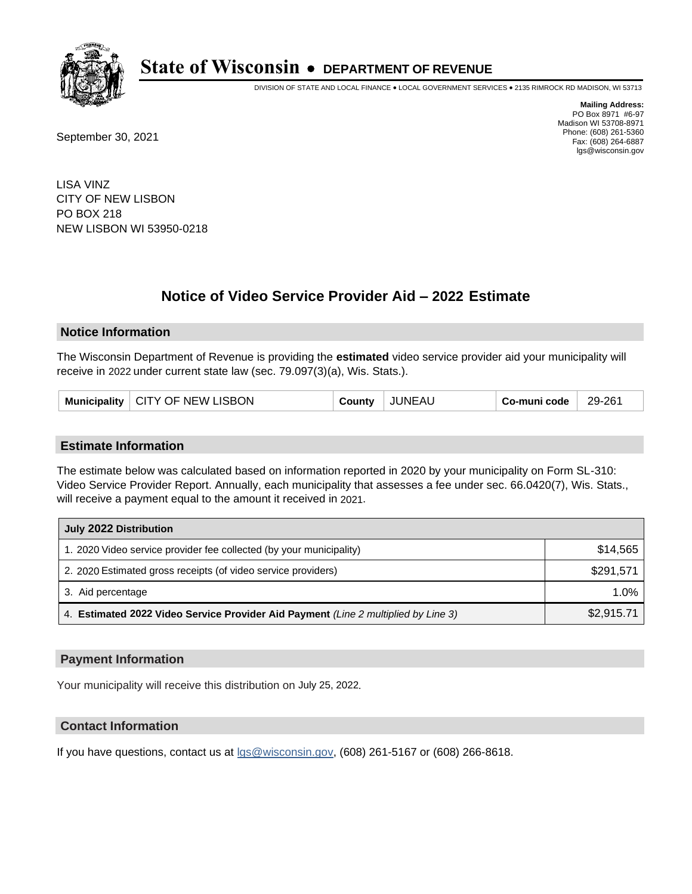# State of Wisconsin • DEPARTMENT OF REVENUE

DIVISION OF STATE AND LOCAL FINANCE • LOCAL GOVERNMENT SERVICES • 2135 RIMROCK RD MADISON, WI 53713

**Mailing Address:**
PO Box 8971 #6-97
Madison WI 53708-8971
Phone: (608) 261-5360
Fax: (608) 264-6887
lgs@wisconsin.gov

September 30, 2021

LISA VINZ
CITY OF NEW LISBON
PO BOX 218
NEW LISBON WI 53950-0218

## Notice of Video Service Provider Aid – 2022 Estimate

### Notice Information

The Wisconsin Department of Revenue is providing the **estimated** video service provider aid your municipality will receive in 2022 under current state law (sec. 79.097(3)(a), Wis. Stats.).

| Municipality | CITY OF NEW LISBON | County | JUNEAU | Co-muni code | 29-261 |
|---|---|---|---|---|---|

### Estimate Information

The estimate below was calculated based on information reported in 2020 by your municipality on Form SL-310: Video Service Provider Report. Annually, each municipality that assesses a fee under sec. 66.0420(7), Wis. Stats., will receive a payment equal to the amount it received in 2021.

| July 2022 Distribution | |
|---|---|
| 1. 2020 Video service provider fee collected (by your municipality) | $14,565 |
| 2. 2020 Estimated gross receipts (of video service providers) | $291,571 |
| 3. Aid percentage | 1.0% |
| 4. **Estimated 2022 Video Service Provider Aid Payment** *(Line 2 multiplied by Line 3)* | $2,915.71 |

### Payment Information

Your municipality will receive this distribution on July 25, 2022.

### Contact Information

If you have questions, contact us at lgs@wisconsin.gov, (608) 261-5167 or (608) 266-8618.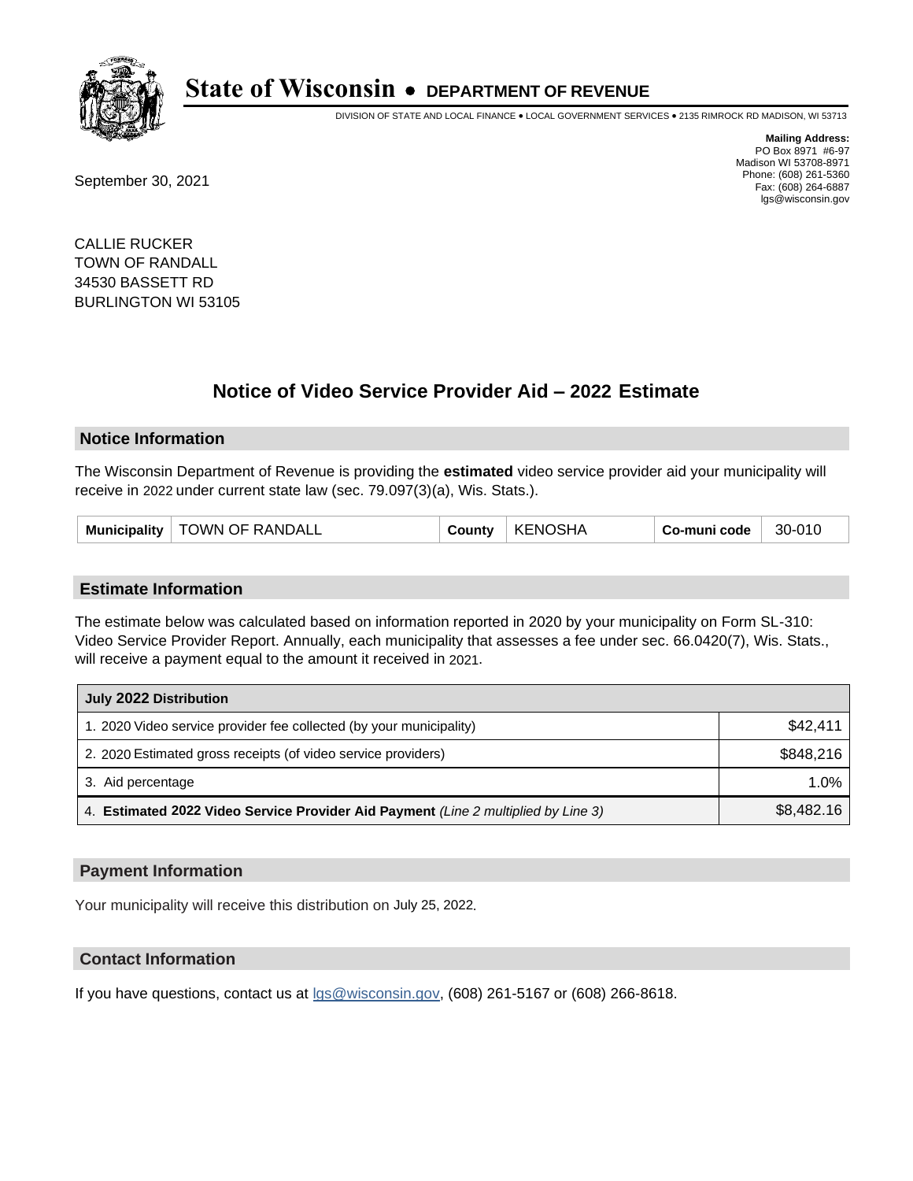# State of Wisconsin • DEPARTMENT OF REVENUE

DIVISION OF STATE AND LOCAL FINANCE • LOCAL GOVERNMENT SERVICES • 2135 RIMROCK RD MADISON, WI 53713

**Mailing Address:**
PO Box 8971 #6-97
Madison WI 53708-8971
Phone: (608) 261-5360
Fax: (608) 264-6887
lgs@wisconsin.gov

September 30, 2021

CALLIE RUCKER
TOWN OF RANDALL
34530 BASSETT RD
BURLINGTON WI 53105

## Notice of Video Service Provider Aid – 2022 Estimate

### Notice Information

The Wisconsin Department of Revenue is providing the **estimated** video service provider aid your municipality will receive in 2022 under current state law (sec. 79.097(3)(a), Wis. Stats.).

| Municipality | TOWN OF RANDALL | County | KENOSHA | Co-muni code | 30-010 |
|---|---|---|---|---|---|

### Estimate Information

The estimate below was calculated based on information reported in 2020 by your municipality on Form SL-310: Video Service Provider Report. Annually, each municipality that assesses a fee under sec. 66.0420(7), Wis. Stats., will receive a payment equal to the amount it received in 2021.

| July 2022 Distribution | |
|---|---|
| 1. 2020 Video service provider fee collected (by your municipality) | $42,411 |
| 2. 2020 Estimated gross receipts (of video service providers) | $848,216 |
| 3. Aid percentage | 1.0% |
| 4. **Estimated 2022 Video Service Provider Aid Payment** *(Line 2 multiplied by Line 3)* | $8,482.16 |

### Payment Information

Your municipality will receive this distribution on July 25, 2022.

### Contact Information

If you have questions, contact us at lgs@wisconsin.gov, (608) 261-5167 or (608) 266-8618.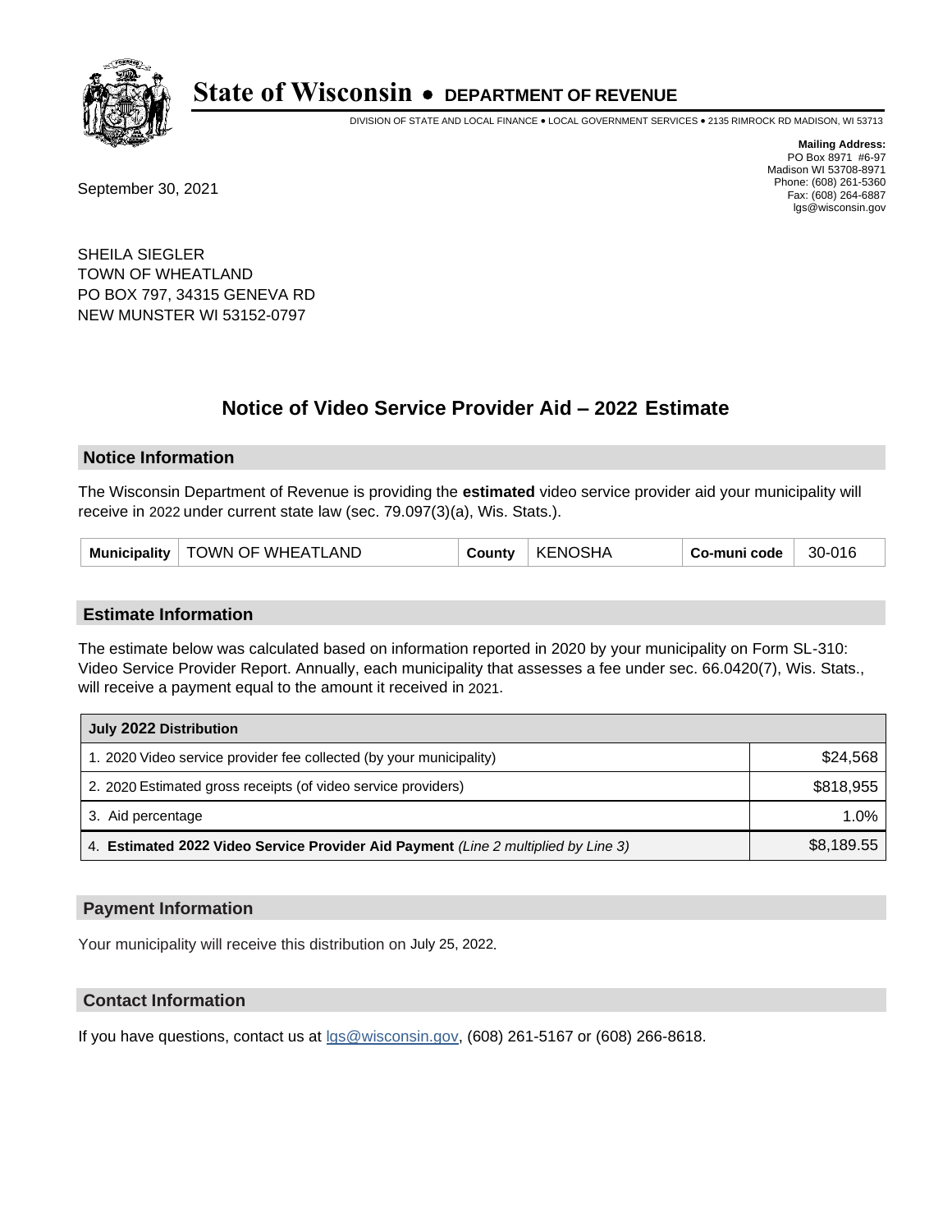# State of Wisconsin • DEPARTMENT OF REVENUE

DIVISION OF STATE AND LOCAL FINANCE • LOCAL GOVERNMENT SERVICES • 2135 RIMROCK RD MADISON, WI 53713

**Mailing Address:**
PO Box 8971 #6-97
Madison WI 53708-8971
Phone: (608) 261-5360
Fax: (608) 264-6887
lgs@wisconsin.gov

September 30, 2021

SHEILA SIEGLER
TOWN OF WHEATLAND
PO BOX 797, 34315 GENEVA RD
NEW MUNSTER WI 53152-0797

## Notice of Video Service Provider Aid – 2022 Estimate

### Notice Information

The Wisconsin Department of Revenue is providing the **estimated** video service provider aid your municipality will receive in 2022 under current state law (sec. 79.097(3)(a), Wis. Stats.).

| Municipality | TOWN OF WHEATLAND | County | KENOSHA | Co-muni code | 30-016 |
|---|---|---|---|---|---|

### Estimate Information

The estimate below was calculated based on information reported in 2020 by your municipality on Form SL-310: Video Service Provider Report. Annually, each municipality that assesses a fee under sec. 66.0420(7), Wis. Stats., will receive a payment equal to the amount it received in 2021.

| July 2022 Distribution | |
|---|---|
| 1. 2020 Video service provider fee collected (by your municipality) | $24,568 |
| 2. 2020 Estimated gross receipts (of video service providers) | $818,955 |
| 3. Aid percentage | 1.0% |
| 4. **Estimated 2022 Video Service Provider Aid Payment** *(Line 2 multiplied by Line 3)* | $8,189.55 |

### Payment Information

Your municipality will receive this distribution on July 25, 2022.

### Contact Information

If you have questions, contact us at lgs@wisconsin.gov, (608) 261-5167 or (608) 266-8618.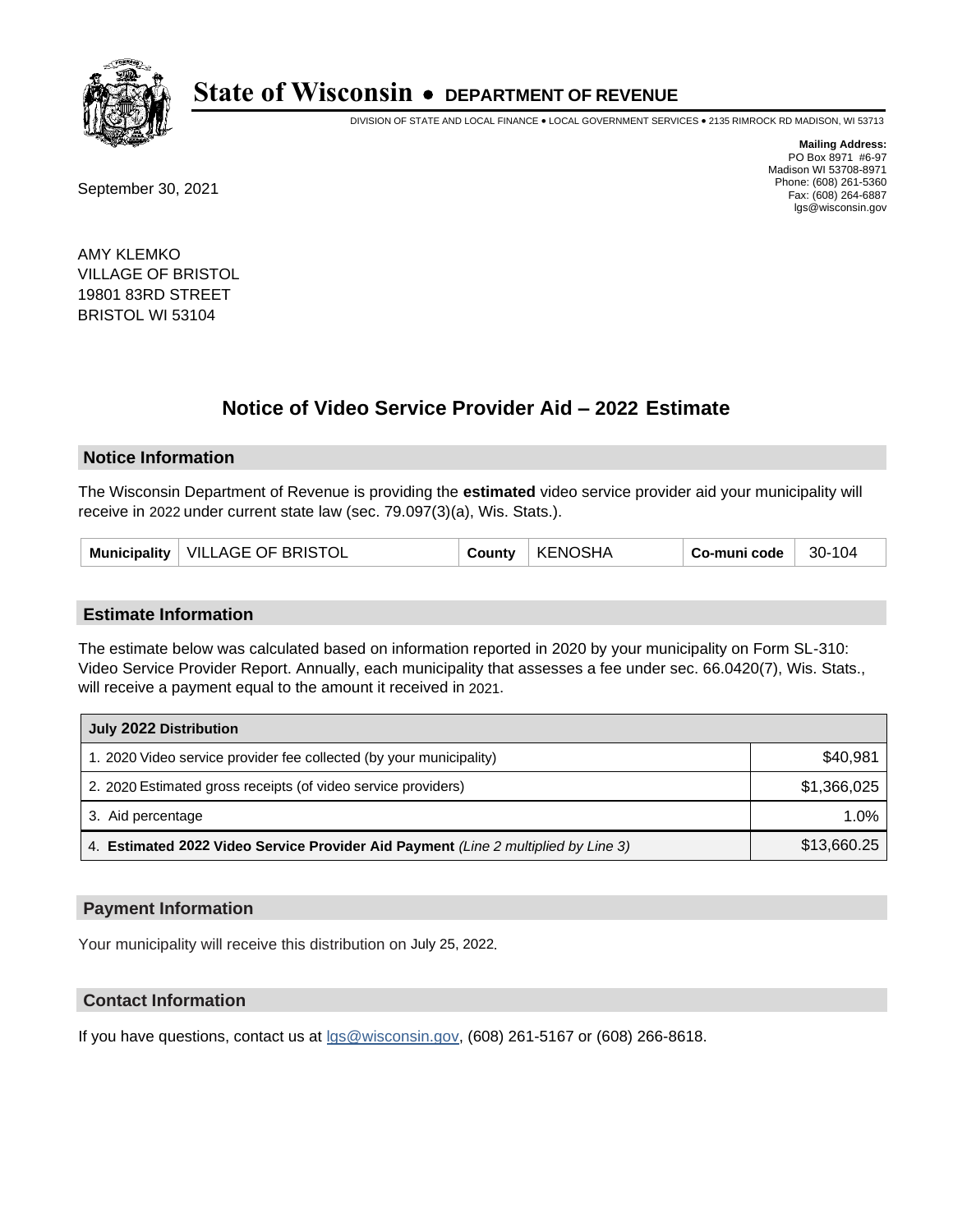# State of Wisconsin • DEPARTMENT OF REVENUE

DIVISION OF STATE AND LOCAL FINANCE • LOCAL GOVERNMENT SERVICES • 2135 RIMROCK RD MADISON, WI 53713

**Mailing Address:**
PO Box 8971 #6-97
Madison WI 53708-8971
Phone: (608) 261-5360
Fax: (608) 264-6887
lgs@wisconsin.gov

September 30, 2021

AMY KLEMKO
VILLAGE OF BRISTOL
19801 83RD STREET
BRISTOL WI 53104

## Notice of Video Service Provider Aid – 2022 Estimate

### Notice Information

The Wisconsin Department of Revenue is providing the **estimated** video service provider aid your municipality will receive in 2022 under current state law (sec. 79.097(3)(a), Wis. Stats.).

| Municipality | VILLAGE OF BRISTOL | County | KENOSHA | Co-muni code | 30-104 |
|---|---|---|---|---|---|

### Estimate Information

The estimate below was calculated based on information reported in 2020 by your municipality on Form SL-310: Video Service Provider Report. Annually, each municipality that assesses a fee under sec. 66.0420(7), Wis. Stats., will receive a payment equal to the amount it received in 2021.

| July 2022 Distribution | |
|---|---|
| 1. 2020 Video service provider fee collected (by your municipality) | $40,981 |
| 2. 2020 Estimated gross receipts (of video service providers) | $1,366,025 |
| 3. Aid percentage | 1.0% |
| 4. **Estimated 2022 Video Service Provider Aid Payment** *(Line 2 multiplied by Line 3)* | $13,660.25 |

### Payment Information

Your municipality will receive this distribution on July 25, 2022.

### Contact Information

If you have questions, contact us at lgs@wisconsin.gov, (608) 261-5167 or (608) 266-8618.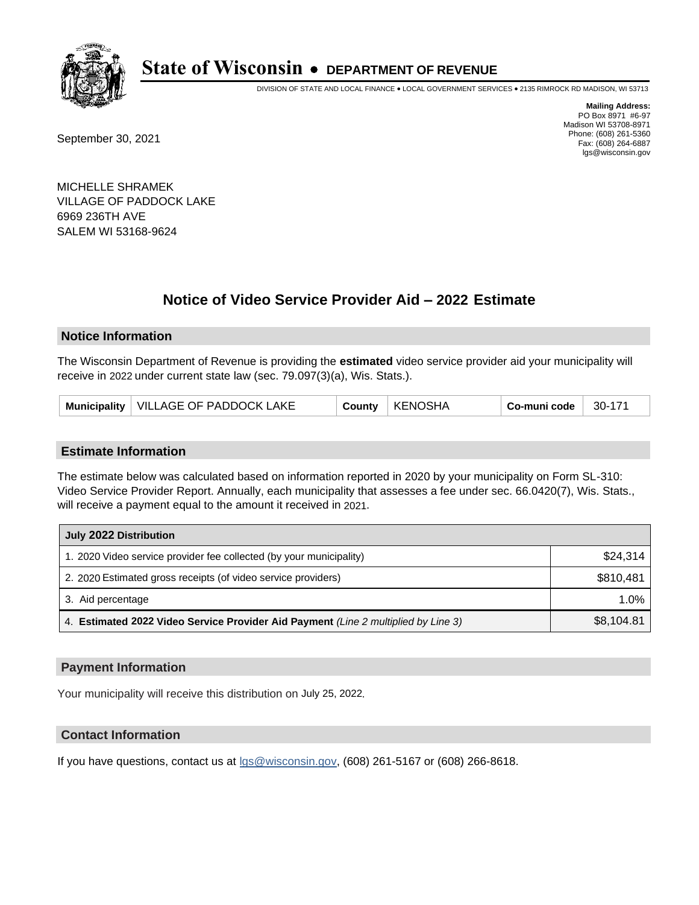# State of Wisconsin • DEPARTMENT OF REVENUE

DIVISION OF STATE AND LOCAL FINANCE • LOCAL GOVERNMENT SERVICES • 2135 RIMROCK RD MADISON, WI 53713

**Mailing Address:**
PO Box 8971 #6-97
Madison WI 53708-8971
Phone: (608) 261-5360
Fax: (608) 264-6887
lgs@wisconsin.gov

September 30, 2021

MICHELLE SHRAMEK
VILLAGE OF PADDOCK LAKE
6969 236TH AVE
SALEM WI 53168-9624

## Notice of Video Service Provider Aid – 2022 Estimate

### Notice Information

The Wisconsin Department of Revenue is providing the **estimated** video service provider aid your municipality will receive in 2022 under current state law (sec. 79.097(3)(a), Wis. Stats.).

| Municipality | VILLAGE OF PADDOCK LAKE | County | KENOSHA | Co-muni code | 30-171 |
|---|---|---|---|---|---|

### Estimate Information

The estimate below was calculated based on information reported in 2020 by your municipality on Form SL-310: Video Service Provider Report. Annually, each municipality that assesses a fee under sec. 66.0420(7), Wis. Stats., will receive a payment equal to the amount it received in 2021.

| July 2022 Distribution | |
|---|---|
| 1. 2020 Video service provider fee collected (by your municipality) | $24,314 |
| 2. 2020 Estimated gross receipts (of video service providers) | $810,481 |
| 3. Aid percentage | 1.0% |
| 4. **Estimated 2022 Video Service Provider Aid Payment** *(Line 2 multiplied by Line 3)* | $8,104.81 |

### Payment Information

Your municipality will receive this distribution on July 25, 2022.

### Contact Information

If you have questions, contact us at lgs@wisconsin.gov, (608) 261-5167 or (608) 266-8618.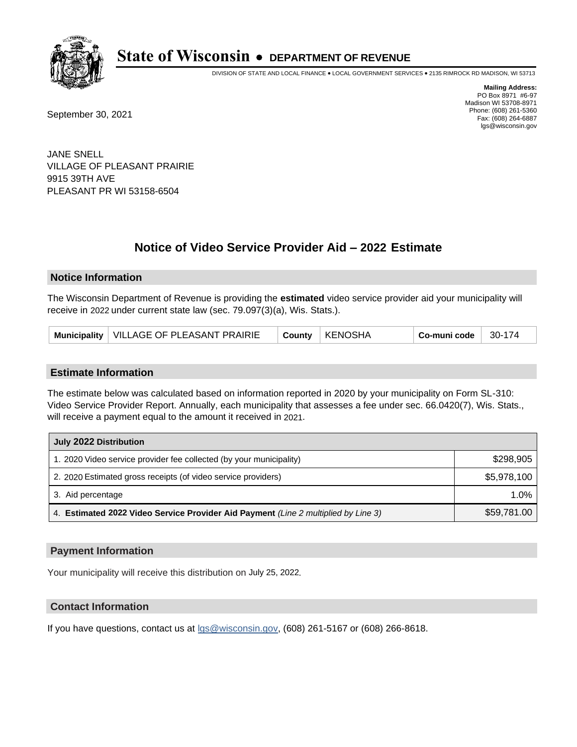# State of Wisconsin • DEPARTMENT OF REVENUE

DIVISION OF STATE AND LOCAL FINANCE • LOCAL GOVERNMENT SERVICES • 2135 RIMROCK RD MADISON, WI 53713

**Mailing Address:**
PO Box 8971 #6-97
Madison WI 53708-8971
Phone: (608) 261-5360
Fax: (608) 264-6887
lgs@wisconsin.gov

September 30, 2021

JANE SNELL
VILLAGE OF PLEASANT PRAIRIE
9915 39TH AVE
PLEASANT PR WI 53158-6504

## Notice of Video Service Provider Aid – 2022 Estimate

### Notice Information

The Wisconsin Department of Revenue is providing the **estimated** video service provider aid your municipality will receive in 2022 under current state law (sec. 79.097(3)(a), Wis. Stats.).

| Municipality | VILLAGE OF PLEASANT PRAIRIE | County | KENOSHA | Co-muni code | 30-174 |
|---|---|---|---|---|---|

### Estimate Information

The estimate below was calculated based on information reported in 2020 by your municipality on Form SL-310: Video Service Provider Report. Annually, each municipality that assesses a fee under sec. 66.0420(7), Wis. Stats., will receive a payment equal to the amount it received in 2021.

| July 2022 Distribution | |
|---|---|
| 1. 2020 Video service provider fee collected (by your municipality) | $298,905 |
| 2. 2020 Estimated gross receipts (of video service providers) | $5,978,100 |
| 3. Aid percentage | 1.0% |
| 4. **Estimated 2022 Video Service Provider Aid Payment** *(Line 2 multiplied by Line 3)* | $59,781.00 |

### Payment Information

Your municipality will receive this distribution on July 25, 2022.

### Contact Information

If you have questions, contact us at lgs@wisconsin.gov, (608) 261-5167 or (608) 266-8618.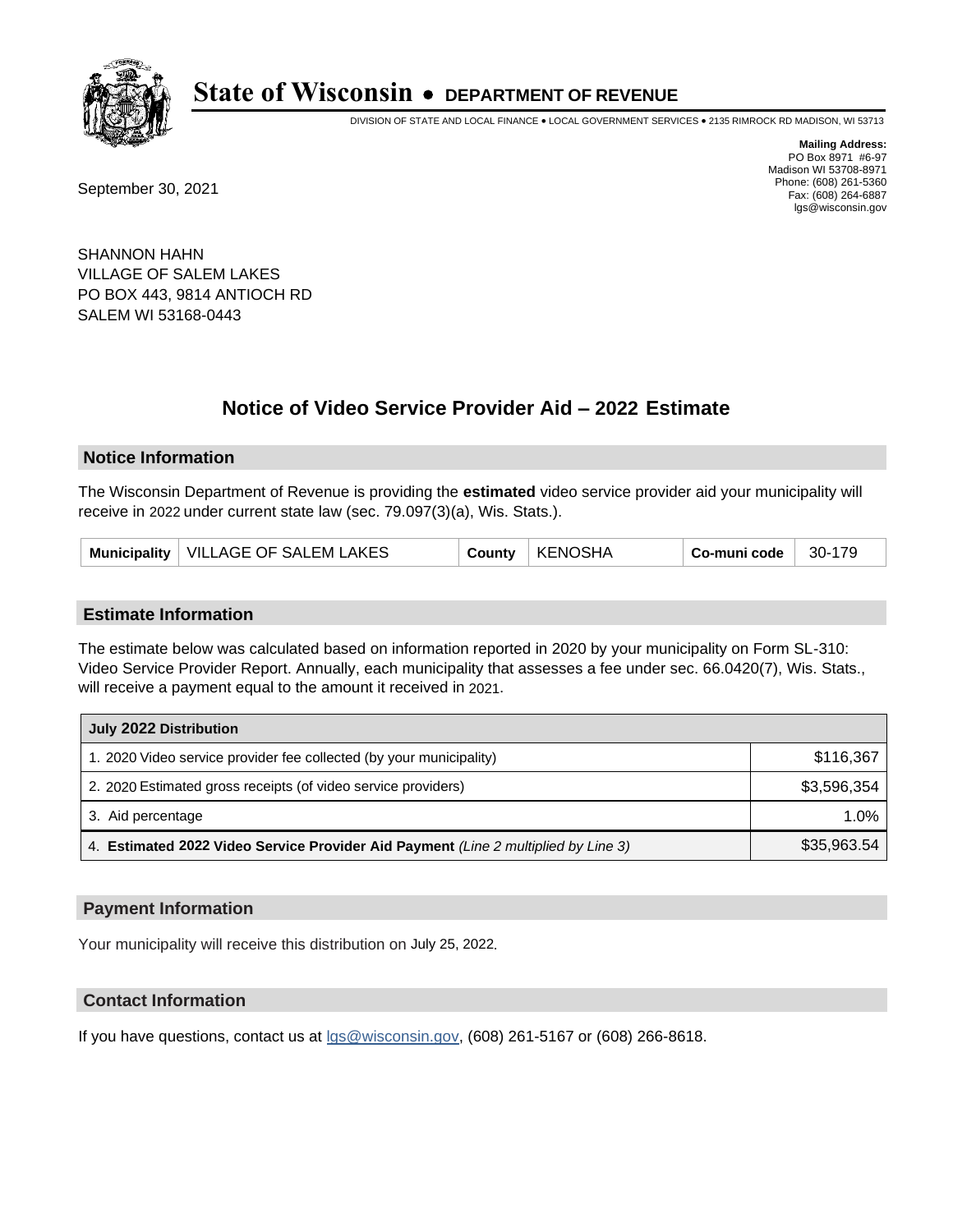# State of Wisconsin • DEPARTMENT OF REVENUE

DIVISION OF STATE AND LOCAL FINANCE • LOCAL GOVERNMENT SERVICES • 2135 RIMROCK RD MADISON, WI 53713

**Mailing Address:**
PO Box 8971 #6-97
Madison WI 53708-8971
Phone: (608) 261-5360
Fax: (608) 264-6887
lgs@wisconsin.gov

September 30, 2021

SHANNON HAHN
VILLAGE OF SALEM LAKES
PO BOX 443, 9814 ANTIOCH RD
SALEM WI 53168-0443

## Notice of Video Service Provider Aid – 2022 Estimate

### Notice Information

The Wisconsin Department of Revenue is providing the **estimated** video service provider aid your municipality will receive in 2022 under current state law (sec. 79.097(3)(a), Wis. Stats.).

| Municipality | VILLAGE OF SALEM LAKES | County | KENOSHA | Co-muni code | 30-179 |
|---|---|---|---|---|---|

### Estimate Information

The estimate below was calculated based on information reported in 2020 by your municipality on Form SL-310: Video Service Provider Report. Annually, each municipality that assesses a fee under sec. 66.0420(7), Wis. Stats., will receive a payment equal to the amount it received in 2021.

| July 2022 Distribution | |
|---|---|
| 1. 2020 Video service provider fee collected (by your municipality) | $116,367 |
| 2. 2020 Estimated gross receipts (of video service providers) | $3,596,354 |
| 3. Aid percentage | 1.0% |
| 4. **Estimated 2022 Video Service Provider Aid Payment** *(Line 2 multiplied by Line 3)* | $35,963.54 |

### Payment Information

Your municipality will receive this distribution on July 25, 2022.

### Contact Information

If you have questions, contact us at lgs@wisconsin.gov, (608) 261-5167 or (608) 266-8618.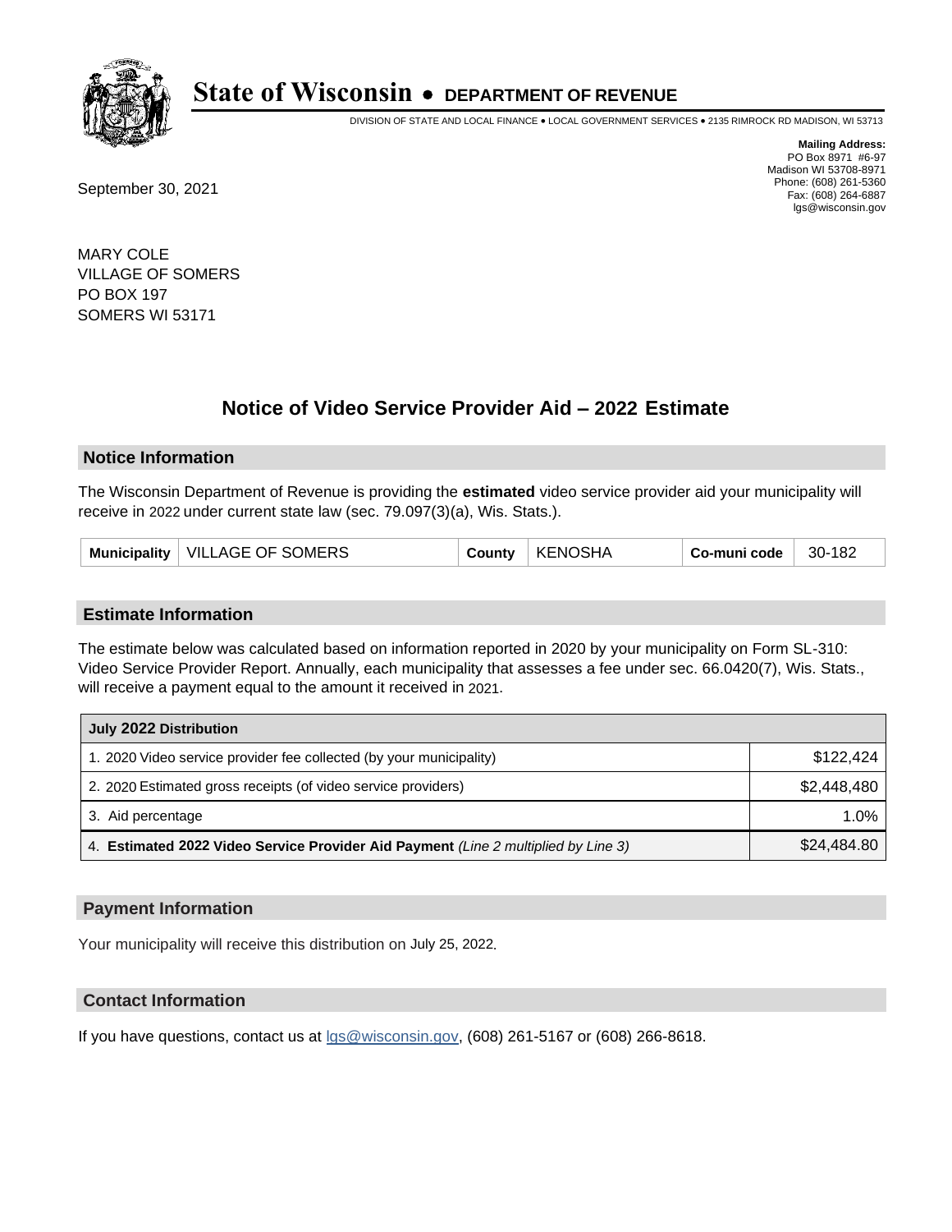# State of Wisconsin • DEPARTMENT OF REVENUE

DIVISION OF STATE AND LOCAL FINANCE • LOCAL GOVERNMENT SERVICES • 2135 RIMROCK RD MADISON, WI 53713

**Mailing Address:**
PO Box 8971 #6-97
Madison WI 53708-8971
Phone: (608) 261-5360
Fax: (608) 264-6887
lgs@wisconsin.gov

September 30, 2021

MARY COLE
VILLAGE OF SOMERS
PO BOX 197
SOMERS WI 53171

## Notice of Video Service Provider Aid – 2022 Estimate

### Notice Information

The Wisconsin Department of Revenue is providing the **estimated** video service provider aid your municipality will receive in 2022 under current state law (sec. 79.097(3)(a), Wis. Stats.).

| Municipality | VILLAGE OF SOMERS | County | KENOSHA | Co-muni code | 30-182 |
|---|---|---|---|---|---|

### Estimate Information

The estimate below was calculated based on information reported in 2020 by your municipality on Form SL-310: Video Service Provider Report. Annually, each municipality that assesses a fee under sec. 66.0420(7), Wis. Stats., will receive a payment equal to the amount it received in 2021.

| July 2022 Distribution | |
|---|---|
| 1. 2020 Video service provider fee collected (by your municipality) | $122,424 |
| 2. 2020 Estimated gross receipts (of video service providers) | $2,448,480 |
| 3. Aid percentage | 1.0% |
| 4. **Estimated 2022 Video Service Provider Aid Payment** *(Line 2 multiplied by Line 3)* | $24,484.80 |

### Payment Information

Your municipality will receive this distribution on July 25, 2022.

### Contact Information

If you have questions, contact us at lgs@wisconsin.gov, (608) 261-5167 or (608) 266-8618.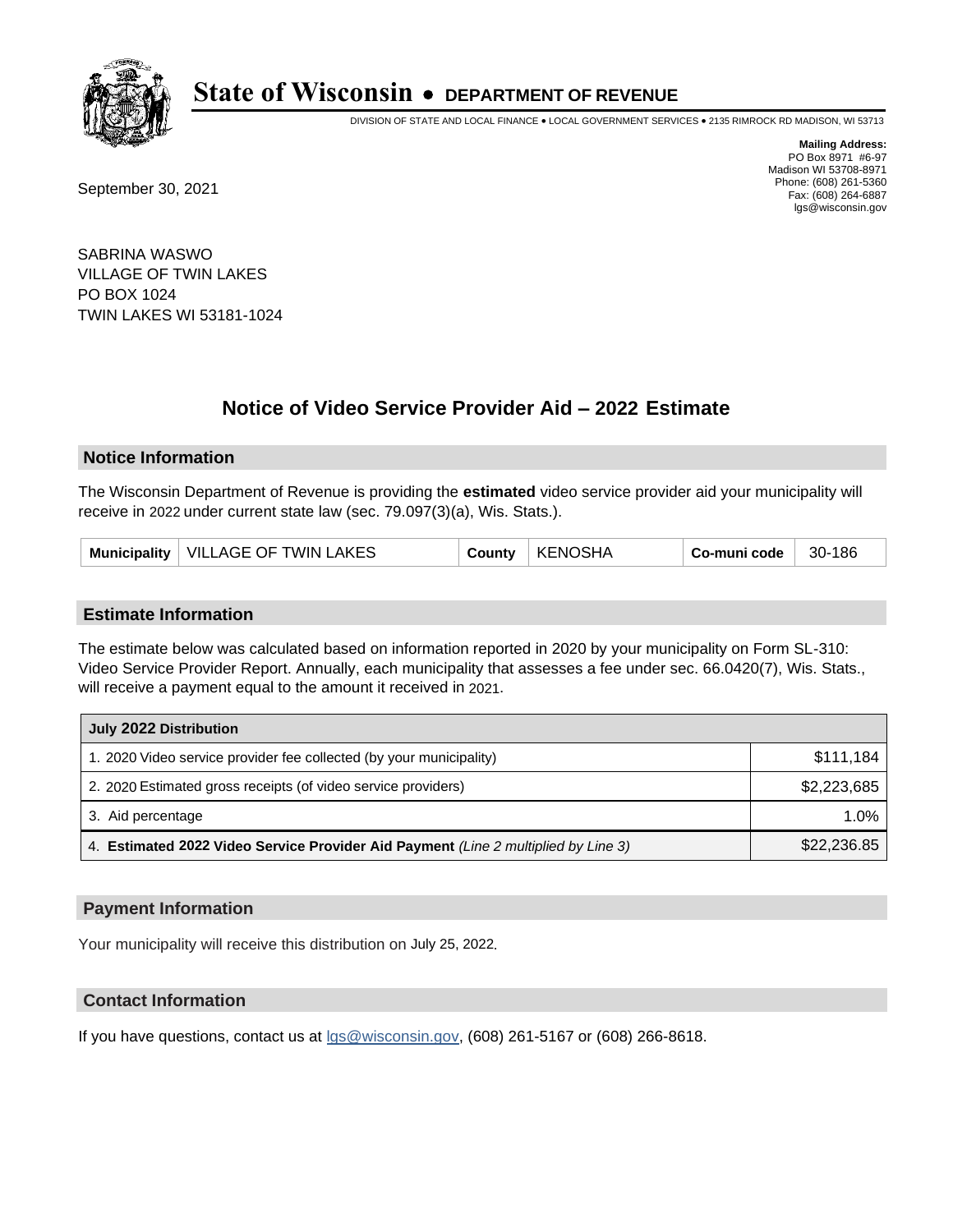# State of Wisconsin • DEPARTMENT OF REVENUE

DIVISION OF STATE AND LOCAL FINANCE • LOCAL GOVERNMENT SERVICES • 2135 RIMROCK RD MADISON, WI 53713

**Mailing Address:**
PO Box 8971 #6-97
Madison WI 53708-8971
Phone: (608) 261-5360
Fax: (608) 264-6887
lgs@wisconsin.gov

September 30, 2021

SABRINA WASWO
VILLAGE OF TWIN LAKES
PO BOX 1024
TWIN LAKES WI 53181-1024

## Notice of Video Service Provider Aid – 2022 Estimate

### Notice Information

The Wisconsin Department of Revenue is providing the **estimated** video service provider aid your municipality will receive in 2022 under current state law (sec. 79.097(3)(a), Wis. Stats.).

| Municipality | VILLAGE OF TWIN LAKES | County | KENOSHA | Co-muni code | 30-186 |
|---|---|---|---|---|---|

### Estimate Information

The estimate below was calculated based on information reported in 2020 by your municipality on Form SL-310: Video Service Provider Report. Annually, each municipality that assesses a fee under sec. 66.0420(7), Wis. Stats., will receive a payment equal to the amount it received in 2021.

| July 2022 Distribution | |
|---|---|
| 1. 2020 Video service provider fee collected (by your municipality) | $111,184 |
| 2. 2020 Estimated gross receipts (of video service providers) | $2,223,685 |
| 3. Aid percentage | 1.0% |
| 4. **Estimated 2022 Video Service Provider Aid Payment** *(Line 2 multiplied by Line 3)* | $22,236.85 |

### Payment Information

Your municipality will receive this distribution on July 25, 2022.

### Contact Information

If you have questions, contact us at lgs@wisconsin.gov, (608) 261-5167 or (608) 266-8618.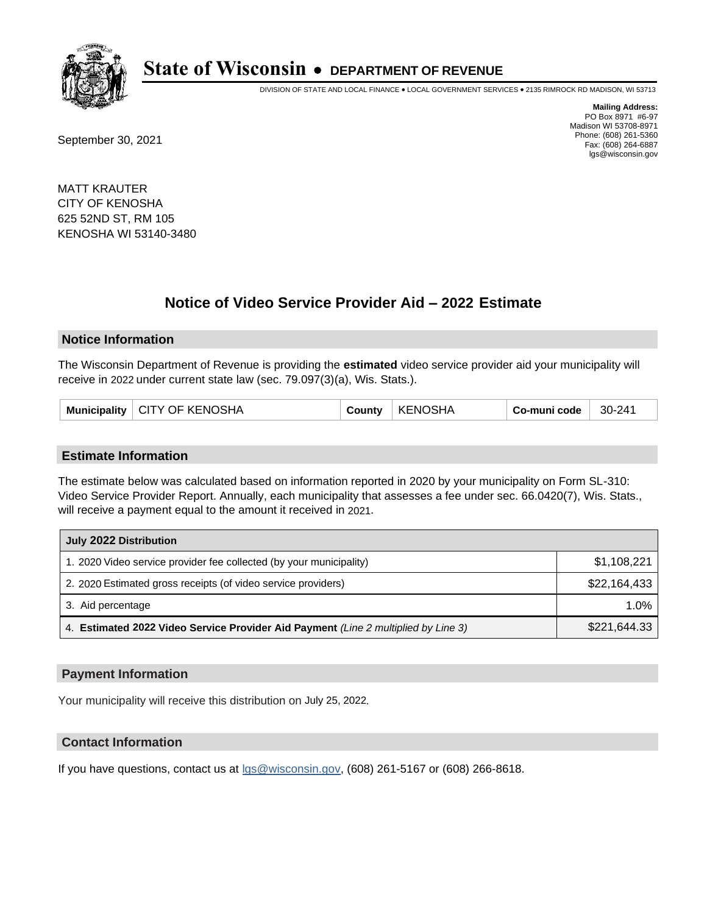# State of Wisconsin • DEPARTMENT OF REVENUE

DIVISION OF STATE AND LOCAL FINANCE • LOCAL GOVERNMENT SERVICES • 2135 RIMROCK RD MADISON, WI 53713

**Mailing Address:**
PO Box 8971 #6-97
Madison WI 53708-8971
Phone: (608) 261-5360
Fax: (608) 264-6887
lgs@wisconsin.gov

September 30, 2021

MATT KRAUTER
CITY OF KENOSHA
625 52ND ST, RM 105
KENOSHA WI 53140-3480

## Notice of Video Service Provider Aid – 2022 Estimate

### Notice Information

The Wisconsin Department of Revenue is providing the **estimated** video service provider aid your municipality will receive in 2022 under current state law (sec. 79.097(3)(a), Wis. Stats.).

| Municipality | CITY OF KENOSHA | County | KENOSHA | Co-muni code | 30-241 |
|---|---|---|---|---|---|

### Estimate Information

The estimate below was calculated based on information reported in 2020 by your municipality on Form SL-310: Video Service Provider Report. Annually, each municipality that assesses a fee under sec. 66.0420(7), Wis. Stats., will receive a payment equal to the amount it received in 2021.

| July 2022 Distribution | |
|---|---|
| 1. 2020 Video service provider fee collected (by your municipality) | $1,108,221 |
| 2. 2020 Estimated gross receipts (of video service providers) | $22,164,433 |
| 3. Aid percentage | 1.0% |
| 4. **Estimated 2022 Video Service Provider Aid Payment** *(Line 2 multiplied by Line 3)* | $221,644.33 |

### Payment Information

Your municipality will receive this distribution on July 25, 2022.

### Contact Information

If you have questions, contact us at lgs@wisconsin.gov, (608) 261-5167 or (608) 266-8618.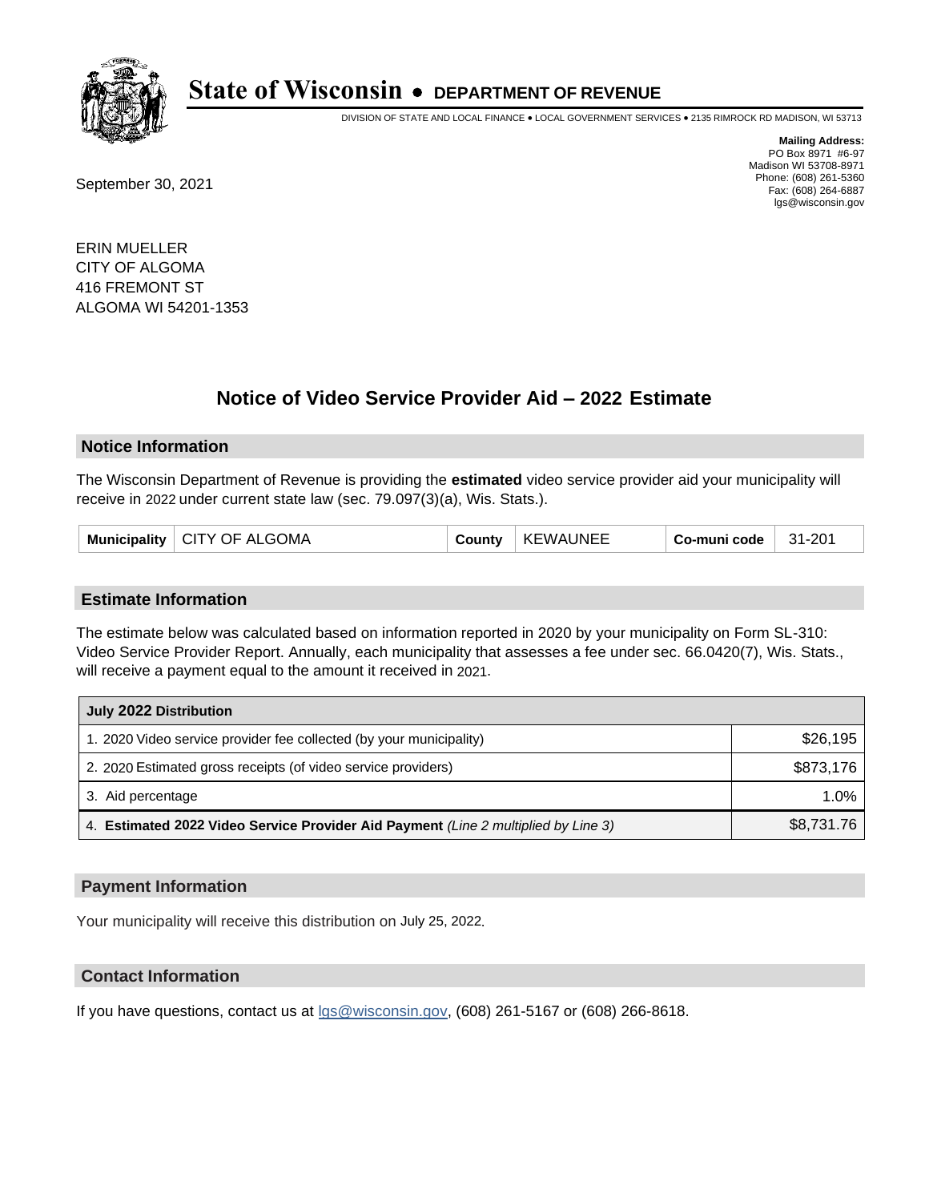# State of Wisconsin • DEPARTMENT OF REVENUE

DIVISION OF STATE AND LOCAL FINANCE • LOCAL GOVERNMENT SERVICES • 2135 RIMROCK RD MADISON, WI 53713

**Mailing Address:**
PO Box 8971 #6-97
Madison WI 53708-8971
Phone: (608) 261-5360
Fax: (608) 264-6887
lgs@wisconsin.gov

September 30, 2021

ERIN MUELLER
CITY OF ALGOMA
416 FREMONT ST
ALGOMA WI 54201-1353

## Notice of Video Service Provider Aid – 2022 Estimate

### Notice Information

The Wisconsin Department of Revenue is providing the **estimated** video service provider aid your municipality will receive in 2022 under current state law (sec. 79.097(3)(a), Wis. Stats.).

| Municipality | CITY OF ALGOMA | County | KEWAUNEE | Co-muni code | 31-201 |
|---|---|---|---|---|---|

### Estimate Information

The estimate below was calculated based on information reported in 2020 by your municipality on Form SL-310: Video Service Provider Report. Annually, each municipality that assesses a fee under sec. 66.0420(7), Wis. Stats., will receive a payment equal to the amount it received in 2021.

| July 2022 Distribution | |
|---|---|
| 1. 2020 Video service provider fee collected (by your municipality) | $26,195 |
| 2. 2020 Estimated gross receipts (of video service providers) | $873,176 |
| 3. Aid percentage | 1.0% |
| 4. **Estimated 2022 Video Service Provider Aid Payment** *(Line 2 multiplied by Line 3)* | $8,731.76 |

### Payment Information

Your municipality will receive this distribution on July 25, 2022.

### Contact Information

If you have questions, contact us at lgs@wisconsin.gov, (608) 261-5167 or (608) 266-8618.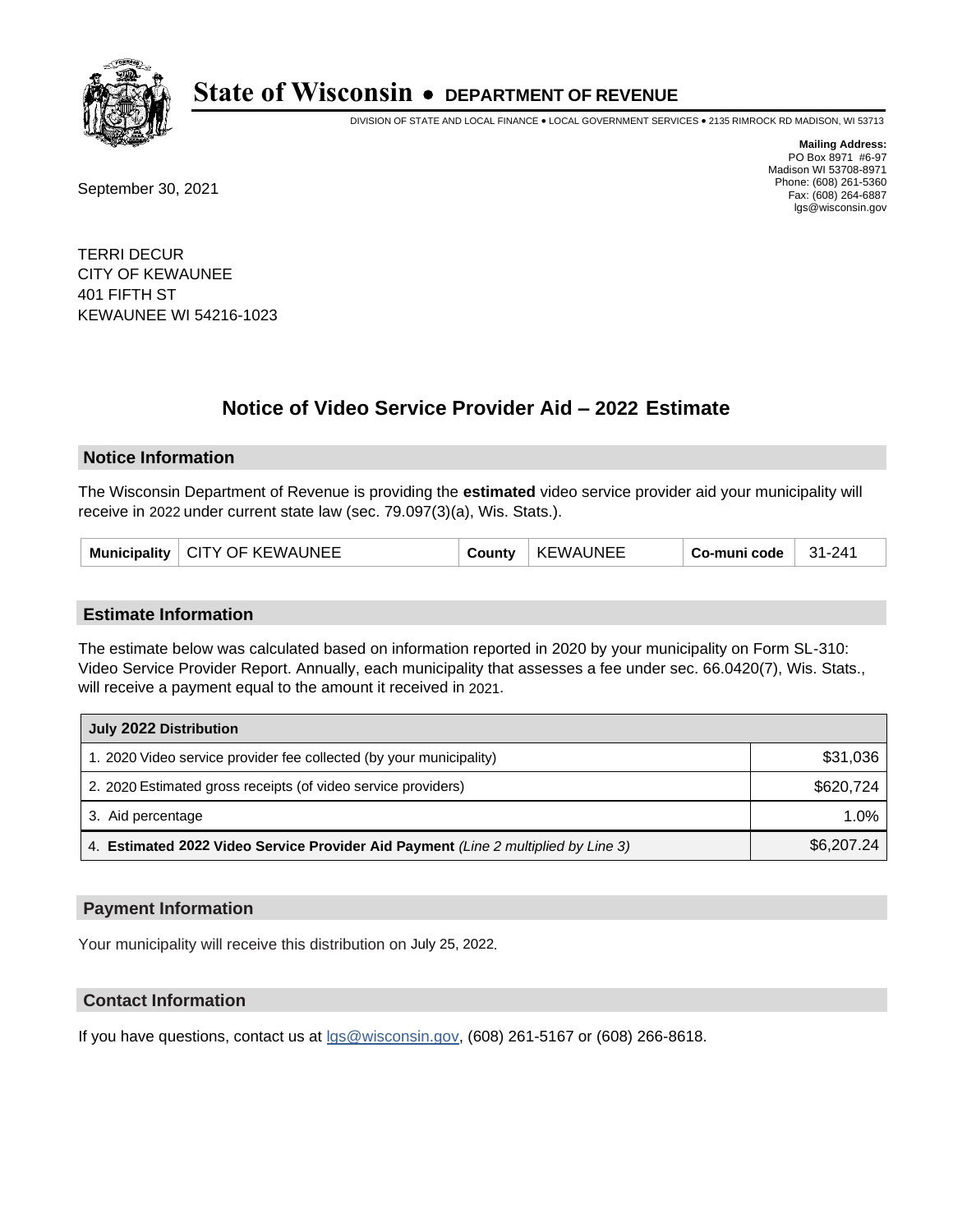# State of Wisconsin • DEPARTMENT OF REVENUE

DIVISION OF STATE AND LOCAL FINANCE • LOCAL GOVERNMENT SERVICES • 2135 RIMROCK RD MADISON, WI 53713

**Mailing Address:**
PO Box 8971 #6-97
Madison WI 53708-8971
Phone: (608) 261-5360
Fax: (608) 264-6887
lgs@wisconsin.gov

September 30, 2021

TERRI DECUR
CITY OF KEWAUNEE
401 FIFTH ST
KEWAUNEE WI 54216-1023

## Notice of Video Service Provider Aid – 2022 Estimate

### Notice Information

The Wisconsin Department of Revenue is providing the **estimated** video service provider aid your municipality will receive in 2022 under current state law (sec. 79.097(3)(a), Wis. Stats.).

| Municipality | CITY OF KEWAUNEE | County | KEWAUNEE | Co-muni code | 31-241 |
|---|---|---|---|---|---|

### Estimate Information

The estimate below was calculated based on information reported in 2020 by your municipality on Form SL-310: Video Service Provider Report. Annually, each municipality that assesses a fee under sec. 66.0420(7), Wis. Stats., will receive a payment equal to the amount it received in 2021.

| July 2022 Distribution | |
|---|---|
| 1. 2020 Video service provider fee collected (by your municipality) | $31,036 |
| 2. 2020 Estimated gross receipts (of video service providers) | $620,724 |
| 3. Aid percentage | 1.0% |
| 4. **Estimated 2022 Video Service Provider Aid Payment** *(Line 2 multiplied by Line 3)* | $6,207.24 |

### Payment Information

Your municipality will receive this distribution on July 25, 2022.

### Contact Information

If you have questions, contact us at lgs@wisconsin.gov, (608) 261-5167 or (608) 266-8618.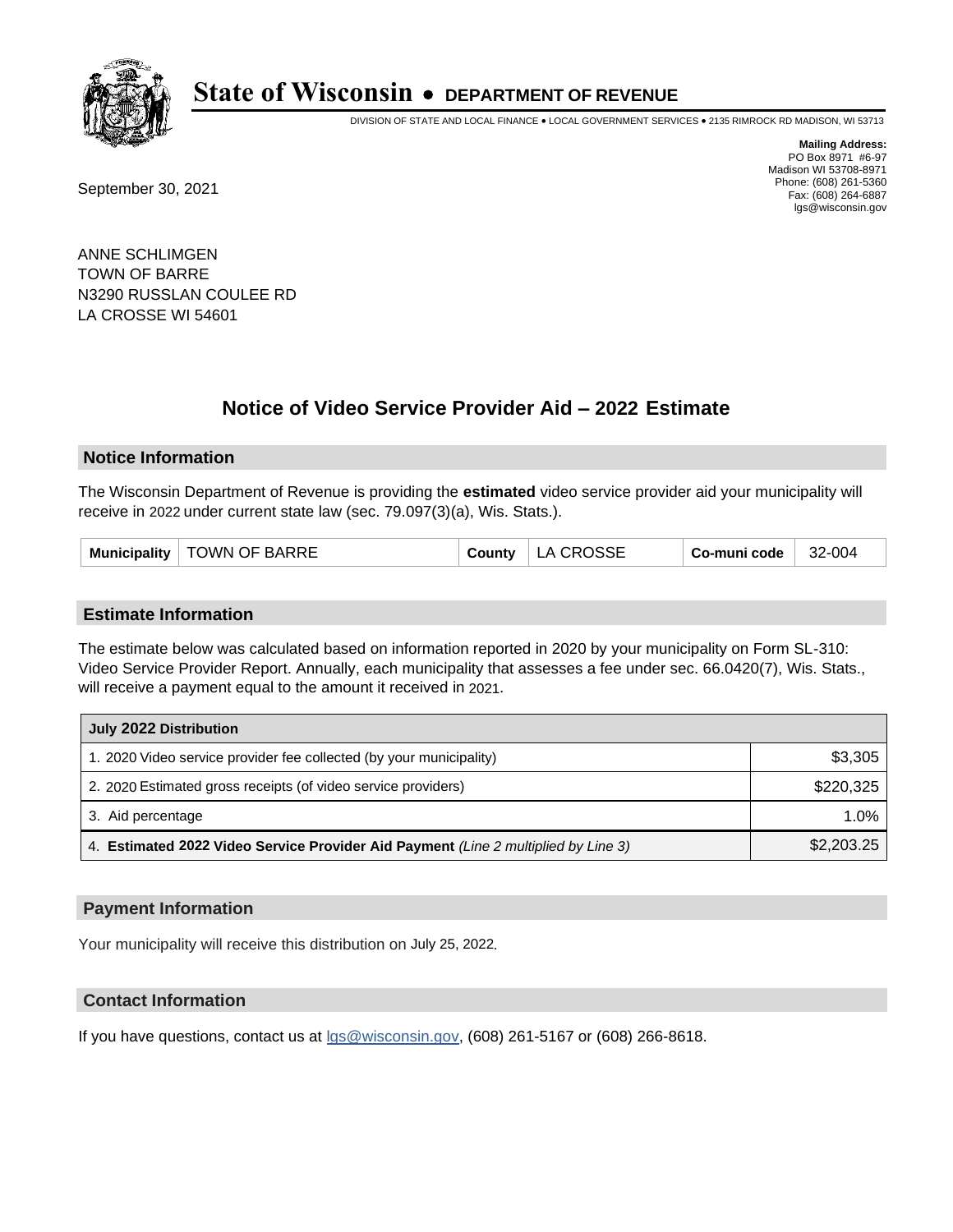# State of Wisconsin • DEPARTMENT OF REVENUE

DIVISION OF STATE AND LOCAL FINANCE • LOCAL GOVERNMENT SERVICES • 2135 RIMROCK RD MADISON, WI 53713

**Mailing Address:**
PO Box 8971 #6-97
Madison WI 53708-8971
Phone: (608) 261-5360
Fax: (608) 264-6887
lgs@wisconsin.gov

September 30, 2021

ANNE SCHLIMGEN
TOWN OF BARRE
N3290 RUSSLAN COULEE RD
LA CROSSE WI 54601

## Notice of Video Service Provider Aid – 2022 Estimate

### Notice Information

The Wisconsin Department of Revenue is providing the **estimated** video service provider aid your municipality will receive in 2022 under current state law (sec. 79.097(3)(a), Wis. Stats.).

| Municipality | TOWN OF BARRE | County | LA CROSSE | Co-muni code | 32-004 |
|---|---|---|---|---|---|

### Estimate Information

The estimate below was calculated based on information reported in 2020 by your municipality on Form SL-310: Video Service Provider Report. Annually, each municipality that assesses a fee under sec. 66.0420(7), Wis. Stats., will receive a payment equal to the amount it received in 2021.

| July 2022 Distribution | |
|---|---|
| 1. 2020 Video service provider fee collected (by your municipality) | $3,305 |
| 2. 2020 Estimated gross receipts (of video service providers) | $220,325 |
| 3. Aid percentage | 1.0% |
| 4. **Estimated 2022 Video Service Provider Aid Payment** *(Line 2 multiplied by Line 3)* | $2,203.25 |

### Payment Information

Your municipality will receive this distribution on July 25, 2022.

### Contact Information

If you have questions, contact us at lgs@wisconsin.gov, (608) 261-5167 or (608) 266-8618.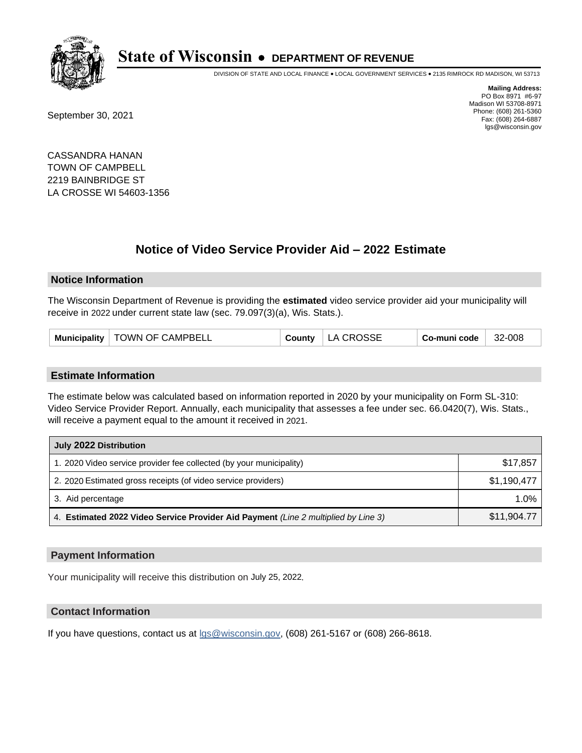# State of Wisconsin • DEPARTMENT OF REVENUE

DIVISION OF STATE AND LOCAL FINANCE • LOCAL GOVERNMENT SERVICES • 2135 RIMROCK RD MADISON, WI 53713

**Mailing Address:**
PO Box 8971 #6-97
Madison WI 53708-8971
Phone: (608) 261-5360
Fax: (608) 264-6887
lgs@wisconsin.gov

September 30, 2021

CASSANDRA HANAN
TOWN OF CAMPBELL
2219 BAINBRIDGE ST
LA CROSSE WI 54603-1356

## Notice of Video Service Provider Aid – 2022 Estimate

### Notice Information

The Wisconsin Department of Revenue is providing the **estimated** video service provider aid your municipality will receive in 2022 under current state law (sec. 79.097(3)(a), Wis. Stats.).

| Municipality | TOWN OF CAMPBELL | County | LA CROSSE | Co-muni code | 32-008 |
|---|---|---|---|---|---|

### Estimate Information

The estimate below was calculated based on information reported in 2020 by your municipality on Form SL-310: Video Service Provider Report. Annually, each municipality that assesses a fee under sec. 66.0420(7), Wis. Stats., will receive a payment equal to the amount it received in 2021.

| July 2022 Distribution | |
|---|---|
| 1. 2020 Video service provider fee collected (by your municipality) | $17,857 |
| 2. 2020 Estimated gross receipts (of video service providers) | $1,190,477 |
| 3. Aid percentage | 1.0% |
| 4. **Estimated 2022 Video Service Provider Aid Payment** *(Line 2 multiplied by Line 3)* | $11,904.77 |

### Payment Information

Your municipality will receive this distribution on July 25, 2022.

### Contact Information

If you have questions, contact us at lgs@wisconsin.gov, (608) 261-5167 or (608) 266-8618.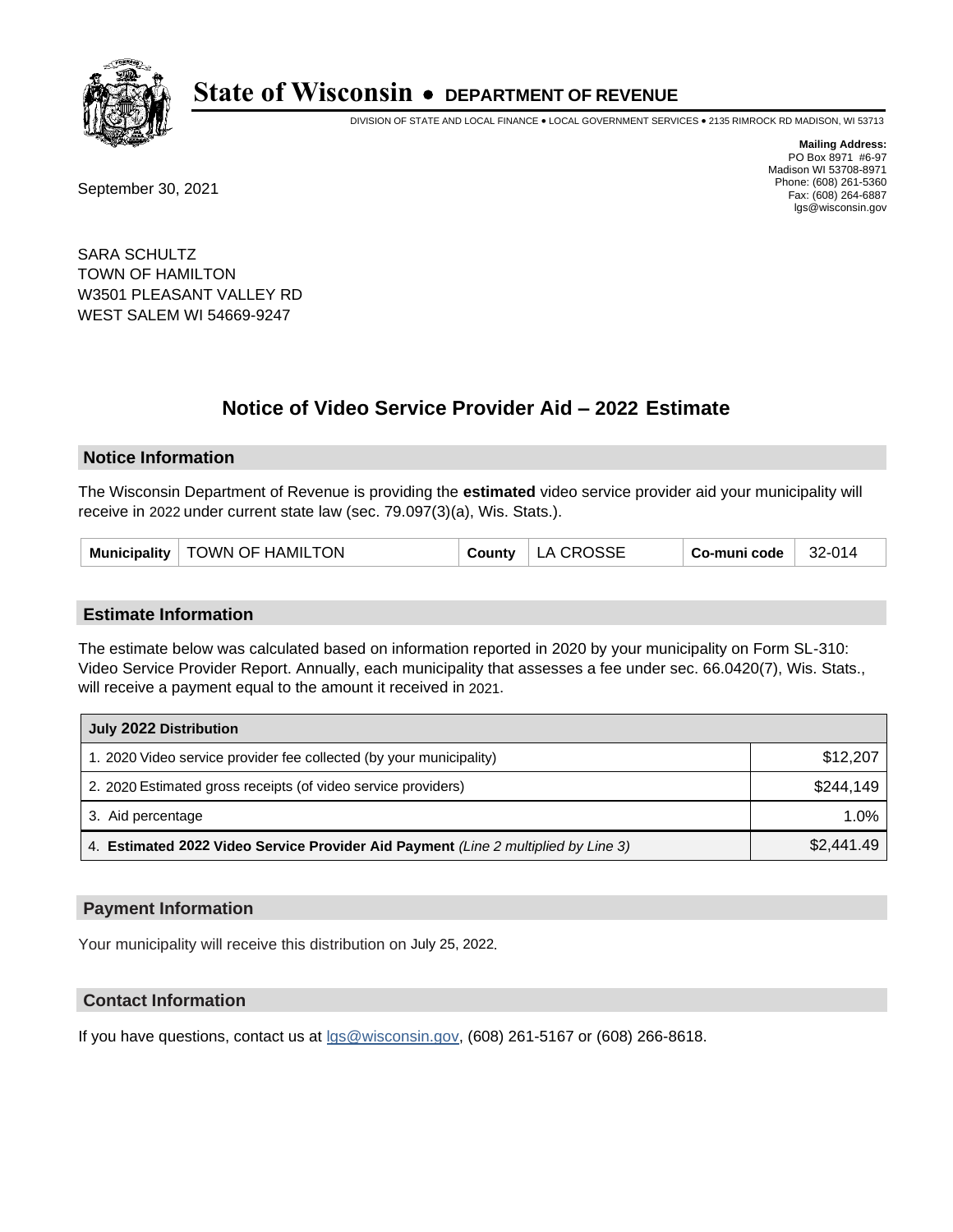# State of Wisconsin • DEPARTMENT OF REVENUE

DIVISION OF STATE AND LOCAL FINANCE • LOCAL GOVERNMENT SERVICES • 2135 RIMROCK RD MADISON, WI 53713

**Mailing Address:**
PO Box 8971 #6-97
Madison WI 53708-8971
Phone: (608) 261-5360
Fax: (608) 264-6887
lgs@wisconsin.gov

September 30, 2021

SARA SCHULTZ
TOWN OF HAMILTON
W3501 PLEASANT VALLEY RD
WEST SALEM WI 54669-9247

## Notice of Video Service Provider Aid – 2022 Estimate

### Notice Information

The Wisconsin Department of Revenue is providing the **estimated** video service provider aid your municipality will receive in 2022 under current state law (sec. 79.097(3)(a), Wis. Stats.).

| Municipality | TOWN OF HAMILTON | County | LA CROSSE | Co-muni code | 32-014 |
|---|---|---|---|---|---|

### Estimate Information

The estimate below was calculated based on information reported in 2020 by your municipality on Form SL-310: Video Service Provider Report. Annually, each municipality that assesses a fee under sec. 66.0420(7), Wis. Stats., will receive a payment equal to the amount it received in 2021.

| July 2022 Distribution | |
|---|---|
| 1. 2020 Video service provider fee collected (by your municipality) | $12,207 |
| 2. 2020 Estimated gross receipts (of video service providers) | $244,149 |
| 3. Aid percentage | 1.0% |
| 4. **Estimated 2022 Video Service Provider Aid Payment** *(Line 2 multiplied by Line 3)* | $2,441.49 |

### Payment Information

Your municipality will receive this distribution on July 25, 2022.

### Contact Information

If you have questions, contact us at lgs@wisconsin.gov, (608) 261-5167 or (608) 266-8618.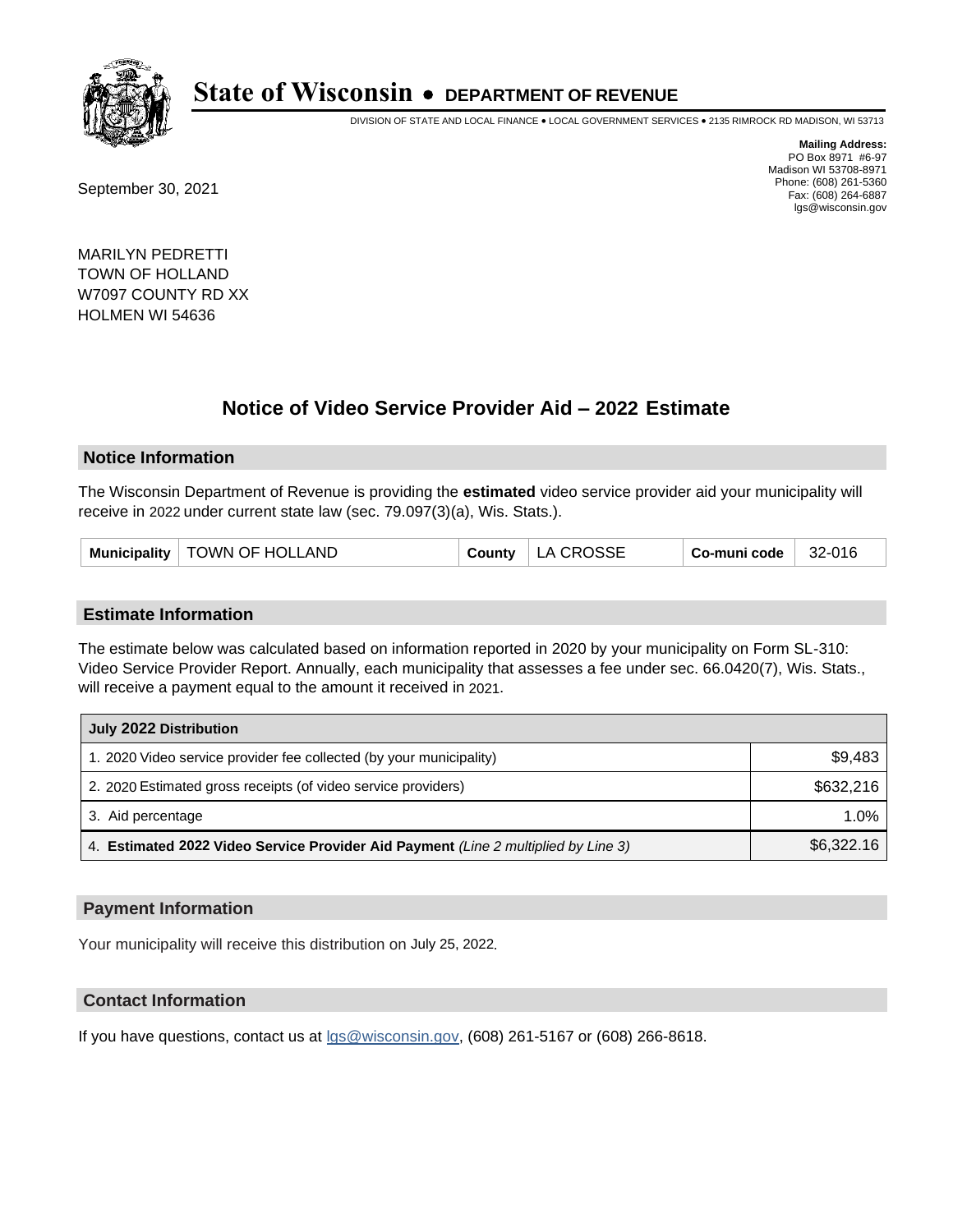# State of Wisconsin • DEPARTMENT OF REVENUE

DIVISION OF STATE AND LOCAL FINANCE • LOCAL GOVERNMENT SERVICES • 2135 RIMROCK RD MADISON, WI 53713

**Mailing Address:**
PO Box 8971 #6-97
Madison WI 53708-8971
Phone: (608) 261-5360
Fax: (608) 264-6887
lgs@wisconsin.gov

September 30, 2021

MARILYN PEDRETTI
TOWN OF HOLLAND
W7097 COUNTY RD XX
HOLMEN WI 54636

## Notice of Video Service Provider Aid – 2022 Estimate

### Notice Information

The Wisconsin Department of Revenue is providing the **estimated** video service provider aid your municipality will receive in 2022 under current state law (sec. 79.097(3)(a), Wis. Stats.).

| Municipality | TOWN OF HOLLAND | County | LA CROSSE | Co-muni code | 32-016 |
|---|---|---|---|---|---|

### Estimate Information

The estimate below was calculated based on information reported in 2020 by your municipality on Form SL-310: Video Service Provider Report. Annually, each municipality that assesses a fee under sec. 66.0420(7), Wis. Stats., will receive a payment equal to the amount it received in 2021.

| July 2022 Distribution | |
|---|---|
| 1. 2020 Video service provider fee collected (by your municipality) | $9,483 |
| 2. 2020 Estimated gross receipts (of video service providers) | $632,216 |
| 3. Aid percentage | 1.0% |
| 4. **Estimated 2022 Video Service Provider Aid Payment** *(Line 2 multiplied by Line 3)* | $6,322.16 |

### Payment Information

Your municipality will receive this distribution on July 25, 2022.

### Contact Information

If you have questions, contact us at lgs@wisconsin.gov, (608) 261-5167 or (608) 266-8618.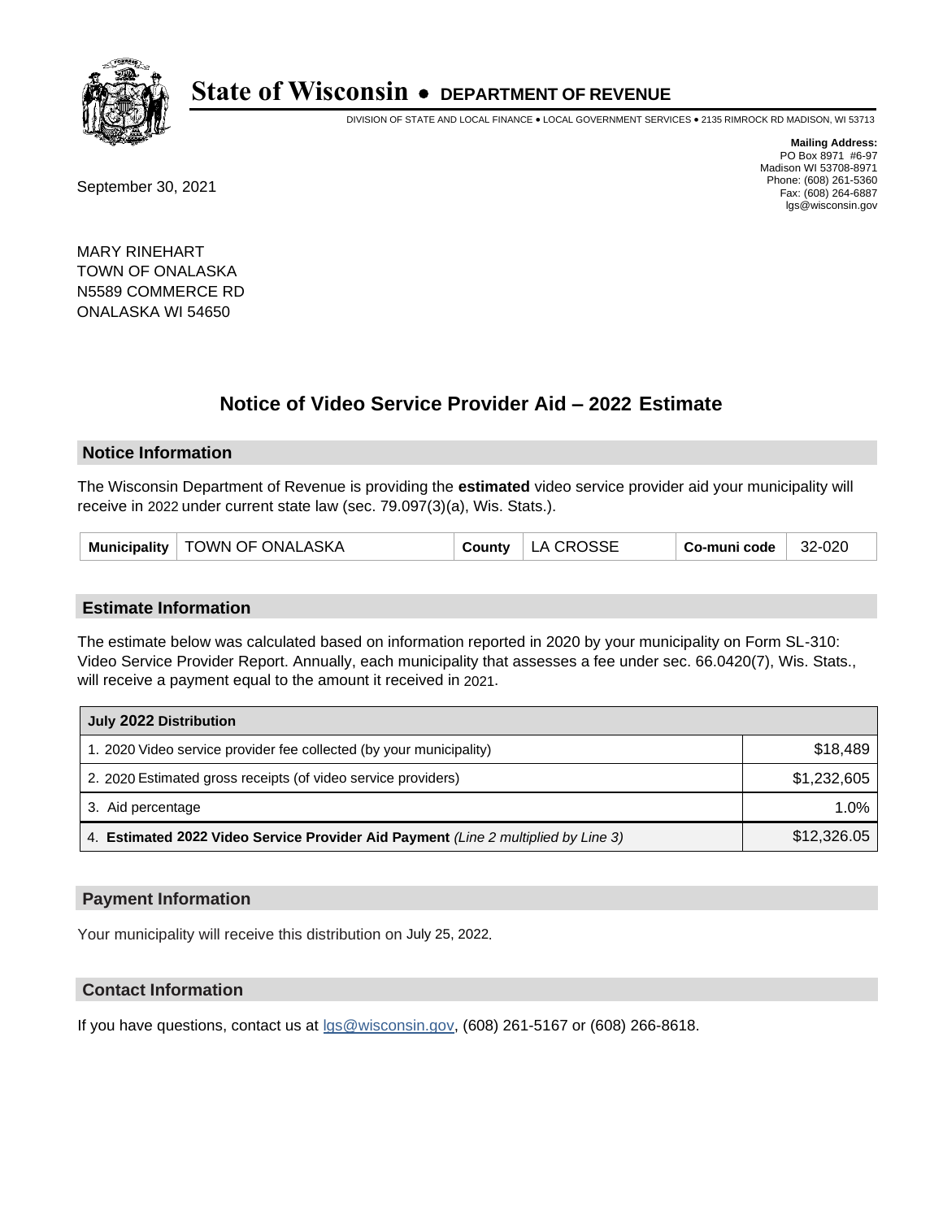# State of Wisconsin • DEPARTMENT OF REVENUE

DIVISION OF STATE AND LOCAL FINANCE • LOCAL GOVERNMENT SERVICES • 2135 RIMROCK RD MADISON, WI 53713

**Mailing Address:**
PO Box 8971 #6-97
Madison WI 53708-8971
Phone: (608) 261-5360
Fax: (608) 264-6887
lgs@wisconsin.gov

September 30, 2021

MARY RINEHART
TOWN OF ONALASKA
N5589 COMMERCE RD
ONALASKA WI 54650

## Notice of Video Service Provider Aid – 2022 Estimate

### Notice Information

The Wisconsin Department of Revenue is providing the **estimated** video service provider aid your municipality will receive in 2022 under current state law (sec. 79.097(3)(a), Wis. Stats.).

| Municipality | TOWN OF ONALASKA | County | LA CROSSE | Co-muni code | 32-020 |
|---|---|---|---|---|---|

### Estimate Information

The estimate below was calculated based on information reported in 2020 by your municipality on Form SL-310: Video Service Provider Report. Annually, each municipality that assesses a fee under sec. 66.0420(7), Wis. Stats., will receive a payment equal to the amount it received in 2021.

| July 2022 Distribution | |
|---|---|
| 1. 2020 Video service provider fee collected (by your municipality) | $18,489 |
| 2. 2020 Estimated gross receipts (of video service providers) | $1,232,605 |
| 3. Aid percentage | 1.0% |
| 4. **Estimated 2022 Video Service Provider Aid Payment** *(Line 2 multiplied by Line 3)* | $12,326.05 |

### Payment Information

Your municipality will receive this distribution on July 25, 2022.

### Contact Information

If you have questions, contact us at lgs@wisconsin.gov, (608) 261-5167 or (608) 266-8618.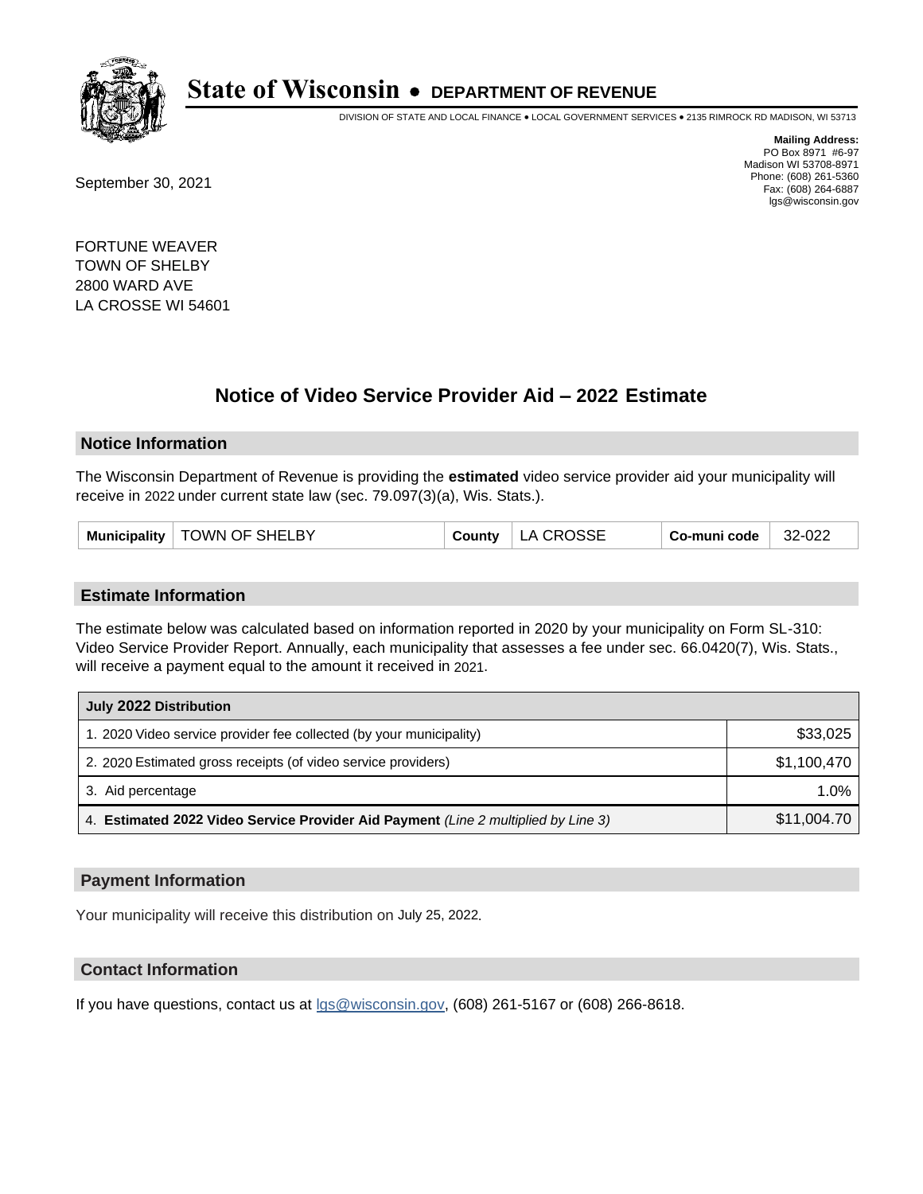# State of Wisconsin • DEPARTMENT OF REVENUE

DIVISION OF STATE AND LOCAL FINANCE • LOCAL GOVERNMENT SERVICES • 2135 RIMROCK RD MADISON, WI 53713

**Mailing Address:**
PO Box 8971 #6-97
Madison WI 53708-8971
Phone: (608) 261-5360
Fax: (608) 264-6887
lgs@wisconsin.gov

September 30, 2021

FORTUNE WEAVER
TOWN OF SHELBY
2800 WARD AVE
LA CROSSE WI 54601

## Notice of Video Service Provider Aid – 2022 Estimate

### Notice Information

The Wisconsin Department of Revenue is providing the **estimated** video service provider aid your municipality will receive in 2022 under current state law (sec. 79.097(3)(a), Wis. Stats.).

| Municipality | TOWN OF SHELBY | County | LA CROSSE | Co-muni code | 32-022 |
|---|---|---|---|---|---|

### Estimate Information

The estimate below was calculated based on information reported in 2020 by your municipality on Form SL-310: Video Service Provider Report. Annually, each municipality that assesses a fee under sec. 66.0420(7), Wis. Stats., will receive a payment equal to the amount it received in 2021.

| July 2022 Distribution | |
|---|---|
| 1. 2020 Video service provider fee collected (by your municipality) | $33,025 |
| 2. 2020 Estimated gross receipts (of video service providers) | $1,100,470 |
| 3. Aid percentage | 1.0% |
| 4. **Estimated 2022 Video Service Provider Aid Payment** *(Line 2 multiplied by Line 3)* | $11,004.70 |

### Payment Information

Your municipality will receive this distribution on July 25, 2022.

### Contact Information

If you have questions, contact us at lgs@wisconsin.gov, (608) 261-5167 or (608) 266-8618.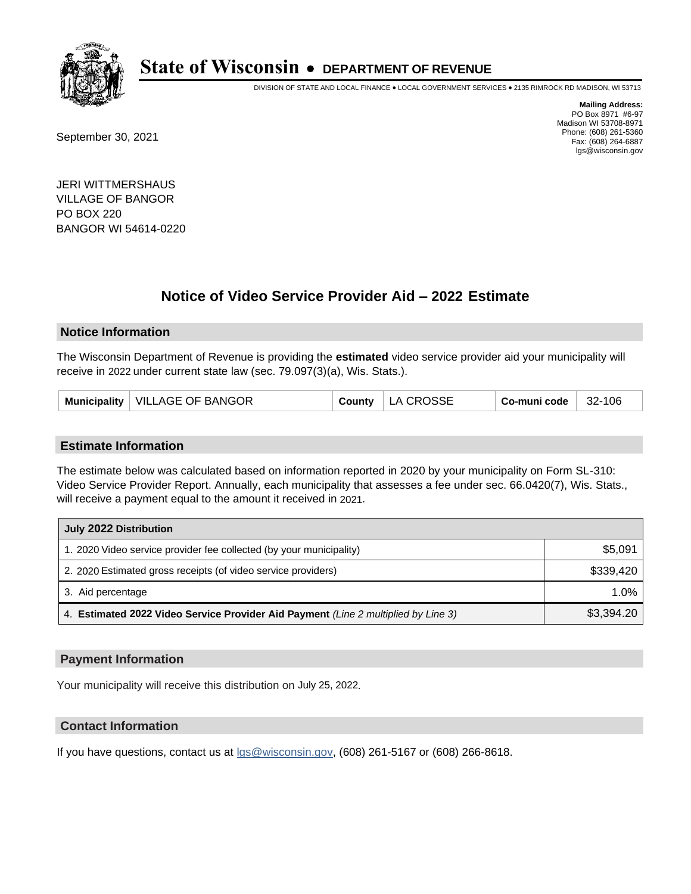# State of Wisconsin • DEPARTMENT OF REVENUE

DIVISION OF STATE AND LOCAL FINANCE • LOCAL GOVERNMENT SERVICES • 2135 RIMROCK RD MADISON, WI 53713

**Mailing Address:**
PO Box 8971 #6-97
Madison WI 53708-8971
Phone: (608) 261-5360
Fax: (608) 264-6887
lgs@wisconsin.gov

September 30, 2021

JERI WITTMERSHAUS
VILLAGE OF BANGOR
PO BOX 220
BANGOR WI 54614-0220

## Notice of Video Service Provider Aid – 2022 Estimate

### Notice Information

The Wisconsin Department of Revenue is providing the **estimated** video service provider aid your municipality will receive in 2022 under current state law (sec. 79.097(3)(a), Wis. Stats.).

| Municipality | VILLAGE OF BANGOR | County | LA CROSSE | Co-muni code | 32-106 |
|---|---|---|---|---|---|

### Estimate Information

The estimate below was calculated based on information reported in 2020 by your municipality on Form SL-310: Video Service Provider Report. Annually, each municipality that assesses a fee under sec. 66.0420(7), Wis. Stats., will receive a payment equal to the amount it received in 2021.

| July 2022 Distribution | |
|---|---|
| 1. 2020 Video service provider fee collected (by your municipality) | $5,091 |
| 2. 2020 Estimated gross receipts (of video service providers) | $339,420 |
| 3. Aid percentage | 1.0% |
| 4. **Estimated 2022 Video Service Provider Aid Payment** *(Line 2 multiplied by Line 3)* | $3,394.20 |

### Payment Information

Your municipality will receive this distribution on July 25, 2022.

### Contact Information

If you have questions, contact us at lgs@wisconsin.gov, (608) 261-5167 or (608) 266-8618.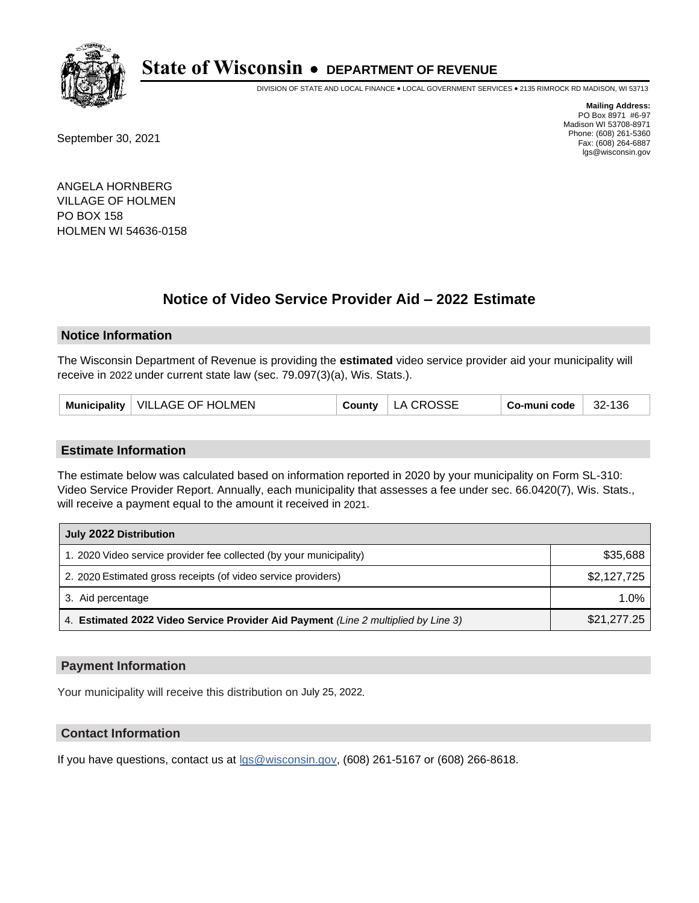# State of Wisconsin • DEPARTMENT OF REVENUE

DIVISION OF STATE AND LOCAL FINANCE • LOCAL GOVERNMENT SERVICES • 2135 RIMROCK RD MADISON, WI 53713

**Mailing Address:**
PO Box 8971 #6-97
Madison WI 53708-8971
Phone: (608) 261-5360
Fax: (608) 264-6887
lgs@wisconsin.gov

September 30, 2021

ANGELA HORNBERG
VILLAGE OF HOLMEN
PO BOX 158
HOLMEN WI 54636-0158

## Notice of Video Service Provider Aid – 2022 Estimate

### Notice Information

The Wisconsin Department of Revenue is providing the **estimated** video service provider aid your municipality will receive in 2022 under current state law (sec. 79.097(3)(a), Wis. Stats.).

| Municipality | VILLAGE OF HOLMEN | County | LA CROSSE | Co-muni code | 32-136 |
|---|---|---|---|---|---|

### Estimate Information

The estimate below was calculated based on information reported in 2020 by your municipality on Form SL-310: Video Service Provider Report. Annually, each municipality that assesses a fee under sec. 66.0420(7), Wis. Stats., will receive a payment equal to the amount it received in 2021.

| July 2022 Distribution | |
|---|---|
| 1. 2020 Video service provider fee collected (by your municipality) | $35,688 |
| 2. 2020 Estimated gross receipts (of video service providers) | $2,127,725 |
| 3. Aid percentage | 1.0% |
| 4. **Estimated 2022 Video Service Provider Aid Payment** *(Line 2 multiplied by Line 3)* | $21,277.25 |

### Payment Information

Your municipality will receive this distribution on July 25, 2022.

### Contact Information

If you have questions, contact us at lgs@wisconsin.gov, (608) 261-5167 or (608) 266-8618.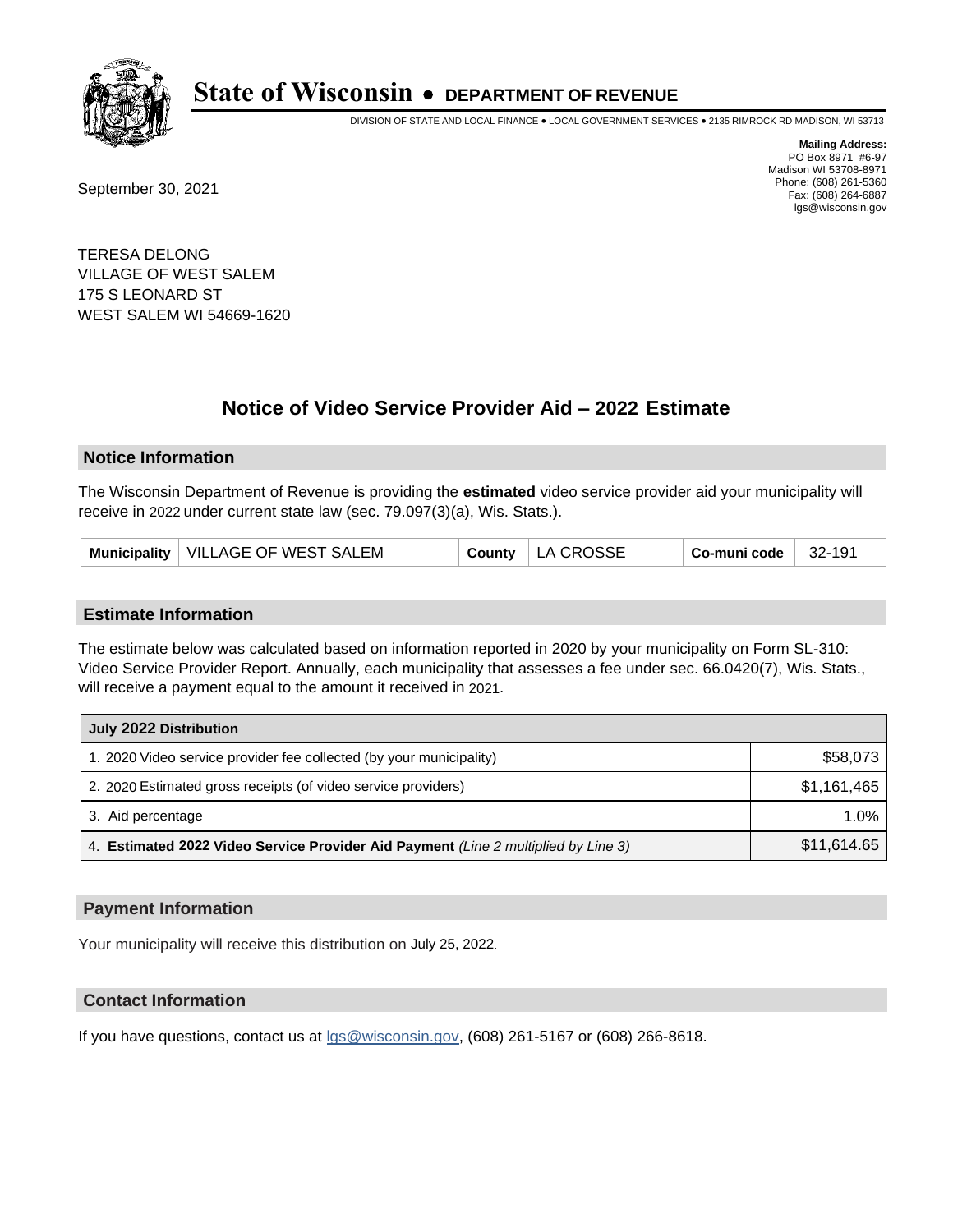# State of Wisconsin • DEPARTMENT OF REVENUE

DIVISION OF STATE AND LOCAL FINANCE • LOCAL GOVERNMENT SERVICES • 2135 RIMROCK RD MADISON, WI 53713

**Mailing Address:**
PO Box 8971 #6-97
Madison WI 53708-8971
Phone: (608) 261-5360
Fax: (608) 264-6887
lgs@wisconsin.gov

September 30, 2021

TERESA DELONG
VILLAGE OF WEST SALEM
175 S LEONARD ST
WEST SALEM WI 54669-1620

## Notice of Video Service Provider Aid – 2022 Estimate

### Notice Information

The Wisconsin Department of Revenue is providing the **estimated** video service provider aid your municipality will receive in 2022 under current state law (sec. 79.097(3)(a), Wis. Stats.).

| Municipality | VILLAGE OF WEST SALEM | County | LA CROSSE | Co-muni code | 32-191 |
|---|---|---|---|---|---|

### Estimate Information

The estimate below was calculated based on information reported in 2020 by your municipality on Form SL-310: Video Service Provider Report. Annually, each municipality that assesses a fee under sec. 66.0420(7), Wis. Stats., will receive a payment equal to the amount it received in 2021.

| July 2022 Distribution | |
|---|---|
| 1. 2020 Video service provider fee collected (by your municipality) | $58,073 |
| 2. 2020 Estimated gross receipts (of video service providers) | $1,161,465 |
| 3. Aid percentage | 1.0% |
| 4. **Estimated 2022 Video Service Provider Aid Payment** *(Line 2 multiplied by Line 3)* | $11,614.65 |

### Payment Information

Your municipality will receive this distribution on July 25, 2022.

### Contact Information

If you have questions, contact us at lgs@wisconsin.gov, (608) 261-5167 or (608) 266-8618.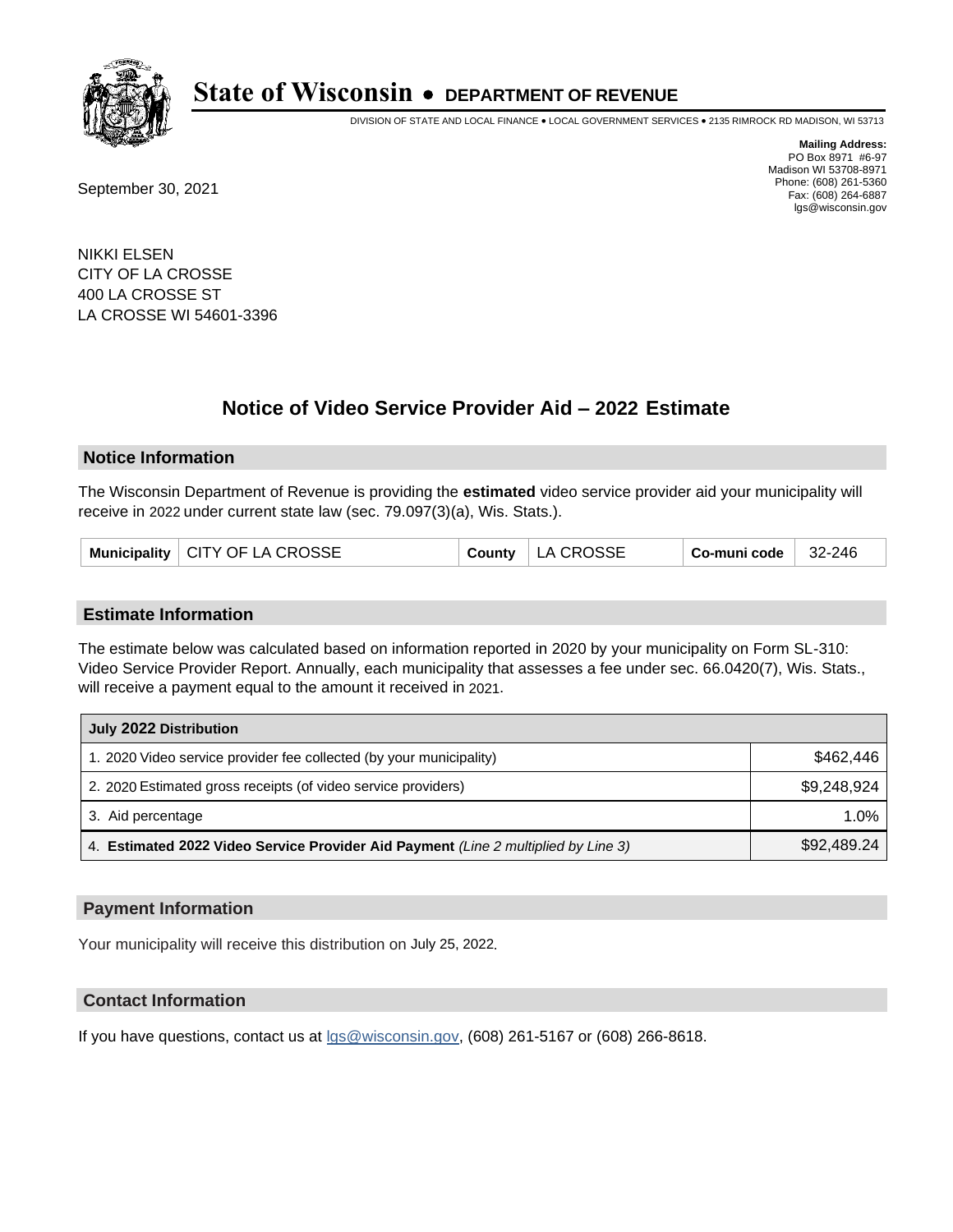# State of Wisconsin • DEPARTMENT OF REVENUE

DIVISION OF STATE AND LOCAL FINANCE • LOCAL GOVERNMENT SERVICES • 2135 RIMROCK RD MADISON, WI 53713

**Mailing Address:**
PO Box 8971 #6-97
Madison WI 53708-8971
Phone: (608) 261-5360
Fax: (608) 264-6887
lgs@wisconsin.gov

September 30, 2021

NIKKI ELSEN
CITY OF LA CROSSE
400 LA CROSSE ST
LA CROSSE WI 54601-3396

## Notice of Video Service Provider Aid – 2022 Estimate

### Notice Information

The Wisconsin Department of Revenue is providing the **estimated** video service provider aid your municipality will receive in 2022 under current state law (sec. 79.097(3)(a), Wis. Stats.).

| Municipality | CITY OF LA CROSSE | County | LA CROSSE | Co-muni code | 32-246 |
|---|---|---|---|---|---|

### Estimate Information

The estimate below was calculated based on information reported in 2020 by your municipality on Form SL-310: Video Service Provider Report. Annually, each municipality that assesses a fee under sec. 66.0420(7), Wis. Stats., will receive a payment equal to the amount it received in 2021.

| July 2022 Distribution | |
|---|---|
| 1. 2020 Video service provider fee collected (by your municipality) | $462,446 |
| 2. 2020 Estimated gross receipts (of video service providers) | $9,248,924 |
| 3. Aid percentage | 1.0% |
| 4. **Estimated 2022 Video Service Provider Aid Payment** *(Line 2 multiplied by Line 3)* | $92,489.24 |

### Payment Information

Your municipality will receive this distribution on July 25, 2022.

### Contact Information

If you have questions, contact us at lgs@wisconsin.gov, (608) 261-5167 or (608) 266-8618.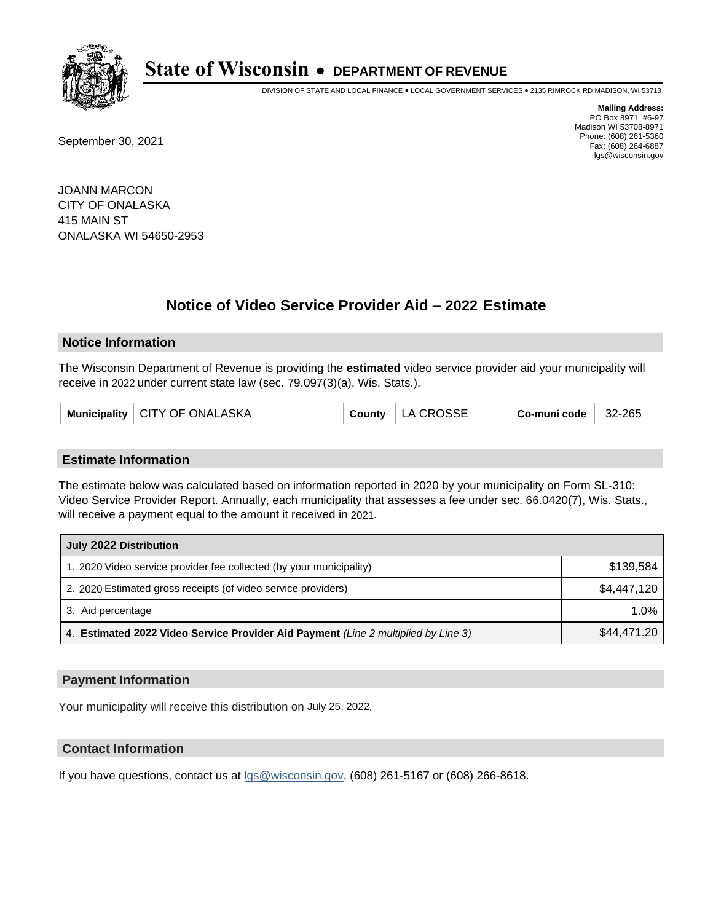# State of Wisconsin • DEPARTMENT OF REVENUE

DIVISION OF STATE AND LOCAL FINANCE • LOCAL GOVERNMENT SERVICES • 2135 RIMROCK RD MADISON, WI 53713

**Mailing Address:**
PO Box 8971 #6-97
Madison WI 53708-8971
Phone: (608) 261-5360
Fax: (608) 264-6887
lgs@wisconsin.gov

September 30, 2021

JOANN MARCON
CITY OF ONALASKA
415 MAIN ST
ONALASKA WI 54650-2953

## Notice of Video Service Provider Aid – 2022 Estimate

### Notice Information

The Wisconsin Department of Revenue is providing the **estimated** video service provider aid your municipality will receive in 2022 under current state law (sec. 79.097(3)(a), Wis. Stats.).

| **Municipality** | CITY OF ONALASKA | **County** | LA CROSSE | **Co-muni code** | 32-265 |
|---|---|---|---|---|---|

### Estimate Information

The estimate below was calculated based on information reported in 2020 by your municipality on Form SL-310: Video Service Provider Report. Annually, each municipality that assesses a fee under sec. 66.0420(7), Wis. Stats., will receive a payment equal to the amount it received in 2021.

| **July 2022 Distribution** | |
|---|---|
| 1. 2020 Video service provider fee collected (by your municipality) | $139,584 |
| 2. 2020 Estimated gross receipts (of video service providers) | $4,447,120 |
| 3. Aid percentage | 1.0% |
| 4. **Estimated 2022 Video Service Provider Aid Payment** *(Line 2 multiplied by Line 3)* | $44,471.20 |

### Payment Information

Your municipality will receive this distribution on July 25, 2022.

### Contact Information

If you have questions, contact us at lgs@wisconsin.gov, (608) 261-5167 or (608) 266-8618.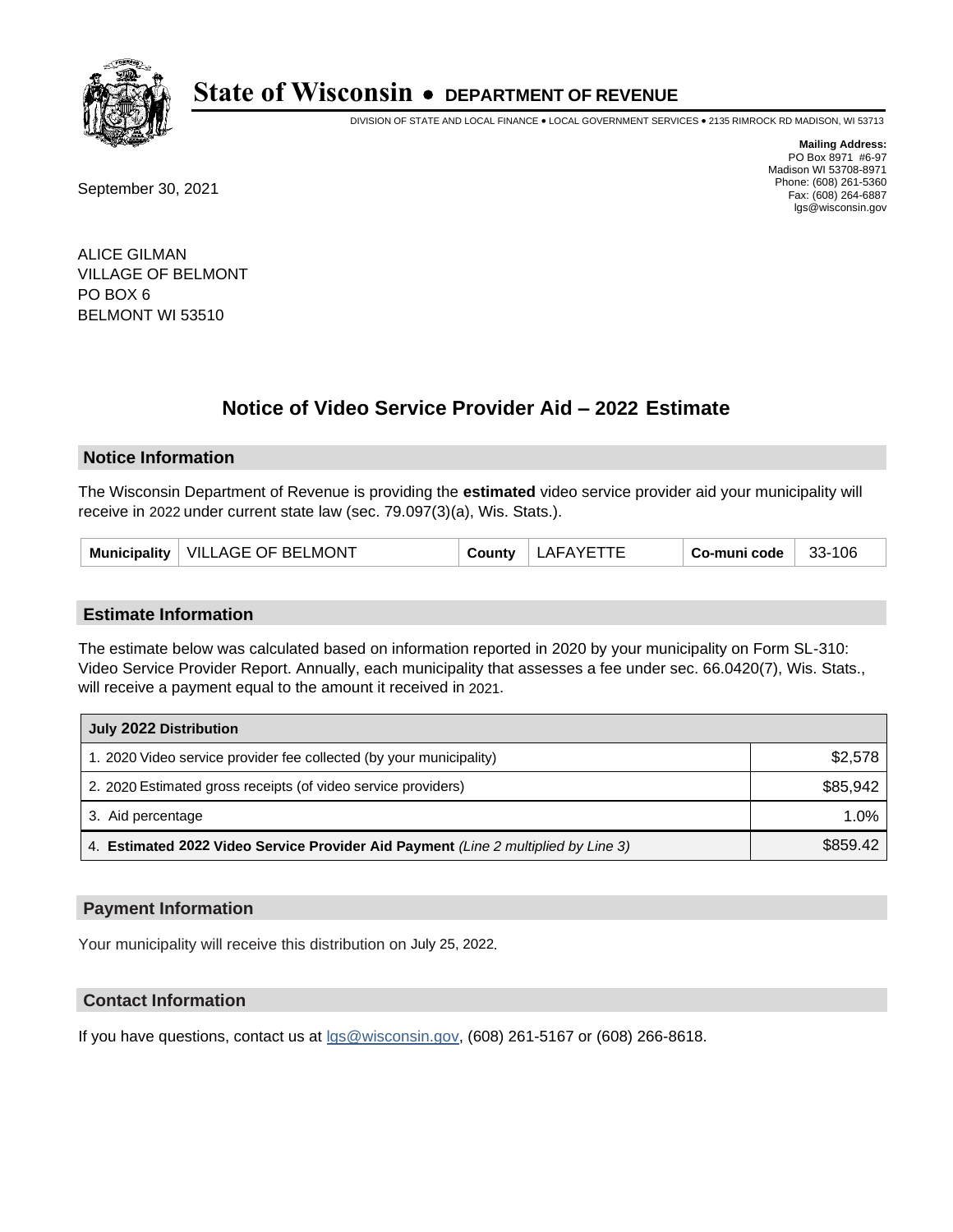# State of Wisconsin • DEPARTMENT OF REVENUE

DIVISION OF STATE AND LOCAL FINANCE • LOCAL GOVERNMENT SERVICES • 2135 RIMROCK RD MADISON, WI 53713

**Mailing Address:**
PO Box 8971 #6-97
Madison WI 53708-8971
Phone: (608) 261-5360
Fax: (608) 264-6887
lgs@wisconsin.gov

September 30, 2021

ALICE GILMAN
VILLAGE OF BELMONT
PO BOX 6
BELMONT WI 53510

## Notice of Video Service Provider Aid – 2022 Estimate

### Notice Information

The Wisconsin Department of Revenue is providing the **estimated** video service provider aid your municipality will receive in 2022 under current state law (sec. 79.097(3)(a), Wis. Stats.).

| Municipality | VILLAGE OF BELMONT | County | LAFAYETTE | Co-muni code | 33-106 |
|---|---|---|---|---|---|

### Estimate Information

The estimate below was calculated based on information reported in 2020 by your municipality on Form SL-310: Video Service Provider Report. Annually, each municipality that assesses a fee under sec. 66.0420(7), Wis. Stats., will receive a payment equal to the amount it received in 2021.

| July 2022 Distribution | |
|---|---|
| 1. 2020 Video service provider fee collected (by your municipality) | $2,578 |
| 2. 2020 Estimated gross receipts (of video service providers) | $85,942 |
| 3. Aid percentage | 1.0% |
| 4. **Estimated 2022 Video Service Provider Aid Payment** *(Line 2 multiplied by Line 3)* | $859.42 |

### Payment Information

Your municipality will receive this distribution on July 25, 2022.

### Contact Information

If you have questions, contact us at lgs@wisconsin.gov, (608) 261-5167 or (608) 266-8618.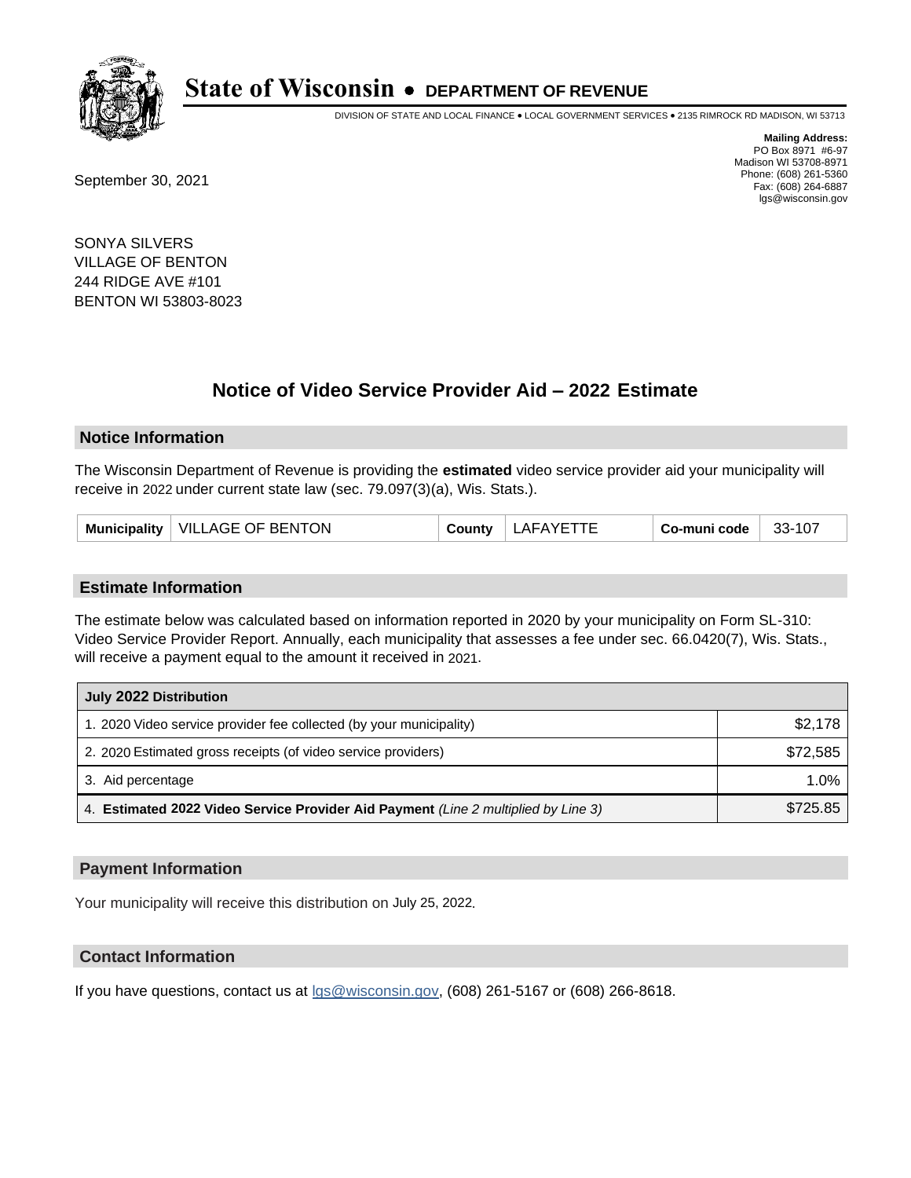# State of Wisconsin • DEPARTMENT OF REVENUE

DIVISION OF STATE AND LOCAL FINANCE • LOCAL GOVERNMENT SERVICES • 2135 RIMROCK RD MADISON, WI 53713

**Mailing Address:**
PO Box 8971 #6-97
Madison WI 53708-8971
Phone: (608) 261-5360
Fax: (608) 264-6887
lgs@wisconsin.gov

September 30, 2021

SONYA SILVERS
VILLAGE OF BENTON
244 RIDGE AVE #101
BENTON WI 53803-8023

## Notice of Video Service Provider Aid – 2022 Estimate

### Notice Information

The Wisconsin Department of Revenue is providing the **estimated** video service provider aid your municipality will receive in 2022 under current state law (sec. 79.097(3)(a), Wis. Stats.).

| Municipality | VILLAGE OF BENTON | County | LAFAYETTE | Co-muni code | 33-107 |
|---|---|---|---|---|---|

### Estimate Information

The estimate below was calculated based on information reported in 2020 by your municipality on Form SL-310: Video Service Provider Report. Annually, each municipality that assesses a fee under sec. 66.0420(7), Wis. Stats., will receive a payment equal to the amount it received in 2021.

| July 2022 Distribution | |
|---|---|
| 1. 2020 Video service provider fee collected (by your municipality) | $2,178 |
| 2. 2020 Estimated gross receipts (of video service providers) | $72,585 |
| 3. Aid percentage | 1.0% |
| 4. **Estimated 2022 Video Service Provider Aid Payment** *(Line 2 multiplied by Line 3)* | $725.85 |

### Payment Information

Your municipality will receive this distribution on July 25, 2022.

### Contact Information

If you have questions, contact us at lgs@wisconsin.gov, (608) 261-5167 or (608) 266-8618.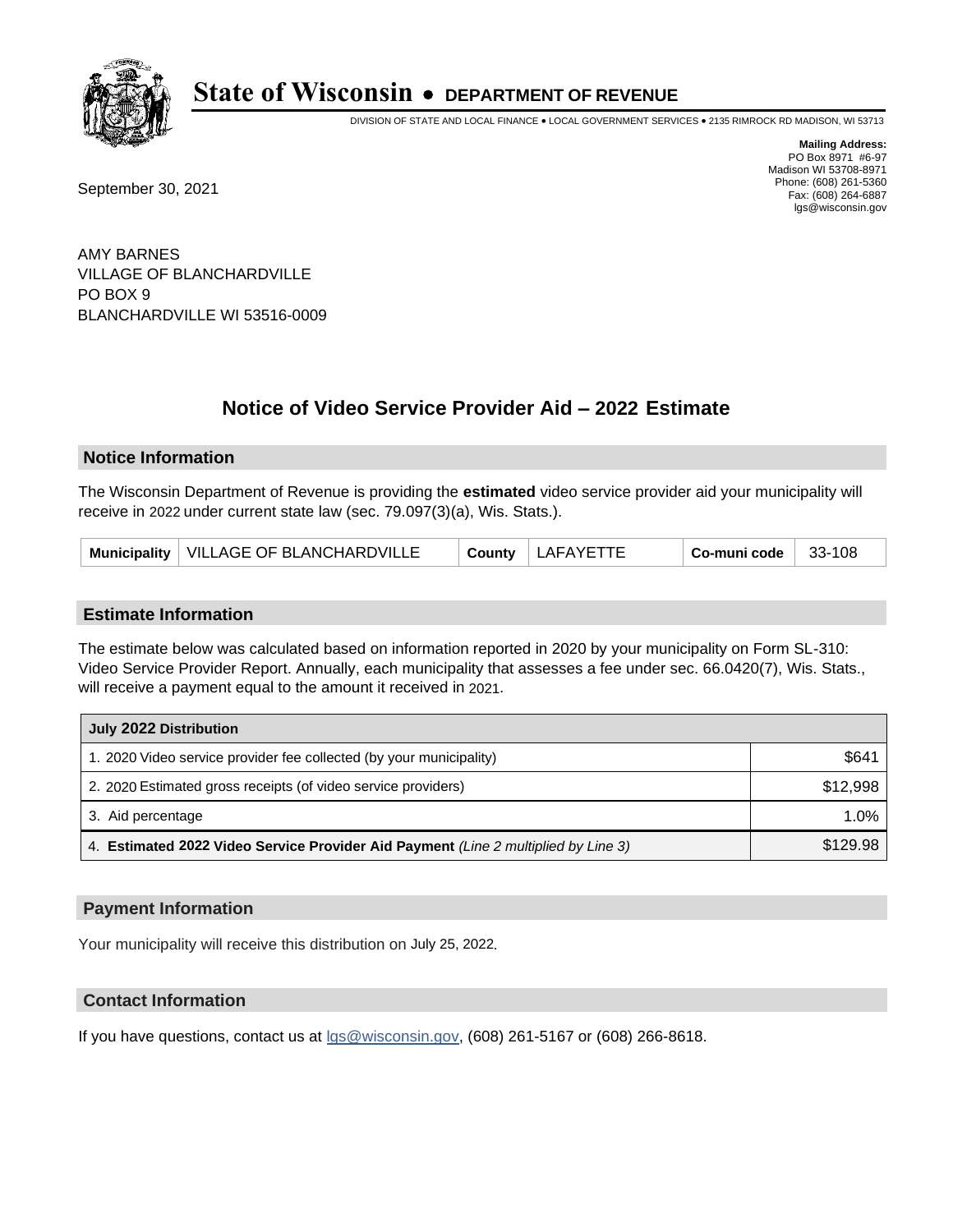# State of Wisconsin • DEPARTMENT OF REVENUE

DIVISION OF STATE AND LOCAL FINANCE • LOCAL GOVERNMENT SERVICES • 2135 RIMROCK RD MADISON, WI 53713

**Mailing Address:**
PO Box 8971 #6-97
Madison WI 53708-8971
Phone: (608) 261-5360
Fax: (608) 264-6887
lgs@wisconsin.gov

September 30, 2021

AMY BARNES
VILLAGE OF BLANCHARDVILLE
PO BOX 9
BLANCHARDVILLE WI 53516-0009

## Notice of Video Service Provider Aid – 2022 Estimate

### Notice Information

The Wisconsin Department of Revenue is providing the **estimated** video service provider aid your municipality will receive in 2022 under current state law (sec. 79.097(3)(a), Wis. Stats.).

| Municipality | VILLAGE OF BLANCHARDVILLE | County | LAFAYETTE | Co-muni code | 33-108 |
|---|---|---|---|---|---|

### Estimate Information

The estimate below was calculated based on information reported in 2020 by your municipality on Form SL-310: Video Service Provider Report. Annually, each municipality that assesses a fee under sec. 66.0420(7), Wis. Stats., will receive a payment equal to the amount it received in 2021.

| July 2022 Distribution | |
|---|---|
| 1. 2020 Video service provider fee collected (by your municipality) | $641 |
| 2. 2020 Estimated gross receipts (of video service providers) | $12,998 |
| 3. Aid percentage | 1.0% |
| 4. **Estimated 2022 Video Service Provider Aid Payment** *(Line 2 multiplied by Line 3)* | $129.98 |

### Payment Information

Your municipality will receive this distribution on July 25, 2022.

### Contact Information

If you have questions, contact us at lgs@wisconsin.gov, (608) 261-5167 or (608) 266-8618.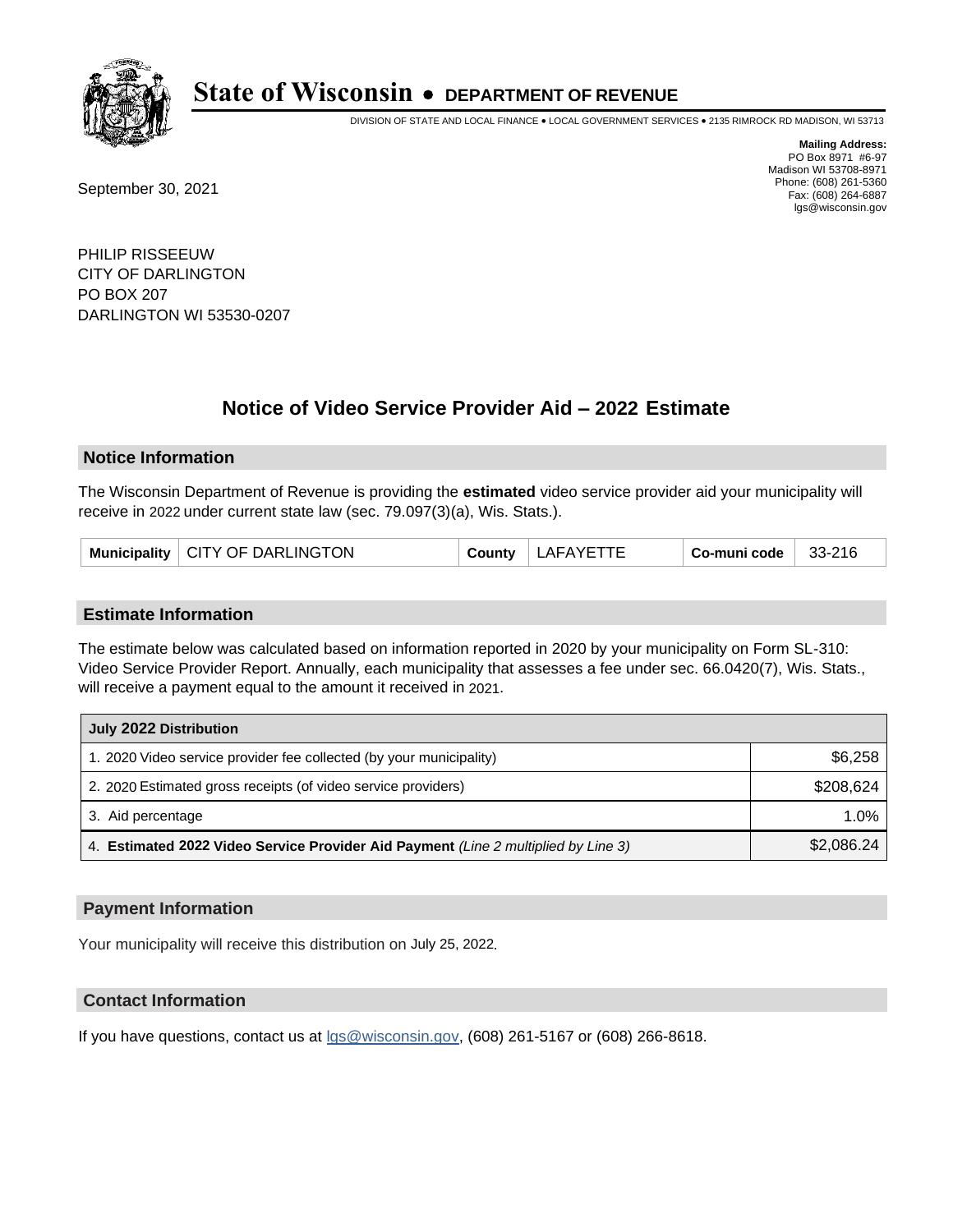# State of Wisconsin • DEPARTMENT OF REVENUE

DIVISION OF STATE AND LOCAL FINANCE • LOCAL GOVERNMENT SERVICES • 2135 RIMROCK RD MADISON, WI 53713

**Mailing Address:**
PO Box 8971 #6-97
Madison WI 53708-8971
Phone: (608) 261-5360
Fax: (608) 264-6887
lgs@wisconsin.gov

September 30, 2021

PHILIP RISSEEUW
CITY OF DARLINGTON
PO BOX 207
DARLINGTON WI 53530-0207

## Notice of Video Service Provider Aid – 2022 Estimate

### Notice Information

The Wisconsin Department of Revenue is providing the **estimated** video service provider aid your municipality will receive in 2022 under current state law (sec. 79.097(3)(a), Wis. Stats.).

| Municipality | CITY OF DARLINGTON | County | LAFAYETTE | Co-muni code | 33-216 |
|---|---|---|---|---|---|

### Estimate Information

The estimate below was calculated based on information reported in 2020 by your municipality on Form SL-310: Video Service Provider Report. Annually, each municipality that assesses a fee under sec. 66.0420(7), Wis. Stats., will receive a payment equal to the amount it received in 2021.

| July 2022 Distribution | |
|---|---|
| 1. 2020 Video service provider fee collected (by your municipality) | $6,258 |
| 2. 2020 Estimated gross receipts (of video service providers) | $208,624 |
| 3. Aid percentage | 1.0% |
| 4. **Estimated 2022 Video Service Provider Aid Payment** *(Line 2 multiplied by Line 3)* | $2,086.24 |

### Payment Information

Your municipality will receive this distribution on July 25, 2022.

### Contact Information

If you have questions, contact us at lgs@wisconsin.gov, (608) 261-5167 or (608) 266-8618.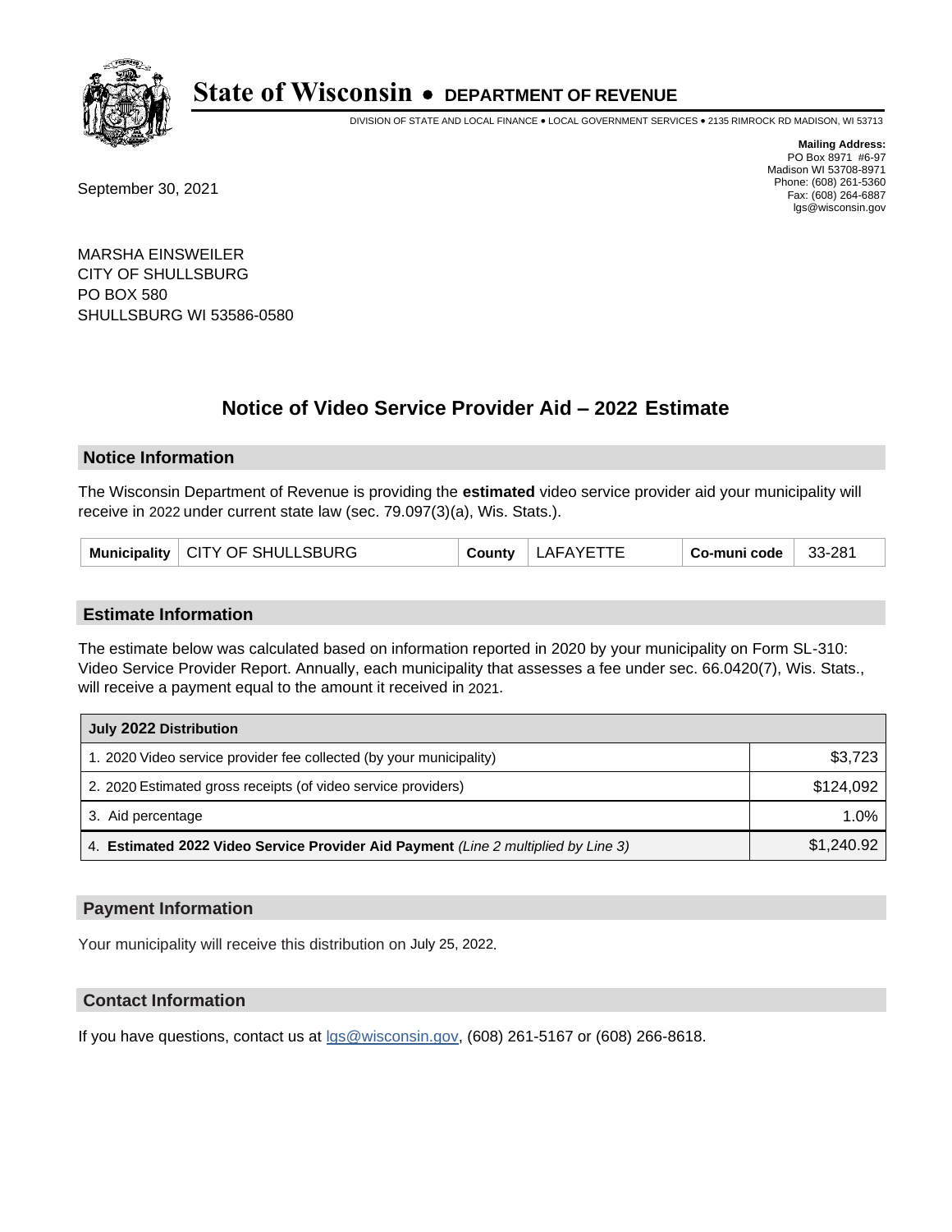# State of Wisconsin • DEPARTMENT OF REVENUE

DIVISION OF STATE AND LOCAL FINANCE • LOCAL GOVERNMENT SERVICES • 2135 RIMROCK RD MADISON, WI 53713

**Mailing Address:**
PO Box 8971 #6-97
Madison WI 53708-8971
Phone: (608) 261-5360
Fax: (608) 264-6887
lgs@wisconsin.gov

September 30, 2021

MARSHA EINSWEILER
CITY OF SHULLSBURG
PO BOX 580
SHULLSBURG WI 53586-0580

## Notice of Video Service Provider Aid – 2022 Estimate

### Notice Information

The Wisconsin Department of Revenue is providing the **estimated** video service provider aid your municipality will receive in 2022 under current state law (sec. 79.097(3)(a), Wis. Stats.).

| Municipality | CITY OF SHULLSBURG | County | LAFAYETTE | Co-muni code | 33-281 |
|---|---|---|---|---|---|

### Estimate Information

The estimate below was calculated based on information reported in 2020 by your municipality on Form SL-310: Video Service Provider Report. Annually, each municipality that assesses a fee under sec. 66.0420(7), Wis. Stats., will receive a payment equal to the amount it received in 2021.

| July 2022 Distribution | |
|---|---|
| 1. 2020 Video service provider fee collected (by your municipality) | $3,723 |
| 2. 2020 Estimated gross receipts (of video service providers) | $124,092 |
| 3. Aid percentage | 1.0% |
| 4. **Estimated 2022 Video Service Provider Aid Payment** *(Line 2 multiplied by Line 3)* | $1,240.92 |

### Payment Information

Your municipality will receive this distribution on July 25, 2022.

### Contact Information

If you have questions, contact us at lgs@wisconsin.gov, (608) 261-5167 or (608) 266-8618.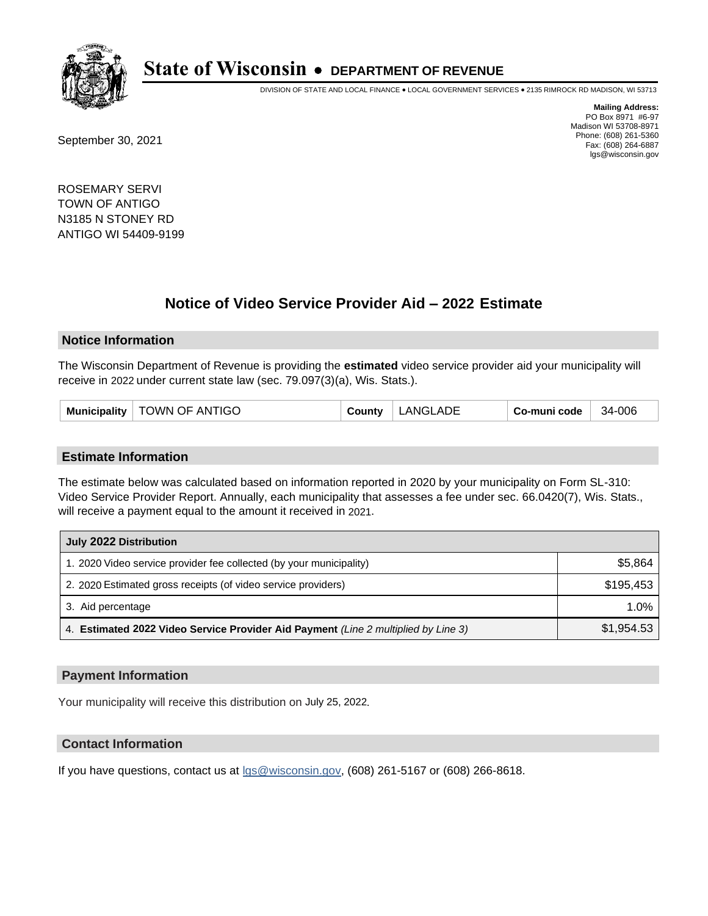# State of Wisconsin • DEPARTMENT OF REVENUE

DIVISION OF STATE AND LOCAL FINANCE • LOCAL GOVERNMENT SERVICES • 2135 RIMROCK RD MADISON, WI 53713

**Mailing Address:**
PO Box 8971 #6-97
Madison WI 53708-8971
Phone: (608) 261-5360
Fax: (608) 264-6887
lgs@wisconsin.gov

September 30, 2021

ROSEMARY SERVI
TOWN OF ANTIGO
N3185 N STONEY RD
ANTIGO WI 54409-9199

## Notice of Video Service Provider Aid – 2022 Estimate

### Notice Information

The Wisconsin Department of Revenue is providing the **estimated** video service provider aid your municipality will receive in 2022 under current state law (sec. 79.097(3)(a), Wis. Stats.).

| Municipality | TOWN OF ANTIGO | County | LANGLADE | Co-muni code | 34-006 |
|---|---|---|---|---|---|

### Estimate Information

The estimate below was calculated based on information reported in 2020 by your municipality on Form SL-310: Video Service Provider Report. Annually, each municipality that assesses a fee under sec. 66.0420(7), Wis. Stats., will receive a payment equal to the amount it received in 2021.

| July 2022 Distribution | |
|---|---|
| 1. 2020 Video service provider fee collected (by your municipality) | $5,864 |
| 2. 2020 Estimated gross receipts (of video service providers) | $195,453 |
| 3. Aid percentage | 1.0% |
| 4. **Estimated 2022 Video Service Provider Aid Payment** *(Line 2 multiplied by Line 3)* | $1,954.53 |

### Payment Information

Your municipality will receive this distribution on July 25, 2022.

### Contact Information

If you have questions, contact us at lgs@wisconsin.gov, (608) 261-5167 or (608) 266-8618.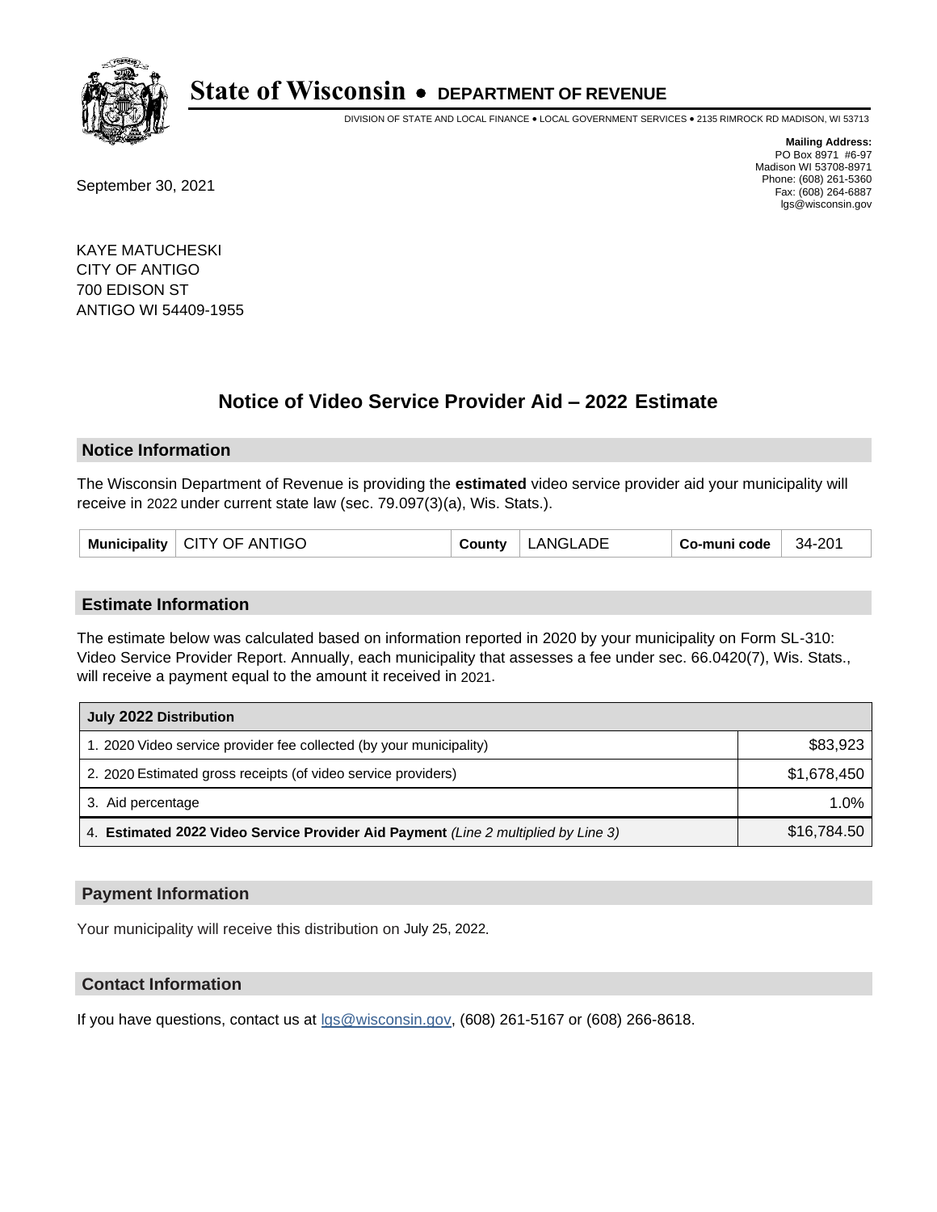# State of Wisconsin • DEPARTMENT OF REVENUE

DIVISION OF STATE AND LOCAL FINANCE • LOCAL GOVERNMENT SERVICES • 2135 RIMROCK RD MADISON, WI 53713

**Mailing Address:**
PO Box 8971 #6-97
Madison WI 53708-8971
Phone: (608) 261-5360
Fax: (608) 264-6887
lgs@wisconsin.gov

September 30, 2021

KAYE MATUCHESKI
CITY OF ANTIGO
700 EDISON ST
ANTIGO WI 54409-1955

## Notice of Video Service Provider Aid – 2022 Estimate

### Notice Information

The Wisconsin Department of Revenue is providing the **estimated** video service provider aid your municipality will receive in 2022 under current state law (sec. 79.097(3)(a), Wis. Stats.).

| Municipality | CITY OF ANTIGO | County | LANGLADE | Co-muni code | 34-201 |
|---|---|---|---|---|---|

### Estimate Information

The estimate below was calculated based on information reported in 2020 by your municipality on Form SL-310: Video Service Provider Report. Annually, each municipality that assesses a fee under sec. 66.0420(7), Wis. Stats., will receive a payment equal to the amount it received in 2021.

| July 2022 Distribution | |
|---|---|
| 1. 2020 Video service provider fee collected (by your municipality) | $83,923 |
| 2. 2020 Estimated gross receipts (of video service providers) | $1,678,450 |
| 3. Aid percentage | 1.0% |
| 4. **Estimated 2022 Video Service Provider Aid Payment** *(Line 2 multiplied by Line 3)* | $16,784.50 |

### Payment Information

Your municipality will receive this distribution on July 25, 2022.

### Contact Information

If you have questions, contact us at lgs@wisconsin.gov, (608) 261-5167 or (608) 266-8618.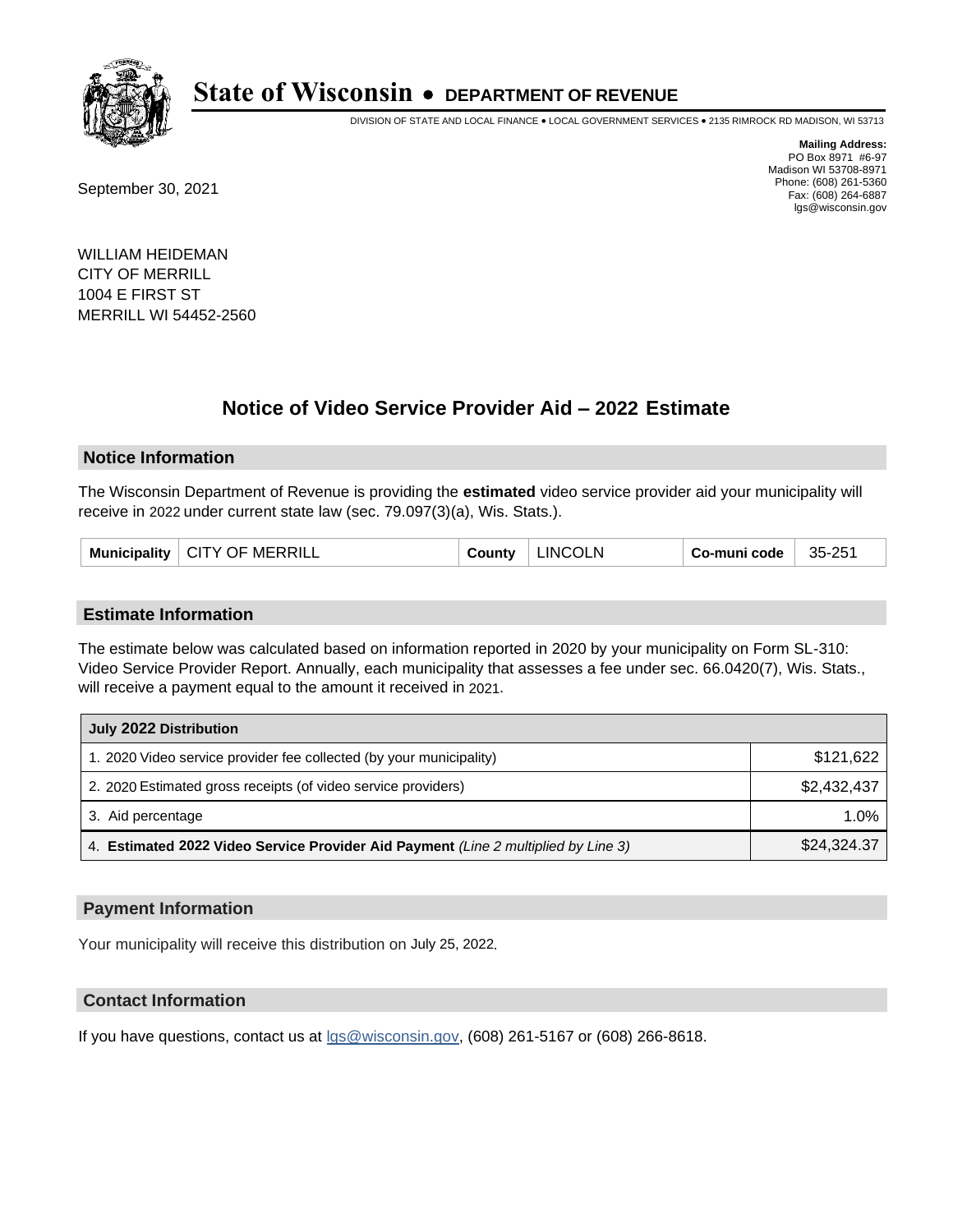# State of Wisconsin • DEPARTMENT OF REVENUE

DIVISION OF STATE AND LOCAL FINANCE • LOCAL GOVERNMENT SERVICES • 2135 RIMROCK RD MADISON, WI 53713

**Mailing Address:**
PO Box 8971 #6-97
Madison WI 53708-8971
Phone: (608) 261-5360
Fax: (608) 264-6887
lgs@wisconsin.gov

September 30, 2021

WILLIAM HEIDEMAN
CITY OF MERRILL
1004 E FIRST ST
MERRILL WI 54452-2560

## Notice of Video Service Provider Aid – 2022 Estimate

### Notice Information

The Wisconsin Department of Revenue is providing the **estimated** video service provider aid your municipality will receive in 2022 under current state law (sec. 79.097(3)(a), Wis. Stats.).

| Municipality | CITY OF MERRILL | County | LINCOLN | Co-muni code | 35-251 |
|---|---|---|---|---|---|

### Estimate Information

The estimate below was calculated based on information reported in 2020 by your municipality on Form SL-310: Video Service Provider Report. Annually, each municipality that assesses a fee under sec. 66.0420(7), Wis. Stats., will receive a payment equal to the amount it received in 2021.

| July 2022 Distribution | |
|---|---|
| 1. 2020 Video service provider fee collected (by your municipality) | $121,622 |
| 2. 2020 Estimated gross receipts (of video service providers) | $2,432,437 |
| 3. Aid percentage | 1.0% |
| 4. **Estimated 2022 Video Service Provider Aid Payment** *(Line 2 multiplied by Line 3)* | $24,324.37 |

### Payment Information

Your municipality will receive this distribution on July 25, 2022.

### Contact Information

If you have questions, contact us at lgs@wisconsin.gov, (608) 261-5167 or (608) 266-8618.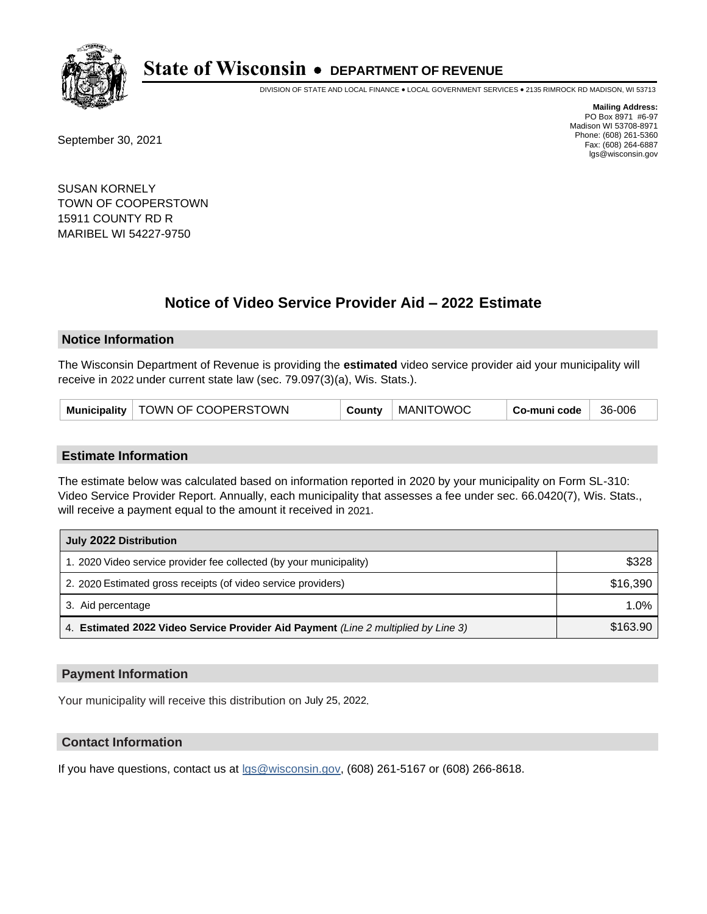# State of Wisconsin • DEPARTMENT OF REVENUE

DIVISION OF STATE AND LOCAL FINANCE • LOCAL GOVERNMENT SERVICES • 2135 RIMROCK RD MADISON, WI 53713

**Mailing Address:**
PO Box 8971 #6-97
Madison WI 53708-8971
Phone: (608) 261-5360
Fax: (608) 264-6887
lgs@wisconsin.gov

September 30, 2021

SUSAN KORNELY
TOWN OF COOPERSTOWN
15911 COUNTY RD R
MARIBEL WI 54227-9750

## Notice of Video Service Provider Aid – 2022 Estimate

### Notice Information

The Wisconsin Department of Revenue is providing the **estimated** video service provider aid your municipality will receive in 2022 under current state law (sec. 79.097(3)(a), Wis. Stats.).

| Municipality | TOWN OF COOPERSTOWN | County | MANITOWOC | Co-muni code | 36-006 |
|---|---|---|---|---|---|

### Estimate Information

The estimate below was calculated based on information reported in 2020 by your municipality on Form SL-310: Video Service Provider Report. Annually, each municipality that assesses a fee under sec. 66.0420(7), Wis. Stats., will receive a payment equal to the amount it received in 2021.

| July 2022 Distribution | |
|---|---|
| 1. 2020 Video service provider fee collected (by your municipality) | $328 |
| 2. 2020 Estimated gross receipts (of video service providers) | $16,390 |
| 3. Aid percentage | 1.0% |
| 4. **Estimated 2022 Video Service Provider Aid Payment** *(Line 2 multiplied by Line 3)* | $163.90 |

### Payment Information

Your municipality will receive this distribution on July 25, 2022.

### Contact Information

If you have questions, contact us at lgs@wisconsin.gov, (608) 261-5167 or (608) 266-8618.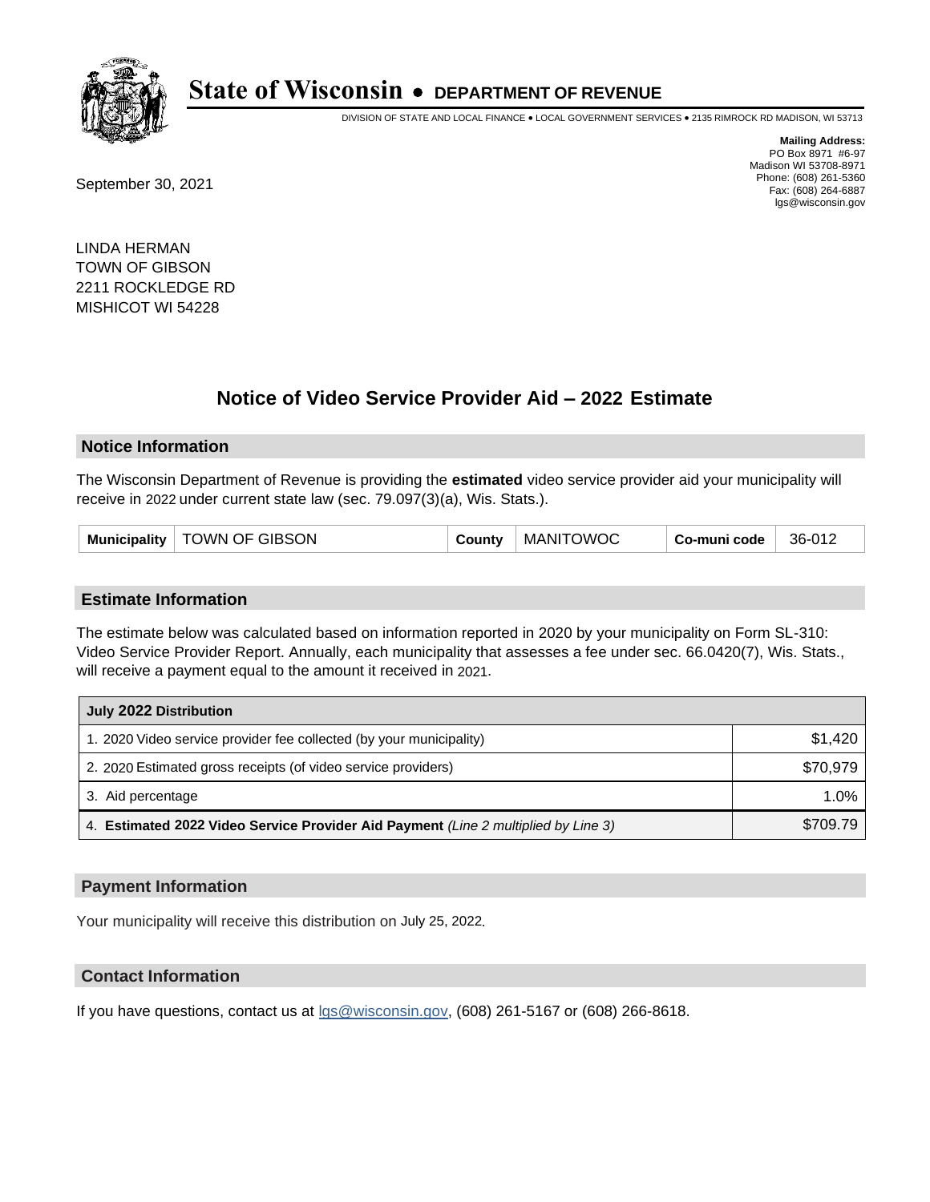# State of Wisconsin • DEPARTMENT OF REVENUE

DIVISION OF STATE AND LOCAL FINANCE • LOCAL GOVERNMENT SERVICES • 2135 RIMROCK RD MADISON, WI 53713

**Mailing Address:**
PO Box 8971 #6-97
Madison WI 53708-8971
Phone: (608) 261-5360
Fax: (608) 264-6887
lgs@wisconsin.gov

September 30, 2021

LINDA HERMAN
TOWN OF GIBSON
2211 ROCKLEDGE RD
MISHICOT WI 54228

## Notice of Video Service Provider Aid – 2022 Estimate

### Notice Information

The Wisconsin Department of Revenue is providing the **estimated** video service provider aid your municipality will receive in 2022 under current state law (sec. 79.097(3)(a), Wis. Stats.).

| Municipality | TOWN OF GIBSON | County | MANITOWOC | Co-muni code | 36-012 |
|---|---|---|---|---|---|

### Estimate Information

The estimate below was calculated based on information reported in 2020 by your municipality on Form SL-310: Video Service Provider Report. Annually, each municipality that assesses a fee under sec. 66.0420(7), Wis. Stats., will receive a payment equal to the amount it received in 2021.

| July 2022 Distribution | |
|---|---|
| 1. 2020 Video service provider fee collected (by your municipality) | $1,420 |
| 2. 2020 Estimated gross receipts (of video service providers) | $70,979 |
| 3. Aid percentage | 1.0% |
| 4. **Estimated 2022 Video Service Provider Aid Payment** *(Line 2 multiplied by Line 3)* | $709.79 |

### Payment Information

Your municipality will receive this distribution on July 25, 2022.

### Contact Information

If you have questions, contact us at lgs@wisconsin.gov, (608) 261-5167 or (608) 266-8618.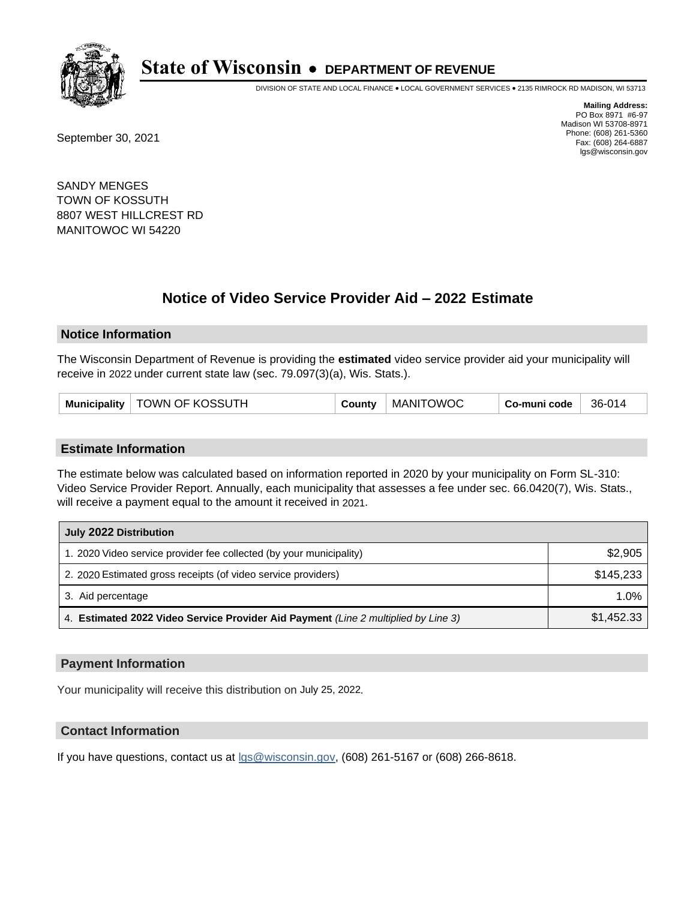# State of Wisconsin • DEPARTMENT OF REVENUE

DIVISION OF STATE AND LOCAL FINANCE • LOCAL GOVERNMENT SERVICES • 2135 RIMROCK RD MADISON, WI 53713

**Mailing Address:**
PO Box 8971 #6-97
Madison WI 53708-8971
Phone: (608) 261-5360
Fax: (608) 264-6887
lgs@wisconsin.gov

September 30, 2021

SANDY MENGES
TOWN OF KOSSUTH
8807 WEST HILLCREST RD
MANITOWOC WI 54220

## Notice of Video Service Provider Aid – 2022 Estimate

### Notice Information

The Wisconsin Department of Revenue is providing the **estimated** video service provider aid your municipality will receive in 2022 under current state law (sec. 79.097(3)(a), Wis. Stats.).

| Municipality | TOWN OF KOSSUTH | County | MANITOWOC | Co-muni code | 36-014 |
|---|---|---|---|---|---|

### Estimate Information

The estimate below was calculated based on information reported in 2020 by your municipality on Form SL-310: Video Service Provider Report. Annually, each municipality that assesses a fee under sec. 66.0420(7), Wis. Stats., will receive a payment equal to the amount it received in 2021.

| July 2022 Distribution | |
|---|---|
| 1. 2020 Video service provider fee collected (by your municipality) | $2,905 |
| 2. 2020 Estimated gross receipts (of video service providers) | $145,233 |
| 3. Aid percentage | 1.0% |
| 4. **Estimated 2022 Video Service Provider Aid Payment** *(Line 2 multiplied by Line 3)* | $1,452.33 |

### Payment Information

Your municipality will receive this distribution on July 25, 2022.

### Contact Information

If you have questions, contact us at lgs@wisconsin.gov, (608) 261-5167 or (608) 266-8618.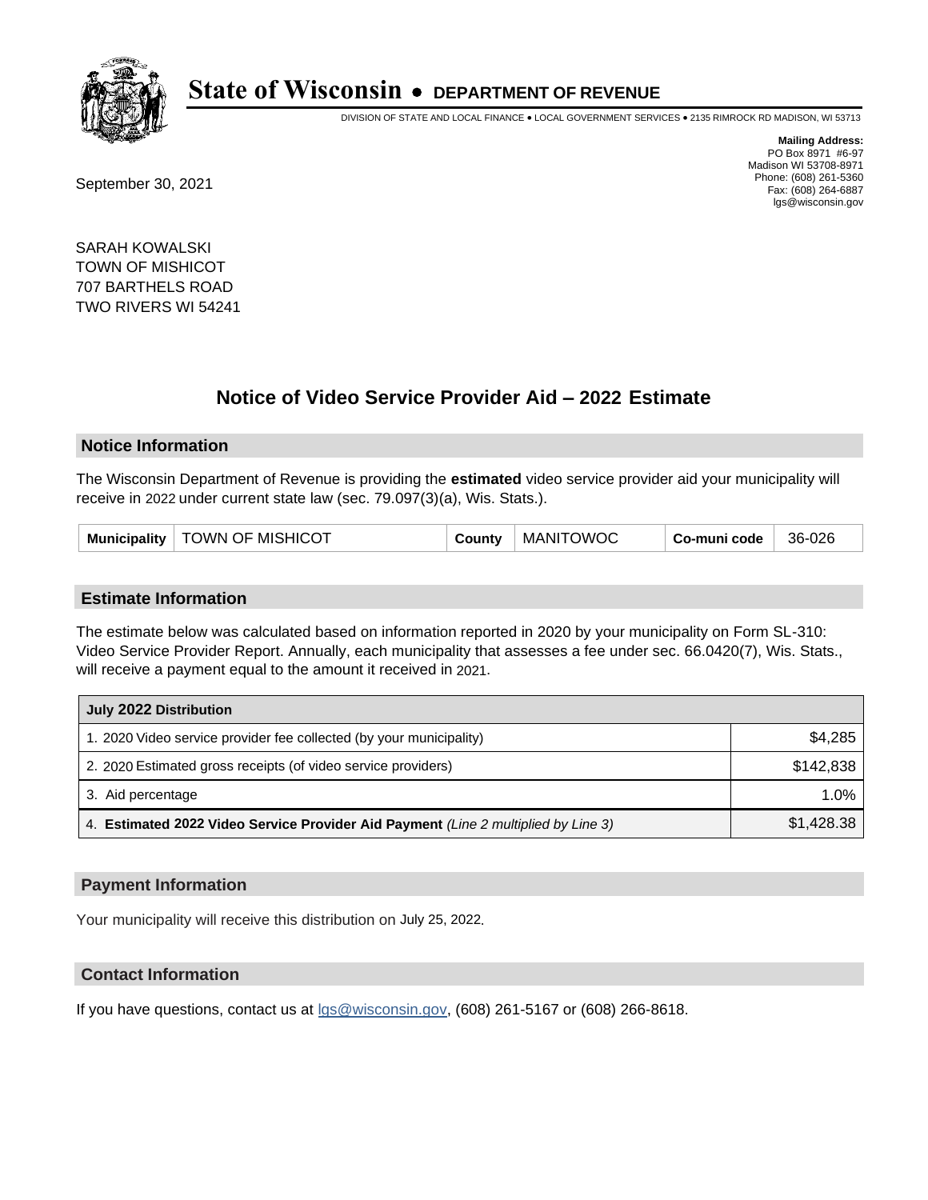# State of Wisconsin • DEPARTMENT OF REVENUE

DIVISION OF STATE AND LOCAL FINANCE • LOCAL GOVERNMENT SERVICES • 2135 RIMROCK RD MADISON, WI 53713

**Mailing Address:**
PO Box 8971 #6-97
Madison WI 53708-8971
Phone: (608) 261-5360
Fax: (608) 264-6887
lgs@wisconsin.gov

September 30, 2021

SARAH KOWALSKI
TOWN OF MISHICOT
707 BARTHELS ROAD
TWO RIVERS WI 54241

## Notice of Video Service Provider Aid – 2022 Estimate

### Notice Information

The Wisconsin Department of Revenue is providing the **estimated** video service provider aid your municipality will receive in 2022 under current state law (sec. 79.097(3)(a), Wis. Stats.).

| Municipality | TOWN OF MISHICOT | County | MANITOWOC | Co-muni code | 36-026 |
|---|---|---|---|---|---|

### Estimate Information

The estimate below was calculated based on information reported in 2020 by your municipality on Form SL-310: Video Service Provider Report. Annually, each municipality that assesses a fee under sec. 66.0420(7), Wis. Stats., will receive a payment equal to the amount it received in 2021.

| July 2022 Distribution | |
|---|---|
| 1. 2020 Video service provider fee collected (by your municipality) | $4,285 |
| 2. 2020 Estimated gross receipts (of video service providers) | $142,838 |
| 3. Aid percentage | 1.0% |
| 4. **Estimated 2022 Video Service Provider Aid Payment** *(Line 2 multiplied by Line 3)* | $1,428.38 |

### Payment Information

Your municipality will receive this distribution on July 25, 2022.

### Contact Information

If you have questions, contact us at lgs@wisconsin.gov, (608) 261-5167 or (608) 266-8618.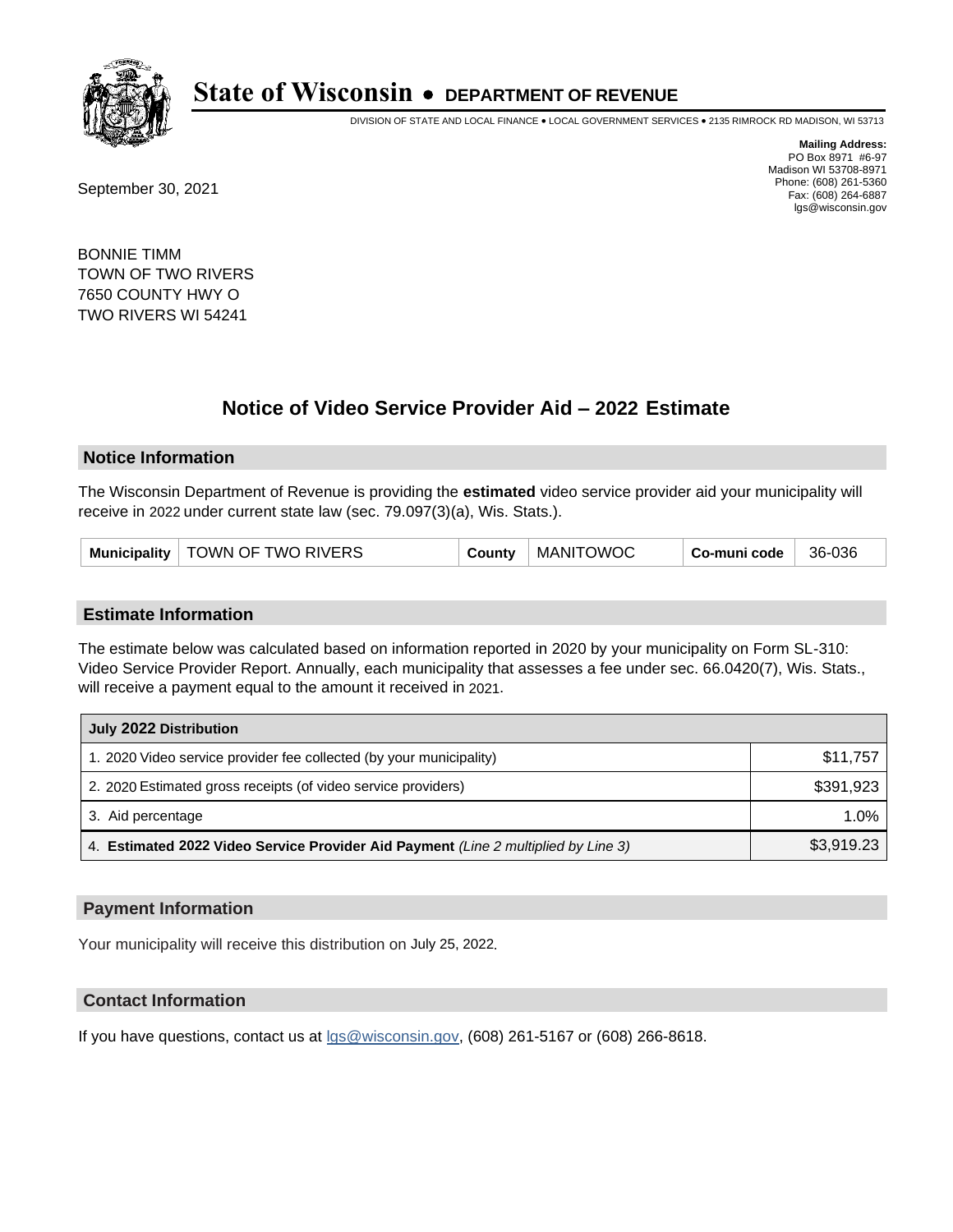# State of Wisconsin • DEPARTMENT OF REVENUE

DIVISION OF STATE AND LOCAL FINANCE • LOCAL GOVERNMENT SERVICES • 2135 RIMROCK RD MADISON, WI 53713

**Mailing Address:**
PO Box 8971 #6-97
Madison WI 53708-8971
Phone: (608) 261-5360
Fax: (608) 264-6887
lgs@wisconsin.gov

September 30, 2021

BONNIE TIMM
TOWN OF TWO RIVERS
7650 COUNTY HWY O
TWO RIVERS WI 54241

## Notice of Video Service Provider Aid – 2022 Estimate

### Notice Information

The Wisconsin Department of Revenue is providing the **estimated** video service provider aid your municipality will receive in 2022 under current state law (sec. 79.097(3)(a), Wis. Stats.).

| Municipality | TOWN OF TWO RIVERS | County | MANITOWOC | Co-muni code | 36-036 |
|---|---|---|---|---|---|

### Estimate Information

The estimate below was calculated based on information reported in 2020 by your municipality on Form SL-310: Video Service Provider Report. Annually, each municipality that assesses a fee under sec. 66.0420(7), Wis. Stats., will receive a payment equal to the amount it received in 2021.

| July 2022 Distribution | |
|---|---|
| 1. 2020 Video service provider fee collected (by your municipality) | $11,757 |
| 2. 2020 Estimated gross receipts (of video service providers) | $391,923 |
| 3. Aid percentage | 1.0% |
| 4. **Estimated 2022 Video Service Provider Aid Payment** *(Line 2 multiplied by Line 3)* | $3,919.23 |

### Payment Information

Your municipality will receive this distribution on July 25, 2022.

### Contact Information

If you have questions, contact us at lgs@wisconsin.gov, (608) 261-5167 or (608) 266-8618.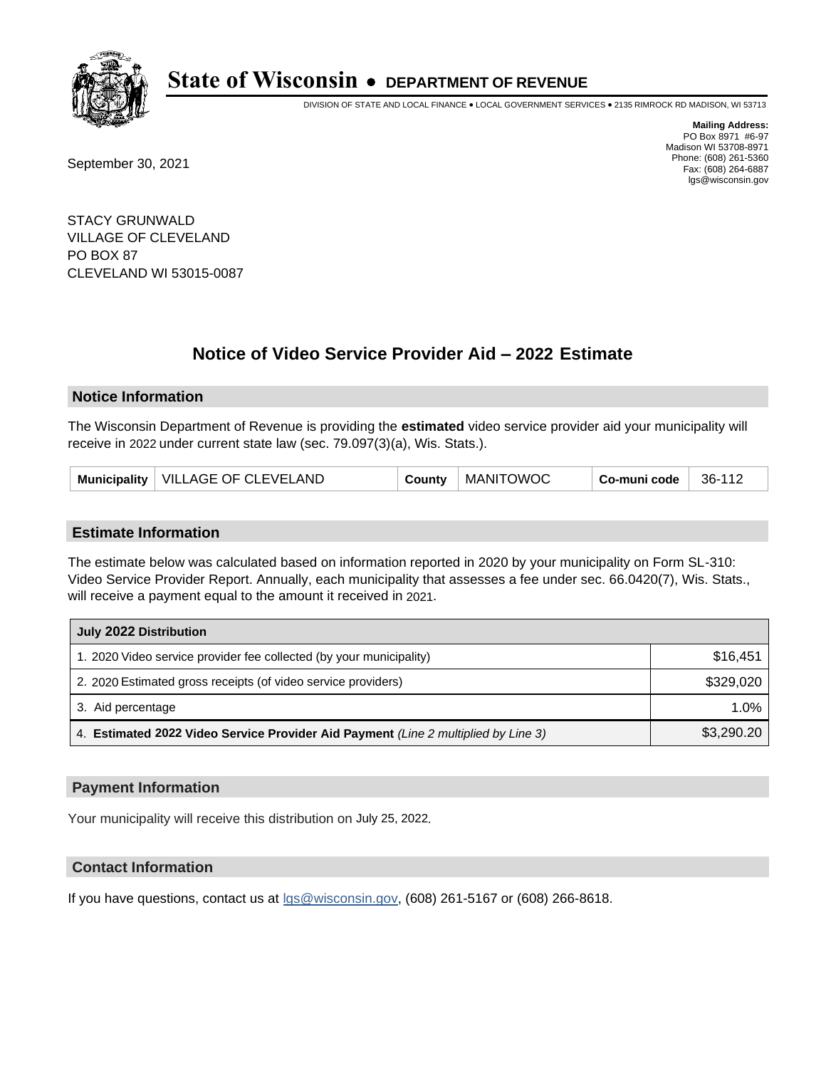# State of Wisconsin • DEPARTMENT OF REVENUE

DIVISION OF STATE AND LOCAL FINANCE • LOCAL GOVERNMENT SERVICES • 2135 RIMROCK RD MADISON, WI 53713

**Mailing Address:**
PO Box 8971 #6-97
Madison WI 53708-8971
Phone: (608) 261-5360
Fax: (608) 264-6887
lgs@wisconsin.gov

September 30, 2021

STACY GRUNWALD
VILLAGE OF CLEVELAND
PO BOX 87
CLEVELAND WI 53015-0087

## Notice of Video Service Provider Aid – 2022 Estimate

### Notice Information

The Wisconsin Department of Revenue is providing the **estimated** video service provider aid your municipality will receive in 2022 under current state law (sec. 79.097(3)(a), Wis. Stats.).

| Municipality | VILLAGE OF CLEVELAND | County | MANITOWOC | Co-muni code | 36-112 |
|---|---|---|---|---|---|

### Estimate Information

The estimate below was calculated based on information reported in 2020 by your municipality on Form SL-310: Video Service Provider Report. Annually, each municipality that assesses a fee under sec. 66.0420(7), Wis. Stats., will receive a payment equal to the amount it received in 2021.

| July 2022 Distribution | |
|---|---|
| 1. 2020 Video service provider fee collected (by your municipality) | $16,451 |
| 2. 2020 Estimated gross receipts (of video service providers) | $329,020 |
| 3. Aid percentage | 1.0% |
| 4. **Estimated 2022 Video Service Provider Aid Payment** *(Line 2 multiplied by Line 3)* | $3,290.20 |

### Payment Information

Your municipality will receive this distribution on July 25, 2022.

### Contact Information

If you have questions, contact us at lgs@wisconsin.gov, (608) 261-5167 or (608) 266-8618.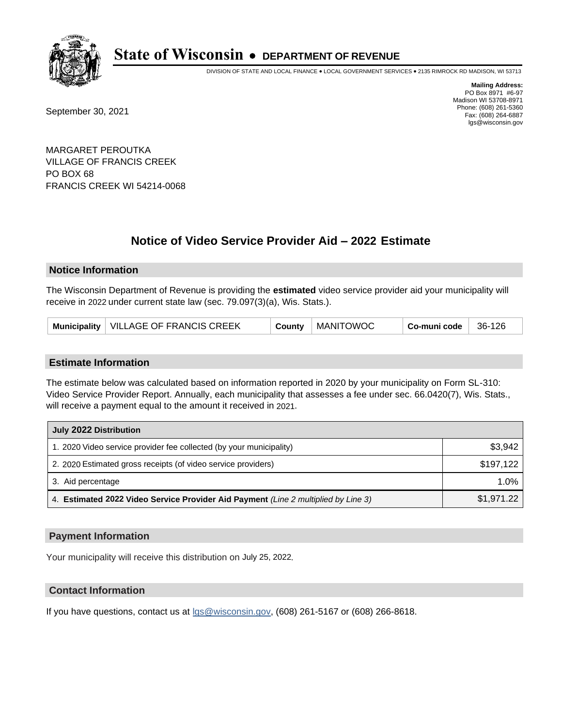# State of Wisconsin • DEPARTMENT OF REVENUE

DIVISION OF STATE AND LOCAL FINANCE • LOCAL GOVERNMENT SERVICES • 2135 RIMROCK RD MADISON, WI 53713

**Mailing Address:**
PO Box 8971 #6-97
Madison WI 53708-8971
Phone: (608) 261-5360
Fax: (608) 264-6887
lgs@wisconsin.gov

September 30, 2021

MARGARET PEROUTKA
VILLAGE OF FRANCIS CREEK
PO BOX 68
FRANCIS CREEK WI 54214-0068

## Notice of Video Service Provider Aid – 2022 Estimate

### Notice Information

The Wisconsin Department of Revenue is providing the **estimated** video service provider aid your municipality will receive in 2022 under current state law (sec. 79.097(3)(a), Wis. Stats.).

| Municipality | VILLAGE OF FRANCIS CREEK | County | MANITOWOC | Co-muni code | 36-126 |
|---|---|---|---|---|---|

### Estimate Information

The estimate below was calculated based on information reported in 2020 by your municipality on Form SL-310: Video Service Provider Report. Annually, each municipality that assesses a fee under sec. 66.0420(7), Wis. Stats., will receive a payment equal to the amount it received in 2021.

| July 2022 Distribution | |
|---|---|
| 1. 2020 Video service provider fee collected (by your municipality) | $3,942 |
| 2. 2020 Estimated gross receipts (of video service providers) | $197,122 |
| 3. Aid percentage | 1.0% |
| 4. **Estimated 2022 Video Service Provider Aid Payment** *(Line 2 multiplied by Line 3)* | $1,971.22 |

### Payment Information

Your municipality will receive this distribution on July 25, 2022.

### Contact Information

If you have questions, contact us at lgs@wisconsin.gov, (608) 261-5167 or (608) 266-8618.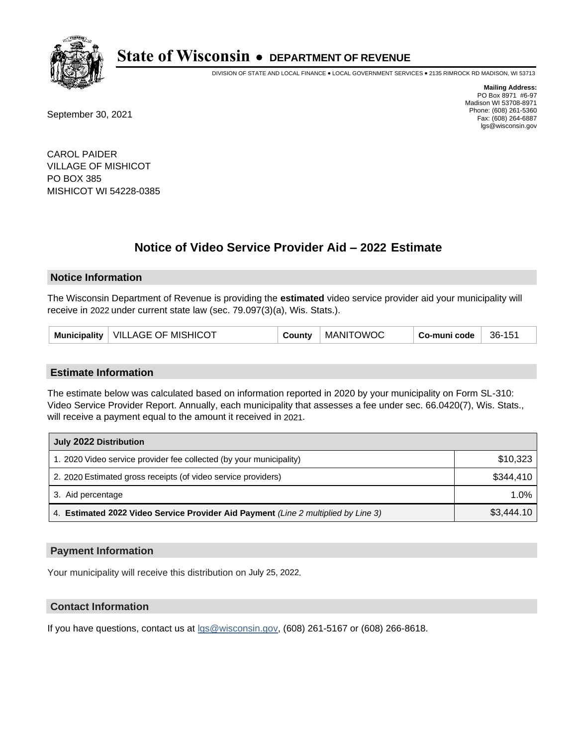# State of Wisconsin • DEPARTMENT OF REVENUE

DIVISION OF STATE AND LOCAL FINANCE • LOCAL GOVERNMENT SERVICES • 2135 RIMROCK RD MADISON, WI 53713

**Mailing Address:**
PO Box 8971 #6-97
Madison WI 53708-8971
Phone: (608) 261-5360
Fax: (608) 264-6887
lgs@wisconsin.gov

September 30, 2021

CAROL PAIDER
VILLAGE OF MISHICOT
PO BOX 385
MISHICOT WI 54228-0385

## Notice of Video Service Provider Aid – 2022 Estimate

### Notice Information

The Wisconsin Department of Revenue is providing the **estimated** video service provider aid your municipality will receive in 2022 under current state law (sec. 79.097(3)(a), Wis. Stats.).

| Municipality | VILLAGE OF MISHICOT | County | MANITOWOC | Co-muni code | 36-151 |
|---|---|---|---|---|---|

### Estimate Information

The estimate below was calculated based on information reported in 2020 by your municipality on Form SL-310: Video Service Provider Report. Annually, each municipality that assesses a fee under sec. 66.0420(7), Wis. Stats., will receive a payment equal to the amount it received in 2021.

| July 2022 Distribution | |
|---|---|
| 1. 2020 Video service provider fee collected (by your municipality) | $10,323 |
| 2. 2020 Estimated gross receipts (of video service providers) | $344,410 |
| 3. Aid percentage | 1.0% |
| 4. **Estimated 2022 Video Service Provider Aid Payment** *(Line 2 multiplied by Line 3)* | $3,444.10 |

### Payment Information

Your municipality will receive this distribution on July 25, 2022.

### Contact Information

If you have questions, contact us at lgs@wisconsin.gov, (608) 261-5167 or (608) 266-8618.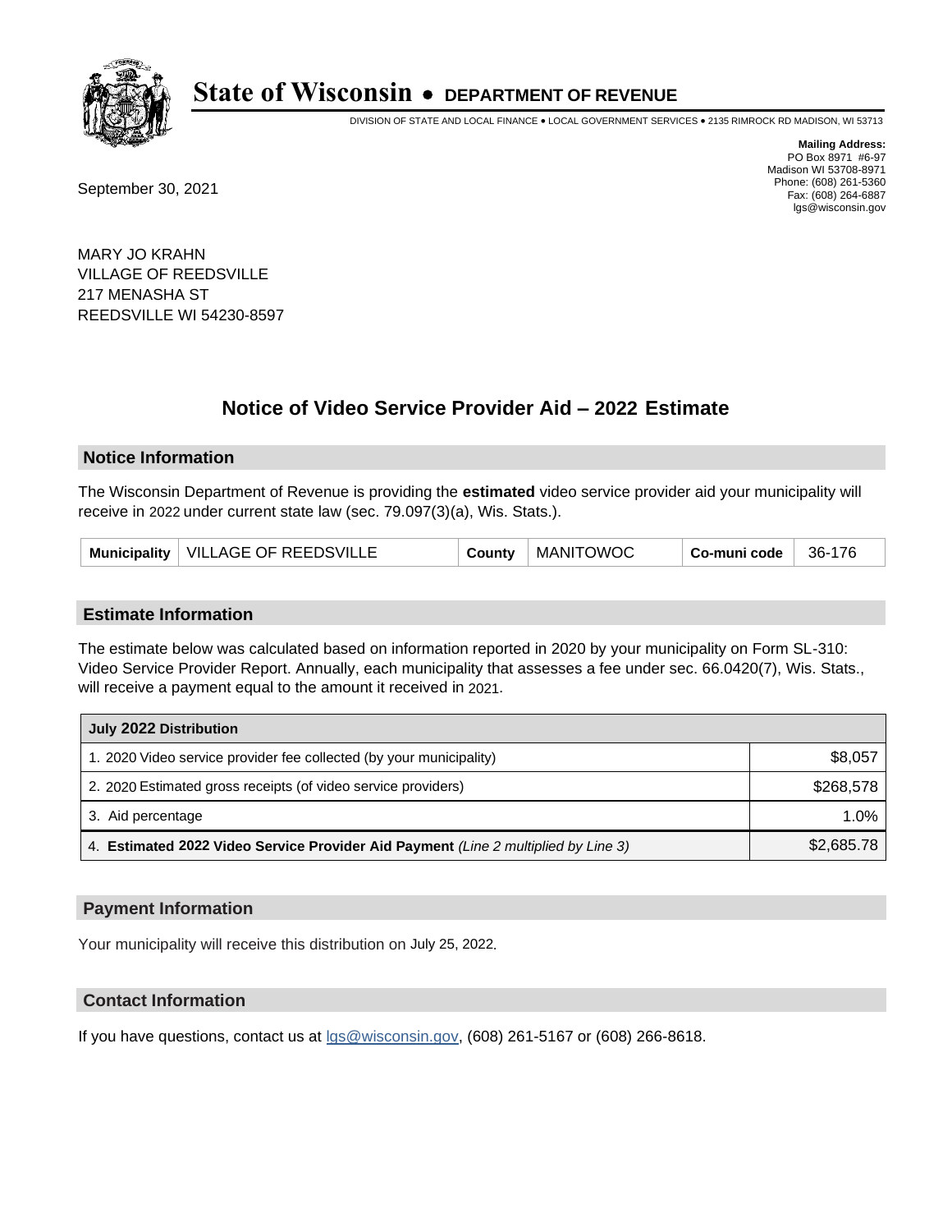# State of Wisconsin • DEPARTMENT OF REVENUE

DIVISION OF STATE AND LOCAL FINANCE • LOCAL GOVERNMENT SERVICES • 2135 RIMROCK RD MADISON, WI 53713

**Mailing Address:**
PO Box 8971 #6-97
Madison WI 53708-8971
Phone: (608) 261-5360
Fax: (608) 264-6887
lgs@wisconsin.gov

September 30, 2021

MARY JO KRAHN
VILLAGE OF REEDSVILLE
217 MENASHA ST
REEDSVILLE WI 54230-8597

## Notice of Video Service Provider Aid – 2022 Estimate

### Notice Information

The Wisconsin Department of Revenue is providing the **estimated** video service provider aid your municipality will receive in 2022 under current state law (sec. 79.097(3)(a), Wis. Stats.).

| Municipality | VILLAGE OF REEDSVILLE | County | MANITOWOC | Co-muni code | 36-176 |
|---|---|---|---|---|---|

### Estimate Information

The estimate below was calculated based on information reported in 2020 by your municipality on Form SL-310: Video Service Provider Report. Annually, each municipality that assesses a fee under sec. 66.0420(7), Wis. Stats., will receive a payment equal to the amount it received in 2021.

| July 2022 Distribution | |
|---|---|
| 1. 2020 Video service provider fee collected (by your municipality) | $8,057 |
| 2. 2020 Estimated gross receipts (of video service providers) | $268,578 |
| 3. Aid percentage | 1.0% |
| 4. **Estimated 2022 Video Service Provider Aid Payment** *(Line 2 multiplied by Line 3)* | $2,685.78 |

### Payment Information

Your municipality will receive this distribution on July 25, 2022.

### Contact Information

If you have questions, contact us at lgs@wisconsin.gov, (608) 261-5167 or (608) 266-8618.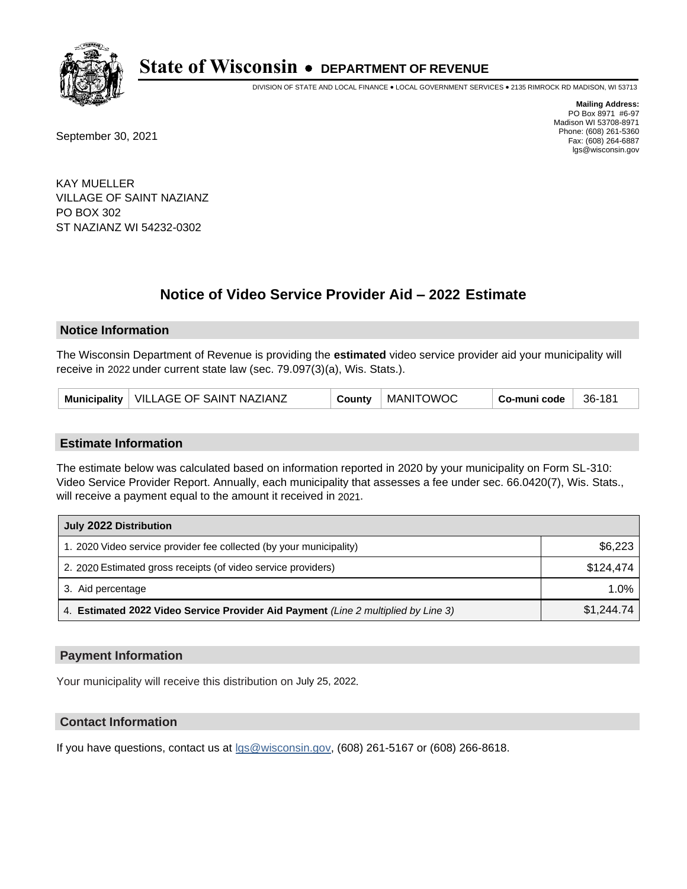# State of Wisconsin • DEPARTMENT OF REVENUE

DIVISION OF STATE AND LOCAL FINANCE • LOCAL GOVERNMENT SERVICES • 2135 RIMROCK RD MADISON, WI 53713

**Mailing Address:**
PO Box 8971 #6-97
Madison WI 53708-8971
Phone: (608) 261-5360
Fax: (608) 264-6887
lgs@wisconsin.gov

September 30, 2021

KAY MUELLER
VILLAGE OF SAINT NAZIANZ
PO BOX 302
ST NAZIANZ WI 54232-0302

## Notice of Video Service Provider Aid – 2022 Estimate

### Notice Information

The Wisconsin Department of Revenue is providing the **estimated** video service provider aid your municipality will receive in 2022 under current state law (sec. 79.097(3)(a), Wis. Stats.).

| Municipality | VILLAGE OF SAINT NAZIANZ | County | MANITOWOC | Co-muni code | 36-181 |
|---|---|---|---|---|---|

### Estimate Information

The estimate below was calculated based on information reported in 2020 by your municipality on Form SL-310: Video Service Provider Report. Annually, each municipality that assesses a fee under sec. 66.0420(7), Wis. Stats., will receive a payment equal to the amount it received in 2021.

| July 2022 Distribution | |
|---|---|
| 1. 2020 Video service provider fee collected (by your municipality) | $6,223 |
| 2. 2020 Estimated gross receipts (of video service providers) | $124,474 |
| 3. Aid percentage | 1.0% |
| 4. **Estimated 2022 Video Service Provider Aid Payment** *(Line 2 multiplied by Line 3)* | $1,244.74 |

### Payment Information

Your municipality will receive this distribution on July 25, 2022.

### Contact Information

If you have questions, contact us at lgs@wisconsin.gov, (608) 261-5167 or (608) 266-8618.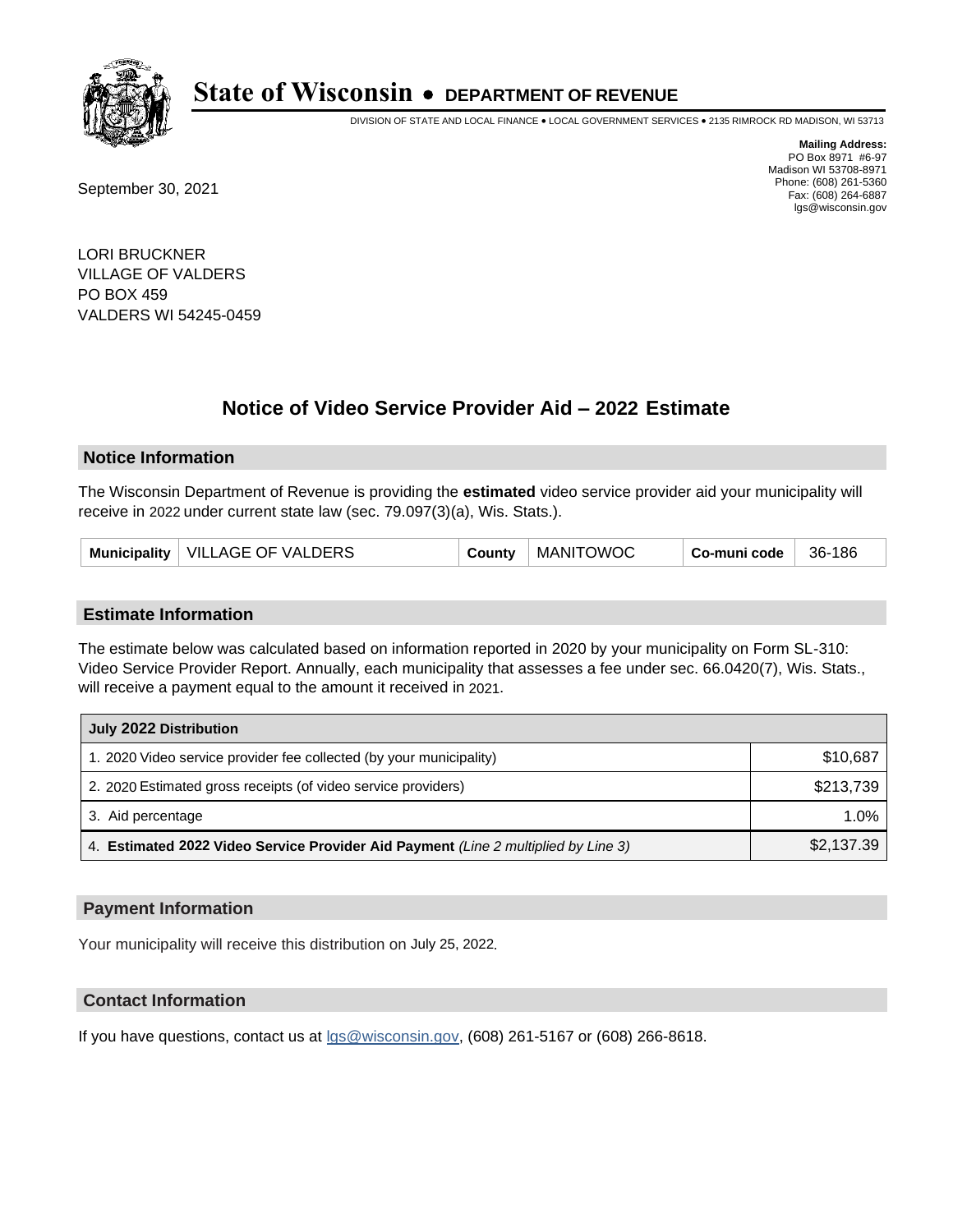# State of Wisconsin • DEPARTMENT OF REVENUE

DIVISION OF STATE AND LOCAL FINANCE • LOCAL GOVERNMENT SERVICES • 2135 RIMROCK RD MADISON, WI 53713

**Mailing Address:**
PO Box 8971 #6-97
Madison WI 53708-8971
Phone: (608) 261-5360
Fax: (608) 264-6887
lgs@wisconsin.gov

September 30, 2021

LORI BRUCKNER
VILLAGE OF VALDERS
PO BOX 459
VALDERS WI 54245-0459

## Notice of Video Service Provider Aid – 2022 Estimate

### Notice Information

The Wisconsin Department of Revenue is providing the **estimated** video service provider aid your municipality will receive in 2022 under current state law (sec. 79.097(3)(a), Wis. Stats.).

| Municipality | VILLAGE OF VALDERS | County | MANITOWOC | Co-muni code | 36-186 |
|---|---|---|---|---|---|

### Estimate Information

The estimate below was calculated based on information reported in 2020 by your municipality on Form SL-310: Video Service Provider Report. Annually, each municipality that assesses a fee under sec. 66.0420(7), Wis. Stats., will receive a payment equal to the amount it received in 2021.

| July 2022 Distribution | |
|---|---|
| 1. 2020 Video service provider fee collected (by your municipality) | $10,687 |
| 2. 2020 Estimated gross receipts (of video service providers) | $213,739 |
| 3. Aid percentage | 1.0% |
| 4. **Estimated 2022 Video Service Provider Aid Payment** *(Line 2 multiplied by Line 3)* | $2,137.39 |

### Payment Information

Your municipality will receive this distribution on July 25, 2022.

### Contact Information

If you have questions, contact us at lgs@wisconsin.gov, (608) 261-5167 or (608) 266-8618.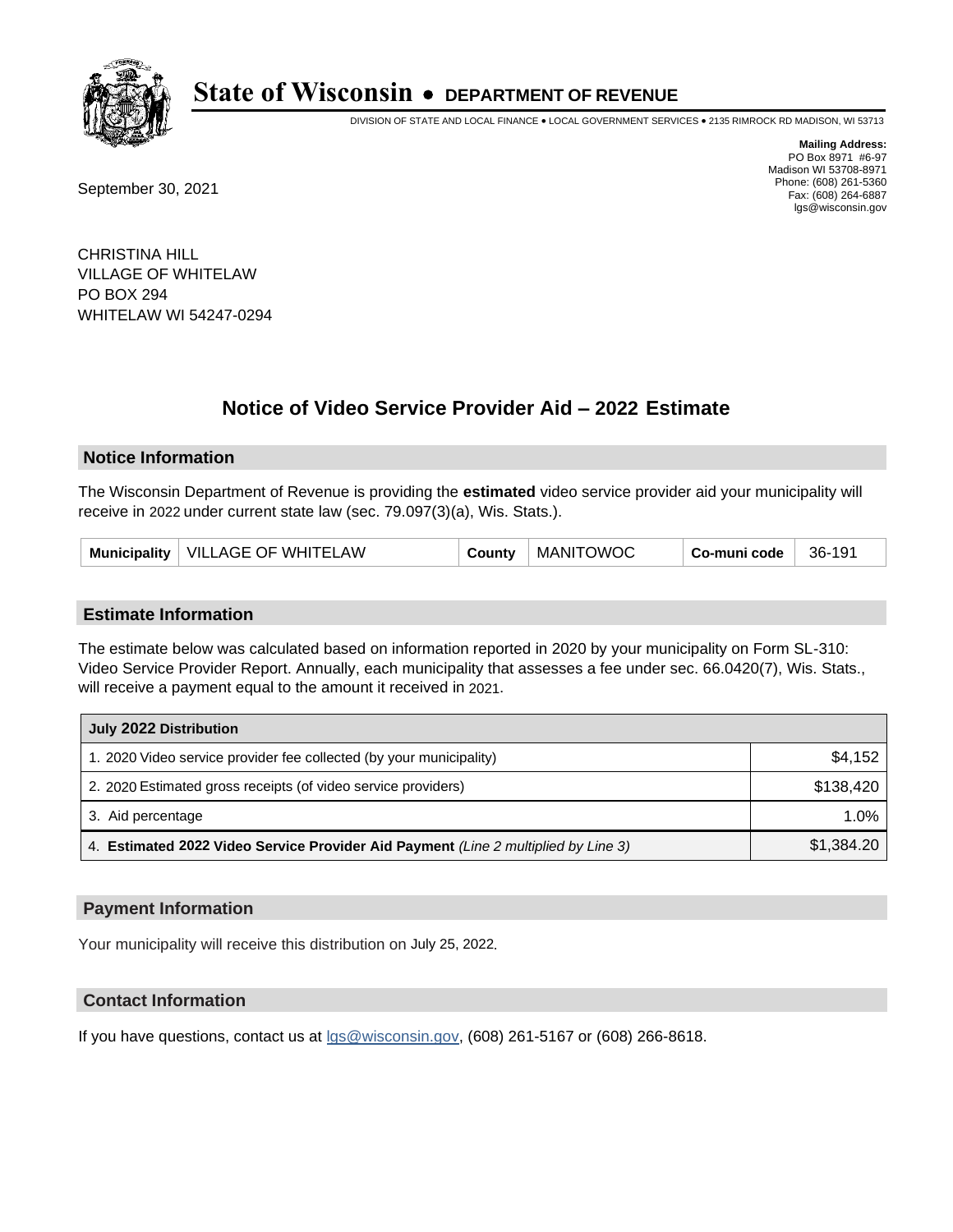# State of Wisconsin • DEPARTMENT OF REVENUE

DIVISION OF STATE AND LOCAL FINANCE • LOCAL GOVERNMENT SERVICES • 2135 RIMROCK RD MADISON, WI 53713

**Mailing Address:**
PO Box 8971 #6-97
Madison WI 53708-8971
Phone: (608) 261-5360
Fax: (608) 264-6887
lgs@wisconsin.gov

September 30, 2021

CHRISTINA HILL
VILLAGE OF WHITELAW
PO BOX 294
WHITELAW WI 54247-0294

## Notice of Video Service Provider Aid – 2022 Estimate

### Notice Information

The Wisconsin Department of Revenue is providing the **estimated** video service provider aid your municipality will receive in 2022 under current state law (sec. 79.097(3)(a), Wis. Stats.).

| Municipality | VILLAGE OF WHITELAW | County | MANITOWOC | Co-muni code | 36-191 |
|---|---|---|---|---|---|

### Estimate Information

The estimate below was calculated based on information reported in 2020 by your municipality on Form SL-310: Video Service Provider Report. Annually, each municipality that assesses a fee under sec. 66.0420(7), Wis. Stats., will receive a payment equal to the amount it received in 2021.

| July 2022 Distribution | |
|---|---|
| 1. 2020 Video service provider fee collected (by your municipality) | $4,152 |
| 2. 2020 Estimated gross receipts (of video service providers) | $138,420 |
| 3. Aid percentage | 1.0% |
| 4. **Estimated 2022 Video Service Provider Aid Payment** *(Line 2 multiplied by Line 3)* | $1,384.20 |

### Payment Information

Your municipality will receive this distribution on July 25, 2022.

### Contact Information

If you have questions, contact us at lgs@wisconsin.gov, (608) 261-5167 or (608) 266-8618.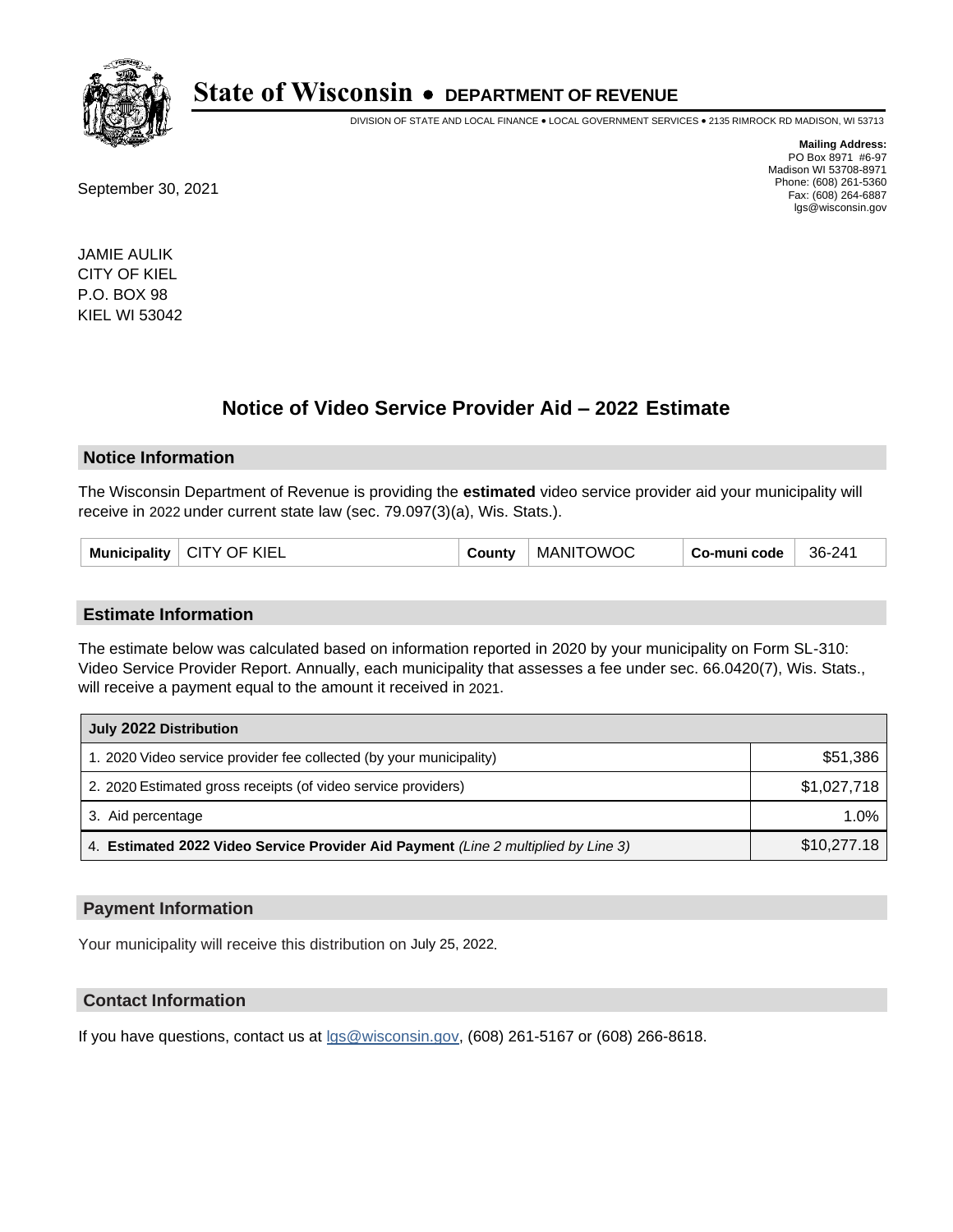# State of Wisconsin • DEPARTMENT OF REVENUE

DIVISION OF STATE AND LOCAL FINANCE • LOCAL GOVERNMENT SERVICES • 2135 RIMROCK RD MADISON, WI 53713

**Mailing Address:**
PO Box 8971 #6-97
Madison WI 53708-8971
Phone: (608) 261-5360
Fax: (608) 264-6887
lgs@wisconsin.gov

September 30, 2021

JAMIE AULIK
CITY OF KIEL
P.O. BOX 98
KIEL WI 53042

## Notice of Video Service Provider Aid – 2022 Estimate

### Notice Information

The Wisconsin Department of Revenue is providing the **estimated** video service provider aid your municipality will receive in 2022 under current state law (sec. 79.097(3)(a), Wis. Stats.).

| **Municipality** | CITY OF KIEL | **County** | MANITOWOC | **Co-muni code** | 36-241 |
|---|---|---|---|---|---|

### Estimate Information

The estimate below was calculated based on information reported in 2020 by your municipality on Form SL-310: Video Service Provider Report. Annually, each municipality that assesses a fee under sec. 66.0420(7), Wis. Stats., will receive a payment equal to the amount it received in 2021.

| **July 2022 Distribution** | |
|---|---|
| 1. 2020 Video service provider fee collected (by your municipality) | $51,386 |
| 2. 2020 Estimated gross receipts (of video service providers) | $1,027,718 |
| 3. Aid percentage | 1.0% |
| 4. **Estimated 2022 Video Service Provider Aid Payment** *(Line 2 multiplied by Line 3)* | $10,277.18 |

### Payment Information

Your municipality will receive this distribution on July 25, 2022.

### Contact Information

If you have questions, contact us at lgs@wisconsin.gov, (608) 261-5167 or (608) 266-8618.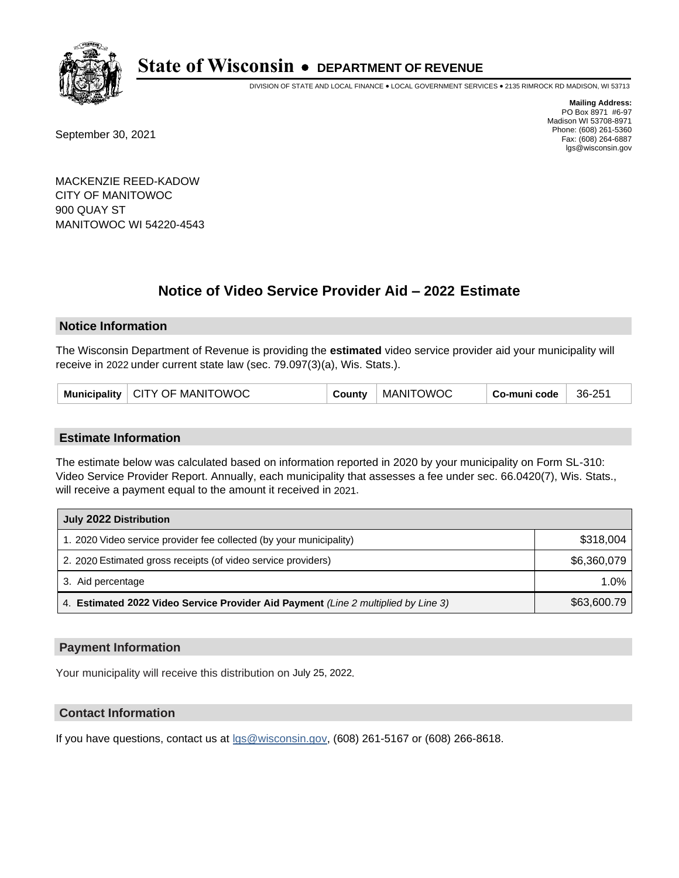# State of Wisconsin • DEPARTMENT OF REVENUE

DIVISION OF STATE AND LOCAL FINANCE • LOCAL GOVERNMENT SERVICES • 2135 RIMROCK RD MADISON, WI 53713

**Mailing Address:**
PO Box 8971 #6-97
Madison WI 53708-8971
Phone: (608) 261-5360
Fax: (608) 264-6887
lgs@wisconsin.gov

September 30, 2021

MACKENZIE REED-KADOW
CITY OF MANITOWOC
900 QUAY ST
MANITOWOC WI 54220-4543

## Notice of Video Service Provider Aid – 2022 Estimate

### Notice Information

The Wisconsin Department of Revenue is providing the **estimated** video service provider aid your municipality will receive in 2022 under current state law (sec. 79.097(3)(a), Wis. Stats.).

| **Municipality** | CITY OF MANITOWOC | **County** | MANITOWOC | **Co-muni code** | 36-251 |
|---|---|---|---|---|---|

### Estimate Information

The estimate below was calculated based on information reported in 2020 by your municipality on Form SL-310: Video Service Provider Report. Annually, each municipality that assesses a fee under sec. 66.0420(7), Wis. Stats., will receive a payment equal to the amount it received in 2021.

| **July 2022 Distribution** | |
|---|---|
| 1. 2020 Video service provider fee collected (by your municipality) | $318,004 |
| 2. 2020 Estimated gross receipts (of video service providers) | $6,360,079 |
| 3. Aid percentage | 1.0% |
| 4. **Estimated 2022 Video Service Provider Aid Payment** *(Line 2 multiplied by Line 3)* | $63,600.79 |

### Payment Information

Your municipality will receive this distribution on July 25, 2022.

### Contact Information

If you have questions, contact us at lgs@wisconsin.gov, (608) 261-5167 or (608) 266-8618.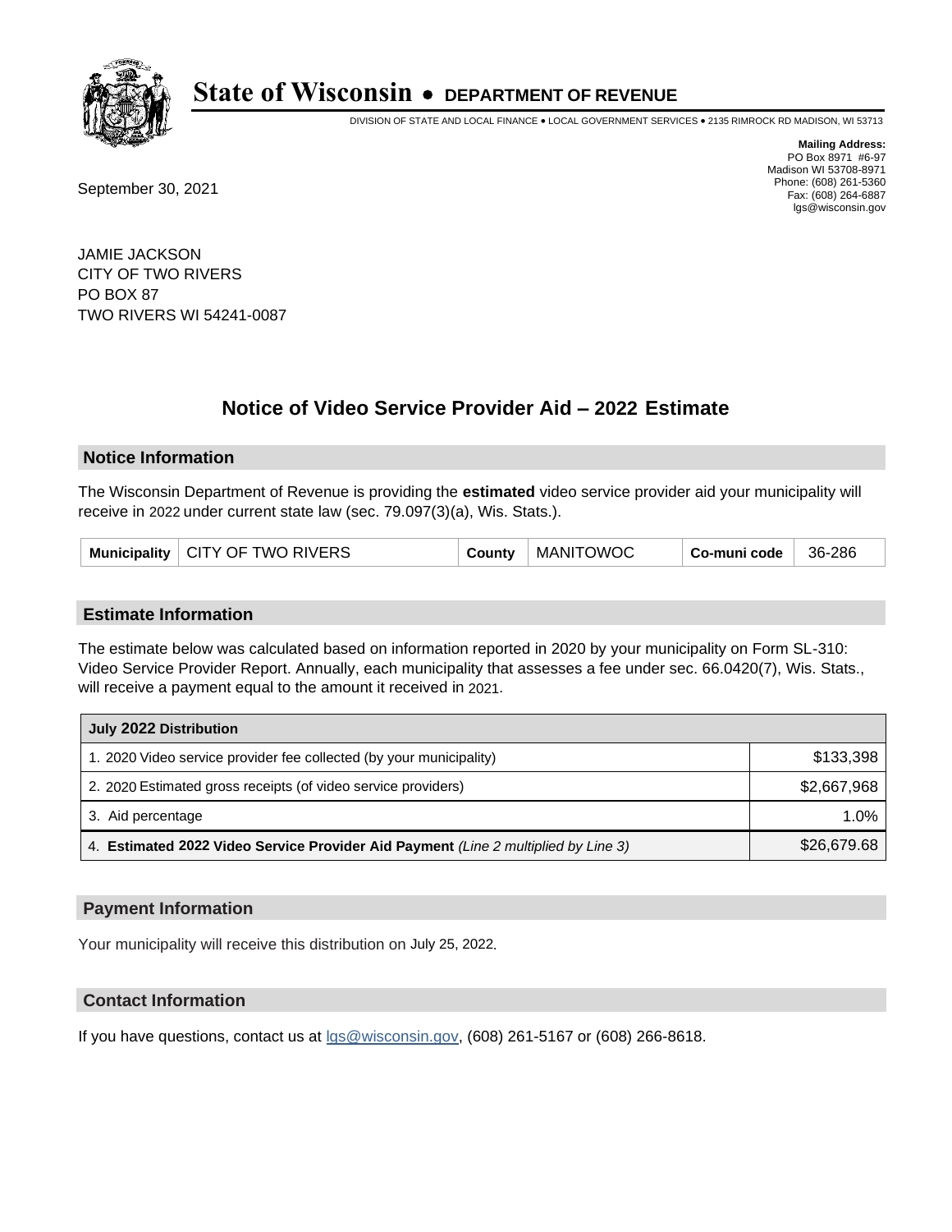# State of Wisconsin • DEPARTMENT OF REVENUE

DIVISION OF STATE AND LOCAL FINANCE • LOCAL GOVERNMENT SERVICES • 2135 RIMROCK RD MADISON, WI 53713

**Mailing Address:**
PO Box 8971 #6-97
Madison WI 53708-8971
Phone: (608) 261-5360
Fax: (608) 264-6887
lgs@wisconsin.gov

September 30, 2021

JAMIE JACKSON
CITY OF TWO RIVERS
PO BOX 87
TWO RIVERS WI 54241-0087

## Notice of Video Service Provider Aid – 2022 Estimate

### Notice Information

The Wisconsin Department of Revenue is providing the **estimated** video service provider aid your municipality will receive in 2022 under current state law (sec. 79.097(3)(a), Wis. Stats.).

| Municipality | CITY OF TWO RIVERS | County | MANITOWOC | Co-muni code | 36-286 |
|---|---|---|---|---|---|

### Estimate Information

The estimate below was calculated based on information reported in 2020 by your municipality on Form SL-310: Video Service Provider Report. Annually, each municipality that assesses a fee under sec. 66.0420(7), Wis. Stats., will receive a payment equal to the amount it received in 2021.

| July 2022 Distribution | |
|---|---|
| 1. 2020 Video service provider fee collected (by your municipality) | $133,398 |
| 2. 2020 Estimated gross receipts (of video service providers) | $2,667,968 |
| 3. Aid percentage | 1.0% |
| 4. **Estimated 2022 Video Service Provider Aid Payment** *(Line 2 multiplied by Line 3)* | $26,679.68 |

### Payment Information

Your municipality will receive this distribution on July 25, 2022.

### Contact Information

If you have questions, contact us at lgs@wisconsin.gov, (608) 261-5167 or (608) 266-8618.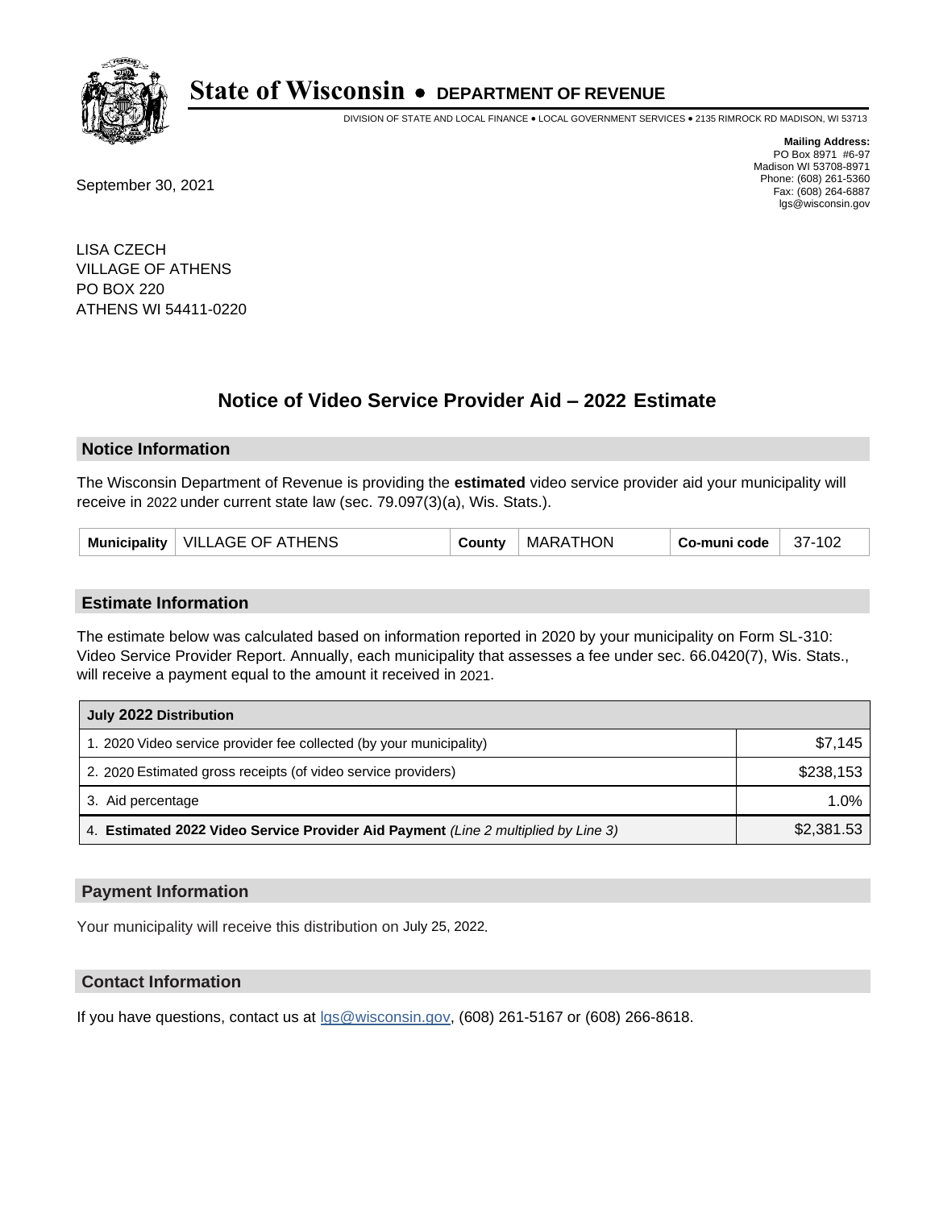# State of Wisconsin • DEPARTMENT OF REVENUE

DIVISION OF STATE AND LOCAL FINANCE • LOCAL GOVERNMENT SERVICES • 2135 RIMROCK RD MADISON, WI 53713

**Mailing Address:**
PO Box 8971 #6-97
Madison WI 53708-8971
Phone: (608) 261-5360
Fax: (608) 264-6887
lgs@wisconsin.gov

September 30, 2021

LISA CZECH
VILLAGE OF ATHENS
PO BOX 220
ATHENS WI 54411-0220

## Notice of Video Service Provider Aid – 2022 Estimate

### Notice Information

The Wisconsin Department of Revenue is providing the **estimated** video service provider aid your municipality will receive in 2022 under current state law (sec. 79.097(3)(a), Wis. Stats.).

| Municipality | VILLAGE OF ATHENS | County | MARATHON | Co-muni code | 37-102 |
|---|---|---|---|---|---|

### Estimate Information

The estimate below was calculated based on information reported in 2020 by your municipality on Form SL-310: Video Service Provider Report. Annually, each municipality that assesses a fee under sec. 66.0420(7), Wis. Stats., will receive a payment equal to the amount it received in 2021.

| July 2022 Distribution | |
|---|---|
| 1. 2020 Video service provider fee collected (by your municipality) | $7,145 |
| 2. 2020 Estimated gross receipts (of video service providers) | $238,153 |
| 3. Aid percentage | 1.0% |
| 4. **Estimated 2022 Video Service Provider Aid Payment** *(Line 2 multiplied by Line 3)* | $2,381.53 |

### Payment Information

Your municipality will receive this distribution on July 25, 2022.

### Contact Information

If you have questions, contact us at lgs@wisconsin.gov, (608) 261-5167 or (608) 266-8618.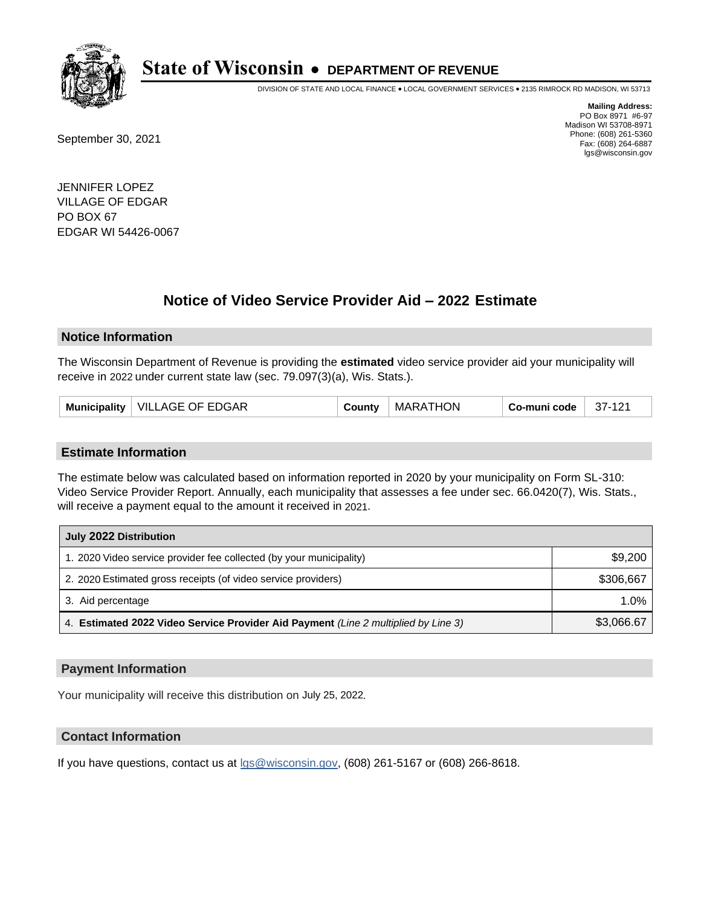# State of Wisconsin • DEPARTMENT OF REVENUE

DIVISION OF STATE AND LOCAL FINANCE • LOCAL GOVERNMENT SERVICES • 2135 RIMROCK RD MADISON, WI 53713

**Mailing Address:**
PO Box 8971 #6-97
Madison WI 53708-8971
Phone: (608) 261-5360
Fax: (608) 264-6887
lgs@wisconsin.gov

September 30, 2021

JENNIFER LOPEZ
VILLAGE OF EDGAR
PO BOX 67
EDGAR WI 54426-0067

## Notice of Video Service Provider Aid – 2022 Estimate

### Notice Information

The Wisconsin Department of Revenue is providing the **estimated** video service provider aid your municipality will receive in 2022 under current state law (sec. 79.097(3)(a), Wis. Stats.).

| Municipality | VILLAGE OF EDGAR | County | MARATHON | Co-muni code | 37-121 |
|---|---|---|---|---|---|

### Estimate Information

The estimate below was calculated based on information reported in 2020 by your municipality on Form SL-310: Video Service Provider Report. Annually, each municipality that assesses a fee under sec. 66.0420(7), Wis. Stats., will receive a payment equal to the amount it received in 2021.

| July 2022 Distribution | |
|---|---|
| 1. 2020 Video service provider fee collected (by your municipality) | $9,200 |
| 2. 2020 Estimated gross receipts (of video service providers) | $306,667 |
| 3. Aid percentage | 1.0% |
| 4. **Estimated 2022 Video Service Provider Aid Payment** *(Line 2 multiplied by Line 3)* | $3,066.67 |

### Payment Information

Your municipality will receive this distribution on July 25, 2022.

### Contact Information

If you have questions, contact us at lgs@wisconsin.gov, (608) 261-5167 or (608) 266-8618.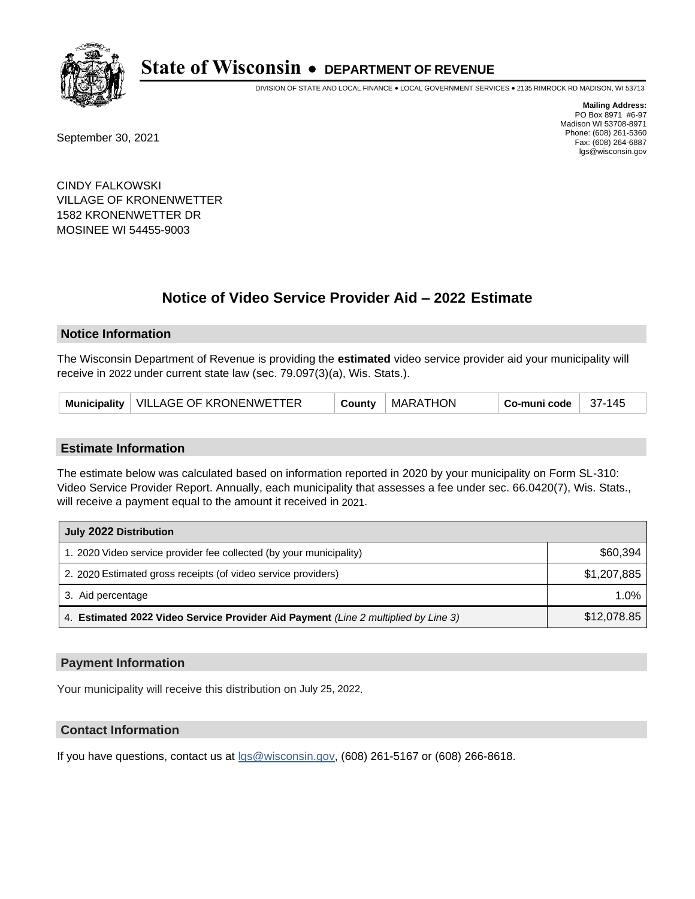# State of Wisconsin • DEPARTMENT OF REVENUE

DIVISION OF STATE AND LOCAL FINANCE • LOCAL GOVERNMENT SERVICES • 2135 RIMROCK RD MADISON, WI 53713

**Mailing Address:**
PO Box 8971 #6-97
Madison WI 53708-8971
Phone: (608) 261-5360
Fax: (608) 264-6887
lgs@wisconsin.gov

September 30, 2021

CINDY FALKOWSKI
VILLAGE OF KRONENWETTER
1582 KRONENWETTER DR
MOSINEE WI 54455-9003

## Notice of Video Service Provider Aid – 2022 Estimate

### Notice Information

The Wisconsin Department of Revenue is providing the **estimated** video service provider aid your municipality will receive in 2022 under current state law (sec. 79.097(3)(a), Wis. Stats.).

| Municipality | VILLAGE OF KRONENWETTER | County | MARATHON | Co-muni code | 37-145 |
|---|---|---|---|---|---|

### Estimate Information

The estimate below was calculated based on information reported in 2020 by your municipality on Form SL-310: Video Service Provider Report. Annually, each municipality that assesses a fee under sec. 66.0420(7), Wis. Stats., will receive a payment equal to the amount it received in 2021.

| July 2022 Distribution | |
|---|---|
| 1. 2020 Video service provider fee collected (by your municipality) | $60,394 |
| 2. 2020 Estimated gross receipts (of video service providers) | $1,207,885 |
| 3. Aid percentage | 1.0% |
| 4. **Estimated 2022 Video Service Provider Aid Payment** *(Line 2 multiplied by Line 3)* | $12,078.85 |

### Payment Information

Your municipality will receive this distribution on July 25, 2022.

### Contact Information

If you have questions, contact us at lgs@wisconsin.gov, (608) 261-5167 or (608) 266-8618.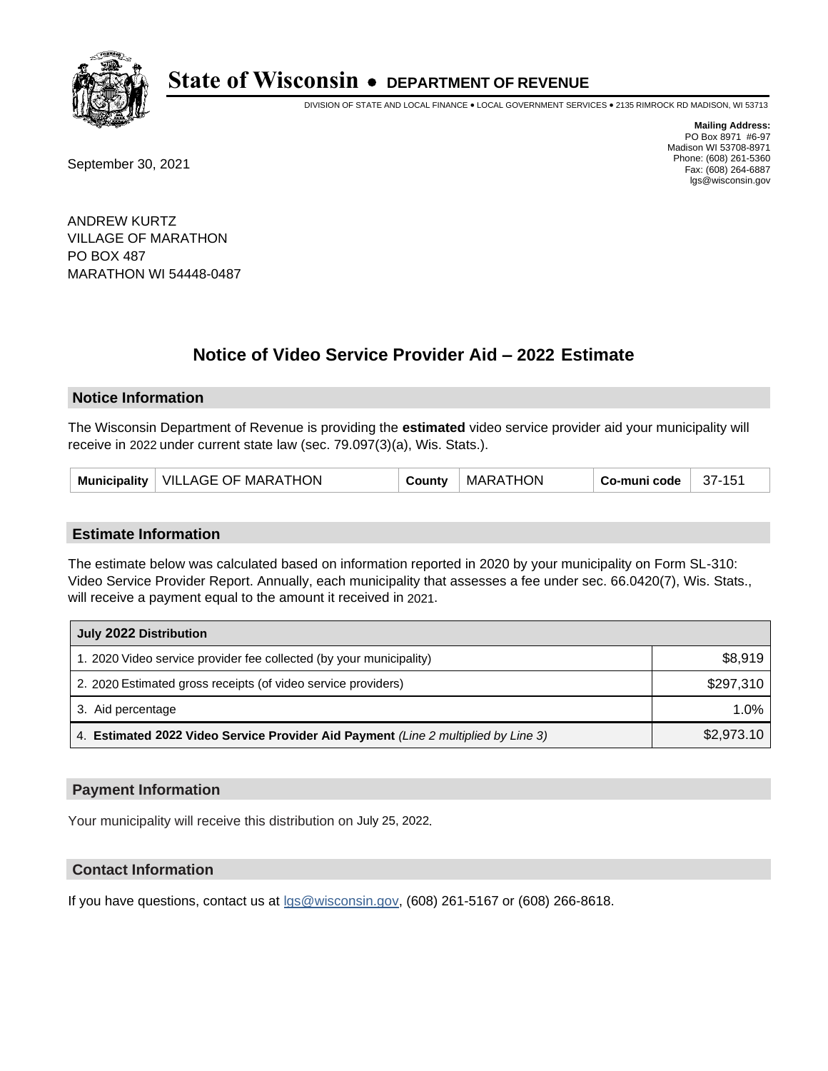# State of Wisconsin • DEPARTMENT OF REVENUE

DIVISION OF STATE AND LOCAL FINANCE • LOCAL GOVERNMENT SERVICES • 2135 RIMROCK RD MADISON, WI 53713

**Mailing Address:**
PO Box 8971 #6-97
Madison WI 53708-8971
Phone: (608) 261-5360
Fax: (608) 264-6887
lgs@wisconsin.gov

September 30, 2021

ANDREW KURTZ
VILLAGE OF MARATHON
PO BOX 487
MARATHON WI 54448-0487

## Notice of Video Service Provider Aid – 2022 Estimate

### Notice Information

The Wisconsin Department of Revenue is providing the **estimated** video service provider aid your municipality will receive in 2022 under current state law (sec. 79.097(3)(a), Wis. Stats.).

| Municipality | VILLAGE OF MARATHON | County | MARATHON | Co-muni code | 37-151 |
|---|---|---|---|---|---|

### Estimate Information

The estimate below was calculated based on information reported in 2020 by your municipality on Form SL-310: Video Service Provider Report. Annually, each municipality that assesses a fee under sec. 66.0420(7), Wis. Stats., will receive a payment equal to the amount it received in 2021.

| July 2022 Distribution | |
|---|---|
| 1. 2020 Video service provider fee collected (by your municipality) | $8,919 |
| 2. 2020 Estimated gross receipts (of video service providers) | $297,310 |
| 3. Aid percentage | 1.0% |
| 4. **Estimated 2022 Video Service Provider Aid Payment** *(Line 2 multiplied by Line 3)* | $2,973.10 |

### Payment Information

Your municipality will receive this distribution on July 25, 2022.

### Contact Information

If you have questions, contact us at lgs@wisconsin.gov, (608) 261-5167 or (608) 266-8618.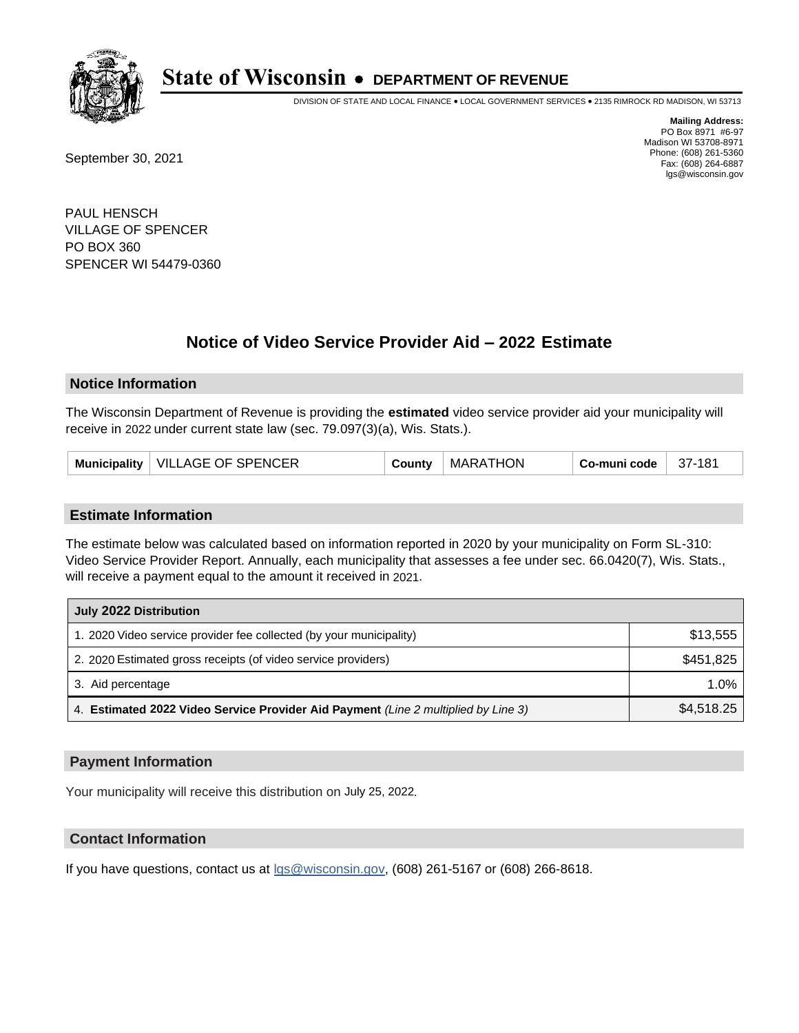# State of Wisconsin • DEPARTMENT OF REVENUE

DIVISION OF STATE AND LOCAL FINANCE • LOCAL GOVERNMENT SERVICES • 2135 RIMROCK RD MADISON, WI 53713

**Mailing Address:**
PO Box 8971 #6-97
Madison WI 53708-8971
Phone: (608) 261-5360
Fax: (608) 264-6887
lgs@wisconsin.gov

September 30, 2021

PAUL HENSCH
VILLAGE OF SPENCER
PO BOX 360
SPENCER WI 54479-0360

## Notice of Video Service Provider Aid – 2022 Estimate

### Notice Information

The Wisconsin Department of Revenue is providing the **estimated** video service provider aid your municipality will receive in 2022 under current state law (sec. 79.097(3)(a), Wis. Stats.).

| Municipality | VILLAGE OF SPENCER | County | MARATHON | Co-muni code | 37-181 |
|---|---|---|---|---|---|

### Estimate Information

The estimate below was calculated based on information reported in 2020 by your municipality on Form SL-310: Video Service Provider Report. Annually, each municipality that assesses a fee under sec. 66.0420(7), Wis. Stats., will receive a payment equal to the amount it received in 2021.

| July 2022 Distribution | |
|---|---|
| 1. 2020 Video service provider fee collected (by your municipality) | $13,555 |
| 2. 2020 Estimated gross receipts (of video service providers) | $451,825 |
| 3. Aid percentage | 1.0% |
| 4. **Estimated 2022 Video Service Provider Aid Payment** *(Line 2 multiplied by Line 3)* | $4,518.25 |

### Payment Information

Your municipality will receive this distribution on July 25, 2022.

### Contact Information

If you have questions, contact us at lgs@wisconsin.gov, (608) 261-5167 or (608) 266-8618.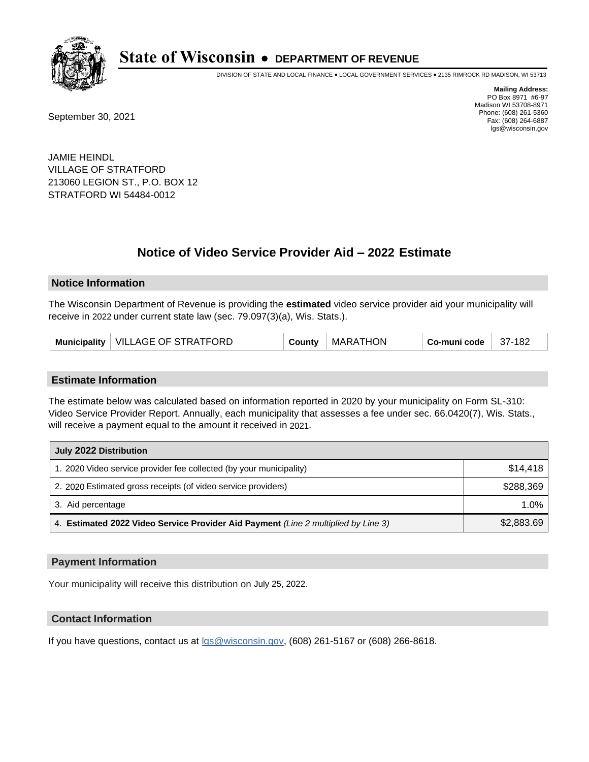# State of Wisconsin • DEPARTMENT OF REVENUE

DIVISION OF STATE AND LOCAL FINANCE • LOCAL GOVERNMENT SERVICES • 2135 RIMROCK RD MADISON, WI 53713

**Mailing Address:**
PO Box 8971 #6-97
Madison WI 53708-8971
Phone: (608) 261-5360
Fax: (608) 264-6887
lgs@wisconsin.gov

September 30, 2021

JAMIE HEINDL
VILLAGE OF STRATFORD
213060 LEGION ST., P.O. BOX 12
STRATFORD WI 54484-0012

## Notice of Video Service Provider Aid – 2022 Estimate

### Notice Information

The Wisconsin Department of Revenue is providing the **estimated** video service provider aid your municipality will receive in 2022 under current state law (sec. 79.097(3)(a), Wis. Stats.).

| Municipality | VILLAGE OF STRATFORD | County | MARATHON | Co-muni code | 37-182 |
|---|---|---|---|---|---|

### Estimate Information

The estimate below was calculated based on information reported in 2020 by your municipality on Form SL-310: Video Service Provider Report. Annually, each municipality that assesses a fee under sec. 66.0420(7), Wis. Stats., will receive a payment equal to the amount it received in 2021.

| July 2022 Distribution | |
|---|---|
| 1. 2020 Video service provider fee collected (by your municipality) | $14,418 |
| 2. 2020 Estimated gross receipts (of video service providers) | $288,369 |
| 3. Aid percentage | 1.0% |
| 4. **Estimated 2022 Video Service Provider Aid Payment** *(Line 2 multiplied by Line 3)* | $2,883.69 |

### Payment Information

Your municipality will receive this distribution on July 25, 2022.

### Contact Information

If you have questions, contact us at lgs@wisconsin.gov, (608) 261-5167 or (608) 266-8618.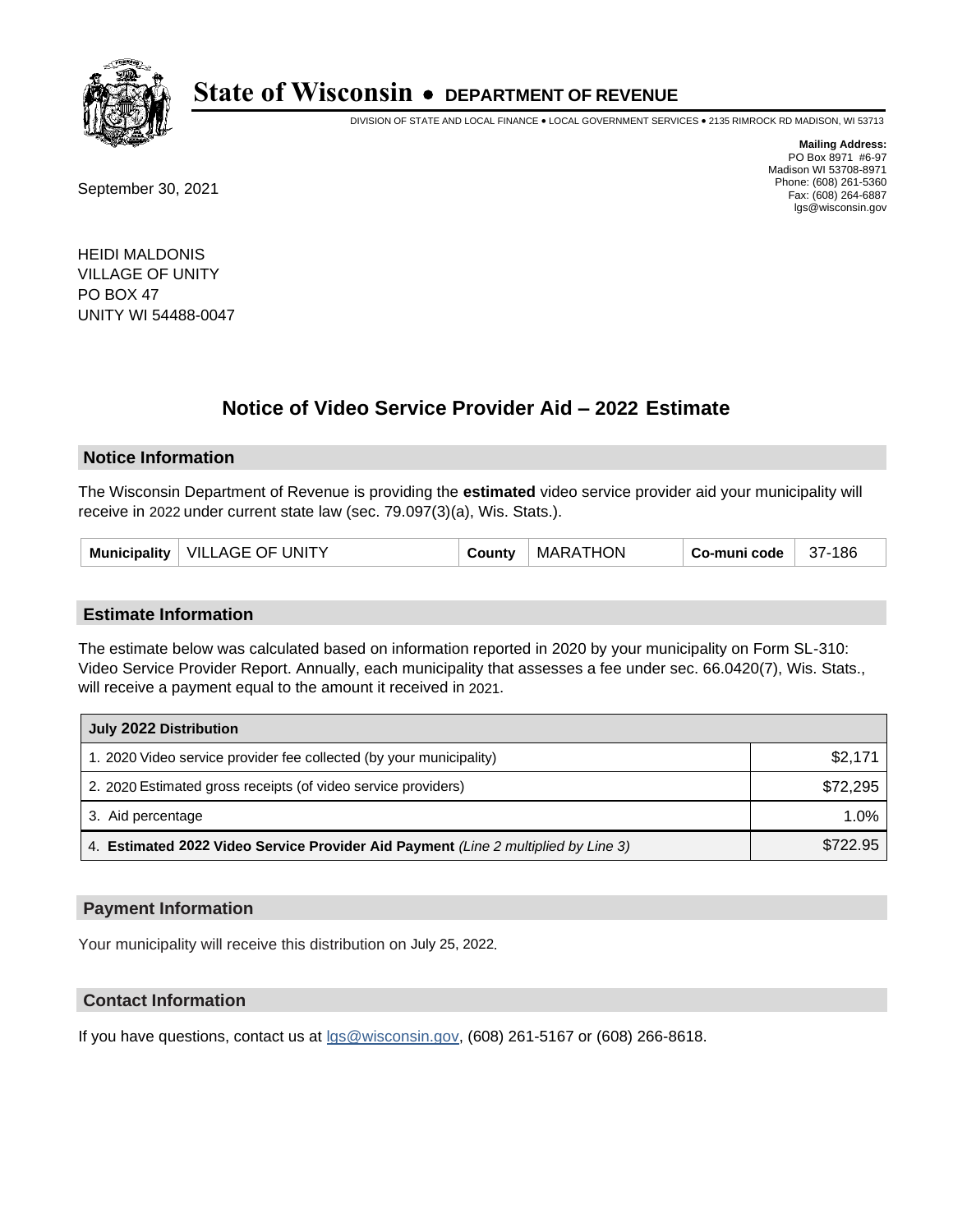# State of Wisconsin • DEPARTMENT OF REVENUE

DIVISION OF STATE AND LOCAL FINANCE • LOCAL GOVERNMENT SERVICES • 2135 RIMROCK RD MADISON, WI 53713

**Mailing Address:**
PO Box 8971 #6-97
Madison WI 53708-8971
Phone: (608) 261-5360
Fax: (608) 264-6887
lgs@wisconsin.gov

September 30, 2021

HEIDI MALDONIS
VILLAGE OF UNITY
PO BOX 47
UNITY WI 54488-0047

## Notice of Video Service Provider Aid – 2022 Estimate

### Notice Information

The Wisconsin Department of Revenue is providing the **estimated** video service provider aid your municipality will receive in 2022 under current state law (sec. 79.097(3)(a), Wis. Stats.).

| Municipality | VILLAGE OF UNITY | County | MARATHON | Co-muni code | 37-186 |
|---|---|---|---|---|---|

### Estimate Information

The estimate below was calculated based on information reported in 2020 by your municipality on Form SL-310: Video Service Provider Report. Annually, each municipality that assesses a fee under sec. 66.0420(7), Wis. Stats., will receive a payment equal to the amount it received in 2021.

| July 2022 Distribution | |
|---|---|
| 1. 2020 Video service provider fee collected (by your municipality) | $2,171 |
| 2. 2020 Estimated gross receipts (of video service providers) | $72,295 |
| 3. Aid percentage | 1.0% |
| 4. **Estimated 2022 Video Service Provider Aid Payment** *(Line 2 multiplied by Line 3)* | $722.95 |

### Payment Information

Your municipality will receive this distribution on July 25, 2022.

### Contact Information

If you have questions, contact us at lgs@wisconsin.gov, (608) 261-5167 or (608) 266-8618.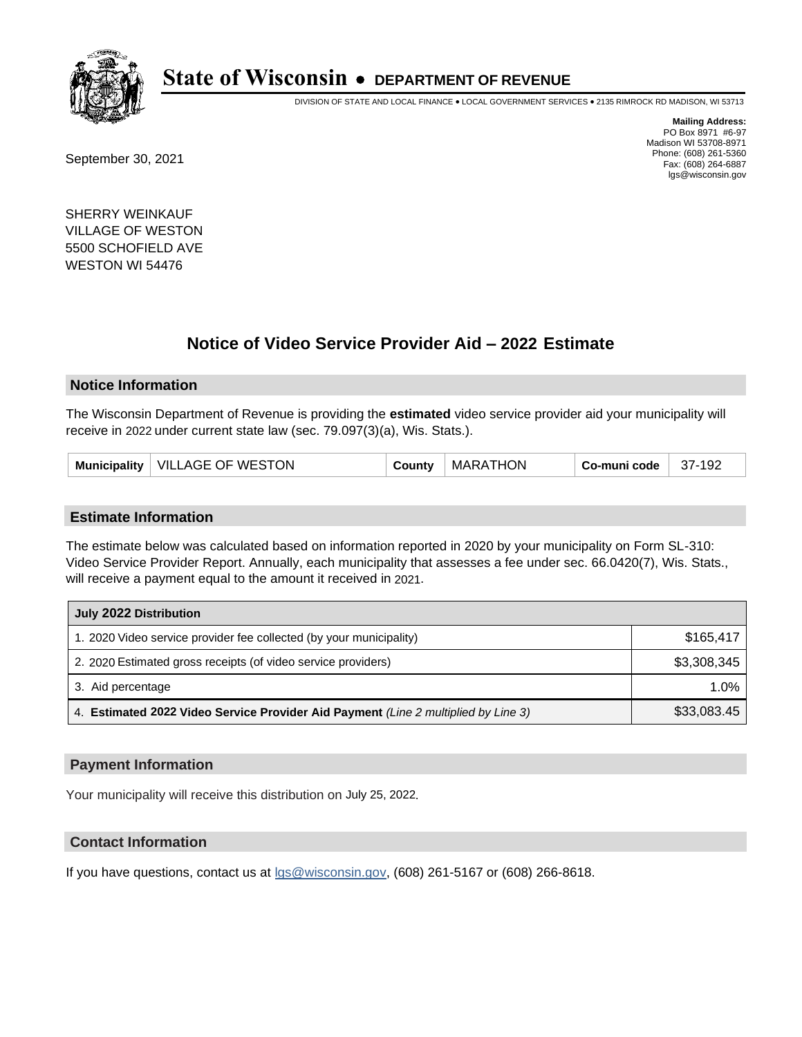# State of Wisconsin • DEPARTMENT OF REVENUE

DIVISION OF STATE AND LOCAL FINANCE • LOCAL GOVERNMENT SERVICES • 2135 RIMROCK RD MADISON, WI 53713

**Mailing Address:**
PO Box 8971 #6-97
Madison WI 53708-8971
Phone: (608) 261-5360
Fax: (608) 264-6887
lgs@wisconsin.gov

September 30, 2021

SHERRY WEINKAUF
VILLAGE OF WESTON
5500 SCHOFIELD AVE
WESTON WI 54476

## Notice of Video Service Provider Aid – 2022 Estimate

### Notice Information

The Wisconsin Department of Revenue is providing the **estimated** video service provider aid your municipality will receive in 2022 under current state law (sec. 79.097(3)(a), Wis. Stats.).

| Municipality | VILLAGE OF WESTON | County | MARATHON | Co-muni code | 37-192 |
|---|---|---|---|---|---|

### Estimate Information

The estimate below was calculated based on information reported in 2020 by your municipality on Form SL-310: Video Service Provider Report. Annually, each municipality that assesses a fee under sec. 66.0420(7), Wis. Stats., will receive a payment equal to the amount it received in 2021.

| July 2022 Distribution | |
|---|---|
| 1. 2020 Video service provider fee collected (by your municipality) | $165,417 |
| 2. 2020 Estimated gross receipts (of video service providers) | $3,308,345 |
| 3. Aid percentage | 1.0% |
| 4. **Estimated 2022 Video Service Provider Aid Payment** *(Line 2 multiplied by Line 3)* | $33,083.45 |

### Payment Information

Your municipality will receive this distribution on July 25, 2022.

### Contact Information

If you have questions, contact us at lgs@wisconsin.gov, (608) 261-5167 or (608) 266-8618.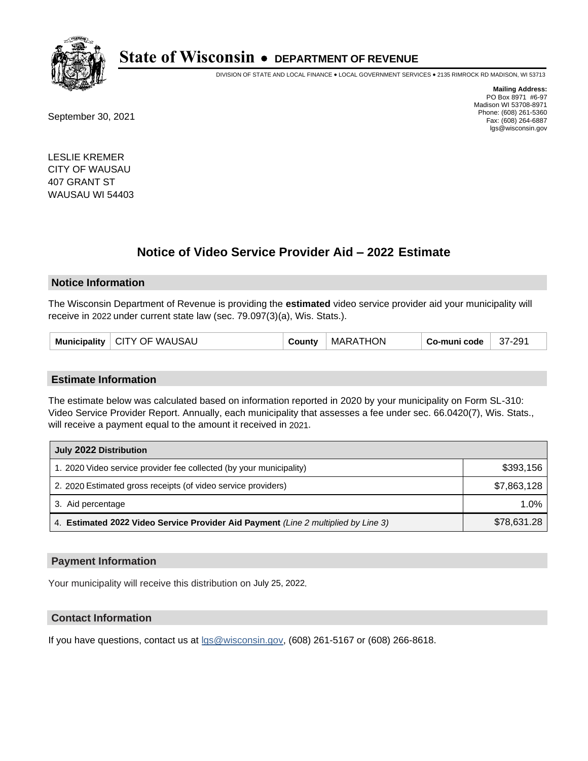# State of Wisconsin • DEPARTMENT OF REVENUE

DIVISION OF STATE AND LOCAL FINANCE • LOCAL GOVERNMENT SERVICES • 2135 RIMROCK RD MADISON, WI 53713

**Mailing Address:**
PO Box 8971 #6-97
Madison WI 53708-8971
Phone: (608) 261-5360
Fax: (608) 264-6887
lgs@wisconsin.gov

September 30, 2021

LESLIE KREMER
CITY OF WAUSAU
407 GRANT ST
WAUSAU WI 54403

## Notice of Video Service Provider Aid – 2022 Estimate

### Notice Information

The Wisconsin Department of Revenue is providing the **estimated** video service provider aid your municipality will receive in 2022 under current state law (sec. 79.097(3)(a), Wis. Stats.).

| Municipality | CITY OF WAUSAU | County | MARATHON | Co-muni code | 37-291 |
|---|---|---|---|---|---|

### Estimate Information

The estimate below was calculated based on information reported in 2020 by your municipality on Form SL-310: Video Service Provider Report. Annually, each municipality that assesses a fee under sec. 66.0420(7), Wis. Stats., will receive a payment equal to the amount it received in 2021.

| July 2022 Distribution | |
|---|---|
| 1. 2020 Video service provider fee collected (by your municipality) | $393,156 |
| 2. 2020 Estimated gross receipts (of video service providers) | $7,863,128 |
| 3. Aid percentage | 1.0% |
| 4. **Estimated 2022 Video Service Provider Aid Payment** *(Line 2 multiplied by Line 3)* | $78,631.28 |

### Payment Information

Your municipality will receive this distribution on July 25, 2022.

### Contact Information

If you have questions, contact us at lgs@wisconsin.gov, (608) 261-5167 or (608) 266-8618.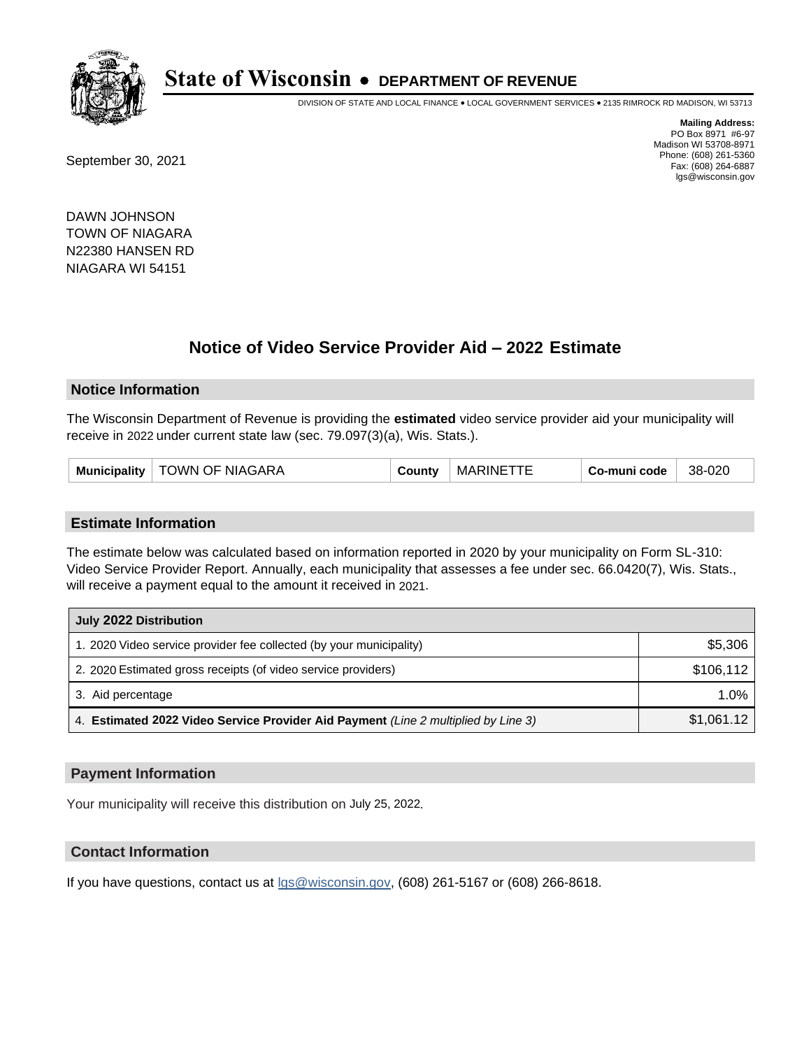# State of Wisconsin • DEPARTMENT OF REVENUE

DIVISION OF STATE AND LOCAL FINANCE • LOCAL GOVERNMENT SERVICES • 2135 RIMROCK RD MADISON, WI 53713

**Mailing Address:**
PO Box 8971 #6-97
Madison WI 53708-8971
Phone: (608) 261-5360
Fax: (608) 264-6887
lgs@wisconsin.gov

September 30, 2021

DAWN JOHNSON
TOWN OF NIAGARA
N22380 HANSEN RD
NIAGARA WI 54151

## Notice of Video Service Provider Aid – 2022 Estimate

### Notice Information

The Wisconsin Department of Revenue is providing the **estimated** video service provider aid your municipality will receive in 2022 under current state law (sec. 79.097(3)(a), Wis. Stats.).

| Municipality | TOWN OF NIAGARA | County | MARINETTE | Co-muni code | 38-020 |
|---|---|---|---|---|---|

### Estimate Information

The estimate below was calculated based on information reported in 2020 by your municipality on Form SL-310: Video Service Provider Report. Annually, each municipality that assesses a fee under sec. 66.0420(7), Wis. Stats., will receive a payment equal to the amount it received in 2021.

| July 2022 Distribution | |
|---|---|
| 1. 2020 Video service provider fee collected (by your municipality) | $5,306 |
| 2. 2020 Estimated gross receipts (of video service providers) | $106,112 |
| 3. Aid percentage | 1.0% |
| 4. **Estimated 2022 Video Service Provider Aid Payment** *(Line 2 multiplied by Line 3)* | $1,061.12 |

### Payment Information

Your municipality will receive this distribution on July 25, 2022.

### Contact Information

If you have questions, contact us at lgs@wisconsin.gov, (608) 261-5167 or (608) 266-8618.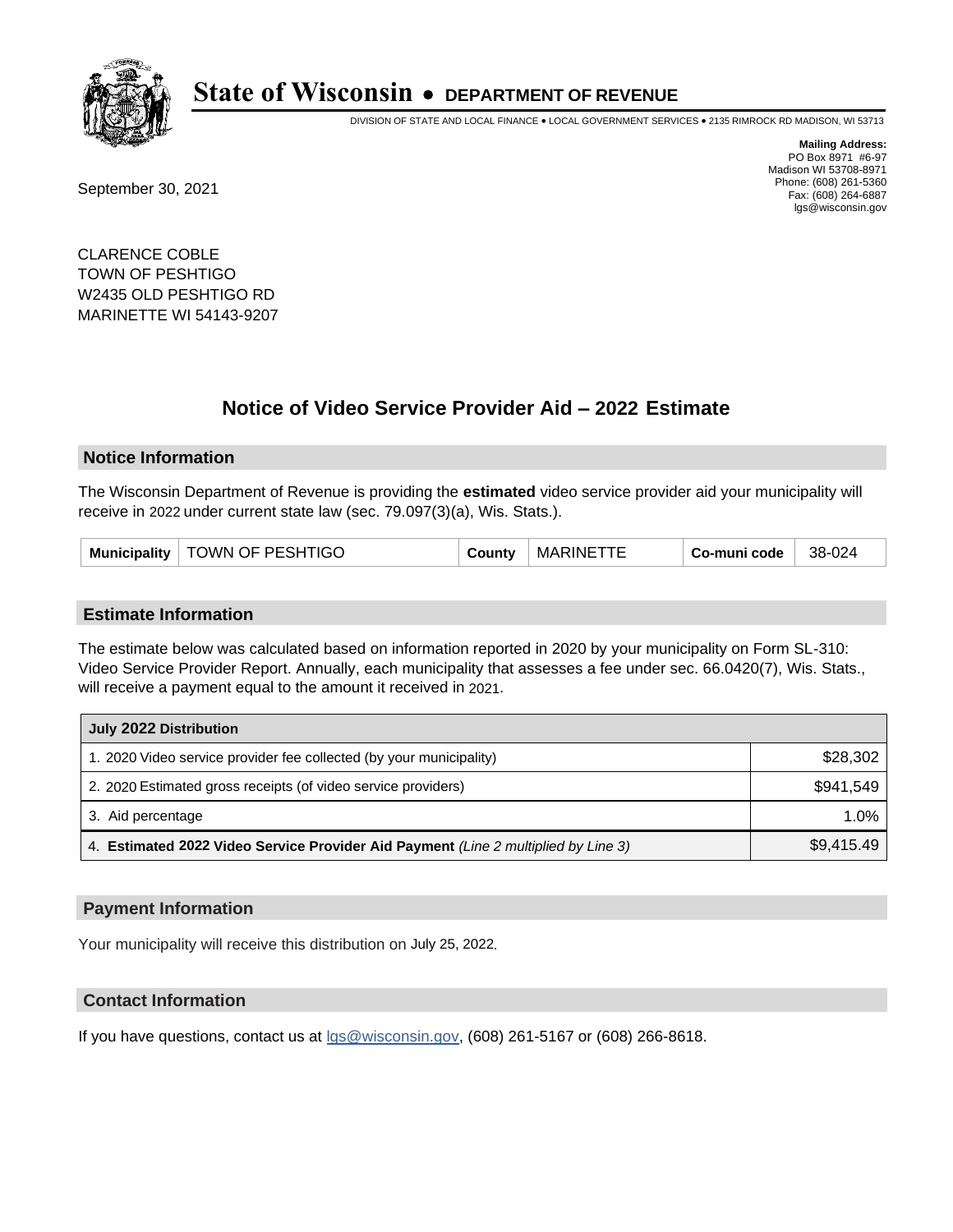# State of Wisconsin • DEPARTMENT OF REVENUE

DIVISION OF STATE AND LOCAL FINANCE • LOCAL GOVERNMENT SERVICES • 2135 RIMROCK RD MADISON, WI 53713

**Mailing Address:**
PO Box 8971 #6-97
Madison WI 53708-8971
Phone: (608) 261-5360
Fax: (608) 264-6887
lgs@wisconsin.gov

September 30, 2021

CLARENCE COBLE
TOWN OF PESHTIGO
W2435 OLD PESHTIGO RD
MARINETTE WI 54143-9207

## Notice of Video Service Provider Aid – 2022 Estimate

### Notice Information

The Wisconsin Department of Revenue is providing the **estimated** video service provider aid your municipality will receive in 2022 under current state law (sec. 79.097(3)(a), Wis. Stats.).

| Municipality | TOWN OF PESHTIGO | County | MARINETTE | Co-muni code | 38-024 |
|---|---|---|---|---|---|

### Estimate Information

The estimate below was calculated based on information reported in 2020 by your municipality on Form SL-310: Video Service Provider Report. Annually, each municipality that assesses a fee under sec. 66.0420(7), Wis. Stats., will receive a payment equal to the amount it received in 2021.

| July 2022 Distribution | |
|---|---|
| 1. 2020 Video service provider fee collected (by your municipality) | $28,302 |
| 2. 2020 Estimated gross receipts (of video service providers) | $941,549 |
| 3. Aid percentage | 1.0% |
| 4. **Estimated 2022 Video Service Provider Aid Payment** *(Line 2 multiplied by Line 3)* | $9,415.49 |

### Payment Information

Your municipality will receive this distribution on July 25, 2022.

### Contact Information

If you have questions, contact us at lgs@wisconsin.gov, (608) 261-5167 or (608) 266-8618.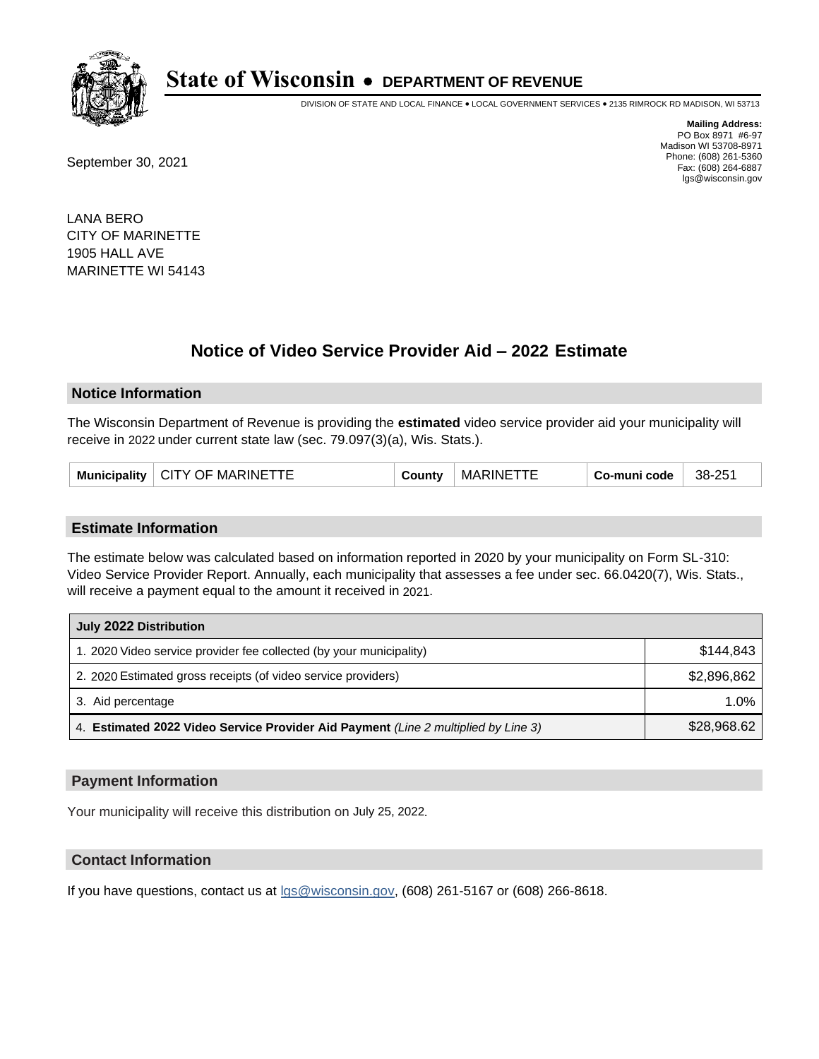# State of Wisconsin • DEPARTMENT OF REVENUE

DIVISION OF STATE AND LOCAL FINANCE • LOCAL GOVERNMENT SERVICES • 2135 RIMROCK RD MADISON, WI 53713

**Mailing Address:**
PO Box 8971 #6-97
Madison WI 53708-8971
Phone: (608) 261-5360
Fax: (608) 264-6887
lgs@wisconsin.gov

September 30, 2021

LANA BERO
CITY OF MARINETTE
1905 HALL AVE
MARINETTE WI 54143

## Notice of Video Service Provider Aid – 2022 Estimate

### Notice Information

The Wisconsin Department of Revenue is providing the **estimated** video service provider aid your municipality will receive in 2022 under current state law (sec. 79.097(3)(a), Wis. Stats.).

| Municipality | CITY OF MARINETTE | County | MARINETTE | Co-muni code | 38-251 |
|---|---|---|---|---|---|

### Estimate Information

The estimate below was calculated based on information reported in 2020 by your municipality on Form SL-310: Video Service Provider Report. Annually, each municipality that assesses a fee under sec. 66.0420(7), Wis. Stats., will receive a payment equal to the amount it received in 2021.

| July 2022 Distribution | |
|---|---|
| 1. 2020 Video service provider fee collected (by your municipality) | $144,843 |
| 2. 2020 Estimated gross receipts (of video service providers) | $2,896,862 |
| 3. Aid percentage | 1.0% |
| 4. **Estimated 2022 Video Service Provider Aid Payment** *(Line 2 multiplied by Line 3)* | $28,968.62 |

### Payment Information

Your municipality will receive this distribution on July 25, 2022.

### Contact Information

If you have questions, contact us at lgs@wisconsin.gov, (608) 261-5167 or (608) 266-8618.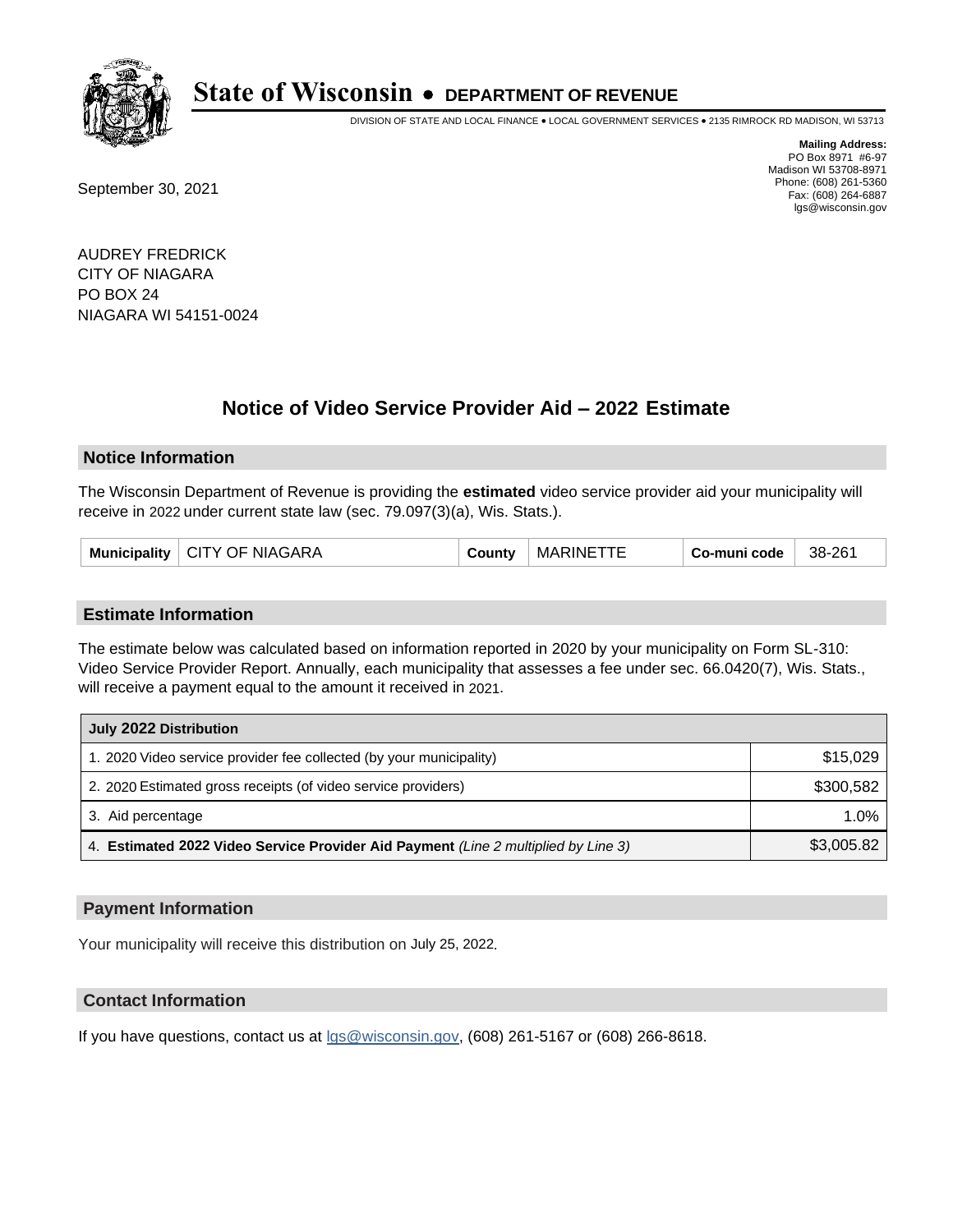# State of Wisconsin • DEPARTMENT OF REVENUE

DIVISION OF STATE AND LOCAL FINANCE • LOCAL GOVERNMENT SERVICES • 2135 RIMROCK RD MADISON, WI 53713

**Mailing Address:**
PO Box 8971 #6-97
Madison WI 53708-8971
Phone: (608) 261-5360
Fax: (608) 264-6887
lgs@wisconsin.gov

September 30, 2021

AUDREY FREDRICK
CITY OF NIAGARA
PO BOX 24
NIAGARA WI 54151-0024

## Notice of Video Service Provider Aid – 2022 Estimate

### Notice Information

The Wisconsin Department of Revenue is providing the **estimated** video service provider aid your municipality will receive in 2022 under current state law (sec. 79.097(3)(a), Wis. Stats.).

| Municipality | CITY OF NIAGARA | County | MARINETTE | Co-muni code | 38-261 |
|---|---|---|---|---|---|

### Estimate Information

The estimate below was calculated based on information reported in 2020 by your municipality on Form SL-310: Video Service Provider Report. Annually, each municipality that assesses a fee under sec. 66.0420(7), Wis. Stats., will receive a payment equal to the amount it received in 2021.

| July 2022 Distribution | |
|---|---|
| 1. 2020 Video service provider fee collected (by your municipality) | $15,029 |
| 2. 2020 Estimated gross receipts (of video service providers) | $300,582 |
| 3. Aid percentage | 1.0% |
| 4. **Estimated 2022 Video Service Provider Aid Payment** *(Line 2 multiplied by Line 3)* | $3,005.82 |

### Payment Information

Your municipality will receive this distribution on July 25, 2022.

### Contact Information

If you have questions, contact us at lgs@wisconsin.gov, (608) 261-5167 or (608) 266-8618.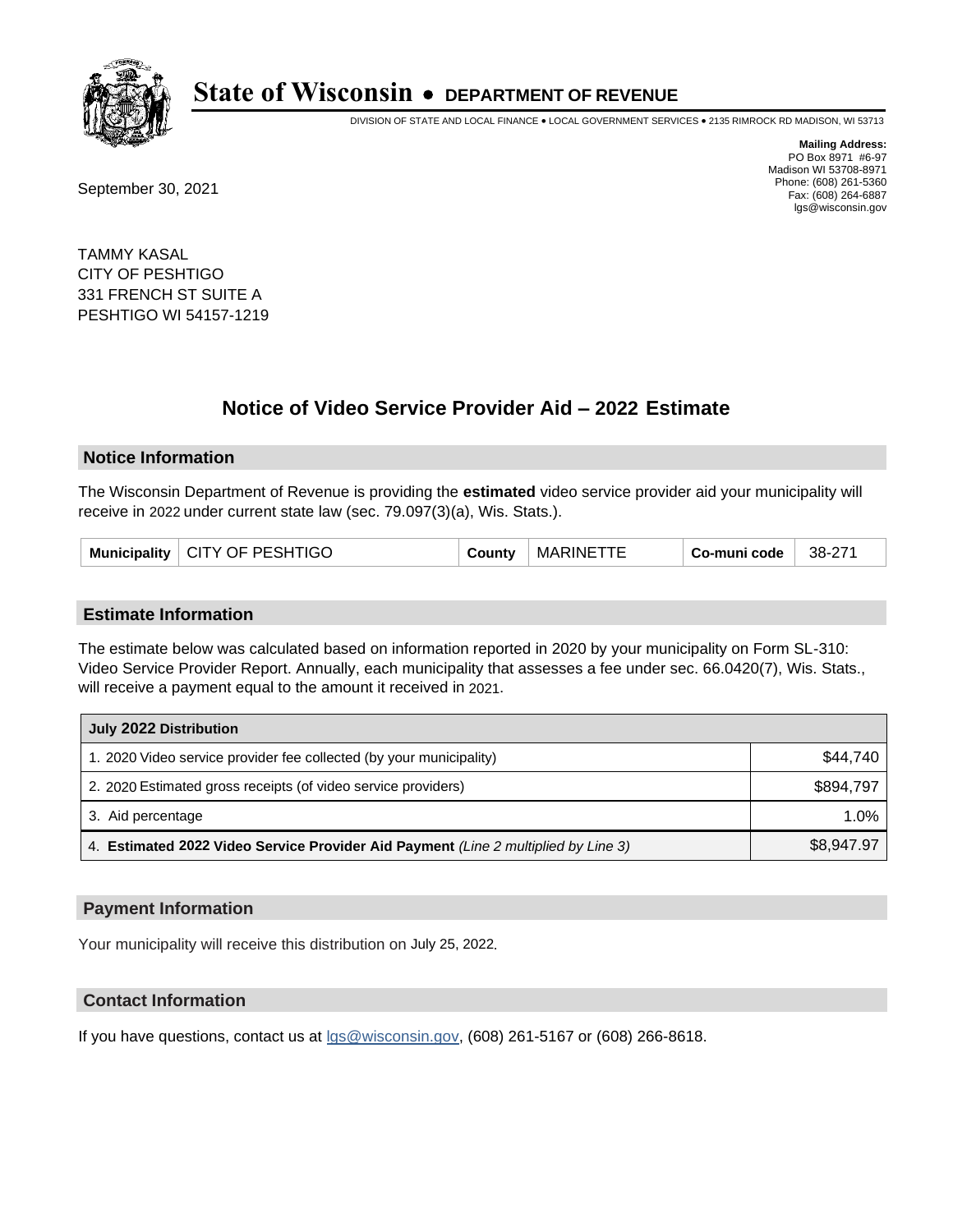# State of Wisconsin • DEPARTMENT OF REVENUE

DIVISION OF STATE AND LOCAL FINANCE • LOCAL GOVERNMENT SERVICES • 2135 RIMROCK RD MADISON, WI 53713

**Mailing Address:**
PO Box 8971 #6-97
Madison WI 53708-8971
Phone: (608) 261-5360
Fax: (608) 264-6887
lgs@wisconsin.gov

September 30, 2021

TAMMY KASAL
CITY OF PESHTIGO
331 FRENCH ST SUITE A
PESHTIGO WI 54157-1219

## Notice of Video Service Provider Aid – 2022 Estimate

### Notice Information

The Wisconsin Department of Revenue is providing the **estimated** video service provider aid your municipality will receive in 2022 under current state law (sec. 79.097(3)(a), Wis. Stats.).

| Municipality | CITY OF PESHTIGO | County | MARINETTE | Co-muni code | 38-271 |
|---|---|---|---|---|---|

### Estimate Information

The estimate below was calculated based on information reported in 2020 by your municipality on Form SL-310: Video Service Provider Report. Annually, each municipality that assesses a fee under sec. 66.0420(7), Wis. Stats., will receive a payment equal to the amount it received in 2021.

| July 2022 Distribution | |
|---|---|
| 1. 2020 Video service provider fee collected (by your municipality) | $44,740 |
| 2. 2020 Estimated gross receipts (of video service providers) | $894,797 |
| 3. Aid percentage | 1.0% |
| 4. **Estimated 2022 Video Service Provider Aid Payment** *(Line 2 multiplied by Line 3)* | $8,947.97 |

### Payment Information

Your municipality will receive this distribution on July 25, 2022.

### Contact Information

If you have questions, contact us at lgs@wisconsin.gov, (608) 261-5167 or (608) 266-8618.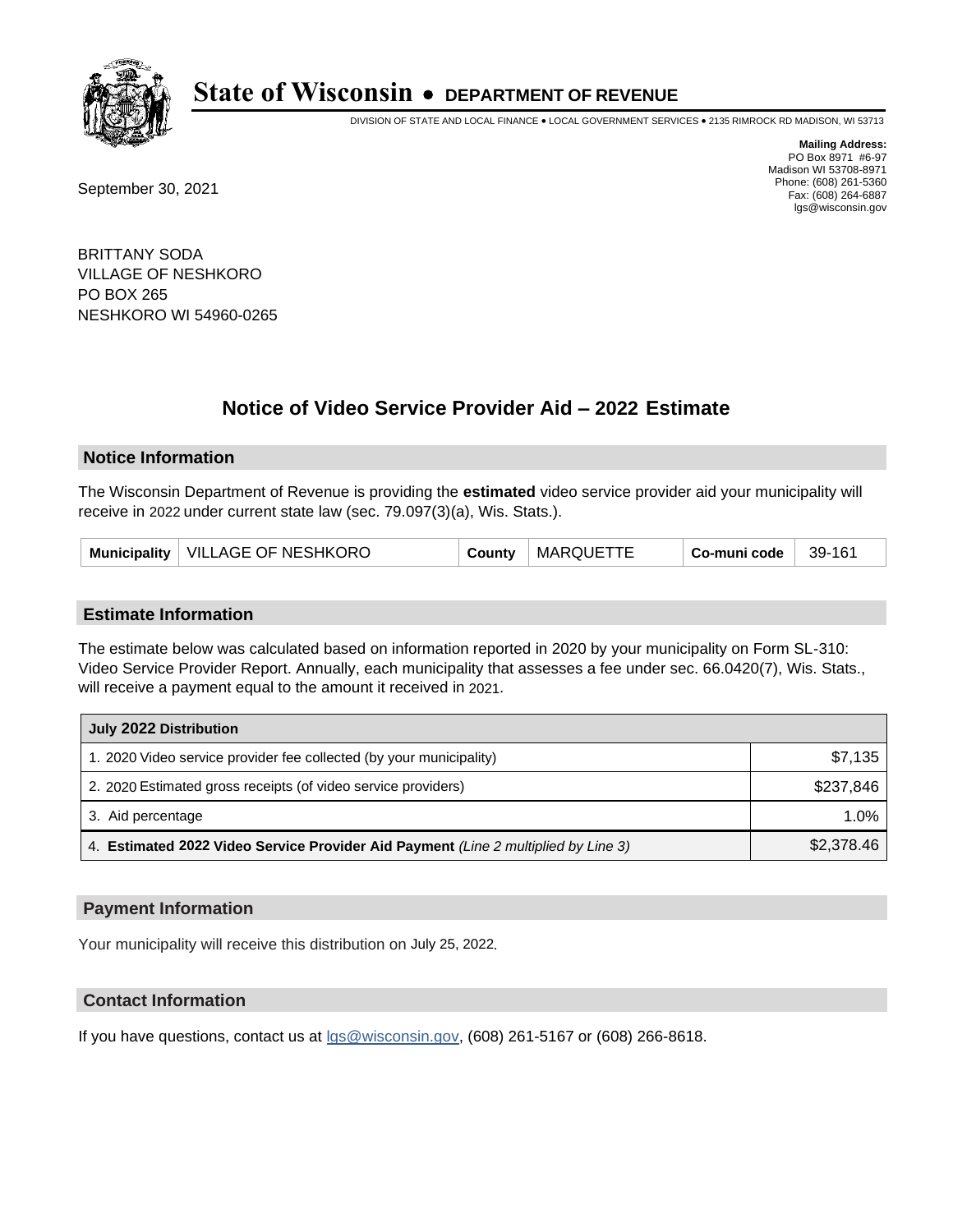# State of Wisconsin • DEPARTMENT OF REVENUE

DIVISION OF STATE AND LOCAL FINANCE • LOCAL GOVERNMENT SERVICES • 2135 RIMROCK RD MADISON, WI 53713

**Mailing Address:**
PO Box 8971 #6-97
Madison WI 53708-8971
Phone: (608) 261-5360
Fax: (608) 264-6887
lgs@wisconsin.gov

September 30, 2021

BRITTANY SODA
VILLAGE OF NESHKORO
PO BOX 265
NESHKORO WI 54960-0265

## Notice of Video Service Provider Aid – 2022 Estimate

### Notice Information

The Wisconsin Department of Revenue is providing the **estimated** video service provider aid your municipality will receive in 2022 under current state law (sec. 79.097(3)(a), Wis. Stats.).

| Municipality | VILLAGE OF NESHKORO | County | MARQUETTE | Co-muni code | 39-161 |
|---|---|---|---|---|---|

### Estimate Information

The estimate below was calculated based on information reported in 2020 by your municipality on Form SL-310: Video Service Provider Report. Annually, each municipality that assesses a fee under sec. 66.0420(7), Wis. Stats., will receive a payment equal to the amount it received in 2021.

| July 2022 Distribution | |
|---|---|
| 1. 2020 Video service provider fee collected (by your municipality) | $7,135 |
| 2. 2020 Estimated gross receipts (of video service providers) | $237,846 |
| 3. Aid percentage | 1.0% |
| 4. **Estimated 2022 Video Service Provider Aid Payment** *(Line 2 multiplied by Line 3)* | $2,378.46 |

### Payment Information

Your municipality will receive this distribution on July 25, 2022.

### Contact Information

If you have questions, contact us at lgs@wisconsin.gov, (608) 261-5167 or (608) 266-8618.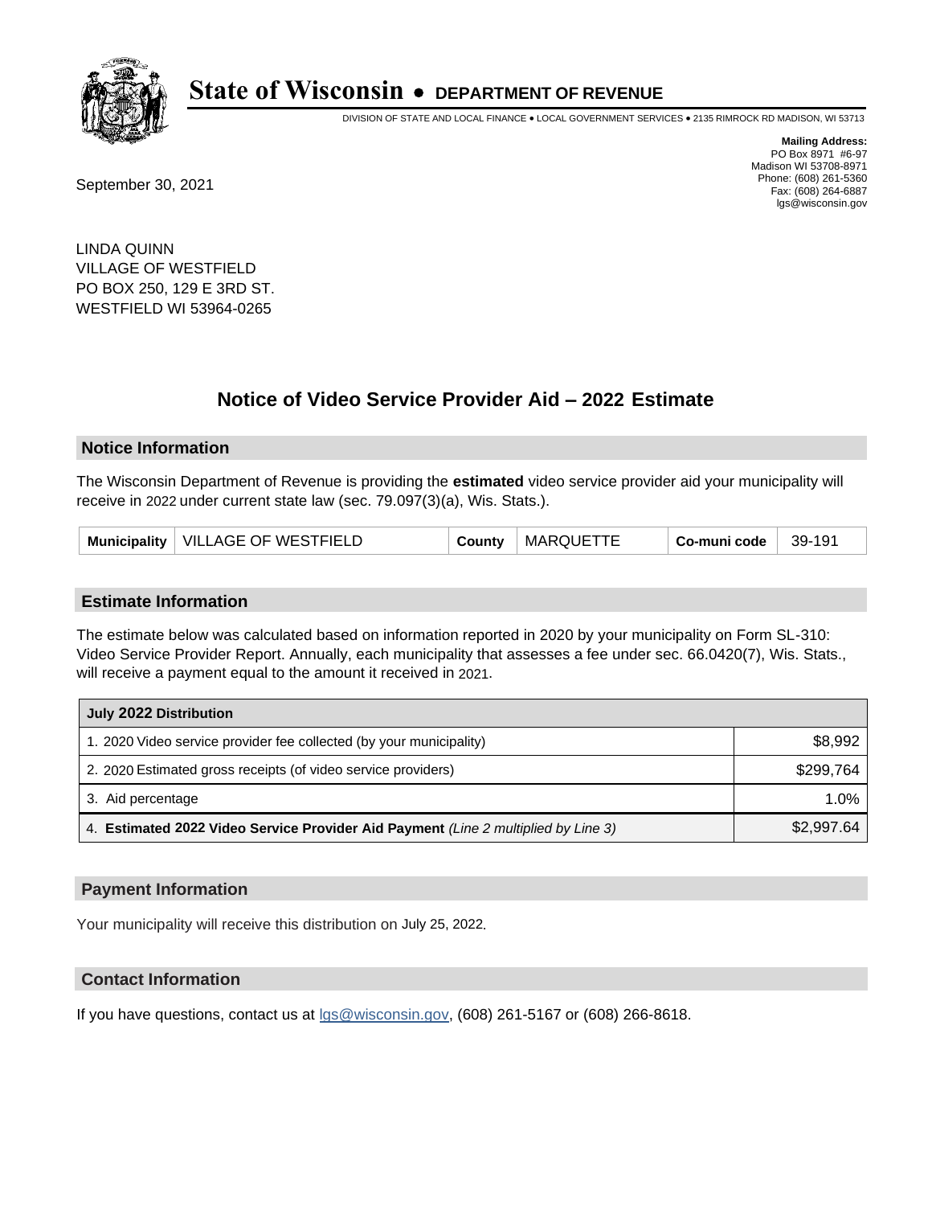# State of Wisconsin • DEPARTMENT OF REVENUE

DIVISION OF STATE AND LOCAL FINANCE • LOCAL GOVERNMENT SERVICES • 2135 RIMROCK RD MADISON, WI 53713

**Mailing Address:**
PO Box 8971 #6-97
Madison WI 53708-8971
Phone: (608) 261-5360
Fax: (608) 264-6887
lgs@wisconsin.gov

September 30, 2021

LINDA QUINN
VILLAGE OF WESTFIELD
PO BOX 250, 129 E 3RD ST.
WESTFIELD WI 53964-0265

## Notice of Video Service Provider Aid – 2022 Estimate

### Notice Information

The Wisconsin Department of Revenue is providing the **estimated** video service provider aid your municipality will receive in 2022 under current state law (sec. 79.097(3)(a), Wis. Stats.).

| Municipality | VILLAGE OF WESTFIELD | County | MARQUETTE | Co-muni code | 39-191 |
|---|---|---|---|---|---|

### Estimate Information

The estimate below was calculated based on information reported in 2020 by your municipality on Form SL-310: Video Service Provider Report. Annually, each municipality that assesses a fee under sec. 66.0420(7), Wis. Stats., will receive a payment equal to the amount it received in 2021.

| July 2022 Distribution | |
|---|---|
| 1. 2020 Video service provider fee collected (by your municipality) | $8,992 |
| 2. 2020 Estimated gross receipts (of video service providers) | $299,764 |
| 3. Aid percentage | 1.0% |
| 4. **Estimated 2022 Video Service Provider Aid Payment** *(Line 2 multiplied by Line 3)* | $2,997.64 |

### Payment Information

Your municipality will receive this distribution on July 25, 2022.

### Contact Information

If you have questions, contact us at lgs@wisconsin.gov, (608) 261-5167 or (608) 266-8618.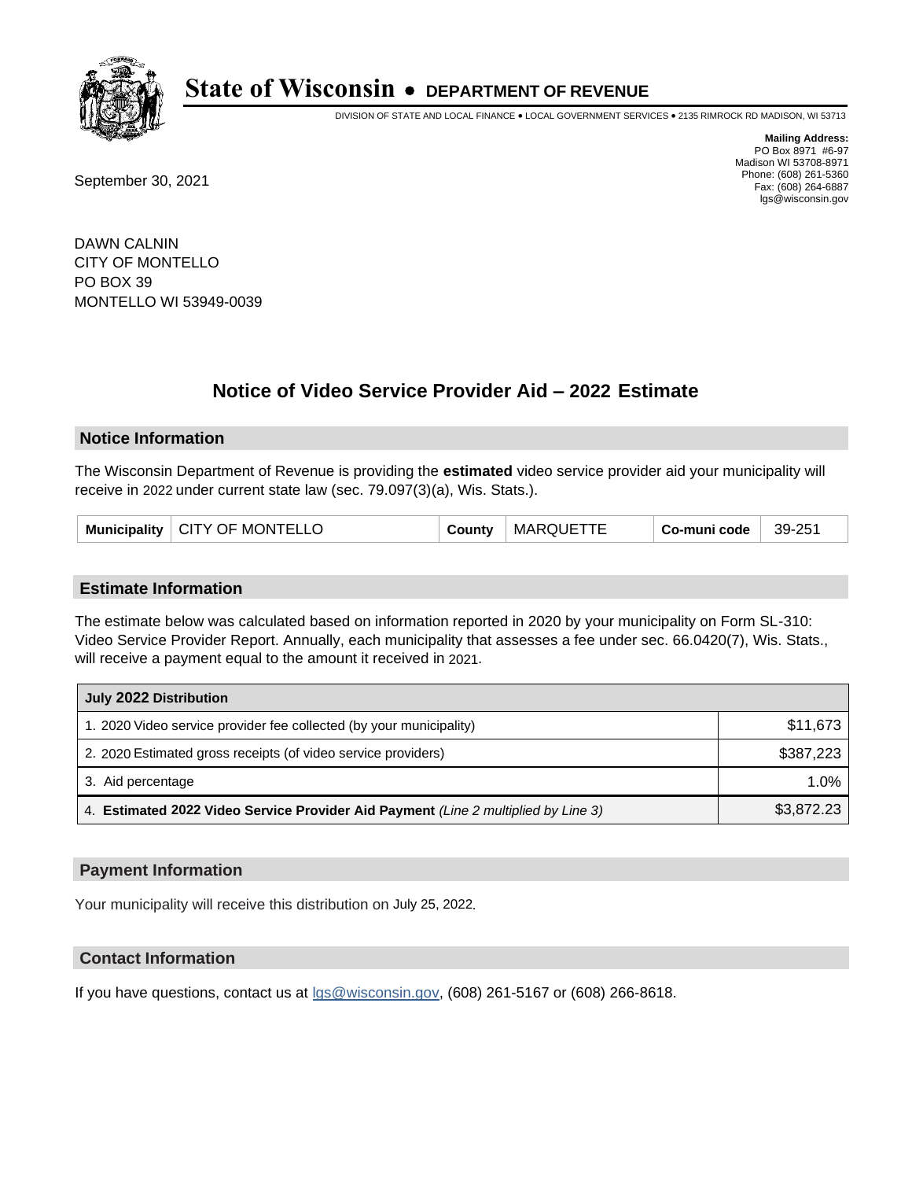# State of Wisconsin • DEPARTMENT OF REVENUE

DIVISION OF STATE AND LOCAL FINANCE • LOCAL GOVERNMENT SERVICES • 2135 RIMROCK RD MADISON, WI 53713

**Mailing Address:**
PO Box 8971 #6-97
Madison WI 53708-8971
Phone: (608) 261-5360
Fax: (608) 264-6887
lgs@wisconsin.gov

September 30, 2021

DAWN CALNIN
CITY OF MONTELLO
PO BOX 39
MONTELLO WI 53949-0039

## Notice of Video Service Provider Aid – 2022 Estimate

### Notice Information

The Wisconsin Department of Revenue is providing the **estimated** video service provider aid your municipality will receive in 2022 under current state law (sec. 79.097(3)(a), Wis. Stats.).

| Municipality | CITY OF MONTELLO | County | MARQUETTE | Co-muni code | 39-251 |
|---|---|---|---|---|---|

### Estimate Information

The estimate below was calculated based on information reported in 2020 by your municipality on Form SL-310: Video Service Provider Report. Annually, each municipality that assesses a fee under sec. 66.0420(7), Wis. Stats., will receive a payment equal to the amount it received in 2021.

| July 2022 Distribution | |
|---|---|
| 1. 2020 Video service provider fee collected (by your municipality) | $11,673 |
| 2. 2020 Estimated gross receipts (of video service providers) | $387,223 |
| 3. Aid percentage | 1.0% |
| 4. **Estimated 2022 Video Service Provider Aid Payment** *(Line 2 multiplied by Line 3)* | $3,872.23 |

### Payment Information

Your municipality will receive this distribution on July 25, 2022.

### Contact Information

If you have questions, contact us at lgs@wisconsin.gov, (608) 261-5167 or (608) 266-8618.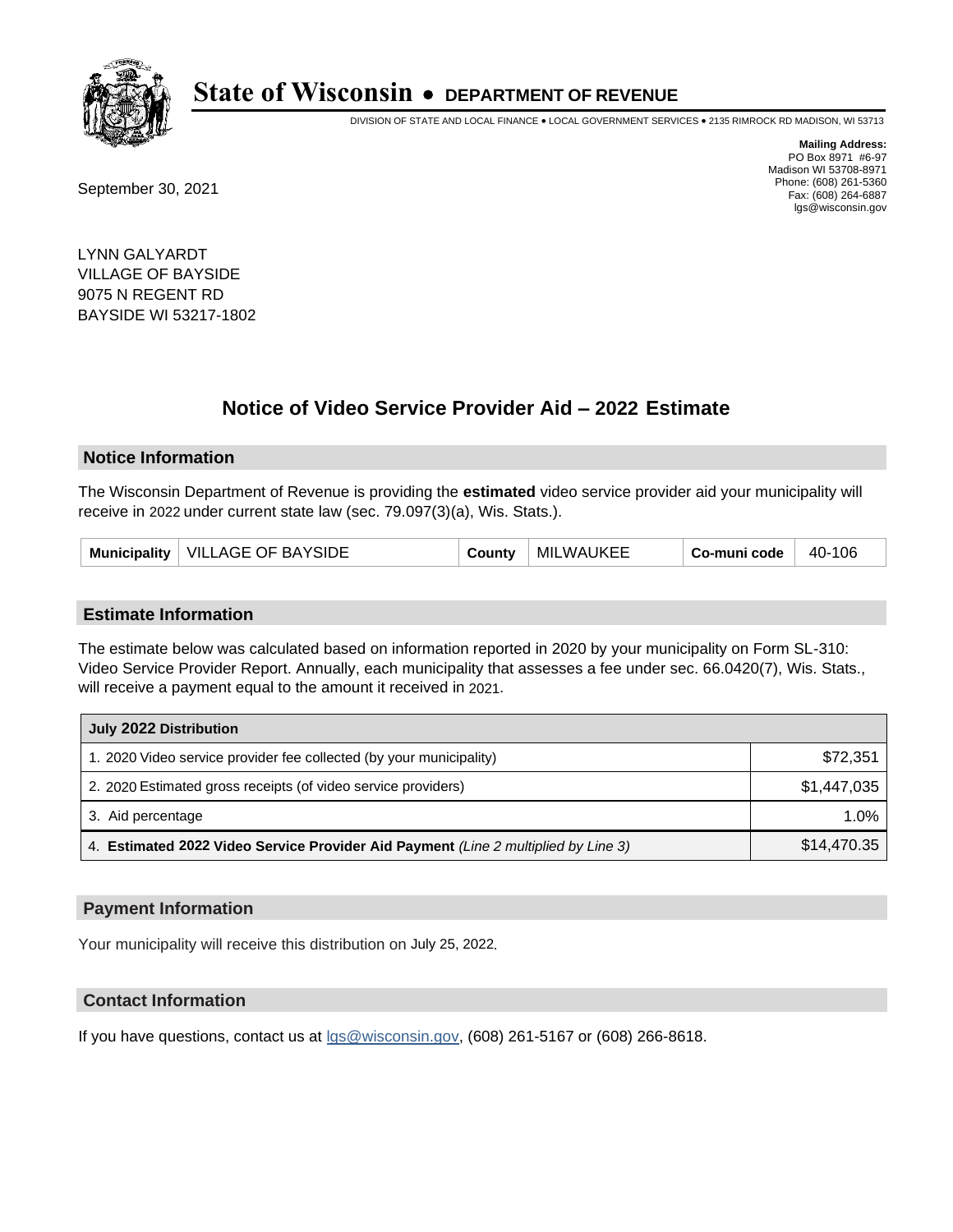# State of Wisconsin • DEPARTMENT OF REVENUE

DIVISION OF STATE AND LOCAL FINANCE • LOCAL GOVERNMENT SERVICES • 2135 RIMROCK RD MADISON, WI 53713

**Mailing Address:**
PO Box 8971 #6-97
Madison WI 53708-8971
Phone: (608) 261-5360
Fax: (608) 264-6887
lgs@wisconsin.gov

September 30, 2021

LYNN GALYARDT
VILLAGE OF BAYSIDE
9075 N REGENT RD
BAYSIDE WI 53217-1802

## Notice of Video Service Provider Aid – 2022 Estimate

### Notice Information

The Wisconsin Department of Revenue is providing the **estimated** video service provider aid your municipality will receive in 2022 under current state law (sec. 79.097(3)(a), Wis. Stats.).

| Municipality | VILLAGE OF BAYSIDE | County | MILWAUKEE | Co-muni code | 40-106 |
|---|---|---|---|---|---|

### Estimate Information

The estimate below was calculated based on information reported in 2020 by your municipality on Form SL-310: Video Service Provider Report. Annually, each municipality that assesses a fee under sec. 66.0420(7), Wis. Stats., will receive a payment equal to the amount it received in 2021.

| July 2022 Distribution | |
|---|---|
| 1. 2020 Video service provider fee collected (by your municipality) | $72,351 |
| 2. 2020 Estimated gross receipts (of video service providers) | $1,447,035 |
| 3. Aid percentage | 1.0% |
| 4. **Estimated 2022 Video Service Provider Aid Payment** *(Line 2 multiplied by Line 3)* | $14,470.35 |

### Payment Information

Your municipality will receive this distribution on July 25, 2022.

### Contact Information

If you have questions, contact us at lgs@wisconsin.gov, (608) 261-5167 or (608) 266-8618.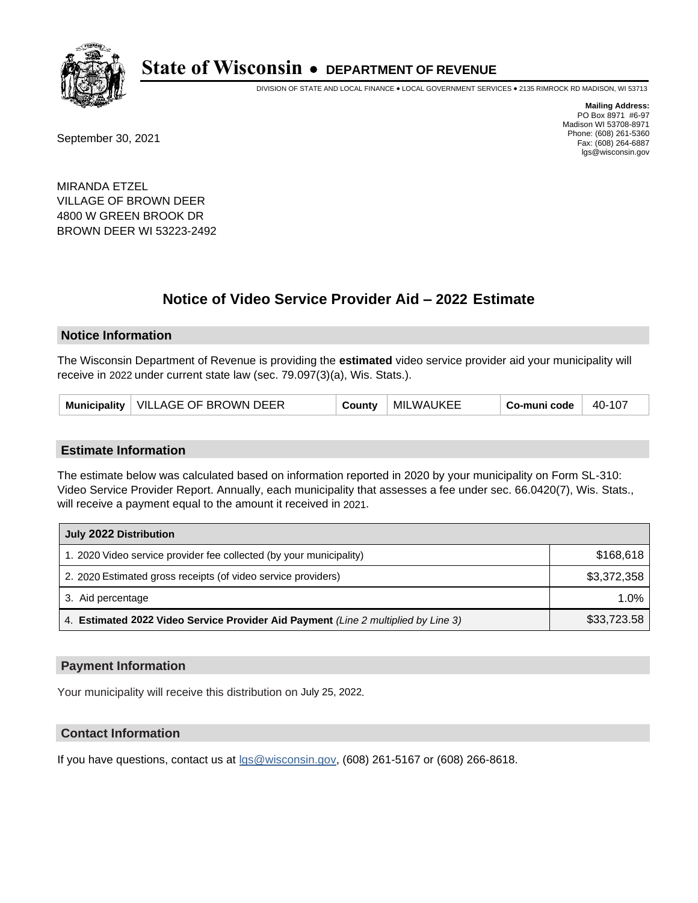# State of Wisconsin • DEPARTMENT OF REVENUE

DIVISION OF STATE AND LOCAL FINANCE • LOCAL GOVERNMENT SERVICES • 2135 RIMROCK RD MADISON, WI 53713

**Mailing Address:**
PO Box 8971 #6-97
Madison WI 53708-8971
Phone: (608) 261-5360
Fax: (608) 264-6887
lgs@wisconsin.gov

September 30, 2021

MIRANDA ETZEL
VILLAGE OF BROWN DEER
4800 W GREEN BROOK DR
BROWN DEER WI 53223-2492

## Notice of Video Service Provider Aid – 2022 Estimate

### Notice Information

The Wisconsin Department of Revenue is providing the **estimated** video service provider aid your municipality will receive in 2022 under current state law (sec. 79.097(3)(a), Wis. Stats.).

| Municipality | VILLAGE OF BROWN DEER | County | MILWAUKEE | Co-muni code | 40-107 |
|---|---|---|---|---|---|

### Estimate Information

The estimate below was calculated based on information reported in 2020 by your municipality on Form SL-310: Video Service Provider Report. Annually, each municipality that assesses a fee under sec. 66.0420(7), Wis. Stats., will receive a payment equal to the amount it received in 2021.

| July 2022 Distribution | |
|---|---|
| 1. 2020 Video service provider fee collected (by your municipality) | $168,618 |
| 2. 2020 Estimated gross receipts (of video service providers) | $3,372,358 |
| 3. Aid percentage | 1.0% |
| 4. **Estimated 2022 Video Service Provider Aid Payment** *(Line 2 multiplied by Line 3)* | $33,723.58 |

### Payment Information

Your municipality will receive this distribution on July 25, 2022.

### Contact Information

If you have questions, contact us at lgs@wisconsin.gov, (608) 261-5167 or (608) 266-8618.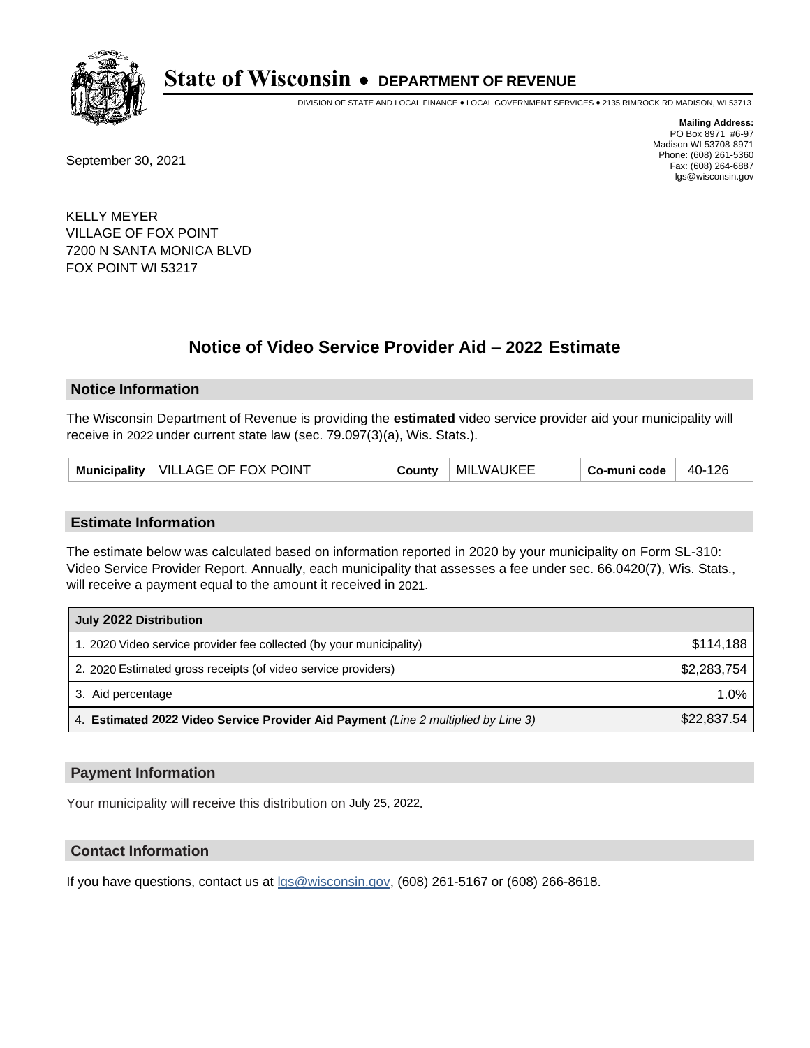# State of Wisconsin • DEPARTMENT OF REVENUE

DIVISION OF STATE AND LOCAL FINANCE • LOCAL GOVERNMENT SERVICES • 2135 RIMROCK RD MADISON, WI 53713

**Mailing Address:**
PO Box 8971 #6-97
Madison WI 53708-8971
Phone: (608) 261-5360
Fax: (608) 264-6887
lgs@wisconsin.gov

September 30, 2021

KELLY MEYER
VILLAGE OF FOX POINT
7200 N SANTA MONICA BLVD
FOX POINT WI 53217

## Notice of Video Service Provider Aid – 2022 Estimate

### Notice Information

The Wisconsin Department of Revenue is providing the **estimated** video service provider aid your municipality will receive in 2022 under current state law (sec. 79.097(3)(a), Wis. Stats.).

| Municipality | VILLAGE OF FOX POINT | County | MILWAUKEE | Co-muni code | 40-126 |
|---|---|---|---|---|---|

### Estimate Information

The estimate below was calculated based on information reported in 2020 by your municipality on Form SL-310: Video Service Provider Report. Annually, each municipality that assesses a fee under sec. 66.0420(7), Wis. Stats., will receive a payment equal to the amount it received in 2021.

| July 2022 Distribution | |
|---|---|
| 1. 2020 Video service provider fee collected (by your municipality) | $114,188 |
| 2. 2020 Estimated gross receipts (of video service providers) | $2,283,754 |
| 3. Aid percentage | 1.0% |
| 4. **Estimated 2022 Video Service Provider Aid Payment** *(Line 2 multiplied by Line 3)* | $22,837.54 |

### Payment Information

Your municipality will receive this distribution on July 25, 2022.

### Contact Information

If you have questions, contact us at lgs@wisconsin.gov, (608) 261-5167 or (608) 266-8618.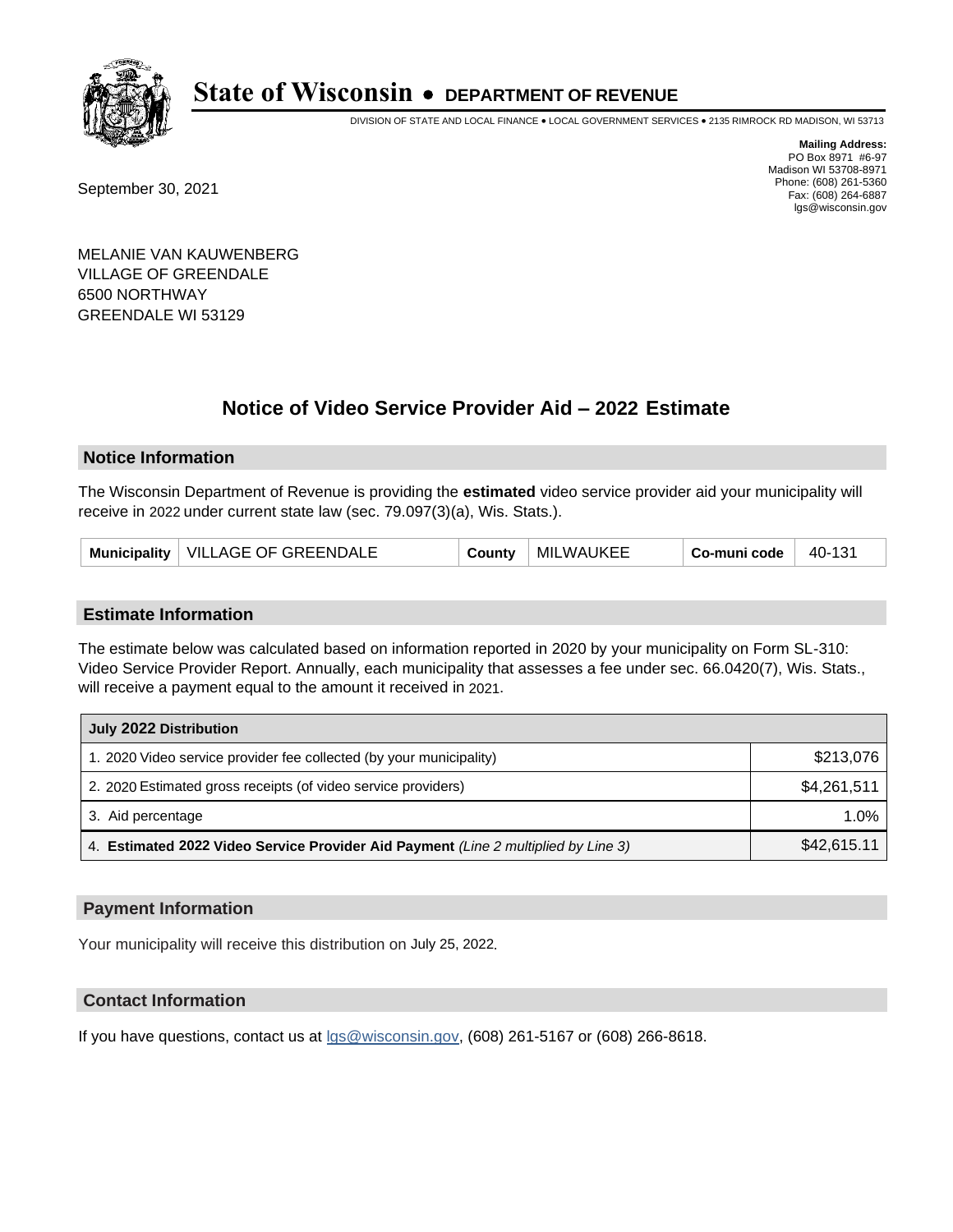# State of Wisconsin • DEPARTMENT OF REVENUE

DIVISION OF STATE AND LOCAL FINANCE • LOCAL GOVERNMENT SERVICES • 2135 RIMROCK RD MADISON, WI 53713

**Mailing Address:**
PO Box 8971 #6-97
Madison WI 53708-8971
Phone: (608) 261-5360
Fax: (608) 264-6887
lgs@wisconsin.gov

September 30, 2021

MELANIE VAN KAUWENBERG
VILLAGE OF GREENDALE
6500 NORTHWAY
GREENDALE WI 53129

## Notice of Video Service Provider Aid – 2022 Estimate

### Notice Information

The Wisconsin Department of Revenue is providing the **estimated** video service provider aid your municipality will receive in 2022 under current state law (sec. 79.097(3)(a), Wis. Stats.).

| Municipality | VILLAGE OF GREENDALE | County | MILWAUKEE | Co-muni code | 40-131 |
|---|---|---|---|---|---|

### Estimate Information

The estimate below was calculated based on information reported in 2020 by your municipality on Form SL-310: Video Service Provider Report. Annually, each municipality that assesses a fee under sec. 66.0420(7), Wis. Stats., will receive a payment equal to the amount it received in 2021.

| July 2022 Distribution | |
|---|---|
| 1. 2020 Video service provider fee collected (by your municipality) | $213,076 |
| 2. 2020 Estimated gross receipts (of video service providers) | $4,261,511 |
| 3. Aid percentage | 1.0% |
| 4. **Estimated 2022 Video Service Provider Aid Payment** *(Line 2 multiplied by Line 3)* | $42,615.11 |

### Payment Information

Your municipality will receive this distribution on July 25, 2022.

### Contact Information

If you have questions, contact us at lgs@wisconsin.gov, (608) 261-5167 or (608) 266-8618.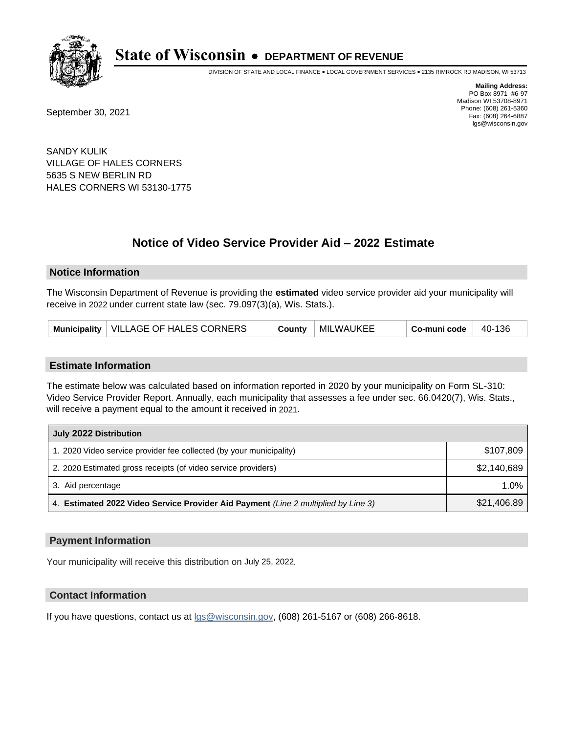# State of Wisconsin • DEPARTMENT OF REVENUE

DIVISION OF STATE AND LOCAL FINANCE • LOCAL GOVERNMENT SERVICES • 2135 RIMROCK RD MADISON, WI 53713

**Mailing Address:**
PO Box 8971 #6-97
Madison WI 53708-8971
Phone: (608) 261-5360
Fax: (608) 264-6887
lgs@wisconsin.gov

September 30, 2021

SANDY KULIK
VILLAGE OF HALES CORNERS
5635 S NEW BERLIN RD
HALES CORNERS WI 53130-1775

## Notice of Video Service Provider Aid – 2022 Estimate

### Notice Information

The Wisconsin Department of Revenue is providing the **estimated** video service provider aid your municipality will receive in 2022 under current state law (sec. 79.097(3)(a), Wis. Stats.).

| Municipality | VILLAGE OF HALES CORNERS | County | MILWAUKEE | Co-muni code | 40-136 |
|---|---|---|---|---|---|

### Estimate Information

The estimate below was calculated based on information reported in 2020 by your municipality on Form SL-310: Video Service Provider Report. Annually, each municipality that assesses a fee under sec. 66.0420(7), Wis. Stats., will receive a payment equal to the amount it received in 2021.

| July 2022 Distribution | |
|---|---|
| 1. 2020 Video service provider fee collected (by your municipality) | $107,809 |
| 2. 2020 Estimated gross receipts (of video service providers) | $2,140,689 |
| 3. Aid percentage | 1.0% |
| 4. **Estimated 2022 Video Service Provider Aid Payment** *(Line 2 multiplied by Line 3)* | $21,406.89 |

### Payment Information

Your municipality will receive this distribution on July 25, 2022.

### Contact Information

If you have questions, contact us at lgs@wisconsin.gov, (608) 261-5167 or (608) 266-8618.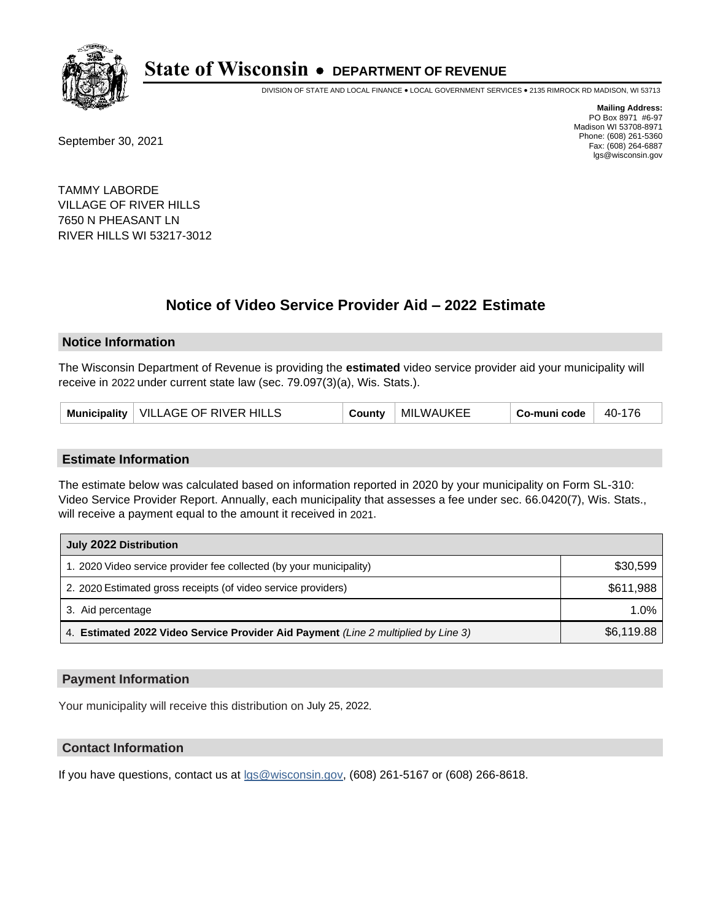# State of Wisconsin • DEPARTMENT OF REVENUE

DIVISION OF STATE AND LOCAL FINANCE • LOCAL GOVERNMENT SERVICES • 2135 RIMROCK RD MADISON, WI 53713

**Mailing Address:**
PO Box 8971 #6-97
Madison WI 53708-8971
Phone: (608) 261-5360
Fax: (608) 264-6887
lgs@wisconsin.gov

September 30, 2021

TAMMY LABORDE
VILLAGE OF RIVER HILLS
7650 N PHEASANT LN
RIVER HILLS WI 53217-3012

## Notice of Video Service Provider Aid – 2022 Estimate

### Notice Information

The Wisconsin Department of Revenue is providing the **estimated** video service provider aid your municipality will receive in 2022 under current state law (sec. 79.097(3)(a), Wis. Stats.).

| Municipality | VILLAGE OF RIVER HILLS | County | MILWAUKEE | Co-muni code | 40-176 |
|---|---|---|---|---|---|

### Estimate Information

The estimate below was calculated based on information reported in 2020 by your municipality on Form SL-310: Video Service Provider Report. Annually, each municipality that assesses a fee under sec. 66.0420(7), Wis. Stats., will receive a payment equal to the amount it received in 2021.

| July 2022 Distribution | |
|---|---|
| 1. 2020 Video service provider fee collected (by your municipality) | $30,599 |
| 2. 2020 Estimated gross receipts (of video service providers) | $611,988 |
| 3. Aid percentage | 1.0% |
| 4. **Estimated 2022 Video Service Provider Aid Payment** *(Line 2 multiplied by Line 3)* | $6,119.88 |

### Payment Information

Your municipality will receive this distribution on July 25, 2022.

### Contact Information

If you have questions, contact us at lgs@wisconsin.gov, (608) 261-5167 or (608) 266-8618.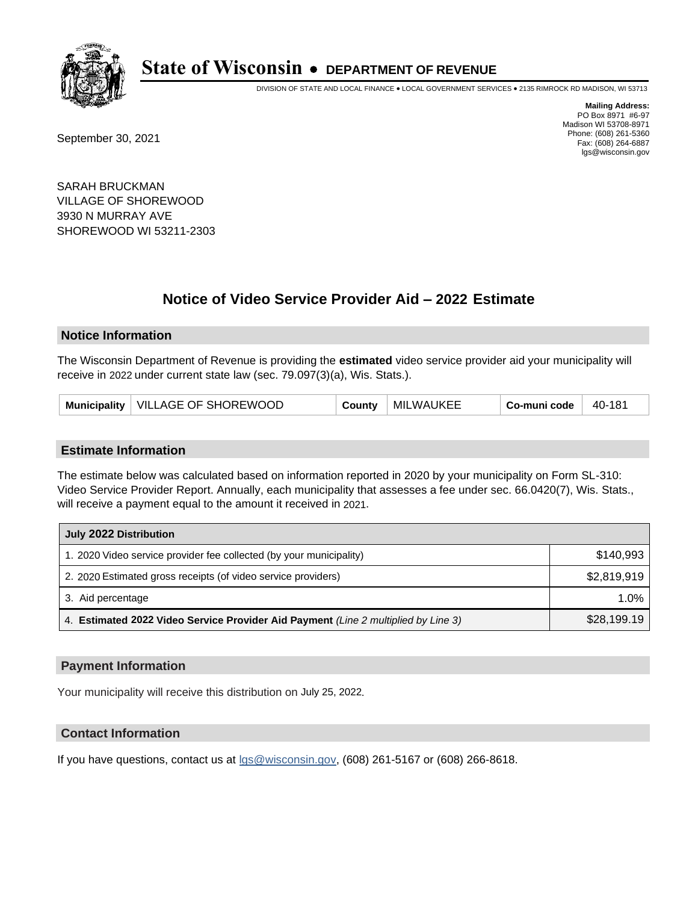# State of Wisconsin • DEPARTMENT OF REVENUE

DIVISION OF STATE AND LOCAL FINANCE • LOCAL GOVERNMENT SERVICES • 2135 RIMROCK RD MADISON, WI 53713

**Mailing Address:**
PO Box 8971 #6-97
Madison WI 53708-8971
Phone: (608) 261-5360
Fax: (608) 264-6887
lgs@wisconsin.gov

September 30, 2021

SARAH BRUCKMAN
VILLAGE OF SHOREWOOD
3930 N MURRAY AVE
SHOREWOOD WI 53211-2303

## Notice of Video Service Provider Aid – 2022 Estimate

### Notice Information

The Wisconsin Department of Revenue is providing the **estimated** video service provider aid your municipality will receive in 2022 under current state law (sec. 79.097(3)(a), Wis. Stats.).

| Municipality | VILLAGE OF SHOREWOOD | County | MILWAUKEE | Co-muni code | 40-181 |
|---|---|---|---|---|---|

### Estimate Information

The estimate below was calculated based on information reported in 2020 by your municipality on Form SL-310: Video Service Provider Report. Annually, each municipality that assesses a fee under sec. 66.0420(7), Wis. Stats., will receive a payment equal to the amount it received in 2021.

| July 2022 Distribution | |
|---|---|
| 1. 2020 Video service provider fee collected (by your municipality) | $140,993 |
| 2. 2020 Estimated gross receipts (of video service providers) | $2,819,919 |
| 3. Aid percentage | 1.0% |
| 4. **Estimated 2022 Video Service Provider Aid Payment** *(Line 2 multiplied by Line 3)* | $28,199.19 |

### Payment Information

Your municipality will receive this distribution on July 25, 2022.

### Contact Information

If you have questions, contact us at lgs@wisconsin.gov, (608) 261-5167 or (608) 266-8618.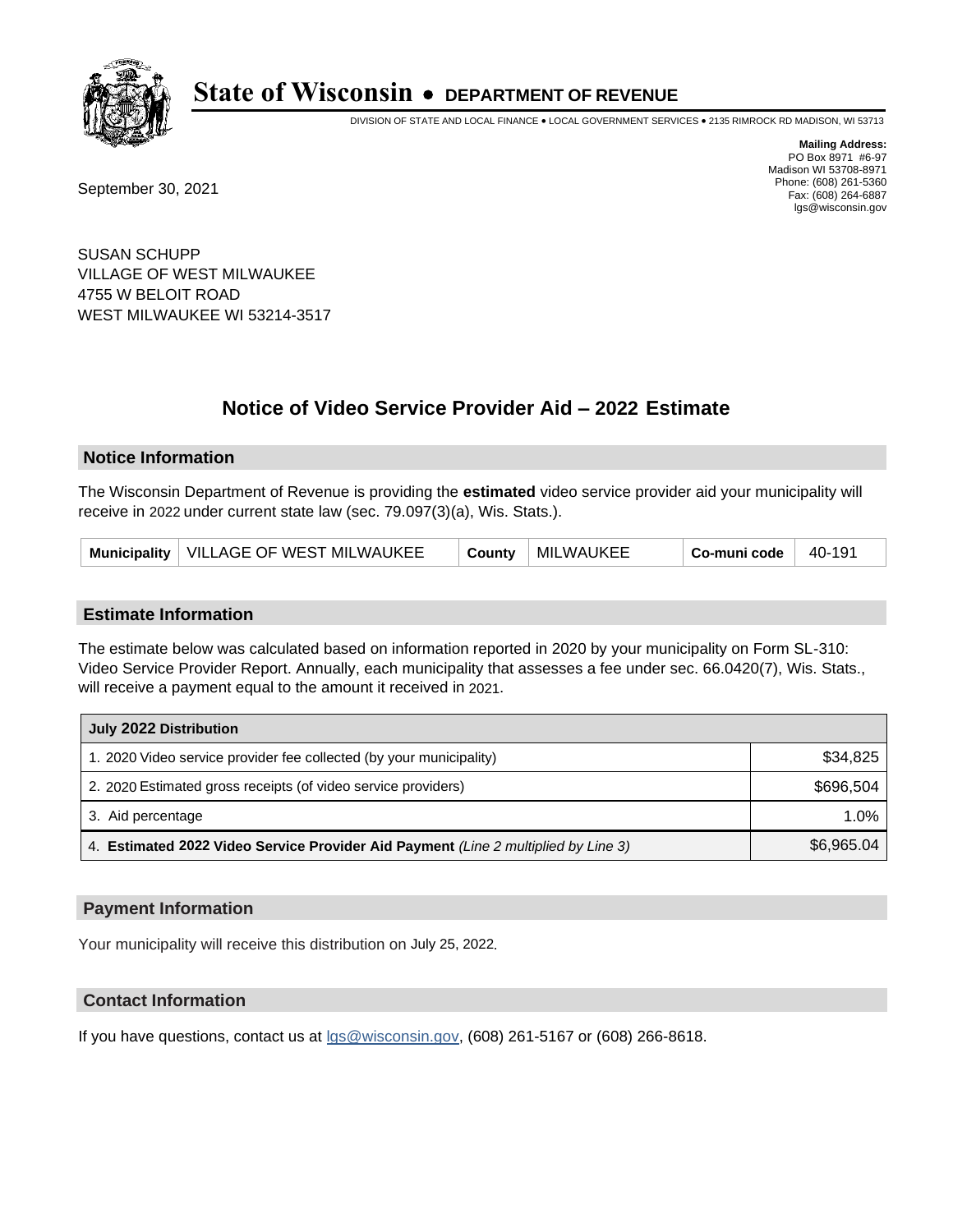# State of Wisconsin • DEPARTMENT OF REVENUE

DIVISION OF STATE AND LOCAL FINANCE • LOCAL GOVERNMENT SERVICES • 2135 RIMROCK RD MADISON, WI 53713

**Mailing Address:**
PO Box 8971 #6-97
Madison WI 53708-8971
Phone: (608) 261-5360
Fax: (608) 264-6887
lgs@wisconsin.gov

September 30, 2021

SUSAN SCHUPP
VILLAGE OF WEST MILWAUKEE
4755 W BELOIT ROAD
WEST MILWAUKEE WI 53214-3517

## Notice of Video Service Provider Aid – 2022 Estimate

### Notice Information

The Wisconsin Department of Revenue is providing the **estimated** video service provider aid your municipality will receive in 2022 under current state law (sec. 79.097(3)(a), Wis. Stats.).

| Municipality | VILLAGE OF WEST MILWAUKEE | County | MILWAUKEE | Co-muni code | 40-191 |
|---|---|---|---|---|---|

### Estimate Information

The estimate below was calculated based on information reported in 2020 by your municipality on Form SL-310: Video Service Provider Report. Annually, each municipality that assesses a fee under sec. 66.0420(7), Wis. Stats., will receive a payment equal to the amount it received in 2021.

| July 2022 Distribution | |
|---|---|
| 1. 2020 Video service provider fee collected (by your municipality) | $34,825 |
| 2. 2020 Estimated gross receipts (of video service providers) | $696,504 |
| 3. Aid percentage | 1.0% |
| 4. **Estimated 2022 Video Service Provider Aid Payment** *(Line 2 multiplied by Line 3)* | $6,965.04 |

### Payment Information

Your municipality will receive this distribution on July 25, 2022.

### Contact Information

If you have questions, contact us at lgs@wisconsin.gov, (608) 261-5167 or (608) 266-8618.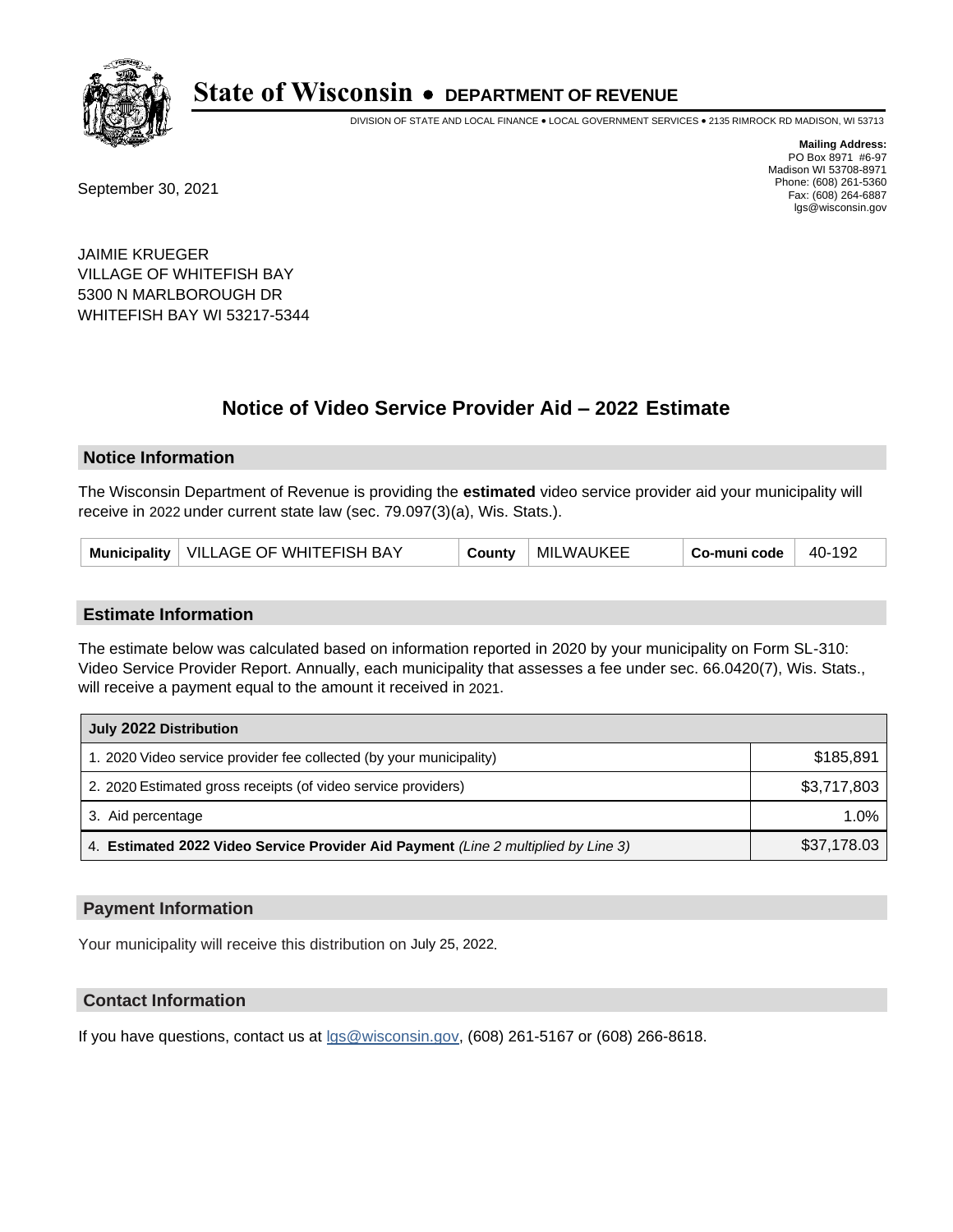# State of Wisconsin • DEPARTMENT OF REVENUE

DIVISION OF STATE AND LOCAL FINANCE • LOCAL GOVERNMENT SERVICES • 2135 RIMROCK RD MADISON, WI 53713

**Mailing Address:**
PO Box 8971 #6-97
Madison WI 53708-8971
Phone: (608) 261-5360
Fax: (608) 264-6887
lgs@wisconsin.gov

September 30, 2021

JAIMIE KRUEGER
VILLAGE OF WHITEFISH BAY
5300 N MARLBOROUGH DR
WHITEFISH BAY WI 53217-5344

## Notice of Video Service Provider Aid – 2022 Estimate

### Notice Information

The Wisconsin Department of Revenue is providing the **estimated** video service provider aid your municipality will receive in 2022 under current state law (sec. 79.097(3)(a), Wis. Stats.).

| Municipality | VILLAGE OF WHITEFISH BAY | County | MILWAUKEE | Co-muni code | 40-192 |
|---|---|---|---|---|---|

### Estimate Information

The estimate below was calculated based on information reported in 2020 by your municipality on Form SL-310: Video Service Provider Report. Annually, each municipality that assesses a fee under sec. 66.0420(7), Wis. Stats., will receive a payment equal to the amount it received in 2021.

| July 2022 Distribution | |
|---|---|
| 1. 2020 Video service provider fee collected (by your municipality) | $185,891 |
| 2. 2020 Estimated gross receipts (of video service providers) | $3,717,803 |
| 3. Aid percentage | 1.0% |
| 4. **Estimated 2022 Video Service Provider Aid Payment** *(Line 2 multiplied by Line 3)* | $37,178.03 |

### Payment Information

Your municipality will receive this distribution on July 25, 2022.

### Contact Information

If you have questions, contact us at lgs@wisconsin.gov, (608) 261-5167 or (608) 266-8618.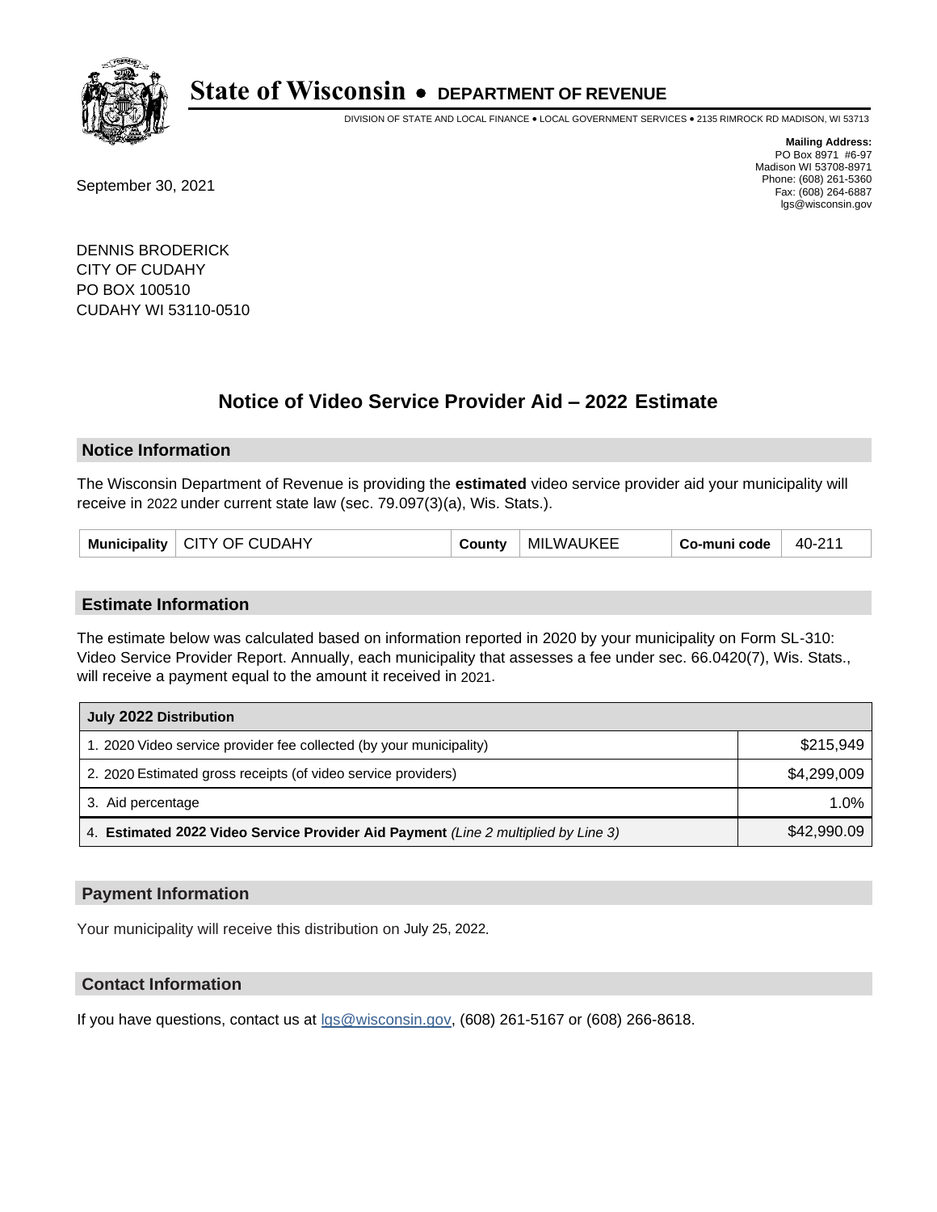# State of Wisconsin • DEPARTMENT OF REVENUE

DIVISION OF STATE AND LOCAL FINANCE • LOCAL GOVERNMENT SERVICES • 2135 RIMROCK RD MADISON, WI 53713

**Mailing Address:**
PO Box 8971 #6-97
Madison WI 53708-8971
Phone: (608) 261-5360
Fax: (608) 264-6887
lgs@wisconsin.gov

September 30, 2021

DENNIS BRODERICK
CITY OF CUDAHY
PO BOX 100510
CUDAHY WI 53110-0510

## Notice of Video Service Provider Aid – 2022 Estimate

### Notice Information

The Wisconsin Department of Revenue is providing the **estimated** video service provider aid your municipality will receive in 2022 under current state law (sec. 79.097(3)(a), Wis. Stats.).

| Municipality | CITY OF CUDAHY | County | MILWAUKEE | Co-muni code | 40-211 |
|---|---|---|---|---|---|

### Estimate Information

The estimate below was calculated based on information reported in 2020 by your municipality on Form SL-310: Video Service Provider Report. Annually, each municipality that assesses a fee under sec. 66.0420(7), Wis. Stats., will receive a payment equal to the amount it received in 2021.

| July 2022 Distribution | |
|---|---|
| 1. 2020 Video service provider fee collected (by your municipality) | $215,949 |
| 2. 2020 Estimated gross receipts (of video service providers) | $4,299,009 |
| 3. Aid percentage | 1.0% |
| 4. **Estimated 2022 Video Service Provider Aid Payment** *(Line 2 multiplied by Line 3)* | $42,990.09 |

### Payment Information

Your municipality will receive this distribution on July 25, 2022.

### Contact Information

If you have questions, contact us at lgs@wisconsin.gov, (608) 261-5167 or (608) 266-8618.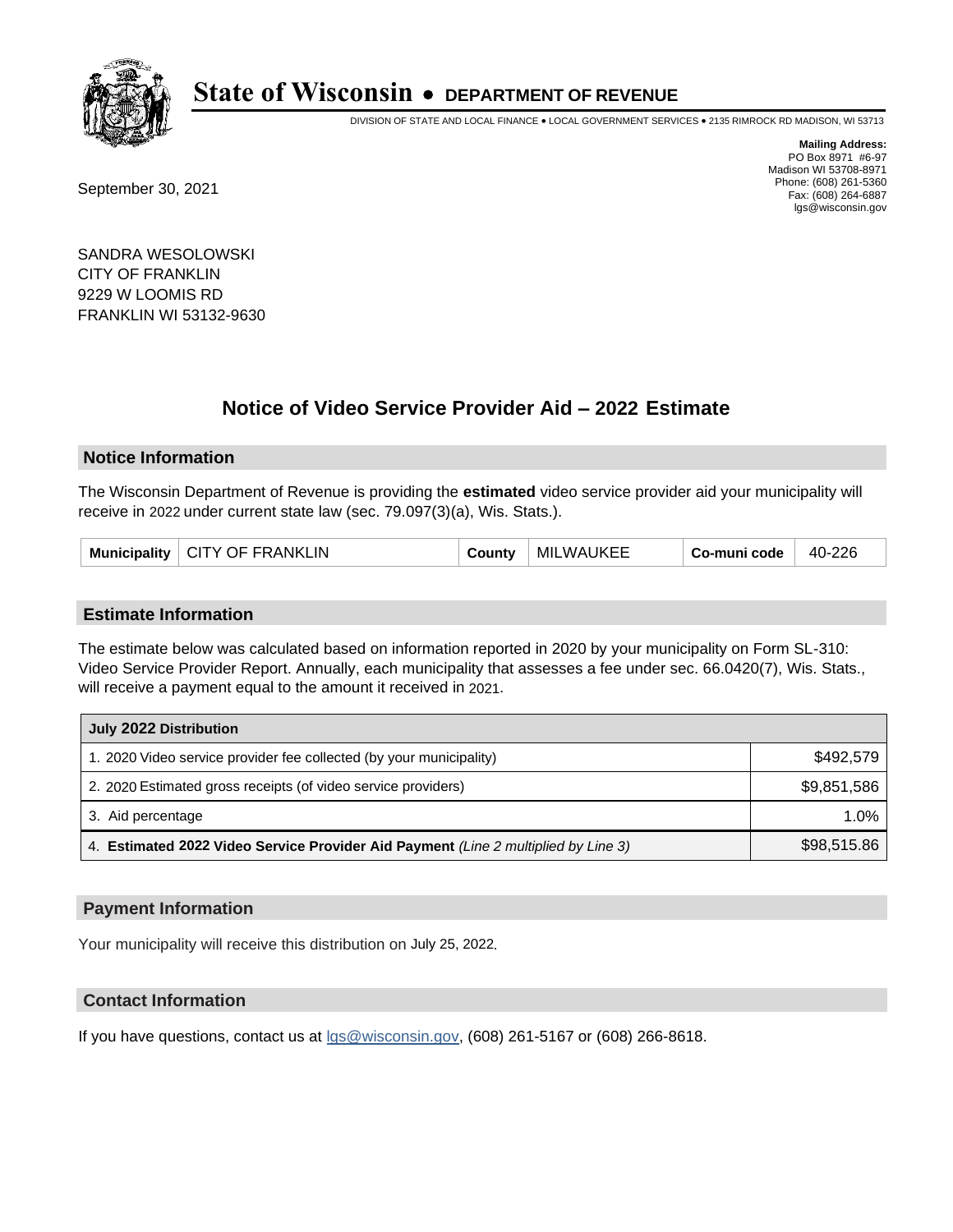# State of Wisconsin • DEPARTMENT OF REVENUE

DIVISION OF STATE AND LOCAL FINANCE • LOCAL GOVERNMENT SERVICES • 2135 RIMROCK RD MADISON, WI 53713

**Mailing Address:**
PO Box 8971 #6-97
Madison WI 53708-8971
Phone: (608) 261-5360
Fax: (608) 264-6887
lgs@wisconsin.gov

September 30, 2021

SANDRA WESOLOWSKI
CITY OF FRANKLIN
9229 W LOOMIS RD
FRANKLIN WI 53132-9630

## Notice of Video Service Provider Aid – 2022 Estimate

### Notice Information

The Wisconsin Department of Revenue is providing the **estimated** video service provider aid your municipality will receive in 2022 under current state law (sec. 79.097(3)(a), Wis. Stats.).

| Municipality | CITY OF FRANKLIN | County | MILWAUKEE | Co-muni code | 40-226 |
|---|---|---|---|---|---|

### Estimate Information

The estimate below was calculated based on information reported in 2020 by your municipality on Form SL-310: Video Service Provider Report. Annually, each municipality that assesses a fee under sec. 66.0420(7), Wis. Stats., will receive a payment equal to the amount it received in 2021.

| July 2022 Distribution | |
|---|---|
| 1. 2020 Video service provider fee collected (by your municipality) | $492,579 |
| 2. 2020 Estimated gross receipts (of video service providers) | $9,851,586 |
| 3. Aid percentage | 1.0% |
| 4. **Estimated 2022 Video Service Provider Aid Payment** *(Line 2 multiplied by Line 3)* | $98,515.86 |

### Payment Information

Your municipality will receive this distribution on July 25, 2022.

### Contact Information

If you have questions, contact us at lgs@wisconsin.gov, (608) 261-5167 or (608) 266-8618.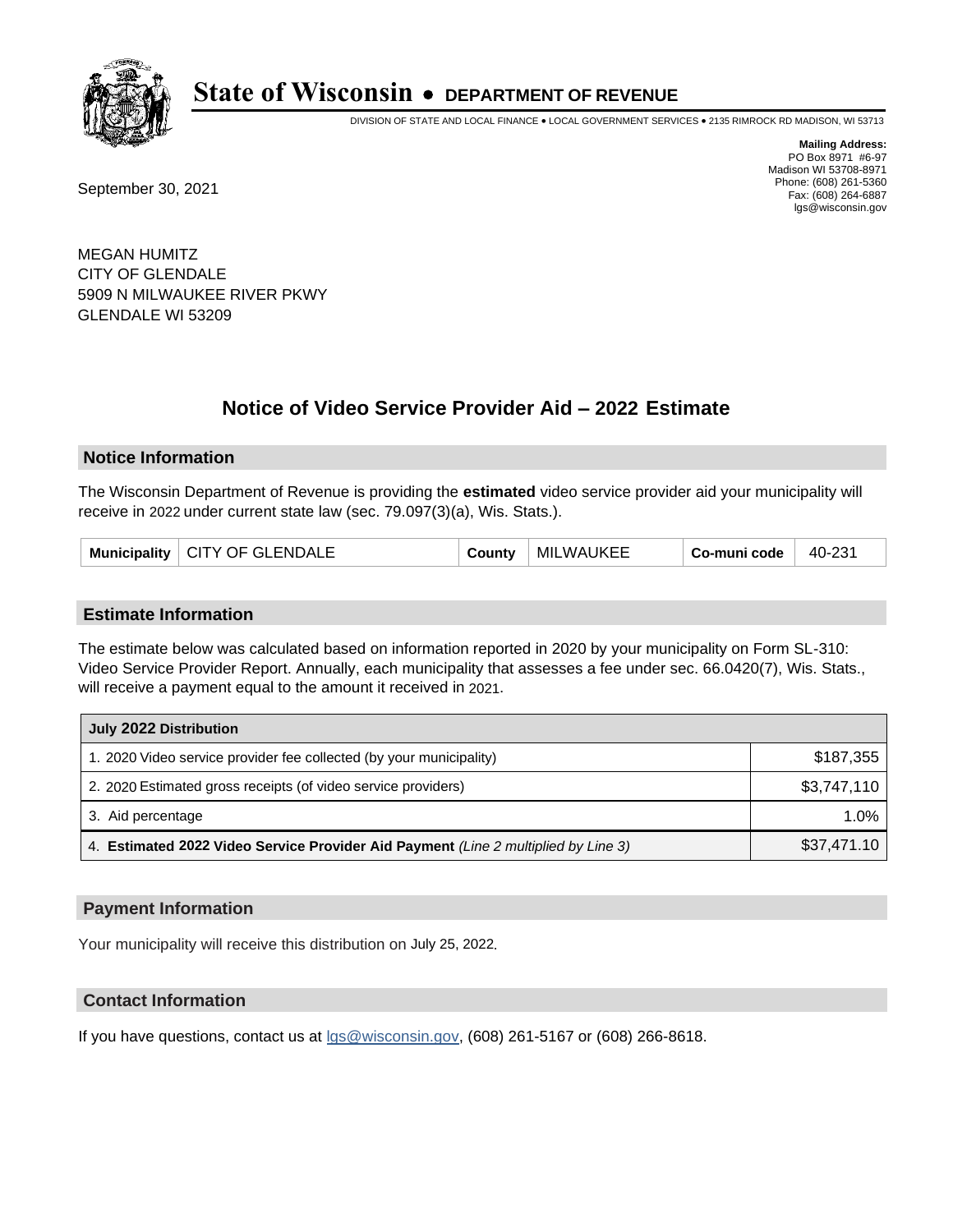# State of Wisconsin • DEPARTMENT OF REVENUE

DIVISION OF STATE AND LOCAL FINANCE • LOCAL GOVERNMENT SERVICES • 2135 RIMROCK RD MADISON, WI 53713

**Mailing Address:**
PO Box 8971 #6-97
Madison WI 53708-8971
Phone: (608) 261-5360
Fax: (608) 264-6887
lgs@wisconsin.gov

September 30, 2021

MEGAN HUMITZ
CITY OF GLENDALE
5909 N MILWAUKEE RIVER PKWY
GLENDALE WI 53209

## Notice of Video Service Provider Aid – 2022 Estimate

### Notice Information

The Wisconsin Department of Revenue is providing the **estimated** video service provider aid your municipality will receive in 2022 under current state law (sec. 79.097(3)(a), Wis. Stats.).

| Municipality | CITY OF GLENDALE | County | MILWAUKEE | Co-muni code | 40-231 |
|---|---|---|---|---|---|

### Estimate Information

The estimate below was calculated based on information reported in 2020 by your municipality on Form SL-310: Video Service Provider Report. Annually, each municipality that assesses a fee under sec. 66.0420(7), Wis. Stats., will receive a payment equal to the amount it received in 2021.

| July 2022 Distribution | |
|---|---|
| 1. 2020 Video service provider fee collected (by your municipality) | $187,355 |
| 2. 2020 Estimated gross receipts (of video service providers) | $3,747,110 |
| 3. Aid percentage | 1.0% |
| 4. **Estimated 2022 Video Service Provider Aid Payment** *(Line 2 multiplied by Line 3)* | $37,471.10 |

### Payment Information

Your municipality will receive this distribution on July 25, 2022.

### Contact Information

If you have questions, contact us at lgs@wisconsin.gov, (608) 261-5167 or (608) 266-8618.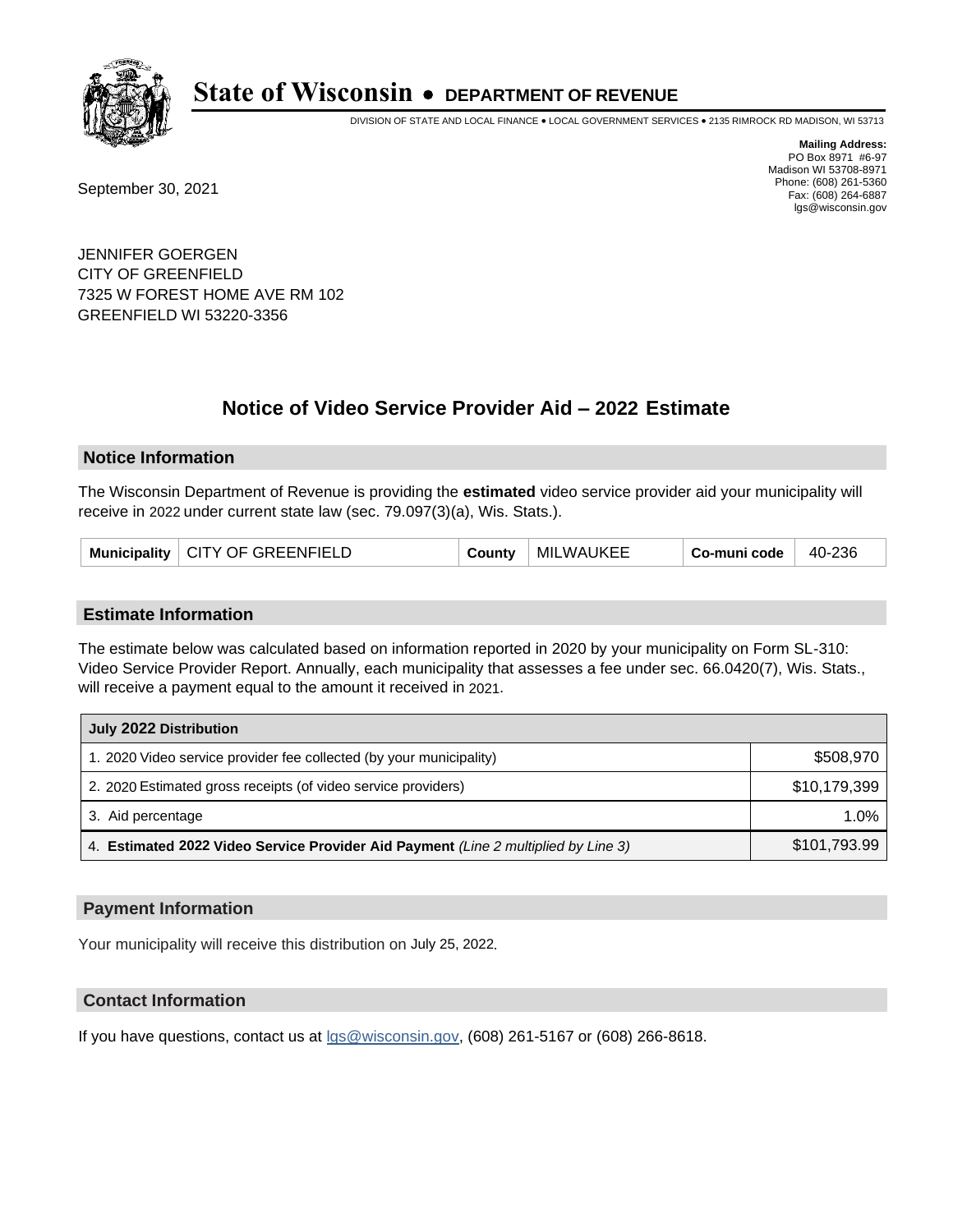# State of Wisconsin • DEPARTMENT OF REVENUE

DIVISION OF STATE AND LOCAL FINANCE • LOCAL GOVERNMENT SERVICES • 2135 RIMROCK RD MADISON, WI 53713

**Mailing Address:**
PO Box 8971 #6-97
Madison WI 53708-8971
Phone: (608) 261-5360
Fax: (608) 264-6887
lgs@wisconsin.gov

September 30, 2021

JENNIFER GOERGEN
CITY OF GREENFIELD
7325 W FOREST HOME AVE RM 102
GREENFIELD WI 53220-3356

## Notice of Video Service Provider Aid – 2022 Estimate

### Notice Information

The Wisconsin Department of Revenue is providing the **estimated** video service provider aid your municipality will receive in 2022 under current state law (sec. 79.097(3)(a), Wis. Stats.).

| Municipality | CITY OF GREENFIELD | County | MILWAUKEE | Co-muni code | 40-236 |
|---|---|---|---|---|---|

### Estimate Information

The estimate below was calculated based on information reported in 2020 by your municipality on Form SL-310: Video Service Provider Report. Annually, each municipality that assesses a fee under sec. 66.0420(7), Wis. Stats., will receive a payment equal to the amount it received in 2021.

| July 2022 Distribution | |
|---|---|
| 1. 2020 Video service provider fee collected (by your municipality) | $508,970 |
| 2. 2020 Estimated gross receipts (of video service providers) | $10,179,399 |
| 3. Aid percentage | 1.0% |
| 4. **Estimated 2022 Video Service Provider Aid Payment** *(Line 2 multiplied by Line 3)* | $101,793.99 |

### Payment Information

Your municipality will receive this distribution on July 25, 2022.

### Contact Information

If you have questions, contact us at lgs@wisconsin.gov, (608) 261-5167 or (608) 266-8618.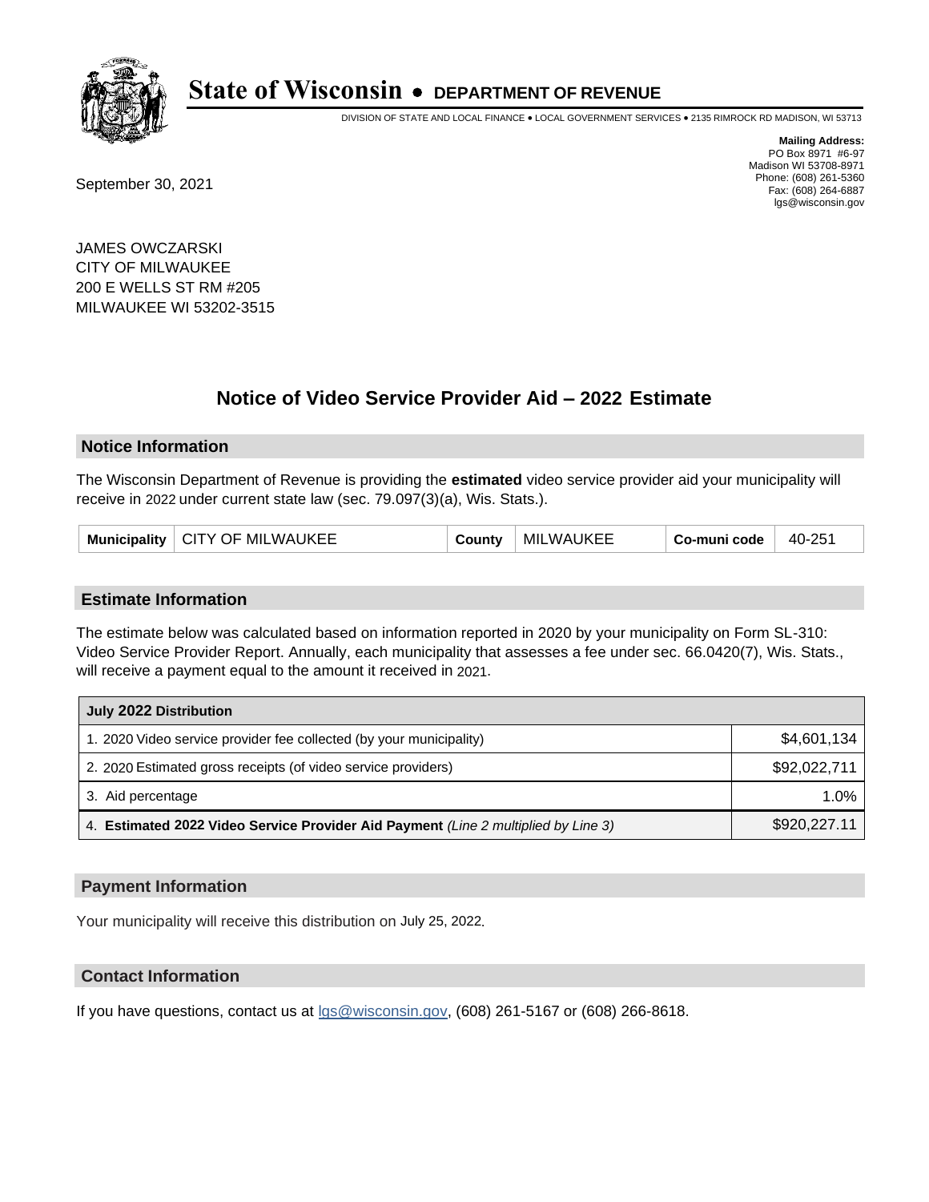# State of Wisconsin • DEPARTMENT OF REVENUE

DIVISION OF STATE AND LOCAL FINANCE • LOCAL GOVERNMENT SERVICES • 2135 RIMROCK RD MADISON, WI 53713

**Mailing Address:**
PO Box 8971 #6-97
Madison WI 53708-8971
Phone: (608) 261-5360
Fax: (608) 264-6887
lgs@wisconsin.gov

September 30, 2021

JAMES OWCZARSKI
CITY OF MILWAUKEE
200 E WELLS ST RM #205
MILWAUKEE WI 53202-3515

## Notice of Video Service Provider Aid – 2022 Estimate

### Notice Information

The Wisconsin Department of Revenue is providing the **estimated** video service provider aid your municipality will receive in 2022 under current state law (sec. 79.097(3)(a), Wis. Stats.).

| Municipality | CITY OF MILWAUKEE | County | MILWAUKEE | Co-muni code | 40-251 |
|---|---|---|---|---|---|

### Estimate Information

The estimate below was calculated based on information reported in 2020 by your municipality on Form SL-310: Video Service Provider Report. Annually, each municipality that assesses a fee under sec. 66.0420(7), Wis. Stats., will receive a payment equal to the amount it received in 2021.

| July 2022 Distribution | |
|---|---|
| 1. 2020 Video service provider fee collected (by your municipality) | $4,601,134 |
| 2. 2020 Estimated gross receipts (of video service providers) | $92,022,711 |
| 3. Aid percentage | 1.0% |
| 4. **Estimated 2022 Video Service Provider Aid Payment** *(Line 2 multiplied by Line 3)* | $920,227.11 |

### Payment Information

Your municipality will receive this distribution on July 25, 2022.

### Contact Information

If you have questions, contact us at lgs@wisconsin.gov, (608) 261-5167 or (608) 266-8618.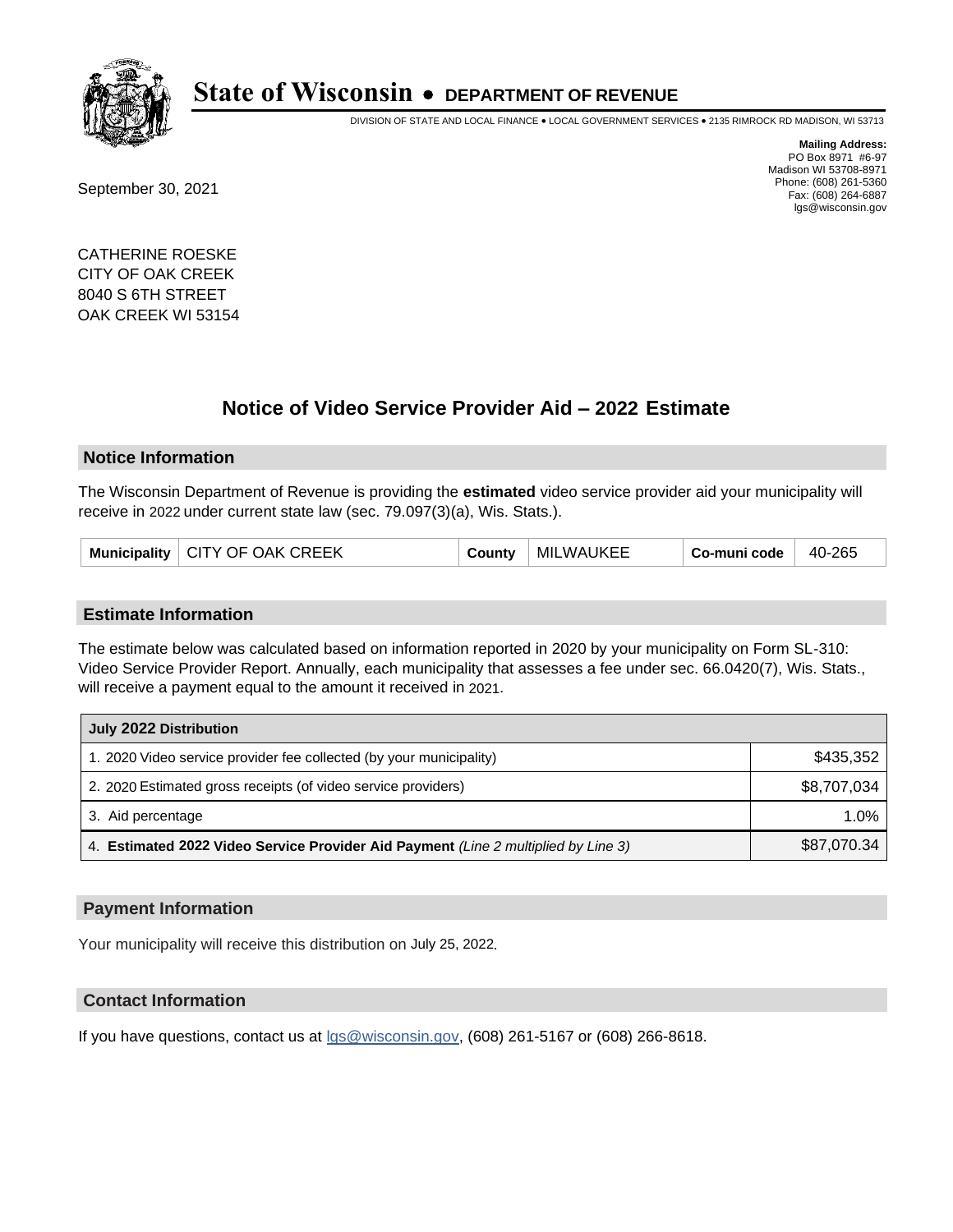# State of Wisconsin • DEPARTMENT OF REVENUE

DIVISION OF STATE AND LOCAL FINANCE • LOCAL GOVERNMENT SERVICES • 2135 RIMROCK RD MADISON, WI 53713

**Mailing Address:**
PO Box 8971 #6-97
Madison WI 53708-8971
Phone: (608) 261-5360
Fax: (608) 264-6887
lgs@wisconsin.gov

September 30, 2021

CATHERINE ROESKE
CITY OF OAK CREEK
8040 S 6TH STREET
OAK CREEK WI 53154

## Notice of Video Service Provider Aid – 2022 Estimate

### Notice Information

The Wisconsin Department of Revenue is providing the **estimated** video service provider aid your municipality will receive in 2022 under current state law (sec. 79.097(3)(a), Wis. Stats.).

| Municipality | CITY OF OAK CREEK | County | MILWAUKEE | Co-muni code | 40-265 |
|---|---|---|---|---|---|

### Estimate Information

The estimate below was calculated based on information reported in 2020 by your municipality on Form SL-310: Video Service Provider Report. Annually, each municipality that assesses a fee under sec. 66.0420(7), Wis. Stats., will receive a payment equal to the amount it received in 2021.

| July 2022 Distribution | |
|---|---|
| 1. 2020 Video service provider fee collected (by your municipality) | $435,352 |
| 2. 2020 Estimated gross receipts (of video service providers) | $8,707,034 |
| 3. Aid percentage | 1.0% |
| 4. **Estimated 2022 Video Service Provider Aid Payment** *(Line 2 multiplied by Line 3)* | $87,070.34 |

### Payment Information

Your municipality will receive this distribution on July 25, 2022.

### Contact Information

If you have questions, contact us at lgs@wisconsin.gov, (608) 261-5167 or (608) 266-8618.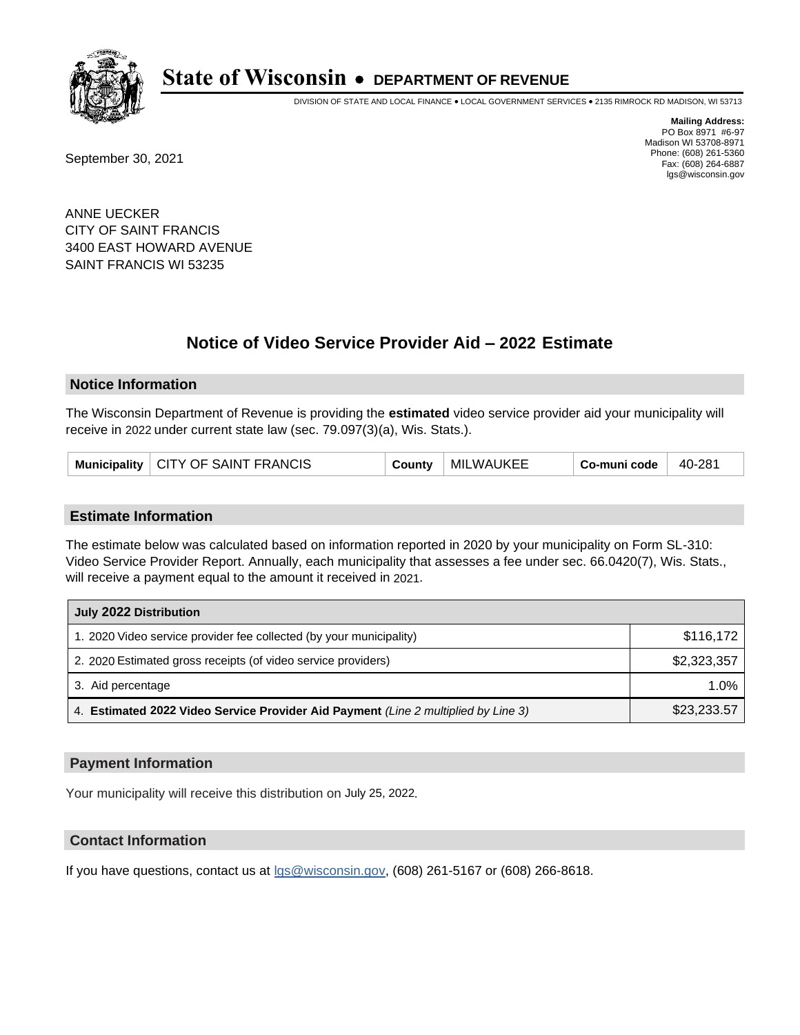# State of Wisconsin • DEPARTMENT OF REVENUE

DIVISION OF STATE AND LOCAL FINANCE • LOCAL GOVERNMENT SERVICES • 2135 RIMROCK RD MADISON, WI 53713

**Mailing Address:**
PO Box 8971 #6-97
Madison WI 53708-8971
Phone: (608) 261-5360
Fax: (608) 264-6887
lgs@wisconsin.gov

September 30, 2021

ANNE UECKER
CITY OF SAINT FRANCIS
3400 EAST HOWARD AVENUE
SAINT FRANCIS WI 53235

## Notice of Video Service Provider Aid – 2022 Estimate

### Notice Information

The Wisconsin Department of Revenue is providing the **estimated** video service provider aid your municipality will receive in 2022 under current state law (sec. 79.097(3)(a), Wis. Stats.).

| Municipality | CITY OF SAINT FRANCIS | County | MILWAUKEE | Co-muni code | 40-281 |
|---|---|---|---|---|---|

### Estimate Information

The estimate below was calculated based on information reported in 2020 by your municipality on Form SL-310: Video Service Provider Report. Annually, each municipality that assesses a fee under sec. 66.0420(7), Wis. Stats., will receive a payment equal to the amount it received in 2021.

| July 2022 Distribution | |
|---|---|
| 1. 2020 Video service provider fee collected (by your municipality) | $116,172 |
| 2. 2020 Estimated gross receipts (of video service providers) | $2,323,357 |
| 3. Aid percentage | 1.0% |
| 4. **Estimated 2022 Video Service Provider Aid Payment** *(Line 2 multiplied by Line 3)* | $23,233.57 |

### Payment Information

Your municipality will receive this distribution on July 25, 2022.

### Contact Information

If you have questions, contact us at lgs@wisconsin.gov, (608) 261-5167 or (608) 266-8618.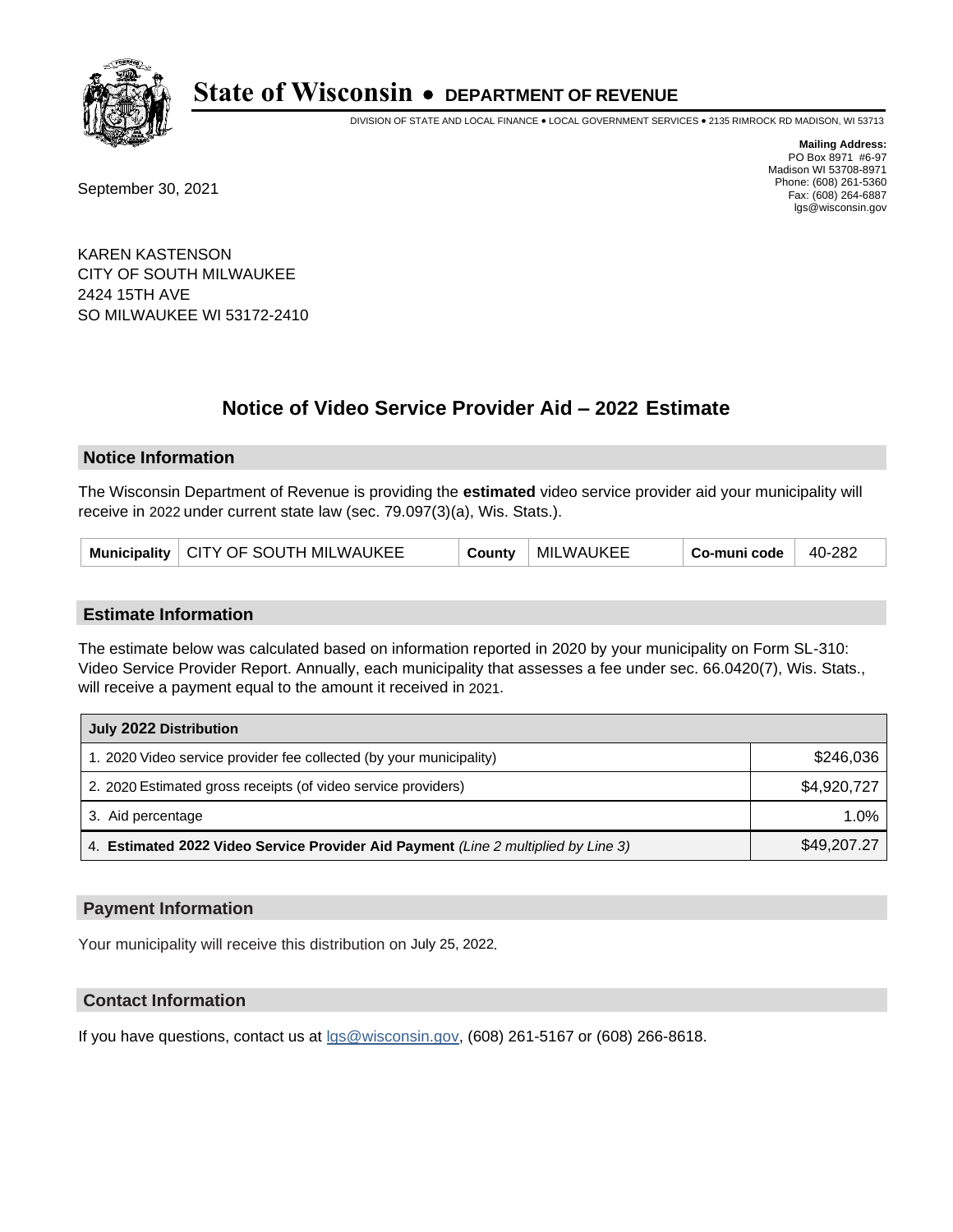# State of Wisconsin • DEPARTMENT OF REVENUE

DIVISION OF STATE AND LOCAL FINANCE • LOCAL GOVERNMENT SERVICES • 2135 RIMROCK RD MADISON, WI 53713

**Mailing Address:**
PO Box 8971 #6-97
Madison WI 53708-8971
Phone: (608) 261-5360
Fax: (608) 264-6887
lgs@wisconsin.gov

September 30, 2021

KAREN KASTENSON
CITY OF SOUTH MILWAUKEE
2424 15TH AVE
SO MILWAUKEE WI 53172-2410

## Notice of Video Service Provider Aid – 2022 Estimate

### Notice Information

The Wisconsin Department of Revenue is providing the **estimated** video service provider aid your municipality will receive in 2022 under current state law (sec. 79.097(3)(a), Wis. Stats.).

| Municipality | CITY OF SOUTH MILWAUKEE | County | MILWAUKEE | Co-muni code | 40-282 |
|---|---|---|---|---|---|

### Estimate Information

The estimate below was calculated based on information reported in 2020 by your municipality on Form SL-310: Video Service Provider Report. Annually, each municipality that assesses a fee under sec. 66.0420(7), Wis. Stats., will receive a payment equal to the amount it received in 2021.

| July 2022 Distribution | |
|---|---|
| 1. 2020 Video service provider fee collected (by your municipality) | $246,036 |
| 2. 2020 Estimated gross receipts (of video service providers) | $4,920,727 |
| 3. Aid percentage | 1.0% |
| 4. **Estimated 2022 Video Service Provider Aid Payment** *(Line 2 multiplied by Line 3)* | $49,207.27 |

### Payment Information

Your municipality will receive this distribution on July 25, 2022.

### Contact Information

If you have questions, contact us at lgs@wisconsin.gov, (608) 261-5167 or (608) 266-8618.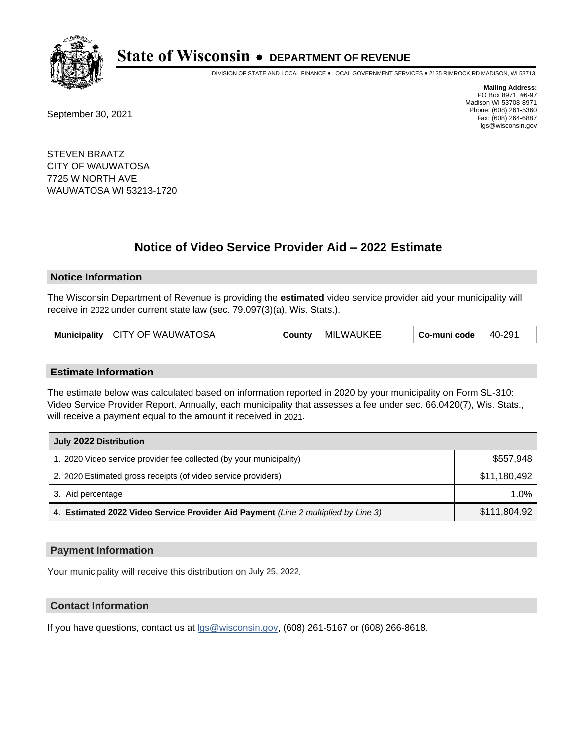# State of Wisconsin • DEPARTMENT OF REVENUE

DIVISION OF STATE AND LOCAL FINANCE • LOCAL GOVERNMENT SERVICES • 2135 RIMROCK RD MADISON, WI 53713

**Mailing Address:**
PO Box 8971 #6-97
Madison WI 53708-8971
Phone: (608) 261-5360
Fax: (608) 264-6887
lgs@wisconsin.gov

September 30, 2021

STEVEN BRAATZ
CITY OF WAUWATOSA
7725 W NORTH AVE
WAUWATOSA WI 53213-1720

## Notice of Video Service Provider Aid – 2022 Estimate

### Notice Information

The Wisconsin Department of Revenue is providing the **estimated** video service provider aid your municipality will receive in 2022 under current state law (sec. 79.097(3)(a), Wis. Stats.).

| Municipality | CITY OF WAUWATOSA | County | MILWAUKEE | Co-muni code | 40-291 |
|---|---|---|---|---|---|

### Estimate Information

The estimate below was calculated based on information reported in 2020 by your municipality on Form SL-310: Video Service Provider Report. Annually, each municipality that assesses a fee under sec. 66.0420(7), Wis. Stats., will receive a payment equal to the amount it received in 2021.

| July 2022 Distribution | |
|---|---|
| 1. 2020 Video service provider fee collected (by your municipality) | $557,948 |
| 2. 2020 Estimated gross receipts (of video service providers) | $11,180,492 |
| 3. Aid percentage | 1.0% |
| 4. **Estimated 2022 Video Service Provider Aid Payment** *(Line 2 multiplied by Line 3)* | $111,804.92 |

### Payment Information

Your municipality will receive this distribution on July 25, 2022.

### Contact Information

If you have questions, contact us at lgs@wisconsin.gov, (608) 261-5167 or (608) 266-8618.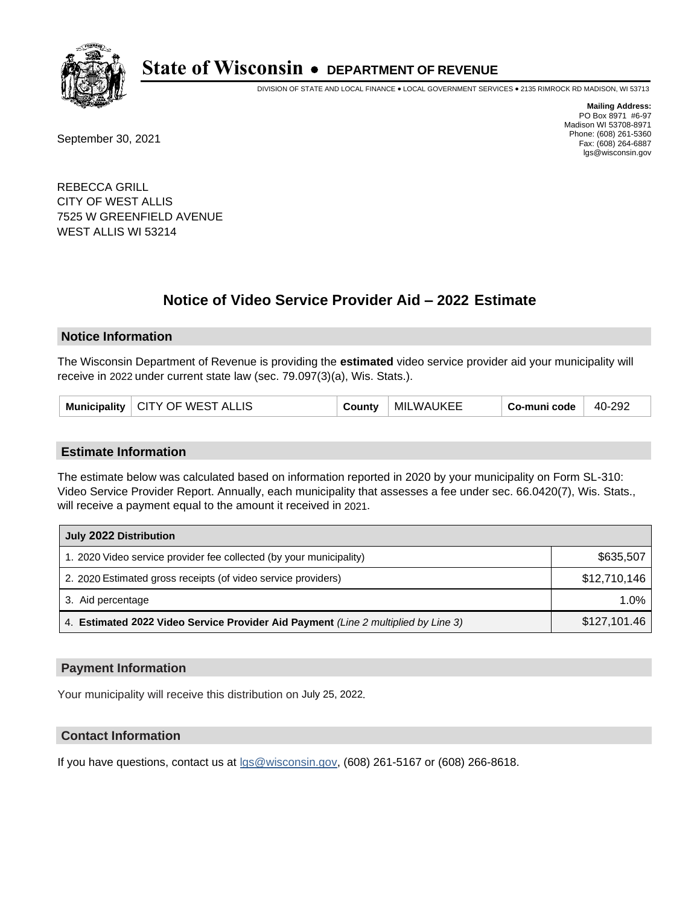# State of Wisconsin • DEPARTMENT OF REVENUE

DIVISION OF STATE AND LOCAL FINANCE • LOCAL GOVERNMENT SERVICES • 2135 RIMROCK RD MADISON, WI 53713

**Mailing Address:**
PO Box 8971 #6-97
Madison WI 53708-8971
Phone: (608) 261-5360
Fax: (608) 264-6887
lgs@wisconsin.gov

September 30, 2021

REBECCA GRILL
CITY OF WEST ALLIS
7525 W GREENFIELD AVENUE
WEST ALLIS WI 53214

## Notice of Video Service Provider Aid – 2022 Estimate

### Notice Information

The Wisconsin Department of Revenue is providing the **estimated** video service provider aid your municipality will receive in 2022 under current state law (sec. 79.097(3)(a), Wis. Stats.).

| Municipality | CITY OF WEST ALLIS | County | MILWAUKEE | Co-muni code | 40-292 |
|---|---|---|---|---|---|

### Estimate Information

The estimate below was calculated based on information reported in 2020 by your municipality on Form SL-310: Video Service Provider Report. Annually, each municipality that assesses a fee under sec. 66.0420(7), Wis. Stats., will receive a payment equal to the amount it received in 2021.

| July 2022 Distribution | |
|---|---|
| 1. 2020 Video service provider fee collected (by your municipality) | $635,507 |
| 2. 2020 Estimated gross receipts (of video service providers) | $12,710,146 |
| 3. Aid percentage | 1.0% |
| 4. **Estimated 2022 Video Service Provider Aid Payment** *(Line 2 multiplied by Line 3)* | $127,101.46 |

### Payment Information

Your municipality will receive this distribution on July 25, 2022.

### Contact Information

If you have questions, contact us at lgs@wisconsin.gov, (608) 261-5167 or (608) 266-8618.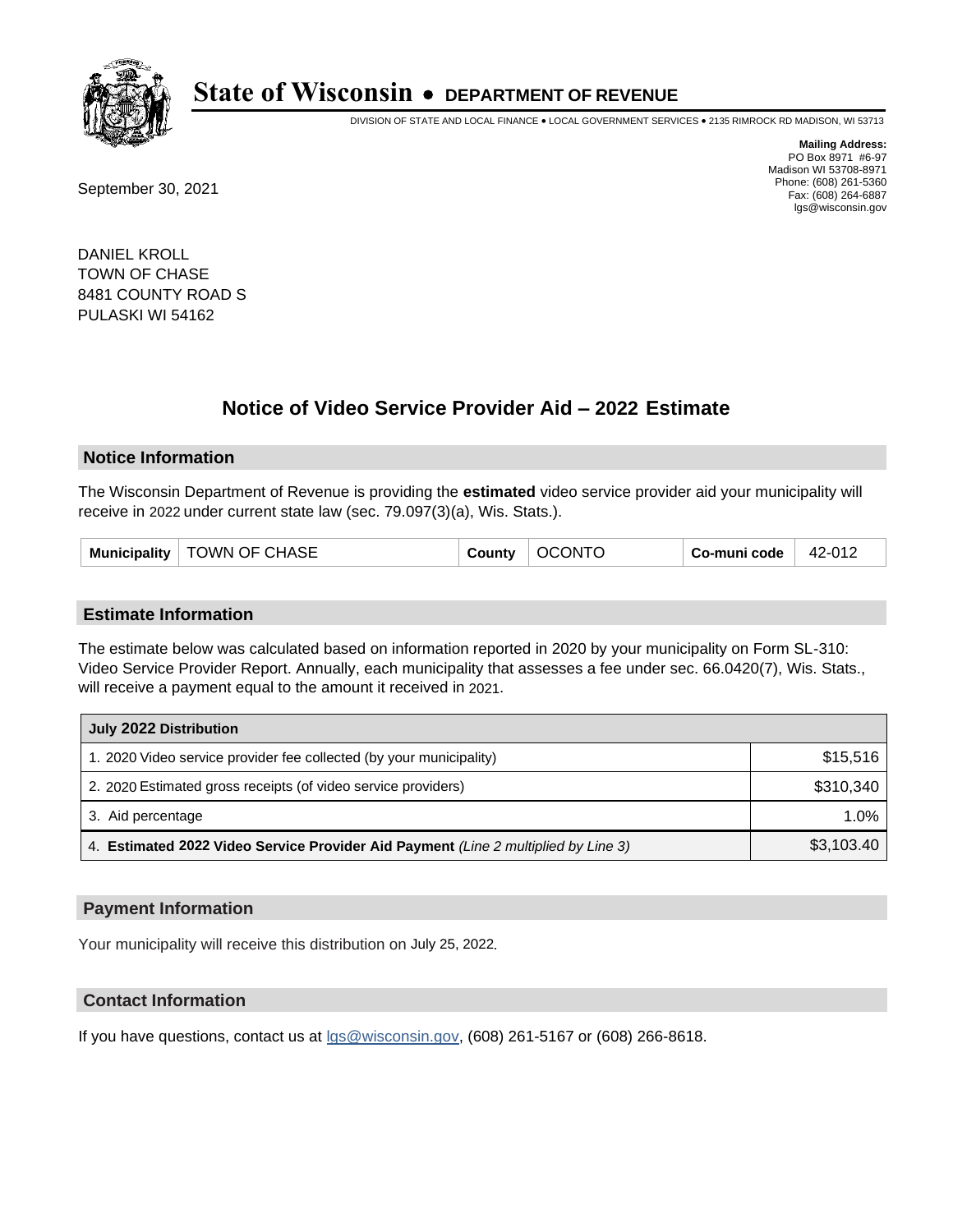# State of Wisconsin • DEPARTMENT OF REVENUE

DIVISION OF STATE AND LOCAL FINANCE • LOCAL GOVERNMENT SERVICES • 2135 RIMROCK RD MADISON, WI 53713

**Mailing Address:**
PO Box 8971 #6-97
Madison WI 53708-8971
Phone: (608) 261-5360
Fax: (608) 264-6887
lgs@wisconsin.gov

September 30, 2021

DANIEL KROLL
TOWN OF CHASE
8481 COUNTY ROAD S
PULASKI WI 54162

## Notice of Video Service Provider Aid – 2022 Estimate

### Notice Information

The Wisconsin Department of Revenue is providing the **estimated** video service provider aid your municipality will receive in 2022 under current state law (sec. 79.097(3)(a), Wis. Stats.).

| Municipality | TOWN OF CHASE | County | OCONTO | Co-muni code | 42-012 |
|---|---|---|---|---|---|

### Estimate Information

The estimate below was calculated based on information reported in 2020 by your municipality on Form SL-310: Video Service Provider Report. Annually, each municipality that assesses a fee under sec. 66.0420(7), Wis. Stats., will receive a payment equal to the amount it received in 2021.

| July 2022 Distribution | |
|---|---|
| 1. 2020 Video service provider fee collected (by your municipality) | $15,516 |
| 2. 2020 Estimated gross receipts (of video service providers) | $310,340 |
| 3. Aid percentage | 1.0% |
| 4. **Estimated 2022 Video Service Provider Aid Payment** *(Line 2 multiplied by Line 3)* | $3,103.40 |

### Payment Information

Your municipality will receive this distribution on July 25, 2022.

### Contact Information

If you have questions, contact us at lgs@wisconsin.gov, (608) 261-5167 or (608) 266-8618.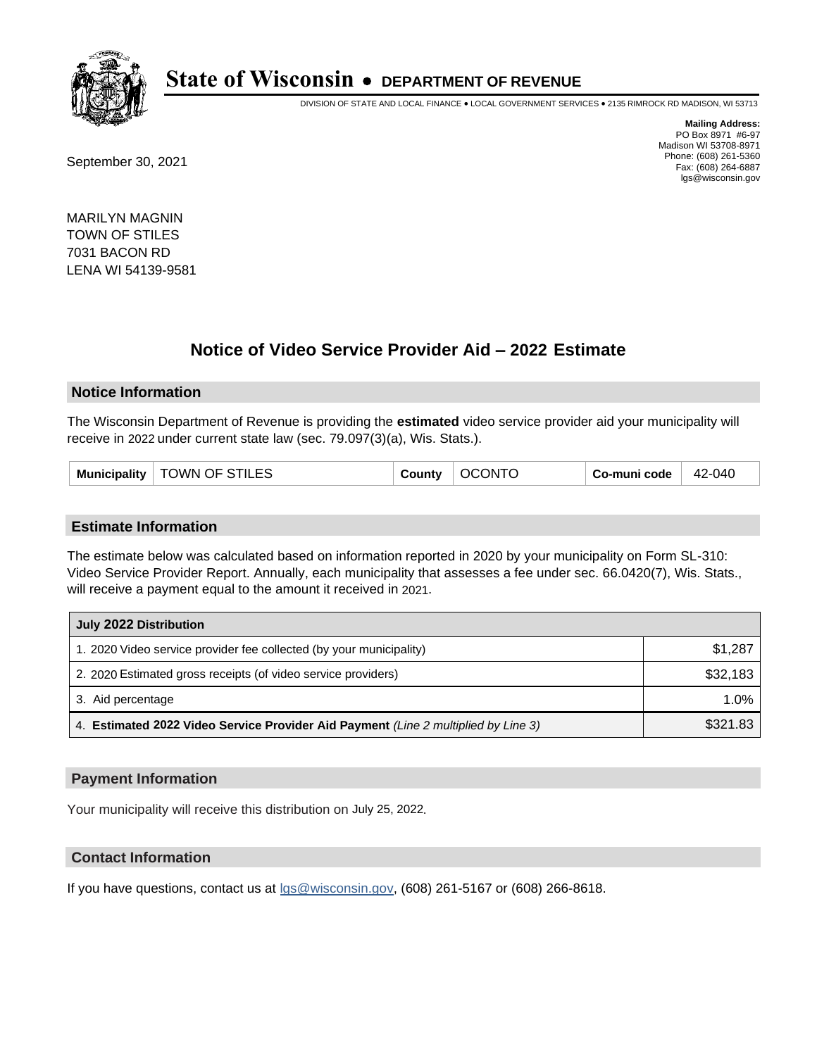# State of Wisconsin • DEPARTMENT OF REVENUE

DIVISION OF STATE AND LOCAL FINANCE • LOCAL GOVERNMENT SERVICES • 2135 RIMROCK RD MADISON, WI 53713

**Mailing Address:**
PO Box 8971 #6-97
Madison WI 53708-8971
Phone: (608) 261-5360
Fax: (608) 264-6887
lgs@wisconsin.gov

September 30, 2021

MARILYN MAGNIN
TOWN OF STILES
7031 BACON RD
LENA WI 54139-9581

## Notice of Video Service Provider Aid – 2022 Estimate

### Notice Information

The Wisconsin Department of Revenue is providing the **estimated** video service provider aid your municipality will receive in 2022 under current state law (sec. 79.097(3)(a), Wis. Stats.).

| Municipality | TOWN OF STILES | County | OCONTO | Co-muni code | 42-040 |
|---|---|---|---|---|---|

### Estimate Information

The estimate below was calculated based on information reported in 2020 by your municipality on Form SL-310: Video Service Provider Report. Annually, each municipality that assesses a fee under sec. 66.0420(7), Wis. Stats., will receive a payment equal to the amount it received in 2021.

| July 2022 Distribution | |
|---|---|
| 1. 2020 Video service provider fee collected (by your municipality) | $1,287 |
| 2. 2020 Estimated gross receipts (of video service providers) | $32,183 |
| 3. Aid percentage | 1.0% |
| 4. **Estimated 2022 Video Service Provider Aid Payment** *(Line 2 multiplied by Line 3)* | $321.83 |

### Payment Information

Your municipality will receive this distribution on July 25, 2022.

### Contact Information

If you have questions, contact us at lgs@wisconsin.gov, (608) 261-5167 or (608) 266-8618.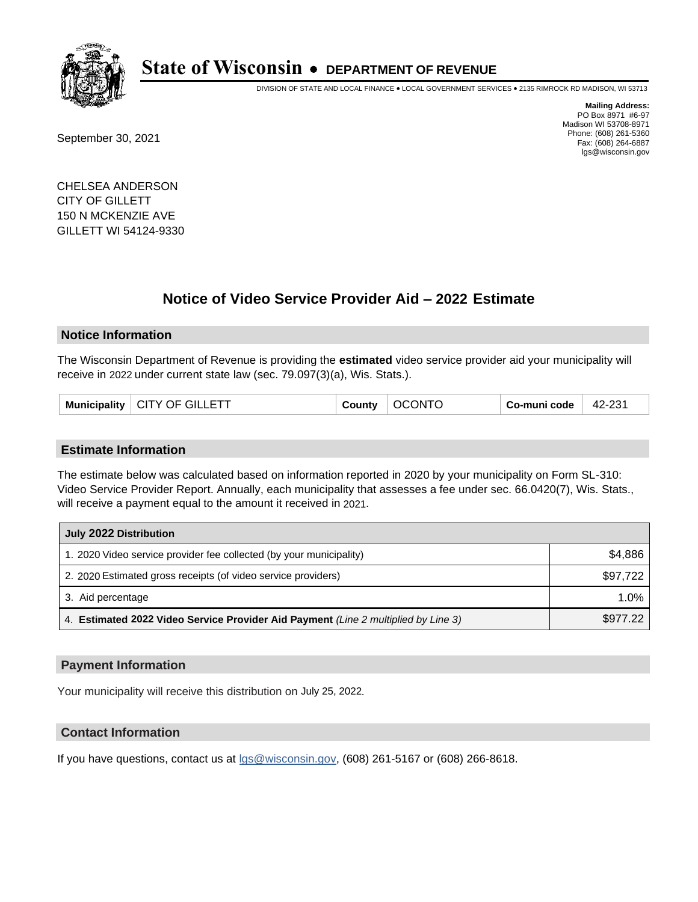# State of Wisconsin • DEPARTMENT OF REVENUE

DIVISION OF STATE AND LOCAL FINANCE • LOCAL GOVERNMENT SERVICES • 2135 RIMROCK RD MADISON, WI 53713

**Mailing Address:**
PO Box 8971 #6-97
Madison WI 53708-8971
Phone: (608) 261-5360
Fax: (608) 264-6887
lgs@wisconsin.gov

September 30, 2021

CHELSEA ANDERSON
CITY OF GILLETT
150 N MCKENZIE AVE
GILLETT WI 54124-9330

## Notice of Video Service Provider Aid – 2022 Estimate

### Notice Information

The Wisconsin Department of Revenue is providing the **estimated** video service provider aid your municipality will receive in 2022 under current state law (sec. 79.097(3)(a), Wis. Stats.).

| Municipality | CITY OF GILLETT | County | OCONTO | Co-muni code | 42-231 |
|---|---|---|---|---|---|

### Estimate Information

The estimate below was calculated based on information reported in 2020 by your municipality on Form SL-310: Video Service Provider Report. Annually, each municipality that assesses a fee under sec. 66.0420(7), Wis. Stats., will receive a payment equal to the amount it received in 2021.

| July 2022 Distribution | |
|---|---|
| 1. 2020 Video service provider fee collected (by your municipality) | $4,886 |
| 2. 2020 Estimated gross receipts (of video service providers) | $97,722 |
| 3. Aid percentage | 1.0% |
| 4. **Estimated 2022 Video Service Provider Aid Payment** *(Line 2 multiplied by Line 3)* | $977.22 |

### Payment Information

Your municipality will receive this distribution on July 25, 2022.

### Contact Information

If you have questions, contact us at lgs@wisconsin.gov, (608) 261-5167 or (608) 266-8618.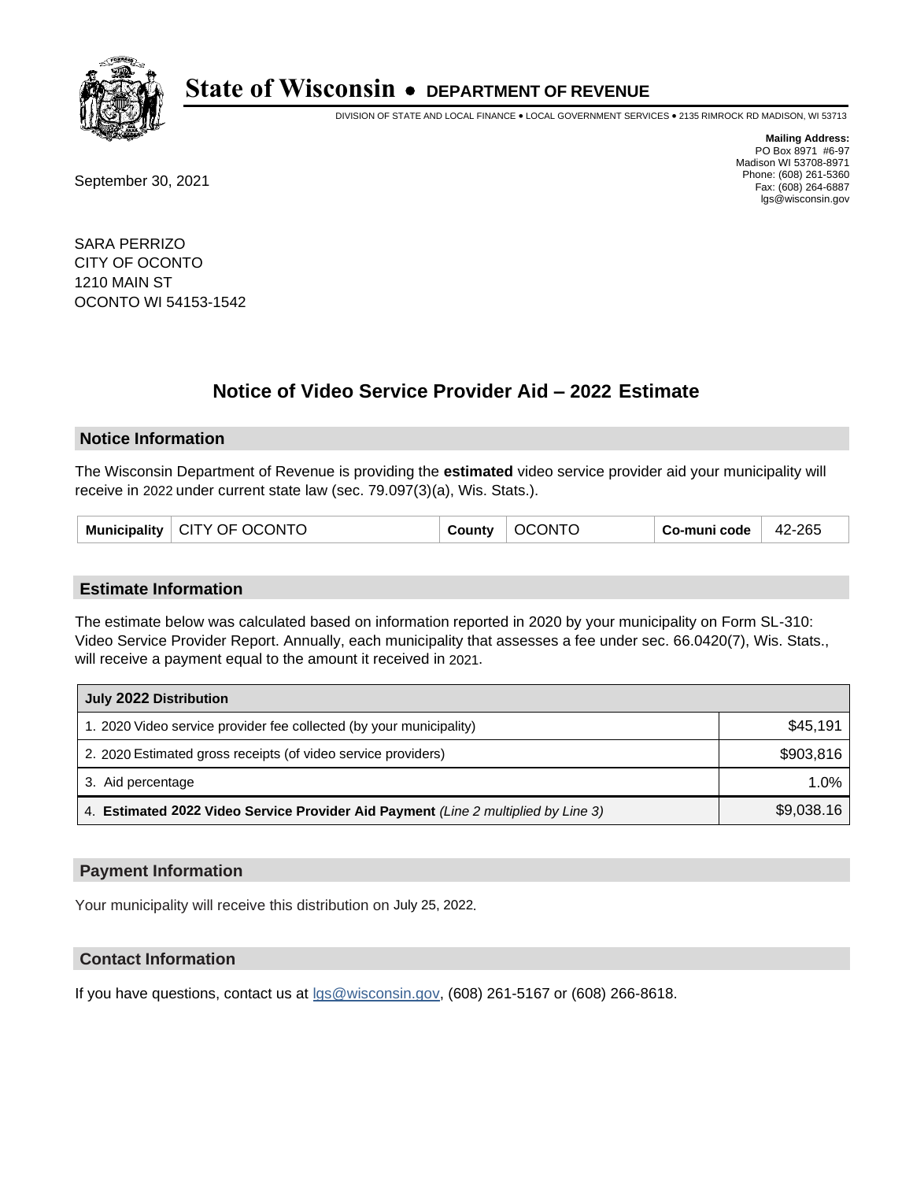# State of Wisconsin • DEPARTMENT OF REVENUE

DIVISION OF STATE AND LOCAL FINANCE • LOCAL GOVERNMENT SERVICES • 2135 RIMROCK RD MADISON, WI 53713

**Mailing Address:**
PO Box 8971 #6-97
Madison WI 53708-8971
Phone: (608) 261-5360
Fax: (608) 264-6887
lgs@wisconsin.gov

September 30, 2021

SARA PERRIZO
CITY OF OCONTO
1210 MAIN ST
OCONTO WI 54153-1542

## Notice of Video Service Provider Aid – 2022 Estimate

### Notice Information

The Wisconsin Department of Revenue is providing the **estimated** video service provider aid your municipality will receive in 2022 under current state law (sec. 79.097(3)(a), Wis. Stats.).

| Municipality | CITY OF OCONTO | County | OCONTO | Co-muni code | 42-265 |
|---|---|---|---|---|---|

### Estimate Information

The estimate below was calculated based on information reported in 2020 by your municipality on Form SL-310: Video Service Provider Report. Annually, each municipality that assesses a fee under sec. 66.0420(7), Wis. Stats., will receive a payment equal to the amount it received in 2021.

| July 2022 Distribution | |
|---|---|
| 1. 2020 Video service provider fee collected (by your municipality) | $45,191 |
| 2. 2020 Estimated gross receipts (of video service providers) | $903,816 |
| 3. Aid percentage | 1.0% |
| 4. **Estimated 2022 Video Service Provider Aid Payment** *(Line 2 multiplied by Line 3)* | $9,038.16 |

### Payment Information

Your municipality will receive this distribution on July 25, 2022.

### Contact Information

If you have questions, contact us at lgs@wisconsin.gov, (608) 261-5167 or (608) 266-8618.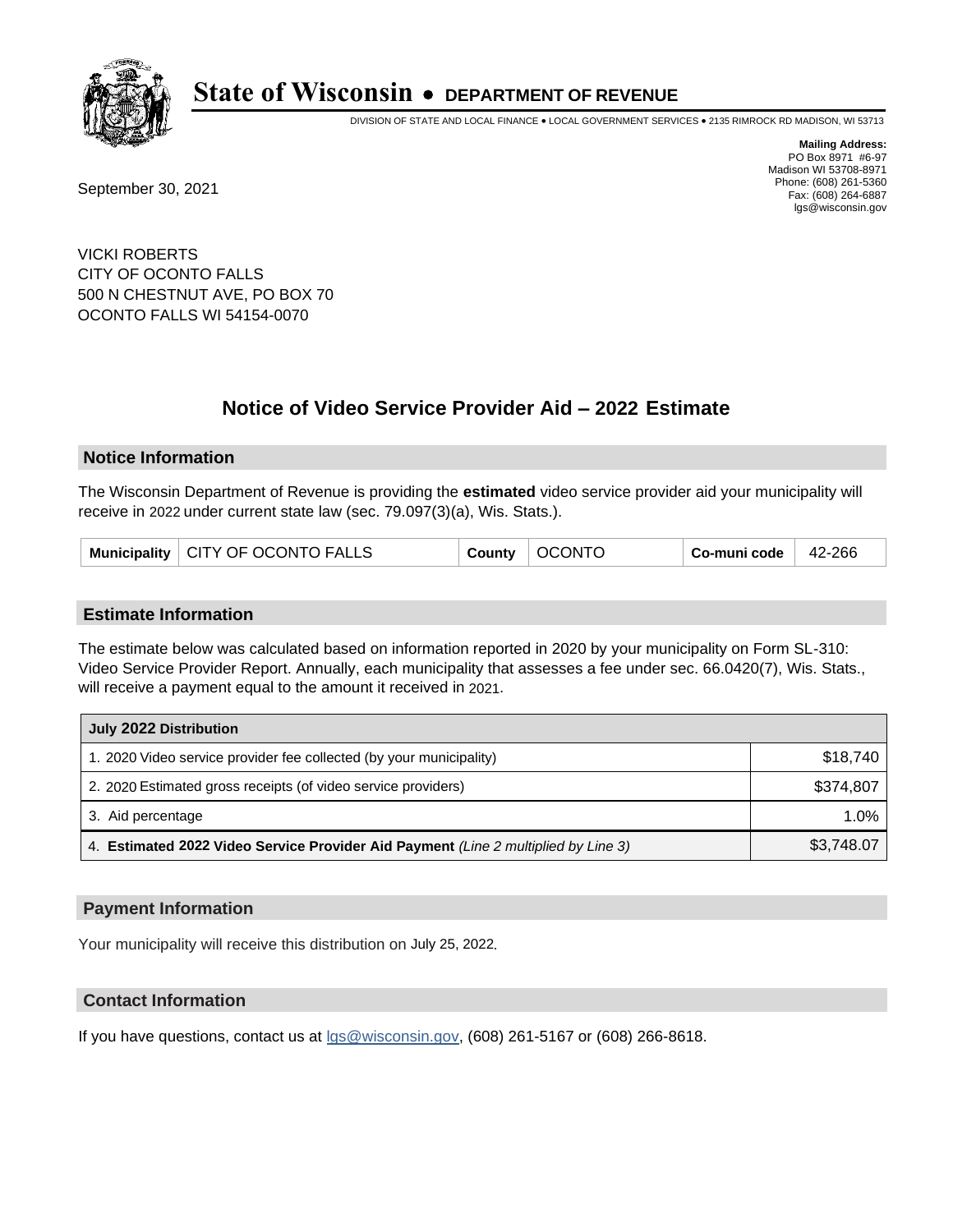# State of Wisconsin • DEPARTMENT OF REVENUE

DIVISION OF STATE AND LOCAL FINANCE • LOCAL GOVERNMENT SERVICES • 2135 RIMROCK RD MADISON, WI 53713

**Mailing Address:**
PO Box 8971 #6-97
Madison WI 53708-8971
Phone: (608) 261-5360
Fax: (608) 264-6887
lgs@wisconsin.gov

September 30, 2021

VICKI ROBERTS
CITY OF OCONTO FALLS
500 N CHESTNUT AVE, PO BOX 70
OCONTO FALLS WI 54154-0070

## Notice of Video Service Provider Aid – 2022 Estimate

### Notice Information

The Wisconsin Department of Revenue is providing the **estimated** video service provider aid your municipality will receive in 2022 under current state law (sec. 79.097(3)(a), Wis. Stats.).

| Municipality | CITY OF OCONTO FALLS | County | OCONTO | Co-muni code | 42-266 |
|---|---|---|---|---|---|

### Estimate Information

The estimate below was calculated based on information reported in 2020 by your municipality on Form SL-310: Video Service Provider Report. Annually, each municipality that assesses a fee under sec. 66.0420(7), Wis. Stats., will receive a payment equal to the amount it received in 2021.

| July 2022 Distribution | |
|---|---|
| 1. 2020 Video service provider fee collected (by your municipality) | $18,740 |
| 2. 2020 Estimated gross receipts (of video service providers) | $374,807 |
| 3. Aid percentage | 1.0% |
| 4. **Estimated 2022 Video Service Provider Aid Payment** *(Line 2 multiplied by Line 3)* | $3,748.07 |

### Payment Information

Your municipality will receive this distribution on July 25, 2022.

### Contact Information

If you have questions, contact us at lgs@wisconsin.gov, (608) 261-5167 or (608) 266-8618.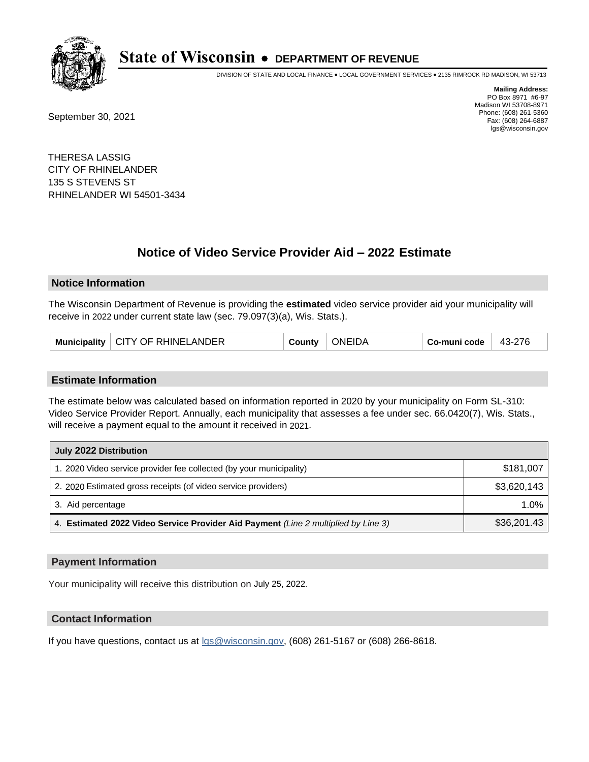# State of Wisconsin • DEPARTMENT OF REVENUE

DIVISION OF STATE AND LOCAL FINANCE • LOCAL GOVERNMENT SERVICES • 2135 RIMROCK RD MADISON, WI 53713

**Mailing Address:**
PO Box 8971 #6-97
Madison WI 53708-8971
Phone: (608) 261-5360
Fax: (608) 264-6887
lgs@wisconsin.gov

September 30, 2021

THERESA LASSIG
CITY OF RHINELANDER
135 S STEVENS ST
RHINELANDER WI 54501-3434

## Notice of Video Service Provider Aid – 2022 Estimate

### Notice Information

The Wisconsin Department of Revenue is providing the **estimated** video service provider aid your municipality will receive in 2022 under current state law (sec. 79.097(3)(a), Wis. Stats.).

| Municipality | CITY OF RHINELANDER | County | ONEIDA | Co-muni code | 43-276 |
|---|---|---|---|---|---|

### Estimate Information

The estimate below was calculated based on information reported in 2020 by your municipality on Form SL-310: Video Service Provider Report. Annually, each municipality that assesses a fee under sec. 66.0420(7), Wis. Stats., will receive a payment equal to the amount it received in 2021.

| July 2022 Distribution | |
|---|---|
| 1. 2020 Video service provider fee collected (by your municipality) | $181,007 |
| 2. 2020 Estimated gross receipts (of video service providers) | $3,620,143 |
| 3. Aid percentage | 1.0% |
| 4. **Estimated 2022 Video Service Provider Aid Payment** *(Line 2 multiplied by Line 3)* | $36,201.43 |

### Payment Information

Your municipality will receive this distribution on July 25, 2022.

### Contact Information

If you have questions, contact us at lgs@wisconsin.gov, (608) 261-5167 or (608) 266-8618.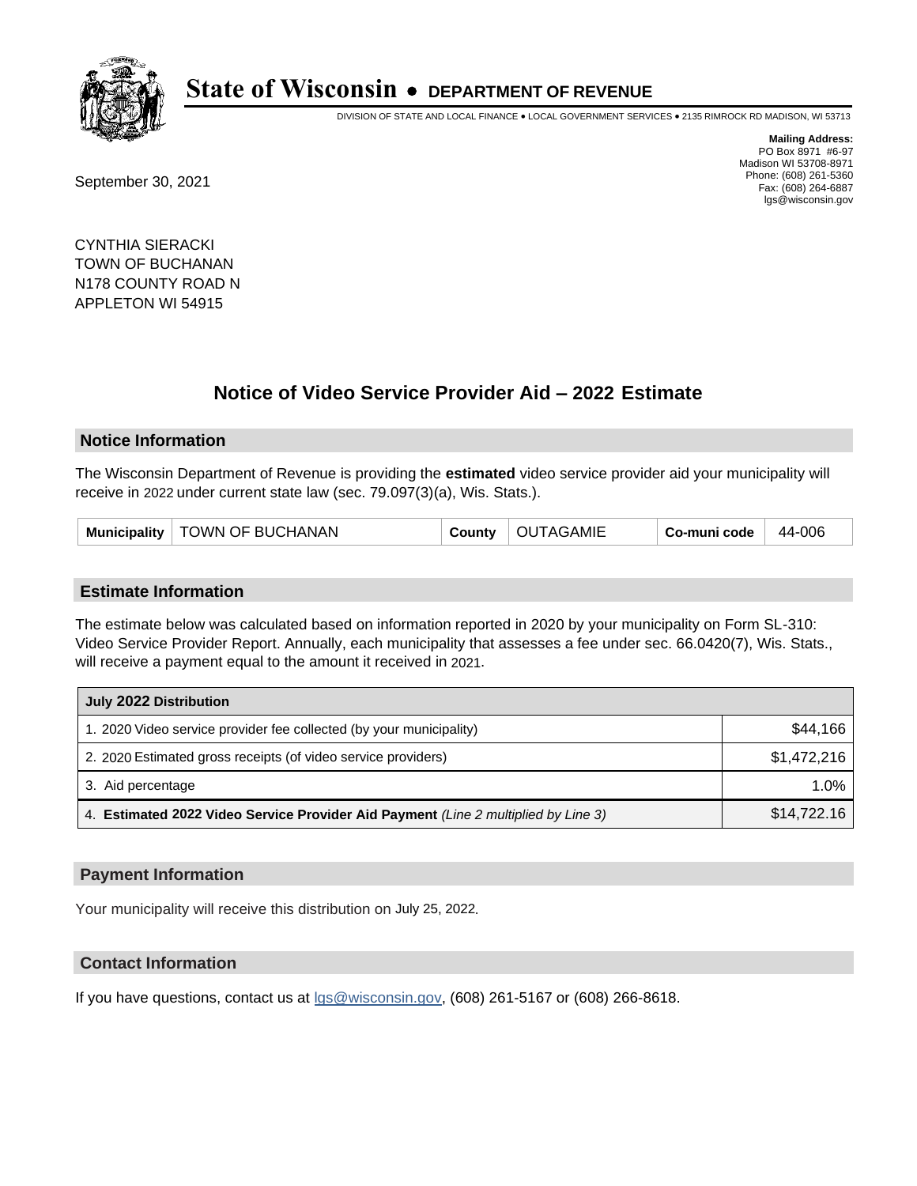# State of Wisconsin • DEPARTMENT OF REVENUE

DIVISION OF STATE AND LOCAL FINANCE • LOCAL GOVERNMENT SERVICES • 2135 RIMROCK RD MADISON, WI 53713

**Mailing Address:**
PO Box 8971 #6-97
Madison WI 53708-8971
Phone: (608) 261-5360
Fax: (608) 264-6887
lgs@wisconsin.gov

September 30, 2021

CYNTHIA SIERACKI
TOWN OF BUCHANAN
N178 COUNTY ROAD N
APPLETON WI 54915

## Notice of Video Service Provider Aid – 2022 Estimate

### Notice Information

The Wisconsin Department of Revenue is providing the **estimated** video service provider aid your municipality will receive in 2022 under current state law (sec. 79.097(3)(a), Wis. Stats.).

| Municipality | TOWN OF BUCHANAN | County | OUTAGAMIE | Co-muni code | 44-006 |
|---|---|---|---|---|---|

### Estimate Information

The estimate below was calculated based on information reported in 2020 by your municipality on Form SL-310: Video Service Provider Report. Annually, each municipality that assesses a fee under sec. 66.0420(7), Wis. Stats., will receive a payment equal to the amount it received in 2021.

| July 2022 Distribution | |
|---|---|
| 1. 2020 Video service provider fee collected (by your municipality) | $44,166 |
| 2. 2020 Estimated gross receipts (of video service providers) | $1,472,216 |
| 3. Aid percentage | 1.0% |
| 4. **Estimated 2022 Video Service Provider Aid Payment** *(Line 2 multiplied by Line 3)* | $14,722.16 |

### Payment Information

Your municipality will receive this distribution on July 25, 2022.

### Contact Information

If you have questions, contact us at lgs@wisconsin.gov, (608) 261-5167 or (608) 266-8618.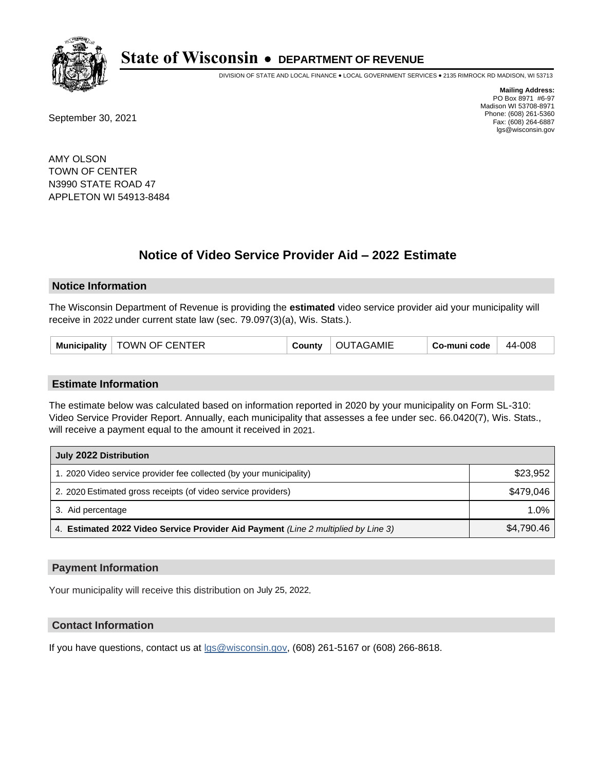# State of Wisconsin • DEPARTMENT OF REVENUE

DIVISION OF STATE AND LOCAL FINANCE • LOCAL GOVERNMENT SERVICES • 2135 RIMROCK RD MADISON, WI 53713

**Mailing Address:**
PO Box 8971 #6-97
Madison WI 53708-8971
Phone: (608) 261-5360
Fax: (608) 264-6887
lgs@wisconsin.gov

September 30, 2021

AMY OLSON
TOWN OF CENTER
N3990 STATE ROAD 47
APPLETON WI 54913-8484

## Notice of Video Service Provider Aid – 2022 Estimate

### Notice Information

The Wisconsin Department of Revenue is providing the **estimated** video service provider aid your municipality will receive in 2022 under current state law (sec. 79.097(3)(a), Wis. Stats.).

| Municipality | TOWN OF CENTER | County | OUTAGAMIE | Co-muni code | 44-008 |
|---|---|---|---|---|---|

### Estimate Information

The estimate below was calculated based on information reported in 2020 by your municipality on Form SL-310: Video Service Provider Report. Annually, each municipality that assesses a fee under sec. 66.0420(7), Wis. Stats., will receive a payment equal to the amount it received in 2021.

| July 2022 Distribution | |
|---|---|
| 1. 2020 Video service provider fee collected (by your municipality) | $23,952 |
| 2. 2020 Estimated gross receipts (of video service providers) | $479,046 |
| 3. Aid percentage | 1.0% |
| 4. **Estimated 2022 Video Service Provider Aid Payment** *(Line 2 multiplied by Line 3)* | $4,790.46 |

### Payment Information

Your municipality will receive this distribution on July 25, 2022.

### Contact Information

If you have questions, contact us at lgs@wisconsin.gov, (608) 261-5167 or (608) 266-8618.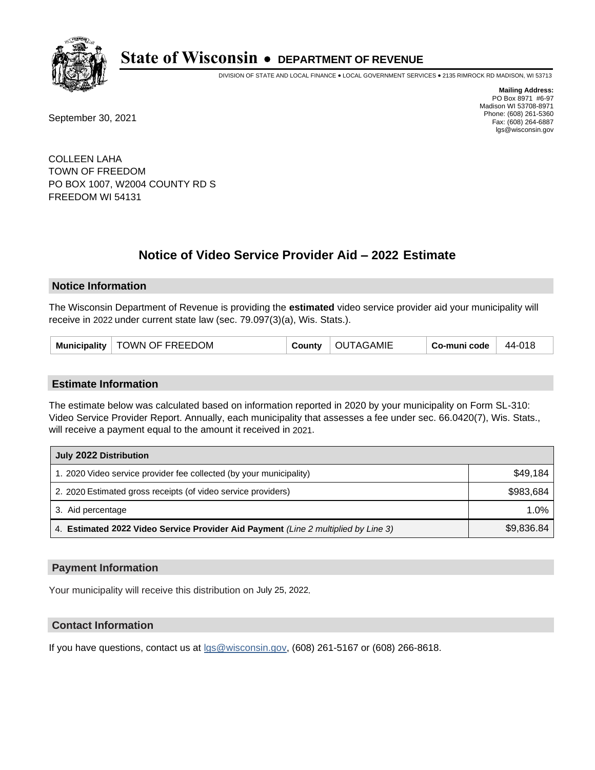# State of Wisconsin • DEPARTMENT OF REVENUE

DIVISION OF STATE AND LOCAL FINANCE • LOCAL GOVERNMENT SERVICES • 2135 RIMROCK RD MADISON, WI 53713

**Mailing Address:**
PO Box 8971 #6-97
Madison WI 53708-8971
Phone: (608) 261-5360
Fax: (608) 264-6887
lgs@wisconsin.gov

September 30, 2021

COLLEEN LAHA
TOWN OF FREEDOM
PO BOX 1007, W2004 COUNTY RD S
FREEDOM WI 54131

## Notice of Video Service Provider Aid – 2022 Estimate

### Notice Information

The Wisconsin Department of Revenue is providing the **estimated** video service provider aid your municipality will receive in 2022 under current state law (sec. 79.097(3)(a), Wis. Stats.).

| Municipality | TOWN OF FREEDOM | County | OUTAGAMIE | Co-muni code | 44-018 |
|---|---|---|---|---|---|

### Estimate Information

The estimate below was calculated based on information reported in 2020 by your municipality on Form SL-310: Video Service Provider Report. Annually, each municipality that assesses a fee under sec. 66.0420(7), Wis. Stats., will receive a payment equal to the amount it received in 2021.

| July 2022 Distribution | |
|---|---|
| 1. 2020 Video service provider fee collected (by your municipality) | $49,184 |
| 2. 2020 Estimated gross receipts (of video service providers) | $983,684 |
| 3. Aid percentage | 1.0% |
| 4. **Estimated 2022 Video Service Provider Aid Payment** *(Line 2 multiplied by Line 3)* | $9,836.84 |

### Payment Information

Your municipality will receive this distribution on July 25, 2022.

### Contact Information

If you have questions, contact us at lgs@wisconsin.gov, (608) 261-5167 or (608) 266-8618.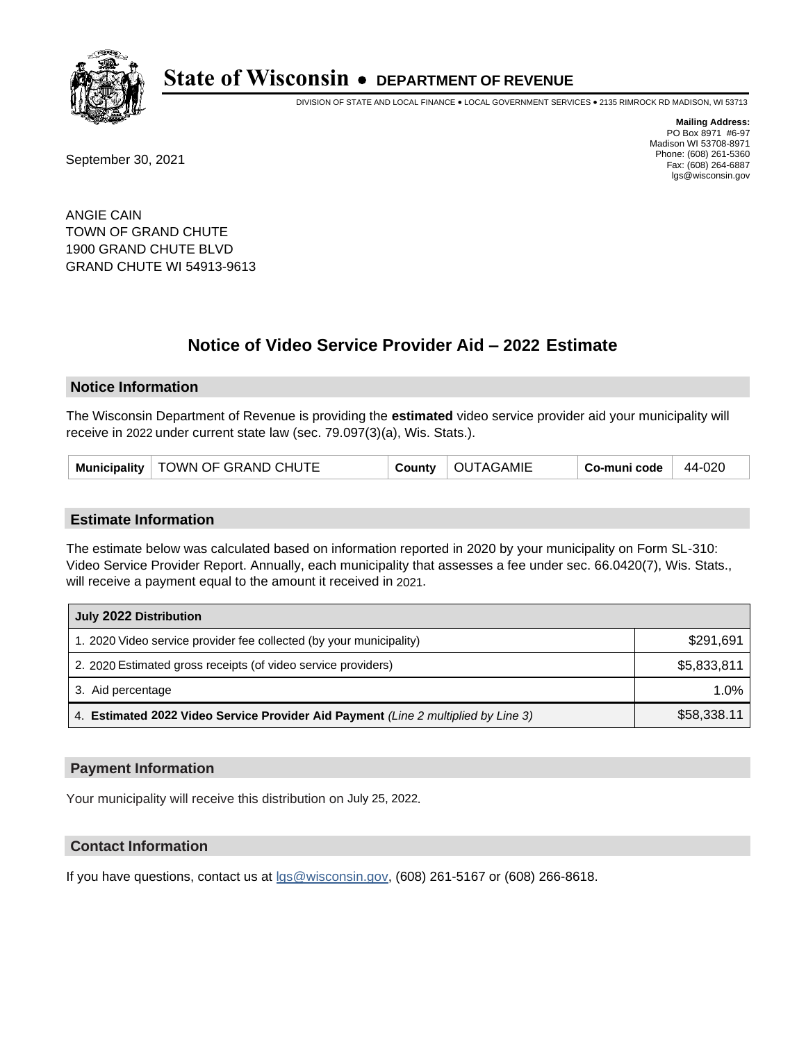# State of Wisconsin • DEPARTMENT OF REVENUE

DIVISION OF STATE AND LOCAL FINANCE • LOCAL GOVERNMENT SERVICES • 2135 RIMROCK RD MADISON, WI 53713

**Mailing Address:**
PO Box 8971 #6-97
Madison WI 53708-8971
Phone: (608) 261-5360
Fax: (608) 264-6887
lgs@wisconsin.gov

September 30, 2021

ANGIE CAIN
TOWN OF GRAND CHUTE
1900 GRAND CHUTE BLVD
GRAND CHUTE WI 54913-9613

## Notice of Video Service Provider Aid – 2022 Estimate

### Notice Information

The Wisconsin Department of Revenue is providing the **estimated** video service provider aid your municipality will receive in 2022 under current state law (sec. 79.097(3)(a), Wis. Stats.).

| Municipality | TOWN OF GRAND CHUTE | County | OUTAGAMIE | Co-muni code | 44-020 |
|---|---|---|---|---|---|

### Estimate Information

The estimate below was calculated based on information reported in 2020 by your municipality on Form SL-310: Video Service Provider Report. Annually, each municipality that assesses a fee under sec. 66.0420(7), Wis. Stats., will receive a payment equal to the amount it received in 2021.

| July 2022 Distribution | |
|---|---|
| 1. 2020 Video service provider fee collected (by your municipality) | $291,691 |
| 2. 2020 Estimated gross receipts (of video service providers) | $5,833,811 |
| 3. Aid percentage | 1.0% |
| 4. **Estimated 2022 Video Service Provider Aid Payment** *(Line 2 multiplied by Line 3)* | $58,338.11 |

### Payment Information

Your municipality will receive this distribution on July 25, 2022.

### Contact Information

If you have questions, contact us at lgs@wisconsin.gov, (608) 261-5167 or (608) 266-8618.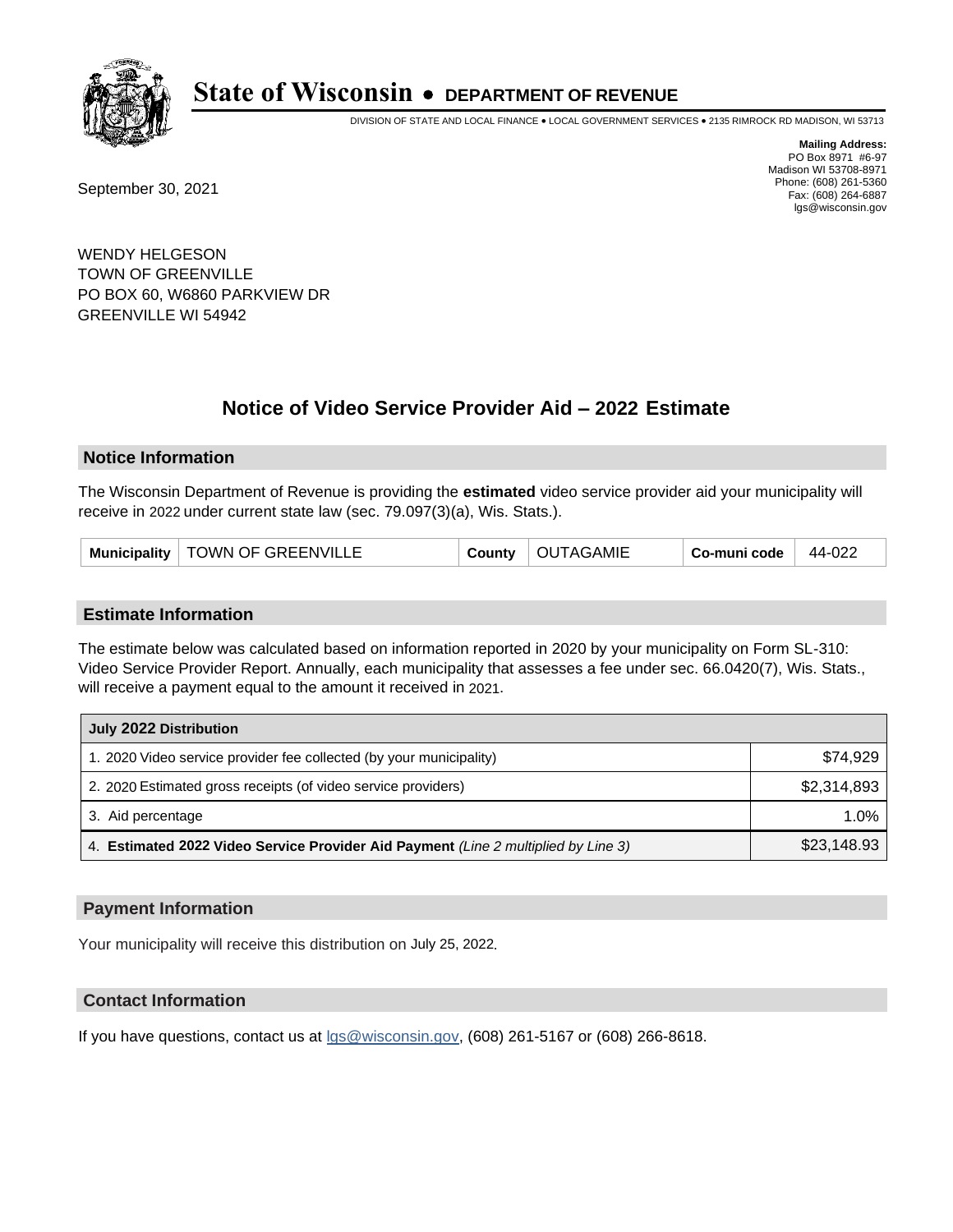# State of Wisconsin • DEPARTMENT OF REVENUE

DIVISION OF STATE AND LOCAL FINANCE • LOCAL GOVERNMENT SERVICES • 2135 RIMROCK RD MADISON, WI 53713

**Mailing Address:**
PO Box 8971 #6-97
Madison WI 53708-8971
Phone: (608) 261-5360
Fax: (608) 264-6887
lgs@wisconsin.gov

September 30, 2021

WENDY HELGESON
TOWN OF GREENVILLE
PO BOX 60, W6860 PARKVIEW DR
GREENVILLE WI 54942

## Notice of Video Service Provider Aid – 2022 Estimate

### Notice Information

The Wisconsin Department of Revenue is providing the **estimated** video service provider aid your municipality will receive in 2022 under current state law (sec. 79.097(3)(a), Wis. Stats.).

| Municipality | TOWN OF GREENVILLE | County | OUTAGAMIE | Co-muni code | 44-022 |
|---|---|---|---|---|---|

### Estimate Information

The estimate below was calculated based on information reported in 2020 by your municipality on Form SL-310: Video Service Provider Report. Annually, each municipality that assesses a fee under sec. 66.0420(7), Wis. Stats., will receive a payment equal to the amount it received in 2021.

| July 2022 Distribution | |
|---|---|
| 1. 2020 Video service provider fee collected (by your municipality) | $74,929 |
| 2. 2020 Estimated gross receipts (of video service providers) | $2,314,893 |
| 3. Aid percentage | 1.0% |
| 4. **Estimated 2022 Video Service Provider Aid Payment** *(Line 2 multiplied by Line 3)* | $23,148.93 |

### Payment Information

Your municipality will receive this distribution on July 25, 2022.

### Contact Information

If you have questions, contact us at lgs@wisconsin.gov, (608) 261-5167 or (608) 266-8618.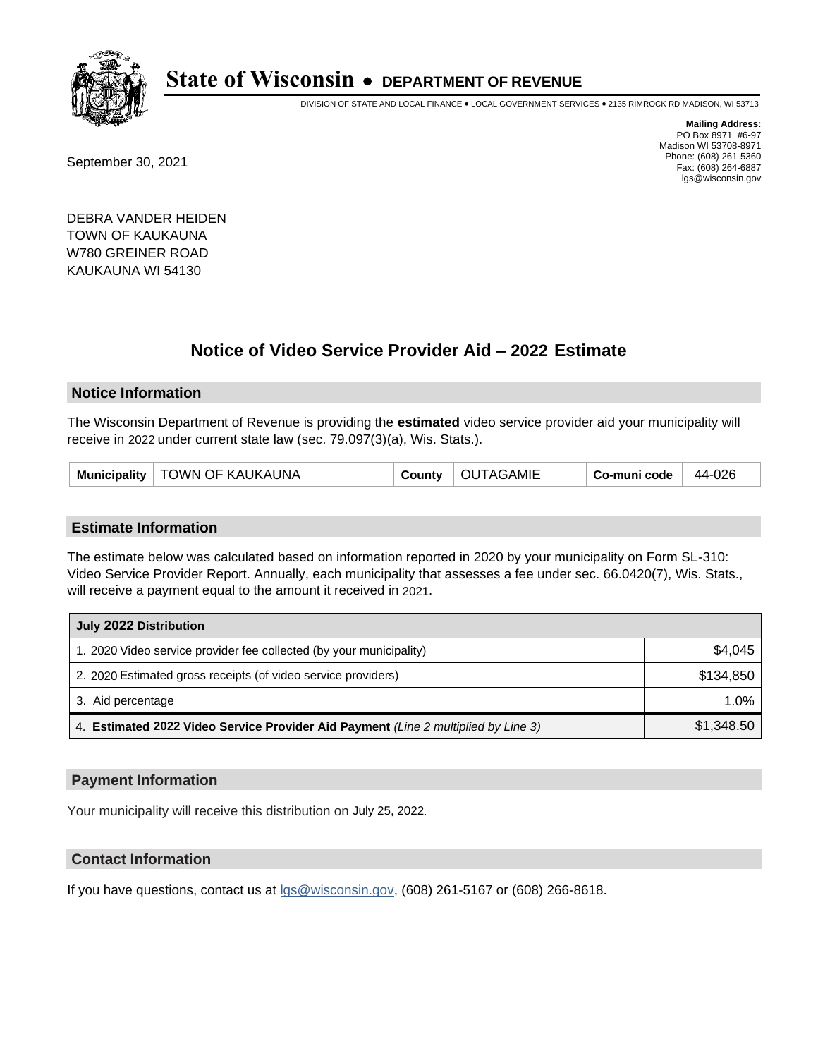# State of Wisconsin • DEPARTMENT OF REVENUE

DIVISION OF STATE AND LOCAL FINANCE • LOCAL GOVERNMENT SERVICES • 2135 RIMROCK RD MADISON, WI 53713

**Mailing Address:**
PO Box 8971 #6-97
Madison WI 53708-8971
Phone: (608) 261-5360
Fax: (608) 264-6887
lgs@wisconsin.gov

September 30, 2021

DEBRA VANDER HEIDEN
TOWN OF KAUKAUNA
W780 GREINER ROAD
KAUKAUNA WI 54130

## Notice of Video Service Provider Aid – 2022 Estimate

### Notice Information

The Wisconsin Department of Revenue is providing the **estimated** video service provider aid your municipality will receive in 2022 under current state law (sec. 79.097(3)(a), Wis. Stats.).

| Municipality | TOWN OF KAUKAUNA | County | OUTAGAMIE | Co-muni code | 44-026 |
|---|---|---|---|---|---|

### Estimate Information

The estimate below was calculated based on information reported in 2020 by your municipality on Form SL-310: Video Service Provider Report. Annually, each municipality that assesses a fee under sec. 66.0420(7), Wis. Stats., will receive a payment equal to the amount it received in 2021.

| July 2022 Distribution | |
|---|---|
| 1. 2020 Video service provider fee collected (by your municipality) | $4,045 |
| 2. 2020 Estimated gross receipts (of video service providers) | $134,850 |
| 3. Aid percentage | 1.0% |
| 4. **Estimated 2022 Video Service Provider Aid Payment** *(Line 2 multiplied by Line 3)* | $1,348.50 |

### Payment Information

Your municipality will receive this distribution on July 25, 2022.

### Contact Information

If you have questions, contact us at lgs@wisconsin.gov, (608) 261-5167 or (608) 266-8618.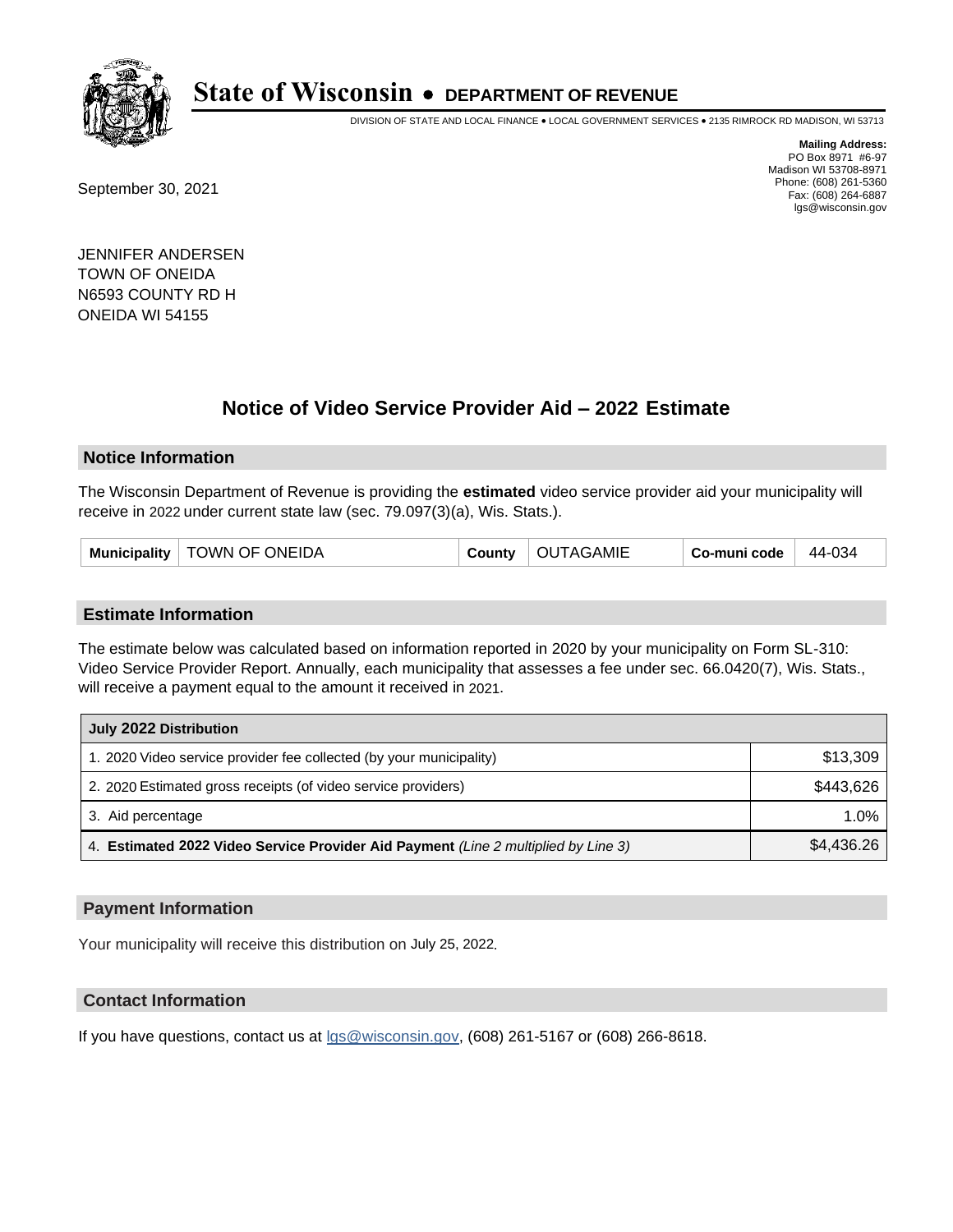# State of Wisconsin • DEPARTMENT OF REVENUE

DIVISION OF STATE AND LOCAL FINANCE • LOCAL GOVERNMENT SERVICES • 2135 RIMROCK RD MADISON, WI 53713

**Mailing Address:**
PO Box 8971 #6-97
Madison WI 53708-8971
Phone: (608) 261-5360
Fax: (608) 264-6887
lgs@wisconsin.gov

September 30, 2021

JENNIFER ANDERSEN
TOWN OF ONEIDA
N6593 COUNTY RD H
ONEIDA WI 54155

## Notice of Video Service Provider Aid – 2022 Estimate

### Notice Information

The Wisconsin Department of Revenue is providing the **estimated** video service provider aid your municipality will receive in 2022 under current state law (sec. 79.097(3)(a), Wis. Stats.).

| Municipality | TOWN OF ONEIDA | County | OUTAGAMIE | Co-muni code | 44-034 |
|---|---|---|---|---|---|

### Estimate Information

The estimate below was calculated based on information reported in 2020 by your municipality on Form SL-310: Video Service Provider Report. Annually, each municipality that assesses a fee under sec. 66.0420(7), Wis. Stats., will receive a payment equal to the amount it received in 2021.

| July 2022 Distribution | |
|---|---|
| 1. 2020 Video service provider fee collected (by your municipality) | $13,309 |
| 2. 2020 Estimated gross receipts (of video service providers) | $443,626 |
| 3. Aid percentage | 1.0% |
| 4. **Estimated 2022 Video Service Provider Aid Payment** *(Line 2 multiplied by Line 3)* | $4,436.26 |

### Payment Information

Your municipality will receive this distribution on July 25, 2022.

### Contact Information

If you have questions, contact us at lgs@wisconsin.gov, (608) 261-5167 or (608) 266-8618.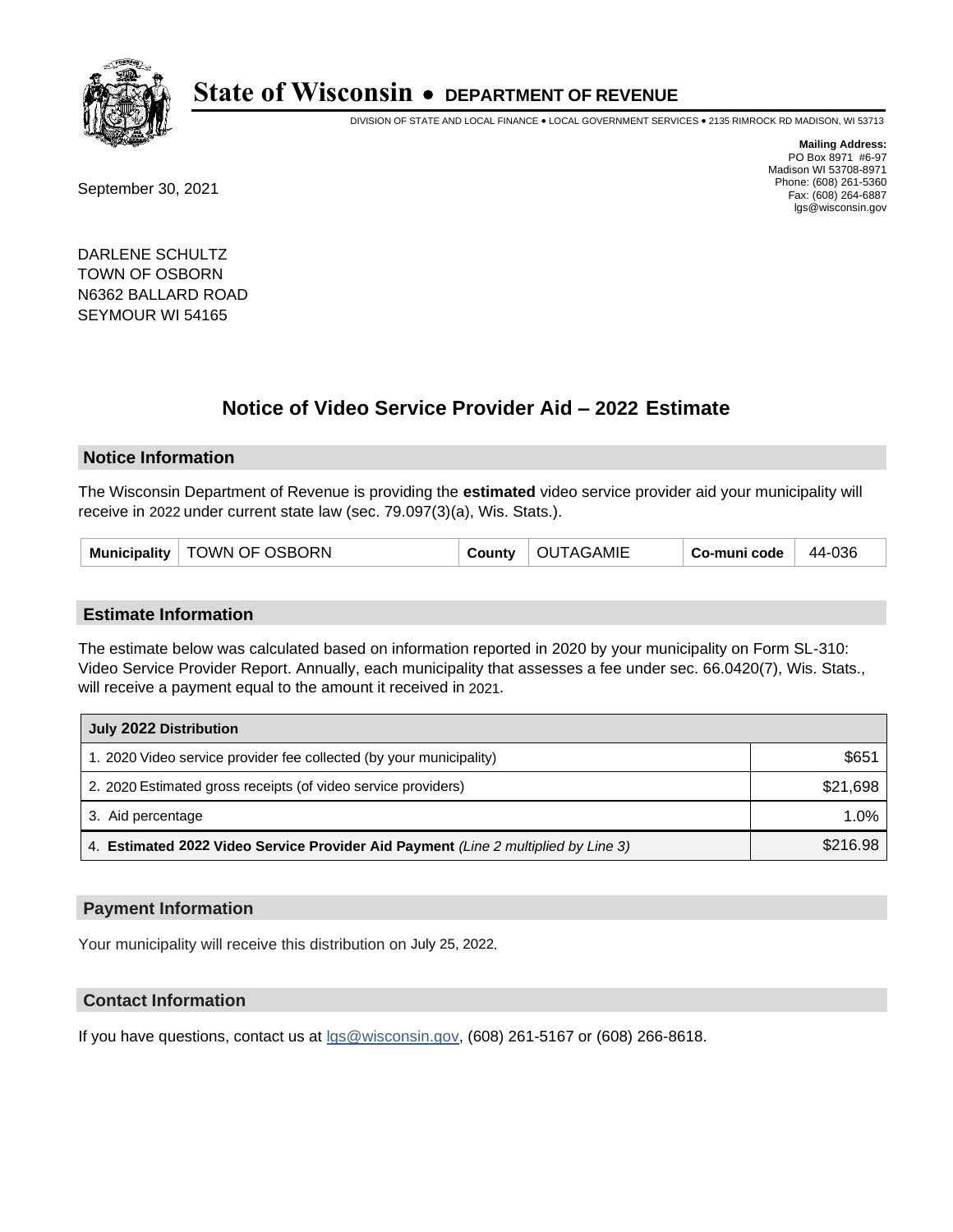# State of Wisconsin • DEPARTMENT OF REVENUE

DIVISION OF STATE AND LOCAL FINANCE • LOCAL GOVERNMENT SERVICES • 2135 RIMROCK RD MADISON, WI 53713

**Mailing Address:**
PO Box 8971 #6-97
Madison WI 53708-8971
Phone: (608) 261-5360
Fax: (608) 264-6887
lgs@wisconsin.gov

September 30, 2021

DARLENE SCHULTZ
TOWN OF OSBORN
N6362 BALLARD ROAD
SEYMOUR WI 54165

## Notice of Video Service Provider Aid – 2022 Estimate

### Notice Information

The Wisconsin Department of Revenue is providing the **estimated** video service provider aid your municipality will receive in 2022 under current state law (sec. 79.097(3)(a), Wis. Stats.).

| Municipality | TOWN OF OSBORN | County | OUTAGAMIE | Co-muni code | 44-036 |
|---|---|---|---|---|---|

### Estimate Information

The estimate below was calculated based on information reported in 2020 by your municipality on Form SL-310: Video Service Provider Report. Annually, each municipality that assesses a fee under sec. 66.0420(7), Wis. Stats., will receive a payment equal to the amount it received in 2021.

| July 2022 Distribution | |
|---|---|
| 1. 2020 Video service provider fee collected (by your municipality) | $651 |
| 2. 2020 Estimated gross receipts (of video service providers) | $21,698 |
| 3. Aid percentage | 1.0% |
| 4. **Estimated 2022 Video Service Provider Aid Payment** *(Line 2 multiplied by Line 3)* | $216.98 |

### Payment Information

Your municipality will receive this distribution on July 25, 2022.

### Contact Information

If you have questions, contact us at lgs@wisconsin.gov, (608) 261-5167 or (608) 266-8618.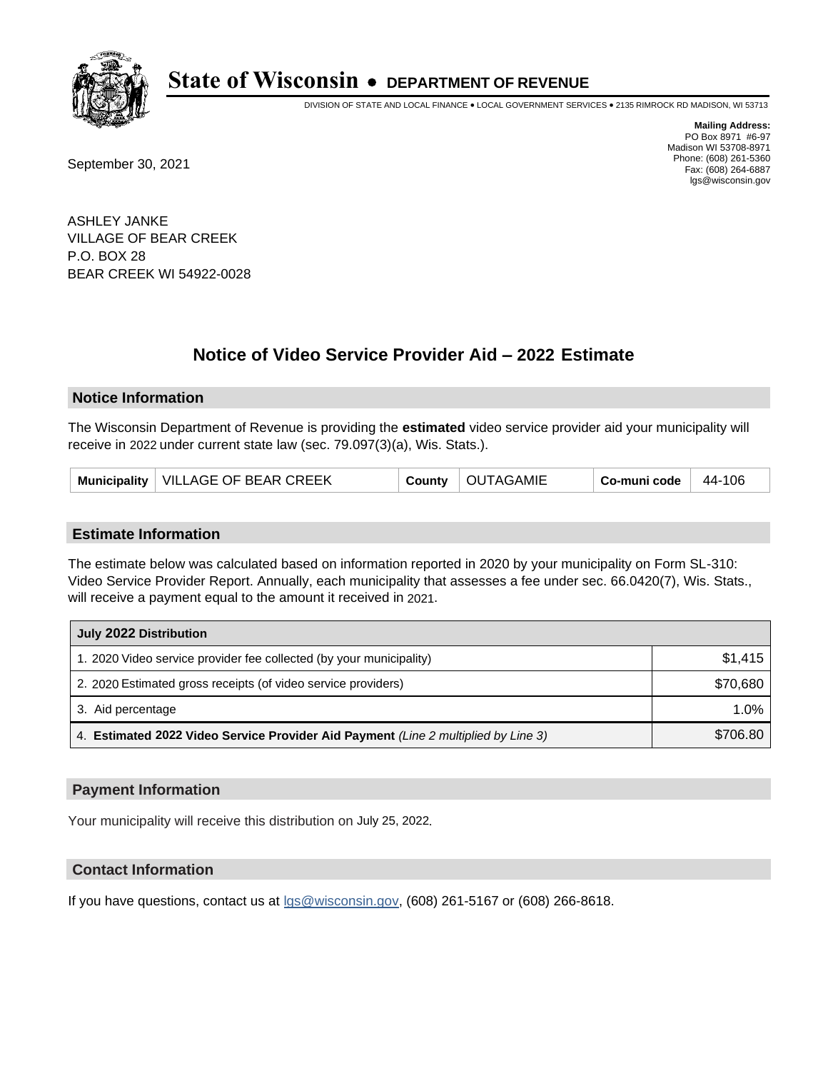# State of Wisconsin • DEPARTMENT OF REVENUE

DIVISION OF STATE AND LOCAL FINANCE • LOCAL GOVERNMENT SERVICES • 2135 RIMROCK RD MADISON, WI 53713

**Mailing Address:**
PO Box 8971 #6-97
Madison WI 53708-8971
Phone: (608) 261-5360
Fax: (608) 264-6887
lgs@wisconsin.gov

September 30, 2021

ASHLEY JANKE
VILLAGE OF BEAR CREEK
P.O. BOX 28
BEAR CREEK WI 54922-0028

## Notice of Video Service Provider Aid – 2022 Estimate

### Notice Information

The Wisconsin Department of Revenue is providing the **estimated** video service provider aid your municipality will receive in 2022 under current state law (sec. 79.097(3)(a), Wis. Stats.).

| Municipality | VILLAGE OF BEAR CREEK | County | OUTAGAMIE | Co-muni code | 44-106 |
|---|---|---|---|---|---|

### Estimate Information

The estimate below was calculated based on information reported in 2020 by your municipality on Form SL-310: Video Service Provider Report. Annually, each municipality that assesses a fee under sec. 66.0420(7), Wis. Stats., will receive a payment equal to the amount it received in 2021.

| July 2022 Distribution | |
|---|---|
| 1. 2020 Video service provider fee collected (by your municipality) | $1,415 |
| 2. 2020 Estimated gross receipts (of video service providers) | $70,680 |
| 3. Aid percentage | 1.0% |
| 4. **Estimated 2022 Video Service Provider Aid Payment** *(Line 2 multiplied by Line 3)* | $706.80 |

### Payment Information

Your municipality will receive this distribution on July 25, 2022.

### Contact Information

If you have questions, contact us at lgs@wisconsin.gov, (608) 261-5167 or (608) 266-8618.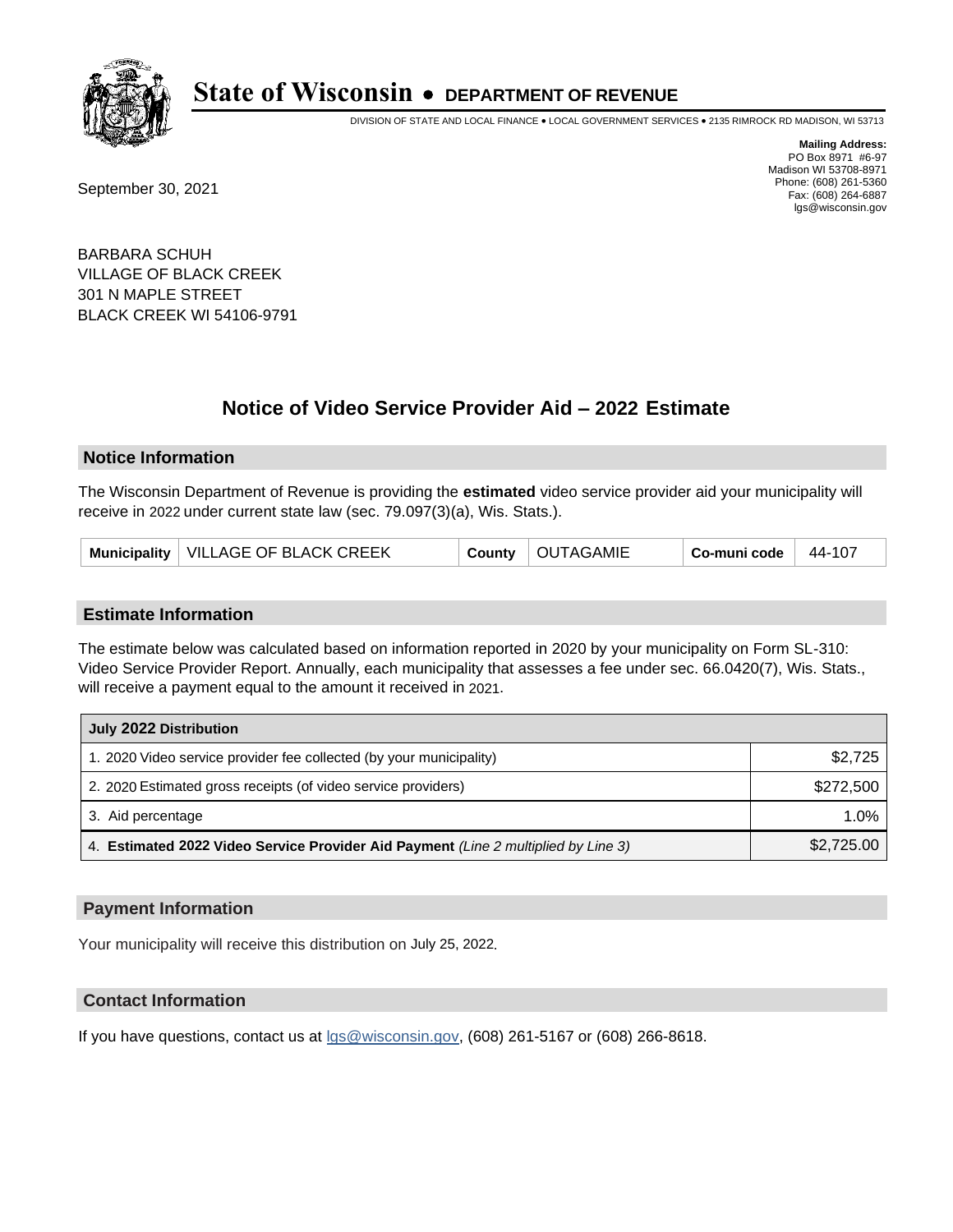# State of Wisconsin • DEPARTMENT OF REVENUE

DIVISION OF STATE AND LOCAL FINANCE • LOCAL GOVERNMENT SERVICES • 2135 RIMROCK RD MADISON, WI 53713

**Mailing Address:**
PO Box 8971 #6-97
Madison WI 53708-8971
Phone: (608) 261-5360
Fax: (608) 264-6887
lgs@wisconsin.gov

September 30, 2021

BARBARA SCHUH
VILLAGE OF BLACK CREEK
301 N MAPLE STREET
BLACK CREEK WI 54106-9791

## Notice of Video Service Provider Aid – 2022 Estimate

### Notice Information

The Wisconsin Department of Revenue is providing the **estimated** video service provider aid your municipality will receive in 2022 under current state law (sec. 79.097(3)(a), Wis. Stats.).

| Municipality | VILLAGE OF BLACK CREEK | County | OUTAGAMIE | Co-muni code | 44-107 |
|---|---|---|---|---|---|

### Estimate Information

The estimate below was calculated based on information reported in 2020 by your municipality on Form SL-310: Video Service Provider Report. Annually, each municipality that assesses a fee under sec. 66.0420(7), Wis. Stats., will receive a payment equal to the amount it received in 2021.

| July 2022 Distribution | |
|---|---|
| 1. 2020 Video service provider fee collected (by your municipality) | $2,725 |
| 2. 2020 Estimated gross receipts (of video service providers) | $272,500 |
| 3. Aid percentage | 1.0% |
| 4. **Estimated 2022 Video Service Provider Aid Payment** *(Line 2 multiplied by Line 3)* | $2,725.00 |

### Payment Information

Your municipality will receive this distribution on July 25, 2022.

### Contact Information

If you have questions, contact us at lgs@wisconsin.gov, (608) 261-5167 or (608) 266-8618.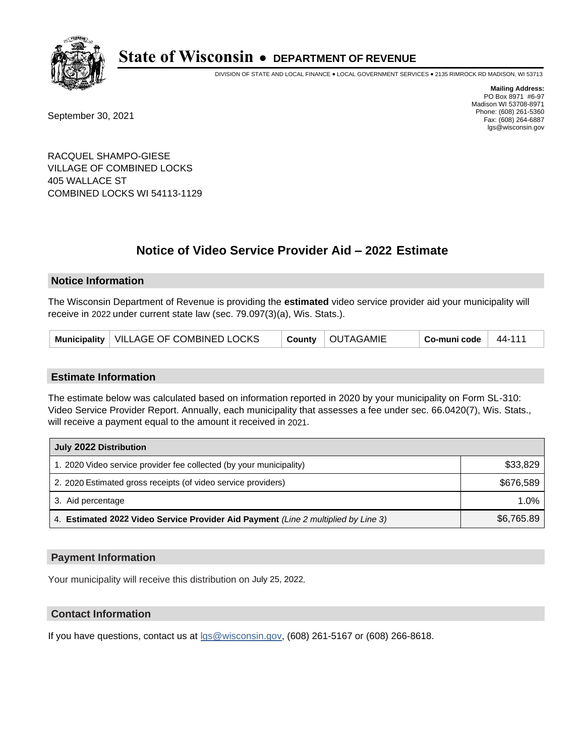# State of Wisconsin • DEPARTMENT OF REVENUE

DIVISION OF STATE AND LOCAL FINANCE • LOCAL GOVERNMENT SERVICES • 2135 RIMROCK RD MADISON, WI 53713

**Mailing Address:**
PO Box 8971 #6-97
Madison WI 53708-8971
Phone: (608) 261-5360
Fax: (608) 264-6887
lgs@wisconsin.gov

September 30, 2021

RACQUEL SHAMPO-GIESE
VILLAGE OF COMBINED LOCKS
405 WALLACE ST
COMBINED LOCKS WI 54113-1129

## Notice of Video Service Provider Aid – 2022 Estimate

### Notice Information

The Wisconsin Department of Revenue is providing the **estimated** video service provider aid your municipality will receive in 2022 under current state law (sec. 79.097(3)(a), Wis. Stats.).

| Municipality | VILLAGE OF COMBINED LOCKS | County | OUTAGAMIE | Co-muni code | 44-111 |
|---|---|---|---|---|---|

### Estimate Information

The estimate below was calculated based on information reported in 2020 by your municipality on Form SL-310: Video Service Provider Report. Annually, each municipality that assesses a fee under sec. 66.0420(7), Wis. Stats., will receive a payment equal to the amount it received in 2021.

| July 2022 Distribution | |
|---|---|
| 1. 2020 Video service provider fee collected (by your municipality) | $33,829 |
| 2. 2020 Estimated gross receipts (of video service providers) | $676,589 |
| 3. Aid percentage | 1.0% |
| 4. **Estimated 2022 Video Service Provider Aid Payment** *(Line 2 multiplied by Line 3)* | $6,765.89 |

### Payment Information

Your municipality will receive this distribution on July 25, 2022.

### Contact Information

If you have questions, contact us at lgs@wisconsin.gov, (608) 261-5167 or (608) 266-8618.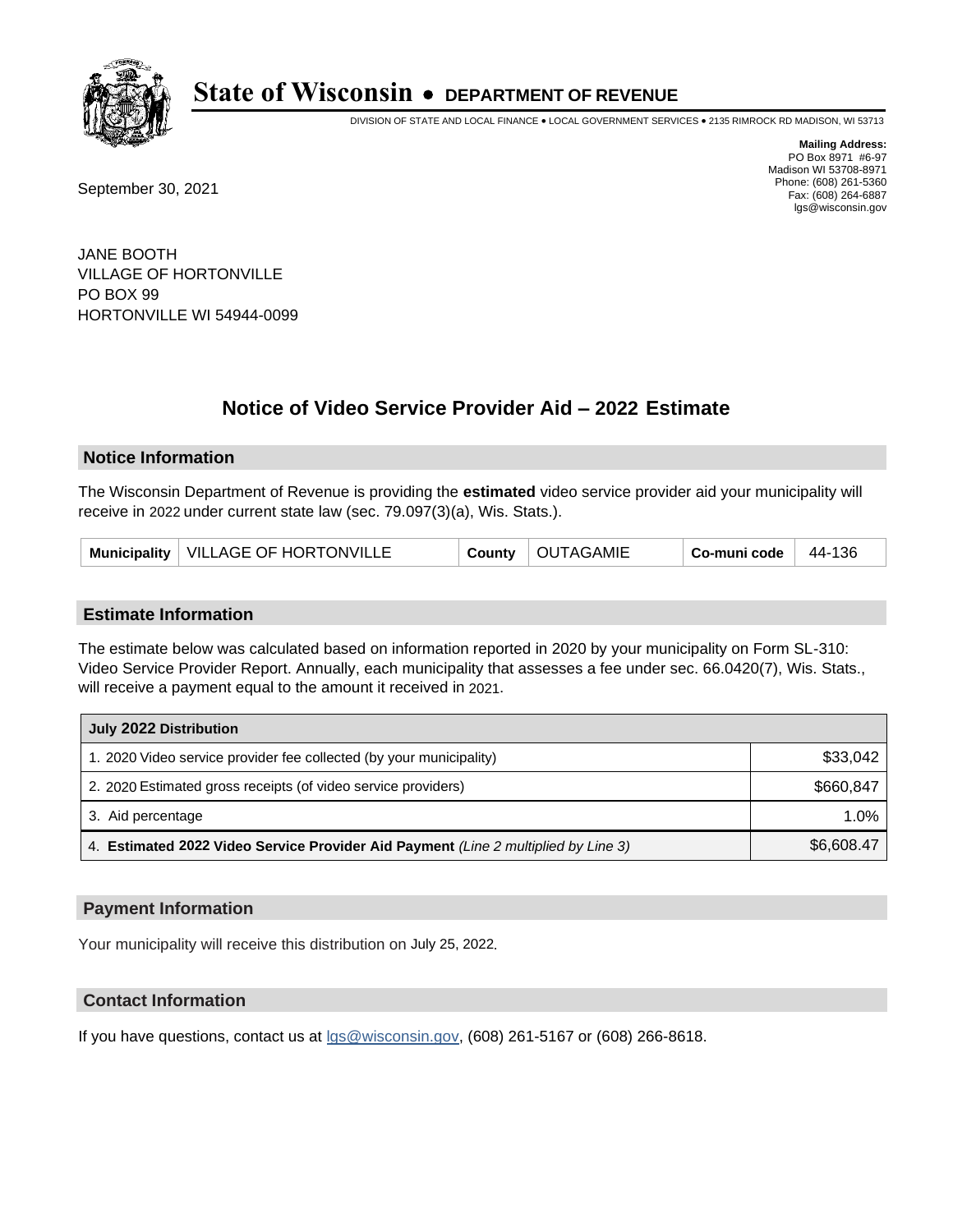# State of Wisconsin • DEPARTMENT OF REVENUE

DIVISION OF STATE AND LOCAL FINANCE • LOCAL GOVERNMENT SERVICES • 2135 RIMROCK RD MADISON, WI 53713

**Mailing Address:**
PO Box 8971 #6-97
Madison WI 53708-8971
Phone: (608) 261-5360
Fax: (608) 264-6887
lgs@wisconsin.gov

September 30, 2021

JANE BOOTH
VILLAGE OF HORTONVILLE
PO BOX 99
HORTONVILLE WI 54944-0099

## Notice of Video Service Provider Aid – 2022 Estimate

### Notice Information

The Wisconsin Department of Revenue is providing the **estimated** video service provider aid your municipality will receive in 2022 under current state law (sec. 79.097(3)(a), Wis. Stats.).

| Municipality | VILLAGE OF HORTONVILLE | County | OUTAGAMIE | Co-muni code | 44-136 |
|---|---|---|---|---|---|

### Estimate Information

The estimate below was calculated based on information reported in 2020 by your municipality on Form SL-310: Video Service Provider Report. Annually, each municipality that assesses a fee under sec. 66.0420(7), Wis. Stats., will receive a payment equal to the amount it received in 2021.

| July 2022 Distribution | |
|---|---|
| 1. 2020 Video service provider fee collected (by your municipality) | $33,042 |
| 2. 2020 Estimated gross receipts (of video service providers) | $660,847 |
| 3. Aid percentage | 1.0% |
| 4. **Estimated 2022 Video Service Provider Aid Payment** *(Line 2 multiplied by Line 3)* | $6,608.47 |

### Payment Information

Your municipality will receive this distribution on July 25, 2022.

### Contact Information

If you have questions, contact us at lgs@wisconsin.gov, (608) 261-5167 or (608) 266-8618.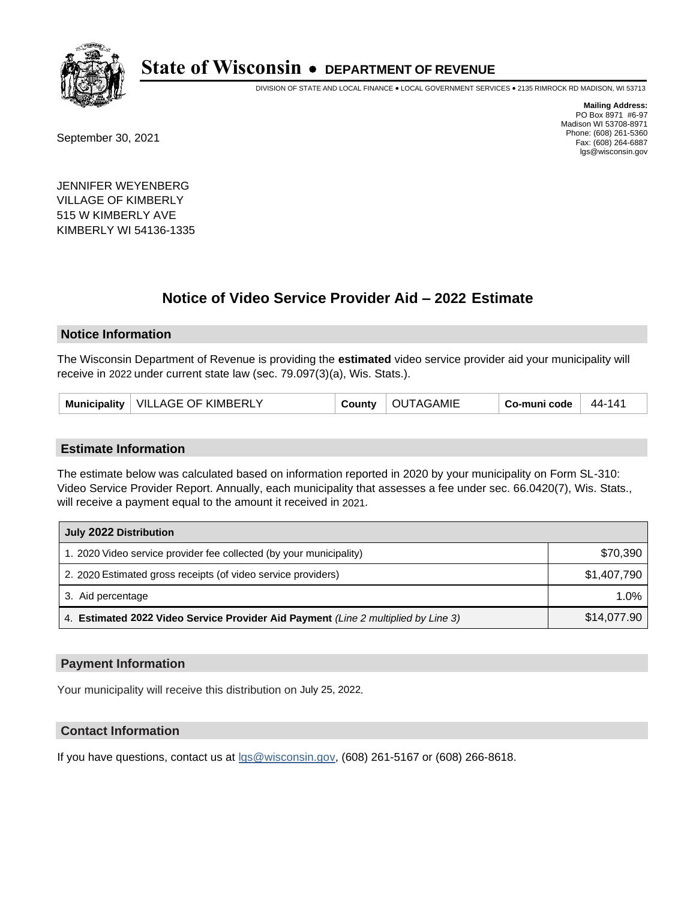# State of Wisconsin • DEPARTMENT OF REVENUE

DIVISION OF STATE AND LOCAL FINANCE • LOCAL GOVERNMENT SERVICES • 2135 RIMROCK RD MADISON, WI 53713

**Mailing Address:**
PO Box 8971 #6-97
Madison WI 53708-8971
Phone: (608) 261-5360
Fax: (608) 264-6887
lgs@wisconsin.gov

September 30, 2021

JENNIFER WEYENBERG
VILLAGE OF KIMBERLY
515 W KIMBERLY AVE
KIMBERLY WI 54136-1335

## Notice of Video Service Provider Aid – 2022 Estimate

### Notice Information

The Wisconsin Department of Revenue is providing the **estimated** video service provider aid your municipality will receive in 2022 under current state law (sec. 79.097(3)(a), Wis. Stats.).

| Municipality | VILLAGE OF KIMBERLY | County | OUTAGAMIE | Co-muni code | 44-141 |
|---|---|---|---|---|---|

### Estimate Information

The estimate below was calculated based on information reported in 2020 by your municipality on Form SL-310: Video Service Provider Report. Annually, each municipality that assesses a fee under sec. 66.0420(7), Wis. Stats., will receive a payment equal to the amount it received in 2021.

| July 2022 Distribution | |
|---|---|
| 1. 2020 Video service provider fee collected (by your municipality) | $70,390 |
| 2. 2020 Estimated gross receipts (of video service providers) | $1,407,790 |
| 3. Aid percentage | 1.0% |
| 4. **Estimated 2022 Video Service Provider Aid Payment** *(Line 2 multiplied by Line 3)* | $14,077.90 |

### Payment Information

Your municipality will receive this distribution on July 25, 2022.

### Contact Information

If you have questions, contact us at lgs@wisconsin.gov, (608) 261-5167 or (608) 266-8618.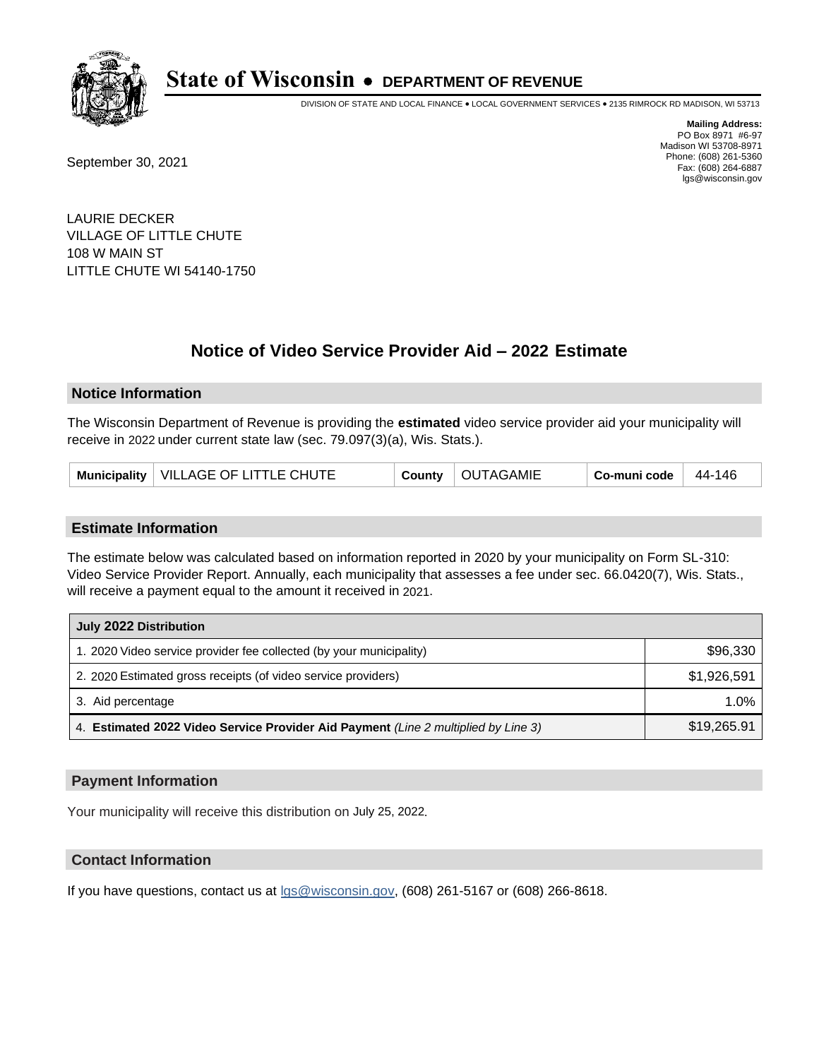# State of Wisconsin • DEPARTMENT OF REVENUE

DIVISION OF STATE AND LOCAL FINANCE • LOCAL GOVERNMENT SERVICES • 2135 RIMROCK RD MADISON, WI 53713

**Mailing Address:**
PO Box 8971 #6-97
Madison WI 53708-8971
Phone: (608) 261-5360
Fax: (608) 264-6887
lgs@wisconsin.gov

September 30, 2021

LAURIE DECKER
VILLAGE OF LITTLE CHUTE
108 W MAIN ST
LITTLE CHUTE WI 54140-1750

## Notice of Video Service Provider Aid – 2022 Estimate

### Notice Information

The Wisconsin Department of Revenue is providing the **estimated** video service provider aid your municipality will receive in 2022 under current state law (sec. 79.097(3)(a), Wis. Stats.).

| Municipality | VILLAGE OF LITTLE CHUTE | County | OUTAGAMIE | Co-muni code | 44-146 |
|---|---|---|---|---|---|

### Estimate Information

The estimate below was calculated based on information reported in 2020 by your municipality on Form SL-310: Video Service Provider Report. Annually, each municipality that assesses a fee under sec. 66.0420(7), Wis. Stats., will receive a payment equal to the amount it received in 2021.

| July 2022 Distribution | |
|---|---|
| 1. 2020 Video service provider fee collected (by your municipality) | $96,330 |
| 2. 2020 Estimated gross receipts (of video service providers) | $1,926,591 |
| 3. Aid percentage | 1.0% |
| 4. **Estimated 2022 Video Service Provider Aid Payment** *(Line 2 multiplied by Line 3)* | $19,265.91 |

### Payment Information

Your municipality will receive this distribution on July 25, 2022.

### Contact Information

If you have questions, contact us at lgs@wisconsin.gov, (608) 261-5167 or (608) 266-8618.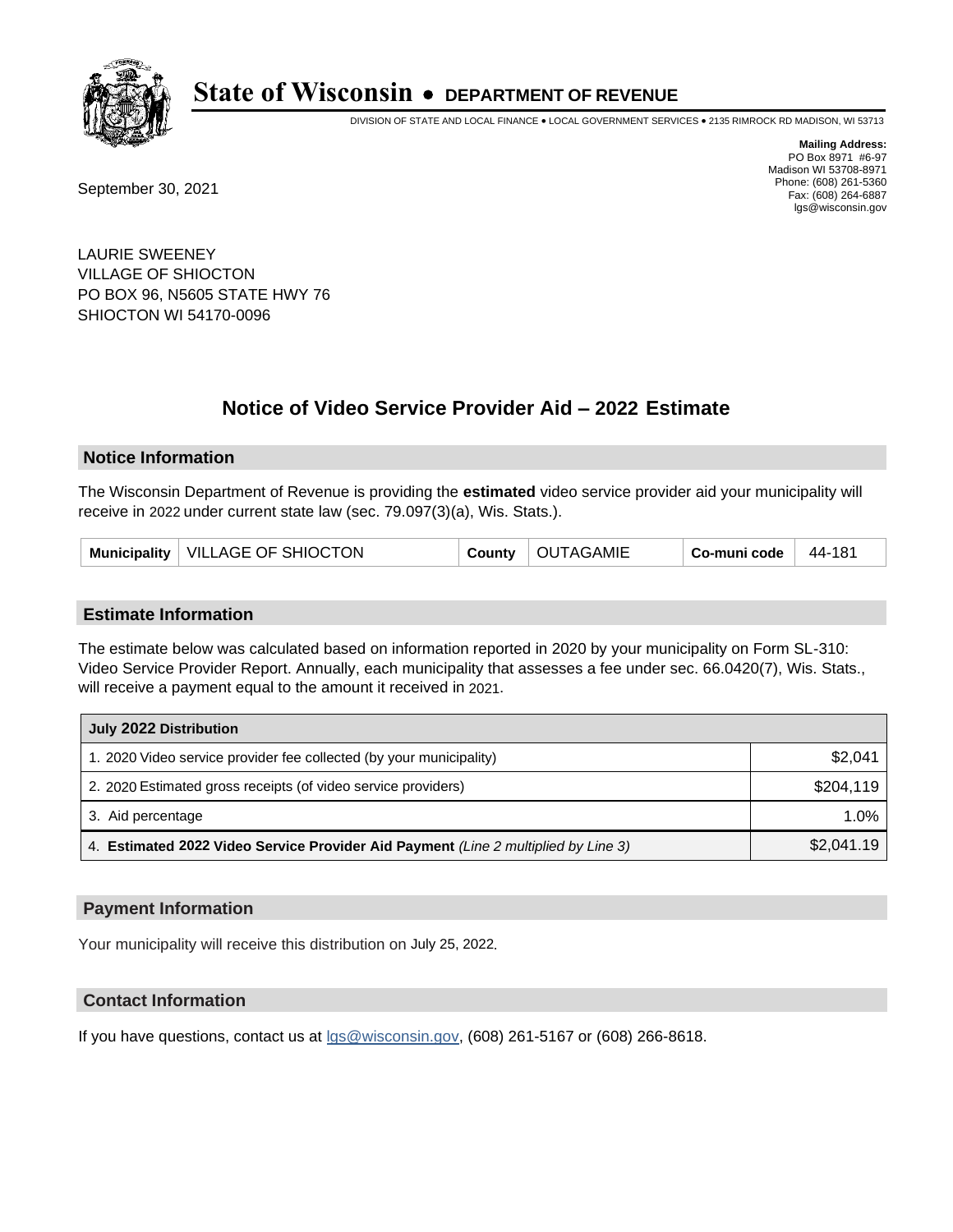# State of Wisconsin • DEPARTMENT OF REVENUE

DIVISION OF STATE AND LOCAL FINANCE • LOCAL GOVERNMENT SERVICES • 2135 RIMROCK RD MADISON, WI 53713

**Mailing Address:**
PO Box 8971 #6-97
Madison WI 53708-8971
Phone: (608) 261-5360
Fax: (608) 264-6887
lgs@wisconsin.gov

September 30, 2021

LAURIE SWEENEY
VILLAGE OF SHIOCTON
PO BOX 96, N5605 STATE HWY 76
SHIOCTON WI 54170-0096

## Notice of Video Service Provider Aid – 2022 Estimate

### Notice Information

The Wisconsin Department of Revenue is providing the **estimated** video service provider aid your municipality will receive in 2022 under current state law (sec. 79.097(3)(a), Wis. Stats.).

| Municipality | VILLAGE OF SHIOCTON | County | OUTAGAMIE | Co-muni code | 44-181 |
|---|---|---|---|---|---|

### Estimate Information

The estimate below was calculated based on information reported in 2020 by your municipality on Form SL-310: Video Service Provider Report. Annually, each municipality that assesses a fee under sec. 66.0420(7), Wis. Stats., will receive a payment equal to the amount it received in 2021.

| July 2022 Distribution | |
|---|---|
| 1. 2020 Video service provider fee collected (by your municipality) | $2,041 |
| 2. 2020 Estimated gross receipts (of video service providers) | $204,119 |
| 3. Aid percentage | 1.0% |
| 4. **Estimated 2022 Video Service Provider Aid Payment** *(Line 2 multiplied by Line 3)* | $2,041.19 |

### Payment Information

Your municipality will receive this distribution on July 25, 2022.

### Contact Information

If you have questions, contact us at lgs@wisconsin.gov, (608) 261-5167 or (608) 266-8618.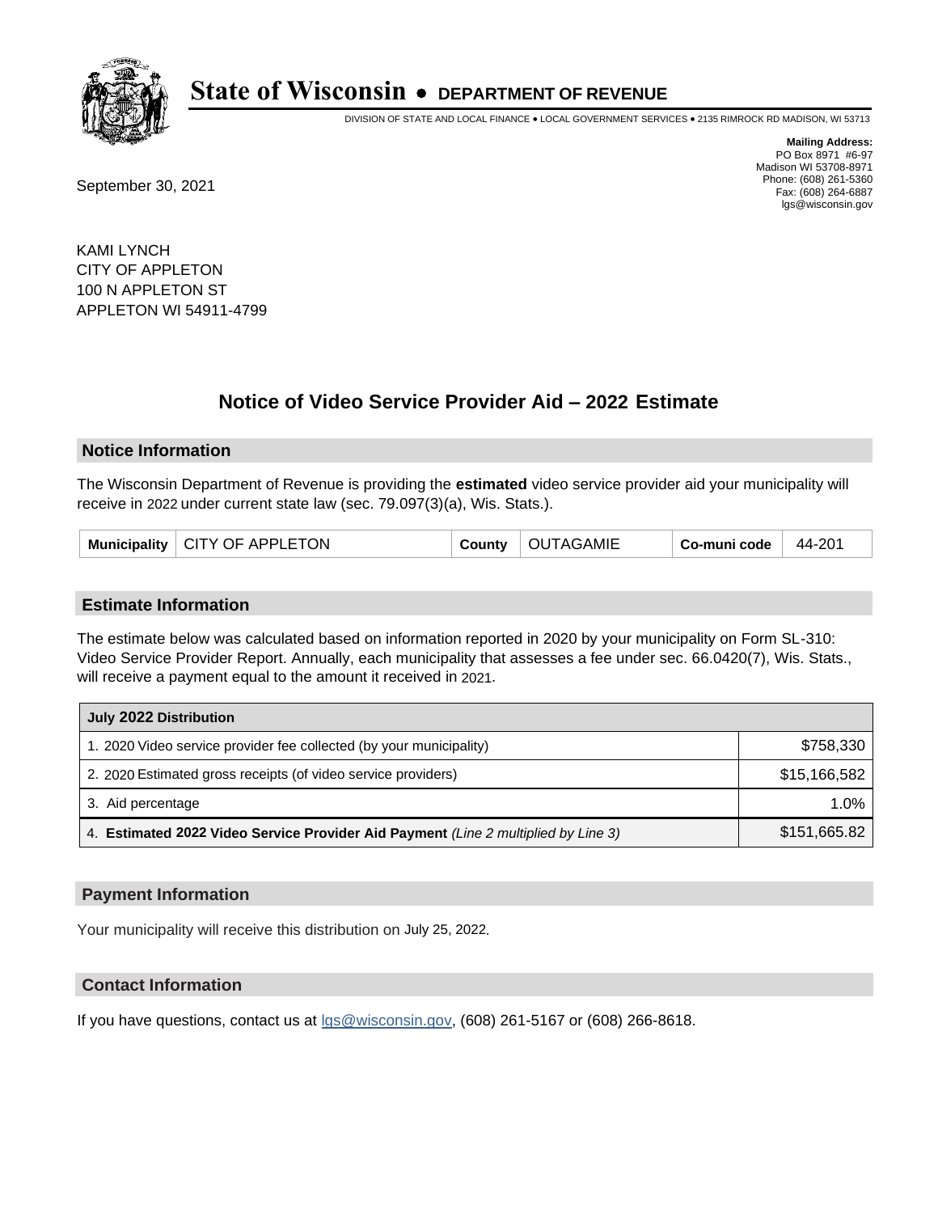# State of Wisconsin • DEPARTMENT OF REVENUE

DIVISION OF STATE AND LOCAL FINANCE • LOCAL GOVERNMENT SERVICES • 2135 RIMROCK RD MADISON, WI 53713

**Mailing Address:**
PO Box 8971 #6-97
Madison WI 53708-8971
Phone: (608) 261-5360
Fax: (608) 264-6887
lgs@wisconsin.gov

September 30, 2021

KAMI LYNCH
CITY OF APPLETON
100 N APPLETON ST
APPLETON WI 54911-4799

## Notice of Video Service Provider Aid – 2022 Estimate

### Notice Information

The Wisconsin Department of Revenue is providing the **estimated** video service provider aid your municipality will receive in 2022 under current state law (sec. 79.097(3)(a), Wis. Stats.).

| Municipality | CITY OF APPLETON | County | OUTAGAMIE | Co-muni code | 44-201 |
|---|---|---|---|---|---|

### Estimate Information

The estimate below was calculated based on information reported in 2020 by your municipality on Form SL-310: Video Service Provider Report. Annually, each municipality that assesses a fee under sec. 66.0420(7), Wis. Stats., will receive a payment equal to the amount it received in 2021.

| July 2022 Distribution | |
|---|---|
| 1. 2020 Video service provider fee collected (by your municipality) | $758,330 |
| 2. 2020 Estimated gross receipts (of video service providers) | $15,166,582 |
| 3. Aid percentage | 1.0% |
| 4. **Estimated 2022 Video Service Provider Aid Payment** *(Line 2 multiplied by Line 3)* | $151,665.82 |

### Payment Information

Your municipality will receive this distribution on July 25, 2022.

### Contact Information

If you have questions, contact us at lgs@wisconsin.gov, (608) 261-5167 or (608) 266-8618.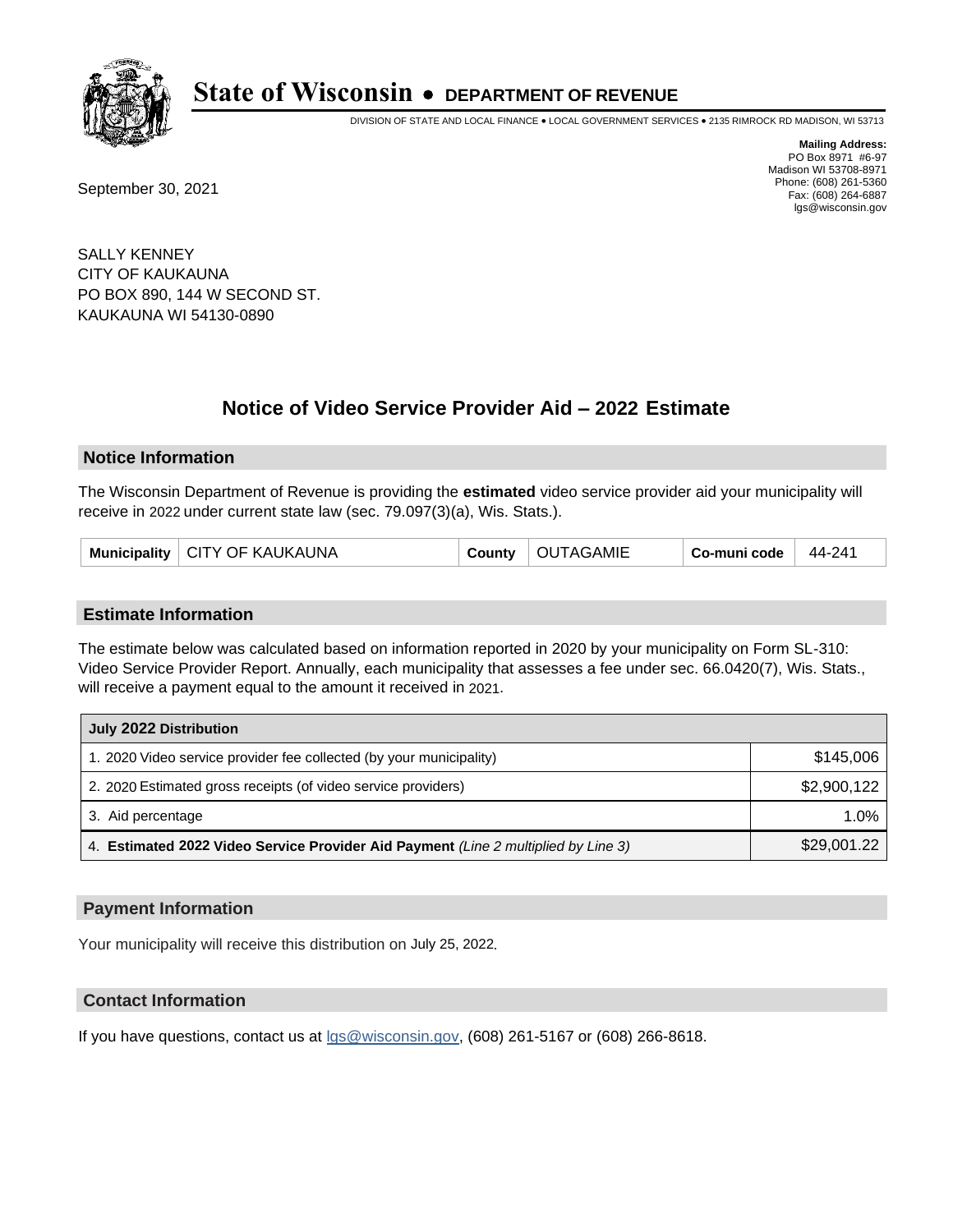# State of Wisconsin • DEPARTMENT OF REVENUE

DIVISION OF STATE AND LOCAL FINANCE • LOCAL GOVERNMENT SERVICES • 2135 RIMROCK RD MADISON, WI 53713

**Mailing Address:**
PO Box 8971 #6-97
Madison WI 53708-8971
Phone: (608) 261-5360
Fax: (608) 264-6887
lgs@wisconsin.gov

September 30, 2021

SALLY KENNEY
CITY OF KAUKAUNA
PO BOX 890, 144 W SECOND ST.
KAUKAUNA WI 54130-0890

## Notice of Video Service Provider Aid – 2022 Estimate

### Notice Information

The Wisconsin Department of Revenue is providing the **estimated** video service provider aid your municipality will receive in 2022 under current state law (sec. 79.097(3)(a), Wis. Stats.).

| Municipality | CITY OF KAUKAUNA | County | OUTAGAMIE | Co-muni code | 44-241 |
|---|---|---|---|---|---|

### Estimate Information

The estimate below was calculated based on information reported in 2020 by your municipality on Form SL-310: Video Service Provider Report. Annually, each municipality that assesses a fee under sec. 66.0420(7), Wis. Stats., will receive a payment equal to the amount it received in 2021.

| July 2022 Distribution | |
|---|---|
| 1. 2020 Video service provider fee collected (by your municipality) | $145,006 |
| 2. 2020 Estimated gross receipts (of video service providers) | $2,900,122 |
| 3. Aid percentage | 1.0% |
| 4. **Estimated 2022 Video Service Provider Aid Payment** *(Line 2 multiplied by Line 3)* | $29,001.22 |

### Payment Information

Your municipality will receive this distribution on July 25, 2022.

### Contact Information

If you have questions, contact us at lgs@wisconsin.gov, (608) 261-5167 or (608) 266-8618.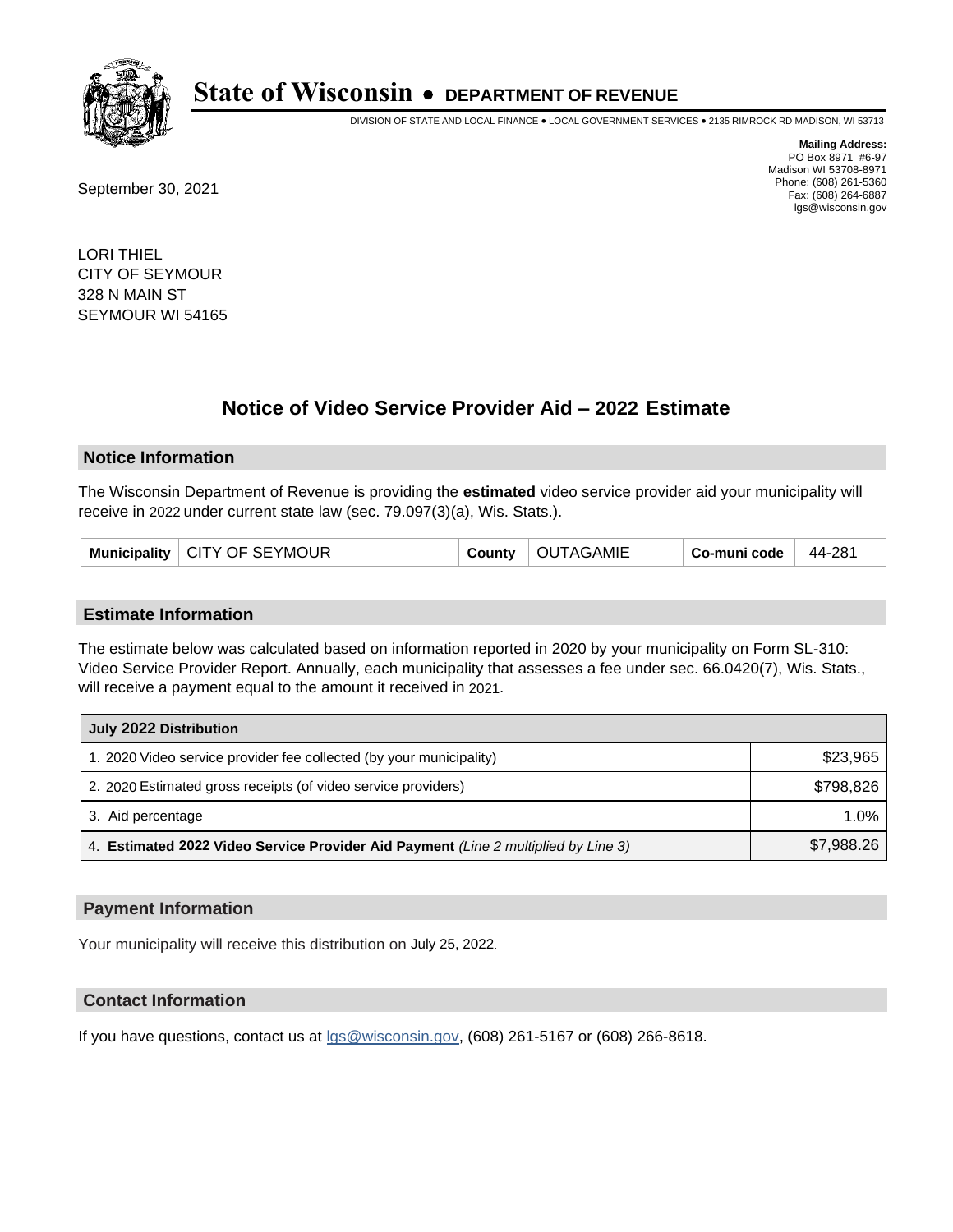# State of Wisconsin • DEPARTMENT OF REVENUE

DIVISION OF STATE AND LOCAL FINANCE • LOCAL GOVERNMENT SERVICES • 2135 RIMROCK RD MADISON, WI 53713

**Mailing Address:**
PO Box 8971 #6-97
Madison WI 53708-8971
Phone: (608) 261-5360
Fax: (608) 264-6887
lgs@wisconsin.gov

September 30, 2021

LORI THIEL
CITY OF SEYMOUR
328 N MAIN ST
SEYMOUR WI 54165

## Notice of Video Service Provider Aid – 2022 Estimate

### Notice Information

The Wisconsin Department of Revenue is providing the **estimated** video service provider aid your municipality will receive in 2022 under current state law (sec. 79.097(3)(a), Wis. Stats.).

| Municipality | CITY OF SEYMOUR | County | OUTAGAMIE | Co-muni code | 44-281 |
|---|---|---|---|---|---|

### Estimate Information

The estimate below was calculated based on information reported in 2020 by your municipality on Form SL-310: Video Service Provider Report. Annually, each municipality that assesses a fee under sec. 66.0420(7), Wis. Stats., will receive a payment equal to the amount it received in 2021.

| July 2022 Distribution | |
|---|---|
| 1. 2020 Video service provider fee collected (by your municipality) | $23,965 |
| 2. 2020 Estimated gross receipts (of video service providers) | $798,826 |
| 3. Aid percentage | 1.0% |
| 4. **Estimated 2022 Video Service Provider Aid Payment** *(Line 2 multiplied by Line 3)* | $7,988.26 |

### Payment Information

Your municipality will receive this distribution on July 25, 2022.

### Contact Information

If you have questions, contact us at lgs@wisconsin.gov, (608) 261-5167 or (608) 266-8618.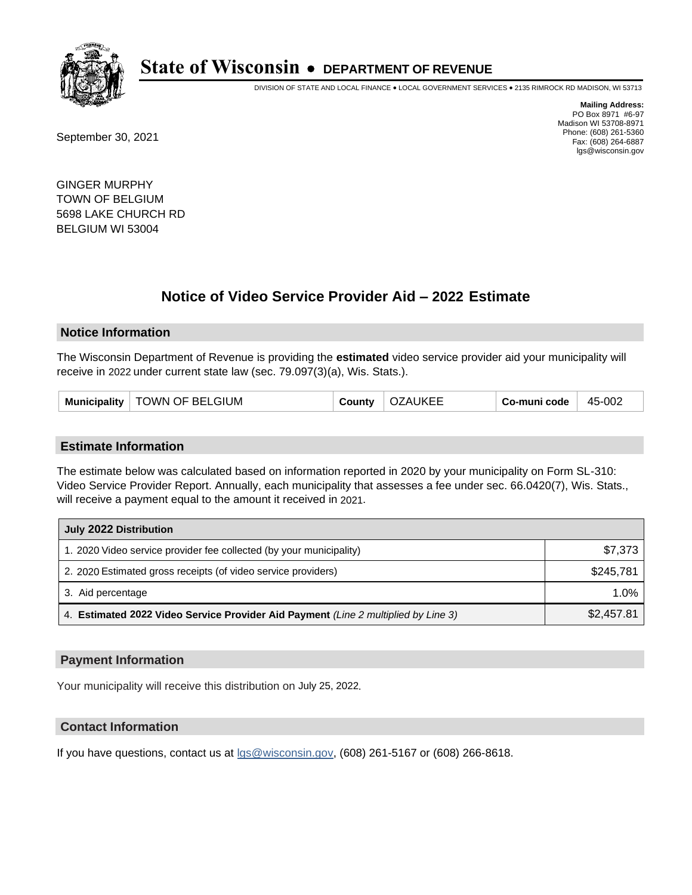# State of Wisconsin • DEPARTMENT OF REVENUE

DIVISION OF STATE AND LOCAL FINANCE • LOCAL GOVERNMENT SERVICES • 2135 RIMROCK RD MADISON, WI 53713

**Mailing Address:**
PO Box 8971 #6-97
Madison WI 53708-8971
Phone: (608) 261-5360
Fax: (608) 264-6887
lgs@wisconsin.gov

September 30, 2021

GINGER MURPHY
TOWN OF BELGIUM
5698 LAKE CHURCH RD
BELGIUM WI 53004

## Notice of Video Service Provider Aid – 2022 Estimate

### Notice Information

The Wisconsin Department of Revenue is providing the **estimated** video service provider aid your municipality will receive in 2022 under current state law (sec. 79.097(3)(a), Wis. Stats.).

| Municipality | TOWN OF BELGIUM | County | OZAUKEE | Co-muni code | 45-002 |
|---|---|---|---|---|---|

### Estimate Information

The estimate below was calculated based on information reported in 2020 by your municipality on Form SL-310: Video Service Provider Report. Annually, each municipality that assesses a fee under sec. 66.0420(7), Wis. Stats., will receive a payment equal to the amount it received in 2021.

| July 2022 Distribution | |
|---|---|
| 1. 2020 Video service provider fee collected (by your municipality) | $7,373 |
| 2. 2020 Estimated gross receipts (of video service providers) | $245,781 |
| 3. Aid percentage | 1.0% |
| 4. **Estimated 2022 Video Service Provider Aid Payment** *(Line 2 multiplied by Line 3)* | $2,457.81 |

### Payment Information

Your municipality will receive this distribution on July 25, 2022.

### Contact Information

If you have questions, contact us at lgs@wisconsin.gov, (608) 261-5167 or (608) 266-8618.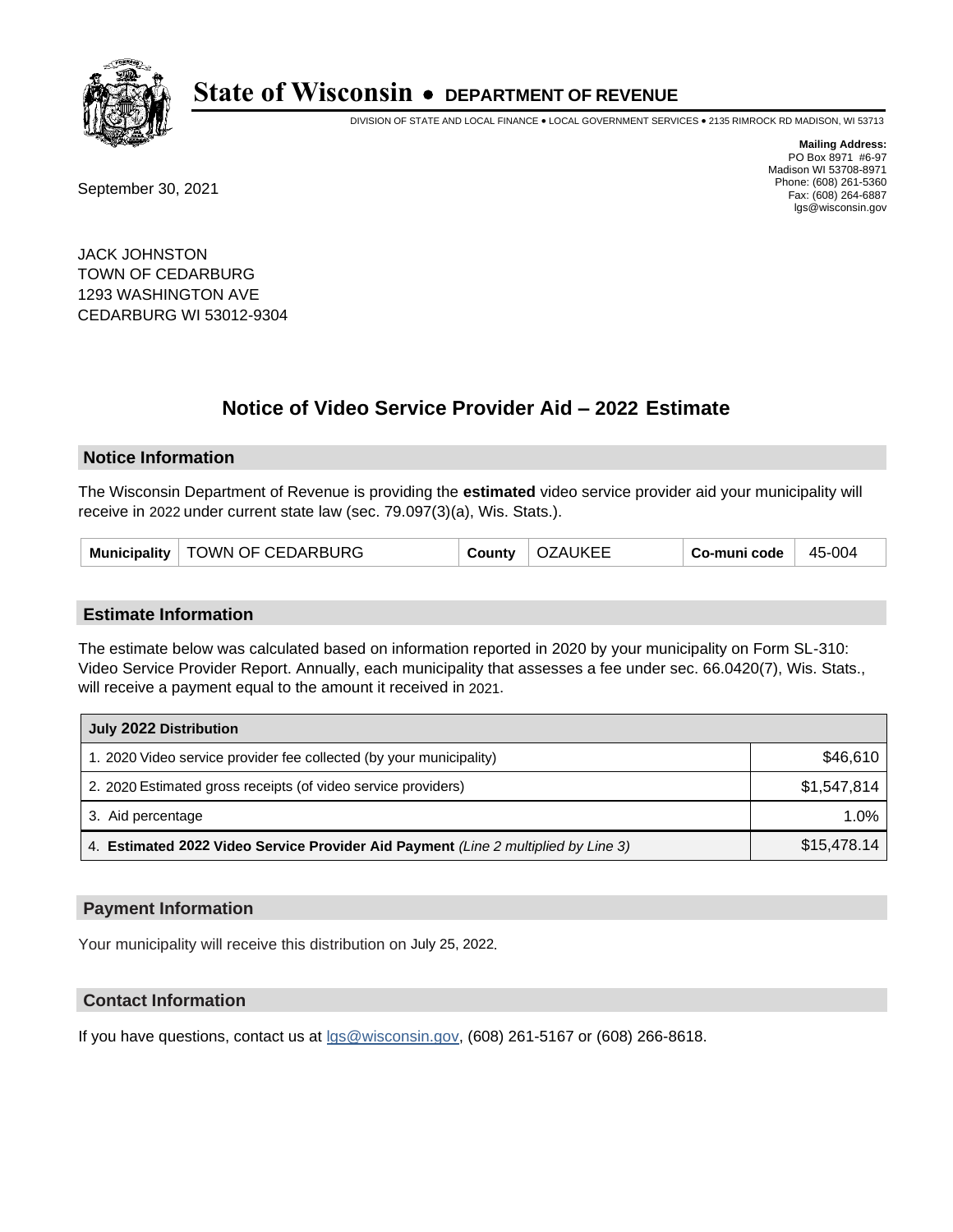# State of Wisconsin • DEPARTMENT OF REVENUE

DIVISION OF STATE AND LOCAL FINANCE • LOCAL GOVERNMENT SERVICES • 2135 RIMROCK RD MADISON, WI 53713

**Mailing Address:**
PO Box 8971 #6-97
Madison WI 53708-8971
Phone: (608) 261-5360
Fax: (608) 264-6887
lgs@wisconsin.gov

September 30, 2021

JACK JOHNSTON
TOWN OF CEDARBURG
1293 WASHINGTON AVE
CEDARBURG WI 53012-9304

## Notice of Video Service Provider Aid – 2022 Estimate

### Notice Information

The Wisconsin Department of Revenue is providing the **estimated** video service provider aid your municipality will receive in 2022 under current state law (sec. 79.097(3)(a), Wis. Stats.).

| **Municipality** | TOWN OF CEDARBURG | **County** | OZAUKEE | **Co-muni code** | 45-004 |
|---|---|---|---|---|---|

### Estimate Information

The estimate below was calculated based on information reported in 2020 by your municipality on Form SL-310: Video Service Provider Report. Annually, each municipality that assesses a fee under sec. 66.0420(7), Wis. Stats., will receive a payment equal to the amount it received in 2021.

| **July 2022 Distribution** | |
|---|---|
| 1. 2020 Video service provider fee collected (by your municipality) | $46,610 |
| 2. 2020 Estimated gross receipts (of video service providers) | $1,547,814 |
| 3. Aid percentage | 1.0% |
| 4. **Estimated 2022 Video Service Provider Aid Payment** *(Line 2 multiplied by Line 3)* | $15,478.14 |

### Payment Information

Your municipality will receive this distribution on July 25, 2022.

### Contact Information

If you have questions, contact us at lgs@wisconsin.gov, (608) 261-5167 or (608) 266-8618.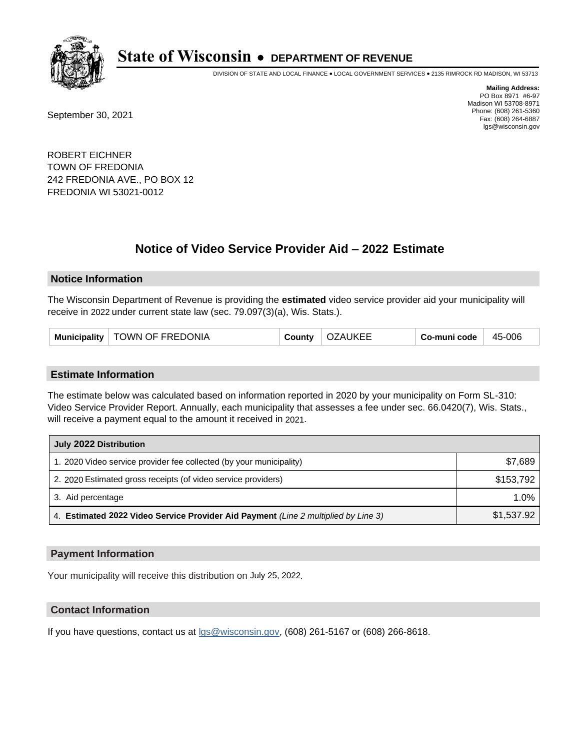# State of Wisconsin • DEPARTMENT OF REVENUE

DIVISION OF STATE AND LOCAL FINANCE • LOCAL GOVERNMENT SERVICES • 2135 RIMROCK RD MADISON, WI 53713

**Mailing Address:**
PO Box 8971 #6-97
Madison WI 53708-8971
Phone: (608) 261-5360
Fax: (608) 264-6887
lgs@wisconsin.gov

September 30, 2021

ROBERT EICHNER
TOWN OF FREDONIA
242 FREDONIA AVE., PO BOX 12
FREDONIA WI 53021-0012

## Notice of Video Service Provider Aid – 2022 Estimate

### Notice Information

The Wisconsin Department of Revenue is providing the **estimated** video service provider aid your municipality will receive in 2022 under current state law (sec. 79.097(3)(a), Wis. Stats.).

| Municipality | TOWN OF FREDONIA | County | OZAUKEE | Co-muni code | 45-006 |
|---|---|---|---|---|---|

### Estimate Information

The estimate below was calculated based on information reported in 2020 by your municipality on Form SL-310: Video Service Provider Report. Annually, each municipality that assesses a fee under sec. 66.0420(7), Wis. Stats., will receive a payment equal to the amount it received in 2021.

| July 2022 Distribution | |
|---|---|
| 1. 2020 Video service provider fee collected (by your municipality) | $7,689 |
| 2. 2020 Estimated gross receipts (of video service providers) | $153,792 |
| 3. Aid percentage | 1.0% |
| 4. **Estimated 2022 Video Service Provider Aid Payment** *(Line 2 multiplied by Line 3)* | $1,537.92 |

### Payment Information

Your municipality will receive this distribution on July 25, 2022.

### Contact Information

If you have questions, contact us at lgs@wisconsin.gov, (608) 261-5167 or (608) 266-8618.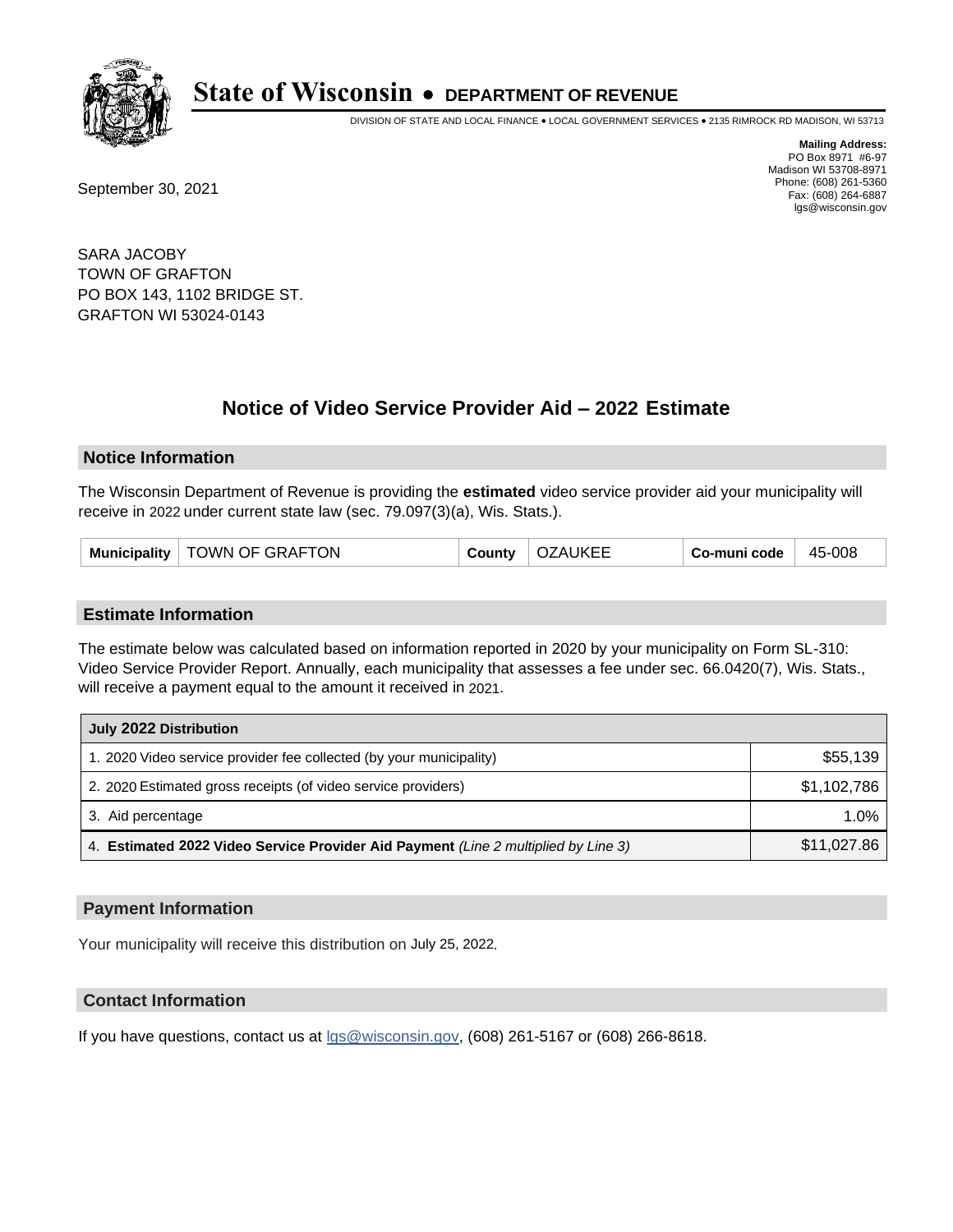# State of Wisconsin • DEPARTMENT OF REVENUE

DIVISION OF STATE AND LOCAL FINANCE • LOCAL GOVERNMENT SERVICES • 2135 RIMROCK RD MADISON, WI 53713

**Mailing Address:**
PO Box 8971 #6-97
Madison WI 53708-8971
Phone: (608) 261-5360
Fax: (608) 264-6887
lgs@wisconsin.gov

September 30, 2021

SARA JACOBY
TOWN OF GRAFTON
PO BOX 143, 1102 BRIDGE ST.
GRAFTON WI 53024-0143

## Notice of Video Service Provider Aid – 2022 Estimate

### Notice Information

The Wisconsin Department of Revenue is providing the **estimated** video service provider aid your municipality will receive in 2022 under current state law (sec. 79.097(3)(a), Wis. Stats.).

| Municipality | TOWN OF GRAFTON | County | OZAUKEE | Co-muni code | 45-008 |
|---|---|---|---|---|---|

### Estimate Information

The estimate below was calculated based on information reported in 2020 by your municipality on Form SL-310: Video Service Provider Report. Annually, each municipality that assesses a fee under sec. 66.0420(7), Wis. Stats., will receive a payment equal to the amount it received in 2021.

| July 2022 Distribution | |
|---|---|
| 1. 2020 Video service provider fee collected (by your municipality) | $55,139 |
| 2. 2020 Estimated gross receipts (of video service providers) | $1,102,786 |
| 3. Aid percentage | 1.0% |
| 4. **Estimated 2022 Video Service Provider Aid Payment** *(Line 2 multiplied by Line 3)* | $11,027.86 |

### Payment Information

Your municipality will receive this distribution on July 25, 2022.

### Contact Information

If you have questions, contact us at lgs@wisconsin.gov, (608) 261-5167 or (608) 266-8618.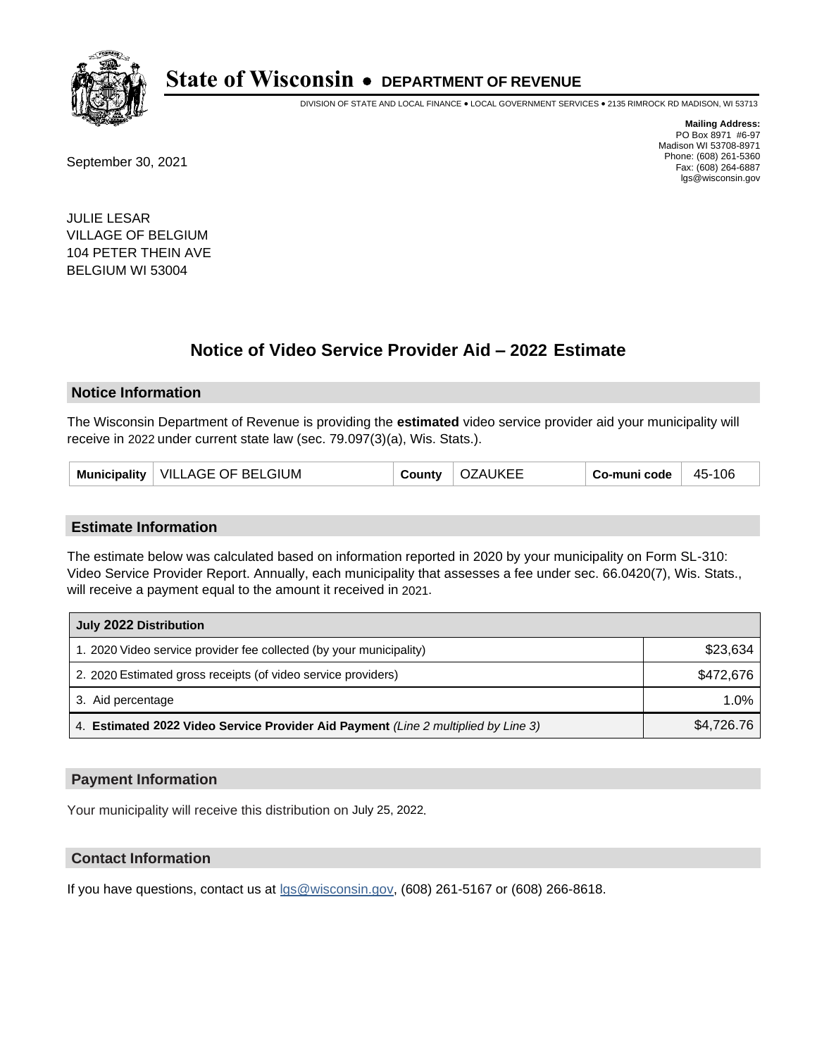# State of Wisconsin • DEPARTMENT OF REVENUE

DIVISION OF STATE AND LOCAL FINANCE • LOCAL GOVERNMENT SERVICES • 2135 RIMROCK RD MADISON, WI 53713

**Mailing Address:**
PO Box 8971 #6-97
Madison WI 53708-8971
Phone: (608) 261-5360
Fax: (608) 264-6887
lgs@wisconsin.gov

September 30, 2021

JULIE LESAR
VILLAGE OF BELGIUM
104 PETER THEIN AVE
BELGIUM WI 53004

## Notice of Video Service Provider Aid – 2022 Estimate

### Notice Information

The Wisconsin Department of Revenue is providing the **estimated** video service provider aid your municipality will receive in 2022 under current state law (sec. 79.097(3)(a), Wis. Stats.).

| Municipality | VILLAGE OF BELGIUM | County | OZAUKEE | Co-muni code | 45-106 |
|---|---|---|---|---|---|

### Estimate Information

The estimate below was calculated based on information reported in 2020 by your municipality on Form SL-310: Video Service Provider Report. Annually, each municipality that assesses a fee under sec. 66.0420(7), Wis. Stats., will receive a payment equal to the amount it received in 2021.

| July 2022 Distribution | |
|---|---|
| 1. 2020 Video service provider fee collected (by your municipality) | $23,634 |
| 2. 2020 Estimated gross receipts (of video service providers) | $472,676 |
| 3. Aid percentage | 1.0% |
| 4. **Estimated 2022 Video Service Provider Aid Payment** *(Line 2 multiplied by Line 3)* | $4,726.76 |

### Payment Information

Your municipality will receive this distribution on July 25, 2022.

### Contact Information

If you have questions, contact us at lgs@wisconsin.gov, (608) 261-5167 or (608) 266-8618.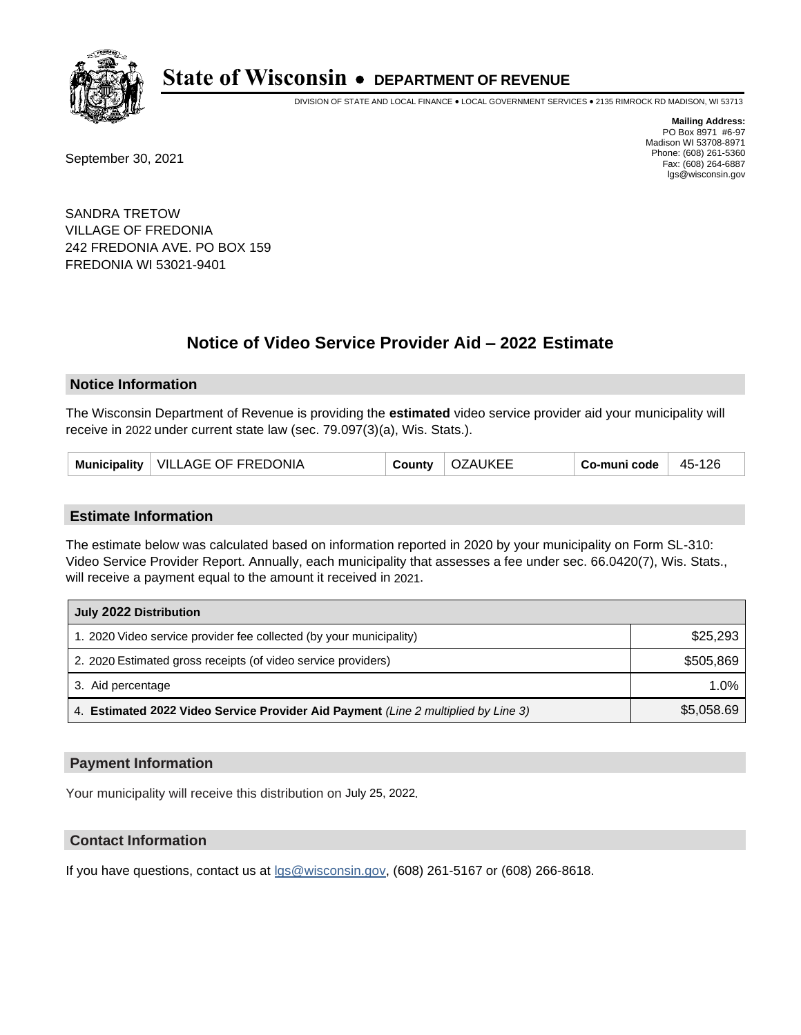# State of Wisconsin • DEPARTMENT OF REVENUE

DIVISION OF STATE AND LOCAL FINANCE • LOCAL GOVERNMENT SERVICES • 2135 RIMROCK RD MADISON, WI 53713

**Mailing Address:**
PO Box 8971 #6-97
Madison WI 53708-8971
Phone: (608) 261-5360
Fax: (608) 264-6887
lgs@wisconsin.gov

September 30, 2021

SANDRA TRETOW
VILLAGE OF FREDONIA
242 FREDONIA AVE. PO BOX 159
FREDONIA WI 53021-9401

## Notice of Video Service Provider Aid – 2022 Estimate

### Notice Information

The Wisconsin Department of Revenue is providing the **estimated** video service provider aid your municipality will receive in 2022 under current state law (sec. 79.097(3)(a), Wis. Stats.).

| Municipality | VILLAGE OF FREDONIA | County | OZAUKEE | Co-muni code | 45-126 |
|---|---|---|---|---|---|

### Estimate Information

The estimate below was calculated based on information reported in 2020 by your municipality on Form SL-310: Video Service Provider Report. Annually, each municipality that assesses a fee under sec. 66.0420(7), Wis. Stats., will receive a payment equal to the amount it received in 2021.

| July 2022 Distribution | |
|---|---|
| 1. 2020 Video service provider fee collected (by your municipality) | $25,293 |
| 2. 2020 Estimated gross receipts (of video service providers) | $505,869 |
| 3. Aid percentage | 1.0% |
| 4. **Estimated 2022 Video Service Provider Aid Payment** *(Line 2 multiplied by Line 3)* | $5,058.69 |

### Payment Information

Your municipality will receive this distribution on July 25, 2022.

### Contact Information

If you have questions, contact us at lgs@wisconsin.gov, (608) 261-5167 or (608) 266-8618.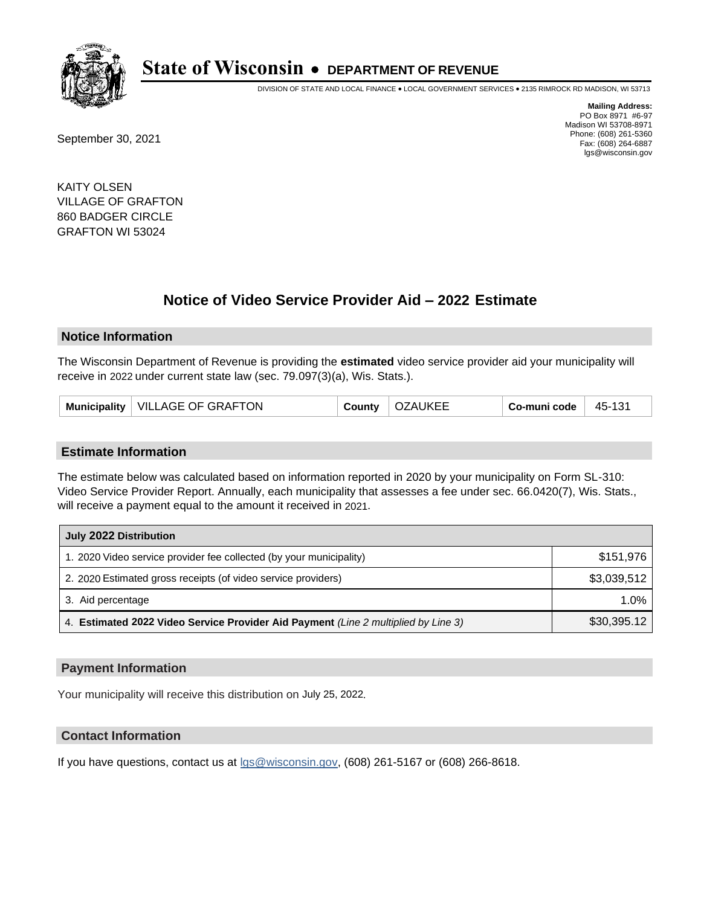# State of Wisconsin • DEPARTMENT OF REVENUE

DIVISION OF STATE AND LOCAL FINANCE • LOCAL GOVERNMENT SERVICES • 2135 RIMROCK RD MADISON, WI 53713

**Mailing Address:**
PO Box 8971 #6-97
Madison WI 53708-8971
Phone: (608) 261-5360
Fax: (608) 264-6887
lgs@wisconsin.gov

September 30, 2021

KAITY OLSEN
VILLAGE OF GRAFTON
860 BADGER CIRCLE
GRAFTON WI 53024

## Notice of Video Service Provider Aid – 2022 Estimate

### Notice Information

The Wisconsin Department of Revenue is providing the **estimated** video service provider aid your municipality will receive in 2022 under current state law (sec. 79.097(3)(a), Wis. Stats.).

| Municipality | VILLAGE OF GRAFTON | County | OZAUKEE | Co-muni code | 45-131 |
|---|---|---|---|---|---|

### Estimate Information

The estimate below was calculated based on information reported in 2020 by your municipality on Form SL-310: Video Service Provider Report. Annually, each municipality that assesses a fee under sec. 66.0420(7), Wis. Stats., will receive a payment equal to the amount it received in 2021.

| July 2022 Distribution | |
|---|---|
| 1. 2020 Video service provider fee collected (by your municipality) | $151,976 |
| 2. 2020 Estimated gross receipts (of video service providers) | $3,039,512 |
| 3. Aid percentage | 1.0% |
| 4. **Estimated 2022 Video Service Provider Aid Payment** *(Line 2 multiplied by Line 3)* | $30,395.12 |

### Payment Information

Your municipality will receive this distribution on July 25, 2022.

### Contact Information

If you have questions, contact us at lgs@wisconsin.gov, (608) 261-5167 or (608) 266-8618.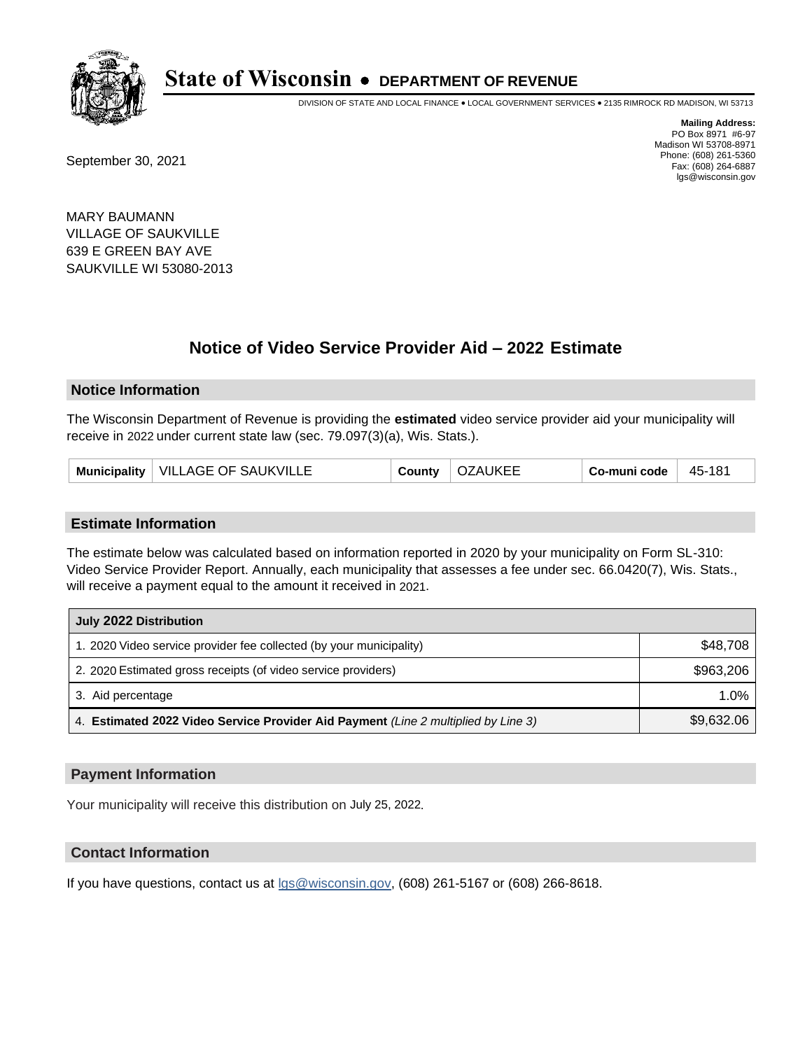# State of Wisconsin • DEPARTMENT OF REVENUE

DIVISION OF STATE AND LOCAL FINANCE • LOCAL GOVERNMENT SERVICES • 2135 RIMROCK RD MADISON, WI 53713

**Mailing Address:**
PO Box 8971 #6-97
Madison WI 53708-8971
Phone: (608) 261-5360
Fax: (608) 264-6887
lgs@wisconsin.gov

September 30, 2021

MARY BAUMANN
VILLAGE OF SAUKVILLE
639 E GREEN BAY AVE
SAUKVILLE WI 53080-2013

## Notice of Video Service Provider Aid – 2022 Estimate

### Notice Information

The Wisconsin Department of Revenue is providing the **estimated** video service provider aid your municipality will receive in 2022 under current state law (sec. 79.097(3)(a), Wis. Stats.).

| Municipality | VILLAGE OF SAUKVILLE | County | OZAUKEE | Co-muni code | 45-181 |
|---|---|---|---|---|---|

### Estimate Information

The estimate below was calculated based on information reported in 2020 by your municipality on Form SL-310: Video Service Provider Report. Annually, each municipality that assesses a fee under sec. 66.0420(7), Wis. Stats., will receive a payment equal to the amount it received in 2021.

| July 2022 Distribution | |
|---|---|
| 1. 2020 Video service provider fee collected (by your municipality) | $48,708 |
| 2. 2020 Estimated gross receipts (of video service providers) | $963,206 |
| 3. Aid percentage | 1.0% |
| 4. **Estimated 2022 Video Service Provider Aid Payment** *(Line 2 multiplied by Line 3)* | $9,632.06 |

### Payment Information

Your municipality will receive this distribution on July 25, 2022.

### Contact Information

If you have questions, contact us at lgs@wisconsin.gov, (608) 261-5167 or (608) 266-8618.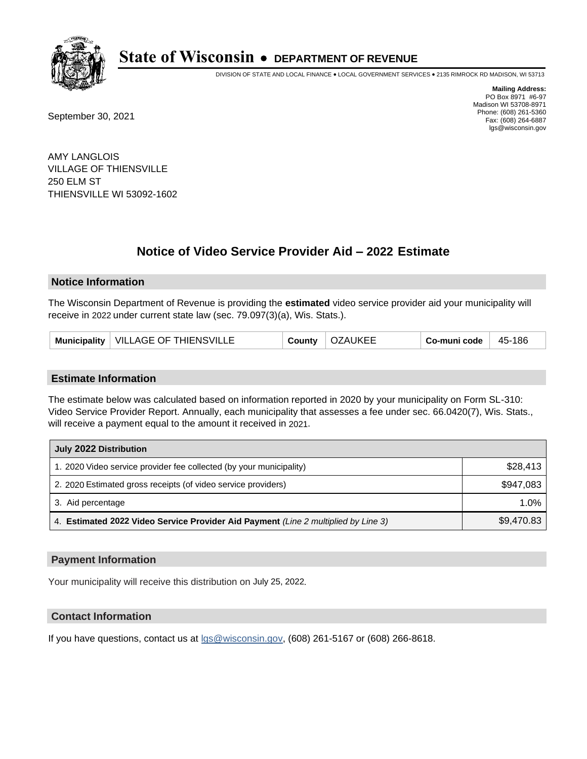# State of Wisconsin • DEPARTMENT OF REVENUE

DIVISION OF STATE AND LOCAL FINANCE • LOCAL GOVERNMENT SERVICES • 2135 RIMROCK RD MADISON, WI 53713

**Mailing Address:**
PO Box 8971 #6-97
Madison WI 53708-8971
Phone: (608) 261-5360
Fax: (608) 264-6887
lgs@wisconsin.gov

September 30, 2021

AMY LANGLOIS
VILLAGE OF THIENSVILLE
250 ELM ST
THIENSVILLE WI 53092-1602

## Notice of Video Service Provider Aid – 2022 Estimate

### Notice Information

The Wisconsin Department of Revenue is providing the **estimated** video service provider aid your municipality will receive in 2022 under current state law (sec. 79.097(3)(a), Wis. Stats.).

| Municipality | VILLAGE OF THIENSVILLE | County | OZAUKEE | Co-muni code | 45-186 |
|---|---|---|---|---|---|

### Estimate Information

The estimate below was calculated based on information reported in 2020 by your municipality on Form SL-310: Video Service Provider Report. Annually, each municipality that assesses a fee under sec. 66.0420(7), Wis. Stats., will receive a payment equal to the amount it received in 2021.

| July 2022 Distribution | |
|---|---|
| 1. 2020 Video service provider fee collected (by your municipality) | $28,413 |
| 2. 2020 Estimated gross receipts (of video service providers) | $947,083 |
| 3. Aid percentage | 1.0% |
| 4. **Estimated 2022 Video Service Provider Aid Payment** *(Line 2 multiplied by Line 3)* | $9,470.83 |

### Payment Information

Your municipality will receive this distribution on July 25, 2022.

### Contact Information

If you have questions, contact us at lgs@wisconsin.gov, (608) 261-5167 or (608) 266-8618.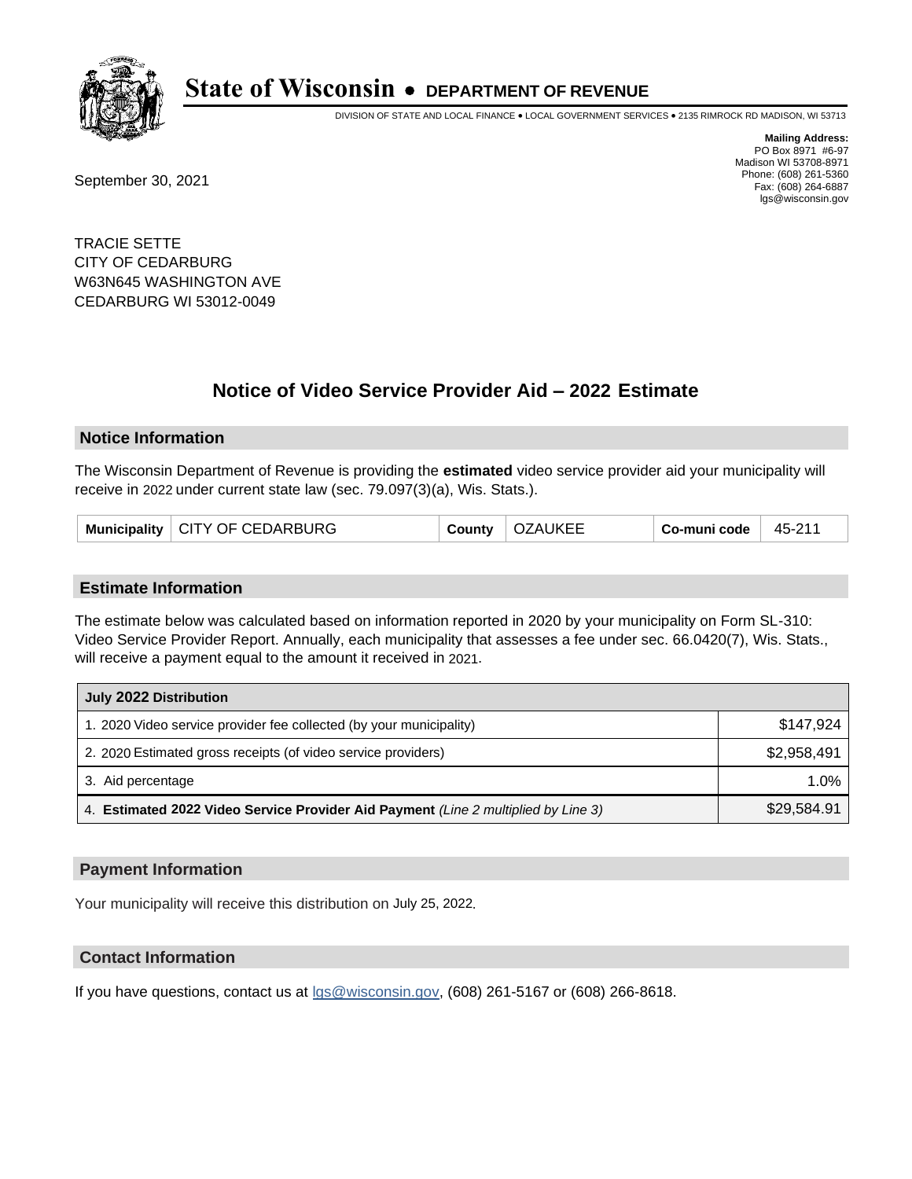# State of Wisconsin • DEPARTMENT OF REVENUE

DIVISION OF STATE AND LOCAL FINANCE • LOCAL GOVERNMENT SERVICES • 2135 RIMROCK RD MADISON, WI 53713

**Mailing Address:**
PO Box 8971 #6-97
Madison WI 53708-8971
Phone: (608) 261-5360
Fax: (608) 264-6887
lgs@wisconsin.gov

September 30, 2021

TRACIE SETTE
CITY OF CEDARBURG
W63N645 WASHINGTON AVE
CEDARBURG WI 53012-0049

## Notice of Video Service Provider Aid – 2022 Estimate

### Notice Information

The Wisconsin Department of Revenue is providing the **estimated** video service provider aid your municipality will receive in 2022 under current state law (sec. 79.097(3)(a), Wis. Stats.).

| Municipality | CITY OF CEDARBURG | County | OZAUKEE | Co-muni code | 45-211 |
|---|---|---|---|---|---|

### Estimate Information

The estimate below was calculated based on information reported in 2020 by your municipality on Form SL-310: Video Service Provider Report. Annually, each municipality that assesses a fee under sec. 66.0420(7), Wis. Stats., will receive a payment equal to the amount it received in 2021.

| July 2022 Distribution | |
|---|---|
| 1. 2020 Video service provider fee collected (by your municipality) | $147,924 |
| 2. 2020 Estimated gross receipts (of video service providers) | $2,958,491 |
| 3. Aid percentage | 1.0% |
| 4. **Estimated 2022 Video Service Provider Aid Payment** *(Line 2 multiplied by Line 3)* | $29,584.91 |

### Payment Information

Your municipality will receive this distribution on July 25, 2022.

### Contact Information

If you have questions, contact us at lgs@wisconsin.gov, (608) 261-5167 or (608) 266-8618.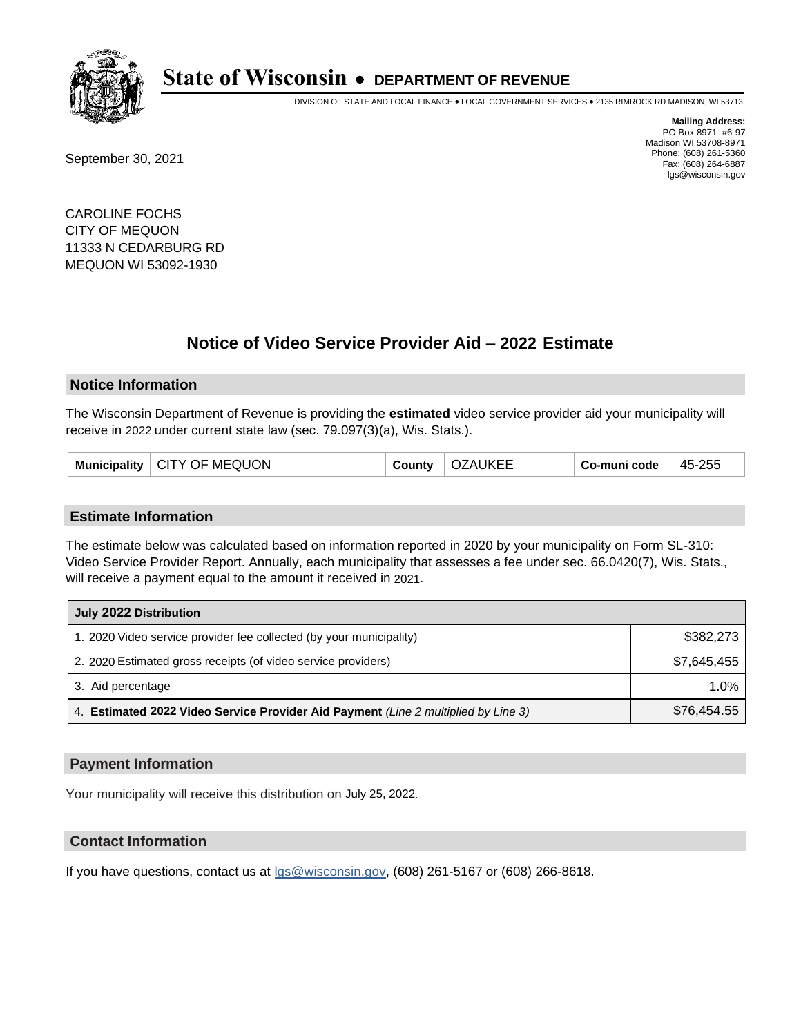# State of Wisconsin • DEPARTMENT OF REVENUE

DIVISION OF STATE AND LOCAL FINANCE • LOCAL GOVERNMENT SERVICES • 2135 RIMROCK RD MADISON, WI 53713

**Mailing Address:**
PO Box 8971 #6-97
Madison WI 53708-8971
Phone: (608) 261-5360
Fax: (608) 264-6887
lgs@wisconsin.gov

September 30, 2021

CAROLINE FOCHS
CITY OF MEQUON
11333 N CEDARBURG RD
MEQUON WI 53092-1930

## Notice of Video Service Provider Aid – 2022 Estimate

### Notice Information

The Wisconsin Department of Revenue is providing the **estimated** video service provider aid your municipality will receive in 2022 under current state law (sec. 79.097(3)(a), Wis. Stats.).

| Municipality | CITY OF MEQUON | County | OZAUKEE | Co-muni code | 45-255 |
|---|---|---|---|---|---|

### Estimate Information

The estimate below was calculated based on information reported in 2020 by your municipality on Form SL-310: Video Service Provider Report. Annually, each municipality that assesses a fee under sec. 66.0420(7), Wis. Stats., will receive a payment equal to the amount it received in 2021.

| July 2022 Distribution | |
|---|---|
| 1. 2020 Video service provider fee collected (by your municipality) | $382,273 |
| 2. 2020 Estimated gross receipts (of video service providers) | $7,645,455 |
| 3. Aid percentage | 1.0% |
| 4. **Estimated 2022 Video Service Provider Aid Payment** *(Line 2 multiplied by Line 3)* | $76,454.55 |

### Payment Information

Your municipality will receive this distribution on July 25, 2022.

### Contact Information

If you have questions, contact us at lgs@wisconsin.gov, (608) 261-5167 or (608) 266-8618.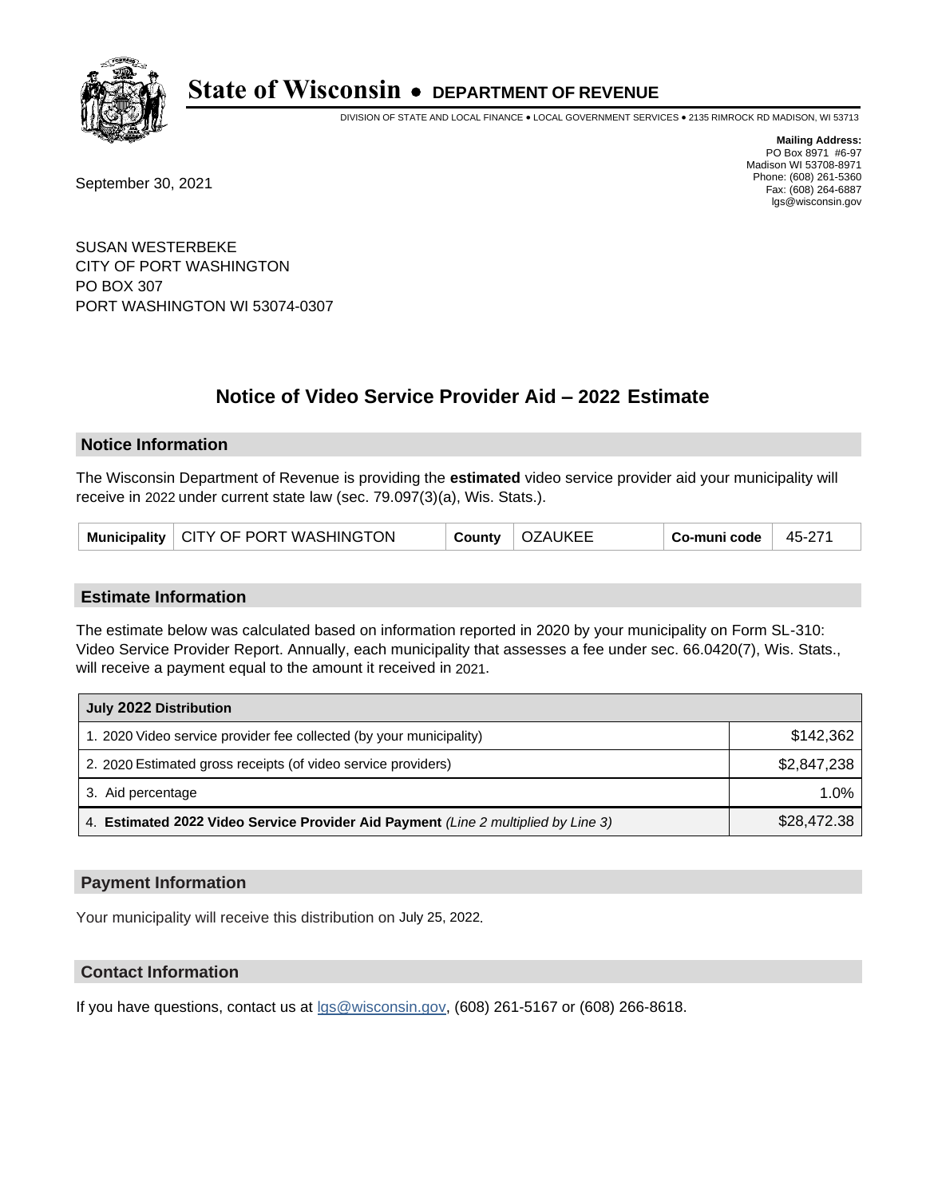# State of Wisconsin • DEPARTMENT OF REVENUE

DIVISION OF STATE AND LOCAL FINANCE • LOCAL GOVERNMENT SERVICES • 2135 RIMROCK RD MADISON, WI 53713

**Mailing Address:**
PO Box 8971 #6-97
Madison WI 53708-8971
Phone: (608) 261-5360
Fax: (608) 264-6887
lgs@wisconsin.gov

September 30, 2021

SUSAN WESTERBEKE
CITY OF PORT WASHINGTON
PO BOX 307
PORT WASHINGTON WI 53074-0307

## Notice of Video Service Provider Aid – 2022 Estimate

### Notice Information

The Wisconsin Department of Revenue is providing the **estimated** video service provider aid your municipality will receive in 2022 under current state law (sec. 79.097(3)(a), Wis. Stats.).

| Municipality | CITY OF PORT WASHINGTON | County | OZAUKEE | Co-muni code | 45-271 |
|---|---|---|---|---|---|

### Estimate Information

The estimate below was calculated based on information reported in 2020 by your municipality on Form SL-310: Video Service Provider Report. Annually, each municipality that assesses a fee under sec. 66.0420(7), Wis. Stats., will receive a payment equal to the amount it received in 2021.

| July 2022 Distribution | |
|---|---|
| 1. 2020 Video service provider fee collected (by your municipality) | $142,362 |
| 2. 2020 Estimated gross receipts (of video service providers) | $2,847,238 |
| 3. Aid percentage | 1.0% |
| 4. **Estimated 2022 Video Service Provider Aid Payment** *(Line 2 multiplied by Line 3)* | $28,472.38 |

### Payment Information

Your municipality will receive this distribution on July 25, 2022.

### Contact Information

If you have questions, contact us at lgs@wisconsin.gov, (608) 261-5167 or (608) 266-8618.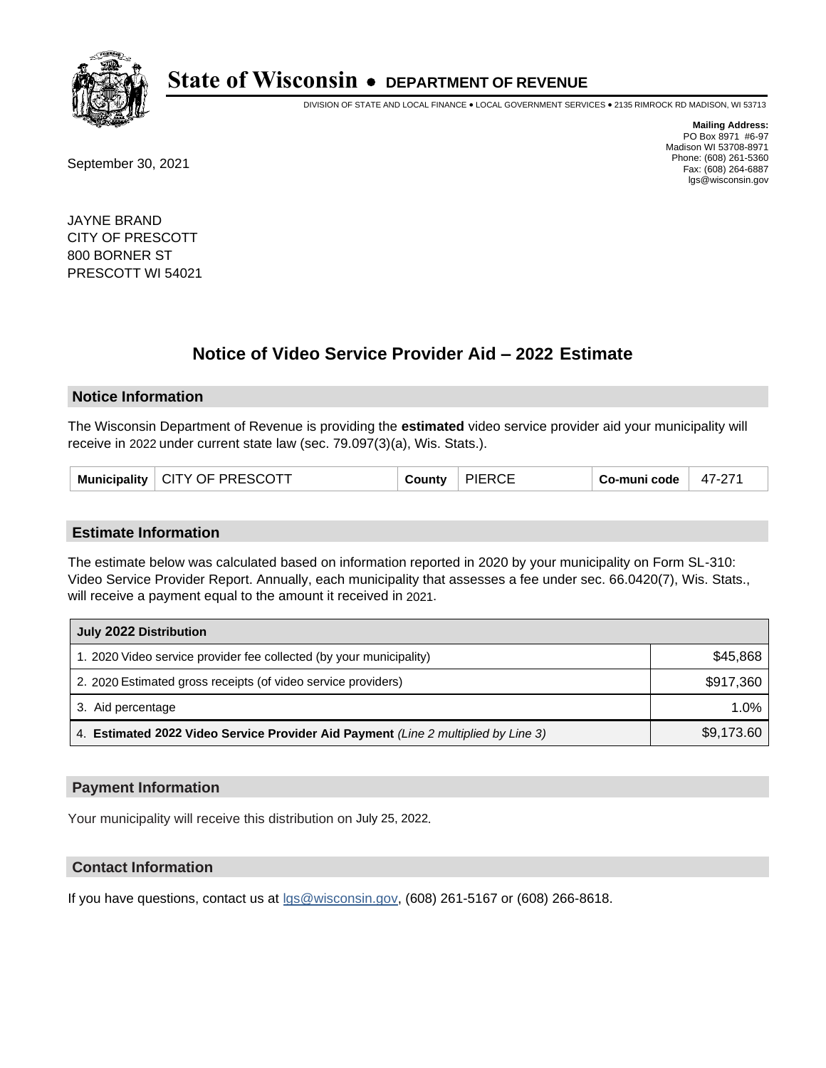# State of Wisconsin • DEPARTMENT OF REVENUE

DIVISION OF STATE AND LOCAL FINANCE • LOCAL GOVERNMENT SERVICES • 2135 RIMROCK RD MADISON, WI 53713

**Mailing Address:**
PO Box 8971 #6-97
Madison WI 53708-8971
Phone: (608) 261-5360
Fax: (608) 264-6887
lgs@wisconsin.gov

September 30, 2021

JAYNE BRAND
CITY OF PRESCOTT
800 BORNER ST
PRESCOTT WI 54021

## Notice of Video Service Provider Aid – 2022 Estimate

### Notice Information

The Wisconsin Department of Revenue is providing the **estimated** video service provider aid your municipality will receive in 2022 under current state law (sec. 79.097(3)(a), Wis. Stats.).

| Municipality | CITY OF PRESCOTT | County | PIERCE | Co-muni code | 47-271 |
|---|---|---|---|---|---|

### Estimate Information

The estimate below was calculated based on information reported in 2020 by your municipality on Form SL-310: Video Service Provider Report. Annually, each municipality that assesses a fee under sec. 66.0420(7), Wis. Stats., will receive a payment equal to the amount it received in 2021.

| July 2022 Distribution | |
|---|---|
| 1. 2020 Video service provider fee collected (by your municipality) | $45,868 |
| 2. 2020 Estimated gross receipts (of video service providers) | $917,360 |
| 3. Aid percentage | 1.0% |
| 4. **Estimated 2022 Video Service Provider Aid Payment** *(Line 2 multiplied by Line 3)* | $9,173.60 |

### Payment Information

Your municipality will receive this distribution on July 25, 2022.

### Contact Information

If you have questions, contact us at lgs@wisconsin.gov, (608) 261-5167 or (608) 266-8618.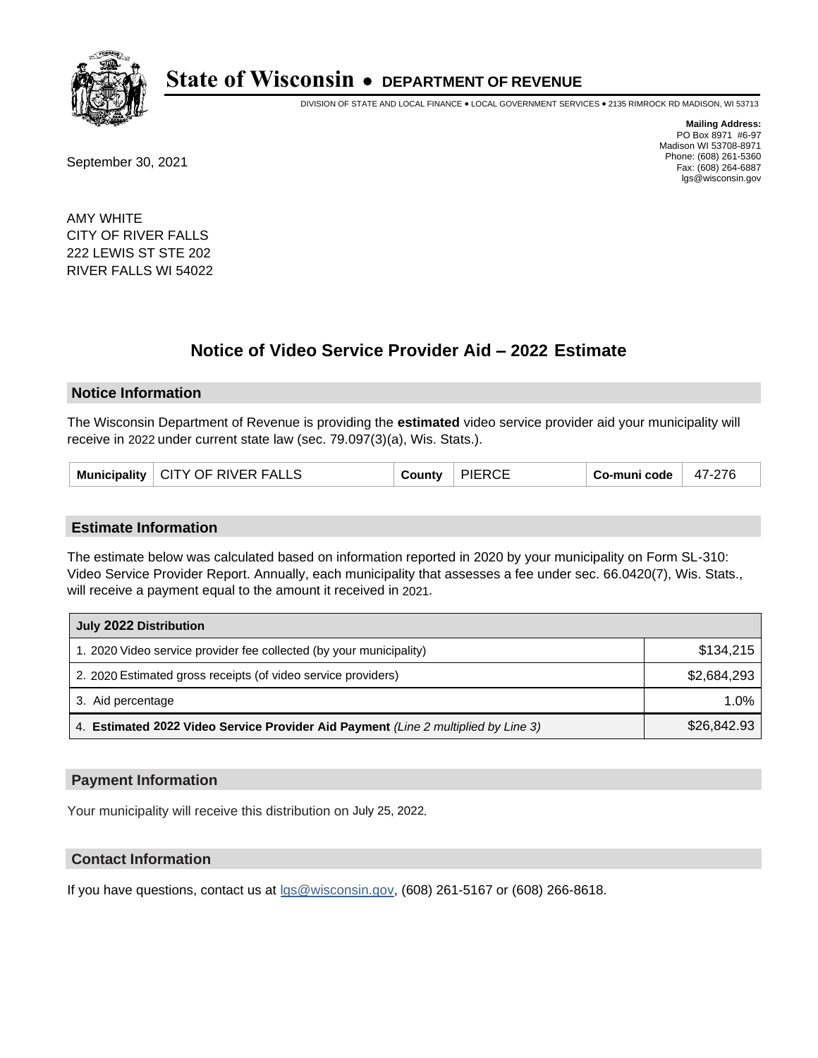# State of Wisconsin • DEPARTMENT OF REVENUE

DIVISION OF STATE AND LOCAL FINANCE • LOCAL GOVERNMENT SERVICES • 2135 RIMROCK RD MADISON, WI 53713

**Mailing Address:**
PO Box 8971 #6-97
Madison WI 53708-8971
Phone: (608) 261-5360
Fax: (608) 264-6887
lgs@wisconsin.gov

September 30, 2021

AMY WHITE
CITY OF RIVER FALLS
222 LEWIS ST STE 202
RIVER FALLS WI 54022

## Notice of Video Service Provider Aid – 2022 Estimate

### Notice Information

The Wisconsin Department of Revenue is providing the **estimated** video service provider aid your municipality will receive in 2022 under current state law (sec. 79.097(3)(a), Wis. Stats.).

| Municipality | CITY OF RIVER FALLS | County | PIERCE | Co-muni code | 47-276 |
|---|---|---|---|---|---|

### Estimate Information

The estimate below was calculated based on information reported in 2020 by your municipality on Form SL-310: Video Service Provider Report. Annually, each municipality that assesses a fee under sec. 66.0420(7), Wis. Stats., will receive a payment equal to the amount it received in 2021.

| July 2022 Distribution | |
|---|---|
| 1. 2020 Video service provider fee collected (by your municipality) | $134,215 |
| 2. 2020 Estimated gross receipts (of video service providers) | $2,684,293 |
| 3. Aid percentage | 1.0% |
| 4. **Estimated 2022 Video Service Provider Aid Payment** *(Line 2 multiplied by Line 3)* | $26,842.93 |

### Payment Information

Your municipality will receive this distribution on July 25, 2022.

### Contact Information

If you have questions, contact us at lgs@wisconsin.gov, (608) 261-5167 or (608) 266-8618.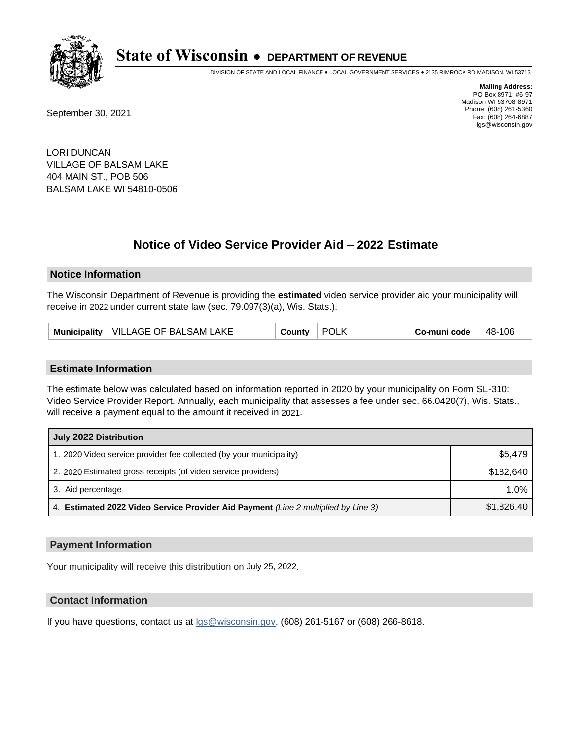# State of Wisconsin • DEPARTMENT OF REVENUE

DIVISION OF STATE AND LOCAL FINANCE • LOCAL GOVERNMENT SERVICES • 2135 RIMROCK RD MADISON, WI 53713

**Mailing Address:**
PO Box 8971 #6-97
Madison WI 53708-8971
Phone: (608) 261-5360
Fax: (608) 264-6887
lgs@wisconsin.gov

September 30, 2021

LORI DUNCAN
VILLAGE OF BALSAM LAKE
404 MAIN ST., POB 506
BALSAM LAKE WI 54810-0506

## Notice of Video Service Provider Aid – 2022 Estimate

### Notice Information

The Wisconsin Department of Revenue is providing the **estimated** video service provider aid your municipality will receive in 2022 under current state law (sec. 79.097(3)(a), Wis. Stats.).

| Municipality | VILLAGE OF BALSAM LAKE | County | POLK | Co-muni code | 48-106 |
|---|---|---|---|---|---|

### Estimate Information

The estimate below was calculated based on information reported in 2020 by your municipality on Form SL-310: Video Service Provider Report. Annually, each municipality that assesses a fee under sec. 66.0420(7), Wis. Stats., will receive a payment equal to the amount it received in 2021.

| July 2022 Distribution | |
|---|---|
| 1. 2020 Video service provider fee collected (by your municipality) | $5,479 |
| 2. 2020 Estimated gross receipts (of video service providers) | $182,640 |
| 3. Aid percentage | 1.0% |
| 4. **Estimated 2022 Video Service Provider Aid Payment** *(Line 2 multiplied by Line 3)* | $1,826.40 |

### Payment Information

Your municipality will receive this distribution on July 25, 2022.

### Contact Information

If you have questions, contact us at lgs@wisconsin.gov, (608) 261-5167 or (608) 266-8618.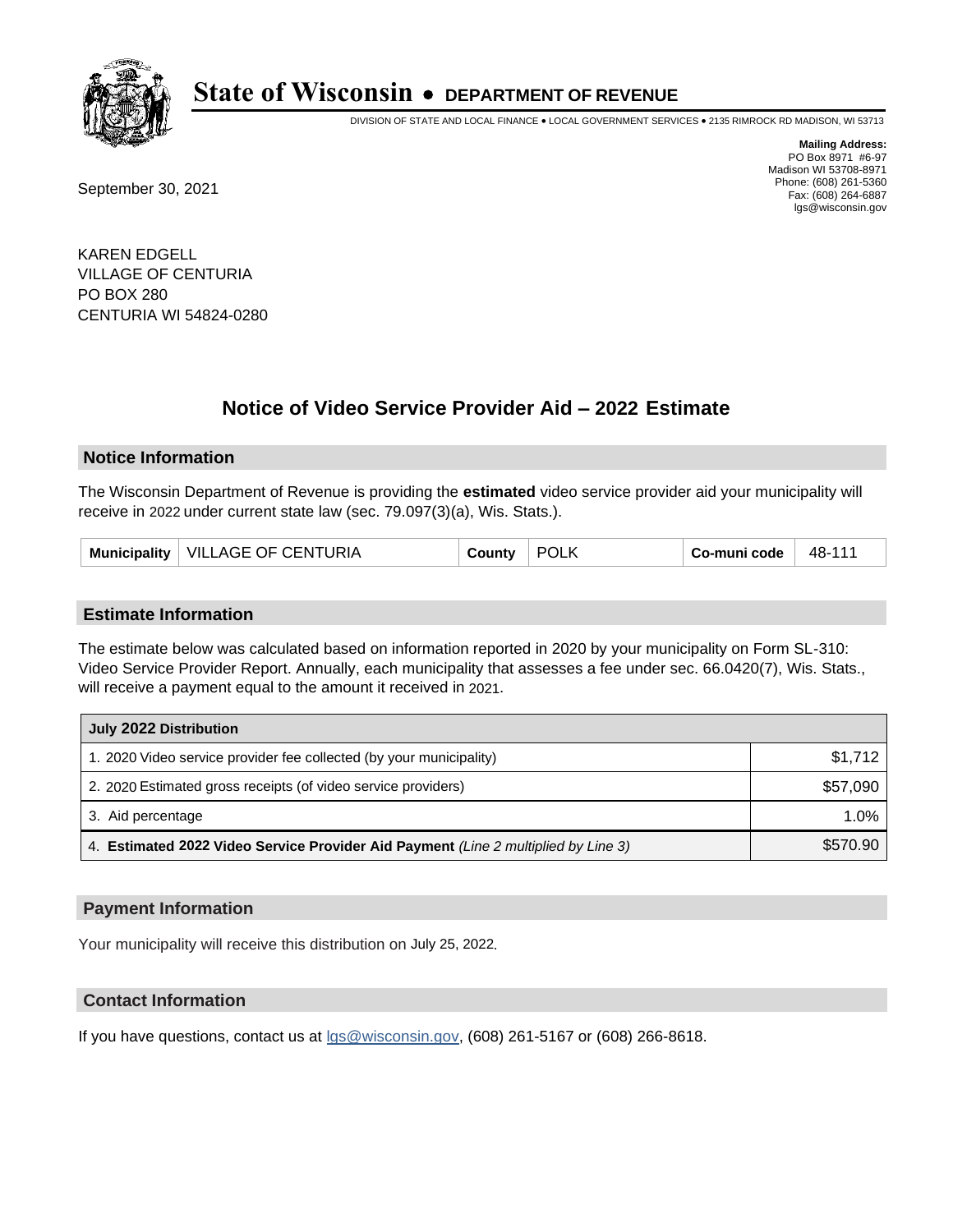# State of Wisconsin • DEPARTMENT OF REVENUE

DIVISION OF STATE AND LOCAL FINANCE • LOCAL GOVERNMENT SERVICES • 2135 RIMROCK RD MADISON, WI 53713

**Mailing Address:**
PO Box 8971 #6-97
Madison WI 53708-8971
Phone: (608) 261-5360
Fax: (608) 264-6887
lgs@wisconsin.gov

September 30, 2021

KAREN EDGELL
VILLAGE OF CENTURIA
PO BOX 280
CENTURIA WI 54824-0280

## Notice of Video Service Provider Aid – 2022 Estimate

### Notice Information

The Wisconsin Department of Revenue is providing the **estimated** video service provider aid your municipality will receive in 2022 under current state law (sec. 79.097(3)(a), Wis. Stats.).

| Municipality | VILLAGE OF CENTURIA | County | POLK | Co-muni code | 48-111 |
|---|---|---|---|---|---|

### Estimate Information

The estimate below was calculated based on information reported in 2020 by your municipality on Form SL-310: Video Service Provider Report. Annually, each municipality that assesses a fee under sec. 66.0420(7), Wis. Stats., will receive a payment equal to the amount it received in 2021.

| July 2022 Distribution | |
|---|---|
| 1. 2020 Video service provider fee collected (by your municipality) | $1,712 |
| 2. 2020 Estimated gross receipts (of video service providers) | $57,090 |
| 3. Aid percentage | 1.0% |
| 4. **Estimated 2022 Video Service Provider Aid Payment** *(Line 2 multiplied by Line 3)* | $570.90 |

### Payment Information

Your municipality will receive this distribution on July 25, 2022.

### Contact Information

If you have questions, contact us at lgs@wisconsin.gov, (608) 261-5167 or (608) 266-8618.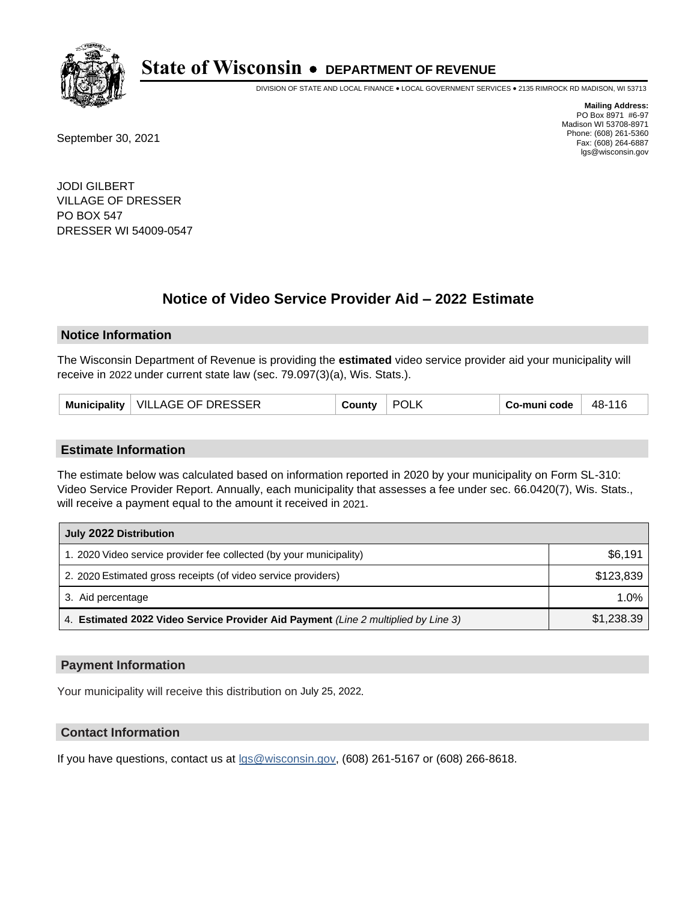# State of Wisconsin • DEPARTMENT OF REVENUE

DIVISION OF STATE AND LOCAL FINANCE • LOCAL GOVERNMENT SERVICES • 2135 RIMROCK RD MADISON, WI 53713

**Mailing Address:**
PO Box 8971 #6-97
Madison WI 53708-8971
Phone: (608) 261-5360
Fax: (608) 264-6887
lgs@wisconsin.gov

September 30, 2021

JODI GILBERT
VILLAGE OF DRESSER
PO BOX 547
DRESSER WI 54009-0547

## Notice of Video Service Provider Aid – 2022 Estimate

### Notice Information

The Wisconsin Department of Revenue is providing the **estimated** video service provider aid your municipality will receive in 2022 under current state law (sec. 79.097(3)(a), Wis. Stats.).

| Municipality | VILLAGE OF DRESSER | County | POLK | Co-muni code | 48-116 |
|---|---|---|---|---|---|

### Estimate Information

The estimate below was calculated based on information reported in 2020 by your municipality on Form SL-310: Video Service Provider Report. Annually, each municipality that assesses a fee under sec. 66.0420(7), Wis. Stats., will receive a payment equal to the amount it received in 2021.

| July 2022 Distribution | |
|---|---|
| 1. 2020 Video service provider fee collected (by your municipality) | $6,191 |
| 2. 2020 Estimated gross receipts (of video service providers) | $123,839 |
| 3. Aid percentage | 1.0% |
| 4. **Estimated 2022 Video Service Provider Aid Payment** *(Line 2 multiplied by Line 3)* | $1,238.39 |

### Payment Information

Your municipality will receive this distribution on July 25, 2022.

### Contact Information

If you have questions, contact us at lgs@wisconsin.gov, (608) 261-5167 or (608) 266-8618.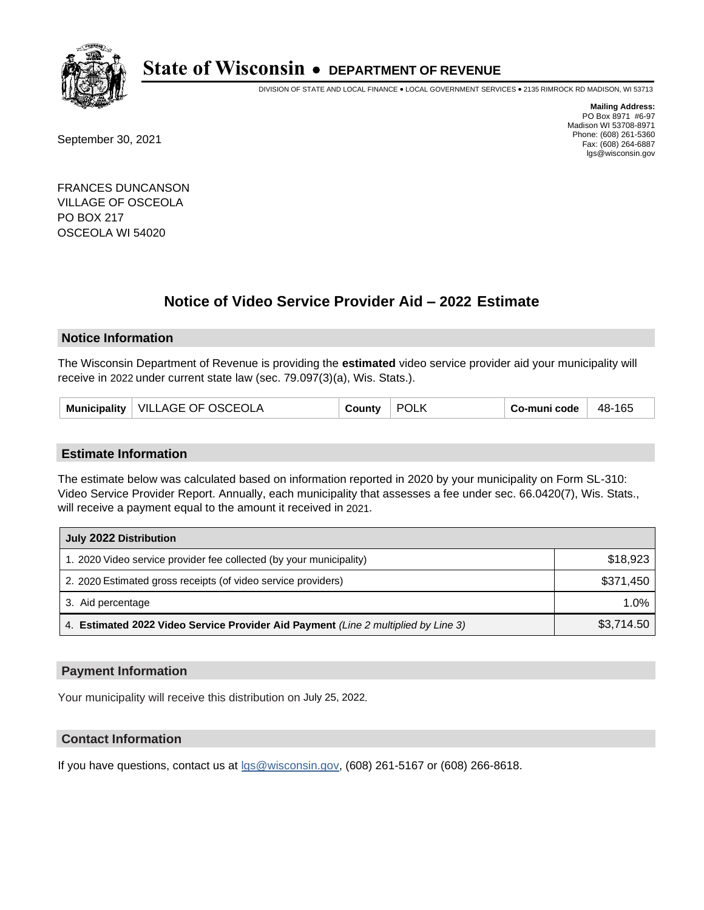# State of Wisconsin • DEPARTMENT OF REVENUE

DIVISION OF STATE AND LOCAL FINANCE • LOCAL GOVERNMENT SERVICES • 2135 RIMROCK RD MADISON, WI 53713

**Mailing Address:**
PO Box 8971 #6-97
Madison WI 53708-8971
Phone: (608) 261-5360
Fax: (608) 264-6887
lgs@wisconsin.gov

September 30, 2021

FRANCES DUNCANSON
VILLAGE OF OSCEOLA
PO BOX 217
OSCEOLA WI 54020

## Notice of Video Service Provider Aid – 2022 Estimate

### Notice Information

The Wisconsin Department of Revenue is providing the **estimated** video service provider aid your municipality will receive in 2022 under current state law (sec. 79.097(3)(a), Wis. Stats.).

| Municipality | VILLAGE OF OSCEOLA | County | POLK | Co-muni code | 48-165 |
|---|---|---|---|---|---|

### Estimate Information

The estimate below was calculated based on information reported in 2020 by your municipality on Form SL-310: Video Service Provider Report. Annually, each municipality that assesses a fee under sec. 66.0420(7), Wis. Stats., will receive a payment equal to the amount it received in 2021.

| July 2022 Distribution | |
|---|---|
| 1. 2020 Video service provider fee collected (by your municipality) | $18,923 |
| 2. 2020 Estimated gross receipts (of video service providers) | $371,450 |
| 3. Aid percentage | 1.0% |
| 4. **Estimated 2022 Video Service Provider Aid Payment** *(Line 2 multiplied by Line 3)* | $3,714.50 |

### Payment Information

Your municipality will receive this distribution on July 25, 2022.

### Contact Information

If you have questions, contact us at lgs@wisconsin.gov, (608) 261-5167 or (608) 266-8618.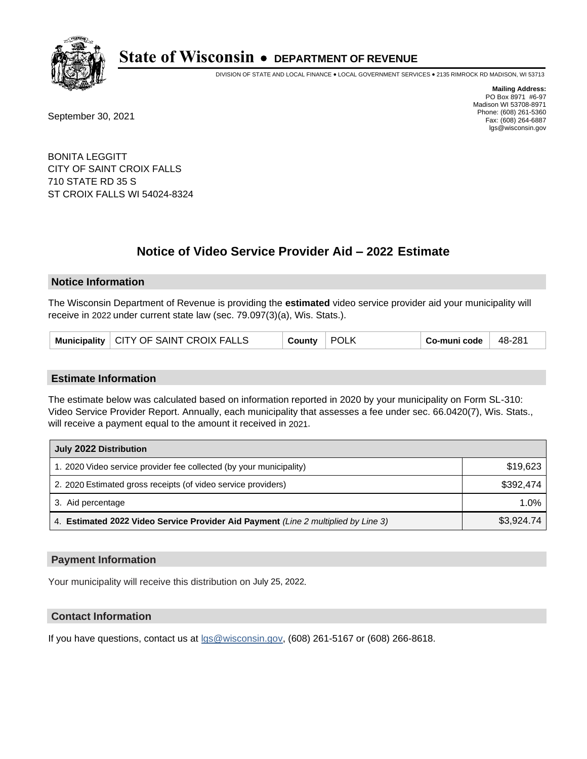# State of Wisconsin • DEPARTMENT OF REVENUE

DIVISION OF STATE AND LOCAL FINANCE • LOCAL GOVERNMENT SERVICES • 2135 RIMROCK RD MADISON, WI 53713

**Mailing Address:**
PO Box 8971 #6-97
Madison WI 53708-8971
Phone: (608) 261-5360
Fax: (608) 264-6887
lgs@wisconsin.gov

September 30, 2021

BONITA LEGGITT
CITY OF SAINT CROIX FALLS
710 STATE RD 35 S
ST CROIX FALLS WI 54024-8324

## Notice of Video Service Provider Aid – 2022 Estimate

### Notice Information

The Wisconsin Department of Revenue is providing the **estimated** video service provider aid your municipality will receive in 2022 under current state law (sec. 79.097(3)(a), Wis. Stats.).

| Municipality | CITY OF SAINT CROIX FALLS | County | POLK | Co-muni code | 48-281 |
|---|---|---|---|---|---|

### Estimate Information

The estimate below was calculated based on information reported in 2020 by your municipality on Form SL-310: Video Service Provider Report. Annually, each municipality that assesses a fee under sec. 66.0420(7), Wis. Stats., will receive a payment equal to the amount it received in 2021.

| July 2022 Distribution | |
|---|---|
| 1. 2020 Video service provider fee collected (by your municipality) | $19,623 |
| 2. 2020 Estimated gross receipts (of video service providers) | $392,474 |
| 3. Aid percentage | 1.0% |
| 4. **Estimated 2022 Video Service Provider Aid Payment** *(Line 2 multiplied by Line 3)* | $3,924.74 |

### Payment Information

Your municipality will receive this distribution on July 25, 2022.

### Contact Information

If you have questions, contact us at lgs@wisconsin.gov, (608) 261-5167 or (608) 266-8618.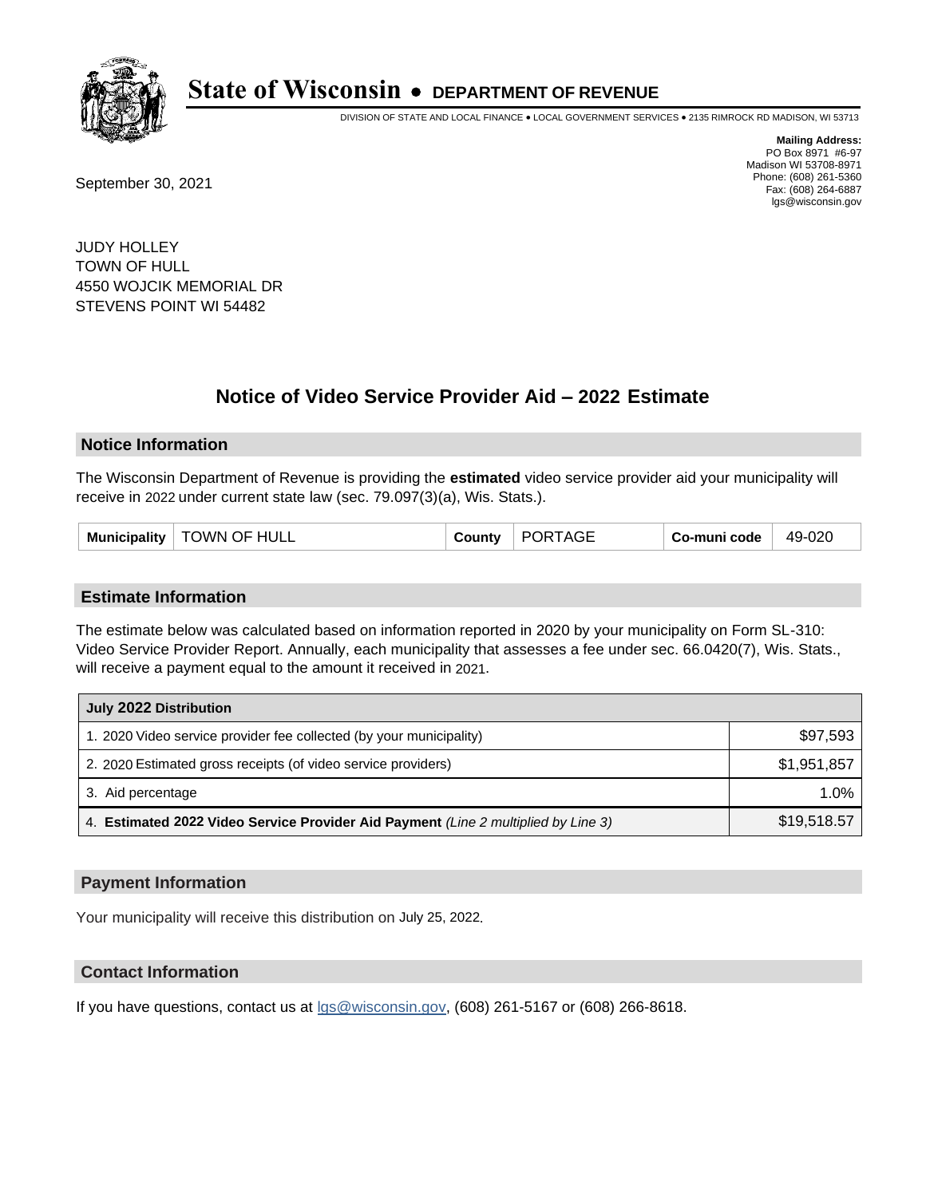# State of Wisconsin • DEPARTMENT OF REVENUE

DIVISION OF STATE AND LOCAL FINANCE • LOCAL GOVERNMENT SERVICES • 2135 RIMROCK RD MADISON, WI 53713

**Mailing Address:**
PO Box 8971 #6-97
Madison WI 53708-8971
Phone: (608) 261-5360
Fax: (608) 264-6887
lgs@wisconsin.gov

September 30, 2021

JUDY HOLLEY
TOWN OF HULL
4550 WOJCIK MEMORIAL DR
STEVENS POINT WI 54482

## Notice of Video Service Provider Aid – 2022 Estimate

### Notice Information

The Wisconsin Department of Revenue is providing the **estimated** video service provider aid your municipality will receive in 2022 under current state law (sec. 79.097(3)(a), Wis. Stats.).

| Municipality | TOWN OF HULL | County | PORTAGE | Co-muni code | 49-020 |
|---|---|---|---|---|---|

### Estimate Information

The estimate below was calculated based on information reported in 2020 by your municipality on Form SL-310: Video Service Provider Report. Annually, each municipality that assesses a fee under sec. 66.0420(7), Wis. Stats., will receive a payment equal to the amount it received in 2021.

| July 2022 Distribution | |
|---|---|
| 1. 2020 Video service provider fee collected (by your municipality) | $97,593 |
| 2. 2020 Estimated gross receipts (of video service providers) | $1,951,857 |
| 3. Aid percentage | 1.0% |
| 4. **Estimated 2022 Video Service Provider Aid Payment** *(Line 2 multiplied by Line 3)* | $19,518.57 |

### Payment Information

Your municipality will receive this distribution on July 25, 2022.

### Contact Information

If you have questions, contact us at lgs@wisconsin.gov, (608) 261-5167 or (608) 266-8618.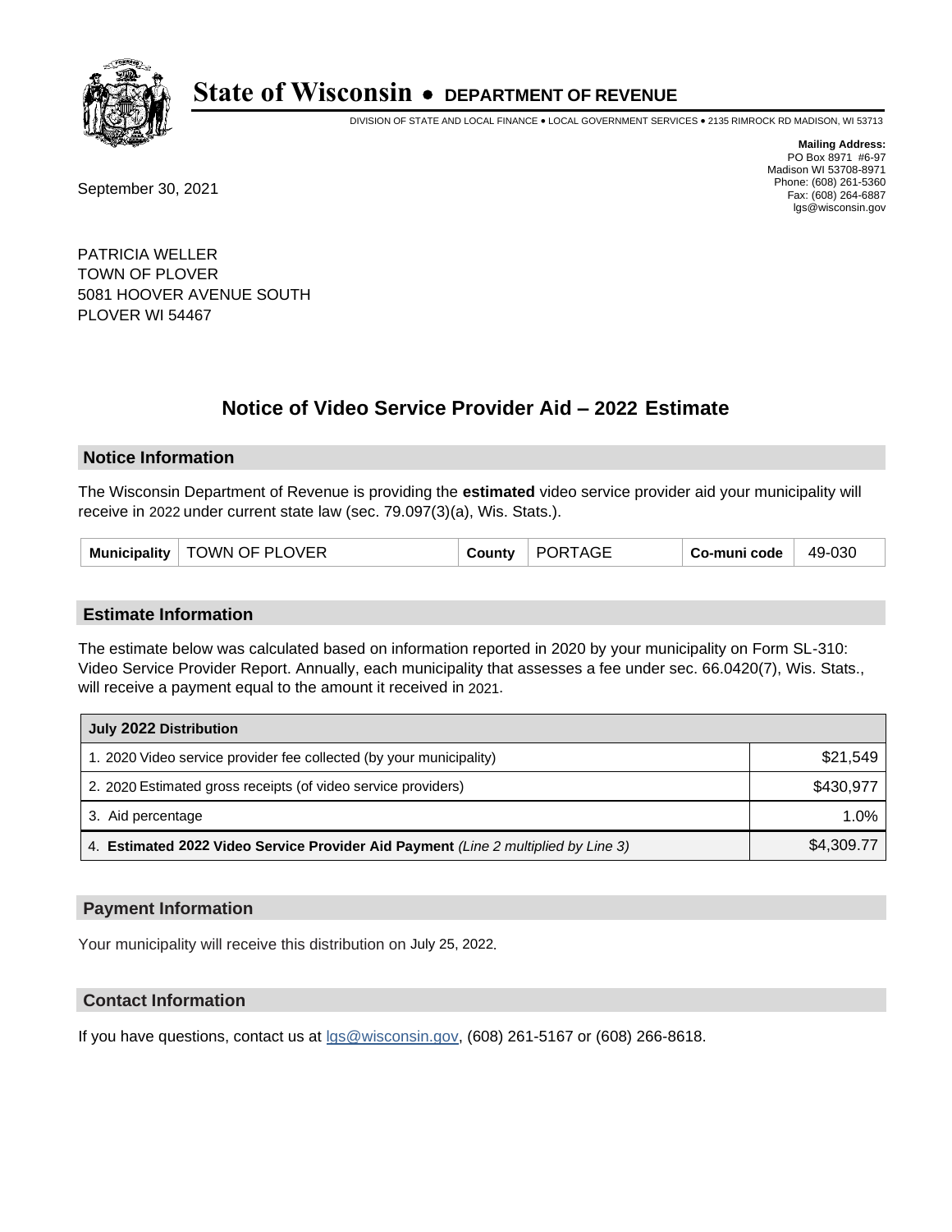# State of Wisconsin • DEPARTMENT OF REVENUE

DIVISION OF STATE AND LOCAL FINANCE • LOCAL GOVERNMENT SERVICES • 2135 RIMROCK RD MADISON, WI 53713

**Mailing Address:**
PO Box 8971 #6-97
Madison WI 53708-8971
Phone: (608) 261-5360
Fax: (608) 264-6887
lgs@wisconsin.gov

September 30, 2021

PATRICIA WELLER
TOWN OF PLOVER
5081 HOOVER AVENUE SOUTH
PLOVER WI 54467

## Notice of Video Service Provider Aid – 2022 Estimate

### Notice Information

The Wisconsin Department of Revenue is providing the **estimated** video service provider aid your municipality will receive in 2022 under current state law (sec. 79.097(3)(a), Wis. Stats.).

| Municipality | TOWN OF PLOVER | County | PORTAGE | Co-muni code | 49-030 |
|---|---|---|---|---|---|

### Estimate Information

The estimate below was calculated based on information reported in 2020 by your municipality on Form SL-310: Video Service Provider Report. Annually, each municipality that assesses a fee under sec. 66.0420(7), Wis. Stats., will receive a payment equal to the amount it received in 2021.

| July 2022 Distribution | |
|---|---|
| 1. 2020 Video service provider fee collected (by your municipality) | $21,549 |
| 2. 2020 Estimated gross receipts (of video service providers) | $430,977 |
| 3. Aid percentage | 1.0% |
| 4. **Estimated 2022 Video Service Provider Aid Payment** *(Line 2 multiplied by Line 3)* | $4,309.77 |

### Payment Information

Your municipality will receive this distribution on July 25, 2022.

### Contact Information

If you have questions, contact us at lgs@wisconsin.gov, (608) 261-5167 or (608) 266-8618.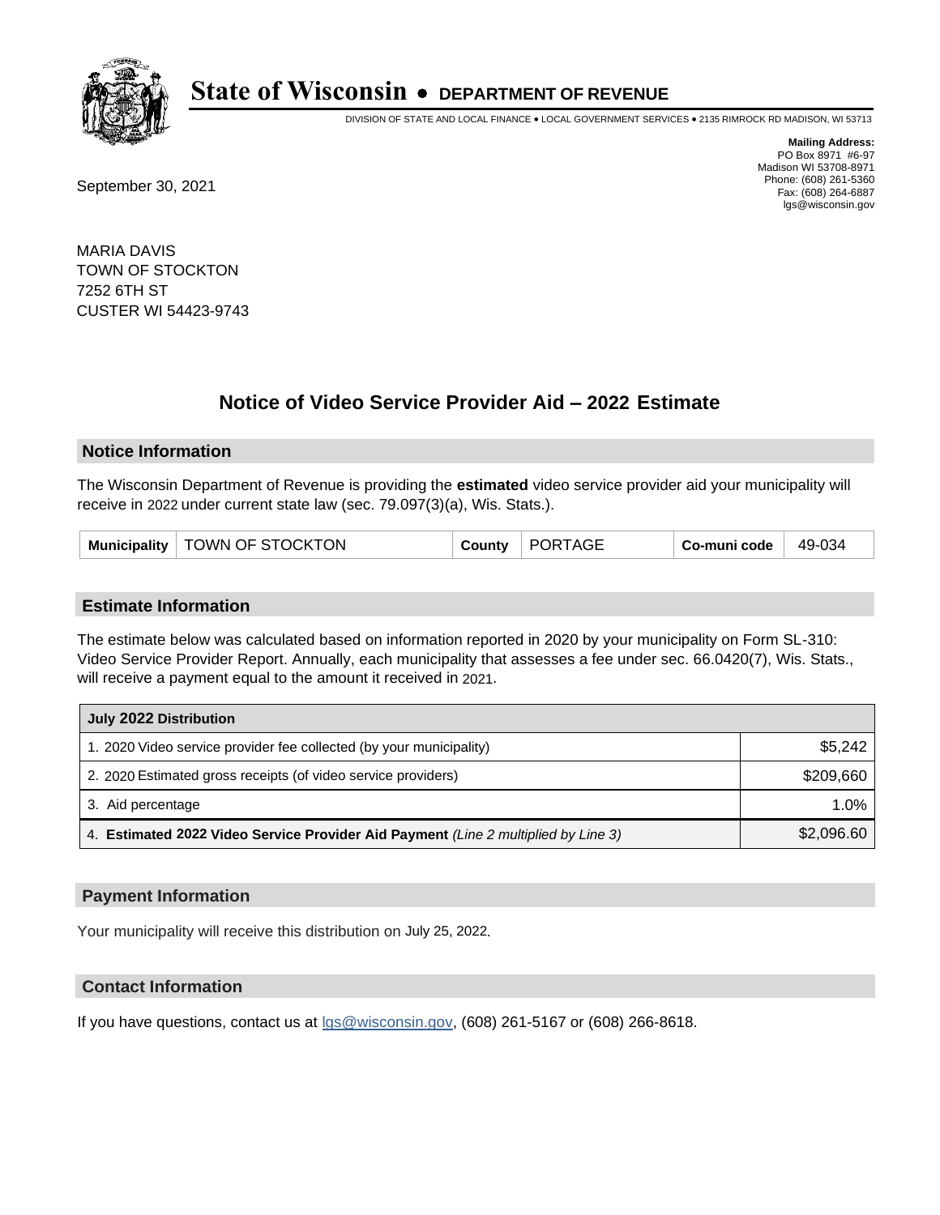# State of Wisconsin • DEPARTMENT OF REVENUE

DIVISION OF STATE AND LOCAL FINANCE • LOCAL GOVERNMENT SERVICES • 2135 RIMROCK RD MADISON, WI 53713

**Mailing Address:**
PO Box 8971 #6-97
Madison WI 53708-8971
Phone: (608) 261-5360
Fax: (608) 264-6887
lgs@wisconsin.gov

September 30, 2021

MARIA DAVIS
TOWN OF STOCKTON
7252 6TH ST
CUSTER WI 54423-9743

## Notice of Video Service Provider Aid – 2022 Estimate

### Notice Information

The Wisconsin Department of Revenue is providing the **estimated** video service provider aid your municipality will receive in 2022 under current state law (sec. 79.097(3)(a), Wis. Stats.).

| Municipality | TOWN OF STOCKTON | County | PORTAGE | Co-muni code | 49-034 |
|---|---|---|---|---|---|

### Estimate Information

The estimate below was calculated based on information reported in 2020 by your municipality on Form SL-310: Video Service Provider Report. Annually, each municipality that assesses a fee under sec. 66.0420(7), Wis. Stats., will receive a payment equal to the amount it received in 2021.

| July 2022 Distribution | |
|---|---|
| 1. 2020 Video service provider fee collected (by your municipality) | $5,242 |
| 2. 2020 Estimated gross receipts (of video service providers) | $209,660 |
| 3. Aid percentage | 1.0% |
| 4. **Estimated 2022 Video Service Provider Aid Payment** *(Line 2 multiplied by Line 3)* | $2,096.60 |

### Payment Information

Your municipality will receive this distribution on July 25, 2022.

### Contact Information

If you have questions, contact us at lgs@wisconsin.gov, (608) 261-5167 or (608) 266-8618.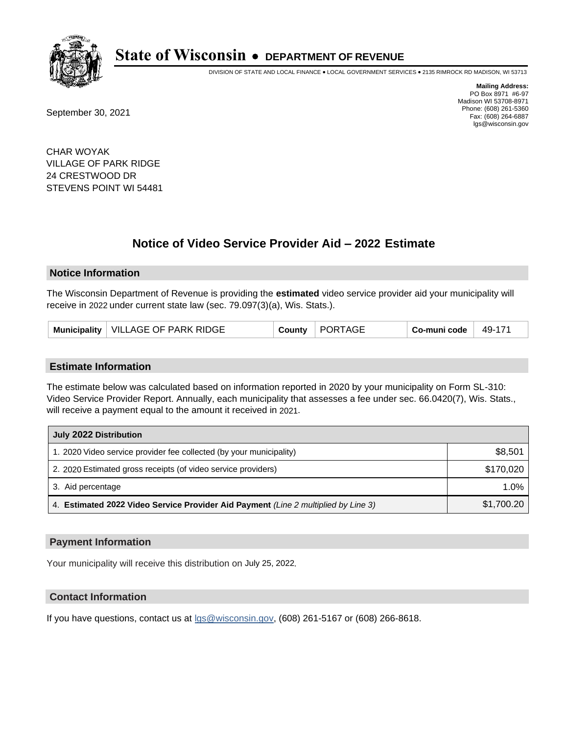# State of Wisconsin • DEPARTMENT OF REVENUE

DIVISION OF STATE AND LOCAL FINANCE • LOCAL GOVERNMENT SERVICES • 2135 RIMROCK RD MADISON, WI 53713

**Mailing Address:**
PO Box 8971 #6-97
Madison WI 53708-8971
Phone: (608) 261-5360
Fax: (608) 264-6887
lgs@wisconsin.gov

September 30, 2021

CHAR WOYAK
VILLAGE OF PARK RIDGE
24 CRESTWOOD DR
STEVENS POINT WI 54481

## Notice of Video Service Provider Aid – 2022 Estimate

### Notice Information

The Wisconsin Department of Revenue is providing the **estimated** video service provider aid your municipality will receive in 2022 under current state law (sec. 79.097(3)(a), Wis. Stats.).

| Municipality | VILLAGE OF PARK RIDGE | County | PORTAGE | Co-muni code | 49-171 |
|---|---|---|---|---|---|

### Estimate Information

The estimate below was calculated based on information reported in 2020 by your municipality on Form SL-310: Video Service Provider Report. Annually, each municipality that assesses a fee under sec. 66.0420(7), Wis. Stats., will receive a payment equal to the amount it received in 2021.

| July 2022 Distribution | |
|---|---|
| 1. 2020 Video service provider fee collected (by your municipality) | $8,501 |
| 2. 2020 Estimated gross receipts (of video service providers) | $170,020 |
| 3. Aid percentage | 1.0% |
| 4. **Estimated 2022 Video Service Provider Aid Payment** *(Line 2 multiplied by Line 3)* | $1,700.20 |

### Payment Information

Your municipality will receive this distribution on July 25, 2022.

### Contact Information

If you have questions, contact us at lgs@wisconsin.gov, (608) 261-5167 or (608) 266-8618.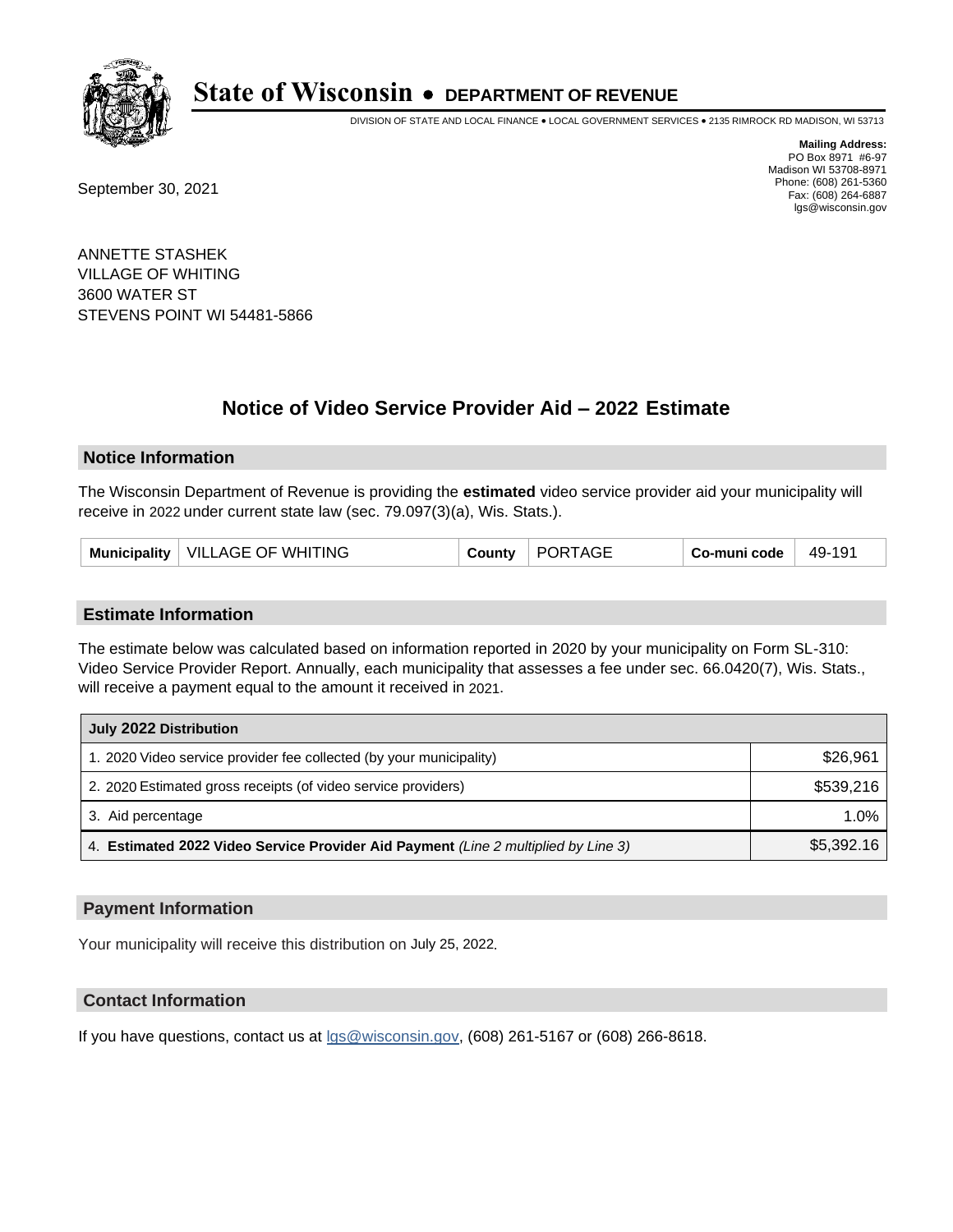# State of Wisconsin • DEPARTMENT OF REVENUE

DIVISION OF STATE AND LOCAL FINANCE • LOCAL GOVERNMENT SERVICES • 2135 RIMROCK RD MADISON, WI 53713

**Mailing Address:**
PO Box 8971 #6-97
Madison WI 53708-8971
Phone: (608) 261-5360
Fax: (608) 264-6887
lgs@wisconsin.gov

September 30, 2021

ANNETTE STASHEK
VILLAGE OF WHITING
3600 WATER ST
STEVENS POINT WI 54481-5866

## Notice of Video Service Provider Aid – 2022 Estimate

### Notice Information

The Wisconsin Department of Revenue is providing the **estimated** video service provider aid your municipality will receive in 2022 under current state law (sec. 79.097(3)(a), Wis. Stats.).

| Municipality | VILLAGE OF WHITING | County | PORTAGE | Co-muni code | 49-191 |
|---|---|---|---|---|---|

### Estimate Information

The estimate below was calculated based on information reported in 2020 by your municipality on Form SL-310: Video Service Provider Report. Annually, each municipality that assesses a fee under sec. 66.0420(7), Wis. Stats., will receive a payment equal to the amount it received in 2021.

| July 2022 Distribution | |
|---|---|
| 1. 2020 Video service provider fee collected (by your municipality) | $26,961 |
| 2. 2020 Estimated gross receipts (of video service providers) | $539,216 |
| 3. Aid percentage | 1.0% |
| 4. **Estimated 2022 Video Service Provider Aid Payment** *(Line 2 multiplied by Line 3)* | $5,392.16 |

### Payment Information

Your municipality will receive this distribution on July 25, 2022.

### Contact Information

If you have questions, contact us at lgs@wisconsin.gov, (608) 261-5167 or (608) 266-8618.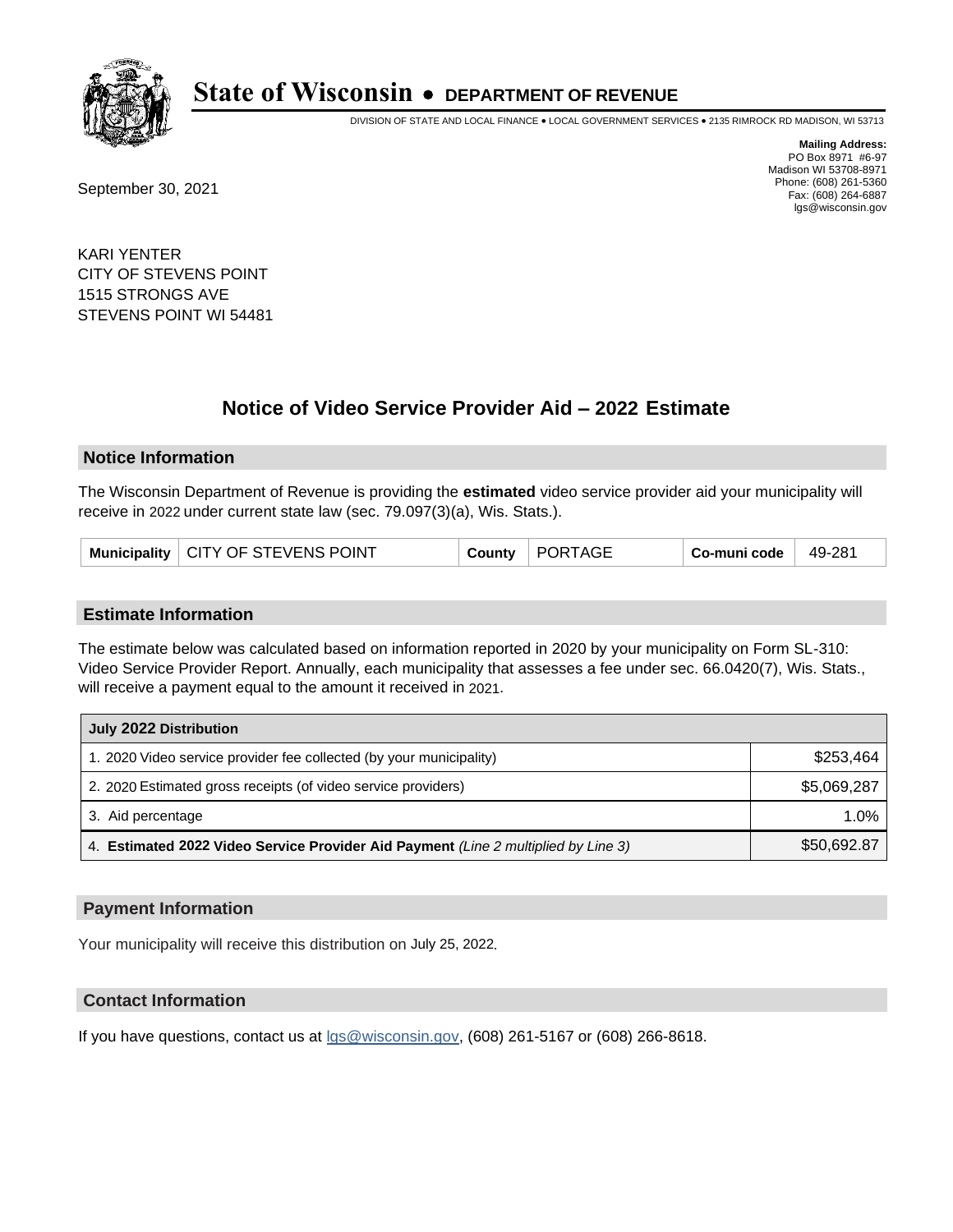# State of Wisconsin • DEPARTMENT OF REVENUE

DIVISION OF STATE AND LOCAL FINANCE • LOCAL GOVERNMENT SERVICES • 2135 RIMROCK RD MADISON, WI 53713

**Mailing Address:**
PO Box 8971 #6-97
Madison WI 53708-8971
Phone: (608) 261-5360
Fax: (608) 264-6887
lgs@wisconsin.gov

September 30, 2021

KARI YENTER
CITY OF STEVENS POINT
1515 STRONGS AVE
STEVENS POINT WI 54481

## Notice of Video Service Provider Aid – 2022 Estimate

### Notice Information

The Wisconsin Department of Revenue is providing the **estimated** video service provider aid your municipality will receive in 2022 under current state law (sec. 79.097(3)(a), Wis. Stats.).

| Municipality | CITY OF STEVENS POINT | County | PORTAGE | Co-muni code | 49-281 |
|---|---|---|---|---|---|

### Estimate Information

The estimate below was calculated based on information reported in 2020 by your municipality on Form SL-310: Video Service Provider Report. Annually, each municipality that assesses a fee under sec. 66.0420(7), Wis. Stats., will receive a payment equal to the amount it received in 2021.

| July 2022 Distribution | |
|---|---|
| 1. 2020 Video service provider fee collected (by your municipality) | $253,464 |
| 2. 2020 Estimated gross receipts (of video service providers) | $5,069,287 |
| 3. Aid percentage | 1.0% |
| 4. **Estimated 2022 Video Service Provider Aid Payment** *(Line 2 multiplied by Line 3)* | $50,692.87 |

### Payment Information

Your municipality will receive this distribution on July 25, 2022.

### Contact Information

If you have questions, contact us at lgs@wisconsin.gov, (608) 261-5167 or (608) 266-8618.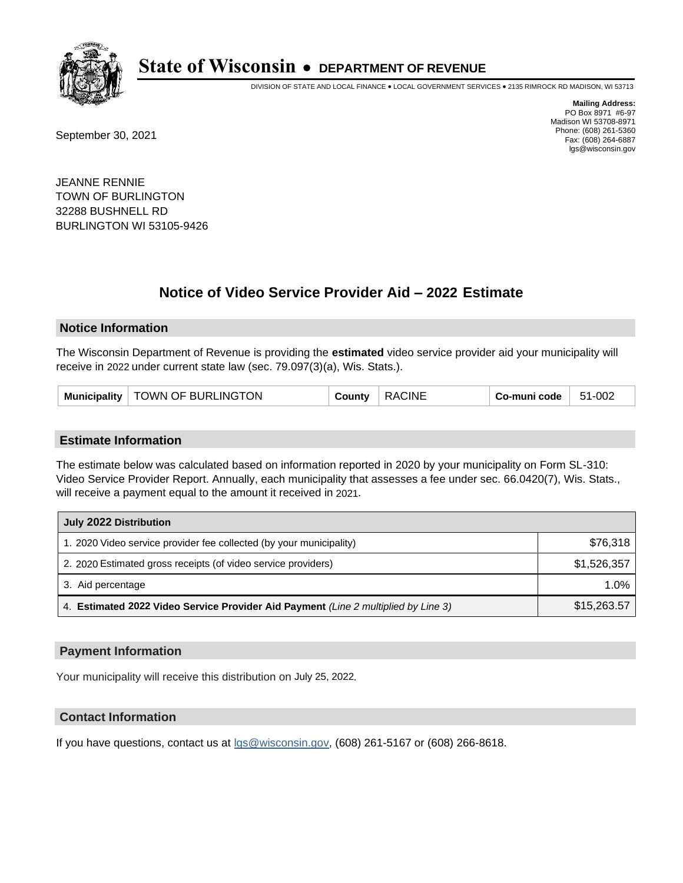# State of Wisconsin • DEPARTMENT OF REVENUE

DIVISION OF STATE AND LOCAL FINANCE • LOCAL GOVERNMENT SERVICES • 2135 RIMROCK RD MADISON, WI 53713

**Mailing Address:**
PO Box 8971 #6-97
Madison WI 53708-8971
Phone: (608) 261-5360
Fax: (608) 264-6887
lgs@wisconsin.gov

September 30, 2021

JEANNE RENNIE
TOWN OF BURLINGTON
32288 BUSHNELL RD
BURLINGTON WI 53105-9426

## Notice of Video Service Provider Aid – 2022 Estimate

### Notice Information

The Wisconsin Department of Revenue is providing the **estimated** video service provider aid your municipality will receive in 2022 under current state law (sec. 79.097(3)(a), Wis. Stats.).

| Municipality | TOWN OF BURLINGTON | County | RACINE | Co-muni code | 51-002 |
|---|---|---|---|---|---|

### Estimate Information

The estimate below was calculated based on information reported in 2020 by your municipality on Form SL-310: Video Service Provider Report. Annually, each municipality that assesses a fee under sec. 66.0420(7), Wis. Stats., will receive a payment equal to the amount it received in 2021.

| July 2022 Distribution | |
|---|---|
| 1. 2020 Video service provider fee collected (by your municipality) | $76,318 |
| 2. 2020 Estimated gross receipts (of video service providers) | $1,526,357 |
| 3. Aid percentage | 1.0% |
| 4. **Estimated 2022 Video Service Provider Aid Payment** *(Line 2 multiplied by Line 3)* | $15,263.57 |

### Payment Information

Your municipality will receive this distribution on July 25, 2022.

### Contact Information

If you have questions, contact us at lgs@wisconsin.gov, (608) 261-5167 or (608) 266-8618.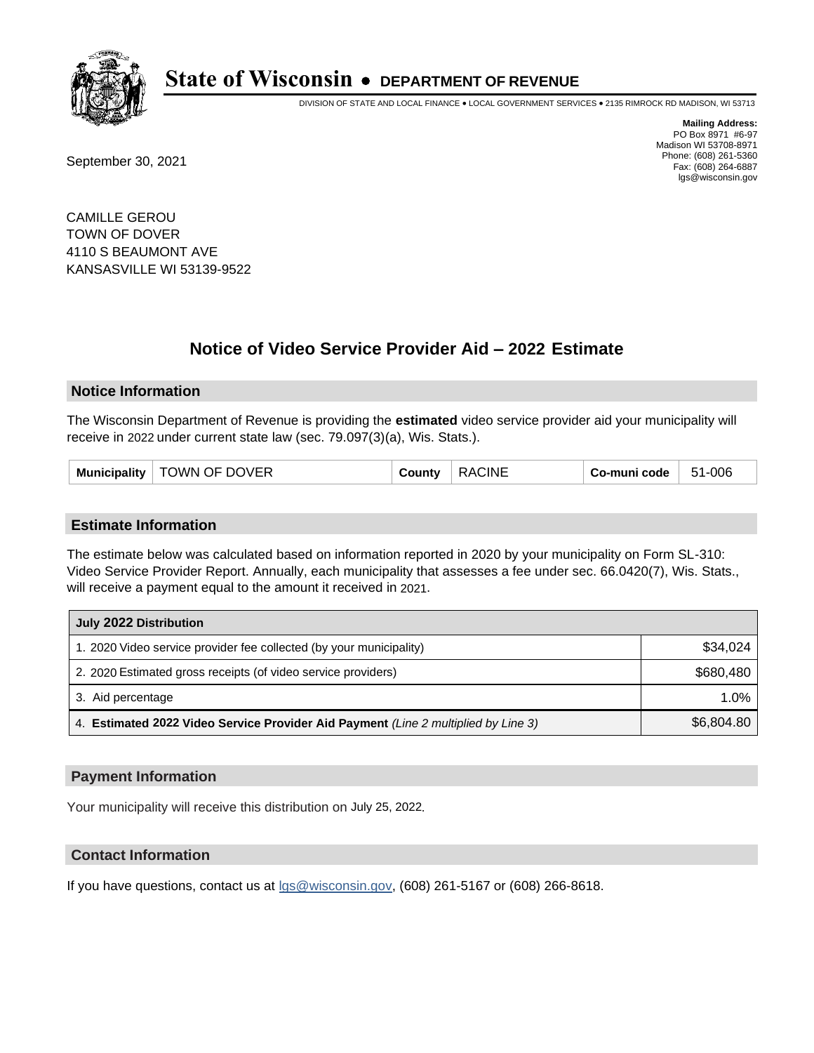# State of Wisconsin • DEPARTMENT OF REVENUE

DIVISION OF STATE AND LOCAL FINANCE • LOCAL GOVERNMENT SERVICES • 2135 RIMROCK RD MADISON, WI 53713

**Mailing Address:**
PO Box 8971 #6-97
Madison WI 53708-8971
Phone: (608) 261-5360
Fax: (608) 264-6887
lgs@wisconsin.gov

September 30, 2021

CAMILLE GEROU
TOWN OF DOVER
4110 S BEAUMONT AVE
KANSASVILLE WI 53139-9522

## Notice of Video Service Provider Aid – 2022 Estimate

### Notice Information

The Wisconsin Department of Revenue is providing the **estimated** video service provider aid your municipality will receive in 2022 under current state law (sec. 79.097(3)(a), Wis. Stats.).

| Municipality | TOWN OF DOVER | County | RACINE | Co-muni code | 51-006 |
|---|---|---|---|---|---|

### Estimate Information

The estimate below was calculated based on information reported in 2020 by your municipality on Form SL-310: Video Service Provider Report. Annually, each municipality that assesses a fee under sec. 66.0420(7), Wis. Stats., will receive a payment equal to the amount it received in 2021.

| July 2022 Distribution | |
|---|---|
| 1. 2020 Video service provider fee collected (by your municipality) | $34,024 |
| 2. 2020 Estimated gross receipts (of video service providers) | $680,480 |
| 3. Aid percentage | 1.0% |
| 4. **Estimated 2022 Video Service Provider Aid Payment** *(Line 2 multiplied by Line 3)* | $6,804.80 |

### Payment Information

Your municipality will receive this distribution on July 25, 2022.

### Contact Information

If you have questions, contact us at lgs@wisconsin.gov, (608) 261-5167 or (608) 266-8618.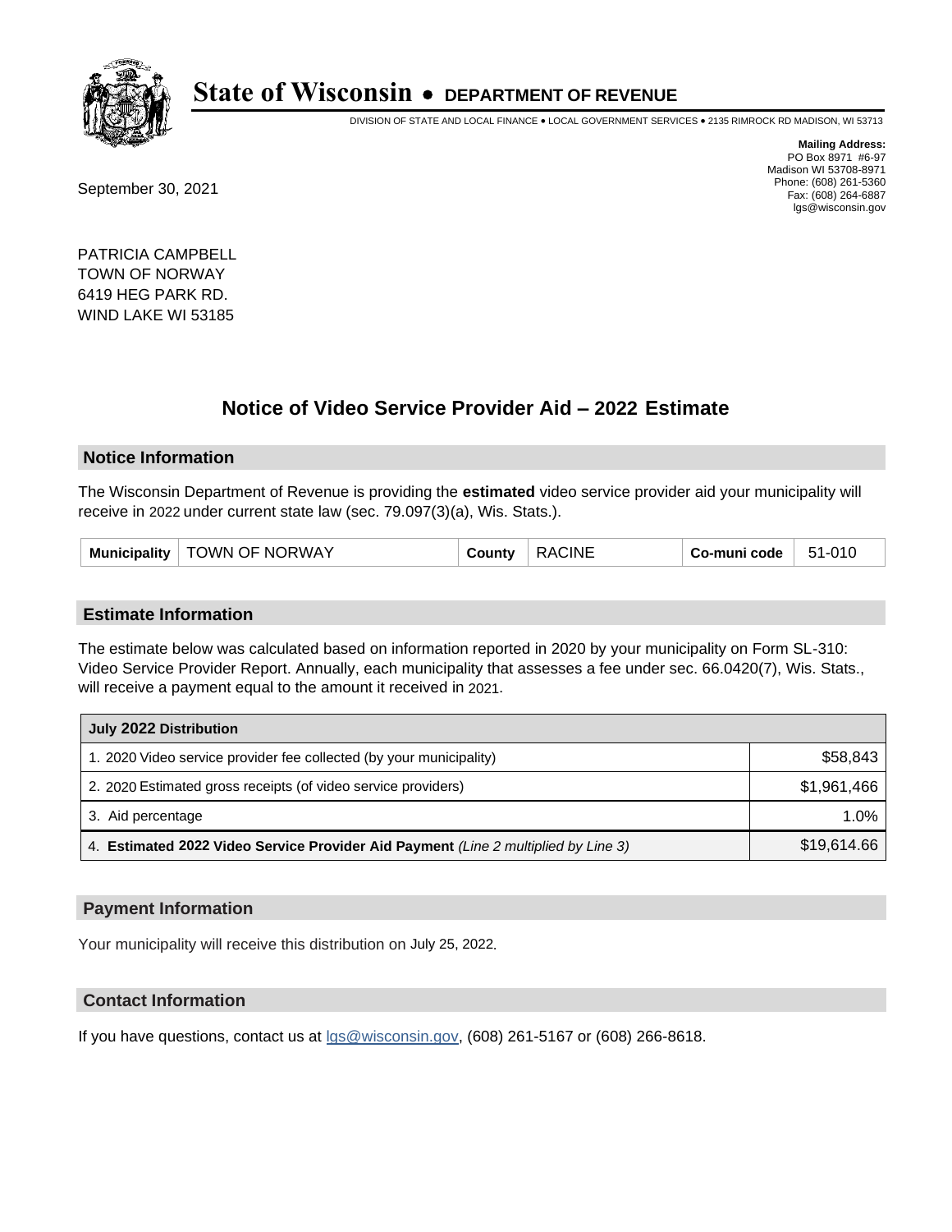# State of Wisconsin • DEPARTMENT OF REVENUE

DIVISION OF STATE AND LOCAL FINANCE • LOCAL GOVERNMENT SERVICES • 2135 RIMROCK RD MADISON, WI 53713

**Mailing Address:**
PO Box 8971 #6-97
Madison WI 53708-8971
Phone: (608) 261-5360
Fax: (608) 264-6887
lgs@wisconsin.gov

September 30, 2021

PATRICIA CAMPBELL
TOWN OF NORWAY
6419 HEG PARK RD.
WIND LAKE WI 53185

## Notice of Video Service Provider Aid – 2022 Estimate

### Notice Information

The Wisconsin Department of Revenue is providing the **estimated** video service provider aid your municipality will receive in 2022 under current state law (sec. 79.097(3)(a), Wis. Stats.).

| Municipality | TOWN OF NORWAY | County | RACINE | Co-muni code | 51-010 |
|---|---|---|---|---|---|

### Estimate Information

The estimate below was calculated based on information reported in 2020 by your municipality on Form SL-310: Video Service Provider Report. Annually, each municipality that assesses a fee under sec. 66.0420(7), Wis. Stats., will receive a payment equal to the amount it received in 2021.

| July 2022 Distribution | |
|---|---|
| 1. 2020 Video service provider fee collected (by your municipality) | $58,843 |
| 2. 2020 Estimated gross receipts (of video service providers) | $1,961,466 |
| 3. Aid percentage | 1.0% |
| 4. **Estimated 2022 Video Service Provider Aid Payment** *(Line 2 multiplied by Line 3)* | $19,614.66 |

### Payment Information

Your municipality will receive this distribution on July 25, 2022.

### Contact Information

If you have questions, contact us at lgs@wisconsin.gov, (608) 261-5167 or (608) 266-8618.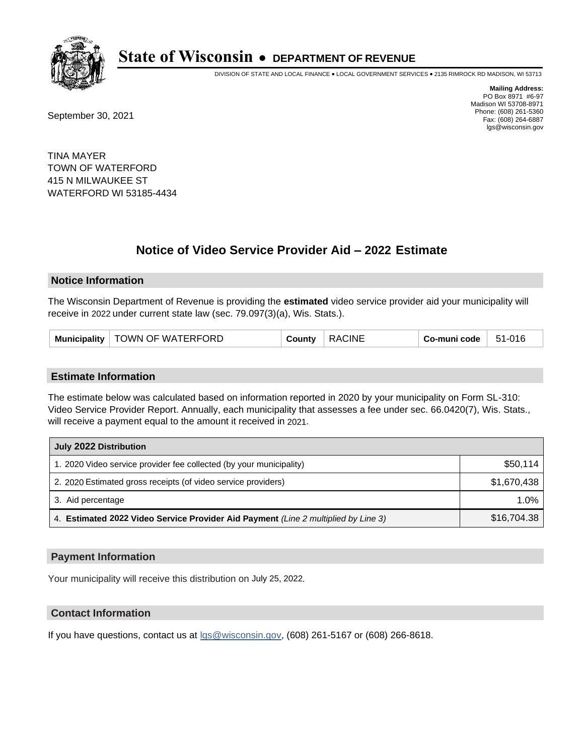# State of Wisconsin • DEPARTMENT OF REVENUE

DIVISION OF STATE AND LOCAL FINANCE • LOCAL GOVERNMENT SERVICES • 2135 RIMROCK RD MADISON, WI 53713

**Mailing Address:**
PO Box 8971 #6-97
Madison WI 53708-8971
Phone: (608) 261-5360
Fax: (608) 264-6887
lgs@wisconsin.gov

September 30, 2021

TINA MAYER
TOWN OF WATERFORD
415 N MILWAUKEE ST
WATERFORD WI 53185-4434

## Notice of Video Service Provider Aid – 2022 Estimate

### Notice Information

The Wisconsin Department of Revenue is providing the **estimated** video service provider aid your municipality will receive in 2022 under current state law (sec. 79.097(3)(a), Wis. Stats.).

| Municipality | TOWN OF WATERFORD | County | RACINE | Co-muni code | 51-016 |
|---|---|---|---|---|---|

### Estimate Information

The estimate below was calculated based on information reported in 2020 by your municipality on Form SL-310: Video Service Provider Report. Annually, each municipality that assesses a fee under sec. 66.0420(7), Wis. Stats., will receive a payment equal to the amount it received in 2021.

| July 2022 Distribution | |
|---|---|
| 1. 2020 Video service provider fee collected (by your municipality) | $50,114 |
| 2. 2020 Estimated gross receipts (of video service providers) | $1,670,438 |
| 3. Aid percentage | 1.0% |
| 4. **Estimated 2022 Video Service Provider Aid Payment** *(Line 2 multiplied by Line 3)* | $16,704.38 |

### Payment Information

Your municipality will receive this distribution on July 25, 2022.

### Contact Information

If you have questions, contact us at lgs@wisconsin.gov, (608) 261-5167 or (608) 266-8618.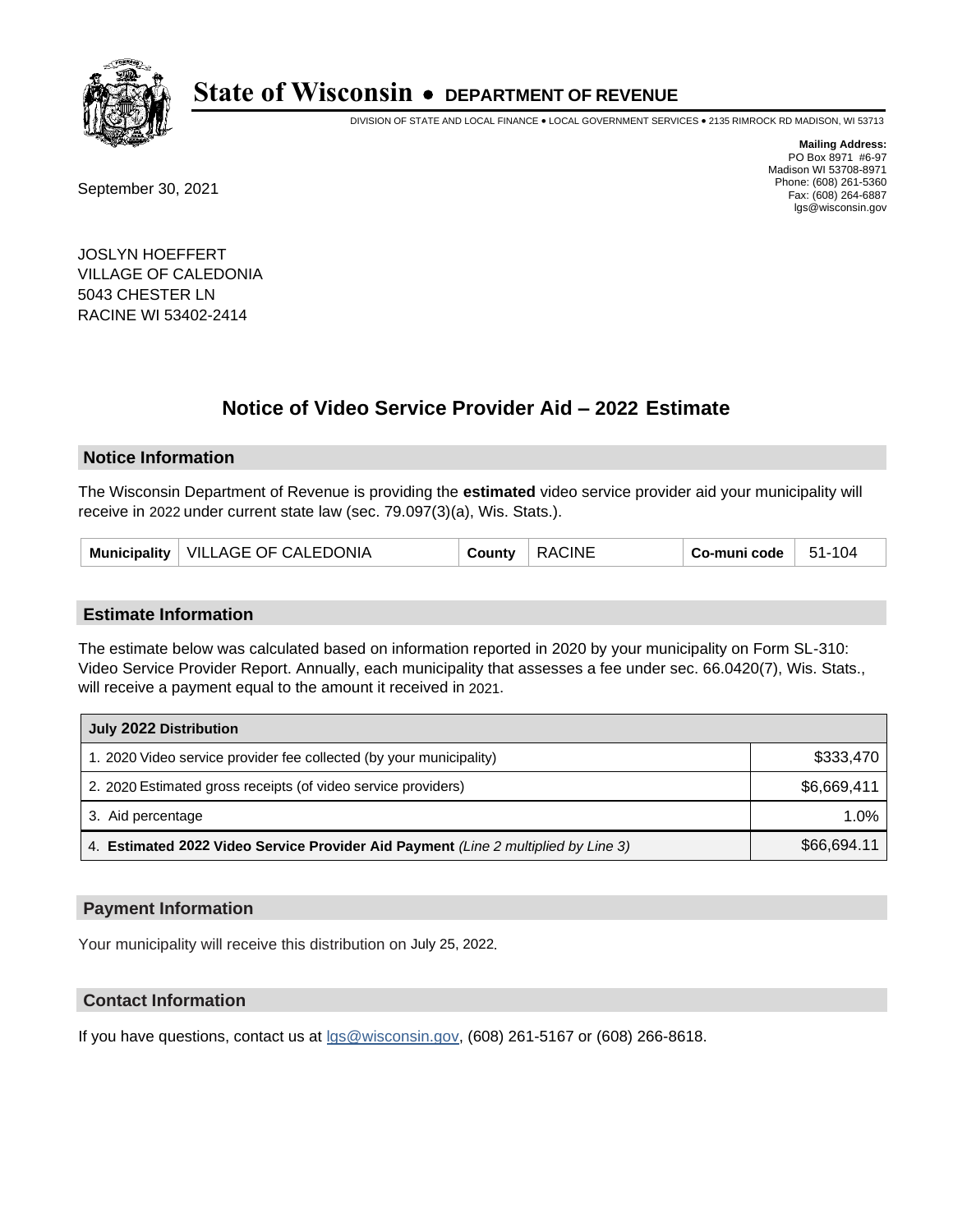# State of Wisconsin • DEPARTMENT OF REVENUE

DIVISION OF STATE AND LOCAL FINANCE • LOCAL GOVERNMENT SERVICES • 2135 RIMROCK RD MADISON, WI 53713

**Mailing Address:**
PO Box 8971 #6-97
Madison WI 53708-8971
Phone: (608) 261-5360
Fax: (608) 264-6887
lgs@wisconsin.gov

September 30, 2021

JOSLYN HOEFFERT
VILLAGE OF CALEDONIA
5043 CHESTER LN
RACINE WI 53402-2414

## Notice of Video Service Provider Aid – 2022 Estimate

### Notice Information

The Wisconsin Department of Revenue is providing the **estimated** video service provider aid your municipality will receive in 2022 under current state law (sec. 79.097(3)(a), Wis. Stats.).

| Municipality | VILLAGE OF CALEDONIA | County | RACINE | Co-muni code | 51-104 |
|---|---|---|---|---|---|

### Estimate Information

The estimate below was calculated based on information reported in 2020 by your municipality on Form SL-310: Video Service Provider Report. Annually, each municipality that assesses a fee under sec. 66.0420(7), Wis. Stats., will receive a payment equal to the amount it received in 2021.

| July 2022 Distribution | |
|---|---|
| 1. 2020 Video service provider fee collected (by your municipality) | $333,470 |
| 2. 2020 Estimated gross receipts (of video service providers) | $6,669,411 |
| 3. Aid percentage | 1.0% |
| 4. **Estimated 2022 Video Service Provider Aid Payment** *(Line 2 multiplied by Line 3)* | $66,694.11 |

### Payment Information

Your municipality will receive this distribution on July 25, 2022.

### Contact Information

If you have questions, contact us at lgs@wisconsin.gov, (608) 261-5167 or (608) 266-8618.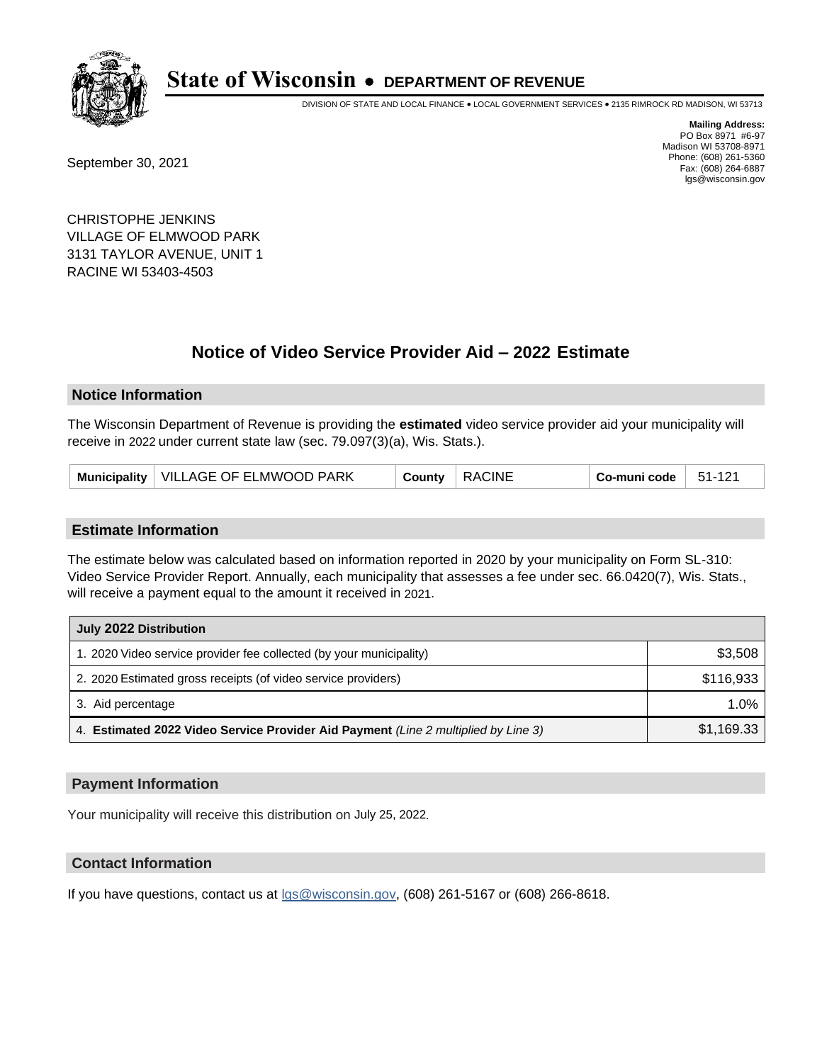# State of Wisconsin • DEPARTMENT OF REVENUE

DIVISION OF STATE AND LOCAL FINANCE • LOCAL GOVERNMENT SERVICES • 2135 RIMROCK RD MADISON, WI 53713

**Mailing Address:**
PO Box 8971 #6-97
Madison WI 53708-8971
Phone: (608) 261-5360
Fax: (608) 264-6887
lgs@wisconsin.gov

September 30, 2021

CHRISTOPHE JENKINS
VILLAGE OF ELMWOOD PARK
3131 TAYLOR AVENUE, UNIT 1
RACINE WI 53403-4503

## Notice of Video Service Provider Aid – 2022 Estimate

### Notice Information

The Wisconsin Department of Revenue is providing the **estimated** video service provider aid your municipality will receive in 2022 under current state law (sec. 79.097(3)(a), Wis. Stats.).

| Municipality | VILLAGE OF ELMWOOD PARK | County | RACINE | Co-muni code | 51-121 |
|---|---|---|---|---|---|

### Estimate Information

The estimate below was calculated based on information reported in 2020 by your municipality on Form SL-310: Video Service Provider Report. Annually, each municipality that assesses a fee under sec. 66.0420(7), Wis. Stats., will receive a payment equal to the amount it received in 2021.

| July 2022 Distribution | |
|---|---|
| 1. 2020 Video service provider fee collected (by your municipality) | $3,508 |
| 2. 2020 Estimated gross receipts (of video service providers) | $116,933 |
| 3. Aid percentage | 1.0% |
| 4. **Estimated 2022 Video Service Provider Aid Payment** *(Line 2 multiplied by Line 3)* | $1,169.33 |

### Payment Information

Your municipality will receive this distribution on July 25, 2022.

### Contact Information

If you have questions, contact us at lgs@wisconsin.gov, (608) 261-5167 or (608) 266-8618.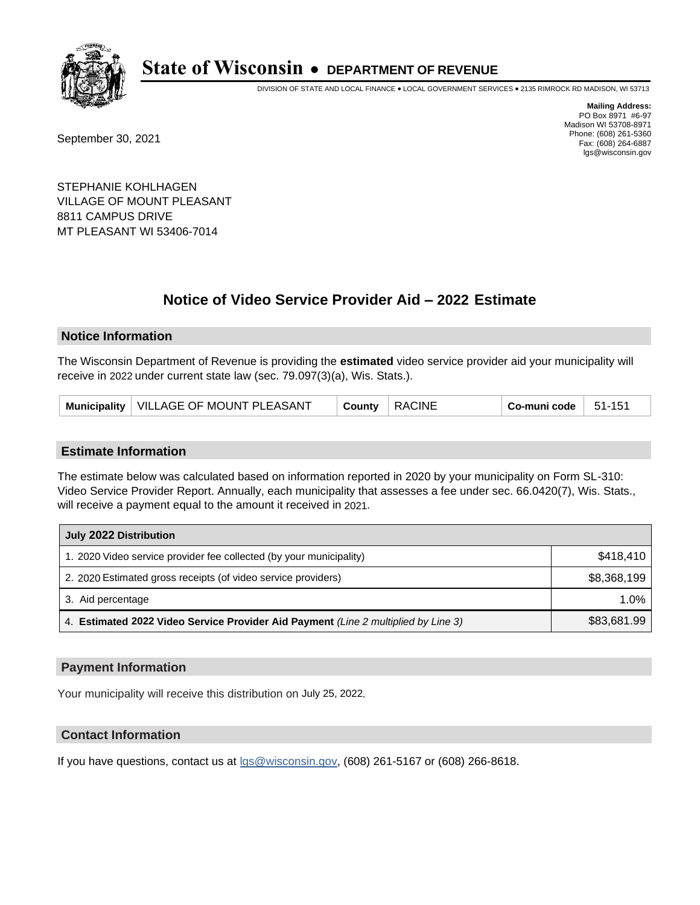# State of Wisconsin • DEPARTMENT OF REVENUE

DIVISION OF STATE AND LOCAL FINANCE • LOCAL GOVERNMENT SERVICES • 2135 RIMROCK RD MADISON, WI 53713

**Mailing Address:**
PO Box 8971 #6-97
Madison WI 53708-8971
Phone: (608) 261-5360
Fax: (608) 264-6887
lgs@wisconsin.gov

September 30, 2021

STEPHANIE KOHLHAGEN
VILLAGE OF MOUNT PLEASANT
8811 CAMPUS DRIVE
MT PLEASANT WI 53406-7014

## Notice of Video Service Provider Aid – 2022 Estimate

### Notice Information

The Wisconsin Department of Revenue is providing the **estimated** video service provider aid your municipality will receive in 2022 under current state law (sec. 79.097(3)(a), Wis. Stats.).

| Municipality | VILLAGE OF MOUNT PLEASANT | County | RACINE | Co-muni code | 51-151 |
|---|---|---|---|---|---|

### Estimate Information

The estimate below was calculated based on information reported in 2020 by your municipality on Form SL-310: Video Service Provider Report. Annually, each municipality that assesses a fee under sec. 66.0420(7), Wis. Stats., will receive a payment equal to the amount it received in 2021.

| July 2022 Distribution | |
|---|---|
| 1. 2020 Video service provider fee collected (by your municipality) | $418,410 |
| 2. 2020 Estimated gross receipts (of video service providers) | $8,368,199 |
| 3. Aid percentage | 1.0% |
| 4. **Estimated 2022 Video Service Provider Aid Payment** *(Line 2 multiplied by Line 3)* | $83,681.99 |

### Payment Information

Your municipality will receive this distribution on July 25, 2022.

### Contact Information

If you have questions, contact us at lgs@wisconsin.gov, (608) 261-5167 or (608) 266-8618.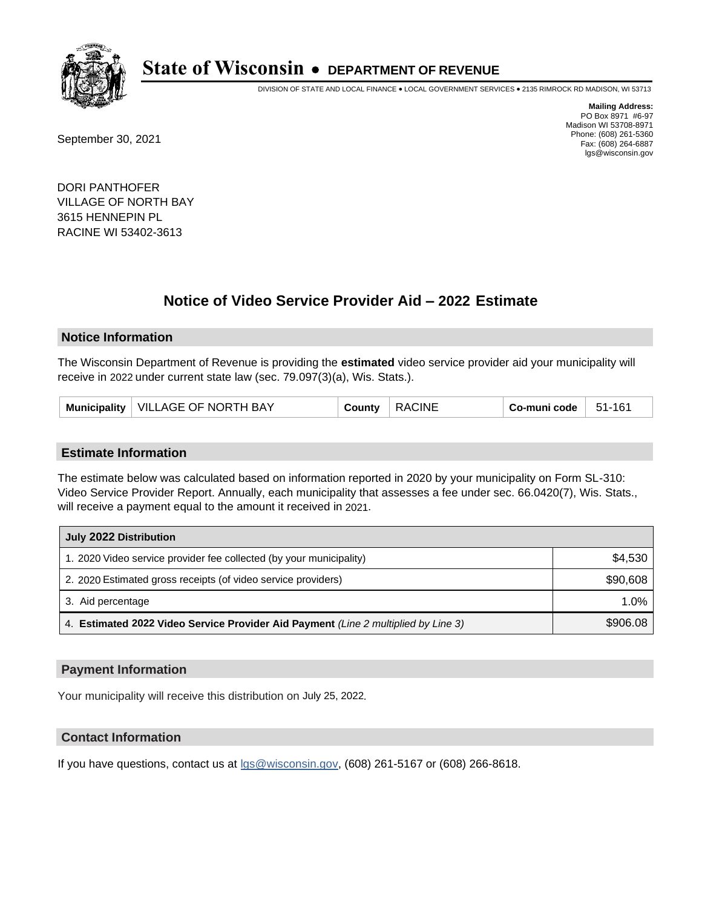# State of Wisconsin • DEPARTMENT OF REVENUE

DIVISION OF STATE AND LOCAL FINANCE • LOCAL GOVERNMENT SERVICES • 2135 RIMROCK RD MADISON, WI 53713

**Mailing Address:**
PO Box 8971 #6-97
Madison WI 53708-8971
Phone: (608) 261-5360
Fax: (608) 264-6887
lgs@wisconsin.gov

September 30, 2021

DORI PANTHOFER
VILLAGE OF NORTH BAY
3615 HENNEPIN PL
RACINE WI 53402-3613

## Notice of Video Service Provider Aid – 2022 Estimate

### Notice Information

The Wisconsin Department of Revenue is providing the **estimated** video service provider aid your municipality will receive in 2022 under current state law (sec. 79.097(3)(a), Wis. Stats.).

| Municipality | VILLAGE OF NORTH BAY | County | RACINE | Co-muni code | 51-161 |
|---|---|---|---|---|---|

### Estimate Information

The estimate below was calculated based on information reported in 2020 by your municipality on Form SL-310: Video Service Provider Report. Annually, each municipality that assesses a fee under sec. 66.0420(7), Wis. Stats., will receive a payment equal to the amount it received in 2021.

| July 2022 Distribution | |
|---|---|
| 1. 2020 Video service provider fee collected (by your municipality) | $4,530 |
| 2. 2020 Estimated gross receipts (of video service providers) | $90,608 |
| 3. Aid percentage | 1.0% |
| 4. **Estimated 2022 Video Service Provider Aid Payment** *(Line 2 multiplied by Line 3)* | $906.08 |

### Payment Information

Your municipality will receive this distribution on July 25, 2022.

### Contact Information

If you have questions, contact us at lgs@wisconsin.gov, (608) 261-5167 or (608) 266-8618.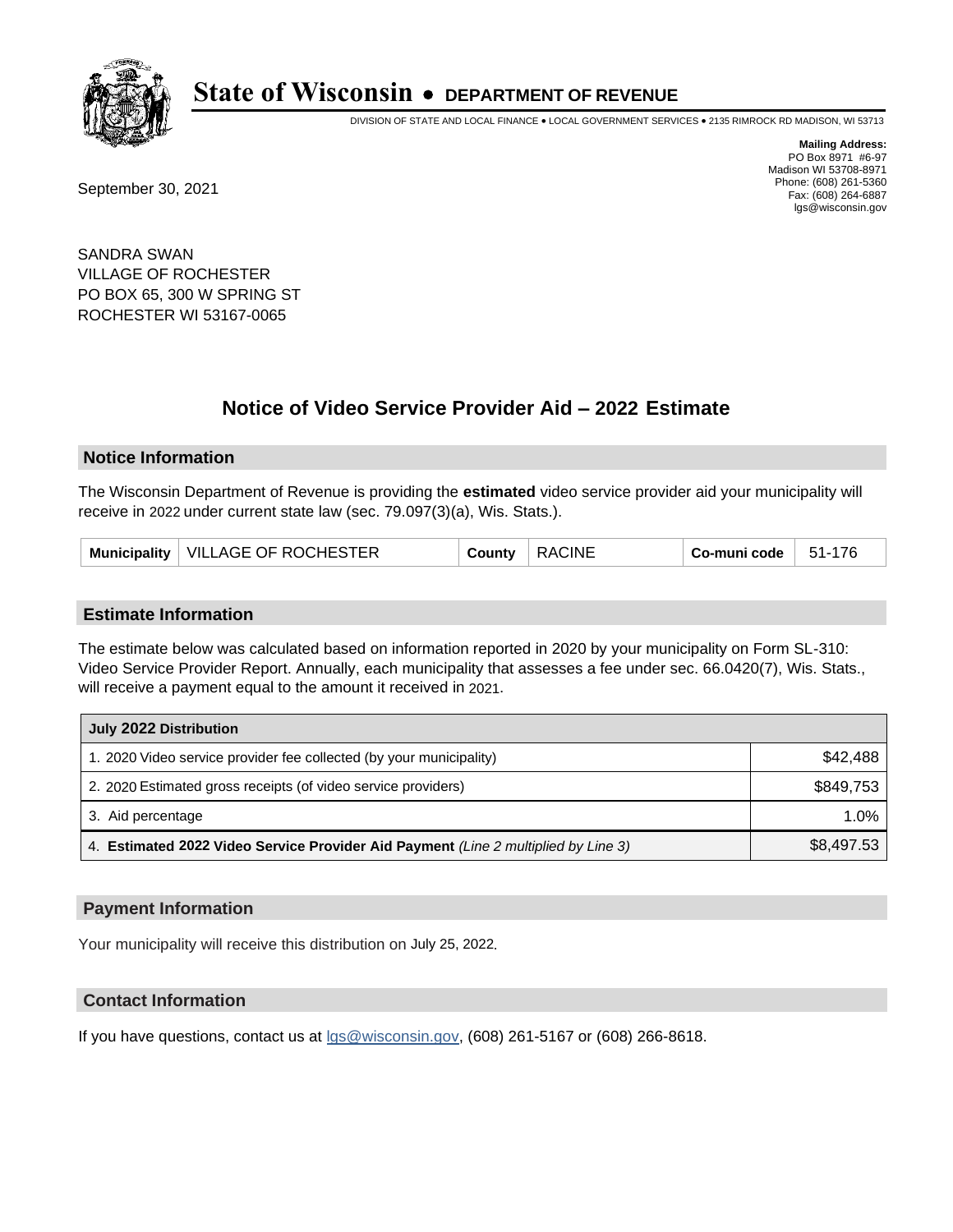# State of Wisconsin • DEPARTMENT OF REVENUE

DIVISION OF STATE AND LOCAL FINANCE • LOCAL GOVERNMENT SERVICES • 2135 RIMROCK RD MADISON, WI 53713

**Mailing Address:**
PO Box 8971 #6-97
Madison WI 53708-8971
Phone: (608) 261-5360
Fax: (608) 264-6887
lgs@wisconsin.gov

September 30, 2021

SANDRA SWAN
VILLAGE OF ROCHESTER
PO BOX 65, 300 W SPRING ST
ROCHESTER WI 53167-0065

## Notice of Video Service Provider Aid – 2022 Estimate

### Notice Information

The Wisconsin Department of Revenue is providing the **estimated** video service provider aid your municipality will receive in 2022 under current state law (sec. 79.097(3)(a), Wis. Stats.).

| Municipality | VILLAGE OF ROCHESTER | County | RACINE | Co-muni code | 51-176 |
|---|---|---|---|---|---|

### Estimate Information

The estimate below was calculated based on information reported in 2020 by your municipality on Form SL-310: Video Service Provider Report. Annually, each municipality that assesses a fee under sec. 66.0420(7), Wis. Stats., will receive a payment equal to the amount it received in 2021.

| July 2022 Distribution | |
|---|---|
| 1. 2020 Video service provider fee collected (by your municipality) | $42,488 |
| 2. 2020 Estimated gross receipts (of video service providers) | $849,753 |
| 3. Aid percentage | 1.0% |
| 4. **Estimated 2022 Video Service Provider Aid Payment** *(Line 2 multiplied by Line 3)* | $8,497.53 |

### Payment Information

Your municipality will receive this distribution on July 25, 2022.

### Contact Information

If you have questions, contact us at lgs@wisconsin.gov, (608) 261-5167 or (608) 266-8618.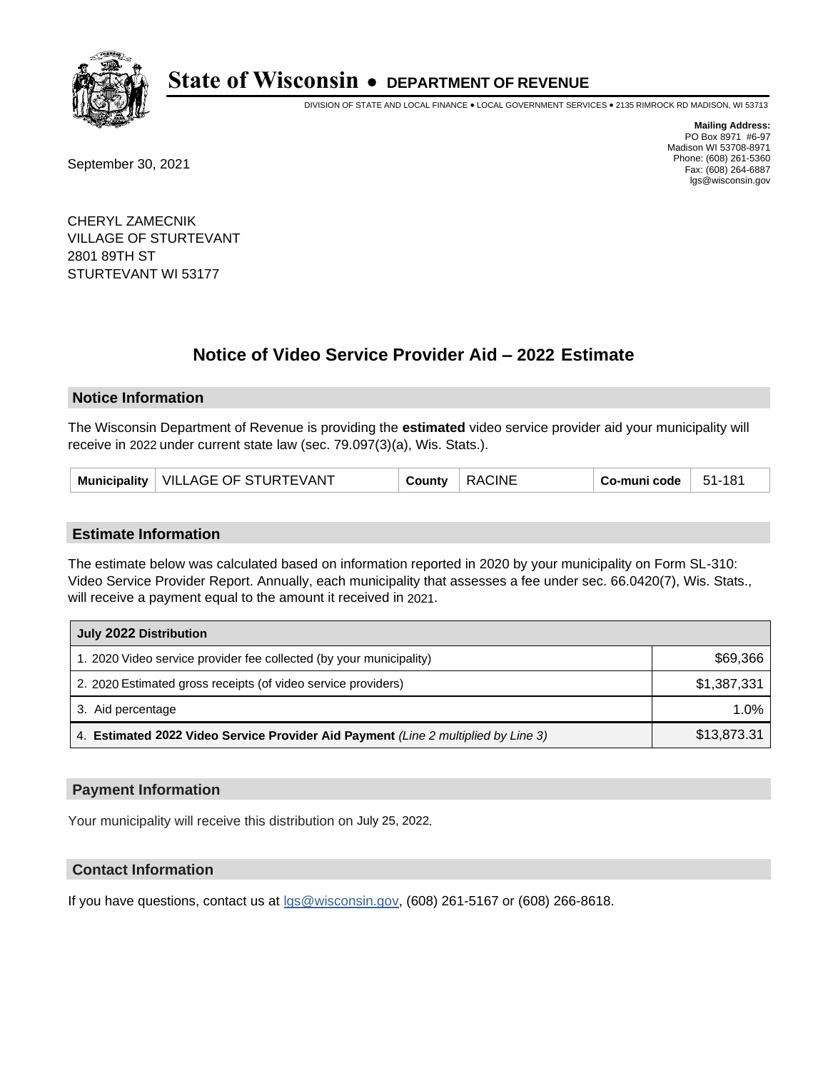# State of Wisconsin • DEPARTMENT OF REVENUE

DIVISION OF STATE AND LOCAL FINANCE • LOCAL GOVERNMENT SERVICES • 2135 RIMROCK RD MADISON, WI 53713

**Mailing Address:**
PO Box 8971 #6-97
Madison WI 53708-8971
Phone: (608) 261-5360
Fax: (608) 264-6887
lgs@wisconsin.gov

September 30, 2021

CHERYL ZAMECNIK
VILLAGE OF STURTEVANT
2801 89TH ST
STURTEVANT WI 53177

## Notice of Video Service Provider Aid – 2022 Estimate

### Notice Information

The Wisconsin Department of Revenue is providing the **estimated** video service provider aid your municipality will receive in 2022 under current state law (sec. 79.097(3)(a), Wis. Stats.).

| Municipality | VILLAGE OF STURTEVANT | County | RACINE | Co-muni code | 51-181 |
|---|---|---|---|---|---|

### Estimate Information

The estimate below was calculated based on information reported in 2020 by your municipality on Form SL-310: Video Service Provider Report. Annually, each municipality that assesses a fee under sec. 66.0420(7), Wis. Stats., will receive a payment equal to the amount it received in 2021.

| July 2022 Distribution | |
|---|---|
| 1. 2020 Video service provider fee collected (by your municipality) | $69,366 |
| 2. 2020 Estimated gross receipts (of video service providers) | $1,387,331 |
| 3. Aid percentage | 1.0% |
| 4. **Estimated 2022 Video Service Provider Aid Payment** *(Line 2 multiplied by Line 3)* | $13,873.31 |

### Payment Information

Your municipality will receive this distribution on July 25, 2022.

### Contact Information

If you have questions, contact us at lgs@wisconsin.gov, (608) 261-5167 or (608) 266-8618.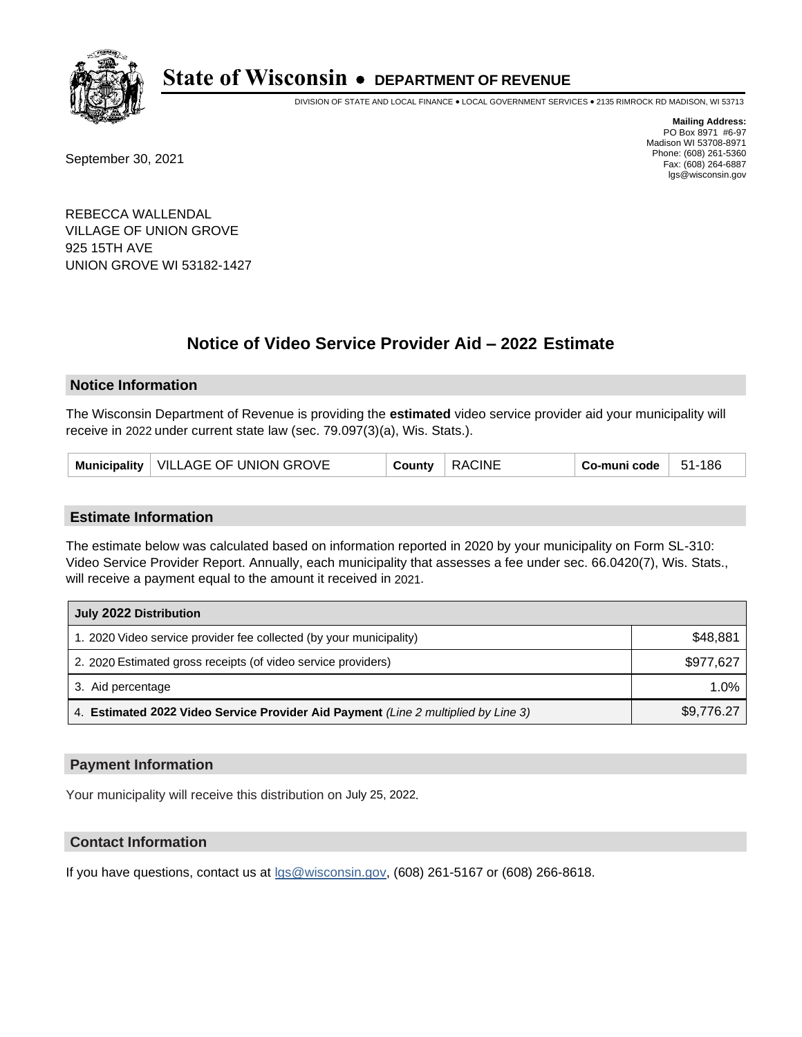# State of Wisconsin • DEPARTMENT OF REVENUE

DIVISION OF STATE AND LOCAL FINANCE • LOCAL GOVERNMENT SERVICES • 2135 RIMROCK RD MADISON, WI 53713

**Mailing Address:**
PO Box 8971 #6-97
Madison WI 53708-8971
Phone: (608) 261-5360
Fax: (608) 264-6887
lgs@wisconsin.gov

September 30, 2021

REBECCA WALLENDAL
VILLAGE OF UNION GROVE
925 15TH AVE
UNION GROVE WI 53182-1427

## Notice of Video Service Provider Aid – 2022 Estimate

### Notice Information

The Wisconsin Department of Revenue is providing the **estimated** video service provider aid your municipality will receive in 2022 under current state law (sec. 79.097(3)(a), Wis. Stats.).

| Municipality | VILLAGE OF UNION GROVE | County | RACINE | Co-muni code | 51-186 |
|---|---|---|---|---|---|

### Estimate Information

The estimate below was calculated based on information reported in 2020 by your municipality on Form SL-310: Video Service Provider Report. Annually, each municipality that assesses a fee under sec. 66.0420(7), Wis. Stats., will receive a payment equal to the amount it received in 2021.

| July 2022 Distribution | |
|---|---|
| 1. 2020 Video service provider fee collected (by your municipality) | $48,881 |
| 2. 2020 Estimated gross receipts (of video service providers) | $977,627 |
| 3. Aid percentage | 1.0% |
| 4. **Estimated 2022 Video Service Provider Aid Payment** *(Line 2 multiplied by Line 3)* | $9,776.27 |

### Payment Information

Your municipality will receive this distribution on July 25, 2022.

### Contact Information

If you have questions, contact us at lgs@wisconsin.gov, (608) 261-5167 or (608) 266-8618.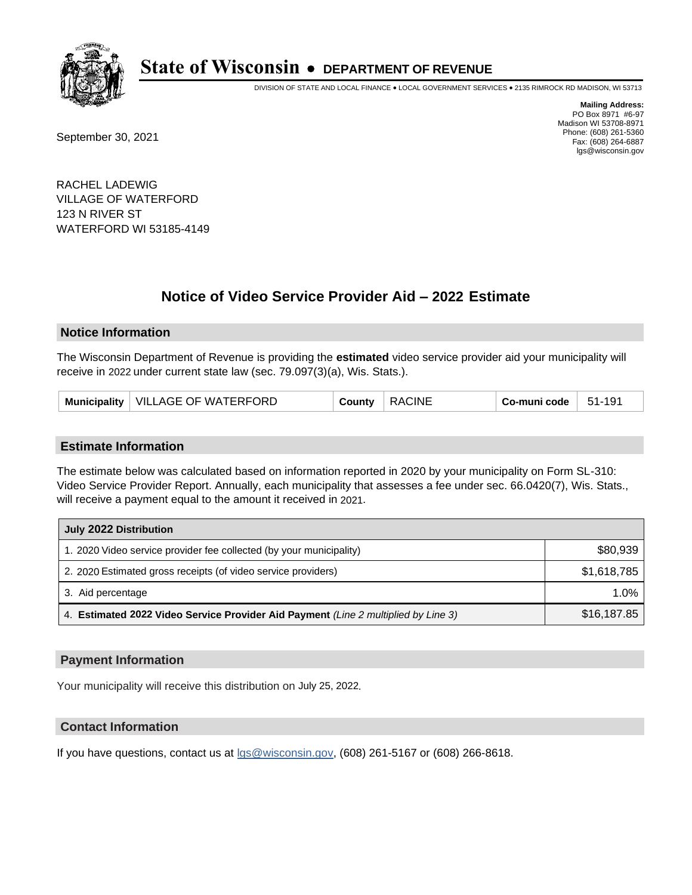# State of Wisconsin • DEPARTMENT OF REVENUE

DIVISION OF STATE AND LOCAL FINANCE • LOCAL GOVERNMENT SERVICES • 2135 RIMROCK RD MADISON, WI 53713

**Mailing Address:**
PO Box 8971 #6-97
Madison WI 53708-8971
Phone: (608) 261-5360
Fax: (608) 264-6887
lgs@wisconsin.gov

September 30, 2021

RACHEL LADEWIG
VILLAGE OF WATERFORD
123 N RIVER ST
WATERFORD WI 53185-4149

## Notice of Video Service Provider Aid – 2022 Estimate

### Notice Information

The Wisconsin Department of Revenue is providing the **estimated** video service provider aid your municipality will receive in 2022 under current state law (sec. 79.097(3)(a), Wis. Stats.).

| Municipality | VILLAGE OF WATERFORD | County | RACINE | Co-muni code | 51-191 |
|---|---|---|---|---|---|

### Estimate Information

The estimate below was calculated based on information reported in 2020 by your municipality on Form SL-310: Video Service Provider Report. Annually, each municipality that assesses a fee under sec. 66.0420(7), Wis. Stats., will receive a payment equal to the amount it received in 2021.

| July 2022 Distribution | |
|---|---|
| 1. 2020 Video service provider fee collected (by your municipality) | $80,939 |
| 2. 2020 Estimated gross receipts (of video service providers) | $1,618,785 |
| 3. Aid percentage | 1.0% |
| 4. **Estimated 2022 Video Service Provider Aid Payment** *(Line 2 multiplied by Line 3)* | $16,187.85 |

### Payment Information

Your municipality will receive this distribution on July 25, 2022.

### Contact Information

If you have questions, contact us at lgs@wisconsin.gov, (608) 261-5167 or (608) 266-8618.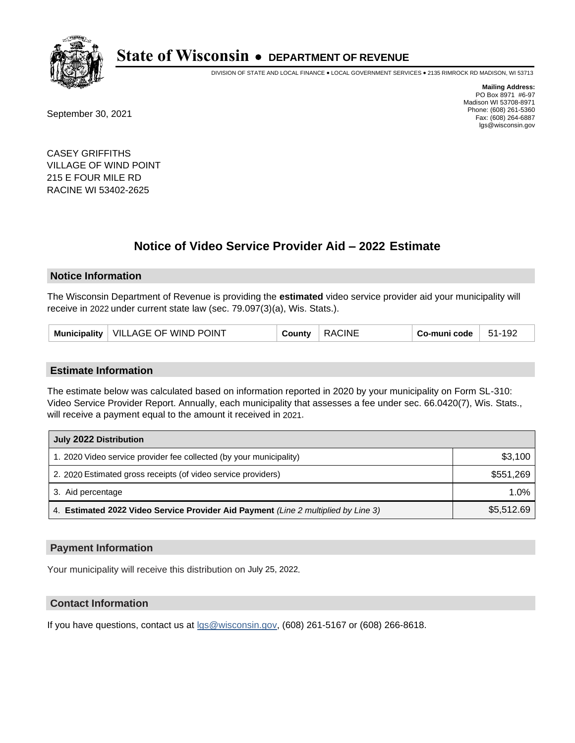# State of Wisconsin • DEPARTMENT OF REVENUE

DIVISION OF STATE AND LOCAL FINANCE • LOCAL GOVERNMENT SERVICES • 2135 RIMROCK RD MADISON, WI 53713

**Mailing Address:**
PO Box 8971 #6-97
Madison WI 53708-8971
Phone: (608) 261-5360
Fax: (608) 264-6887
lgs@wisconsin.gov

September 30, 2021

CASEY GRIFFITHS
VILLAGE OF WIND POINT
215 E FOUR MILE RD
RACINE WI 53402-2625

## Notice of Video Service Provider Aid – 2022 Estimate

### Notice Information

The Wisconsin Department of Revenue is providing the **estimated** video service provider aid your municipality will receive in 2022 under current state law (sec. 79.097(3)(a), Wis. Stats.).

| Municipality | VILLAGE OF WIND POINT | County | RACINE | Co-muni code | 51-192 |
|---|---|---|---|---|---|

### Estimate Information

The estimate below was calculated based on information reported in 2020 by your municipality on Form SL-310: Video Service Provider Report. Annually, each municipality that assesses a fee under sec. 66.0420(7), Wis. Stats., will receive a payment equal to the amount it received in 2021.

| July 2022 Distribution | |
|---|---|
| 1. 2020 Video service provider fee collected (by your municipality) | $3,100 |
| 2. 2020 Estimated gross receipts (of video service providers) | $551,269 |
| 3. Aid percentage | 1.0% |
| 4. **Estimated 2022 Video Service Provider Aid Payment** *(Line 2 multiplied by Line 3)* | $5,512.69 |

### Payment Information

Your municipality will receive this distribution on July 25, 2022.

### Contact Information

If you have questions, contact us at lgs@wisconsin.gov, (608) 261-5167 or (608) 266-8618.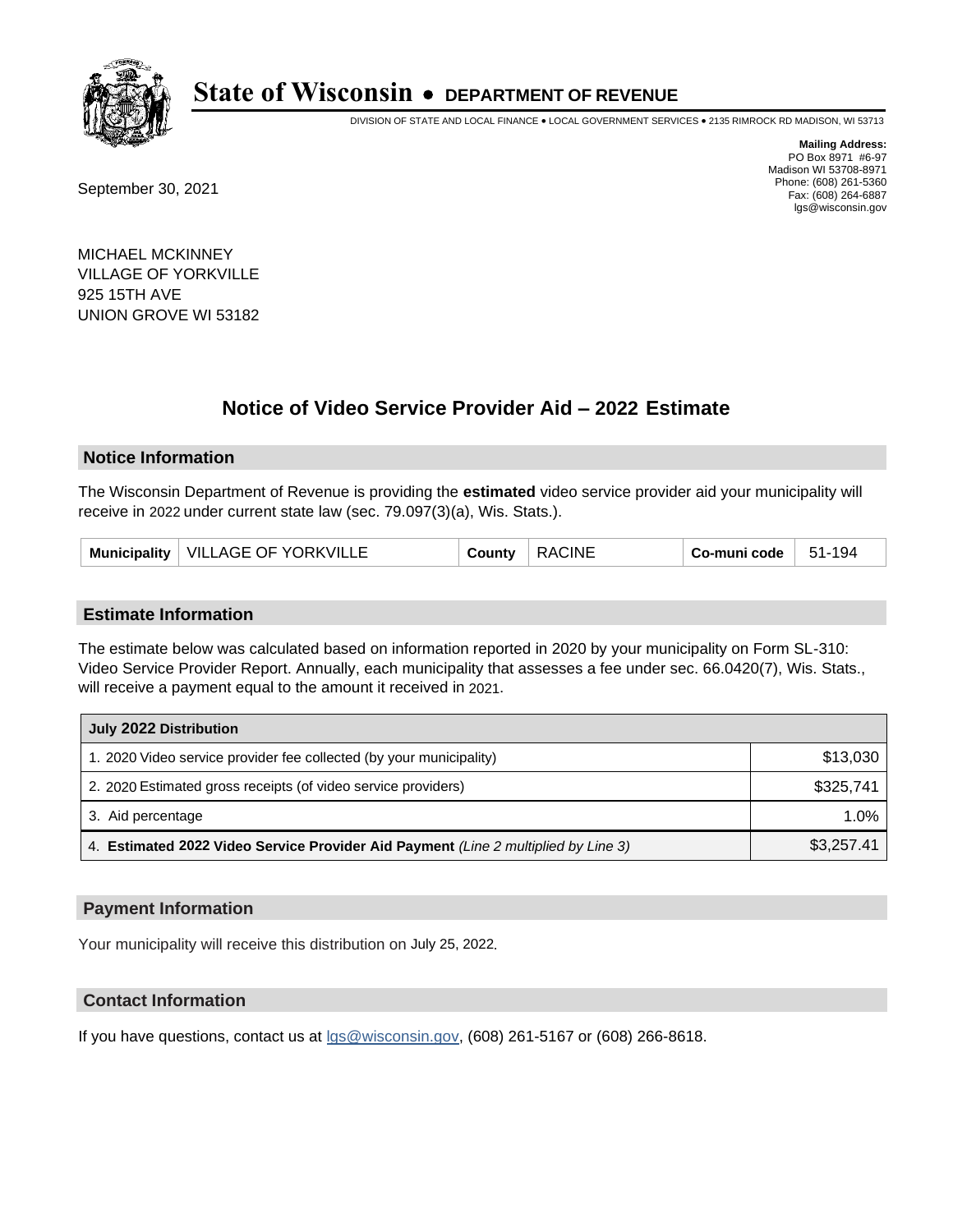# State of Wisconsin • DEPARTMENT OF REVENUE

DIVISION OF STATE AND LOCAL FINANCE • LOCAL GOVERNMENT SERVICES • 2135 RIMROCK RD MADISON, WI 53713

**Mailing Address:**
PO Box 8971 #6-97
Madison WI 53708-8971
Phone: (608) 261-5360
Fax: (608) 264-6887
lgs@wisconsin.gov

September 30, 2021

MICHAEL MCKINNEY
VILLAGE OF YORKVILLE
925 15TH AVE
UNION GROVE WI 53182

## Notice of Video Service Provider Aid – 2022 Estimate

### Notice Information

The Wisconsin Department of Revenue is providing the **estimated** video service provider aid your municipality will receive in 2022 under current state law (sec. 79.097(3)(a), Wis. Stats.).

| Municipality | VILLAGE OF YORKVILLE | County | RACINE | Co-muni code | 51-194 |
|---|---|---|---|---|---|

### Estimate Information

The estimate below was calculated based on information reported in 2020 by your municipality on Form SL-310: Video Service Provider Report. Annually, each municipality that assesses a fee under sec. 66.0420(7), Wis. Stats., will receive a payment equal to the amount it received in 2021.

| July 2022 Distribution | |
|---|---|
| 1. 2020 Video service provider fee collected (by your municipality) | $13,030 |
| 2. 2020 Estimated gross receipts (of video service providers) | $325,741 |
| 3. Aid percentage | 1.0% |
| 4. **Estimated 2022 Video Service Provider Aid Payment** *(Line 2 multiplied by Line 3)* | $3,257.41 |

### Payment Information

Your municipality will receive this distribution on July 25, 2022.

### Contact Information

If you have questions, contact us at lgs@wisconsin.gov, (608) 261-5167 or (608) 266-8618.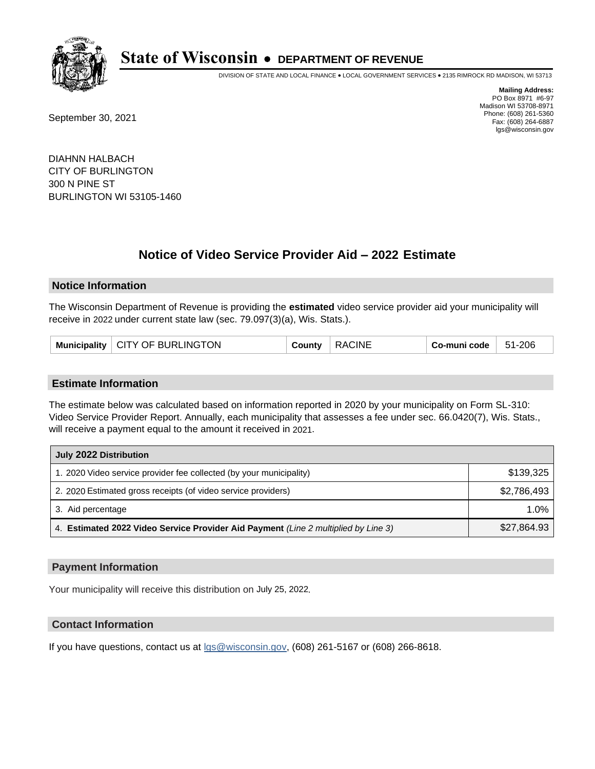# State of Wisconsin • DEPARTMENT OF REVENUE

DIVISION OF STATE AND LOCAL FINANCE • LOCAL GOVERNMENT SERVICES • 2135 RIMROCK RD MADISON, WI 53713

**Mailing Address:**
PO Box 8971 #6-97
Madison WI 53708-8971
Phone: (608) 261-5360
Fax: (608) 264-6887
lgs@wisconsin.gov

September 30, 2021

DIAHNN HALBACH
CITY OF BURLINGTON
300 N PINE ST
BURLINGTON WI 53105-1460

## Notice of Video Service Provider Aid – 2022 Estimate

### Notice Information

The Wisconsin Department of Revenue is providing the **estimated** video service provider aid your municipality will receive in 2022 under current state law (sec. 79.097(3)(a), Wis. Stats.).

| Municipality | CITY OF BURLINGTON | County | RACINE | Co-muni code | 51-206 |
|---|---|---|---|---|---|

### Estimate Information

The estimate below was calculated based on information reported in 2020 by your municipality on Form SL-310: Video Service Provider Report. Annually, each municipality that assesses a fee under sec. 66.0420(7), Wis. Stats., will receive a payment equal to the amount it received in 2021.

| July 2022 Distribution | |
|---|---|
| 1. 2020 Video service provider fee collected (by your municipality) | $139,325 |
| 2. 2020 Estimated gross receipts (of video service providers) | $2,786,493 |
| 3. Aid percentage | 1.0% |
| 4. **Estimated 2022 Video Service Provider Aid Payment** *(Line 2 multiplied by Line 3)* | $27,864.93 |

### Payment Information

Your municipality will receive this distribution on July 25, 2022.

### Contact Information

If you have questions, contact us at lgs@wisconsin.gov, (608) 261-5167 or (608) 266-8618.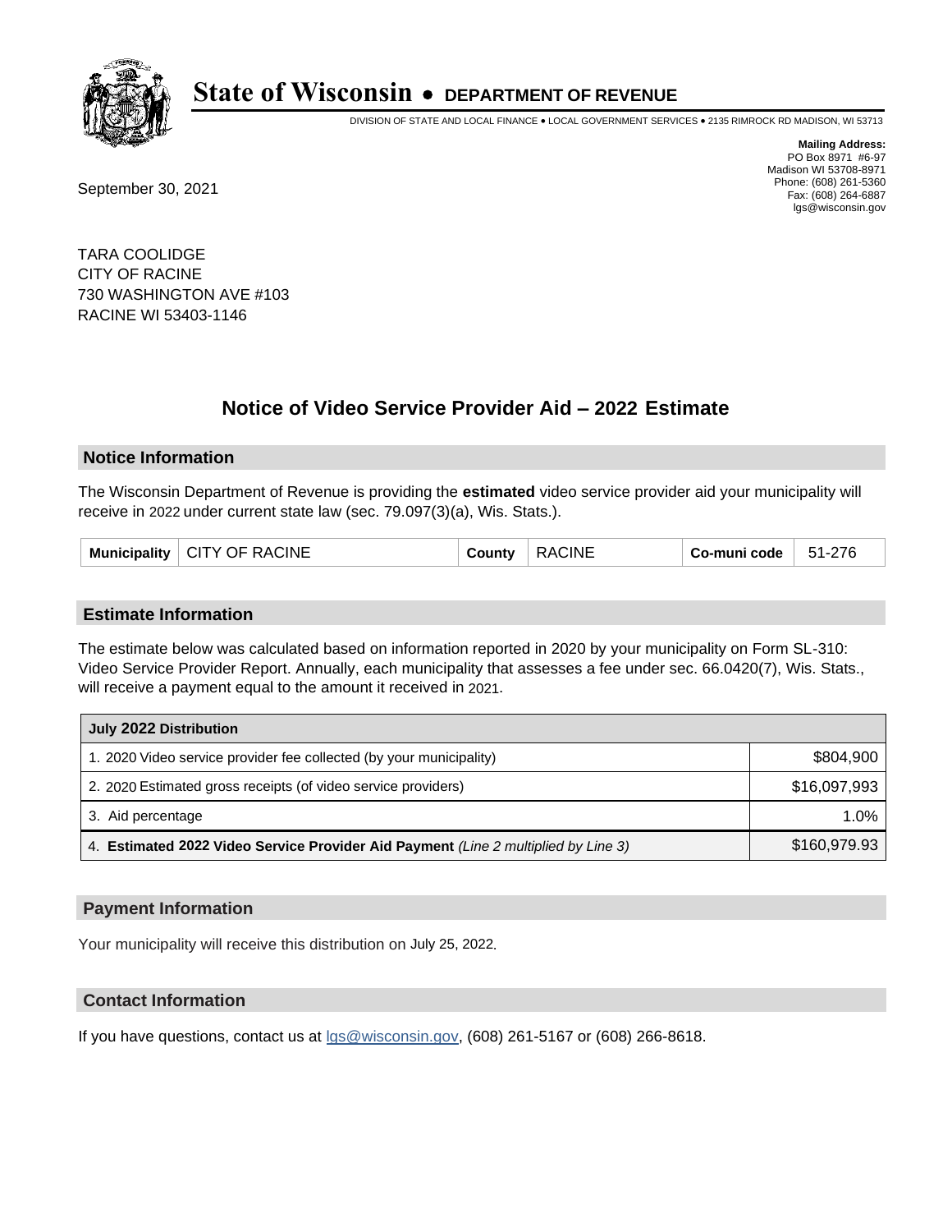# State of Wisconsin • DEPARTMENT OF REVENUE

DIVISION OF STATE AND LOCAL FINANCE • LOCAL GOVERNMENT SERVICES • 2135 RIMROCK RD MADISON, WI 53713

**Mailing Address:**
PO Box 8971 #6-97
Madison WI 53708-8971
Phone: (608) 261-5360
Fax: (608) 264-6887
lgs@wisconsin.gov

September 30, 2021

TARA COOLIDGE
CITY OF RACINE
730 WASHINGTON AVE #103
RACINE WI 53403-1146

## Notice of Video Service Provider Aid – 2022 Estimate

### Notice Information

The Wisconsin Department of Revenue is providing the **estimated** video service provider aid your municipality will receive in 2022 under current state law (sec. 79.097(3)(a), Wis. Stats.).

| Municipality | CITY OF RACINE | County | RACINE | Co-muni code | 51-276 |
|---|---|---|---|---|---|

### Estimate Information

The estimate below was calculated based on information reported in 2020 by your municipality on Form SL-310: Video Service Provider Report. Annually, each municipality that assesses a fee under sec. 66.0420(7), Wis. Stats., will receive a payment equal to the amount it received in 2021.

| July 2022 Distribution | |
|---|---|
| 1. 2020 Video service provider fee collected (by your municipality) | $804,900 |
| 2. 2020 Estimated gross receipts (of video service providers) | $16,097,993 |
| 3. Aid percentage | 1.0% |
| 4. **Estimated 2022 Video Service Provider Aid Payment** *(Line 2 multiplied by Line 3)* | $160,979.93 |

### Payment Information

Your municipality will receive this distribution on July 25, 2022.

### Contact Information

If you have questions, contact us at lgs@wisconsin.gov, (608) 261-5167 or (608) 266-8618.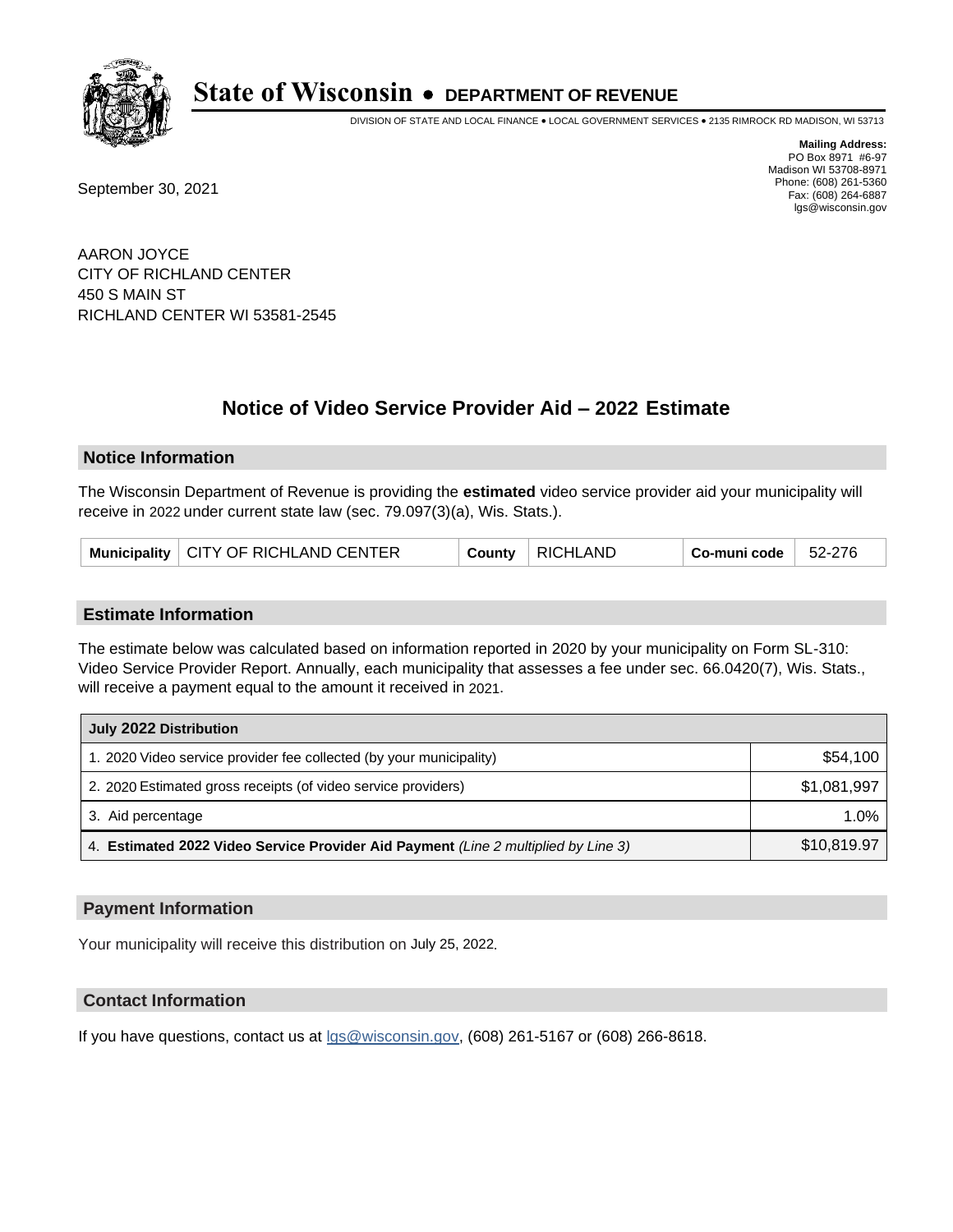# State of Wisconsin • DEPARTMENT OF REVENUE

DIVISION OF STATE AND LOCAL FINANCE • LOCAL GOVERNMENT SERVICES • 2135 RIMROCK RD MADISON, WI 53713

**Mailing Address:**
PO Box 8971 #6-97
Madison WI 53708-8971
Phone: (608) 261-5360
Fax: (608) 264-6887
lgs@wisconsin.gov

September 30, 2021

AARON JOYCE
CITY OF RICHLAND CENTER
450 S MAIN ST
RICHLAND CENTER WI 53581-2545

## Notice of Video Service Provider Aid – 2022 Estimate

### Notice Information

The Wisconsin Department of Revenue is providing the **estimated** video service provider aid your municipality will receive in 2022 under current state law (sec. 79.097(3)(a), Wis. Stats.).

| Municipality | CITY OF RICHLAND CENTER | County | RICHLAND | Co-muni code | 52-276 |
|---|---|---|---|---|---|

### Estimate Information

The estimate below was calculated based on information reported in 2020 by your municipality on Form SL-310: Video Service Provider Report. Annually, each municipality that assesses a fee under sec. 66.0420(7), Wis. Stats., will receive a payment equal to the amount it received in 2021.

| July 2022 Distribution | |
|---|---|
| 1. 2020 Video service provider fee collected (by your municipality) | $54,100 |
| 2. 2020 Estimated gross receipts (of video service providers) | $1,081,997 |
| 3. Aid percentage | 1.0% |
| 4. **Estimated 2022 Video Service Provider Aid Payment** *(Line 2 multiplied by Line 3)* | $10,819.97 |

### Payment Information

Your municipality will receive this distribution on July 25, 2022.

### Contact Information

If you have questions, contact us at lgs@wisconsin.gov, (608) 261-5167 or (608) 266-8618.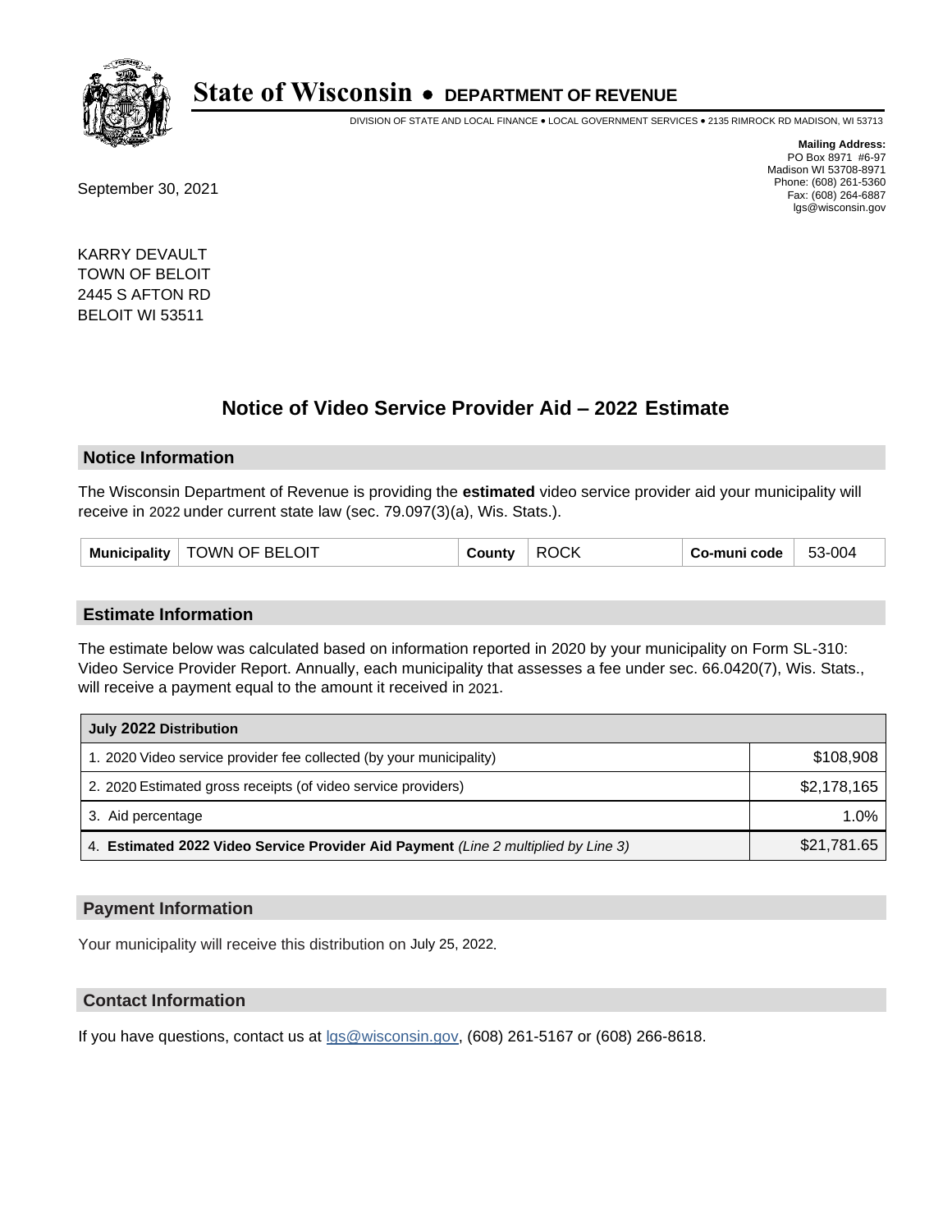# State of Wisconsin • DEPARTMENT OF REVENUE

DIVISION OF STATE AND LOCAL FINANCE • LOCAL GOVERNMENT SERVICES • 2135 RIMROCK RD MADISON, WI 53713

**Mailing Address:**
PO Box 8971 #6-97
Madison WI 53708-8971
Phone: (608) 261-5360
Fax: (608) 264-6887
lgs@wisconsin.gov

September 30, 2021

KARRY DEVAULT
TOWN OF BELOIT
2445 S AFTON RD
BELOIT WI 53511

## Notice of Video Service Provider Aid – 2022 Estimate

### Notice Information

The Wisconsin Department of Revenue is providing the **estimated** video service provider aid your municipality will receive in 2022 under current state law (sec. 79.097(3)(a), Wis. Stats.).

| Municipality | TOWN OF BELOIT | County | ROCK | Co-muni code | 53-004 |
|---|---|---|---|---|---|

### Estimate Information

The estimate below was calculated based on information reported in 2020 by your municipality on Form SL-310: Video Service Provider Report. Annually, each municipality that assesses a fee under sec. 66.0420(7), Wis. Stats., will receive a payment equal to the amount it received in 2021.

| July 2022 Distribution | |
|---|---|
| 1. 2020 Video service provider fee collected (by your municipality) | $108,908 |
| 2. 2020 Estimated gross receipts (of video service providers) | $2,178,165 |
| 3. Aid percentage | 1.0% |
| 4. **Estimated 2022 Video Service Provider Aid Payment** *(Line 2 multiplied by Line 3)* | $21,781.65 |

### Payment Information

Your municipality will receive this distribution on July 25, 2022.

### Contact Information

If you have questions, contact us at lgs@wisconsin.gov, (608) 261-5167 or (608) 266-8618.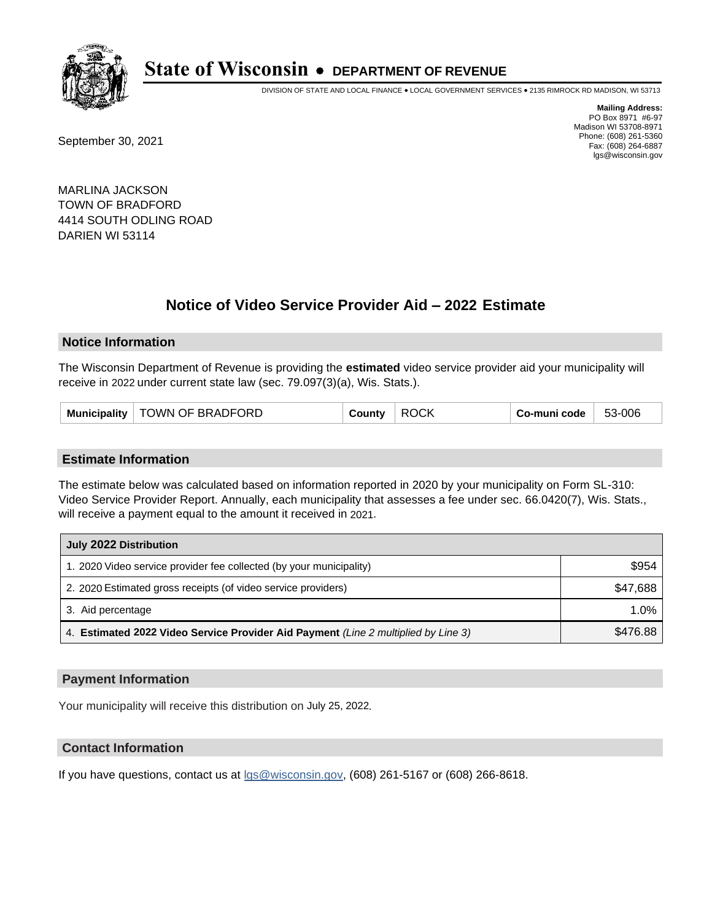# State of Wisconsin • DEPARTMENT OF REVENUE

DIVISION OF STATE AND LOCAL FINANCE • LOCAL GOVERNMENT SERVICES • 2135 RIMROCK RD MADISON, WI 53713

**Mailing Address:**
PO Box 8971 #6-97
Madison WI 53708-8971
Phone: (608) 261-5360
Fax: (608) 264-6887
lgs@wisconsin.gov

September 30, 2021

MARLINA JACKSON
TOWN OF BRADFORD
4414 SOUTH ODLING ROAD
DARIEN WI 53114

## Notice of Video Service Provider Aid – 2022 Estimate

### Notice Information

The Wisconsin Department of Revenue is providing the **estimated** video service provider aid your municipality will receive in 2022 under current state law (sec. 79.097(3)(a), Wis. Stats.).

| Municipality | TOWN OF BRADFORD | County | ROCK | Co-muni code | 53-006 |
|---|---|---|---|---|---|

### Estimate Information

The estimate below was calculated based on information reported in 2020 by your municipality on Form SL-310: Video Service Provider Report. Annually, each municipality that assesses a fee under sec. 66.0420(7), Wis. Stats., will receive a payment equal to the amount it received in 2021.

| July 2022 Distribution | |
|---|---|
| 1. 2020 Video service provider fee collected (by your municipality) | $954 |
| 2. 2020 Estimated gross receipts (of video service providers) | $47,688 |
| 3. Aid percentage | 1.0% |
| 4. **Estimated 2022 Video Service Provider Aid Payment** *(Line 2 multiplied by Line 3)* | $476.88 |

### Payment Information

Your municipality will receive this distribution on July 25, 2022.

### Contact Information

If you have questions, contact us at lgs@wisconsin.gov, (608) 261-5167 or (608) 266-8618.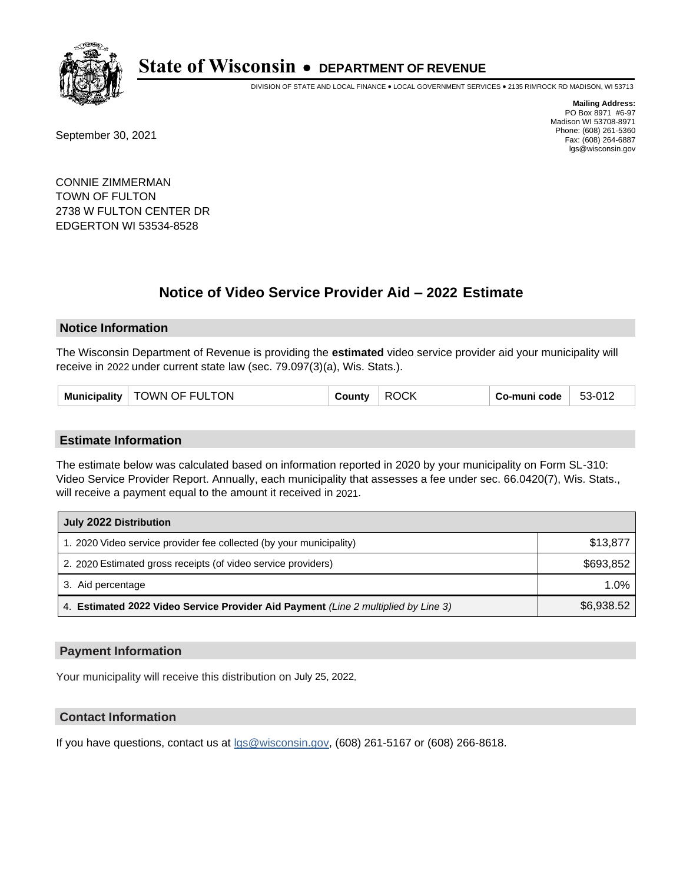# State of Wisconsin • DEPARTMENT OF REVENUE

DIVISION OF STATE AND LOCAL FINANCE • LOCAL GOVERNMENT SERVICES • 2135 RIMROCK RD MADISON, WI 53713

**Mailing Address:**
PO Box 8971 #6-97
Madison WI 53708-8971
Phone: (608) 261-5360
Fax: (608) 264-6887
lgs@wisconsin.gov

September 30, 2021

CONNIE ZIMMERMAN
TOWN OF FULTON
2738 W FULTON CENTER DR
EDGERTON WI 53534-8528

## Notice of Video Service Provider Aid – 2022 Estimate

### Notice Information

The Wisconsin Department of Revenue is providing the **estimated** video service provider aid your municipality will receive in 2022 under current state law (sec. 79.097(3)(a), Wis. Stats.).

| Municipality | TOWN OF FULTON | County | ROCK | Co-muni code | 53-012 |
|---|---|---|---|---|---|

### Estimate Information

The estimate below was calculated based on information reported in 2020 by your municipality on Form SL-310: Video Service Provider Report. Annually, each municipality that assesses a fee under sec. 66.0420(7), Wis. Stats., will receive a payment equal to the amount it received in 2021.

| July 2022 Distribution | |
|---|---|
| 1. 2020 Video service provider fee collected (by your municipality) | $13,877 |
| 2. 2020 Estimated gross receipts (of video service providers) | $693,852 |
| 3. Aid percentage | 1.0% |
| 4. **Estimated 2022 Video Service Provider Aid Payment** *(Line 2 multiplied by Line 3)* | $6,938.52 |

### Payment Information

Your municipality will receive this distribution on July 25, 2022.

### Contact Information

If you have questions, contact us at lgs@wisconsin.gov, (608) 261-5167 or (608) 266-8618.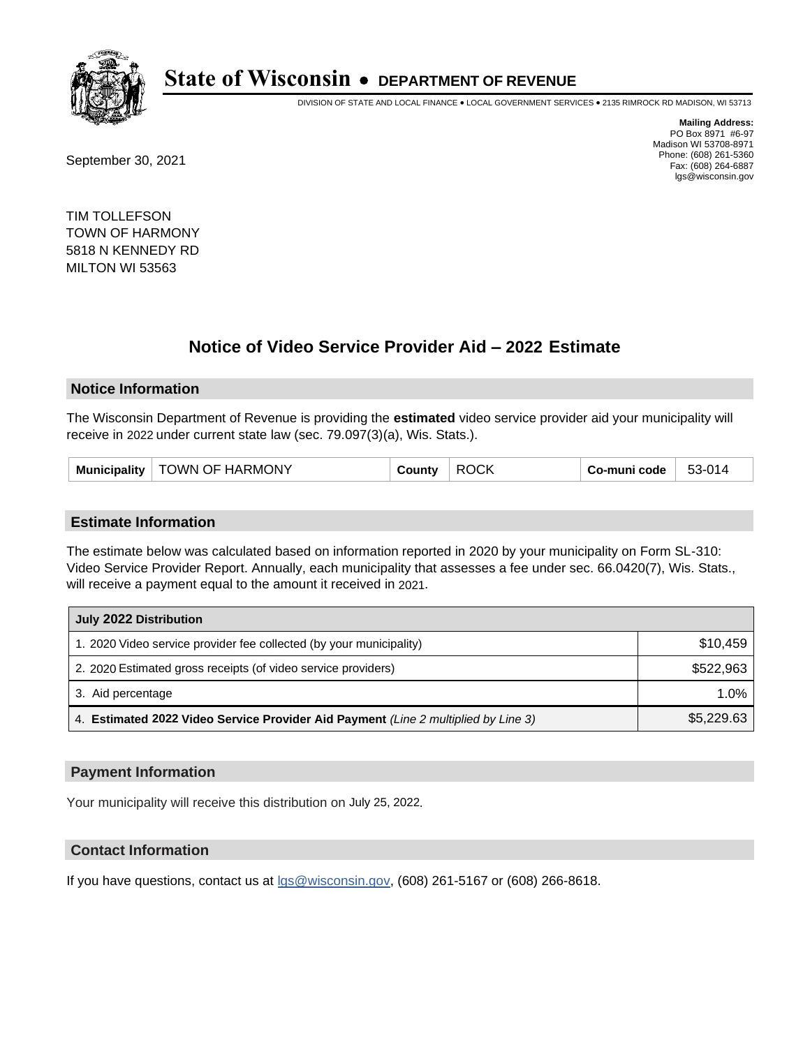# State of Wisconsin • DEPARTMENT OF REVENUE

DIVISION OF STATE AND LOCAL FINANCE • LOCAL GOVERNMENT SERVICES • 2135 RIMROCK RD MADISON, WI 53713

**Mailing Address:**
PO Box 8971 #6-97
Madison WI 53708-8971
Phone: (608) 261-5360
Fax: (608) 264-6887
lgs@wisconsin.gov

September 30, 2021

TIM TOLLEFSON
TOWN OF HARMONY
5818 N KENNEDY RD
MILTON WI 53563

## Notice of Video Service Provider Aid – 2022 Estimate

### Notice Information

The Wisconsin Department of Revenue is providing the **estimated** video service provider aid your municipality will receive in 2022 under current state law (sec. 79.097(3)(a), Wis. Stats.).

| Municipality | TOWN OF HARMONY | County | ROCK | Co-muni code | 53-014 |
|---|---|---|---|---|---|

### Estimate Information

The estimate below was calculated based on information reported in 2020 by your municipality on Form SL-310: Video Service Provider Report. Annually, each municipality that assesses a fee under sec. 66.0420(7), Wis. Stats., will receive a payment equal to the amount it received in 2021.

| July 2022 Distribution | |
|---|---|
| 1. 2020 Video service provider fee collected (by your municipality) | $10,459 |
| 2. 2020 Estimated gross receipts (of video service providers) | $522,963 |
| 3. Aid percentage | 1.0% |
| 4. **Estimated 2022 Video Service Provider Aid Payment** *(Line 2 multiplied by Line 3)* | $5,229.63 |

### Payment Information

Your municipality will receive this distribution on July 25, 2022.

### Contact Information

If you have questions, contact us at lgs@wisconsin.gov, (608) 261-5167 or (608) 266-8618.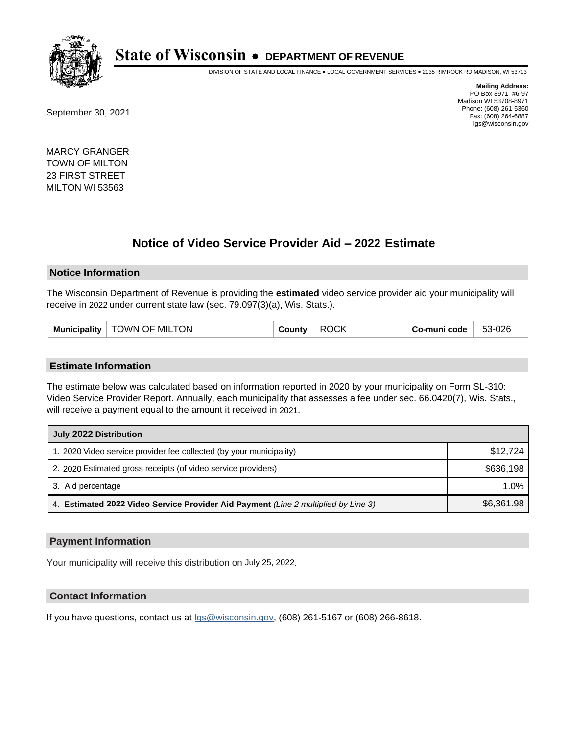# State of Wisconsin • DEPARTMENT OF REVENUE

DIVISION OF STATE AND LOCAL FINANCE • LOCAL GOVERNMENT SERVICES • 2135 RIMROCK RD MADISON, WI 53713

**Mailing Address:**
PO Box 8971 #6-97
Madison WI 53708-8971
Phone: (608) 261-5360
Fax: (608) 264-6887
lgs@wisconsin.gov

September 30, 2021

MARCY GRANGER
TOWN OF MILTON
23 FIRST STREET
MILTON WI 53563

## Notice of Video Service Provider Aid – 2022 Estimate

### Notice Information

The Wisconsin Department of Revenue is providing the **estimated** video service provider aid your municipality will receive in 2022 under current state law (sec. 79.097(3)(a), Wis. Stats.).

| Municipality | TOWN OF MILTON | County | ROCK | Co-muni code | 53-026 |
|---|---|---|---|---|---|

### Estimate Information

The estimate below was calculated based on information reported in 2020 by your municipality on Form SL-310: Video Service Provider Report. Annually, each municipality that assesses a fee under sec. 66.0420(7), Wis. Stats., will receive a payment equal to the amount it received in 2021.

| July 2022 Distribution | |
|---|---|
| 1. 2020 Video service provider fee collected (by your municipality) | $12,724 |
| 2. 2020 Estimated gross receipts (of video service providers) | $636,198 |
| 3. Aid percentage | 1.0% |
| 4. **Estimated 2022 Video Service Provider Aid Payment** *(Line 2 multiplied by Line 3)* | $6,361.98 |

### Payment Information

Your municipality will receive this distribution on July 25, 2022.

### Contact Information

If you have questions, contact us at lgs@wisconsin.gov, (608) 261-5167 or (608) 266-8618.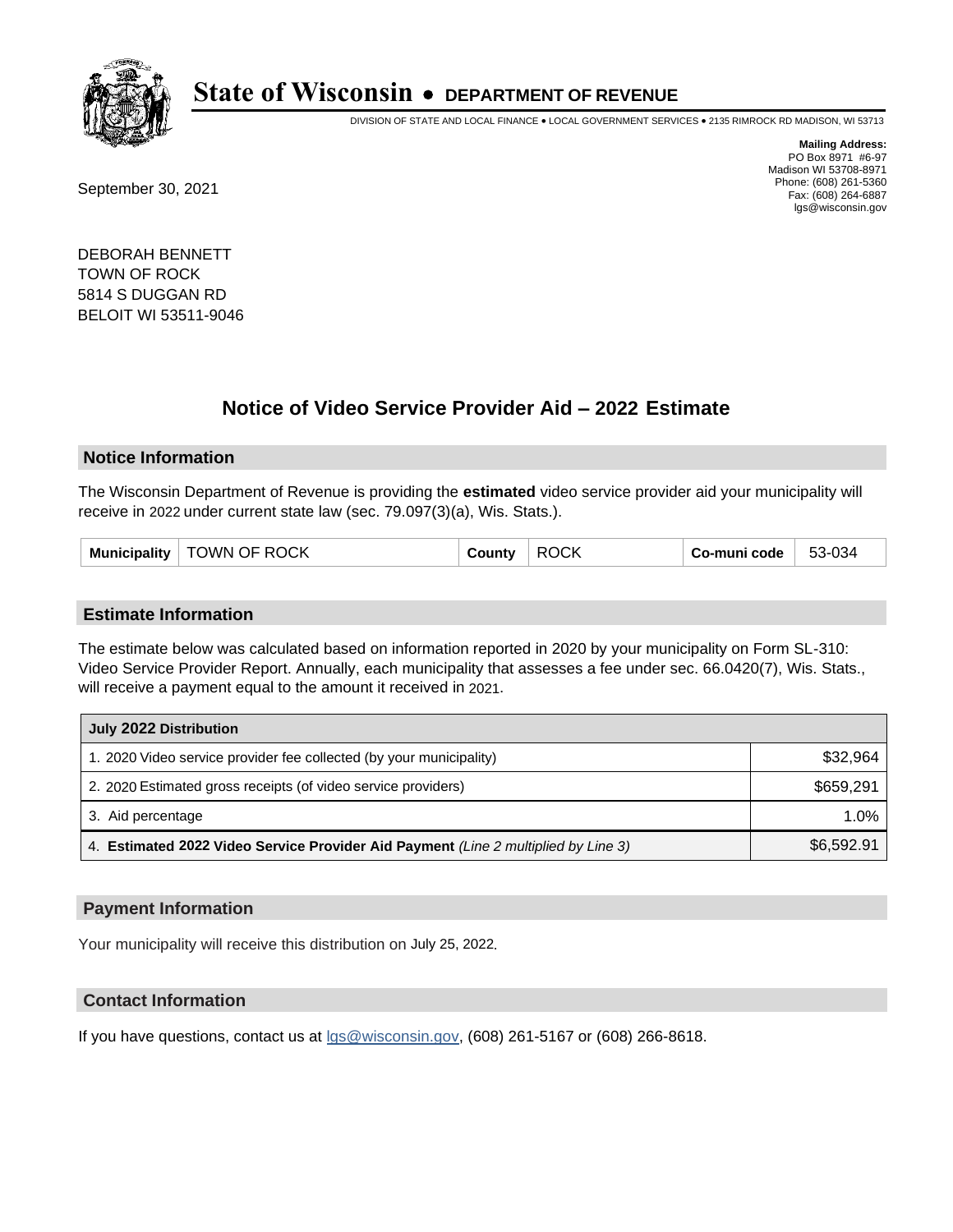# State of Wisconsin • DEPARTMENT OF REVENUE

DIVISION OF STATE AND LOCAL FINANCE • LOCAL GOVERNMENT SERVICES • 2135 RIMROCK RD MADISON, WI 53713

**Mailing Address:**
PO Box 8971 #6-97
Madison WI 53708-8971
Phone: (608) 261-5360
Fax: (608) 264-6887
lgs@wisconsin.gov

September 30, 2021

DEBORAH BENNETT
TOWN OF ROCK
5814 S DUGGAN RD
BELOIT WI 53511-9046

## Notice of Video Service Provider Aid – 2022 Estimate

### Notice Information

The Wisconsin Department of Revenue is providing the **estimated** video service provider aid your municipality will receive in 2022 under current state law (sec. 79.097(3)(a), Wis. Stats.).

| Municipality | TOWN OF ROCK | County | ROCK | Co-muni code | 53-034 |
|---|---|---|---|---|---|

### Estimate Information

The estimate below was calculated based on information reported in 2020 by your municipality on Form SL-310: Video Service Provider Report. Annually, each municipality that assesses a fee under sec. 66.0420(7), Wis. Stats., will receive a payment equal to the amount it received in 2021.

| July 2022 Distribution | |
|---|---|
| 1. 2020 Video service provider fee collected (by your municipality) | $32,964 |
| 2. 2020 Estimated gross receipts (of video service providers) | $659,291 |
| 3. Aid percentage | 1.0% |
| 4. **Estimated 2022 Video Service Provider Aid Payment** *(Line 2 multiplied by Line 3)* | $6,592.91 |

### Payment Information

Your municipality will receive this distribution on July 25, 2022.

### Contact Information

If you have questions, contact us at lgs@wisconsin.gov, (608) 261-5167 or (608) 266-8618.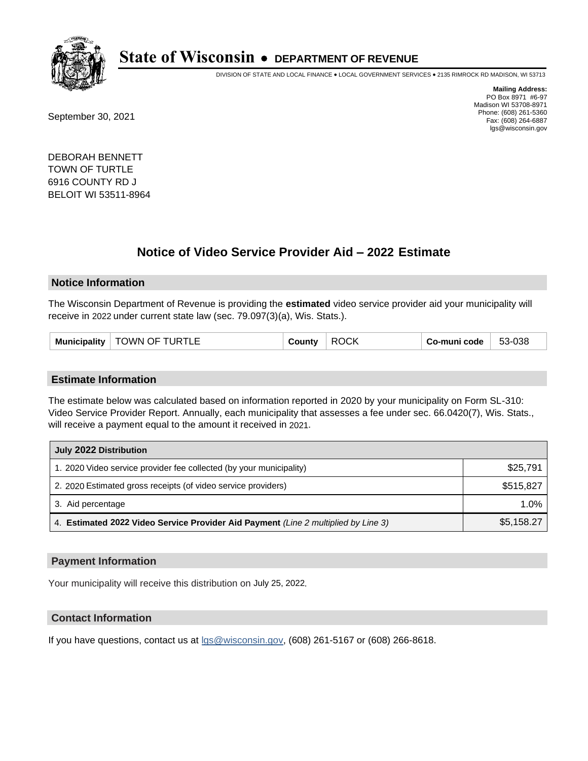# State of Wisconsin • DEPARTMENT OF REVENUE

DIVISION OF STATE AND LOCAL FINANCE • LOCAL GOVERNMENT SERVICES • 2135 RIMROCK RD MADISON, WI 53713

**Mailing Address:**
PO Box 8971 #6-97
Madison WI 53708-8971
Phone: (608) 261-5360
Fax: (608) 264-6887
lgs@wisconsin.gov

September 30, 2021

DEBORAH BENNETT
TOWN OF TURTLE
6916 COUNTY RD J
BELOIT WI 53511-8964

## Notice of Video Service Provider Aid – 2022 Estimate

### Notice Information

The Wisconsin Department of Revenue is providing the **estimated** video service provider aid your municipality will receive in 2022 under current state law (sec. 79.097(3)(a), Wis. Stats.).

| Municipality | TOWN OF TURTLE | County | ROCK | Co-muni code | 53-038 |
|---|---|---|---|---|---|

### Estimate Information

The estimate below was calculated based on information reported in 2020 by your municipality on Form SL-310: Video Service Provider Report. Annually, each municipality that assesses a fee under sec. 66.0420(7), Wis. Stats., will receive a payment equal to the amount it received in 2021.

| July 2022 Distribution | |
|---|---|
| 1. 2020 Video service provider fee collected (by your municipality) | $25,791 |
| 2. 2020 Estimated gross receipts (of video service providers) | $515,827 |
| 3. Aid percentage | 1.0% |
| 4. **Estimated 2022 Video Service Provider Aid Payment** *(Line 2 multiplied by Line 3)* | $5,158.27 |

### Payment Information

Your municipality will receive this distribution on July 25, 2022.

### Contact Information

If you have questions, contact us at lgs@wisconsin.gov, (608) 261-5167 or (608) 266-8618.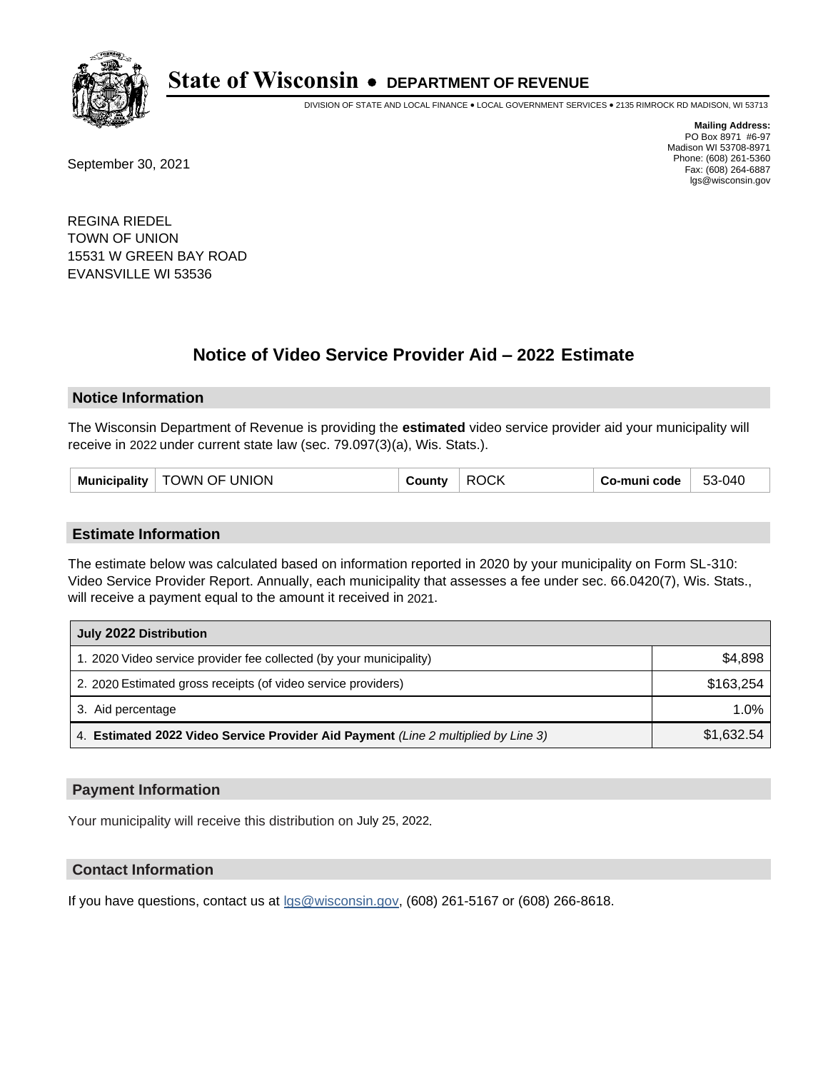# State of Wisconsin • DEPARTMENT OF REVENUE

DIVISION OF STATE AND LOCAL FINANCE • LOCAL GOVERNMENT SERVICES • 2135 RIMROCK RD MADISON, WI 53713

**Mailing Address:**
PO Box 8971 #6-97
Madison WI 53708-8971
Phone: (608) 261-5360
Fax: (608) 264-6887
lgs@wisconsin.gov

September 30, 2021

REGINA RIEDEL
TOWN OF UNION
15531 W GREEN BAY ROAD
EVANSVILLE WI 53536

## Notice of Video Service Provider Aid – 2022 Estimate

### Notice Information

The Wisconsin Department of Revenue is providing the **estimated** video service provider aid your municipality will receive in 2022 under current state law (sec. 79.097(3)(a), Wis. Stats.).

| Municipality | TOWN OF UNION | County | ROCK | Co-muni code | 53-040 |
|---|---|---|---|---|---|

### Estimate Information

The estimate below was calculated based on information reported in 2020 by your municipality on Form SL-310: Video Service Provider Report. Annually, each municipality that assesses a fee under sec. 66.0420(7), Wis. Stats., will receive a payment equal to the amount it received in 2021.

| July 2022 Distribution | |
|---|---|
| 1. 2020 Video service provider fee collected (by your municipality) | $4,898 |
| 2. 2020 Estimated gross receipts (of video service providers) | $163,254 |
| 3. Aid percentage | 1.0% |
| 4. **Estimated 2022 Video Service Provider Aid Payment** *(Line 2 multiplied by Line 3)* | $1,632.54 |

### Payment Information

Your municipality will receive this distribution on July 25, 2022.

### Contact Information

If you have questions, contact us at lgs@wisconsin.gov, (608) 261-5167 or (608) 266-8618.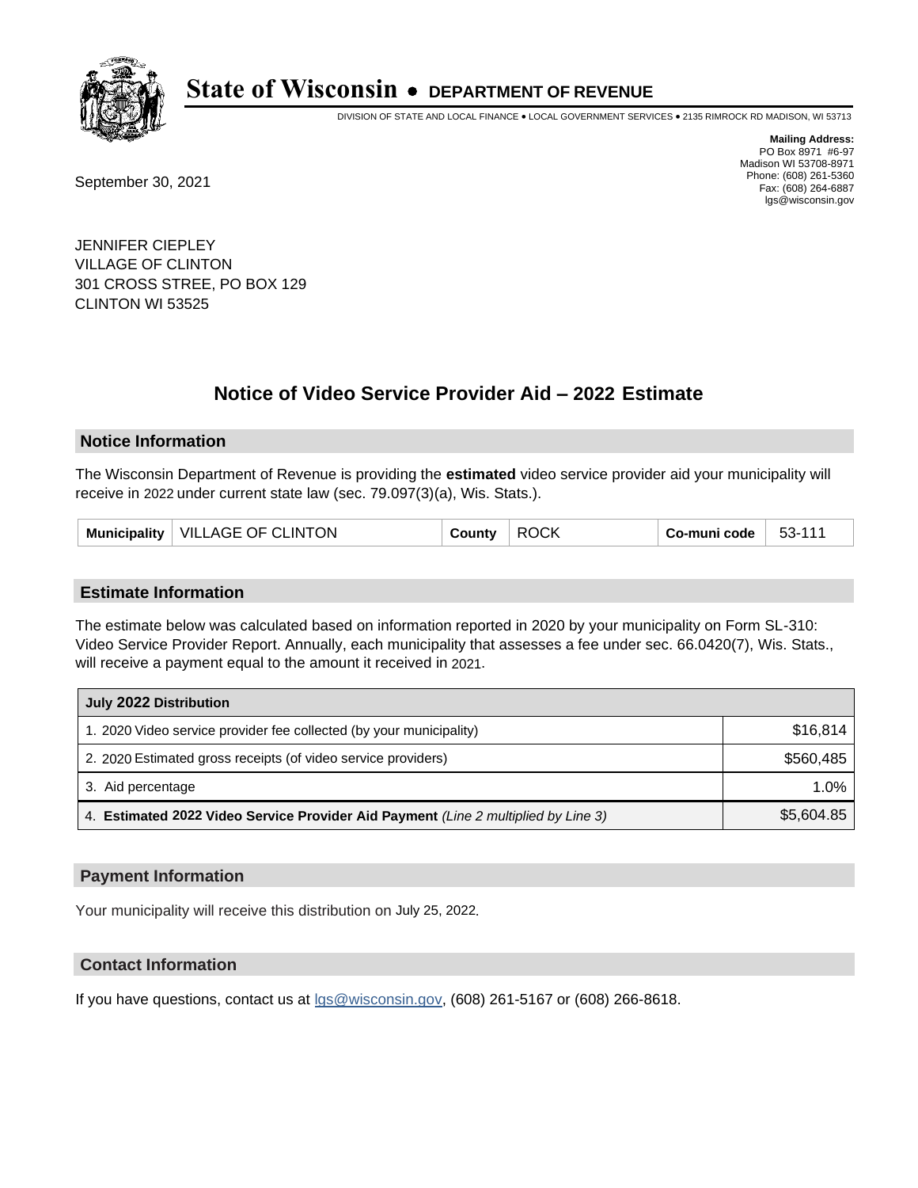# State of Wisconsin • DEPARTMENT OF REVENUE

DIVISION OF STATE AND LOCAL FINANCE • LOCAL GOVERNMENT SERVICES • 2135 RIMROCK RD MADISON, WI 53713

**Mailing Address:**
PO Box 8971 #6-97
Madison WI 53708-8971
Phone: (608) 261-5360
Fax: (608) 264-6887
lgs@wisconsin.gov

September 30, 2021

JENNIFER CIEPLEY
VILLAGE OF CLINTON
301 CROSS STREE, PO BOX 129
CLINTON WI 53525

## Notice of Video Service Provider Aid – 2022 Estimate

### Notice Information

The Wisconsin Department of Revenue is providing the **estimated** video service provider aid your municipality will receive in 2022 under current state law (sec. 79.097(3)(a), Wis. Stats.).

| Municipality | VILLAGE OF CLINTON | County | ROCK | Co-muni code | 53-111 |
|---|---|---|---|---|---|

### Estimate Information

The estimate below was calculated based on information reported in 2020 by your municipality on Form SL-310: Video Service Provider Report. Annually, each municipality that assesses a fee under sec. 66.0420(7), Wis. Stats., will receive a payment equal to the amount it received in 2021.

| July 2022 Distribution | |
|---|---|
| 1. 2020 Video service provider fee collected (by your municipality) | $16,814 |
| 2. 2020 Estimated gross receipts (of video service providers) | $560,485 |
| 3. Aid percentage | 1.0% |
| 4. **Estimated 2022 Video Service Provider Aid Payment** *(Line 2 multiplied by Line 3)* | $5,604.85 |

### Payment Information

Your municipality will receive this distribution on July 25, 2022.

### Contact Information

If you have questions, contact us at lgs@wisconsin.gov, (608) 261-5167 or (608) 266-8618.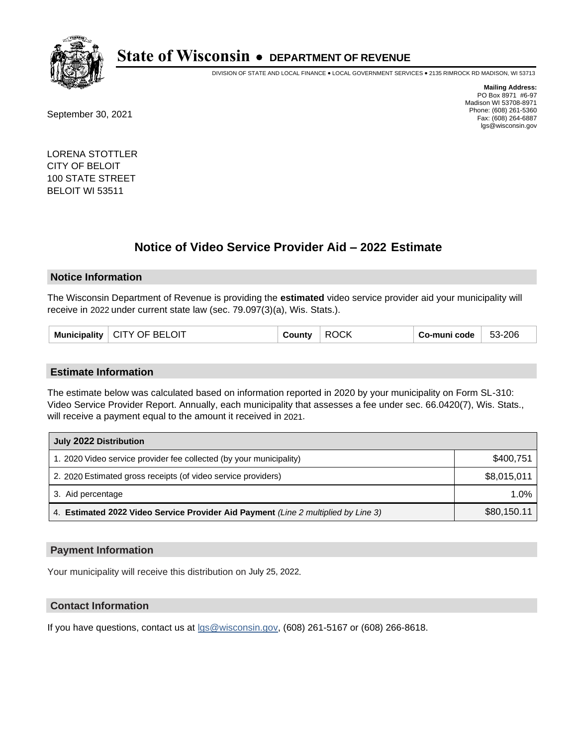# State of Wisconsin • DEPARTMENT OF REVENUE

DIVISION OF STATE AND LOCAL FINANCE • LOCAL GOVERNMENT SERVICES • 2135 RIMROCK RD MADISON, WI 53713

**Mailing Address:**
PO Box 8971 #6-97
Madison WI 53708-8971
Phone: (608) 261-5360
Fax: (608) 264-6887
lgs@wisconsin.gov

September 30, 2021

LORENA STOTTLER
CITY OF BELOIT
100 STATE STREET
BELOIT WI 53511

## Notice of Video Service Provider Aid – 2022 Estimate

### Notice Information

The Wisconsin Department of Revenue is providing the **estimated** video service provider aid your municipality will receive in 2022 under current state law (sec. 79.097(3)(a), Wis. Stats.).

| Municipality | CITY OF BELOIT | County | ROCK | Co-muni code | 53-206 |
|---|---|---|---|---|---|

### Estimate Information

The estimate below was calculated based on information reported in 2020 by your municipality on Form SL-310: Video Service Provider Report. Annually, each municipality that assesses a fee under sec. 66.0420(7), Wis. Stats., will receive a payment equal to the amount it received in 2021.

| July 2022 Distribution | |
|---|---|
| 1. 2020 Video service provider fee collected (by your municipality) | $400,751 |
| 2. 2020 Estimated gross receipts (of video service providers) | $8,015,011 |
| 3. Aid percentage | 1.0% |
| 4. **Estimated 2022 Video Service Provider Aid Payment** *(Line 2 multiplied by Line 3)* | $80,150.11 |

### Payment Information

Your municipality will receive this distribution on July 25, 2022.

### Contact Information

If you have questions, contact us at lgs@wisconsin.gov, (608) 261-5167 or (608) 266-8618.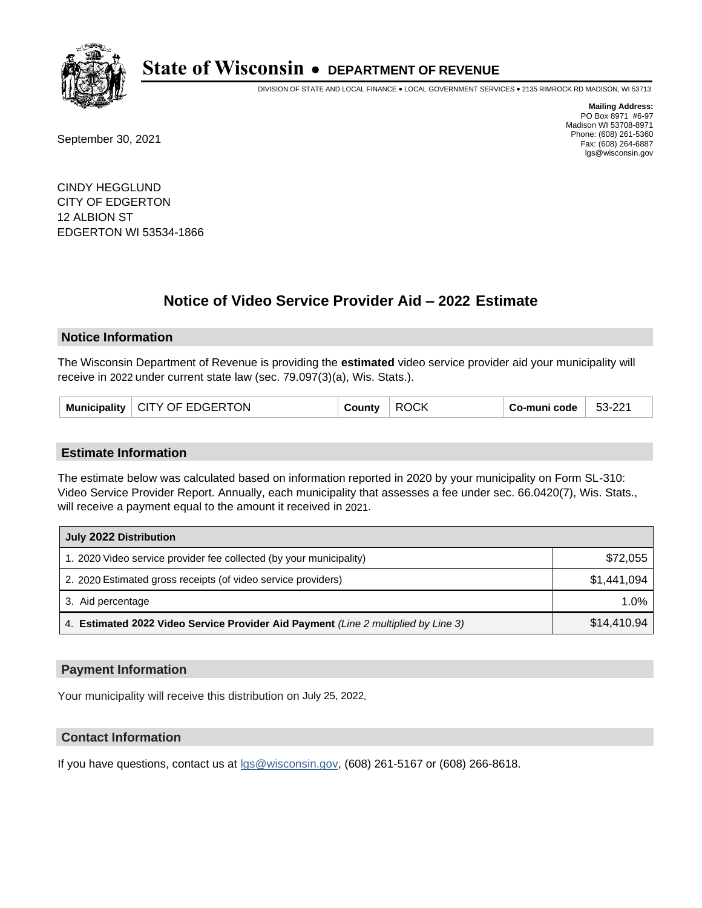# State of Wisconsin • DEPARTMENT OF REVENUE

DIVISION OF STATE AND LOCAL FINANCE • LOCAL GOVERNMENT SERVICES • 2135 RIMROCK RD MADISON, WI 53713

**Mailing Address:**
PO Box 8971 #6-97
Madison WI 53708-8971
Phone: (608) 261-5360
Fax: (608) 264-6887
lgs@wisconsin.gov

September 30, 2021

CINDY HEGGLUND
CITY OF EDGERTON
12 ALBION ST
EDGERTON WI 53534-1866

## Notice of Video Service Provider Aid – 2022 Estimate

### Notice Information

The Wisconsin Department of Revenue is providing the **estimated** video service provider aid your municipality will receive in 2022 under current state law (sec. 79.097(3)(a), Wis. Stats.).

| Municipality | CITY OF EDGERTON | County | ROCK | Co-muni code | 53-221 |
|---|---|---|---|---|---|

### Estimate Information

The estimate below was calculated based on information reported in 2020 by your municipality on Form SL-310: Video Service Provider Report. Annually, each municipality that assesses a fee under sec. 66.0420(7), Wis. Stats., will receive a payment equal to the amount it received in 2021.

| July 2022 Distribution | |
|---|---|
| 1. 2020 Video service provider fee collected (by your municipality) | $72,055 |
| 2. 2020 Estimated gross receipts (of video service providers) | $1,441,094 |
| 3. Aid percentage | 1.0% |
| 4. **Estimated 2022 Video Service Provider Aid Payment** *(Line 2 multiplied by Line 3)* | $14,410.94 |

### Payment Information

Your municipality will receive this distribution on July 25, 2022.

### Contact Information

If you have questions, contact us at lgs@wisconsin.gov, (608) 261-5167 or (608) 266-8618.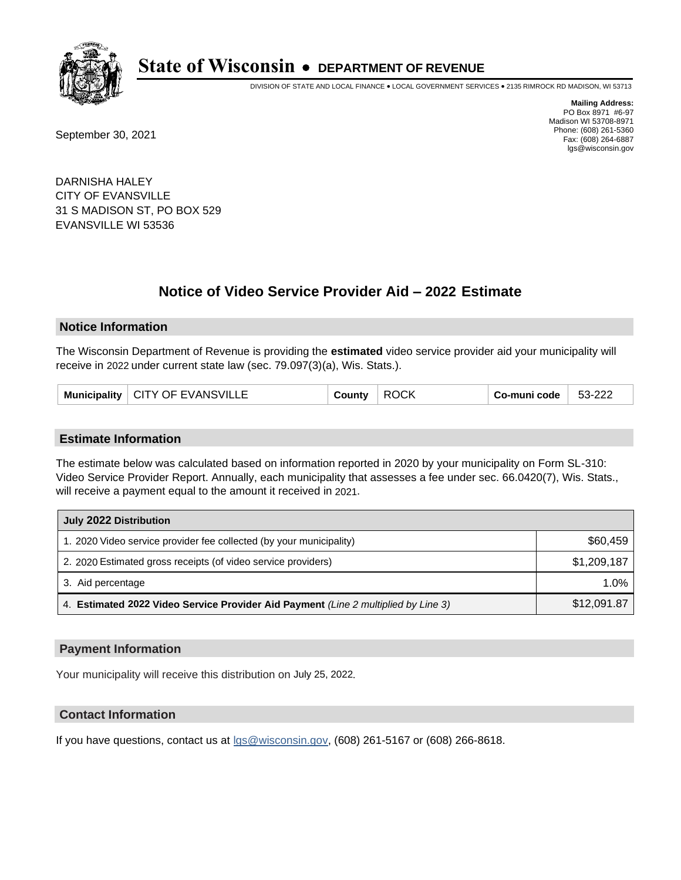# State of Wisconsin • DEPARTMENT OF REVENUE

DIVISION OF STATE AND LOCAL FINANCE • LOCAL GOVERNMENT SERVICES • 2135 RIMROCK RD MADISON, WI 53713

**Mailing Address:**
PO Box 8971 #6-97
Madison WI 53708-8971
Phone: (608) 261-5360
Fax: (608) 264-6887
lgs@wisconsin.gov

September 30, 2021

DARNISHA HALEY
CITY OF EVANSVILLE
31 S MADISON ST, PO BOX 529
EVANSVILLE WI 53536

## Notice of Video Service Provider Aid – 2022 Estimate

### Notice Information

The Wisconsin Department of Revenue is providing the **estimated** video service provider aid your municipality will receive in 2022 under current state law (sec. 79.097(3)(a), Wis. Stats.).

| Municipality | CITY OF EVANSVILLE | County | ROCK | Co-muni code | 53-222 |
|---|---|---|---|---|---|

### Estimate Information

The estimate below was calculated based on information reported in 2020 by your municipality on Form SL-310: Video Service Provider Report. Annually, each municipality that assesses a fee under sec. 66.0420(7), Wis. Stats., will receive a payment equal to the amount it received in 2021.

| July 2022 Distribution | |
|---|---|
| 1. 2020 Video service provider fee collected (by your municipality) | $60,459 |
| 2. 2020 Estimated gross receipts (of video service providers) | $1,209,187 |
| 3. Aid percentage | 1.0% |
| 4. **Estimated 2022 Video Service Provider Aid Payment** *(Line 2 multiplied by Line 3)* | $12,091.87 |

### Payment Information

Your municipality will receive this distribution on July 25, 2022.

### Contact Information

If you have questions, contact us at lgs@wisconsin.gov, (608) 261-5167 or (608) 266-8618.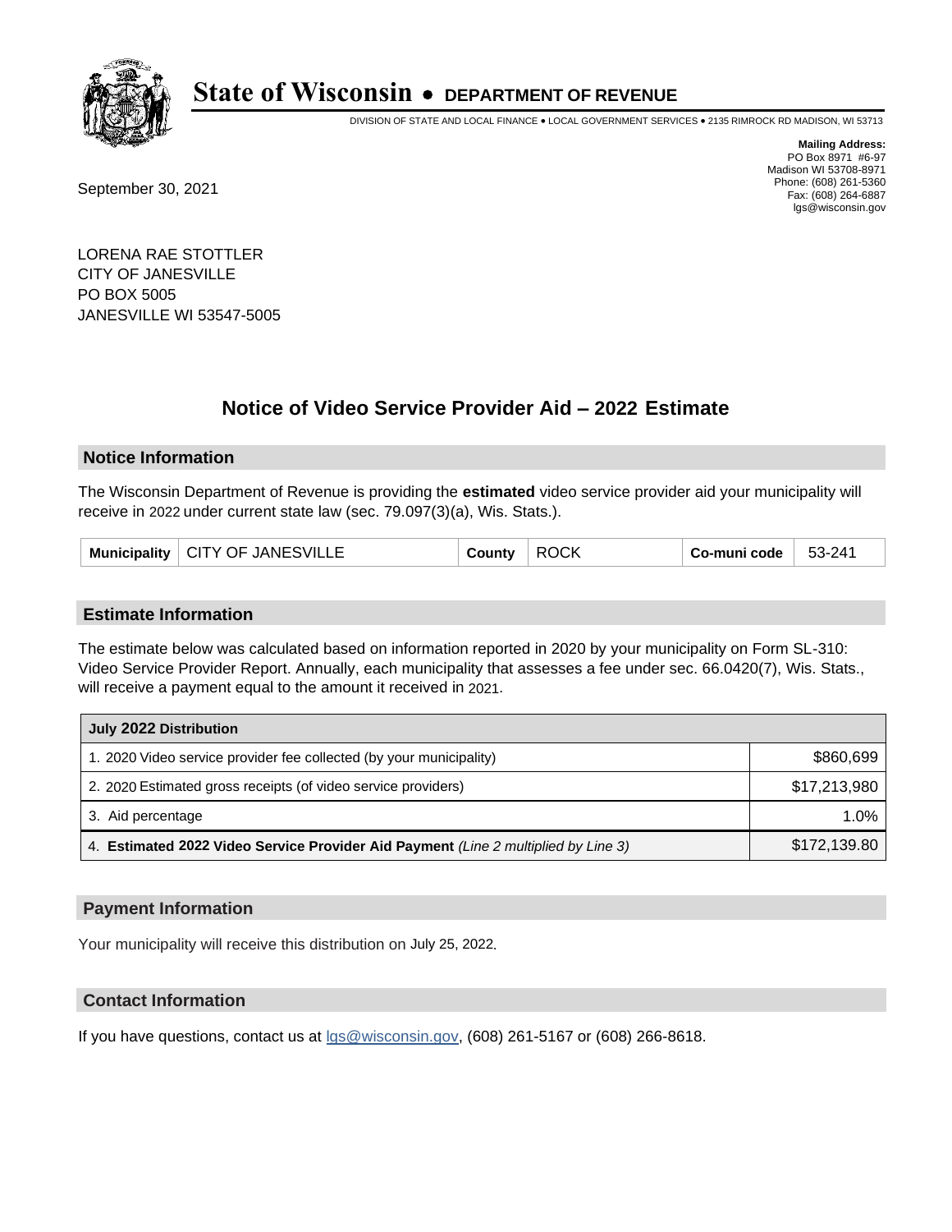# State of Wisconsin • DEPARTMENT OF REVENUE

DIVISION OF STATE AND LOCAL FINANCE • LOCAL GOVERNMENT SERVICES • 2135 RIMROCK RD MADISON, WI 53713

**Mailing Address:**
PO Box 8971 #6-97
Madison WI 53708-8971
Phone: (608) 261-5360
Fax: (608) 264-6887
lgs@wisconsin.gov

September 30, 2021

LORENA RAE STOTTLER
CITY OF JANESVILLE
PO BOX 5005
JANESVILLE WI 53547-5005

## Notice of Video Service Provider Aid – 2022 Estimate

### Notice Information

The Wisconsin Department of Revenue is providing the **estimated** video service provider aid your municipality will receive in 2022 under current state law (sec. 79.097(3)(a), Wis. Stats.).

| Municipality | CITY OF JANESVILLE | County | ROCK | Co-muni code | 53-241 |
|---|---|---|---|---|---|

### Estimate Information

The estimate below was calculated based on information reported in 2020 by your municipality on Form SL-310: Video Service Provider Report. Annually, each municipality that assesses a fee under sec. 66.0420(7), Wis. Stats., will receive a payment equal to the amount it received in 2021.

| July 2022 Distribution | |
|---|---|
| 1. 2020 Video service provider fee collected (by your municipality) | $860,699 |
| 2. 2020 Estimated gross receipts (of video service providers) | $17,213,980 |
| 3. Aid percentage | 1.0% |
| 4. **Estimated 2022 Video Service Provider Aid Payment** *(Line 2 multiplied by Line 3)* | $172,139.80 |

### Payment Information

Your municipality will receive this distribution on July 25, 2022.

### Contact Information

If you have questions, contact us at lgs@wisconsin.gov, (608) 261-5167 or (608) 266-8618.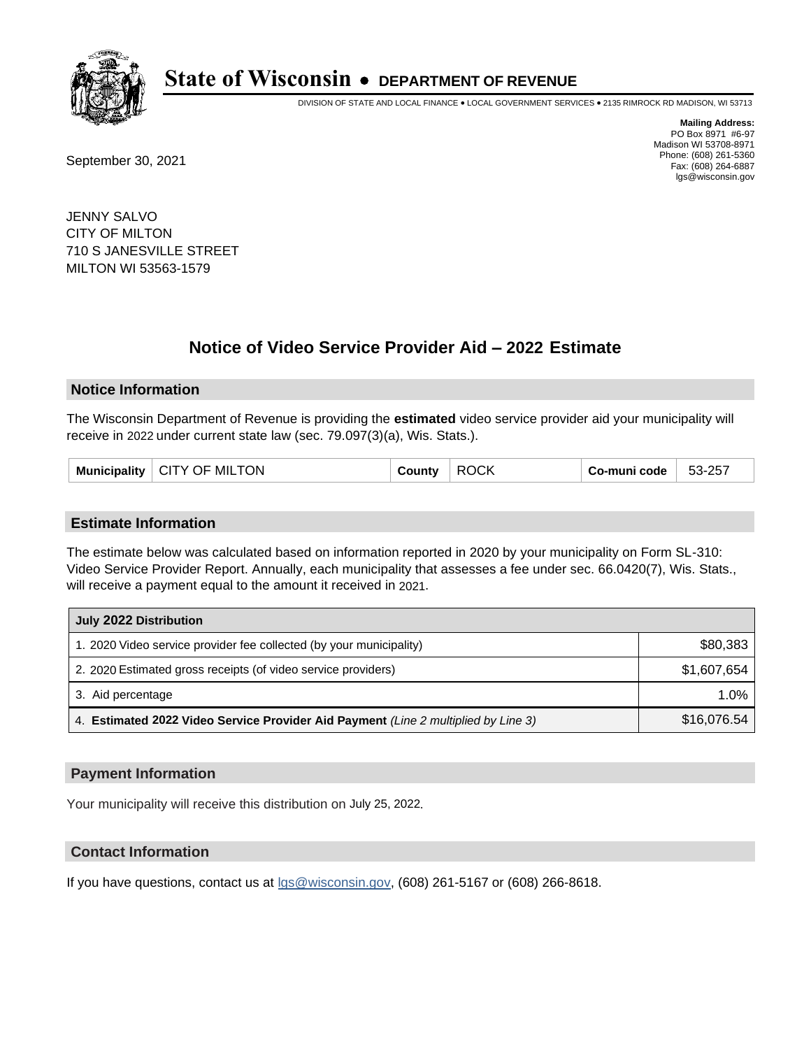# State of Wisconsin • DEPARTMENT OF REVENUE

DIVISION OF STATE AND LOCAL FINANCE • LOCAL GOVERNMENT SERVICES • 2135 RIMROCK RD MADISON, WI 53713

**Mailing Address:**
PO Box 8971 #6-97
Madison WI 53708-8971
Phone: (608) 261-5360
Fax: (608) 264-6887
lgs@wisconsin.gov

September 30, 2021

JENNY SALVO
CITY OF MILTON
710 S JANESVILLE STREET
MILTON WI 53563-1579

## Notice of Video Service Provider Aid – 2022 Estimate

### Notice Information

The Wisconsin Department of Revenue is providing the **estimated** video service provider aid your municipality will receive in 2022 under current state law (sec. 79.097(3)(a), Wis. Stats.).

| Municipality | CITY OF MILTON | County | ROCK | Co-muni code | 53-257 |
|---|---|---|---|---|---|

### Estimate Information

The estimate below was calculated based on information reported in 2020 by your municipality on Form SL-310: Video Service Provider Report. Annually, each municipality that assesses a fee under sec. 66.0420(7), Wis. Stats., will receive a payment equal to the amount it received in 2021.

| July 2022 Distribution | |
|---|---|
| 1. 2020 Video service provider fee collected (by your municipality) | $80,383 |
| 2. 2020 Estimated gross receipts (of video service providers) | $1,607,654 |
| 3. Aid percentage | 1.0% |
| 4. **Estimated 2022 Video Service Provider Aid Payment** *(Line 2 multiplied by Line 3)* | $16,076.54 |

### Payment Information

Your municipality will receive this distribution on July 25, 2022.

### Contact Information

If you have questions, contact us at lgs@wisconsin.gov, (608) 261-5167 or (608) 266-8618.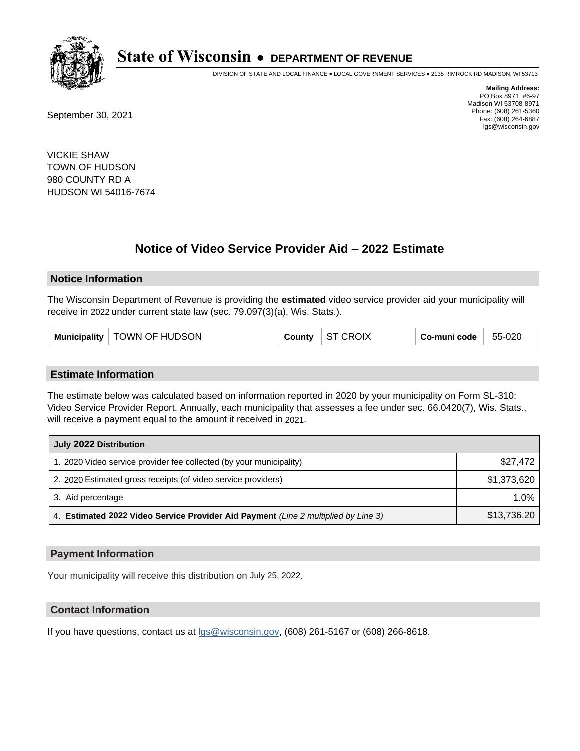# State of Wisconsin • DEPARTMENT OF REVENUE

DIVISION OF STATE AND LOCAL FINANCE • LOCAL GOVERNMENT SERVICES • 2135 RIMROCK RD MADISON, WI 53713

**Mailing Address:**
PO Box 8971 #6-97
Madison WI 53708-8971
Phone: (608) 261-5360
Fax: (608) 264-6887
lgs@wisconsin.gov

September 30, 2021

VICKIE SHAW
TOWN OF HUDSON
980 COUNTY RD A
HUDSON WI 54016-7674

## Notice of Video Service Provider Aid – 2022 Estimate

### Notice Information

The Wisconsin Department of Revenue is providing the **estimated** video service provider aid your municipality will receive in 2022 under current state law (sec. 79.097(3)(a), Wis. Stats.).

| Municipality | TOWN OF HUDSON | County | ST CROIX | Co-muni code | 55-020 |
|---|---|---|---|---|---|

### Estimate Information

The estimate below was calculated based on information reported in 2020 by your municipality on Form SL-310: Video Service Provider Report. Annually, each municipality that assesses a fee under sec. 66.0420(7), Wis. Stats., will receive a payment equal to the amount it received in 2021.

| July 2022 Distribution | |
|---|---|
| 1. 2020 Video service provider fee collected (by your municipality) | $27,472 |
| 2. 2020 Estimated gross receipts (of video service providers) | $1,373,620 |
| 3. Aid percentage | 1.0% |
| 4. **Estimated 2022 Video Service Provider Aid Payment** *(Line 2 multiplied by Line 3)* | $13,736.20 |

### Payment Information

Your municipality will receive this distribution on July 25, 2022.

### Contact Information

If you have questions, contact us at lgs@wisconsin.gov, (608) 261-5167 or (608) 266-8618.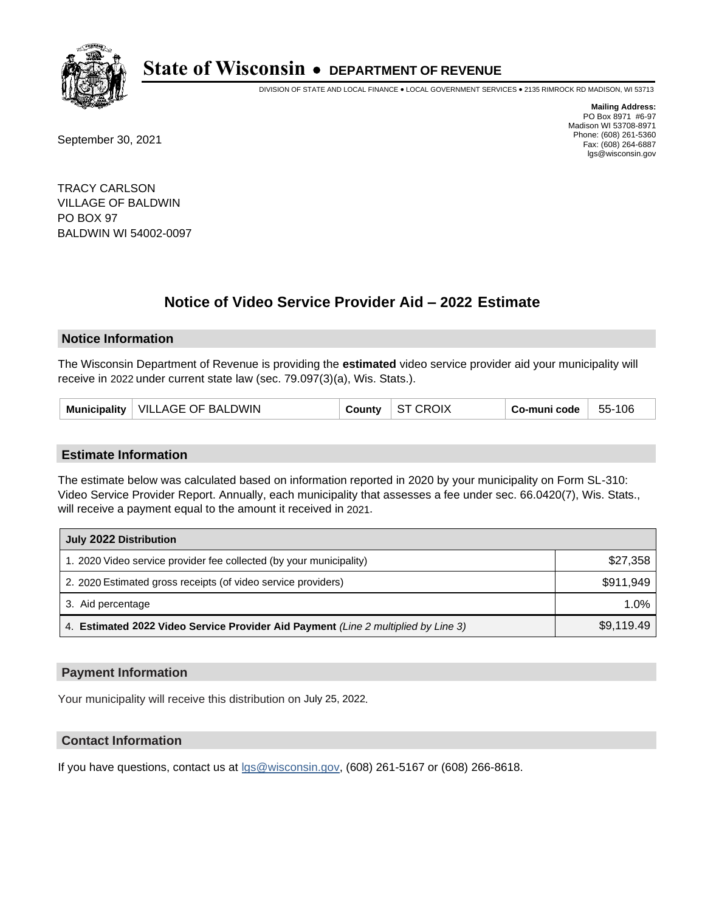# State of Wisconsin • DEPARTMENT OF REVENUE

DIVISION OF STATE AND LOCAL FINANCE • LOCAL GOVERNMENT SERVICES • 2135 RIMROCK RD MADISON, WI 53713

**Mailing Address:**
PO Box 8971 #6-97
Madison WI 53708-8971
Phone: (608) 261-5360
Fax: (608) 264-6887
lgs@wisconsin.gov

September 30, 2021

TRACY CARLSON
VILLAGE OF BALDWIN
PO BOX 97
BALDWIN WI 54002-0097

## Notice of Video Service Provider Aid – 2022 Estimate

### Notice Information

The Wisconsin Department of Revenue is providing the **estimated** video service provider aid your municipality will receive in 2022 under current state law (sec. 79.097(3)(a), Wis. Stats.).

| Municipality | VILLAGE OF BALDWIN | County | ST CROIX | Co-muni code | 55-106 |
|---|---|---|---|---|---|

### Estimate Information

The estimate below was calculated based on information reported in 2020 by your municipality on Form SL-310: Video Service Provider Report. Annually, each municipality that assesses a fee under sec. 66.0420(7), Wis. Stats., will receive a payment equal to the amount it received in 2021.

| July 2022 Distribution | |
|---|---|
| 1. 2020 Video service provider fee collected (by your municipality) | $27,358 |
| 2. 2020 Estimated gross receipts (of video service providers) | $911,949 |
| 3. Aid percentage | 1.0% |
| 4. **Estimated 2022 Video Service Provider Aid Payment** *(Line 2 multiplied by Line 3)* | $9,119.49 |

### Payment Information

Your municipality will receive this distribution on July 25, 2022.

### Contact Information

If you have questions, contact us at lgs@wisconsin.gov, (608) 261-5167 or (608) 266-8618.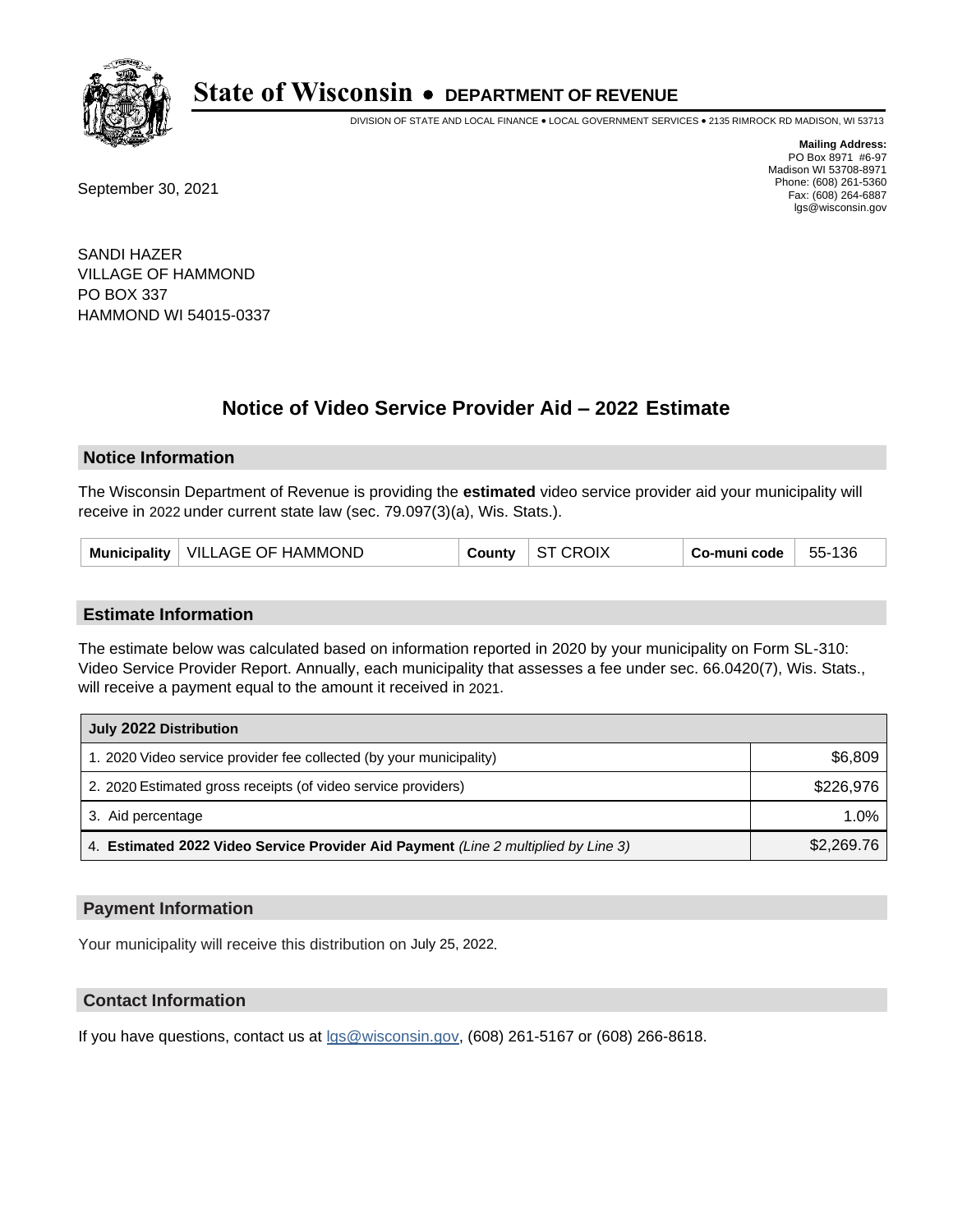# State of Wisconsin • DEPARTMENT OF REVENUE

DIVISION OF STATE AND LOCAL FINANCE • LOCAL GOVERNMENT SERVICES • 2135 RIMROCK RD MADISON, WI 53713

**Mailing Address:**
PO Box 8971 #6-97
Madison WI 53708-8971
Phone: (608) 261-5360
Fax: (608) 264-6887
lgs@wisconsin.gov

September 30, 2021

SANDI HAZER
VILLAGE OF HAMMOND
PO BOX 337
HAMMOND WI 54015-0337

## Notice of Video Service Provider Aid – 2022 Estimate

### Notice Information

The Wisconsin Department of Revenue is providing the **estimated** video service provider aid your municipality will receive in 2022 under current state law (sec. 79.097(3)(a), Wis. Stats.).

| Municipality | VILLAGE OF HAMMOND | County | ST CROIX | Co-muni code | 55-136 |
|---|---|---|---|---|---|

### Estimate Information

The estimate below was calculated based on information reported in 2020 by your municipality on Form SL-310: Video Service Provider Report. Annually, each municipality that assesses a fee under sec. 66.0420(7), Wis. Stats., will receive a payment equal to the amount it received in 2021.

| July 2022 Distribution | |
|---|---|
| 1. 2020 Video service provider fee collected (by your municipality) | $6,809 |
| 2. 2020 Estimated gross receipts (of video service providers) | $226,976 |
| 3. Aid percentage | 1.0% |
| 4. **Estimated 2022 Video Service Provider Aid Payment** *(Line 2 multiplied by Line 3)* | $2,269.76 |

### Payment Information

Your municipality will receive this distribution on July 25, 2022.

### Contact Information

If you have questions, contact us at lgs@wisconsin.gov, (608) 261-5167 or (608) 266-8618.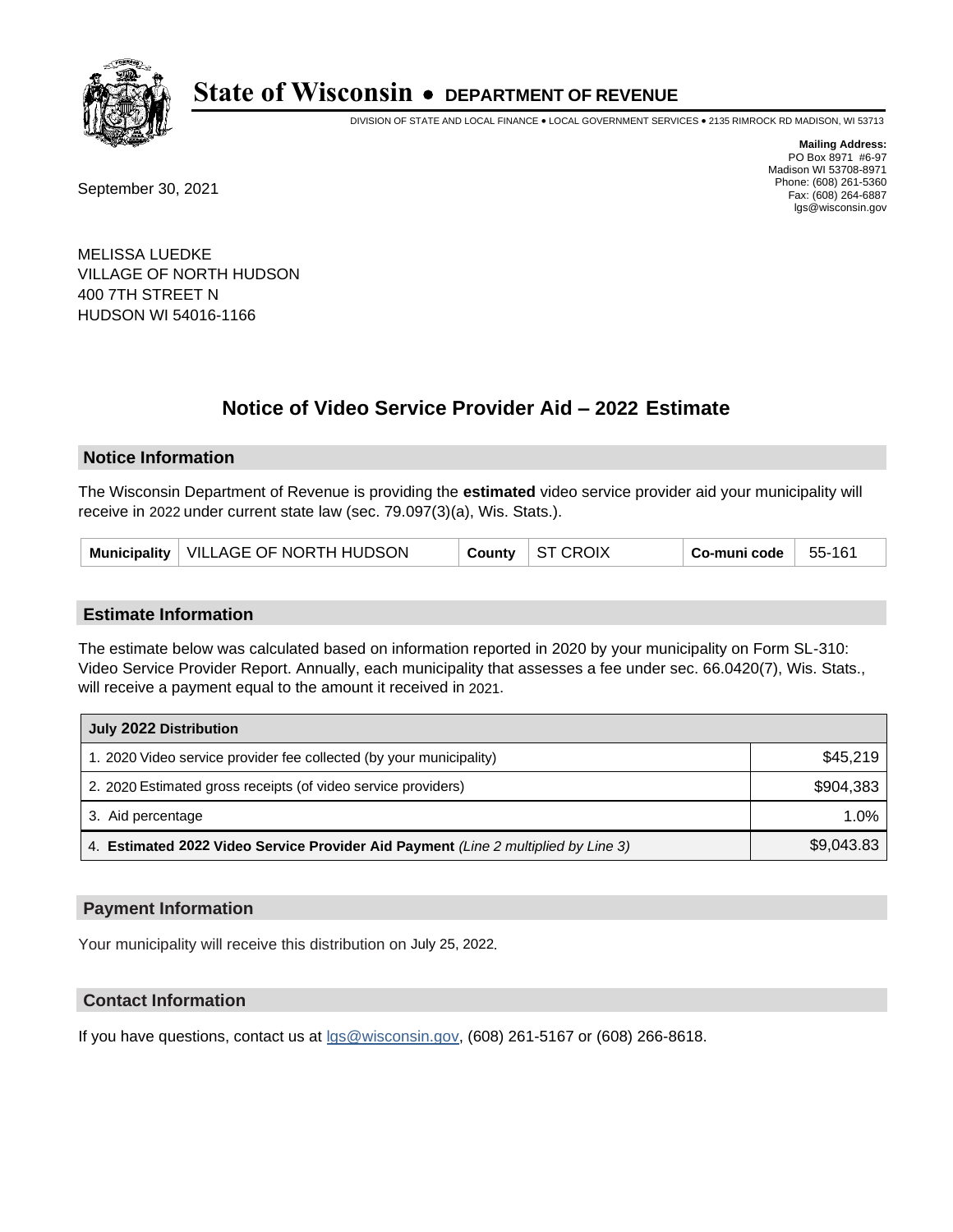# State of Wisconsin • DEPARTMENT OF REVENUE

DIVISION OF STATE AND LOCAL FINANCE • LOCAL GOVERNMENT SERVICES • 2135 RIMROCK RD MADISON, WI 53713

**Mailing Address:**
PO Box 8971 #6-97
Madison WI 53708-8971
Phone: (608) 261-5360
Fax: (608) 264-6887
lgs@wisconsin.gov

September 30, 2021

MELISSA LUEDKE
VILLAGE OF NORTH HUDSON
400 7TH STREET N
HUDSON WI 54016-1166

## Notice of Video Service Provider Aid – 2022 Estimate

### Notice Information

The Wisconsin Department of Revenue is providing the **estimated** video service provider aid your municipality will receive in 2022 under current state law (sec. 79.097(3)(a), Wis. Stats.).

| Municipality | VILLAGE OF NORTH HUDSON | County | ST CROIX | Co-muni code | 55-161 |
|---|---|---|---|---|---|

### Estimate Information

The estimate below was calculated based on information reported in 2020 by your municipality on Form SL-310: Video Service Provider Report. Annually, each municipality that assesses a fee under sec. 66.0420(7), Wis. Stats., will receive a payment equal to the amount it received in 2021.

| July 2022 Distribution | |
|---|---|
| 1. 2020 Video service provider fee collected (by your municipality) | $45,219 |
| 2. 2020 Estimated gross receipts (of video service providers) | $904,383 |
| 3. Aid percentage | 1.0% |
| 4. **Estimated 2022 Video Service Provider Aid Payment** *(Line 2 multiplied by Line 3)* | $9,043.83 |

### Payment Information

Your municipality will receive this distribution on July 25, 2022.

### Contact Information

If you have questions, contact us at lgs@wisconsin.gov, (608) 261-5167 or (608) 266-8618.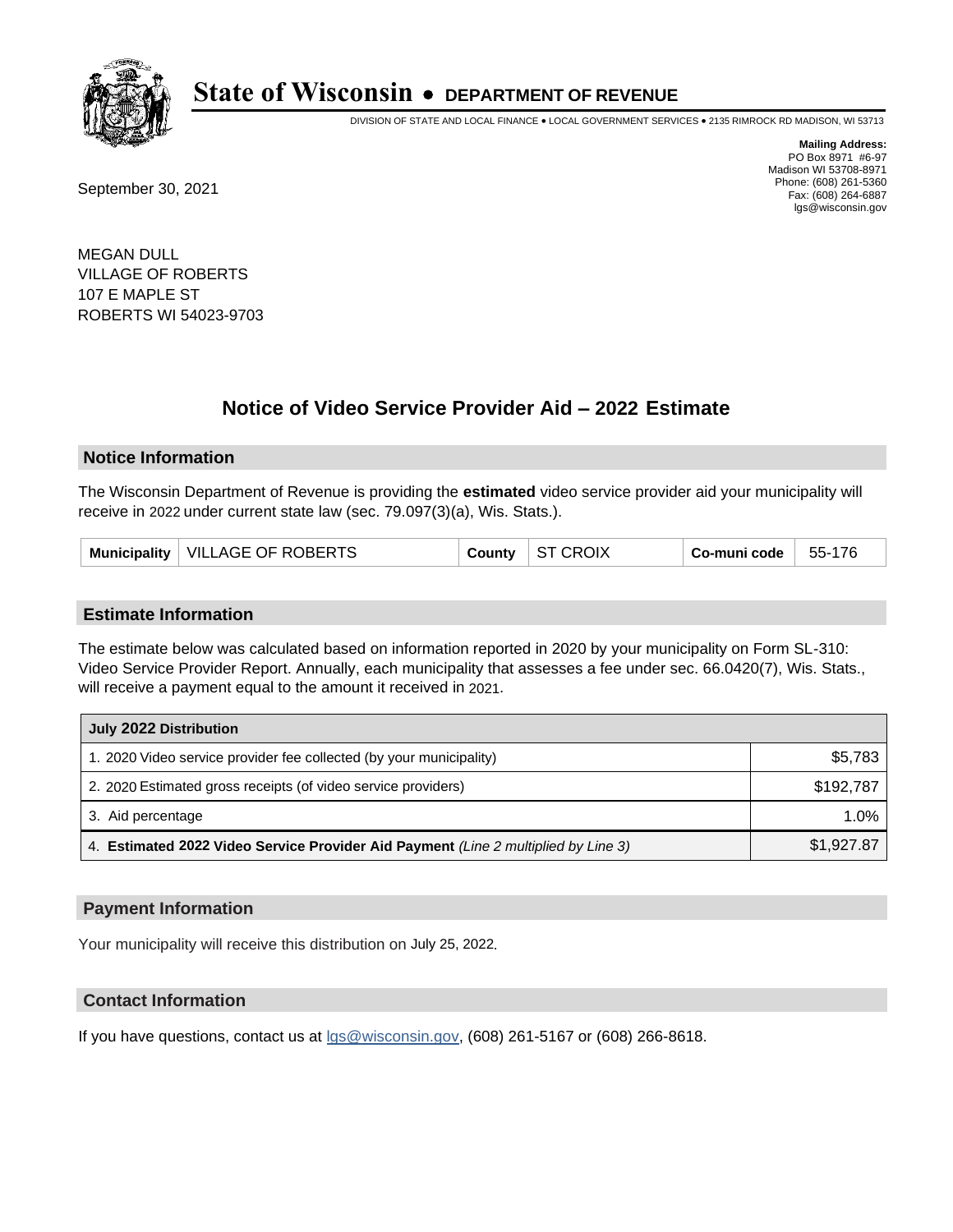# State of Wisconsin • DEPARTMENT OF REVENUE

DIVISION OF STATE AND LOCAL FINANCE • LOCAL GOVERNMENT SERVICES • 2135 RIMROCK RD MADISON, WI 53713

**Mailing Address:**
PO Box 8971 #6-97
Madison WI 53708-8971
Phone: (608) 261-5360
Fax: (608) 264-6887
lgs@wisconsin.gov

September 30, 2021

MEGAN DULL
VILLAGE OF ROBERTS
107 E MAPLE ST
ROBERTS WI 54023-9703

## Notice of Video Service Provider Aid – 2022 Estimate

### Notice Information

The Wisconsin Department of Revenue is providing the **estimated** video service provider aid your municipality will receive in 2022 under current state law (sec. 79.097(3)(a), Wis. Stats.).

| Municipality | VILLAGE OF ROBERTS | County | ST CROIX | Co-muni code | 55-176 |
|---|---|---|---|---|---|

### Estimate Information

The estimate below was calculated based on information reported in 2020 by your municipality on Form SL-310: Video Service Provider Report. Annually, each municipality that assesses a fee under sec. 66.0420(7), Wis. Stats., will receive a payment equal to the amount it received in 2021.

| July 2022 Distribution | |
|---|---|
| 1. 2020 Video service provider fee collected (by your municipality) | $5,783 |
| 2. 2020 Estimated gross receipts (of video service providers) | $192,787 |
| 3. Aid percentage | 1.0% |
| 4. **Estimated 2022 Video Service Provider Aid Payment** *(Line 2 multiplied by Line 3)* | $1,927.87 |

### Payment Information

Your municipality will receive this distribution on July 25, 2022.

### Contact Information

If you have questions, contact us at lgs@wisconsin.gov, (608) 261-5167 or (608) 266-8618.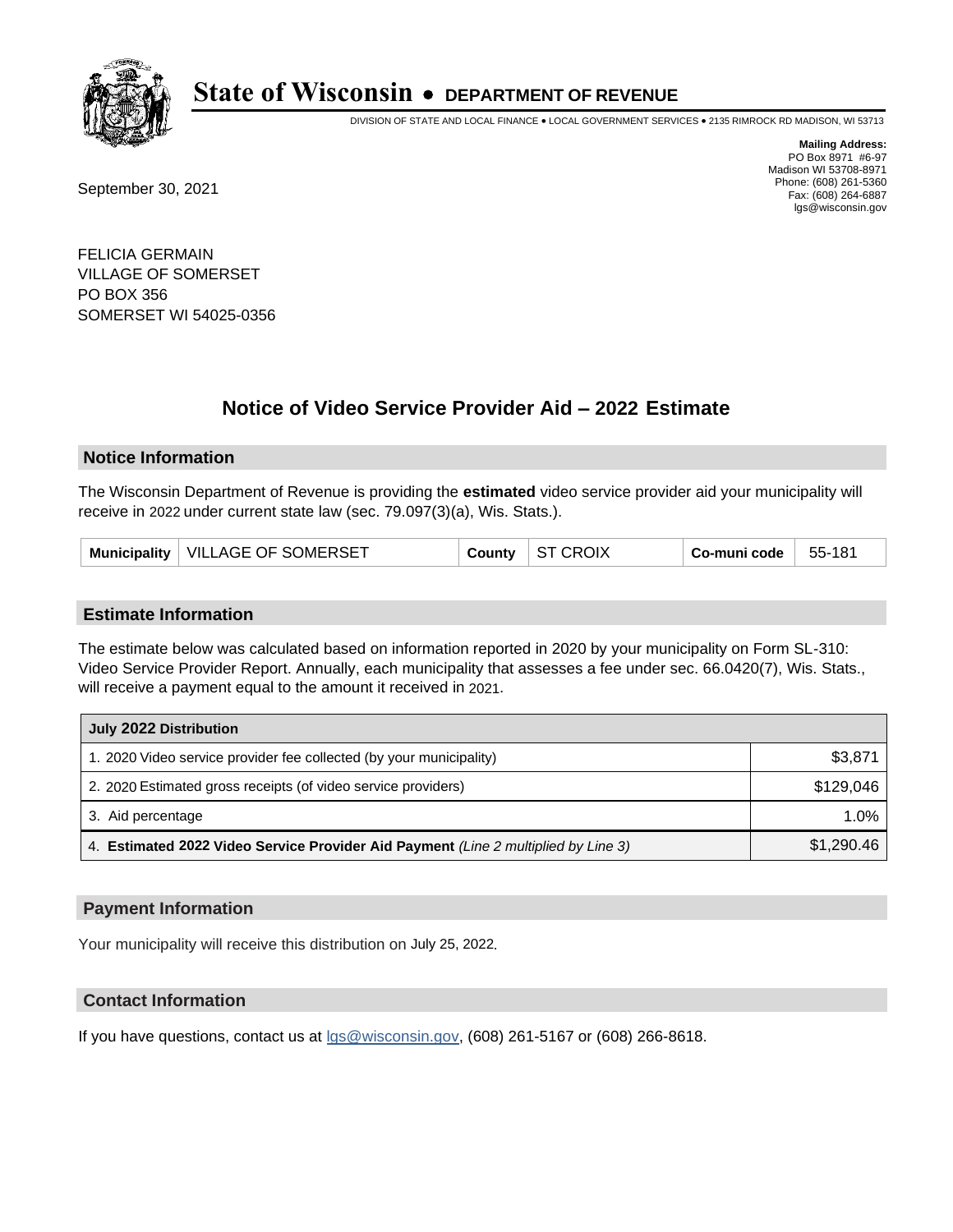# State of Wisconsin • DEPARTMENT OF REVENUE

DIVISION OF STATE AND LOCAL FINANCE • LOCAL GOVERNMENT SERVICES • 2135 RIMROCK RD MADISON, WI 53713

**Mailing Address:**
PO Box 8971 #6-97
Madison WI 53708-8971
Phone: (608) 261-5360
Fax: (608) 264-6887
lgs@wisconsin.gov

September 30, 2021

FELICIA GERMAIN
VILLAGE OF SOMERSET
PO BOX 356
SOMERSET WI 54025-0356

## Notice of Video Service Provider Aid – 2022 Estimate

### Notice Information

The Wisconsin Department of Revenue is providing the **estimated** video service provider aid your municipality will receive in 2022 under current state law (sec. 79.097(3)(a), Wis. Stats.).

| Municipality | VILLAGE OF SOMERSET | County | ST CROIX | Co-muni code | 55-181 |
|---|---|---|---|---|---|

### Estimate Information

The estimate below was calculated based on information reported in 2020 by your municipality on Form SL-310: Video Service Provider Report. Annually, each municipality that assesses a fee under sec. 66.0420(7), Wis. Stats., will receive a payment equal to the amount it received in 2021.

| July 2022 Distribution | |
|---|---|
| 1. 2020 Video service provider fee collected (by your municipality) | $3,871 |
| 2. 2020 Estimated gross receipts (of video service providers) | $129,046 |
| 3. Aid percentage | 1.0% |
| 4. **Estimated 2022 Video Service Provider Aid Payment** *(Line 2 multiplied by Line 3)* | $1,290.46 |

### Payment Information

Your municipality will receive this distribution on July 25, 2022.

### Contact Information

If you have questions, contact us at lgs@wisconsin.gov, (608) 261-5167 or (608) 266-8618.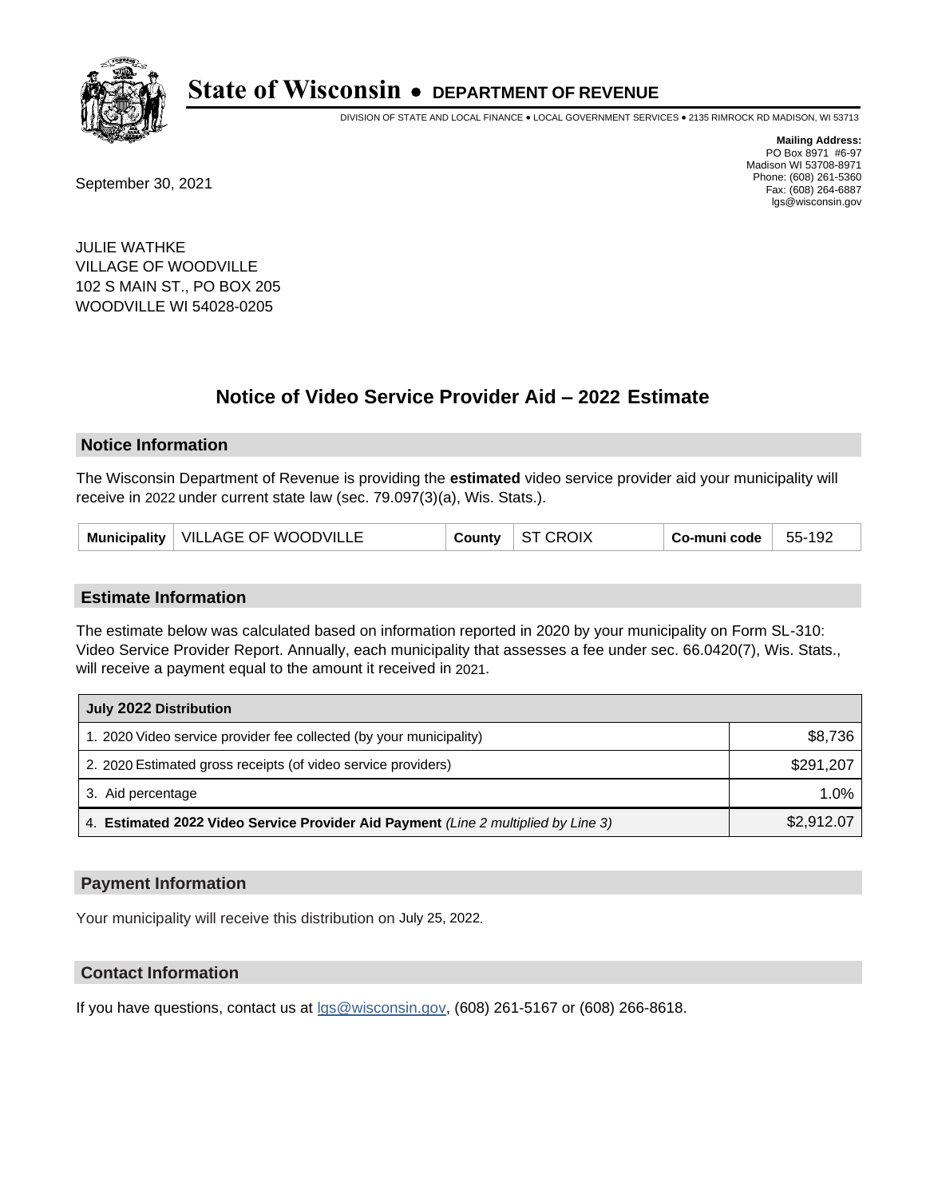# State of Wisconsin • DEPARTMENT OF REVENUE

DIVISION OF STATE AND LOCAL FINANCE • LOCAL GOVERNMENT SERVICES • 2135 RIMROCK RD MADISON, WI 53713

**Mailing Address:**
PO Box 8971 #6-97
Madison WI 53708-8971
Phone: (608) 261-5360
Fax: (608) 264-6887
lgs@wisconsin.gov

September 30, 2021

JULIE WATHKE
VILLAGE OF WOODVILLE
102 S MAIN ST., PO BOX 205
WOODVILLE WI 54028-0205

## Notice of Video Service Provider Aid – 2022 Estimate

### Notice Information

The Wisconsin Department of Revenue is providing the **estimated** video service provider aid your municipality will receive in 2022 under current state law (sec. 79.097(3)(a), Wis. Stats.).

| Municipality | VILLAGE OF WOODVILLE | County | ST CROIX | Co-muni code | 55-192 |
|---|---|---|---|---|---|

### Estimate Information

The estimate below was calculated based on information reported in 2020 by your municipality on Form SL-310: Video Service Provider Report. Annually, each municipality that assesses a fee under sec. 66.0420(7), Wis. Stats., will receive a payment equal to the amount it received in 2021.

| July 2022 Distribution | |
|---|---|
| 1. 2020 Video service provider fee collected (by your municipality) | $8,736 |
| 2. 2020 Estimated gross receipts (of video service providers) | $291,207 |
| 3. Aid percentage | 1.0% |
| 4. **Estimated 2022 Video Service Provider Aid Payment** *(Line 2 multiplied by Line 3)* | $2,912.07 |

### Payment Information

Your municipality will receive this distribution on July 25, 2022.

### Contact Information

If you have questions, contact us at lgs@wisconsin.gov, (608) 261-5167 or (608) 266-8618.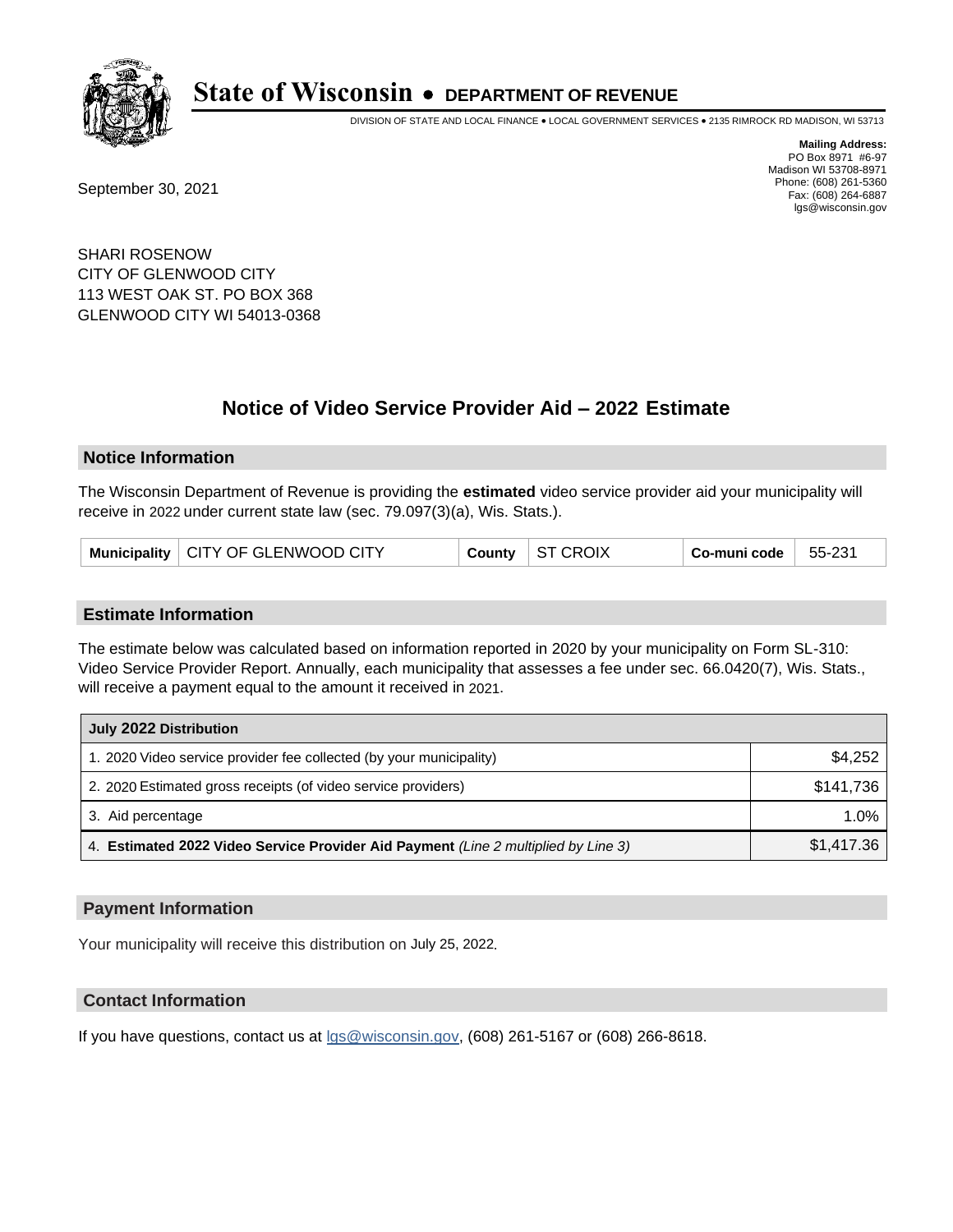# State of Wisconsin • DEPARTMENT OF REVENUE

DIVISION OF STATE AND LOCAL FINANCE • LOCAL GOVERNMENT SERVICES • 2135 RIMROCK RD MADISON, WI 53713

**Mailing Address:**
PO Box 8971 #6-97
Madison WI 53708-8971
Phone: (608) 261-5360
Fax: (608) 264-6887
lgs@wisconsin.gov

September 30, 2021

SHARI ROSENOW
CITY OF GLENWOOD CITY
113 WEST OAK ST. PO BOX 368
GLENWOOD CITY WI 54013-0368

## Notice of Video Service Provider Aid – 2022 Estimate

### Notice Information

The Wisconsin Department of Revenue is providing the **estimated** video service provider aid your municipality will receive in 2022 under current state law (sec. 79.097(3)(a), Wis. Stats.).

| Municipality | CITY OF GLENWOOD CITY | County | ST CROIX | Co-muni code | 55-231 |
|---|---|---|---|---|---|

### Estimate Information

The estimate below was calculated based on information reported in 2020 by your municipality on Form SL-310: Video Service Provider Report. Annually, each municipality that assesses a fee under sec. 66.0420(7), Wis. Stats., will receive a payment equal to the amount it received in 2021.

| July 2022 Distribution | |
|---|---|
| 1. 2020 Video service provider fee collected (by your municipality) | $4,252 |
| 2. 2020 Estimated gross receipts (of video service providers) | $141,736 |
| 3. Aid percentage | 1.0% |
| 4. **Estimated 2022 Video Service Provider Aid Payment** *(Line 2 multiplied by Line 3)* | $1,417.36 |

### Payment Information

Your municipality will receive this distribution on July 25, 2022.

### Contact Information

If you have questions, contact us at lgs@wisconsin.gov, (608) 261-5167 or (608) 266-8618.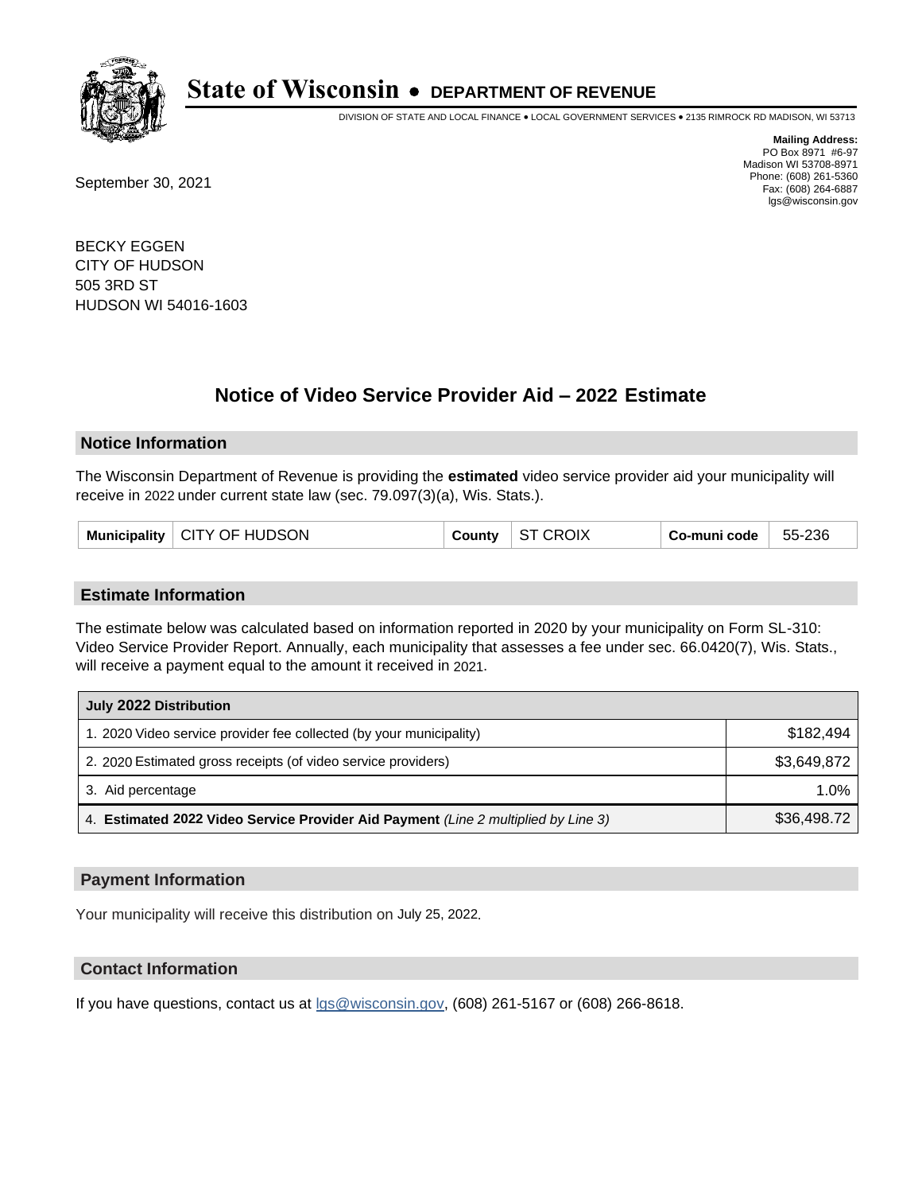# State of Wisconsin • DEPARTMENT OF REVENUE

DIVISION OF STATE AND LOCAL FINANCE • LOCAL GOVERNMENT SERVICES • 2135 RIMROCK RD MADISON, WI 53713

**Mailing Address:**
PO Box 8971 #6-97
Madison WI 53708-8971
Phone: (608) 261-5360
Fax: (608) 264-6887
lgs@wisconsin.gov

September 30, 2021

BECKY EGGEN
CITY OF HUDSON
505 3RD ST
HUDSON WI 54016-1603

## Notice of Video Service Provider Aid – 2022 Estimate

### Notice Information

The Wisconsin Department of Revenue is providing the **estimated** video service provider aid your municipality will receive in 2022 under current state law (sec. 79.097(3)(a), Wis. Stats.).

| Municipality | CITY OF HUDSON | County | ST CROIX | Co-muni code | 55-236 |
|---|---|---|---|---|---|

### Estimate Information

The estimate below was calculated based on information reported in 2020 by your municipality on Form SL-310: Video Service Provider Report. Annually, each municipality that assesses a fee under sec. 66.0420(7), Wis. Stats., will receive a payment equal to the amount it received in 2021.

| July 2022 Distribution | |
|---|---|
| 1. 2020 Video service provider fee collected (by your municipality) | $182,494 |
| 2. 2020 Estimated gross receipts (of video service providers) | $3,649,872 |
| 3. Aid percentage | 1.0% |
| 4. **Estimated 2022 Video Service Provider Aid Payment** *(Line 2 multiplied by Line 3)* | $36,498.72 |

### Payment Information

Your municipality will receive this distribution on July 25, 2022.

### Contact Information

If you have questions, contact us at lgs@wisconsin.gov, (608) 261-5167 or (608) 266-8618.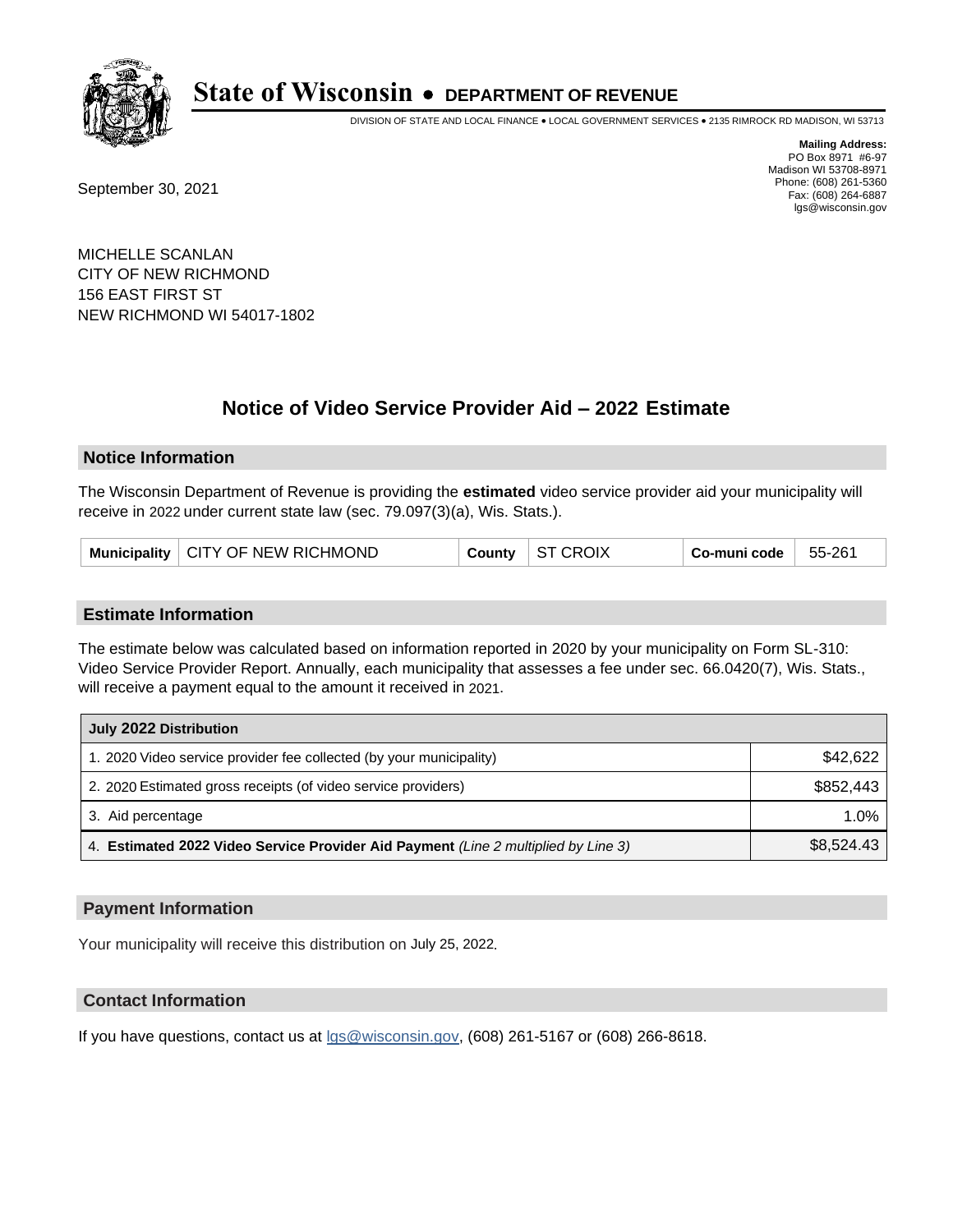# State of Wisconsin • DEPARTMENT OF REVENUE

DIVISION OF STATE AND LOCAL FINANCE • LOCAL GOVERNMENT SERVICES • 2135 RIMROCK RD MADISON, WI 53713

**Mailing Address:**
PO Box 8971 #6-97
Madison WI 53708-8971
Phone: (608) 261-5360
Fax: (608) 264-6887
lgs@wisconsin.gov

September 30, 2021

MICHELLE SCANLAN
CITY OF NEW RICHMOND
156 EAST FIRST ST
NEW RICHMOND WI 54017-1802

## Notice of Video Service Provider Aid – 2022 Estimate

### Notice Information

The Wisconsin Department of Revenue is providing the **estimated** video service provider aid your municipality will receive in 2022 under current state law (sec. 79.097(3)(a), Wis. Stats.).

| Municipality | CITY OF NEW RICHMOND | County | ST CROIX | Co-muni code | 55-261 |
|---|---|---|---|---|---|

### Estimate Information

The estimate below was calculated based on information reported in 2020 by your municipality on Form SL-310: Video Service Provider Report. Annually, each municipality that assesses a fee under sec. 66.0420(7), Wis. Stats., will receive a payment equal to the amount it received in 2021.

| July 2022 Distribution | |
|---|---|
| 1. 2020 Video service provider fee collected (by your municipality) | $42,622 |
| 2. 2020 Estimated gross receipts (of video service providers) | $852,443 |
| 3. Aid percentage | 1.0% |
| 4. **Estimated 2022 Video Service Provider Aid Payment** *(Line 2 multiplied by Line 3)* | $8,524.43 |

### Payment Information

Your municipality will receive this distribution on July 25, 2022.

### Contact Information

If you have questions, contact us at lgs@wisconsin.gov, (608) 261-5167 or (608) 266-8618.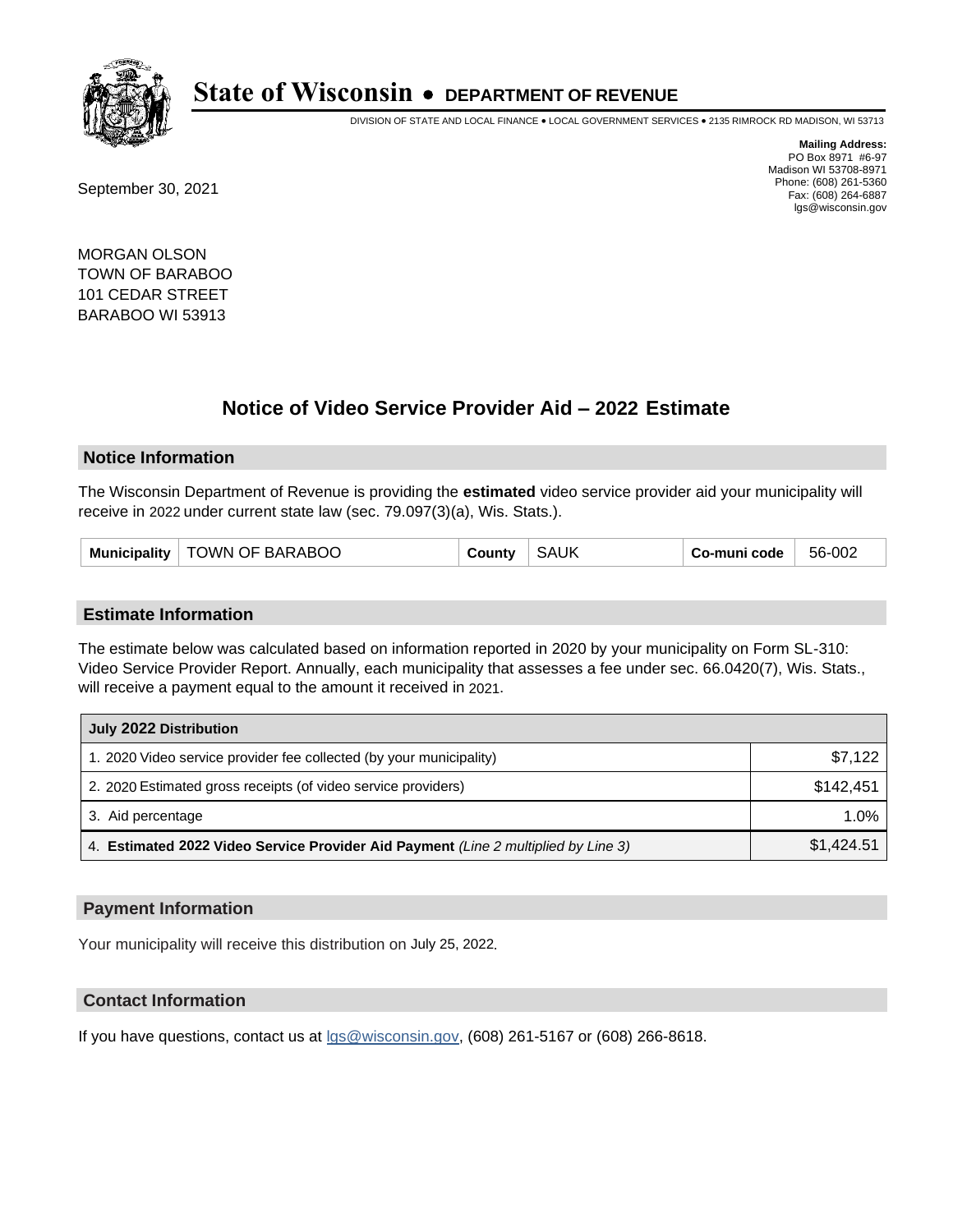# State of Wisconsin • DEPARTMENT OF REVENUE

DIVISION OF STATE AND LOCAL FINANCE • LOCAL GOVERNMENT SERVICES • 2135 RIMROCK RD MADISON, WI 53713

**Mailing Address:**
PO Box 8971 #6-97
Madison WI 53708-8971
Phone: (608) 261-5360
Fax: (608) 264-6887
lgs@wisconsin.gov

September 30, 2021

MORGAN OLSON
TOWN OF BARABOO
101 CEDAR STREET
BARABOO WI 53913

## Notice of Video Service Provider Aid – 2022 Estimate

### Notice Information

The Wisconsin Department of Revenue is providing the **estimated** video service provider aid your municipality will receive in 2022 under current state law (sec. 79.097(3)(a), Wis. Stats.).

| Municipality | TOWN OF BARABOO | County | SAUK | Co-muni code | 56-002 |
|---|---|---|---|---|---|

### Estimate Information

The estimate below was calculated based on information reported in 2020 by your municipality on Form SL-310: Video Service Provider Report. Annually, each municipality that assesses a fee under sec. 66.0420(7), Wis. Stats., will receive a payment equal to the amount it received in 2021.

| July 2022 Distribution | |
|---|---|
| 1. 2020 Video service provider fee collected (by your municipality) | $7,122 |
| 2. 2020 Estimated gross receipts (of video service providers) | $142,451 |
| 3. Aid percentage | 1.0% |
| 4. **Estimated 2022 Video Service Provider Aid Payment** *(Line 2 multiplied by Line 3)* | $1,424.51 |

### Payment Information

Your municipality will receive this distribution on July 25, 2022.

### Contact Information

If you have questions, contact us at lgs@wisconsin.gov, (608) 261-5167 or (608) 266-8618.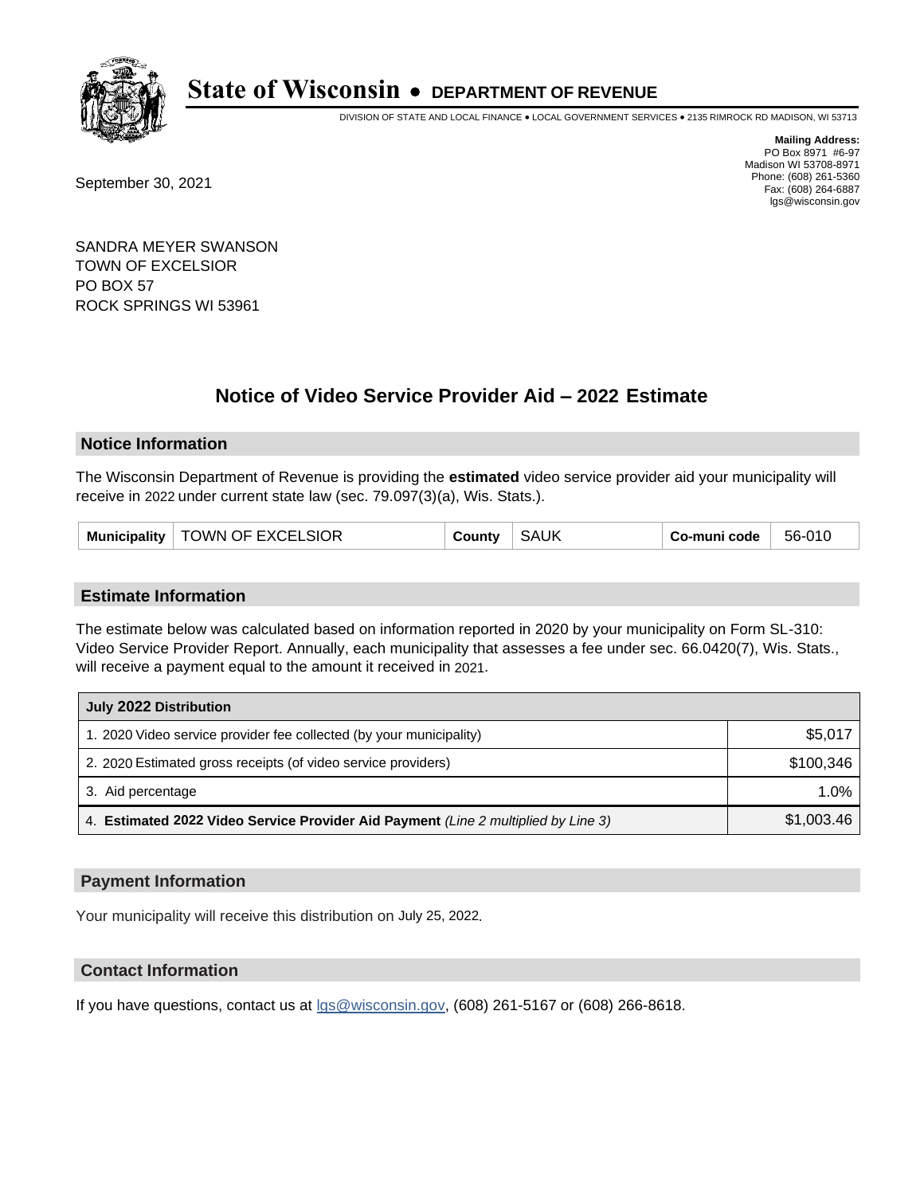# State of Wisconsin • DEPARTMENT OF REVENUE

DIVISION OF STATE AND LOCAL FINANCE • LOCAL GOVERNMENT SERVICES • 2135 RIMROCK RD MADISON, WI 53713

**Mailing Address:**
PO Box 8971 #6-97
Madison WI 53708-8971
Phone: (608) 261-5360
Fax: (608) 264-6887
lgs@wisconsin.gov

September 30, 2021

SANDRA MEYER SWANSON
TOWN OF EXCELSIOR
PO BOX 57
ROCK SPRINGS WI 53961

## Notice of Video Service Provider Aid – 2022 Estimate

### Notice Information

The Wisconsin Department of Revenue is providing the **estimated** video service provider aid your municipality will receive in 2022 under current state law (sec. 79.097(3)(a), Wis. Stats.).

| Municipality | TOWN OF EXCELSIOR | County | SAUK | Co-muni code | 56-010 |
|---|---|---|---|---|---|

### Estimate Information

The estimate below was calculated based on information reported in 2020 by your municipality on Form SL-310: Video Service Provider Report. Annually, each municipality that assesses a fee under sec. 66.0420(7), Wis. Stats., will receive a payment equal to the amount it received in 2021.

| July 2022 Distribution | |
|---|---|
| 1. 2020 Video service provider fee collected (by your municipality) | $5,017 |
| 2. 2020 Estimated gross receipts (of video service providers) | $100,346 |
| 3. Aid percentage | 1.0% |
| 4. **Estimated 2022 Video Service Provider Aid Payment** *(Line 2 multiplied by Line 3)* | $1,003.46 |

### Payment Information

Your municipality will receive this distribution on July 25, 2022.

### Contact Information

If you have questions, contact us at lgs@wisconsin.gov, (608) 261-5167 or (608) 266-8618.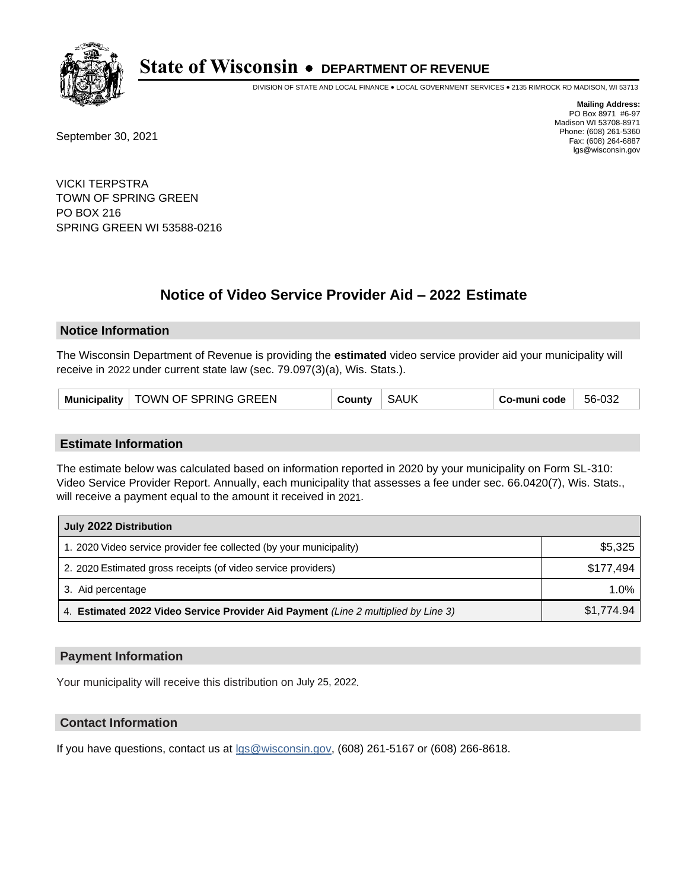# State of Wisconsin • DEPARTMENT OF REVENUE

DIVISION OF STATE AND LOCAL FINANCE • LOCAL GOVERNMENT SERVICES • 2135 RIMROCK RD MADISON, WI 53713

**Mailing Address:**
PO Box 8971 #6-97
Madison WI 53708-8971
Phone: (608) 261-5360
Fax: (608) 264-6887
lgs@wisconsin.gov

September 30, 2021

VICKI TERPSTRA
TOWN OF SPRING GREEN
PO BOX 216
SPRING GREEN WI 53588-0216

## Notice of Video Service Provider Aid – 2022 Estimate

### Notice Information

The Wisconsin Department of Revenue is providing the **estimated** video service provider aid your municipality will receive in 2022 under current state law (sec. 79.097(3)(a), Wis. Stats.).

| Municipality | TOWN OF SPRING GREEN | County | SAUK | Co-muni code | 56-032 |
|---|---|---|---|---|---|

### Estimate Information

The estimate below was calculated based on information reported in 2020 by your municipality on Form SL-310: Video Service Provider Report. Annually, each municipality that assesses a fee under sec. 66.0420(7), Wis. Stats., will receive a payment equal to the amount it received in 2021.

| July 2022 Distribution | |
|---|---|
| 1. 2020 Video service provider fee collected (by your municipality) | $5,325 |
| 2. 2020 Estimated gross receipts (of video service providers) | $177,494 |
| 3. Aid percentage | 1.0% |
| 4. **Estimated 2022 Video Service Provider Aid Payment** *(Line 2 multiplied by Line 3)* | $1,774.94 |

### Payment Information

Your municipality will receive this distribution on July 25, 2022.

### Contact Information

If you have questions, contact us at lgs@wisconsin.gov, (608) 261-5167 or (608) 266-8618.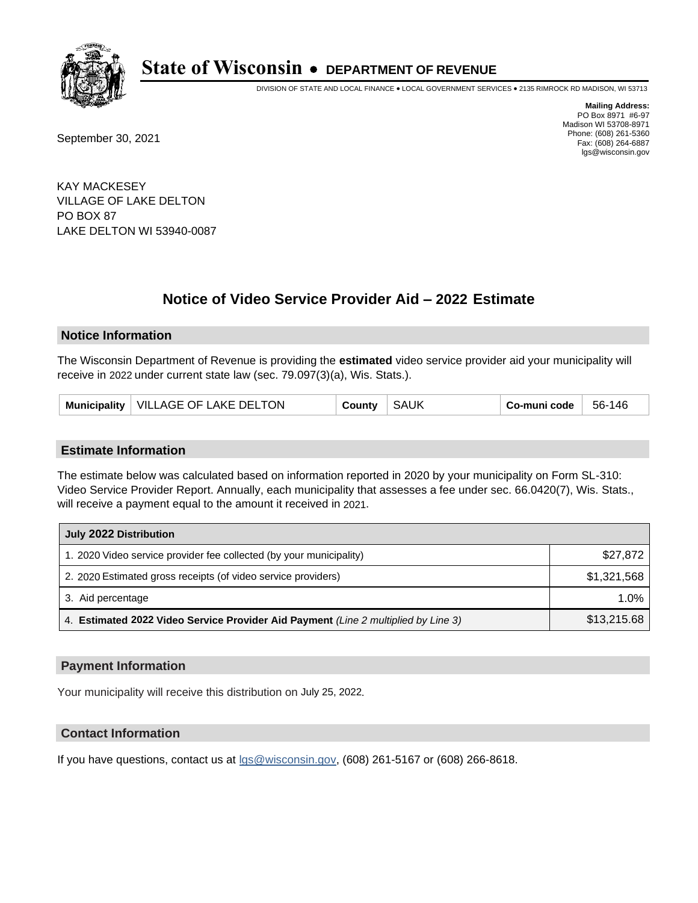# State of Wisconsin • DEPARTMENT OF REVENUE

DIVISION OF STATE AND LOCAL FINANCE • LOCAL GOVERNMENT SERVICES • 2135 RIMROCK RD MADISON, WI 53713

**Mailing Address:**
PO Box 8971 #6-97
Madison WI 53708-8971
Phone: (608) 261-5360
Fax: (608) 264-6887
lgs@wisconsin.gov

September 30, 2021

KAY MACKESEY
VILLAGE OF LAKE DELTON
PO BOX 87
LAKE DELTON WI 53940-0087

## Notice of Video Service Provider Aid – 2022 Estimate

### Notice Information

The Wisconsin Department of Revenue is providing the **estimated** video service provider aid your municipality will receive in 2022 under current state law (sec. 79.097(3)(a), Wis. Stats.).

| Municipality | VILLAGE OF LAKE DELTON | County | SAUK | Co-muni code | 56-146 |
|---|---|---|---|---|---|

### Estimate Information

The estimate below was calculated based on information reported in 2020 by your municipality on Form SL-310: Video Service Provider Report. Annually, each municipality that assesses a fee under sec. 66.0420(7), Wis. Stats., will receive a payment equal to the amount it received in 2021.

| July 2022 Distribution | |
|---|---|
| 1. 2020 Video service provider fee collected (by your municipality) | $27,872 |
| 2. 2020 Estimated gross receipts (of video service providers) | $1,321,568 |
| 3. Aid percentage | 1.0% |
| 4. **Estimated 2022 Video Service Provider Aid Payment** *(Line 2 multiplied by Line 3)* | $13,215.68 |

### Payment Information

Your municipality will receive this distribution on July 25, 2022.

### Contact Information

If you have questions, contact us at lgs@wisconsin.gov, (608) 261-5167 or (608) 266-8618.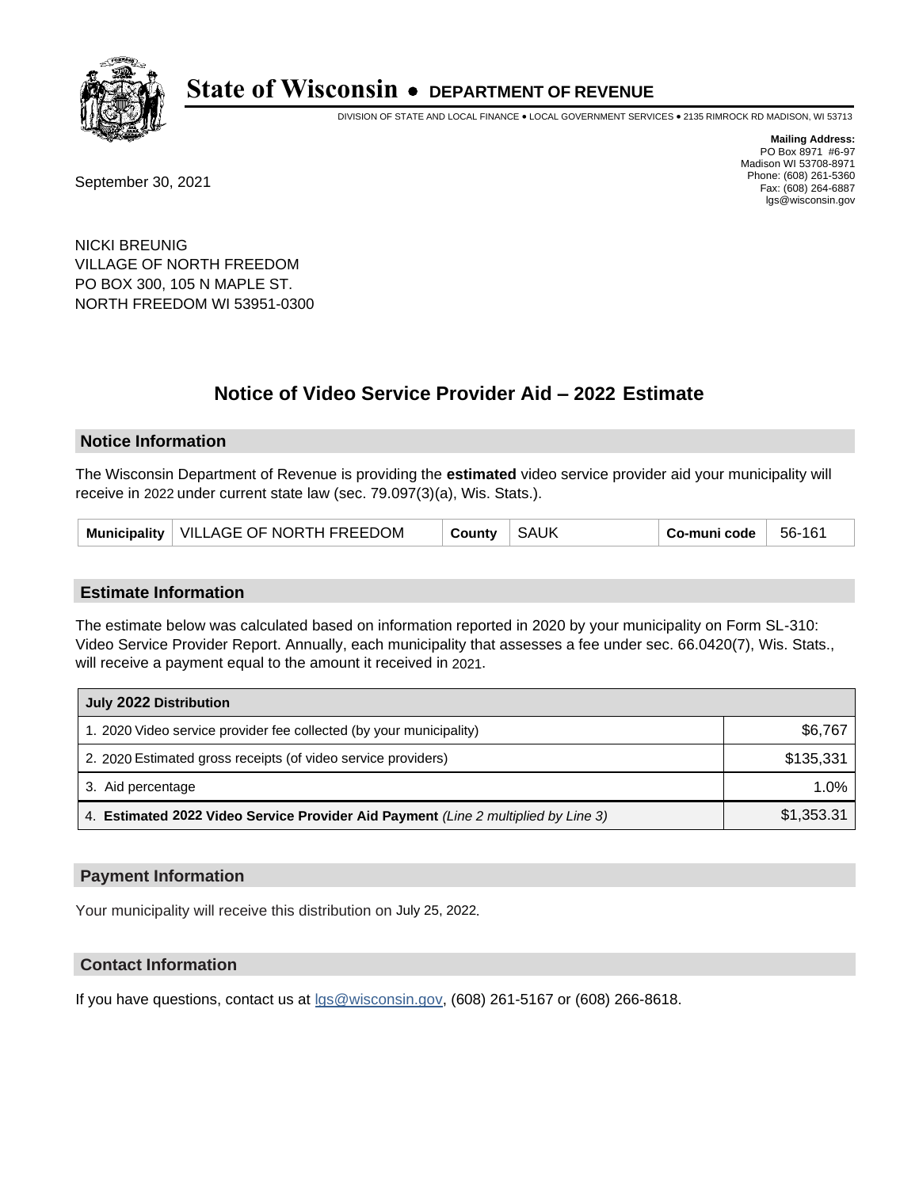# State of Wisconsin • DEPARTMENT OF REVENUE

DIVISION OF STATE AND LOCAL FINANCE • LOCAL GOVERNMENT SERVICES • 2135 RIMROCK RD MADISON, WI 53713

**Mailing Address:**
PO Box 8971 #6-97
Madison WI 53708-8971
Phone: (608) 261-5360
Fax: (608) 264-6887
lgs@wisconsin.gov

September 30, 2021

NICKI BREUNIG
VILLAGE OF NORTH FREEDOM
PO BOX 300, 105 N MAPLE ST.
NORTH FREEDOM WI 53951-0300

## Notice of Video Service Provider Aid – 2022 Estimate

### Notice Information

The Wisconsin Department of Revenue is providing the **estimated** video service provider aid your municipality will receive in 2022 under current state law (sec. 79.097(3)(a), Wis. Stats.).

| Municipality | VILLAGE OF NORTH FREEDOM | County | SAUK | Co-muni code | 56-161 |
|---|---|---|---|---|---|

### Estimate Information

The estimate below was calculated based on information reported in 2020 by your municipality on Form SL-310: Video Service Provider Report. Annually, each municipality that assesses a fee under sec. 66.0420(7), Wis. Stats., will receive a payment equal to the amount it received in 2021.

| July 2022 Distribution | |
|---|---|
| 1. 2020 Video service provider fee collected (by your municipality) | $6,767 |
| 2. 2020 Estimated gross receipts (of video service providers) | $135,331 |
| 3. Aid percentage | 1.0% |
| 4. **Estimated 2022 Video Service Provider Aid Payment** *(Line 2 multiplied by Line 3)* | $1,353.31 |

### Payment Information

Your municipality will receive this distribution on July 25, 2022.

### Contact Information

If you have questions, contact us at lgs@wisconsin.gov, (608) 261-5167 or (608) 266-8618.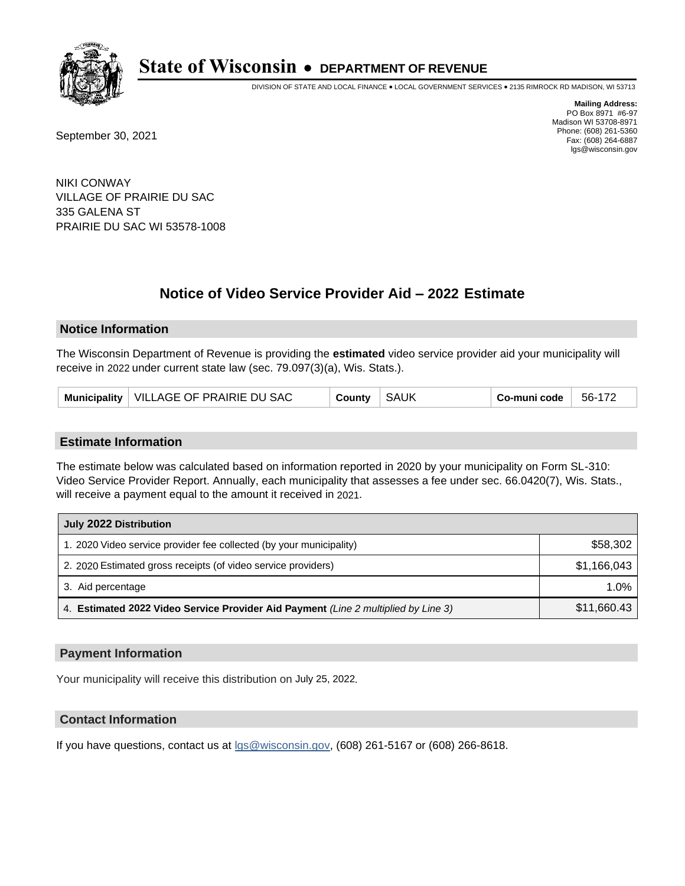# State of Wisconsin • DEPARTMENT OF REVENUE

DIVISION OF STATE AND LOCAL FINANCE • LOCAL GOVERNMENT SERVICES • 2135 RIMROCK RD MADISON, WI 53713

**Mailing Address:**
PO Box 8971 #6-97
Madison WI 53708-8971
Phone: (608) 261-5360
Fax: (608) 264-6887
lgs@wisconsin.gov

September 30, 2021

NIKI CONWAY
VILLAGE OF PRAIRIE DU SAC
335 GALENA ST
PRAIRIE DU SAC WI 53578-1008

## Notice of Video Service Provider Aid – 2022 Estimate

### Notice Information

The Wisconsin Department of Revenue is providing the **estimated** video service provider aid your municipality will receive in 2022 under current state law (sec. 79.097(3)(a), Wis. Stats.).

| Municipality | VILLAGE OF PRAIRIE DU SAC | County | SAUK | Co-muni code | 56-172 |
|---|---|---|---|---|---|

### Estimate Information

The estimate below was calculated based on information reported in 2020 by your municipality on Form SL-310: Video Service Provider Report. Annually, each municipality that assesses a fee under sec. 66.0420(7), Wis. Stats., will receive a payment equal to the amount it received in 2021.

| July 2022 Distribution | |
|---|---|
| 1. 2020 Video service provider fee collected (by your municipality) | $58,302 |
| 2. 2020 Estimated gross receipts (of video service providers) | $1,166,043 |
| 3. Aid percentage | 1.0% |
| 4. **Estimated 2022 Video Service Provider Aid Payment** *(Line 2 multiplied by Line 3)* | $11,660.43 |

### Payment Information

Your municipality will receive this distribution on July 25, 2022.

### Contact Information

If you have questions, contact us at lgs@wisconsin.gov, (608) 261-5167 or (608) 266-8618.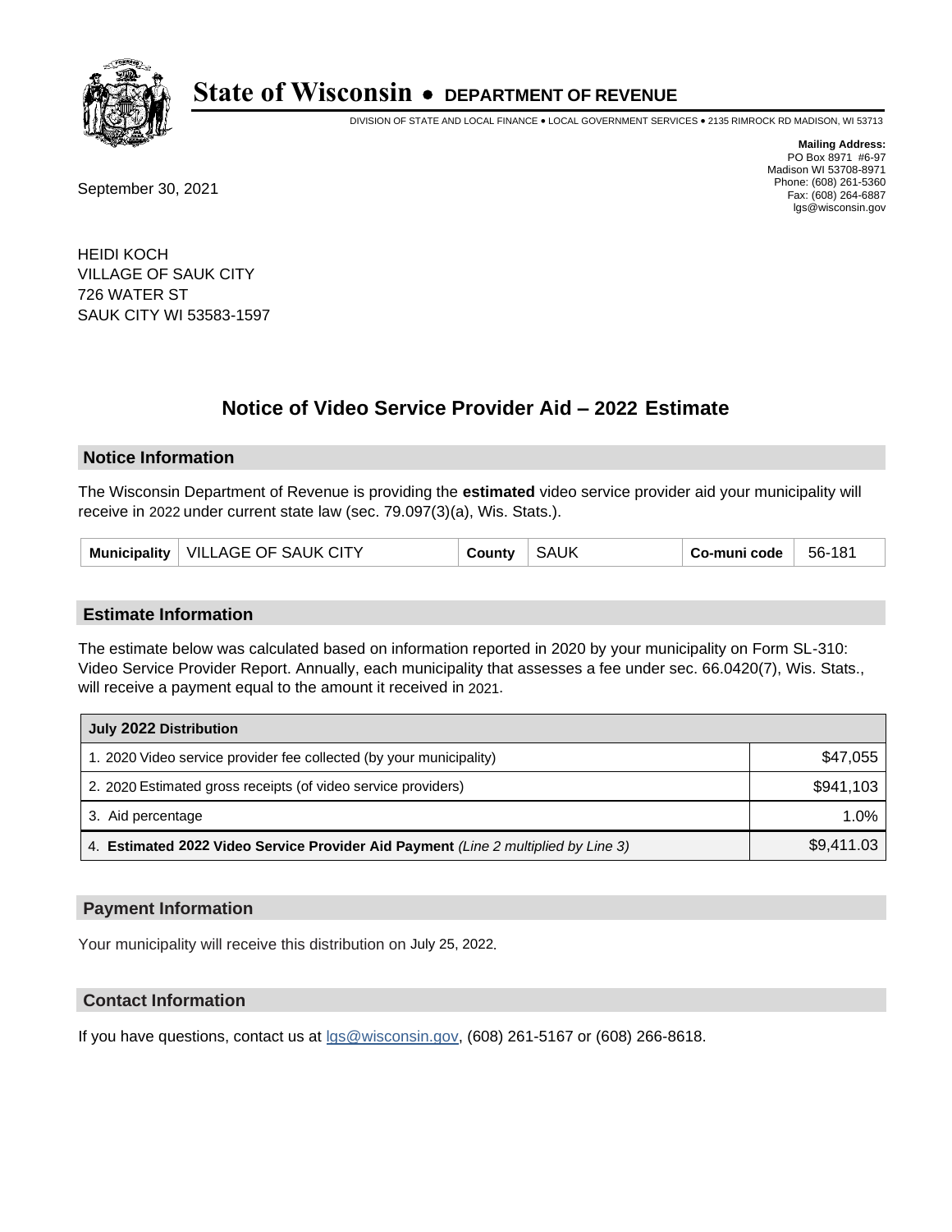# State of Wisconsin • DEPARTMENT OF REVENUE

DIVISION OF STATE AND LOCAL FINANCE • LOCAL GOVERNMENT SERVICES • 2135 RIMROCK RD MADISON, WI 53713

**Mailing Address:**
PO Box 8971 #6-97
Madison WI 53708-8971
Phone: (608) 261-5360
Fax: (608) 264-6887
lgs@wisconsin.gov

September 30, 2021

HEIDI KOCH
VILLAGE OF SAUK CITY
726 WATER ST
SAUK CITY WI 53583-1597

## Notice of Video Service Provider Aid – 2022 Estimate

### Notice Information

The Wisconsin Department of Revenue is providing the **estimated** video service provider aid your municipality will receive in 2022 under current state law (sec. 79.097(3)(a), Wis. Stats.).

| Municipality | VILLAGE OF SAUK CITY | County | SAUK | Co-muni code | 56-181 |
|---|---|---|---|---|---|

### Estimate Information

The estimate below was calculated based on information reported in 2020 by your municipality on Form SL-310: Video Service Provider Report. Annually, each municipality that assesses a fee under sec. 66.0420(7), Wis. Stats., will receive a payment equal to the amount it received in 2021.

| July 2022 Distribution | |
|---|---|
| 1. 2020 Video service provider fee collected (by your municipality) | $47,055 |
| 2. 2020 Estimated gross receipts (of video service providers) | $941,103 |
| 3. Aid percentage | 1.0% |
| 4. **Estimated 2022 Video Service Provider Aid Payment** *(Line 2 multiplied by Line 3)* | $9,411.03 |

### Payment Information

Your municipality will receive this distribution on July 25, 2022.

### Contact Information

If you have questions, contact us at lgs@wisconsin.gov, (608) 261-5167 or (608) 266-8618.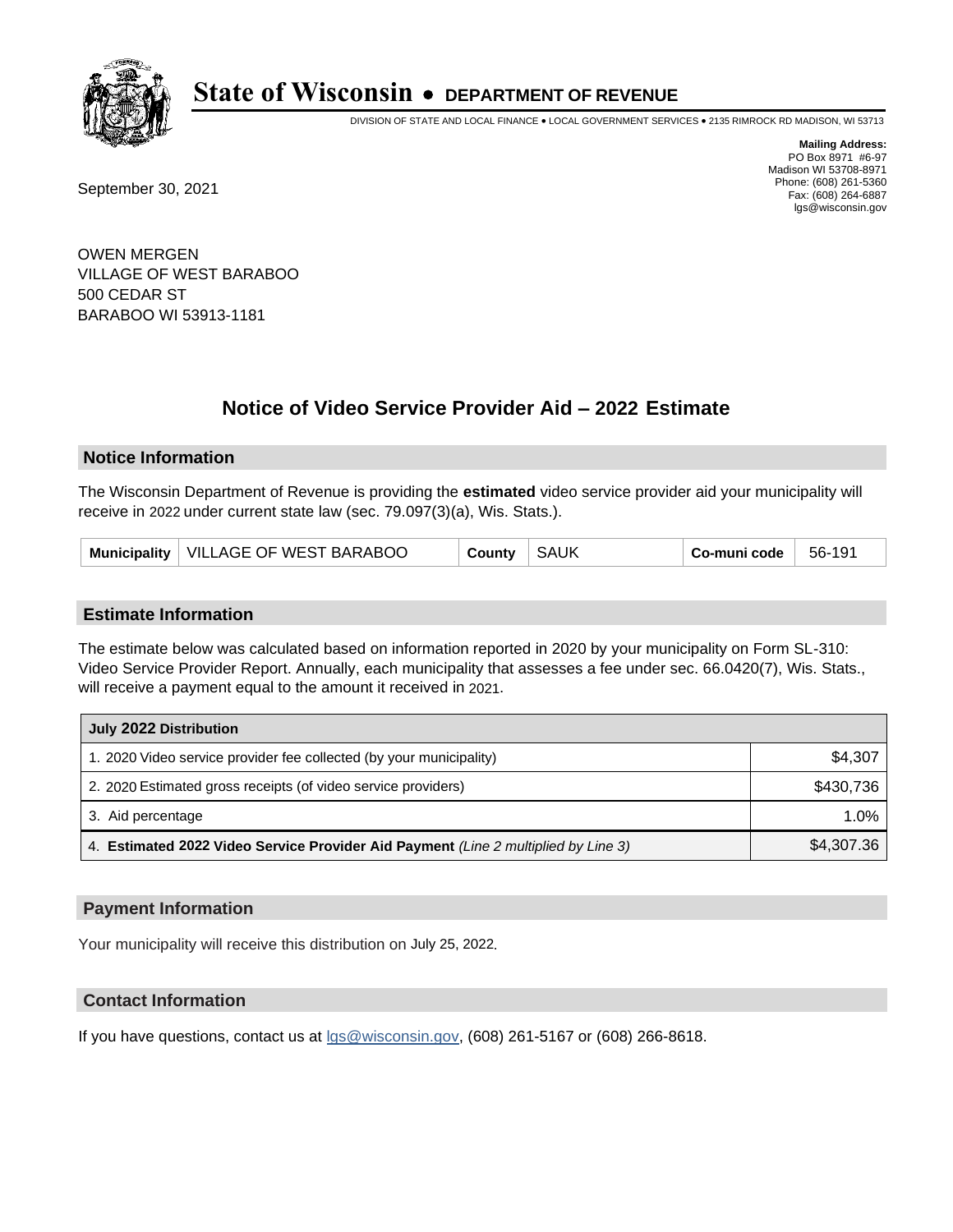# State of Wisconsin • DEPARTMENT OF REVENUE

DIVISION OF STATE AND LOCAL FINANCE • LOCAL GOVERNMENT SERVICES • 2135 RIMROCK RD MADISON, WI 53713

**Mailing Address:**
PO Box 8971 #6-97
Madison WI 53708-8971
Phone: (608) 261-5360
Fax: (608) 264-6887
lgs@wisconsin.gov

September 30, 2021

OWEN MERGEN
VILLAGE OF WEST BARABOO
500 CEDAR ST
BARABOO WI 53913-1181

## Notice of Video Service Provider Aid – 2022 Estimate

### Notice Information

The Wisconsin Department of Revenue is providing the **estimated** video service provider aid your municipality will receive in 2022 under current state law (sec. 79.097(3)(a), Wis. Stats.).

| Municipality | VILLAGE OF WEST BARABOO | County | SAUK | Co-muni code | 56-191 |
|---|---|---|---|---|---|

### Estimate Information

The estimate below was calculated based on information reported in 2020 by your municipality on Form SL-310: Video Service Provider Report. Annually, each municipality that assesses a fee under sec. 66.0420(7), Wis. Stats., will receive a payment equal to the amount it received in 2021.

| July 2022 Distribution | |
|---|---|
| 1. 2020 Video service provider fee collected (by your municipality) | $4,307 |
| 2. 2020 Estimated gross receipts (of video service providers) | $430,736 |
| 3. Aid percentage | 1.0% |
| 4. **Estimated 2022 Video Service Provider Aid Payment** *(Line 2 multiplied by Line 3)* | $4,307.36 |

### Payment Information

Your municipality will receive this distribution on July 25, 2022.

### Contact Information

If you have questions, contact us at lgs@wisconsin.gov, (608) 261-5167 or (608) 266-8618.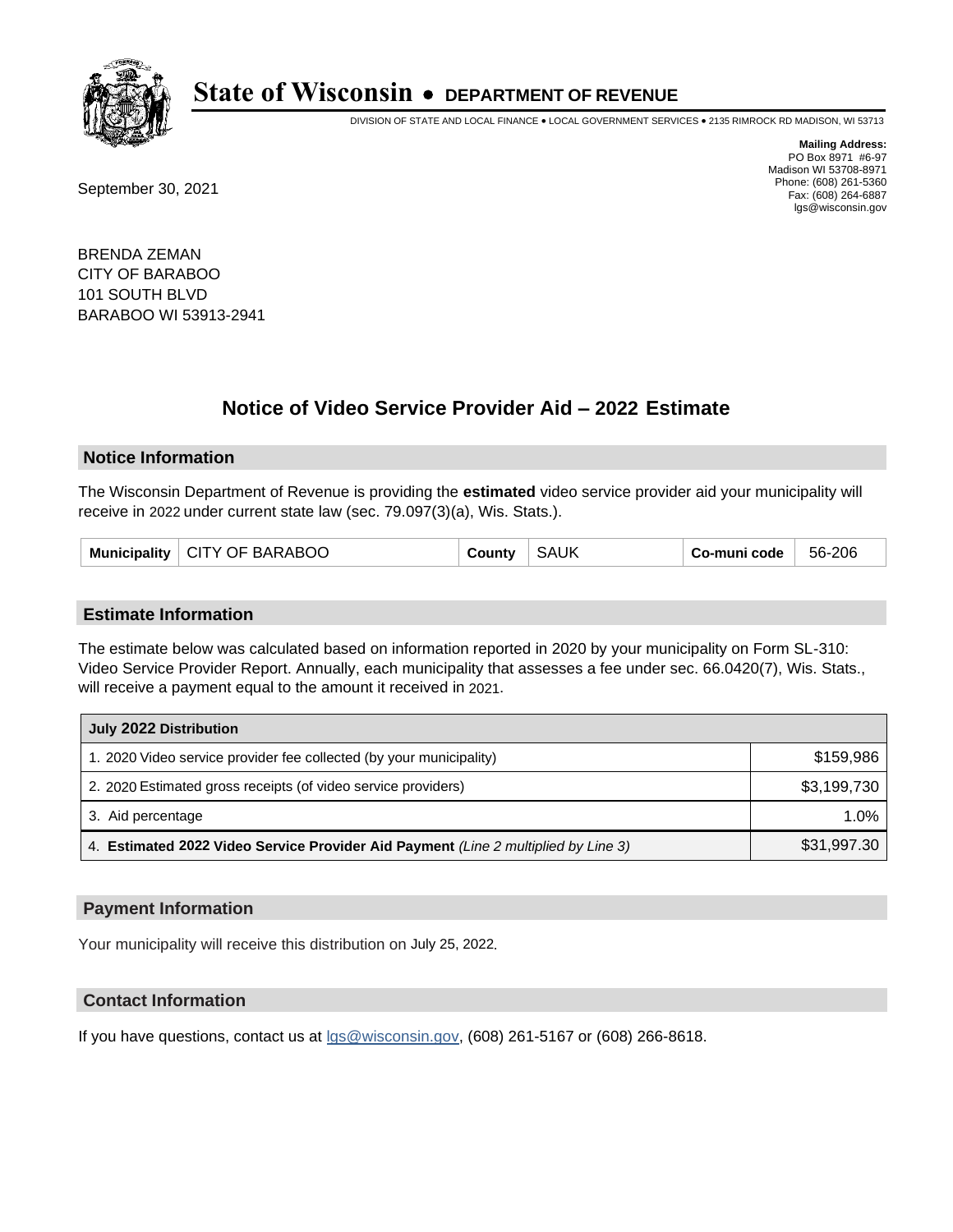# State of Wisconsin • DEPARTMENT OF REVENUE

DIVISION OF STATE AND LOCAL FINANCE • LOCAL GOVERNMENT SERVICES • 2135 RIMROCK RD MADISON, WI 53713

**Mailing Address:**
PO Box 8971 #6-97
Madison WI 53708-8971
Phone: (608) 261-5360
Fax: (608) 264-6887
lgs@wisconsin.gov

September 30, 2021

BRENDA ZEMAN
CITY OF BARABOO
101 SOUTH BLVD
BARABOO WI 53913-2941

## Notice of Video Service Provider Aid – 2022 Estimate

### Notice Information

The Wisconsin Department of Revenue is providing the **estimated** video service provider aid your municipality will receive in 2022 under current state law (sec. 79.097(3)(a), Wis. Stats.).

| Municipality | CITY OF BARABOO | County | SAUK | Co-muni code | 56-206 |
|---|---|---|---|---|---|

### Estimate Information

The estimate below was calculated based on information reported in 2020 by your municipality on Form SL-310: Video Service Provider Report. Annually, each municipality that assesses a fee under sec. 66.0420(7), Wis. Stats., will receive a payment equal to the amount it received in 2021.

| July 2022 Distribution | |
|---|---|
| 1. 2020 Video service provider fee collected (by your municipality) | $159,986 |
| 2. 2020 Estimated gross receipts (of video service providers) | $3,199,730 |
| 3. Aid percentage | 1.0% |
| 4. **Estimated 2022 Video Service Provider Aid Payment** *(Line 2 multiplied by Line 3)* | $31,997.30 |

### Payment Information

Your municipality will receive this distribution on July 25, 2022.

### Contact Information

If you have questions, contact us at lgs@wisconsin.gov, (608) 261-5167 or (608) 266-8618.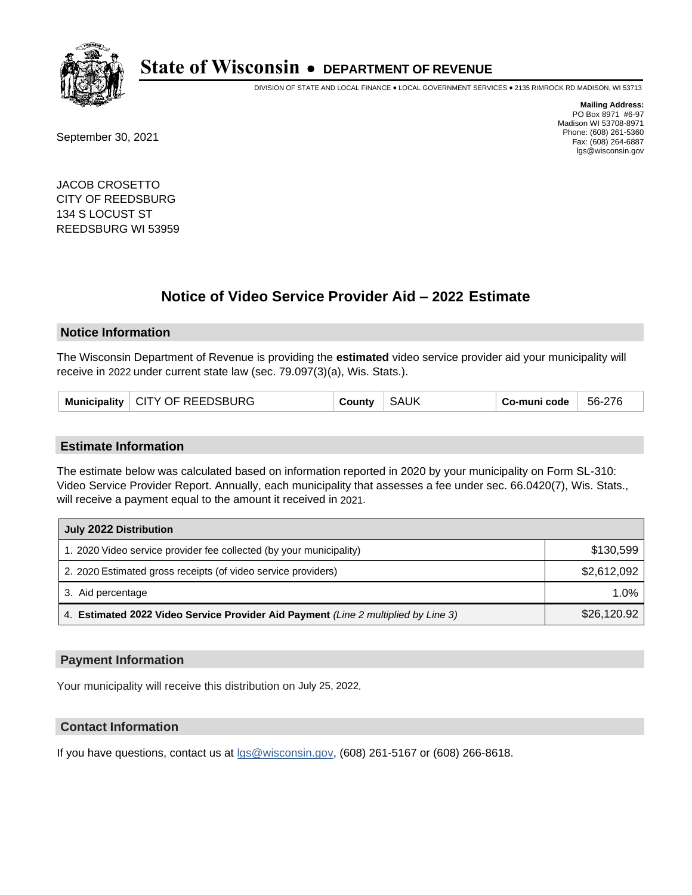# State of Wisconsin • DEPARTMENT OF REVENUE

DIVISION OF STATE AND LOCAL FINANCE • LOCAL GOVERNMENT SERVICES • 2135 RIMROCK RD MADISON, WI 53713

**Mailing Address:**
PO Box 8971 #6-97
Madison WI 53708-8971
Phone: (608) 261-5360
Fax: (608) 264-6887
lgs@wisconsin.gov

September 30, 2021

JACOB CROSETTO
CITY OF REEDSBURG
134 S LOCUST ST
REEDSBURG WI 53959

## Notice of Video Service Provider Aid – 2022 Estimate

### Notice Information

The Wisconsin Department of Revenue is providing the **estimated** video service provider aid your municipality will receive in 2022 under current state law (sec. 79.097(3)(a), Wis. Stats.).

| Municipality | CITY OF REEDSBURG | County | SAUK | Co-muni code | 56-276 |
|---|---|---|---|---|---|

### Estimate Information

The estimate below was calculated based on information reported in 2020 by your municipality on Form SL-310: Video Service Provider Report. Annually, each municipality that assesses a fee under sec. 66.0420(7), Wis. Stats., will receive a payment equal to the amount it received in 2021.

| July 2022 Distribution | |
|---|---|
| 1. 2020 Video service provider fee collected (by your municipality) | $130,599 |
| 2. 2020 Estimated gross receipts (of video service providers) | $2,612,092 |
| 3. Aid percentage | 1.0% |
| 4. **Estimated 2022 Video Service Provider Aid Payment** *(Line 2 multiplied by Line 3)* | $26,120.92 |

### Payment Information

Your municipality will receive this distribution on July 25, 2022.

### Contact Information

If you have questions, contact us at lgs@wisconsin.gov, (608) 261-5167 or (608) 266-8618.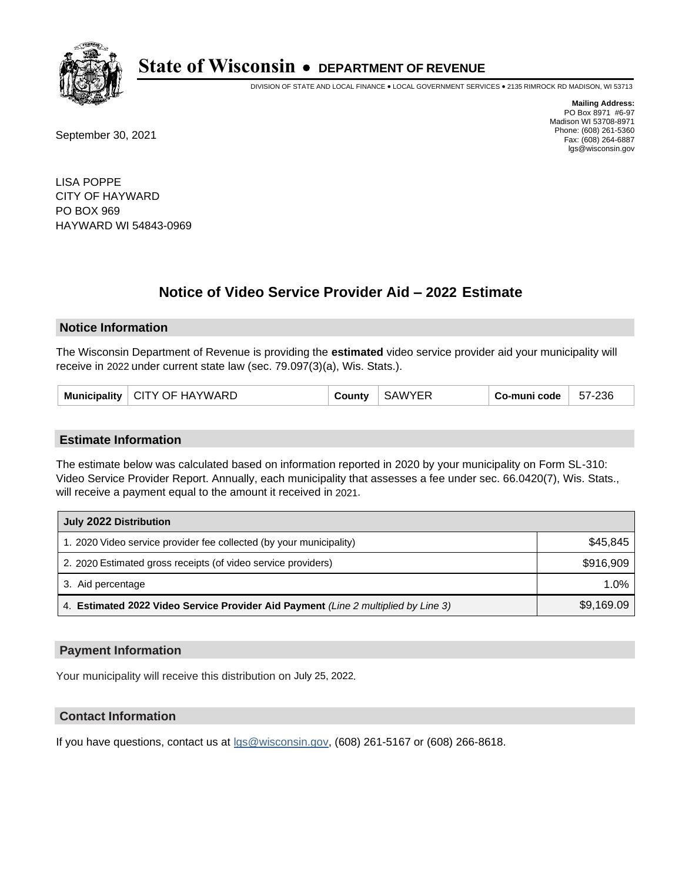# State of Wisconsin • DEPARTMENT OF REVENUE

DIVISION OF STATE AND LOCAL FINANCE • LOCAL GOVERNMENT SERVICES • 2135 RIMROCK RD MADISON, WI 53713

**Mailing Address:**
PO Box 8971 #6-97
Madison WI 53708-8971
Phone: (608) 261-5360
Fax: (608) 264-6887
lgs@wisconsin.gov

September 30, 2021

LISA POPPE
CITY OF HAYWARD
PO BOX 969
HAYWARD WI 54843-0969

## Notice of Video Service Provider Aid – 2022 Estimate

### Notice Information

The Wisconsin Department of Revenue is providing the **estimated** video service provider aid your municipality will receive in 2022 under current state law (sec. 79.097(3)(a), Wis. Stats.).

| Municipality | CITY OF HAYWARD | County | SAWYER | Co-muni code | 57-236 |
|---|---|---|---|---|---|

### Estimate Information

The estimate below was calculated based on information reported in 2020 by your municipality on Form SL-310: Video Service Provider Report. Annually, each municipality that assesses a fee under sec. 66.0420(7), Wis. Stats., will receive a payment equal to the amount it received in 2021.

| July 2022 Distribution | |
|---|---|
| 1. 2020 Video service provider fee collected (by your municipality) | $45,845 |
| 2. 2020 Estimated gross receipts (of video service providers) | $916,909 |
| 3. Aid percentage | 1.0% |
| 4. **Estimated 2022 Video Service Provider Aid Payment** *(Line 2 multiplied by Line 3)* | $9,169.09 |

### Payment Information

Your municipality will receive this distribution on July 25, 2022.

### Contact Information

If you have questions, contact us at lgs@wisconsin.gov, (608) 261-5167 or (608) 266-8618.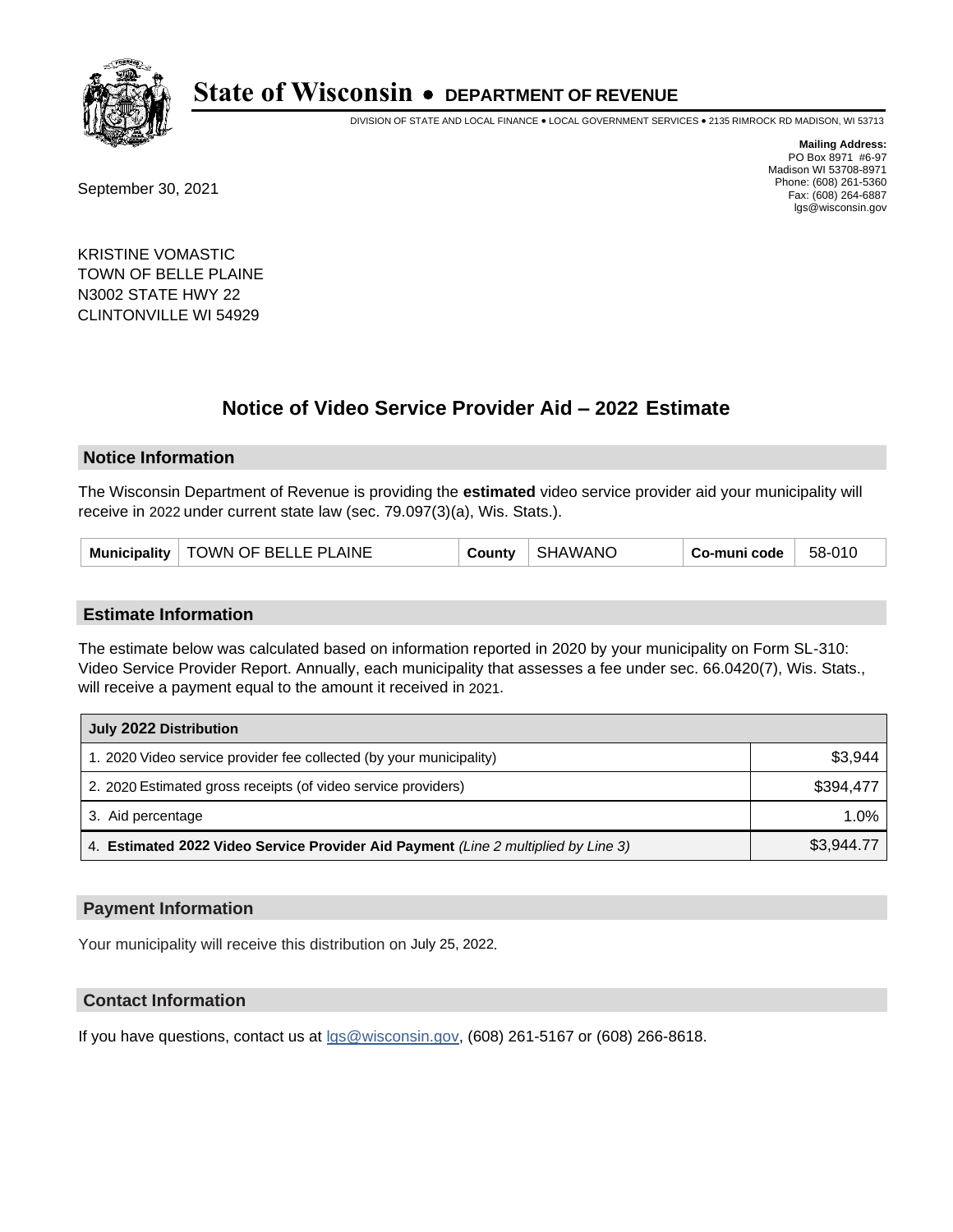# State of Wisconsin • DEPARTMENT OF REVENUE

DIVISION OF STATE AND LOCAL FINANCE • LOCAL GOVERNMENT SERVICES • 2135 RIMROCK RD MADISON, WI 53713

**Mailing Address:**
PO Box 8971 #6-97
Madison WI 53708-8971
Phone: (608) 261-5360
Fax: (608) 264-6887
lgs@wisconsin.gov

September 30, 2021

KRISTINE VOMASTIC
TOWN OF BELLE PLAINE
N3002 STATE HWY 22
CLINTONVILLE WI 54929

## Notice of Video Service Provider Aid – 2022 Estimate

### Notice Information

The Wisconsin Department of Revenue is providing the **estimated** video service provider aid your municipality will receive in 2022 under current state law (sec. 79.097(3)(a), Wis. Stats.).

| Municipality | TOWN OF BELLE PLAINE | County | SHAWANO | Co-muni code | 58-010 |
|---|---|---|---|---|---|

### Estimate Information

The estimate below was calculated based on information reported in 2020 by your municipality on Form SL-310: Video Service Provider Report. Annually, each municipality that assesses a fee under sec. 66.0420(7), Wis. Stats., will receive a payment equal to the amount it received in 2021.

| July 2022 Distribution | |
|---|---|
| 1. 2020 Video service provider fee collected (by your municipality) | $3,944 |
| 2. 2020 Estimated gross receipts (of video service providers) | $394,477 |
| 3. Aid percentage | 1.0% |
| 4. **Estimated 2022 Video Service Provider Aid Payment** *(Line 2 multiplied by Line 3)* | $3,944.77 |

### Payment Information

Your municipality will receive this distribution on July 25, 2022.

### Contact Information

If you have questions, contact us at lgs@wisconsin.gov, (608) 261-5167 or (608) 266-8618.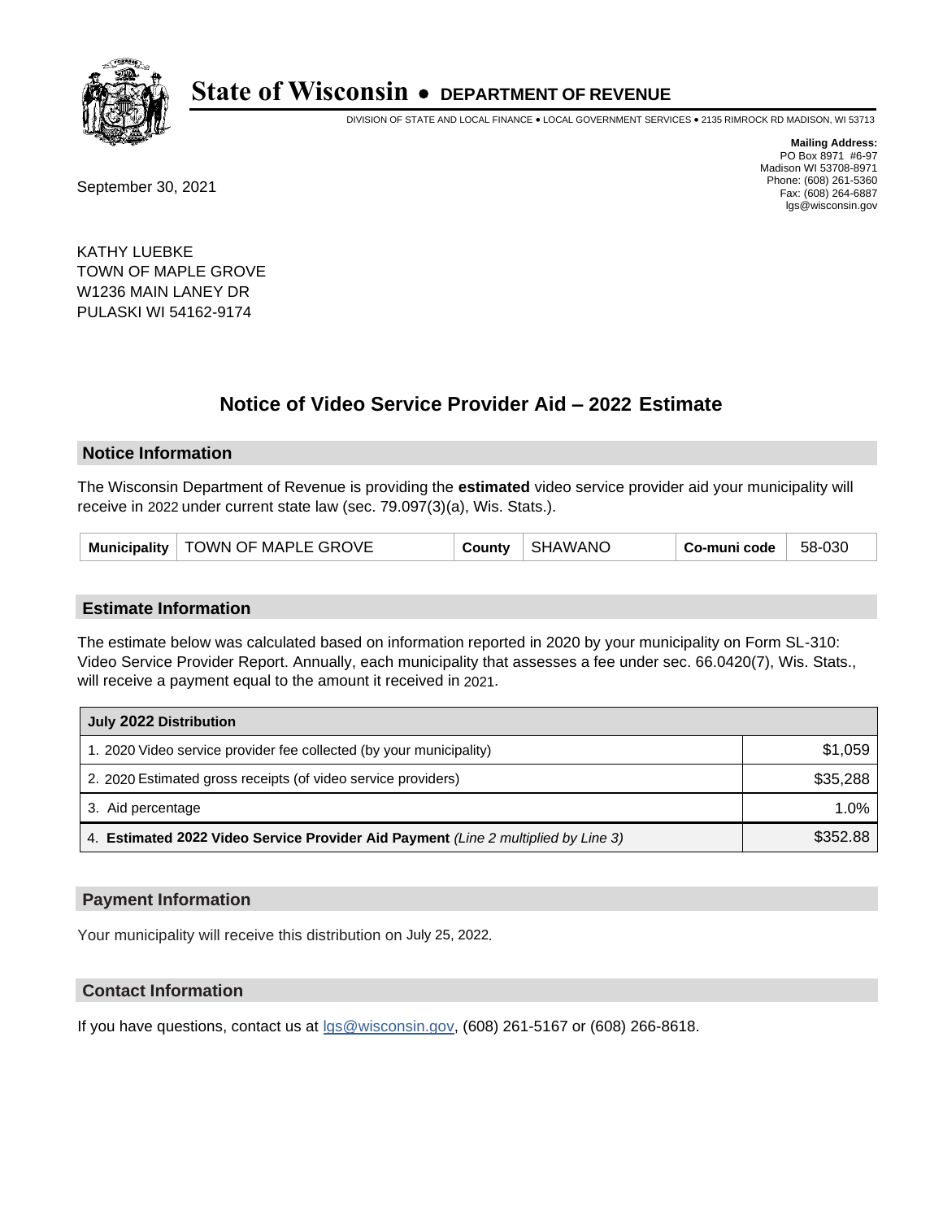# State of Wisconsin • DEPARTMENT OF REVENUE

DIVISION OF STATE AND LOCAL FINANCE • LOCAL GOVERNMENT SERVICES • 2135 RIMROCK RD MADISON, WI 53713

**Mailing Address:**
PO Box 8971 #6-97
Madison WI 53708-8971
Phone: (608) 261-5360
Fax: (608) 264-6887
lgs@wisconsin.gov

September 30, 2021

KATHY LUEBKE
TOWN OF MAPLE GROVE
W1236 MAIN LANEY DR
PULASKI WI 54162-9174

## Notice of Video Service Provider Aid – 2022 Estimate

### Notice Information

The Wisconsin Department of Revenue is providing the **estimated** video service provider aid your municipality will receive in 2022 under current state law (sec. 79.097(3)(a), Wis. Stats.).

| Municipality | TOWN OF MAPLE GROVE | County | SHAWANO | Co-muni code | 58-030 |
|---|---|---|---|---|---|

### Estimate Information

The estimate below was calculated based on information reported in 2020 by your municipality on Form SL-310: Video Service Provider Report. Annually, each municipality that assesses a fee under sec. 66.0420(7), Wis. Stats., will receive a payment equal to the amount it received in 2021.

| July 2022 Distribution | |
|---|---|
| 1. 2020 Video service provider fee collected (by your municipality) | $1,059 |
| 2. 2020 Estimated gross receipts (of video service providers) | $35,288 |
| 3. Aid percentage | 1.0% |
| 4. **Estimated 2022 Video Service Provider Aid Payment** *(Line 2 multiplied by Line 3)* | $352.88 |

### Payment Information

Your municipality will receive this distribution on July 25, 2022.

### Contact Information

If you have questions, contact us at lgs@wisconsin.gov, (608) 261-5167 or (608) 266-8618.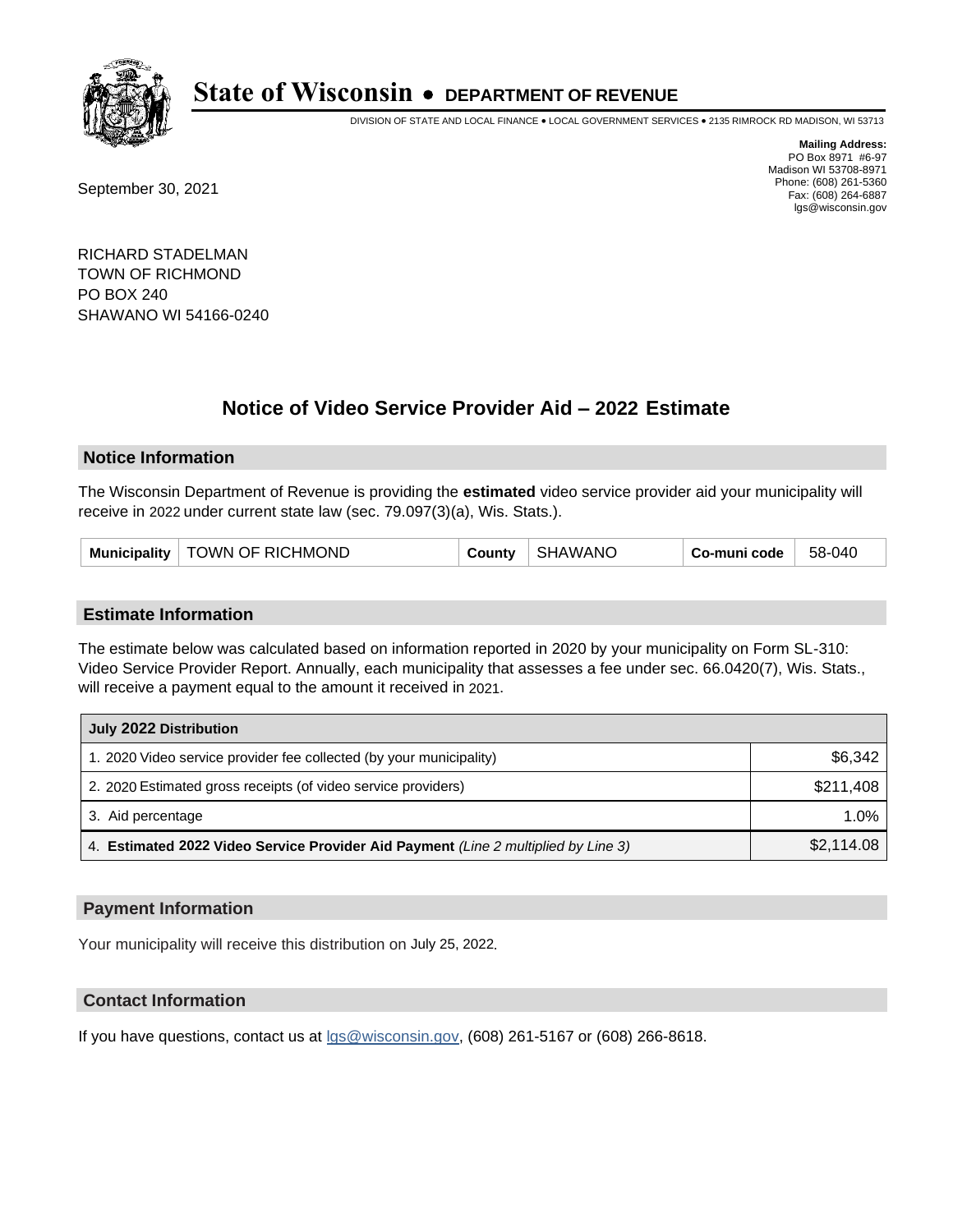# State of Wisconsin • DEPARTMENT OF REVENUE

DIVISION OF STATE AND LOCAL FINANCE • LOCAL GOVERNMENT SERVICES • 2135 RIMROCK RD MADISON, WI 53713

**Mailing Address:**
PO Box 8971 #6-97
Madison WI 53708-8971
Phone: (608) 261-5360
Fax: (608) 264-6887
lgs@wisconsin.gov

September 30, 2021

RICHARD STADELMAN
TOWN OF RICHMOND
PO BOX 240
SHAWANO WI 54166-0240

## Notice of Video Service Provider Aid – 2022 Estimate

### Notice Information

The Wisconsin Department of Revenue is providing the **estimated** video service provider aid your municipality will receive in 2022 under current state law (sec. 79.097(3)(a), Wis. Stats.).

| Municipality | TOWN OF RICHMOND | County | SHAWANO | Co-muni code | 58-040 |
|---|---|---|---|---|---|

### Estimate Information

The estimate below was calculated based on information reported in 2020 by your municipality on Form SL-310: Video Service Provider Report. Annually, each municipality that assesses a fee under sec. 66.0420(7), Wis. Stats., will receive a payment equal to the amount it received in 2021.

| July 2022 Distribution | |
|---|---|
| 1. 2020 Video service provider fee collected (by your municipality) | $6,342 |
| 2. 2020 Estimated gross receipts (of video service providers) | $211,408 |
| 3. Aid percentage | 1.0% |
| 4. **Estimated 2022 Video Service Provider Aid Payment** *(Line 2 multiplied by Line 3)* | $2,114.08 |

### Payment Information

Your municipality will receive this distribution on July 25, 2022.

### Contact Information

If you have questions, contact us at lgs@wisconsin.gov, (608) 261-5167 or (608) 266-8618.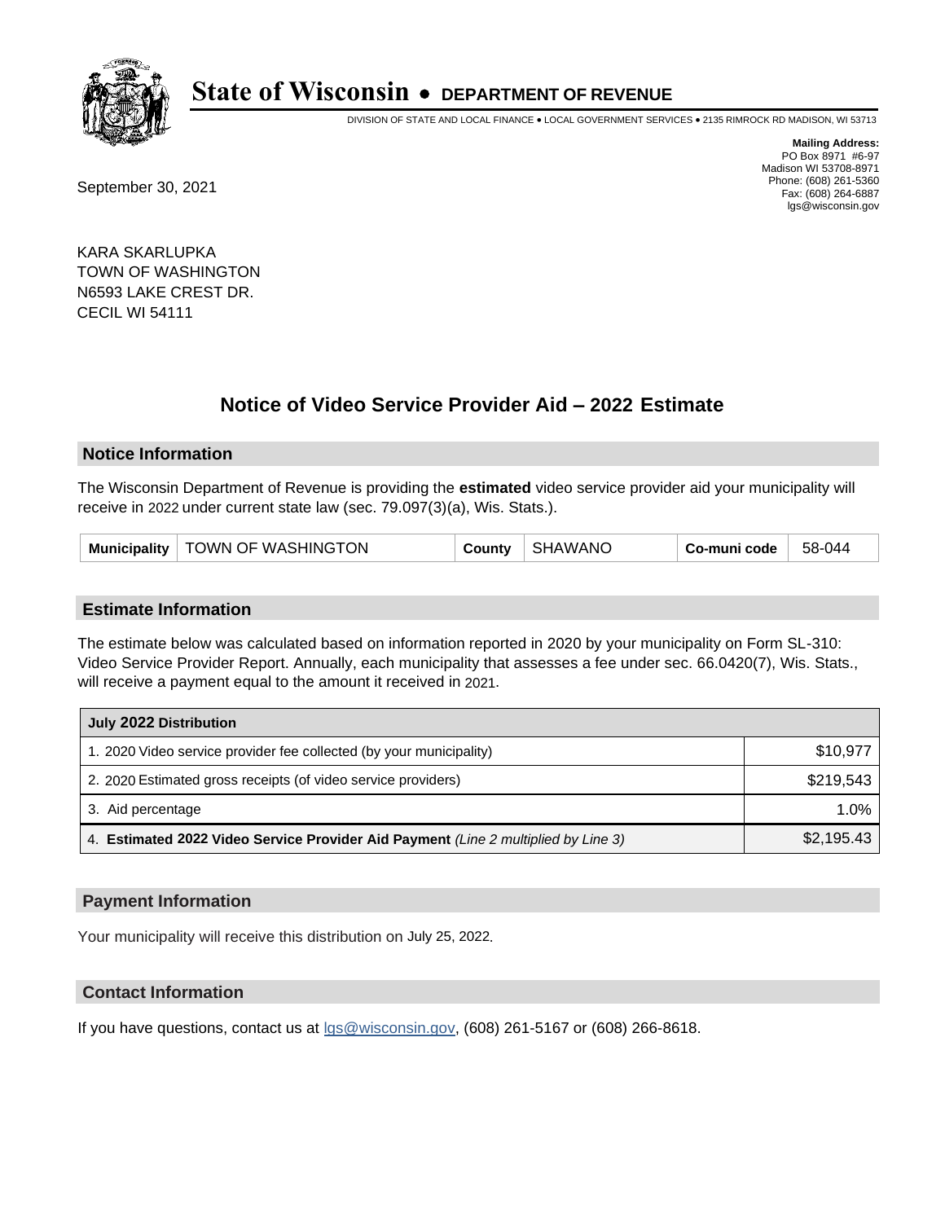# State of Wisconsin • DEPARTMENT OF REVENUE

DIVISION OF STATE AND LOCAL FINANCE • LOCAL GOVERNMENT SERVICES • 2135 RIMROCK RD MADISON, WI 53713

**Mailing Address:**
PO Box 8971 #6-97
Madison WI 53708-8971
Phone: (608) 261-5360
Fax: (608) 264-6887
lgs@wisconsin.gov

September 30, 2021

KARA SKARLUPKA
TOWN OF WASHINGTON
N6593 LAKE CREST DR.
CECIL WI 54111

## Notice of Video Service Provider Aid – 2022 Estimate

### Notice Information

The Wisconsin Department of Revenue is providing the **estimated** video service provider aid your municipality will receive in 2022 under current state law (sec. 79.097(3)(a), Wis. Stats.).

| Municipality | TOWN OF WASHINGTON | County | SHAWANO | Co-muni code | 58-044 |
|---|---|---|---|---|---|

### Estimate Information

The estimate below was calculated based on information reported in 2020 by your municipality on Form SL-310: Video Service Provider Report. Annually, each municipality that assesses a fee under sec. 66.0420(7), Wis. Stats., will receive a payment equal to the amount it received in 2021.

| July 2022 Distribution | |
|---|---|
| 1. 2020 Video service provider fee collected (by your municipality) | $10,977 |
| 2. 2020 Estimated gross receipts (of video service providers) | $219,543 |
| 3. Aid percentage | 1.0% |
| 4. **Estimated 2022 Video Service Provider Aid Payment** *(Line 2 multiplied by Line 3)* | $2,195.43 |

### Payment Information

Your municipality will receive this distribution on July 25, 2022.

### Contact Information

If you have questions, contact us at lgs@wisconsin.gov, (608) 261-5167 or (608) 266-8618.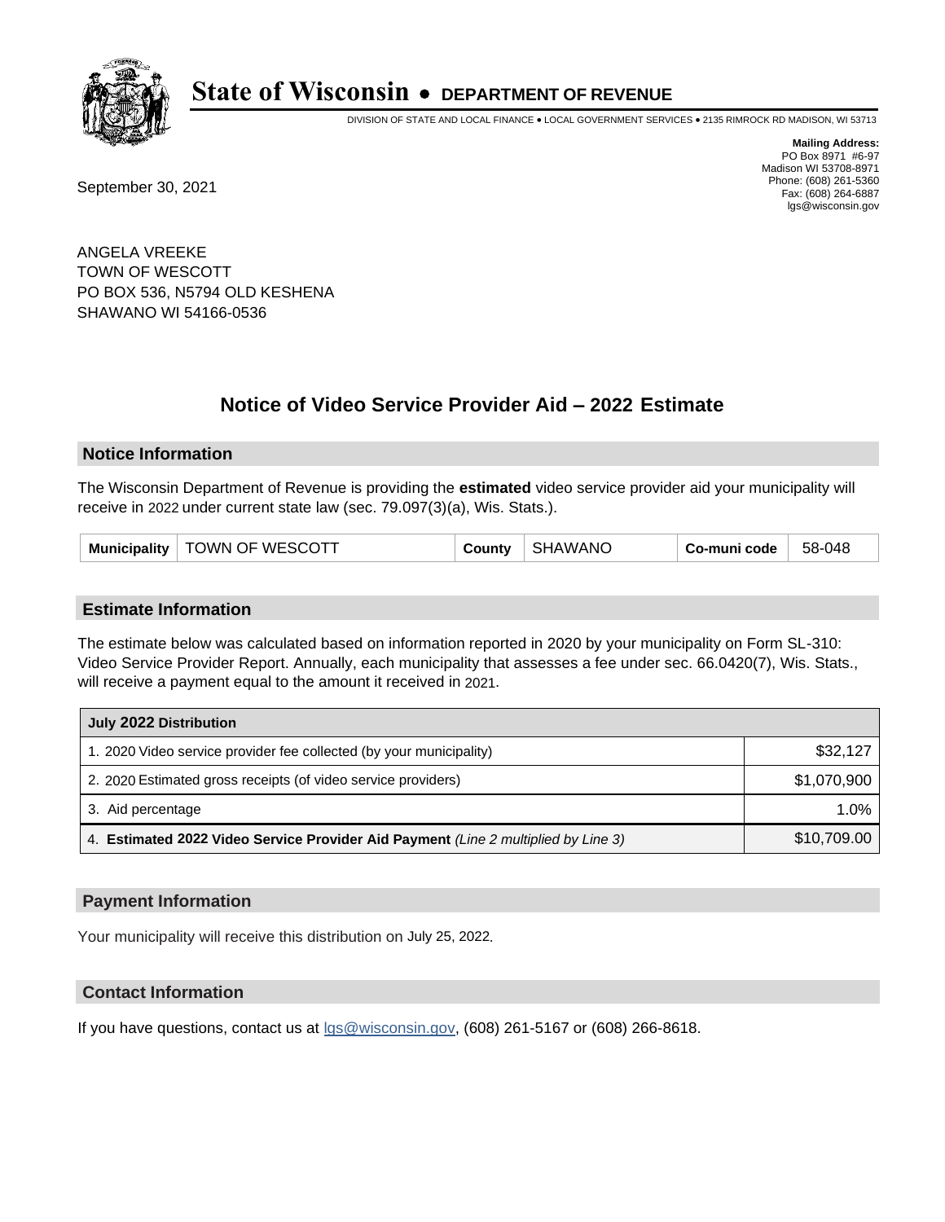# State of Wisconsin • DEPARTMENT OF REVENUE

DIVISION OF STATE AND LOCAL FINANCE • LOCAL GOVERNMENT SERVICES • 2135 RIMROCK RD MADISON, WI 53713

**Mailing Address:**
PO Box 8971 #6-97
Madison WI 53708-8971
Phone: (608) 261-5360
Fax: (608) 264-6887
lgs@wisconsin.gov

September 30, 2021

ANGELA VREEKE
TOWN OF WESCOTT
PO BOX 536, N5794 OLD KESHENA
SHAWANO WI 54166-0536

## Notice of Video Service Provider Aid – 2022 Estimate

### Notice Information

The Wisconsin Department of Revenue is providing the **estimated** video service provider aid your municipality will receive in 2022 under current state law (sec. 79.097(3)(a), Wis. Stats.).

| Municipality | TOWN OF WESCOTT | County | SHAWANO | Co-muni code | 58-048 |
|---|---|---|---|---|---|

### Estimate Information

The estimate below was calculated based on information reported in 2020 by your municipality on Form SL-310: Video Service Provider Report. Annually, each municipality that assesses a fee under sec. 66.0420(7), Wis. Stats., will receive a payment equal to the amount it received in 2021.

| July 2022 Distribution | |
|---|---|
| 1. 2020 Video service provider fee collected (by your municipality) | $32,127 |
| 2. 2020 Estimated gross receipts (of video service providers) | $1,070,900 |
| 3. Aid percentage | 1.0% |
| 4. **Estimated 2022 Video Service Provider Aid Payment** *(Line 2 multiplied by Line 3)* | $10,709.00 |

### Payment Information

Your municipality will receive this distribution on July 25, 2022.

### Contact Information

If you have questions, contact us at lgs@wisconsin.gov, (608) 261-5167 or (608) 266-8618.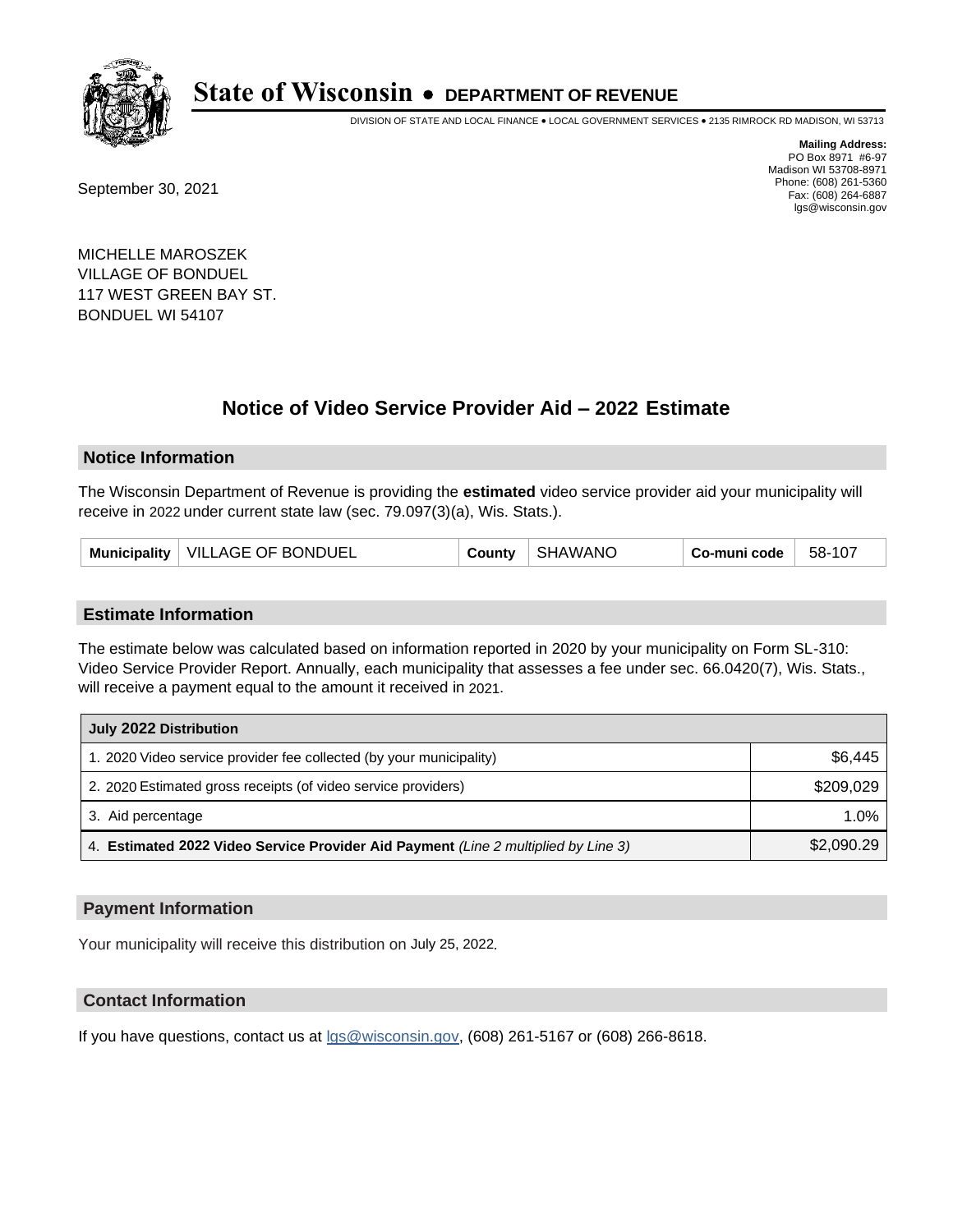# State of Wisconsin • DEPARTMENT OF REVENUE

DIVISION OF STATE AND LOCAL FINANCE • LOCAL GOVERNMENT SERVICES • 2135 RIMROCK RD MADISON, WI 53713

**Mailing Address:**
PO Box 8971 #6-97
Madison WI 53708-8971
Phone: (608) 261-5360
Fax: (608) 264-6887
lgs@wisconsin.gov

September 30, 2021

MICHELLE MAROSZEK
VILLAGE OF BONDUEL
117 WEST GREEN BAY ST.
BONDUEL WI 54107

## Notice of Video Service Provider Aid – 2022 Estimate

### Notice Information

The Wisconsin Department of Revenue is providing the **estimated** video service provider aid your municipality will receive in 2022 under current state law (sec. 79.097(3)(a), Wis. Stats.).

| Municipality | VILLAGE OF BONDUEL | County | SHAWANO | Co-muni code | 58-107 |
|---|---|---|---|---|---|

### Estimate Information

The estimate below was calculated based on information reported in 2020 by your municipality on Form SL-310: Video Service Provider Report. Annually, each municipality that assesses a fee under sec. 66.0420(7), Wis. Stats., will receive a payment equal to the amount it received in 2021.

| July 2022 Distribution | |
|---|---|
| 1. 2020 Video service provider fee collected (by your municipality) | $6,445 |
| 2. 2020 Estimated gross receipts (of video service providers) | $209,029 |
| 3. Aid percentage | 1.0% |
| 4. **Estimated 2022 Video Service Provider Aid Payment** *(Line 2 multiplied by Line 3)* | $2,090.29 |

### Payment Information

Your municipality will receive this distribution on July 25, 2022.

### Contact Information

If you have questions, contact us at lgs@wisconsin.gov, (608) 261-5167 or (608) 266-8618.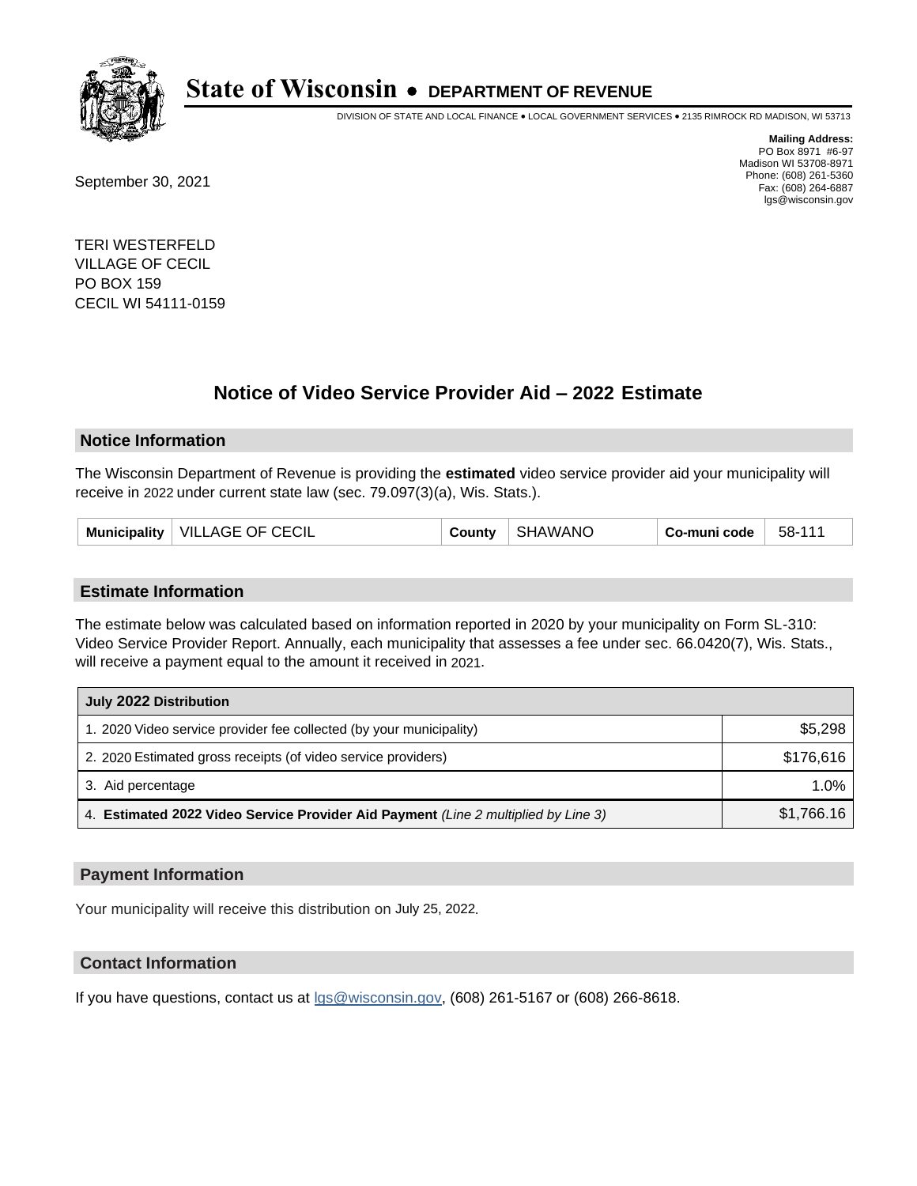# State of Wisconsin • DEPARTMENT OF REVENUE

DIVISION OF STATE AND LOCAL FINANCE • LOCAL GOVERNMENT SERVICES • 2135 RIMROCK RD MADISON, WI 53713

**Mailing Address:**
PO Box 8971 #6-97
Madison WI 53708-8971
Phone: (608) 261-5360
Fax: (608) 264-6887
lgs@wisconsin.gov

September 30, 2021

TERI WESTERFELD
VILLAGE OF CECIL
PO BOX 159
CECIL WI 54111-0159

## Notice of Video Service Provider Aid – 2022 Estimate

### Notice Information

The Wisconsin Department of Revenue is providing the **estimated** video service provider aid your municipality will receive in 2022 under current state law (sec. 79.097(3)(a), Wis. Stats.).

| Municipality | VILLAGE OF CECIL | County | SHAWANO | Co-muni code | 58-111 |
|---|---|---|---|---|---|

### Estimate Information

The estimate below was calculated based on information reported in 2020 by your municipality on Form SL-310: Video Service Provider Report. Annually, each municipality that assesses a fee under sec. 66.0420(7), Wis. Stats., will receive a payment equal to the amount it received in 2021.

| July 2022 Distribution | |
|---|---|
| 1. 2020 Video service provider fee collected (by your municipality) | $5,298 |
| 2. 2020 Estimated gross receipts (of video service providers) | $176,616 |
| 3. Aid percentage | 1.0% |
| 4. **Estimated 2022 Video Service Provider Aid Payment** *(Line 2 multiplied by Line 3)* | $1,766.16 |

### Payment Information

Your municipality will receive this distribution on July 25, 2022.

### Contact Information

If you have questions, contact us at lgs@wisconsin.gov, (608) 261-5167 or (608) 266-8618.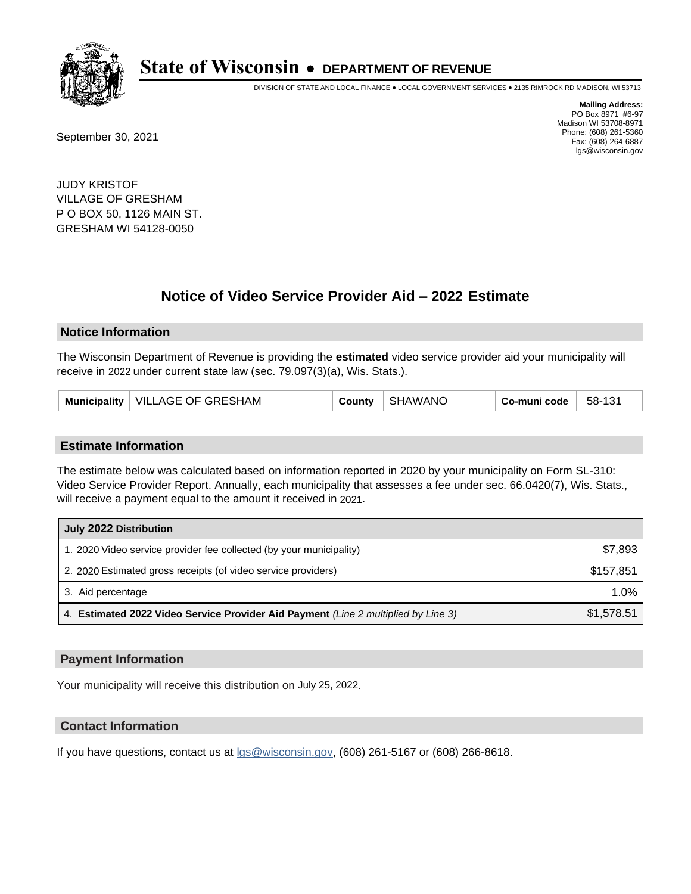# State of Wisconsin • DEPARTMENT OF REVENUE

DIVISION OF STATE AND LOCAL FINANCE • LOCAL GOVERNMENT SERVICES • 2135 RIMROCK RD MADISON, WI 53713

**Mailing Address:**
PO Box 8971 #6-97
Madison WI 53708-8971
Phone: (608) 261-5360
Fax: (608) 264-6887
lgs@wisconsin.gov

September 30, 2021

JUDY KRISTOF
VILLAGE OF GRESHAM
P O BOX 50, 1126 MAIN ST.
GRESHAM WI 54128-0050

## Notice of Video Service Provider Aid – 2022 Estimate

### Notice Information

The Wisconsin Department of Revenue is providing the **estimated** video service provider aid your municipality will receive in 2022 under current state law (sec. 79.097(3)(a), Wis. Stats.).

| Municipality | VILLAGE OF GRESHAM | County | SHAWANO | Co-muni code | 58-131 |
|---|---|---|---|---|---|

### Estimate Information

The estimate below was calculated based on information reported in 2020 by your municipality on Form SL-310: Video Service Provider Report. Annually, each municipality that assesses a fee under sec. 66.0420(7), Wis. Stats., will receive a payment equal to the amount it received in 2021.

| July 2022 Distribution | |
|---|---|
| 1. 2020 Video service provider fee collected (by your municipality) | $7,893 |
| 2. 2020 Estimated gross receipts (of video service providers) | $157,851 |
| 3. Aid percentage | 1.0% |
| 4. **Estimated 2022 Video Service Provider Aid Payment** *(Line 2 multiplied by Line 3)* | $1,578.51 |

### Payment Information

Your municipality will receive this distribution on July 25, 2022.

### Contact Information

If you have questions, contact us at lgs@wisconsin.gov, (608) 261-5167 or (608) 266-8618.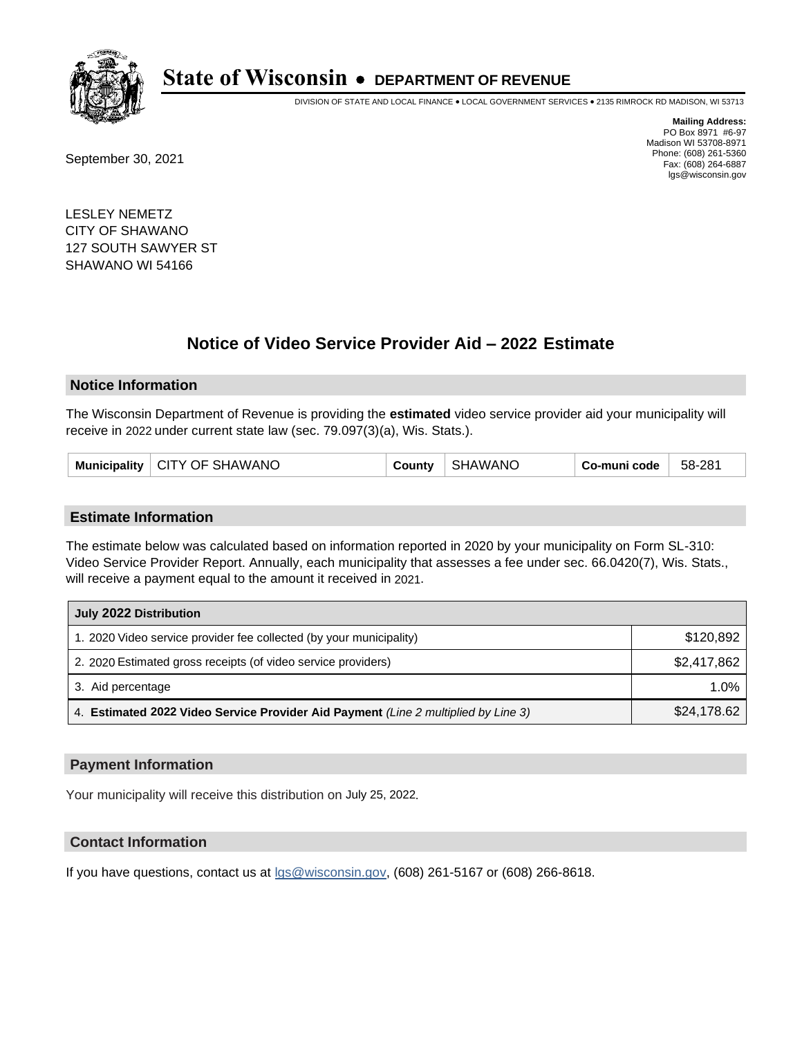# State of Wisconsin • DEPARTMENT OF REVENUE

DIVISION OF STATE AND LOCAL FINANCE • LOCAL GOVERNMENT SERVICES • 2135 RIMROCK RD MADISON, WI 53713

**Mailing Address:**
PO Box 8971 #6-97
Madison WI 53708-8971
Phone: (608) 261-5360
Fax: (608) 264-6887
lgs@wisconsin.gov

September 30, 2021

LESLEY NEMETZ
CITY OF SHAWANO
127 SOUTH SAWYER ST
SHAWANO WI 54166

## Notice of Video Service Provider Aid – 2022 Estimate

### Notice Information

The Wisconsin Department of Revenue is providing the **estimated** video service provider aid your municipality will receive in 2022 under current state law (sec. 79.097(3)(a), Wis. Stats.).

| Municipality | CITY OF SHAWANO | County | SHAWANO | Co-muni code | 58-281 |
|---|---|---|---|---|---|

### Estimate Information

The estimate below was calculated based on information reported in 2020 by your municipality on Form SL-310: Video Service Provider Report. Annually, each municipality that assesses a fee under sec. 66.0420(7), Wis. Stats., will receive a payment equal to the amount it received in 2021.

| July 2022 Distribution | |
|---|---|
| 1. 2020 Video service provider fee collected (by your municipality) | $120,892 |
| 2. 2020 Estimated gross receipts (of video service providers) | $2,417,862 |
| 3. Aid percentage | 1.0% |
| 4. **Estimated 2022 Video Service Provider Aid Payment** *(Line 2 multiplied by Line 3)* | $24,178.62 |

### Payment Information

Your municipality will receive this distribution on July 25, 2022.

### Contact Information

If you have questions, contact us at lgs@wisconsin.gov, (608) 261-5167 or (608) 266-8618.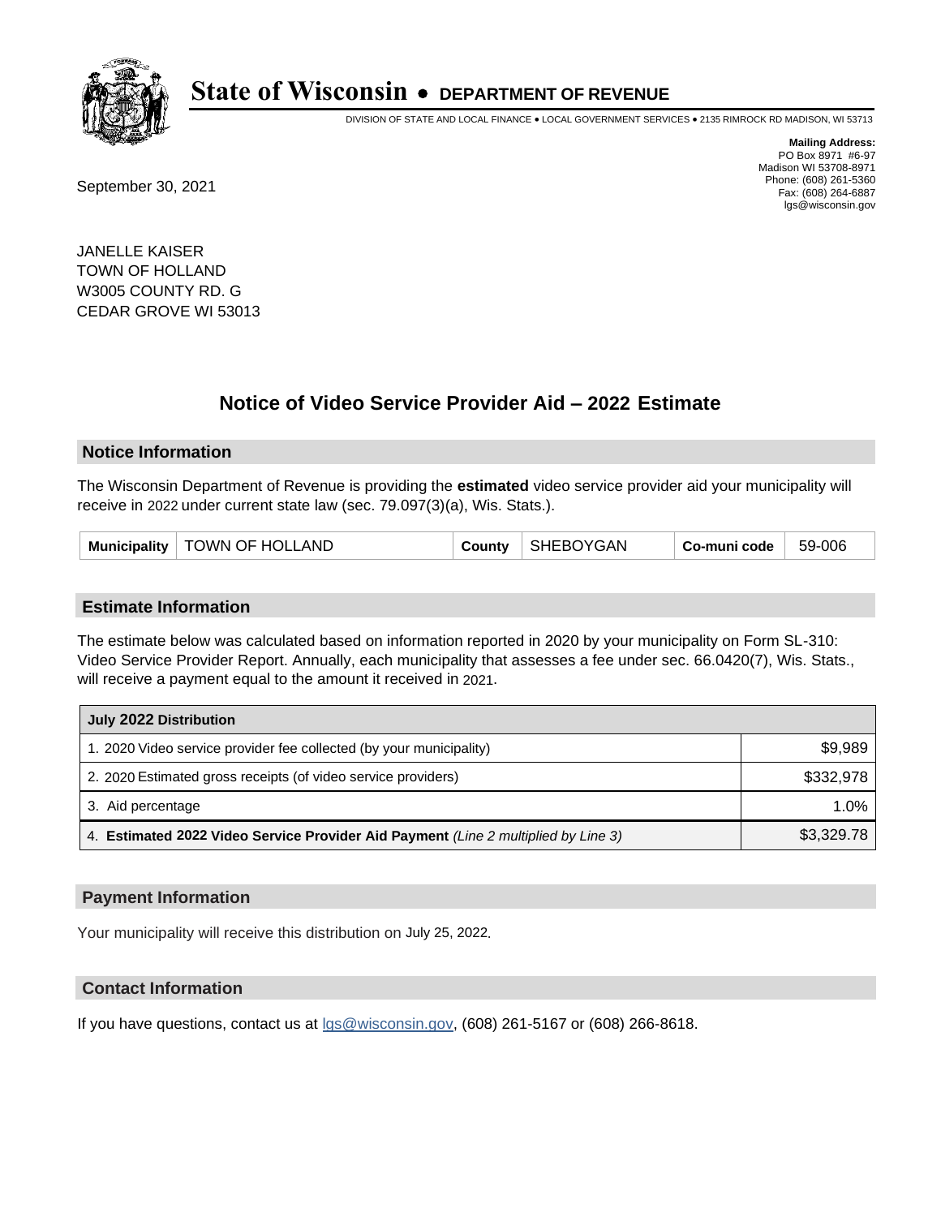# State of Wisconsin • DEPARTMENT OF REVENUE

DIVISION OF STATE AND LOCAL FINANCE • LOCAL GOVERNMENT SERVICES • 2135 RIMROCK RD MADISON, WI 53713

**Mailing Address:**
PO Box 8971 #6-97
Madison WI 53708-8971
Phone: (608) 261-5360
Fax: (608) 264-6887
lgs@wisconsin.gov

September 30, 2021

JANELLE KAISER
TOWN OF HOLLAND
W3005 COUNTY RD. G
CEDAR GROVE WI 53013

## Notice of Video Service Provider Aid – 2022 Estimate

### Notice Information

The Wisconsin Department of Revenue is providing the **estimated** video service provider aid your municipality will receive in 2022 under current state law (sec. 79.097(3)(a), Wis. Stats.).

| Municipality | TOWN OF HOLLAND | County | SHEBOYGAN | Co-muni code | 59-006 |
|---|---|---|---|---|---|

### Estimate Information

The estimate below was calculated based on information reported in 2020 by your municipality on Form SL-310: Video Service Provider Report. Annually, each municipality that assesses a fee under sec. 66.0420(7), Wis. Stats., will receive a payment equal to the amount it received in 2021.

| July 2022 Distribution | |
|---|---|
| 1. 2020 Video service provider fee collected (by your municipality) | $9,989 |
| 2. 2020 Estimated gross receipts (of video service providers) | $332,978 |
| 3. Aid percentage | 1.0% |
| 4. **Estimated 2022 Video Service Provider Aid Payment** *(Line 2 multiplied by Line 3)* | $3,329.78 |

### Payment Information

Your municipality will receive this distribution on July 25, 2022.

### Contact Information

If you have questions, contact us at lgs@wisconsin.gov, (608) 261-5167 or (608) 266-8618.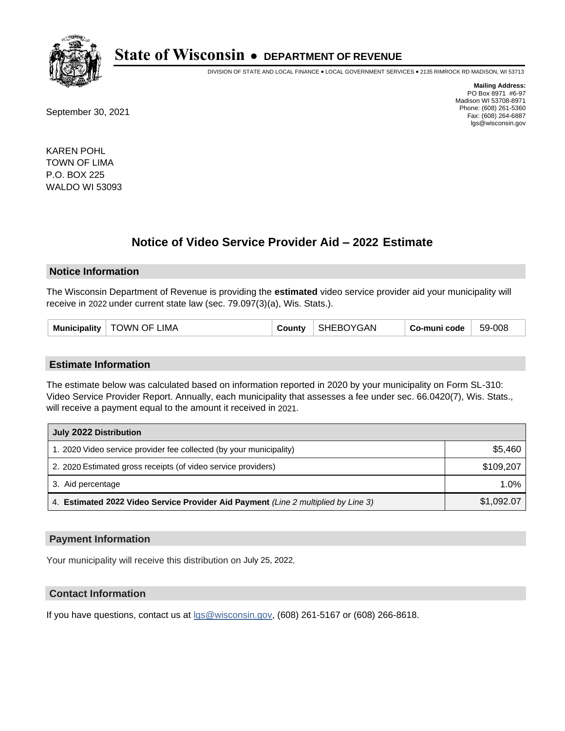# State of Wisconsin • DEPARTMENT OF REVENUE

DIVISION OF STATE AND LOCAL FINANCE • LOCAL GOVERNMENT SERVICES • 2135 RIMROCK RD MADISON, WI 53713

**Mailing Address:**
PO Box 8971 #6-97
Madison WI 53708-8971
Phone: (608) 261-5360
Fax: (608) 264-6887
lgs@wisconsin.gov

September 30, 2021

KAREN POHL
TOWN OF LIMA
P.O. BOX 225
WALDO WI 53093

## Notice of Video Service Provider Aid – 2022 Estimate

### Notice Information

The Wisconsin Department of Revenue is providing the **estimated** video service provider aid your municipality will receive in 2022 under current state law (sec. 79.097(3)(a), Wis. Stats.).

| Municipality | TOWN OF LIMA | County | SHEBOYGAN | Co-muni code | 59-008 |
|---|---|---|---|---|---|

### Estimate Information

The estimate below was calculated based on information reported in 2020 by your municipality on Form SL-310: Video Service Provider Report. Annually, each municipality that assesses a fee under sec. 66.0420(7), Wis. Stats., will receive a payment equal to the amount it received in 2021.

| July 2022 Distribution | |
|---|---|
| 1. 2020 Video service provider fee collected (by your municipality) | $5,460 |
| 2. 2020 Estimated gross receipts (of video service providers) | $109,207 |
| 3. Aid percentage | 1.0% |
| 4. **Estimated 2022 Video Service Provider Aid Payment** *(Line 2 multiplied by Line 3)* | $1,092.07 |

### Payment Information

Your municipality will receive this distribution on July 25, 2022.

### Contact Information

If you have questions, contact us at lgs@wisconsin.gov, (608) 261-5167 or (608) 266-8618.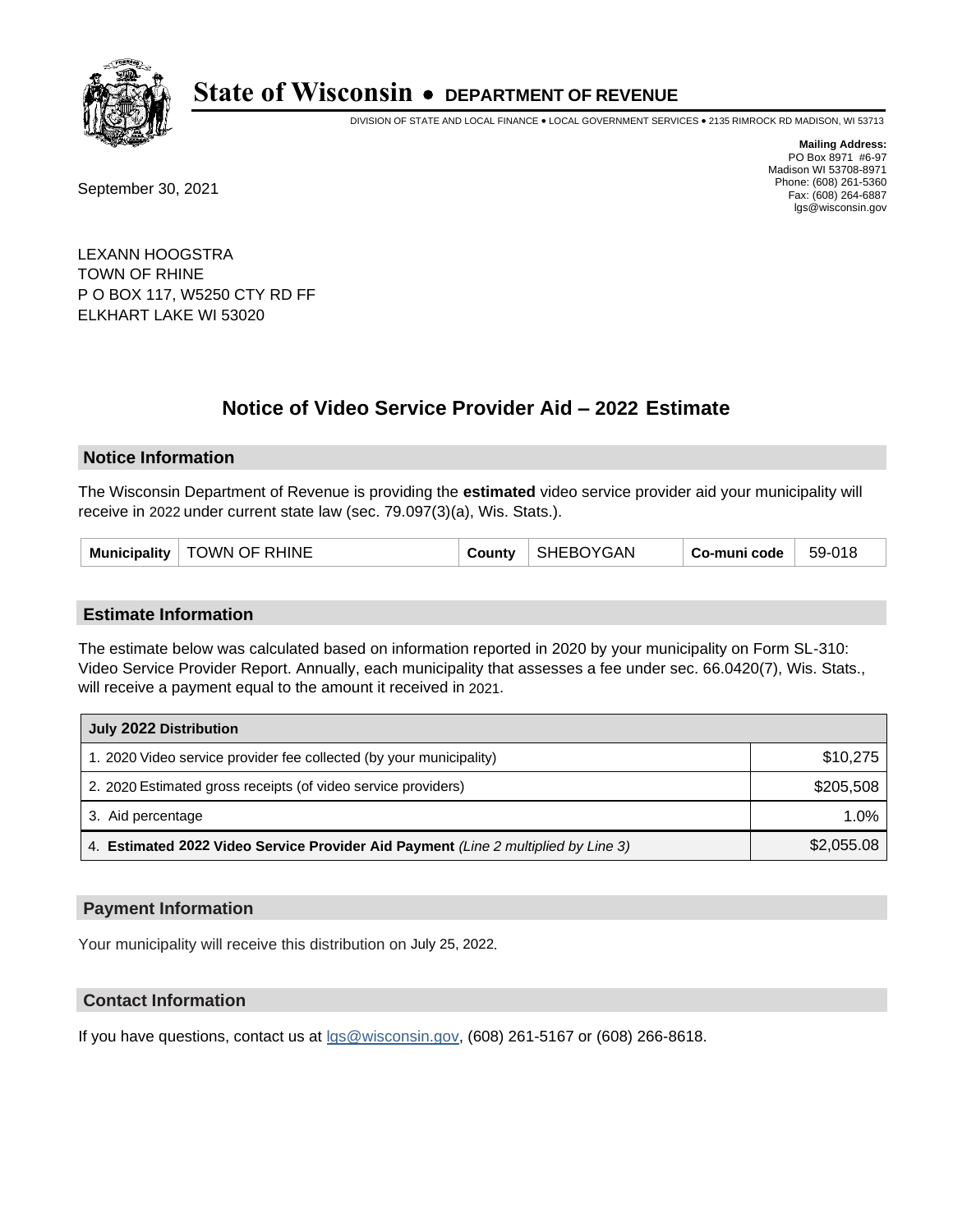# State of Wisconsin • DEPARTMENT OF REVENUE

DIVISION OF STATE AND LOCAL FINANCE • LOCAL GOVERNMENT SERVICES • 2135 RIMROCK RD MADISON, WI 53713

**Mailing Address:**
PO Box 8971 #6-97
Madison WI 53708-8971
Phone: (608) 261-5360
Fax: (608) 264-6887
lgs@wisconsin.gov

September 30, 2021

LEXANN HOOGSTRA
TOWN OF RHINE
P O BOX 117, W5250 CTY RD FF
ELKHART LAKE WI 53020

## Notice of Video Service Provider Aid – 2022 Estimate

### Notice Information

The Wisconsin Department of Revenue is providing the **estimated** video service provider aid your municipality will receive in 2022 under current state law (sec. 79.097(3)(a), Wis. Stats.).

| Municipality | TOWN OF RHINE | County | SHEBOYGAN | Co-muni code | 59-018 |
|---|---|---|---|---|---|

### Estimate Information

The estimate below was calculated based on information reported in 2020 by your municipality on Form SL-310: Video Service Provider Report. Annually, each municipality that assesses a fee under sec. 66.0420(7), Wis. Stats., will receive a payment equal to the amount it received in 2021.

| July 2022 Distribution | |
|---|---|
| 1. 2020 Video service provider fee collected (by your municipality) | $10,275 |
| 2. 2020 Estimated gross receipts (of video service providers) | $205,508 |
| 3. Aid percentage | 1.0% |
| 4. **Estimated 2022 Video Service Provider Aid Payment** *(Line 2 multiplied by Line 3)* | $2,055.08 |

### Payment Information

Your municipality will receive this distribution on July 25, 2022.

### Contact Information

If you have questions, contact us at lgs@wisconsin.gov, (608) 261-5167 or (608) 266-8618.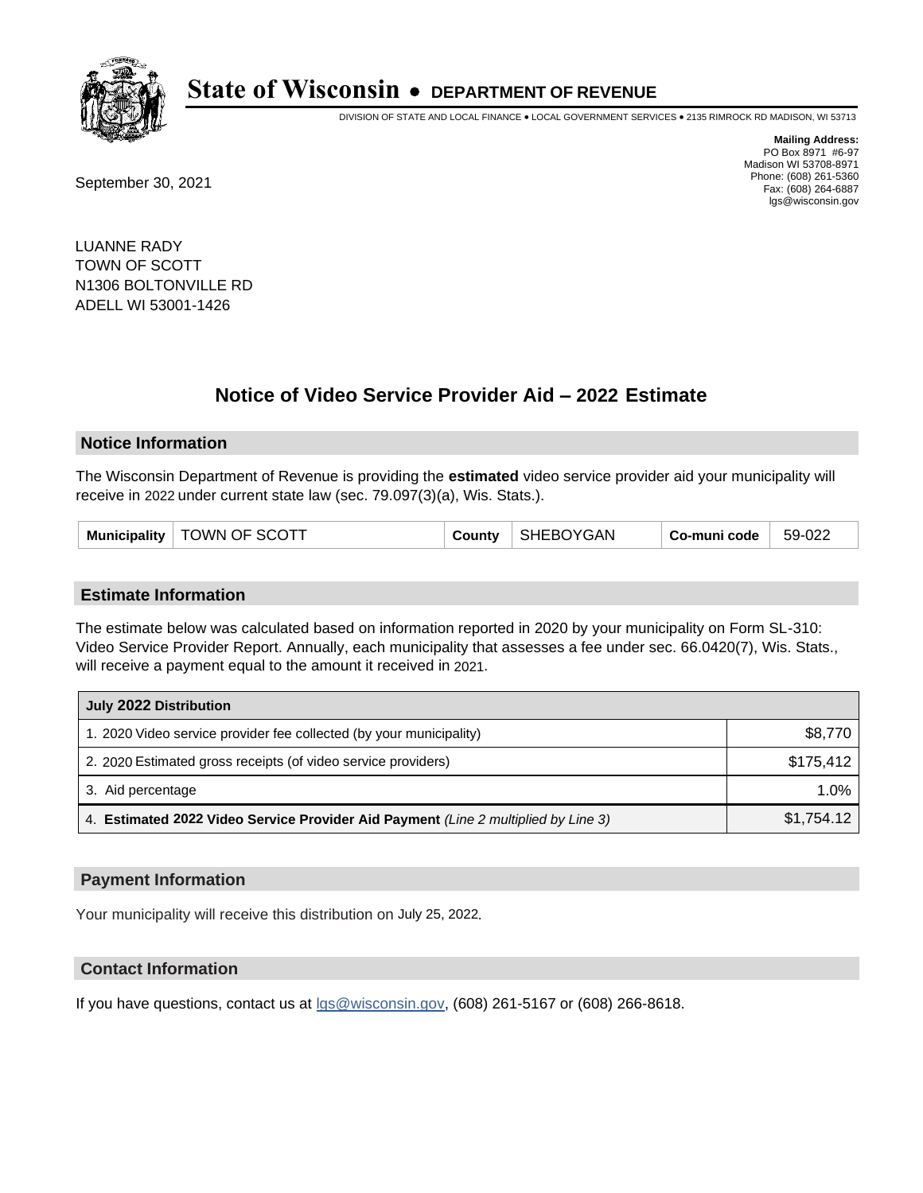# State of Wisconsin • DEPARTMENT OF REVENUE

DIVISION OF STATE AND LOCAL FINANCE • LOCAL GOVERNMENT SERVICES • 2135 RIMROCK RD MADISON, WI 53713

**Mailing Address:**
PO Box 8971 #6-97
Madison WI 53708-8971
Phone: (608) 261-5360
Fax: (608) 264-6887
lgs@wisconsin.gov

September 30, 2021

LUANNE RADY
TOWN OF SCOTT
N1306 BOLTONVILLE RD
ADELL WI 53001-1426

## Notice of Video Service Provider Aid – 2022 Estimate

### Notice Information

The Wisconsin Department of Revenue is providing the **estimated** video service provider aid your municipality will receive in 2022 under current state law (sec. 79.097(3)(a), Wis. Stats.).

| Municipality | TOWN OF SCOTT | County | SHEBOYGAN | Co-muni code | 59-022 |
|---|---|---|---|---|---|

### Estimate Information

The estimate below was calculated based on information reported in 2020 by your municipality on Form SL-310: Video Service Provider Report. Annually, each municipality that assesses a fee under sec. 66.0420(7), Wis. Stats., will receive a payment equal to the amount it received in 2021.

| July 2022 Distribution | |
|---|---|
| 1. 2020 Video service provider fee collected (by your municipality) | $8,770 |
| 2. 2020 Estimated gross receipts (of video service providers) | $175,412 |
| 3. Aid percentage | 1.0% |
| 4. **Estimated 2022 Video Service Provider Aid Payment** *(Line 2 multiplied by Line 3)* | $1,754.12 |

### Payment Information

Your municipality will receive this distribution on July 25, 2022.

### Contact Information

If you have questions, contact us at lgs@wisconsin.gov, (608) 261-5167 or (608) 266-8618.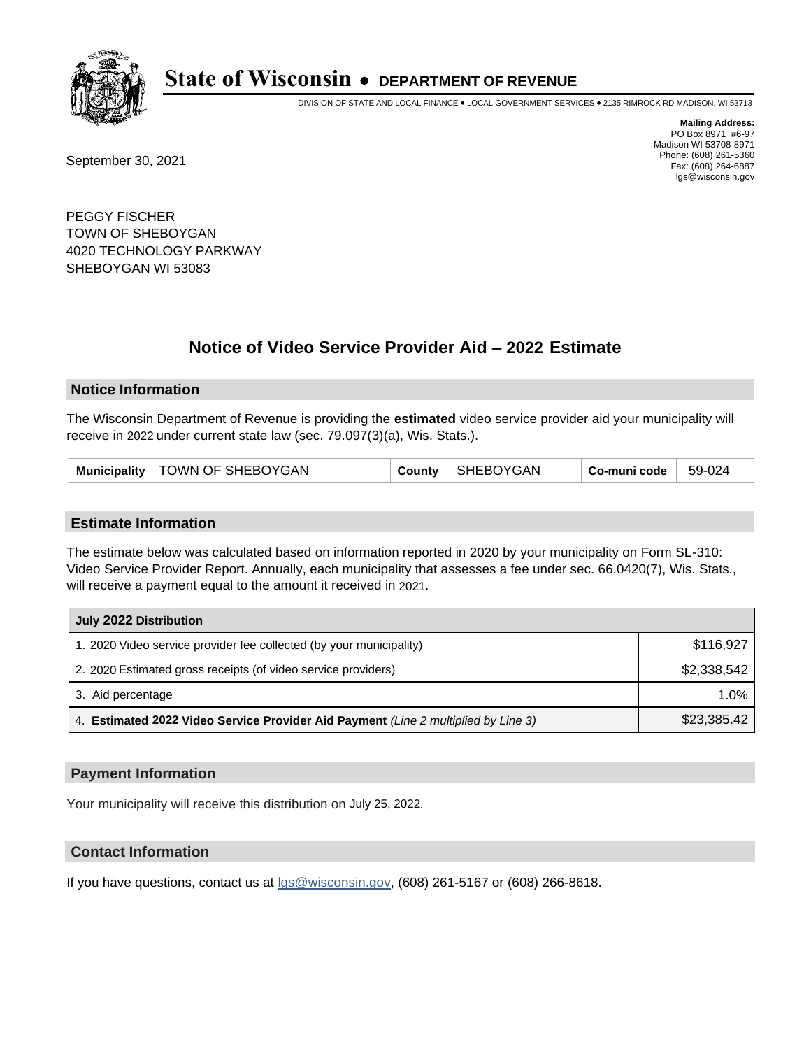# State of Wisconsin • DEPARTMENT OF REVENUE

DIVISION OF STATE AND LOCAL FINANCE • LOCAL GOVERNMENT SERVICES • 2135 RIMROCK RD MADISON, WI 53713

**Mailing Address:**
PO Box 8971 #6-97
Madison WI 53708-8971
Phone: (608) 261-5360
Fax: (608) 264-6887
lgs@wisconsin.gov

September 30, 2021

PEGGY FISCHER
TOWN OF SHEBOYGAN
4020 TECHNOLOGY PARKWAY
SHEBOYGAN WI 53083

## Notice of Video Service Provider Aid – 2022 Estimate

### Notice Information

The Wisconsin Department of Revenue is providing the **estimated** video service provider aid your municipality will receive in 2022 under current state law (sec. 79.097(3)(a), Wis. Stats.).

| Municipality | TOWN OF SHEBOYGAN | County | SHEBOYGAN | Co-muni code | 59-024 |
|---|---|---|---|---|---|

### Estimate Information

The estimate below was calculated based on information reported in 2020 by your municipality on Form SL-310: Video Service Provider Report. Annually, each municipality that assesses a fee under sec. 66.0420(7), Wis. Stats., will receive a payment equal to the amount it received in 2021.

| July 2022 Distribution | |
|---|---|
| 1. 2020 Video service provider fee collected (by your municipality) | $116,927 |
| 2. 2020 Estimated gross receipts (of video service providers) | $2,338,542 |
| 3. Aid percentage | 1.0% |
| 4. **Estimated 2022 Video Service Provider Aid Payment** *(Line 2 multiplied by Line 3)* | $23,385.42 |

### Payment Information

Your municipality will receive this distribution on July 25, 2022.

### Contact Information

If you have questions, contact us at lgs@wisconsin.gov, (608) 261-5167 or (608) 266-8618.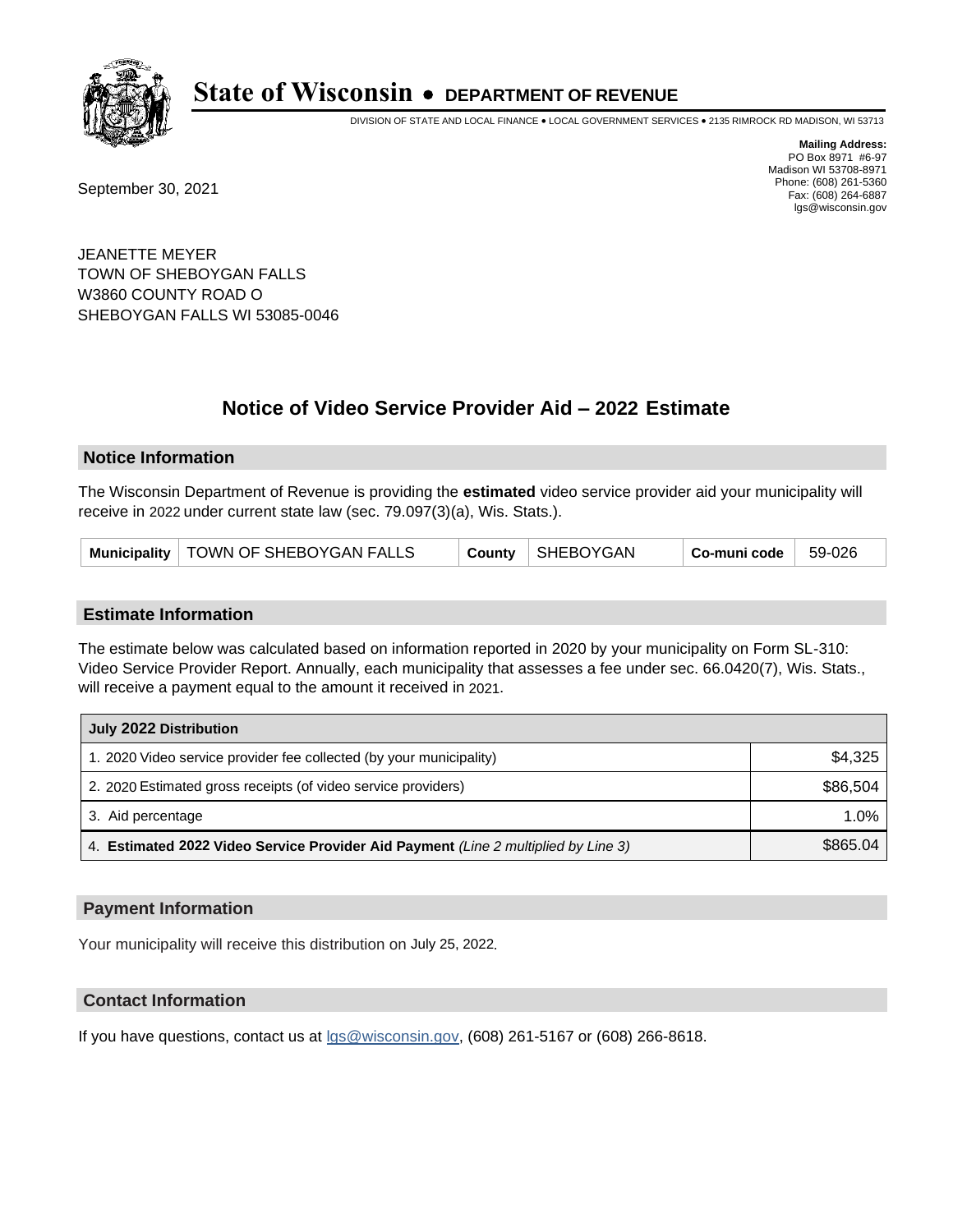# State of Wisconsin • DEPARTMENT OF REVENUE

DIVISION OF STATE AND LOCAL FINANCE • LOCAL GOVERNMENT SERVICES • 2135 RIMROCK RD MADISON, WI 53713

**Mailing Address:**
PO Box 8971 #6-97
Madison WI 53708-8971
Phone: (608) 261-5360
Fax: (608) 264-6887
lgs@wisconsin.gov

September 30, 2021

JEANETTE MEYER
TOWN OF SHEBOYGAN FALLS
W3860 COUNTY ROAD O
SHEBOYGAN FALLS WI 53085-0046

## Notice of Video Service Provider Aid – 2022 Estimate

### Notice Information

The Wisconsin Department of Revenue is providing the **estimated** video service provider aid your municipality will receive in 2022 under current state law (sec. 79.097(3)(a), Wis. Stats.).

| Municipality | TOWN OF SHEBOYGAN FALLS | County | SHEBOYGAN | Co-muni code | 59-026 |
|---|---|---|---|---|---|

### Estimate Information

The estimate below was calculated based on information reported in 2020 by your municipality on Form SL-310: Video Service Provider Report. Annually, each municipality that assesses a fee under sec. 66.0420(7), Wis. Stats., will receive a payment equal to the amount it received in 2021.

| July 2022 Distribution | |
|---|---|
| 1. 2020 Video service provider fee collected (by your municipality) | $4,325 |
| 2. 2020 Estimated gross receipts (of video service providers) | $86,504 |
| 3. Aid percentage | 1.0% |
| 4. **Estimated 2022 Video Service Provider Aid Payment** *(Line 2 multiplied by Line 3)* | $865.04 |

### Payment Information

Your municipality will receive this distribution on July 25, 2022.

### Contact Information

If you have questions, contact us at lgs@wisconsin.gov, (608) 261-5167 or (608) 266-8618.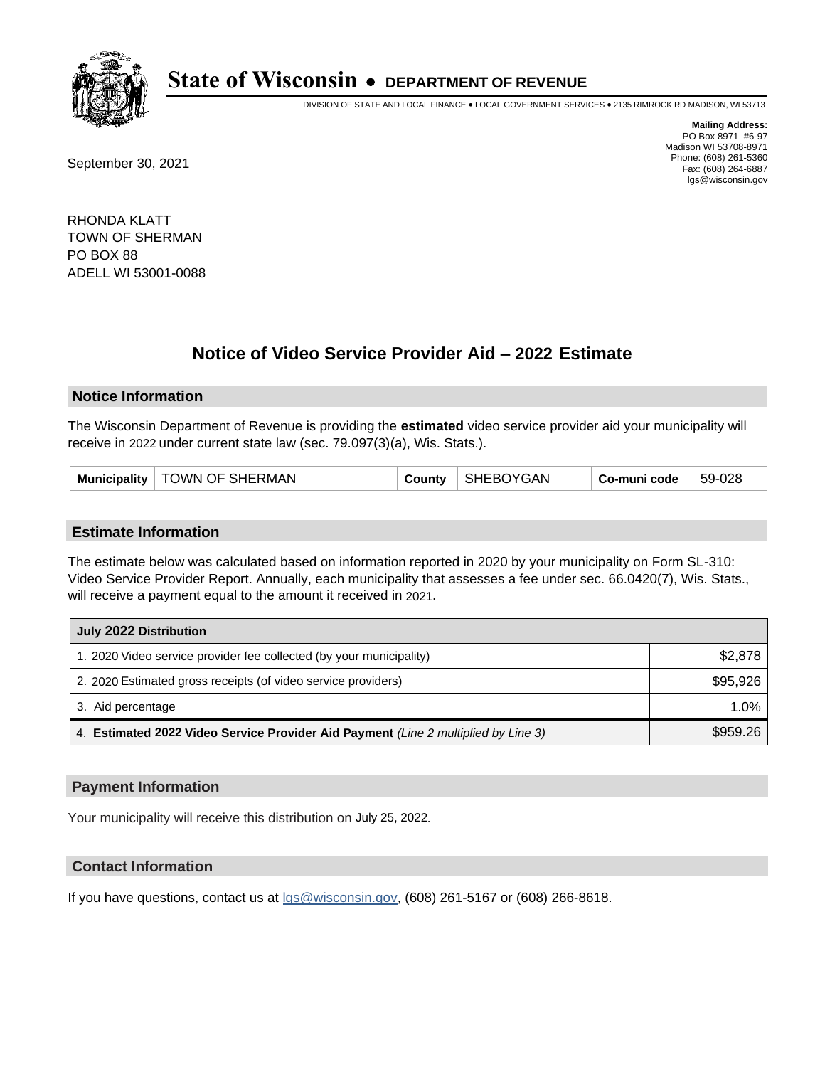# State of Wisconsin • DEPARTMENT OF REVENUE

DIVISION OF STATE AND LOCAL FINANCE • LOCAL GOVERNMENT SERVICES • 2135 RIMROCK RD MADISON, WI 53713

**Mailing Address:**
PO Box 8971 #6-97
Madison WI 53708-8971
Phone: (608) 261-5360
Fax: (608) 264-6887
lgs@wisconsin.gov

September 30, 2021

RHONDA KLATT
TOWN OF SHERMAN
PO BOX 88
ADELL WI 53001-0088

## Notice of Video Service Provider Aid – 2022 Estimate

### Notice Information

The Wisconsin Department of Revenue is providing the **estimated** video service provider aid your municipality will receive in 2022 under current state law (sec. 79.097(3)(a), Wis. Stats.).

| Municipality | TOWN OF SHERMAN | County | SHEBOYGAN | Co-muni code | 59-028 |
|---|---|---|---|---|---|

### Estimate Information

The estimate below was calculated based on information reported in 2020 by your municipality on Form SL-310: Video Service Provider Report. Annually, each municipality that assesses a fee under sec. 66.0420(7), Wis. Stats., will receive a payment equal to the amount it received in 2021.

| July 2022 Distribution | |
|---|---|
| 1. 2020 Video service provider fee collected (by your municipality) | $2,878 |
| 2. 2020 Estimated gross receipts (of video service providers) | $95,926 |
| 3. Aid percentage | 1.0% |
| 4. **Estimated 2022 Video Service Provider Aid Payment** *(Line 2 multiplied by Line 3)* | $959.26 |

### Payment Information

Your municipality will receive this distribution on July 25, 2022.

### Contact Information

If you have questions, contact us at lgs@wisconsin.gov, (608) 261-5167 or (608) 266-8618.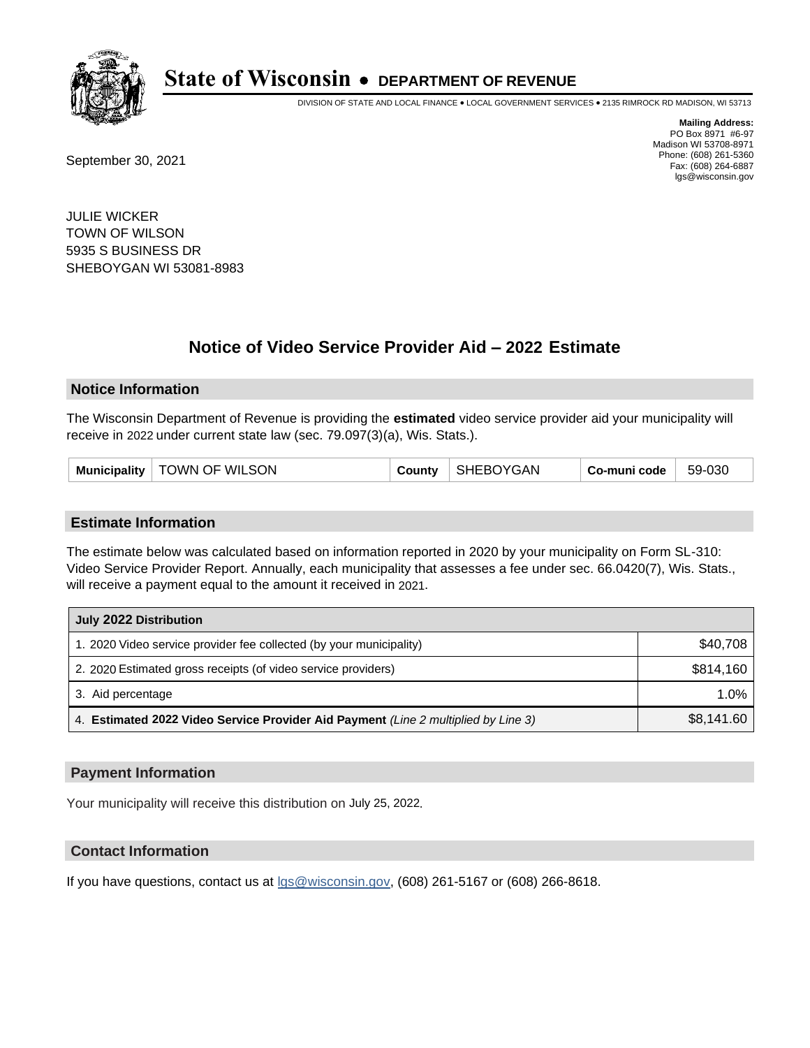# State of Wisconsin • DEPARTMENT OF REVENUE

DIVISION OF STATE AND LOCAL FINANCE • LOCAL GOVERNMENT SERVICES • 2135 RIMROCK RD MADISON, WI 53713

**Mailing Address:**
PO Box 8971 #6-97
Madison WI 53708-8971
Phone: (608) 261-5360
Fax: (608) 264-6887
lgs@wisconsin.gov

September 30, 2021

JULIE WICKER
TOWN OF WILSON
5935 S BUSINESS DR
SHEBOYGAN WI 53081-8983

## Notice of Video Service Provider Aid – 2022 Estimate

### Notice Information

The Wisconsin Department of Revenue is providing the **estimated** video service provider aid your municipality will receive in 2022 under current state law (sec. 79.097(3)(a), Wis. Stats.).

| Municipality | TOWN OF WILSON | County | SHEBOYGAN | Co-muni code | 59-030 |
|---|---|---|---|---|---|

### Estimate Information

The estimate below was calculated based on information reported in 2020 by your municipality on Form SL-310: Video Service Provider Report. Annually, each municipality that assesses a fee under sec. 66.0420(7), Wis. Stats., will receive a payment equal to the amount it received in 2021.

| July 2022 Distribution | |
|---|---|
| 1. 2020 Video service provider fee collected (by your municipality) | $40,708 |
| 2. 2020 Estimated gross receipts (of video service providers) | $814,160 |
| 3. Aid percentage | 1.0% |
| 4. **Estimated 2022 Video Service Provider Aid Payment** *(Line 2 multiplied by Line 3)* | $8,141.60 |

### Payment Information

Your municipality will receive this distribution on July 25, 2022.

### Contact Information

If you have questions, contact us at lgs@wisconsin.gov, (608) 261-5167 or (608) 266-8618.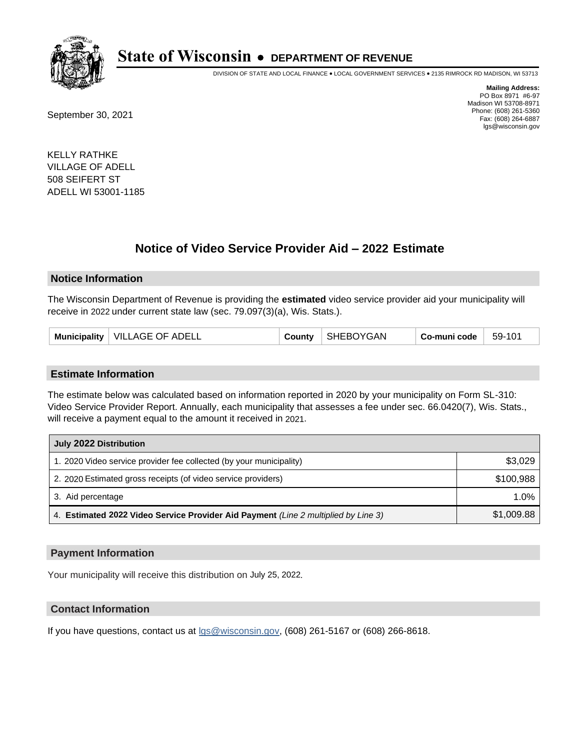# State of Wisconsin • DEPARTMENT OF REVENUE

DIVISION OF STATE AND LOCAL FINANCE • LOCAL GOVERNMENT SERVICES • 2135 RIMROCK RD MADISON, WI 53713

**Mailing Address:**
PO Box 8971 #6-97
Madison WI 53708-8971
Phone: (608) 261-5360
Fax: (608) 264-6887
lgs@wisconsin.gov

September 30, 2021

KELLY RATHKE
VILLAGE OF ADELL
508 SEIFERT ST
ADELL WI 53001-1185

## Notice of Video Service Provider Aid – 2022 Estimate

### Notice Information

The Wisconsin Department of Revenue is providing the **estimated** video service provider aid your municipality will receive in 2022 under current state law (sec. 79.097(3)(a), Wis. Stats.).

| Municipality | VILLAGE OF ADELL | County | SHEBOYGAN | Co-muni code | 59-101 |
|---|---|---|---|---|---|

### Estimate Information

The estimate below was calculated based on information reported in 2020 by your municipality on Form SL-310: Video Service Provider Report. Annually, each municipality that assesses a fee under sec. 66.0420(7), Wis. Stats., will receive a payment equal to the amount it received in 2021.

| July 2022 Distribution | |
|---|---|
| 1. 2020 Video service provider fee collected (by your municipality) | $3,029 |
| 2. 2020 Estimated gross receipts (of video service providers) | $100,988 |
| 3. Aid percentage | 1.0% |
| 4. **Estimated 2022 Video Service Provider Aid Payment** *(Line 2 multiplied by Line 3)* | $1,009.88 |

### Payment Information

Your municipality will receive this distribution on July 25, 2022.

### Contact Information

If you have questions, contact us at lgs@wisconsin.gov, (608) 261-5167 or (608) 266-8618.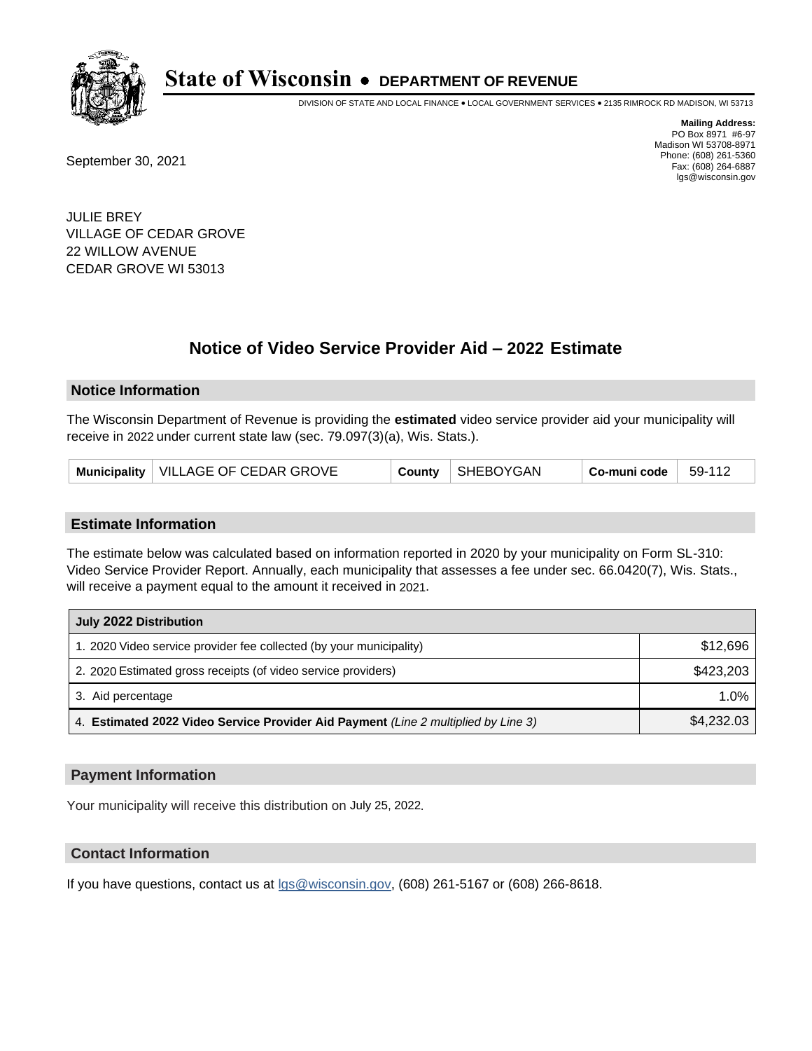# State of Wisconsin • DEPARTMENT OF REVENUE

DIVISION OF STATE AND LOCAL FINANCE • LOCAL GOVERNMENT SERVICES • 2135 RIMROCK RD MADISON, WI 53713

**Mailing Address:**
PO Box 8971 #6-97
Madison WI 53708-8971
Phone: (608) 261-5360
Fax: (608) 264-6887
lgs@wisconsin.gov

September 30, 2021

JULIE BREY
VILLAGE OF CEDAR GROVE
22 WILLOW AVENUE
CEDAR GROVE WI 53013

## Notice of Video Service Provider Aid – 2022 Estimate

### Notice Information

The Wisconsin Department of Revenue is providing the **estimated** video service provider aid your municipality will receive in 2022 under current state law (sec. 79.097(3)(a), Wis. Stats.).

| Municipality | VILLAGE OF CEDAR GROVE | County | SHEBOYGAN | Co-muni code | 59-112 |
|---|---|---|---|---|---|

### Estimate Information

The estimate below was calculated based on information reported in 2020 by your municipality on Form SL-310: Video Service Provider Report. Annually, each municipality that assesses a fee under sec. 66.0420(7), Wis. Stats., will receive a payment equal to the amount it received in 2021.

| July 2022 Distribution | |
|---|---|
| 1. 2020 Video service provider fee collected (by your municipality) | $12,696 |
| 2. 2020 Estimated gross receipts (of video service providers) | $423,203 |
| 3. Aid percentage | 1.0% |
| 4. **Estimated 2022 Video Service Provider Aid Payment** *(Line 2 multiplied by Line 3)* | $4,232.03 |

### Payment Information

Your municipality will receive this distribution on July 25, 2022.

### Contact Information

If you have questions, contact us at lgs@wisconsin.gov, (608) 261-5167 or (608) 266-8618.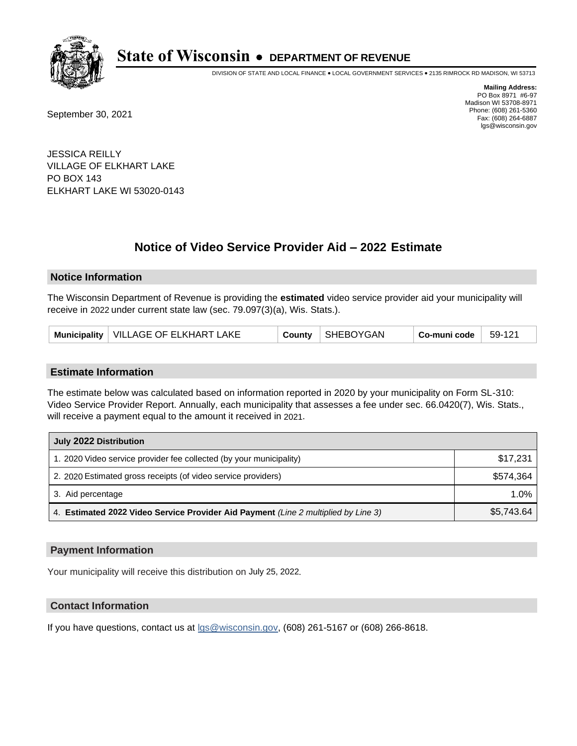# State of Wisconsin • DEPARTMENT OF REVENUE

DIVISION OF STATE AND LOCAL FINANCE • LOCAL GOVERNMENT SERVICES • 2135 RIMROCK RD MADISON, WI 53713

**Mailing Address:**
PO Box 8971 #6-97
Madison WI 53708-8971
Phone: (608) 261-5360
Fax: (608) 264-6887
lgs@wisconsin.gov

September 30, 2021

JESSICA REILLY
VILLAGE OF ELKHART LAKE
PO BOX 143
ELKHART LAKE WI 53020-0143

## Notice of Video Service Provider Aid – 2022 Estimate

### Notice Information

The Wisconsin Department of Revenue is providing the **estimated** video service provider aid your municipality will receive in 2022 under current state law (sec. 79.097(3)(a), Wis. Stats.).

| Municipality | VILLAGE OF ELKHART LAKE | County | SHEBOYGAN | Co-muni code | 59-121 |
|---|---|---|---|---|---|

### Estimate Information

The estimate below was calculated based on information reported in 2020 by your municipality on Form SL-310: Video Service Provider Report. Annually, each municipality that assesses a fee under sec. 66.0420(7), Wis. Stats., will receive a payment equal to the amount it received in 2021.

| July 2022 Distribution | |
|---|---|
| 1. 2020 Video service provider fee collected (by your municipality) | $17,231 |
| 2. 2020 Estimated gross receipts (of video service providers) | $574,364 |
| 3. Aid percentage | 1.0% |
| 4. **Estimated 2022 Video Service Provider Aid Payment** *(Line 2 multiplied by Line 3)* | $5,743.64 |

### Payment Information

Your municipality will receive this distribution on July 25, 2022.

### Contact Information

If you have questions, contact us at lgs@wisconsin.gov, (608) 261-5167 or (608) 266-8618.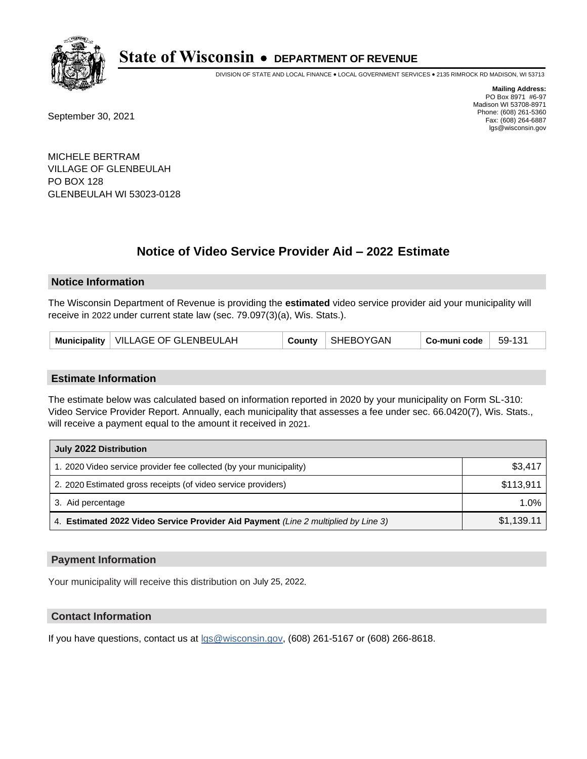# State of Wisconsin • DEPARTMENT OF REVENUE

DIVISION OF STATE AND LOCAL FINANCE • LOCAL GOVERNMENT SERVICES • 2135 RIMROCK RD MADISON, WI 53713

**Mailing Address:**
PO Box 8971 #6-97
Madison WI 53708-8971
Phone: (608) 261-5360
Fax: (608) 264-6887
lgs@wisconsin.gov

September 30, 2021

MICHELE BERTRAM
VILLAGE OF GLENBEULAH
PO BOX 128
GLENBEULAH WI 53023-0128

## Notice of Video Service Provider Aid – 2022 Estimate

### Notice Information

The Wisconsin Department of Revenue is providing the **estimated** video service provider aid your municipality will receive in 2022 under current state law (sec. 79.097(3)(a), Wis. Stats.).

| Municipality | VILLAGE OF GLENBEULAH | County | SHEBOYGAN | Co-muni code | 59-131 |
|---|---|---|---|---|---|

### Estimate Information

The estimate below was calculated based on information reported in 2020 by your municipality on Form SL-310: Video Service Provider Report. Annually, each municipality that assesses a fee under sec. 66.0420(7), Wis. Stats., will receive a payment equal to the amount it received in 2021.

| July 2022 Distribution | |
|---|---|
| 1. 2020 Video service provider fee collected (by your municipality) | $3,417 |
| 2. 2020 Estimated gross receipts (of video service providers) | $113,911 |
| 3. Aid percentage | 1.0% |
| 4. **Estimated 2022 Video Service Provider Aid Payment** *(Line 2 multiplied by Line 3)* | $1,139.11 |

### Payment Information

Your municipality will receive this distribution on July 25, 2022.

### Contact Information

If you have questions, contact us at lgs@wisconsin.gov, (608) 261-5167 or (608) 266-8618.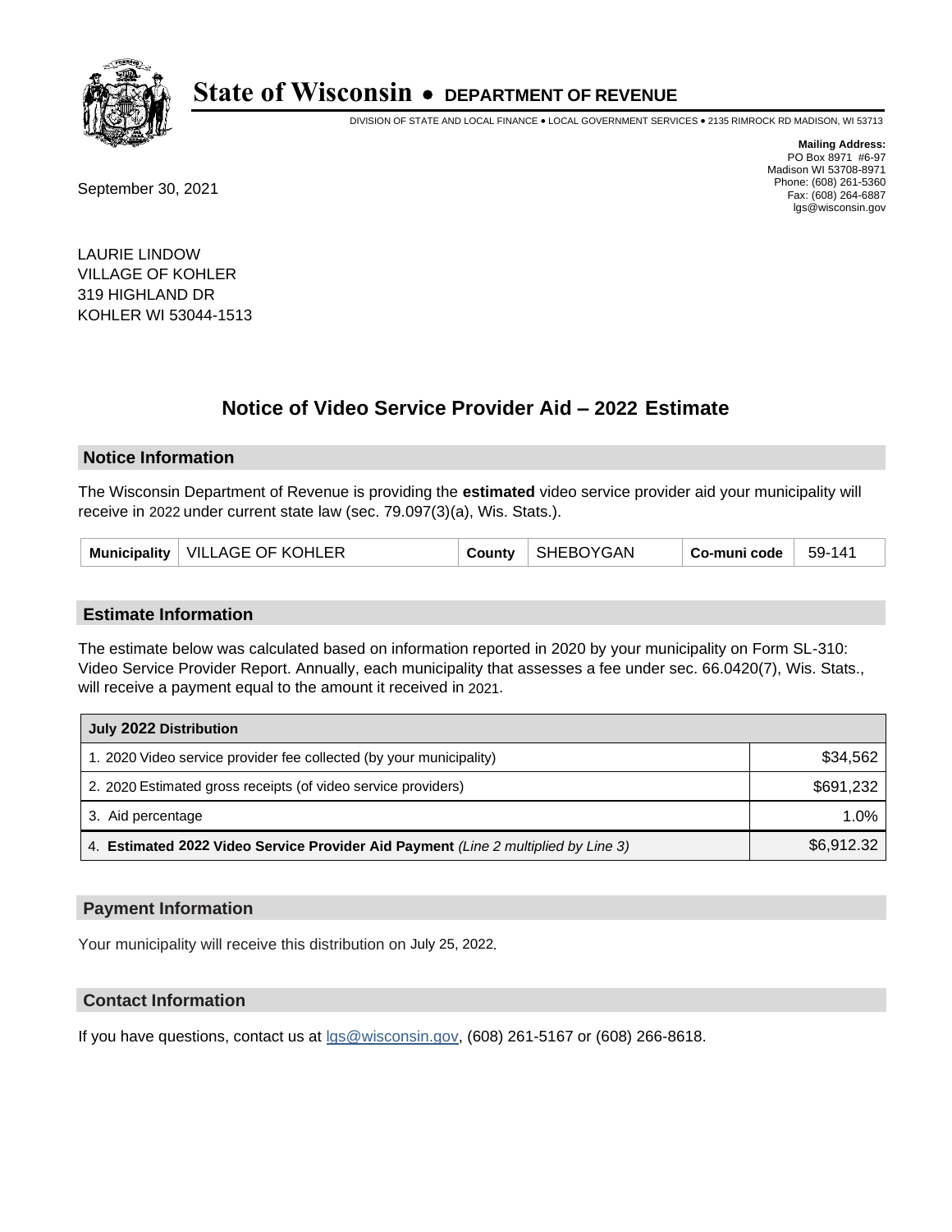# State of Wisconsin • DEPARTMENT OF REVENUE

DIVISION OF STATE AND LOCAL FINANCE • LOCAL GOVERNMENT SERVICES • 2135 RIMROCK RD MADISON, WI 53713

**Mailing Address:**
PO Box 8971 #6-97
Madison WI 53708-8971
Phone: (608) 261-5360
Fax: (608) 264-6887
lgs@wisconsin.gov

September 30, 2021

LAURIE LINDOW
VILLAGE OF KOHLER
319 HIGHLAND DR
KOHLER WI 53044-1513

## Notice of Video Service Provider Aid – 2022 Estimate

### Notice Information

The Wisconsin Department of Revenue is providing the **estimated** video service provider aid your municipality will receive in 2022 under current state law (sec. 79.097(3)(a), Wis. Stats.).

| Municipality | VILLAGE OF KOHLER | County | SHEBOYGAN | Co-muni code | 59-141 |
|---|---|---|---|---|---|

### Estimate Information

The estimate below was calculated based on information reported in 2020 by your municipality on Form SL-310: Video Service Provider Report. Annually, each municipality that assesses a fee under sec. 66.0420(7), Wis. Stats., will receive a payment equal to the amount it received in 2021.

| July 2022 Distribution | |
|---|---|
| 1. 2020 Video service provider fee collected (by your municipality) | $34,562 |
| 2. 2020 Estimated gross receipts (of video service providers) | $691,232 |
| 3. Aid percentage | 1.0% |
| 4. **Estimated 2022 Video Service Provider Aid Payment** *(Line 2 multiplied by Line 3)* | $6,912.32 |

### Payment Information

Your municipality will receive this distribution on July 25, 2022.

### Contact Information

If you have questions, contact us at lgs@wisconsin.gov, (608) 261-5167 or (608) 266-8618.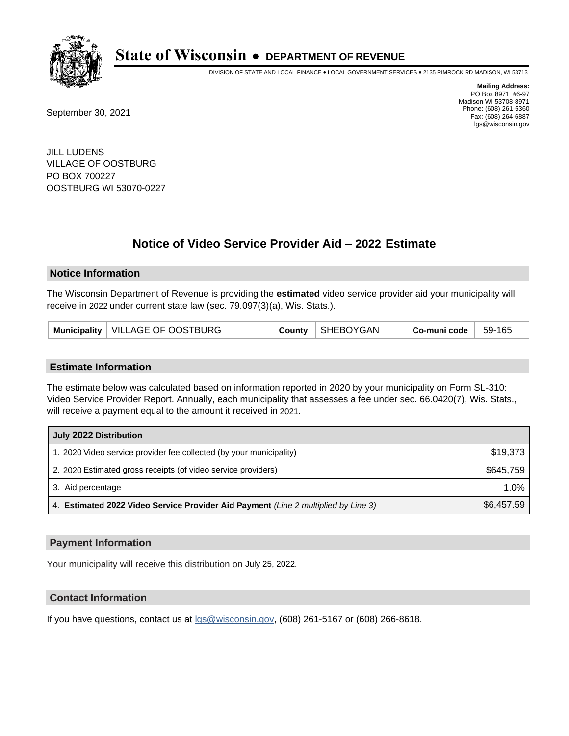# State of Wisconsin • DEPARTMENT OF REVENUE

DIVISION OF STATE AND LOCAL FINANCE • LOCAL GOVERNMENT SERVICES • 2135 RIMROCK RD MADISON, WI 53713

**Mailing Address:**
PO Box 8971 #6-97
Madison WI 53708-8971
Phone: (608) 261-5360
Fax: (608) 264-6887
lgs@wisconsin.gov

September 30, 2021

JILL LUDENS
VILLAGE OF OOSTBURG
PO BOX 700227
OOSTBURG WI 53070-0227

## Notice of Video Service Provider Aid – 2022 Estimate

### Notice Information

The Wisconsin Department of Revenue is providing the **estimated** video service provider aid your municipality will receive in 2022 under current state law (sec. 79.097(3)(a), Wis. Stats.).

| Municipality | VILLAGE OF OOSTBURG | County | SHEBOYGAN | Co-muni code | 59-165 |
|---|---|---|---|---|---|

### Estimate Information

The estimate below was calculated based on information reported in 2020 by your municipality on Form SL-310: Video Service Provider Report. Annually, each municipality that assesses a fee under sec. 66.0420(7), Wis. Stats., will receive a payment equal to the amount it received in 2021.

| July 2022 Distribution | |
|---|---|
| 1. 2020 Video service provider fee collected (by your municipality) | $19,373 |
| 2. 2020 Estimated gross receipts (of video service providers) | $645,759 |
| 3. Aid percentage | 1.0% |
| 4. **Estimated 2022 Video Service Provider Aid Payment** *(Line 2 multiplied by Line 3)* | $6,457.59 |

### Payment Information

Your municipality will receive this distribution on July 25, 2022.

### Contact Information

If you have questions, contact us at lgs@wisconsin.gov, (608) 261-5167 or (608) 266-8618.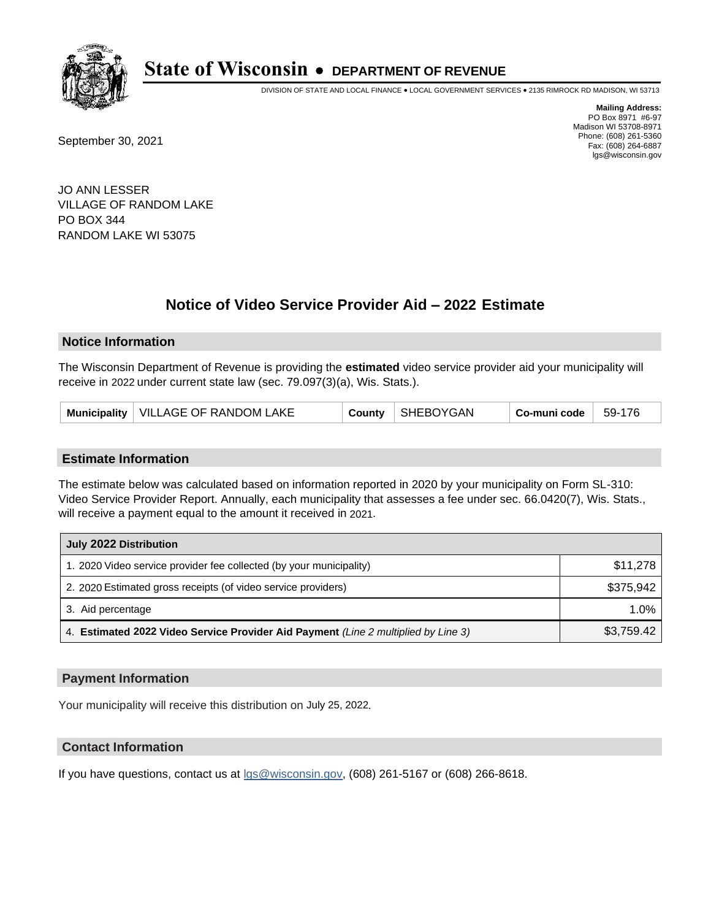# State of Wisconsin • DEPARTMENT OF REVENUE

DIVISION OF STATE AND LOCAL FINANCE • LOCAL GOVERNMENT SERVICES • 2135 RIMROCK RD MADISON, WI 53713

**Mailing Address:**
PO Box 8971 #6-97
Madison WI 53708-8971
Phone: (608) 261-5360
Fax: (608) 264-6887
lgs@wisconsin.gov

September 30, 2021

JO ANN LESSER
VILLAGE OF RANDOM LAKE
PO BOX 344
RANDOM LAKE WI 53075

## Notice of Video Service Provider Aid – 2022 Estimate

### Notice Information

The Wisconsin Department of Revenue is providing the **estimated** video service provider aid your municipality will receive in 2022 under current state law (sec. 79.097(3)(a), Wis. Stats.).

| Municipality | VILLAGE OF RANDOM LAKE | County | SHEBOYGAN | Co-muni code | 59-176 |
|---|---|---|---|---|---|

### Estimate Information

The estimate below was calculated based on information reported in 2020 by your municipality on Form SL-310: Video Service Provider Report. Annually, each municipality that assesses a fee under sec. 66.0420(7), Wis. Stats., will receive a payment equal to the amount it received in 2021.

| July 2022 Distribution | |
|---|---|
| 1. 2020 Video service provider fee collected (by your municipality) | $11,278 |
| 2. 2020 Estimated gross receipts (of video service providers) | $375,942 |
| 3. Aid percentage | 1.0% |
| 4. **Estimated 2022 Video Service Provider Aid Payment** *(Line 2 multiplied by Line 3)* | $3,759.42 |

### Payment Information

Your municipality will receive this distribution on July 25, 2022.

### Contact Information

If you have questions, contact us at lgs@wisconsin.gov, (608) 261-5167 or (608) 266-8618.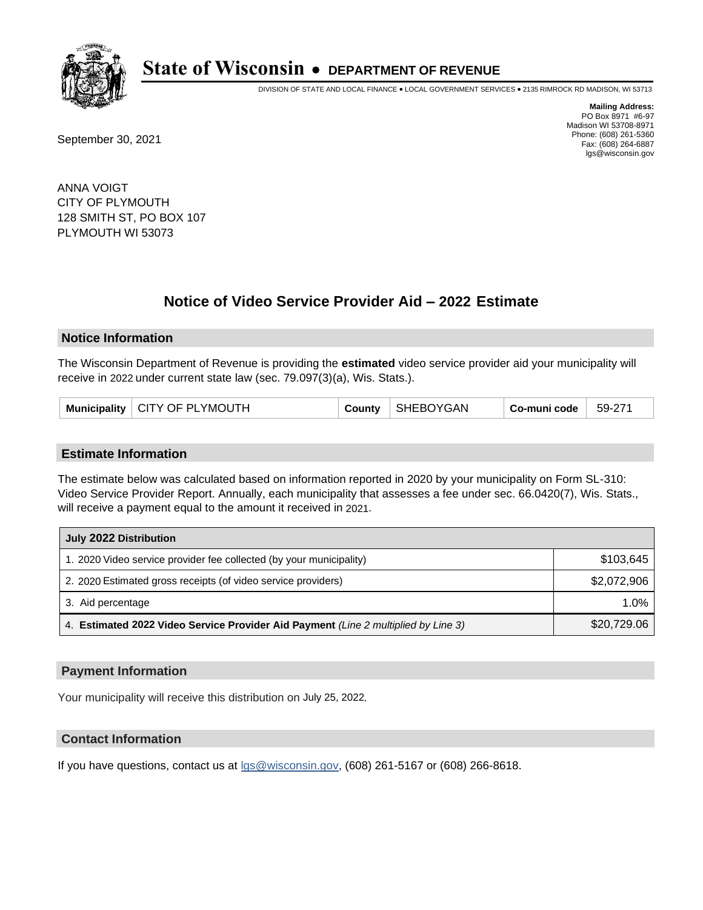# State of Wisconsin • DEPARTMENT OF REVENUE

DIVISION OF STATE AND LOCAL FINANCE • LOCAL GOVERNMENT SERVICES • 2135 RIMROCK RD MADISON, WI 53713

**Mailing Address:**
PO Box 8971 #6-97
Madison WI 53708-8971
Phone: (608) 261-5360
Fax: (608) 264-6887
lgs@wisconsin.gov

September 30, 2021

ANNA VOIGT
CITY OF PLYMOUTH
128 SMITH ST, PO BOX 107
PLYMOUTH WI 53073

## Notice of Video Service Provider Aid – 2022 Estimate

### Notice Information

The Wisconsin Department of Revenue is providing the **estimated** video service provider aid your municipality will receive in 2022 under current state law (sec. 79.097(3)(a), Wis. Stats.).

| Municipality | CITY OF PLYMOUTH | County | SHEBOYGAN | Co-muni code | 59-271 |
|---|---|---|---|---|---|

### Estimate Information

The estimate below was calculated based on information reported in 2020 by your municipality on Form SL-310: Video Service Provider Report. Annually, each municipality that assesses a fee under sec. 66.0420(7), Wis. Stats., will receive a payment equal to the amount it received in 2021.

| July 2022 Distribution | |
|---|---|
| 1. 2020 Video service provider fee collected (by your municipality) | $103,645 |
| 2. 2020 Estimated gross receipts (of video service providers) | $2,072,906 |
| 3. Aid percentage | 1.0% |
| 4. **Estimated 2022 Video Service Provider Aid Payment** *(Line 2 multiplied by Line 3)* | $20,729.06 |

### Payment Information

Your municipality will receive this distribution on July 25, 2022.

### Contact Information

If you have questions, contact us at lgs@wisconsin.gov, (608) 261-5167 or (608) 266-8618.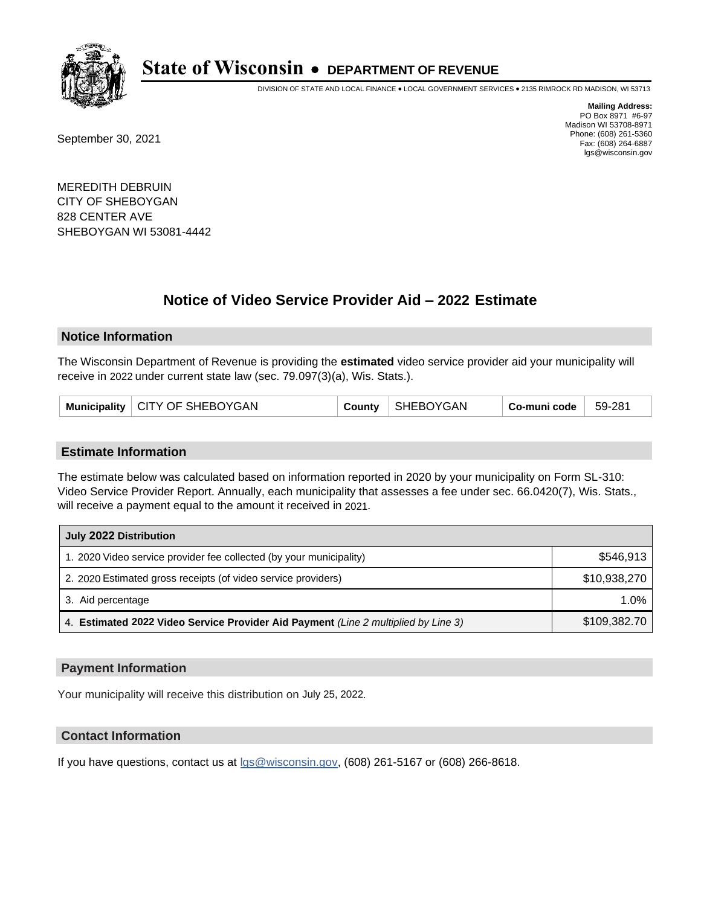# State of Wisconsin • DEPARTMENT OF REVENUE

DIVISION OF STATE AND LOCAL FINANCE • LOCAL GOVERNMENT SERVICES • 2135 RIMROCK RD MADISON, WI 53713

**Mailing Address:**
PO Box 8971 #6-97
Madison WI 53708-8971
Phone: (608) 261-5360
Fax: (608) 264-6887
lgs@wisconsin.gov

September 30, 2021

MEREDITH DEBRUIN
CITY OF SHEBOYGAN
828 CENTER AVE
SHEBOYGAN WI 53081-4442

## Notice of Video Service Provider Aid – 2022 Estimate

### Notice Information

The Wisconsin Department of Revenue is providing the **estimated** video service provider aid your municipality will receive in 2022 under current state law (sec. 79.097(3)(a), Wis. Stats.).

| Municipality | CITY OF SHEBOYGAN | County | SHEBOYGAN | Co-muni code | 59-281 |
|---|---|---|---|---|---|

### Estimate Information

The estimate below was calculated based on information reported in 2020 by your municipality on Form SL-310: Video Service Provider Report. Annually, each municipality that assesses a fee under sec. 66.0420(7), Wis. Stats., will receive a payment equal to the amount it received in 2021.

| July 2022 Distribution | |
|---|---|
| 1. 2020 Video service provider fee collected (by your municipality) | $546,913 |
| 2. 2020 Estimated gross receipts (of video service providers) | $10,938,270 |
| 3. Aid percentage | 1.0% |
| 4. **Estimated 2022 Video Service Provider Aid Payment** *(Line 2 multiplied by Line 3)* | $109,382.70 |

### Payment Information

Your municipality will receive this distribution on July 25, 2022.

### Contact Information

If you have questions, contact us at lgs@wisconsin.gov, (608) 261-5167 or (608) 266-8618.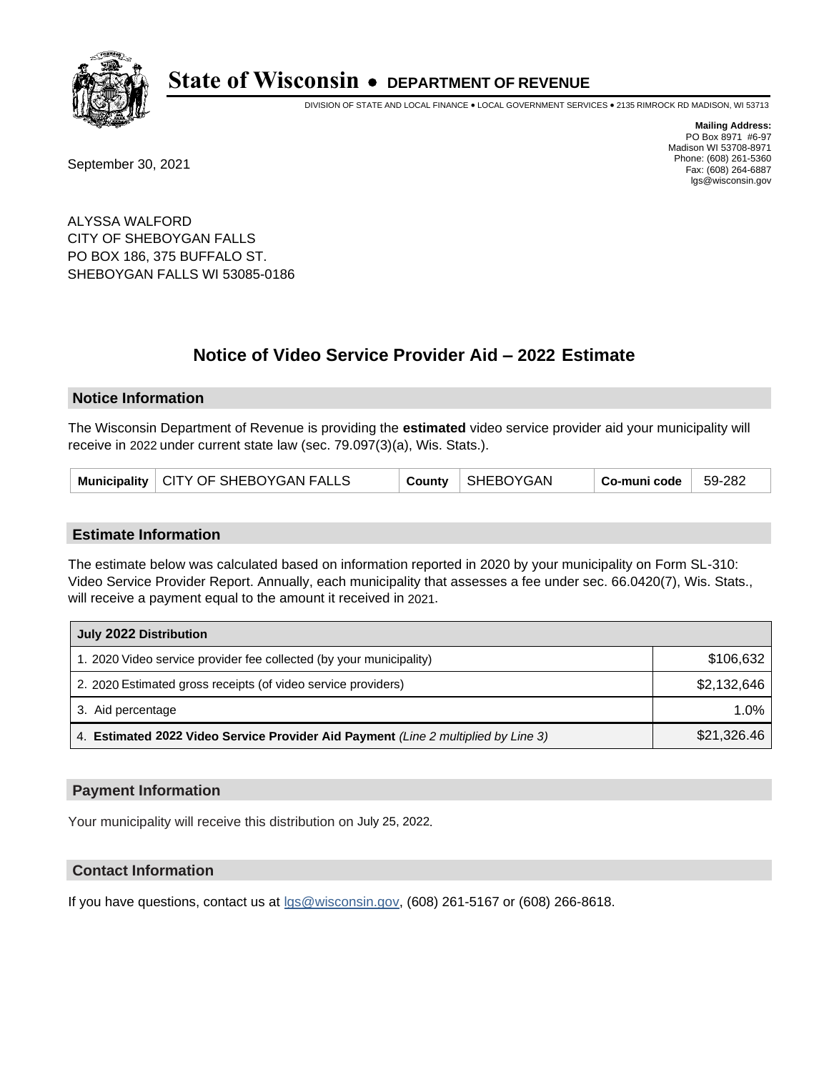# State of Wisconsin • DEPARTMENT OF REVENUE

DIVISION OF STATE AND LOCAL FINANCE • LOCAL GOVERNMENT SERVICES • 2135 RIMROCK RD MADISON, WI 53713

**Mailing Address:**
PO Box 8971 #6-97
Madison WI 53708-8971
Phone: (608) 261-5360
Fax: (608) 264-6887
lgs@wisconsin.gov

September 30, 2021

ALYSSA WALFORD
CITY OF SHEBOYGAN FALLS
PO BOX 186, 375 BUFFALO ST.
SHEBOYGAN FALLS WI 53085-0186

## Notice of Video Service Provider Aid – 2022 Estimate

### Notice Information

The Wisconsin Department of Revenue is providing the **estimated** video service provider aid your municipality will receive in 2022 under current state law (sec. 79.097(3)(a), Wis. Stats.).

| Municipality | CITY OF SHEBOYGAN FALLS | County | SHEBOYGAN | Co-muni code | 59-282 |
|---|---|---|---|---|---|

### Estimate Information

The estimate below was calculated based on information reported in 2020 by your municipality on Form SL-310: Video Service Provider Report. Annually, each municipality that assesses a fee under sec. 66.0420(7), Wis. Stats., will receive a payment equal to the amount it received in 2021.

| July 2022 Distribution | |
|---|---|
| 1. 2020 Video service provider fee collected (by your municipality) | $106,632 |
| 2. 2020 Estimated gross receipts (of video service providers) | $2,132,646 |
| 3. Aid percentage | 1.0% |
| 4. **Estimated 2022 Video Service Provider Aid Payment** *(Line 2 multiplied by Line 3)* | $21,326.46 |

### Payment Information

Your municipality will receive this distribution on July 25, 2022.

### Contact Information

If you have questions, contact us at lgs@wisconsin.gov, (608) 261-5167 or (608) 266-8618.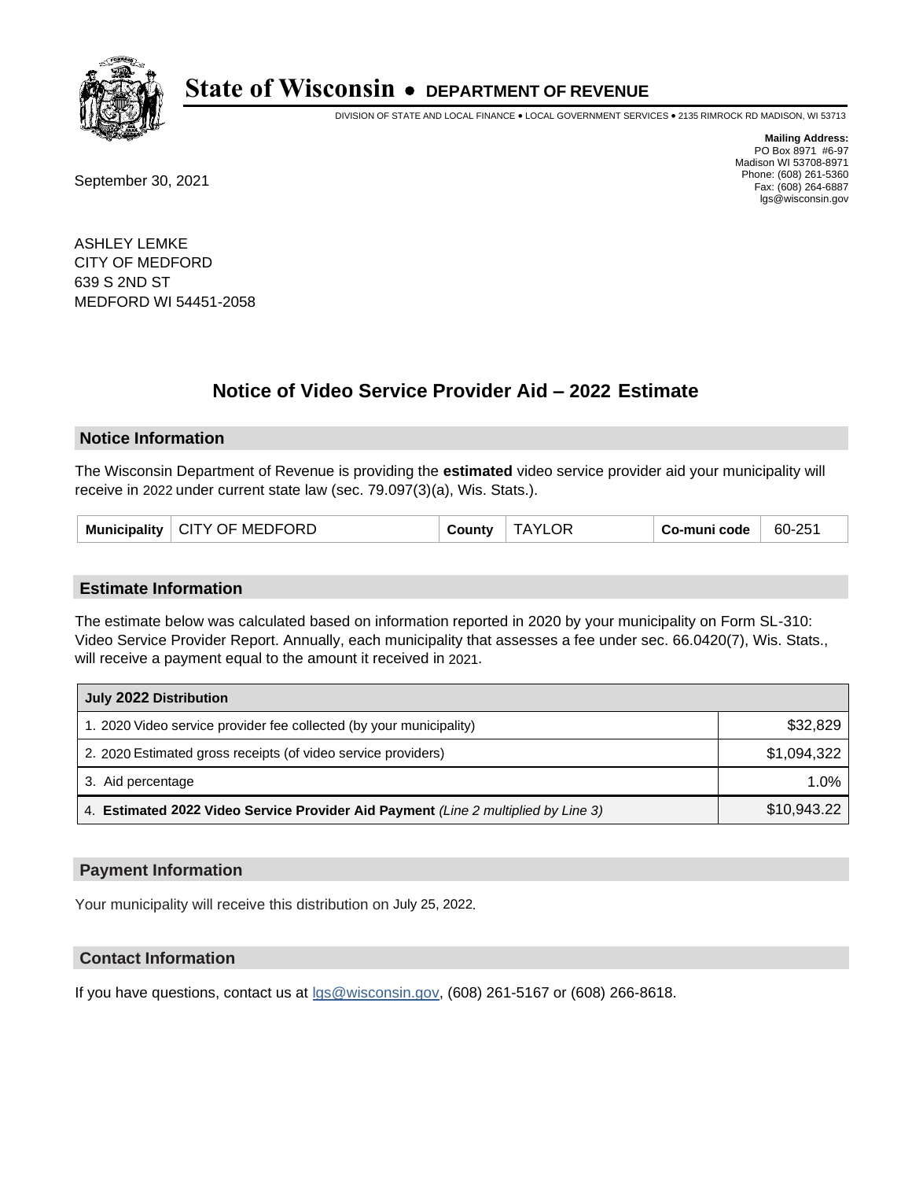# State of Wisconsin • DEPARTMENT OF REVENUE

DIVISION OF STATE AND LOCAL FINANCE • LOCAL GOVERNMENT SERVICES • 2135 RIMROCK RD MADISON, WI 53713

**Mailing Address:**
PO Box 8971 #6-97
Madison WI 53708-8971
Phone: (608) 261-5360
Fax: (608) 264-6887
lgs@wisconsin.gov

September 30, 2021

ASHLEY LEMKE
CITY OF MEDFORD
639 S 2ND ST
MEDFORD WI 54451-2058

## Notice of Video Service Provider Aid – 2022 Estimate

### Notice Information

The Wisconsin Department of Revenue is providing the **estimated** video service provider aid your municipality will receive in 2022 under current state law (sec. 79.097(3)(a), Wis. Stats.).

| Municipality | CITY OF MEDFORD | County | TAYLOR | Co-muni code | 60-251 |
|---|---|---|---|---|---|

### Estimate Information

The estimate below was calculated based on information reported in 2020 by your municipality on Form SL-310: Video Service Provider Report. Annually, each municipality that assesses a fee under sec. 66.0420(7), Wis. Stats., will receive a payment equal to the amount it received in 2021.

| July 2022 Distribution | |
|---|---|
| 1. 2020 Video service provider fee collected (by your municipality) | $32,829 |
| 2. 2020 Estimated gross receipts (of video service providers) | $1,094,322 |
| 3. Aid percentage | 1.0% |
| 4. **Estimated 2022 Video Service Provider Aid Payment** *(Line 2 multiplied by Line 3)* | $10,943.22 |

### Payment Information

Your municipality will receive this distribution on July 25, 2022.

### Contact Information

If you have questions, contact us at lgs@wisconsin.gov, (608) 261-5167 or (608) 266-8618.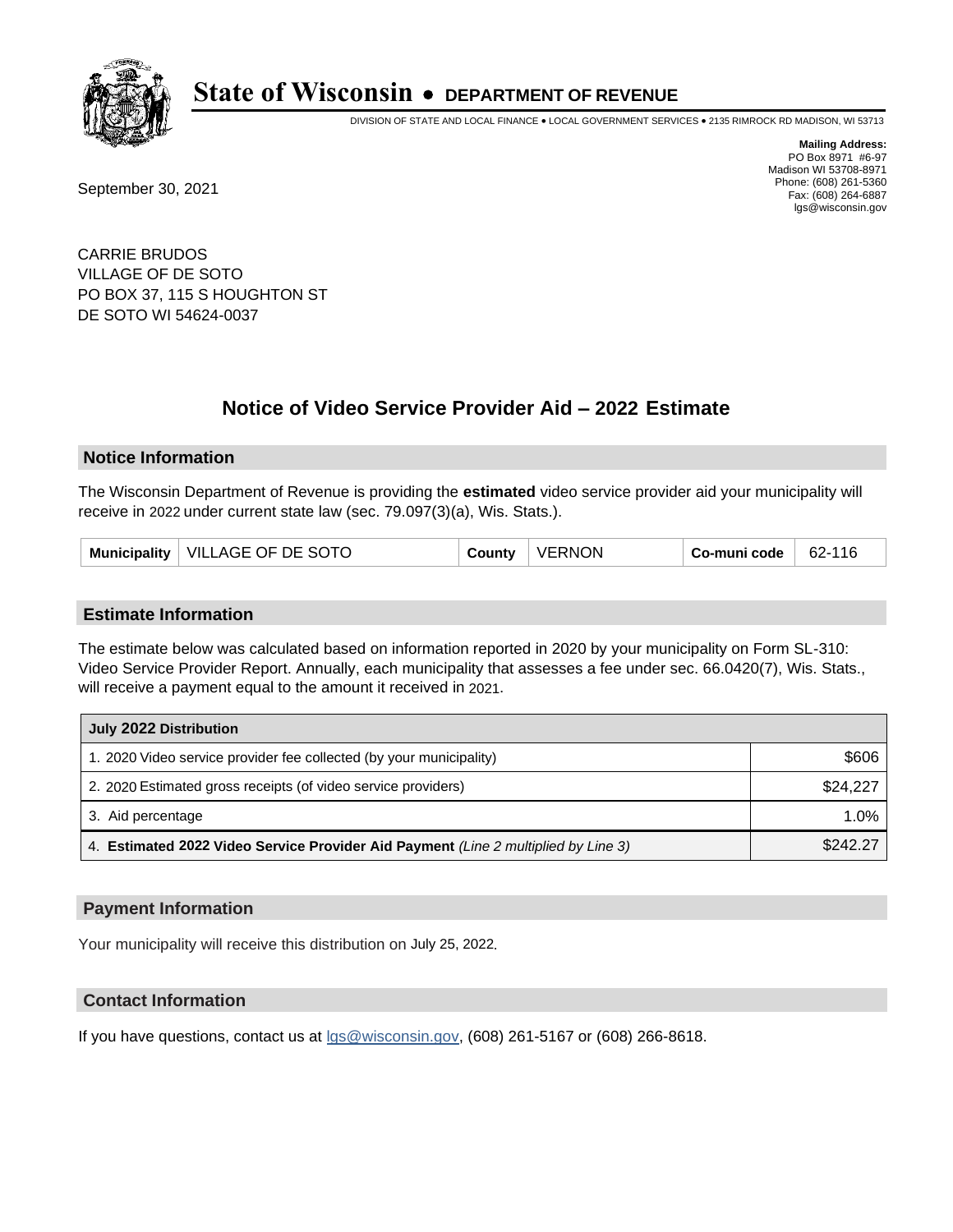# State of Wisconsin • DEPARTMENT OF REVENUE

DIVISION OF STATE AND LOCAL FINANCE • LOCAL GOVERNMENT SERVICES • 2135 RIMROCK RD MADISON, WI 53713

**Mailing Address:**
PO Box 8971 #6-97
Madison WI 53708-8971
Phone: (608) 261-5360
Fax: (608) 264-6887
lgs@wisconsin.gov

September 30, 2021

CARRIE BRUDOS
VILLAGE OF DE SOTO
PO BOX 37, 115 S HOUGHTON ST
DE SOTO WI 54624-0037

## Notice of Video Service Provider Aid – 2022 Estimate

### Notice Information

The Wisconsin Department of Revenue is providing the **estimated** video service provider aid your municipality will receive in 2022 under current state law (sec. 79.097(3)(a), Wis. Stats.).

| Municipality | VILLAGE OF DE SOTO | County | VERNON | Co-muni code | 62-116 |
|---|---|---|---|---|---|

### Estimate Information

The estimate below was calculated based on information reported in 2020 by your municipality on Form SL-310: Video Service Provider Report. Annually, each municipality that assesses a fee under sec. 66.0420(7), Wis. Stats., will receive a payment equal to the amount it received in 2021.

| July 2022 Distribution | |
|---|---|
| 1. 2020 Video service provider fee collected (by your municipality) | $606 |
| 2. 2020 Estimated gross receipts (of video service providers) | $24,227 |
| 3. Aid percentage | 1.0% |
| 4. **Estimated 2022 Video Service Provider Aid Payment** *(Line 2 multiplied by Line 3)* | $242.27 |

### Payment Information

Your municipality will receive this distribution on July 25, 2022.

### Contact Information

If you have questions, contact us at lgs@wisconsin.gov, (608) 261-5167 or (608) 266-8618.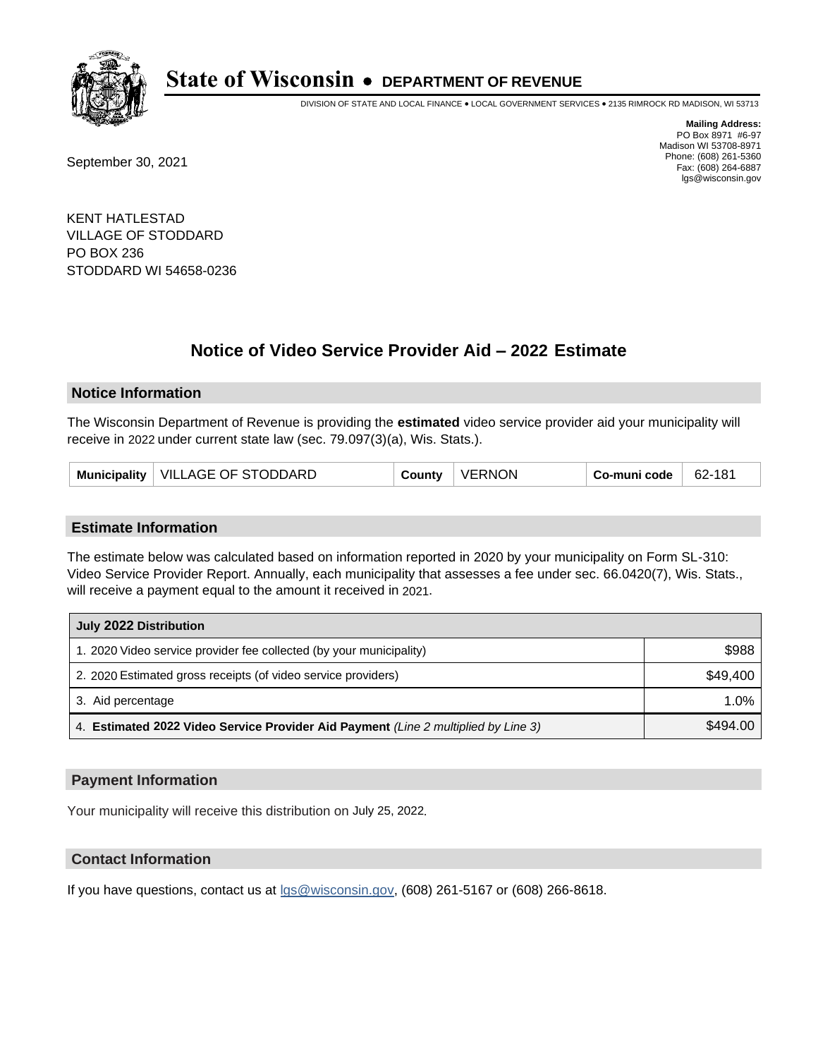# State of Wisconsin • DEPARTMENT OF REVENUE

DIVISION OF STATE AND LOCAL FINANCE • LOCAL GOVERNMENT SERVICES • 2135 RIMROCK RD MADISON, WI 53713

**Mailing Address:**
PO Box 8971 #6-97
Madison WI 53708-8971
Phone: (608) 261-5360
Fax: (608) 264-6887
lgs@wisconsin.gov

September 30, 2021

KENT HATLESTAD
VILLAGE OF STODDARD
PO BOX 236
STODDARD WI 54658-0236

## Notice of Video Service Provider Aid – 2022 Estimate

### Notice Information

The Wisconsin Department of Revenue is providing the **estimated** video service provider aid your municipality will receive in 2022 under current state law (sec. 79.097(3)(a), Wis. Stats.).

| Municipality | VILLAGE OF STODDARD | County | VERNON | Co-muni code | 62-181 |
|---|---|---|---|---|---|

### Estimate Information

The estimate below was calculated based on information reported in 2020 by your municipality on Form SL-310: Video Service Provider Report. Annually, each municipality that assesses a fee under sec. 66.0420(7), Wis. Stats., will receive a payment equal to the amount it received in 2021.

| July 2022 Distribution | |
|---|---|
| 1. 2020 Video service provider fee collected (by your municipality) | $988 |
| 2. 2020 Estimated gross receipts (of video service providers) | $49,400 |
| 3. Aid percentage | 1.0% |
| 4. **Estimated 2022 Video Service Provider Aid Payment** *(Line 2 multiplied by Line 3)* | $494.00 |

### Payment Information

Your municipality will receive this distribution on July 25, 2022.

### Contact Information

If you have questions, contact us at lgs@wisconsin.gov, (608) 261-5167 or (608) 266-8618.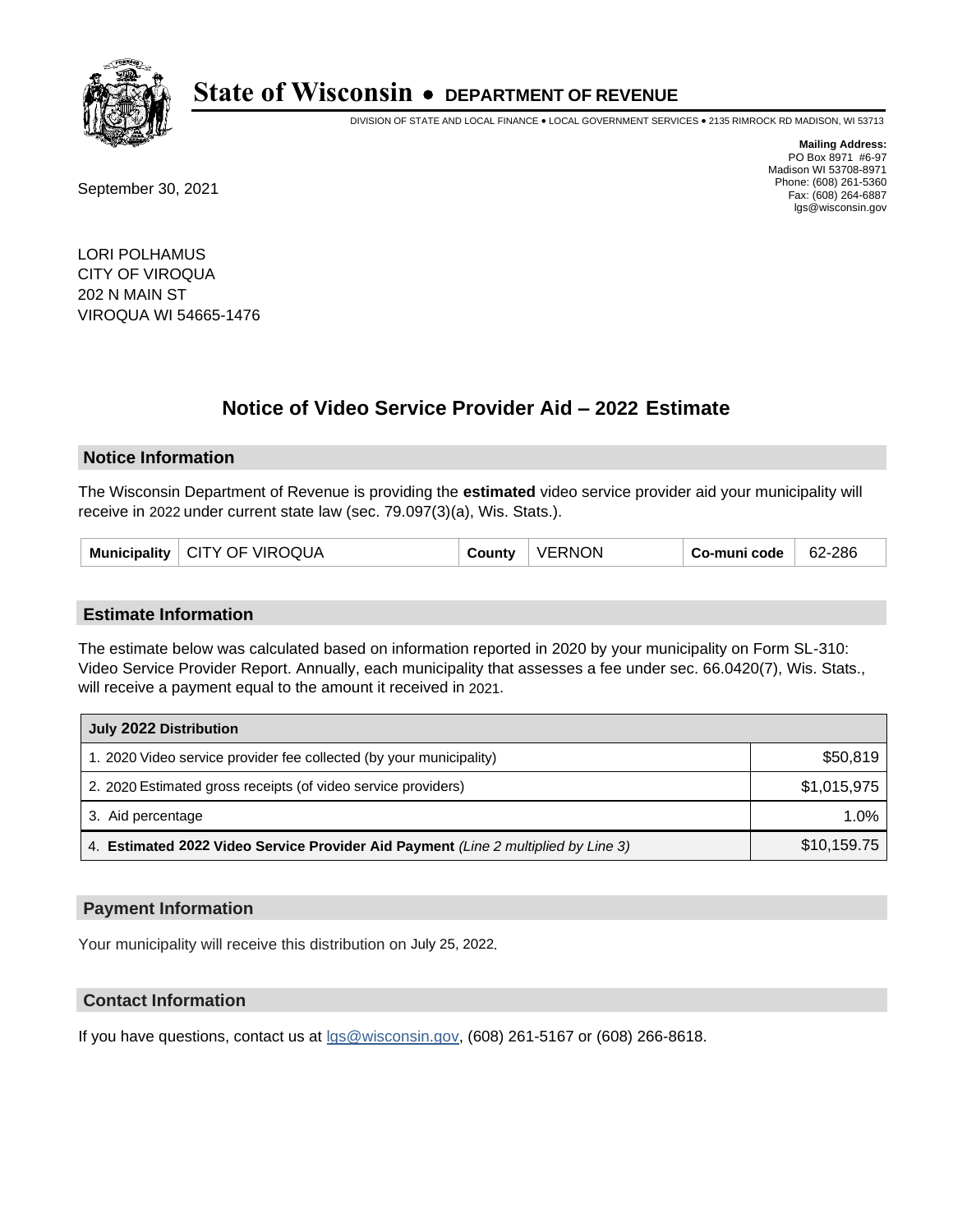# State of Wisconsin • DEPARTMENT OF REVENUE

DIVISION OF STATE AND LOCAL FINANCE • LOCAL GOVERNMENT SERVICES • 2135 RIMROCK RD MADISON, WI 53713

**Mailing Address:**
PO Box 8971 #6-97
Madison WI 53708-8971
Phone: (608) 261-5360
Fax: (608) 264-6887
lgs@wisconsin.gov

September 30, 2021

LORI POLHAMUS
CITY OF VIROQUA
202 N MAIN ST
VIROQUA WI 54665-1476

## Notice of Video Service Provider Aid – 2022 Estimate

### Notice Information

The Wisconsin Department of Revenue is providing the **estimated** video service provider aid your municipality will receive in 2022 under current state law (sec. 79.097(3)(a), Wis. Stats.).

| Municipality | CITY OF VIROQUA | County | VERNON | Co-muni code | 62-286 |
|---|---|---|---|---|---|

### Estimate Information

The estimate below was calculated based on information reported in 2020 by your municipality on Form SL-310: Video Service Provider Report. Annually, each municipality that assesses a fee under sec. 66.0420(7), Wis. Stats., will receive a payment equal to the amount it received in 2021.

| July 2022 Distribution | |
|---|---|
| 1. 2020 Video service provider fee collected (by your municipality) | $50,819 |
| 2. 2020 Estimated gross receipts (of video service providers) | $1,015,975 |
| 3. Aid percentage | 1.0% |
| 4. **Estimated 2022 Video Service Provider Aid Payment** *(Line 2 multiplied by Line 3)* | $10,159.75 |

### Payment Information

Your municipality will receive this distribution on July 25, 2022.

### Contact Information

If you have questions, contact us at lgs@wisconsin.gov, (608) 261-5167 or (608) 266-8618.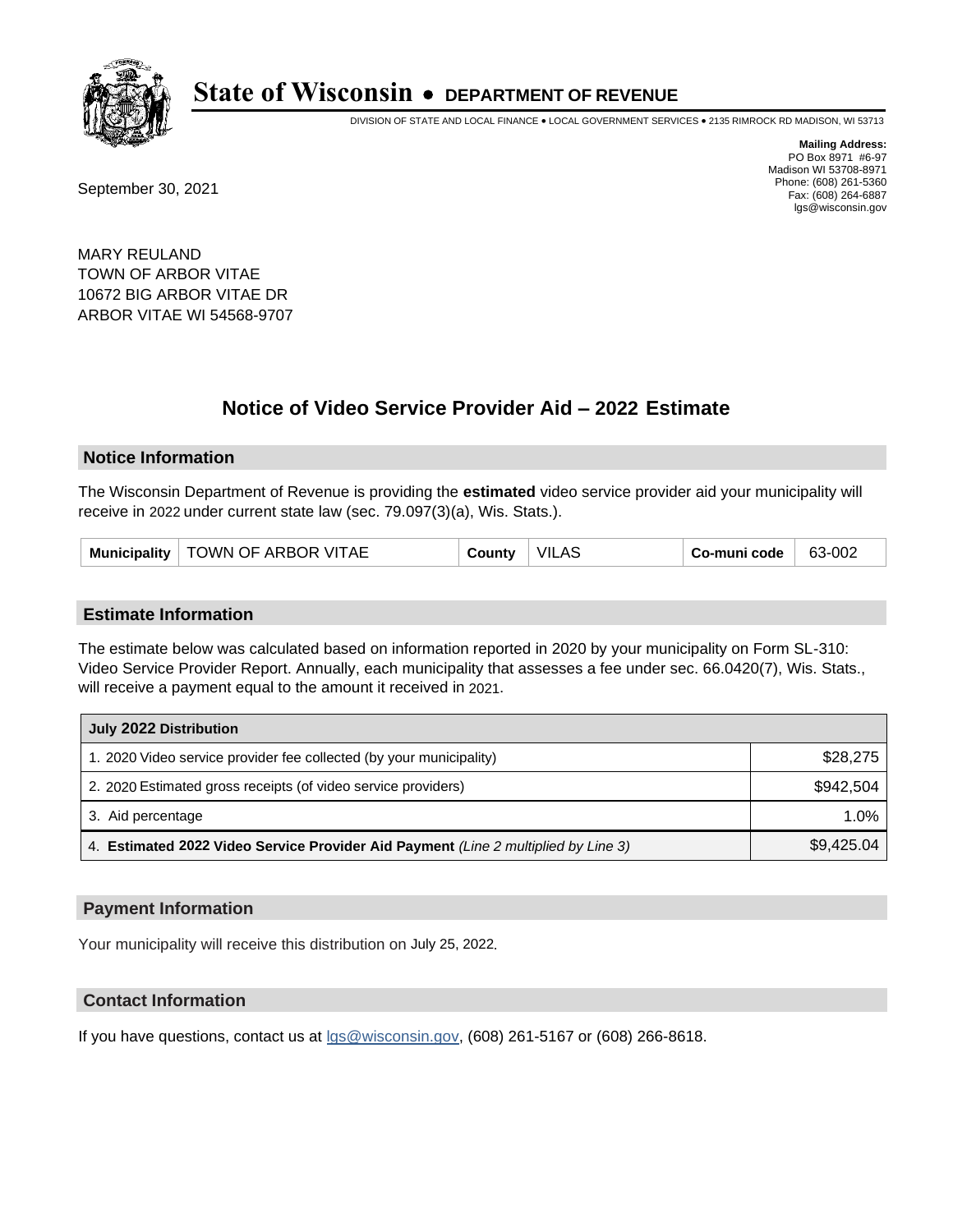# State of Wisconsin • DEPARTMENT OF REVENUE

DIVISION OF STATE AND LOCAL FINANCE • LOCAL GOVERNMENT SERVICES • 2135 RIMROCK RD MADISON, WI 53713

**Mailing Address:**
PO Box 8971 #6-97
Madison WI 53708-8971
Phone: (608) 261-5360
Fax: (608) 264-6887
lgs@wisconsin.gov

September 30, 2021

MARY REULAND
TOWN OF ARBOR VITAE
10672 BIG ARBOR VITAE DR
ARBOR VITAE WI 54568-9707

## Notice of Video Service Provider Aid – 2022 Estimate

### Notice Information

The Wisconsin Department of Revenue is providing the **estimated** video service provider aid your municipality will receive in 2022 under current state law (sec. 79.097(3)(a), Wis. Stats.).

| Municipality | TOWN OF ARBOR VITAE | County | VILAS | Co-muni code | 63-002 |
|---|---|---|---|---|---|

### Estimate Information

The estimate below was calculated based on information reported in 2020 by your municipality on Form SL-310: Video Service Provider Report. Annually, each municipality that assesses a fee under sec. 66.0420(7), Wis. Stats., will receive a payment equal to the amount it received in 2021.

| July 2022 Distribution | |
|---|---|
| 1. 2020 Video service provider fee collected (by your municipality) | $28,275 |
| 2. 2020 Estimated gross receipts (of video service providers) | $942,504 |
| 3. Aid percentage | 1.0% |
| 4. **Estimated 2022 Video Service Provider Aid Payment** *(Line 2 multiplied by Line 3)* | $9,425.04 |

### Payment Information

Your municipality will receive this distribution on July 25, 2022.

### Contact Information

If you have questions, contact us at lgs@wisconsin.gov, (608) 261-5167 or (608) 266-8618.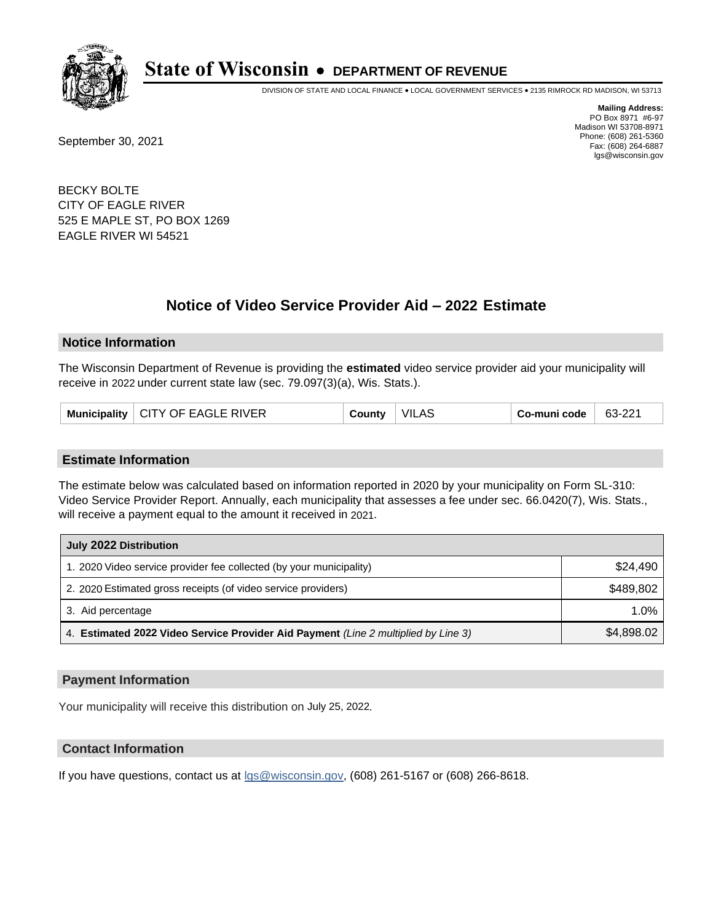# State of Wisconsin • DEPARTMENT OF REVENUE

DIVISION OF STATE AND LOCAL FINANCE • LOCAL GOVERNMENT SERVICES • 2135 RIMROCK RD MADISON, WI 53713

**Mailing Address:**
PO Box 8971 #6-97
Madison WI 53708-8971
Phone: (608) 261-5360
Fax: (608) 264-6887
lgs@wisconsin.gov

September 30, 2021

BECKY BOLTE
CITY OF EAGLE RIVER
525 E MAPLE ST, PO BOX 1269
EAGLE RIVER WI 54521

## Notice of Video Service Provider Aid – 2022 Estimate

### Notice Information

The Wisconsin Department of Revenue is providing the **estimated** video service provider aid your municipality will receive in 2022 under current state law (sec. 79.097(3)(a), Wis. Stats.).

| Municipality | CITY OF EAGLE RIVER | County | VILAS | Co-muni code | 63-221 |
|---|---|---|---|---|---|

### Estimate Information

The estimate below was calculated based on information reported in 2020 by your municipality on Form SL-310: Video Service Provider Report. Annually, each municipality that assesses a fee under sec. 66.0420(7), Wis. Stats., will receive a payment equal to the amount it received in 2021.

| July 2022 Distribution | |
|---|---|
| 1. 2020 Video service provider fee collected (by your municipality) | $24,490 |
| 2. 2020 Estimated gross receipts (of video service providers) | $489,802 |
| 3. Aid percentage | 1.0% |
| 4. **Estimated 2022 Video Service Provider Aid Payment** *(Line 2 multiplied by Line 3)* | $4,898.02 |

### Payment Information

Your municipality will receive this distribution on July 25, 2022.

### Contact Information

If you have questions, contact us at lgs@wisconsin.gov, (608) 261-5167 or (608) 266-8618.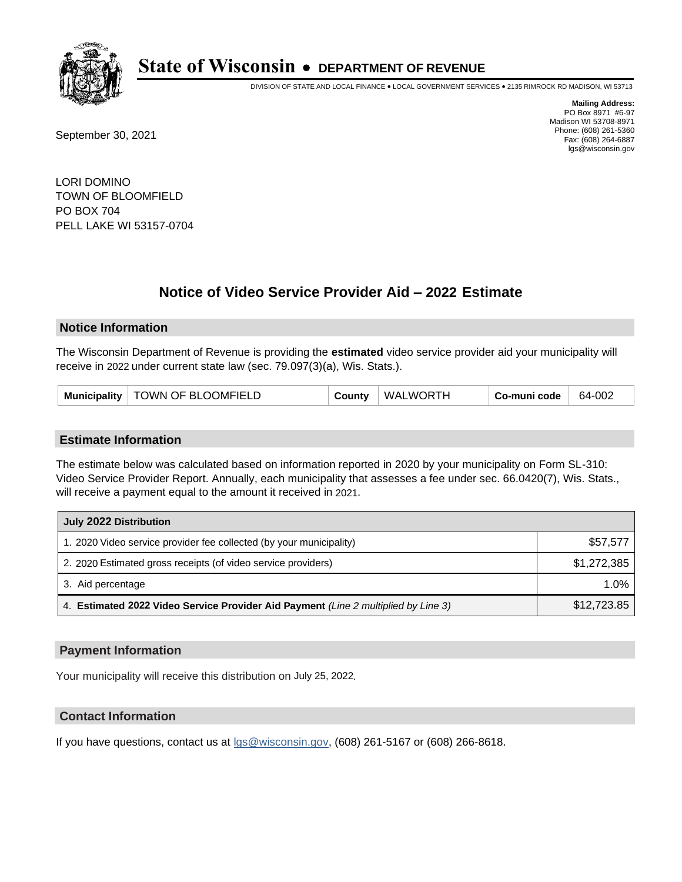# State of Wisconsin • DEPARTMENT OF REVENUE

DIVISION OF STATE AND LOCAL FINANCE • LOCAL GOVERNMENT SERVICES • 2135 RIMROCK RD MADISON, WI 53713

**Mailing Address:**
PO Box 8971 #6-97
Madison WI 53708-8971
Phone: (608) 261-5360
Fax: (608) 264-6887
lgs@wisconsin.gov

September 30, 2021

LORI DOMINO
TOWN OF BLOOMFIELD
PO BOX 704
PELL LAKE WI 53157-0704

## Notice of Video Service Provider Aid – 2022 Estimate

### Notice Information

The Wisconsin Department of Revenue is providing the **estimated** video service provider aid your municipality will receive in 2022 under current state law (sec. 79.097(3)(a), Wis. Stats.).

| Municipality | TOWN OF BLOOMFIELD | County | WALWORTH | Co-muni code | 64-002 |
|---|---|---|---|---|---|

### Estimate Information

The estimate below was calculated based on information reported in 2020 by your municipality on Form SL-310: Video Service Provider Report. Annually, each municipality that assesses a fee under sec. 66.0420(7), Wis. Stats., will receive a payment equal to the amount it received in 2021.

| July 2022 Distribution | |
|---|---|
| 1. 2020 Video service provider fee collected (by your municipality) | $57,577 |
| 2. 2020 Estimated gross receipts (of video service providers) | $1,272,385 |
| 3. Aid percentage | 1.0% |
| 4. **Estimated 2022 Video Service Provider Aid Payment** *(Line 2 multiplied by Line 3)* | $12,723.85 |

### Payment Information

Your municipality will receive this distribution on July 25, 2022.

### Contact Information

If you have questions, contact us at lgs@wisconsin.gov, (608) 261-5167 or (608) 266-8618.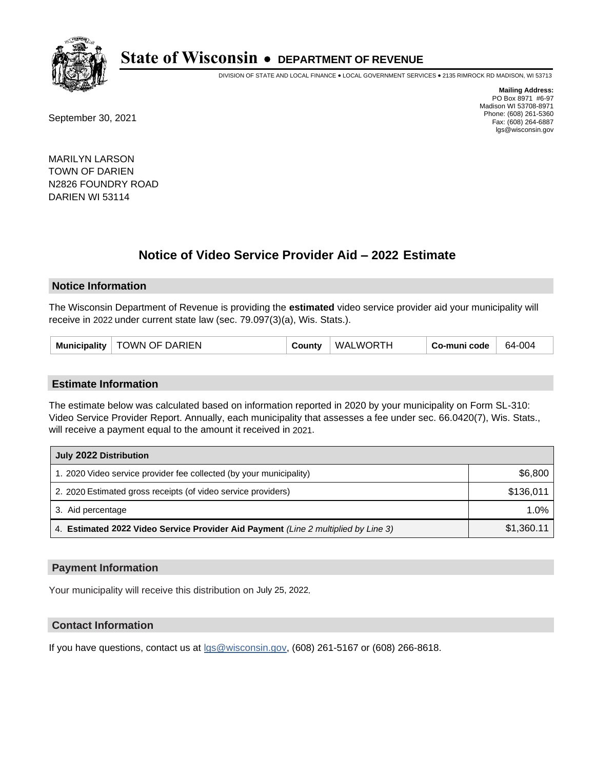# State of Wisconsin • DEPARTMENT OF REVENUE

DIVISION OF STATE AND LOCAL FINANCE • LOCAL GOVERNMENT SERVICES • 2135 RIMROCK RD MADISON, WI 53713

**Mailing Address:**
PO Box 8971 #6-97
Madison WI 53708-8971
Phone: (608) 261-5360
Fax: (608) 264-6887
lgs@wisconsin.gov

September 30, 2021

MARILYN LARSON
TOWN OF DARIEN
N2826 FOUNDRY ROAD
DARIEN WI 53114

## Notice of Video Service Provider Aid – 2022 Estimate

### Notice Information

The Wisconsin Department of Revenue is providing the **estimated** video service provider aid your municipality will receive in 2022 under current state law (sec. 79.097(3)(a), Wis. Stats.).

| Municipality | TOWN OF DARIEN | County | WALWORTH | Co-muni code | 64-004 |
|---|---|---|---|---|---|

### Estimate Information

The estimate below was calculated based on information reported in 2020 by your municipality on Form SL-310: Video Service Provider Report. Annually, each municipality that assesses a fee under sec. 66.0420(7), Wis. Stats., will receive a payment equal to the amount it received in 2021.

| July 2022 Distribution | |
|---|---|
| 1. 2020 Video service provider fee collected (by your municipality) | $6,800 |
| 2. 2020 Estimated gross receipts (of video service providers) | $136,011 |
| 3. Aid percentage | 1.0% |
| 4. **Estimated 2022 Video Service Provider Aid Payment** *(Line 2 multiplied by Line 3)* | $1,360.11 |

### Payment Information

Your municipality will receive this distribution on July 25, 2022.

### Contact Information

If you have questions, contact us at lgs@wisconsin.gov, (608) 261-5167 or (608) 266-8618.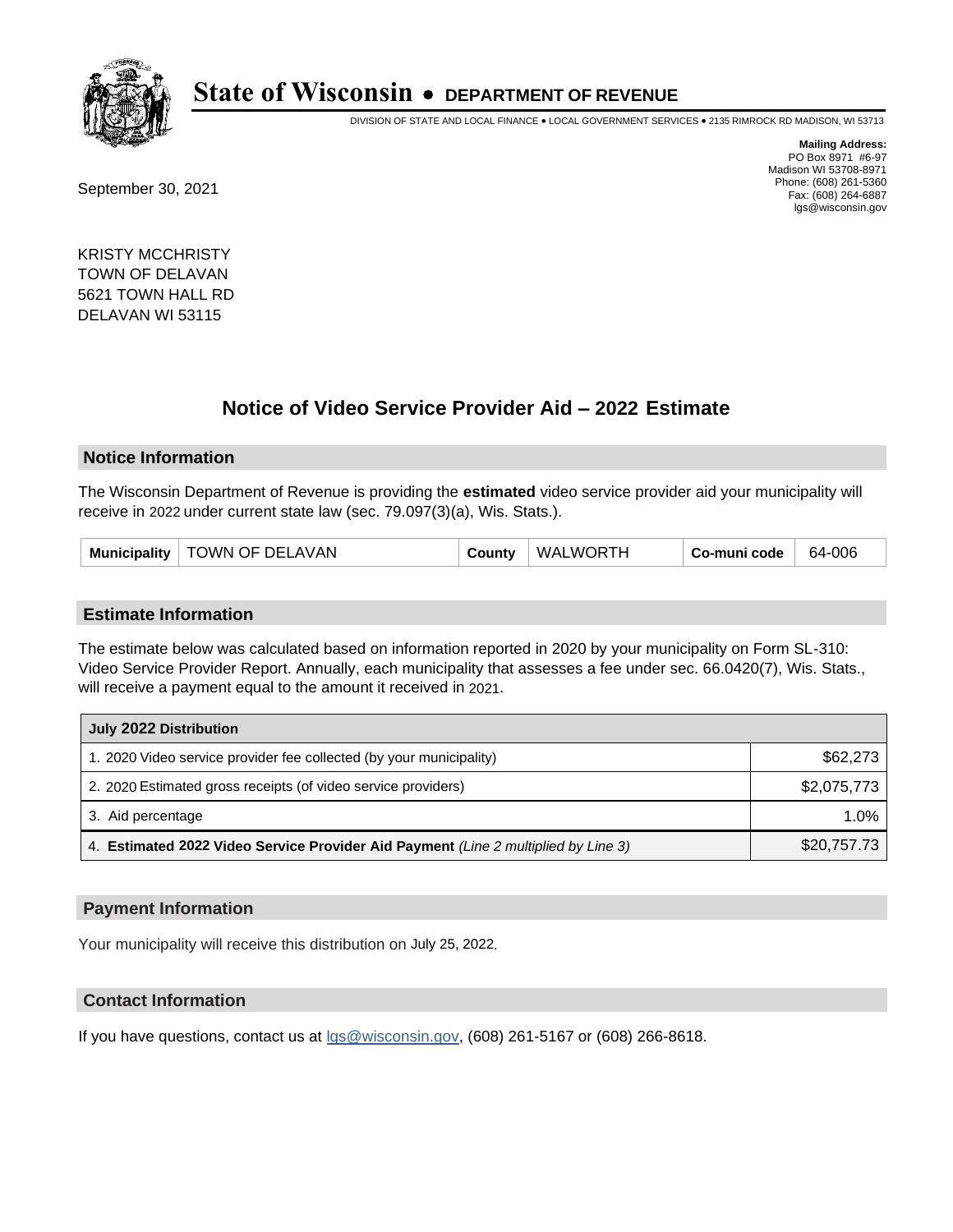# State of Wisconsin • DEPARTMENT OF REVENUE

DIVISION OF STATE AND LOCAL FINANCE • LOCAL GOVERNMENT SERVICES • 2135 RIMROCK RD MADISON, WI 53713

**Mailing Address:**
PO Box 8971 #6-97
Madison WI 53708-8971
Phone: (608) 261-5360
Fax: (608) 264-6887
lgs@wisconsin.gov

September 30, 2021

KRISTY MCCHRISTY
TOWN OF DELAVAN
5621 TOWN HALL RD
DELAVAN WI 53115

## Notice of Video Service Provider Aid – 2022 Estimate

### Notice Information

The Wisconsin Department of Revenue is providing the **estimated** video service provider aid your municipality will receive in 2022 under current state law (sec. 79.097(3)(a), Wis. Stats.).

| Municipality | TOWN OF DELAVAN | County | WALWORTH | Co-muni code | 64-006 |
|---|---|---|---|---|---|

### Estimate Information

The estimate below was calculated based on information reported in 2020 by your municipality on Form SL-310: Video Service Provider Report. Annually, each municipality that assesses a fee under sec. 66.0420(7), Wis. Stats., will receive a payment equal to the amount it received in 2021.

| July 2022 Distribution | |
|---|---|
| 1. 2020 Video service provider fee collected (by your municipality) | $62,273 |
| 2. 2020 Estimated gross receipts (of video service providers) | $2,075,773 |
| 3. Aid percentage | 1.0% |
| 4. **Estimated 2022 Video Service Provider Aid Payment** *(Line 2 multiplied by Line 3)* | $20,757.73 |

### Payment Information

Your municipality will receive this distribution on July 25, 2022.

### Contact Information

If you have questions, contact us at lgs@wisconsin.gov, (608) 261-5167 or (608) 266-8618.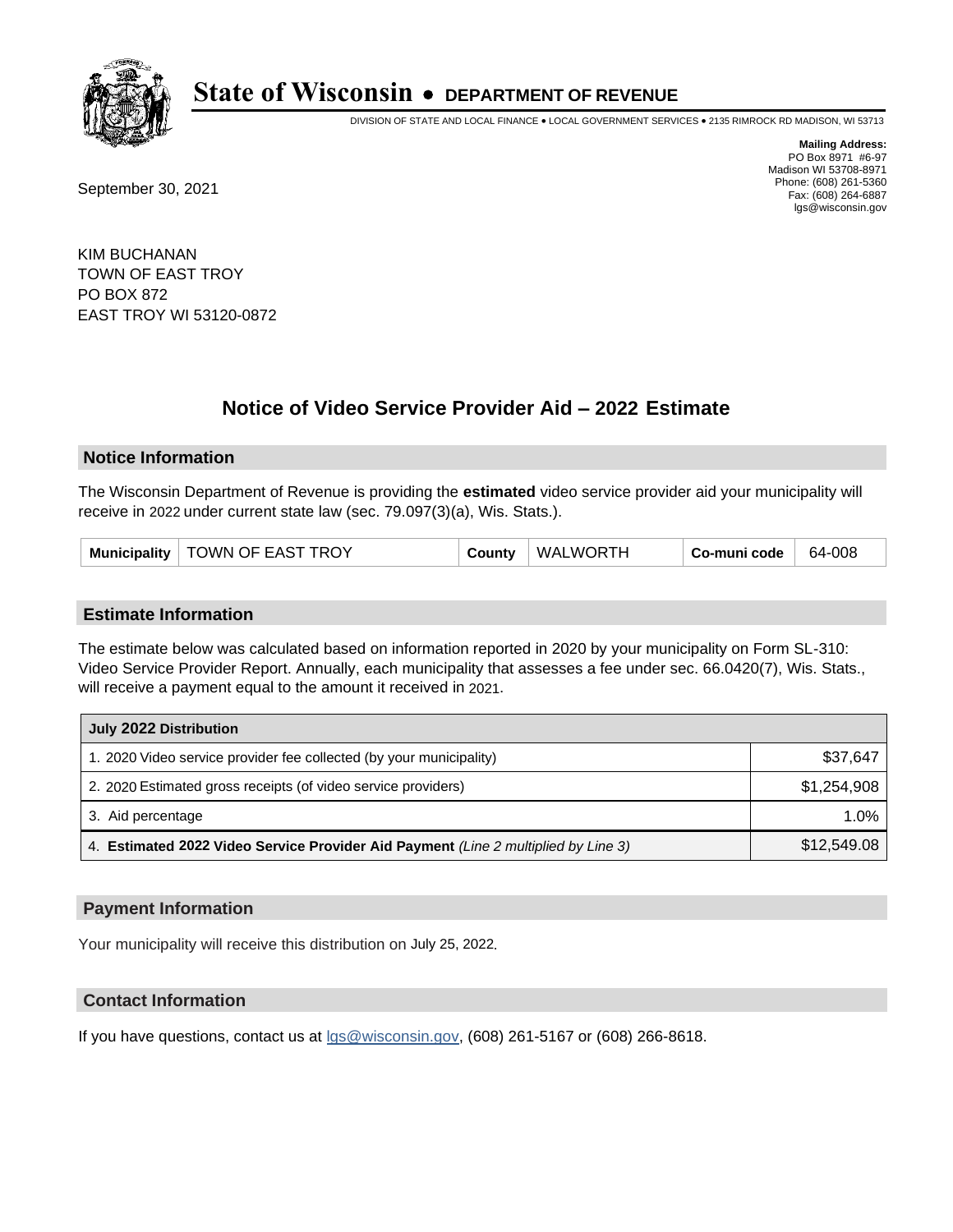# State of Wisconsin • DEPARTMENT OF REVENUE

DIVISION OF STATE AND LOCAL FINANCE • LOCAL GOVERNMENT SERVICES • 2135 RIMROCK RD MADISON, WI 53713

**Mailing Address:**
PO Box 8971 #6-97
Madison WI 53708-8971
Phone: (608) 261-5360
Fax: (608) 264-6887
lgs@wisconsin.gov

September 30, 2021

KIM BUCHANAN
TOWN OF EAST TROY
PO BOX 872
EAST TROY WI 53120-0872

## Notice of Video Service Provider Aid – 2022 Estimate

### Notice Information

The Wisconsin Department of Revenue is providing the **estimated** video service provider aid your municipality will receive in 2022 under current state law (sec. 79.097(3)(a), Wis. Stats.).

| Municipality | TOWN OF EAST TROY | County | WALWORTH | Co-muni code | 64-008 |
|---|---|---|---|---|---|

### Estimate Information

The estimate below was calculated based on information reported in 2020 by your municipality on Form SL-310: Video Service Provider Report. Annually, each municipality that assesses a fee under sec. 66.0420(7), Wis. Stats., will receive a payment equal to the amount it received in 2021.

| July 2022 Distribution | |
|---|---|
| 1. 2020 Video service provider fee collected (by your municipality) | $37,647 |
| 2. 2020 Estimated gross receipts (of video service providers) | $1,254,908 |
| 3. Aid percentage | 1.0% |
| 4. **Estimated 2022 Video Service Provider Aid Payment** *(Line 2 multiplied by Line 3)* | $12,549.08 |

### Payment Information

Your municipality will receive this distribution on July 25, 2022.

### Contact Information

If you have questions, contact us at lgs@wisconsin.gov, (608) 261-5167 or (608) 266-8618.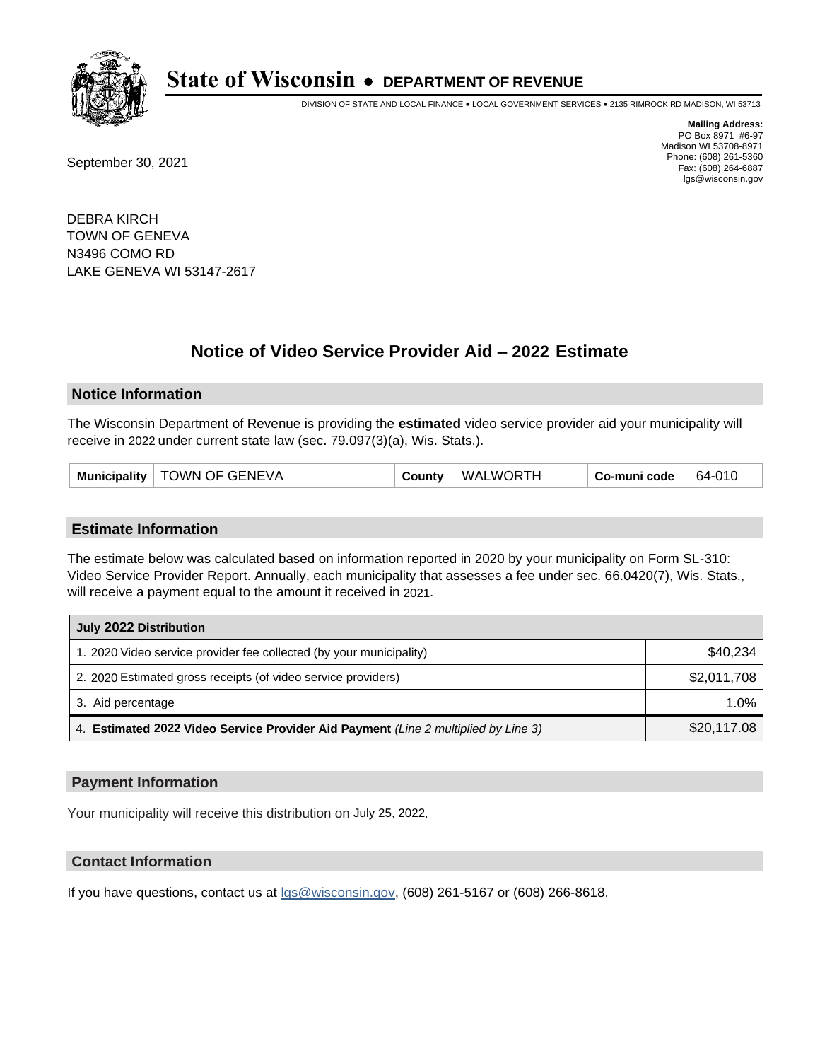# State of Wisconsin • DEPARTMENT OF REVENUE

DIVISION OF STATE AND LOCAL FINANCE • LOCAL GOVERNMENT SERVICES • 2135 RIMROCK RD MADISON, WI 53713

**Mailing Address:**
PO Box 8971 #6-97
Madison WI 53708-8971
Phone: (608) 261-5360
Fax: (608) 264-6887
lgs@wisconsin.gov

September 30, 2021

DEBRA KIRCH
TOWN OF GENEVA
N3496 COMO RD
LAKE GENEVA WI 53147-2617

## Notice of Video Service Provider Aid – 2022 Estimate

### Notice Information

The Wisconsin Department of Revenue is providing the **estimated** video service provider aid your municipality will receive in 2022 under current state law (sec. 79.097(3)(a), Wis. Stats.).

| Municipality | TOWN OF GENEVA | County | WALWORTH | Co-muni code | 64-010 |
|---|---|---|---|---|---|

### Estimate Information

The estimate below was calculated based on information reported in 2020 by your municipality on Form SL-310: Video Service Provider Report. Annually, each municipality that assesses a fee under sec. 66.0420(7), Wis. Stats., will receive a payment equal to the amount it received in 2021.

| July 2022 Distribution | |
|---|---|
| 1. 2020 Video service provider fee collected (by your municipality) | $40,234 |
| 2. 2020 Estimated gross receipts (of video service providers) | $2,011,708 |
| 3. Aid percentage | 1.0% |
| 4. **Estimated 2022 Video Service Provider Aid Payment** *(Line 2 multiplied by Line 3)* | $20,117.08 |

### Payment Information

Your municipality will receive this distribution on July 25, 2022.

### Contact Information

If you have questions, contact us at lgs@wisconsin.gov, (608) 261-5167 or (608) 266-8618.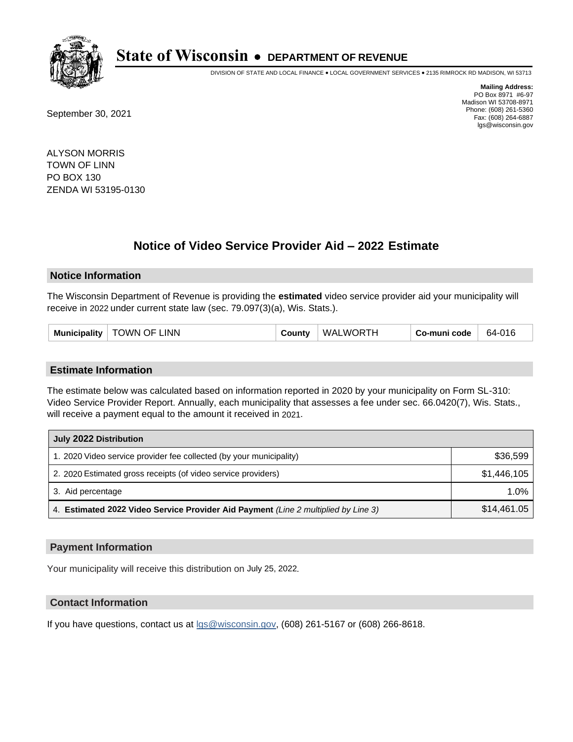# State of Wisconsin • DEPARTMENT OF REVENUE

DIVISION OF STATE AND LOCAL FINANCE • LOCAL GOVERNMENT SERVICES • 2135 RIMROCK RD MADISON, WI 53713

**Mailing Address:**
PO Box 8971 #6-97
Madison WI 53708-8971
Phone: (608) 261-5360
Fax: (608) 264-6887
lgs@wisconsin.gov

September 30, 2021

ALYSON MORRIS
TOWN OF LINN
PO BOX 130
ZENDA WI 53195-0130

## Notice of Video Service Provider Aid – 2022 Estimate

### Notice Information

The Wisconsin Department of Revenue is providing the **estimated** video service provider aid your municipality will receive in 2022 under current state law (sec. 79.097(3)(a), Wis. Stats.).

| Municipality | TOWN OF LINN | County | WALWORTH | Co-muni code | 64-016 |
|---|---|---|---|---|---|

### Estimate Information

The estimate below was calculated based on information reported in 2020 by your municipality on Form SL-310: Video Service Provider Report. Annually, each municipality that assesses a fee under sec. 66.0420(7), Wis. Stats., will receive a payment equal to the amount it received in 2021.

| July 2022 Distribution | |
|---|---|
| 1. 2020 Video service provider fee collected (by your municipality) | $36,599 |
| 2. 2020 Estimated gross receipts (of video service providers) | $1,446,105 |
| 3. Aid percentage | 1.0% |
| 4. **Estimated 2022 Video Service Provider Aid Payment** *(Line 2 multiplied by Line 3)* | $14,461.05 |

### Payment Information

Your municipality will receive this distribution on July 25, 2022.

### Contact Information

If you have questions, contact us at lgs@wisconsin.gov, (608) 261-5167 or (608) 266-8618.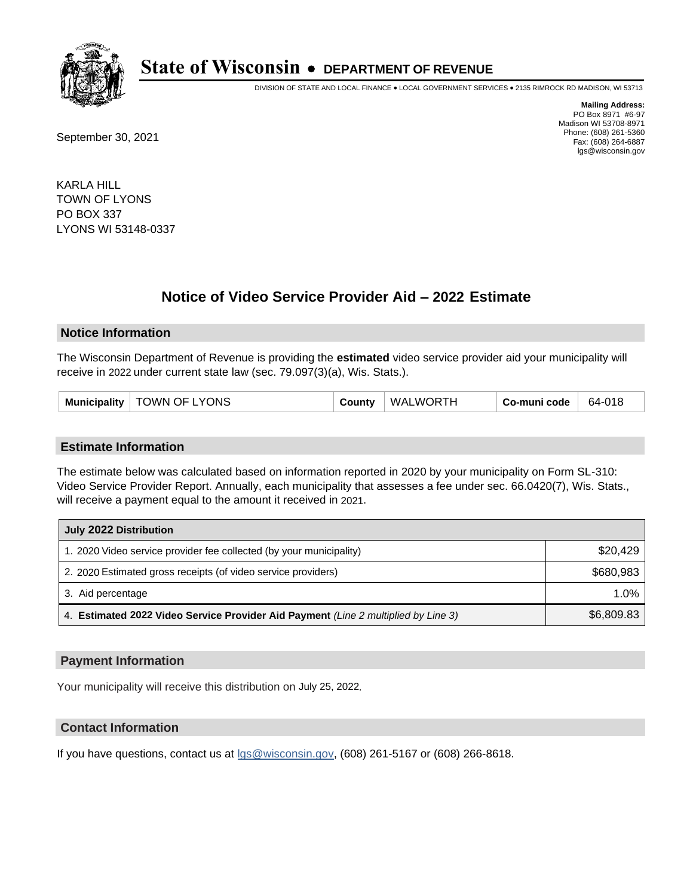# State of Wisconsin • DEPARTMENT OF REVENUE

DIVISION OF STATE AND LOCAL FINANCE • LOCAL GOVERNMENT SERVICES • 2135 RIMROCK RD MADISON, WI 53713

**Mailing Address:**
PO Box 8971 #6-97
Madison WI 53708-8971
Phone: (608) 261-5360
Fax: (608) 264-6887
lgs@wisconsin.gov

September 30, 2021

KARLA HILL
TOWN OF LYONS
PO BOX 337
LYONS WI 53148-0337

## Notice of Video Service Provider Aid – 2022 Estimate

### Notice Information

The Wisconsin Department of Revenue is providing the **estimated** video service provider aid your municipality will receive in 2022 under current state law (sec. 79.097(3)(a), Wis. Stats.).

| Municipality | TOWN OF LYONS | County | WALWORTH | Co-muni code | 64-018 |
|---|---|---|---|---|---|

### Estimate Information

The estimate below was calculated based on information reported in 2020 by your municipality on Form SL-310: Video Service Provider Report. Annually, each municipality that assesses a fee under sec. 66.0420(7), Wis. Stats., will receive a payment equal to the amount it received in 2021.

| July 2022 Distribution | |
|---|---|
| 1. 2020 Video service provider fee collected (by your municipality) | $20,429 |
| 2. 2020 Estimated gross receipts (of video service providers) | $680,983 |
| 3. Aid percentage | 1.0% |
| 4. **Estimated 2022 Video Service Provider Aid Payment** *(Line 2 multiplied by Line 3)* | $6,809.83 |

### Payment Information

Your municipality will receive this distribution on July 25, 2022.

### Contact Information

If you have questions, contact us at lgs@wisconsin.gov, (608) 261-5167 or (608) 266-8618.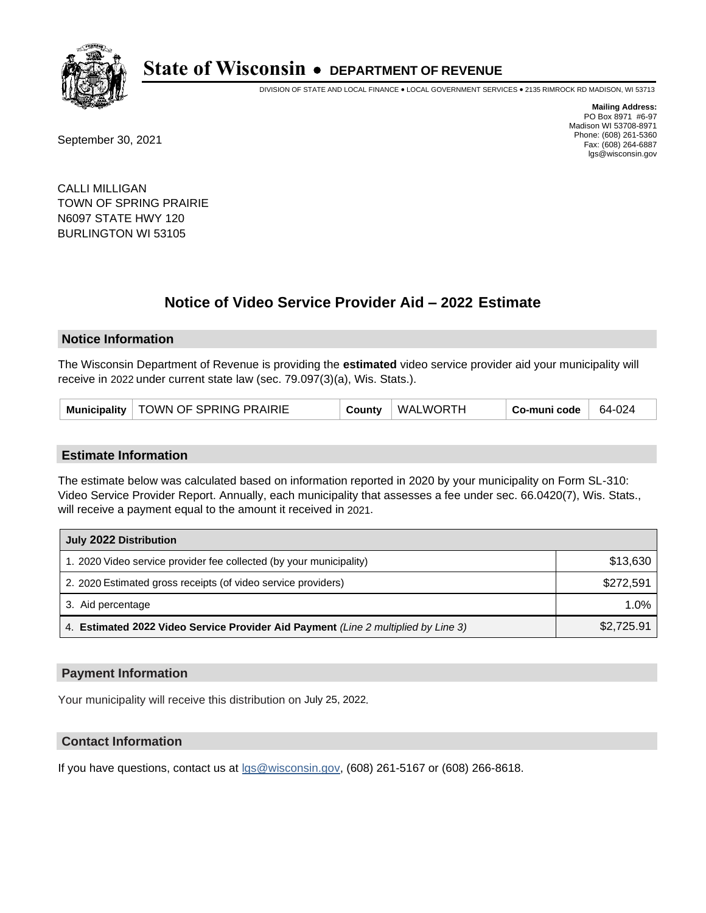# State of Wisconsin • DEPARTMENT OF REVENUE

DIVISION OF STATE AND LOCAL FINANCE • LOCAL GOVERNMENT SERVICES • 2135 RIMROCK RD MADISON, WI 53713

**Mailing Address:**
PO Box 8971 #6-97
Madison WI 53708-8971
Phone: (608) 261-5360
Fax: (608) 264-6887
lgs@wisconsin.gov

September 30, 2021

CALLI MILLIGAN
TOWN OF SPRING PRAIRIE
N6097 STATE HWY 120
BURLINGTON WI 53105

## Notice of Video Service Provider Aid – 2022 Estimate

### Notice Information

The Wisconsin Department of Revenue is providing the **estimated** video service provider aid your municipality will receive in 2022 under current state law (sec. 79.097(3)(a), Wis. Stats.).

| Municipality | TOWN OF SPRING PRAIRIE | County | WALWORTH | Co-muni code | 64-024 |
|---|---|---|---|---|---|

### Estimate Information

The estimate below was calculated based on information reported in 2020 by your municipality on Form SL-310: Video Service Provider Report. Annually, each municipality that assesses a fee under sec. 66.0420(7), Wis. Stats., will receive a payment equal to the amount it received in 2021.

| July 2022 Distribution | |
|---|---|
| 1. 2020 Video service provider fee collected (by your municipality) | $13,630 |
| 2. 2020 Estimated gross receipts (of video service providers) | $272,591 |
| 3. Aid percentage | 1.0% |
| 4. **Estimated 2022 Video Service Provider Aid Payment** *(Line 2 multiplied by Line 3)* | $2,725.91 |

### Payment Information

Your municipality will receive this distribution on July 25, 2022.

### Contact Information

If you have questions, contact us at lgs@wisconsin.gov, (608) 261-5167 or (608) 266-8618.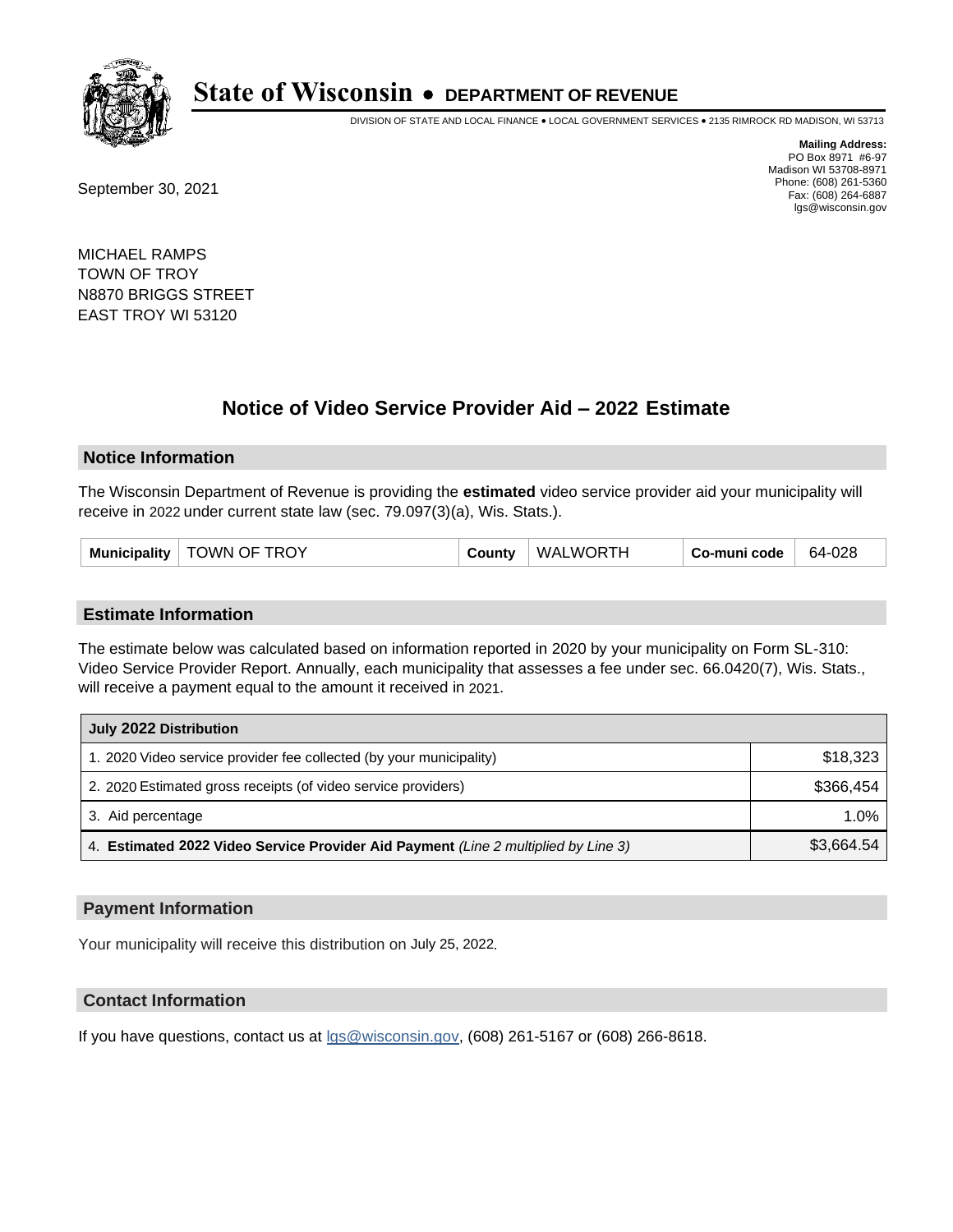# State of Wisconsin • DEPARTMENT OF REVENUE

DIVISION OF STATE AND LOCAL FINANCE • LOCAL GOVERNMENT SERVICES • 2135 RIMROCK RD MADISON, WI 53713

**Mailing Address:**
PO Box 8971 #6-97
Madison WI 53708-8971
Phone: (608) 261-5360
Fax: (608) 264-6887
lgs@wisconsin.gov

September 30, 2021

MICHAEL RAMPS
TOWN OF TROY
N8870 BRIGGS STREET
EAST TROY WI 53120

## Notice of Video Service Provider Aid – 2022 Estimate

### Notice Information

The Wisconsin Department of Revenue is providing the **estimated** video service provider aid your municipality will receive in 2022 under current state law (sec. 79.097(3)(a), Wis. Stats.).

| Municipality | TOWN OF TROY | County | WALWORTH | Co-muni code | 64-028 |
|---|---|---|---|---|---|

### Estimate Information

The estimate below was calculated based on information reported in 2020 by your municipality on Form SL-310: Video Service Provider Report. Annually, each municipality that assesses a fee under sec. 66.0420(7), Wis. Stats., will receive a payment equal to the amount it received in 2021.

| July 2022 Distribution | |
|---|---|
| 1. 2020 Video service provider fee collected (by your municipality) | $18,323 |
| 2. 2020 Estimated gross receipts (of video service providers) | $366,454 |
| 3. Aid percentage | 1.0% |
| 4. **Estimated 2022 Video Service Provider Aid Payment** *(Line 2 multiplied by Line 3)* | $3,664.54 |

### Payment Information

Your municipality will receive this distribution on July 25, 2022.

### Contact Information

If you have questions, contact us at lgs@wisconsin.gov, (608) 261-5167 or (608) 266-8618.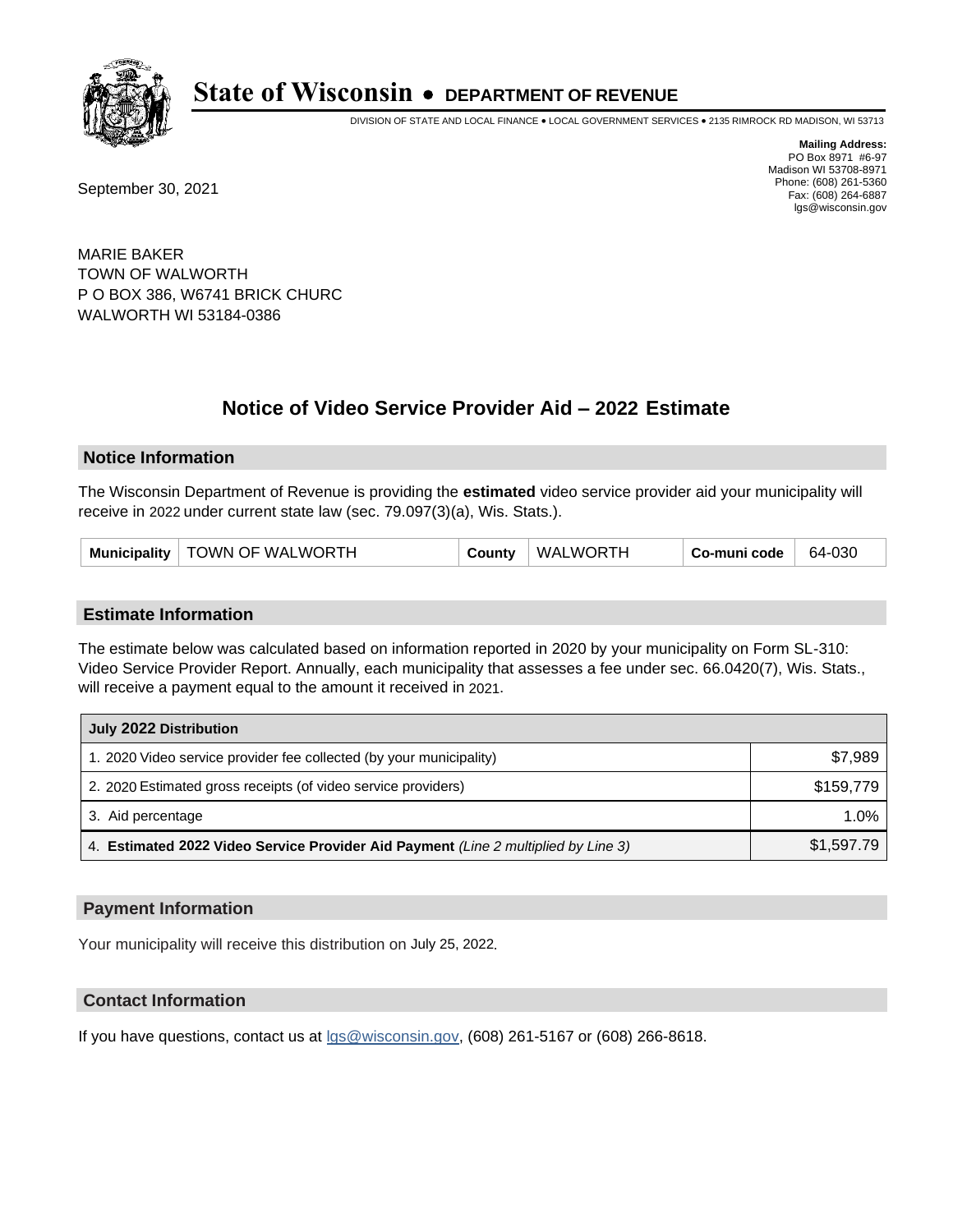# State of Wisconsin • DEPARTMENT OF REVENUE

DIVISION OF STATE AND LOCAL FINANCE • LOCAL GOVERNMENT SERVICES • 2135 RIMROCK RD MADISON, WI 53713

**Mailing Address:**
PO Box 8971 #6-97
Madison WI 53708-8971
Phone: (608) 261-5360
Fax: (608) 264-6887
lgs@wisconsin.gov

September 30, 2021

MARIE BAKER
TOWN OF WALWORTH
P O BOX 386, W6741 BRICK CHURC
WALWORTH WI 53184-0386

## Notice of Video Service Provider Aid – 2022 Estimate

### Notice Information

The Wisconsin Department of Revenue is providing the **estimated** video service provider aid your municipality will receive in 2022 under current state law (sec. 79.097(3)(a), Wis. Stats.).

| Municipality | TOWN OF WALWORTH | County | WALWORTH | Co-muni code | 64-030 |
|---|---|---|---|---|---|

### Estimate Information

The estimate below was calculated based on information reported in 2020 by your municipality on Form SL-310: Video Service Provider Report. Annually, each municipality that assesses a fee under sec. 66.0420(7), Wis. Stats., will receive a payment equal to the amount it received in 2021.

| July 2022 Distribution | |
|---|---|
| 1. 2020 Video service provider fee collected (by your municipality) | $7,989 |
| 2. 2020 Estimated gross receipts (of video service providers) | $159,779 |
| 3. Aid percentage | 1.0% |
| 4. **Estimated 2022 Video Service Provider Aid Payment** *(Line 2 multiplied by Line 3)* | $1,597.79 |

### Payment Information

Your municipality will receive this distribution on July 25, 2022.

### Contact Information

If you have questions, contact us at lgs@wisconsin.gov, (608) 261-5167 or (608) 266-8618.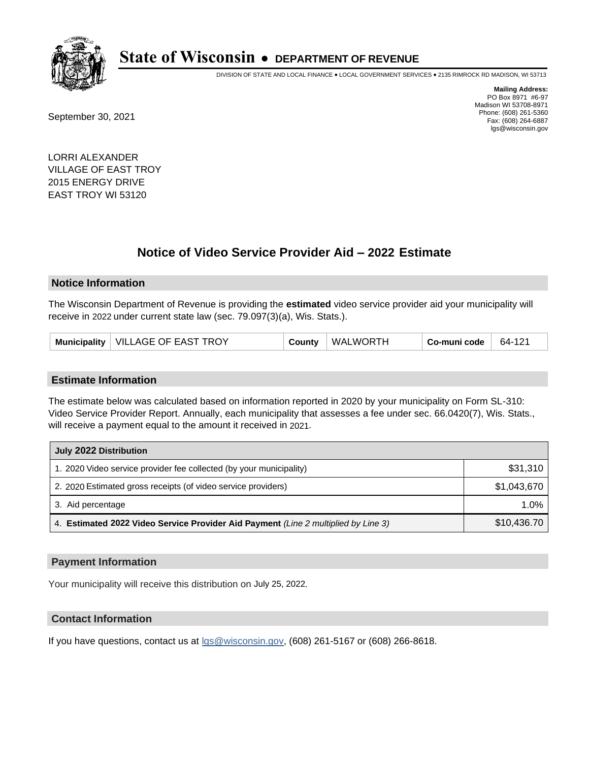# State of Wisconsin • DEPARTMENT OF REVENUE

DIVISION OF STATE AND LOCAL FINANCE • LOCAL GOVERNMENT SERVICES • 2135 RIMROCK RD MADISON, WI 53713

**Mailing Address:**
PO Box 8971 #6-97
Madison WI 53708-8971
Phone: (608) 261-5360
Fax: (608) 264-6887
lgs@wisconsin.gov

September 30, 2021

LORRI ALEXANDER
VILLAGE OF EAST TROY
2015 ENERGY DRIVE
EAST TROY WI 53120

## Notice of Video Service Provider Aid – 2022 Estimate

### Notice Information

The Wisconsin Department of Revenue is providing the **estimated** video service provider aid your municipality will receive in 2022 under current state law (sec. 79.097(3)(a), Wis. Stats.).

| Municipality | VILLAGE OF EAST TROY | County | WALWORTH | Co-muni code | 64-121 |
|---|---|---|---|---|---|

### Estimate Information

The estimate below was calculated based on information reported in 2020 by your municipality on Form SL-310: Video Service Provider Report. Annually, each municipality that assesses a fee under sec. 66.0420(7), Wis. Stats., will receive a payment equal to the amount it received in 2021.

| July 2022 Distribution | |
|---|---|
| 1. 2020 Video service provider fee collected (by your municipality) | $31,310 |
| 2. 2020 Estimated gross receipts (of video service providers) | $1,043,670 |
| 3. Aid percentage | 1.0% |
| 4. **Estimated 2022 Video Service Provider Aid Payment** *(Line 2 multiplied by Line 3)* | $10,436.70 |

### Payment Information

Your municipality will receive this distribution on July 25, 2022.

### Contact Information

If you have questions, contact us at lgs@wisconsin.gov, (608) 261-5167 or (608) 266-8618.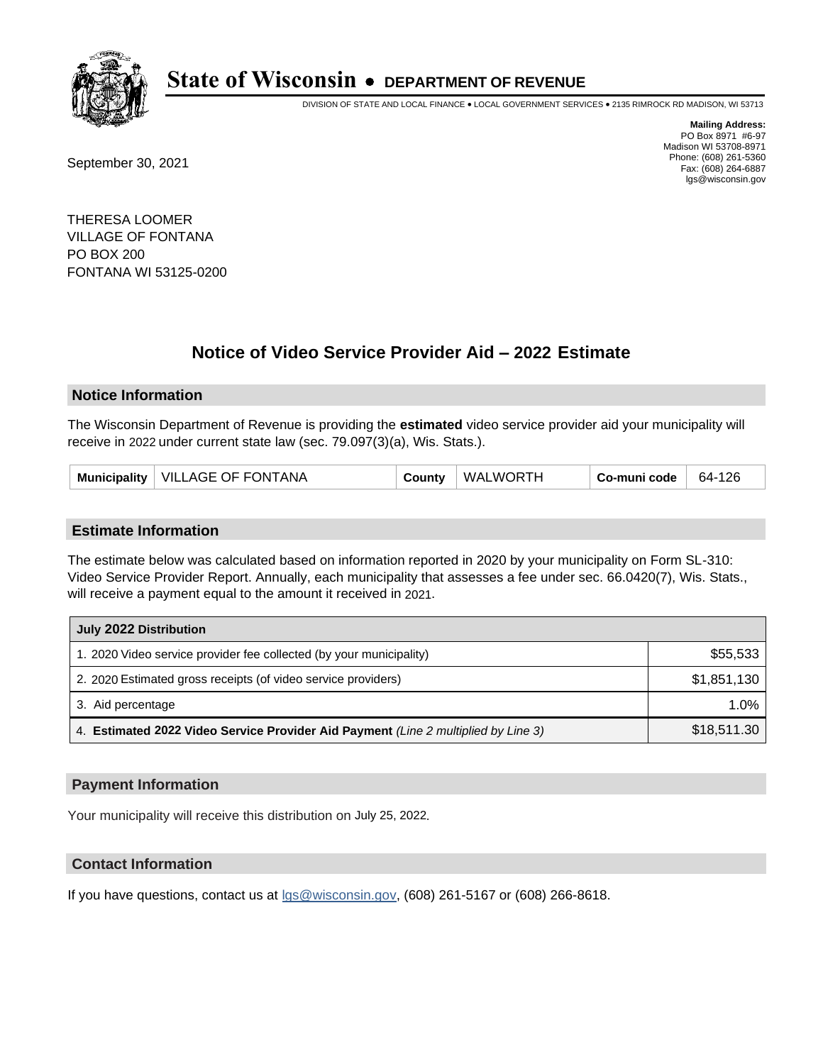# State of Wisconsin • DEPARTMENT OF REVENUE

DIVISION OF STATE AND LOCAL FINANCE • LOCAL GOVERNMENT SERVICES • 2135 RIMROCK RD MADISON, WI 53713

**Mailing Address:**
PO Box 8971 #6-97
Madison WI 53708-8971
Phone: (608) 261-5360
Fax: (608) 264-6887
lgs@wisconsin.gov

September 30, 2021

THERESA LOOMER
VILLAGE OF FONTANA
PO BOX 200
FONTANA WI 53125-0200

## Notice of Video Service Provider Aid – 2022 Estimate

### Notice Information

The Wisconsin Department of Revenue is providing the **estimated** video service provider aid your municipality will receive in 2022 under current state law (sec. 79.097(3)(a), Wis. Stats.).

| Municipality | VILLAGE OF FONTANA | County | WALWORTH | Co-muni code | 64-126 |
|---|---|---|---|---|---|

### Estimate Information

The estimate below was calculated based on information reported in 2020 by your municipality on Form SL-310: Video Service Provider Report. Annually, each municipality that assesses a fee under sec. 66.0420(7), Wis. Stats., will receive a payment equal to the amount it received in 2021.

| July 2022 Distribution | |
|---|---|
| 1. 2020 Video service provider fee collected (by your municipality) | $55,533 |
| 2. 2020 Estimated gross receipts (of video service providers) | $1,851,130 |
| 3. Aid percentage | 1.0% |
| 4. **Estimated 2022 Video Service Provider Aid Payment** *(Line 2 multiplied by Line 3)* | $18,511.30 |

### Payment Information

Your municipality will receive this distribution on July 25, 2022.

### Contact Information

If you have questions, contact us at lgs@wisconsin.gov, (608) 261-5167 or (608) 266-8618.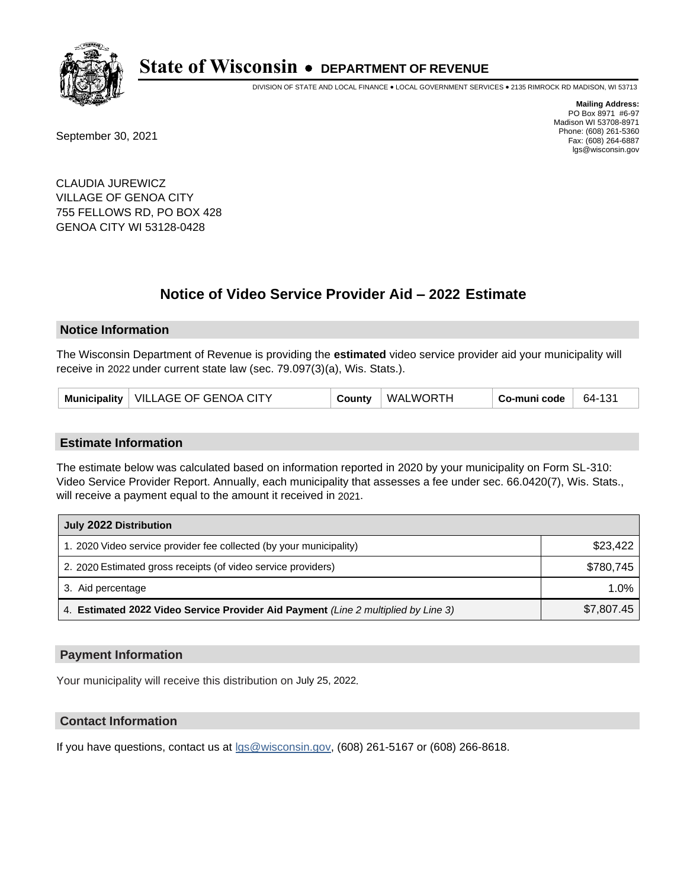# State of Wisconsin • DEPARTMENT OF REVENUE

DIVISION OF STATE AND LOCAL FINANCE • LOCAL GOVERNMENT SERVICES • 2135 RIMROCK RD MADISON, WI 53713

**Mailing Address:**
PO Box 8971 #6-97
Madison WI 53708-8971
Phone: (608) 261-5360
Fax: (608) 264-6887
lgs@wisconsin.gov

September 30, 2021

CLAUDIA JUREWICZ
VILLAGE OF GENOA CITY
755 FELLOWS RD, PO BOX 428
GENOA CITY WI 53128-0428

## Notice of Video Service Provider Aid – 2022 Estimate

### Notice Information

The Wisconsin Department of Revenue is providing the **estimated** video service provider aid your municipality will receive in 2022 under current state law (sec. 79.097(3)(a), Wis. Stats.).

| Municipality | VILLAGE OF GENOA CITY | County | WALWORTH | Co-muni code | 64-131 |
|---|---|---|---|---|---|

### Estimate Information

The estimate below was calculated based on information reported in 2020 by your municipality on Form SL-310: Video Service Provider Report. Annually, each municipality that assesses a fee under sec. 66.0420(7), Wis. Stats., will receive a payment equal to the amount it received in 2021.

| July 2022 Distribution | |
|---|---|
| 1. 2020 Video service provider fee collected (by your municipality) | $23,422 |
| 2. 2020 Estimated gross receipts (of video service providers) | $780,745 |
| 3. Aid percentage | 1.0% |
| 4. **Estimated 2022 Video Service Provider Aid Payment** *(Line 2 multiplied by Line 3)* | $7,807.45 |

### Payment Information

Your municipality will receive this distribution on July 25, 2022.

### Contact Information

If you have questions, contact us at lgs@wisconsin.gov, (608) 261-5167 or (608) 266-8618.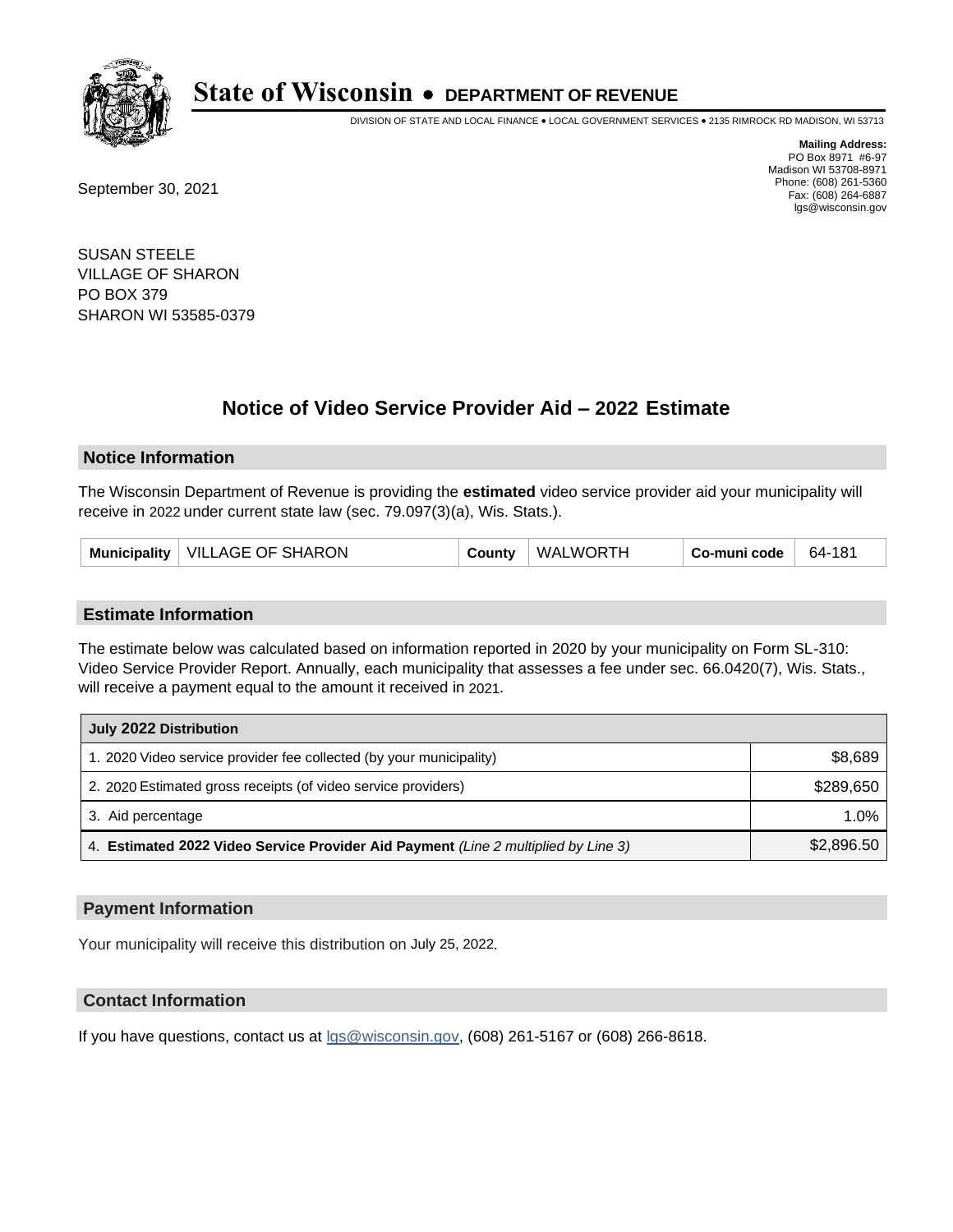# State of Wisconsin • DEPARTMENT OF REVENUE

DIVISION OF STATE AND LOCAL FINANCE • LOCAL GOVERNMENT SERVICES • 2135 RIMROCK RD MADISON, WI 53713

**Mailing Address:**
PO Box 8971 #6-97
Madison WI 53708-8971
Phone: (608) 261-5360
Fax: (608) 264-6887
lgs@wisconsin.gov

September 30, 2021

SUSAN STEELE
VILLAGE OF SHARON
PO BOX 379
SHARON WI 53585-0379

## Notice of Video Service Provider Aid – 2022 Estimate

### Notice Information

The Wisconsin Department of Revenue is providing the **estimated** video service provider aid your municipality will receive in 2022 under current state law (sec. 79.097(3)(a), Wis. Stats.).

| Municipality | VILLAGE OF SHARON | County | WALWORTH | Co-muni code | 64-181 |
|---|---|---|---|---|---|

### Estimate Information

The estimate below was calculated based on information reported in 2020 by your municipality on Form SL-310: Video Service Provider Report. Annually, each municipality that assesses a fee under sec. 66.0420(7), Wis. Stats., will receive a payment equal to the amount it received in 2021.

| July 2022 Distribution | |
|---|---|
| 1. 2020 Video service provider fee collected (by your municipality) | $8,689 |
| 2. 2020 Estimated gross receipts (of video service providers) | $289,650 |
| 3. Aid percentage | 1.0% |
| 4. **Estimated 2022 Video Service Provider Aid Payment** *(Line 2 multiplied by Line 3)* | $2,896.50 |

### Payment Information

Your municipality will receive this distribution on July 25, 2022.

### Contact Information

If you have questions, contact us at lgs@wisconsin.gov, (608) 261-5167 or (608) 266-8618.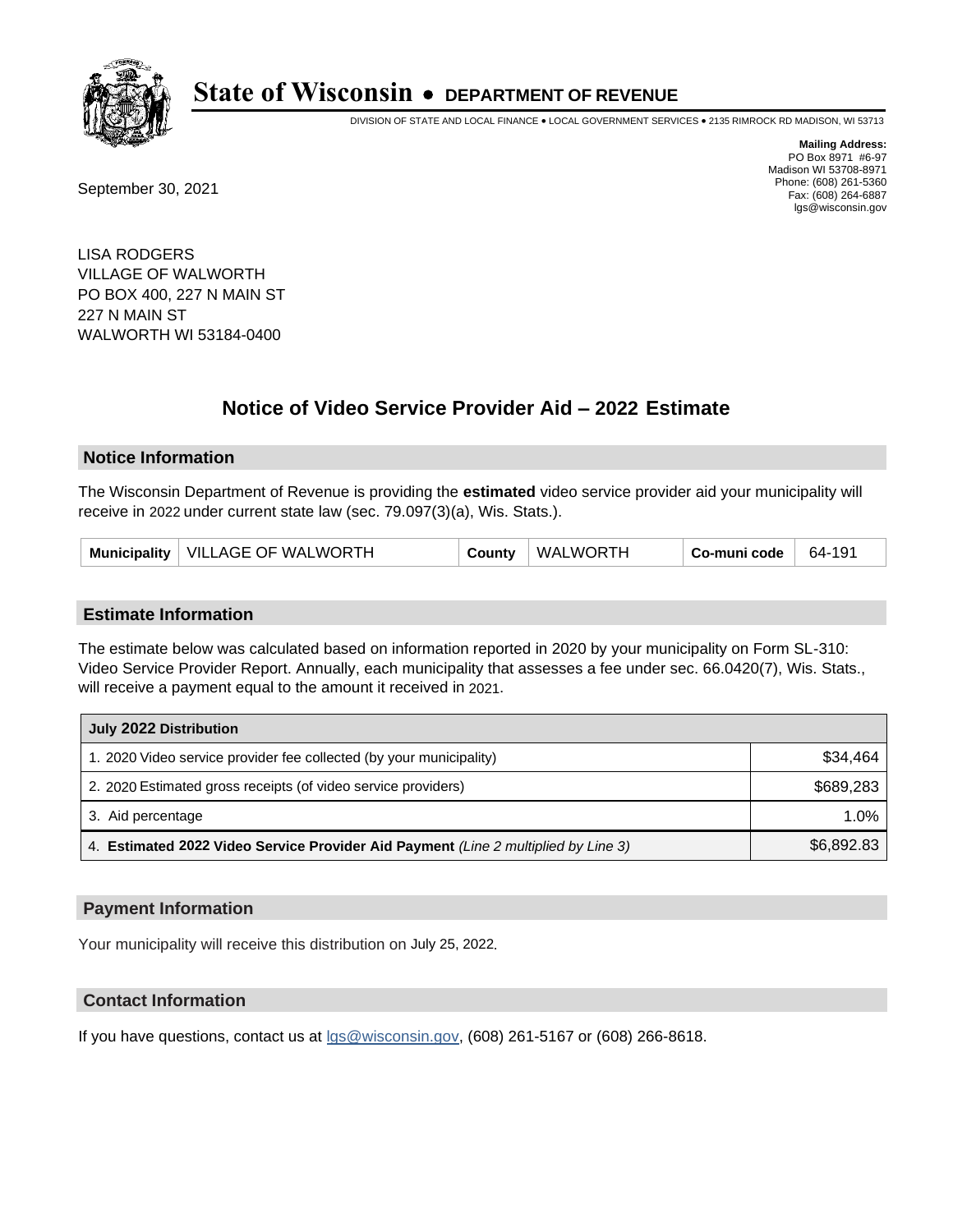# State of Wisconsin • DEPARTMENT OF REVENUE

DIVISION OF STATE AND LOCAL FINANCE • LOCAL GOVERNMENT SERVICES • 2135 RIMROCK RD MADISON, WI 53713

**Mailing Address:**
PO Box 8971 #6-97
Madison WI 53708-8971
Phone: (608) 261-5360
Fax: (608) 264-6887
lgs@wisconsin.gov

September 30, 2021

LISA RODGERS
VILLAGE OF WALWORTH
PO BOX 400, 227 N MAIN ST
227 N MAIN ST
WALWORTH WI 53184-0400

## Notice of Video Service Provider Aid – 2022 Estimate

### Notice Information

The Wisconsin Department of Revenue is providing the **estimated** video service provider aid your municipality will receive in 2022 under current state law (sec. 79.097(3)(a), Wis. Stats.).

| Municipality | VILLAGE OF WALWORTH | County | WALWORTH | Co-muni code | 64-191 |
|---|---|---|---|---|---|

### Estimate Information

The estimate below was calculated based on information reported in 2020 by your municipality on Form SL-310: Video Service Provider Report. Annually, each municipality that assesses a fee under sec. 66.0420(7), Wis. Stats., will receive a payment equal to the amount it received in 2021.

| July 2022 Distribution | |
|---|---|
| 1. 2020 Video service provider fee collected (by your municipality) | $34,464 |
| 2. 2020 Estimated gross receipts (of video service providers) | $689,283 |
| 3. Aid percentage | 1.0% |
| 4. **Estimated 2022 Video Service Provider Aid Payment** *(Line 2 multiplied by Line 3)* | $6,892.83 |

### Payment Information

Your municipality will receive this distribution on July 25, 2022.

### Contact Information

If you have questions, contact us at lgs@wisconsin.gov, (608) 261-5167 or (608) 266-8618.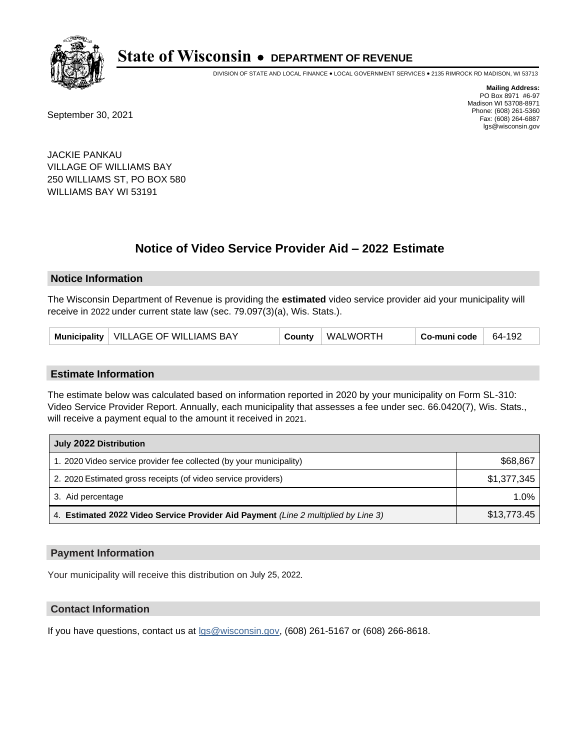# State of Wisconsin • DEPARTMENT OF REVENUE

DIVISION OF STATE AND LOCAL FINANCE • LOCAL GOVERNMENT SERVICES • 2135 RIMROCK RD MADISON, WI 53713

**Mailing Address:**
PO Box 8971 #6-97
Madison WI 53708-8971
Phone: (608) 261-5360
Fax: (608) 264-6887
lgs@wisconsin.gov

September 30, 2021

JACKIE PANKAU
VILLAGE OF WILLIAMS BAY
250 WILLIAMS ST, PO BOX 580
WILLIAMS BAY WI 53191

## Notice of Video Service Provider Aid – 2022 Estimate

### Notice Information

The Wisconsin Department of Revenue is providing the **estimated** video service provider aid your municipality will receive in 2022 under current state law (sec. 79.097(3)(a), Wis. Stats.).

| Municipality | VILLAGE OF WILLIAMS BAY | County | WALWORTH | Co-muni code | 64-192 |
|---|---|---|---|---|---|

### Estimate Information

The estimate below was calculated based on information reported in 2020 by your municipality on Form SL-310: Video Service Provider Report. Annually, each municipality that assesses a fee under sec. 66.0420(7), Wis. Stats., will receive a payment equal to the amount it received in 2021.

| July 2022 Distribution | |
|---|---|
| 1. 2020 Video service provider fee collected (by your municipality) | $68,867 |
| 2. 2020 Estimated gross receipts (of video service providers) | $1,377,345 |
| 3. Aid percentage | 1.0% |
| 4. **Estimated 2022 Video Service Provider Aid Payment** *(Line 2 multiplied by Line 3)* | $13,773.45 |

### Payment Information

Your municipality will receive this distribution on July 25, 2022.

### Contact Information

If you have questions, contact us at lgs@wisconsin.gov, (608) 261-5167 or (608) 266-8618.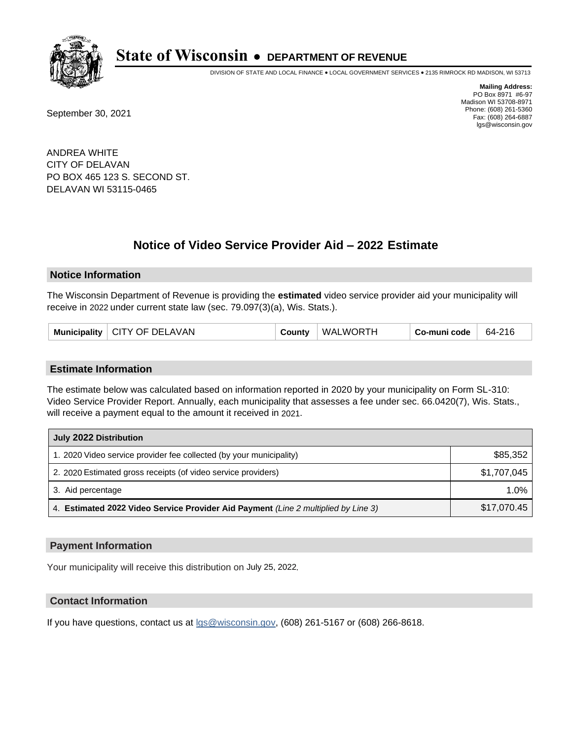# State of Wisconsin • DEPARTMENT OF REVENUE

DIVISION OF STATE AND LOCAL FINANCE • LOCAL GOVERNMENT SERVICES • 2135 RIMROCK RD MADISON, WI 53713

**Mailing Address:**
PO Box 8971 #6-97
Madison WI 53708-8971
Phone: (608) 261-5360
Fax: (608) 264-6887
lgs@wisconsin.gov

September 30, 2021

ANDREA WHITE
CITY OF DELAVAN
PO BOX 465 123 S. SECOND ST.
DELAVAN WI 53115-0465

## Notice of Video Service Provider Aid – 2022 Estimate

### Notice Information

The Wisconsin Department of Revenue is providing the **estimated** video service provider aid your municipality will receive in 2022 under current state law (sec. 79.097(3)(a), Wis. Stats.).

| Municipality | CITY OF DELAVAN | County | WALWORTH | Co-muni code | 64-216 |
|---|---|---|---|---|---|

### Estimate Information

The estimate below was calculated based on information reported in 2020 by your municipality on Form SL-310: Video Service Provider Report. Annually, each municipality that assesses a fee under sec. 66.0420(7), Wis. Stats., will receive a payment equal to the amount it received in 2021.

| July 2022 Distribution | |
|---|---|
| 1. 2020 Video service provider fee collected (by your municipality) | $85,352 |
| 2. 2020 Estimated gross receipts (of video service providers) | $1,707,045 |
| 3. Aid percentage | 1.0% |
| 4. **Estimated 2022 Video Service Provider Aid Payment** *(Line 2 multiplied by Line 3)* | $17,070.45 |

### Payment Information

Your municipality will receive this distribution on July 25, 2022.

### Contact Information

If you have questions, contact us at lgs@wisconsin.gov, (608) 261-5167 or (608) 266-8618.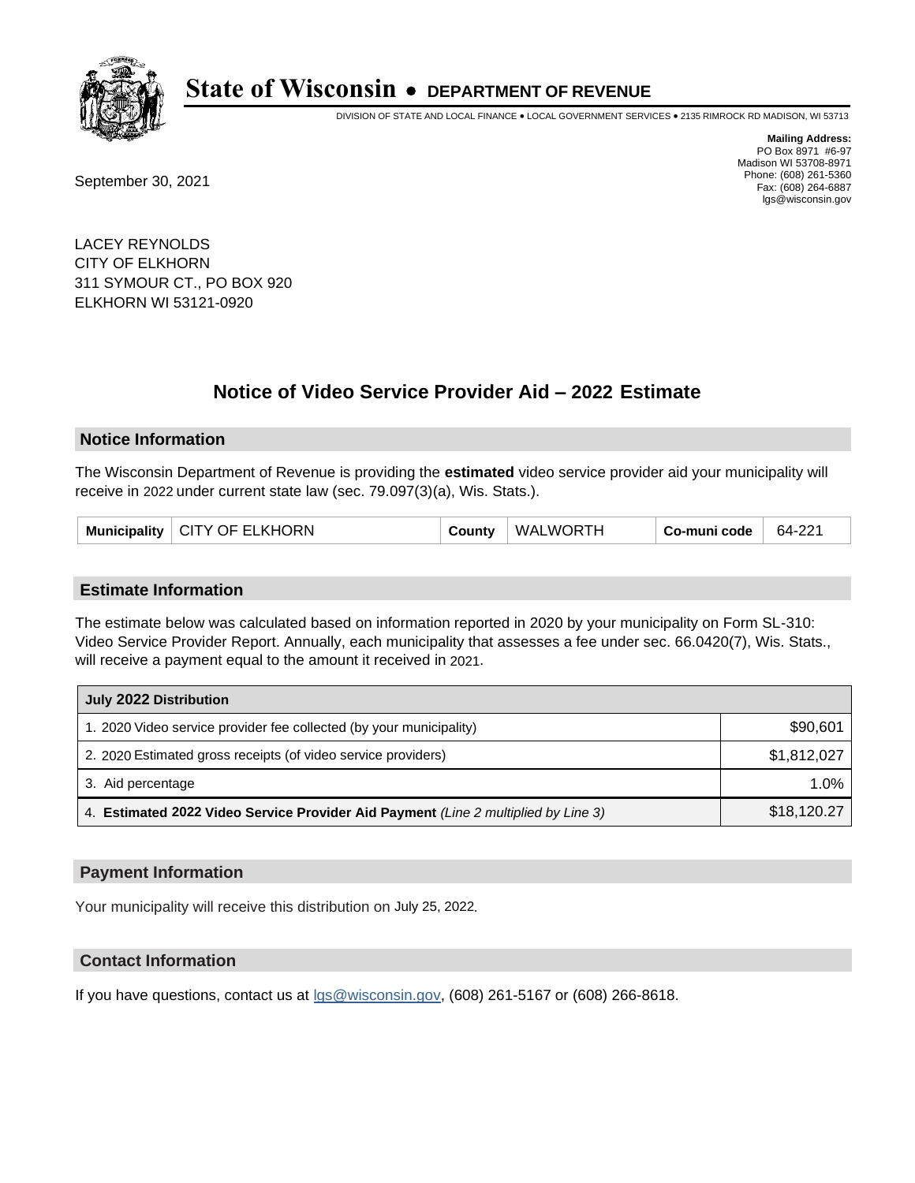# State of Wisconsin • DEPARTMENT OF REVENUE

DIVISION OF STATE AND LOCAL FINANCE • LOCAL GOVERNMENT SERVICES • 2135 RIMROCK RD MADISON, WI 53713

**Mailing Address:**
PO Box 8971 #6-97
Madison WI 53708-8971
Phone: (608) 261-5360
Fax: (608) 264-6887
lgs@wisconsin.gov

September 30, 2021

LACEY REYNOLDS
CITY OF ELKHORN
311 SYMOUR CT., PO BOX 920
ELKHORN WI 53121-0920

## Notice of Video Service Provider Aid – 2022 Estimate

### Notice Information

The Wisconsin Department of Revenue is providing the **estimated** video service provider aid your municipality will receive in 2022 under current state law (sec. 79.097(3)(a), Wis. Stats.).

| Municipality | CITY OF ELKHORN | County | WALWORTH | Co-muni code | 64-221 |
|---|---|---|---|---|---|

### Estimate Information

The estimate below was calculated based on information reported in 2020 by your municipality on Form SL-310: Video Service Provider Report. Annually, each municipality that assesses a fee under sec. 66.0420(7), Wis. Stats., will receive a payment equal to the amount it received in 2021.

| July 2022 Distribution | |
|---|---|
| 1. 2020 Video service provider fee collected (by your municipality) | $90,601 |
| 2. 2020 Estimated gross receipts (of video service providers) | $1,812,027 |
| 3. Aid percentage | 1.0% |
| 4. **Estimated 2022 Video Service Provider Aid Payment** *(Line 2 multiplied by Line 3)* | $18,120.27 |

### Payment Information

Your municipality will receive this distribution on July 25, 2022.

### Contact Information

If you have questions, contact us at lgs@wisconsin.gov, (608) 261-5167 or (608) 266-8618.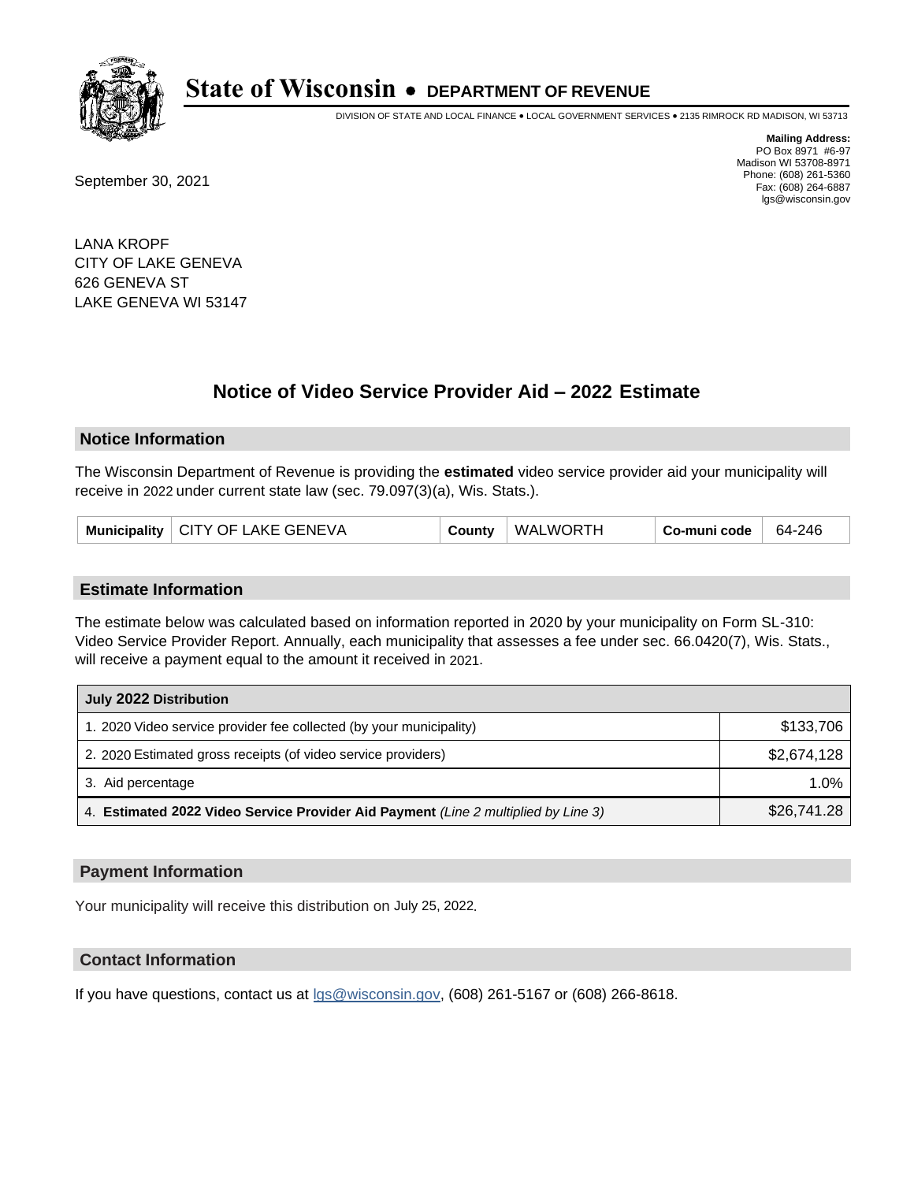# State of Wisconsin • DEPARTMENT OF REVENUE

DIVISION OF STATE AND LOCAL FINANCE • LOCAL GOVERNMENT SERVICES • 2135 RIMROCK RD MADISON, WI 53713

**Mailing Address:**
PO Box 8971 #6-97
Madison WI 53708-8971
Phone: (608) 261-5360
Fax: (608) 264-6887
lgs@wisconsin.gov

September 30, 2021

LANA KROPF
CITY OF LAKE GENEVA
626 GENEVA ST
LAKE GENEVA WI 53147

## Notice of Video Service Provider Aid – 2022 Estimate

### Notice Information

The Wisconsin Department of Revenue is providing the **estimated** video service provider aid your municipality will receive in 2022 under current state law (sec. 79.097(3)(a), Wis. Stats.).

| Municipality | CITY OF LAKE GENEVA | County | WALWORTH | Co-muni code | 64-246 |
|---|---|---|---|---|---|

### Estimate Information

The estimate below was calculated based on information reported in 2020 by your municipality on Form SL-310: Video Service Provider Report. Annually, each municipality that assesses a fee under sec. 66.0420(7), Wis. Stats., will receive a payment equal to the amount it received in 2021.

| July 2022 Distribution | |
|---|---|
| 1. 2020 Video service provider fee collected (by your municipality) | $133,706 |
| 2. 2020 Estimated gross receipts (of video service providers) | $2,674,128 |
| 3. Aid percentage | 1.0% |
| 4. **Estimated 2022 Video Service Provider Aid Payment** *(Line 2 multiplied by Line 3)* | $26,741.28 |

### Payment Information

Your municipality will receive this distribution on July 25, 2022.

### Contact Information

If you have questions, contact us at lgs@wisconsin.gov, (608) 261-5167 or (608) 266-8618.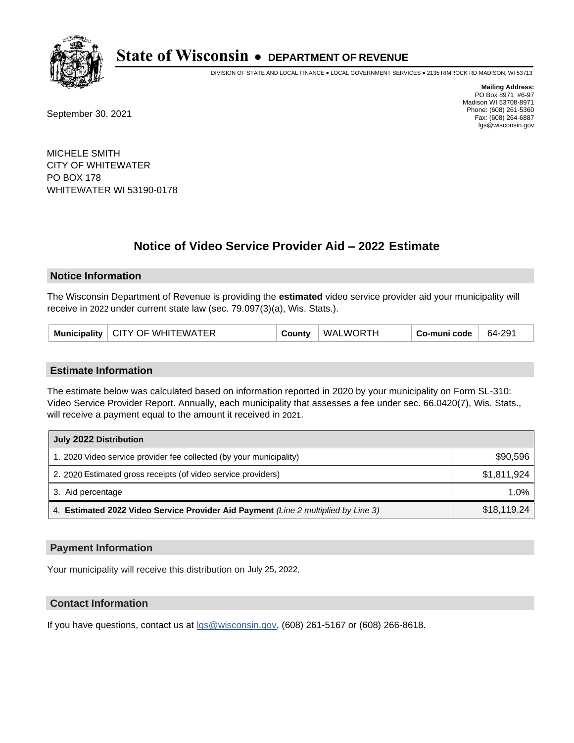# State of Wisconsin • DEPARTMENT OF REVENUE

DIVISION OF STATE AND LOCAL FINANCE • LOCAL GOVERNMENT SERVICES • 2135 RIMROCK RD MADISON, WI 53713

**Mailing Address:**
PO Box 8971 #6-97
Madison WI 53708-8971
Phone: (608) 261-5360
Fax: (608) 264-6887
lgs@wisconsin.gov

September 30, 2021

MICHELE SMITH
CITY OF WHITEWATER
PO BOX 178
WHITEWATER WI 53190-0178

## Notice of Video Service Provider Aid – 2022 Estimate

### Notice Information

The Wisconsin Department of Revenue is providing the **estimated** video service provider aid your municipality will receive in 2022 under current state law (sec. 79.097(3)(a), Wis. Stats.).

| **Municipality** | CITY OF WHITEWATER | **County** | WALWORTH | **Co-muni code** | 64-291 |
|---|---|---|---|---|---|

### Estimate Information

The estimate below was calculated based on information reported in 2020 by your municipality on Form SL-310: Video Service Provider Report. Annually, each municipality that assesses a fee under sec. 66.0420(7), Wis. Stats., will receive a payment equal to the amount it received in 2021.

| **July 2022 Distribution** | |
|---|---|
| 1. 2020 Video service provider fee collected (by your municipality) | $90,596 |
| 2. 2020 Estimated gross receipts (of video service providers) | $1,811,924 |
| 3. Aid percentage | 1.0% |
| 4. **Estimated 2022 Video Service Provider Aid Payment** *(Line 2 multiplied by Line 3)* | $18,119.24 |

### Payment Information

Your municipality will receive this distribution on July 25, 2022.

### Contact Information

If you have questions, contact us at lgs@wisconsin.gov, (608) 261-5167 or (608) 266-8618.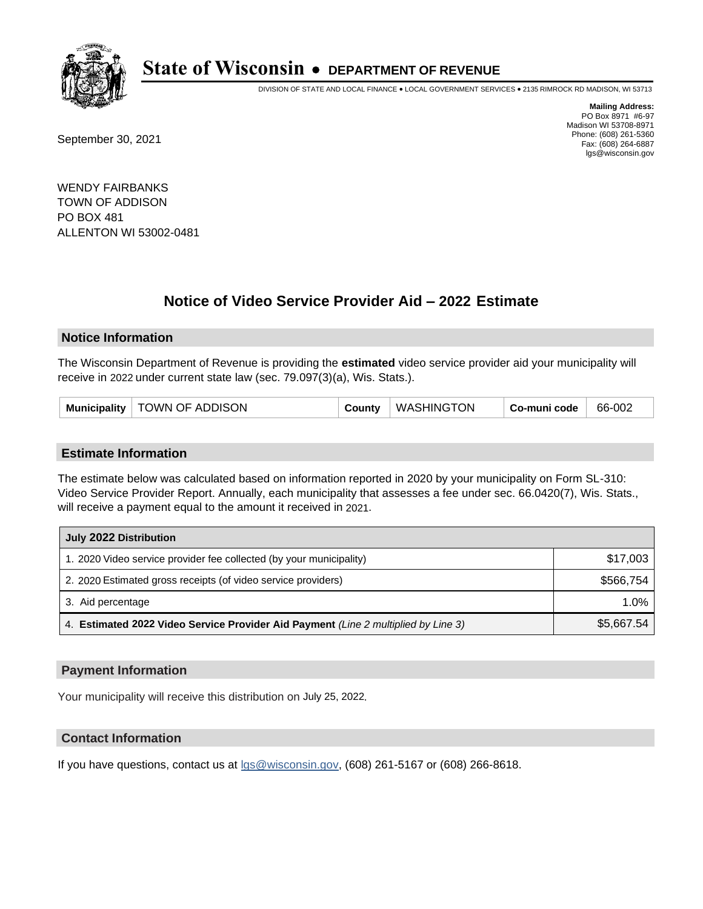# State of Wisconsin • DEPARTMENT OF REVENUE

DIVISION OF STATE AND LOCAL FINANCE • LOCAL GOVERNMENT SERVICES • 2135 RIMROCK RD MADISON, WI 53713

**Mailing Address:**
PO Box 8971 #6-97
Madison WI 53708-8971
Phone: (608) 261-5360
Fax: (608) 264-6887
lgs@wisconsin.gov

September 30, 2021

WENDY FAIRBANKS
TOWN OF ADDISON
PO BOX 481
ALLENTON WI 53002-0481

## Notice of Video Service Provider Aid – 2022 Estimate

### Notice Information

The Wisconsin Department of Revenue is providing the **estimated** video service provider aid your municipality will receive in 2022 under current state law (sec. 79.097(3)(a), Wis. Stats.).

| Municipality | TOWN OF ADDISON | County | WASHINGTON | Co-muni code | 66-002 |
|---|---|---|---|---|---|

### Estimate Information

The estimate below was calculated based on information reported in 2020 by your municipality on Form SL-310: Video Service Provider Report. Annually, each municipality that assesses a fee under sec. 66.0420(7), Wis. Stats., will receive a payment equal to the amount it received in 2021.

| July 2022 Distribution | |
|---|---|
| 1. 2020 Video service provider fee collected (by your municipality) | $17,003 |
| 2. 2020 Estimated gross receipts (of video service providers) | $566,754 |
| 3. Aid percentage | 1.0% |
| 4. **Estimated 2022 Video Service Provider Aid Payment** *(Line 2 multiplied by Line 3)* | $5,667.54 |

### Payment Information

Your municipality will receive this distribution on July 25, 2022.

### Contact Information

If you have questions, contact us at lgs@wisconsin.gov, (608) 261-5167 or (608) 266-8618.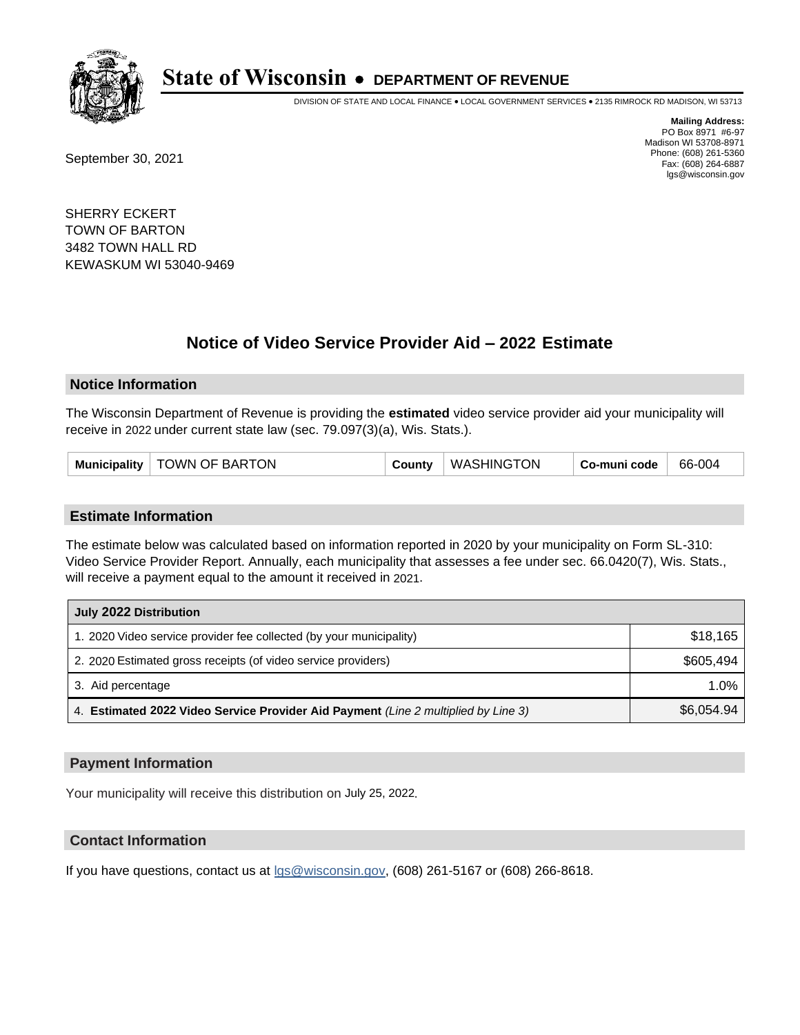# State of Wisconsin • DEPARTMENT OF REVENUE

DIVISION OF STATE AND LOCAL FINANCE • LOCAL GOVERNMENT SERVICES • 2135 RIMROCK RD MADISON, WI 53713

**Mailing Address:**
PO Box 8971 #6-97
Madison WI 53708-8971
Phone: (608) 261-5360
Fax: (608) 264-6887
lgs@wisconsin.gov

September 30, 2021

SHERRY ECKERT
TOWN OF BARTON
3482 TOWN HALL RD
KEWASKUM WI 53040-9469

## Notice of Video Service Provider Aid – 2022 Estimate

### Notice Information

The Wisconsin Department of Revenue is providing the **estimated** video service provider aid your municipality will receive in 2022 under current state law (sec. 79.097(3)(a), Wis. Stats.).

| Municipality | TOWN OF BARTON | County | WASHINGTON | Co-muni code | 66-004 |
|---|---|---|---|---|---|

### Estimate Information

The estimate below was calculated based on information reported in 2020 by your municipality on Form SL-310: Video Service Provider Report. Annually, each municipality that assesses a fee under sec. 66.0420(7), Wis. Stats., will receive a payment equal to the amount it received in 2021.

| July 2022 Distribution | |
|---|---|
| 1. 2020 Video service provider fee collected (by your municipality) | $18,165 |
| 2. 2020 Estimated gross receipts (of video service providers) | $605,494 |
| 3. Aid percentage | 1.0% |
| 4. **Estimated 2022 Video Service Provider Aid Payment** *(Line 2 multiplied by Line 3)* | $6,054.94 |

### Payment Information

Your municipality will receive this distribution on July 25, 2022.

### Contact Information

If you have questions, contact us at lgs@wisconsin.gov, (608) 261-5167 or (608) 266-8618.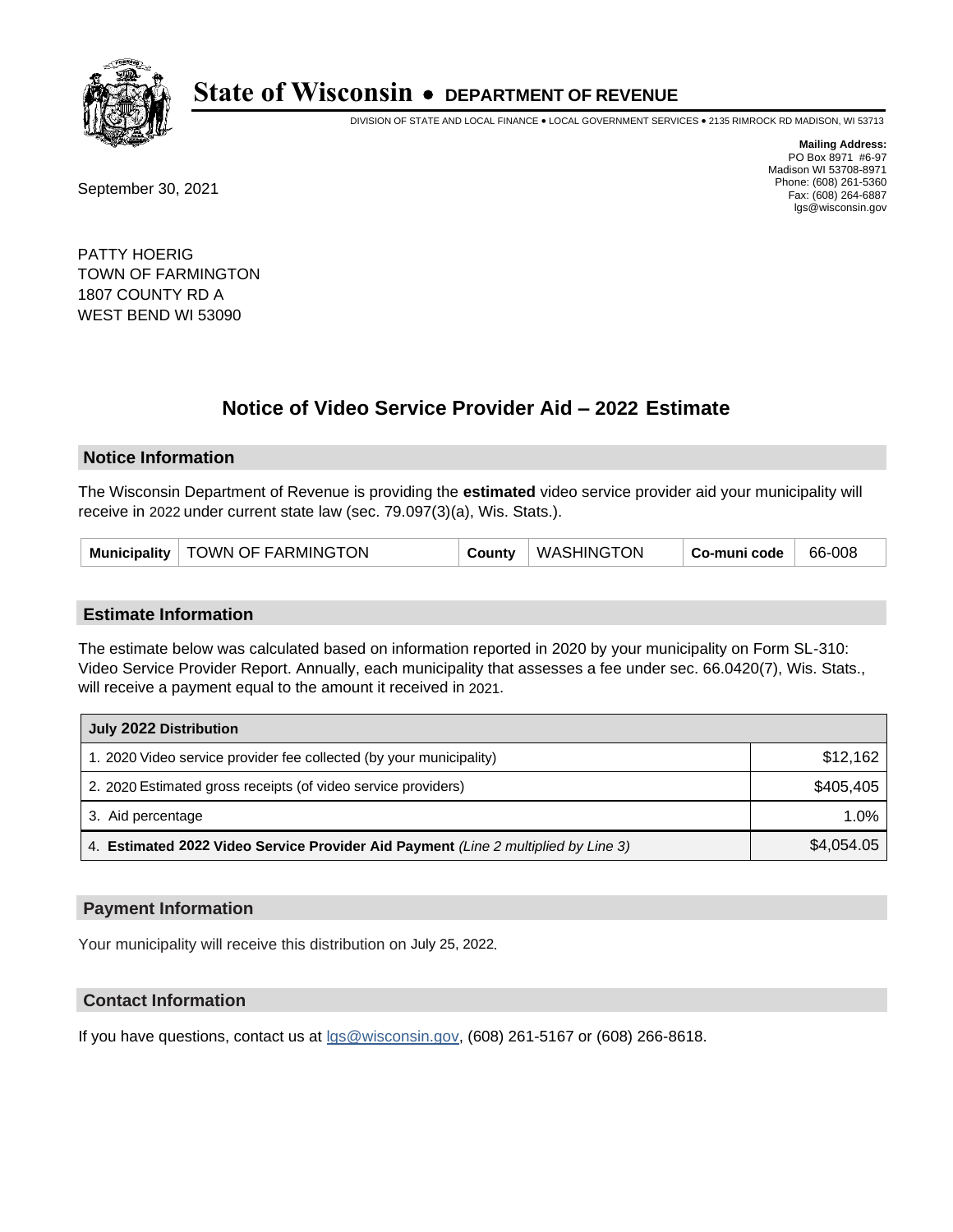# State of Wisconsin • DEPARTMENT OF REVENUE

DIVISION OF STATE AND LOCAL FINANCE • LOCAL GOVERNMENT SERVICES • 2135 RIMROCK RD MADISON, WI 53713

**Mailing Address:**
PO Box 8971 #6-97
Madison WI 53708-8971
Phone: (608) 261-5360
Fax: (608) 264-6887
lgs@wisconsin.gov

September 30, 2021

PATTY HOERIG
TOWN OF FARMINGTON
1807 COUNTY RD A
WEST BEND WI 53090

## Notice of Video Service Provider Aid – 2022 Estimate

### Notice Information

The Wisconsin Department of Revenue is providing the **estimated** video service provider aid your municipality will receive in 2022 under current state law (sec. 79.097(3)(a), Wis. Stats.).

| Municipality | TOWN OF FARMINGTON | County | WASHINGTON | Co-muni code | 66-008 |
|---|---|---|---|---|---|

### Estimate Information

The estimate below was calculated based on information reported in 2020 by your municipality on Form SL-310: Video Service Provider Report. Annually, each municipality that assesses a fee under sec. 66.0420(7), Wis. Stats., will receive a payment equal to the amount it received in 2021.

| July 2022 Distribution | |
|---|---|
| 1. 2020 Video service provider fee collected (by your municipality) | $12,162 |
| 2. 2020 Estimated gross receipts (of video service providers) | $405,405 |
| 3. Aid percentage | 1.0% |
| 4. **Estimated 2022 Video Service Provider Aid Payment** *(Line 2 multiplied by Line 3)* | $4,054.05 |

### Payment Information

Your municipality will receive this distribution on July 25, 2022.

### Contact Information

If you have questions, contact us at lgs@wisconsin.gov, (608) 261-5167 or (608) 266-8618.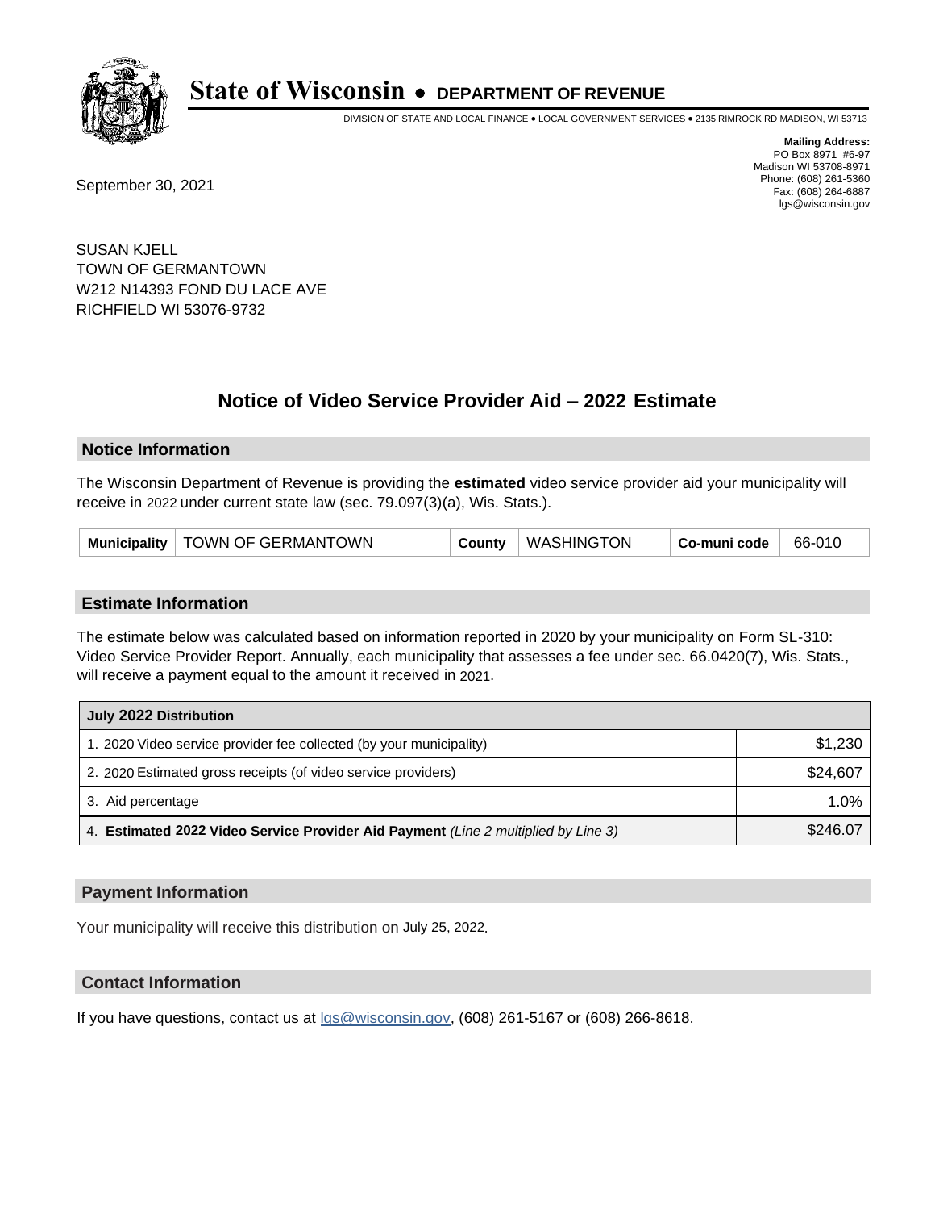# State of Wisconsin • DEPARTMENT OF REVENUE

DIVISION OF STATE AND LOCAL FINANCE • LOCAL GOVERNMENT SERVICES • 2135 RIMROCK RD MADISON, WI 53713

**Mailing Address:**
PO Box 8971 #6-97
Madison WI 53708-8971
Phone: (608) 261-5360
Fax: (608) 264-6887
lgs@wisconsin.gov

September 30, 2021

SUSAN KJELL
TOWN OF GERMANTOWN
W212 N14393 FOND DU LACE AVE
RICHFIELD WI 53076-9732

## Notice of Video Service Provider Aid – 2022 Estimate

### Notice Information

The Wisconsin Department of Revenue is providing the **estimated** video service provider aid your municipality will receive in 2022 under current state law (sec. 79.097(3)(a), Wis. Stats.).

| Municipality | TOWN OF GERMANTOWN | County | WASHINGTON | Co-muni code | 66-010 |
|---|---|---|---|---|---|

### Estimate Information

The estimate below was calculated based on information reported in 2020 by your municipality on Form SL-310: Video Service Provider Report. Annually, each municipality that assesses a fee under sec. 66.0420(7), Wis. Stats., will receive a payment equal to the amount it received in 2021.

| July 2022 Distribution | |
|---|---|
| 1. 2020 Video service provider fee collected (by your municipality) | $1,230 |
| 2. 2020 Estimated gross receipts (of video service providers) | $24,607 |
| 3. Aid percentage | 1.0% |
| 4. **Estimated 2022 Video Service Provider Aid Payment** *(Line 2 multiplied by Line 3)* | $246.07 |

### Payment Information

Your municipality will receive this distribution on July 25, 2022.

### Contact Information

If you have questions, contact us at lgs@wisconsin.gov, (608) 261-5167 or (608) 266-8618.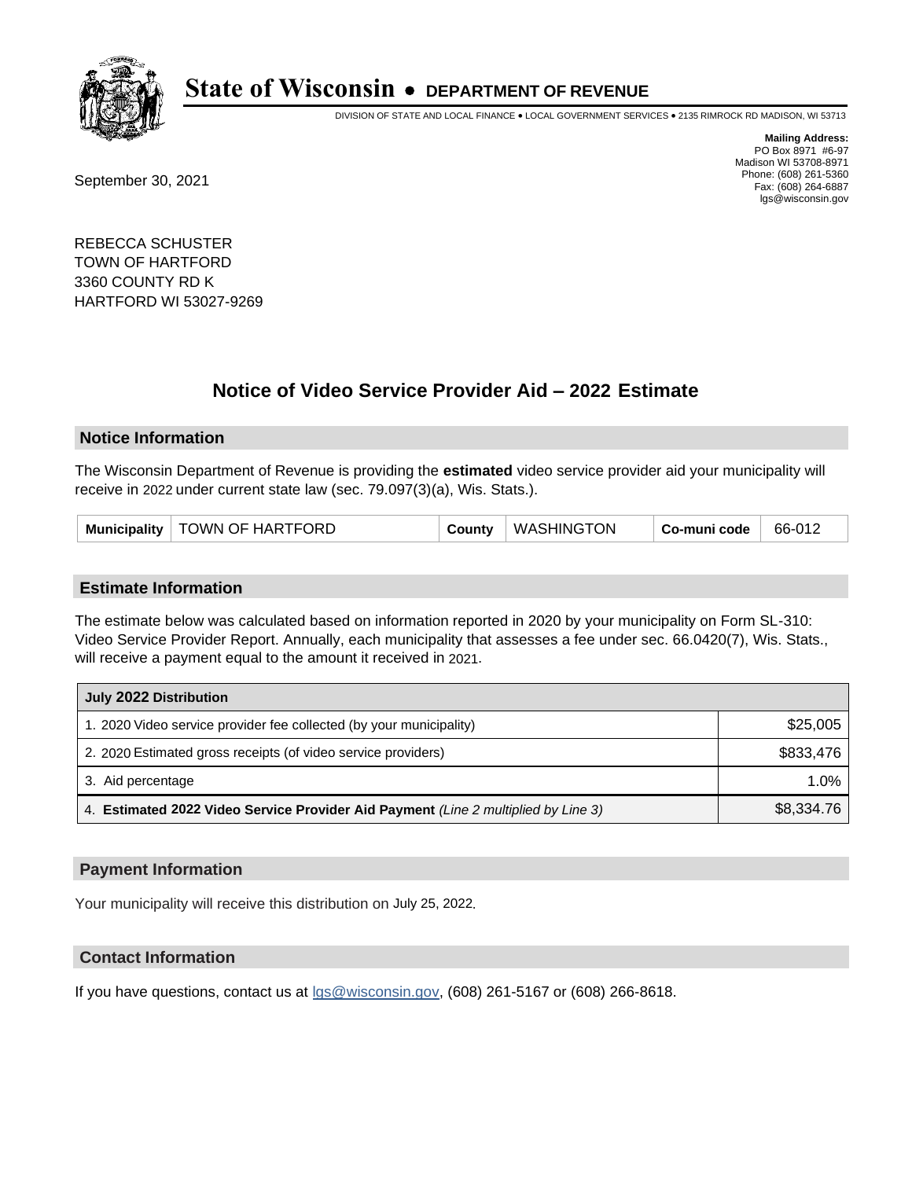# State of Wisconsin • DEPARTMENT OF REVENUE

DIVISION OF STATE AND LOCAL FINANCE • LOCAL GOVERNMENT SERVICES • 2135 RIMROCK RD MADISON, WI 53713

**Mailing Address:**
PO Box 8971 #6-97
Madison WI 53708-8971
Phone: (608) 261-5360
Fax: (608) 264-6887
lgs@wisconsin.gov

September 30, 2021

REBECCA SCHUSTER
TOWN OF HARTFORD
3360 COUNTY RD K
HARTFORD WI 53027-9269

## Notice of Video Service Provider Aid – 2022 Estimate

### Notice Information

The Wisconsin Department of Revenue is providing the **estimated** video service provider aid your municipality will receive in 2022 under current state law (sec. 79.097(3)(a), Wis. Stats.).

| Municipality | TOWN OF HARTFORD | County | WASHINGTON | Co-muni code | 66-012 |
|---|---|---|---|---|---|

### Estimate Information

The estimate below was calculated based on information reported in 2020 by your municipality on Form SL-310: Video Service Provider Report. Annually, each municipality that assesses a fee under sec. 66.0420(7), Wis. Stats., will receive a payment equal to the amount it received in 2021.

| July 2022 Distribution | |
|---|---|
| 1. 2020 Video service provider fee collected (by your municipality) | $25,005 |
| 2. 2020 Estimated gross receipts (of video service providers) | $833,476 |
| 3. Aid percentage | 1.0% |
| 4. **Estimated 2022 Video Service Provider Aid Payment** *(Line 2 multiplied by Line 3)* | $8,334.76 |

### Payment Information

Your municipality will receive this distribution on July 25, 2022.

### Contact Information

If you have questions, contact us at lgs@wisconsin.gov, (608) 261-5167 or (608) 266-8618.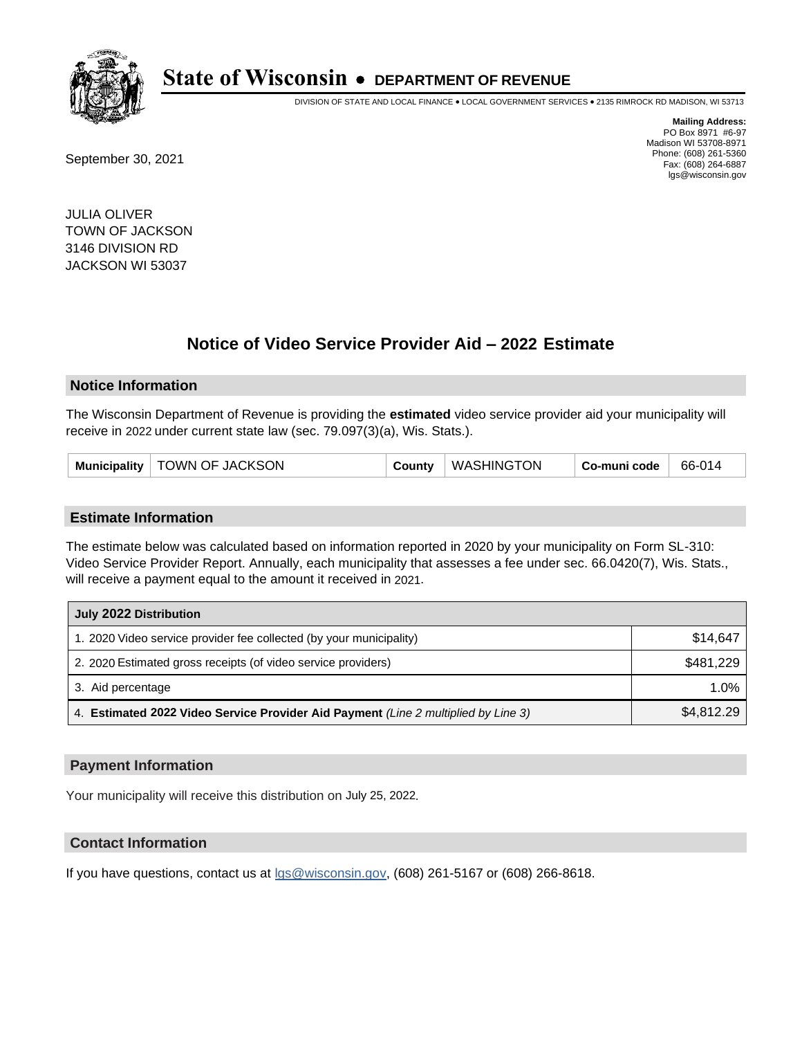# State of Wisconsin • DEPARTMENT OF REVENUE

DIVISION OF STATE AND LOCAL FINANCE • LOCAL GOVERNMENT SERVICES • 2135 RIMROCK RD MADISON, WI 53713

**Mailing Address:**
PO Box 8971 #6-97
Madison WI 53708-8971
Phone: (608) 261-5360
Fax: (608) 264-6887
lgs@wisconsin.gov

September 30, 2021

JULIA OLIVER
TOWN OF JACKSON
3146 DIVISION RD
JACKSON WI 53037

## Notice of Video Service Provider Aid – 2022 Estimate

### Notice Information

The Wisconsin Department of Revenue is providing the **estimated** video service provider aid your municipality will receive in 2022 under current state law (sec. 79.097(3)(a), Wis. Stats.).

| Municipality | TOWN OF JACKSON | County | WASHINGTON | Co-muni code | 66-014 |
|---|---|---|---|---|---|

### Estimate Information

The estimate below was calculated based on information reported in 2020 by your municipality on Form SL-310: Video Service Provider Report. Annually, each municipality that assesses a fee under sec. 66.0420(7), Wis. Stats., will receive a payment equal to the amount it received in 2021.

| July 2022 Distribution | |
|---|---|
| 1. 2020 Video service provider fee collected (by your municipality) | $14,647 |
| 2. 2020 Estimated gross receipts (of video service providers) | $481,229 |
| 3. Aid percentage | 1.0% |
| 4. **Estimated 2022 Video Service Provider Aid Payment** *(Line 2 multiplied by Line 3)* | $4,812.29 |

### Payment Information

Your municipality will receive this distribution on July 25, 2022.

### Contact Information

If you have questions, contact us at lgs@wisconsin.gov, (608) 261-5167 or (608) 266-8618.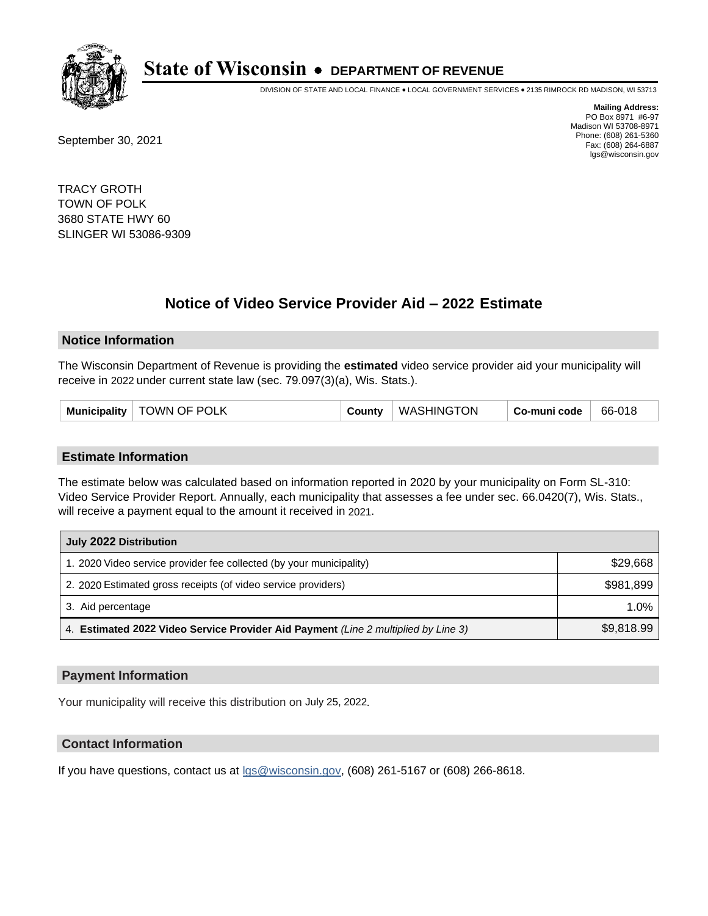# State of Wisconsin • DEPARTMENT OF REVENUE

DIVISION OF STATE AND LOCAL FINANCE • LOCAL GOVERNMENT SERVICES • 2135 RIMROCK RD MADISON, WI 53713

**Mailing Address:**
PO Box 8971 #6-97
Madison WI 53708-8971
Phone: (608) 261-5360
Fax: (608) 264-6887
lgs@wisconsin.gov

September 30, 2021

TRACY GROTH
TOWN OF POLK
3680 STATE HWY 60
SLINGER WI 53086-9309

## Notice of Video Service Provider Aid – 2022 Estimate

### Notice Information

The Wisconsin Department of Revenue is providing the **estimated** video service provider aid your municipality will receive in 2022 under current state law (sec. 79.097(3)(a), Wis. Stats.).

| Municipality | TOWN OF POLK | County | WASHINGTON | Co-muni code | 66-018 |
|---|---|---|---|---|---|

### Estimate Information

The estimate below was calculated based on information reported in 2020 by your municipality on Form SL-310: Video Service Provider Report. Annually, each municipality that assesses a fee under sec. 66.0420(7), Wis. Stats., will receive a payment equal to the amount it received in 2021.

| July 2022 Distribution | |
|---|---|
| 1. 2020 Video service provider fee collected (by your municipality) | $29,668 |
| 2. 2020 Estimated gross receipts (of video service providers) | $981,899 |
| 3. Aid percentage | 1.0% |
| 4. **Estimated 2022 Video Service Provider Aid Payment** *(Line 2 multiplied by Line 3)* | $9,818.99 |

### Payment Information

Your municipality will receive this distribution on July 25, 2022.

### Contact Information

If you have questions, contact us at lgs@wisconsin.gov, (608) 261-5167 or (608) 266-8618.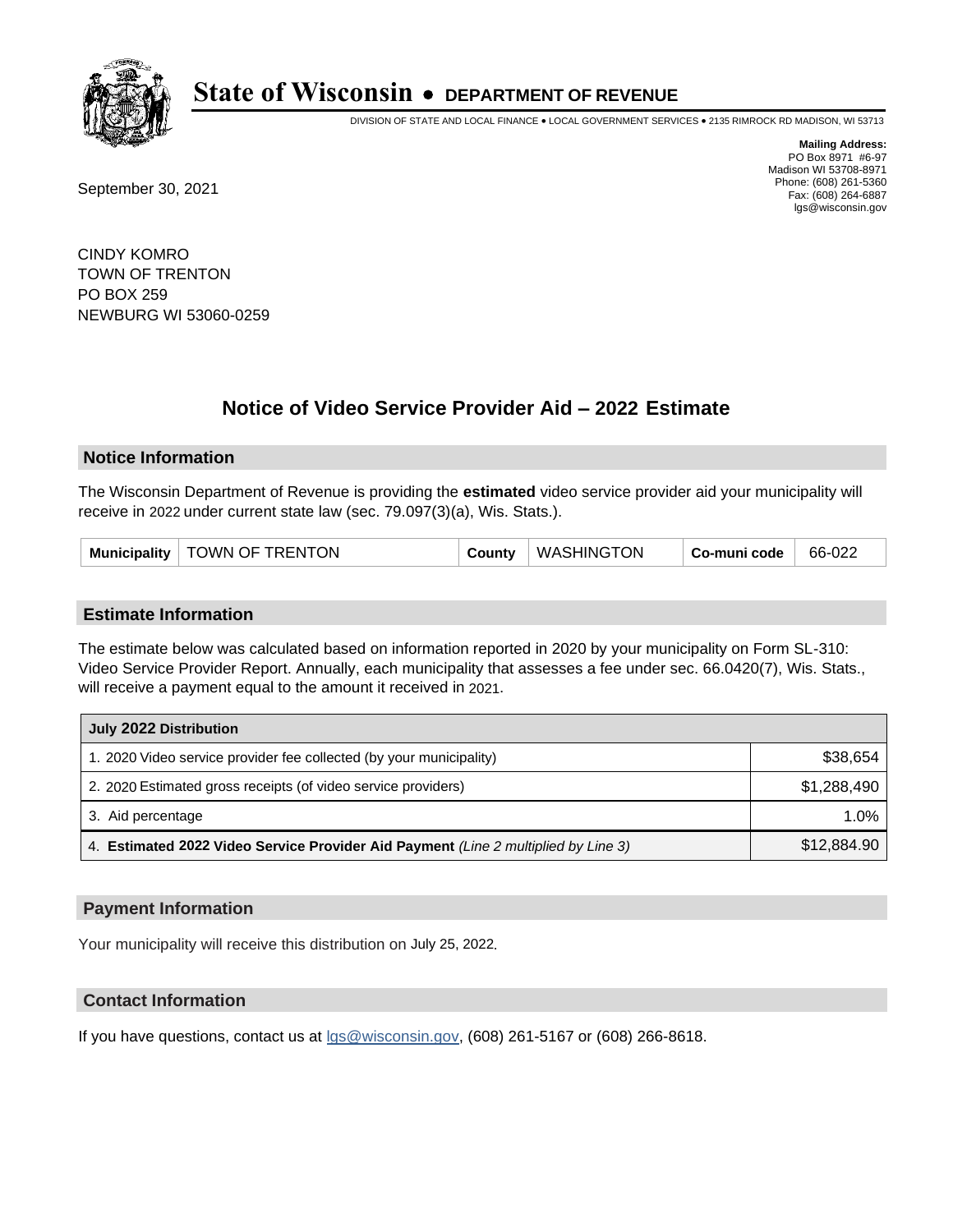# State of Wisconsin • DEPARTMENT OF REVENUE

DIVISION OF STATE AND LOCAL FINANCE • LOCAL GOVERNMENT SERVICES • 2135 RIMROCK RD MADISON, WI 53713

**Mailing Address:**
PO Box 8971 #6-97
Madison WI 53708-8971
Phone: (608) 261-5360
Fax: (608) 264-6887
lgs@wisconsin.gov

September 30, 2021

CINDY KOMRO
TOWN OF TRENTON
PO BOX 259
NEWBURG WI 53060-0259

## Notice of Video Service Provider Aid – 2022 Estimate

### Notice Information

The Wisconsin Department of Revenue is providing the **estimated** video service provider aid your municipality will receive in 2022 under current state law (sec. 79.097(3)(a), Wis. Stats.).

| Municipality | TOWN OF TRENTON | County | WASHINGTON | Co-muni code | 66-022 |
|---|---|---|---|---|---|

### Estimate Information

The estimate below was calculated based on information reported in 2020 by your municipality on Form SL-310: Video Service Provider Report. Annually, each municipality that assesses a fee under sec. 66.0420(7), Wis. Stats., will receive a payment equal to the amount it received in 2021.

| July 2022 Distribution | |
|---|---|
| 1. 2020 Video service provider fee collected (by your municipality) | $38,654 |
| 2. 2020 Estimated gross receipts (of video service providers) | $1,288,490 |
| 3. Aid percentage | 1.0% |
| 4. **Estimated 2022 Video Service Provider Aid Payment** *(Line 2 multiplied by Line 3)* | $12,884.90 |

### Payment Information

Your municipality will receive this distribution on July 25, 2022.

### Contact Information

If you have questions, contact us at lgs@wisconsin.gov, (608) 261-5167 or (608) 266-8618.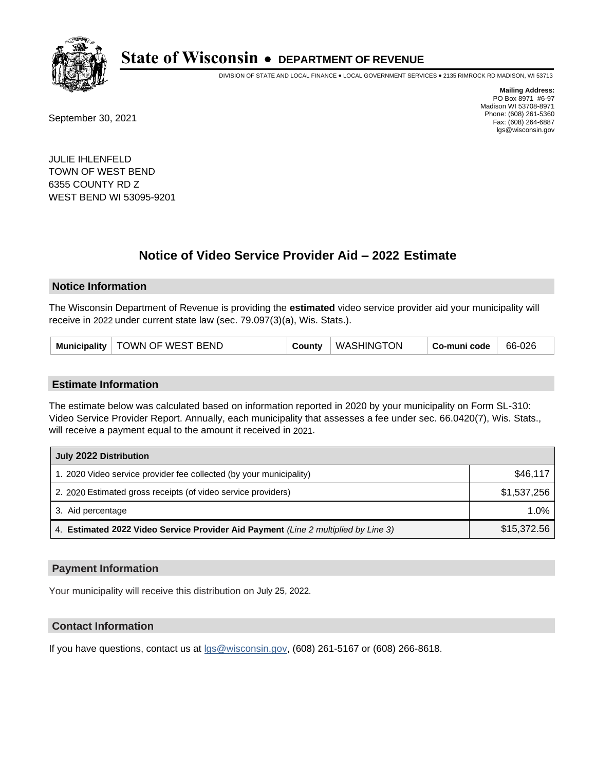# State of Wisconsin • DEPARTMENT OF REVENUE

DIVISION OF STATE AND LOCAL FINANCE • LOCAL GOVERNMENT SERVICES • 2135 RIMROCK RD MADISON, WI 53713

**Mailing Address:**
PO Box 8971 #6-97
Madison WI 53708-8971
Phone: (608) 261-5360
Fax: (608) 264-6887
lgs@wisconsin.gov

September 30, 2021

JULIE IHLENFELD
TOWN OF WEST BEND
6355 COUNTY RD Z
WEST BEND WI 53095-9201

## Notice of Video Service Provider Aid – 2022 Estimate

### Notice Information

The Wisconsin Department of Revenue is providing the **estimated** video service provider aid your municipality will receive in 2022 under current state law (sec. 79.097(3)(a), Wis. Stats.).

| Municipality | TOWN OF WEST BEND | County | WASHINGTON | Co-muni code | 66-026 |
|---|---|---|---|---|---|

### Estimate Information

The estimate below was calculated based on information reported in 2020 by your municipality on Form SL-310: Video Service Provider Report. Annually, each municipality that assesses a fee under sec. 66.0420(7), Wis. Stats., will receive a payment equal to the amount it received in 2021.

| July 2022 Distribution | |
|---|---|
| 1. 2020 Video service provider fee collected (by your municipality) | $46,117 |
| 2. 2020 Estimated gross receipts (of video service providers) | $1,537,256 |
| 3. Aid percentage | 1.0% |
| 4. **Estimated 2022 Video Service Provider Aid Payment** *(Line 2 multiplied by Line 3)* | $15,372.56 |

### Payment Information

Your municipality will receive this distribution on July 25, 2022.

### Contact Information

If you have questions, contact us at lgs@wisconsin.gov, (608) 261-5167 or (608) 266-8618.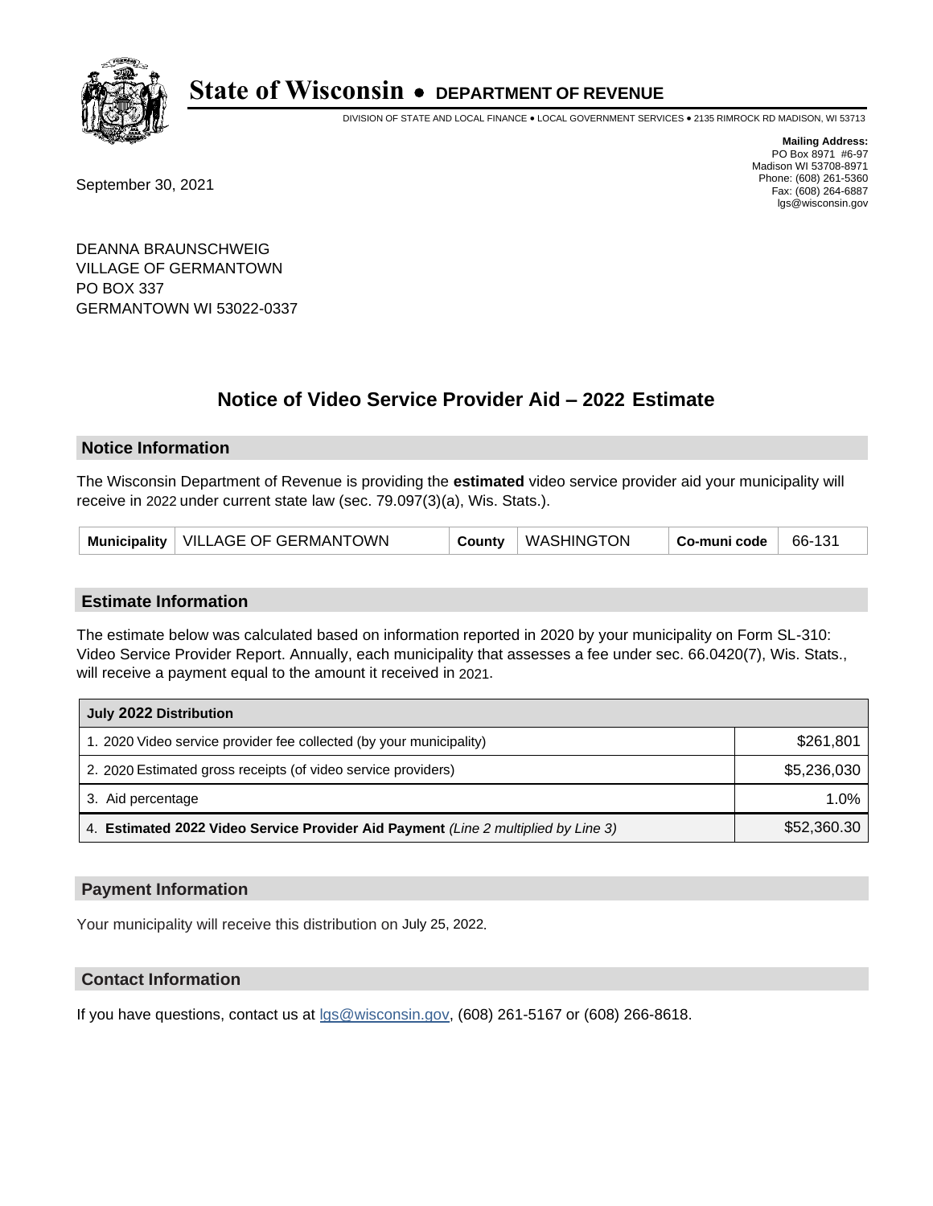# State of Wisconsin • DEPARTMENT OF REVENUE

DIVISION OF STATE AND LOCAL FINANCE • LOCAL GOVERNMENT SERVICES • 2135 RIMROCK RD MADISON, WI 53713

**Mailing Address:**
PO Box 8971 #6-97
Madison WI 53708-8971
Phone: (608) 261-5360
Fax: (608) 264-6887
lgs@wisconsin.gov

September 30, 2021

DEANNA BRAUNSCHWEIG
VILLAGE OF GERMANTOWN
PO BOX 337
GERMANTOWN WI 53022-0337

## Notice of Video Service Provider Aid – 2022 Estimate

### Notice Information

The Wisconsin Department of Revenue is providing the **estimated** video service provider aid your municipality will receive in 2022 under current state law (sec. 79.097(3)(a), Wis. Stats.).

| Municipality | VILLAGE OF GERMANTOWN | County | WASHINGTON | Co-muni code | 66-131 |
|---|---|---|---|---|---|

### Estimate Information

The estimate below was calculated based on information reported in 2020 by your municipality on Form SL-310: Video Service Provider Report. Annually, each municipality that assesses a fee under sec. 66.0420(7), Wis. Stats., will receive a payment equal to the amount it received in 2021.

| July 2022 Distribution | |
|---|---|
| 1. 2020 Video service provider fee collected (by your municipality) | $261,801 |
| 2. 2020 Estimated gross receipts (of video service providers) | $5,236,030 |
| 3. Aid percentage | 1.0% |
| 4. **Estimated 2022 Video Service Provider Aid Payment** *(Line 2 multiplied by Line 3)* | $52,360.30 |

### Payment Information

Your municipality will receive this distribution on July 25, 2022.

### Contact Information

If you have questions, contact us at lgs@wisconsin.gov, (608) 261-5167 or (608) 266-8618.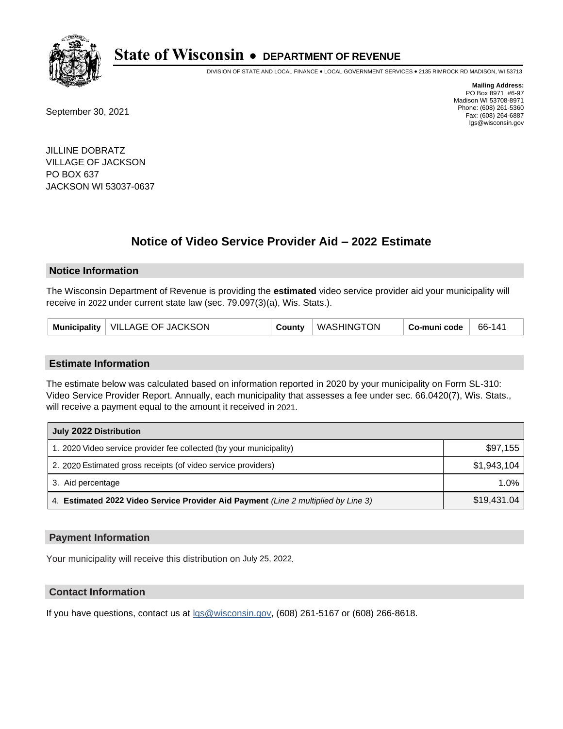# State of Wisconsin • DEPARTMENT OF REVENUE

DIVISION OF STATE AND LOCAL FINANCE • LOCAL GOVERNMENT SERVICES • 2135 RIMROCK RD MADISON, WI 53713

**Mailing Address:**
PO Box 8971 #6-97
Madison WI 53708-8971
Phone: (608) 261-5360
Fax: (608) 264-6887
lgs@wisconsin.gov

September 30, 2021

JILLINE DOBRATZ
VILLAGE OF JACKSON
PO BOX 637
JACKSON WI 53037-0637

## Notice of Video Service Provider Aid – 2022 Estimate

### Notice Information

The Wisconsin Department of Revenue is providing the **estimated** video service provider aid your municipality will receive in 2022 under current state law (sec. 79.097(3)(a), Wis. Stats.).

| Municipality | VILLAGE OF JACKSON | County | WASHINGTON | Co-muni code | 66-141 |
|---|---|---|---|---|---|

### Estimate Information

The estimate below was calculated based on information reported in 2020 by your municipality on Form SL-310: Video Service Provider Report. Annually, each municipality that assesses a fee under sec. 66.0420(7), Wis. Stats., will receive a payment equal to the amount it received in 2021.

| July 2022 Distribution | |
|---|---|
| 1. 2020 Video service provider fee collected (by your municipality) | $97,155 |
| 2. 2020 Estimated gross receipts (of video service providers) | $1,943,104 |
| 3. Aid percentage | 1.0% |
| 4. **Estimated 2022 Video Service Provider Aid Payment** *(Line 2 multiplied by Line 3)* | $19,431.04 |

### Payment Information

Your municipality will receive this distribution on July 25, 2022.

### Contact Information

If you have questions, contact us at lgs@wisconsin.gov, (608) 261-5167 or (608) 266-8618.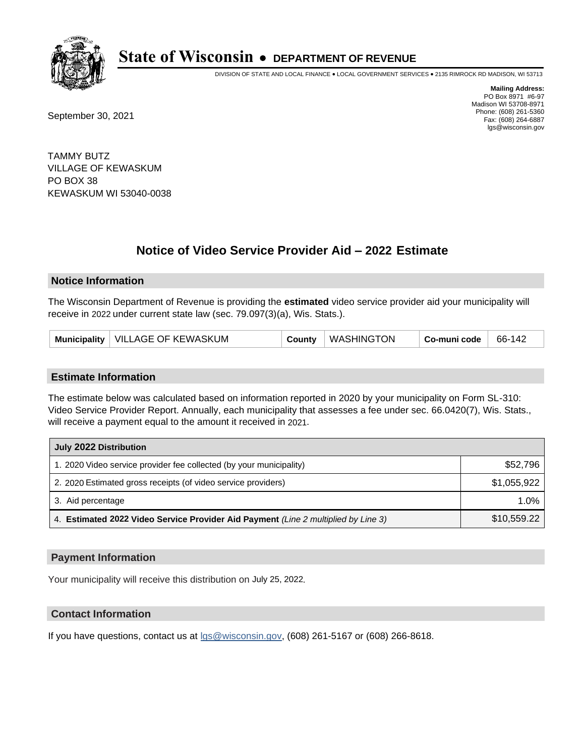# State of Wisconsin • DEPARTMENT OF REVENUE

DIVISION OF STATE AND LOCAL FINANCE • LOCAL GOVERNMENT SERVICES • 2135 RIMROCK RD MADISON, WI 53713

**Mailing Address:**
PO Box 8971 #6-97
Madison WI 53708-8971
Phone: (608) 261-5360
Fax: (608) 264-6887
lgs@wisconsin.gov

September 30, 2021

TAMMY BUTZ
VILLAGE OF KEWASKUM
PO BOX 38
KEWASKUM WI 53040-0038

## Notice of Video Service Provider Aid – 2022 Estimate

### Notice Information

The Wisconsin Department of Revenue is providing the **estimated** video service provider aid your municipality will receive in 2022 under current state law (sec. 79.097(3)(a), Wis. Stats.).

| Municipality | VILLAGE OF KEWASKUM | County | WASHINGTON | Co-muni code | 66-142 |
|---|---|---|---|---|---|

### Estimate Information

The estimate below was calculated based on information reported in 2020 by your municipality on Form SL-310: Video Service Provider Report. Annually, each municipality that assesses a fee under sec. 66.0420(7), Wis. Stats., will receive a payment equal to the amount it received in 2021.

| July 2022 Distribution | |
|---|---|
| 1. 2020 Video service provider fee collected (by your municipality) | $52,796 |
| 2. 2020 Estimated gross receipts (of video service providers) | $1,055,922 |
| 3. Aid percentage | 1.0% |
| 4. **Estimated 2022 Video Service Provider Aid Payment** *(Line 2 multiplied by Line 3)* | $10,559.22 |

### Payment Information

Your municipality will receive this distribution on July 25, 2022.

### Contact Information

If you have questions, contact us at lgs@wisconsin.gov, (608) 261-5167 or (608) 266-8618.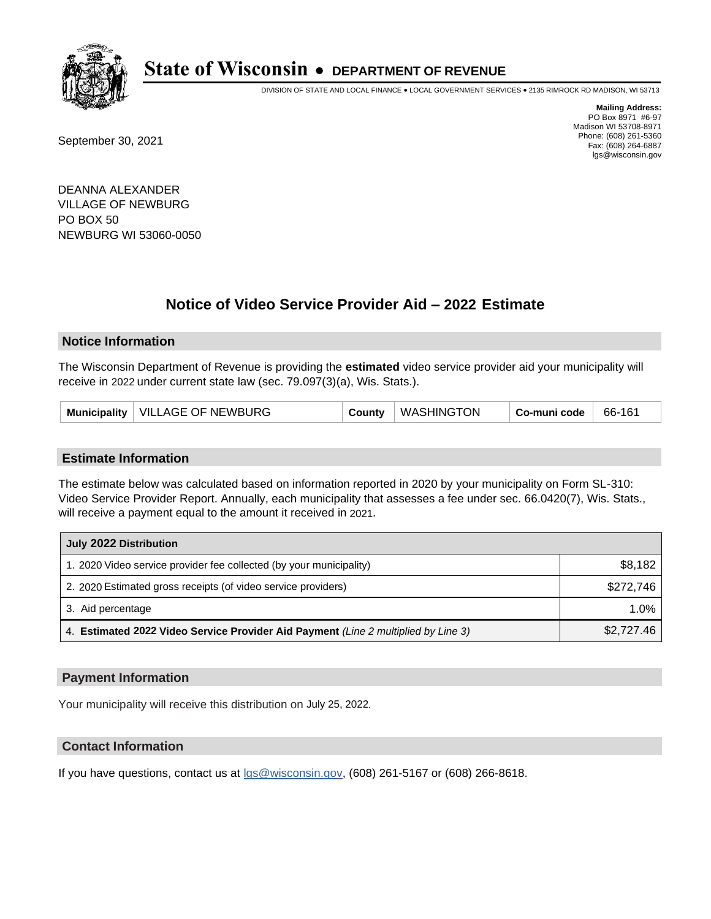# State of Wisconsin • DEPARTMENT OF REVENUE

DIVISION OF STATE AND LOCAL FINANCE • LOCAL GOVERNMENT SERVICES • 2135 RIMROCK RD MADISON, WI 53713

**Mailing Address:**
PO Box 8971 #6-97
Madison WI 53708-8971
Phone: (608) 261-5360
Fax: (608) 264-6887
lgs@wisconsin.gov

September 30, 2021

DEANNA ALEXANDER
VILLAGE OF NEWBURG
PO BOX 50
NEWBURG WI 53060-0050

## Notice of Video Service Provider Aid – 2022 Estimate

### Notice Information

The Wisconsin Department of Revenue is providing the **estimated** video service provider aid your municipality will receive in 2022 under current state law (sec. 79.097(3)(a), Wis. Stats.).

| Municipality | VILLAGE OF NEWBURG | County | WASHINGTON | Co-muni code | 66-161 |
|---|---|---|---|---|---|

### Estimate Information

The estimate below was calculated based on information reported in 2020 by your municipality on Form SL-310: Video Service Provider Report. Annually, each municipality that assesses a fee under sec. 66.0420(7), Wis. Stats., will receive a payment equal to the amount it received in 2021.

| July 2022 Distribution | |
|---|---|
| 1. 2020 Video service provider fee collected (by your municipality) | $8,182 |
| 2. 2020 Estimated gross receipts (of video service providers) | $272,746 |
| 3. Aid percentage | 1.0% |
| 4. **Estimated 2022 Video Service Provider Aid Payment** *(Line 2 multiplied by Line 3)* | $2,727.46 |

### Payment Information

Your municipality will receive this distribution on July 25, 2022.

### Contact Information

If you have questions, contact us at lgs@wisconsin.gov, (608) 261-5167 or (608) 266-8618.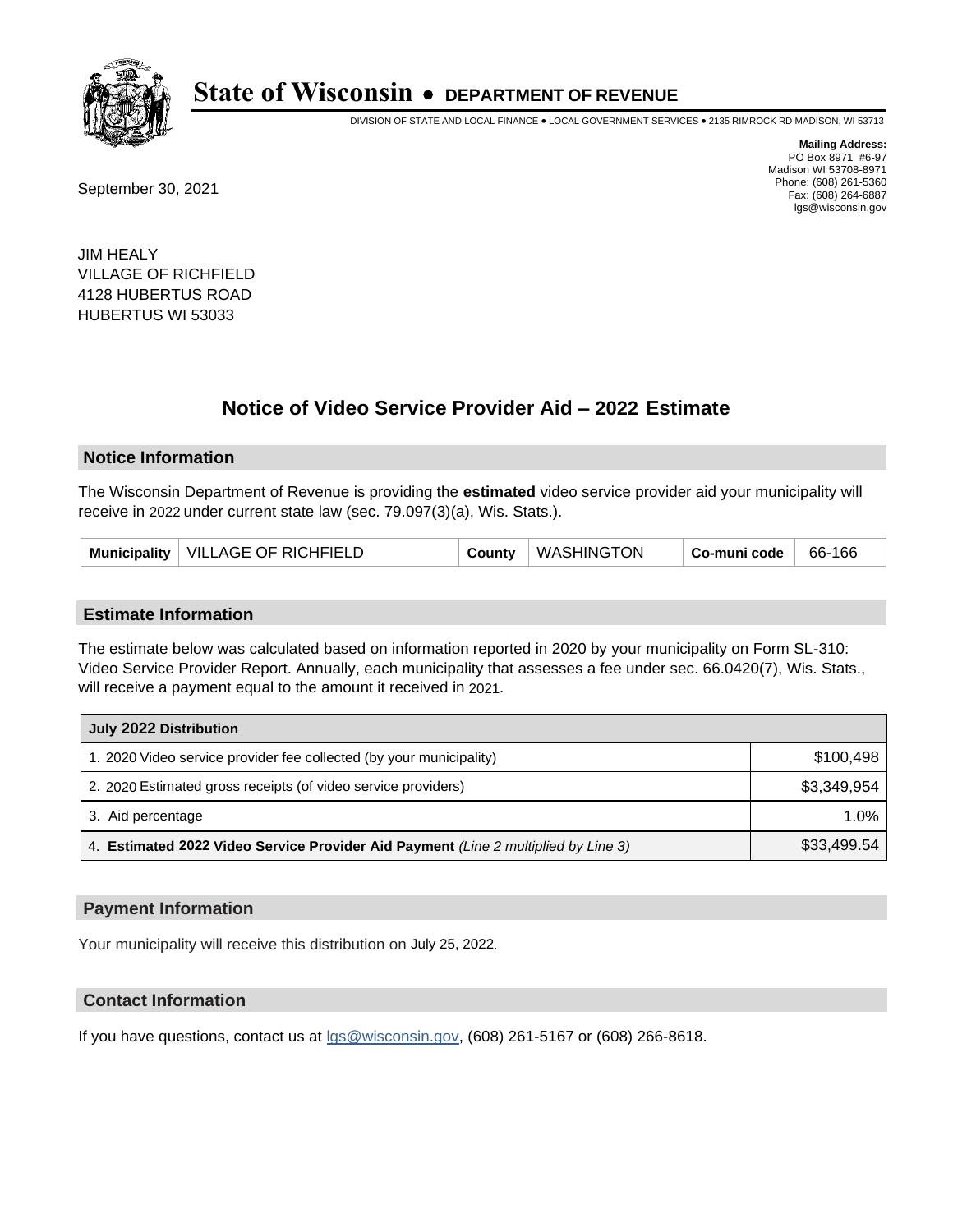# State of Wisconsin • DEPARTMENT OF REVENUE

DIVISION OF STATE AND LOCAL FINANCE • LOCAL GOVERNMENT SERVICES • 2135 RIMROCK RD MADISON, WI 53713

**Mailing Address:**
PO Box 8971 #6-97
Madison WI 53708-8971
Phone: (608) 261-5360
Fax: (608) 264-6887
lgs@wisconsin.gov

September 30, 2021

JIM HEALY
VILLAGE OF RICHFIELD
4128 HUBERTUS ROAD
HUBERTUS WI 53033

## Notice of Video Service Provider Aid – 2022 Estimate

### Notice Information

The Wisconsin Department of Revenue is providing the **estimated** video service provider aid your municipality will receive in 2022 under current state law (sec. 79.097(3)(a), Wis. Stats.).

| Municipality | VILLAGE OF RICHFIELD | County | WASHINGTON | Co-muni code | 66-166 |
|---|---|---|---|---|---|

### Estimate Information

The estimate below was calculated based on information reported in 2020 by your municipality on Form SL-310: Video Service Provider Report. Annually, each municipality that assesses a fee under sec. 66.0420(7), Wis. Stats., will receive a payment equal to the amount it received in 2021.

| July 2022 Distribution | |
|---|---|
| 1. 2020 Video service provider fee collected (by your municipality) | $100,498 |
| 2. 2020 Estimated gross receipts (of video service providers) | $3,349,954 |
| 3. Aid percentage | 1.0% |
| 4. **Estimated 2022 Video Service Provider Aid Payment** *(Line 2 multiplied by Line 3)* | $33,499.54 |

### Payment Information

Your municipality will receive this distribution on July 25, 2022.

### Contact Information

If you have questions, contact us at lgs@wisconsin.gov, (608) 261-5167 or (608) 266-8618.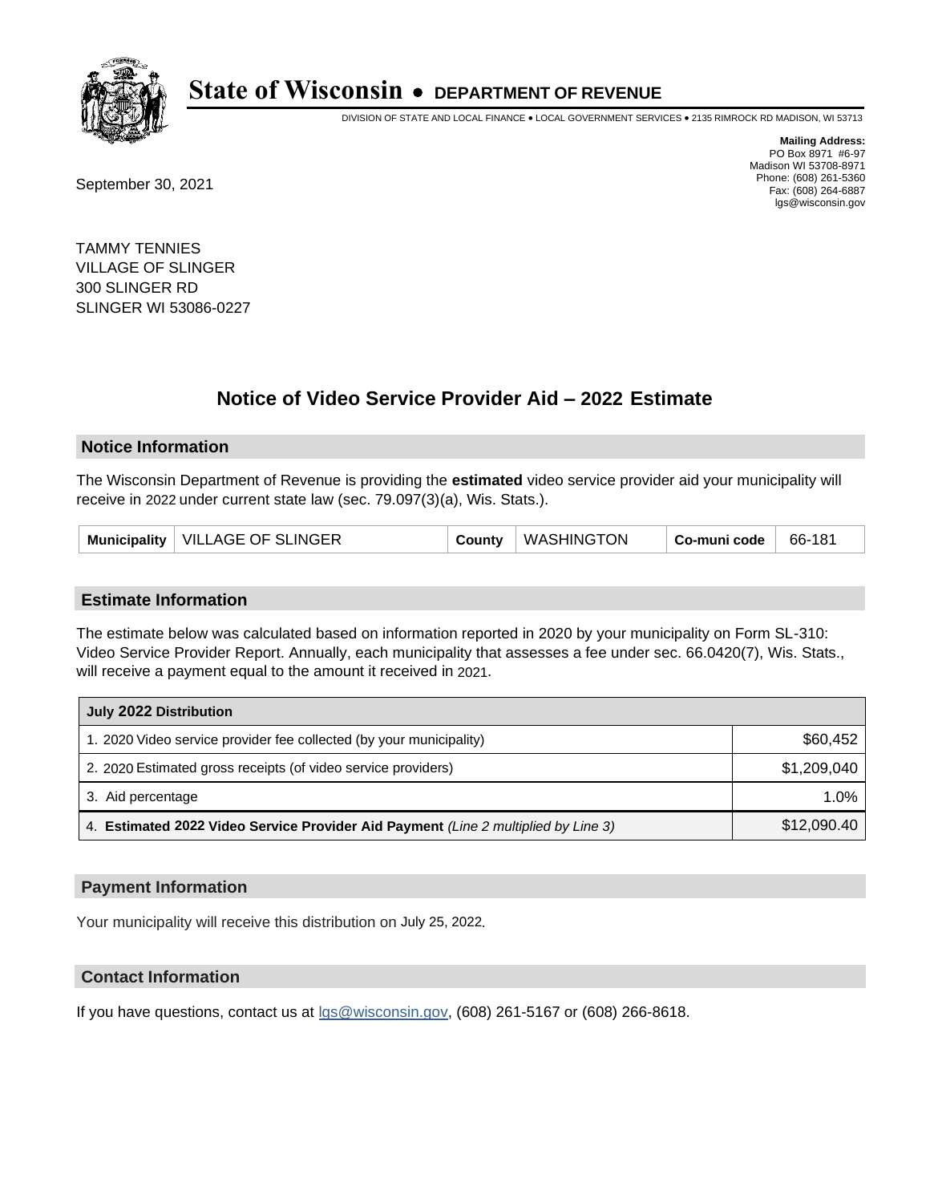# State of Wisconsin • DEPARTMENT OF REVENUE

DIVISION OF STATE AND LOCAL FINANCE • LOCAL GOVERNMENT SERVICES • 2135 RIMROCK RD MADISON, WI 53713

**Mailing Address:**
PO Box 8971 #6-97
Madison WI 53708-8971
Phone: (608) 261-5360
Fax: (608) 264-6887
lgs@wisconsin.gov

September 30, 2021

TAMMY TENNIES
VILLAGE OF SLINGER
300 SLINGER RD
SLINGER WI 53086-0227

## Notice of Video Service Provider Aid – 2022 Estimate

### Notice Information

The Wisconsin Department of Revenue is providing the **estimated** video service provider aid your municipality will receive in 2022 under current state law (sec. 79.097(3)(a), Wis. Stats.).

| Municipality | VILLAGE OF SLINGER | County | WASHINGTON | Co-muni code | 66-181 |
|---|---|---|---|---|---|

### Estimate Information

The estimate below was calculated based on information reported in 2020 by your municipality on Form SL-310: Video Service Provider Report. Annually, each municipality that assesses a fee under sec. 66.0420(7), Wis. Stats., will receive a payment equal to the amount it received in 2021.

| July 2022 Distribution | |
|---|---|
| 1. 2020 Video service provider fee collected (by your municipality) | $60,452 |
| 2. 2020 Estimated gross receipts (of video service providers) | $1,209,040 |
| 3. Aid percentage | 1.0% |
| 4. **Estimated 2022 Video Service Provider Aid Payment** *(Line 2 multiplied by Line 3)* | $12,090.40 |

### Payment Information

Your municipality will receive this distribution on July 25, 2022.

### Contact Information

If you have questions, contact us at lgs@wisconsin.gov, (608) 261-5167 or (608) 266-8618.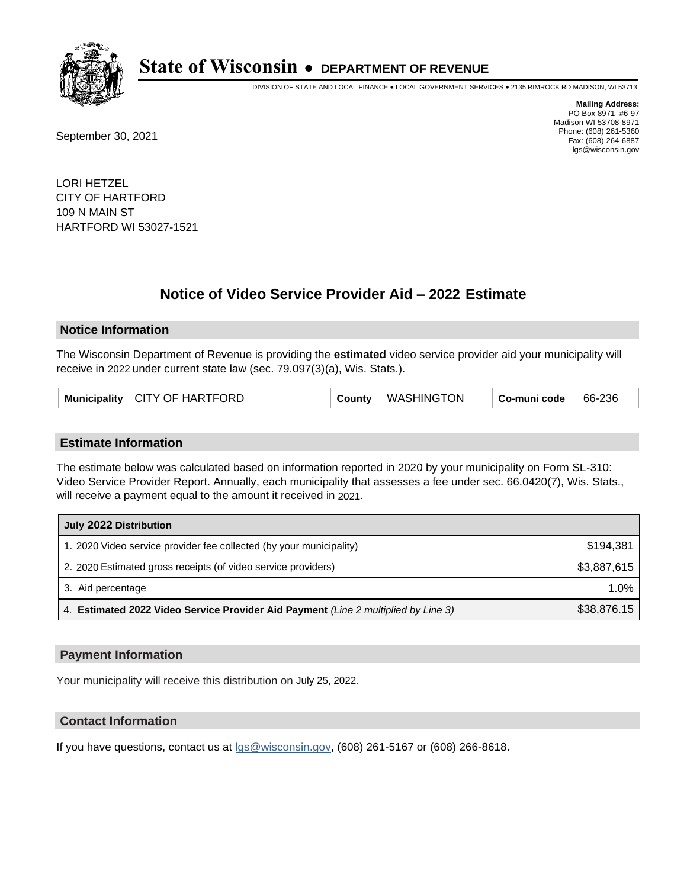# State of Wisconsin • DEPARTMENT OF REVENUE

DIVISION OF STATE AND LOCAL FINANCE • LOCAL GOVERNMENT SERVICES • 2135 RIMROCK RD MADISON, WI 53713

**Mailing Address:**
PO Box 8971 #6-97
Madison WI 53708-8971
Phone: (608) 261-5360
Fax: (608) 264-6887
lgs@wisconsin.gov

September 30, 2021

LORI HETZEL
CITY OF HARTFORD
109 N MAIN ST
HARTFORD WI 53027-1521

## Notice of Video Service Provider Aid – 2022 Estimate

### Notice Information

The Wisconsin Department of Revenue is providing the **estimated** video service provider aid your municipality will receive in 2022 under current state law (sec. 79.097(3)(a), Wis. Stats.).

| Municipality | CITY OF HARTFORD | County | WASHINGTON | Co-muni code | 66-236 |
|---|---|---|---|---|---|

### Estimate Information

The estimate below was calculated based on information reported in 2020 by your municipality on Form SL-310: Video Service Provider Report. Annually, each municipality that assesses a fee under sec. 66.0420(7), Wis. Stats., will receive a payment equal to the amount it received in 2021.

| July 2022 Distribution | |
|---|---|
| 1. 2020 Video service provider fee collected (by your municipality) | $194,381 |
| 2. 2020 Estimated gross receipts (of video service providers) | $3,887,615 |
| 3. Aid percentage | 1.0% |
| 4. **Estimated 2022 Video Service Provider Aid Payment** *(Line 2 multiplied by Line 3)* | $38,876.15 |

### Payment Information

Your municipality will receive this distribution on July 25, 2022.

### Contact Information

If you have questions, contact us at lgs@wisconsin.gov, (608) 261-5167 or (608) 266-8618.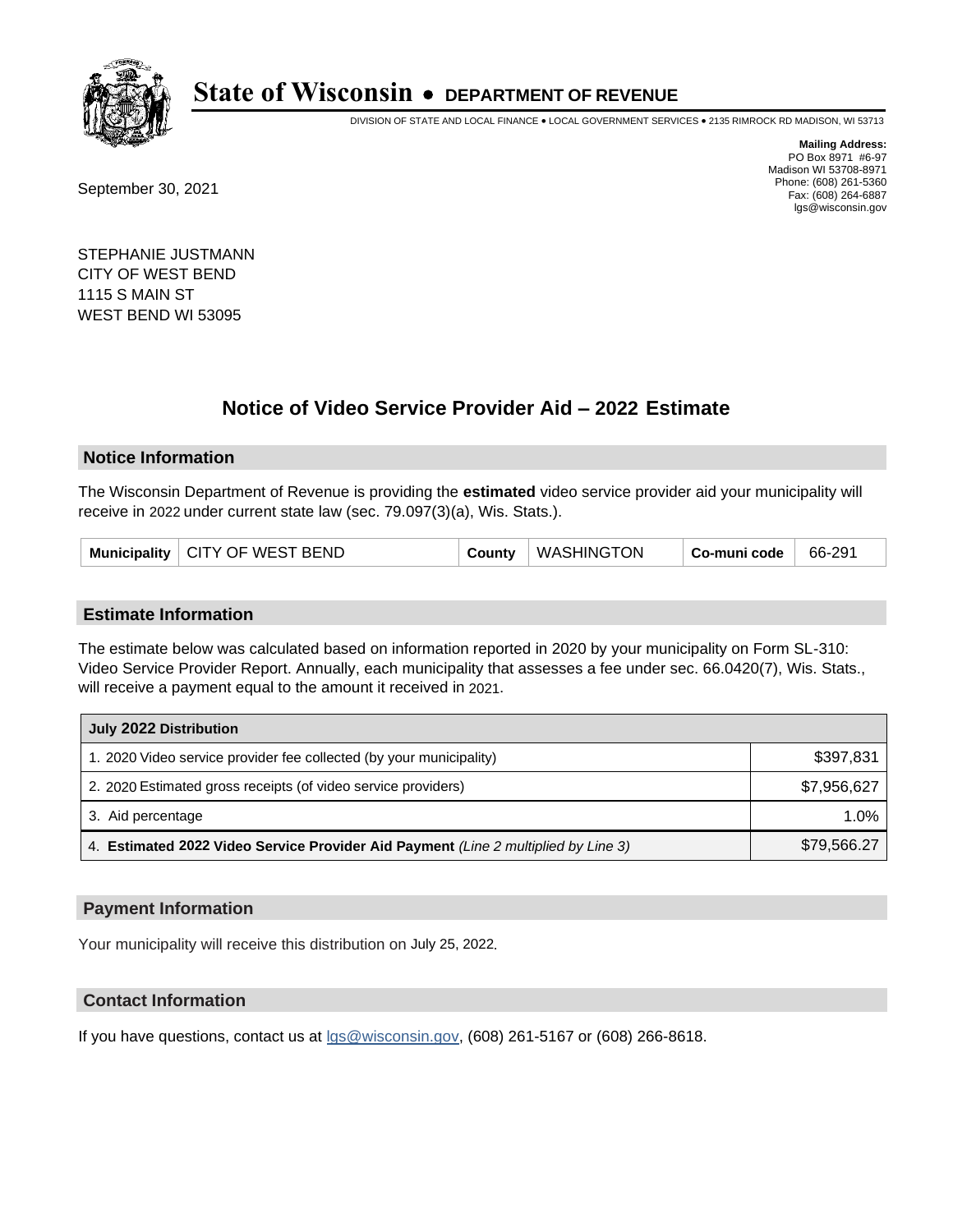# State of Wisconsin • DEPARTMENT OF REVENUE

DIVISION OF STATE AND LOCAL FINANCE • LOCAL GOVERNMENT SERVICES • 2135 RIMROCK RD MADISON, WI 53713

**Mailing Address:**
PO Box 8971 #6-97
Madison WI 53708-8971
Phone: (608) 261-5360
Fax: (608) 264-6887
lgs@wisconsin.gov

September 30, 2021

STEPHANIE JUSTMANN
CITY OF WEST BEND
1115 S MAIN ST
WEST BEND WI 53095

## Notice of Video Service Provider Aid – 2022 Estimate

### Notice Information

The Wisconsin Department of Revenue is providing the **estimated** video service provider aid your municipality will receive in 2022 under current state law (sec. 79.097(3)(a), Wis. Stats.).

| Municipality | CITY OF WEST BEND | County | WASHINGTON | Co-muni code | 66-291 |
|---|---|---|---|---|---|

### Estimate Information

The estimate below was calculated based on information reported in 2020 by your municipality on Form SL-310: Video Service Provider Report. Annually, each municipality that assesses a fee under sec. 66.0420(7), Wis. Stats., will receive a payment equal to the amount it received in 2021.

| July 2022 Distribution | |
|---|---|
| 1. 2020 Video service provider fee collected (by your municipality) | $397,831 |
| 2. 2020 Estimated gross receipts (of video service providers) | $7,956,627 |
| 3. Aid percentage | 1.0% |
| 4. **Estimated 2022 Video Service Provider Aid Payment** *(Line 2 multiplied by Line 3)* | $79,566.27 |

### Payment Information

Your municipality will receive this distribution on July 25, 2022.

### Contact Information

If you have questions, contact us at lgs@wisconsin.gov, (608) 261-5167 or (608) 266-8618.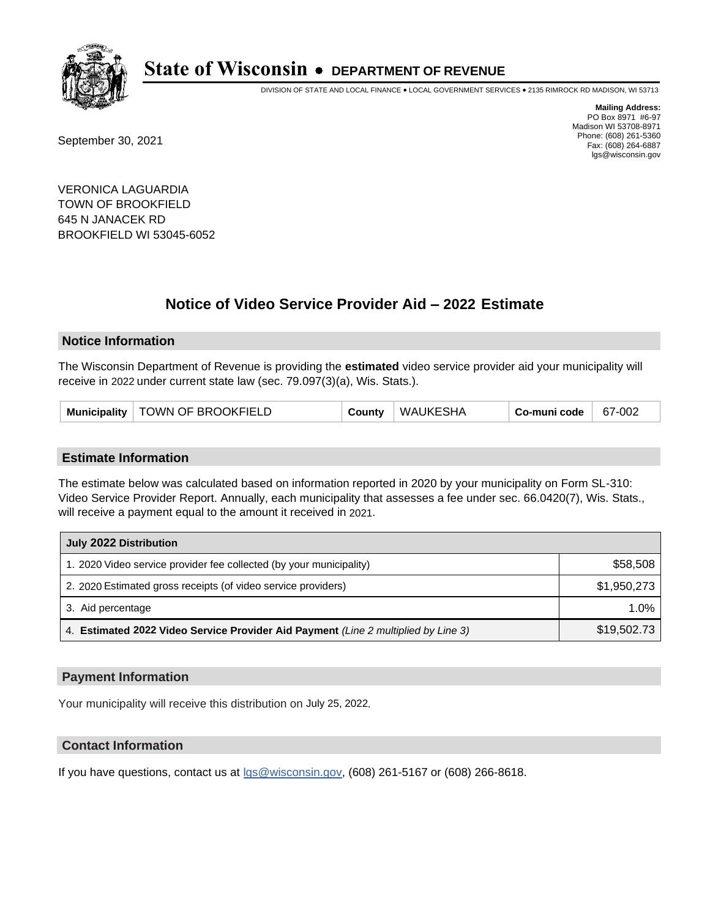# State of Wisconsin • DEPARTMENT OF REVENUE

DIVISION OF STATE AND LOCAL FINANCE • LOCAL GOVERNMENT SERVICES • 2135 RIMROCK RD MADISON, WI 53713

**Mailing Address:**
PO Box 8971 #6-97
Madison WI 53708-8971
Phone: (608) 261-5360
Fax: (608) 264-6887
lgs@wisconsin.gov

September 30, 2021

VERONICA LAGUARDIA
TOWN OF BROOKFIELD
645 N JANACEK RD
BROOKFIELD WI 53045-6052

## Notice of Video Service Provider Aid – 2022 Estimate

### Notice Information

The Wisconsin Department of Revenue is providing the **estimated** video service provider aid your municipality will receive in 2022 under current state law (sec. 79.097(3)(a), Wis. Stats.).

| Municipality | TOWN OF BROOKFIELD | County | WAUKESHA | Co-muni code | 67-002 |
|---|---|---|---|---|---|

### Estimate Information

The estimate below was calculated based on information reported in 2020 by your municipality on Form SL-310: Video Service Provider Report. Annually, each municipality that assesses a fee under sec. 66.0420(7), Wis. Stats., will receive a payment equal to the amount it received in 2021.

| July 2022 Distribution | |
|---|---|
| 1. 2020 Video service provider fee collected (by your municipality) | $58,508 |
| 2. 2020 Estimated gross receipts (of video service providers) | $1,950,273 |
| 3. Aid percentage | 1.0% |
| 4. **Estimated 2022 Video Service Provider Aid Payment** *(Line 2 multiplied by Line 3)* | $19,502.73 |

### Payment Information

Your municipality will receive this distribution on July 25, 2022.

### Contact Information

If you have questions, contact us at lgs@wisconsin.gov, (608) 261-5167 or (608) 266-8618.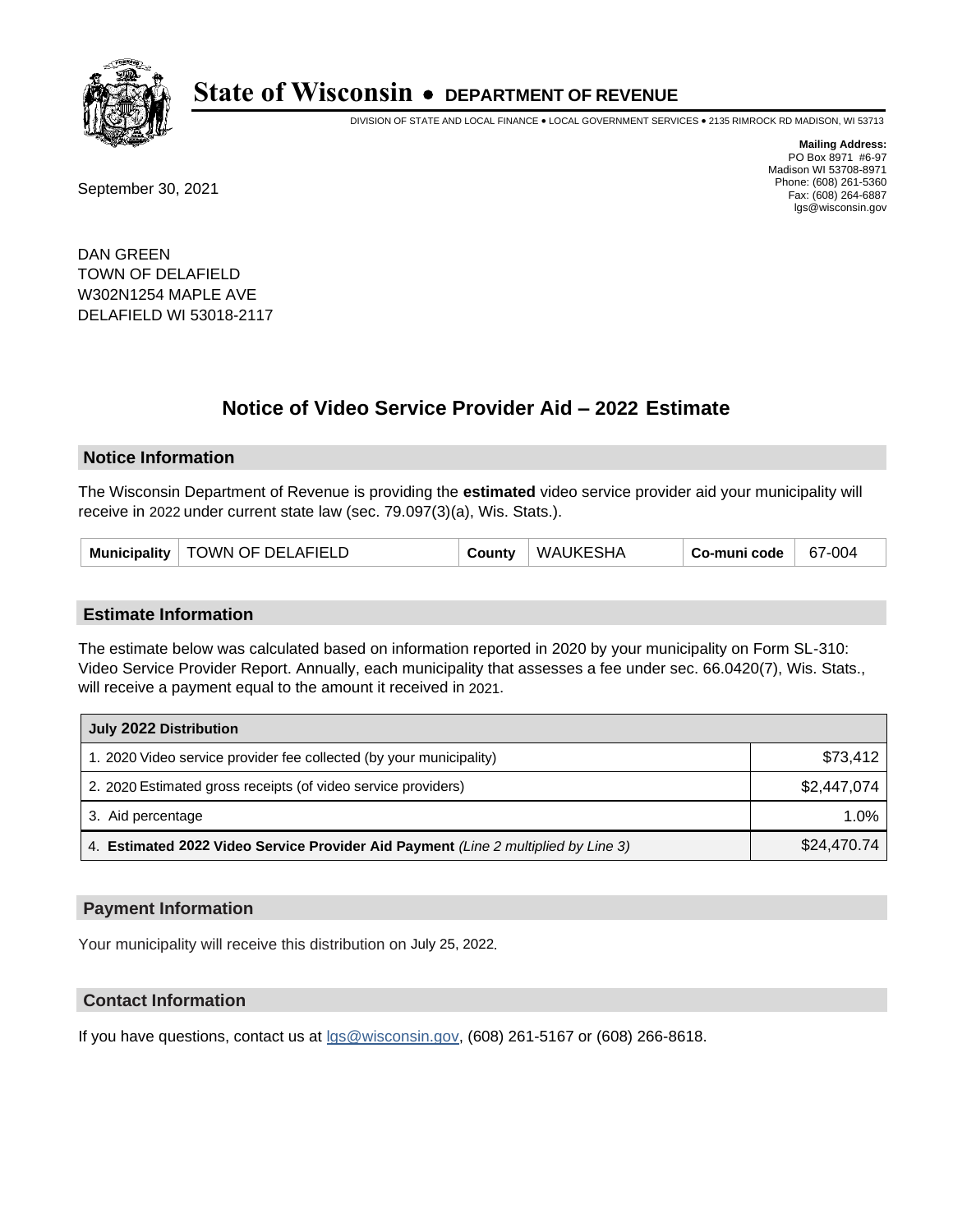# State of Wisconsin • DEPARTMENT OF REVENUE

DIVISION OF STATE AND LOCAL FINANCE • LOCAL GOVERNMENT SERVICES • 2135 RIMROCK RD MADISON, WI 53713

**Mailing Address:**
PO Box 8971 #6-97
Madison WI 53708-8971
Phone: (608) 261-5360
Fax: (608) 264-6887
lgs@wisconsin.gov

September 30, 2021

DAN GREEN
TOWN OF DELAFIELD
W302N1254 MAPLE AVE
DELAFIELD WI 53018-2117

## Notice of Video Service Provider Aid – 2022 Estimate

### Notice Information

The Wisconsin Department of Revenue is providing the **estimated** video service provider aid your municipality will receive in 2022 under current state law (sec. 79.097(3)(a), Wis. Stats.).

| Municipality | TOWN OF DELAFIELD | County | WAUKESHA | Co-muni code | 67-004 |
|---|---|---|---|---|---|

### Estimate Information

The estimate below was calculated based on information reported in 2020 by your municipality on Form SL-310: Video Service Provider Report. Annually, each municipality that assesses a fee under sec. 66.0420(7), Wis. Stats., will receive a payment equal to the amount it received in 2021.

| July 2022 Distribution | |
|---|---|
| 1. 2020 Video service provider fee collected (by your municipality) | $73,412 |
| 2. 2020 Estimated gross receipts (of video service providers) | $2,447,074 |
| 3. Aid percentage | 1.0% |
| 4. **Estimated 2022 Video Service Provider Aid Payment** *(Line 2 multiplied by Line 3)* | $24,470.74 |

### Payment Information

Your municipality will receive this distribution on July 25, 2022.

### Contact Information

If you have questions, contact us at lgs@wisconsin.gov, (608) 261-5167 or (608) 266-8618.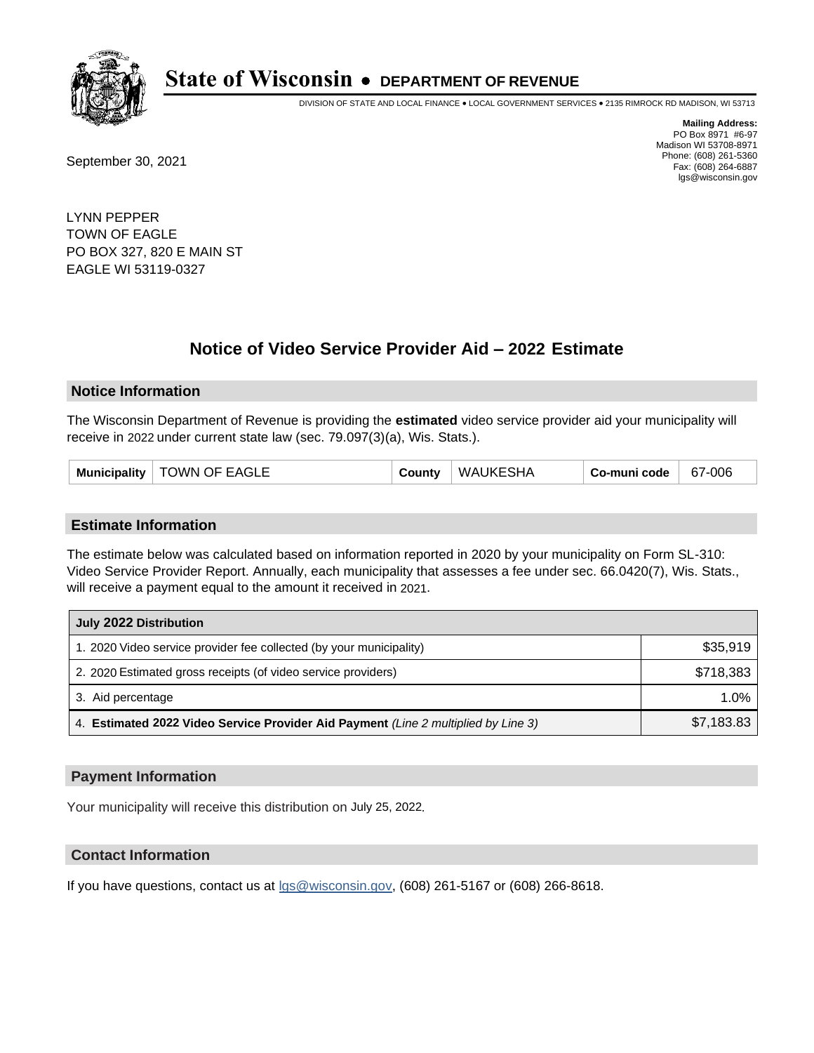# State of Wisconsin • DEPARTMENT OF REVENUE

DIVISION OF STATE AND LOCAL FINANCE • LOCAL GOVERNMENT SERVICES • 2135 RIMROCK RD MADISON, WI 53713

**Mailing Address:**
PO Box 8971 #6-97
Madison WI 53708-8971
Phone: (608) 261-5360
Fax: (608) 264-6887
lgs@wisconsin.gov

September 30, 2021

LYNN PEPPER
TOWN OF EAGLE
PO BOX 327, 820 E MAIN ST
EAGLE WI 53119-0327

## Notice of Video Service Provider Aid – 2022 Estimate

### Notice Information

The Wisconsin Department of Revenue is providing the **estimated** video service provider aid your municipality will receive in 2022 under current state law (sec. 79.097(3)(a), Wis. Stats.).

| Municipality | TOWN OF EAGLE | County | WAUKESHA | Co-muni code | 67-006 |
|---|---|---|---|---|---|

### Estimate Information

The estimate below was calculated based on information reported in 2020 by your municipality on Form SL-310: Video Service Provider Report. Annually, each municipality that assesses a fee under sec. 66.0420(7), Wis. Stats., will receive a payment equal to the amount it received in 2021.

| July 2022 Distribution | |
|---|---|
| 1. 2020 Video service provider fee collected (by your municipality) | $35,919 |
| 2. 2020 Estimated gross receipts (of video service providers) | $718,383 |
| 3. Aid percentage | 1.0% |
| 4. **Estimated 2022 Video Service Provider Aid Payment** *(Line 2 multiplied by Line 3)* | $7,183.83 |

### Payment Information

Your municipality will receive this distribution on July 25, 2022.

### Contact Information

If you have questions, contact us at lgs@wisconsin.gov, (608) 261-5167 or (608) 266-8618.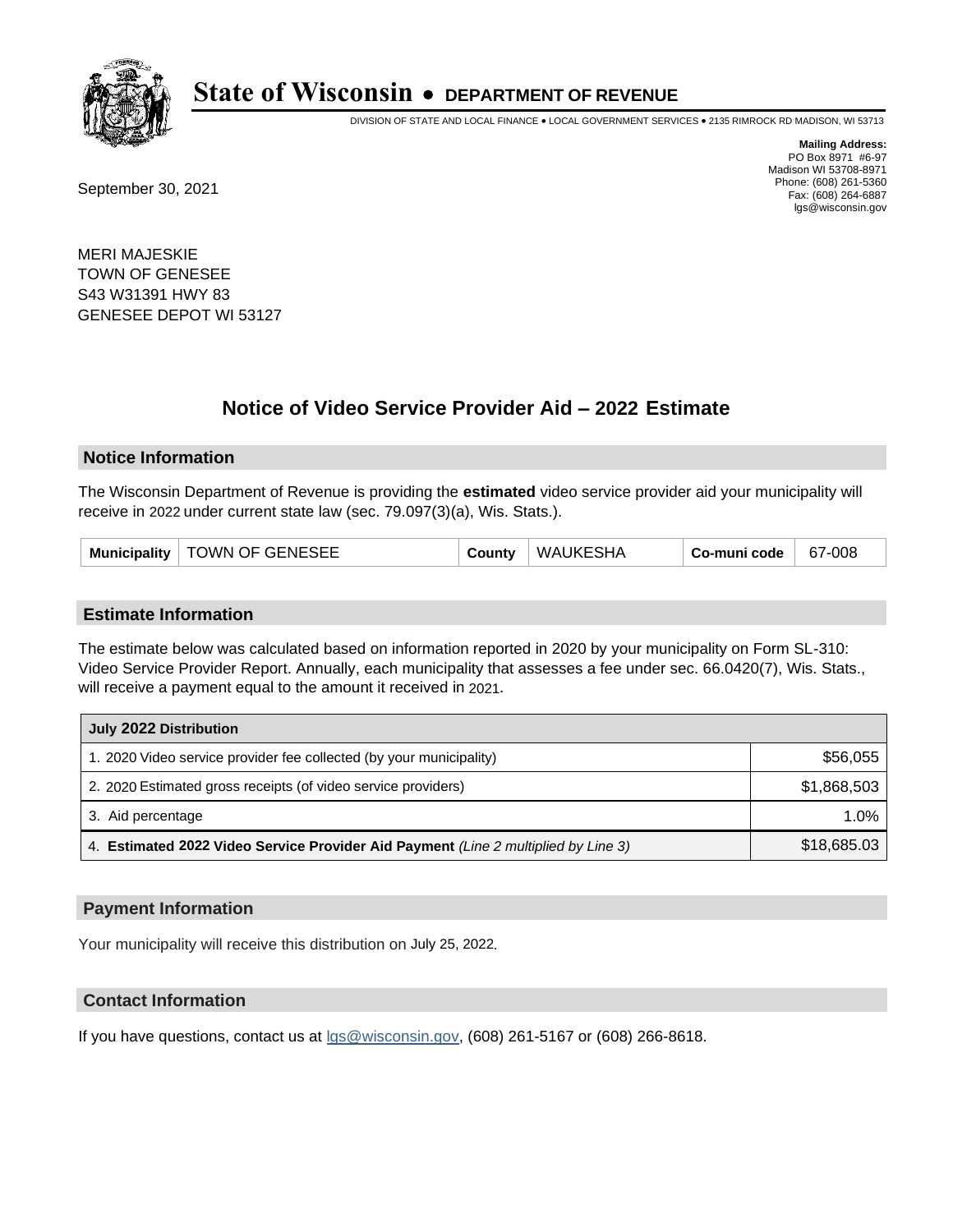# State of Wisconsin • DEPARTMENT OF REVENUE

DIVISION OF STATE AND LOCAL FINANCE • LOCAL GOVERNMENT SERVICES • 2135 RIMROCK RD MADISON, WI 53713

**Mailing Address:**
PO Box 8971 #6-97
Madison WI 53708-8971
Phone: (608) 261-5360
Fax: (608) 264-6887
lgs@wisconsin.gov

September 30, 2021

MERI MAJESKIE
TOWN OF GENESEE
S43 W31391 HWY 83
GENESEE DEPOT WI 53127

## Notice of Video Service Provider Aid – 2022 Estimate

### Notice Information

The Wisconsin Department of Revenue is providing the **estimated** video service provider aid your municipality will receive in 2022 under current state law (sec. 79.097(3)(a), Wis. Stats.).

| Municipality | TOWN OF GENESEE | County | WAUKESHA | Co-muni code | 67-008 |
|---|---|---|---|---|---|

### Estimate Information

The estimate below was calculated based on information reported in 2020 by your municipality on Form SL-310: Video Service Provider Report. Annually, each municipality that assesses a fee under sec. 66.0420(7), Wis. Stats., will receive a payment equal to the amount it received in 2021.

| July 2022 Distribution | |
|---|---|
| 1. 2020 Video service provider fee collected (by your municipality) | $56,055 |
| 2. 2020 Estimated gross receipts (of video service providers) | $1,868,503 |
| 3. Aid percentage | 1.0% |
| 4. **Estimated 2022 Video Service Provider Aid Payment** *(Line 2 multiplied by Line 3)* | $18,685.03 |

### Payment Information

Your municipality will receive this distribution on July 25, 2022.

### Contact Information

If you have questions, contact us at lgs@wisconsin.gov, (608) 261-5167 or (608) 266-8618.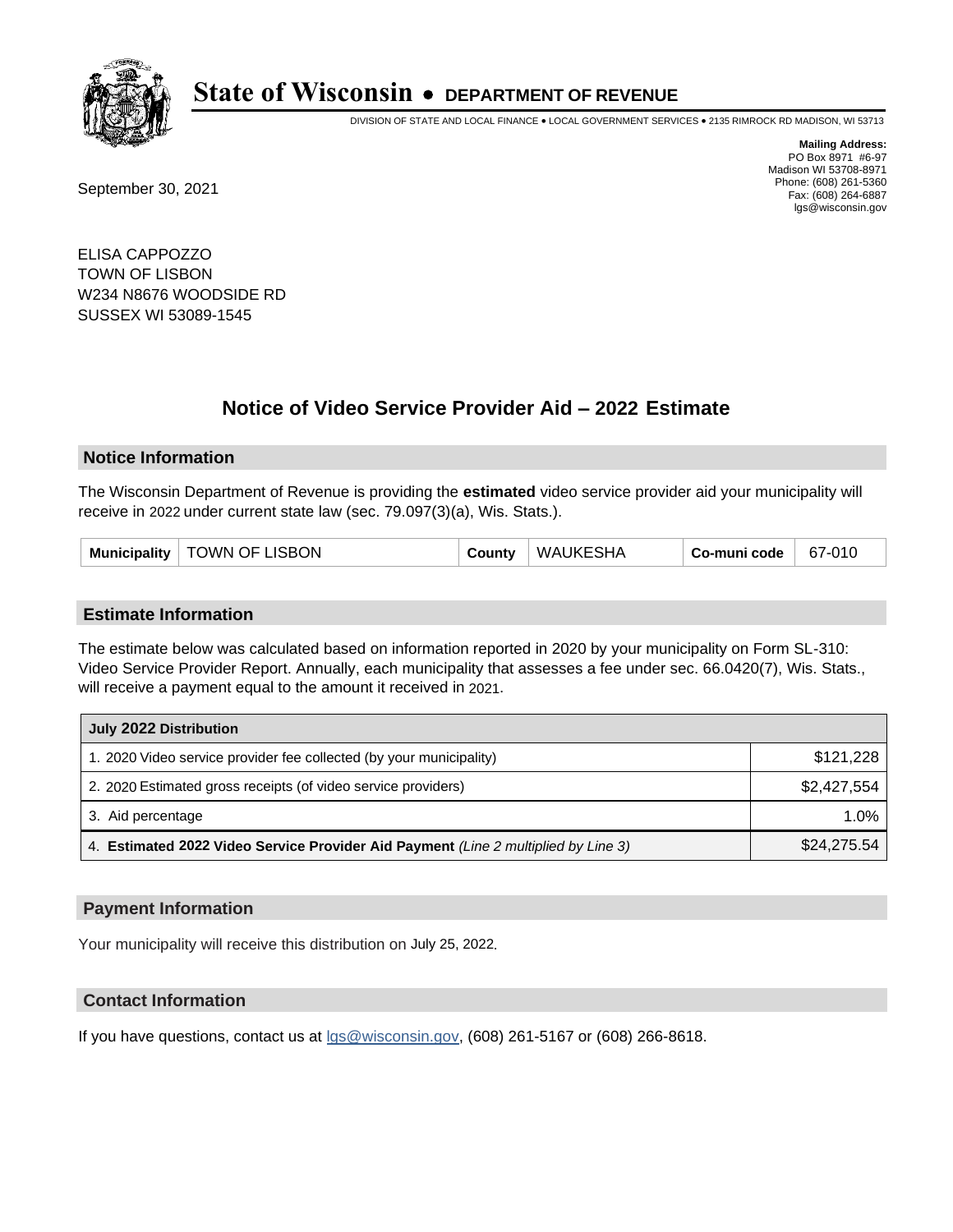# State of Wisconsin • DEPARTMENT OF REVENUE

DIVISION OF STATE AND LOCAL FINANCE • LOCAL GOVERNMENT SERVICES • 2135 RIMROCK RD MADISON, WI 53713

**Mailing Address:**
PO Box 8971 #6-97
Madison WI 53708-8971
Phone: (608) 261-5360
Fax: (608) 264-6887
lgs@wisconsin.gov

September 30, 2021

ELISA CAPPOZZO
TOWN OF LISBON
W234 N8676 WOODSIDE RD
SUSSEX WI 53089-1545

## Notice of Video Service Provider Aid – 2022 Estimate

### Notice Information

The Wisconsin Department of Revenue is providing the **estimated** video service provider aid your municipality will receive in 2022 under current state law (sec. 79.097(3)(a), Wis. Stats.).

| Municipality | TOWN OF LISBON | County | WAUKESHA | Co-muni code | 67-010 |
|---|---|---|---|---|---|

### Estimate Information

The estimate below was calculated based on information reported in 2020 by your municipality on Form SL-310: Video Service Provider Report. Annually, each municipality that assesses a fee under sec. 66.0420(7), Wis. Stats., will receive a payment equal to the amount it received in 2021.

| July 2022 Distribution | |
|---|---|
| 1. 2020 Video service provider fee collected (by your municipality) | $121,228 |
| 2. 2020 Estimated gross receipts (of video service providers) | $2,427,554 |
| 3. Aid percentage | 1.0% |
| 4. **Estimated 2022 Video Service Provider Aid Payment** *(Line 2 multiplied by Line 3)* | $24,275.54 |

### Payment Information

Your municipality will receive this distribution on July 25, 2022.

### Contact Information

If you have questions, contact us at lgs@wisconsin.gov, (608) 261-5167 or (608) 266-8618.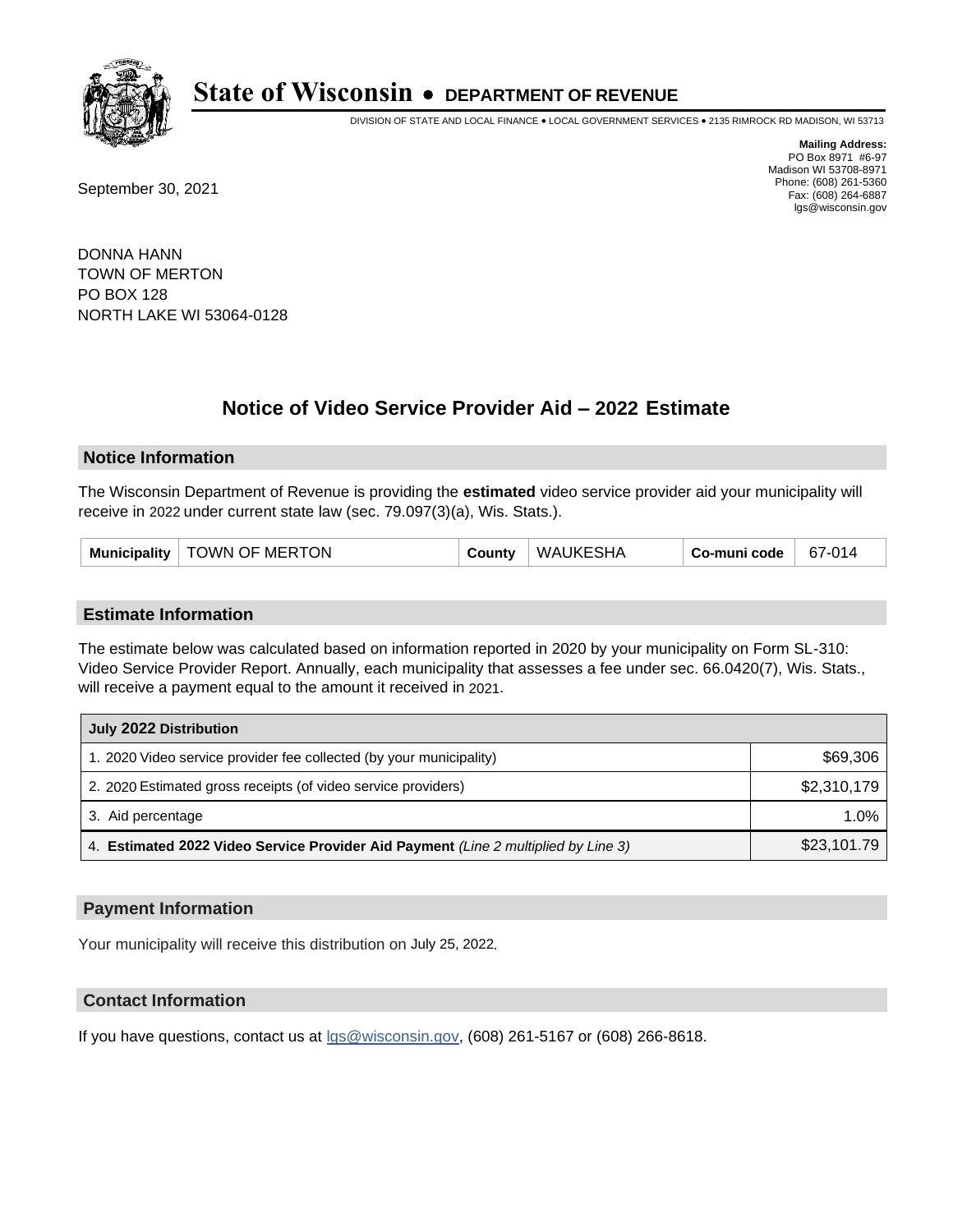# State of Wisconsin • DEPARTMENT OF REVENUE

DIVISION OF STATE AND LOCAL FINANCE • LOCAL GOVERNMENT SERVICES • 2135 RIMROCK RD MADISON, WI 53713

**Mailing Address:**
PO Box 8971 #6-97
Madison WI 53708-8971
Phone: (608) 261-5360
Fax: (608) 264-6887
lgs@wisconsin.gov

September 30, 2021

DONNA HANN
TOWN OF MERTON
PO BOX 128
NORTH LAKE WI 53064-0128

## Notice of Video Service Provider Aid – 2022 Estimate

### Notice Information

The Wisconsin Department of Revenue is providing the **estimated** video service provider aid your municipality will receive in 2022 under current state law (sec. 79.097(3)(a), Wis. Stats.).

| Municipality | TOWN OF MERTON | County | WAUKESHA | Co-muni code | 67-014 |
|---|---|---|---|---|---|

### Estimate Information

The estimate below was calculated based on information reported in 2020 by your municipality on Form SL-310: Video Service Provider Report. Annually, each municipality that assesses a fee under sec. 66.0420(7), Wis. Stats., will receive a payment equal to the amount it received in 2021.

| July 2022 Distribution | |
|---|---|
| 1. 2020 Video service provider fee collected (by your municipality) | $69,306 |
| 2. 2020 Estimated gross receipts (of video service providers) | $2,310,179 |
| 3. Aid percentage | 1.0% |
| 4. **Estimated 2022 Video Service Provider Aid Payment** *(Line 2 multiplied by Line 3)* | $23,101.79 |

### Payment Information

Your municipality will receive this distribution on July 25, 2022.

### Contact Information

If you have questions, contact us at lgs@wisconsin.gov, (608) 261-5167 or (608) 266-8618.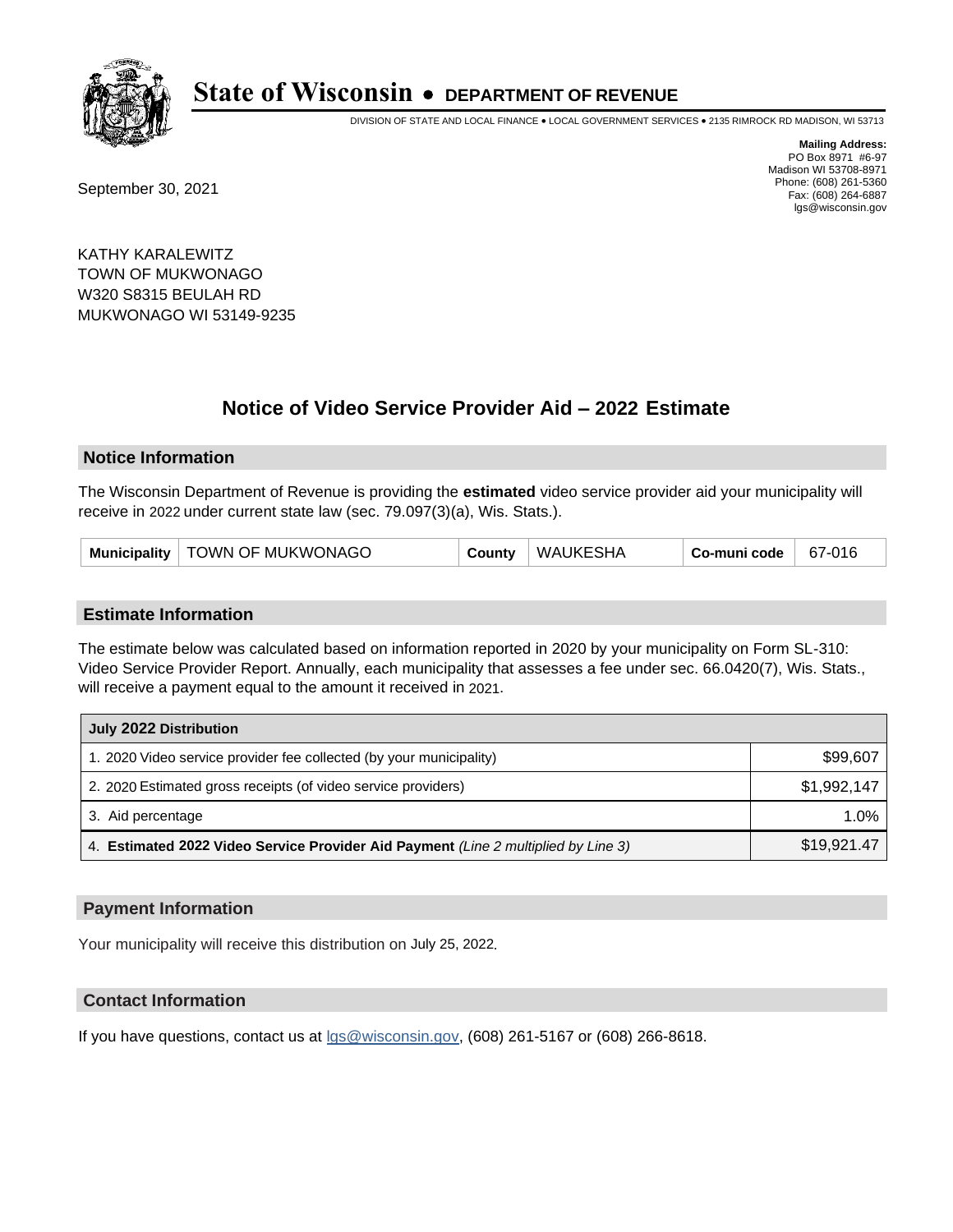# State of Wisconsin • DEPARTMENT OF REVENUE

DIVISION OF STATE AND LOCAL FINANCE • LOCAL GOVERNMENT SERVICES • 2135 RIMROCK RD MADISON, WI 53713

**Mailing Address:**
PO Box 8971 #6-97
Madison WI 53708-8971
Phone: (608) 261-5360
Fax: (608) 264-6887
lgs@wisconsin.gov

September 30, 2021

KATHY KARALEWITZ
TOWN OF MUKWONAGO
W320 S8315 BEULAH RD
MUKWONAGO WI 53149-9235

## Notice of Video Service Provider Aid – 2022 Estimate

### Notice Information

The Wisconsin Department of Revenue is providing the **estimated** video service provider aid your municipality will receive in 2022 under current state law (sec. 79.097(3)(a), Wis. Stats.).

| Municipality | TOWN OF MUKWONAGO | County | WAUKESHA | Co-muni code | 67-016 |
|---|---|---|---|---|---|

### Estimate Information

The estimate below was calculated based on information reported in 2020 by your municipality on Form SL-310: Video Service Provider Report. Annually, each municipality that assesses a fee under sec. 66.0420(7), Wis. Stats., will receive a payment equal to the amount it received in 2021.

| July 2022 Distribution | |
|---|---|
| 1. 2020 Video service provider fee collected (by your municipality) | $99,607 |
| 2. 2020 Estimated gross receipts (of video service providers) | $1,992,147 |
| 3. Aid percentage | 1.0% |
| 4. **Estimated 2022 Video Service Provider Aid Payment** *(Line 2 multiplied by Line 3)* | $19,921.47 |

### Payment Information

Your municipality will receive this distribution on July 25, 2022.

### Contact Information

If you have questions, contact us at lgs@wisconsin.gov, (608) 261-5167 or (608) 266-8618.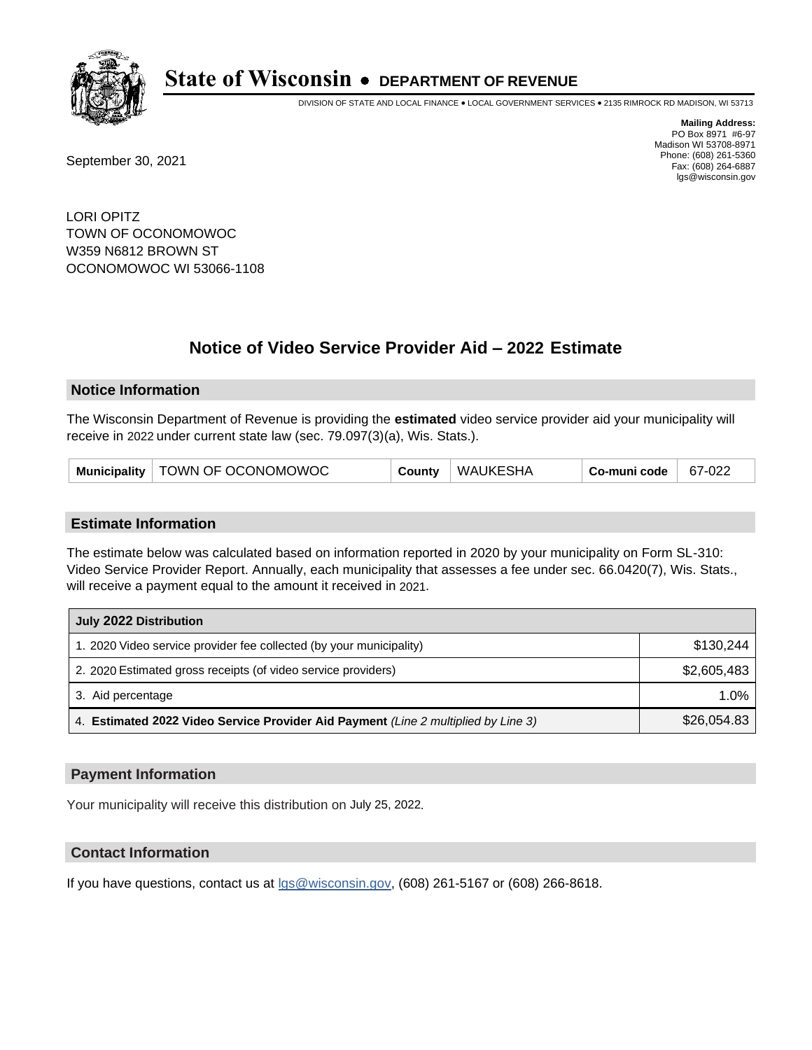# State of Wisconsin • DEPARTMENT OF REVENUE

DIVISION OF STATE AND LOCAL FINANCE • LOCAL GOVERNMENT SERVICES • 2135 RIMROCK RD MADISON, WI 53713

**Mailing Address:**
PO Box 8971 #6-97
Madison WI 53708-8971
Phone: (608) 261-5360
Fax: (608) 264-6887
lgs@wisconsin.gov

September 30, 2021

LORI OPITZ
TOWN OF OCONOMOWOC
W359 N6812 BROWN ST
OCONOMOWOC WI 53066-1108

## Notice of Video Service Provider Aid – 2022 Estimate

### Notice Information

The Wisconsin Department of Revenue is providing the **estimated** video service provider aid your municipality will receive in 2022 under current state law (sec. 79.097(3)(a), Wis. Stats.).

| Municipality | TOWN OF OCONOMOWOC | County | WAUKESHA | Co-muni code | 67-022 |
|---|---|---|---|---|---|

### Estimate Information

The estimate below was calculated based on information reported in 2020 by your municipality on Form SL-310: Video Service Provider Report. Annually, each municipality that assesses a fee under sec. 66.0420(7), Wis. Stats., will receive a payment equal to the amount it received in 2021.

| July 2022 Distribution | |
|---|---|
| 1. 2020 Video service provider fee collected (by your municipality) | $130,244 |
| 2. 2020 Estimated gross receipts (of video service providers) | $2,605,483 |
| 3. Aid percentage | 1.0% |
| 4. **Estimated 2022 Video Service Provider Aid Payment** *(Line 2 multiplied by Line 3)* | $26,054.83 |

### Payment Information

Your municipality will receive this distribution on July 25, 2022.

### Contact Information

If you have questions, contact us at lgs@wisconsin.gov, (608) 261-5167 or (608) 266-8618.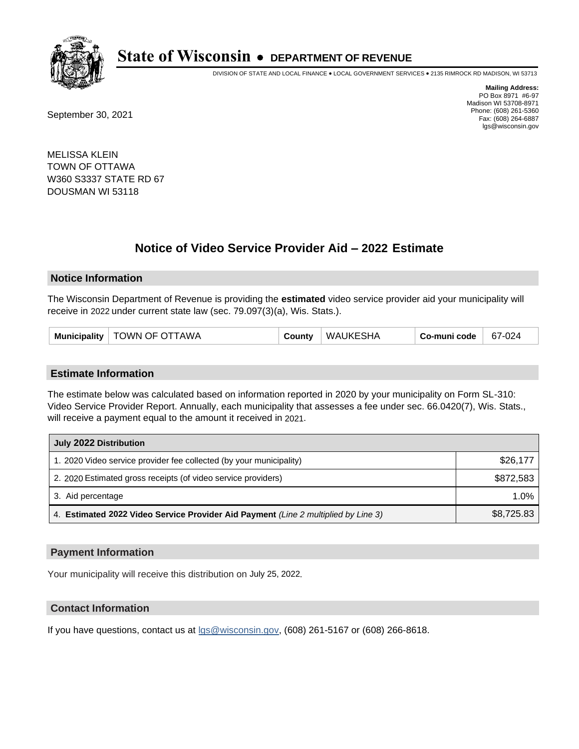# State of Wisconsin • DEPARTMENT OF REVENUE

DIVISION OF STATE AND LOCAL FINANCE • LOCAL GOVERNMENT SERVICES • 2135 RIMROCK RD MADISON, WI 53713

**Mailing Address:**
PO Box 8971 #6-97
Madison WI 53708-8971
Phone: (608) 261-5360
Fax: (608) 264-6887
lgs@wisconsin.gov

September 30, 2021

MELISSA KLEIN
TOWN OF OTTAWA
W360 S3337 STATE RD 67
DOUSMAN WI 53118

## Notice of Video Service Provider Aid – 2022 Estimate

### Notice Information

The Wisconsin Department of Revenue is providing the **estimated** video service provider aid your municipality will receive in 2022 under current state law (sec. 79.097(3)(a), Wis. Stats.).

| Municipality | TOWN OF OTTAWA | County | WAUKESHA | Co-muni code | 67-024 |
|---|---|---|---|---|---|

### Estimate Information

The estimate below was calculated based on information reported in 2020 by your municipality on Form SL-310: Video Service Provider Report. Annually, each municipality that assesses a fee under sec. 66.0420(7), Wis. Stats., will receive a payment equal to the amount it received in 2021.

| July 2022 Distribution | |
|---|---|
| 1. 2020 Video service provider fee collected (by your municipality) | $26,177 |
| 2. 2020 Estimated gross receipts (of video service providers) | $872,583 |
| 3. Aid percentage | 1.0% |
| 4. **Estimated 2022 Video Service Provider Aid Payment** *(Line 2 multiplied by Line 3)* | $8,725.83 |

### Payment Information

Your municipality will receive this distribution on July 25, 2022.

### Contact Information

If you have questions, contact us at lgs@wisconsin.gov, (608) 261-5167 or (608) 266-8618.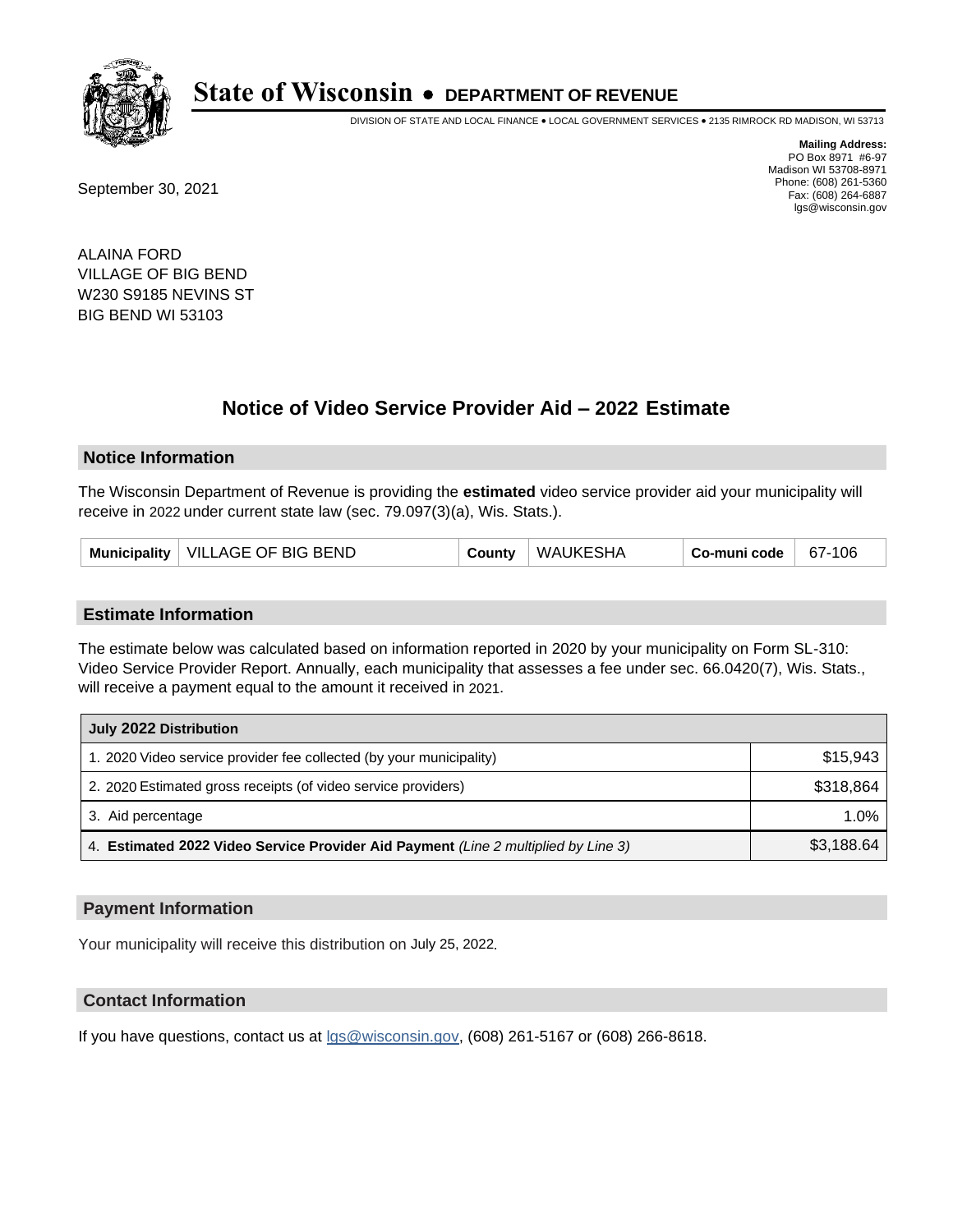# State of Wisconsin • DEPARTMENT OF REVENUE

DIVISION OF STATE AND LOCAL FINANCE • LOCAL GOVERNMENT SERVICES • 2135 RIMROCK RD MADISON, WI 53713

**Mailing Address:**
PO Box 8971 #6-97
Madison WI 53708-8971
Phone: (608) 261-5360
Fax: (608) 264-6887
lgs@wisconsin.gov

September 30, 2021

ALAINA FORD
VILLAGE OF BIG BEND
W230 S9185 NEVINS ST
BIG BEND WI 53103

## Notice of Video Service Provider Aid – 2022 Estimate

### Notice Information

The Wisconsin Department of Revenue is providing the **estimated** video service provider aid your municipality will receive in 2022 under current state law (sec. 79.097(3)(a), Wis. Stats.).

| Municipality | VILLAGE OF BIG BEND | County | WAUKESHA | Co-muni code | 67-106 |
|---|---|---|---|---|---|

### Estimate Information

The estimate below was calculated based on information reported in 2020 by your municipality on Form SL-310: Video Service Provider Report. Annually, each municipality that assesses a fee under sec. 66.0420(7), Wis. Stats., will receive a payment equal to the amount it received in 2021.

| July 2022 Distribution | |
|---|---|
| 1. 2020 Video service provider fee collected (by your municipality) | $15,943 |
| 2. 2020 Estimated gross receipts (of video service providers) | $318,864 |
| 3. Aid percentage | 1.0% |
| 4. **Estimated 2022 Video Service Provider Aid Payment** *(Line 2 multiplied by Line 3)* | $3,188.64 |

### Payment Information

Your municipality will receive this distribution on July 25, 2022.

### Contact Information

If you have questions, contact us at lgs@wisconsin.gov, (608) 261-5167 or (608) 266-8618.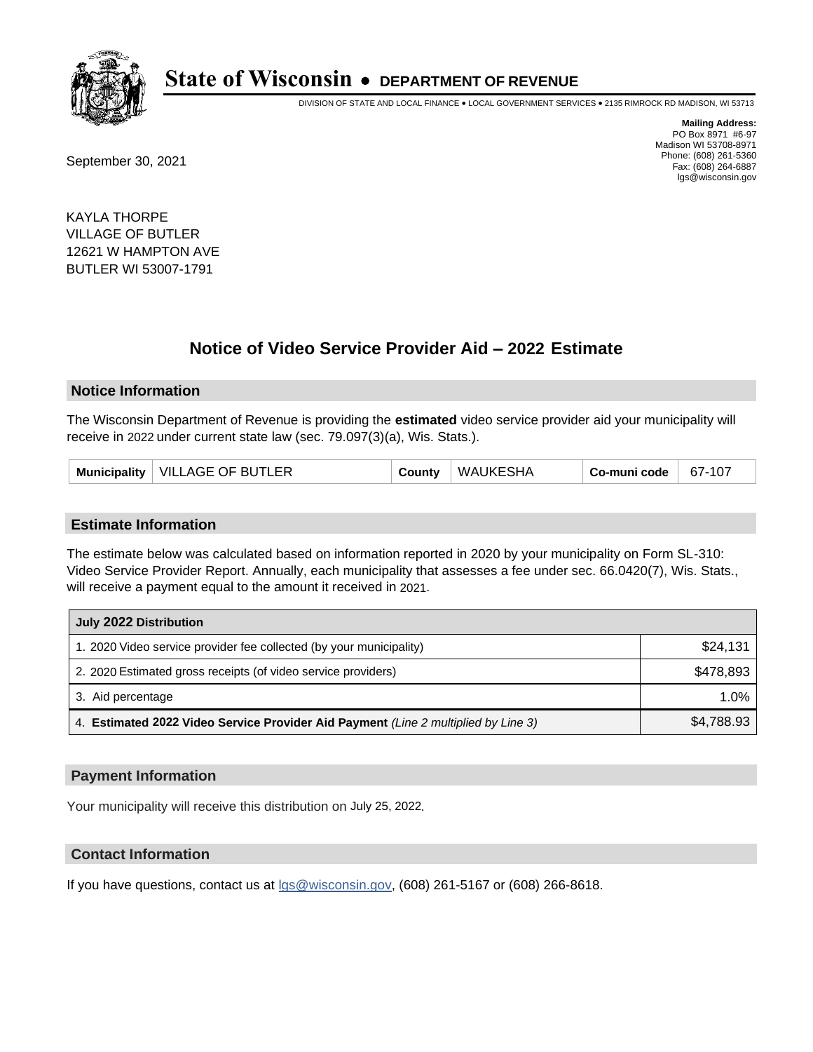# State of Wisconsin • DEPARTMENT OF REVENUE

DIVISION OF STATE AND LOCAL FINANCE • LOCAL GOVERNMENT SERVICES • 2135 RIMROCK RD MADISON, WI 53713

**Mailing Address:**
PO Box 8971 #6-97
Madison WI 53708-8971
Phone: (608) 261-5360
Fax: (608) 264-6887
lgs@wisconsin.gov

September 30, 2021

KAYLA THORPE
VILLAGE OF BUTLER
12621 W HAMPTON AVE
BUTLER WI 53007-1791

## Notice of Video Service Provider Aid – 2022 Estimate

### Notice Information

The Wisconsin Department of Revenue is providing the **estimated** video service provider aid your municipality will receive in 2022 under current state law (sec. 79.097(3)(a), Wis. Stats.).

| Municipality | VILLAGE OF BUTLER | County | WAUKESHA | Co-muni code | 67-107 |
|---|---|---|---|---|---|

### Estimate Information

The estimate below was calculated based on information reported in 2020 by your municipality on Form SL-310: Video Service Provider Report. Annually, each municipality that assesses a fee under sec. 66.0420(7), Wis. Stats., will receive a payment equal to the amount it received in 2021.

| July 2022 Distribution | |
|---|---|
| 1. 2020 Video service provider fee collected (by your municipality) | $24,131 |
| 2. 2020 Estimated gross receipts (of video service providers) | $478,893 |
| 3. Aid percentage | 1.0% |
| 4. **Estimated 2022 Video Service Provider Aid Payment** *(Line 2 multiplied by Line 3)* | $4,788.93 |

### Payment Information

Your municipality will receive this distribution on July 25, 2022.

### Contact Information

If you have questions, contact us at lgs@wisconsin.gov, (608) 261-5167 or (608) 266-8618.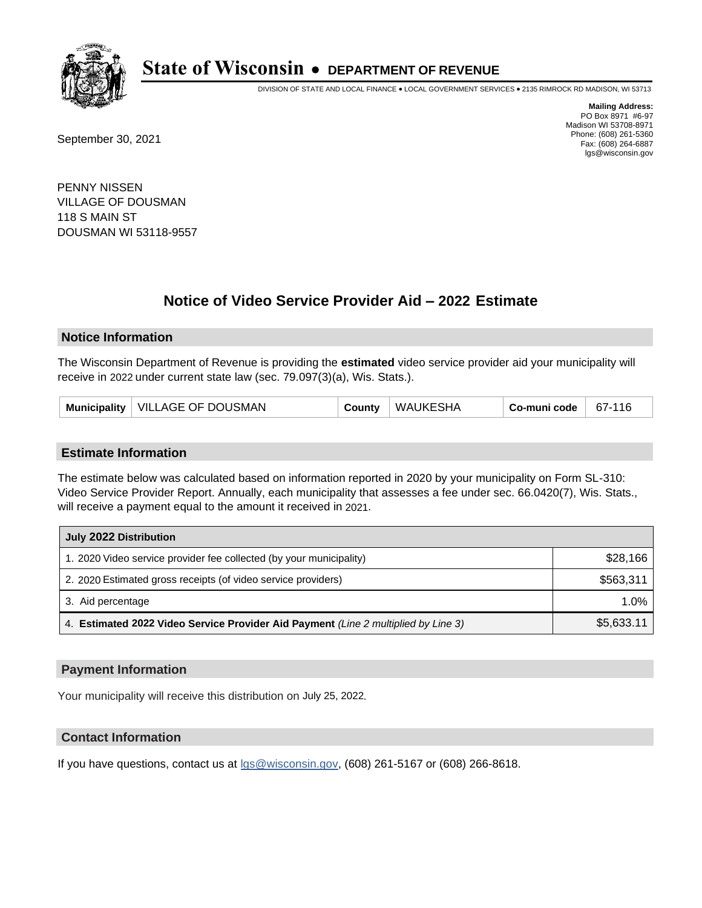# State of Wisconsin • DEPARTMENT OF REVENUE

DIVISION OF STATE AND LOCAL FINANCE • LOCAL GOVERNMENT SERVICES • 2135 RIMROCK RD MADISON, WI 53713

**Mailing Address:**
PO Box 8971 #6-97
Madison WI 53708-8971
Phone: (608) 261-5360
Fax: (608) 264-6887
lgs@wisconsin.gov

September 30, 2021

PENNY NISSEN
VILLAGE OF DOUSMAN
118 S MAIN ST
DOUSMAN WI 53118-9557

## Notice of Video Service Provider Aid – 2022 Estimate

### Notice Information

The Wisconsin Department of Revenue is providing the **estimated** video service provider aid your municipality will receive in 2022 under current state law (sec. 79.097(3)(a), Wis. Stats.).

| Municipality | VILLAGE OF DOUSMAN | County | WAUKESHA | Co-muni code | 67-116 |
|---|---|---|---|---|---|

### Estimate Information

The estimate below was calculated based on information reported in 2020 by your municipality on Form SL-310: Video Service Provider Report. Annually, each municipality that assesses a fee under sec. 66.0420(7), Wis. Stats., will receive a payment equal to the amount it received in 2021.

| July 2022 Distribution | |
|---|---|
| 1. 2020 Video service provider fee collected (by your municipality) | $28,166 |
| 2. 2020 Estimated gross receipts (of video service providers) | $563,311 |
| 3. Aid percentage | 1.0% |
| 4. **Estimated 2022 Video Service Provider Aid Payment** *(Line 2 multiplied by Line 3)* | $5,633.11 |

### Payment Information

Your municipality will receive this distribution on July 25, 2022.

### Contact Information

If you have questions, contact us at lgs@wisconsin.gov, (608) 261-5167 or (608) 266-8618.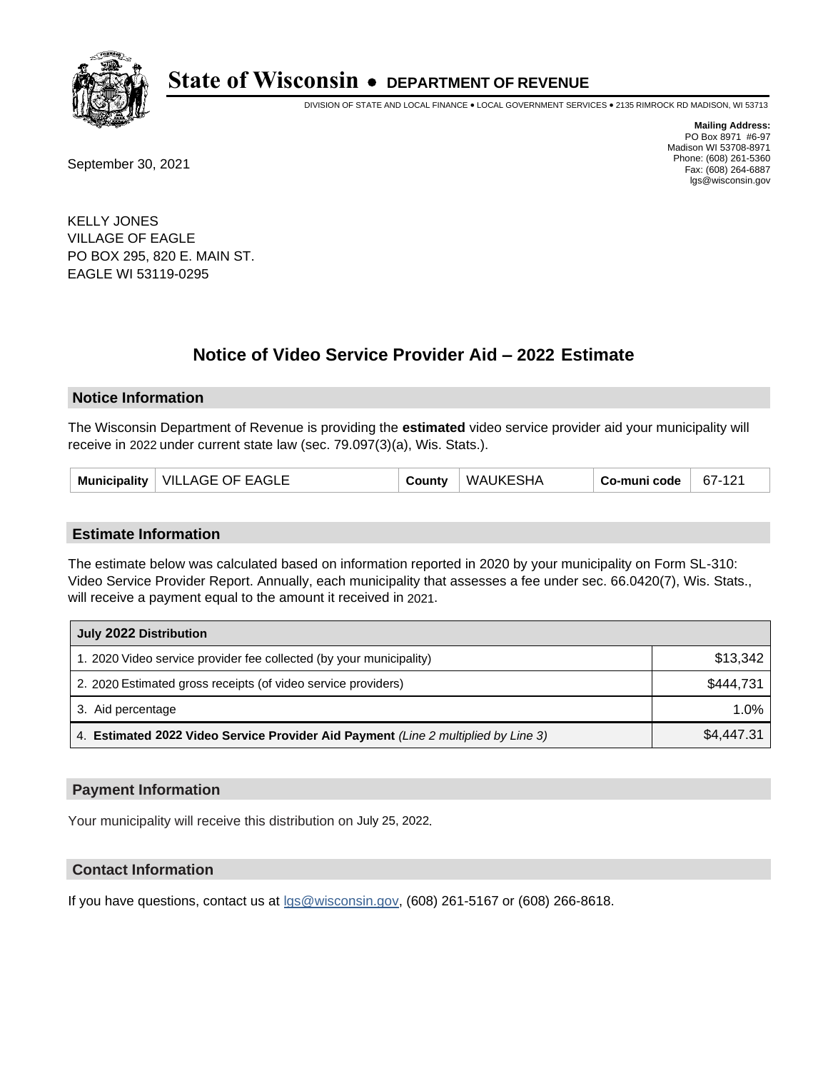# State of Wisconsin • DEPARTMENT OF REVENUE

DIVISION OF STATE AND LOCAL FINANCE • LOCAL GOVERNMENT SERVICES • 2135 RIMROCK RD MADISON, WI 53713

**Mailing Address:**
PO Box 8971 #6-97
Madison WI 53708-8971
Phone: (608) 261-5360
Fax: (608) 264-6887
lgs@wisconsin.gov

September 30, 2021

KELLY JONES
VILLAGE OF EAGLE
PO BOX 295, 820 E. MAIN ST.
EAGLE WI 53119-0295

## Notice of Video Service Provider Aid – 2022 Estimate

### Notice Information

The Wisconsin Department of Revenue is providing the **estimated** video service provider aid your municipality will receive in 2022 under current state law (sec. 79.097(3)(a), Wis. Stats.).

| Municipality | VILLAGE OF EAGLE | County | WAUKESHA | Co-muni code | 67-121 |
|---|---|---|---|---|---|

### Estimate Information

The estimate below was calculated based on information reported in 2020 by your municipality on Form SL-310: Video Service Provider Report. Annually, each municipality that assesses a fee under sec. 66.0420(7), Wis. Stats., will receive a payment equal to the amount it received in 2021.

| July 2022 Distribution | |
|---|---|
| 1. 2020 Video service provider fee collected (by your municipality) | $13,342 |
| 2. 2020 Estimated gross receipts (of video service providers) | $444,731 |
| 3. Aid percentage | 1.0% |
| 4. **Estimated 2022 Video Service Provider Aid Payment** *(Line 2 multiplied by Line 3)* | $4,447.31 |

### Payment Information

Your municipality will receive this distribution on July 25, 2022.

### Contact Information

If you have questions, contact us at lgs@wisconsin.gov, (608) 261-5167 or (608) 266-8618.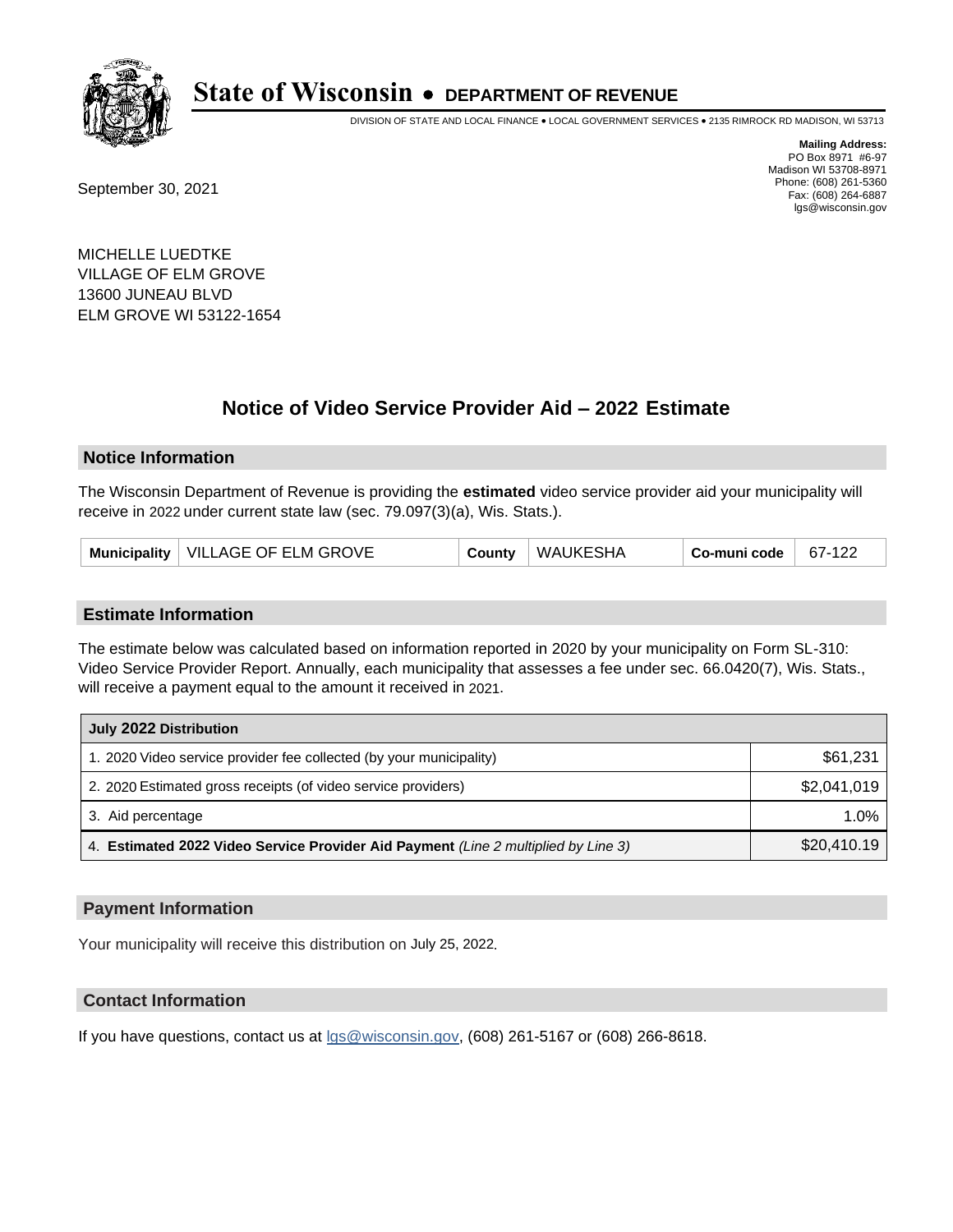# State of Wisconsin • DEPARTMENT OF REVENUE

DIVISION OF STATE AND LOCAL FINANCE • LOCAL GOVERNMENT SERVICES • 2135 RIMROCK RD MADISON, WI 53713

**Mailing Address:**
PO Box 8971 #6-97
Madison WI 53708-8971
Phone: (608) 261-5360
Fax: (608) 264-6887
lgs@wisconsin.gov

September 30, 2021

MICHELLE LUEDTKE
VILLAGE OF ELM GROVE
13600 JUNEAU BLVD
ELM GROVE WI 53122-1654

## Notice of Video Service Provider Aid – 2022 Estimate

### Notice Information

The Wisconsin Department of Revenue is providing the **estimated** video service provider aid your municipality will receive in 2022 under current state law (sec. 79.097(3)(a), Wis. Stats.).

| Municipality | VILLAGE OF ELM GROVE | County | WAUKESHA | Co-muni code | 67-122 |
|---|---|---|---|---|---|

### Estimate Information

The estimate below was calculated based on information reported in 2020 by your municipality on Form SL-310: Video Service Provider Report. Annually, each municipality that assesses a fee under sec. 66.0420(7), Wis. Stats., will receive a payment equal to the amount it received in 2021.

| July 2022 Distribution | |
|---|---|
| 1. 2020 Video service provider fee collected (by your municipality) | $61,231 |
| 2. 2020 Estimated gross receipts (of video service providers) | $2,041,019 |
| 3. Aid percentage | 1.0% |
| 4. **Estimated 2022 Video Service Provider Aid Payment** *(Line 2 multiplied by Line 3)* | $20,410.19 |

### Payment Information

Your municipality will receive this distribution on July 25, 2022.

### Contact Information

If you have questions, contact us at lgs@wisconsin.gov, (608) 261-5167 or (608) 266-8618.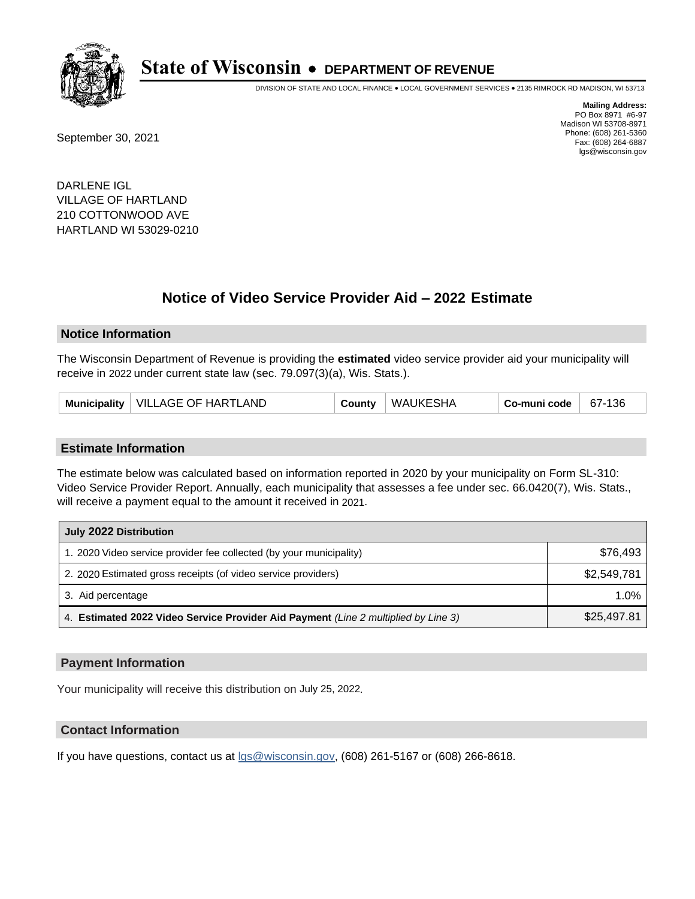# State of Wisconsin • DEPARTMENT OF REVENUE

DIVISION OF STATE AND LOCAL FINANCE • LOCAL GOVERNMENT SERVICES • 2135 RIMROCK RD MADISON, WI 53713

**Mailing Address:**
PO Box 8971 #6-97
Madison WI 53708-8971
Phone: (608) 261-5360
Fax: (608) 264-6887
lgs@wisconsin.gov

September 30, 2021

DARLENE IGL
VILLAGE OF HARTLAND
210 COTTONWOOD AVE
HARTLAND WI 53029-0210

## Notice of Video Service Provider Aid – 2022 Estimate

### Notice Information

The Wisconsin Department of Revenue is providing the **estimated** video service provider aid your municipality will receive in 2022 under current state law (sec. 79.097(3)(a), Wis. Stats.).

| Municipality | VILLAGE OF HARTLAND | County | WAUKESHA | Co-muni code | 67-136 |
|---|---|---|---|---|---|

### Estimate Information

The estimate below was calculated based on information reported in 2020 by your municipality on Form SL-310: Video Service Provider Report. Annually, each municipality that assesses a fee under sec. 66.0420(7), Wis. Stats., will receive a payment equal to the amount it received in 2021.

| July 2022 Distribution | |
|---|---|
| 1. 2020 Video service provider fee collected (by your municipality) | $76,493 |
| 2. 2020 Estimated gross receipts (of video service providers) | $2,549,781 |
| 3. Aid percentage | 1.0% |
| 4. **Estimated 2022 Video Service Provider Aid Payment** *(Line 2 multiplied by Line 3)* | $25,497.81 |

### Payment Information

Your municipality will receive this distribution on July 25, 2022.

### Contact Information

If you have questions, contact us at lgs@wisconsin.gov, (608) 261-5167 or (608) 266-8618.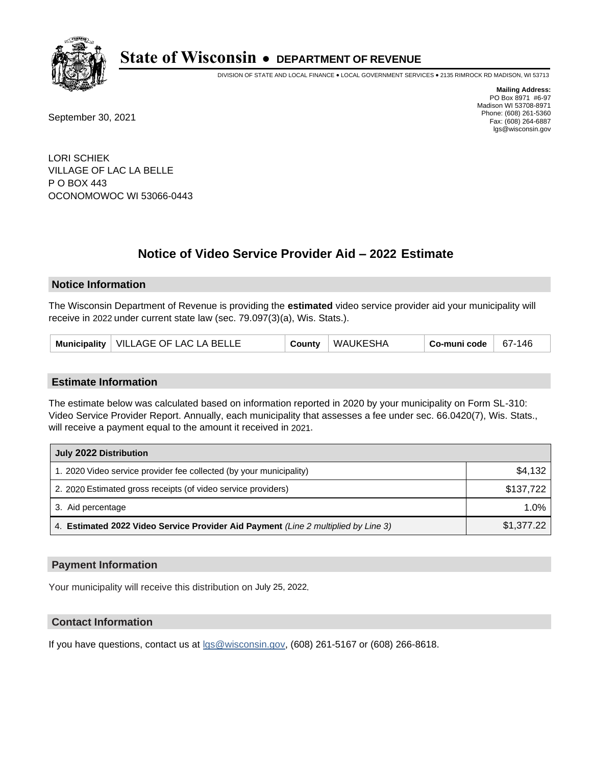# State of Wisconsin • DEPARTMENT OF REVENUE

DIVISION OF STATE AND LOCAL FINANCE • LOCAL GOVERNMENT SERVICES • 2135 RIMROCK RD MADISON, WI 53713

**Mailing Address:**
PO Box 8971 #6-97
Madison WI 53708-8971
Phone: (608) 261-5360
Fax: (608) 264-6887
lgs@wisconsin.gov

September 30, 2021

LORI SCHIEK
VILLAGE OF LAC LA BELLE
P O BOX 443
OCONOMOWOC WI 53066-0443

## Notice of Video Service Provider Aid – 2022 Estimate

### Notice Information

The Wisconsin Department of Revenue is providing the **estimated** video service provider aid your municipality will receive in 2022 under current state law (sec. 79.097(3)(a), Wis. Stats.).

| Municipality | VILLAGE OF LAC LA BELLE | County | WAUKESHA | Co-muni code | 67-146 |
|---|---|---|---|---|---|

### Estimate Information

The estimate below was calculated based on information reported in 2020 by your municipality on Form SL-310: Video Service Provider Report. Annually, each municipality that assesses a fee under sec. 66.0420(7), Wis. Stats., will receive a payment equal to the amount it received in 2021.

| July 2022 Distribution | |
|---|---|
| 1. 2020 Video service provider fee collected (by your municipality) | $4,132 |
| 2. 2020 Estimated gross receipts (of video service providers) | $137,722 |
| 3. Aid percentage | 1.0% |
| 4. **Estimated 2022 Video Service Provider Aid Payment** *(Line 2 multiplied by Line 3)* | $1,377.22 |

### Payment Information

Your municipality will receive this distribution on July 25, 2022.

### Contact Information

If you have questions, contact us at lgs@wisconsin.gov, (608) 261-5167 or (608) 266-8618.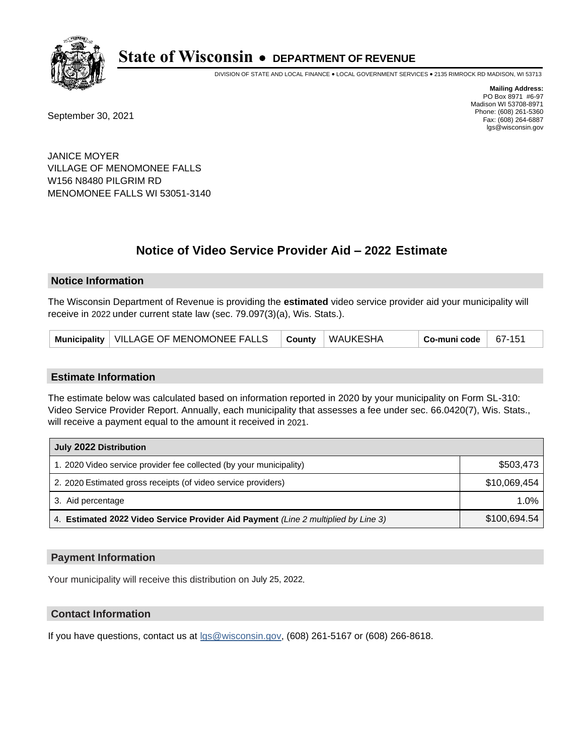# State of Wisconsin • DEPARTMENT OF REVENUE

DIVISION OF STATE AND LOCAL FINANCE • LOCAL GOVERNMENT SERVICES • 2135 RIMROCK RD MADISON, WI 53713

**Mailing Address:**
PO Box 8971 #6-97
Madison WI 53708-8971
Phone: (608) 261-5360
Fax: (608) 264-6887
lgs@wisconsin.gov

September 30, 2021

JANICE MOYER
VILLAGE OF MENOMONEE FALLS
W156 N8480 PILGRIM RD
MENOMONEE FALLS WI 53051-3140

## Notice of Video Service Provider Aid – 2022 Estimate

### Notice Information

The Wisconsin Department of Revenue is providing the **estimated** video service provider aid your municipality will receive in 2022 under current state law (sec. 79.097(3)(a), Wis. Stats.).

| Municipality | VILLAGE OF MENOMONEE FALLS | County | WAUKESHA | Co-muni code | 67-151 |
|---|---|---|---|---|---|

### Estimate Information

The estimate below was calculated based on information reported in 2020 by your municipality on Form SL-310: Video Service Provider Report. Annually, each municipality that assesses a fee under sec. 66.0420(7), Wis. Stats., will receive a payment equal to the amount it received in 2021.

| July 2022 Distribution | |
|---|---|
| 1. 2020 Video service provider fee collected (by your municipality) | $503,473 |
| 2. 2020 Estimated gross receipts (of video service providers) | $10,069,454 |
| 3. Aid percentage | 1.0% |
| 4. **Estimated 2022 Video Service Provider Aid Payment** *(Line 2 multiplied by Line 3)* | $100,694.54 |

### Payment Information

Your municipality will receive this distribution on July 25, 2022.

### Contact Information

If you have questions, contact us at lgs@wisconsin.gov, (608) 261-5167 or (608) 266-8618.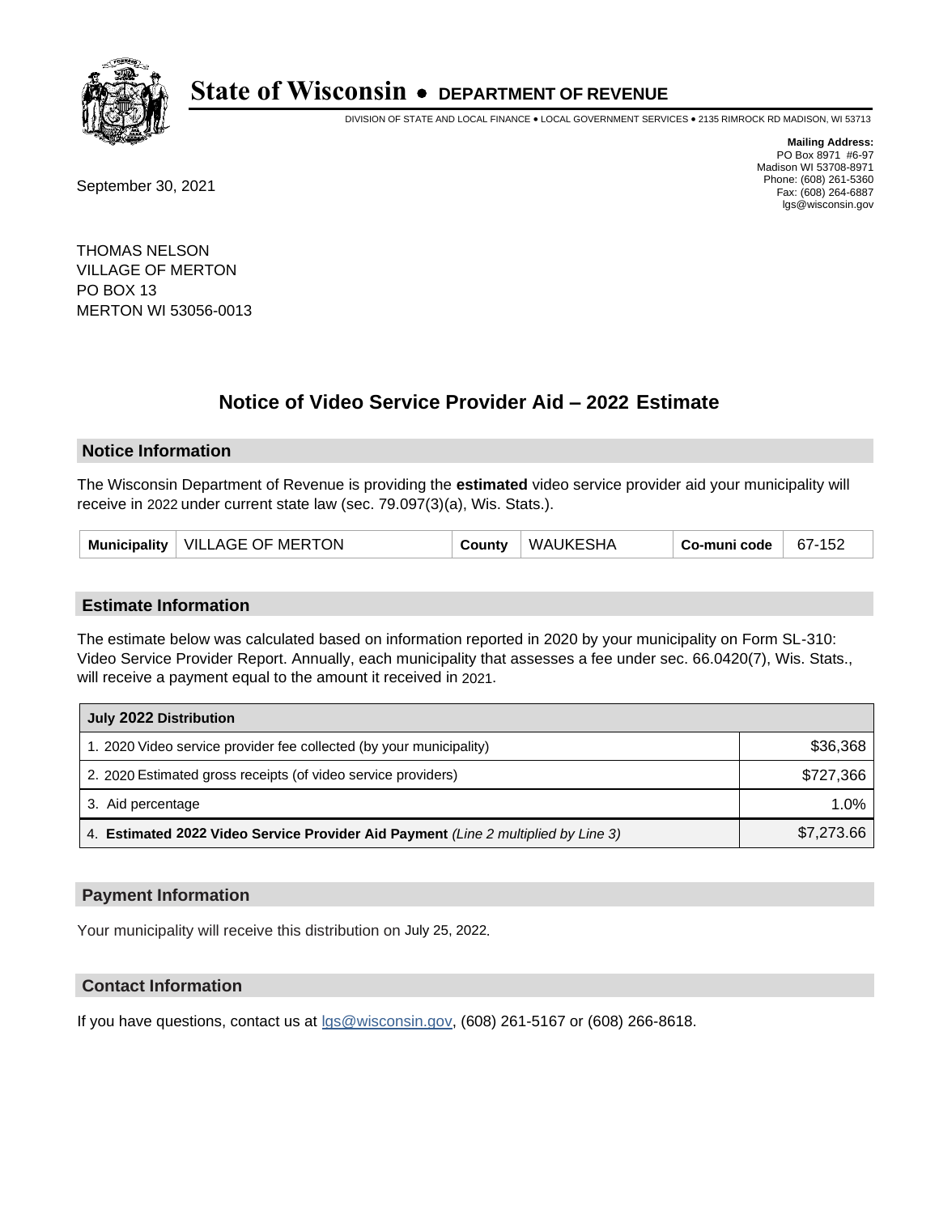# State of Wisconsin • DEPARTMENT OF REVENUE

DIVISION OF STATE AND LOCAL FINANCE • LOCAL GOVERNMENT SERVICES • 2135 RIMROCK RD MADISON, WI 53713

**Mailing Address:**
PO Box 8971 #6-97
Madison WI 53708-8971
Phone: (608) 261-5360
Fax: (608) 264-6887
lgs@wisconsin.gov

September 30, 2021

THOMAS NELSON
VILLAGE OF MERTON
PO BOX 13
MERTON WI 53056-0013

## Notice of Video Service Provider Aid – 2022 Estimate

### Notice Information

The Wisconsin Department of Revenue is providing the **estimated** video service provider aid your municipality will receive in 2022 under current state law (sec. 79.097(3)(a), Wis. Stats.).

| Municipality | VILLAGE OF MERTON | County | WAUKESHA | Co-muni code | 67-152 |
|---|---|---|---|---|---|

### Estimate Information

The estimate below was calculated based on information reported in 2020 by your municipality on Form SL-310: Video Service Provider Report. Annually, each municipality that assesses a fee under sec. 66.0420(7), Wis. Stats., will receive a payment equal to the amount it received in 2021.

| July 2022 Distribution | |
|---|---|
| 1. 2020 Video service provider fee collected (by your municipality) | $36,368 |
| 2. 2020 Estimated gross receipts (of video service providers) | $727,366 |
| 3. Aid percentage | 1.0% |
| 4. **Estimated 2022 Video Service Provider Aid Payment** *(Line 2 multiplied by Line 3)* | $7,273.66 |

### Payment Information

Your municipality will receive this distribution on July 25, 2022.

### Contact Information

If you have questions, contact us at lgs@wisconsin.gov, (608) 261-5167 or (608) 266-8618.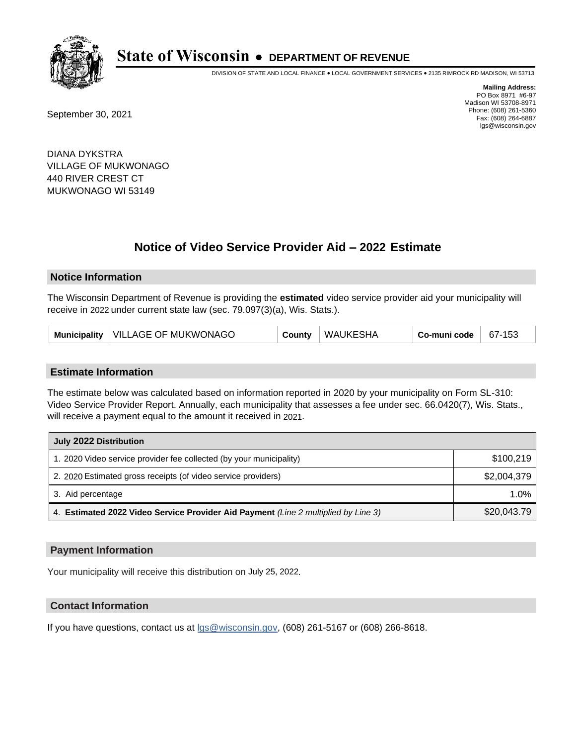# State of Wisconsin • DEPARTMENT OF REVENUE

DIVISION OF STATE AND LOCAL FINANCE • LOCAL GOVERNMENT SERVICES • 2135 RIMROCK RD MADISON, WI 53713

**Mailing Address:**
PO Box 8971 #6-97
Madison WI 53708-8971
Phone: (608) 261-5360
Fax: (608) 264-6887
lgs@wisconsin.gov

September 30, 2021

DIANA DYKSTRA
VILLAGE OF MUKWONAGO
440 RIVER CREST CT
MUKWONAGO WI 53149

## Notice of Video Service Provider Aid – 2022 Estimate

### Notice Information

The Wisconsin Department of Revenue is providing the **estimated** video service provider aid your municipality will receive in 2022 under current state law (sec. 79.097(3)(a), Wis. Stats.).

| Municipality | VILLAGE OF MUKWONAGO | County | WAUKESHA | Co-muni code | 67-153 |
|---|---|---|---|---|---|

### Estimate Information

The estimate below was calculated based on information reported in 2020 by your municipality on Form SL-310: Video Service Provider Report. Annually, each municipality that assesses a fee under sec. 66.0420(7), Wis. Stats., will receive a payment equal to the amount it received in 2021.

| July 2022 Distribution | |
|---|---|
| 1. 2020 Video service provider fee collected (by your municipality) | $100,219 |
| 2. 2020 Estimated gross receipts (of video service providers) | $2,004,379 |
| 3. Aid percentage | 1.0% |
| 4. **Estimated 2022 Video Service Provider Aid Payment** *(Line 2 multiplied by Line 3)* | $20,043.79 |

### Payment Information

Your municipality will receive this distribution on July 25, 2022.

### Contact Information

If you have questions, contact us at lgs@wisconsin.gov, (608) 261-5167 or (608) 266-8618.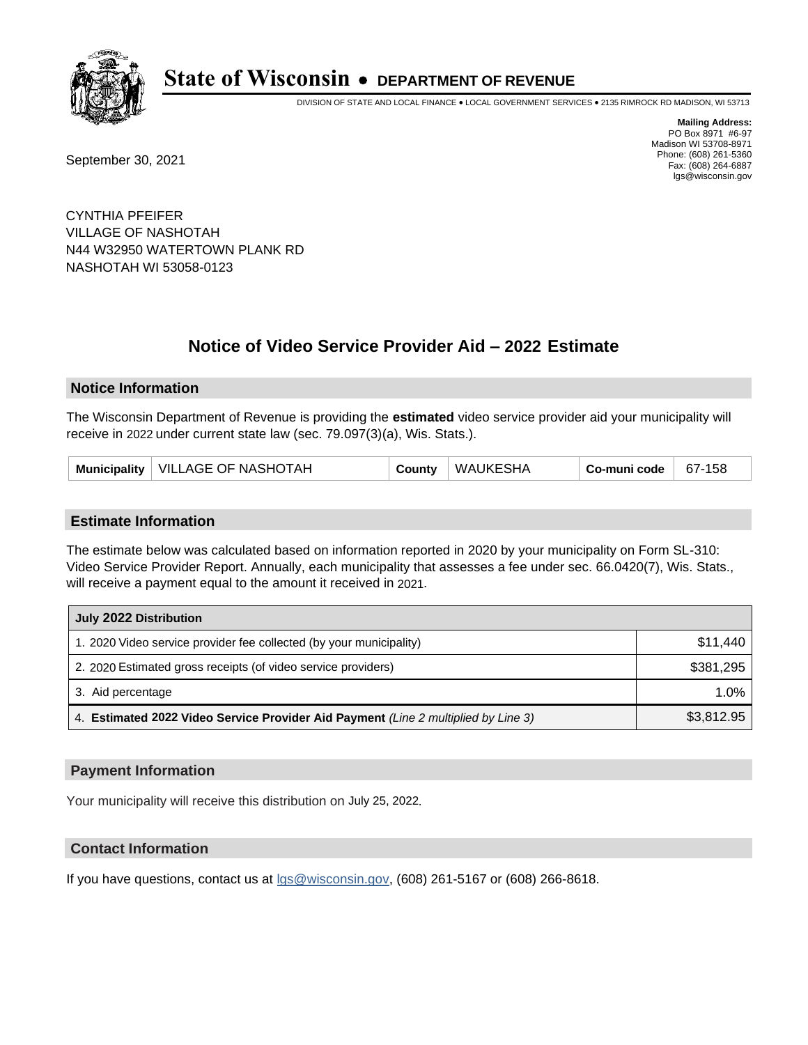# State of Wisconsin • DEPARTMENT OF REVENUE

DIVISION OF STATE AND LOCAL FINANCE • LOCAL GOVERNMENT SERVICES • 2135 RIMROCK RD MADISON, WI 53713

**Mailing Address:**
PO Box 8971 #6-97
Madison WI 53708-8971
Phone: (608) 261-5360
Fax: (608) 264-6887
lgs@wisconsin.gov

September 30, 2021

CYNTHIA PFEIFER
VILLAGE OF NASHOTAH
N44 W32950 WATERTOWN PLANK RD
NASHOTAH WI 53058-0123

## Notice of Video Service Provider Aid – 2022 Estimate

### Notice Information

The Wisconsin Department of Revenue is providing the **estimated** video service provider aid your municipality will receive in 2022 under current state law (sec. 79.097(3)(a), Wis. Stats.).

| Municipality | VILLAGE OF NASHOTAH | County | WAUKESHA | Co-muni code | 67-158 |
|---|---|---|---|---|---|

### Estimate Information

The estimate below was calculated based on information reported in 2020 by your municipality on Form SL-310: Video Service Provider Report. Annually, each municipality that assesses a fee under sec. 66.0420(7), Wis. Stats., will receive a payment equal to the amount it received in 2021.

| July 2022 Distribution | |
|---|---|
| 1. 2020 Video service provider fee collected (by your municipality) | $11,440 |
| 2. 2020 Estimated gross receipts (of video service providers) | $381,295 |
| 3. Aid percentage | 1.0% |
| 4. **Estimated 2022 Video Service Provider Aid Payment** *(Line 2 multiplied by Line 3)* | $3,812.95 |

### Payment Information

Your municipality will receive this distribution on July 25, 2022.

### Contact Information

If you have questions, contact us at lgs@wisconsin.gov, (608) 261-5167 or (608) 266-8618.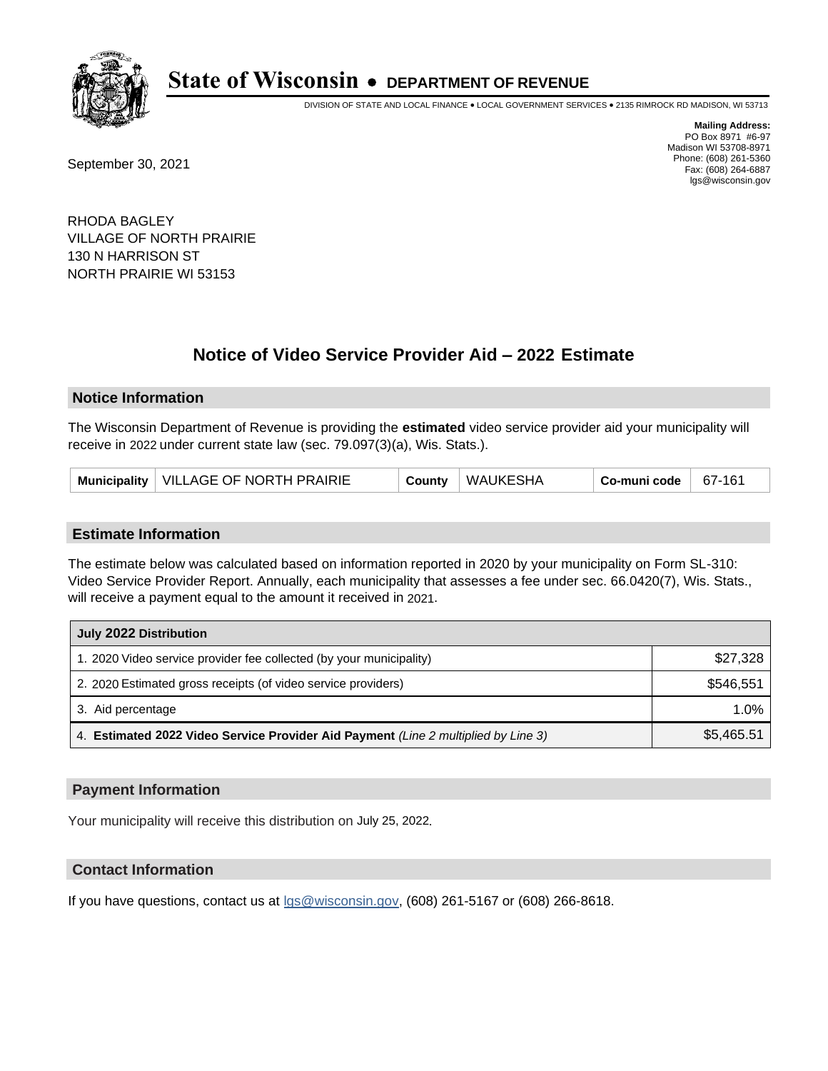# State of Wisconsin • DEPARTMENT OF REVENUE

DIVISION OF STATE AND LOCAL FINANCE • LOCAL GOVERNMENT SERVICES • 2135 RIMROCK RD MADISON, WI 53713

**Mailing Address:**
PO Box 8971 #6-97
Madison WI 53708-8971
Phone: (608) 261-5360
Fax: (608) 264-6887
lgs@wisconsin.gov

September 30, 2021

RHODA BAGLEY
VILLAGE OF NORTH PRAIRIE
130 N HARRISON ST
NORTH PRAIRIE WI 53153

## Notice of Video Service Provider Aid – 2022 Estimate

### Notice Information

The Wisconsin Department of Revenue is providing the **estimated** video service provider aid your municipality will receive in 2022 under current state law (sec. 79.097(3)(a), Wis. Stats.).

| Municipality | VILLAGE OF NORTH PRAIRIE | County | WAUKESHA | Co-muni code | 67-161 |
|---|---|---|---|---|---|

### Estimate Information

The estimate below was calculated based on information reported in 2020 by your municipality on Form SL-310: Video Service Provider Report. Annually, each municipality that assesses a fee under sec. 66.0420(7), Wis. Stats., will receive a payment equal to the amount it received in 2021.

| July 2022 Distribution | |
|---|---|
| 1. 2020 Video service provider fee collected (by your municipality) | $27,328 |
| 2. 2020 Estimated gross receipts (of video service providers) | $546,551 |
| 3. Aid percentage | 1.0% |
| 4. **Estimated 2022 Video Service Provider Aid Payment** *(Line 2 multiplied by Line 3)* | $5,465.51 |

### Payment Information

Your municipality will receive this distribution on July 25, 2022.

### Contact Information

If you have questions, contact us at lgs@wisconsin.gov, (608) 261-5167 or (608) 266-8618.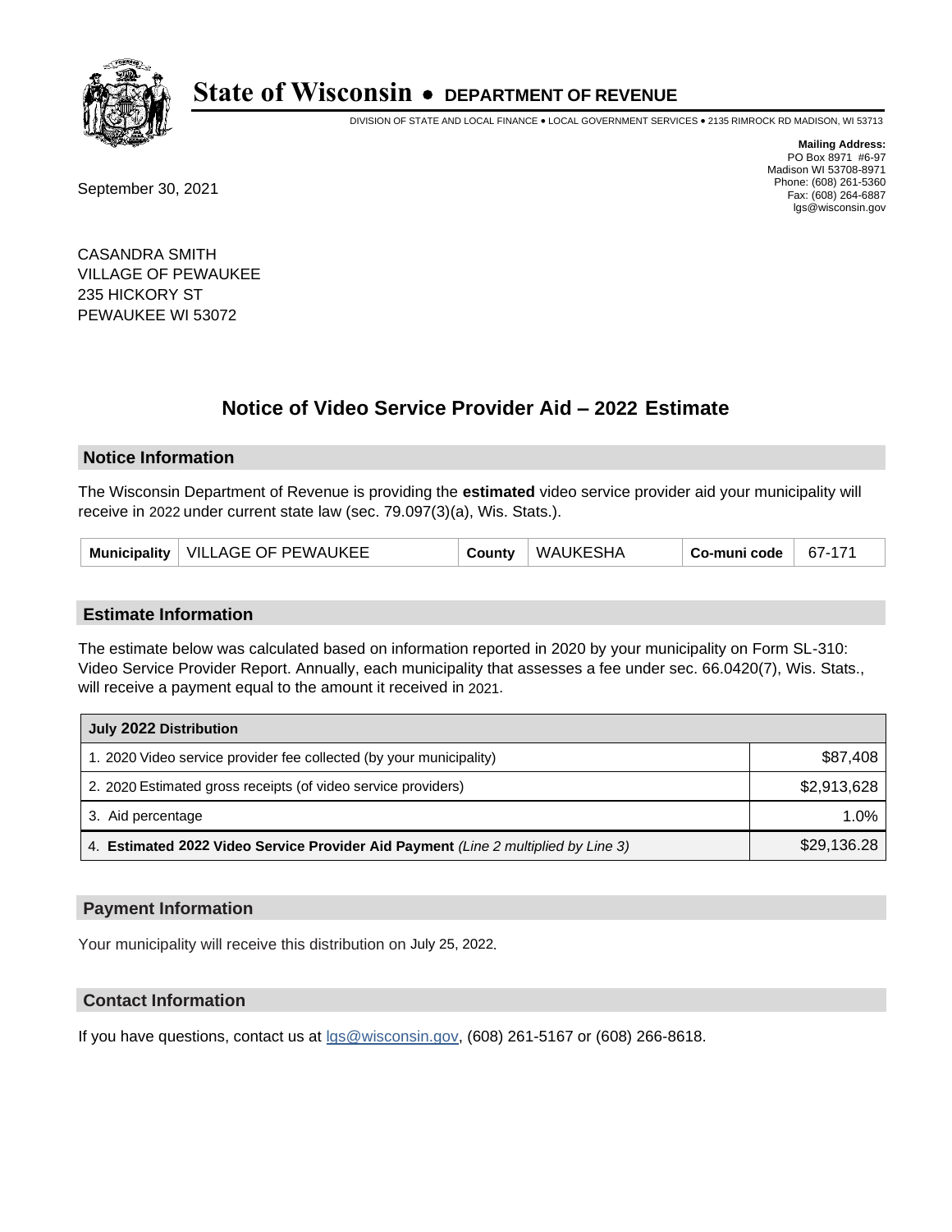# State of Wisconsin • DEPARTMENT OF REVENUE

DIVISION OF STATE AND LOCAL FINANCE • LOCAL GOVERNMENT SERVICES • 2135 RIMROCK RD MADISON, WI 53713

**Mailing Address:**
PO Box 8971 #6-97
Madison WI 53708-8971
Phone: (608) 261-5360
Fax: (608) 264-6887
lgs@wisconsin.gov

September 30, 2021

CASANDRA SMITH
VILLAGE OF PEWAUKEE
235 HICKORY ST
PEWAUKEE WI 53072

## Notice of Video Service Provider Aid – 2022 Estimate

### Notice Information

The Wisconsin Department of Revenue is providing the **estimated** video service provider aid your municipality will receive in 2022 under current state law (sec. 79.097(3)(a), Wis. Stats.).

| Municipality | VILLAGE OF PEWAUKEE | County | WAUKESHA | Co-muni code | 67-171 |
|---|---|---|---|---|---|

### Estimate Information

The estimate below was calculated based on information reported in 2020 by your municipality on Form SL-310: Video Service Provider Report. Annually, each municipality that assesses a fee under sec. 66.0420(7), Wis. Stats., will receive a payment equal to the amount it received in 2021.

| July 2022 Distribution | |
|---|---|
| 1. 2020 Video service provider fee collected (by your municipality) | $87,408 |
| 2. 2020 Estimated gross receipts (of video service providers) | $2,913,628 |
| 3. Aid percentage | 1.0% |
| 4. **Estimated 2022 Video Service Provider Aid Payment** *(Line 2 multiplied by Line 3)* | $29,136.28 |

### Payment Information

Your municipality will receive this distribution on July 25, 2022.

### Contact Information

If you have questions, contact us at lgs@wisconsin.gov, (608) 261-5167 or (608) 266-8618.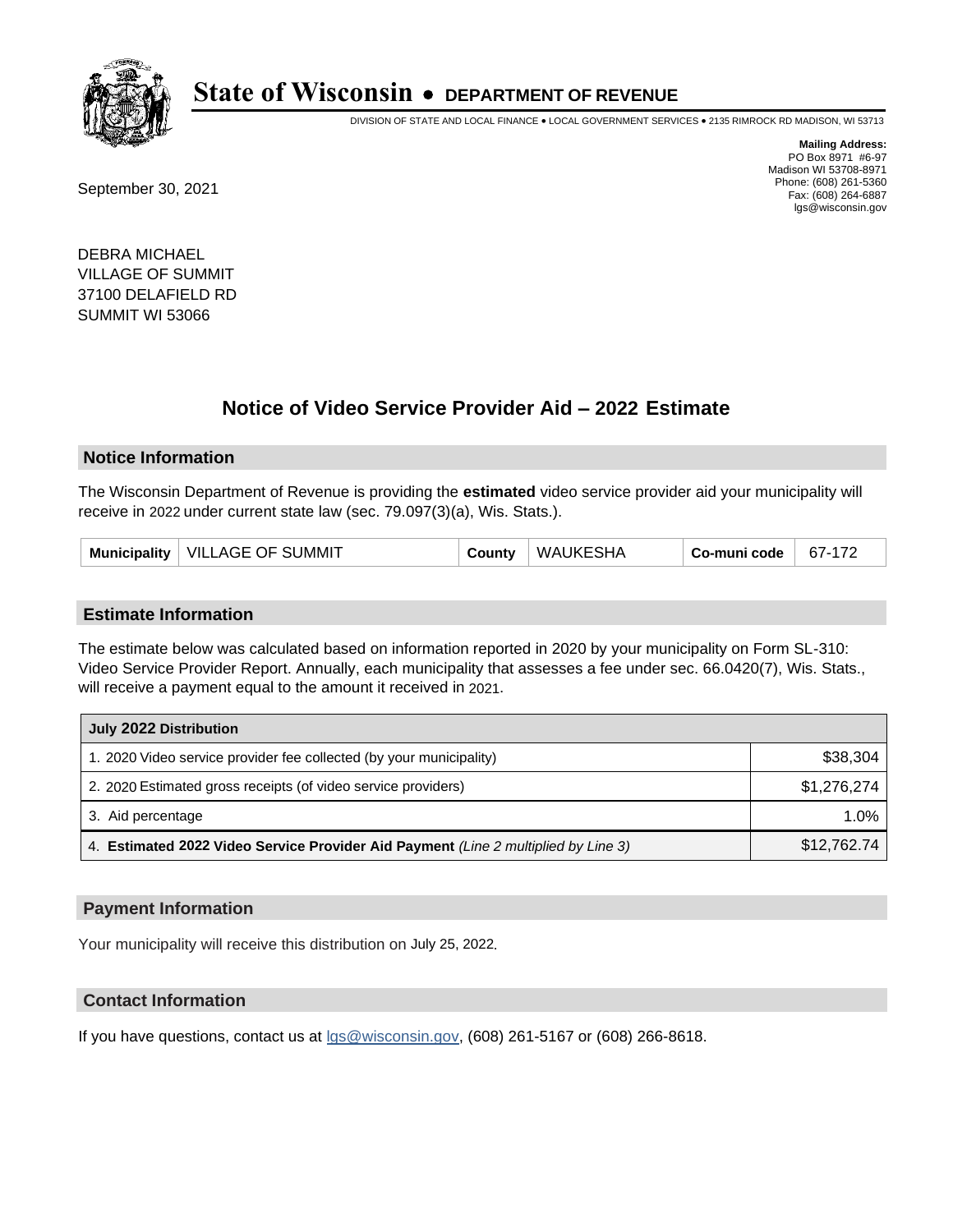# State of Wisconsin • DEPARTMENT OF REVENUE

DIVISION OF STATE AND LOCAL FINANCE • LOCAL GOVERNMENT SERVICES • 2135 RIMROCK RD MADISON, WI 53713

**Mailing Address:**
PO Box 8971 #6-97
Madison WI 53708-8971
Phone: (608) 261-5360
Fax: (608) 264-6887
lgs@wisconsin.gov

September 30, 2021

DEBRA MICHAEL
VILLAGE OF SUMMIT
37100 DELAFIELD RD
SUMMIT WI 53066

## Notice of Video Service Provider Aid – 2022 Estimate

### Notice Information

The Wisconsin Department of Revenue is providing the **estimated** video service provider aid your municipality will receive in 2022 under current state law (sec. 79.097(3)(a), Wis. Stats.).

| Municipality | VILLAGE OF SUMMIT | County | WAUKESHA | Co-muni code | 67-172 |
|---|---|---|---|---|---|

### Estimate Information

The estimate below was calculated based on information reported in 2020 by your municipality on Form SL-310: Video Service Provider Report. Annually, each municipality that assesses a fee under sec. 66.0420(7), Wis. Stats., will receive a payment equal to the amount it received in 2021.

| July 2022 Distribution | |
|---|---|
| 1. 2020 Video service provider fee collected (by your municipality) | $38,304 |
| 2. 2020 Estimated gross receipts (of video service providers) | $1,276,274 |
| 3. Aid percentage | 1.0% |
| 4. **Estimated 2022 Video Service Provider Aid Payment** *(Line 2 multiplied by Line 3)* | $12,762.74 |

### Payment Information

Your municipality will receive this distribution on July 25, 2022.

### Contact Information

If you have questions, contact us at lgs@wisconsin.gov, (608) 261-5167 or (608) 266-8618.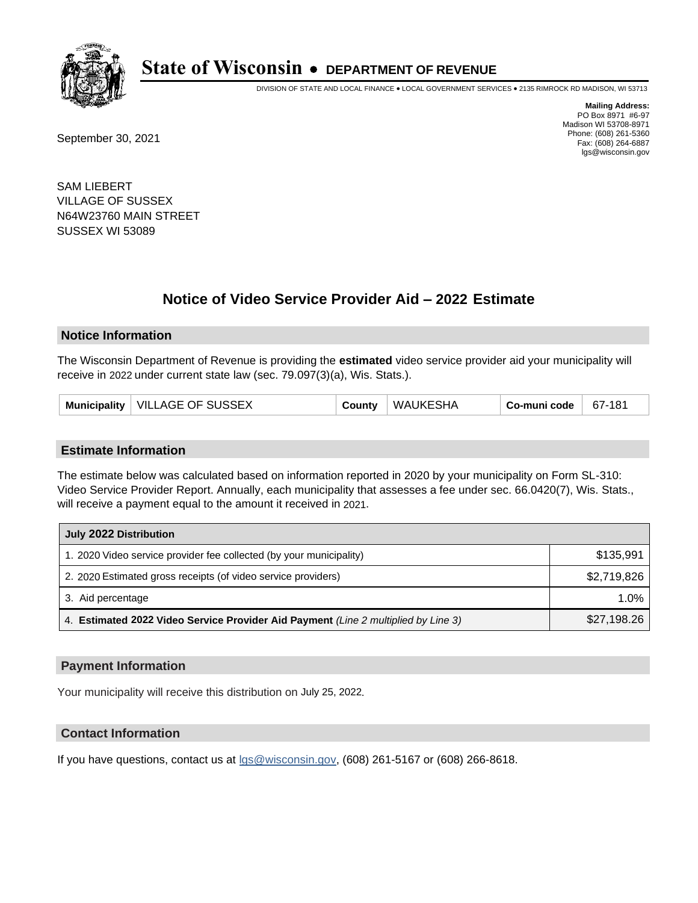# State of Wisconsin • DEPARTMENT OF REVENUE

DIVISION OF STATE AND LOCAL FINANCE • LOCAL GOVERNMENT SERVICES • 2135 RIMROCK RD MADISON, WI 53713

**Mailing Address:**
PO Box 8971 #6-97
Madison WI 53708-8971
Phone: (608) 261-5360
Fax: (608) 264-6887
lgs@wisconsin.gov

September 30, 2021

SAM LIEBERT
VILLAGE OF SUSSEX
N64W23760 MAIN STREET
SUSSEX WI 53089

## Notice of Video Service Provider Aid – 2022 Estimate

### Notice Information

The Wisconsin Department of Revenue is providing the **estimated** video service provider aid your municipality will receive in 2022 under current state law (sec. 79.097(3)(a), Wis. Stats.).

| Municipality | VILLAGE OF SUSSEX | County | WAUKESHA | Co-muni code | 67-181 |
|---|---|---|---|---|---|

### Estimate Information

The estimate below was calculated based on information reported in 2020 by your municipality on Form SL-310: Video Service Provider Report. Annually, each municipality that assesses a fee under sec. 66.0420(7), Wis. Stats., will receive a payment equal to the amount it received in 2021.

| July 2022 Distribution | |
|---|---|
| 1. 2020 Video service provider fee collected (by your municipality) | $135,991 |
| 2. 2020 Estimated gross receipts (of video service providers) | $2,719,826 |
| 3. Aid percentage | 1.0% |
| 4. **Estimated 2022 Video Service Provider Aid Payment** *(Line 2 multiplied by Line 3)* | $27,198.26 |

### Payment Information

Your municipality will receive this distribution on July 25, 2022.

### Contact Information

If you have questions, contact us at lgs@wisconsin.gov, (608) 261-5167 or (608) 266-8618.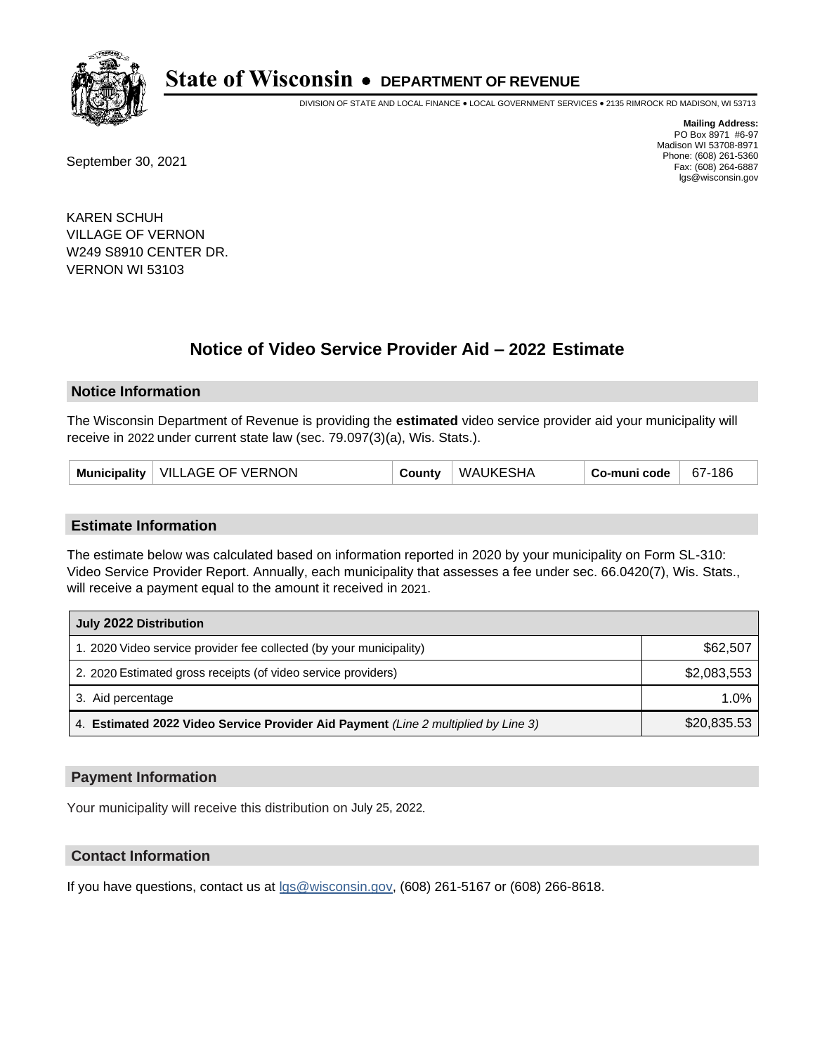# State of Wisconsin • DEPARTMENT OF REVENUE

DIVISION OF STATE AND LOCAL FINANCE • LOCAL GOVERNMENT SERVICES • 2135 RIMROCK RD MADISON, WI 53713

**Mailing Address:**
PO Box 8971 #6-97
Madison WI 53708-8971
Phone: (608) 261-5360
Fax: (608) 264-6887
lgs@wisconsin.gov

September 30, 2021

KAREN SCHUH
VILLAGE OF VERNON
W249 S8910 CENTER DR.
VERNON WI 53103

## Notice of Video Service Provider Aid – 2022 Estimate

### Notice Information

The Wisconsin Department of Revenue is providing the **estimated** video service provider aid your municipality will receive in 2022 under current state law (sec. 79.097(3)(a), Wis. Stats.).

| Municipality | VILLAGE OF VERNON | County | WAUKESHA | Co-muni code | 67-186 |
|---|---|---|---|---|---|

### Estimate Information

The estimate below was calculated based on information reported in 2020 by your municipality on Form SL-310: Video Service Provider Report. Annually, each municipality that assesses a fee under sec. 66.0420(7), Wis. Stats., will receive a payment equal to the amount it received in 2021.

| July 2022 Distribution | |
|---|---|
| 1. 2020 Video service provider fee collected (by your municipality) | $62,507 |
| 2. 2020 Estimated gross receipts (of video service providers) | $2,083,553 |
| 3. Aid percentage | 1.0% |
| 4. **Estimated 2022 Video Service Provider Aid Payment** *(Line 2 multiplied by Line 3)* | $20,835.53 |

### Payment Information

Your municipality will receive this distribution on July 25, 2022.

### Contact Information

If you have questions, contact us at lgs@wisconsin.gov, (608) 261-5167 or (608) 266-8618.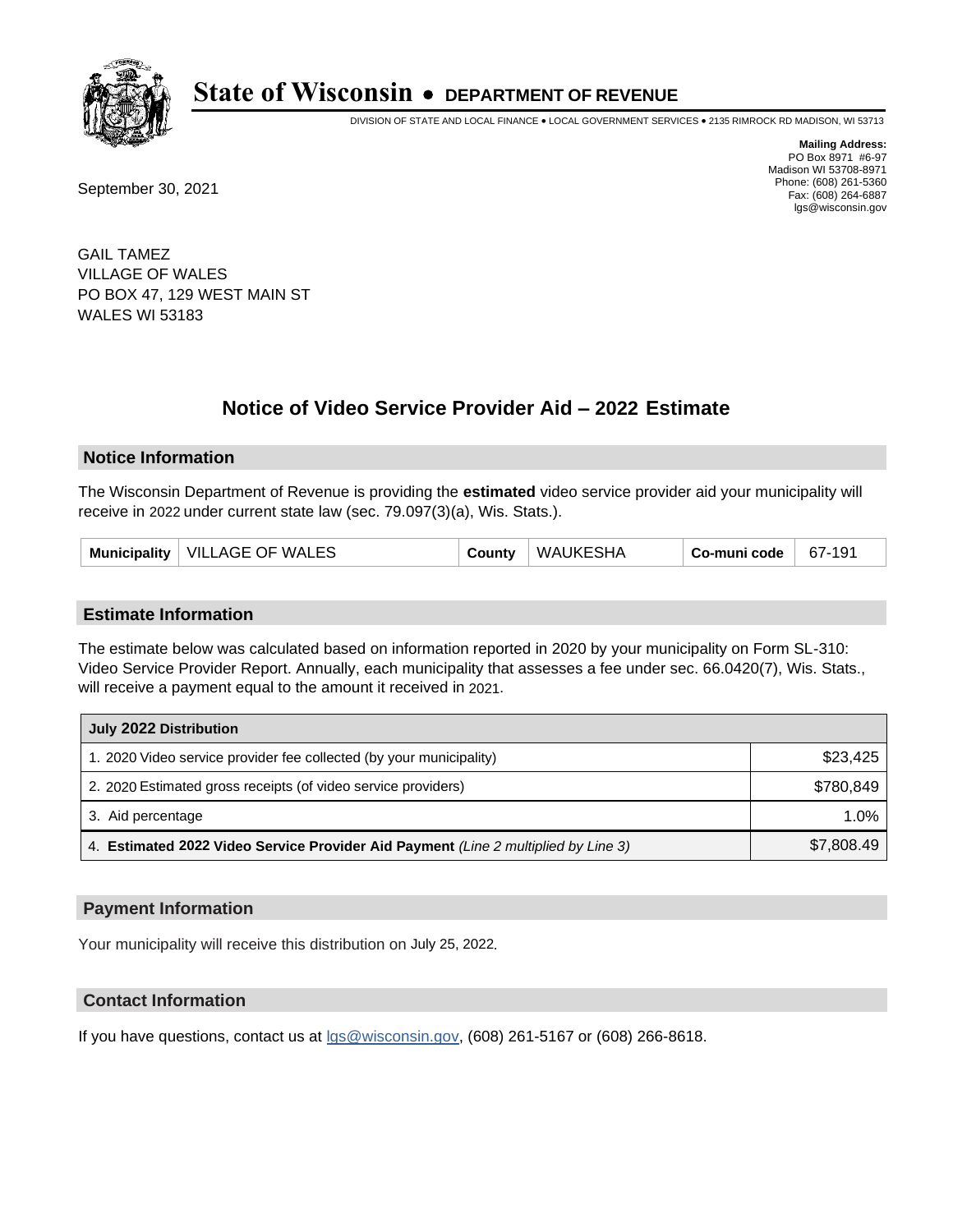# State of Wisconsin • DEPARTMENT OF REVENUE

DIVISION OF STATE AND LOCAL FINANCE • LOCAL GOVERNMENT SERVICES • 2135 RIMROCK RD MADISON, WI 53713

**Mailing Address:**
PO Box 8971 #6-97
Madison WI 53708-8971
Phone: (608) 261-5360
Fax: (608) 264-6887
lgs@wisconsin.gov

September 30, 2021

GAIL TAMEZ
VILLAGE OF WALES
PO BOX 47, 129 WEST MAIN ST
WALES WI 53183

## Notice of Video Service Provider Aid – 2022 Estimate

### Notice Information

The Wisconsin Department of Revenue is providing the **estimated** video service provider aid your municipality will receive in 2022 under current state law (sec. 79.097(3)(a), Wis. Stats.).

| Municipality | VILLAGE OF WALES | County | WAUKESHA | Co-muni code | 67-191 |
|---|---|---|---|---|---|

### Estimate Information

The estimate below was calculated based on information reported in 2020 by your municipality on Form SL-310: Video Service Provider Report. Annually, each municipality that assesses a fee under sec. 66.0420(7), Wis. Stats., will receive a payment equal to the amount it received in 2021.

| July 2022 Distribution | |
|---|---|
| 1. 2020 Video service provider fee collected (by your municipality) | $23,425 |
| 2. 2020 Estimated gross receipts (of video service providers) | $780,849 |
| 3. Aid percentage | 1.0% |
| 4. **Estimated 2022 Video Service Provider Aid Payment** *(Line 2 multiplied by Line 3)* | $7,808.49 |

### Payment Information

Your municipality will receive this distribution on July 25, 2022.

### Contact Information

If you have questions, contact us at lgs@wisconsin.gov, (608) 261-5167 or (608) 266-8618.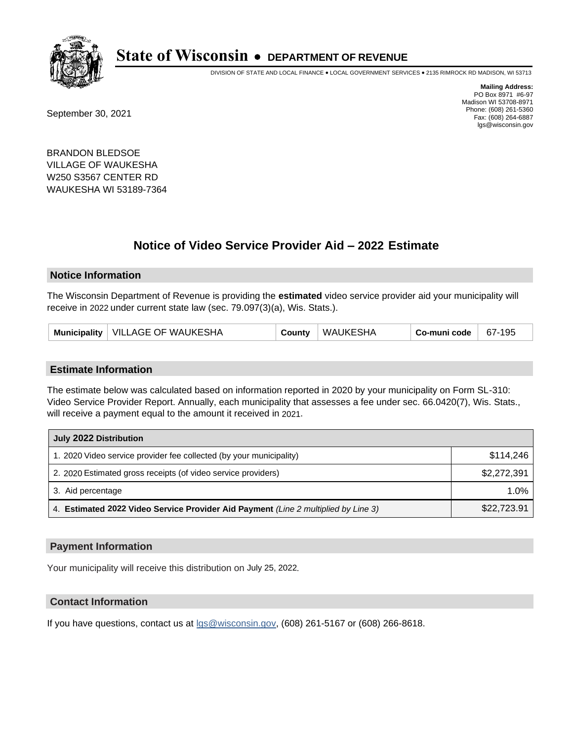# State of Wisconsin • DEPARTMENT OF REVENUE

DIVISION OF STATE AND LOCAL FINANCE • LOCAL GOVERNMENT SERVICES • 2135 RIMROCK RD MADISON, WI 53713

**Mailing Address:**
PO Box 8971 #6-97
Madison WI 53708-8971
Phone: (608) 261-5360
Fax: (608) 264-6887
lgs@wisconsin.gov

September 30, 2021

BRANDON BLEDSOE
VILLAGE OF WAUKESHA
W250 S3567 CENTER RD
WAUKESHA WI 53189-7364

## Notice of Video Service Provider Aid – 2022 Estimate

### Notice Information

The Wisconsin Department of Revenue is providing the **estimated** video service provider aid your municipality will receive in 2022 under current state law (sec. 79.097(3)(a), Wis. Stats.).

| Municipality | VILLAGE OF WAUKESHA | County | WAUKESHA | Co-muni code | 67-195 |
|---|---|---|---|---|---|

### Estimate Information

The estimate below was calculated based on information reported in 2020 by your municipality on Form SL-310: Video Service Provider Report. Annually, each municipality that assesses a fee under sec. 66.0420(7), Wis. Stats., will receive a payment equal to the amount it received in 2021.

| July 2022 Distribution | |
|---|---|
| 1. 2020 Video service provider fee collected (by your municipality) | $114,246 |
| 2. 2020 Estimated gross receipts (of video service providers) | $2,272,391 |
| 3. Aid percentage | 1.0% |
| 4. **Estimated 2022 Video Service Provider Aid Payment** *(Line 2 multiplied by Line 3)* | $22,723.91 |

### Payment Information

Your municipality will receive this distribution on July 25, 2022.

### Contact Information

If you have questions, contact us at lgs@wisconsin.gov, (608) 261-5167 or (608) 266-8618.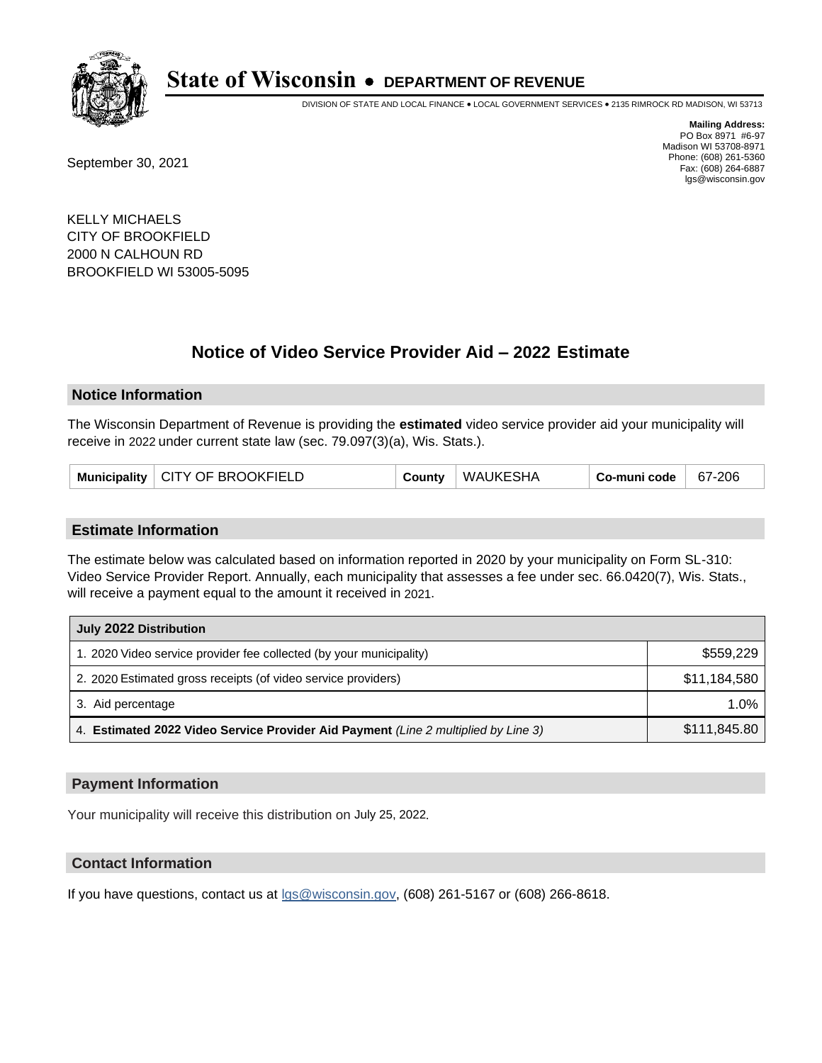# State of Wisconsin • DEPARTMENT OF REVENUE

DIVISION OF STATE AND LOCAL FINANCE • LOCAL GOVERNMENT SERVICES • 2135 RIMROCK RD MADISON, WI 53713

**Mailing Address:**
PO Box 8971 #6-97
Madison WI 53708-8971
Phone: (608) 261-5360
Fax: (608) 264-6887
lgs@wisconsin.gov

September 30, 2021

KELLY MICHAELS
CITY OF BROOKFIELD
2000 N CALHOUN RD
BROOKFIELD WI 53005-5095

## Notice of Video Service Provider Aid – 2022 Estimate

### Notice Information

The Wisconsin Department of Revenue is providing the **estimated** video service provider aid your municipality will receive in 2022 under current state law (sec. 79.097(3)(a), Wis. Stats.).

| Municipality | CITY OF BROOKFIELD | County | WAUKESHA | Co-muni code | 67-206 |
|---|---|---|---|---|---|

### Estimate Information

The estimate below was calculated based on information reported in 2020 by your municipality on Form SL-310: Video Service Provider Report. Annually, each municipality that assesses a fee under sec. 66.0420(7), Wis. Stats., will receive a payment equal to the amount it received in 2021.

| July 2022 Distribution | |
|---|---|
| 1. 2020 Video service provider fee collected (by your municipality) | $559,229 |
| 2. 2020 Estimated gross receipts (of video service providers) | $11,184,580 |
| 3. Aid percentage | 1.0% |
| 4. **Estimated 2022 Video Service Provider Aid Payment** *(Line 2 multiplied by Line 3)* | $111,845.80 |

### Payment Information

Your municipality will receive this distribution on July 25, 2022.

### Contact Information

If you have questions, contact us at lgs@wisconsin.gov, (608) 261-5167 or (608) 266-8618.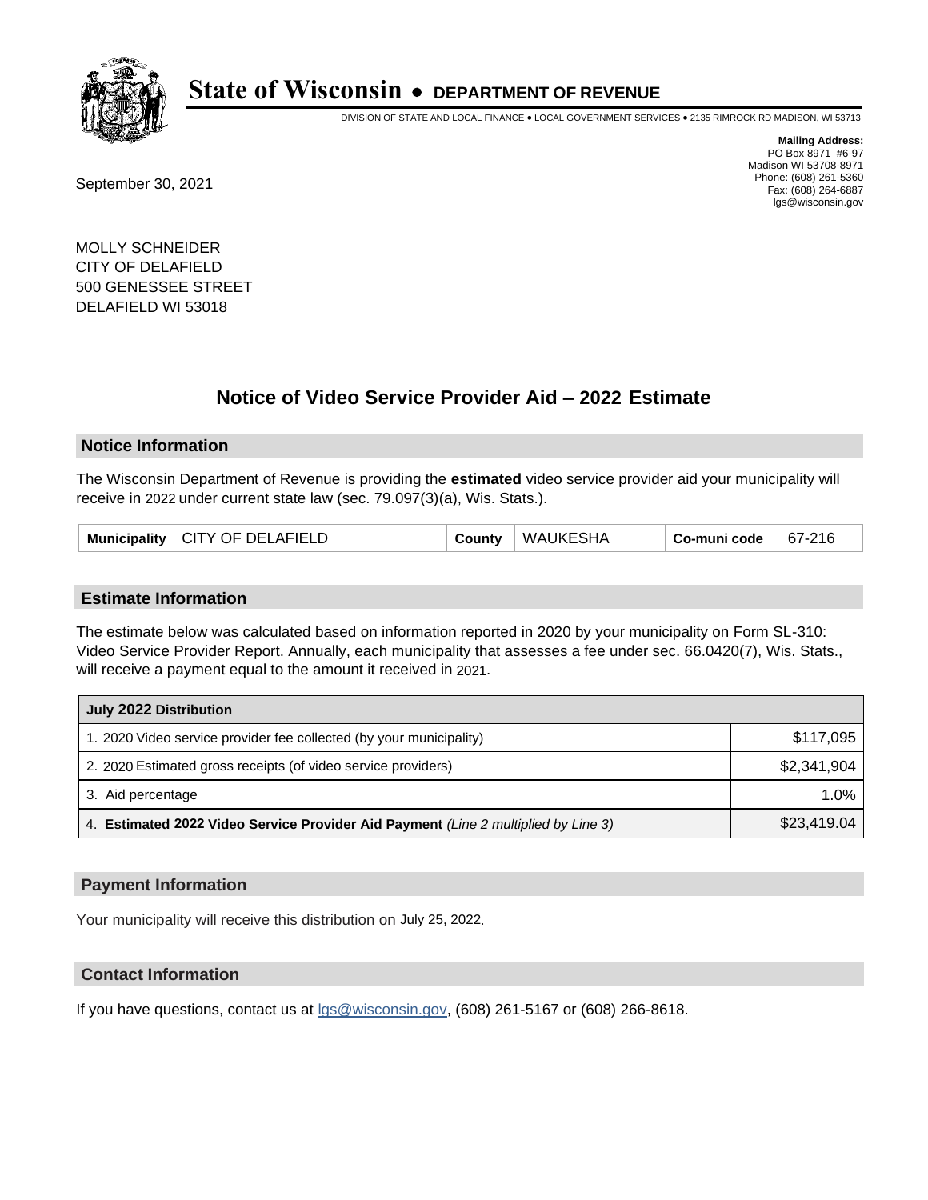# State of Wisconsin • DEPARTMENT OF REVENUE

DIVISION OF STATE AND LOCAL FINANCE • LOCAL GOVERNMENT SERVICES • 2135 RIMROCK RD MADISON, WI 53713

**Mailing Address:**
PO Box 8971 #6-97
Madison WI 53708-8971
Phone: (608) 261-5360
Fax: (608) 264-6887
lgs@wisconsin.gov

September 30, 2021

MOLLY SCHNEIDER
CITY OF DELAFIELD
500 GENESSEE STREET
DELAFIELD WI 53018

## Notice of Video Service Provider Aid – 2022 Estimate

### Notice Information

The Wisconsin Department of Revenue is providing the **estimated** video service provider aid your municipality will receive in 2022 under current state law (sec. 79.097(3)(a), Wis. Stats.).

| Municipality | CITY OF DELAFIELD | County | WAUKESHA | Co-muni code | 67-216 |
|---|---|---|---|---|---|

### Estimate Information

The estimate below was calculated based on information reported in 2020 by your municipality on Form SL-310: Video Service Provider Report. Annually, each municipality that assesses a fee under sec. 66.0420(7), Wis. Stats., will receive a payment equal to the amount it received in 2021.

| July 2022 Distribution | |
|---|---|
| 1. 2020 Video service provider fee collected (by your municipality) | $117,095 |
| 2. 2020 Estimated gross receipts (of video service providers) | $2,341,904 |
| 3. Aid percentage | 1.0% |
| 4. **Estimated 2022 Video Service Provider Aid Payment** *(Line 2 multiplied by Line 3)* | $23,419.04 |

### Payment Information

Your municipality will receive this distribution on July 25, 2022.

### Contact Information

If you have questions, contact us at lgs@wisconsin.gov, (608) 261-5167 or (608) 266-8618.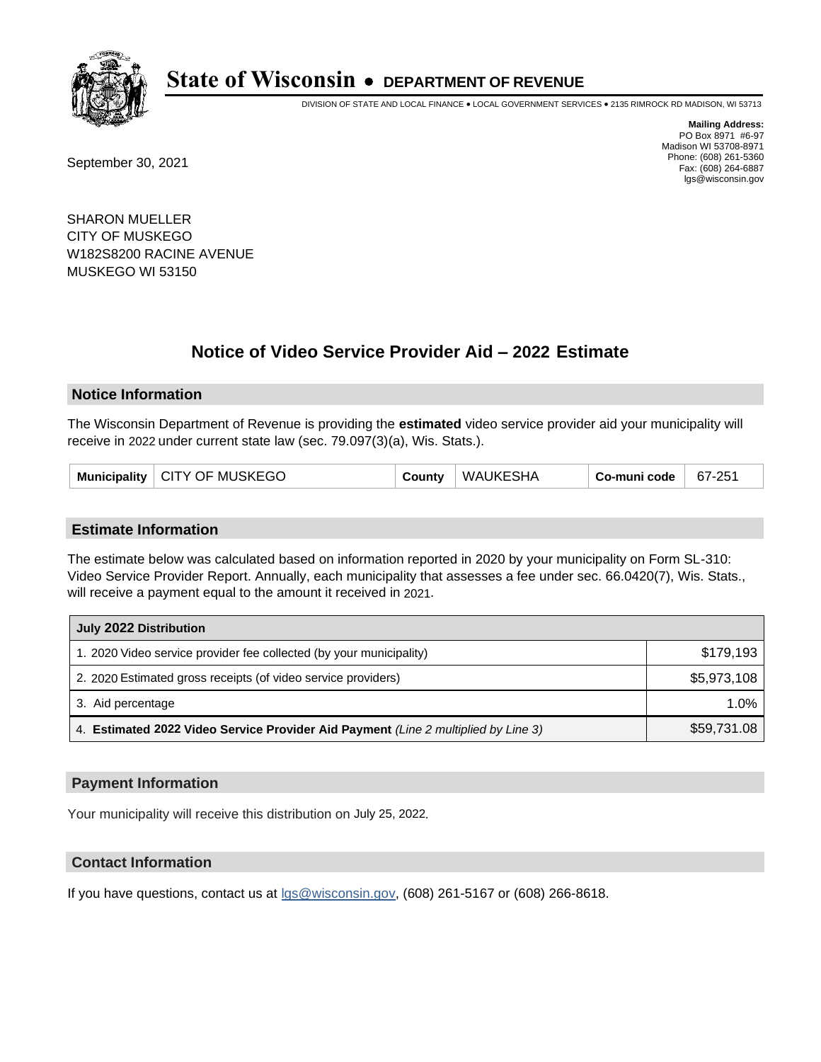# State of Wisconsin • DEPARTMENT OF REVENUE

DIVISION OF STATE AND LOCAL FINANCE • LOCAL GOVERNMENT SERVICES • 2135 RIMROCK RD MADISON, WI 53713

**Mailing Address:**
PO Box 8971 #6-97
Madison WI 53708-8971
Phone: (608) 261-5360
Fax: (608) 264-6887
lgs@wisconsin.gov

September 30, 2021

SHARON MUELLER
CITY OF MUSKEGO
W182S8200 RACINE AVENUE
MUSKEGO WI 53150

## Notice of Video Service Provider Aid – 2022 Estimate

### Notice Information

The Wisconsin Department of Revenue is providing the **estimated** video service provider aid your municipality will receive in 2022 under current state law (sec. 79.097(3)(a), Wis. Stats.).

| Municipality | CITY OF MUSKEGO | County | WAUKESHA | Co-muni code | 67-251 |
|---|---|---|---|---|---|

### Estimate Information

The estimate below was calculated based on information reported in 2020 by your municipality on Form SL-310: Video Service Provider Report. Annually, each municipality that assesses a fee under sec. 66.0420(7), Wis. Stats., will receive a payment equal to the amount it received in 2021.

| July 2022 Distribution | |
|---|---|
| 1. 2020 Video service provider fee collected (by your municipality) | $179,193 |
| 2. 2020 Estimated gross receipts (of video service providers) | $5,973,108 |
| 3. Aid percentage | 1.0% |
| 4. **Estimated 2022 Video Service Provider Aid Payment** *(Line 2 multiplied by Line 3)* | $59,731.08 |

### Payment Information

Your municipality will receive this distribution on July 25, 2022.

### Contact Information

If you have questions, contact us at lgs@wisconsin.gov, (608) 261-5167 or (608) 266-8618.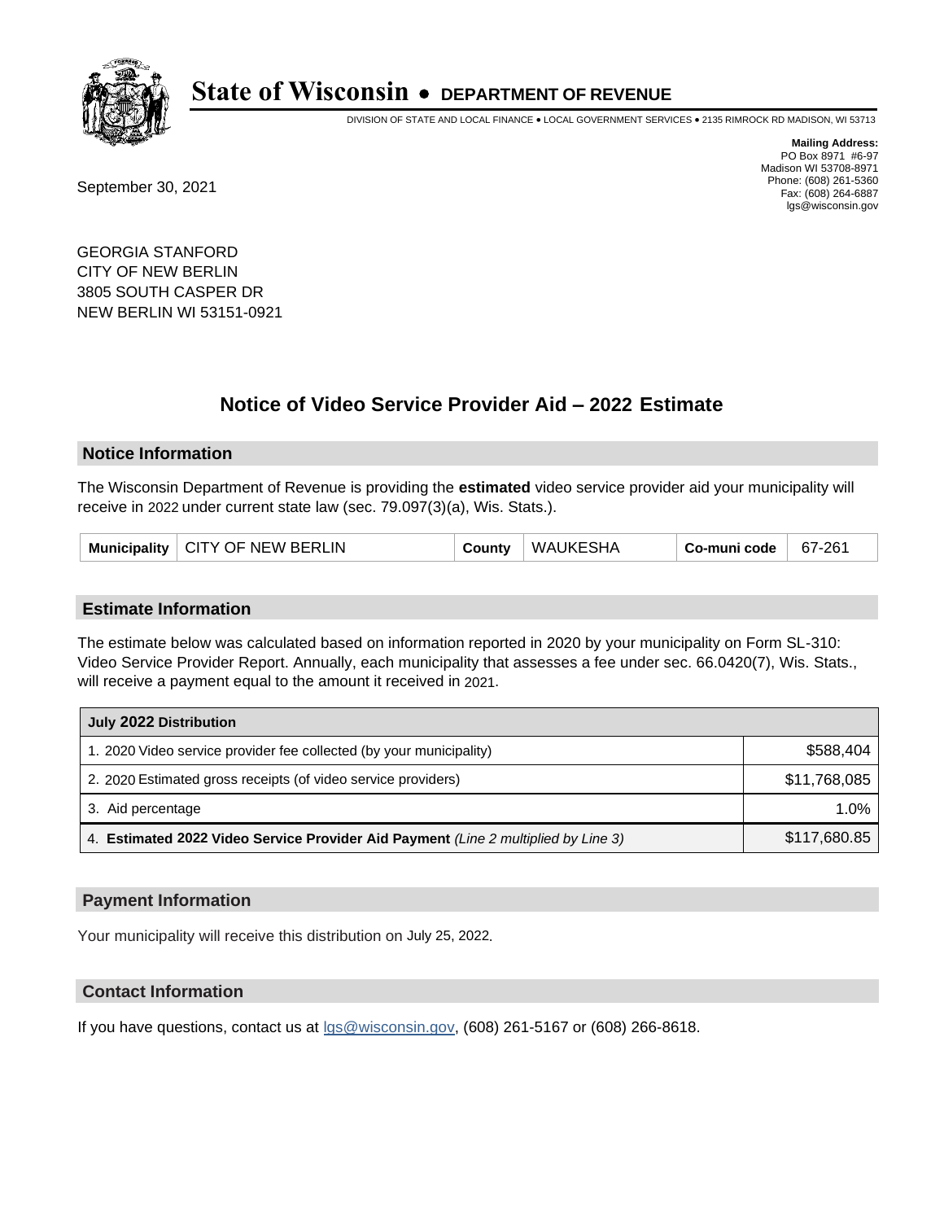# State of Wisconsin • DEPARTMENT OF REVENUE

DIVISION OF STATE AND LOCAL FINANCE • LOCAL GOVERNMENT SERVICES • 2135 RIMROCK RD MADISON, WI 53713

**Mailing Address:**
PO Box 8971 #6-97
Madison WI 53708-8971
Phone: (608) 261-5360
Fax: (608) 264-6887
lgs@wisconsin.gov

September 30, 2021

GEORGIA STANFORD
CITY OF NEW BERLIN
3805 SOUTH CASPER DR
NEW BERLIN WI 53151-0921

## Notice of Video Service Provider Aid – 2022 Estimate

### Notice Information

The Wisconsin Department of Revenue is providing the **estimated** video service provider aid your municipality will receive in 2022 under current state law (sec. 79.097(3)(a), Wis. Stats.).

| Municipality | CITY OF NEW BERLIN | County | WAUKESHA | Co-muni code | 67-261 |
|---|---|---|---|---|---|

### Estimate Information

The estimate below was calculated based on information reported in 2020 by your municipality on Form SL-310: Video Service Provider Report. Annually, each municipality that assesses a fee under sec. 66.0420(7), Wis. Stats., will receive a payment equal to the amount it received in 2021.

| July 2022 Distribution | |
|---|---|
| 1. 2020 Video service provider fee collected (by your municipality) | $588,404 |
| 2. 2020 Estimated gross receipts (of video service providers) | $11,768,085 |
| 3. Aid percentage | 1.0% |
| 4. **Estimated 2022 Video Service Provider Aid Payment** *(Line 2 multiplied by Line 3)* | $117,680.85 |

### Payment Information

Your municipality will receive this distribution on July 25, 2022.

### Contact Information

If you have questions, contact us at lgs@wisconsin.gov, (608) 261-5167 or (608) 266-8618.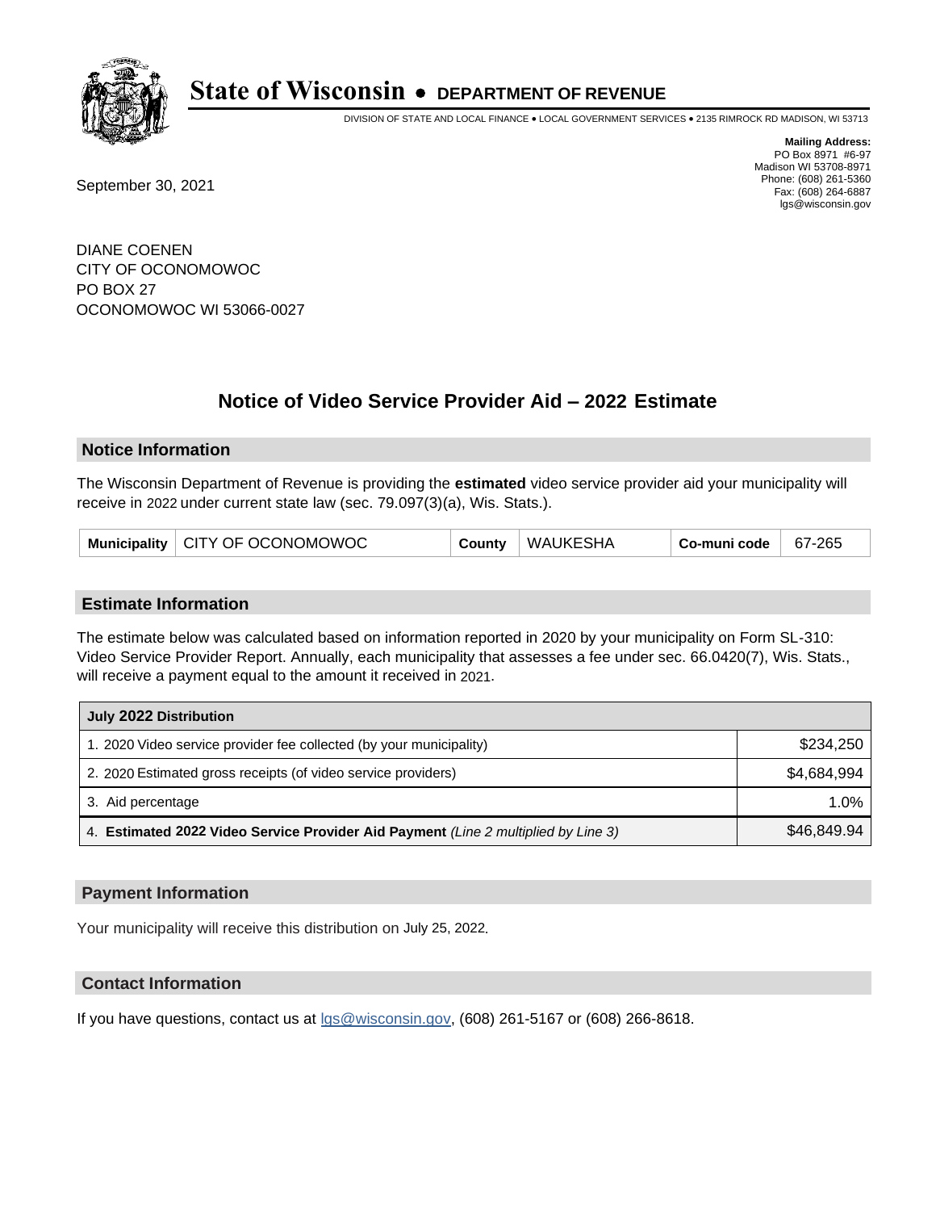# State of Wisconsin • DEPARTMENT OF REVENUE

DIVISION OF STATE AND LOCAL FINANCE • LOCAL GOVERNMENT SERVICES • 2135 RIMROCK RD MADISON, WI 53713

**Mailing Address:**
PO Box 8971 #6-97
Madison WI 53708-8971
Phone: (608) 261-5360
Fax: (608) 264-6887
lgs@wisconsin.gov

September 30, 2021

DIANE COENEN
CITY OF OCONOMOWOC
PO BOX 27
OCONOMOWOC WI 53066-0027

## Notice of Video Service Provider Aid – 2022 Estimate

### Notice Information

The Wisconsin Department of Revenue is providing the **estimated** video service provider aid your municipality will receive in 2022 under current state law (sec. 79.097(3)(a), Wis. Stats.).

| Municipality | CITY OF OCONOMOWOC | County | WAUKESHA | Co-muni code | 67-265 |
|---|---|---|---|---|---|

### Estimate Information

The estimate below was calculated based on information reported in 2020 by your municipality on Form SL-310: Video Service Provider Report. Annually, each municipality that assesses a fee under sec. 66.0420(7), Wis. Stats., will receive a payment equal to the amount it received in 2021.

| July 2022 Distribution | |
|---|---|
| 1. 2020 Video service provider fee collected (by your municipality) | $234,250 |
| 2. 2020 Estimated gross receipts (of video service providers) | $4,684,994 |
| 3. Aid percentage | 1.0% |
| 4. **Estimated 2022 Video Service Provider Aid Payment** *(Line 2 multiplied by Line 3)* | $46,849.94 |

### Payment Information

Your municipality will receive this distribution on July 25, 2022.

### Contact Information

If you have questions, contact us at lgs@wisconsin.gov, (608) 261-5167 or (608) 266-8618.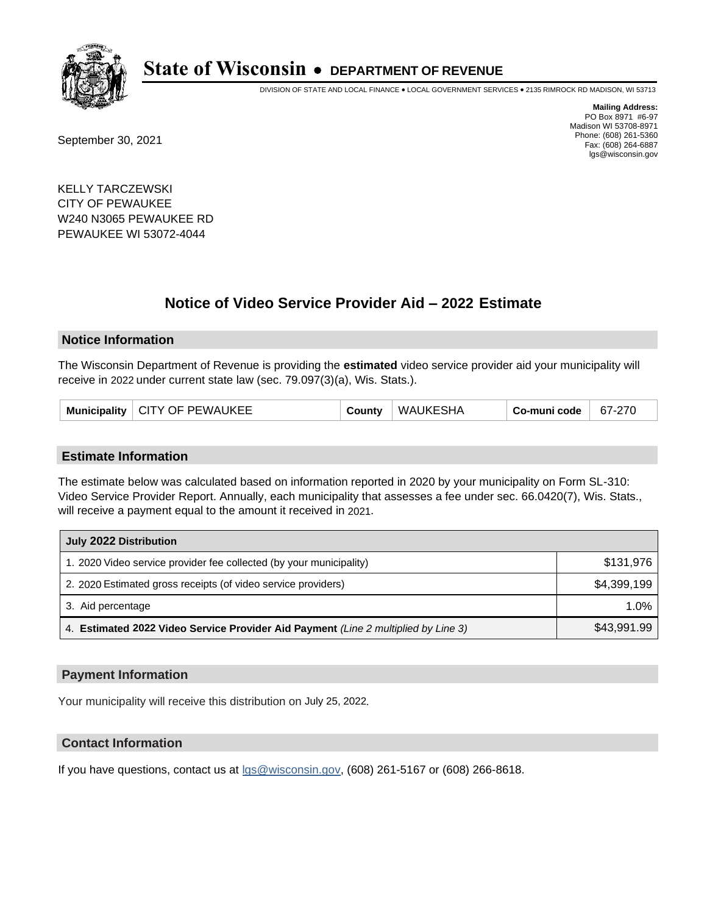# State of Wisconsin • DEPARTMENT OF REVENUE

DIVISION OF STATE AND LOCAL FINANCE • LOCAL GOVERNMENT SERVICES • 2135 RIMROCK RD MADISON, WI 53713

**Mailing Address:**
PO Box 8971 #6-97
Madison WI 53708-8971
Phone: (608) 261-5360
Fax: (608) 264-6887
lgs@wisconsin.gov

September 30, 2021

KELLY TARCZEWSKI
CITY OF PEWAUKEE
W240 N3065 PEWAUKEE RD
PEWAUKEE WI 53072-4044

## Notice of Video Service Provider Aid – 2022 Estimate

### Notice Information

The Wisconsin Department of Revenue is providing the **estimated** video service provider aid your municipality will receive in 2022 under current state law (sec. 79.097(3)(a), Wis. Stats.).

| Municipality | CITY OF PEWAUKEE | County | WAUKESHA | Co-muni code | 67-270 |
|---|---|---|---|---|---|

### Estimate Information

The estimate below was calculated based on information reported in 2020 by your municipality on Form SL-310: Video Service Provider Report. Annually, each municipality that assesses a fee under sec. 66.0420(7), Wis. Stats., will receive a payment equal to the amount it received in 2021.

| July 2022 Distribution | |
|---|---|
| 1. 2020 Video service provider fee collected (by your municipality) | $131,976 |
| 2. 2020 Estimated gross receipts (of video service providers) | $4,399,199 |
| 3. Aid percentage | 1.0% |
| 4. **Estimated 2022 Video Service Provider Aid Payment** *(Line 2 multiplied by Line 3)* | $43,991.99 |

### Payment Information

Your municipality will receive this distribution on July 25, 2022.

### Contact Information

If you have questions, contact us at lgs@wisconsin.gov, (608) 261-5167 or (608) 266-8618.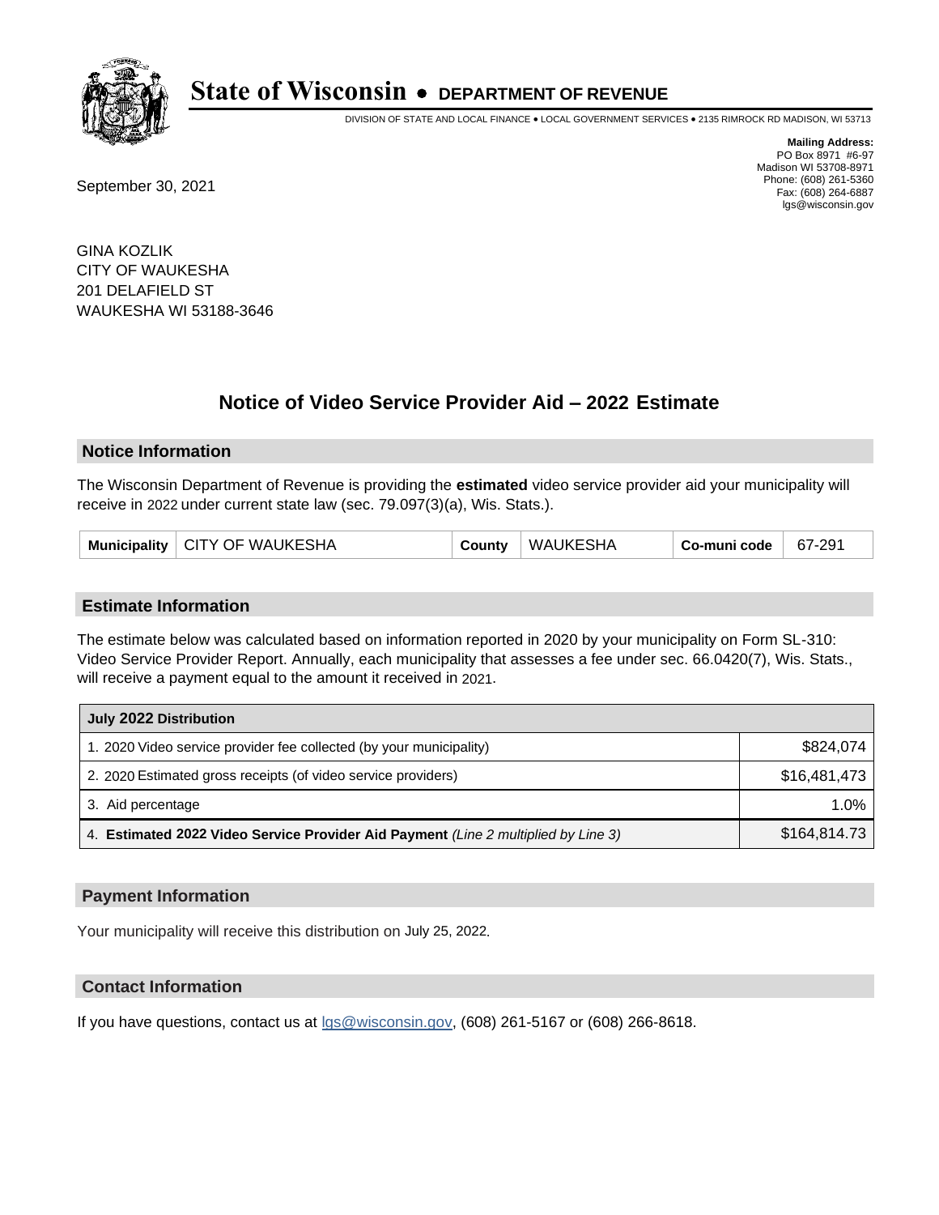# State of Wisconsin • DEPARTMENT OF REVENUE

DIVISION OF STATE AND LOCAL FINANCE • LOCAL GOVERNMENT SERVICES • 2135 RIMROCK RD MADISON, WI 53713

**Mailing Address:**
PO Box 8971 #6-97
Madison WI 53708-8971
Phone: (608) 261-5360
Fax: (608) 264-6887
lgs@wisconsin.gov

September 30, 2021

GINA KOZLIK
CITY OF WAUKESHA
201 DELAFIELD ST
WAUKESHA WI 53188-3646

## Notice of Video Service Provider Aid – 2022 Estimate

### Notice Information

The Wisconsin Department of Revenue is providing the **estimated** video service provider aid your municipality will receive in 2022 under current state law (sec. 79.097(3)(a), Wis. Stats.).

| Municipality | CITY OF WAUKESHA | County | WAUKESHA | Co-muni code | 67-291 |
|---|---|---|---|---|---|

### Estimate Information

The estimate below was calculated based on information reported in 2020 by your municipality on Form SL-310: Video Service Provider Report. Annually, each municipality that assesses a fee under sec. 66.0420(7), Wis. Stats., will receive a payment equal to the amount it received in 2021.

| July 2022 Distribution | |
|---|---|
| 1. 2020 Video service provider fee collected (by your municipality) | $824,074 |
| 2. 2020 Estimated gross receipts (of video service providers) | $16,481,473 |
| 3. Aid percentage | 1.0% |
| 4. **Estimated 2022 Video Service Provider Aid Payment** *(Line 2 multiplied by Line 3)* | $164,814.73 |

### Payment Information

Your municipality will receive this distribution on July 25, 2022.

### Contact Information

If you have questions, contact us at lgs@wisconsin.gov, (608) 261-5167 or (608) 266-8618.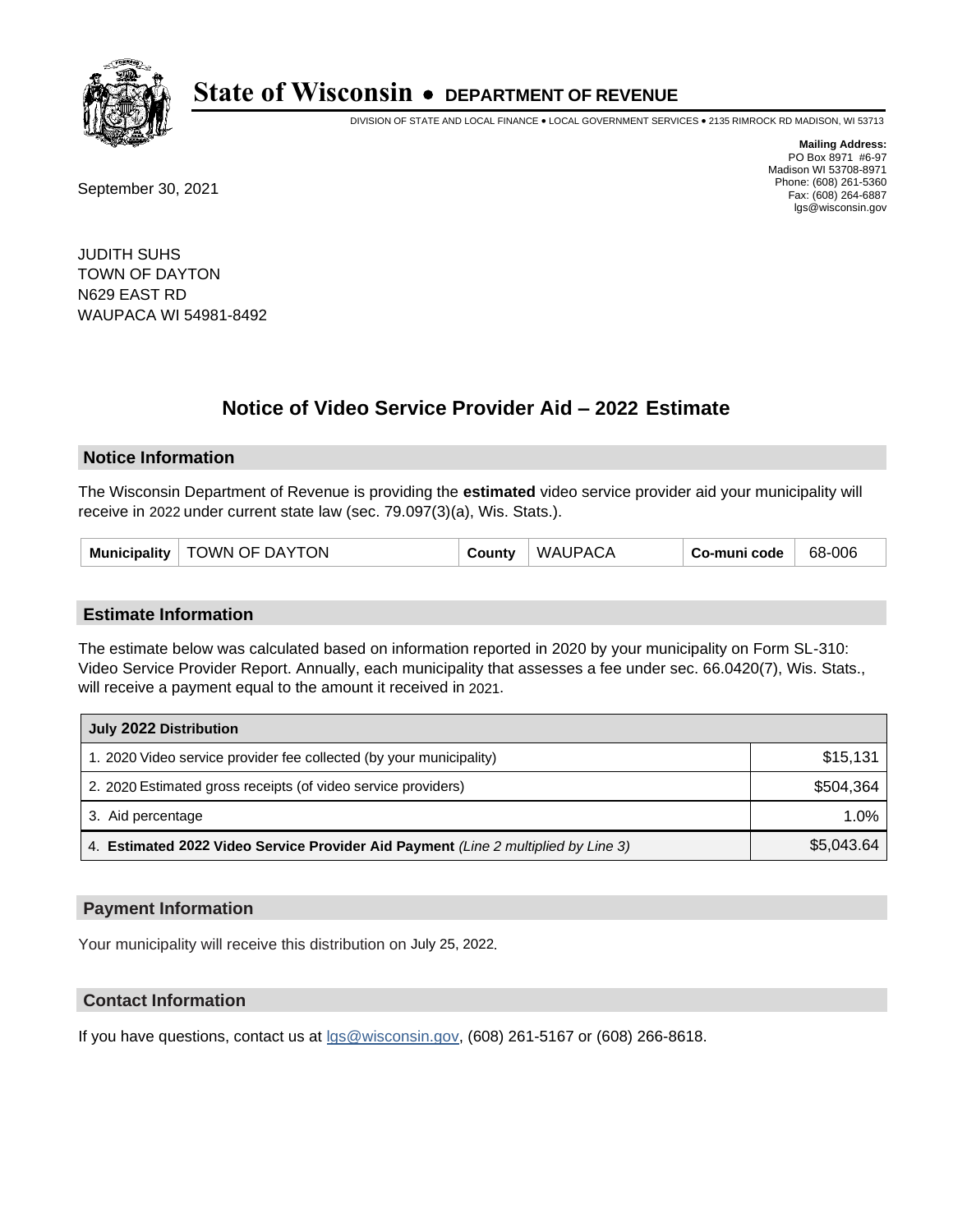# State of Wisconsin • DEPARTMENT OF REVENUE

DIVISION OF STATE AND LOCAL FINANCE • LOCAL GOVERNMENT SERVICES • 2135 RIMROCK RD MADISON, WI 53713

**Mailing Address:**
PO Box 8971 #6-97
Madison WI 53708-8971
Phone: (608) 261-5360
Fax: (608) 264-6887
lgs@wisconsin.gov

September 30, 2021

JUDITH SUHS
TOWN OF DAYTON
N629 EAST RD
WAUPACA WI 54981-8492

## Notice of Video Service Provider Aid – 2022 Estimate

### Notice Information

The Wisconsin Department of Revenue is providing the **estimated** video service provider aid your municipality will receive in 2022 under current state law (sec. 79.097(3)(a), Wis. Stats.).

| Municipality | TOWN OF DAYTON | County | WAUPACA | Co-muni code | 68-006 |
|---|---|---|---|---|---|

### Estimate Information

The estimate below was calculated based on information reported in 2020 by your municipality on Form SL-310: Video Service Provider Report. Annually, each municipality that assesses a fee under sec. 66.0420(7), Wis. Stats., will receive a payment equal to the amount it received in 2021.

| July 2022 Distribution | |
|---|---|
| 1. 2020 Video service provider fee collected (by your municipality) | $15,131 |
| 2. 2020 Estimated gross receipts (of video service providers) | $504,364 |
| 3. Aid percentage | 1.0% |
| 4. **Estimated 2022 Video Service Provider Aid Payment** *(Line 2 multiplied by Line 3)* | $5,043.64 |

### Payment Information

Your municipality will receive this distribution on July 25, 2022.

### Contact Information

If you have questions, contact us at lgs@wisconsin.gov, (608) 261-5167 or (608) 266-8618.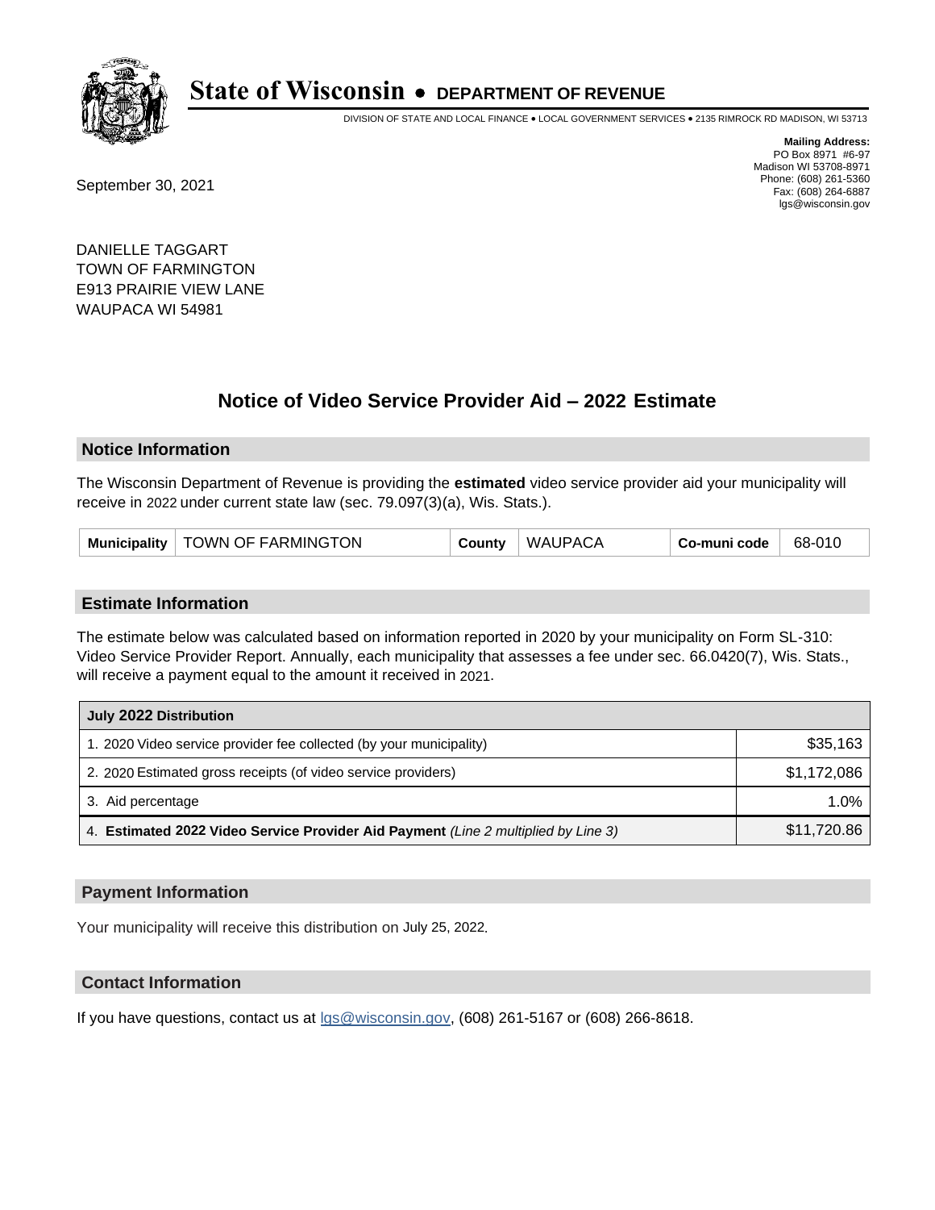# State of Wisconsin • DEPARTMENT OF REVENUE

DIVISION OF STATE AND LOCAL FINANCE • LOCAL GOVERNMENT SERVICES • 2135 RIMROCK RD MADISON, WI 53713

**Mailing Address:**
PO Box 8971 #6-97
Madison WI 53708-8971
Phone: (608) 261-5360
Fax: (608) 264-6887
lgs@wisconsin.gov

September 30, 2021

DANIELLE TAGGART
TOWN OF FARMINGTON
E913 PRAIRIE VIEW LANE
WAUPACA WI 54981

## Notice of Video Service Provider Aid – 2022 Estimate

### Notice Information

The Wisconsin Department of Revenue is providing the **estimated** video service provider aid your municipality will receive in 2022 under current state law (sec. 79.097(3)(a), Wis. Stats.).

| Municipality | TOWN OF FARMINGTON | County | WAUPACA | Co-muni code | 68-010 |
|---|---|---|---|---|---|

### Estimate Information

The estimate below was calculated based on information reported in 2020 by your municipality on Form SL-310: Video Service Provider Report. Annually, each municipality that assesses a fee under sec. 66.0420(7), Wis. Stats., will receive a payment equal to the amount it received in 2021.

| July 2022 Distribution | |
|---|---|
| 1. 2020 Video service provider fee collected (by your municipality) | $35,163 |
| 2. 2020 Estimated gross receipts (of video service providers) | $1,172,086 |
| 3. Aid percentage | 1.0% |
| 4. **Estimated 2022 Video Service Provider Aid Payment** *(Line 2 multiplied by Line 3)* | $11,720.86 |

### Payment Information

Your municipality will receive this distribution on July 25, 2022.

### Contact Information

If you have questions, contact us at lgs@wisconsin.gov, (608) 261-5167 or (608) 266-8618.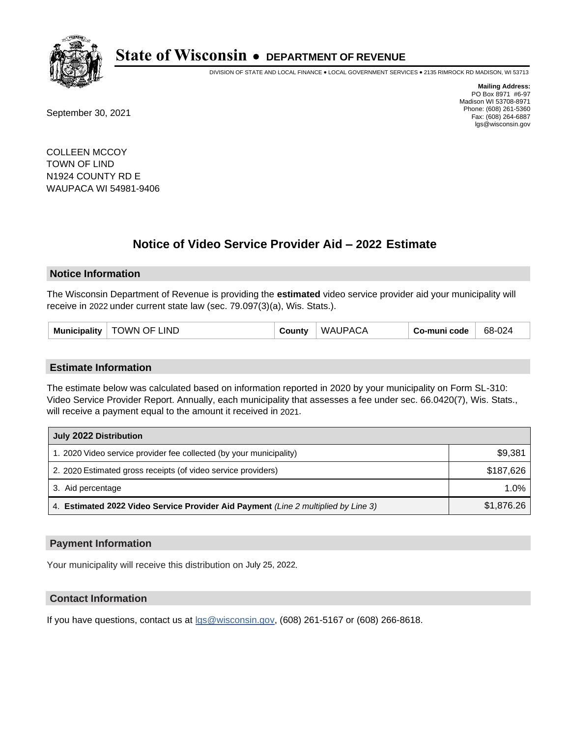# State of Wisconsin • DEPARTMENT OF REVENUE

DIVISION OF STATE AND LOCAL FINANCE • LOCAL GOVERNMENT SERVICES • 2135 RIMROCK RD MADISON, WI 53713

**Mailing Address:**
PO Box 8971 #6-97
Madison WI 53708-8971
Phone: (608) 261-5360
Fax: (608) 264-6887
lgs@wisconsin.gov

September 30, 2021

COLLEEN MCCOY
TOWN OF LIND
N1924 COUNTY RD E
WAUPACA WI 54981-9406

## Notice of Video Service Provider Aid – 2022 Estimate

### Notice Information

The Wisconsin Department of Revenue is providing the **estimated** video service provider aid your municipality will receive in 2022 under current state law (sec. 79.097(3)(a), Wis. Stats.).

| Municipality | TOWN OF LIND | County | WAUPACA | Co-muni code | 68-024 |
|---|---|---|---|---|---|

### Estimate Information

The estimate below was calculated based on information reported in 2020 by your municipality on Form SL-310: Video Service Provider Report. Annually, each municipality that assesses a fee under sec. 66.0420(7), Wis. Stats., will receive a payment equal to the amount it received in 2021.

| July 2022 Distribution | |
|---|---|
| 1. 2020 Video service provider fee collected (by your municipality) | $9,381 |
| 2. 2020 Estimated gross receipts (of video service providers) | $187,626 |
| 3. Aid percentage | 1.0% |
| 4. **Estimated 2022 Video Service Provider Aid Payment** *(Line 2 multiplied by Line 3)* | $1,876.26 |

### Payment Information

Your municipality will receive this distribution on July 25, 2022.

### Contact Information

If you have questions, contact us at lgs@wisconsin.gov, (608) 261-5167 or (608) 266-8618.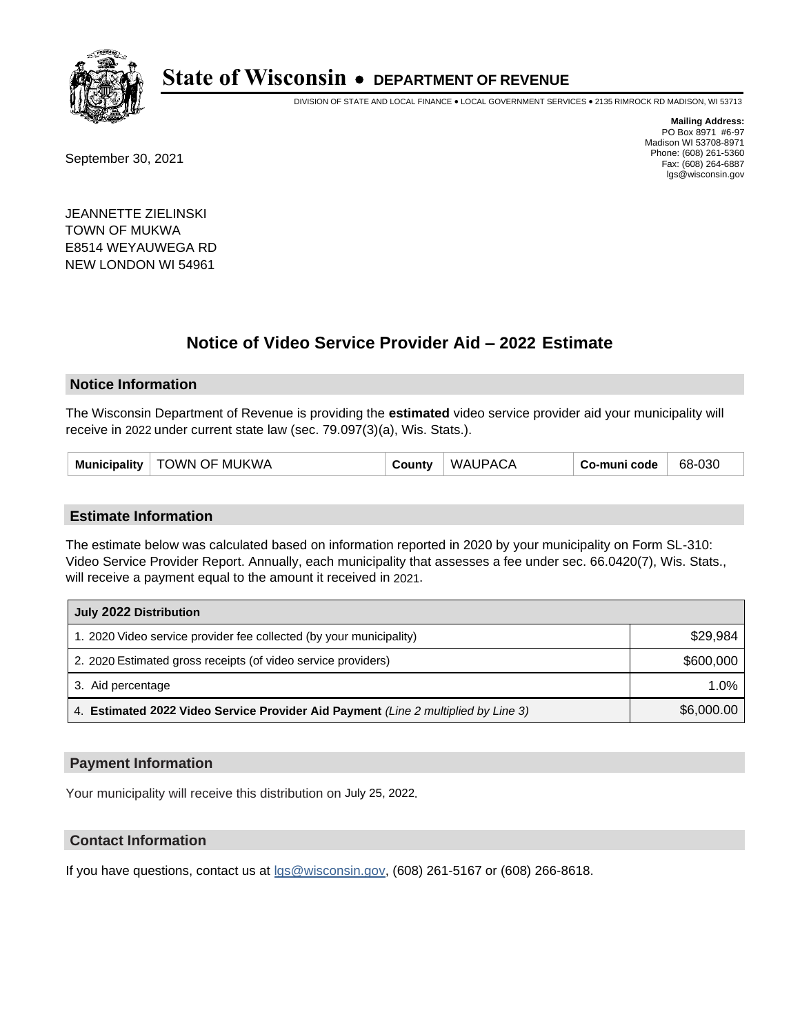**State of Wisconsin • DEPARTMENT OF REVENUE**

DIVISION OF STATE AND LOCAL FINANCE • LOCAL GOVERNMENT SERVICES • 2135 RIMROCK RD MADISON, WI 53713

**Mailing Address:**
PO Box 8971 #6-97
Madison WI 53708-8971
Phone: (608) 261-5360
Fax: (608) 264-6887
lgs@wisconsin.gov

September 30, 2021

JEANNETTE ZIELINSKI
TOWN OF MUKWA
E8514 WEYAUWEGA RD
NEW LONDON WI 54961

# Notice of Video Service Provider Aid – 2022 Estimate

## Notice Information

The Wisconsin Department of Revenue is providing the **estimated** video service provider aid your municipality will receive in 2022 under current state law (sec. 79.097(3)(a), Wis. Stats.).

| Municipality | TOWN OF MUKWA | County | WAUPACA | Co-muni code | 68-030 |
|---|---|---|---|---|---|

## Estimate Information

The estimate below was calculated based on information reported in 2020 by your municipality on Form SL-310: Video Service Provider Report. Annually, each municipality that assesses a fee under sec. 66.0420(7), Wis. Stats., will receive a payment equal to the amount it received in 2021.

| July 2022 Distribution | |
|---|---|
| 1. 2020 Video service provider fee collected (by your municipality) | $29,984 |
| 2. 2020 Estimated gross receipts (of video service providers) | $600,000 |
| 3. Aid percentage | 1.0% |
| 4. **Estimated 2022 Video Service Provider Aid Payment** *(Line 2 multiplied by Line 3)* | $6,000.00 |

## Payment Information

Your municipality will receive this distribution on July 25, 2022.

## Contact Information

If you have questions, contact us at lgs@wisconsin.gov, (608) 261-5167 or (608) 266-8618.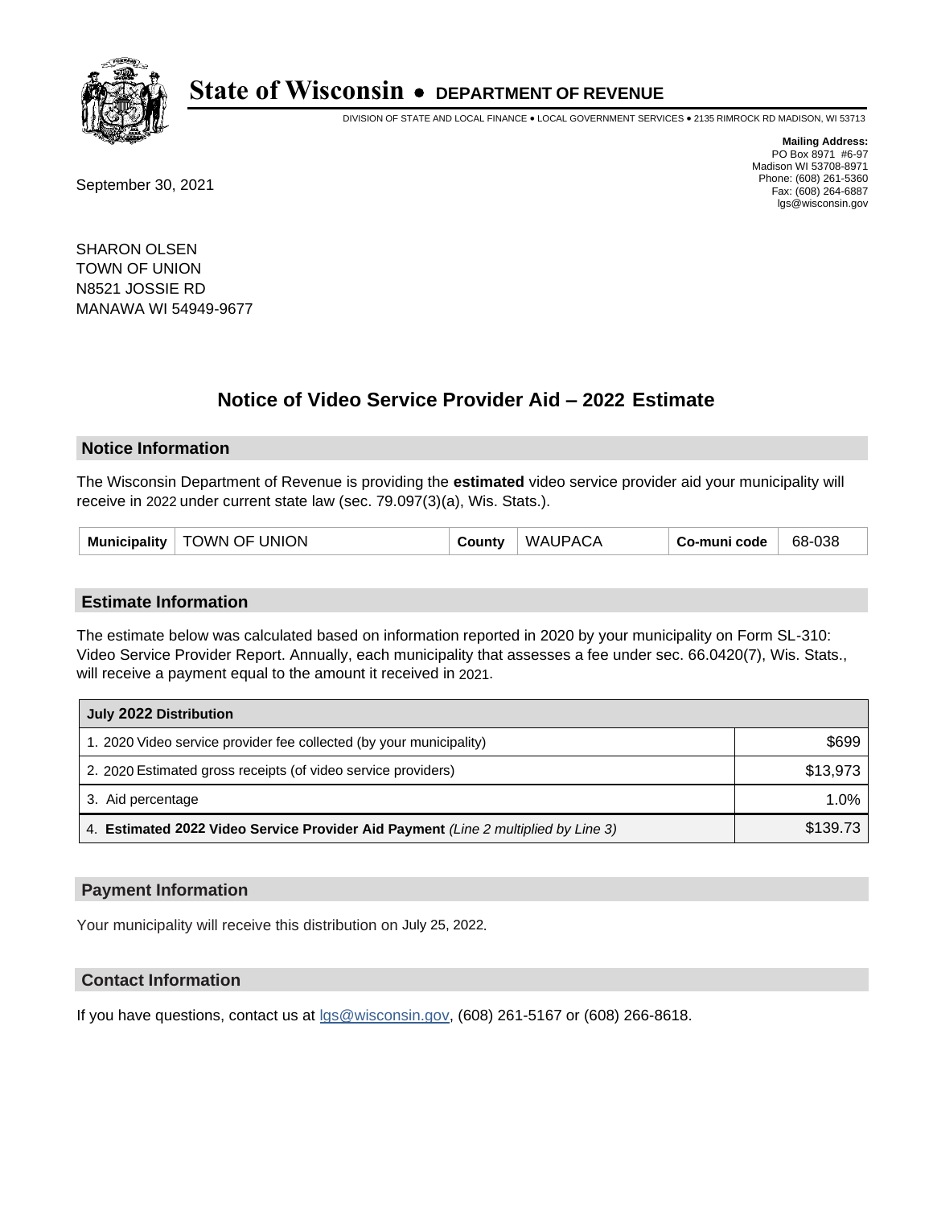# State of Wisconsin • DEPARTMENT OF REVENUE

DIVISION OF STATE AND LOCAL FINANCE • LOCAL GOVERNMENT SERVICES • 2135 RIMROCK RD MADISON, WI 53713

**Mailing Address:**
PO Box 8971 #6-97
Madison WI 53708-8971
Phone: (608) 261-5360
Fax: (608) 264-6887
lgs@wisconsin.gov

September 30, 2021

SHARON OLSEN
TOWN OF UNION
N8521 JOSSIE RD
MANAWA WI 54949-9677

## Notice of Video Service Provider Aid – 2022 Estimate

### Notice Information

The Wisconsin Department of Revenue is providing the **estimated** video service provider aid your municipality will receive in 2022 under current state law (sec. 79.097(3)(a), Wis. Stats.).

| Municipality | TOWN OF UNION | County | WAUPACA | Co-muni code | 68-038 |
|---|---|---|---|---|---|

### Estimate Information

The estimate below was calculated based on information reported in 2020 by your municipality on Form SL-310: Video Service Provider Report. Annually, each municipality that assesses a fee under sec. 66.0420(7), Wis. Stats., will receive a payment equal to the amount it received in 2021.

| July 2022 Distribution | |
|---|---|
| 1. 2020 Video service provider fee collected (by your municipality) | $699 |
| 2. 2020 Estimated gross receipts (of video service providers) | $13,973 |
| 3. Aid percentage | 1.0% |
| 4. **Estimated 2022 Video Service Provider Aid Payment** *(Line 2 multiplied by Line 3)* | $139.73 |

### Payment Information

Your municipality will receive this distribution on July 25, 2022.

### Contact Information

If you have questions, contact us at lgs@wisconsin.gov, (608) 261-5167 or (608) 266-8618.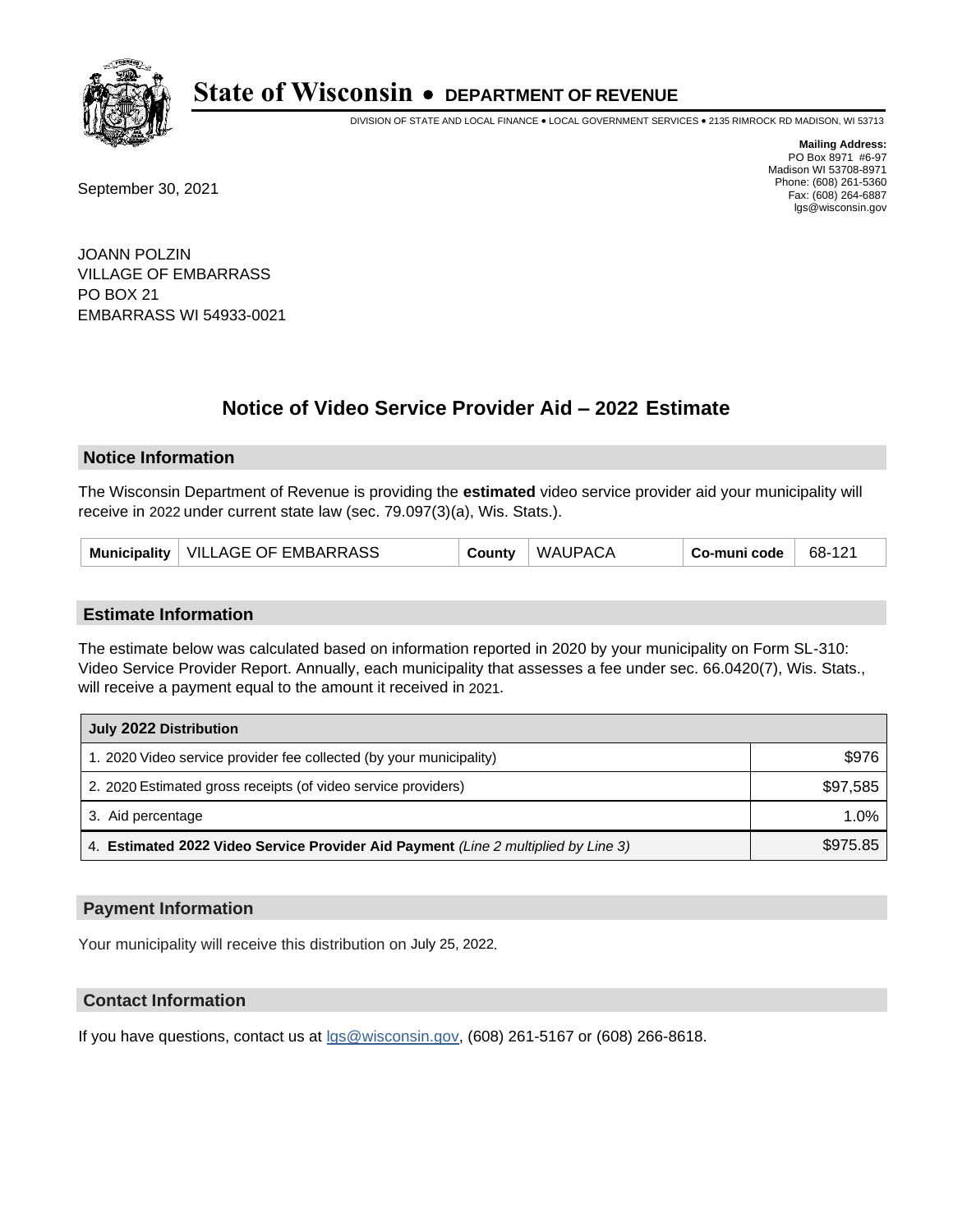# State of Wisconsin • DEPARTMENT OF REVENUE

DIVISION OF STATE AND LOCAL FINANCE • LOCAL GOVERNMENT SERVICES • 2135 RIMROCK RD MADISON, WI 53713

**Mailing Address:**
PO Box 8971 #6-97
Madison WI 53708-8971
Phone: (608) 261-5360
Fax: (608) 264-6887
lgs@wisconsin.gov

September 30, 2021

JOANN POLZIN
VILLAGE OF EMBARRASS
PO BOX 21
EMBARRASS WI 54933-0021

## Notice of Video Service Provider Aid – 2022 Estimate

### Notice Information

The Wisconsin Department of Revenue is providing the **estimated** video service provider aid your municipality will receive in 2022 under current state law (sec. 79.097(3)(a), Wis. Stats.).

| Municipality | VILLAGE OF EMBARRASS | County | WAUPACA | Co-muni code | 68-121 |
|---|---|---|---|---|---|

### Estimate Information

The estimate below was calculated based on information reported in 2020 by your municipality on Form SL-310: Video Service Provider Report. Annually, each municipality that assesses a fee under sec. 66.0420(7), Wis. Stats., will receive a payment equal to the amount it received in 2021.

| July 2022 Distribution | |
|---|---|
| 1. 2020 Video service provider fee collected (by your municipality) | $976 |
| 2. 2020 Estimated gross receipts (of video service providers) | $97,585 |
| 3. Aid percentage | 1.0% |
| 4. **Estimated 2022 Video Service Provider Aid Payment** *(Line 2 multiplied by Line 3)* | $975.85 |

### Payment Information

Your municipality will receive this distribution on July 25, 2022.

### Contact Information

If you have questions, contact us at lgs@wisconsin.gov, (608) 261-5167 or (608) 266-8618.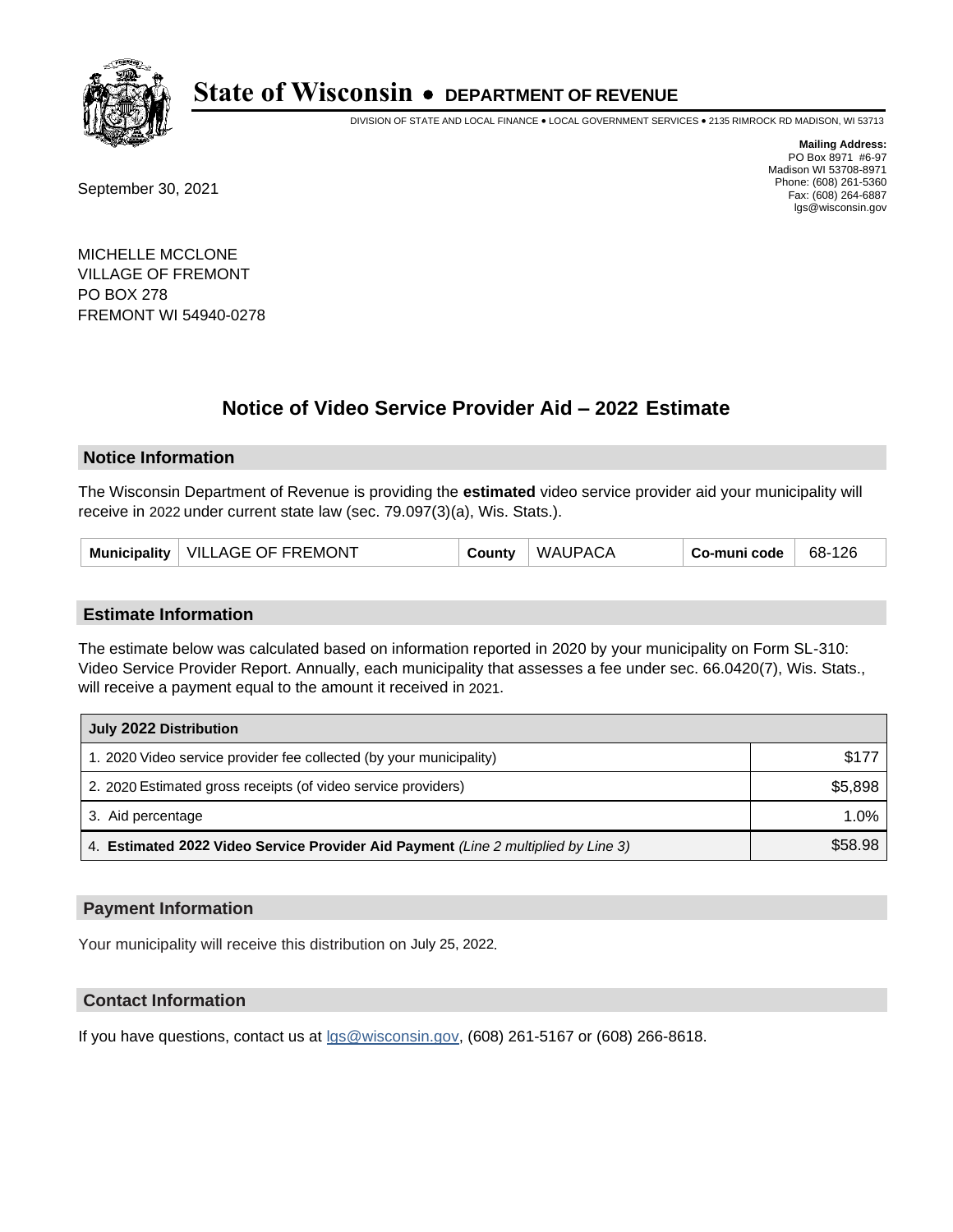# State of Wisconsin • DEPARTMENT OF REVENUE

DIVISION OF STATE AND LOCAL FINANCE • LOCAL GOVERNMENT SERVICES • 2135 RIMROCK RD MADISON, WI 53713

**Mailing Address:**
PO Box 8971 #6-97
Madison WI 53708-8971
Phone: (608) 261-5360
Fax: (608) 264-6887
lgs@wisconsin.gov

September 30, 2021

MICHELLE MCCLONE
VILLAGE OF FREMONT
PO BOX 278
FREMONT WI 54940-0278

## Notice of Video Service Provider Aid – 2022 Estimate

### Notice Information

The Wisconsin Department of Revenue is providing the **estimated** video service provider aid your municipality will receive in 2022 under current state law (sec. 79.097(3)(a), Wis. Stats.).

| Municipality | VILLAGE OF FREMONT | County | WAUPACA | Co-muni code | 68-126 |
|---|---|---|---|---|---|

### Estimate Information

The estimate below was calculated based on information reported in 2020 by your municipality on Form SL-310: Video Service Provider Report. Annually, each municipality that assesses a fee under sec. 66.0420(7), Wis. Stats., will receive a payment equal to the amount it received in 2021.

| July 2022 Distribution | |
|---|---|
| 1. 2020 Video service provider fee collected (by your municipality) | $177 |
| 2. 2020 Estimated gross receipts (of video service providers) | $5,898 |
| 3. Aid percentage | 1.0% |
| 4. **Estimated 2022 Video Service Provider Aid Payment** *(Line 2 multiplied by Line 3)* | $58.98 |

### Payment Information

Your municipality will receive this distribution on July 25, 2022.

### Contact Information

If you have questions, contact us at lgs@wisconsin.gov, (608) 261-5167 or (608) 266-8618.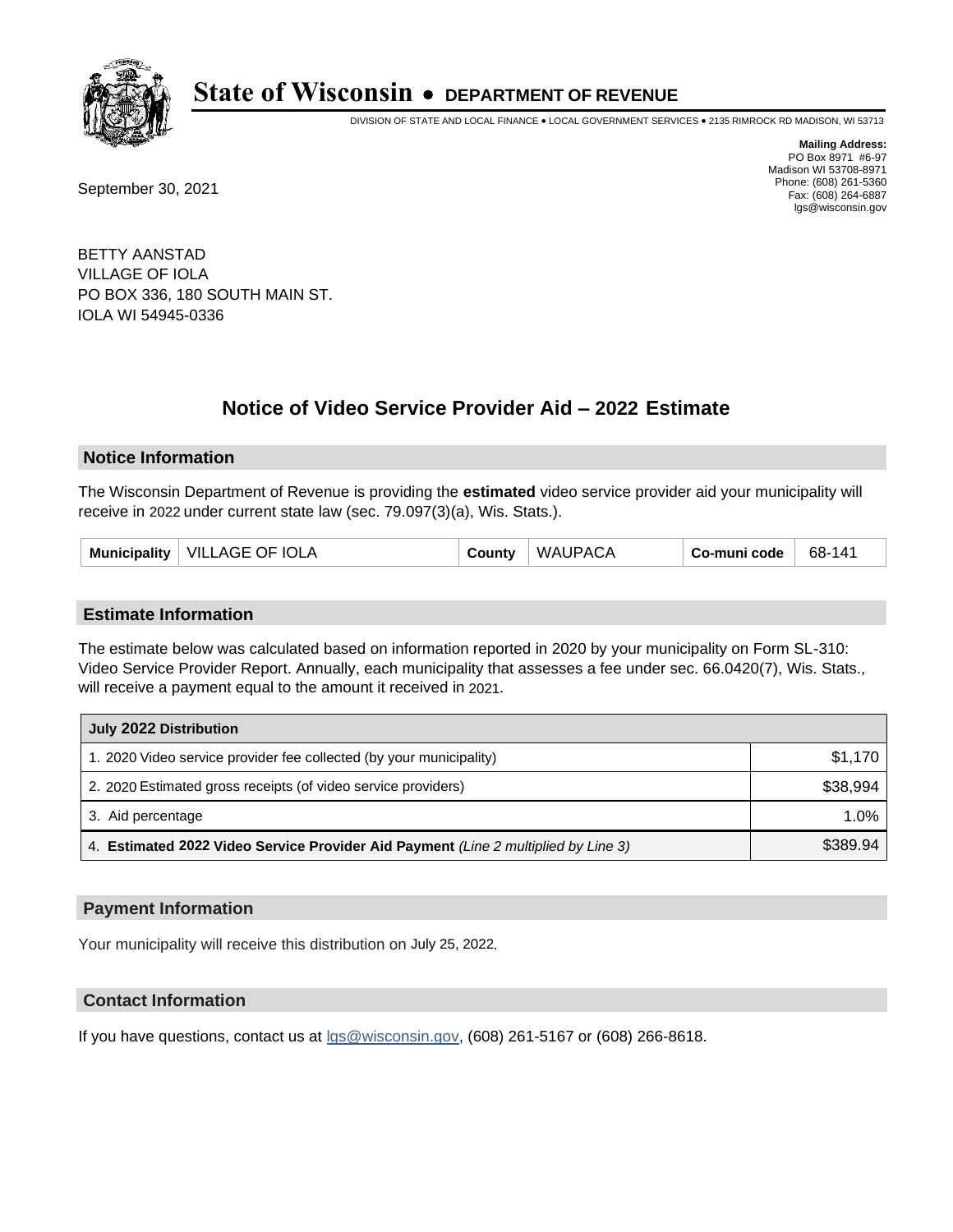# State of Wisconsin • DEPARTMENT OF REVENUE

DIVISION OF STATE AND LOCAL FINANCE • LOCAL GOVERNMENT SERVICES • 2135 RIMROCK RD MADISON, WI 53713

**Mailing Address:**
PO Box 8971 #6-97
Madison WI 53708-8971
Phone: (608) 261-5360
Fax: (608) 264-6887
lgs@wisconsin.gov

September 30, 2021

BETTY AANSTAD
VILLAGE OF IOLA
PO BOX 336, 180 SOUTH MAIN ST.
IOLA WI 54945-0336

## Notice of Video Service Provider Aid – 2022 Estimate

### Notice Information

The Wisconsin Department of Revenue is providing the **estimated** video service provider aid your municipality will receive in 2022 under current state law (sec. 79.097(3)(a), Wis. Stats.).

| Municipality | VILLAGE OF IOLA | County | WAUPACA | Co-muni code | 68-141 |
|---|---|---|---|---|---|

### Estimate Information

The estimate below was calculated based on information reported in 2020 by your municipality on Form SL-310: Video Service Provider Report. Annually, each municipality that assesses a fee under sec. 66.0420(7), Wis. Stats., will receive a payment equal to the amount it received in 2021.

| July 2022 Distribution | |
|---|---|
| 1. 2020 Video service provider fee collected (by your municipality) | $1,170 |
| 2. 2020 Estimated gross receipts (of video service providers) | $38,994 |
| 3. Aid percentage | 1.0% |
| 4. **Estimated 2022 Video Service Provider Aid Payment** *(Line 2 multiplied by Line 3)* | $389.94 |

### Payment Information

Your municipality will receive this distribution on July 25, 2022.

### Contact Information

If you have questions, contact us at lgs@wisconsin.gov, (608) 261-5167 or (608) 266-8618.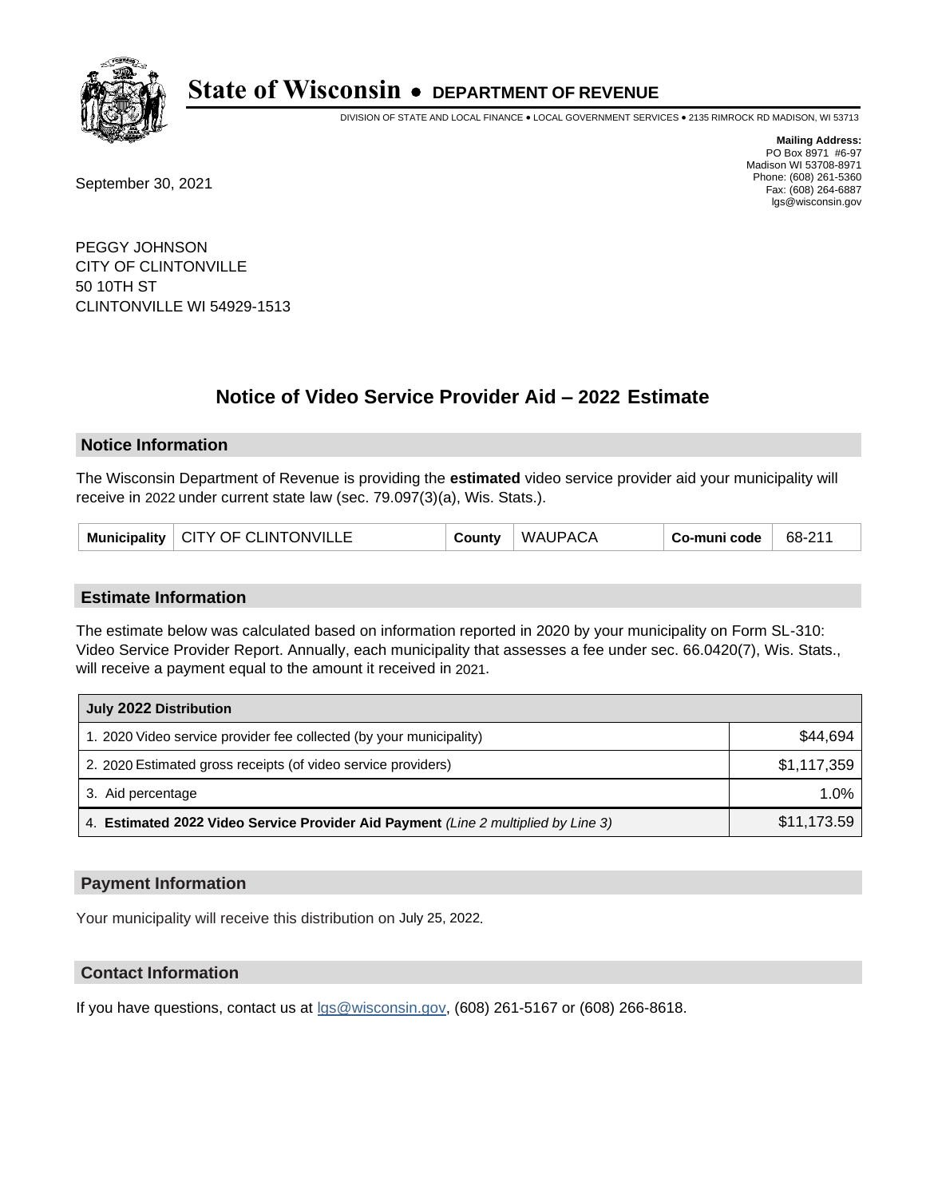# State of Wisconsin • DEPARTMENT OF REVENUE

DIVISION OF STATE AND LOCAL FINANCE • LOCAL GOVERNMENT SERVICES • 2135 RIMROCK RD MADISON, WI 53713

**Mailing Address:**
PO Box 8971 #6-97
Madison WI 53708-8971
Phone: (608) 261-5360
Fax: (608) 264-6887
lgs@wisconsin.gov

September 30, 2021

PEGGY JOHNSON
CITY OF CLINTONVILLE
50 10TH ST
CLINTONVILLE WI 54929-1513

## Notice of Video Service Provider Aid – 2022 Estimate

### Notice Information

The Wisconsin Department of Revenue is providing the **estimated** video service provider aid your municipality will receive in 2022 under current state law (sec. 79.097(3)(a), Wis. Stats.).

| Municipality | CITY OF CLINTONVILLE | County | WAUPACA | Co-muni code | 68-211 |
|---|---|---|---|---|---|

### Estimate Information

The estimate below was calculated based on information reported in 2020 by your municipality on Form SL-310: Video Service Provider Report. Annually, each municipality that assesses a fee under sec. 66.0420(7), Wis. Stats., will receive a payment equal to the amount it received in 2021.

| July 2022 Distribution | |
|---|---|
| 1. 2020 Video service provider fee collected (by your municipality) | $44,694 |
| 2. 2020 Estimated gross receipts (of video service providers) | $1,117,359 |
| 3. Aid percentage | 1.0% |
| 4. **Estimated 2022 Video Service Provider Aid Payment** *(Line 2 multiplied by Line 3)* | $11,173.59 |

### Payment Information

Your municipality will receive this distribution on July 25, 2022.

### Contact Information

If you have questions, contact us at lgs@wisconsin.gov, (608) 261-5167 or (608) 266-8618.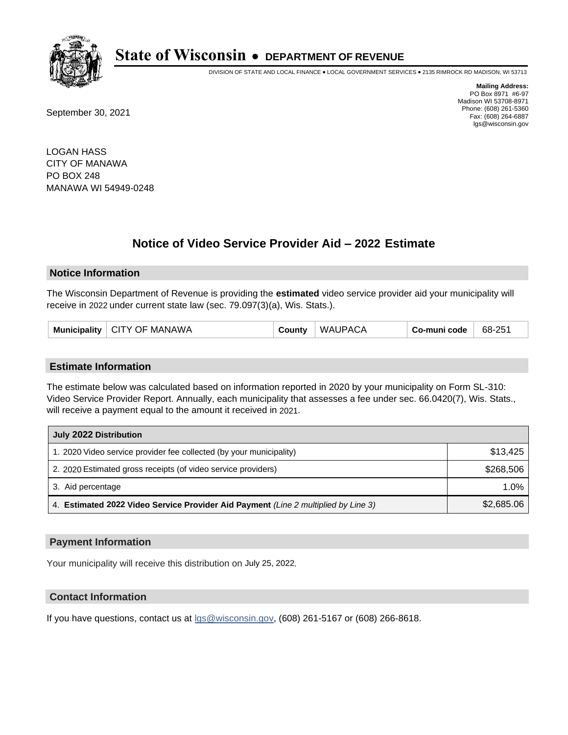# State of Wisconsin • DEPARTMENT OF REVENUE

DIVISION OF STATE AND LOCAL FINANCE • LOCAL GOVERNMENT SERVICES • 2135 RIMROCK RD MADISON, WI 53713

**Mailing Address:**
PO Box 8971 #6-97
Madison WI 53708-8971
Phone: (608) 261-5360
Fax: (608) 264-6887
lgs@wisconsin.gov

September 30, 2021

LOGAN HASS
CITY OF MANAWA
PO BOX 248
MANAWA WI 54949-0248

## Notice of Video Service Provider Aid – 2022 Estimate

### Notice Information

The Wisconsin Department of Revenue is providing the **estimated** video service provider aid your municipality will receive in 2022 under current state law (sec. 79.097(3)(a), Wis. Stats.).

| Municipality | CITY OF MANAWA | County | WAUPACA | Co-muni code | 68-251 |
|---|---|---|---|---|---|

### Estimate Information

The estimate below was calculated based on information reported in 2020 by your municipality on Form SL-310: Video Service Provider Report. Annually, each municipality that assesses a fee under sec. 66.0420(7), Wis. Stats., will receive a payment equal to the amount it received in 2021.

| July 2022 Distribution | |
|---|---|
| 1. 2020 Video service provider fee collected (by your municipality) | $13,425 |
| 2. 2020 Estimated gross receipts (of video service providers) | $268,506 |
| 3. Aid percentage | 1.0% |
| 4. **Estimated 2022 Video Service Provider Aid Payment** *(Line 2 multiplied by Line 3)* | $2,685.06 |

### Payment Information

Your municipality will receive this distribution on July 25, 2022.

### Contact Information

If you have questions, contact us at lgs@wisconsin.gov, (608) 261-5167 or (608) 266-8618.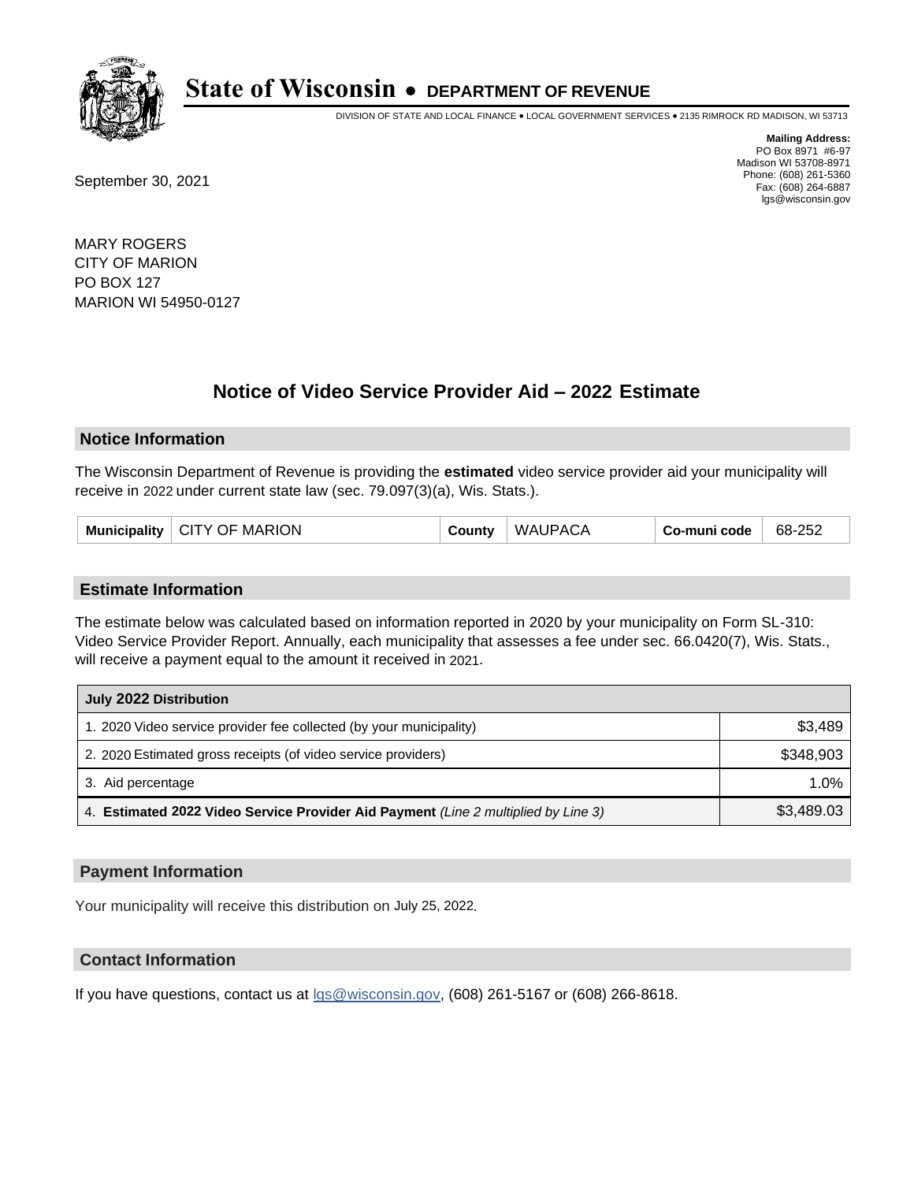# State of Wisconsin • DEPARTMENT OF REVENUE

DIVISION OF STATE AND LOCAL FINANCE • LOCAL GOVERNMENT SERVICES • 2135 RIMROCK RD MADISON, WI 53713

**Mailing Address:**
PO Box 8971 #6-97
Madison WI 53708-8971
Phone: (608) 261-5360
Fax: (608) 264-6887
lgs@wisconsin.gov

September 30, 2021

MARY ROGERS
CITY OF MARION
PO BOX 127
MARION WI 54950-0127

## Notice of Video Service Provider Aid – 2022 Estimate

### Notice Information

The Wisconsin Department of Revenue is providing the **estimated** video service provider aid your municipality will receive in 2022 under current state law (sec. 79.097(3)(a), Wis. Stats.).

| Municipality | CITY OF MARION | County | WAUPACA | Co-muni code | 68-252 |
|---|---|---|---|---|---|

### Estimate Information

The estimate below was calculated based on information reported in 2020 by your municipality on Form SL-310: Video Service Provider Report. Annually, each municipality that assesses a fee under sec. 66.0420(7), Wis. Stats., will receive a payment equal to the amount it received in 2021.

| July 2022 Distribution | |
|---|---|
| 1. 2020 Video service provider fee collected (by your municipality) | $3,489 |
| 2. 2020 Estimated gross receipts (of video service providers) | $348,903 |
| 3. Aid percentage | 1.0% |
| 4. **Estimated 2022 Video Service Provider Aid Payment** *(Line 2 multiplied by Line 3)* | $3,489.03 |

### Payment Information

Your municipality will receive this distribution on July 25, 2022.

### Contact Information

If you have questions, contact us at lgs@wisconsin.gov, (608) 261-5167 or (608) 266-8618.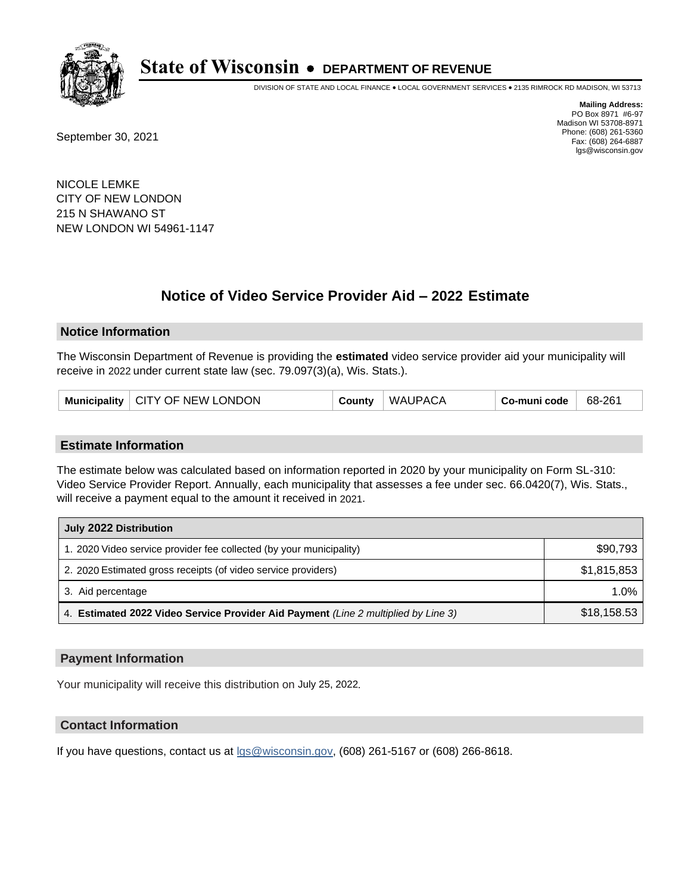# State of Wisconsin • DEPARTMENT OF REVENUE

DIVISION OF STATE AND LOCAL FINANCE • LOCAL GOVERNMENT SERVICES • 2135 RIMROCK RD MADISON, WI 53713

**Mailing Address:**
PO Box 8971 #6-97
Madison WI 53708-8971
Phone: (608) 261-5360
Fax: (608) 264-6887
lgs@wisconsin.gov

September 30, 2021

NICOLE LEMKE
CITY OF NEW LONDON
215 N SHAWANO ST
NEW LONDON WI 54961-1147

## Notice of Video Service Provider Aid – 2022 Estimate

### Notice Information

The Wisconsin Department of Revenue is providing the **estimated** video service provider aid your municipality will receive in 2022 under current state law (sec. 79.097(3)(a), Wis. Stats.).

| Municipality | CITY OF NEW LONDON | County | WAUPACA | Co-muni code | 68-261 |
|---|---|---|---|---|---|

### Estimate Information

The estimate below was calculated based on information reported in 2020 by your municipality on Form SL-310: Video Service Provider Report. Annually, each municipality that assesses a fee under sec. 66.0420(7), Wis. Stats., will receive a payment equal to the amount it received in 2021.

| July 2022 Distribution | |
|---|---|
| 1. 2020 Video service provider fee collected (by your municipality) | $90,793 |
| 2. 2020 Estimated gross receipts (of video service providers) | $1,815,853 |
| 3. Aid percentage | 1.0% |
| 4. **Estimated 2022 Video Service Provider Aid Payment** *(Line 2 multiplied by Line 3)* | $18,158.53 |

### Payment Information

Your municipality will receive this distribution on July 25, 2022.

### Contact Information

If you have questions, contact us at lgs@wisconsin.gov, (608) 261-5167 or (608) 266-8618.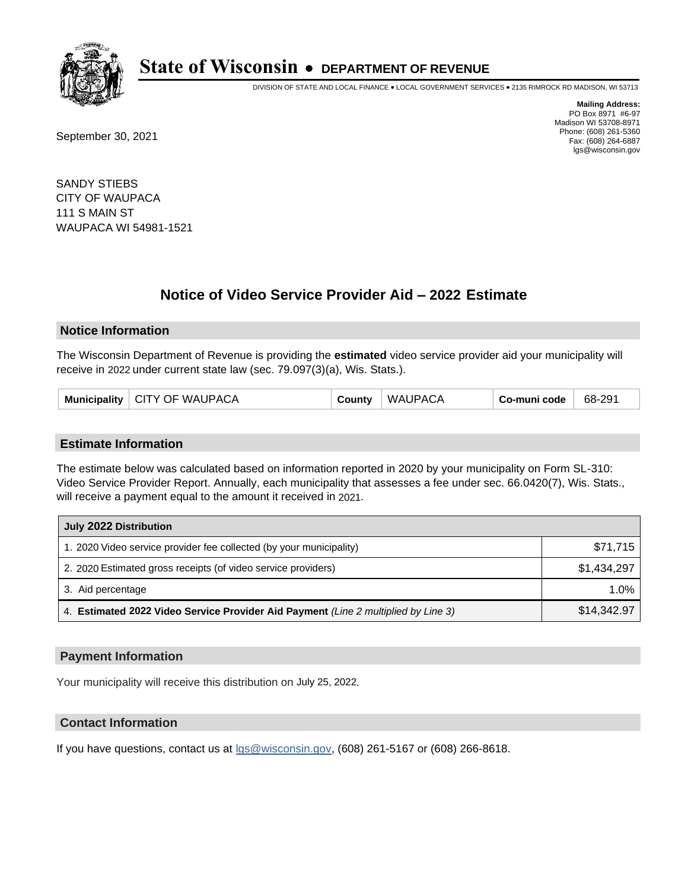# State of Wisconsin • DEPARTMENT OF REVENUE

DIVISION OF STATE AND LOCAL FINANCE • LOCAL GOVERNMENT SERVICES • 2135 RIMROCK RD MADISON, WI 53713

**Mailing Address:**
PO Box 8971 #6-97
Madison WI 53708-8971
Phone: (608) 261-5360
Fax: (608) 264-6887
lgs@wisconsin.gov

September 30, 2021

SANDY STIEBS
CITY OF WAUPACA
111 S MAIN ST
WAUPACA WI 54981-1521

## Notice of Video Service Provider Aid – 2022 Estimate

### Notice Information

The Wisconsin Department of Revenue is providing the **estimated** video service provider aid your municipality will receive in 2022 under current state law (sec. 79.097(3)(a), Wis. Stats.).

| Municipality | CITY OF WAUPACA | County | WAUPACA | Co-muni code | 68-291 |
|---|---|---|---|---|---|

### Estimate Information

The estimate below was calculated based on information reported in 2020 by your municipality on Form SL-310: Video Service Provider Report. Annually, each municipality that assesses a fee under sec. 66.0420(7), Wis. Stats., will receive a payment equal to the amount it received in 2021.

| July 2022 Distribution | |
|---|---|
| 1. 2020 Video service provider fee collected (by your municipality) | $71,715 |
| 2. 2020 Estimated gross receipts (of video service providers) | $1,434,297 |
| 3. Aid percentage | 1.0% |
| 4. **Estimated 2022 Video Service Provider Aid Payment** *(Line 2 multiplied by Line 3)* | $14,342.97 |

### Payment Information

Your municipality will receive this distribution on July 25, 2022.

### Contact Information

If you have questions, contact us at lgs@wisconsin.gov, (608) 261-5167 or (608) 266-8618.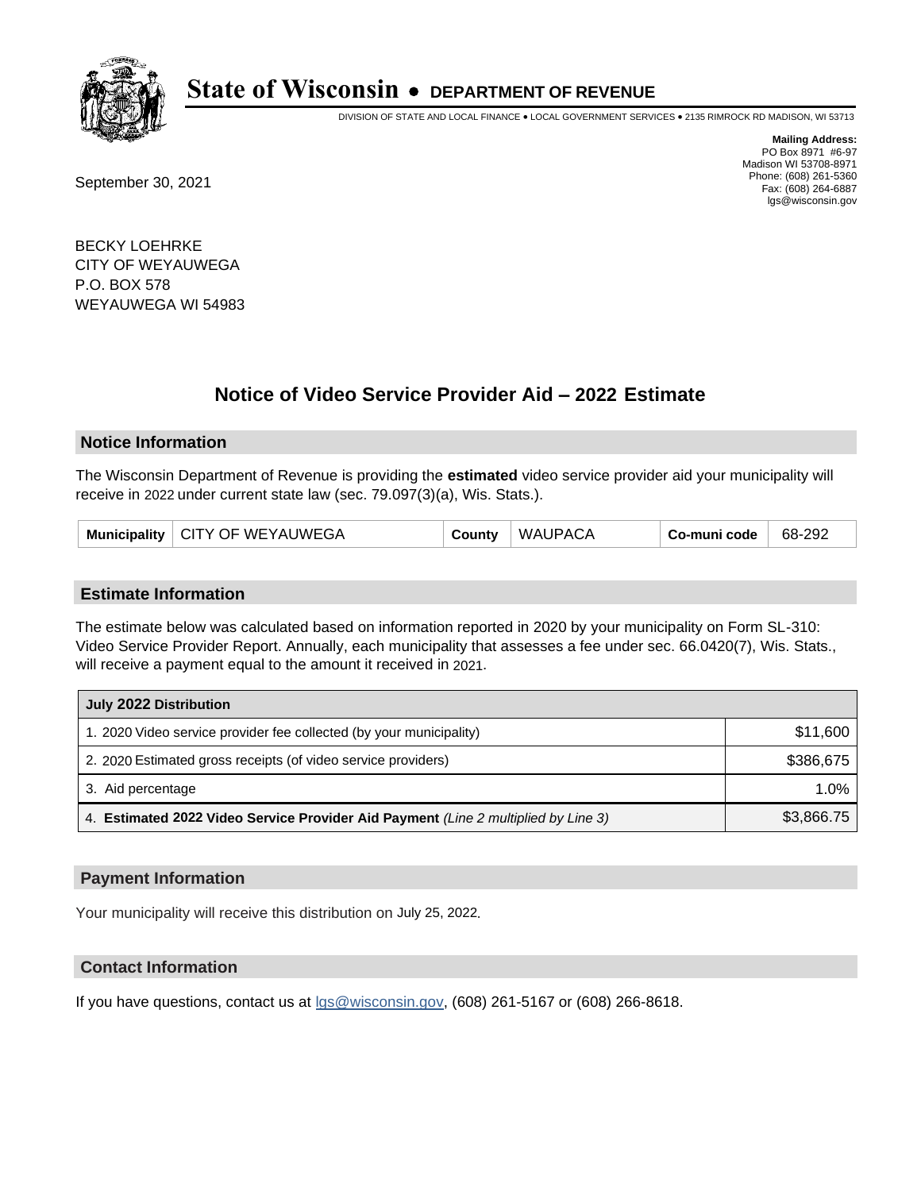# State of Wisconsin • DEPARTMENT OF REVENUE

DIVISION OF STATE AND LOCAL FINANCE • LOCAL GOVERNMENT SERVICES • 2135 RIMROCK RD MADISON, WI 53713

**Mailing Address:**
PO Box 8971 #6-97
Madison WI 53708-8971
Phone: (608) 261-5360
Fax: (608) 264-6887
lgs@wisconsin.gov

September 30, 2021

BECKY LOEHRKE
CITY OF WEYAUWEGA
P.O. BOX 578
WEYAUWEGA WI 54983

## Notice of Video Service Provider Aid – 2022 Estimate

### Notice Information

The Wisconsin Department of Revenue is providing the **estimated** video service provider aid your municipality will receive in 2022 under current state law (sec. 79.097(3)(a), Wis. Stats.).

| Municipality | CITY OF WEYAUWEGA | County | WAUPACA | Co-muni code | 68-292 |
|---|---|---|---|---|---|

### Estimate Information

The estimate below was calculated based on information reported in 2020 by your municipality on Form SL-310: Video Service Provider Report. Annually, each municipality that assesses a fee under sec. 66.0420(7), Wis. Stats., will receive a payment equal to the amount it received in 2021.

| July 2022 Distribution | |
|---|---|
| 1. 2020 Video service provider fee collected (by your municipality) | $11,600 |
| 2. 2020 Estimated gross receipts (of video service providers) | $386,675 |
| 3. Aid percentage | 1.0% |
| 4. **Estimated 2022 Video Service Provider Aid Payment** *(Line 2 multiplied by Line 3)* | $3,866.75 |

### Payment Information

Your municipality will receive this distribution on July 25, 2022.

### Contact Information

If you have questions, contact us at lgs@wisconsin.gov, (608) 261-5167 or (608) 266-8618.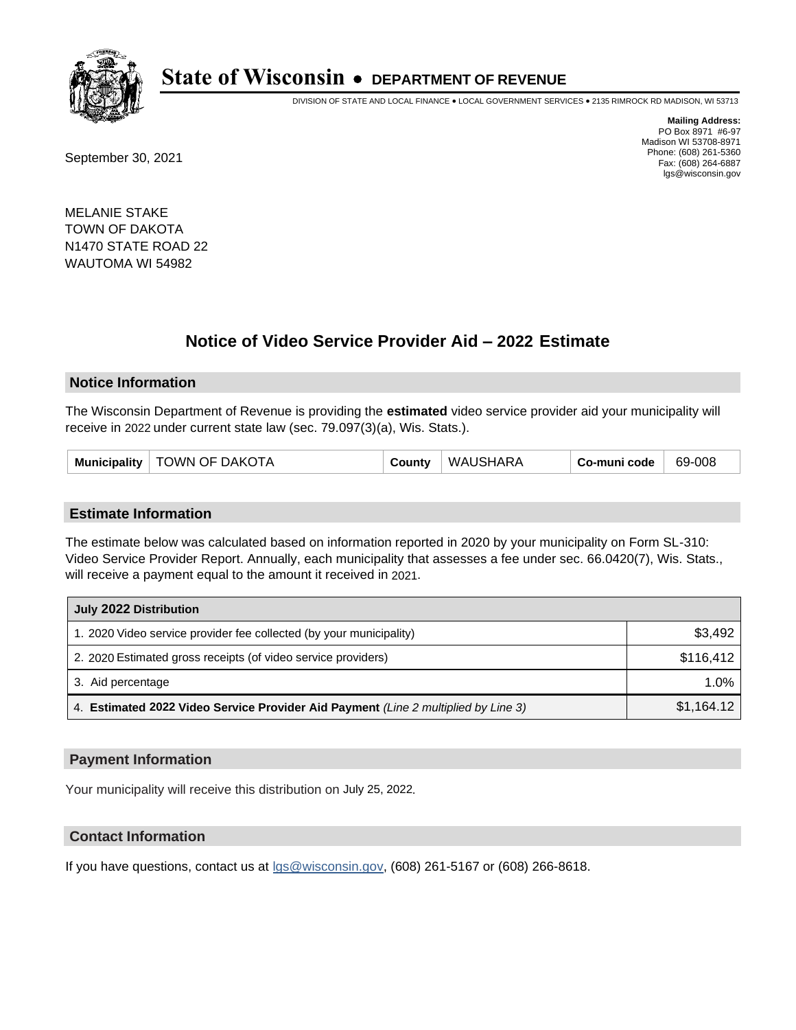# State of Wisconsin • DEPARTMENT OF REVENUE

DIVISION OF STATE AND LOCAL FINANCE • LOCAL GOVERNMENT SERVICES • 2135 RIMROCK RD MADISON, WI 53713

**Mailing Address:**
PO Box 8971 #6-97
Madison WI 53708-8971
Phone: (608) 261-5360
Fax: (608) 264-6887
lgs@wisconsin.gov

September 30, 2021

MELANIE STAKE
TOWN OF DAKOTA
N1470 STATE ROAD 22
WAUTOMA WI 54982

## Notice of Video Service Provider Aid – 2022 Estimate

### Notice Information

The Wisconsin Department of Revenue is providing the **estimated** video service provider aid your municipality will receive in 2022 under current state law (sec. 79.097(3)(a), Wis. Stats.).

| Municipality | TOWN OF DAKOTA | County | WAUSHARA | Co-muni code | 69-008 |
|---|---|---|---|---|---|

### Estimate Information

The estimate below was calculated based on information reported in 2020 by your municipality on Form SL-310: Video Service Provider Report. Annually, each municipality that assesses a fee under sec. 66.0420(7), Wis. Stats., will receive a payment equal to the amount it received in 2021.

| July 2022 Distribution | |
|---|---|
| 1. 2020 Video service provider fee collected (by your municipality) | $3,492 |
| 2. 2020 Estimated gross receipts (of video service providers) | $116,412 |
| 3. Aid percentage | 1.0% |
| 4. **Estimated 2022 Video Service Provider Aid Payment** *(Line 2 multiplied by Line 3)* | $1,164.12 |

### Payment Information

Your municipality will receive this distribution on July 25, 2022.

### Contact Information

If you have questions, contact us at lgs@wisconsin.gov, (608) 261-5167 or (608) 266-8618.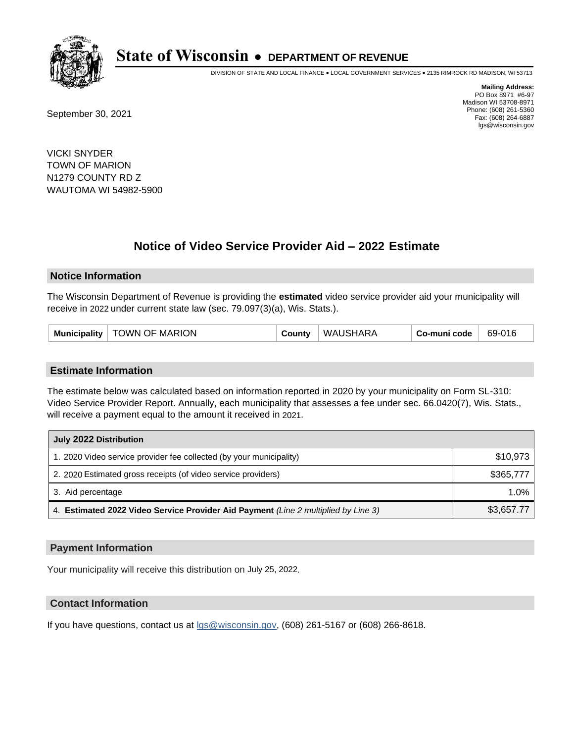# State of Wisconsin • DEPARTMENT OF REVENUE

DIVISION OF STATE AND LOCAL FINANCE • LOCAL GOVERNMENT SERVICES • 2135 RIMROCK RD MADISON, WI 53713

**Mailing Address:**
PO Box 8971 #6-97
Madison WI 53708-8971
Phone: (608) 261-5360
Fax: (608) 264-6887
lgs@wisconsin.gov

September 30, 2021

VICKI SNYDER
TOWN OF MARION
N1279 COUNTY RD Z
WAUTOMA WI 54982-5900

## Notice of Video Service Provider Aid – 2022 Estimate

### Notice Information

The Wisconsin Department of Revenue is providing the **estimated** video service provider aid your municipality will receive in 2022 under current state law (sec. 79.097(3)(a), Wis. Stats.).

| Municipality | TOWN OF MARION | County | WAUSHARA | Co-muni code | 69-016 |
|---|---|---|---|---|---|

### Estimate Information

The estimate below was calculated based on information reported in 2020 by your municipality on Form SL-310: Video Service Provider Report. Annually, each municipality that assesses a fee under sec. 66.0420(7), Wis. Stats., will receive a payment equal to the amount it received in 2021.

| July 2022 Distribution | |
|---|---|
| 1. 2020 Video service provider fee collected (by your municipality) | $10,973 |
| 2. 2020 Estimated gross receipts (of video service providers) | $365,777 |
| 3. Aid percentage | 1.0% |
| 4. **Estimated 2022 Video Service Provider Aid Payment** *(Line 2 multiplied by Line 3)* | $3,657.77 |

### Payment Information

Your municipality will receive this distribution on July 25, 2022.

### Contact Information

If you have questions, contact us at lgs@wisconsin.gov, (608) 261-5167 or (608) 266-8618.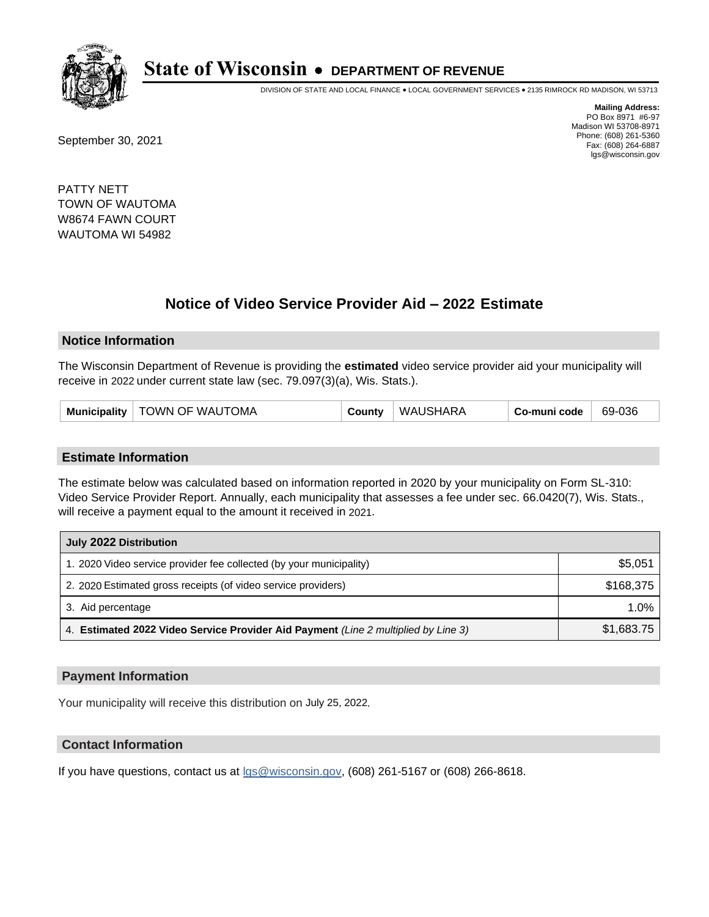# State of Wisconsin • DEPARTMENT OF REVENUE

DIVISION OF STATE AND LOCAL FINANCE • LOCAL GOVERNMENT SERVICES • 2135 RIMROCK RD MADISON, WI 53713

**Mailing Address:**
PO Box 8971 #6-97
Madison WI 53708-8971
Phone: (608) 261-5360
Fax: (608) 264-6887
lgs@wisconsin.gov

September 30, 2021

PATTY NETT
TOWN OF WAUTOMA
W8674 FAWN COURT
WAUTOMA WI 54982

## Notice of Video Service Provider Aid – 2022 Estimate

### Notice Information

The Wisconsin Department of Revenue is providing the **estimated** video service provider aid your municipality will receive in 2022 under current state law (sec. 79.097(3)(a), Wis. Stats.).

| Municipality | TOWN OF WAUTOMA | County | WAUSHARA | Co-muni code | 69-036 |
|---|---|---|---|---|---|

### Estimate Information

The estimate below was calculated based on information reported in 2020 by your municipality on Form SL-310: Video Service Provider Report. Annually, each municipality that assesses a fee under sec. 66.0420(7), Wis. Stats., will receive a payment equal to the amount it received in 2021.

| July 2022 Distribution | |
|---|---|
| 1. 2020 Video service provider fee collected (by your municipality) | $5,051 |
| 2. 2020 Estimated gross receipts (of video service providers) | $168,375 |
| 3. Aid percentage | 1.0% |
| 4. **Estimated 2022 Video Service Provider Aid Payment** *(Line 2 multiplied by Line 3)* | $1,683.75 |

### Payment Information

Your municipality will receive this distribution on July 25, 2022.

### Contact Information

If you have questions, contact us at lgs@wisconsin.gov, (608) 261-5167 or (608) 266-8618.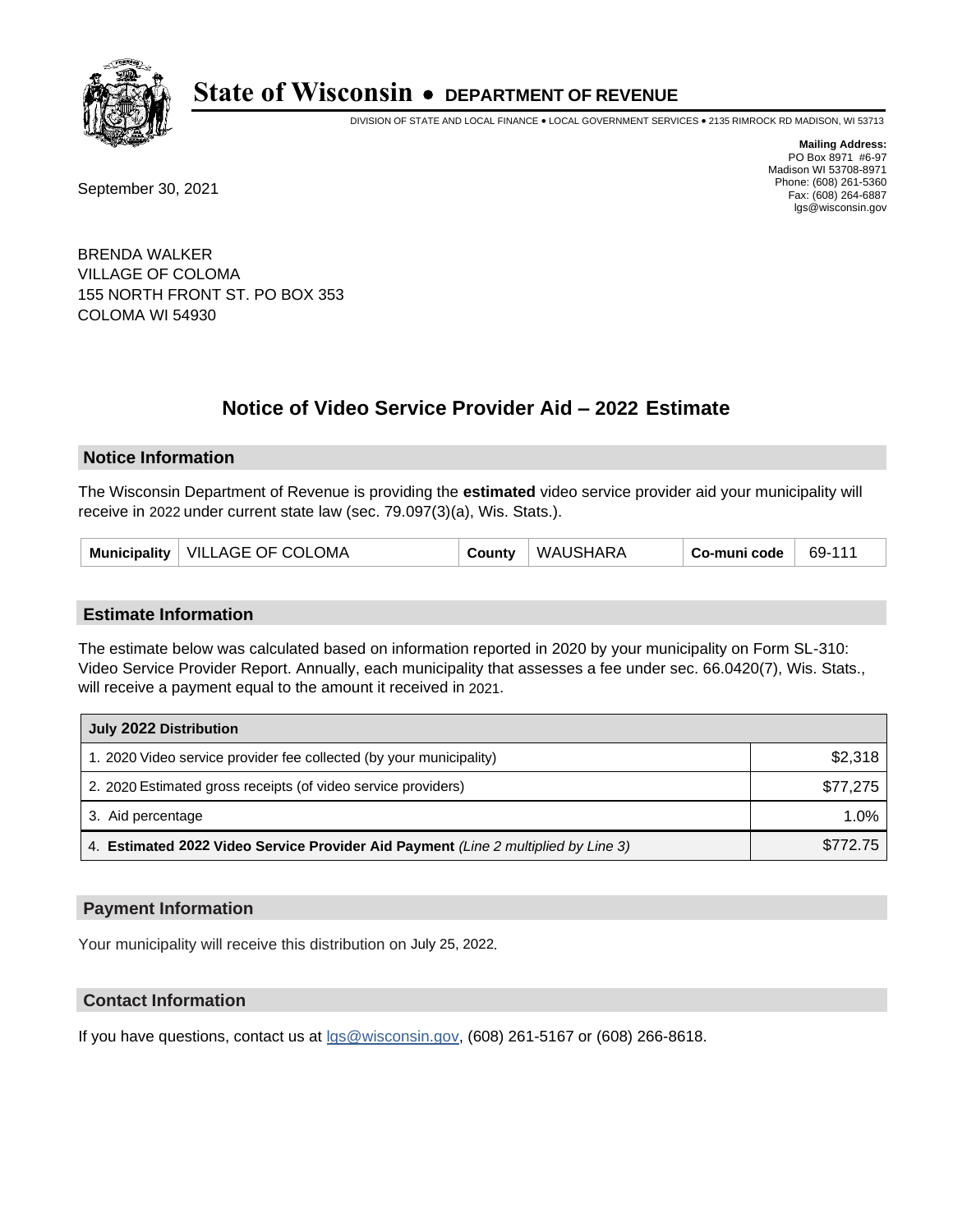# State of Wisconsin • DEPARTMENT OF REVENUE

DIVISION OF STATE AND LOCAL FINANCE • LOCAL GOVERNMENT SERVICES • 2135 RIMROCK RD MADISON, WI 53713

**Mailing Address:**
PO Box 8971 #6-97
Madison WI 53708-8971
Phone: (608) 261-5360
Fax: (608) 264-6887
lgs@wisconsin.gov

September 30, 2021

BRENDA WALKER
VILLAGE OF COLOMA
155 NORTH FRONT ST. PO BOX 353
COLOMA WI 54930

## Notice of Video Service Provider Aid – 2022 Estimate

### Notice Information

The Wisconsin Department of Revenue is providing the **estimated** video service provider aid your municipality will receive in 2022 under current state law (sec. 79.097(3)(a), Wis. Stats.).

| Municipality | VILLAGE OF COLOMA | County | WAUSHARA | Co-muni code | 69-111 |
|---|---|---|---|---|---|

### Estimate Information

The estimate below was calculated based on information reported in 2020 by your municipality on Form SL-310: Video Service Provider Report. Annually, each municipality that assesses a fee under sec. 66.0420(7), Wis. Stats., will receive a payment equal to the amount it received in 2021.

| July 2022 Distribution | |
|---|---|
| 1. 2020 Video service provider fee collected (by your municipality) | $2,318 |
| 2. 2020 Estimated gross receipts (of video service providers) | $77,275 |
| 3. Aid percentage | 1.0% |
| 4. **Estimated 2022 Video Service Provider Aid Payment** *(Line 2 multiplied by Line 3)* | $772.75 |

### Payment Information

Your municipality will receive this distribution on July 25, 2022.

### Contact Information

If you have questions, contact us at lgs@wisconsin.gov, (608) 261-5167 or (608) 266-8618.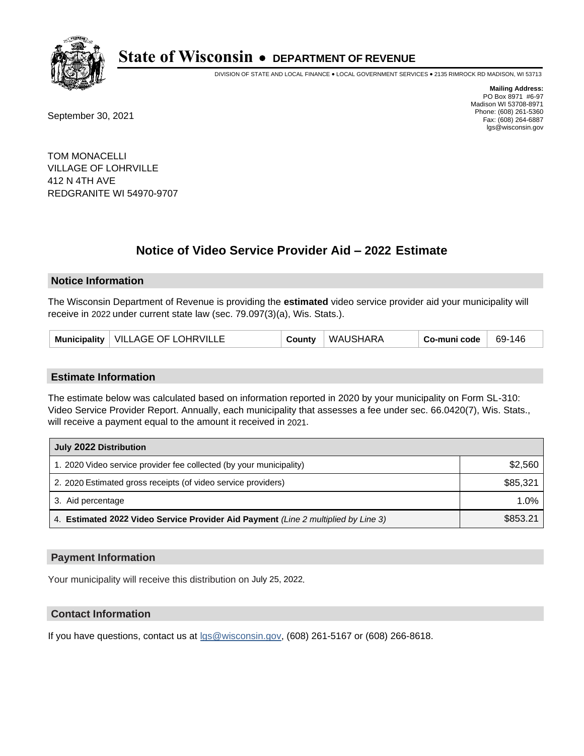# State of Wisconsin • DEPARTMENT OF REVENUE

DIVISION OF STATE AND LOCAL FINANCE • LOCAL GOVERNMENT SERVICES • 2135 RIMROCK RD MADISON, WI 53713

**Mailing Address:**
PO Box 8971 #6-97
Madison WI 53708-8971
Phone: (608) 261-5360
Fax: (608) 264-6887
lgs@wisconsin.gov

September 30, 2021

TOM MONACELLI
VILLAGE OF LOHRVILLE
412 N 4TH AVE
REDGRANITE WI 54970-9707

## Notice of Video Service Provider Aid – 2022 Estimate

### Notice Information

The Wisconsin Department of Revenue is providing the **estimated** video service provider aid your municipality will receive in 2022 under current state law (sec. 79.097(3)(a), Wis. Stats.).

| Municipality | VILLAGE OF LOHRVILLE | County | WAUSHARA | Co-muni code | 69-146 |
|---|---|---|---|---|---|

### Estimate Information

The estimate below was calculated based on information reported in 2020 by your municipality on Form SL-310: Video Service Provider Report. Annually, each municipality that assesses a fee under sec. 66.0420(7), Wis. Stats., will receive a payment equal to the amount it received in 2021.

| July 2022 Distribution | |
|---|---|
| 1. 2020 Video service provider fee collected (by your municipality) | $2,560 |
| 2. 2020 Estimated gross receipts (of video service providers) | $85,321 |
| 3. Aid percentage | 1.0% |
| 4. **Estimated 2022 Video Service Provider Aid Payment** *(Line 2 multiplied by Line 3)* | $853.21 |

### Payment Information

Your municipality will receive this distribution on July 25, 2022.

### Contact Information

If you have questions, contact us at lgs@wisconsin.gov, (608) 261-5167 or (608) 266-8618.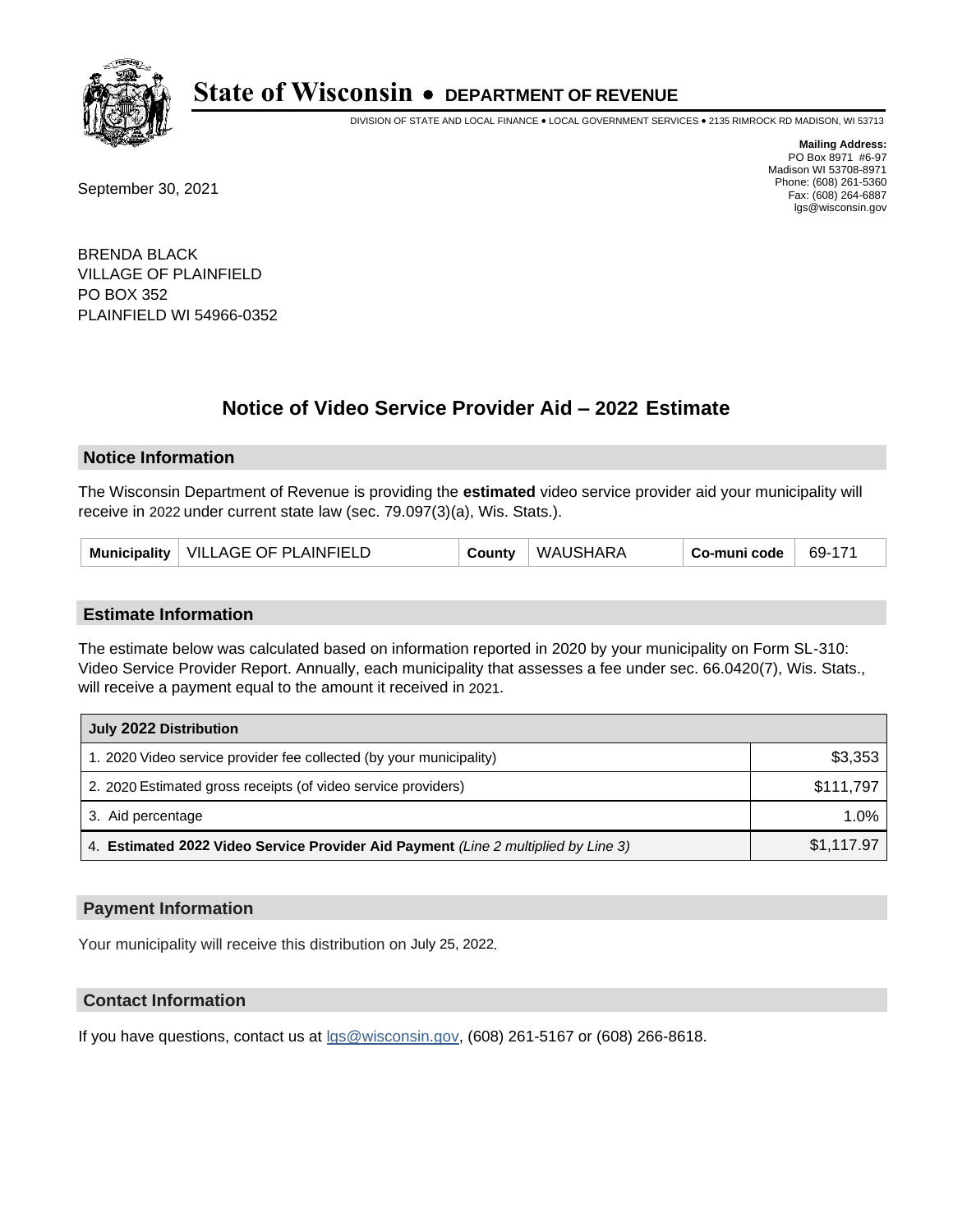# State of Wisconsin • DEPARTMENT OF REVENUE

DIVISION OF STATE AND LOCAL FINANCE • LOCAL GOVERNMENT SERVICES • 2135 RIMROCK RD MADISON, WI 53713

**Mailing Address:**
PO Box 8971 #6-97
Madison WI 53708-8971
Phone: (608) 261-5360
Fax: (608) 264-6887
lgs@wisconsin.gov

September 30, 2021

BRENDA BLACK
VILLAGE OF PLAINFIELD
PO BOX 352
PLAINFIELD WI 54966-0352

## Notice of Video Service Provider Aid – 2022 Estimate

### Notice Information

The Wisconsin Department of Revenue is providing the **estimated** video service provider aid your municipality will receive in 2022 under current state law (sec. 79.097(3)(a), Wis. Stats.).

| Municipality | VILLAGE OF PLAINFIELD | County | WAUSHARA | Co-muni code | 69-171 |
|---|---|---|---|---|---|

### Estimate Information

The estimate below was calculated based on information reported in 2020 by your municipality on Form SL-310: Video Service Provider Report. Annually, each municipality that assesses a fee under sec. 66.0420(7), Wis. Stats., will receive a payment equal to the amount it received in 2021.

| July 2022 Distribution | |
|---|---|
| 1. 2020 Video service provider fee collected (by your municipality) | $3,353 |
| 2. 2020 Estimated gross receipts (of video service providers) | $111,797 |
| 3. Aid percentage | 1.0% |
| 4. **Estimated 2022 Video Service Provider Aid Payment** *(Line 2 multiplied by Line 3)* | $1,117.97 |

### Payment Information

Your municipality will receive this distribution on July 25, 2022.

### Contact Information

If you have questions, contact us at lgs@wisconsin.gov, (608) 261-5167 or (608) 266-8618.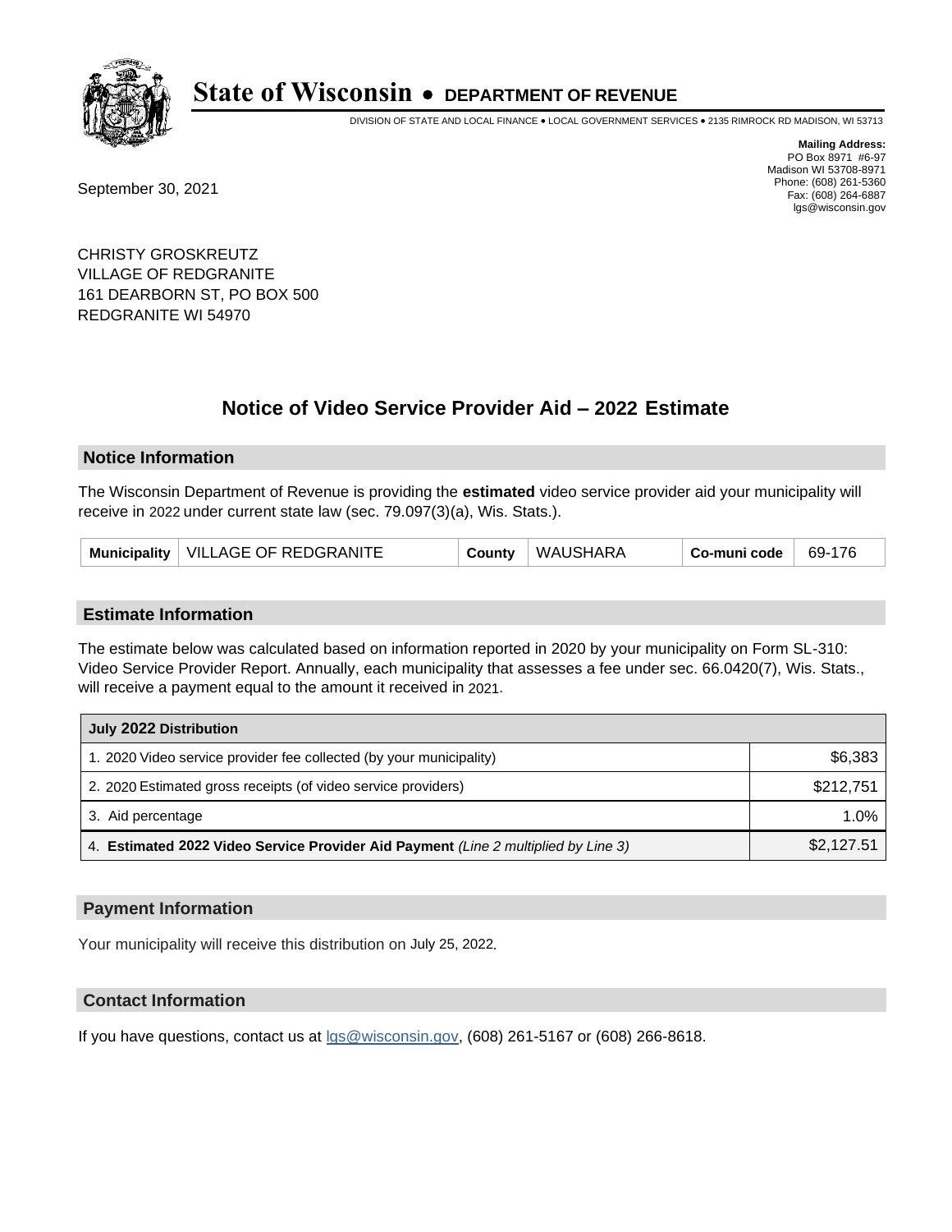# State of Wisconsin • DEPARTMENT OF REVENUE

DIVISION OF STATE AND LOCAL FINANCE • LOCAL GOVERNMENT SERVICES • 2135 RIMROCK RD MADISON, WI 53713

**Mailing Address:**
PO Box 8971 #6-97
Madison WI 53708-8971
Phone: (608) 261-5360
Fax: (608) 264-6887
lgs@wisconsin.gov

September 30, 2021

CHRISTY GROSKREUTZ
VILLAGE OF REDGRANITE
161 DEARBORN ST, PO BOX 500
REDGRANITE WI 54970

## Notice of Video Service Provider Aid – 2022 Estimate

### Notice Information

The Wisconsin Department of Revenue is providing the **estimated** video service provider aid your municipality will receive in 2022 under current state law (sec. 79.097(3)(a), Wis. Stats.).

| Municipality | VILLAGE OF REDGRANITE | County | WAUSHARA | Co-muni code | 69-176 |
|---|---|---|---|---|---|

### Estimate Information

The estimate below was calculated based on information reported in 2020 by your municipality on Form SL-310: Video Service Provider Report. Annually, each municipality that assesses a fee under sec. 66.0420(7), Wis. Stats., will receive a payment equal to the amount it received in 2021.

| July 2022 Distribution | |
|---|---|
| 1. 2020 Video service provider fee collected (by your municipality) | $6,383 |
| 2. 2020 Estimated gross receipts (of video service providers) | $212,751 |
| 3. Aid percentage | 1.0% |
| 4. **Estimated 2022 Video Service Provider Aid Payment** *(Line 2 multiplied by Line 3)* | $2,127.51 |

### Payment Information

Your municipality will receive this distribution on July 25, 2022.

### Contact Information

If you have questions, contact us at lgs@wisconsin.gov, (608) 261-5167 or (608) 266-8618.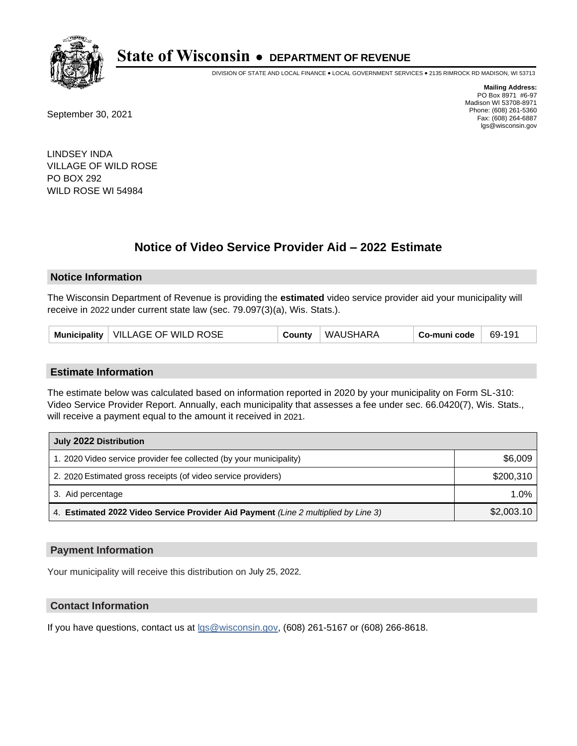# State of Wisconsin • DEPARTMENT OF REVENUE

DIVISION OF STATE AND LOCAL FINANCE • LOCAL GOVERNMENT SERVICES • 2135 RIMROCK RD MADISON, WI 53713

**Mailing Address:**
PO Box 8971 #6-97
Madison WI 53708-8971
Phone: (608) 261-5360
Fax: (608) 264-6887
lgs@wisconsin.gov

September 30, 2021

LINDSEY INDA
VILLAGE OF WILD ROSE
PO BOX 292
WILD ROSE WI 54984

## Notice of Video Service Provider Aid – 2022 Estimate

### Notice Information

The Wisconsin Department of Revenue is providing the **estimated** video service provider aid your municipality will receive in 2022 under current state law (sec. 79.097(3)(a), Wis. Stats.).

| Municipality | VILLAGE OF WILD ROSE | County | WAUSHARA | Co-muni code | 69-191 |
|---|---|---|---|---|---|

### Estimate Information

The estimate below was calculated based on information reported in 2020 by your municipality on Form SL-310: Video Service Provider Report. Annually, each municipality that assesses a fee under sec. 66.0420(7), Wis. Stats., will receive a payment equal to the amount it received in 2021.

| July 2022 Distribution | |
|---|---|
| 1. 2020 Video service provider fee collected (by your municipality) | $6,009 |
| 2. 2020 Estimated gross receipts (of video service providers) | $200,310 |
| 3. Aid percentage | 1.0% |
| 4. **Estimated 2022 Video Service Provider Aid Payment** *(Line 2 multiplied by Line 3)* | $2,003.10 |

### Payment Information

Your municipality will receive this distribution on July 25, 2022.

### Contact Information

If you have questions, contact us at lgs@wisconsin.gov, (608) 261-5167 or (608) 266-8618.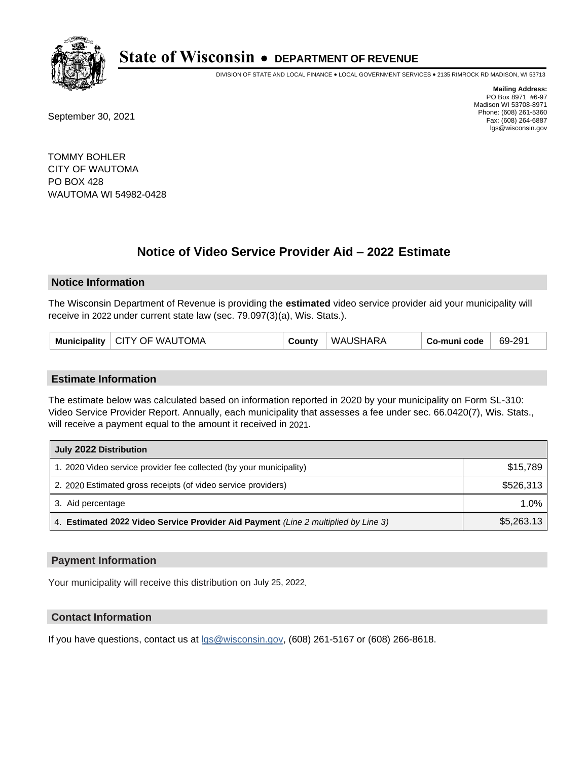# State of Wisconsin • DEPARTMENT OF REVENUE

DIVISION OF STATE AND LOCAL FINANCE • LOCAL GOVERNMENT SERVICES • 2135 RIMROCK RD MADISON, WI 53713

**Mailing Address:**
PO Box 8971 #6-97
Madison WI 53708-8971
Phone: (608) 261-5360
Fax: (608) 264-6887
lgs@wisconsin.gov

September 30, 2021

TOMMY BOHLER
CITY OF WAUTOMA
PO BOX 428
WAUTOMA WI 54982-0428

## Notice of Video Service Provider Aid – 2022 Estimate

### Notice Information

The Wisconsin Department of Revenue is providing the **estimated** video service provider aid your municipality will receive in 2022 under current state law (sec. 79.097(3)(a), Wis. Stats.).

| Municipality | CITY OF WAUTOMA | County | WAUSHARA | Co-muni code | 69-291 |
|---|---|---|---|---|---|

### Estimate Information

The estimate below was calculated based on information reported in 2020 by your municipality on Form SL-310: Video Service Provider Report. Annually, each municipality that assesses a fee under sec. 66.0420(7), Wis. Stats., will receive a payment equal to the amount it received in 2021.

| July 2022 Distribution | |
|---|---|
| 1. 2020 Video service provider fee collected (by your municipality) | $15,789 |
| 2. 2020 Estimated gross receipts (of video service providers) | $526,313 |
| 3. Aid percentage | 1.0% |
| 4. **Estimated 2022 Video Service Provider Aid Payment** *(Line 2 multiplied by Line 3)* | $5,263.13 |

### Payment Information

Your municipality will receive this distribution on July 25, 2022.

### Contact Information

If you have questions, contact us at lgs@wisconsin.gov, (608) 261-5167 or (608) 266-8618.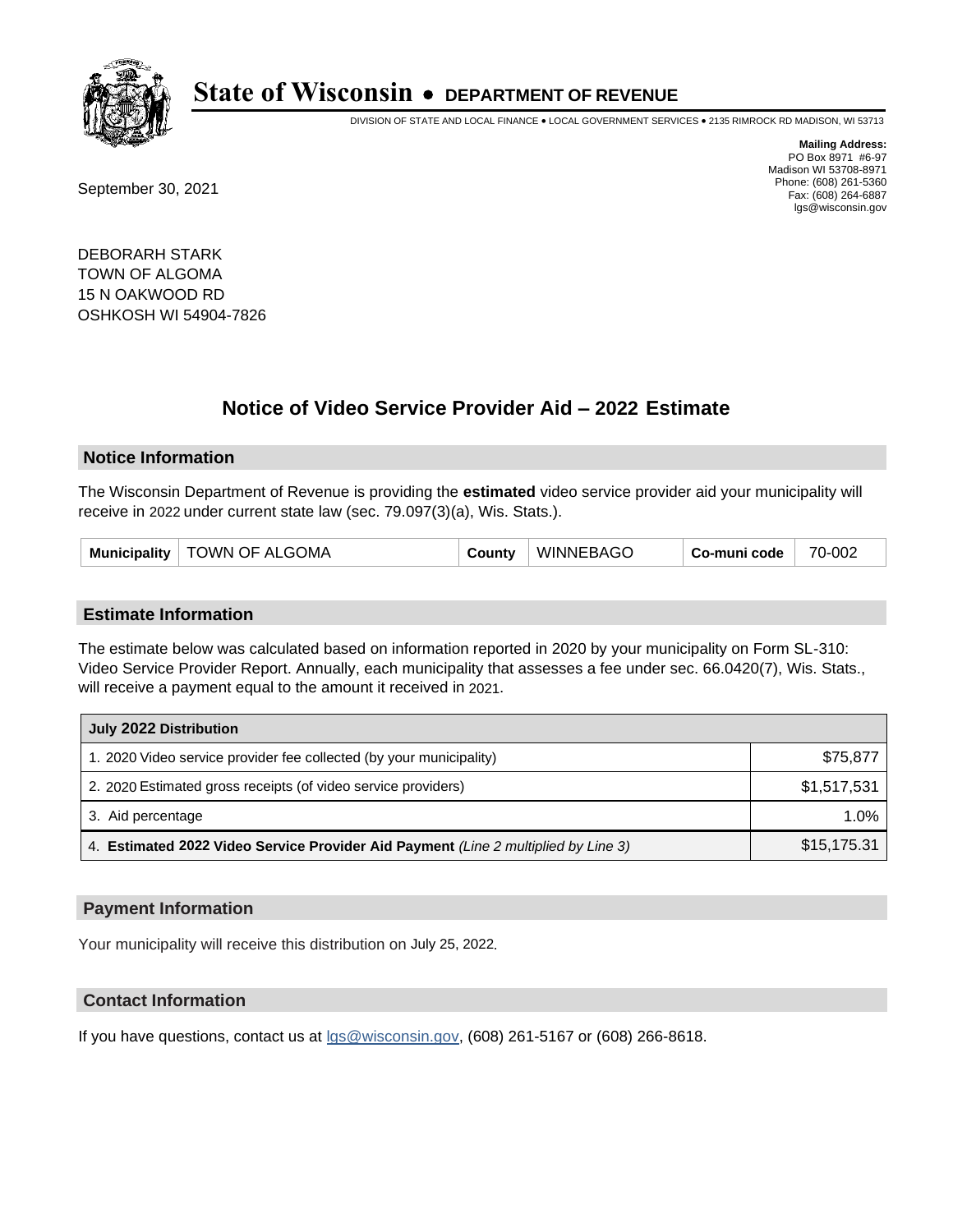# State of Wisconsin • DEPARTMENT OF REVENUE

DIVISION OF STATE AND LOCAL FINANCE • LOCAL GOVERNMENT SERVICES • 2135 RIMROCK RD MADISON, WI 53713

**Mailing Address:**
PO Box 8971 #6-97
Madison WI 53708-8971
Phone: (608) 261-5360
Fax: (608) 264-6887
lgs@wisconsin.gov

September 30, 2021

DEBORARH STARK
TOWN OF ALGOMA
15 N OAKWOOD RD
OSHKOSH WI 54904-7826

## Notice of Video Service Provider Aid – 2022 Estimate

### Notice Information

The Wisconsin Department of Revenue is providing the **estimated** video service provider aid your municipality will receive in 2022 under current state law (sec. 79.097(3)(a), Wis. Stats.).

| Municipality | TOWN OF ALGOMA | County | WINNEBAGO | Co-muni code | 70-002 |
|---|---|---|---|---|---|

### Estimate Information

The estimate below was calculated based on information reported in 2020 by your municipality on Form SL-310: Video Service Provider Report. Annually, each municipality that assesses a fee under sec. 66.0420(7), Wis. Stats., will receive a payment equal to the amount it received in 2021.

| July 2022 Distribution | |
|---|---|
| 1. 2020 Video service provider fee collected (by your municipality) | $75,877 |
| 2. 2020 Estimated gross receipts (of video service providers) | $1,517,531 |
| 3. Aid percentage | 1.0% |
| 4. **Estimated 2022 Video Service Provider Aid Payment** *(Line 2 multiplied by Line 3)* | $15,175.31 |

### Payment Information

Your municipality will receive this distribution on July 25, 2022.

### Contact Information

If you have questions, contact us at lgs@wisconsin.gov, (608) 261-5167 or (608) 266-8618.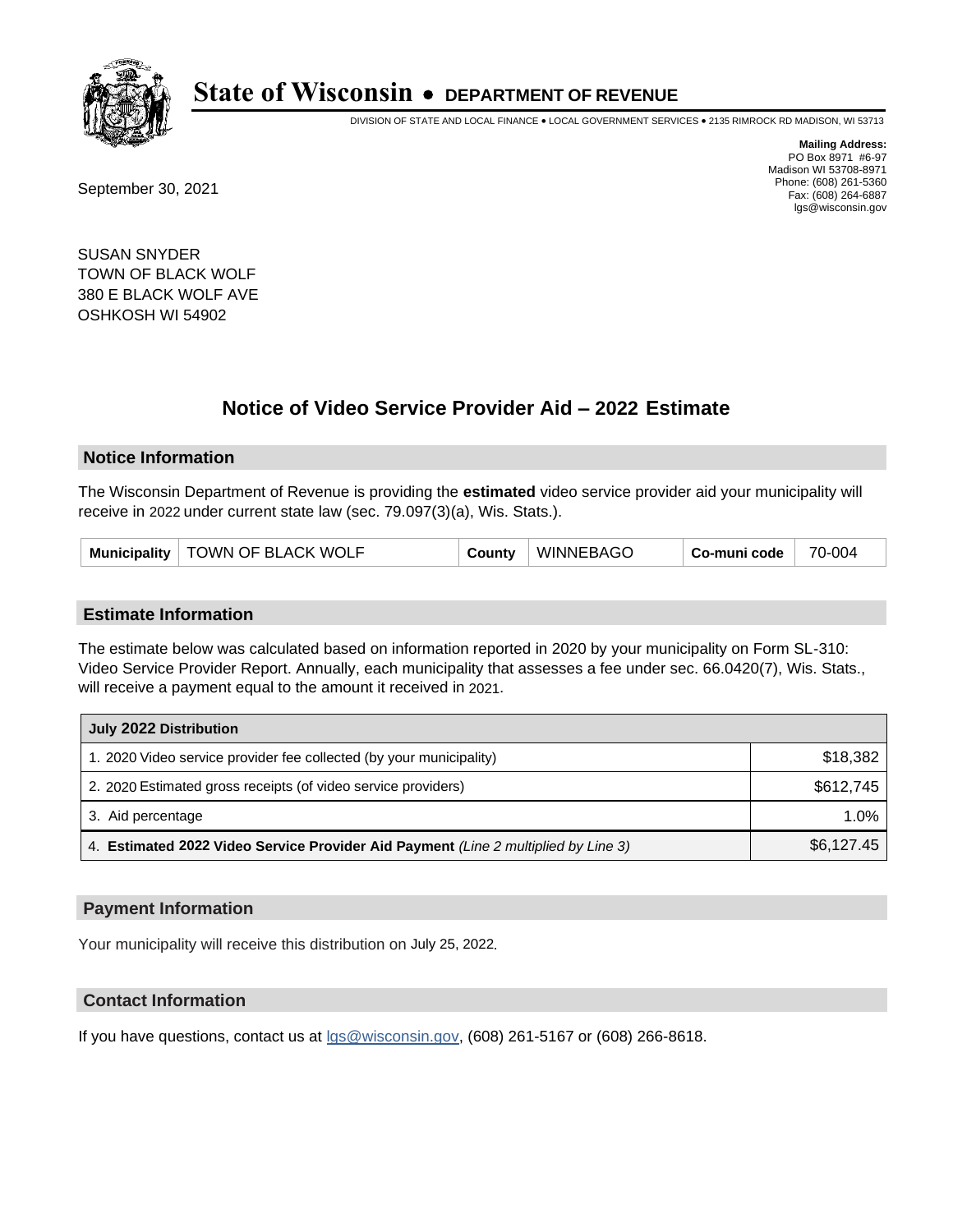# State of Wisconsin • DEPARTMENT OF REVENUE

DIVISION OF STATE AND LOCAL FINANCE • LOCAL GOVERNMENT SERVICES • 2135 RIMROCK RD MADISON, WI 53713

**Mailing Address:**
PO Box 8971 #6-97
Madison WI 53708-8971
Phone: (608) 261-5360
Fax: (608) 264-6887
lgs@wisconsin.gov

September 30, 2021

SUSAN SNYDER
TOWN OF BLACK WOLF
380 E BLACK WOLF AVE
OSHKOSH WI 54902

## Notice of Video Service Provider Aid – 2022 Estimate

### Notice Information

The Wisconsin Department of Revenue is providing the **estimated** video service provider aid your municipality will receive in 2022 under current state law (sec. 79.097(3)(a), Wis. Stats.).

| Municipality | TOWN OF BLACK WOLF | County | WINNEBAGO | Co-muni code | 70-004 |
|---|---|---|---|---|---|

### Estimate Information

The estimate below was calculated based on information reported in 2020 by your municipality on Form SL-310: Video Service Provider Report. Annually, each municipality that assesses a fee under sec. 66.0420(7), Wis. Stats., will receive a payment equal to the amount it received in 2021.

| July 2022 Distribution | |
|---|---|
| 1. 2020 Video service provider fee collected (by your municipality) | $18,382 |
| 2. 2020 Estimated gross receipts (of video service providers) | $612,745 |
| 3. Aid percentage | 1.0% |
| 4. **Estimated 2022 Video Service Provider Aid Payment** *(Line 2 multiplied by Line 3)* | $6,127.45 |

### Payment Information

Your municipality will receive this distribution on July 25, 2022.

### Contact Information

If you have questions, contact us at lgs@wisconsin.gov, (608) 261-5167 or (608) 266-8618.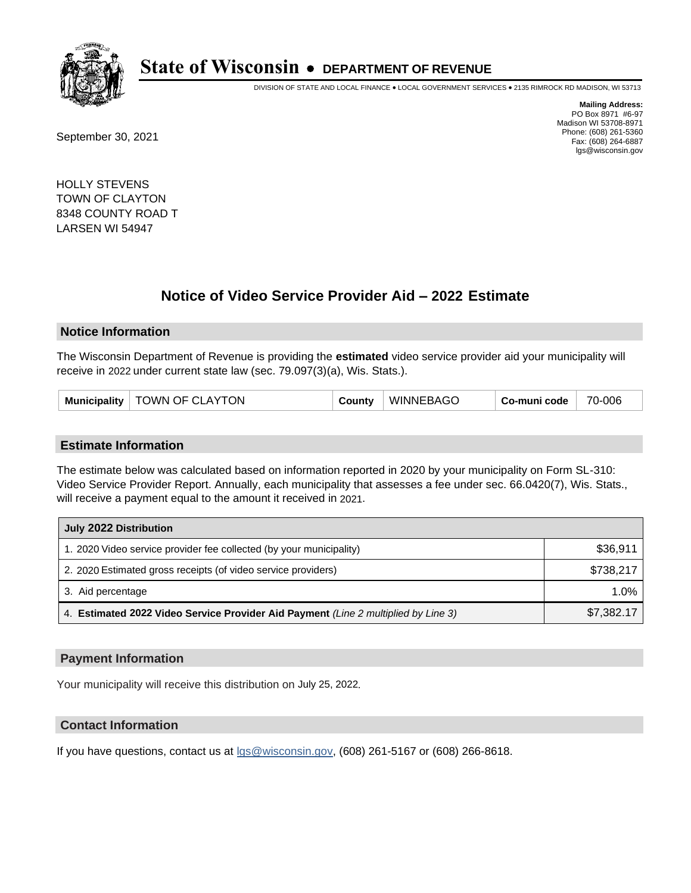# State of Wisconsin • DEPARTMENT OF REVENUE

DIVISION OF STATE AND LOCAL FINANCE • LOCAL GOVERNMENT SERVICES • 2135 RIMROCK RD MADISON, WI 53713

**Mailing Address:**
PO Box 8971 #6-97
Madison WI 53708-8971
Phone: (608) 261-5360
Fax: (608) 264-6887
lgs@wisconsin.gov

September 30, 2021

HOLLY STEVENS
TOWN OF CLAYTON
8348 COUNTY ROAD T
LARSEN WI 54947

## Notice of Video Service Provider Aid – 2022 Estimate

### Notice Information

The Wisconsin Department of Revenue is providing the **estimated** video service provider aid your municipality will receive in 2022 under current state law (sec. 79.097(3)(a), Wis. Stats.).

| Municipality | TOWN OF CLAYTON | County | WINNEBAGO | Co-muni code | 70-006 |
|---|---|---|---|---|---|

### Estimate Information

The estimate below was calculated based on information reported in 2020 by your municipality on Form SL-310: Video Service Provider Report. Annually, each municipality that assesses a fee under sec. 66.0420(7), Wis. Stats., will receive a payment equal to the amount it received in 2021.

| July 2022 Distribution | |
|---|---|
| 1. 2020 Video service provider fee collected (by your municipality) | $36,911 |
| 2. 2020 Estimated gross receipts (of video service providers) | $738,217 |
| 3. Aid percentage | 1.0% |
| 4. **Estimated 2022 Video Service Provider Aid Payment** *(Line 2 multiplied by Line 3)* | $7,382.17 |

### Payment Information

Your municipality will receive this distribution on July 25, 2022.

### Contact Information

If you have questions, contact us at lgs@wisconsin.gov, (608) 261-5167 or (608) 266-8618.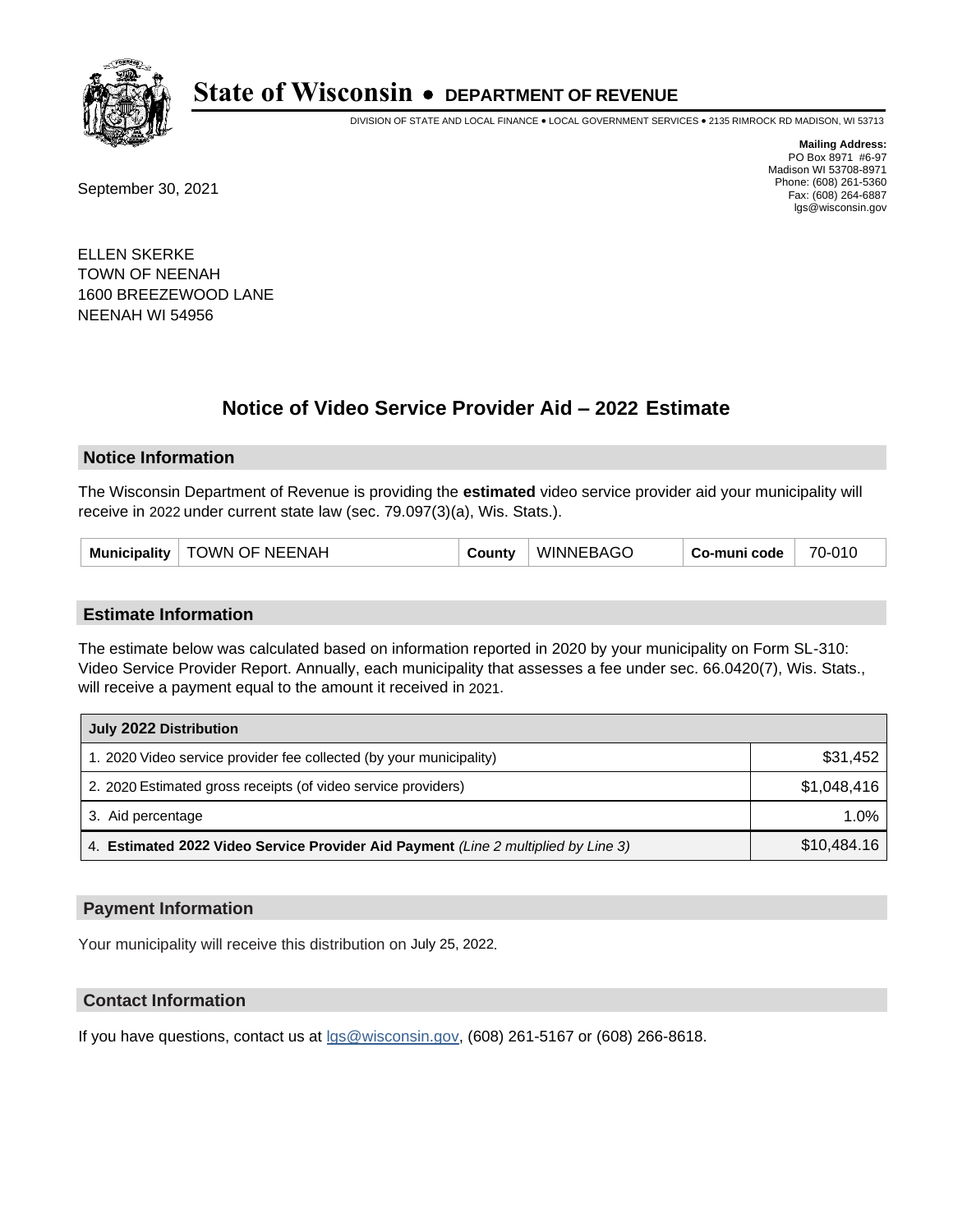# State of Wisconsin • DEPARTMENT OF REVENUE

DIVISION OF STATE AND LOCAL FINANCE • LOCAL GOVERNMENT SERVICES • 2135 RIMROCK RD MADISON, WI 53713

**Mailing Address:**
PO Box 8971 #6-97
Madison WI 53708-8971
Phone: (608) 261-5360
Fax: (608) 264-6887
lgs@wisconsin.gov

September 30, 2021

ELLEN SKERKE
TOWN OF NEENAH
1600 BREEZEWOOD LANE
NEENAH WI 54956

## Notice of Video Service Provider Aid – 2022 Estimate

### Notice Information

The Wisconsin Department of Revenue is providing the **estimated** video service provider aid your municipality will receive in 2022 under current state law (sec. 79.097(3)(a), Wis. Stats.).

| Municipality | TOWN OF NEENAH | County | WINNEBAGO | Co-muni code | 70-010 |
|---|---|---|---|---|---|

### Estimate Information

The estimate below was calculated based on information reported in 2020 by your municipality on Form SL-310: Video Service Provider Report. Annually, each municipality that assesses a fee under sec. 66.0420(7), Wis. Stats., will receive a payment equal to the amount it received in 2021.

| July 2022 Distribution | |
|---|---|
| 1. 2020 Video service provider fee collected (by your municipality) | $31,452 |
| 2. 2020 Estimated gross receipts (of video service providers) | $1,048,416 |
| 3. Aid percentage | 1.0% |
| 4. **Estimated 2022 Video Service Provider Aid Payment** *(Line 2 multiplied by Line 3)* | $10,484.16 |

### Payment Information

Your municipality will receive this distribution on July 25, 2022.

### Contact Information

If you have questions, contact us at lgs@wisconsin.gov, (608) 261-5167 or (608) 266-8618.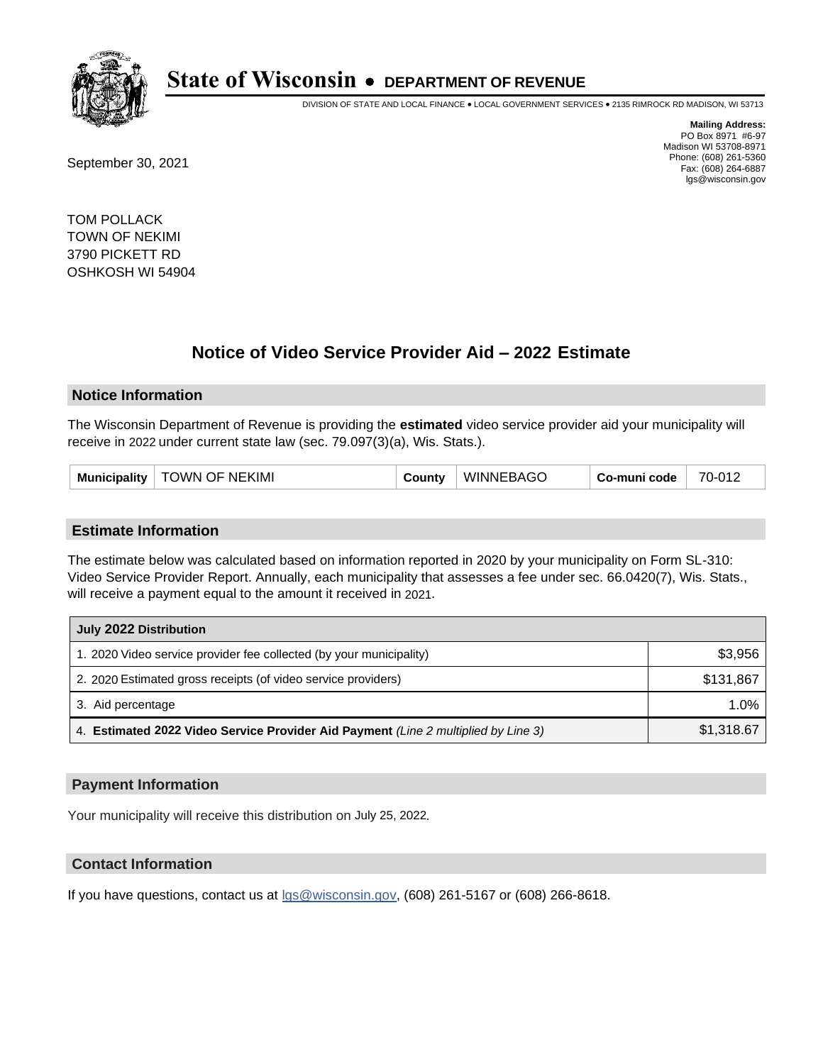# State of Wisconsin • DEPARTMENT OF REVENUE

DIVISION OF STATE AND LOCAL FINANCE • LOCAL GOVERNMENT SERVICES • 2135 RIMROCK RD MADISON, WI 53713

**Mailing Address:**
PO Box 8971 #6-97
Madison WI 53708-8971
Phone: (608) 261-5360
Fax: (608) 264-6887
lgs@wisconsin.gov

September 30, 2021

TOM POLLACK
TOWN OF NEKIMI
3790 PICKETT RD
OSHKOSH WI 54904

## Notice of Video Service Provider Aid – 2022 Estimate

### Notice Information

The Wisconsin Department of Revenue is providing the **estimated** video service provider aid your municipality will receive in 2022 under current state law (sec. 79.097(3)(a), Wis. Stats.).

| Municipality | TOWN OF NEKIMI | County | WINNEBAGO | Co-muni code | 70-012 |
|---|---|---|---|---|---|

### Estimate Information

The estimate below was calculated based on information reported in 2020 by your municipality on Form SL-310: Video Service Provider Report. Annually, each municipality that assesses a fee under sec. 66.0420(7), Wis. Stats., will receive a payment equal to the amount it received in 2021.

| July 2022 Distribution | |
|---|---|
| 1. 2020 Video service provider fee collected (by your municipality) | $3,956 |
| 2. 2020 Estimated gross receipts (of video service providers) | $131,867 |
| 3. Aid percentage | 1.0% |
| 4. **Estimated 2022 Video Service Provider Aid Payment** *(Line 2 multiplied by Line 3)* | $1,318.67 |

### Payment Information

Your municipality will receive this distribution on July 25, 2022.

### Contact Information

If you have questions, contact us at lgs@wisconsin.gov, (608) 261-5167 or (608) 266-8618.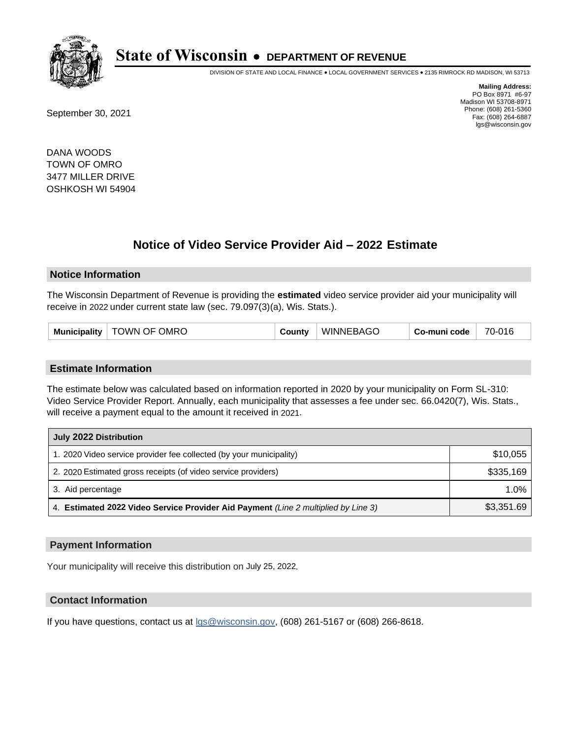# State of Wisconsin • DEPARTMENT OF REVENUE

DIVISION OF STATE AND LOCAL FINANCE • LOCAL GOVERNMENT SERVICES • 2135 RIMROCK RD MADISON, WI 53713

**Mailing Address:**
PO Box 8971 #6-97
Madison WI 53708-8971
Phone: (608) 261-5360
Fax: (608) 264-6887
lgs@wisconsin.gov

September 30, 2021

DANA WOODS
TOWN OF OMRO
3477 MILLER DRIVE
OSHKOSH WI 54904

## Notice of Video Service Provider Aid – 2022 Estimate

### Notice Information

The Wisconsin Department of Revenue is providing the **estimated** video service provider aid your municipality will receive in 2022 under current state law (sec. 79.097(3)(a), Wis. Stats.).

| Municipality | TOWN OF OMRO | County | WINNEBAGO | Co-muni code | 70-016 |
|---|---|---|---|---|---|

### Estimate Information

The estimate below was calculated based on information reported in 2020 by your municipality on Form SL-310: Video Service Provider Report. Annually, each municipality that assesses a fee under sec. 66.0420(7), Wis. Stats., will receive a payment equal to the amount it received in 2021.

| July 2022 Distribution | |
|---|---|
| 1. 2020 Video service provider fee collected (by your municipality) | $10,055 |
| 2. 2020 Estimated gross receipts (of video service providers) | $335,169 |
| 3. Aid percentage | 1.0% |
| 4. **Estimated 2022 Video Service Provider Aid Payment** *(Line 2 multiplied by Line 3)* | $3,351.69 |

### Payment Information

Your municipality will receive this distribution on July 25, 2022.

### Contact Information

If you have questions, contact us at lgs@wisconsin.gov, (608) 261-5167 or (608) 266-8618.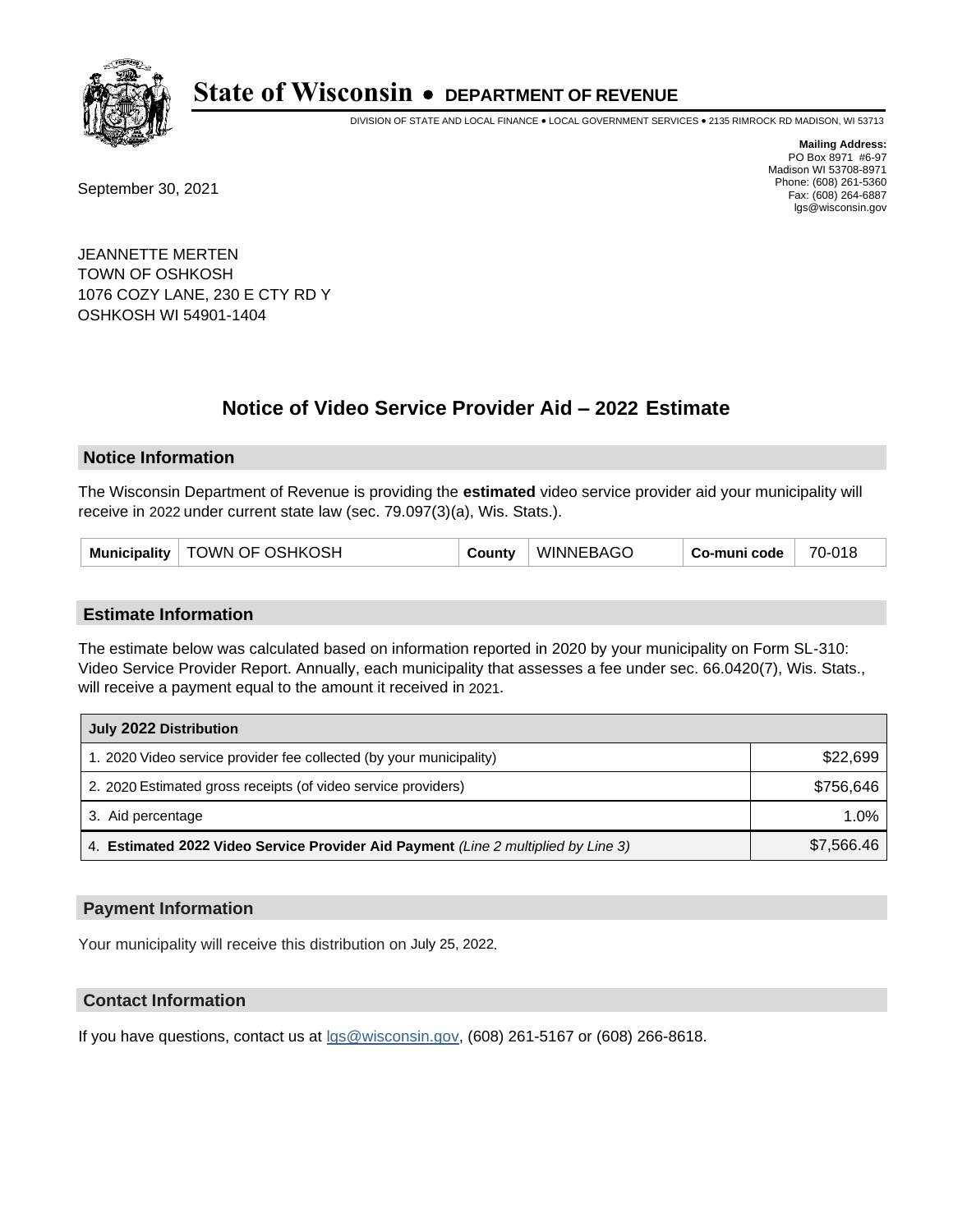# State of Wisconsin • DEPARTMENT OF REVENUE

DIVISION OF STATE AND LOCAL FINANCE • LOCAL GOVERNMENT SERVICES • 2135 RIMROCK RD MADISON, WI 53713

**Mailing Address:**
PO Box 8971 #6-97
Madison WI 53708-8971
Phone: (608) 261-5360
Fax: (608) 264-6887
lgs@wisconsin.gov

September 30, 2021

JEANNETTE MERTEN
TOWN OF OSHKOSH
1076 COZY LANE, 230 E CTY RD Y
OSHKOSH WI 54901-1404

## Notice of Video Service Provider Aid – 2022 Estimate

### Notice Information

The Wisconsin Department of Revenue is providing the **estimated** video service provider aid your municipality will receive in 2022 under current state law (sec. 79.097(3)(a), Wis. Stats.).

| Municipality | TOWN OF OSHKOSH | County | WINNEBAGO | Co-muni code | 70-018 |
|---|---|---|---|---|---|

### Estimate Information

The estimate below was calculated based on information reported in 2020 by your municipality on Form SL-310: Video Service Provider Report. Annually, each municipality that assesses a fee under sec. 66.0420(7), Wis. Stats., will receive a payment equal to the amount it received in 2021.

| July 2022 Distribution | |
|---|---|
| 1. 2020 Video service provider fee collected (by your municipality) | $22,699 |
| 2. 2020 Estimated gross receipts (of video service providers) | $756,646 |
| 3. Aid percentage | 1.0% |
| 4. **Estimated 2022 Video Service Provider Aid Payment** *(Line 2 multiplied by Line 3)* | $7,566.46 |

### Payment Information

Your municipality will receive this distribution on July 25, 2022.

### Contact Information

If you have questions, contact us at lgs@wisconsin.gov, (608) 261-5167 or (608) 266-8618.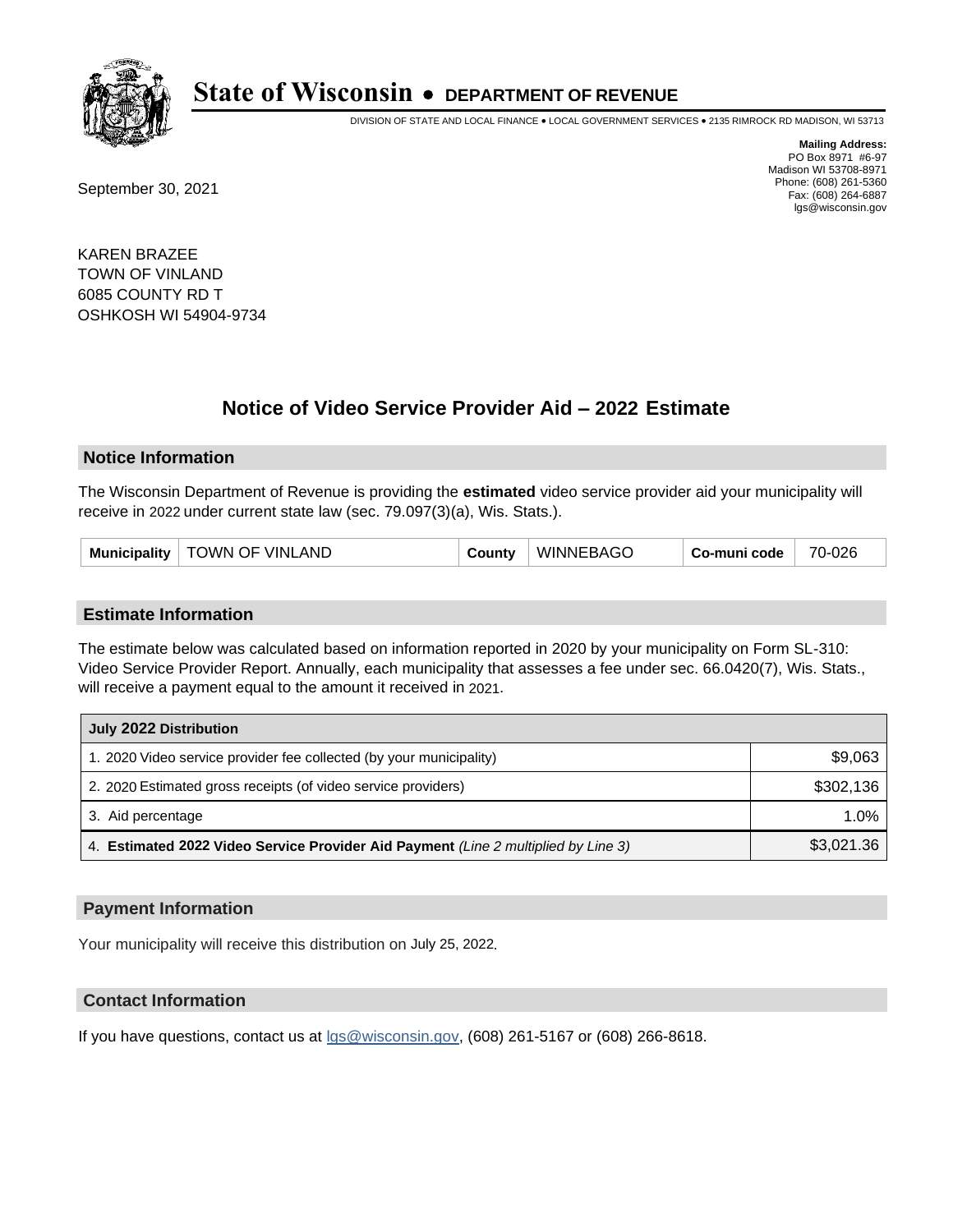# State of Wisconsin • DEPARTMENT OF REVENUE

DIVISION OF STATE AND LOCAL FINANCE • LOCAL GOVERNMENT SERVICES • 2135 RIMROCK RD MADISON, WI 53713

**Mailing Address:**
PO Box 8971 #6-97
Madison WI 53708-8971
Phone: (608) 261-5360
Fax: (608) 264-6887
lgs@wisconsin.gov

September 30, 2021

KAREN BRAZEE
TOWN OF VINLAND
6085 COUNTY RD T
OSHKOSH WI 54904-9734

## Notice of Video Service Provider Aid – 2022 Estimate

### Notice Information

The Wisconsin Department of Revenue is providing the **estimated** video service provider aid your municipality will receive in 2022 under current state law (sec. 79.097(3)(a), Wis. Stats.).

| Municipality | TOWN OF VINLAND | County | WINNEBAGO | Co-muni code | 70-026 |
|---|---|---|---|---|---|

### Estimate Information

The estimate below was calculated based on information reported in 2020 by your municipality on Form SL-310: Video Service Provider Report. Annually, each municipality that assesses a fee under sec. 66.0420(7), Wis. Stats., will receive a payment equal to the amount it received in 2021.

| July 2022 Distribution | |
|---|---|
| 1. 2020 Video service provider fee collected (by your municipality) | $9,063 |
| 2. 2020 Estimated gross receipts (of video service providers) | $302,136 |
| 3. Aid percentage | 1.0% |
| 4. **Estimated 2022 Video Service Provider Aid Payment** *(Line 2 multiplied by Line 3)* | $3,021.36 |

### Payment Information

Your municipality will receive this distribution on July 25, 2022.

### Contact Information

If you have questions, contact us at lgs@wisconsin.gov, (608) 261-5167 or (608) 266-8618.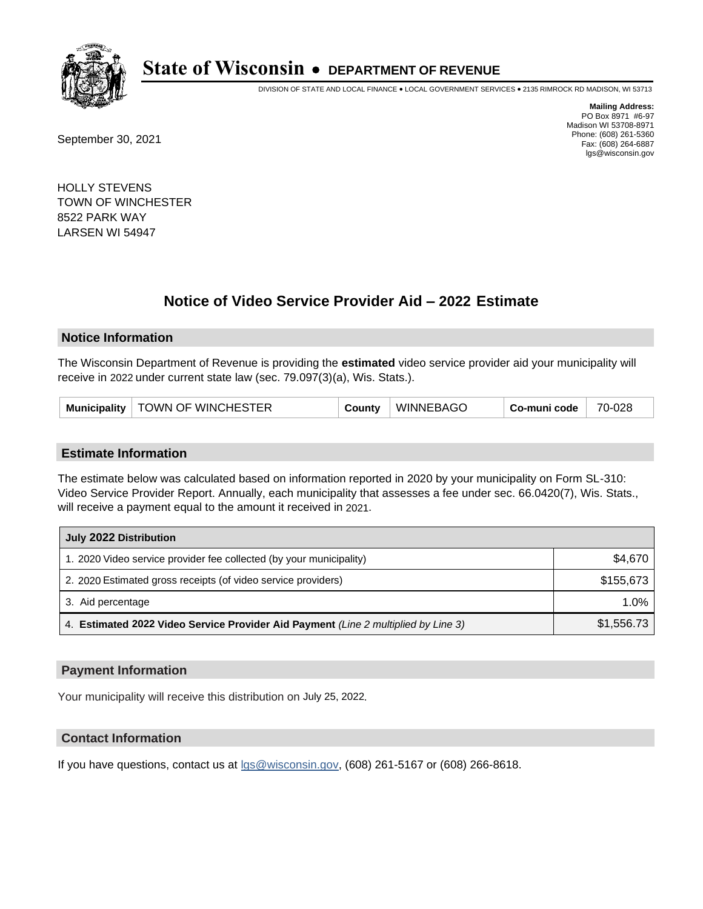# State of Wisconsin • DEPARTMENT OF REVENUE

DIVISION OF STATE AND LOCAL FINANCE • LOCAL GOVERNMENT SERVICES • 2135 RIMROCK RD MADISON, WI 53713

**Mailing Address:**
PO Box 8971 #6-97
Madison WI 53708-8971
Phone: (608) 261-5360
Fax: (608) 264-6887
lgs@wisconsin.gov

September 30, 2021

HOLLY STEVENS
TOWN OF WINCHESTER
8522 PARK WAY
LARSEN WI 54947

## Notice of Video Service Provider Aid – 2022 Estimate

### Notice Information

The Wisconsin Department of Revenue is providing the **estimated** video service provider aid your municipality will receive in 2022 under current state law (sec. 79.097(3)(a), Wis. Stats.).

| Municipality | TOWN OF WINCHESTER | County | WINNEBAGO | Co-muni code | 70-028 |
|---|---|---|---|---|---|

### Estimate Information

The estimate below was calculated based on information reported in 2020 by your municipality on Form SL-310: Video Service Provider Report. Annually, each municipality that assesses a fee under sec. 66.0420(7), Wis. Stats., will receive a payment equal to the amount it received in 2021.

| July 2022 Distribution | |
|---|---|
| 1. 2020 Video service provider fee collected (by your municipality) | $4,670 |
| 2. 2020 Estimated gross receipts (of video service providers) | $155,673 |
| 3. Aid percentage | 1.0% |
| 4. **Estimated 2022 Video Service Provider Aid Payment** *(Line 2 multiplied by Line 3)* | $1,556.73 |

### Payment Information

Your municipality will receive this distribution on July 25, 2022.

### Contact Information

If you have questions, contact us at lgs@wisconsin.gov, (608) 261-5167 or (608) 266-8618.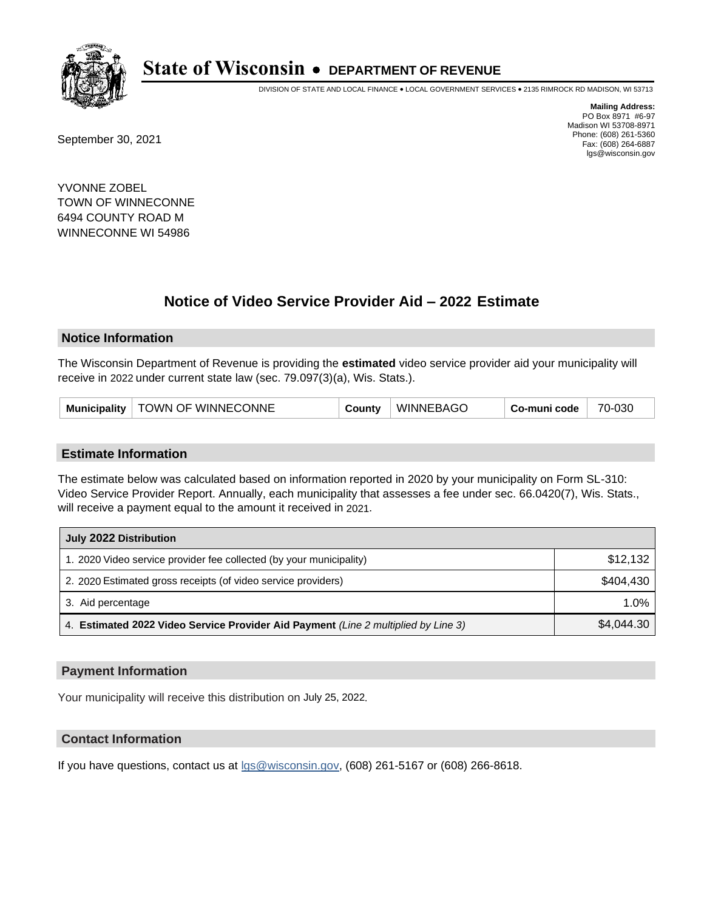# State of Wisconsin • DEPARTMENT OF REVENUE

DIVISION OF STATE AND LOCAL FINANCE • LOCAL GOVERNMENT SERVICES • 2135 RIMROCK RD MADISON, WI 53713

**Mailing Address:**
PO Box 8971 #6-97
Madison WI 53708-8971
Phone: (608) 261-5360
Fax: (608) 264-6887
lgs@wisconsin.gov

September 30, 2021

YVONNE ZOBEL
TOWN OF WINNECONNE
6494 COUNTY ROAD M
WINNECONNE WI 54986

## Notice of Video Service Provider Aid – 2022 Estimate

### Notice Information

The Wisconsin Department of Revenue is providing the **estimated** video service provider aid your municipality will receive in 2022 under current state law (sec. 79.097(3)(a), Wis. Stats.).

| Municipality | TOWN OF WINNECONNE | County | WINNEBAGO | Co-muni code | 70-030 |
|---|---|---|---|---|---|

### Estimate Information

The estimate below was calculated based on information reported in 2020 by your municipality on Form SL-310: Video Service Provider Report. Annually, each municipality that assesses a fee under sec. 66.0420(7), Wis. Stats., will receive a payment equal to the amount it received in 2021.

| July 2022 Distribution | |
|---|---|
| 1. 2020 Video service provider fee collected (by your municipality) | $12,132 |
| 2. 2020 Estimated gross receipts (of video service providers) | $404,430 |
| 3. Aid percentage | 1.0% |
| 4. **Estimated 2022 Video Service Provider Aid Payment** *(Line 2 multiplied by Line 3)* | $4,044.30 |

### Payment Information

Your municipality will receive this distribution on July 25, 2022.

### Contact Information

If you have questions, contact us at lgs@wisconsin.gov, (608) 261-5167 or (608) 266-8618.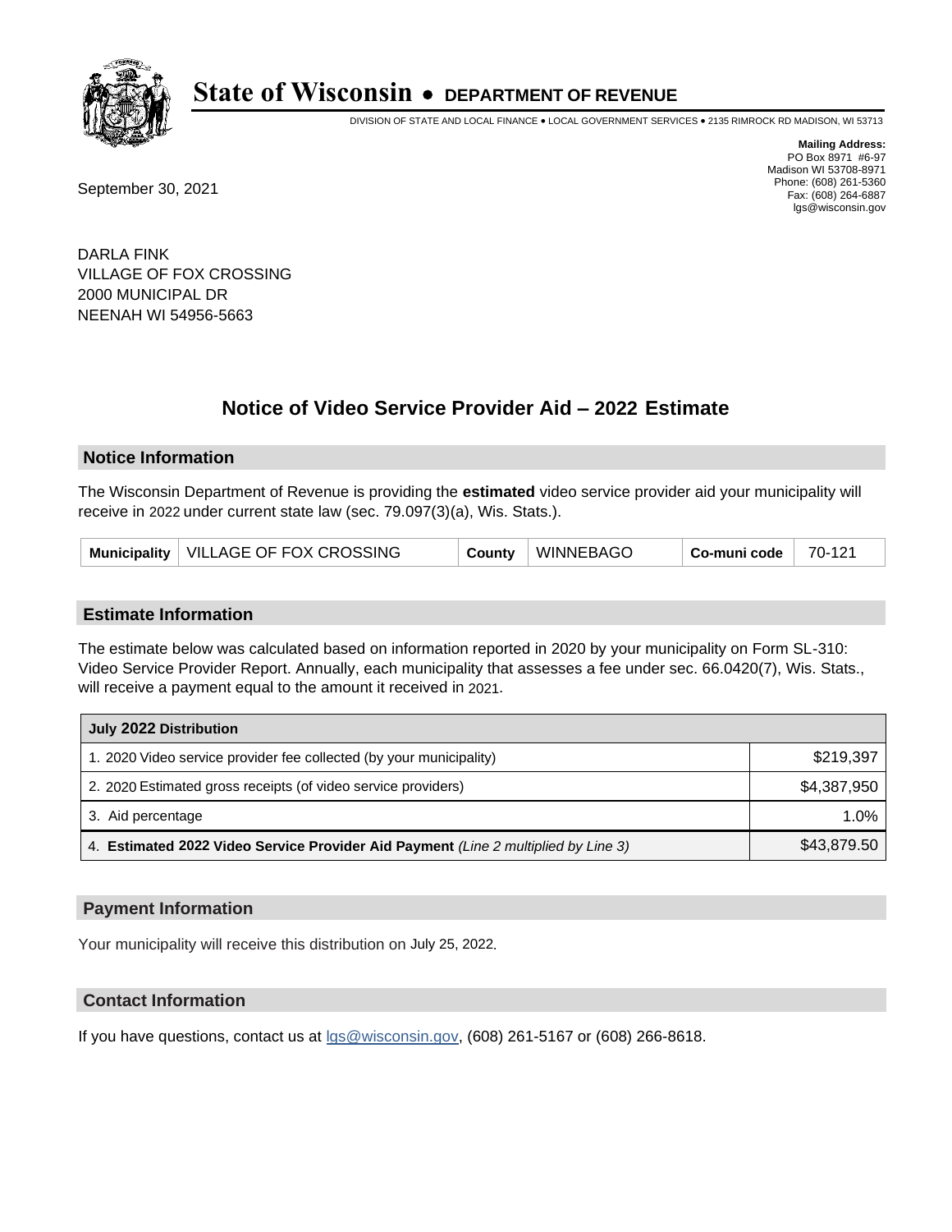# State of Wisconsin • DEPARTMENT OF REVENUE

DIVISION OF STATE AND LOCAL FINANCE • LOCAL GOVERNMENT SERVICES • 2135 RIMROCK RD MADISON, WI 53713

**Mailing Address:**
PO Box 8971 #6-97
Madison WI 53708-8971
Phone: (608) 261-5360
Fax: (608) 264-6887
lgs@wisconsin.gov

September 30, 2021

DARLA FINK
VILLAGE OF FOX CROSSING
2000 MUNICIPAL DR
NEENAH WI 54956-5663

## Notice of Video Service Provider Aid – 2022 Estimate

### Notice Information

The Wisconsin Department of Revenue is providing the **estimated** video service provider aid your municipality will receive in 2022 under current state law (sec. 79.097(3)(a), Wis. Stats.).

| Municipality | VILLAGE OF FOX CROSSING | County | WINNEBAGO | Co-muni code | 70-121 |
|---|---|---|---|---|---|

### Estimate Information

The estimate below was calculated based on information reported in 2020 by your municipality on Form SL-310: Video Service Provider Report. Annually, each municipality that assesses a fee under sec. 66.0420(7), Wis. Stats., will receive a payment equal to the amount it received in 2021.

| July 2022 Distribution | |
|---|---|
| 1. 2020 Video service provider fee collected (by your municipality) | $219,397 |
| 2. 2020 Estimated gross receipts (of video service providers) | $4,387,950 |
| 3. Aid percentage | 1.0% |
| 4. **Estimated 2022 Video Service Provider Aid Payment** *(Line 2 multiplied by Line 3)* | $43,879.50 |

### Payment Information

Your municipality will receive this distribution on July 25, 2022.

### Contact Information

If you have questions, contact us at lgs@wisconsin.gov, (608) 261-5167 or (608) 266-8618.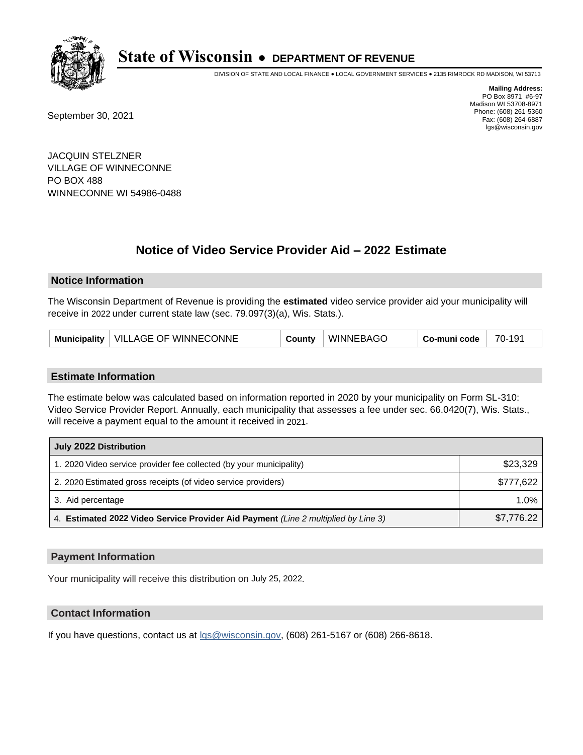# State of Wisconsin • DEPARTMENT OF REVENUE

DIVISION OF STATE AND LOCAL FINANCE • LOCAL GOVERNMENT SERVICES • 2135 RIMROCK RD MADISON, WI 53713

**Mailing Address:**
PO Box 8971 #6-97
Madison WI 53708-8971
Phone: (608) 261-5360
Fax: (608) 264-6887
lgs@wisconsin.gov

September 30, 2021

JACQUIN STELZNER
VILLAGE OF WINNECONNE
PO BOX 488
WINNECONNE WI 54986-0488

## Notice of Video Service Provider Aid – 2022 Estimate

### Notice Information

The Wisconsin Department of Revenue is providing the **estimated** video service provider aid your municipality will receive in 2022 under current state law (sec. 79.097(3)(a), Wis. Stats.).

| Municipality | VILLAGE OF WINNECONNE | County | WINNEBAGO | Co-muni code | 70-191 |
|---|---|---|---|---|---|

### Estimate Information

The estimate below was calculated based on information reported in 2020 by your municipality on Form SL-310: Video Service Provider Report. Annually, each municipality that assesses a fee under sec. 66.0420(7), Wis. Stats., will receive a payment equal to the amount it received in 2021.

| July 2022 Distribution | |
|---|---|
| 1. 2020 Video service provider fee collected (by your municipality) | $23,329 |
| 2. 2020 Estimated gross receipts (of video service providers) | $777,622 |
| 3. Aid percentage | 1.0% |
| 4. **Estimated 2022 Video Service Provider Aid Payment** *(Line 2 multiplied by Line 3)* | $7,776.22 |

### Payment Information

Your municipality will receive this distribution on July 25, 2022.

### Contact Information

If you have questions, contact us at lgs@wisconsin.gov, (608) 261-5167 or (608) 266-8618.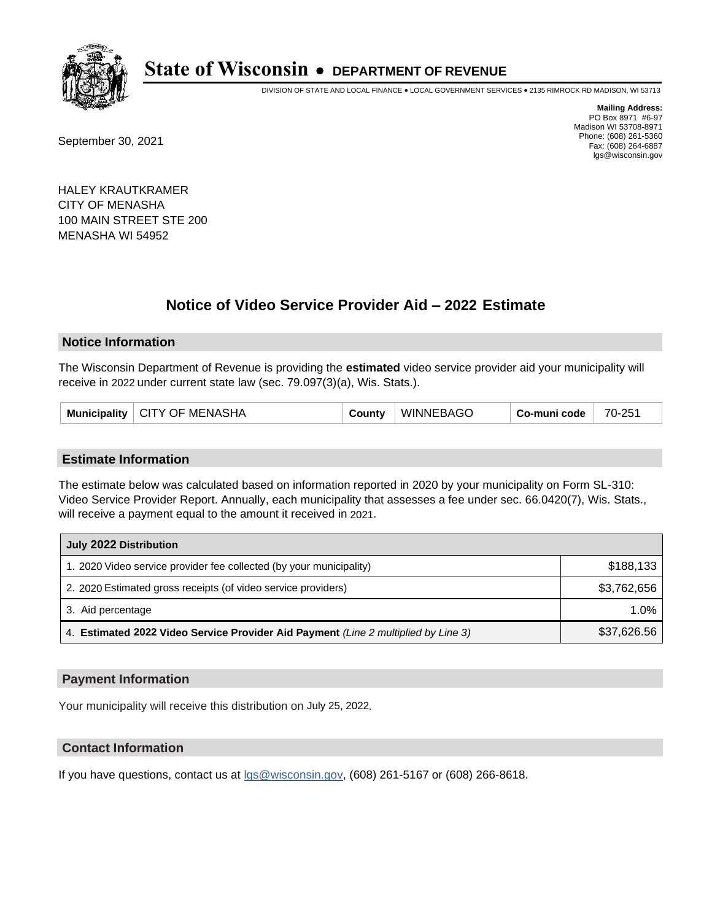# State of Wisconsin • DEPARTMENT OF REVENUE

DIVISION OF STATE AND LOCAL FINANCE • LOCAL GOVERNMENT SERVICES • 2135 RIMROCK RD MADISON, WI 53713

**Mailing Address:**
PO Box 8971 #6-97
Madison WI 53708-8971
Phone: (608) 261-5360
Fax: (608) 264-6887
lgs@wisconsin.gov

September 30, 2021

HALEY KRAUTKRAMER
CITY OF MENASHA
100 MAIN STREET STE 200
MENASHA WI 54952

## Notice of Video Service Provider Aid – 2022 Estimate

### Notice Information

The Wisconsin Department of Revenue is providing the **estimated** video service provider aid your municipality will receive in 2022 under current state law (sec. 79.097(3)(a), Wis. Stats.).

| Municipality | CITY OF MENASHA | County | WINNEBAGO | Co-muni code | 70-251 |
|---|---|---|---|---|---|

### Estimate Information

The estimate below was calculated based on information reported in 2020 by your municipality on Form SL-310: Video Service Provider Report. Annually, each municipality that assesses a fee under sec. 66.0420(7), Wis. Stats., will receive a payment equal to the amount it received in 2021.

| July 2022 Distribution | |
|---|---|
| 1. 2020 Video service provider fee collected (by your municipality) | $188,133 |
| 2. 2020 Estimated gross receipts (of video service providers) | $3,762,656 |
| 3. Aid percentage | 1.0% |
| 4. **Estimated 2022 Video Service Provider Aid Payment** *(Line 2 multiplied by Line 3)* | $37,626.56 |

### Payment Information

Your municipality will receive this distribution on July 25, 2022.

### Contact Information

If you have questions, contact us at lgs@wisconsin.gov, (608) 261-5167 or (608) 266-8618.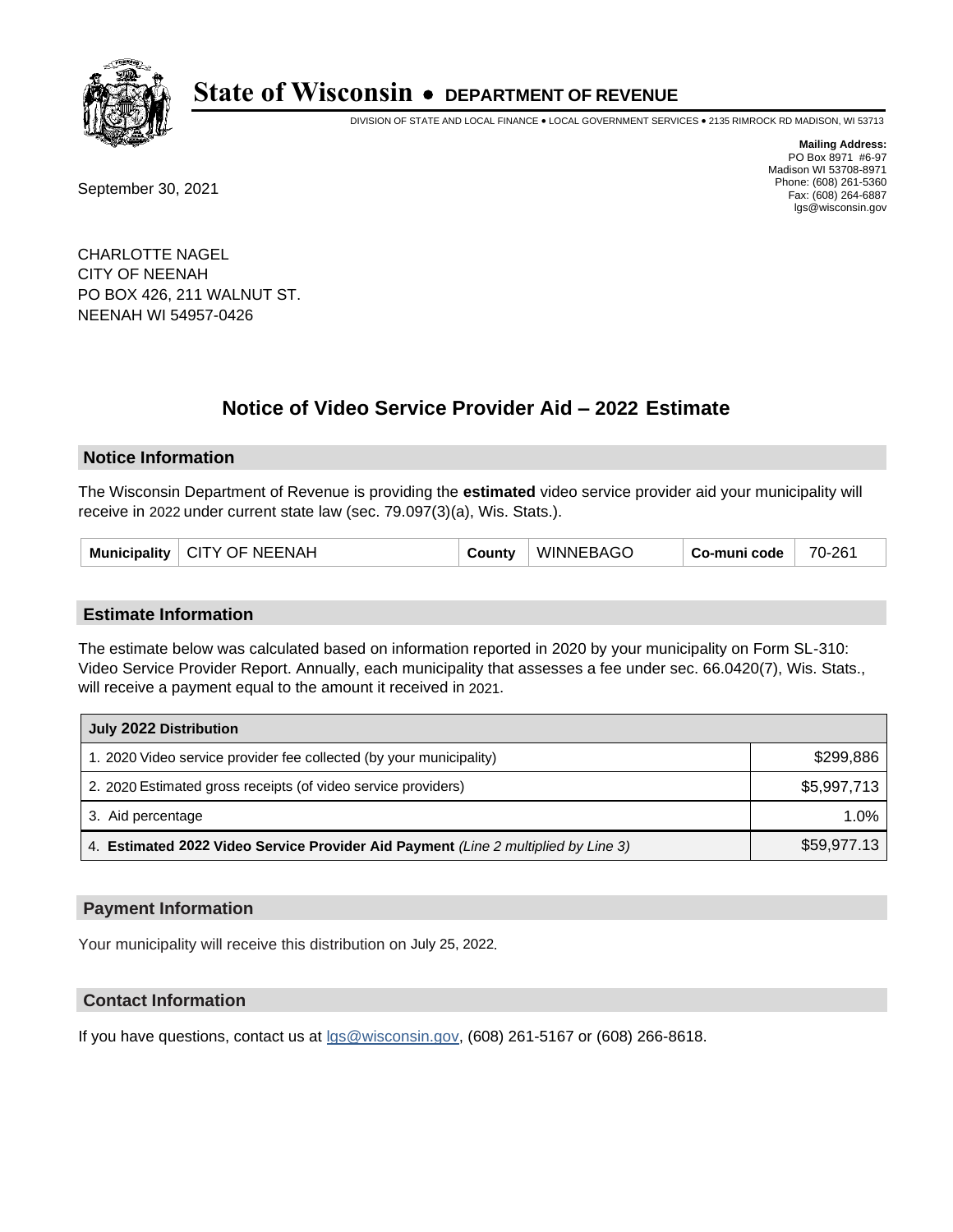# State of Wisconsin • DEPARTMENT OF REVENUE

DIVISION OF STATE AND LOCAL FINANCE • LOCAL GOVERNMENT SERVICES • 2135 RIMROCK RD MADISON, WI 53713

**Mailing Address:**
PO Box 8971 #6-97
Madison WI 53708-8971
Phone: (608) 261-5360
Fax: (608) 264-6887
lgs@wisconsin.gov

September 30, 2021

CHARLOTTE NAGEL
CITY OF NEENAH
PO BOX 426, 211 WALNUT ST.
NEENAH WI 54957-0426

## Notice of Video Service Provider Aid – 2022 Estimate

### Notice Information

The Wisconsin Department of Revenue is providing the **estimated** video service provider aid your municipality will receive in 2022 under current state law (sec. 79.097(3)(a), Wis. Stats.).

| Municipality | CITY OF NEENAH | County | WINNEBAGO | Co-muni code | 70-261 |
|---|---|---|---|---|---|

### Estimate Information

The estimate below was calculated based on information reported in 2020 by your municipality on Form SL-310: Video Service Provider Report. Annually, each municipality that assesses a fee under sec. 66.0420(7), Wis. Stats., will receive a payment equal to the amount it received in 2021.

| July 2022 Distribution | |
|---|---|
| 1. 2020 Video service provider fee collected (by your municipality) | $299,886 |
| 2. 2020 Estimated gross receipts (of video service providers) | $5,997,713 |
| 3. Aid percentage | 1.0% |
| 4. **Estimated 2022 Video Service Provider Aid Payment** *(Line 2 multiplied by Line 3)* | $59,977.13 |

### Payment Information

Your municipality will receive this distribution on July 25, 2022.

### Contact Information

If you have questions, contact us at lgs@wisconsin.gov, (608) 261-5167 or (608) 266-8618.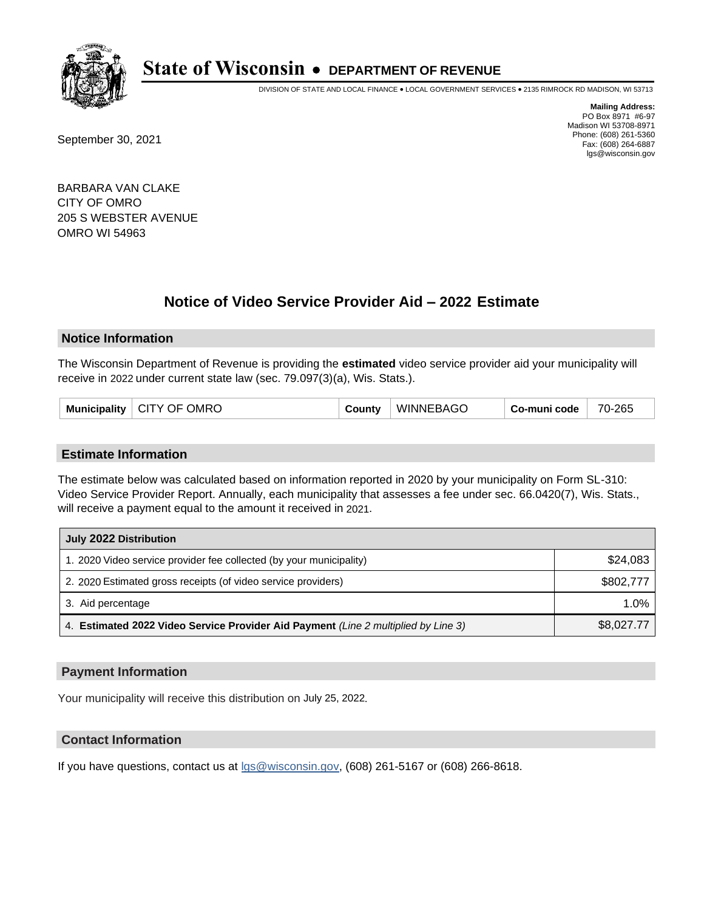# State of Wisconsin • DEPARTMENT OF REVENUE

DIVISION OF STATE AND LOCAL FINANCE • LOCAL GOVERNMENT SERVICES • 2135 RIMROCK RD MADISON, WI 53713

**Mailing Address:**
PO Box 8971 #6-97
Madison WI 53708-8971
Phone: (608) 261-5360
Fax: (608) 264-6887
lgs@wisconsin.gov

September 30, 2021

BARBARA VAN CLAKE
CITY OF OMRO
205 S WEBSTER AVENUE
OMRO WI 54963

## Notice of Video Service Provider Aid – 2022 Estimate

### Notice Information

The Wisconsin Department of Revenue is providing the **estimated** video service provider aid your municipality will receive in 2022 under current state law (sec. 79.097(3)(a), Wis. Stats.).

| Municipality | CITY OF OMRO | County | WINNEBAGO | Co-muni code | 70-265 |
|---|---|---|---|---|---|

### Estimate Information

The estimate below was calculated based on information reported in 2020 by your municipality on Form SL-310: Video Service Provider Report. Annually, each municipality that assesses a fee under sec. 66.0420(7), Wis. Stats., will receive a payment equal to the amount it received in 2021.

| July 2022 Distribution | |
|---|---|
| 1. 2020 Video service provider fee collected (by your municipality) | $24,083 |
| 2. 2020 Estimated gross receipts (of video service providers) | $802,777 |
| 3. Aid percentage | 1.0% |
| 4. **Estimated 2022 Video Service Provider Aid Payment** *(Line 2 multiplied by Line 3)* | $8,027.77 |

### Payment Information

Your municipality will receive this distribution on July 25, 2022.

### Contact Information

If you have questions, contact us at lgs@wisconsin.gov, (608) 261-5167 or (608) 266-8618.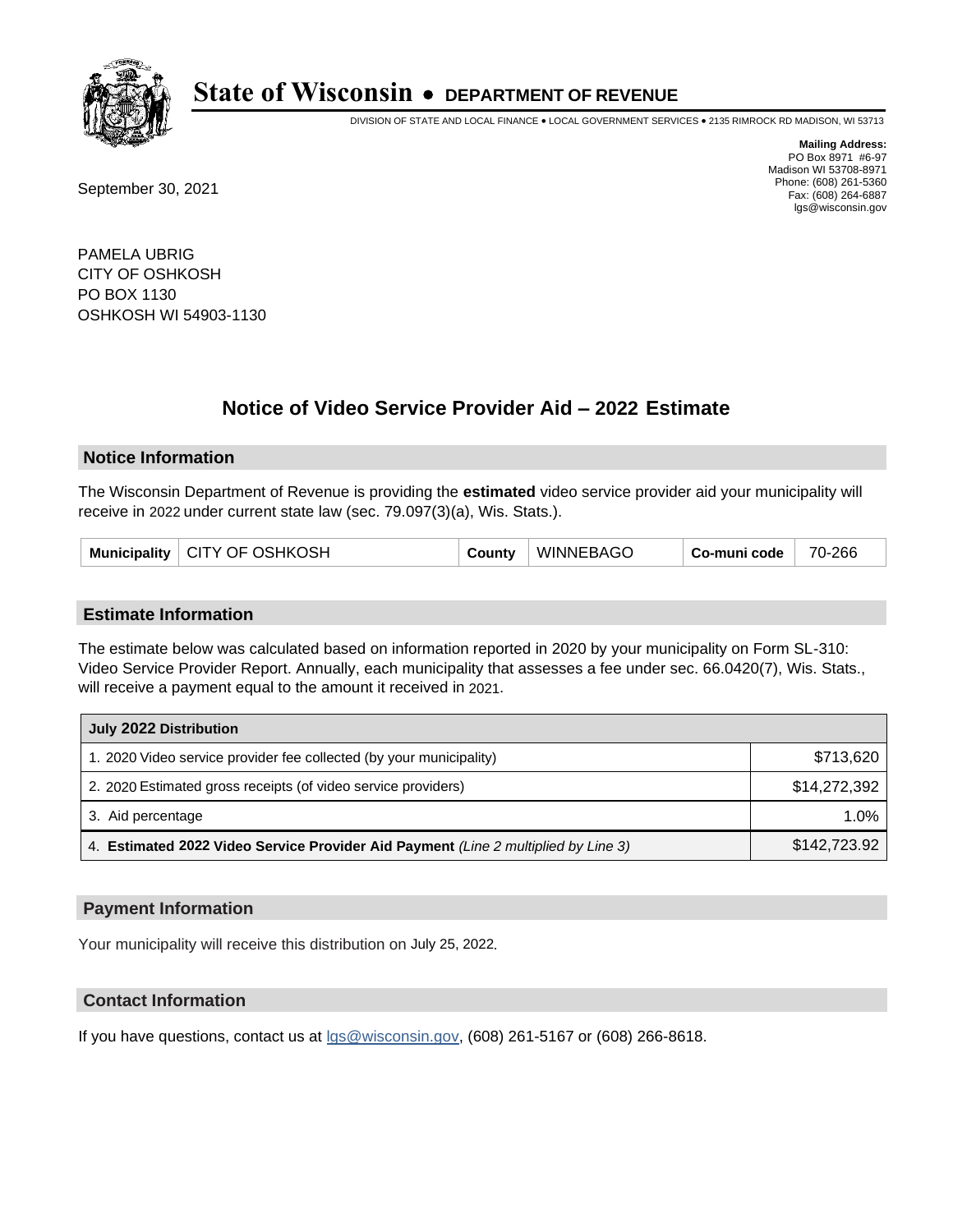# State of Wisconsin • DEPARTMENT OF REVENUE

DIVISION OF STATE AND LOCAL FINANCE • LOCAL GOVERNMENT SERVICES • 2135 RIMROCK RD MADISON, WI 53713

**Mailing Address:**
PO Box 8971 #6-97
Madison WI 53708-8971
Phone: (608) 261-5360
Fax: (608) 264-6887
lgs@wisconsin.gov

September 30, 2021

PAMELA UBRIG
CITY OF OSHKOSH
PO BOX 1130
OSHKOSH WI 54903-1130

## Notice of Video Service Provider Aid – 2022 Estimate

### Notice Information

The Wisconsin Department of Revenue is providing the **estimated** video service provider aid your municipality will receive in 2022 under current state law (sec. 79.097(3)(a), Wis. Stats.).

| Municipality | CITY OF OSHKOSH | County | WINNEBAGO | Co-muni code | 70-266 |
|---|---|---|---|---|---|

### Estimate Information

The estimate below was calculated based on information reported in 2020 by your municipality on Form SL-310: Video Service Provider Report. Annually, each municipality that assesses a fee under sec. 66.0420(7), Wis. Stats., will receive a payment equal to the amount it received in 2021.

| July 2022 Distribution | |
|---|---|
| 1. 2020 Video service provider fee collected (by your municipality) | $713,620 |
| 2. 2020 Estimated gross receipts (of video service providers) | $14,272,392 |
| 3. Aid percentage | 1.0% |
| 4. **Estimated 2022 Video Service Provider Aid Payment** *(Line 2 multiplied by Line 3)* | $142,723.92 |

### Payment Information

Your municipality will receive this distribution on July 25, 2022.

### Contact Information

If you have questions, contact us at lgs@wisconsin.gov, (608) 261-5167 or (608) 266-8618.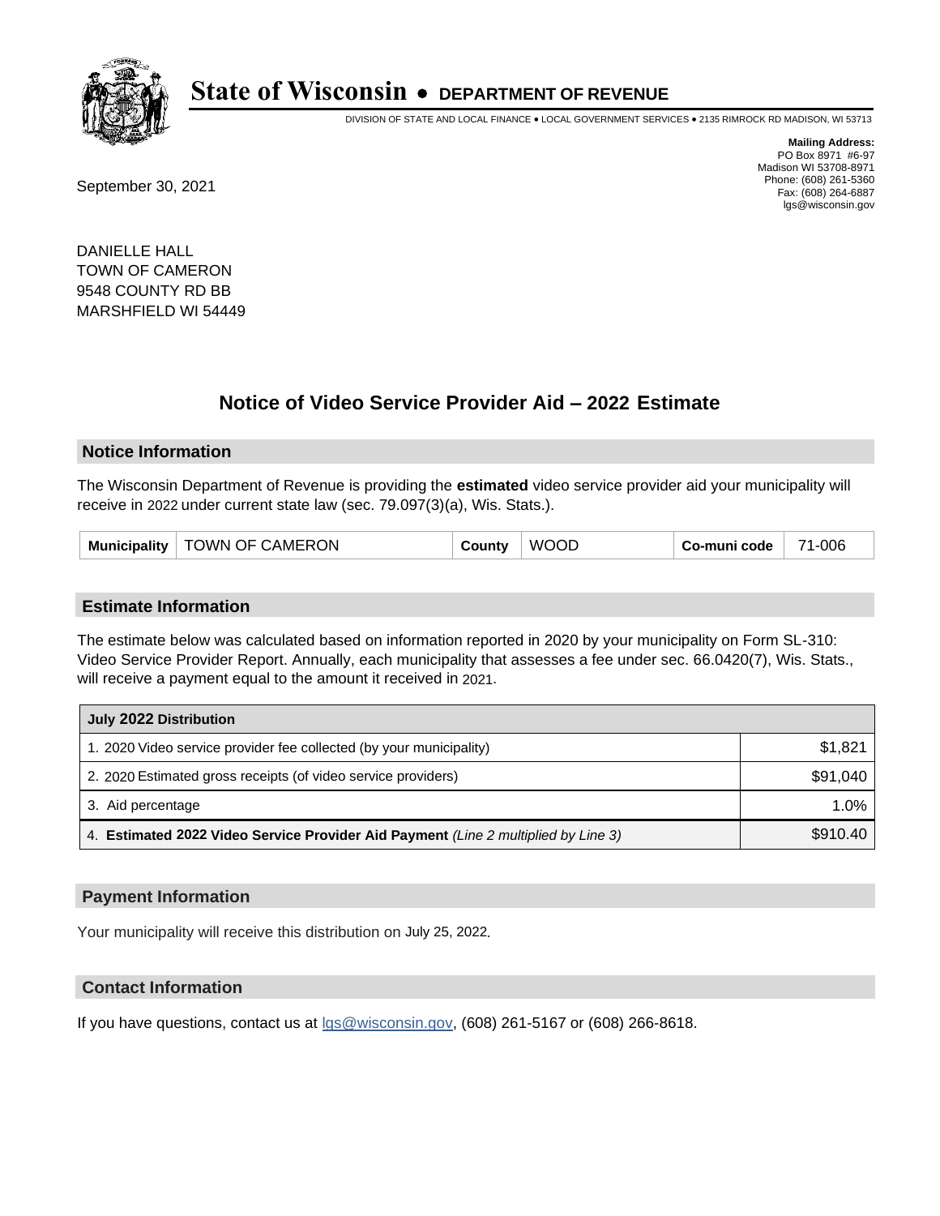# State of Wisconsin • DEPARTMENT OF REVENUE

DIVISION OF STATE AND LOCAL FINANCE • LOCAL GOVERNMENT SERVICES • 2135 RIMROCK RD MADISON, WI 53713

**Mailing Address:**
PO Box 8971 #6-97
Madison WI 53708-8971
Phone: (608) 261-5360
Fax: (608) 264-6887
lgs@wisconsin.gov

September 30, 2021

DANIELLE HALL
TOWN OF CAMERON
9548 COUNTY RD BB
MARSHFIELD WI 54449

## Notice of Video Service Provider Aid – 2022 Estimate

### Notice Information

The Wisconsin Department of Revenue is providing the **estimated** video service provider aid your municipality will receive in 2022 under current state law (sec. 79.097(3)(a), Wis. Stats.).

| Municipality | TOWN OF CAMERON | County | WOOD | Co-muni code | 71-006 |
|---|---|---|---|---|---|

### Estimate Information

The estimate below was calculated based on information reported in 2020 by your municipality on Form SL-310: Video Service Provider Report. Annually, each municipality that assesses a fee under sec. 66.0420(7), Wis. Stats., will receive a payment equal to the amount it received in 2021.

| July 2022 Distribution | |
|---|---|
| 1. 2020 Video service provider fee collected (by your municipality) | $1,821 |
| 2. 2020 Estimated gross receipts (of video service providers) | $91,040 |
| 3. Aid percentage | 1.0% |
| 4. **Estimated 2022 Video Service Provider Aid Payment** *(Line 2 multiplied by Line 3)* | $910.40 |

### Payment Information

Your municipality will receive this distribution on July 25, 2022.

### Contact Information

If you have questions, contact us at lgs@wisconsin.gov, (608) 261-5167 or (608) 266-8618.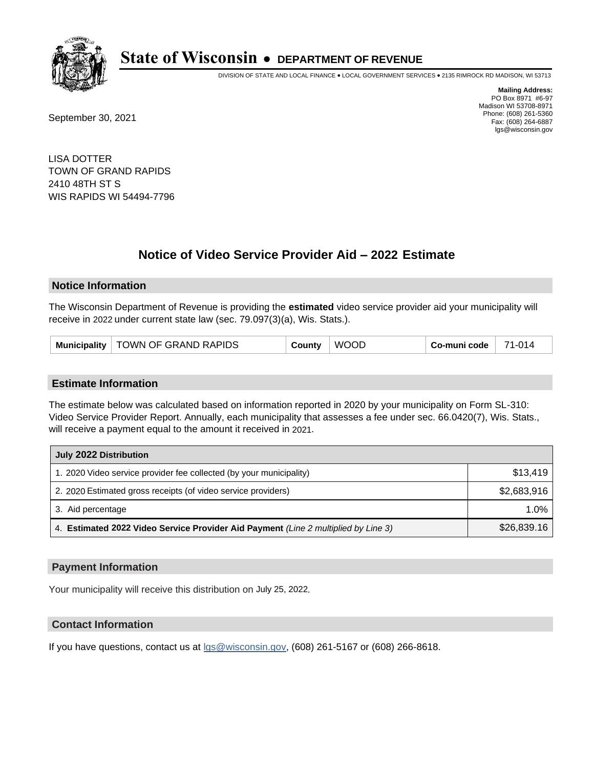# State of Wisconsin • DEPARTMENT OF REVENUE

DIVISION OF STATE AND LOCAL FINANCE • LOCAL GOVERNMENT SERVICES • 2135 RIMROCK RD MADISON, WI 53713

**Mailing Address:**
PO Box 8971 #6-97
Madison WI 53708-8971
Phone: (608) 261-5360
Fax: (608) 264-6887
lgs@wisconsin.gov

September 30, 2021

LISA DOTTER
TOWN OF GRAND RAPIDS
2410 48TH ST S
WIS RAPIDS WI 54494-7796

## Notice of Video Service Provider Aid – 2022 Estimate

### Notice Information

The Wisconsin Department of Revenue is providing the **estimated** video service provider aid your municipality will receive in 2022 under current state law (sec. 79.097(3)(a), Wis. Stats.).

| Municipality | TOWN OF GRAND RAPIDS | County | WOOD | Co-muni code | 71-014 |
|---|---|---|---|---|---|

### Estimate Information

The estimate below was calculated based on information reported in 2020 by your municipality on Form SL-310: Video Service Provider Report. Annually, each municipality that assesses a fee under sec. 66.0420(7), Wis. Stats., will receive a payment equal to the amount it received in 2021.

| July 2022 Distribution | |
|---|---|
| 1. 2020 Video service provider fee collected (by your municipality) | $13,419 |
| 2. 2020 Estimated gross receipts (of video service providers) | $2,683,916 |
| 3. Aid percentage | 1.0% |
| 4. **Estimated 2022 Video Service Provider Aid Payment** *(Line 2 multiplied by Line 3)* | $26,839.16 |

### Payment Information

Your municipality will receive this distribution on July 25, 2022.

### Contact Information

If you have questions, contact us at lgs@wisconsin.gov, (608) 261-5167 or (608) 266-8618.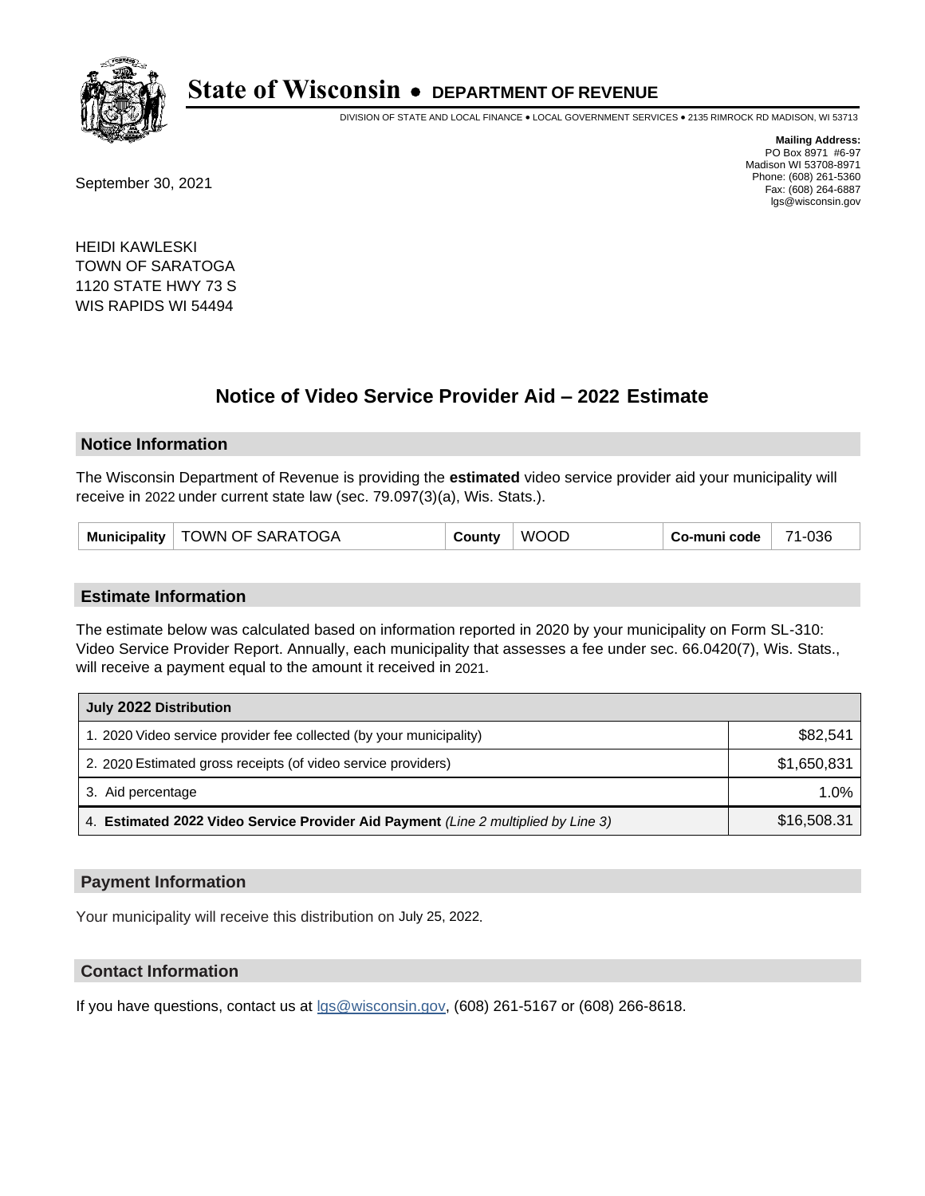# State of Wisconsin • DEPARTMENT OF REVENUE

DIVISION OF STATE AND LOCAL FINANCE • LOCAL GOVERNMENT SERVICES • 2135 RIMROCK RD MADISON, WI 53713

**Mailing Address:**
PO Box 8971 #6-97
Madison WI 53708-8971
Phone: (608) 261-5360
Fax: (608) 264-6887
lgs@wisconsin.gov

September 30, 2021

HEIDI KAWLESKI
TOWN OF SARATOGA
1120 STATE HWY 73 S
WIS RAPIDS WI 54494

## Notice of Video Service Provider Aid – 2022 Estimate

### Notice Information

The Wisconsin Department of Revenue is providing the **estimated** video service provider aid your municipality will receive in 2022 under current state law (sec. 79.097(3)(a), Wis. Stats.).

| Municipality | TOWN OF SARATOGA | County | WOOD | Co-muni code | 71-036 |
|---|---|---|---|---|---|

### Estimate Information

The estimate below was calculated based on information reported in 2020 by your municipality on Form SL-310: Video Service Provider Report. Annually, each municipality that assesses a fee under sec. 66.0420(7), Wis. Stats., will receive a payment equal to the amount it received in 2021.

| July 2022 Distribution | |
|---|---|
| 1. 2020 Video service provider fee collected (by your municipality) | $82,541 |
| 2. 2020 Estimated gross receipts (of video service providers) | $1,650,831 |
| 3. Aid percentage | 1.0% |
| 4. **Estimated 2022 Video Service Provider Aid Payment** *(Line 2 multiplied by Line 3)* | $16,508.31 |

### Payment Information

Your municipality will receive this distribution on July 25, 2022.

### Contact Information

If you have questions, contact us at lgs@wisconsin.gov, (608) 261-5167 or (608) 266-8618.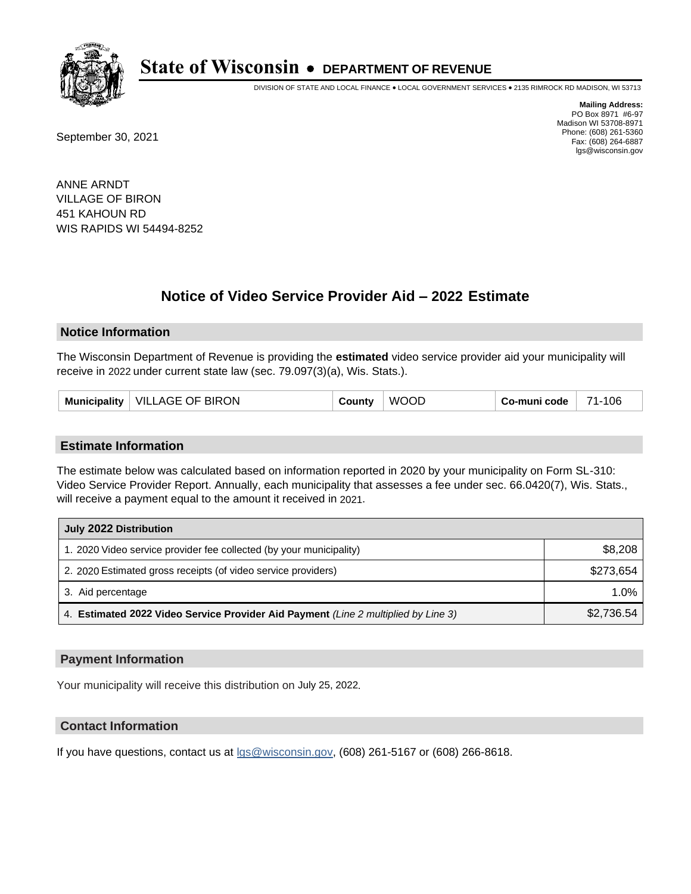# State of Wisconsin • DEPARTMENT OF REVENUE

DIVISION OF STATE AND LOCAL FINANCE • LOCAL GOVERNMENT SERVICES • 2135 RIMROCK RD MADISON, WI 53713

**Mailing Address:**
PO Box 8971 #6-97
Madison WI 53708-8971
Phone: (608) 261-5360
Fax: (608) 264-6887
lgs@wisconsin.gov

September 30, 2021

ANNE ARNDT
VILLAGE OF BIRON
451 KAHOUN RD
WIS RAPIDS WI 54494-8252

## Notice of Video Service Provider Aid – 2022 Estimate

### Notice Information

The Wisconsin Department of Revenue is providing the **estimated** video service provider aid your municipality will receive in 2022 under current state law (sec. 79.097(3)(a), Wis. Stats.).

| Municipality | VILLAGE OF BIRON | County | WOOD | Co-muni code | 71-106 |
|---|---|---|---|---|---|

### Estimate Information

The estimate below was calculated based on information reported in 2020 by your municipality on Form SL-310: Video Service Provider Report. Annually, each municipality that assesses a fee under sec. 66.0420(7), Wis. Stats., will receive a payment equal to the amount it received in 2021.

| July 2022 Distribution | |
|---|---|
| 1. 2020 Video service provider fee collected (by your municipality) | $8,208 |
| 2. 2020 Estimated gross receipts (of video service providers) | $273,654 |
| 3. Aid percentage | 1.0% |
| 4. **Estimated 2022 Video Service Provider Aid Payment** *(Line 2 multiplied by Line 3)* | $2,736.54 |

### Payment Information

Your municipality will receive this distribution on July 25, 2022.

### Contact Information

If you have questions, contact us at lgs@wisconsin.gov, (608) 261-5167 or (608) 266-8618.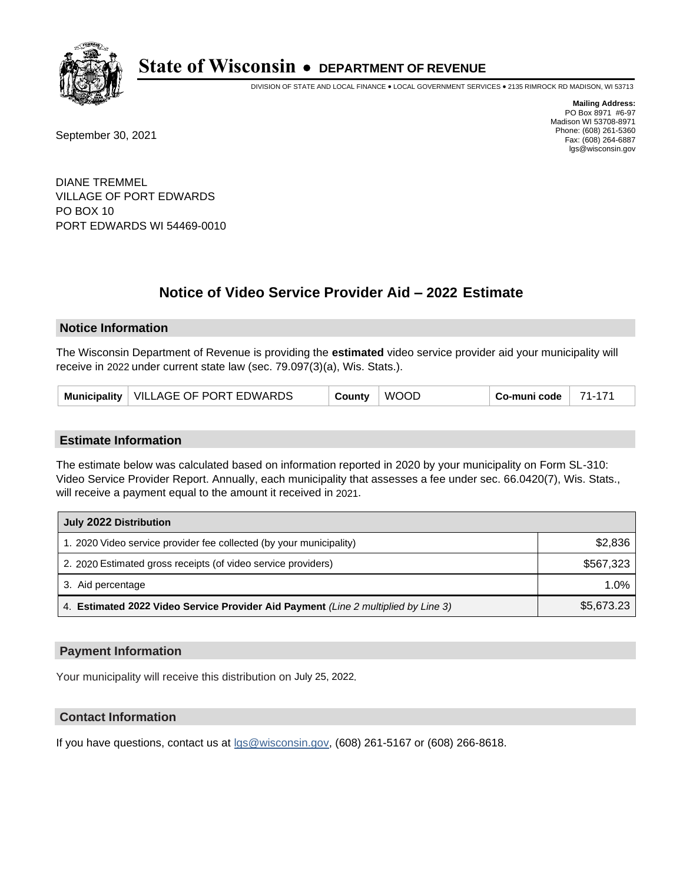# State of Wisconsin • DEPARTMENT OF REVENUE

DIVISION OF STATE AND LOCAL FINANCE • LOCAL GOVERNMENT SERVICES • 2135 RIMROCK RD MADISON, WI 53713

**Mailing Address:**
PO Box 8971 #6-97
Madison WI 53708-8971
Phone: (608) 261-5360
Fax: (608) 264-6887
lgs@wisconsin.gov

September 30, 2021

DIANE TREMMEL
VILLAGE OF PORT EDWARDS
PO BOX 10
PORT EDWARDS WI 54469-0010

## Notice of Video Service Provider Aid – 2022 Estimate

### Notice Information

The Wisconsin Department of Revenue is providing the **estimated** video service provider aid your municipality will receive in 2022 under current state law (sec. 79.097(3)(a), Wis. Stats.).

| Municipality | VILLAGE OF PORT EDWARDS | County | WOOD | Co-muni code | 71-171 |
|---|---|---|---|---|---|

### Estimate Information

The estimate below was calculated based on information reported in 2020 by your municipality on Form SL-310: Video Service Provider Report. Annually, each municipality that assesses a fee under sec. 66.0420(7), Wis. Stats., will receive a payment equal to the amount it received in 2021.

| July 2022 Distribution | |
|---|---|
| 1. 2020 Video service provider fee collected (by your municipality) | $2,836 |
| 2. 2020 Estimated gross receipts (of video service providers) | $567,323 |
| 3. Aid percentage | 1.0% |
| 4. **Estimated 2022 Video Service Provider Aid Payment** *(Line 2 multiplied by Line 3)* | $5,673.23 |

### Payment Information

Your municipality will receive this distribution on July 25, 2022.

### Contact Information

If you have questions, contact us at lgs@wisconsin.gov, (608) 261-5167 or (608) 266-8618.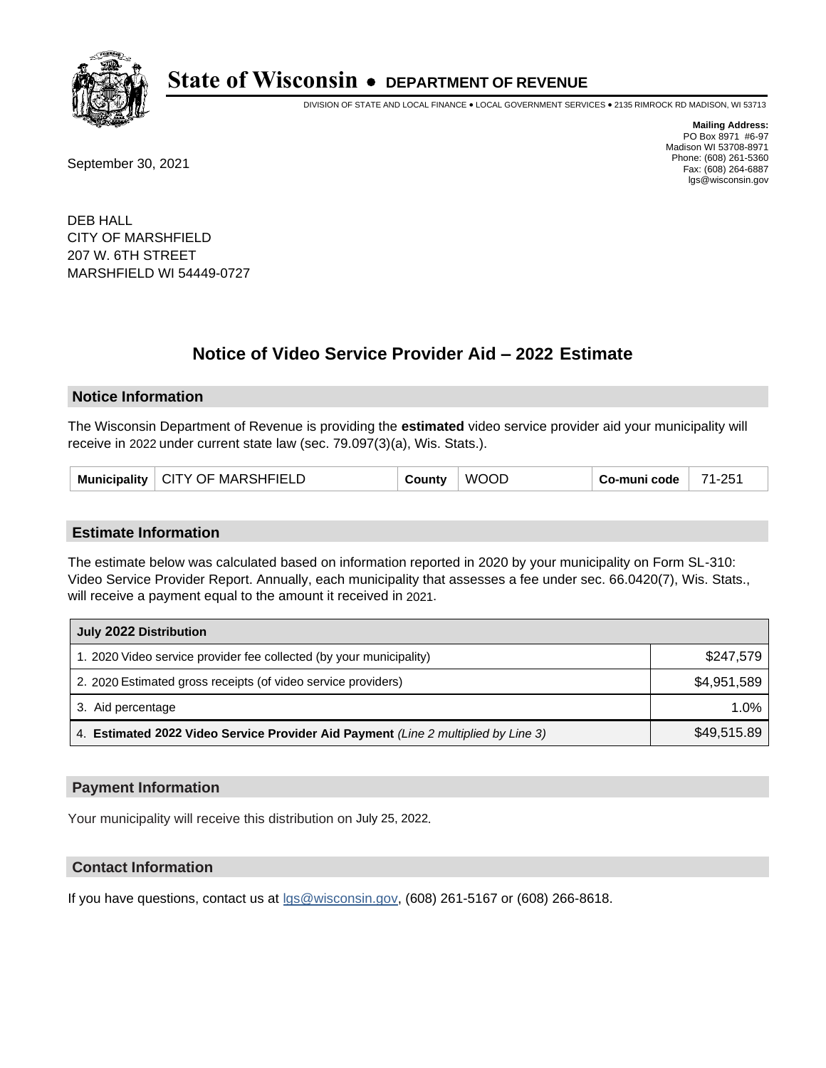# State of Wisconsin • DEPARTMENT OF REVENUE

DIVISION OF STATE AND LOCAL FINANCE • LOCAL GOVERNMENT SERVICES • 2135 RIMROCK RD MADISON, WI 53713

**Mailing Address:**
PO Box 8971 #6-97
Madison WI 53708-8971
Phone: (608) 261-5360
Fax: (608) 264-6887
lgs@wisconsin.gov

September 30, 2021

DEB HALL
CITY OF MARSHFIELD
207 W. 6TH STREET
MARSHFIELD WI 54449-0727

## Notice of Video Service Provider Aid – 2022 Estimate

### Notice Information

The Wisconsin Department of Revenue is providing the **estimated** video service provider aid your municipality will receive in 2022 under current state law (sec. 79.097(3)(a), Wis. Stats.).

| Municipality | CITY OF MARSHFIELD | County | WOOD | Co-muni code | 71-251 |
|---|---|---|---|---|---|

### Estimate Information

The estimate below was calculated based on information reported in 2020 by your municipality on Form SL-310: Video Service Provider Report. Annually, each municipality that assesses a fee under sec. 66.0420(7), Wis. Stats., will receive a payment equal to the amount it received in 2021.

| July 2022 Distribution | |
|---|---|
| 1. 2020 Video service provider fee collected (by your municipality) | $247,579 |
| 2. 2020 Estimated gross receipts (of video service providers) | $4,951,589 |
| 3. Aid percentage | 1.0% |
| 4. **Estimated 2022 Video Service Provider Aid Payment** *(Line 2 multiplied by Line 3)* | $49,515.89 |

### Payment Information

Your municipality will receive this distribution on July 25, 2022.

### Contact Information

If you have questions, contact us at lgs@wisconsin.gov, (608) 261-5167 or (608) 266-8618.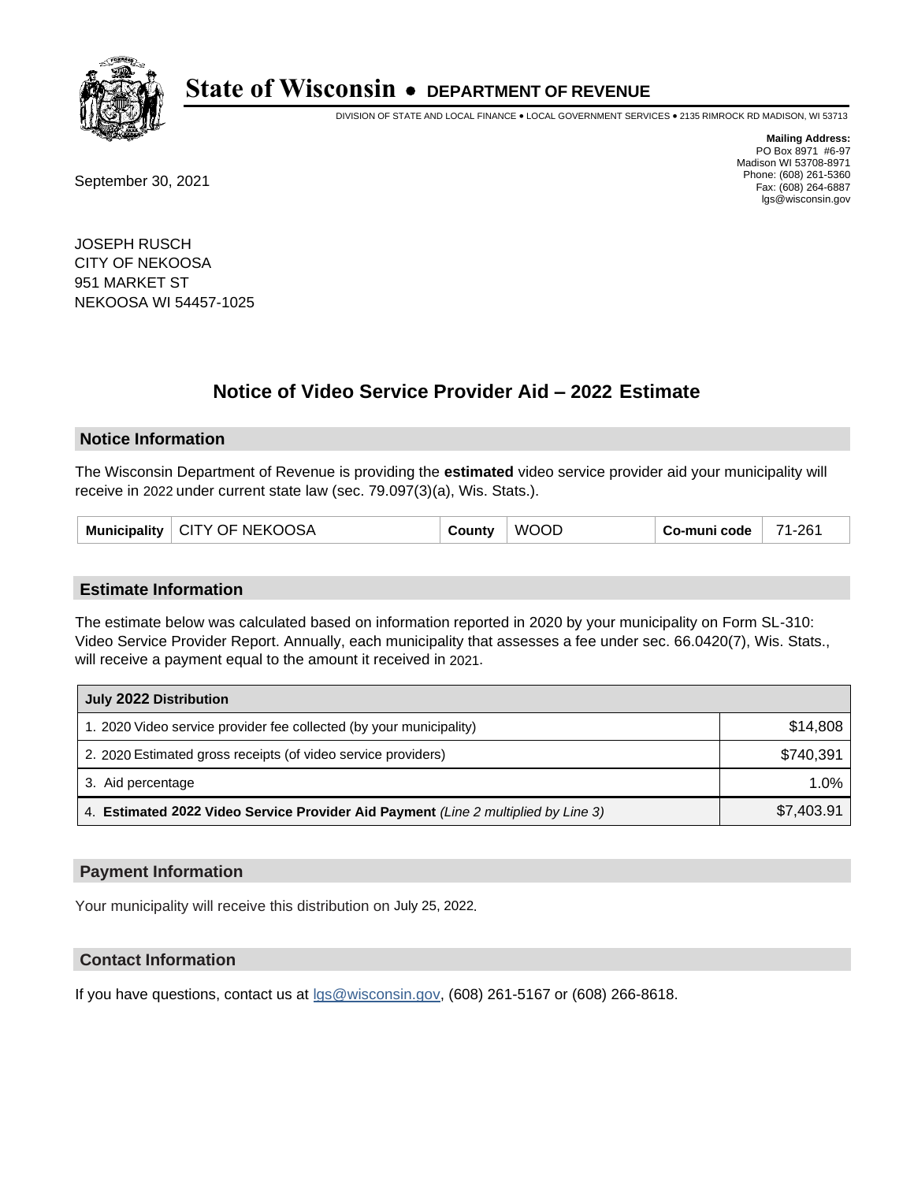# State of Wisconsin • DEPARTMENT OF REVENUE

DIVISION OF STATE AND LOCAL FINANCE • LOCAL GOVERNMENT SERVICES • 2135 RIMROCK RD MADISON, WI 53713

**Mailing Address:**
PO Box 8971 #6-97
Madison WI 53708-8971
Phone: (608) 261-5360
Fax: (608) 264-6887
lgs@wisconsin.gov

September 30, 2021

JOSEPH RUSCH
CITY OF NEKOOSA
951 MARKET ST
NEKOOSA WI 54457-1025

## Notice of Video Service Provider Aid – 2022 Estimate

### Notice Information

The Wisconsin Department of Revenue is providing the **estimated** video service provider aid your municipality will receive in 2022 under current state law (sec. 79.097(3)(a), Wis. Stats.).

| Municipality | CITY OF NEKOOSA | County | WOOD | Co-muni code | 71-261 |
|---|---|---|---|---|---|

### Estimate Information

The estimate below was calculated based on information reported in 2020 by your municipality on Form SL-310: Video Service Provider Report. Annually, each municipality that assesses a fee under sec. 66.0420(7), Wis. Stats., will receive a payment equal to the amount it received in 2021.

| July 2022 Distribution | |
|---|---|
| 1. 2020 Video service provider fee collected (by your municipality) | $14,808 |
| 2. 2020 Estimated gross receipts (of video service providers) | $740,391 |
| 3. Aid percentage | 1.0% |
| 4. **Estimated 2022 Video Service Provider Aid Payment** *(Line 2 multiplied by Line 3)* | $7,403.91 |

### Payment Information

Your municipality will receive this distribution on July 25, 2022.

### Contact Information

If you have questions, contact us at lgs@wisconsin.gov, (608) 261-5167 or (608) 266-8618.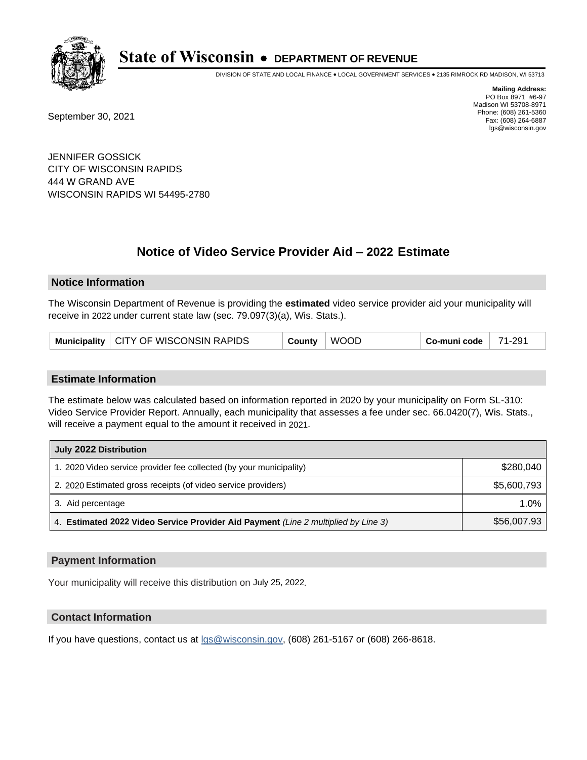# State of Wisconsin • DEPARTMENT OF REVENUE

DIVISION OF STATE AND LOCAL FINANCE • LOCAL GOVERNMENT SERVICES • 2135 RIMROCK RD MADISON, WI 53713

**Mailing Address:**
PO Box 8971 #6-97
Madison WI 53708-8971
Phone: (608) 261-5360
Fax: (608) 264-6887
lgs@wisconsin.gov

September 30, 2021

JENNIFER GOSSICK
CITY OF WISCONSIN RAPIDS
444 W GRAND AVE
WISCONSIN RAPIDS WI 54495-2780

## Notice of Video Service Provider Aid – 2022 Estimate

### Notice Information

The Wisconsin Department of Revenue is providing the **estimated** video service provider aid your municipality will receive in 2022 under current state law (sec. 79.097(3)(a), Wis. Stats.).

| | | | | | |
|---|---|---|---|---|---|
| **Municipality** | CITY OF WISCONSIN RAPIDS | **County** | WOOD | **Co-muni code** | 71-291 |

### Estimate Information

The estimate below was calculated based on information reported in 2020 by your municipality on Form SL-310: Video Service Provider Report. Annually, each municipality that assesses a fee under sec. 66.0420(7), Wis. Stats., will receive a payment equal to the amount it received in 2021.

| **July 2022 Distribution** | |
|---|---|
| 1. 2020 Video service provider fee collected (by your municipality) | $280,040 |
| 2. 2020 Estimated gross receipts (of video service providers) | $5,600,793 |
| 3. Aid percentage | 1.0% |
| 4. **Estimated 2022 Video Service Provider Aid Payment** *(Line 2 multiplied by Line 3)* | $56,007.93 |

### Payment Information

Your municipality will receive this distribution on July 25, 2022.

### Contact Information

If you have questions, contact us at lgs@wisconsin.gov, (608) 261-5167 or (608) 266-8618.